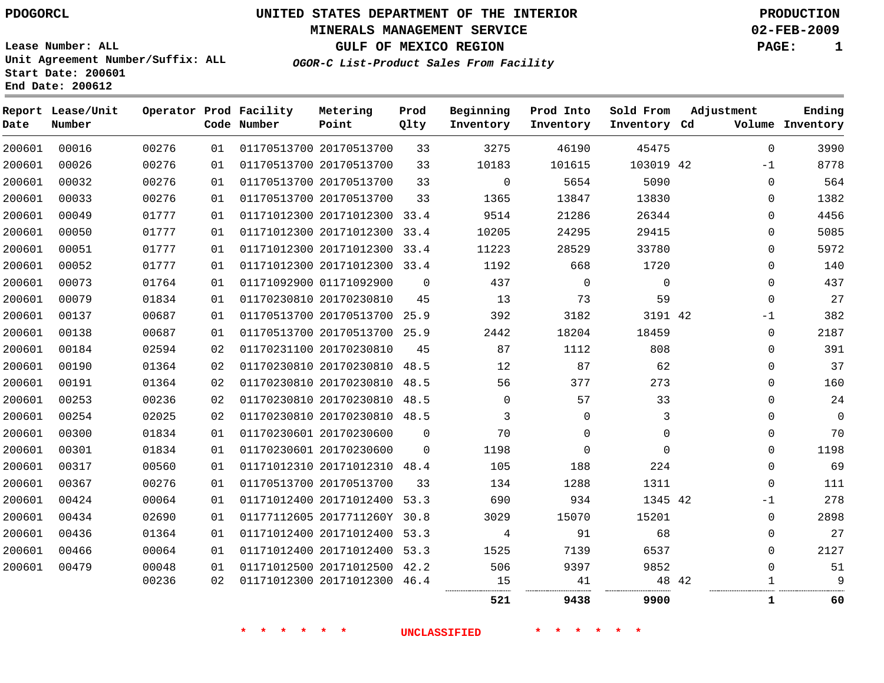PDOGORCL

**UNITED STATES DEPARTMENT OF THE INTERIOR**
**MINERALS MANAGEMENT SERVICE**
**GULF OF MEXICO REGION**
***OGOR-C List-Product Sales From Facility***

**PRODUCTION**
**02-FEB-2009**

Lease Number: ALL
Unit Agreement Number/Suffix: ALL
Start Date: 200601
End Date: 200612

| Report Date | Lease/Unit Number | Operator | Prod Code | Facility Number | Metering Point | Prod Qlty | Beginning Inventory | Prod Into Inventory | Sold From Inventory | Adjustment Cd | Adjustment Volume | Ending Inventory |
|---|---|---|---|---|---|---|---|---|---|---|---|---|
| 200601 | 00016 | 00276 | 01 | 01170513700 | 20170513700 | 33 | 3275 | 46190 | 45475 | | 0 | 3990 |
| 200601 | 00026 | 00276 | 01 | 01170513700 | 20170513700 | 33 | 10183 | 101615 | 103019 | 42 | -1 | 8778 |
| 200601 | 00032 | 00276 | 01 | 01170513700 | 20170513700 | 33 | 0 | 5654 | 5090 | | 0 | 564 |
| 200601 | 00033 | 00276 | 01 | 01170513700 | 20170513700 | 33 | 1365 | 13847 | 13830 | | 0 | 1382 |
| 200601 | 00049 | 01777 | 01 | 01171012300 | 20171012300 | 33.4 | 9514 | 21286 | 26344 | | 0 | 4456 |
| 200601 | 00050 | 01777 | 01 | 01171012300 | 20171012300 | 33.4 | 10205 | 24295 | 29415 | | 0 | 5085 |
| 200601 | 00051 | 01777 | 01 | 01171012300 | 20171012300 | 33.4 | 11223 | 28529 | 33780 | | 0 | 5972 |
| 200601 | 00052 | 01777 | 01 | 01171012300 | 20171012300 | 33.4 | 1192 | 668 | 1720 | | 0 | 140 |
| 200601 | 00073 | 01764 | 01 | 01171092900 | 01171092900 | 0 | 437 | 0 | 0 | | 0 | 437 |
| 200601 | 00079 | 01834 | 01 | 01170230810 | 20170230810 | 45 | 13 | 73 | 59 | | 0 | 27 |
| 200601 | 00137 | 00687 | 01 | 01170513700 | 20170513700 | 25.9 | 392 | 3182 | 3191 | 42 | -1 | 382 |
| 200601 | 00138 | 00687 | 01 | 01170513700 | 20170513700 | 25.9 | 2442 | 18204 | 18459 | | 0 | 2187 |
| 200601 | 00184 | 02594 | 02 | 01170231100 | 20170230810 | 45 | 87 | 1112 | 808 | | 0 | 391 |
| 200601 | 00190 | 01364 | 02 | 01170230810 | 20170230810 | 48.5 | 12 | 87 | 62 | | 0 | 37 |
| 200601 | 00191 | 01364 | 02 | 01170230810 | 20170230810 | 48.5 | 56 | 377 | 273 | | 0 | 160 |
| 200601 | 00253 | 00236 | 02 | 01170230810 | 20170230810 | 48.5 | 0 | 57 | 33 | | 0 | 24 |
| 200601 | 00254 | 02025 | 02 | 01170230810 | 20170230810 | 48.5 | 3 | 0 | 3 | | 0 | 0 |
| 200601 | 00300 | 01834 | 01 | 01170230601 | 20170230600 | 0 | 70 | 0 | 0 | | 0 | 70 |
| 200601 | 00301 | 01834 | 01 | 01170230601 | 20170230600 | 0 | 1198 | 0 | 0 | | 0 | 1198 |
| 200601 | 00317 | 00560 | 01 | 01171012310 | 20171012310 | 48.4 | 105 | 188 | 224 | | 0 | 69 |
| 200601 | 00367 | 00276 | 01 | 01170513700 | 20170513700 | 33 | 134 | 1288 | 1311 | | 0 | 111 |
| 200601 | 00424 | 00064 | 01 | 01171012400 | 20171012400 | 53.3 | 690 | 934 | 1345 | 42 | -1 | 278 |
| 200601 | 00434 | 02690 | 01 | 01177112605 | 2017711260Y | 30.8 | 3029 | 15070 | 15201 | | 0 | 2898 |
| 200601 | 00436 | 01364 | 01 | 01171012400 | 20171012400 | 53.3 | 4 | 91 | 68 | | 0 | 27 |
| 200601 | 00466 | 00064 | 01 | 01171012400 | 20171012400 | 53.3 | 1525 | 7139 | 6537 | | 0 | 2127 |
| 200601 | 00479 | 00048 | 01 | 01171012500 | 20171012500 | 42.2 | 506 | 9397 | 9852 | | 0 | 51 |
| | | 00236 | 02 | 01171012300 | 20171012300 | 46.4 | 15 | 41 | 48 | 42 | 1 | 9 |
| | | | | | | | **521** | **9438** | **9900** | | **1** | **60** |

\* \* \* \* \* \* UNCLASSIFIED \* \* \* \* \* \*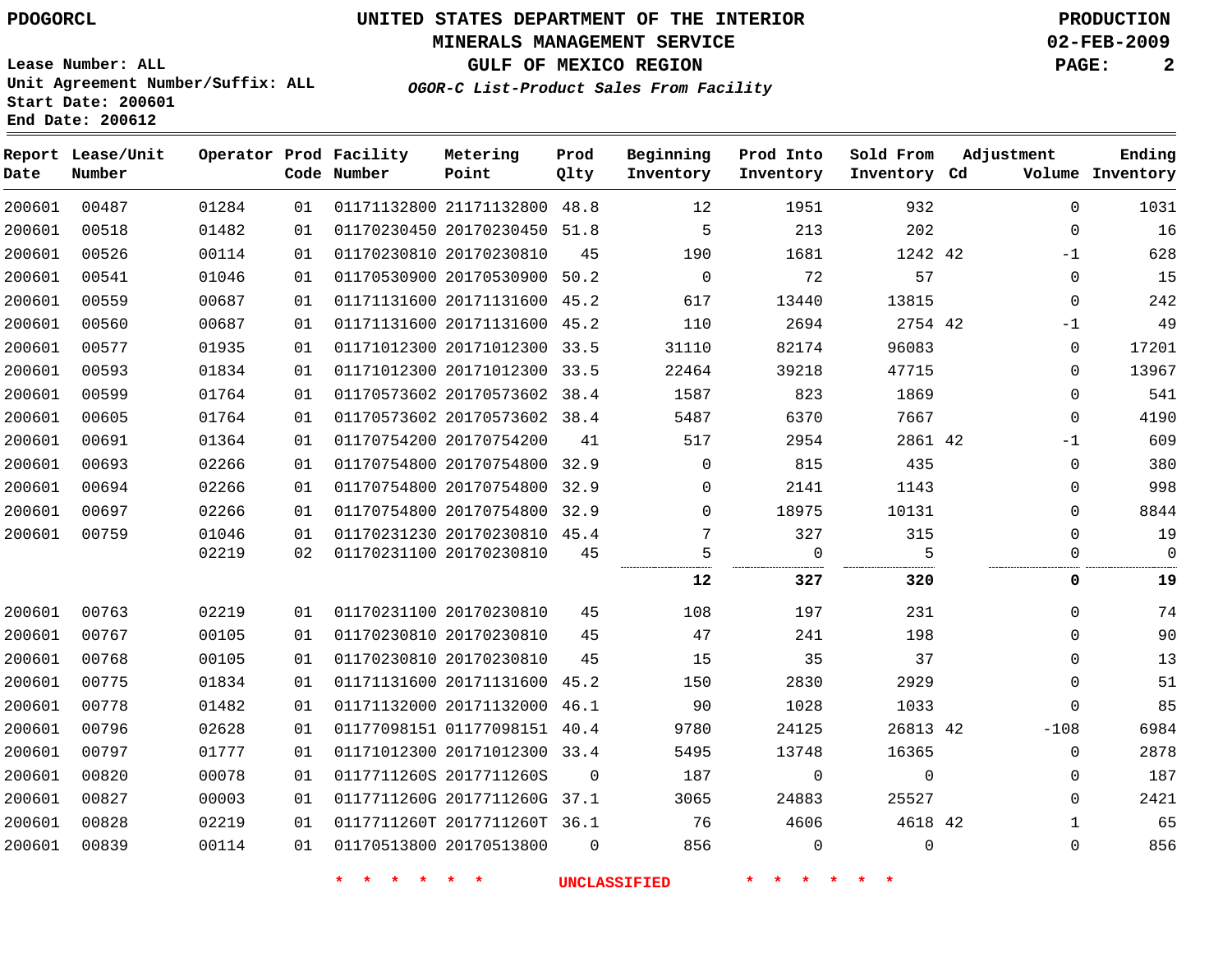PDOGORCL

# UNITED STATES DEPARTMENT OF THE INTERIOR
## MINERALS MANAGEMENT SERVICE
## GULF OF MEXICO REGION
### *OGOR-C List-Product Sales From Facility*

PRODUCTION
02-FEB-2009

Lease Number: ALL
Unit Agreement Number/Suffix: ALL
Start Date: 200601
End Date: 200612

| Report Date | Lease/Unit Number | Operator | Prod Code | Facility Number | Metering Point | Prod Qlty | Beginning Inventory | Prod Into Inventory | Sold From Inventory | Adjustment Cd | Volume | Ending Inventory |
|---|---|---|---|---|---|---|---|---|---|---|---|---|
| 200601 | 00487 | 01284 | 01 | 01171132800 | 21171132800 | 48.8 | 12 | 1951 | 932 | | 0 | 1031 |
| 200601 | 00518 | 01482 | 01 | 01170230450 | 20170230450 | 51.8 | 5 | 213 | 202 | | 0 | 16 |
| 200601 | 00526 | 00114 | 01 | 01170230810 | 20170230810 | 45 | 190 | 1681 | 1242 | 42 | -1 | 628 |
| 200601 | 00541 | 01046 | 01 | 01170530900 | 20170530900 | 50.2 | 0 | 72 | 57 | | 0 | 15 |
| 200601 | 00559 | 00687 | 01 | 01171131600 | 20171131600 | 45.2 | 617 | 13440 | 13815 | | 0 | 242 |
| 200601 | 00560 | 00687 | 01 | 01171131600 | 20171131600 | 45.2 | 110 | 2694 | 2754 | 42 | -1 | 49 |
| 200601 | 00577 | 01935 | 01 | 01171012300 | 20171012300 | 33.5 | 31110 | 82174 | 96083 | | 0 | 17201 |
| 200601 | 00593 | 01834 | 01 | 01171012300 | 20171012300 | 33.5 | 22464 | 39218 | 47715 | | 0 | 13967 |
| 200601 | 00599 | 01764 | 01 | 01170573602 | 20170573602 | 38.4 | 1587 | 823 | 1869 | | 0 | 541 |
| 200601 | 00605 | 01764 | 01 | 01170573602 | 20170573602 | 38.4 | 5487 | 6370 | 7667 | | 0 | 4190 |
| 200601 | 00691 | 01364 | 01 | 01170754200 | 20170754200 | 41 | 517 | 2954 | 2861 | 42 | -1 | 609 |
| 200601 | 00693 | 02266 | 01 | 01170754800 | 20170754800 | 32.9 | 0 | 815 | 435 | | 0 | 380 |
| 200601 | 00694 | 02266 | 01 | 01170754800 | 20170754800 | 32.9 | 0 | 2141 | 1143 | | 0 | 998 |
| 200601 | 00697 | 02266 | 01 | 01170754800 | 20170754800 | 32.9 | 0 | 18975 | 10131 | | 0 | 8844 |
| 200601 | 00759 | 01046 | 01 | 01170231230 | 20170230810 | 45.4 | 7 | 327 | 315 | | 0 | 19 |
| | | 02219 | 02 | 01170231100 | 20170230810 | 45 | 5 | 0 | 5 | | 0 | 0 |
| | | | | | | | **12** | **327** | **320** | | **0** | **19** |
| 200601 | 00763 | 02219 | 01 | 01170231100 | 20170230810 | 45 | 108 | 197 | 231 | | 0 | 74 |
| 200601 | 00767 | 00105 | 01 | 01170230810 | 20170230810 | 45 | 47 | 241 | 198 | | 0 | 90 |
| 200601 | 00768 | 00105 | 01 | 01170230810 | 20170230810 | 45 | 15 | 35 | 37 | | 0 | 13 |
| 200601 | 00775 | 01834 | 01 | 01171131600 | 20171131600 | 45.2 | 150 | 2830 | 2929 | | 0 | 51 |
| 200601 | 00778 | 01482 | 01 | 01171132000 | 20171132000 | 46.1 | 90 | 1028 | 1033 | | 0 | 85 |
| 200601 | 00796 | 02628 | 01 | 01177098151 | 01177098151 | 40.4 | 9780 | 24125 | 26813 | 42 | -108 | 6984 |
| 200601 | 00797 | 01777 | 01 | 01171012300 | 20171012300 | 33.4 | 5495 | 13748 | 16365 | | 0 | 2878 |
| 200601 | 00820 | 00078 | 01 | 0117711260S | 2017711260S | 0 | 187 | 0 | 0 | | 0 | 187 |
| 200601 | 00827 | 00003 | 01 | 0117711260G | 2017711260G | 37.1 | 3065 | 24883 | 25527 | | 0 | 2421 |
| 200601 | 00828 | 02219 | 01 | 0117711260T | 2017711260T | 36.1 | 76 | 4606 | 4618 | 42 | 1 | 65 |
| 200601 | 00839 | 00114 | 01 | 01170513800 | 20170513800 | 0 | 856 | 0 | 0 | | 0 | 856 |

* * * * * * UNCLASSIFIED * * * * * *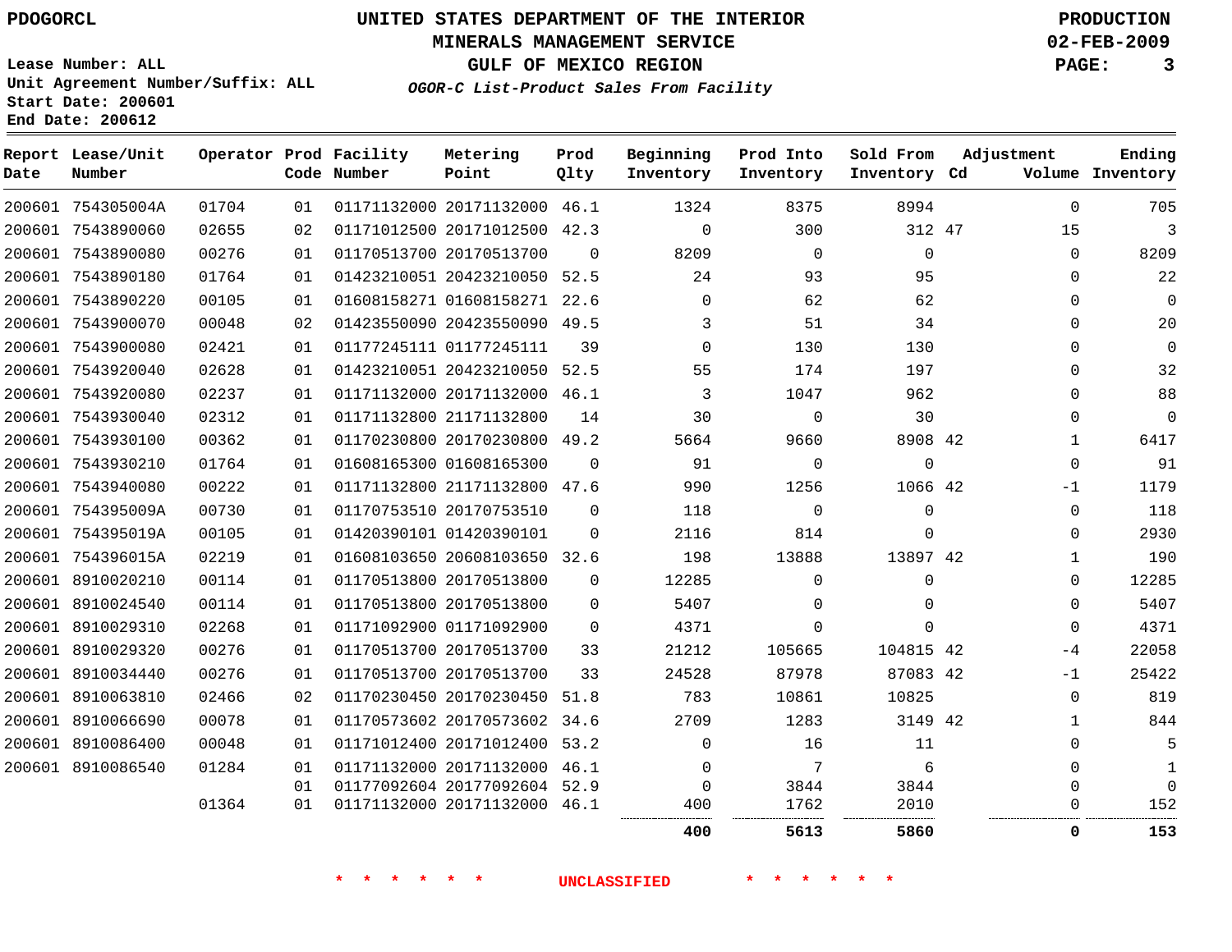PDOGORCL

# UNITED STATES DEPARTMENT OF THE INTERIOR
## MINERALS MANAGEMENT SERVICE
## GULF OF MEXICO REGION
### *OGOR-C List-Product Sales From Facility*

PRODUCTION
02-FEB-2009

Lease Number: ALL
Unit Agreement Number/Suffix: ALL
Start Date: 200601
End Date: 200612

| Report Date | Lease/Unit Number | Operator | Prod Code | Facility Number | Metering Point | Prod Qlty | Beginning Inventory | Prod Into Inventory | Sold From Inventory | Adjustment Cd | Adjustment Volume | Ending Inventory |
|---|---|---|---|---|---|---|---|---|---|---|---|---|
| 200601 | 754305004A | 01704 | 01 | 01171132000 | 20171132000 | 46.1 | 1324 | 8375 | 8994 | | 0 | 705 |
| 200601 | 7543890060 | 02655 | 02 | 01171012500 | 20171012500 | 42.3 | 0 | 300 | 312 | 47 | 15 | 3 |
| 200601 | 7543890080 | 00276 | 01 | 01170513700 | 20170513700 | 0 | 8209 | 0 | 0 | | 0 | 8209 |
| 200601 | 7543890180 | 01764 | 01 | 01423210051 | 20423210050 | 52.5 | 24 | 93 | 95 | | 0 | 22 |
| 200601 | 7543890220 | 00105 | 01 | 01608158271 | 01608158271 | 22.6 | 0 | 62 | 62 | | 0 | 0 |
| 200601 | 7543900070 | 00048 | 02 | 01423550090 | 20423550090 | 49.5 | 3 | 51 | 34 | | 0 | 20 |
| 200601 | 7543900080 | 02421 | 01 | 01177245111 | 01177245111 | 39 | 0 | 130 | 130 | | 0 | 0 |
| 200601 | 7543920040 | 02628 | 01 | 01423210051 | 20423210050 | 52.5 | 55 | 174 | 197 | | 0 | 32 |
| 200601 | 7543920080 | 02237 | 01 | 01171132000 | 20171132000 | 46.1 | 3 | 1047 | 962 | | 0 | 88 |
| 200601 | 7543930040 | 02312 | 01 | 01171132800 | 21171132800 | 14 | 30 | 0 | 30 | | 0 | 0 |
| 200601 | 7543930100 | 00362 | 01 | 01170230800 | 20170230800 | 49.2 | 5664 | 9660 | 8908 | 42 | 1 | 6417 |
| 200601 | 7543930210 | 01764 | 01 | 01608165300 | 01608165300 | 0 | 91 | 0 | 0 | | 0 | 91 |
| 200601 | 7543940080 | 00222 | 01 | 01171132800 | 21171132800 | 47.6 | 990 | 1256 | 1066 | 42 | -1 | 1179 |
| 200601 | 754395009A | 00730 | 01 | 01170753510 | 20170753510 | 0 | 118 | 0 | 0 | | 0 | 118 |
| 200601 | 754395019A | 00105 | 01 | 01420390101 | 01420390101 | 0 | 2116 | 814 | 0 | | 0 | 2930 |
| 200601 | 754396015A | 02219 | 01 | 01608103650 | 20608103650 | 32.6 | 198 | 13888 | 13897 | 42 | 1 | 190 |
| 200601 | 8910020210 | 00114 | 01 | 01170513800 | 20170513800 | 0 | 12285 | 0 | 0 | | 0 | 12285 |
| 200601 | 8910024540 | 00114 | 01 | 01170513800 | 20170513800 | 0 | 5407 | 0 | 0 | | 0 | 5407 |
| 200601 | 8910029310 | 02268 | 01 | 01171092900 | 01171092900 | 0 | 4371 | 0 | 0 | | 0 | 4371 |
| 200601 | 8910029320 | 00276 | 01 | 01170513700 | 20170513700 | 33 | 21212 | 105665 | 104815 | 42 | -4 | 22058 |
| 200601 | 8910034440 | 00276 | 01 | 01170513700 | 20170513700 | 33 | 24528 | 87978 | 87083 | 42 | -1 | 25422 |
| 200601 | 8910063810 | 02466 | 02 | 01170230450 | 20170230450 | 51.8 | 783 | 10861 | 10825 | | 0 | 819 |
| 200601 | 8910066690 | 00078 | 01 | 01170573602 | 20170573602 | 34.6 | 2709 | 1283 | 3149 | 42 | 1 | 844 |
| 200601 | 8910086400 | 00048 | 01 | 01171012400 | 20171012400 | 53.2 | 0 | 16 | 11 | | 0 | 5 |
| 200601 | 8910086540 | 01284 | 01 | 01171132000 | 20171132000 | 46.1 | 0 | 7 | 6 | | 0 | 1 |
| | | | 01 | 01177092604 | 20177092604 | 52.9 | 0 | 3844 | 3844 | | 0 | 0 |
| | | 01364 | 01 | 01171132000 | 20171132000 | 46.1 | 400 | 1762 | 2010 | | 0 | 152 |
| | | | | | | | **400** | **5613** | **5860** | | **0** | **153** |

\* \* \* \* \* \* UNCLASSIFIED \* \* \* \* \* \*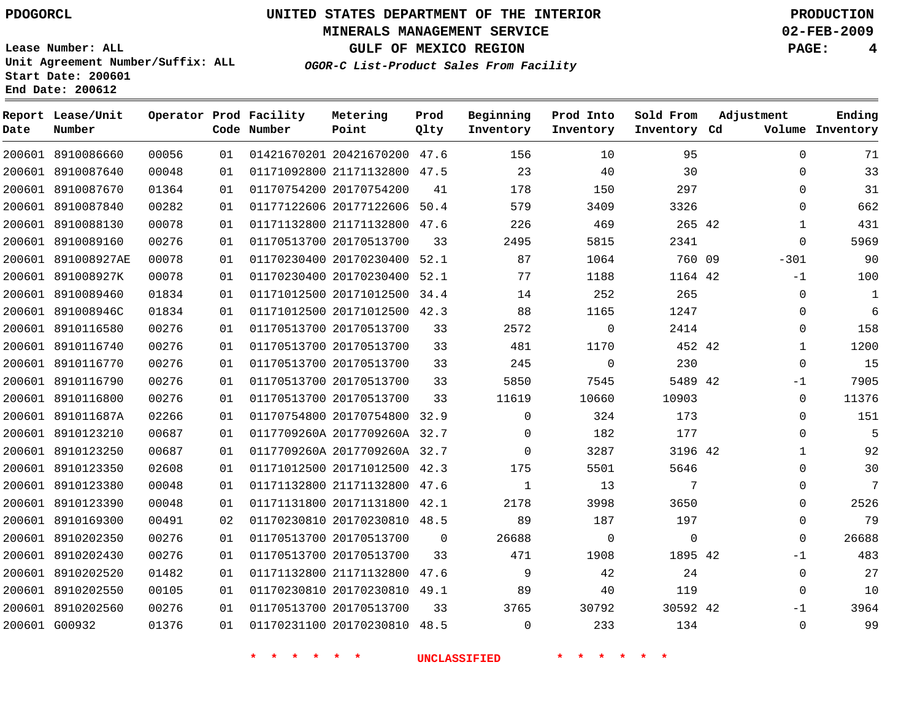PDOGORCL

# UNITED STATES DEPARTMENT OF THE INTERIOR
## MINERALS MANAGEMENT SERVICE
## GULF OF MEXICO REGION
### *OGOR-C List-Product Sales From Facility*

PRODUCTION
02-FEB-2009

Lease Number: ALL
Unit Agreement Number/Suffix: ALL
Start Date: 200601
End Date: 200612

| Report Date | Lease/Unit Number | Operator | Prod Code | Facility Number | Metering Point | Prod Qlty | Beginning Inventory | Prod Into Inventory | Sold From Inventory | Adjustment Cd | Volume | Ending Inventory |
|---|---|---|---|---|---|---|---|---|---|---|---|---|
| 200601 | 8910086660 | 00056 | 01 | 01421670201 | 20421670200 | 47.6 | 156 | 10 | 95 | | 0 | 71 |
| 200601 | 8910087640 | 00048 | 01 | 01171092800 | 21171132800 | 47.5 | 23 | 40 | 30 | | 0 | 33 |
| 200601 | 8910087670 | 01364 | 01 | 01170754200 | 20170754200 | 41 | 178 | 150 | 297 | | 0 | 31 |
| 200601 | 8910087840 | 00282 | 01 | 01177122606 | 20177122606 | 50.4 | 579 | 3409 | 3326 | | 0 | 662 |
| 200601 | 8910088130 | 00078 | 01 | 01171132800 | 21171132800 | 47.6 | 226 | 469 | 265 | 42 | 1 | 431 |
| 200601 | 8910089160 | 00276 | 01 | 01170513700 | 20170513700 | 33 | 2495 | 5815 | 2341 | | 0 | 5969 |
| 200601 | 891008927AE | 00078 | 01 | 01170230400 | 20170230400 | 52.1 | 87 | 1064 | 760 | 09 | -301 | 90 |
| 200601 | 891008927K | 00078 | 01 | 01170230400 | 20170230400 | 52.1 | 77 | 1188 | 1164 | 42 | -1 | 100 |
| 200601 | 8910089460 | 01834 | 01 | 01171012500 | 20171012500 | 34.4 | 14 | 252 | 265 | | 0 | 1 |
| 200601 | 891008946C | 01834 | 01 | 01171012500 | 20171012500 | 42.3 | 88 | 1165 | 1247 | | 0 | 6 |
| 200601 | 8910116580 | 00276 | 01 | 01170513700 | 20170513700 | 33 | 2572 | 0 | 2414 | | 0 | 158 |
| 200601 | 8910116740 | 00276 | 01 | 01170513700 | 20170513700 | 33 | 481 | 1170 | 452 | 42 | 1 | 1200 |
| 200601 | 8910116770 | 00276 | 01 | 01170513700 | 20170513700 | 33 | 245 | 0 | 230 | | 0 | 15 |
| 200601 | 8910116790 | 00276 | 01 | 01170513700 | 20170513700 | 33 | 5850 | 7545 | 5489 | 42 | -1 | 7905 |
| 200601 | 8910116800 | 00276 | 01 | 01170513700 | 20170513700 | 33 | 11619 | 10660 | 10903 | | 0 | 11376 |
| 200601 | 891011687A | 02266 | 01 | 01170754800 | 20170754800 | 32.9 | 0 | 324 | 173 | | 0 | 151 |
| 200601 | 8910123210 | 00687 | 01 | 0117709260A | 2017709260A | 32.7 | 0 | 182 | 177 | | 0 | 5 |
| 200601 | 8910123250 | 00687 | 01 | 0117709260A | 2017709260A | 32.7 | 0 | 3287 | 3196 | 42 | 1 | 92 |
| 200601 | 8910123350 | 02608 | 01 | 01171012500 | 20171012500 | 42.3 | 175 | 5501 | 5646 | | 0 | 30 |
| 200601 | 8910123380 | 00048 | 01 | 01171132800 | 21171132800 | 47.6 | 1 | 13 | 7 | | 0 | 7 |
| 200601 | 8910123390 | 00048 | 01 | 01171131800 | 20171131800 | 42.1 | 2178 | 3998 | 3650 | | 0 | 2526 |
| 200601 | 8910169300 | 00491 | 02 | 01170230810 | 20170230810 | 48.5 | 89 | 187 | 197 | | 0 | 79 |
| 200601 | 8910202350 | 00276 | 01 | 01170513700 | 20170513700 | 0 | 26688 | 0 | 0 | | 0 | 26688 |
| 200601 | 8910202430 | 00276 | 01 | 01170513700 | 20170513700 | 33 | 471 | 1908 | 1895 | 42 | -1 | 483 |
| 200601 | 8910202520 | 01482 | 01 | 01171132800 | 21171132800 | 47.6 | 9 | 42 | 24 | | 0 | 27 |
| 200601 | 8910202550 | 00105 | 01 | 01170230810 | 20170230810 | 49.1 | 89 | 40 | 119 | | 0 | 10 |
| 200601 | 8910202560 | 00276 | 01 | 01170513700 | 20170513700 | 33 | 3765 | 30792 | 30592 | 42 | -1 | 3964 |
| 200601 | G00932 | 01376 | 01 | 01170231100 | 20170230810 | 48.5 | 0 | 233 | 134 | | 0 | 99 |

* * * * * * UNCLASSIFIED * * * * * *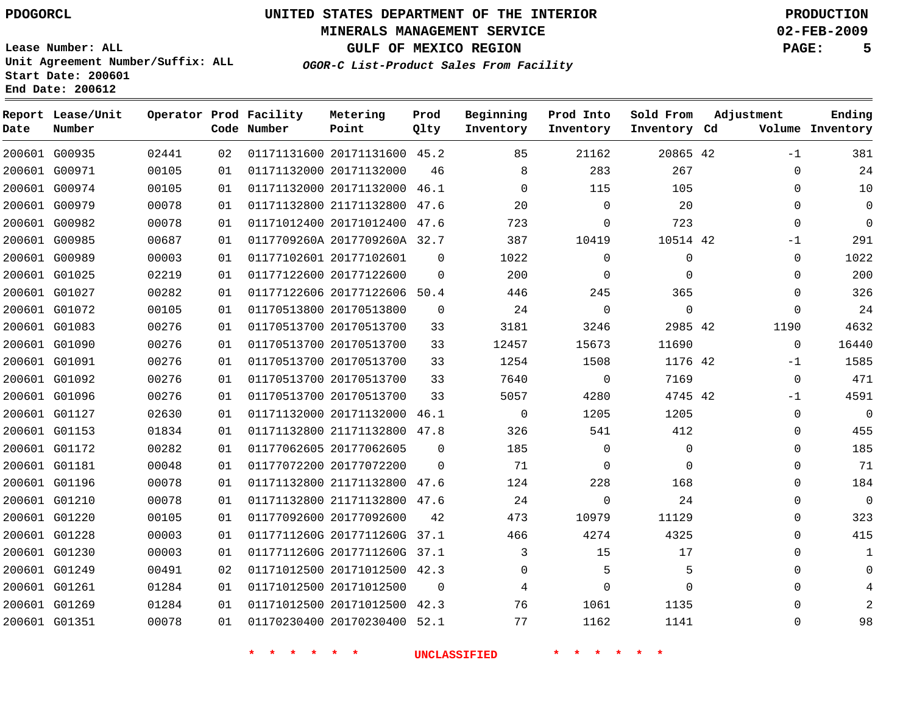PDOGORCL

# UNITED STATES DEPARTMENT OF THE INTERIOR
## MINERALS MANAGEMENT SERVICE
## GULF OF MEXICO REGION
### *OGOR-C List-Product Sales From Facility*

**PRODUCTION**
**02-FEB-2009**

**Lease Number: ALL**
**Unit Agreement Number/Suffix: ALL**
**Start Date: 200601**
**End Date: 200612**

| Report Date | Lease/Unit Number | Operator | Prod Code | Facility Number | Metering Point | Prod Qlty | Beginning Inventory | Prod Into Inventory | Sold From Inventory | Adjustment Cd | Adjustment Volume | Ending Inventory |
|---|---|---|---|---|---|---|---|---|---|---|---|---|
| 200601 | G00935 | 02441 | 02 | 01171131600 | 20171131600 | 45.2 | 85 | 21162 | 20865 | 42 | -1 | 381 |
| 200601 | G00971 | 00105 | 01 | 01171132000 | 20171132000 | 46 | 8 | 283 | 267 | | 0 | 24 |
| 200601 | G00974 | 00105 | 01 | 01171132000 | 20171132000 | 46.1 | 0 | 115 | 105 | | 0 | 10 |
| 200601 | G00979 | 00078 | 01 | 01171132800 | 21171132800 | 47.6 | 20 | 0 | 20 | | 0 | 0 |
| 200601 | G00982 | 00078 | 01 | 01171012400 | 20171012400 | 47.6 | 723 | 0 | 723 | | 0 | 0 |
| 200601 | G00985 | 00687 | 01 | 0117709260A | 2017709260A | 32.7 | 387 | 10419 | 10514 | 42 | -1 | 291 |
| 200601 | G00989 | 00003 | 01 | 01177102601 | 20177102601 | 0 | 1022 | 0 | 0 | | 0 | 1022 |
| 200601 | G01025 | 02219 | 01 | 01177122600 | 20177122600 | 0 | 200 | 0 | 0 | | 0 | 200 |
| 200601 | G01027 | 00282 | 01 | 01177122606 | 20177122606 | 50.4 | 446 | 245 | 365 | | 0 | 326 |
| 200601 | G01072 | 00105 | 01 | 01170513800 | 20170513800 | 0 | 24 | 0 | 0 | | 0 | 24 |
| 200601 | G01083 | 00276 | 01 | 01170513700 | 20170513700 | 33 | 3181 | 3246 | 2985 | 42 | 1190 | 4632 |
| 200601 | G01090 | 00276 | 01 | 01170513700 | 20170513700 | 33 | 12457 | 15673 | 11690 | | 0 | 16440 |
| 200601 | G01091 | 00276 | 01 | 01170513700 | 20170513700 | 33 | 1254 | 1508 | 1176 | 42 | -1 | 1585 |
| 200601 | G01092 | 00276 | 01 | 01170513700 | 20170513700 | 33 | 7640 | 0 | 7169 | | 0 | 471 |
| 200601 | G01096 | 00276 | 01 | 01170513700 | 20170513700 | 33 | 5057 | 4280 | 4745 | 42 | -1 | 4591 |
| 200601 | G01127 | 02630 | 01 | 01171132000 | 20171132000 | 46.1 | 0 | 1205 | 1205 | | 0 | 0 |
| 200601 | G01153 | 01834 | 01 | 01171132800 | 21171132800 | 47.8 | 326 | 541 | 412 | | 0 | 455 |
| 200601 | G01172 | 00282 | 01 | 01177062605 | 20177062605 | 0 | 185 | 0 | 0 | | 0 | 185 |
| 200601 | G01181 | 00048 | 01 | 01177072200 | 20177072200 | 0 | 71 | 0 | 0 | | 0 | 71 |
| 200601 | G01196 | 00078 | 01 | 01171132800 | 21171132800 | 47.6 | 124 | 228 | 168 | | 0 | 184 |
| 200601 | G01210 | 00078 | 01 | 01171132800 | 21171132800 | 47.6 | 24 | 0 | 24 | | 0 | 0 |
| 200601 | G01220 | 00105 | 01 | 01177092600 | 20177092600 | 42 | 473 | 10979 | 11129 | | 0 | 323 |
| 200601 | G01228 | 00003 | 01 | 0117711260G | 2017711260G | 37.1 | 466 | 4274 | 4325 | | 0 | 415 |
| 200601 | G01230 | 00003 | 01 | 0117711260G | 2017711260G | 37.1 | 3 | 15 | 17 | | 0 | 1 |
| 200601 | G01249 | 00491 | 02 | 01171012500 | 20171012500 | 42.3 | 0 | 5 | 5 | | 0 | 0 |
| 200601 | G01261 | 01284 | 01 | 01171012500 | 20171012500 | 0 | 4 | 0 | 0 | | 0 | 4 |
| 200601 | G01269 | 01284 | 01 | 01171012500 | 20171012500 | 42.3 | 76 | 1061 | 1135 | | 0 | 2 |
| 200601 | G01351 | 00078 | 01 | 01170230400 | 20170230400 | 52.1 | 77 | 1162 | 1141 | | 0 | 98 |

\* \* \* \* \* \* UNCLASSIFIED \* \* \* \* \* \*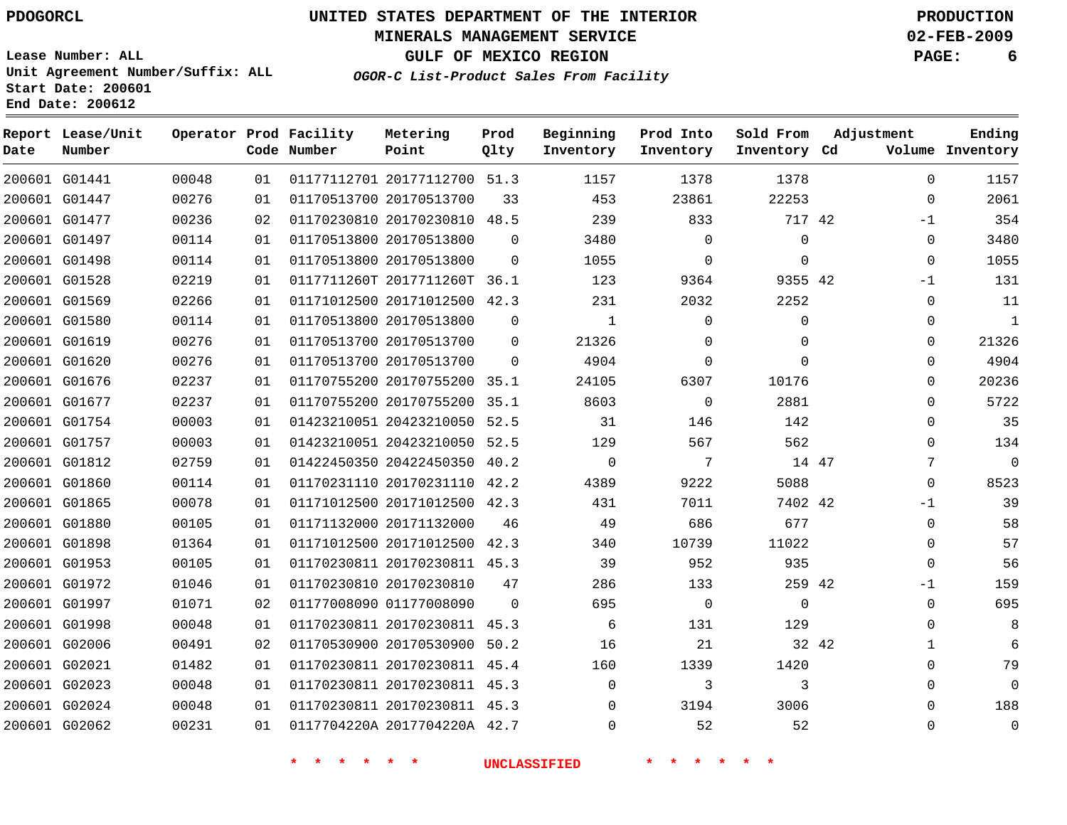PDOGORCL

# UNITED STATES DEPARTMENT OF THE INTERIOR
## MINERALS MANAGEMENT SERVICE
## GULF OF MEXICO REGION
### *OGOR-C List-Product Sales From Facility*

PRODUCTION
02-FEB-2009

Lease Number: ALL
Unit Agreement Number/Suffix: ALL
Start Date: 200601
End Date: 200612

| Report Date | Lease/Unit Number | Operator | Prod Code | Facility Number | Metering Point | Prod Qlty | Beginning Inventory | Prod Into Inventory | Sold From Inventory | Adjustment Cd | Volume | Ending Inventory |
|---|---|---|---|---|---|---|---|---|---|---|---|---|
| 200601 | G01441 | 00048 | 01 | 01177112701 | 20177112700 | 51.3 | 1157 | 1378 | 1378 | | 0 | 1157 |
| 200601 | G01447 | 00276 | 01 | 01170513700 | 20170513700 | 33 | 453 | 23861 | 22253 | | 0 | 2061 |
| 200601 | G01477 | 00236 | 02 | 01170230810 | 20170230810 | 48.5 | 239 | 833 | 717 | 42 | -1 | 354 |
| 200601 | G01497 | 00114 | 01 | 01170513800 | 20170513800 | 0 | 3480 | 0 | 0 | | 0 | 3480 |
| 200601 | G01498 | 00114 | 01 | 01170513800 | 20170513800 | 0 | 1055 | 0 | 0 | | 0 | 1055 |
| 200601 | G01528 | 02219 | 01 | 0117711260T | 2017711260T | 36.1 | 123 | 9364 | 9355 | 42 | -1 | 131 |
| 200601 | G01569 | 02266 | 01 | 01171012500 | 20171012500 | 42.3 | 231 | 2032 | 2252 | | 0 | 11 |
| 200601 | G01580 | 00114 | 01 | 01170513800 | 20170513800 | 0 | 1 | 0 | 0 | | 0 | 1 |
| 200601 | G01619 | 00276 | 01 | 01170513700 | 20170513700 | 0 | 21326 | 0 | 0 | | 0 | 21326 |
| 200601 | G01620 | 00276 | 01 | 01170513700 | 20170513700 | 0 | 4904 | 0 | 0 | | 0 | 4904 |
| 200601 | G01676 | 02237 | 01 | 01170755200 | 20170755200 | 35.1 | 24105 | 6307 | 10176 | | 0 | 20236 |
| 200601 | G01677 | 02237 | 01 | 01170755200 | 20170755200 | 35.1 | 8603 | 0 | 2881 | | 0 | 5722 |
| 200601 | G01754 | 00003 | 01 | 01423210051 | 20423210050 | 52.5 | 31 | 146 | 142 | | 0 | 35 |
| 200601 | G01757 | 00003 | 01 | 01423210051 | 20423210050 | 52.5 | 129 | 567 | 562 | | 0 | 134 |
| 200601 | G01812 | 02759 | 01 | 01422450350 | 20422450350 | 40.2 | 0 | 7 | 14 | 47 | 7 | 0 |
| 200601 | G01860 | 00114 | 01 | 01170231110 | 20170231110 | 42.2 | 4389 | 9222 | 5088 | | 0 | 8523 |
| 200601 | G01865 | 00078 | 01 | 01171012500 | 20171012500 | 42.3 | 431 | 7011 | 7402 | 42 | -1 | 39 |
| 200601 | G01880 | 00105 | 01 | 01171132000 | 20171132000 | 46 | 49 | 686 | 677 | | 0 | 58 |
| 200601 | G01898 | 01364 | 01 | 01171012500 | 20171012500 | 42.3 | 340 | 10739 | 11022 | | 0 | 57 |
| 200601 | G01953 | 00105 | 01 | 01170230811 | 20170230811 | 45.3 | 39 | 952 | 935 | | 0 | 56 |
| 200601 | G01972 | 01046 | 01 | 01170230810 | 20170230810 | 47 | 286 | 133 | 259 | 42 | -1 | 159 |
| 200601 | G01997 | 01071 | 02 | 01177008090 | 01177008090 | 0 | 695 | 0 | 0 | | 0 | 695 |
| 200601 | G01998 | 00048 | 01 | 01170230811 | 20170230811 | 45.3 | 6 | 131 | 129 | | 0 | 8 |
| 200601 | G02006 | 00491 | 02 | 01170530900 | 20170530900 | 50.2 | 16 | 21 | 32 | 42 | 1 | 6 |
| 200601 | G02021 | 01482 | 01 | 01170230811 | 20170230811 | 45.4 | 160 | 1339 | 1420 | | 0 | 79 |
| 200601 | G02023 | 00048 | 01 | 01170230811 | 20170230811 | 45.3 | 0 | 3 | 3 | | 0 | 0 |
| 200601 | G02024 | 00048 | 01 | 01170230811 | 20170230811 | 45.3 | 0 | 3194 | 3006 | | 0 | 188 |
| 200601 | G02062 | 00231 | 01 | 0117704220A | 2017704220A | 42.7 | 0 | 52 | 52 | | 0 | 0 |

\* \* \* \* \* \* UNCLASSIFIED \* \* \* \* \* \*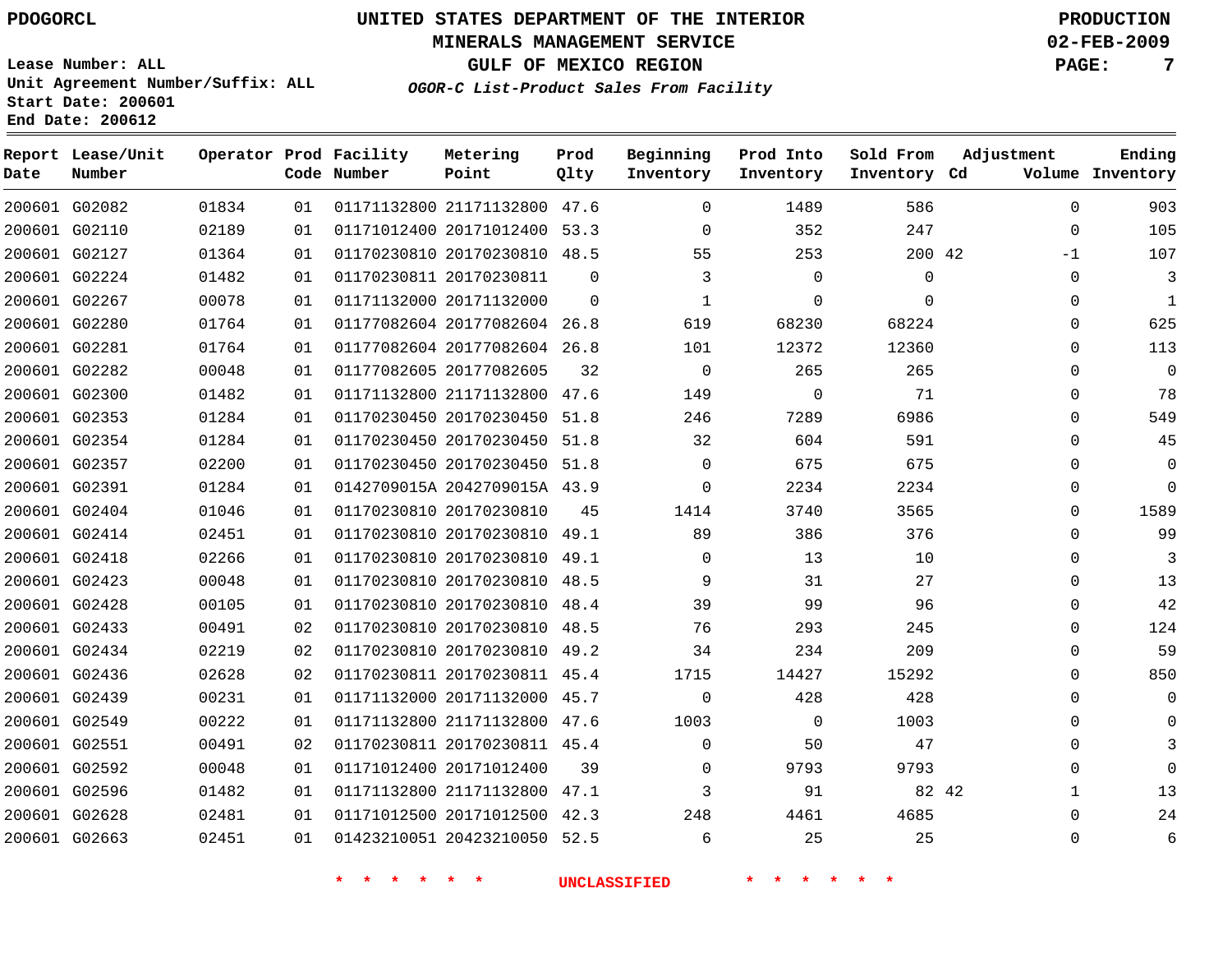PDOGORCL

# UNITED STATES DEPARTMENT OF THE INTERIOR
## MINERALS MANAGEMENT SERVICE
## GULF OF MEXICO REGION
### *OGOR-C List-Product Sales From Facility*

PRODUCTION
02-FEB-2009

Lease Number: ALL
Unit Agreement Number/Suffix: ALL
Start Date: 200601
End Date: 200612

| Report Date | Lease/Unit Number | Operator | Prod Code | Facility Number | Metering Point | Prod Qlty | Beginning Inventory | Prod Into Inventory | Sold From Inventory | Adjustment Cd | Adjustment Volume | Ending Inventory |
|---|---|---|---|---|---|---|---|---|---|---|---|---|
| 200601 | G02082 | 01834 | 01 | 01171132800 | 21171132800 | 47.6 | 0 | 1489 | 586 | | 0 | 903 |
| 200601 | G02110 | 02189 | 01 | 01171012400 | 20171012400 | 53.3 | 0 | 352 | 247 | | 0 | 105 |
| 200601 | G02127 | 01364 | 01 | 01170230810 | 20170230810 | 48.5 | 55 | 253 | 200 | 42 | -1 | 107 |
| 200601 | G02224 | 01482 | 01 | 01170230811 | 20170230811 | 0 | 3 | 0 | 0 | | 0 | 3 |
| 200601 | G02267 | 00078 | 01 | 01171132000 | 20171132000 | 0 | 1 | 0 | 0 | | 0 | 1 |
| 200601 | G02280 | 01764 | 01 | 01177082604 | 20177082604 | 26.8 | 619 | 68230 | 68224 | | 0 | 625 |
| 200601 | G02281 | 01764 | 01 | 01177082604 | 20177082604 | 26.8 | 101 | 12372 | 12360 | | 0 | 113 |
| 200601 | G02282 | 00048 | 01 | 01177082605 | 20177082605 | 32 | 0 | 265 | 265 | | 0 | 0 |
| 200601 | G02300 | 01482 | 01 | 01171132800 | 21171132800 | 47.6 | 149 | 0 | 71 | | 0 | 78 |
| 200601 | G02353 | 01284 | 01 | 01170230450 | 20170230450 | 51.8 | 246 | 7289 | 6986 | | 0 | 549 |
| 200601 | G02354 | 01284 | 01 | 01170230450 | 20170230450 | 51.8 | 32 | 604 | 591 | | 0 | 45 |
| 200601 | G02357 | 02200 | 01 | 01170230450 | 20170230450 | 51.8 | 0 | 675 | 675 | | 0 | 0 |
| 200601 | G02391 | 01284 | 01 | 0142709015A | 2042709015A | 43.9 | 0 | 2234 | 2234 | | 0 | 0 |
| 200601 | G02404 | 01046 | 01 | 01170230810 | 20170230810 | 45 | 1414 | 3740 | 3565 | | 0 | 1589 |
| 200601 | G02414 | 02451 | 01 | 01170230810 | 20170230810 | 49.1 | 89 | 386 | 376 | | 0 | 99 |
| 200601 | G02418 | 02266 | 01 | 01170230810 | 20170230810 | 49.1 | 0 | 13 | 10 | | 0 | 3 |
| 200601 | G02423 | 00048 | 01 | 01170230810 | 20170230810 | 48.5 | 9 | 31 | 27 | | 0 | 13 |
| 200601 | G02428 | 00105 | 01 | 01170230810 | 20170230810 | 48.4 | 39 | 99 | 96 | | 0 | 42 |
| 200601 | G02433 | 00491 | 02 | 01170230810 | 20170230810 | 48.5 | 76 | 293 | 245 | | 0 | 124 |
| 200601 | G02434 | 02219 | 02 | 01170230810 | 20170230810 | 49.2 | 34 | 234 | 209 | | 0 | 59 |
| 200601 | G02436 | 02628 | 02 | 01170230811 | 20170230811 | 45.4 | 1715 | 14427 | 15292 | | 0 | 850 |
| 200601 | G02439 | 00231 | 01 | 01171132000 | 20171132000 | 45.7 | 0 | 428 | 428 | | 0 | 0 |
| 200601 | G02549 | 00222 | 01 | 01171132800 | 21171132800 | 47.6 | 1003 | 0 | 1003 | | 0 | 0 |
| 200601 | G02551 | 00491 | 02 | 01170230811 | 20170230811 | 45.4 | 0 | 50 | 47 | | 0 | 3 |
| 200601 | G02592 | 00048 | 01 | 01171012400 | 20171012400 | 39 | 0 | 9793 | 9793 | | 0 | 0 |
| 200601 | G02596 | 01482 | 01 | 01171132800 | 21171132800 | 47.1 | 3 | 91 | 82 | 42 | 1 | 13 |
| 200601 | G02628 | 02481 | 01 | 01171012500 | 20171012500 | 42.3 | 248 | 4461 | 4685 | | 0 | 24 |
| 200601 | G02663 | 02451 | 01 | 01423210051 | 20423210050 | 52.5 | 6 | 25 | 25 | | 0 | 6 |

* * * * * * UNCLASSIFIED * * * * * *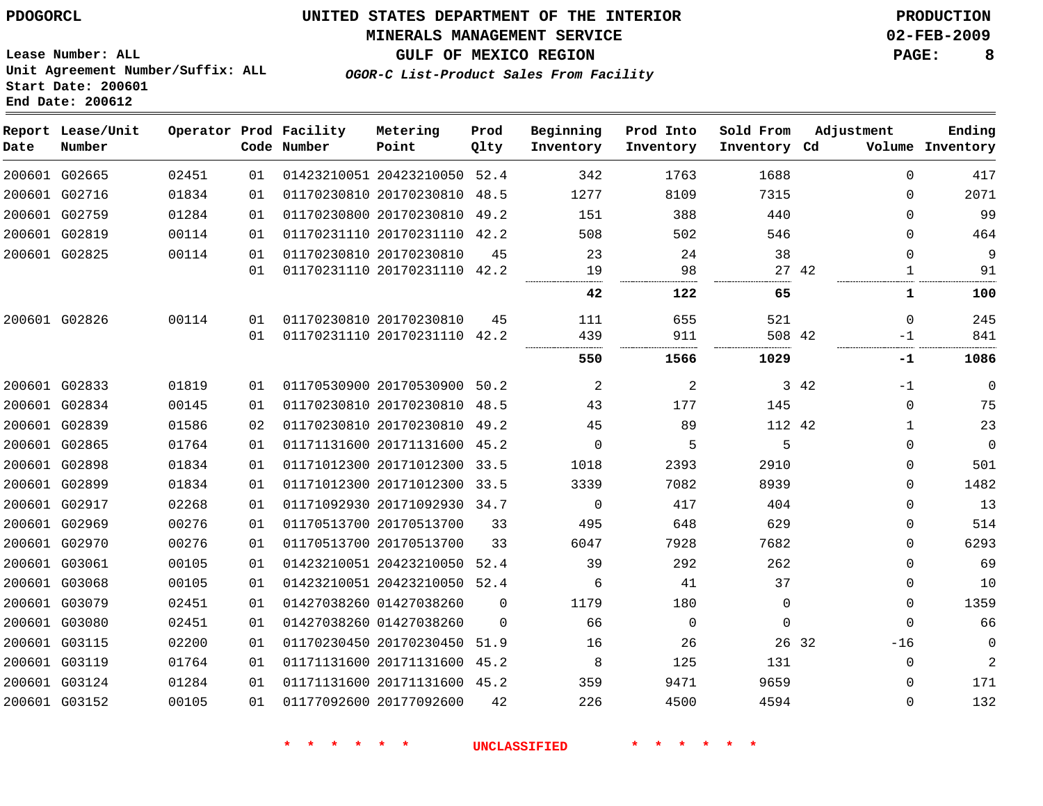PDOGORCL

**UNITED STATES DEPARTMENT OF THE INTERIOR**
**MINERALS MANAGEMENT SERVICE**
**GULF OF MEXICO REGION**
***OGOR-C List-Product Sales From Facility***

**PRODUCTION**
**02-FEB-2009**

Lease Number: ALL
Unit Agreement Number/Suffix: ALL
Start Date: 200601
End Date: 200612

| Report Date | Lease/Unit Number | Operator | Prod Code | Facility Number | Metering Point | Prod Qlty | Beginning Inventory | Prod Into Inventory | Sold From Inventory | Adjustment Cd | Adjustment Volume | Ending Inventory |
|---|---|---|---|---|---|---|---|---|---|---|---|---|
| 200601 | G02665 | 02451 | 01 | 01423210051 | 20423210050 | 52.4 | 342 | 1763 | 1688 | | 0 | 417 |
| 200601 | G02716 | 01834 | 01 | 01170230810 | 20170230810 | 48.5 | 1277 | 8109 | 7315 | | 0 | 2071 |
| 200601 | G02759 | 01284 | 01 | 01170230800 | 20170230810 | 49.2 | 151 | 388 | 440 | | 0 | 99 |
| 200601 | G02819 | 00114 | 01 | 01170231110 | 20170231110 | 42.2 | 508 | 502 | 546 | | 0 | 464 |
| 200601 | G02825 | 00114 | 01 | 01170230810 | 20170230810 | 45 | 23 | 24 | 38 | | 0 | 9 |
| | | | 01 | 01170231110 | 20170231110 | 42.2 | 19 | 98 | 27 | 42 | 1 | 91 |
| | | | | | | | **42** | **122** | **65** | | **1** | **100** |
| 200601 | G02826 | 00114 | 01 | 01170230810 | 20170230810 | 45 | 111 | 655 | 521 | | 0 | 245 |
| | | | 01 | 01170231110 | 20170231110 | 42.2 | 439 | 911 | 508 | 42 | -1 | 841 |
| | | | | | | | **550** | **1566** | **1029** | | **-1** | **1086** |
| 200601 | G02833 | 01819 | 01 | 01170530900 | 20170530900 | 50.2 | 2 | 2 | 3 | 42 | -1 | 0 |
| 200601 | G02834 | 00145 | 01 | 01170230810 | 20170230810 | 48.5 | 43 | 177 | 145 | | 0 | 75 |
| 200601 | G02839 | 01586 | 02 | 01170230810 | 20170230810 | 49.2 | 45 | 89 | 112 | 42 | 1 | 23 |
| 200601 | G02865 | 01764 | 01 | 01171131600 | 20171131600 | 45.2 | 0 | 5 | 5 | | 0 | 0 |
| 200601 | G02898 | 01834 | 01 | 01171012300 | 20171012300 | 33.5 | 1018 | 2393 | 2910 | | 0 | 501 |
| 200601 | G02899 | 01834 | 01 | 01171012300 | 20171012300 | 33.5 | 3339 | 7082 | 8939 | | 0 | 1482 |
| 200601 | G02917 | 02268 | 01 | 01171092930 | 20171092930 | 34.7 | 0 | 417 | 404 | | 0 | 13 |
| 200601 | G02969 | 00276 | 01 | 01170513700 | 20170513700 | 33 | 495 | 648 | 629 | | 0 | 514 |
| 200601 | G02970 | 00276 | 01 | 01170513700 | 20170513700 | 33 | 6047 | 7928 | 7682 | | 0 | 6293 |
| 200601 | G03061 | 00105 | 01 | 01423210051 | 20423210050 | 52.4 | 39 | 292 | 262 | | 0 | 69 |
| 200601 | G03068 | 00105 | 01 | 01423210051 | 20423210050 | 52.4 | 6 | 41 | 37 | | 0 | 10 |
| 200601 | G03079 | 02451 | 01 | 01427038260 | 01427038260 | 0 | 1179 | 180 | 0 | | 0 | 1359 |
| 200601 | G03080 | 02451 | 01 | 01427038260 | 01427038260 | 0 | 66 | 0 | 0 | | 0 | 66 |
| 200601 | G03115 | 02200 | 01 | 01170230450 | 20170230450 | 51.9 | 16 | 26 | 26 | 32 | -16 | 0 |
| 200601 | G03119 | 01764 | 01 | 01171131600 | 20171131600 | 45.2 | 8 | 125 | 131 | | 0 | 2 |
| 200601 | G03124 | 01284 | 01 | 01171131600 | 20171131600 | 45.2 | 359 | 9471 | 9659 | | 0 | 171 |
| 200601 | G03152 | 00105 | 01 | 01177092600 | 20177092600 | 42 | 226 | 4500 | 4594 | | 0 | 132 |

\* \* \* \* \* \* UNCLASSIFIED \* \* \* \* \* \*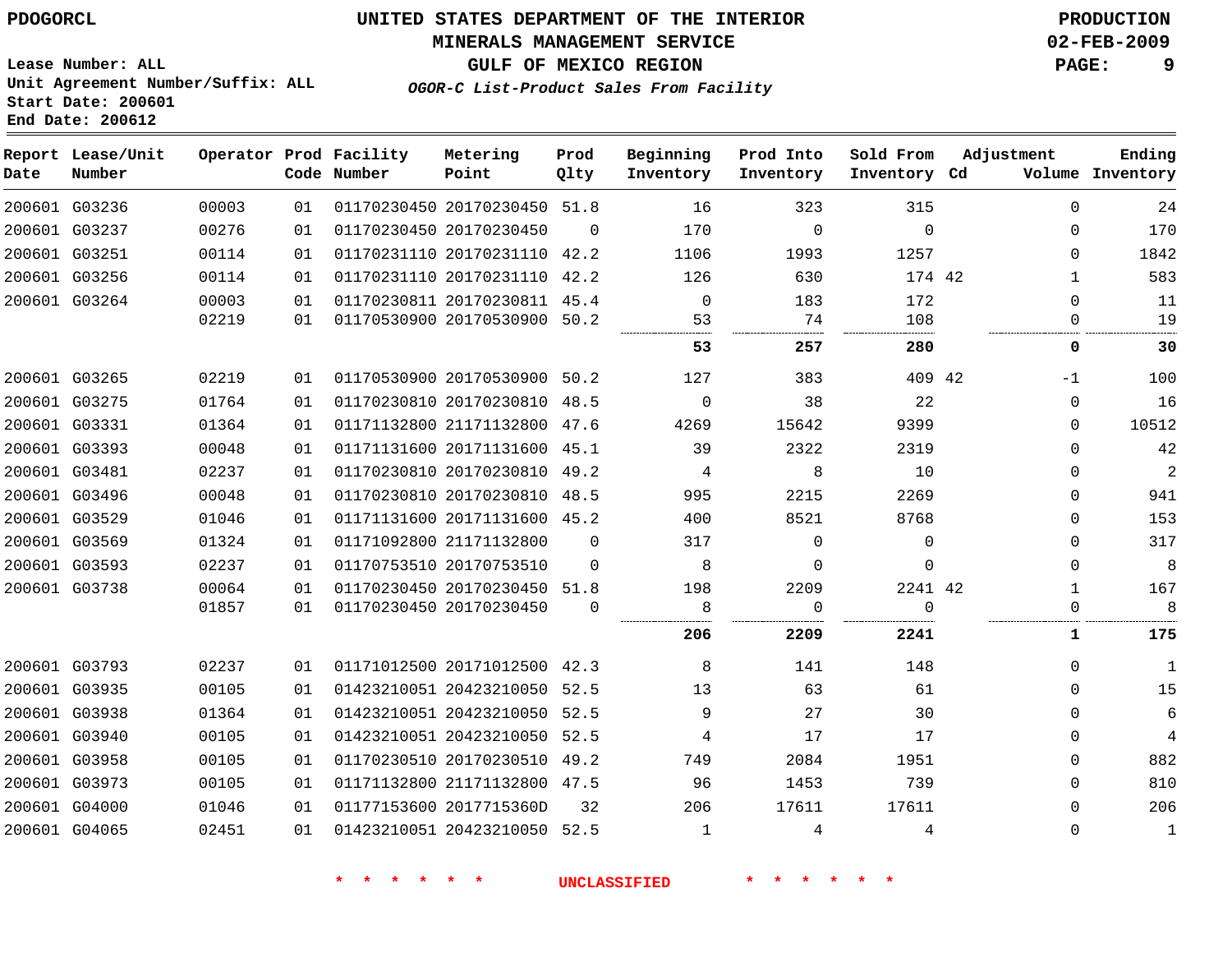PDOGORCL

# UNITED STATES DEPARTMENT OF THE INTERIOR
## MINERALS MANAGEMENT SERVICE
## GULF OF MEXICO REGION

*OGOR-C List-Product Sales From Facility*

PRODUCTION
02-FEB-2009

Lease Number: ALL
Unit Agreement Number/Suffix: ALL
Start Date: 200601
End Date: 200612

| Report Date | Lease/Unit Number | Operator | Prod Code | Facility Number | Metering Point | Prod Qlty | Beginning Inventory | Prod Into Inventory | Sold From Inventory | Adjustment Cd | Volume | Ending Inventory |
|---|---|---|---|---|---|---|---|---|---|---|---|---|
| 200601 | G03236 | 00003 | 01 | 01170230450 | 20170230450 | 51.8 | 16 | 323 | 315 | | 0 | 24 |
| 200601 | G03237 | 00276 | 01 | 01170230450 | 20170230450 | 0 | 170 | 0 | 0 | | 0 | 170 |
| 200601 | G03251 | 00114 | 01 | 01170231110 | 20170231110 | 42.2 | 1106 | 1993 | 1257 | | 0 | 1842 |
| 200601 | G03256 | 00114 | 01 | 01170231110 | 20170231110 | 42.2 | 126 | 630 | 174 | 42 | 1 | 583 |
| 200601 | G03264 | 00003 | 01 | 01170230811 | 20170230811 | 45.4 | 0 | 183 | 172 | | 0 | 11 |
| | | 02219 | 01 | 01170530900 | 20170530900 | 50.2 | 53 | 74 | 108 | | 0 | 19 |
| | | | | | | | **53** | **257** | **280** | | **0** | **30** |
| 200601 | G03265 | 02219 | 01 | 01170530900 | 20170530900 | 50.2 | 127 | 383 | 409 | 42 | -1 | 100 |
| 200601 | G03275 | 01764 | 01 | 01170230810 | 20170230810 | 48.5 | 0 | 38 | 22 | | 0 | 16 |
| 200601 | G03331 | 01364 | 01 | 01171132800 | 21171132800 | 47.6 | 4269 | 15642 | 9399 | | 0 | 10512 |
| 200601 | G03393 | 00048 | 01 | 01171131600 | 20171131600 | 45.1 | 39 | 2322 | 2319 | | 0 | 42 |
| 200601 | G03481 | 02237 | 01 | 01170230810 | 20170230810 | 49.2 | 4 | 8 | 10 | | 0 | 2 |
| 200601 | G03496 | 00048 | 01 | 01170230810 | 20170230810 | 48.5 | 995 | 2215 | 2269 | | 0 | 941 |
| 200601 | G03529 | 01046 | 01 | 01171131600 | 20171131600 | 45.2 | 400 | 8521 | 8768 | | 0 | 153 |
| 200601 | G03569 | 01324 | 01 | 01171092800 | 21171132800 | 0 | 317 | 0 | 0 | | 0 | 317 |
| 200601 | G03593 | 02237 | 01 | 01170753510 | 20170753510 | 0 | 8 | 0 | 0 | | 0 | 8 |
| 200601 | G03738 | 00064 | 01 | 01170230450 | 20170230450 | 51.8 | 198 | 2209 | 2241 | 42 | 1 | 167 |
| | | 01857 | 01 | 01170230450 | 20170230450 | 0 | 8 | 0 | 0 | | 0 | 8 |
| | | | | | | | **206** | **2209** | **2241** | | **1** | **175** |
| 200601 | G03793 | 02237 | 01 | 01171012500 | 20171012500 | 42.3 | 8 | 141 | 148 | | 0 | 1 |
| 200601 | G03935 | 00105 | 01 | 01423210051 | 20423210050 | 52.5 | 13 | 63 | 61 | | 0 | 15 |
| 200601 | G03938 | 01364 | 01 | 01423210051 | 20423210050 | 52.5 | 9 | 27 | 30 | | 0 | 6 |
| 200601 | G03940 | 00105 | 01 | 01423210051 | 20423210050 | 52.5 | 4 | 17 | 17 | | 0 | 4 |
| 200601 | G03958 | 00105 | 01 | 01170230510 | 20170230510 | 49.2 | 749 | 2084 | 1951 | | 0 | 882 |
| 200601 | G03973 | 00105 | 01 | 01171132800 | 21171132800 | 47.5 | 96 | 1453 | 739 | | 0 | 810 |
| 200601 | G04000 | 01046 | 01 | 01177153600 | 2017715360D | 32 | 206 | 17611 | 17611 | | 0 | 206 |
| 200601 | G04065 | 02451 | 01 | 01423210051 | 20423210050 | 52.5 | 1 | 4 | 4 | | 0 | 1 |

\* \* \* \* \* \* UNCLASSIFIED \* \* \* \* \* \*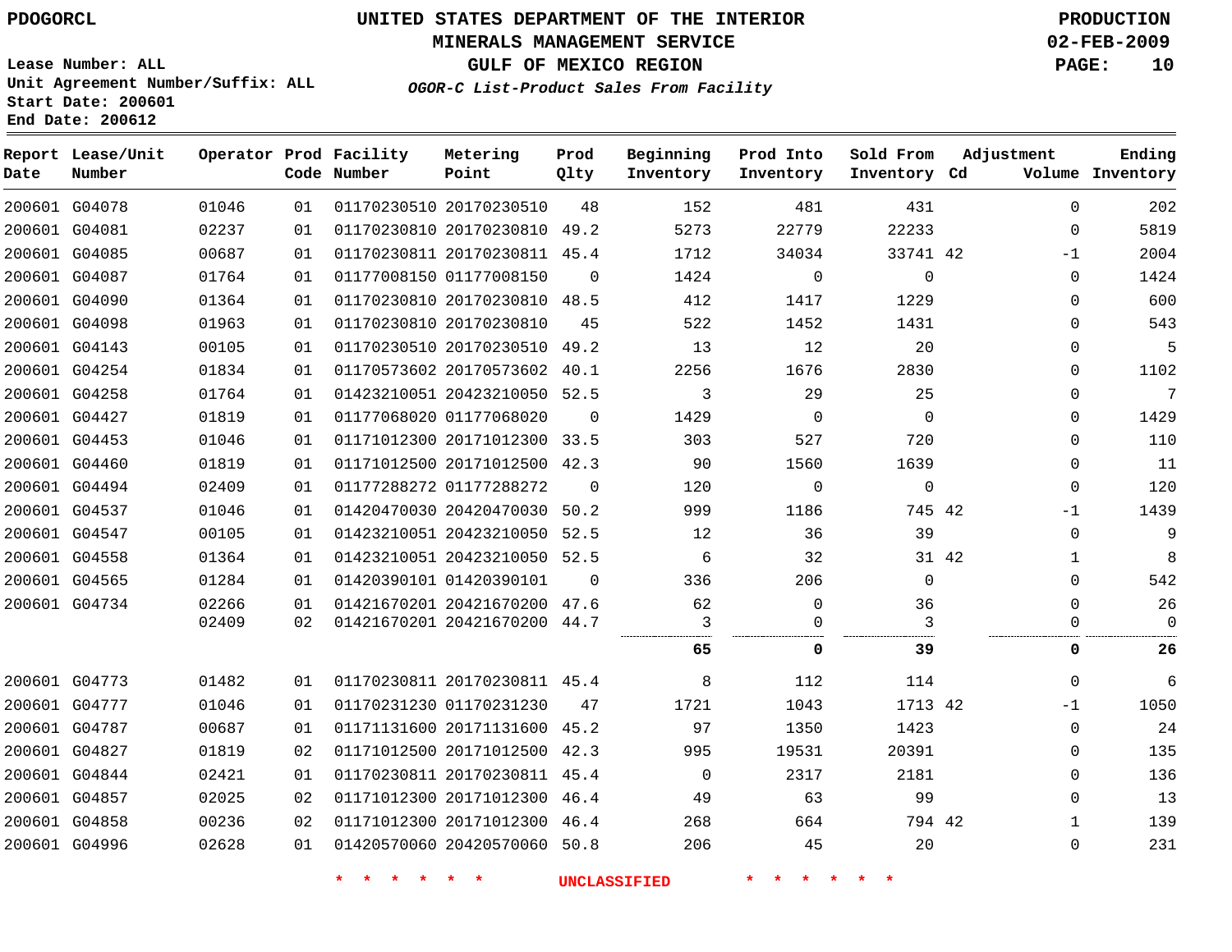PDOGORCL

# UNITED STATES DEPARTMENT OF THE INTERIOR
## MINERALS MANAGEMENT SERVICE
## GULF OF MEXICO REGION

PRODUCTION
02-FEB-2009

Lease Number: ALL
Unit Agreement Number/Suffix: ALL
Start Date: 200601
End Date: 200612

***OGOR-C List-Product Sales From Facility***

| Report Date | Lease/Unit Number | Operator | Prod Code | Facility Number | Metering Point | Prod Qlty | Beginning Inventory | Prod Into Inventory | Sold From Inventory | Adjustment Cd | Volume | Ending Inventory |
|---|---|---|---|---|---|---|---|---|---|---|---|---|
| 200601 | G04078 | 01046 | 01 | 01170230510 | 20170230510 | 48 | 152 | 481 | 431 | | 0 | 202 |
| 200601 | G04081 | 02237 | 01 | 01170230810 | 20170230810 | 49.2 | 5273 | 22779 | 22233 | | 0 | 5819 |
| 200601 | G04085 | 00687 | 01 | 01170230811 | 20170230811 | 45.4 | 1712 | 34034 | 33741 | 42 | -1 | 2004 |
| 200601 | G04087 | 01764 | 01 | 01177008150 | 01177008150 | 0 | 1424 | 0 | 0 | | 0 | 1424 |
| 200601 | G04090 | 01364 | 01 | 01170230810 | 20170230810 | 48.5 | 412 | 1417 | 1229 | | 0 | 600 |
| 200601 | G04098 | 01963 | 01 | 01170230810 | 20170230810 | 45 | 522 | 1452 | 1431 | | 0 | 543 |
| 200601 | G04143 | 00105 | 01 | 01170230510 | 20170230510 | 49.2 | 13 | 12 | 20 | | 0 | 5 |
| 200601 | G04254 | 01834 | 01 | 01170573602 | 20170573602 | 40.1 | 2256 | 1676 | 2830 | | 0 | 1102 |
| 200601 | G04258 | 01764 | 01 | 01423210051 | 20423210050 | 52.5 | 3 | 29 | 25 | | 0 | 7 |
| 200601 | G04427 | 01819 | 01 | 01177068020 | 01177068020 | 0 | 1429 | 0 | 0 | | 0 | 1429 |
| 200601 | G04453 | 01046 | 01 | 01171012300 | 20171012300 | 33.5 | 303 | 527 | 720 | | 0 | 110 |
| 200601 | G04460 | 01819 | 01 | 01171012500 | 20171012500 | 42.3 | 90 | 1560 | 1639 | | 0 | 11 |
| 200601 | G04494 | 02409 | 01 | 01177288272 | 01177288272 | 0 | 120 | 0 | 0 | | 0 | 120 |
| 200601 | G04537 | 01046 | 01 | 01420470030 | 20420470030 | 50.2 | 999 | 1186 | 745 | 42 | -1 | 1439 |
| 200601 | G04547 | 00105 | 01 | 01423210051 | 20423210050 | 52.5 | 12 | 36 | 39 | | 0 | 9 |
| 200601 | G04558 | 01364 | 01 | 01423210051 | 20423210050 | 52.5 | 6 | 32 | 31 | 42 | 1 | 8 |
| 200601 | G04565 | 01284 | 01 | 01420390101 | 01420390101 | 0 | 336 | 206 | 0 | | 0 | 542 |
| 200601 | G04734 | 02266 | 01 | 01421670201 | 20421670200 | 47.6 | 62 | 0 | 36 | | 0 | 26 |
| | | 02409 | 02 | 01421670201 | 20421670200 | 44.7 | 3 | 0 | 3 | | 0 | 0 |
| | | | | | | | **65** | **0** | **39** | | **0** | **26** |
| 200601 | G04773 | 01482 | 01 | 01170230811 | 20170230811 | 45.4 | 8 | 112 | 114 | | 0 | 6 |
| 200601 | G04777 | 01046 | 01 | 01170231230 | 01170231230 | 47 | 1721 | 1043 | 1713 | 42 | -1 | 1050 |
| 200601 | G04787 | 00687 | 01 | 01171131600 | 20171131600 | 45.2 | 97 | 1350 | 1423 | | 0 | 24 |
| 200601 | G04827 | 01819 | 02 | 01171012500 | 20171012500 | 42.3 | 995 | 19531 | 20391 | | 0 | 135 |
| 200601 | G04844 | 02421 | 01 | 01170230811 | 20170230811 | 45.4 | 0 | 2317 | 2181 | | 0 | 136 |
| 200601 | G04857 | 02025 | 02 | 01171012300 | 20171012300 | 46.4 | 49 | 63 | 99 | | 0 | 13 |
| 200601 | G04858 | 00236 | 02 | 01171012300 | 20171012300 | 46.4 | 268 | 664 | 794 | 42 | 1 | 139 |
| 200601 | G04996 | 02628 | 01 | 01420570060 | 20420570060 | 50.8 | 206 | 45 | 20 | | 0 | 231 |

* * * * * * UNCLASSIFIED * * * * * *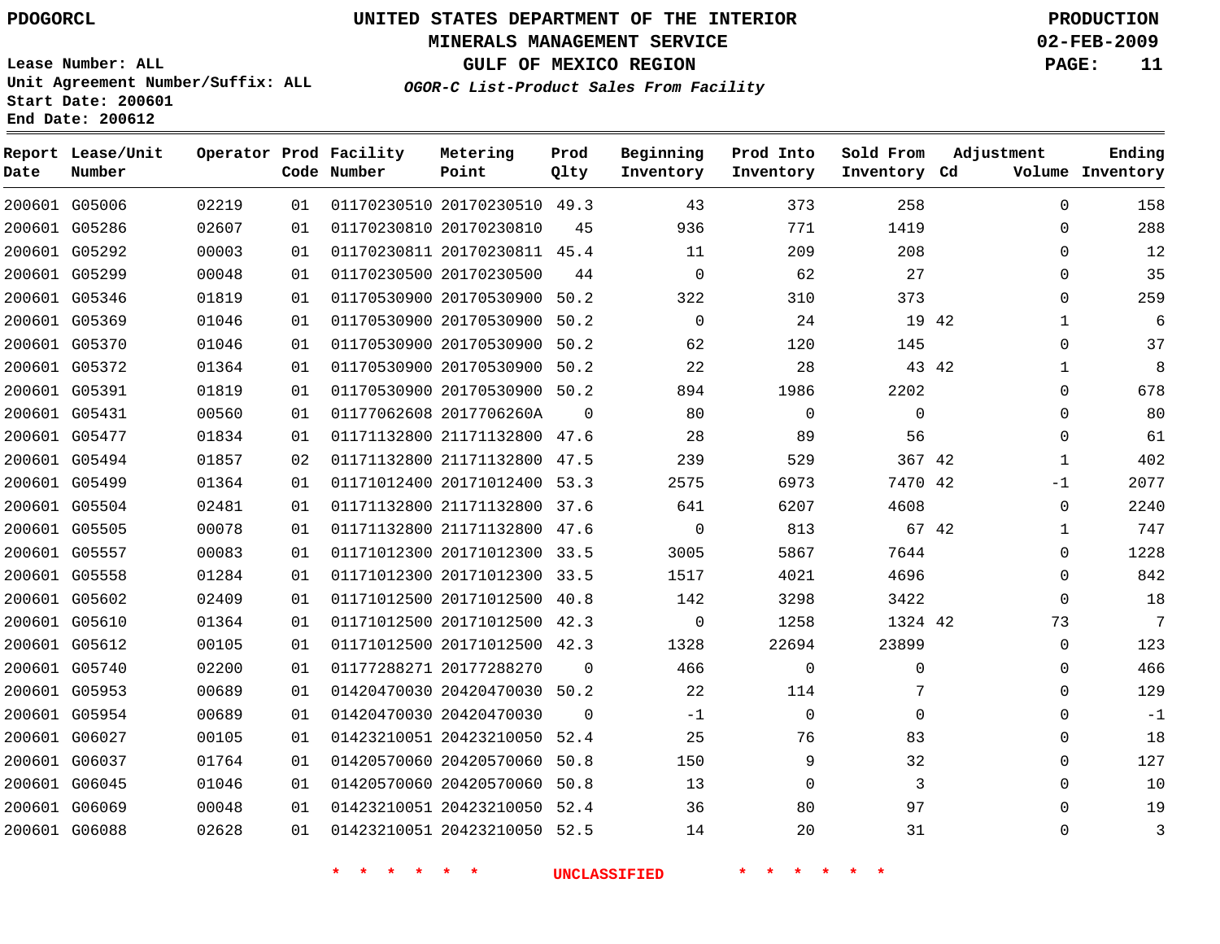PDOGORCL

# UNITED STATES DEPARTMENT OF THE INTERIOR
## MINERALS MANAGEMENT SERVICE
## GULF OF MEXICO REGION
### *OGOR-C List-Product Sales From Facility*

PRODUCTION
02-FEB-2009

Lease Number: ALL
Unit Agreement Number/Suffix: ALL
Start Date: 200601
End Date: 200612

| Report Date | Lease/Unit Number | Operator | Prod Code | Facility Number | Metering Point | Prod Qlty | Beginning Inventory | Prod Into Inventory | Sold From Inventory | Adjustment Cd | Volume | Ending Inventory |
|---|---|---|---|---|---|---|---|---|---|---|---|---|
| 200601 | G05006 | 02219 | 01 | 01170230510 | 20170230510 | 49.3 | 43 | 373 | 258 | | 0 | 158 |
| 200601 | G05286 | 02607 | 01 | 01170230810 | 20170230810 | 45 | 936 | 771 | 1419 | | 0 | 288 |
| 200601 | G05292 | 00003 | 01 | 01170230811 | 20170230811 | 45.4 | 11 | 209 | 208 | | 0 | 12 |
| 200601 | G05299 | 00048 | 01 | 01170230500 | 20170230500 | 44 | 0 | 62 | 27 | | 0 | 35 |
| 200601 | G05346 | 01819 | 01 | 01170530900 | 20170530900 | 50.2 | 322 | 310 | 373 | | 0 | 259 |
| 200601 | G05369 | 01046 | 01 | 01170530900 | 20170530900 | 50.2 | 0 | 24 | 19 | 42 | 1 | 6 |
| 200601 | G05370 | 01046 | 01 | 01170530900 | 20170530900 | 50.2 | 62 | 120 | 145 | | 0 | 37 |
| 200601 | G05372 | 01364 | 01 | 01170530900 | 20170530900 | 50.2 | 22 | 28 | 43 | 42 | 1 | 8 |
| 200601 | G05391 | 01819 | 01 | 01170530900 | 20170530900 | 50.2 | 894 | 1986 | 2202 | | 0 | 678 |
| 200601 | G05431 | 00560 | 01 | 01177062608 | 2017706260A | 0 | 80 | 0 | 0 | | 0 | 80 |
| 200601 | G05477 | 01834 | 01 | 01171132800 | 21171132800 | 47.6 | 28 | 89 | 56 | | 0 | 61 |
| 200601 | G05494 | 01857 | 02 | 01171132800 | 21171132800 | 47.5 | 239 | 529 | 367 | 42 | 1 | 402 |
| 200601 | G05499 | 01364 | 01 | 01171012400 | 20171012400 | 53.3 | 2575 | 6973 | 7470 | 42 | -1 | 2077 |
| 200601 | G05504 | 02481 | 01 | 01171132800 | 21171132800 | 37.6 | 641 | 6207 | 4608 | | 0 | 2240 |
| 200601 | G05505 | 00078 | 01 | 01171132800 | 21171132800 | 47.6 | 0 | 813 | 67 | 42 | 1 | 747 |
| 200601 | G05557 | 00083 | 01 | 01171012300 | 20171012300 | 33.5 | 3005 | 5867 | 7644 | | 0 | 1228 |
| 200601 | G05558 | 01284 | 01 | 01171012300 | 20171012300 | 33.5 | 1517 | 4021 | 4696 | | 0 | 842 |
| 200601 | G05602 | 02409 | 01 | 01171012500 | 20171012500 | 40.8 | 142 | 3298 | 3422 | | 0 | 18 |
| 200601 | G05610 | 01364 | 01 | 01171012500 | 20171012500 | 42.3 | 0 | 1258 | 1324 | 42 | 73 | 7 |
| 200601 | G05612 | 00105 | 01 | 01171012500 | 20171012500 | 42.3 | 1328 | 22694 | 23899 | | 0 | 123 |
| 200601 | G05740 | 02200 | 01 | 01177288271 | 20177288270 | 0 | 466 | 0 | 0 | | 0 | 466 |
| 200601 | G05953 | 00689 | 01 | 01420470030 | 20420470030 | 50.2 | 22 | 114 | 7 | | 0 | 129 |
| 200601 | G05954 | 00689 | 01 | 01420470030 | 20420470030 | 0 | -1 | 0 | 0 | | 0 | -1 |
| 200601 | G06027 | 00105 | 01 | 01423210051 | 20423210050 | 52.4 | 25 | 76 | 83 | | 0 | 18 |
| 200601 | G06037 | 01764 | 01 | 01420570060 | 20420570060 | 50.8 | 150 | 9 | 32 | | 0 | 127 |
| 200601 | G06045 | 01046 | 01 | 01420570060 | 20420570060 | 50.8 | 13 | 0 | 3 | | 0 | 10 |
| 200601 | G06069 | 00048 | 01 | 01423210051 | 20423210050 | 52.4 | 36 | 80 | 97 | | 0 | 19 |
| 200601 | G06088 | 02628 | 01 | 01423210051 | 20423210050 | 52.5 | 14 | 20 | 31 | | 0 | 3 |

* * * * * * UNCLASSIFIED * * * * * *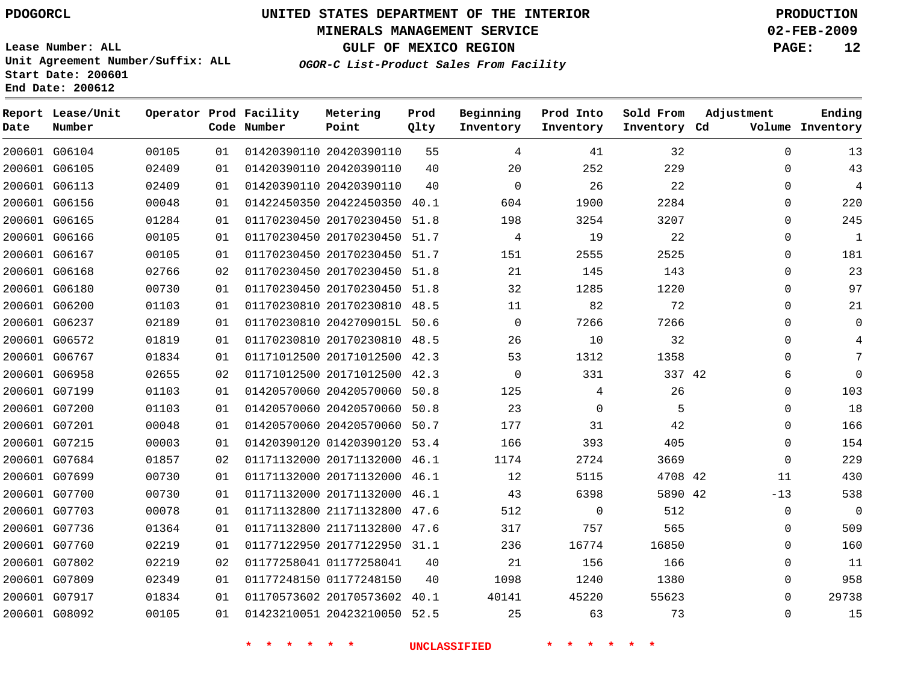PDOGORCL

# UNITED STATES DEPARTMENT OF THE INTERIOR
## MINERALS MANAGEMENT SERVICE
## GULF OF MEXICO REGION

*OGOR-C List-Product Sales From Facility*

PRODUCTION
02-FEB-2009

Lease Number: ALL
Unit Agreement Number/Suffix: ALL
Start Date: 200601
End Date: 200612

| Report Date | Lease/Unit Number | Operator | Prod Code | Facility Number | Metering Point | Prod Qlty | Beginning Inventory | Prod Into Inventory | Sold From Inventory | Adjustment Cd | Adjustment Volume | Ending Inventory |
|---|---|---|---|---|---|---|---|---|---|---|---|---|
| 200601 | G06104 | 00105 | 01 | 01420390110 | 20420390110 | 55 | 4 | 41 | 32 | | 0 | 13 |
| 200601 | G06105 | 02409 | 01 | 01420390110 | 20420390110 | 40 | 20 | 252 | 229 | | 0 | 43 |
| 200601 | G06113 | 02409 | 01 | 01420390110 | 20420390110 | 40 | 0 | 26 | 22 | | 0 | 4 |
| 200601 | G06156 | 00048 | 01 | 01422450350 | 20422450350 | 40.1 | 604 | 1900 | 2284 | | 0 | 220 |
| 200601 | G06165 | 01284 | 01 | 01170230450 | 20170230450 | 51.8 | 198 | 3254 | 3207 | | 0 | 245 |
| 200601 | G06166 | 00105 | 01 | 01170230450 | 20170230450 | 51.7 | 4 | 19 | 22 | | 0 | 1 |
| 200601 | G06167 | 00105 | 01 | 01170230450 | 20170230450 | 51.7 | 151 | 2555 | 2525 | | 0 | 181 |
| 200601 | G06168 | 02766 | 02 | 01170230450 | 20170230450 | 51.8 | 21 | 145 | 143 | | 0 | 23 |
| 200601 | G06180 | 00730 | 01 | 01170230450 | 20170230450 | 51.8 | 32 | 1285 | 1220 | | 0 | 97 |
| 200601 | G06200 | 01103 | 01 | 01170230810 | 20170230810 | 48.5 | 11 | 82 | 72 | | 0 | 21 |
| 200601 | G06237 | 02189 | 01 | 01170230810 | 2042709015L | 50.6 | 0 | 7266 | 7266 | | 0 | 0 |
| 200601 | G06572 | 01819 | 01 | 01170230810 | 20170230810 | 48.5 | 26 | 10 | 32 | | 0 | 4 |
| 200601 | G06767 | 01834 | 01 | 01171012500 | 20171012500 | 42.3 | 53 | 1312 | 1358 | | 0 | 7 |
| 200601 | G06958 | 02655 | 02 | 01171012500 | 20171012500 | 42.3 | 0 | 331 | 337 | 42 | 6 | 0 |
| 200601 | G07199 | 01103 | 01 | 01420570060 | 20420570060 | 50.8 | 125 | 4 | 26 | | 0 | 103 |
| 200601 | G07200 | 01103 | 01 | 01420570060 | 20420570060 | 50.8 | 23 | 0 | 5 | | 0 | 18 |
| 200601 | G07201 | 00048 | 01 | 01420570060 | 20420570060 | 50.7 | 177 | 31 | 42 | | 0 | 166 |
| 200601 | G07215 | 00003 | 01 | 01420390120 | 01420390120 | 53.4 | 166 | 393 | 405 | | 0 | 154 |
| 200601 | G07684 | 01857 | 02 | 01171132000 | 20171132000 | 46.1 | 1174 | 2724 | 3669 | | 0 | 229 |
| 200601 | G07699 | 00730 | 01 | 01171132000 | 20171132000 | 46.1 | 12 | 5115 | 4708 | 42 | 11 | 430 |
| 200601 | G07700 | 00730 | 01 | 01171132000 | 20171132000 | 46.1 | 43 | 6398 | 5890 | 42 | -13 | 538 |
| 200601 | G07703 | 00078 | 01 | 01171132800 | 21171132800 | 47.6 | 512 | 0 | 512 | | 0 | 0 |
| 200601 | G07736 | 01364 | 01 | 01171132800 | 21171132800 | 47.6 | 317 | 757 | 565 | | 0 | 509 |
| 200601 | G07760 | 02219 | 01 | 01177122950 | 20177122950 | 31.1 | 236 | 16774 | 16850 | | 0 | 160 |
| 200601 | G07802 | 02219 | 02 | 01177258041 | 01177258041 | 40 | 21 | 156 | 166 | | 0 | 11 |
| 200601 | G07809 | 02349 | 01 | 01177248150 | 01177248150 | 40 | 1098 | 1240 | 1380 | | 0 | 958 |
| 200601 | G07917 | 01834 | 01 | 01170573602 | 20170573602 | 40.1 | 40141 | 45220 | 55623 | | 0 | 29738 |
| 200601 | G08092 | 00105 | 01 | 01423210051 | 20423210050 | 52.5 | 25 | 63 | 73 | | 0 | 15 |

* * * * * * UNCLASSIFIED * * * * * *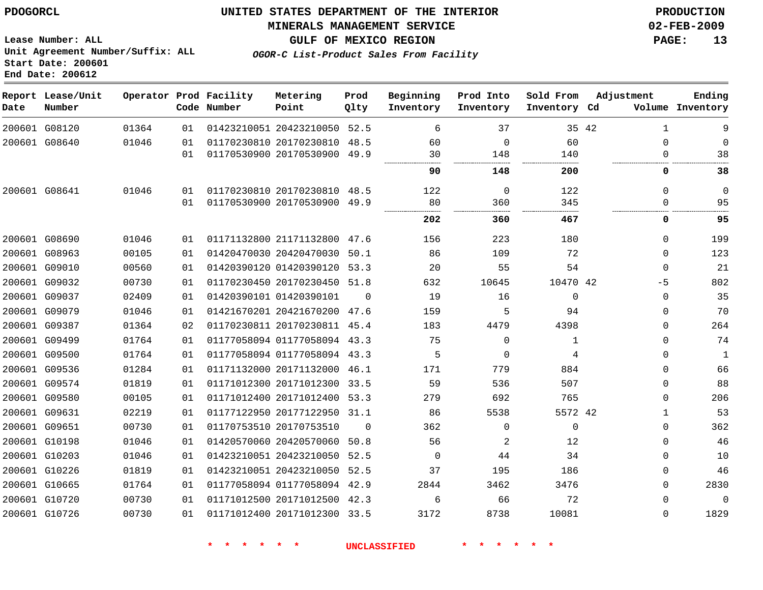PDOGORCL

**UNITED STATES DEPARTMENT OF THE INTERIOR**
**MINERALS MANAGEMENT SERVICE**
**GULF OF MEXICO REGION**
***OGOR-C List-Product Sales From Facility***

**PRODUCTION**
**02-FEB-2009**

Lease Number: ALL
Unit Agreement Number/Suffix: ALL
Start Date: 200601
End Date: 200612

| Report Date | Lease/Unit Number | Operator | Prod Code | Facility Number | Metering Point | Prod Qlty | Beginning Inventory | Prod Into Inventory | Sold From Inventory | Adjustment Cd | Volume | Ending Inventory |
|---|---|---|---|---|---|---|---|---|---|---|---|---|
| 200601 | G08120 | 01364 | 01 | 01423210051 | 20423210050 | 52.5 | 6 | 37 | 35 | 42 | 1 | 9 |
| 200601 | G08640 | 01046 | 01 | 01170230810 | 20170230810 | 48.5 | 60 | 0 | 60 | | 0 | 0 |
| | | | 01 | 01170530900 | 20170530900 | 49.9 | 30 | 148 | 140 | | 0 | 38 |
| | | | | | | | **90** | **148** | **200** | | **0** | **38** |
| 200601 | G08641 | 01046 | 01 | 01170230810 | 20170230810 | 48.5 | 122 | 0 | 122 | | 0 | 0 |
| | | | 01 | 01170530900 | 20170530900 | 49.9 | 80 | 360 | 345 | | 0 | 95 |
| | | | | | | | **202** | **360** | **467** | | **0** | **95** |
| 200601 | G08690 | 01046 | 01 | 01171132800 | 21171132800 | 47.6 | 156 | 223 | 180 | | 0 | 199 |
| 200601 | G08963 | 00105 | 01 | 01420470030 | 20420470030 | 50.1 | 86 | 109 | 72 | | 0 | 123 |
| 200601 | G09010 | 00560 | 01 | 01420390120 | 01420390120 | 53.3 | 20 | 55 | 54 | | 0 | 21 |
| 200601 | G09032 | 00730 | 01 | 01170230450 | 20170230450 | 51.8 | 632 | 10645 | 10470 | 42 | -5 | 802 |
| 200601 | G09037 | 02409 | 01 | 01420390101 | 01420390101 | 0 | 19 | 16 | 0 | | 0 | 35 |
| 200601 | G09079 | 01046 | 01 | 01421670201 | 20421670200 | 47.6 | 159 | 5 | 94 | | 0 | 70 |
| 200601 | G09387 | 01364 | 02 | 01170230811 | 20170230811 | 45.4 | 183 | 4479 | 4398 | | 0 | 264 |
| 200601 | G09499 | 01764 | 01 | 01177058094 | 01177058094 | 43.3 | 75 | 0 | 1 | | 0 | 74 |
| 200601 | G09500 | 01764 | 01 | 01177058094 | 01177058094 | 43.3 | 5 | 0 | 4 | | 0 | 1 |
| 200601 | G09536 | 01284 | 01 | 01171132000 | 20171132000 | 46.1 | 171 | 779 | 884 | | 0 | 66 |
| 200601 | G09574 | 01819 | 01 | 01171012300 | 20171012300 | 33.5 | 59 | 536 | 507 | | 0 | 88 |
| 200601 | G09580 | 00105 | 01 | 01171012400 | 20171012400 | 53.3 | 279 | 692 | 765 | | 0 | 206 |
| 200601 | G09631 | 02219 | 01 | 01177122950 | 20177122950 | 31.1 | 86 | 5538 | 5572 | 42 | 1 | 53 |
| 200601 | G09651 | 00730 | 01 | 01170753510 | 20170753510 | 0 | 362 | 0 | 0 | | 0 | 362 |
| 200601 | G10198 | 01046 | 01 | 01420570060 | 20420570060 | 50.8 | 56 | 2 | 12 | | 0 | 46 |
| 200601 | G10203 | 01046 | 01 | 01423210051 | 20423210050 | 52.5 | 0 | 44 | 34 | | 0 | 10 |
| 200601 | G10226 | 01819 | 01 | 01423210051 | 20423210050 | 52.5 | 37 | 195 | 186 | | 0 | 46 |
| 200601 | G10665 | 01764 | 01 | 01177058094 | 01177058094 | 42.9 | 2844 | 3462 | 3476 | | 0 | 2830 |
| 200601 | G10720 | 00730 | 01 | 01171012500 | 20171012500 | 42.3 | 6 | 66 | 72 | | 0 | 0 |
| 200601 | G10726 | 00730 | 01 | 01171012400 | 20171012300 | 33.5 | 3172 | 8738 | 10081 | | 0 | 1829 |

* * * * * * UNCLASSIFIED * * * * * *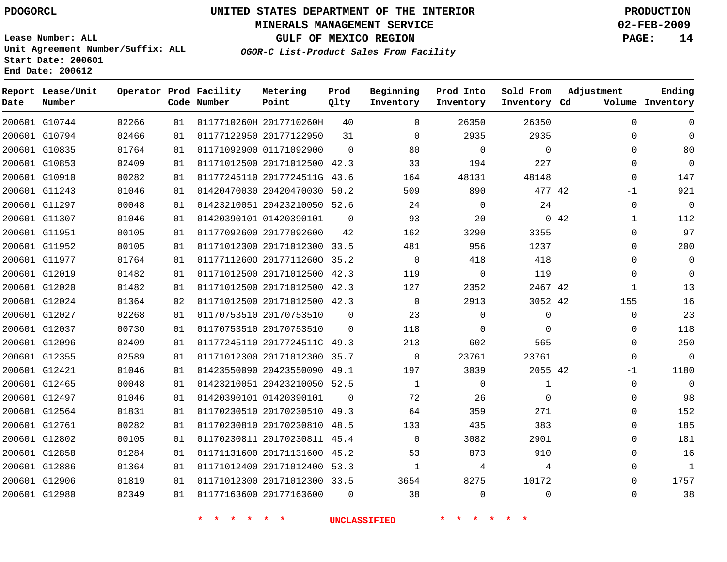PDOGORCL

# UNITED STATES DEPARTMENT OF THE INTERIOR
## MINERALS MANAGEMENT SERVICE
## GULF OF MEXICO REGION

PRODUCTION
02-FEB-2009

Lease Number: ALL
Unit Agreement Number/Suffix: ALL
Start Date: 200601
End Date: 200612

***OGOR-C List-Product Sales From Facility***

| Report Date | Lease/Unit Number | Operator | Prod Code | Facility Number | Metering Point | Prod Qlty | Beginning Inventory | Prod Into Inventory | Sold From Inventory | Adjustment Cd | Adjustment Volume | Ending Inventory |
|---|---|---|---|---|---|---|---|---|---|---|---|---|
| 200601 | G10744 | 02266 | 01 | 0117710260H | 2017710260H | 40 | 0 | 26350 | 26350 | | 0 | 0 |
| 200601 | G10794 | 02466 | 01 | 01177122950 | 20177122950 | 31 | 0 | 2935 | 2935 | | 0 | 0 |
| 200601 | G10835 | 01764 | 01 | 01171092900 | 01171092900 | 0 | 80 | 0 | 0 | | 0 | 80 |
| 200601 | G10853 | 02409 | 01 | 01171012500 | 20171012500 | 42.3 | 33 | 194 | 227 | | 0 | 0 |
| 200601 | G10910 | 00282 | 01 | 01177245110 | 2017724511G | 43.6 | 164 | 48131 | 48148 | | 0 | 147 |
| 200601 | G11243 | 01046 | 01 | 01420470030 | 20420470030 | 50.2 | 509 | 890 | 477 | 42 | -1 | 921 |
| 200601 | G11297 | 00048 | 01 | 01423210051 | 20423210050 | 52.6 | 24 | 0 | 24 | | 0 | 0 |
| 200601 | G11307 | 01046 | 01 | 01420390101 | 01420390101 | 0 | 93 | 20 | 0 | 42 | -1 | 112 |
| 200601 | G11951 | 00105 | 01 | 01177092600 | 20177092600 | 42 | 162 | 3290 | 3355 | | 0 | 97 |
| 200601 | G11952 | 00105 | 01 | 01171012300 | 20171012300 | 33.5 | 481 | 956 | 1237 | | 0 | 200 |
| 200601 | G11977 | 01764 | 01 | 01177112600 | 20177112600 | 35.2 | 0 | 418 | 418 | | 0 | 0 |
| 200601 | G12019 | 01482 | 01 | 01171012500 | 20171012500 | 42.3 | 119 | 0 | 119 | | 0 | 0 |
| 200601 | G12020 | 01482 | 01 | 01171012500 | 20171012500 | 42.3 | 127 | 2352 | 2467 | 42 | 1 | 13 |
| 200601 | G12024 | 01364 | 02 | 01171012500 | 20171012500 | 42.3 | 0 | 2913 | 3052 | 42 | 155 | 16 |
| 200601 | G12027 | 02268 | 01 | 01170753510 | 20170753510 | 0 | 23 | 0 | 0 | | 0 | 23 |
| 200601 | G12037 | 00730 | 01 | 01170753510 | 20170753510 | 0 | 118 | 0 | 0 | | 0 | 118 |
| 200601 | G12096 | 02409 | 01 | 01177245110 | 2017724511C | 49.3 | 213 | 602 | 565 | | 0 | 250 |
| 200601 | G12355 | 02589 | 01 | 01171012300 | 20171012300 | 35.7 | 0 | 23761 | 23761 | | 0 | 0 |
| 200601 | G12421 | 01046 | 01 | 01423550090 | 20423550090 | 49.1 | 197 | 3039 | 2055 | 42 | -1 | 1180 |
| 200601 | G12465 | 00048 | 01 | 01423210051 | 20423210050 | 52.5 | 1 | 0 | 1 | | 0 | 0 |
| 200601 | G12497 | 01046 | 01 | 01420390101 | 01420390101 | 0 | 72 | 26 | 0 | | 0 | 98 |
| 200601 | G12564 | 01831 | 01 | 01170230510 | 20170230510 | 49.3 | 64 | 359 | 271 | | 0 | 152 |
| 200601 | G12761 | 00282 | 01 | 01170230810 | 20170230810 | 48.5 | 133 | 435 | 383 | | 0 | 185 |
| 200601 | G12802 | 00105 | 01 | 01170230811 | 20170230811 | 45.4 | 0 | 3082 | 2901 | | 0 | 181 |
| 200601 | G12858 | 01284 | 01 | 01171131600 | 20171131600 | 45.2 | 53 | 873 | 910 | | 0 | 16 |
| 200601 | G12886 | 01364 | 01 | 01171012400 | 20171012400 | 53.3 | 1 | 4 | 4 | | 0 | 1 |
| 200601 | G12906 | 01819 | 01 | 01171012300 | 20171012300 | 33.5 | 3654 | 8275 | 10172 | | 0 | 1757 |
| 200601 | G12980 | 02349 | 01 | 01177163600 | 20177163600 | 0 | 38 | 0 | 0 | | 0 | 38 |

\* \* \* \* \* \* UNCLASSIFIED \* \* \* \* \* \*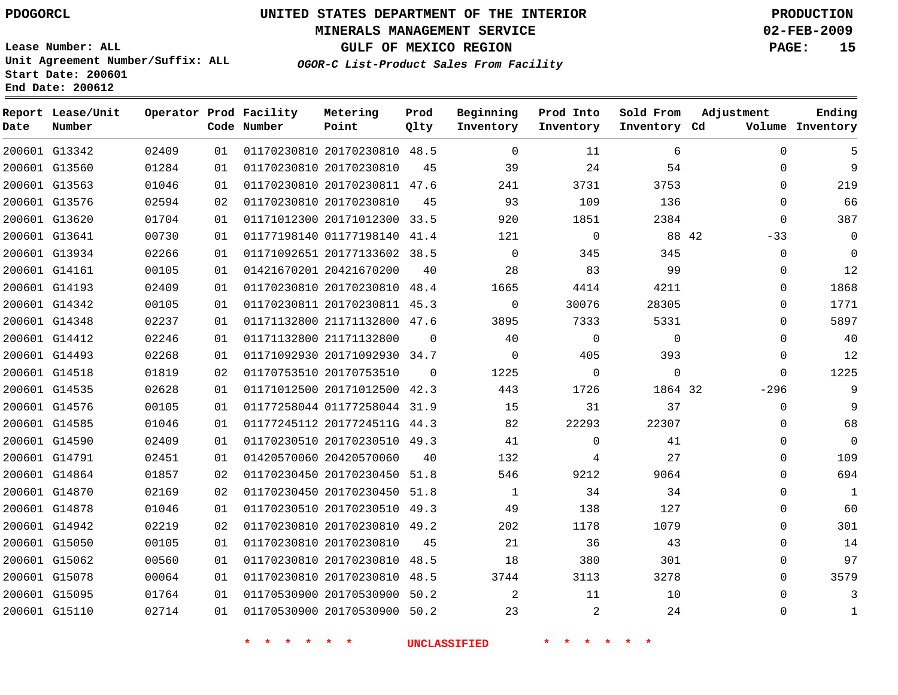PDOGORCL

# UNITED STATES DEPARTMENT OF THE INTERIOR
## MINERALS MANAGEMENT SERVICE
## GULF OF MEXICO REGION
### *OGOR-C List-Product Sales From Facility*

PRODUCTION
02-FEB-2009

Lease Number: ALL
Unit Agreement Number/Suffix: ALL
Start Date: 200601
End Date: 200612

| Report Date | Lease/Unit Number | Operator | Prod Code | Facility Number | Metering Point | Prod Qlty | Beginning Inventory | Prod Into Inventory | Sold From Inventory | Adjustment Cd | Adjustment Volume | Ending Inventory |
|---|---|---|---|---|---|---|---|---|---|---|---|---|
| 200601 | G13342 | 02409 | 01 | 01170230810 | 20170230810 | 48.5 | 0 | 11 | 6 | | 0 | 5 |
| 200601 | G13560 | 01284 | 01 | 01170230810 | 20170230810 | 45 | 39 | 24 | 54 | | 0 | 9 |
| 200601 | G13563 | 01046 | 01 | 01170230810 | 20170230811 | 47.6 | 241 | 3731 | 3753 | | 0 | 219 |
| 200601 | G13576 | 02594 | 02 | 01170230810 | 20170230810 | 45 | 93 | 109 | 136 | | 0 | 66 |
| 200601 | G13620 | 01704 | 01 | 01171012300 | 20171012300 | 33.5 | 920 | 1851 | 2384 | | 0 | 387 |
| 200601 | G13641 | 00730 | 01 | 01177198140 | 01177198140 | 41.4 | 121 | 0 | 88 | 42 | -33 | 0 |
| 200601 | G13934 | 02266 | 01 | 01171092651 | 20177133602 | 38.5 | 0 | 345 | 345 | | 0 | 0 |
| 200601 | G14161 | 00105 | 01 | 01421670201 | 20421670200 | 40 | 28 | 83 | 99 | | 0 | 12 |
| 200601 | G14193 | 02409 | 01 | 01170230810 | 20170230810 | 48.4 | 1665 | 4414 | 4211 | | 0 | 1868 |
| 200601 | G14342 | 00105 | 01 | 01170230811 | 20170230811 | 45.3 | 0 | 30076 | 28305 | | 0 | 1771 |
| 200601 | G14348 | 02237 | 01 | 01171132800 | 21171132800 | 47.6 | 3895 | 7333 | 5331 | | 0 | 5897 |
| 200601 | G14412 | 02246 | 01 | 01171132800 | 21171132800 | 0 | 40 | 0 | 0 | | 0 | 40 |
| 200601 | G14493 | 02268 | 01 | 01171092930 | 20171092930 | 34.7 | 0 | 405 | 393 | | 0 | 12 |
| 200601 | G14518 | 01819 | 02 | 01170753510 | 20170753510 | 0 | 1225 | 0 | 0 | | 0 | 1225 |
| 200601 | G14535 | 02628 | 01 | 01171012500 | 20171012500 | 42.3 | 443 | 1726 | 1864 | 32 | -296 | 9 |
| 200601 | G14576 | 00105 | 01 | 01177258044 | 01177258044 | 31.9 | 15 | 31 | 37 | | 0 | 9 |
| 200601 | G14585 | 01046 | 01 | 01177245112 | 2017724511G | 44.3 | 82 | 22293 | 22307 | | 0 | 68 |
| 200601 | G14590 | 02409 | 01 | 01170230510 | 20170230510 | 49.3 | 41 | 0 | 41 | | 0 | 0 |
| 200601 | G14791 | 02451 | 01 | 01420570060 | 20420570060 | 40 | 132 | 4 | 27 | | 0 | 109 |
| 200601 | G14864 | 01857 | 02 | 01170230450 | 20170230450 | 51.8 | 546 | 9212 | 9064 | | 0 | 694 |
| 200601 | G14870 | 02169 | 02 | 01170230450 | 20170230450 | 51.8 | 1 | 34 | 34 | | 0 | 1 |
| 200601 | G14878 | 01046 | 01 | 01170230510 | 20170230510 | 49.3 | 49 | 138 | 127 | | 0 | 60 |
| 200601 | G14942 | 02219 | 02 | 01170230810 | 20170230810 | 49.2 | 202 | 1178 | 1079 | | 0 | 301 |
| 200601 | G15050 | 00105 | 01 | 01170230810 | 20170230810 | 45 | 21 | 36 | 43 | | 0 | 14 |
| 200601 | G15062 | 00560 | 01 | 01170230810 | 20170230810 | 48.5 | 18 | 380 | 301 | | 0 | 97 |
| 200601 | G15078 | 00064 | 01 | 01170230810 | 20170230810 | 48.5 | 3744 | 3113 | 3278 | | 0 | 3579 |
| 200601 | G15095 | 01764 | 01 | 01170530900 | 20170530900 | 50.2 | 2 | 11 | 10 | | 0 | 3 |
| 200601 | G15110 | 02714 | 01 | 01170530900 | 20170530900 | 50.2 | 23 | 2 | 24 | | 0 | 1 |

\* \* \* \* \* \* UNCLASSIFIED \* \* \* \* \* \*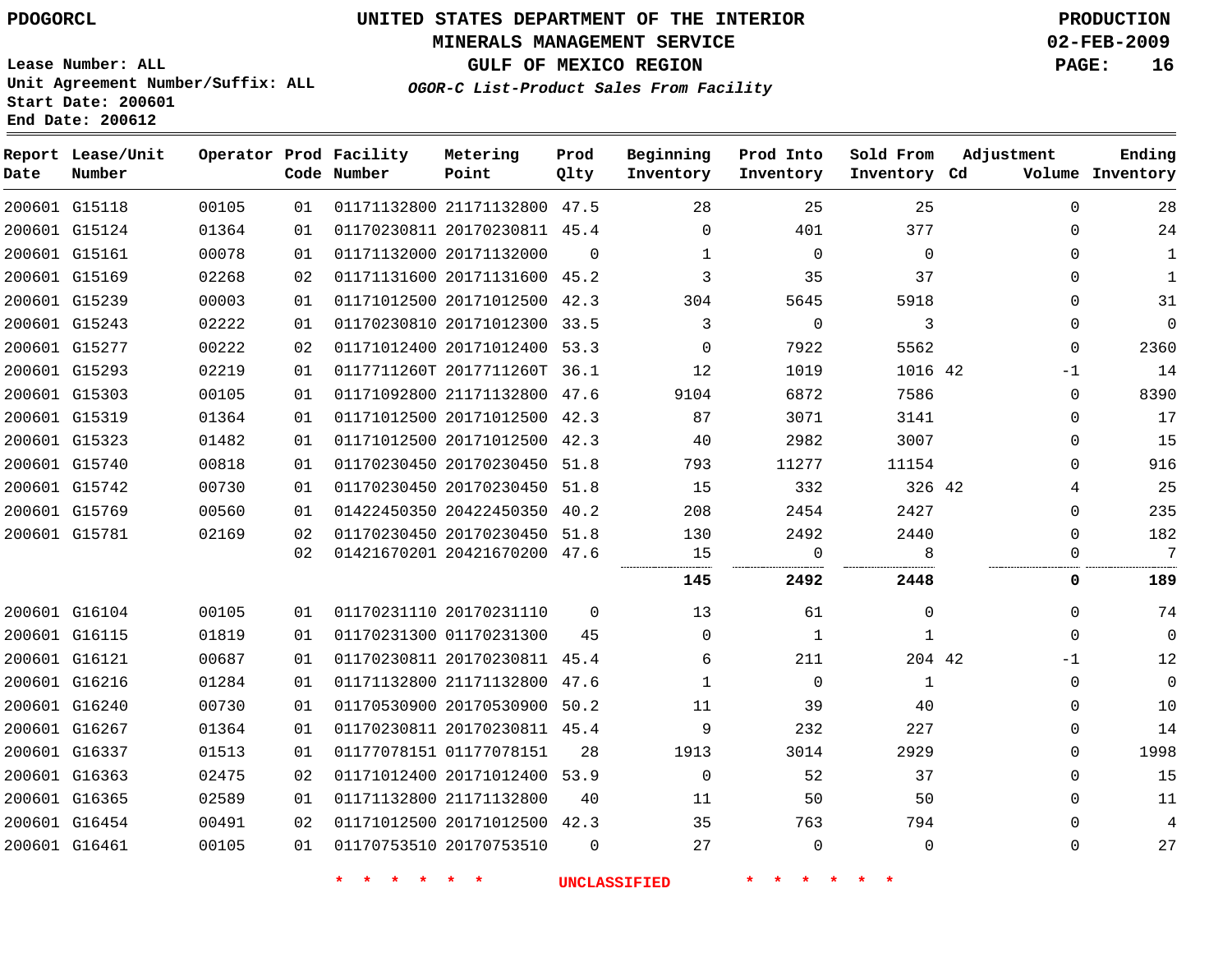PDOGORCL

# UNITED STATES DEPARTMENT OF THE INTERIOR
## MINERALS MANAGEMENT SERVICE
## GULF OF MEXICO REGION
### *OGOR-C List-Product Sales From Facility*

PRODUCTION
02-FEB-2009

Lease Number: ALL
Unit Agreement Number/Suffix: ALL
Start Date: 200601
End Date: 200612

| Report Date | Lease/Unit Number | Operator | Prod Code | Facility Number | Metering Point | Prod Qlty | Beginning Inventory | Prod Into Inventory | Sold From Inventory | Adjustment Cd | Adjustment Volume | Ending Inventory |
|---|---|---|---|---|---|---|---|---|---|---|---|---|
| 200601 | G15118 | 00105 | 01 | 01171132800 | 21171132800 | 47.5 | 28 | 25 | 25 | | 0 | 28 |
| 200601 | G15124 | 01364 | 01 | 01170230811 | 20170230811 | 45.4 | 0 | 401 | 377 | | 0 | 24 |
| 200601 | G15161 | 00078 | 01 | 01171132000 | 20171132000 | 0 | 1 | 0 | 0 | | 0 | 1 |
| 200601 | G15169 | 02268 | 02 | 01171131600 | 20171131600 | 45.2 | 3 | 35 | 37 | | 0 | 1 |
| 200601 | G15239 | 00003 | 01 | 01171012500 | 20171012500 | 42.3 | 304 | 5645 | 5918 | | 0 | 31 |
| 200601 | G15243 | 02222 | 01 | 01170230810 | 20171012300 | 33.5 | 3 | 0 | 3 | | 0 | 0 |
| 200601 | G15277 | 00222 | 02 | 01171012400 | 20171012400 | 53.3 | 0 | 7922 | 5562 | | 0 | 2360 |
| 200601 | G15293 | 02219 | 01 | 0117711260T | 2017711260T | 36.1 | 12 | 1019 | 1016 | 42 | -1 | 14 |
| 200601 | G15303 | 00105 | 01 | 01171092800 | 21171132800 | 47.6 | 9104 | 6872 | 7586 | | 0 | 8390 |
| 200601 | G15319 | 01364 | 01 | 01171012500 | 20171012500 | 42.3 | 87 | 3071 | 3141 | | 0 | 17 |
| 200601 | G15323 | 01482 | 01 | 01171012500 | 20171012500 | 42.3 | 40 | 2982 | 3007 | | 0 | 15 |
| 200601 | G15740 | 00818 | 01 | 01170230450 | 20170230450 | 51.8 | 793 | 11277 | 11154 | | 0 | 916 |
| 200601 | G15742 | 00730 | 01 | 01170230450 | 20170230450 | 51.8 | 15 | 332 | 326 | 42 | 4 | 25 |
| 200601 | G15769 | 00560 | 01 | 01422450350 | 20422450350 | 40.2 | 208 | 2454 | 2427 | | 0 | 235 |
| 200601 | G15781 | 02169 | 02 | 01170230450 | 20170230450 | 51.8 | 130 | 2492 | 2440 | | 0 | 182 |
| | | | 02 | 01421670201 | 20421670200 | 47.6 | 15 | 0 | 8 | | 0 | 7 |
| | | | | | | | **145** | **2492** | **2448** | | **0** | **189** |
| 200601 | G16104 | 00105 | 01 | 01170231110 | 20170231110 | 0 | 13 | 61 | 0 | | 0 | 74 |
| 200601 | G16115 | 01819 | 01 | 01170231300 | 01170231300 | 45 | 0 | 1 | 1 | | 0 | 0 |
| 200601 | G16121 | 00687 | 01 | 01170230811 | 20170230811 | 45.4 | 6 | 211 | 204 | 42 | -1 | 12 |
| 200601 | G16216 | 01284 | 01 | 01171132800 | 21171132800 | 47.6 | 1 | 0 | 1 | | 0 | 0 |
| 200601 | G16240 | 00730 | 01 | 01170530900 | 20170530900 | 50.2 | 11 | 39 | 40 | | 0 | 10 |
| 200601 | G16267 | 01364 | 01 | 01170230811 | 20170230811 | 45.4 | 9 | 232 | 227 | | 0 | 14 |
| 200601 | G16337 | 01513 | 01 | 01177078151 | 01177078151 | 28 | 1913 | 3014 | 2929 | | 0 | 1998 |
| 200601 | G16363 | 02475 | 02 | 01171012400 | 20171012400 | 53.9 | 0 | 52 | 37 | | 0 | 15 |
| 200601 | G16365 | 02589 | 01 | 01171132800 | 21171132800 | 40 | 11 | 50 | 50 | | 0 | 11 |
| 200601 | G16454 | 00491 | 02 | 01171012500 | 20171012500 | 42.3 | 35 | 763 | 794 | | 0 | 4 |
| 200601 | G16461 | 00105 | 01 | 01170753510 | 20170753510 | 0 | 27 | 0 | 0 | | 0 | 27 |

* * * * * * UNCLASSIFIED * * * * * *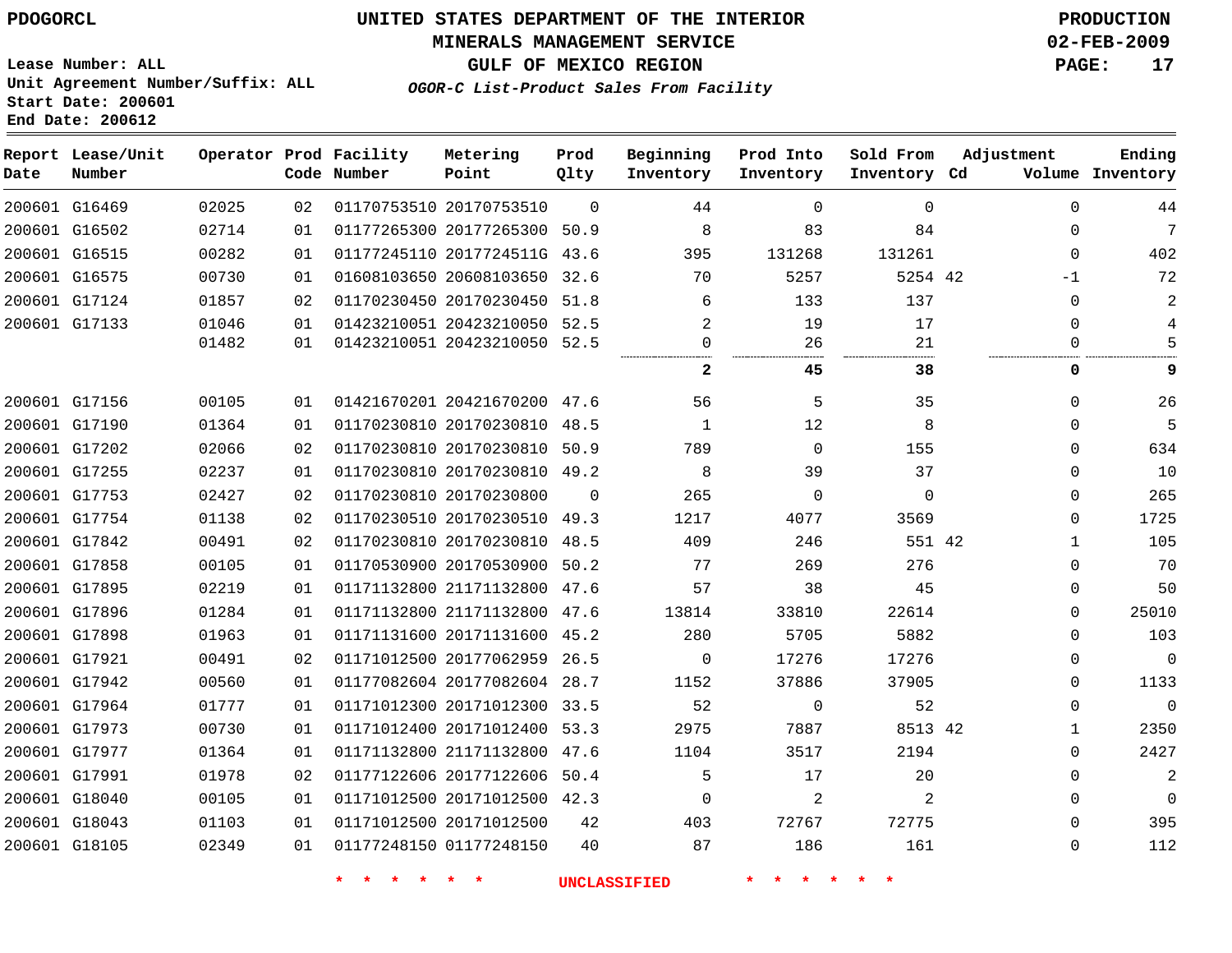PDOGORCL

# UNITED STATES DEPARTMENT OF THE INTERIOR
## MINERALS MANAGEMENT SERVICE
## GULF OF MEXICO REGION
### *OGOR-C List-Product Sales From Facility*

PRODUCTION
02-FEB-2009

Lease Number: ALL
Unit Agreement Number/Suffix: ALL
Start Date: 200601
End Date: 200612

| Report Date | Lease/Unit Number | Operator | Prod Code | Facility Number | Metering Point | Prod Qlty | Beginning Inventory | Prod Into Inventory | Sold From Inventory | Adjustment Cd | Adjustment Volume | Ending Inventory |
|---|---|---|---|---|---|---|---|---|---|---|---|---|
| 200601 | G16469 | 02025 | 02 | 01170753510 | 20170753510 | 0 | 44 | 0 | 0 | | 0 | 44 |
| 200601 | G16502 | 02714 | 01 | 01177265300 | 20177265300 | 50.9 | 8 | 83 | 84 | | 0 | 7 |
| 200601 | G16515 | 00282 | 01 | 01177245110 | 2017724511G | 43.6 | 395 | 131268 | 131261 | | 0 | 402 |
| 200601 | G16575 | 00730 | 01 | 01608103650 | 20608103650 | 32.6 | 70 | 5257 | 5254 | 42 | -1 | 72 |
| 200601 | G17124 | 01857 | 02 | 01170230450 | 20170230450 | 51.8 | 6 | 133 | 137 | | 0 | 2 |
| 200601 | G17133 | 01046 | 01 | 01423210051 | 20423210050 | 52.5 | 2 | 19 | 17 | | 0 | 4 |
| | | 01482 | 01 | 01423210051 | 20423210050 | 52.5 | 0 | 26 | 21 | | 0 | 5 |
| | | | | | | | **2** | **45** | **38** | | **0** | **9** |
| 200601 | G17156 | 00105 | 01 | 01421670201 | 20421670200 | 47.6 | 56 | 5 | 35 | | 0 | 26 |
| 200601 | G17190 | 01364 | 01 | 01170230810 | 20170230810 | 48.5 | 1 | 12 | 8 | | 0 | 5 |
| 200601 | G17202 | 02066 | 02 | 01170230810 | 20170230810 | 50.9 | 789 | 0 | 155 | | 0 | 634 |
| 200601 | G17255 | 02237 | 01 | 01170230810 | 20170230810 | 49.2 | 8 | 39 | 37 | | 0 | 10 |
| 200601 | G17753 | 02427 | 02 | 01170230810 | 20170230800 | 0 | 265 | 0 | 0 | | 0 | 265 |
| 200601 | G17754 | 01138 | 02 | 01170230510 | 20170230510 | 49.3 | 1217 | 4077 | 3569 | | 0 | 1725 |
| 200601 | G17842 | 00491 | 02 | 01170230810 | 20170230810 | 48.5 | 409 | 246 | 551 | 42 | 1 | 105 |
| 200601 | G17858 | 00105 | 01 | 01170530900 | 20170530900 | 50.2 | 77 | 269 | 276 | | 0 | 70 |
| 200601 | G17895 | 02219 | 01 | 01171132800 | 21171132800 | 47.6 | 57 | 38 | 45 | | 0 | 50 |
| 200601 | G17896 | 01284 | 01 | 01171132800 | 21171132800 | 47.6 | 13814 | 33810 | 22614 | | 0 | 25010 |
| 200601 | G17898 | 01963 | 01 | 01171131600 | 20171131600 | 45.2 | 280 | 5705 | 5882 | | 0 | 103 |
| 200601 | G17921 | 00491 | 02 | 01171012500 | 20177062959 | 26.5 | 0 | 17276 | 17276 | | 0 | 0 |
| 200601 | G17942 | 00560 | 01 | 01177082604 | 20177082604 | 28.7 | 1152 | 37886 | 37905 | | 0 | 1133 |
| 200601 | G17964 | 01777 | 01 | 01171012300 | 20171012300 | 33.5 | 52 | 0 | 52 | | 0 | 0 |
| 200601 | G17973 | 00730 | 01 | 01171012400 | 20171012400 | 53.3 | 2975 | 7887 | 8513 | 42 | 1 | 2350 |
| 200601 | G17977 | 01364 | 01 | 01171132800 | 21171132800 | 47.6 | 1104 | 3517 | 2194 | | 0 | 2427 |
| 200601 | G17991 | 01978 | 02 | 01177122606 | 20177122606 | 50.4 | 5 | 17 | 20 | | 0 | 2 |
| 200601 | G18040 | 00105 | 01 | 01171012500 | 20171012500 | 42.3 | 0 | 2 | 2 | | 0 | 0 |
| 200601 | G18043 | 01103 | 01 | 01171012500 | 20171012500 | 42 | 403 | 72767 | 72775 | | 0 | 395 |
| 200601 | G18105 | 02349 | 01 | 01177248150 | 01177248150 | 40 | 87 | 186 | 161 | | 0 | 112 |

* * * * * * UNCLASSIFIED * * * * * *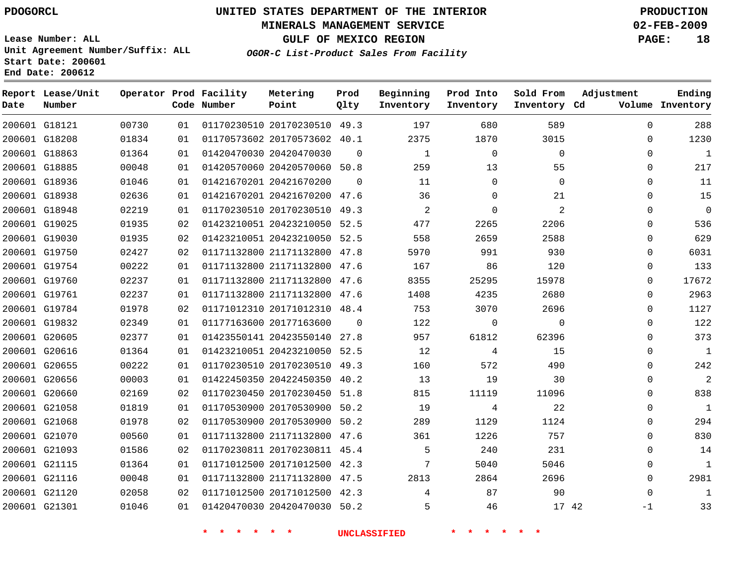PDOGORCL

**UNITED STATES DEPARTMENT OF THE INTERIOR**
**MINERALS MANAGEMENT SERVICE**
**GULF OF MEXICO REGION**
***OGOR-C List-Product Sales From Facility***

**PRODUCTION**
**02-FEB-2009**

Lease Number: ALL
Unit Agreement Number/Suffix: ALL
Start Date: 200601
End Date: 200612

| Report Date | Lease/Unit Number | Operator | Prod Code | Facility Number | Metering Point | Prod Qlty | Beginning Inventory | Prod Into Inventory | Sold From Inventory | Adjustment Cd | Adjustment Volume | Ending Inventory |
|---|---|---|---|---|---|---|---|---|---|---|---|---|
| 200601 | G18121 | 00730 | 01 | 01170230510 | 20170230510 | 49.3 | 197 | 680 | 589 | | 0 | 288 |
| 200601 | G18208 | 01834 | 01 | 01170573602 | 20170573602 | 40.1 | 2375 | 1870 | 3015 | | 0 | 1230 |
| 200601 | G18863 | 01364 | 01 | 01420470030 | 20420470030 | 0 | 1 | 0 | 0 | | 0 | 1 |
| 200601 | G18885 | 00048 | 01 | 01420570060 | 20420570060 | 50.8 | 259 | 13 | 55 | | 0 | 217 |
| 200601 | G18936 | 01046 | 01 | 01421670201 | 20421670200 | 0 | 11 | 0 | 0 | | 0 | 11 |
| 200601 | G18938 | 02636 | 01 | 01421670201 | 20421670200 | 47.6 | 36 | 0 | 21 | | 0 | 15 |
| 200601 | G18948 | 02219 | 01 | 01170230510 | 20170230510 | 49.3 | 2 | 0 | 2 | | 0 | 0 |
| 200601 | G19025 | 01935 | 02 | 01423210051 | 20423210050 | 52.5 | 477 | 2265 | 2206 | | 0 | 536 |
| 200601 | G19030 | 01935 | 02 | 01423210051 | 20423210050 | 52.5 | 558 | 2659 | 2588 | | 0 | 629 |
| 200601 | G19750 | 02427 | 02 | 01171132800 | 21171132800 | 47.8 | 5970 | 991 | 930 | | 0 | 6031 |
| 200601 | G19754 | 00222 | 01 | 01171132800 | 21171132800 | 47.6 | 167 | 86 | 120 | | 0 | 133 |
| 200601 | G19760 | 02237 | 01 | 01171132800 | 21171132800 | 47.6 | 8355 | 25295 | 15978 | | 0 | 17672 |
| 200601 | G19761 | 02237 | 01 | 01171132800 | 21171132800 | 47.6 | 1408 | 4235 | 2680 | | 0 | 2963 |
| 200601 | G19784 | 01978 | 02 | 01171012310 | 20171012310 | 48.4 | 753 | 3070 | 2696 | | 0 | 1127 |
| 200601 | G19832 | 02349 | 01 | 01177163600 | 20177163600 | 0 | 122 | 0 | 0 | | 0 | 122 |
| 200601 | G20605 | 02377 | 01 | 01423550141 | 20423550140 | 27.8 | 957 | 61812 | 62396 | | 0 | 373 |
| 200601 | G20616 | 01364 | 01 | 01423210051 | 20423210050 | 52.5 | 12 | 4 | 15 | | 0 | 1 |
| 200601 | G20655 | 00222 | 01 | 01170230510 | 20170230510 | 49.3 | 160 | 572 | 490 | | 0 | 242 |
| 200601 | G20656 | 00003 | 01 | 01422450350 | 20422450350 | 40.2 | 13 | 19 | 30 | | 0 | 2 |
| 200601 | G20660 | 02169 | 02 | 01170230450 | 20170230450 | 51.8 | 815 | 11119 | 11096 | | 0 | 838 |
| 200601 | G21058 | 01819 | 01 | 01170530900 | 20170530900 | 50.2 | 19 | 4 | 22 | | 0 | 1 |
| 200601 | G21068 | 01978 | 02 | 01170530900 | 20170530900 | 50.2 | 289 | 1129 | 1124 | | 0 | 294 |
| 200601 | G21070 | 00560 | 01 | 01171132800 | 21171132800 | 47.6 | 361 | 1226 | 757 | | 0 | 830 |
| 200601 | G21093 | 01586 | 02 | 01170230811 | 20170230811 | 45.4 | 5 | 240 | 231 | | 0 | 14 |
| 200601 | G21115 | 01364 | 01 | 01171012500 | 20171012500 | 42.3 | 7 | 5040 | 5046 | | 0 | 1 |
| 200601 | G21116 | 00048 | 01 | 01171132800 | 21171132800 | 47.5 | 2813 | 2864 | 2696 | | 0 | 2981 |
| 200601 | G21120 | 02058 | 02 | 01171012500 | 20171012500 | 42.3 | 4 | 87 | 90 | | 0 | 1 |
| 200601 | G21301 | 01046 | 01 | 01420470030 | 20420470030 | 50.2 | 5 | 46 | 17 | 42 | -1 | 33 |

\* \* \* \* \* \* UNCLASSIFIED \* \* \* \* \* \*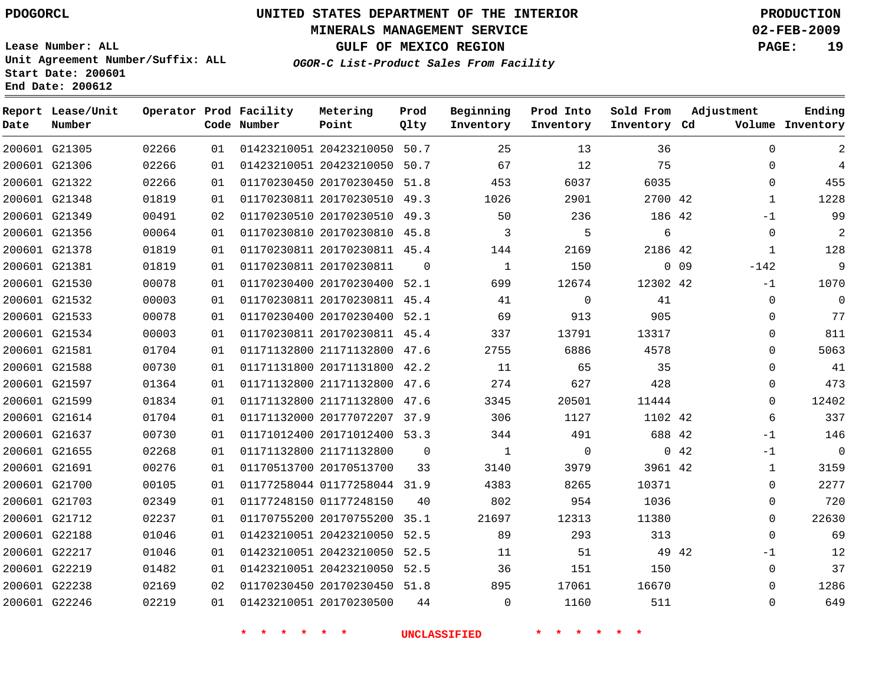UNITED STATES DEPARTMENT OF THE INTERIOR
MINERALS MANAGEMENT SERVICE
GULF OF MEXICO REGION

PDOGORCL

PRODUCTION
02-FEB-2009

Lease Number: ALL
Unit Agreement Number/Suffix: ALL
Start Date: 200601
End Date: 200612

*OGOR-C List-Product Sales From Facility*

| Report Date | Lease/Unit Number | Operator | Prod Code | Facility Number | Metering Point | Prod Qlty | Beginning Inventory | Prod Into Inventory | Sold From Inventory | Adjustment Cd | Volume | Ending Inventory |
|---|---|---|---|---|---|---|---|---|---|---|---|---|
| 200601 | G21305 | 02266 | 01 | 01423210051 | 20423210050 | 50.7 | 25 | 13 | 36 | | 0 | 2 |
| 200601 | G21306 | 02266 | 01 | 01423210051 | 20423210050 | 50.7 | 67 | 12 | 75 | | 0 | 4 |
| 200601 | G21322 | 02266 | 01 | 01170230450 | 20170230450 | 51.8 | 453 | 6037 | 6035 | | 0 | 455 |
| 200601 | G21348 | 01819 | 01 | 01170230811 | 20170230510 | 49.3 | 1026 | 2901 | 2700 | 42 | 1 | 1228 |
| 200601 | G21349 | 00491 | 02 | 01170230510 | 20170230510 | 49.3 | 50 | 236 | 186 | 42 | -1 | 99 |
| 200601 | G21356 | 00064 | 01 | 01170230810 | 20170230810 | 45.8 | 3 | 5 | 6 | | 0 | 2 |
| 200601 | G21378 | 01819 | 01 | 01170230811 | 20170230811 | 45.4 | 144 | 2169 | 2186 | 42 | 1 | 128 |
| 200601 | G21381 | 01819 | 01 | 01170230811 | 20170230811 | 0 | 1 | 150 | 0 | 09 | -142 | 9 |
| 200601 | G21530 | 00078 | 01 | 01170230400 | 20170230400 | 52.1 | 699 | 12674 | 12302 | 42 | -1 | 1070 |
| 200601 | G21532 | 00003 | 01 | 01170230811 | 20170230811 | 45.4 | 41 | 0 | 41 | | 0 | 0 |
| 200601 | G21533 | 00078 | 01 | 01170230400 | 20170230400 | 52.1 | 69 | 913 | 905 | | 0 | 77 |
| 200601 | G21534 | 00003 | 01 | 01170230811 | 20170230811 | 45.4 | 337 | 13791 | 13317 | | 0 | 811 |
| 200601 | G21581 | 01704 | 01 | 01171132800 | 21171132800 | 47.6 | 2755 | 6886 | 4578 | | 0 | 5063 |
| 200601 | G21588 | 00730 | 01 | 01171131800 | 20171131800 | 42.2 | 11 | 65 | 35 | | 0 | 41 |
| 200601 | G21597 | 01364 | 01 | 01171132800 | 21171132800 | 47.6 | 274 | 627 | 428 | | 0 | 473 |
| 200601 | G21599 | 01834 | 01 | 01171132800 | 21171132800 | 47.6 | 3345 | 20501 | 11444 | | 0 | 12402 |
| 200601 | G21614 | 01704 | 01 | 01171132000 | 20177072207 | 37.9 | 306 | 1127 | 1102 | 42 | 6 | 337 |
| 200601 | G21637 | 00730 | 01 | 01171012400 | 20171012400 | 53.3 | 344 | 491 | 688 | 42 | -1 | 146 |
| 200601 | G21655 | 02268 | 01 | 01171132800 | 21171132800 | 0 | 1 | 0 | 0 | 42 | -1 | 0 |
| 200601 | G21691 | 00276 | 01 | 01170513700 | 20170513700 | 33 | 3140 | 3979 | 3961 | 42 | 1 | 3159 |
| 200601 | G21700 | 00105 | 01 | 01177258044 | 01177258044 | 31.9 | 4383 | 8265 | 10371 | | 0 | 2277 |
| 200601 | G21703 | 02349 | 01 | 01177248150 | 01177248150 | 40 | 802 | 954 | 1036 | | 0 | 720 |
| 200601 | G21712 | 02237 | 01 | 01170755200 | 20170755200 | 35.1 | 21697 | 12313 | 11380 | | 0 | 22630 |
| 200601 | G22188 | 01046 | 01 | 01423210051 | 20423210050 | 52.5 | 89 | 293 | 313 | | 0 | 69 |
| 200601 | G22217 | 01046 | 01 | 01423210051 | 20423210050 | 52.5 | 11 | 51 | 49 | 42 | -1 | 12 |
| 200601 | G22219 | 01482 | 01 | 01423210051 | 20423210050 | 52.5 | 36 | 151 | 150 | | 0 | 37 |
| 200601 | G22238 | 02169 | 02 | 01170230450 | 20170230450 | 51.8 | 895 | 17061 | 16670 | | 0 | 1286 |
| 200601 | G22246 | 02219 | 01 | 01423210051 | 20170230500 | 44 | 0 | 1160 | 511 | | 0 | 649 |

* * * * * * UNCLASSIFIED * * * * * *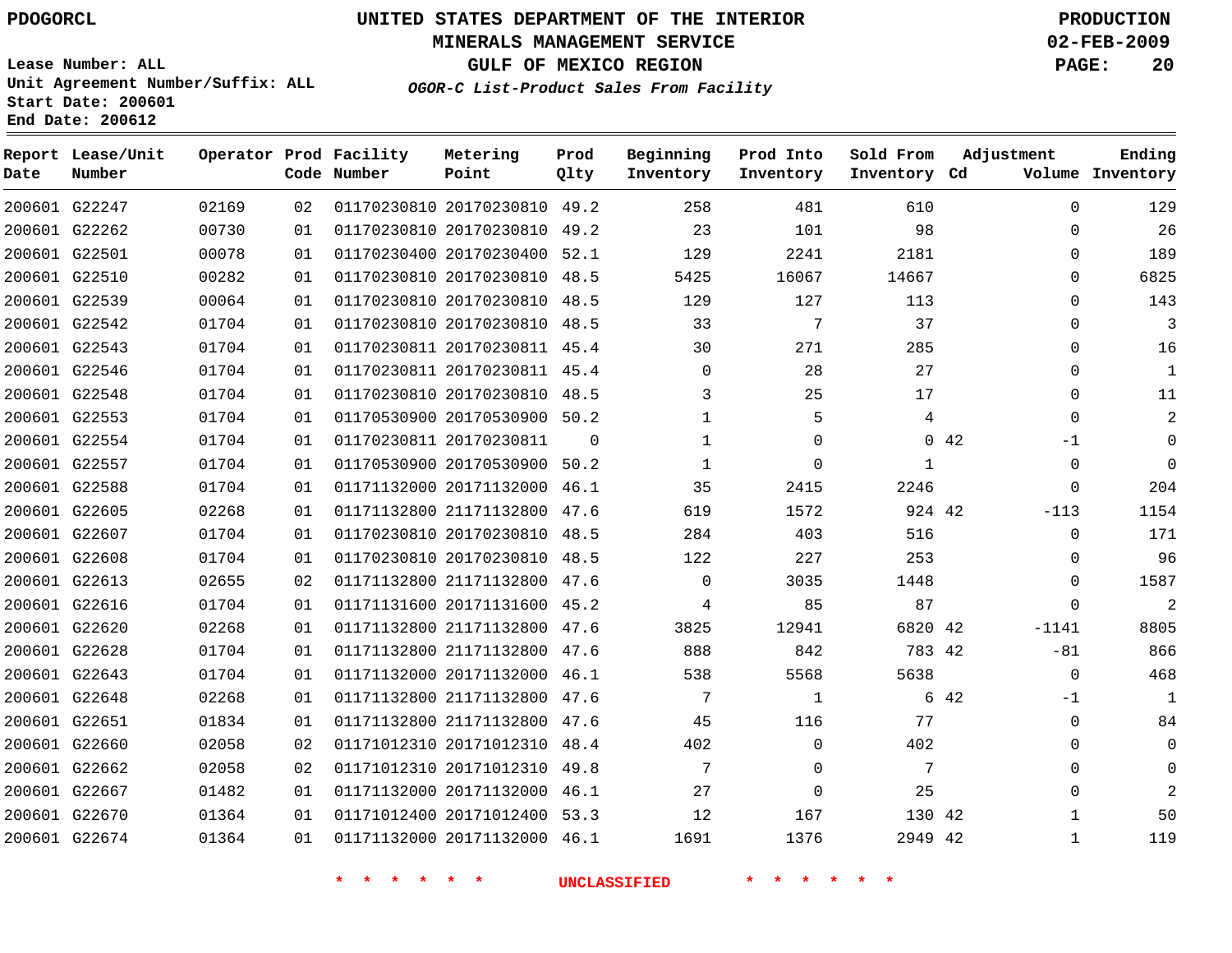PDOGORCL

Lease Number: ALL
Unit Agreement Number/Suffix: ALL
Start Date: 200601
End Date: 200612

# UNITED STATES DEPARTMENT OF THE INTERIOR
## MINERALS MANAGEMENT SERVICE
## GULF OF MEXICO REGION
***OGOR-C List-Product Sales From Facility***

PRODUCTION
02-FEB-2009

| Report Date | Lease/Unit Number | Operator | Prod Code | Facility Number | Metering Point | Prod Qlty | Beginning Inventory | Prod Into Inventory | Sold From Inventory | Adjustment Cd | Adjustment Volume | Ending Inventory |
|---|---|---|---|---|---|---|---|---|---|---|---|---|
| 200601 | G22247 | 02169 | 02 | 01170230810 | 20170230810 | 49.2 | 258 | 481 | 610 | | 0 | 129 |
| 200601 | G22262 | 00730 | 01 | 01170230810 | 20170230810 | 49.2 | 23 | 101 | 98 | | 0 | 26 |
| 200601 | G22501 | 00078 | 01 | 01170230400 | 20170230400 | 52.1 | 129 | 2241 | 2181 | | 0 | 189 |
| 200601 | G22510 | 00282 | 01 | 01170230810 | 20170230810 | 48.5 | 5425 | 16067 | 14667 | | 0 | 6825 |
| 200601 | G22539 | 00064 | 01 | 01170230810 | 20170230810 | 48.5 | 129 | 127 | 113 | | 0 | 143 |
| 200601 | G22542 | 01704 | 01 | 01170230810 | 20170230810 | 48.5 | 33 | 7 | 37 | | 0 | 3 |
| 200601 | G22543 | 01704 | 01 | 01170230811 | 20170230811 | 45.4 | 30 | 271 | 285 | | 0 | 16 |
| 200601 | G22546 | 01704 | 01 | 01170230811 | 20170230811 | 45.4 | 0 | 28 | 27 | | 0 | 1 |
| 200601 | G22548 | 01704 | 01 | 01170230810 | 20170230810 | 48.5 | 3 | 25 | 17 | | 0 | 11 |
| 200601 | G22553 | 01704 | 01 | 01170530900 | 20170530900 | 50.2 | 1 | 5 | 4 | | 0 | 2 |
| 200601 | G22554 | 01704 | 01 | 01170230811 | 20170230811 | 0 | 1 | 0 | 0 | 42 | -1 | 0 |
| 200601 | G22557 | 01704 | 01 | 01170530900 | 20170530900 | 50.2 | 1 | 0 | 1 | | 0 | 0 |
| 200601 | G22588 | 01704 | 01 | 01171132000 | 20171132000 | 46.1 | 35 | 2415 | 2246 | | 0 | 204 |
| 200601 | G22605 | 02268 | 01 | 01171132800 | 21171132800 | 47.6 | 619 | 1572 | 924 | 42 | -113 | 1154 |
| 200601 | G22607 | 01704 | 01 | 01170230810 | 20170230810 | 48.5 | 284 | 403 | 516 | | 0 | 171 |
| 200601 | G22608 | 01704 | 01 | 01170230810 | 20170230810 | 48.5 | 122 | 227 | 253 | | 0 | 96 |
| 200601 | G22613 | 02655 | 02 | 01171132800 | 21171132800 | 47.6 | 0 | 3035 | 1448 | | 0 | 1587 |
| 200601 | G22616 | 01704 | 01 | 01171131600 | 20171131600 | 45.2 | 4 | 85 | 87 | | 0 | 2 |
| 200601 | G22620 | 02268 | 01 | 01171132800 | 21171132800 | 47.6 | 3825 | 12941 | 6820 | 42 | -1141 | 8805 |
| 200601 | G22628 | 01704 | 01 | 01171132800 | 21171132800 | 47.6 | 888 | 842 | 783 | 42 | -81 | 866 |
| 200601 | G22643 | 01704 | 01 | 01171132000 | 20171132000 | 46.1 | 538 | 5568 | 5638 | | 0 | 468 |
| 200601 | G22648 | 02268 | 01 | 01171132800 | 21171132800 | 47.6 | 7 | 1 | 6 | 42 | -1 | 1 |
| 200601 | G22651 | 01834 | 01 | 01171132800 | 21171132800 | 47.6 | 45 | 116 | 77 | | 0 | 84 |
| 200601 | G22660 | 02058 | 02 | 01171012310 | 20171012310 | 48.4 | 402 | 0 | 402 | | 0 | 0 |
| 200601 | G22662 | 02058 | 02 | 01171012310 | 20171012310 | 49.8 | 7 | 0 | 7 | | 0 | 0 |
| 200601 | G22667 | 01482 | 01 | 01171132000 | 20171132000 | 46.1 | 27 | 0 | 25 | | 0 | 2 |
| 200601 | G22670 | 01364 | 01 | 01171012400 | 20171012400 | 53.3 | 12 | 167 | 130 | 42 | 1 | 50 |
| 200601 | G22674 | 01364 | 01 | 01171132000 | 20171132000 | 46.1 | 1691 | 1376 | 2949 | 42 | 1 | 119 |

* * * * * * UNCLASSIFIED * * * * * *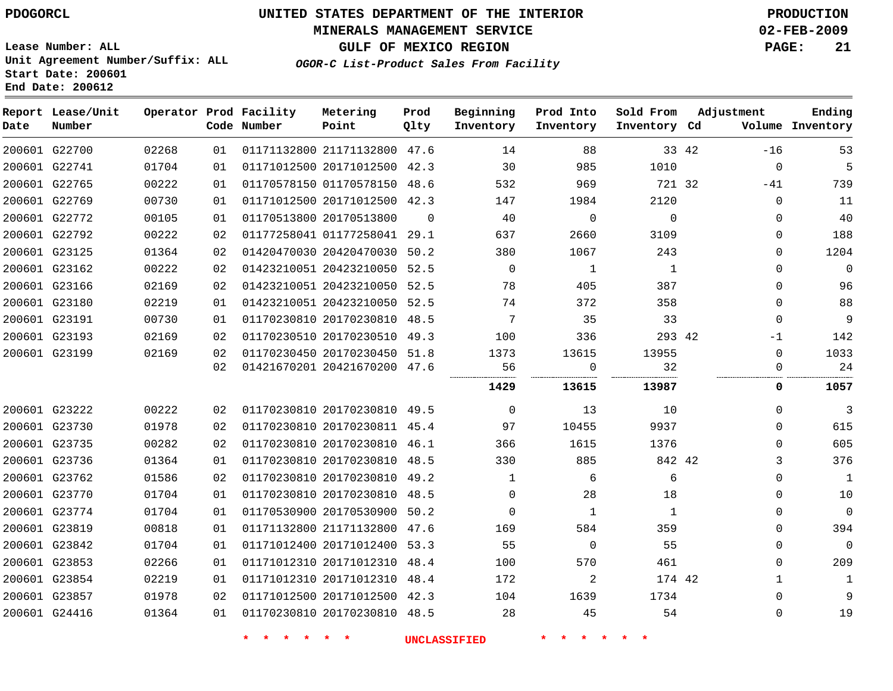PDOGORCL

# UNITED STATES DEPARTMENT OF THE INTERIOR
## MINERALS MANAGEMENT SERVICE
## GULF OF MEXICO REGION
### *OGOR-C List-Product Sales From Facility*

PRODUCTION
02-FEB-2009

Lease Number: ALL
Unit Agreement Number/Suffix: ALL
Start Date: 200601
End Date: 200612

| Report Date | Lease/Unit Number | Operator | Prod Code | Facility Number | Metering Point | Prod Qlty | Beginning Inventory | Prod Into Inventory | Sold From Inventory | Adjustment Cd | Volume | Ending Inventory |
|---|---|---|---|---|---|---|---|---|---|---|---|---|
| 200601 | G22700 | 02268 | 01 | 01171132800 | 21171132800 | 47.6 | 14 | 88 | 33 | 42 | -16 | 53 |
| 200601 | G22741 | 01704 | 01 | 01171012500 | 20171012500 | 42.3 | 30 | 985 | 1010 | | 0 | 5 |
| 200601 | G22765 | 00222 | 01 | 01170578150 | 01170578150 | 48.6 | 532 | 969 | 721 | 32 | -41 | 739 |
| 200601 | G22769 | 00730 | 01 | 01171012500 | 20171012500 | 42.3 | 147 | 1984 | 2120 | | 0 | 11 |
| 200601 | G22772 | 00105 | 01 | 01170513800 | 20170513800 | 0 | 40 | 0 | 0 | | 0 | 40 |
| 200601 | G22792 | 00222 | 02 | 01177258041 | 01177258041 | 29.1 | 637 | 2660 | 3109 | | 0 | 188 |
| 200601 | G23125 | 01364 | 02 | 01420470030 | 20420470030 | 50.2 | 380 | 1067 | 243 | | 0 | 1204 |
| 200601 | G23162 | 00222 | 02 | 01423210051 | 20423210050 | 52.5 | 0 | 1 | 1 | | 0 | 0 |
| 200601 | G23166 | 02169 | 02 | 01423210051 | 20423210050 | 52.5 | 78 | 405 | 387 | | 0 | 96 |
| 200601 | G23180 | 02219 | 01 | 01423210051 | 20423210050 | 52.5 | 74 | 372 | 358 | | 0 | 88 |
| 200601 | G23191 | 00730 | 01 | 01170230810 | 20170230810 | 48.5 | 7 | 35 | 33 | | 0 | 9 |
| 200601 | G23193 | 02169 | 02 | 01170230510 | 20170230510 | 49.3 | 100 | 336 | 293 | 42 | -1 | 142 |
| 200601 | G23199 | 02169 | 02 | 01170230450 | 20170230450 | 51.8 | 1373 | 13615 | 13955 | | 0 | 1033 |
| | | | 02 | 01421670201 | 20421670200 | 47.6 | 56 | 0 | 32 | | 0 | 24 |
| | | | | | | | **1429** | **13615** | **13987** | | **0** | **1057** |
| 200601 | G23222 | 00222 | 02 | 01170230810 | 20170230810 | 49.5 | 0 | 13 | 10 | | 0 | 3 |
| 200601 | G23730 | 01978 | 02 | 01170230810 | 20170230811 | 45.4 | 97 | 10455 | 9937 | | 0 | 615 |
| 200601 | G23735 | 00282 | 02 | 01170230810 | 20170230810 | 46.1 | 366 | 1615 | 1376 | | 0 | 605 |
| 200601 | G23736 | 01364 | 01 | 01170230810 | 20170230810 | 48.5 | 330 | 885 | 842 | 42 | 3 | 376 |
| 200601 | G23762 | 01586 | 02 | 01170230810 | 20170230810 | 49.2 | 1 | 6 | 6 | | 0 | 1 |
| 200601 | G23770 | 01704 | 01 | 01170230810 | 20170230810 | 48.5 | 0 | 28 | 18 | | 0 | 10 |
| 200601 | G23774 | 01704 | 01 | 01170530900 | 20170530900 | 50.2 | 0 | 1 | 1 | | 0 | 0 |
| 200601 | G23819 | 00818 | 01 | 01171132800 | 21171132800 | 47.6 | 169 | 584 | 359 | | 0 | 394 |
| 200601 | G23842 | 01704 | 01 | 01171012400 | 20171012400 | 53.3 | 55 | 0 | 55 | | 0 | 0 |
| 200601 | G23853 | 02266 | 01 | 01171012310 | 20171012310 | 48.4 | 100 | 570 | 461 | | 0 | 209 |
| 200601 | G23854 | 02219 | 01 | 01171012310 | 20171012310 | 48.4 | 172 | 2 | 174 | 42 | 1 | 1 |
| 200601 | G23857 | 01978 | 02 | 01171012500 | 20171012500 | 42.3 | 104 | 1639 | 1734 | | 0 | 9 |
| 200601 | G24416 | 01364 | 01 | 01170230810 | 20170230810 | 48.5 | 28 | 45 | 54 | | 0 | 19 |

* * * * * * UNCLASSIFIED * * * * * *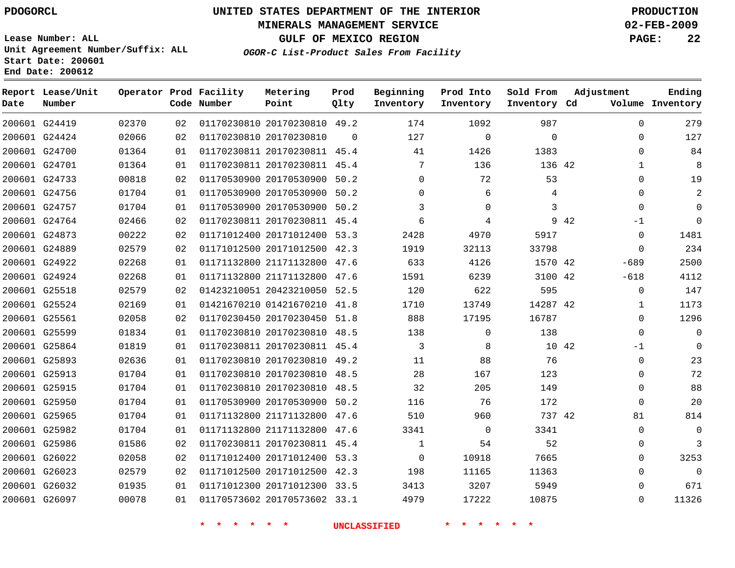PDOGORCL

# UNITED STATES DEPARTMENT OF THE INTERIOR
## MINERALS MANAGEMENT SERVICE
## GULF OF MEXICO REGION
### *OGOR-C List-Product Sales From Facility*

PRODUCTION
02-FEB-2009

Lease Number: ALL
Unit Agreement Number/Suffix: ALL
Start Date: 200601
End Date: 200612

| Report Date | Lease/Unit Number | Operator | Prod Code | Facility Number | Metering Point | Prod Qlty | Beginning Inventory | Prod Into Inventory | Sold From Inventory | Adjustment Cd | Adjustment Volume | Ending Inventory |
|---|---|---|---|---|---|---|---|---|---|---|---|---|
| 200601 | G24419 | 02370 | 02 | 01170230810 | 20170230810 | 49.2 | 174 | 1092 | 987 | | 0 | 279 |
| 200601 | G24424 | 02066 | 02 | 01170230810 | 20170230810 | 0 | 127 | 0 | 0 | | 0 | 127 |
| 200601 | G24700 | 01364 | 01 | 01170230811 | 20170230811 | 45.4 | 41 | 1426 | 1383 | | 0 | 84 |
| 200601 | G24701 | 01364 | 01 | 01170230811 | 20170230811 | 45.4 | 7 | 136 | 136 | 42 | 1 | 8 |
| 200601 | G24733 | 00818 | 02 | 01170530900 | 20170530900 | 50.2 | 0 | 72 | 53 | | 0 | 19 |
| 200601 | G24756 | 01704 | 01 | 01170530900 | 20170530900 | 50.2 | 0 | 6 | 4 | | 0 | 2 |
| 200601 | G24757 | 01704 | 01 | 01170530900 | 20170530900 | 50.2 | 3 | 0 | 3 | | 0 | 0 |
| 200601 | G24764 | 02466 | 02 | 01170230811 | 20170230811 | 45.4 | 6 | 4 | 9 | 42 | -1 | 0 |
| 200601 | G24873 | 00222 | 02 | 01171012400 | 20171012400 | 53.3 | 2428 | 4970 | 5917 | | 0 | 1481 |
| 200601 | G24889 | 02579 | 02 | 01171012500 | 20171012500 | 42.3 | 1919 | 32113 | 33798 | | 0 | 234 |
| 200601 | G24922 | 02268 | 01 | 01171132800 | 21171132800 | 47.6 | 633 | 4126 | 1570 | 42 | -689 | 2500 |
| 200601 | G24924 | 02268 | 01 | 01171132800 | 21171132800 | 47.6 | 1591 | 6239 | 3100 | 42 | -618 | 4112 |
| 200601 | G25518 | 02579 | 02 | 01423210051 | 20423210050 | 52.5 | 120 | 622 | 595 | | 0 | 147 |
| 200601 | G25524 | 02169 | 01 | 01421670210 | 01421670210 | 41.8 | 1710 | 13749 | 14287 | 42 | 1 | 1173 |
| 200601 | G25561 | 02058 | 02 | 01170230450 | 20170230450 | 51.8 | 888 | 17195 | 16787 | | 0 | 1296 |
| 200601 | G25599 | 01834 | 01 | 01170230810 | 20170230810 | 48.5 | 138 | 0 | 138 | | 0 | 0 |
| 200601 | G25864 | 01819 | 01 | 01170230811 | 20170230811 | 45.4 | 3 | 8 | 10 | 42 | -1 | 0 |
| 200601 | G25893 | 02636 | 01 | 01170230810 | 20170230810 | 49.2 | 11 | 88 | 76 | | 0 | 23 |
| 200601 | G25913 | 01704 | 01 | 01170230810 | 20170230810 | 48.5 | 28 | 167 | 123 | | 0 | 72 |
| 200601 | G25915 | 01704 | 01 | 01170230810 | 20170230810 | 48.5 | 32 | 205 | 149 | | 0 | 88 |
| 200601 | G25950 | 01704 | 01 | 01170530900 | 20170530900 | 50.2 | 116 | 76 | 172 | | 0 | 20 |
| 200601 | G25965 | 01704 | 01 | 01171132800 | 21171132800 | 47.6 | 510 | 960 | 737 | 42 | 81 | 814 |
| 200601 | G25982 | 01704 | 01 | 01171132800 | 21171132800 | 47.6 | 3341 | 0 | 3341 | | 0 | 0 |
| 200601 | G25986 | 01586 | 02 | 01170230811 | 20170230811 | 45.4 | 1 | 54 | 52 | | 0 | 3 |
| 200601 | G26022 | 02058 | 02 | 01171012400 | 20171012400 | 53.3 | 0 | 10918 | 7665 | | 0 | 3253 |
| 200601 | G26023 | 02579 | 02 | 01171012500 | 20171012500 | 42.3 | 198 | 11165 | 11363 | | 0 | 0 |
| 200601 | G26032 | 01935 | 01 | 01171012300 | 20171012300 | 33.5 | 3413 | 3207 | 5949 | | 0 | 671 |
| 200601 | G26097 | 00078 | 01 | 01170573602 | 20170573602 | 33.1 | 4979 | 17222 | 10875 | | 0 | 11326 |

* * * * * * UNCLASSIFIED * * * * * *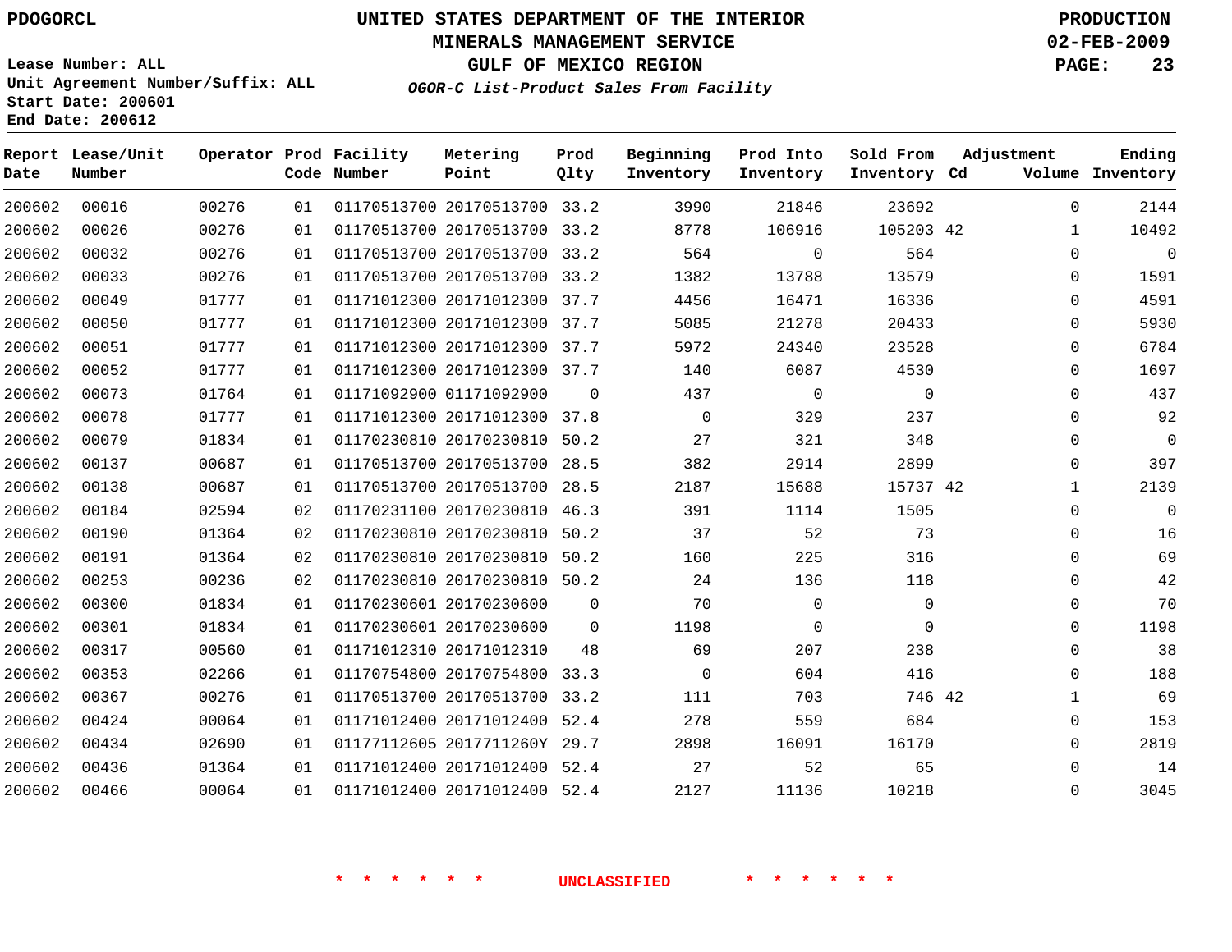PDOGORCL

# UNITED STATES DEPARTMENT OF THE INTERIOR
## MINERALS MANAGEMENT SERVICE
## GULF OF MEXICO REGION
### *OGOR-C List-Product Sales From Facility*

PRODUCTION
02-FEB-2009

Lease Number: ALL
Unit Agreement Number/Suffix: ALL
Start Date: 200601
End Date: 200612

| Report Date | Lease/Unit Number | Operator | Prod Code | Facility Number | Metering Point | Prod Qlty | Beginning Inventory | Prod Into Inventory | Sold From Inventory | Adjustment Cd | Volume | Ending Inventory |
|---|---|---|---|---|---|---|---|---|---|---|---|---|
| 200602 | 00016 | 00276 | 01 | 01170513700 | 20170513700 | 33.2 | 3990 | 21846 | 23692 | | 0 | 2144 |
| 200602 | 00026 | 00276 | 01 | 01170513700 | 20170513700 | 33.2 | 8778 | 106916 | 105203 | 42 | 1 | 10492 |
| 200602 | 00032 | 00276 | 01 | 01170513700 | 20170513700 | 33.2 | 564 | 0 | 564 | | 0 | 0 |
| 200602 | 00033 | 00276 | 01 | 01170513700 | 20170513700 | 33.2 | 1382 | 13788 | 13579 | | 0 | 1591 |
| 200602 | 00049 | 01777 | 01 | 01171012300 | 20171012300 | 37.7 | 4456 | 16471 | 16336 | | 0 | 4591 |
| 200602 | 00050 | 01777 | 01 | 01171012300 | 20171012300 | 37.7 | 5085 | 21278 | 20433 | | 0 | 5930 |
| 200602 | 00051 | 01777 | 01 | 01171012300 | 20171012300 | 37.7 | 5972 | 24340 | 23528 | | 0 | 6784 |
| 200602 | 00052 | 01777 | 01 | 01171012300 | 20171012300 | 37.7 | 140 | 6087 | 4530 | | 0 | 1697 |
| 200602 | 00073 | 01764 | 01 | 01171092900 | 01171092900 | 0 | 437 | 0 | 0 | | 0 | 437 |
| 200602 | 00078 | 01777 | 01 | 01171012300 | 20171012300 | 37.8 | 0 | 329 | 237 | | 0 | 92 |
| 200602 | 00079 | 01834 | 01 | 01170230810 | 20170230810 | 50.2 | 27 | 321 | 348 | | 0 | 0 |
| 200602 | 00137 | 00687 | 01 | 01170513700 | 20170513700 | 28.5 | 382 | 2914 | 2899 | | 0 | 397 |
| 200602 | 00138 | 00687 | 01 | 01170513700 | 20170513700 | 28.5 | 2187 | 15688 | 15737 | 42 | 1 | 2139 |
| 200602 | 00184 | 02594 | 02 | 01170231100 | 20170230810 | 46.3 | 391 | 1114 | 1505 | | 0 | 0 |
| 200602 | 00190 | 01364 | 02 | 01170230810 | 20170230810 | 50.2 | 37 | 52 | 73 | | 0 | 16 |
| 200602 | 00191 | 01364 | 02 | 01170230810 | 20170230810 | 50.2 | 160 | 225 | 316 | | 0 | 69 |
| 200602 | 00253 | 00236 | 02 | 01170230810 | 20170230810 | 50.2 | 24 | 136 | 118 | | 0 | 42 |
| 200602 | 00300 | 01834 | 01 | 01170230601 | 20170230600 | 0 | 70 | 0 | 0 | | 0 | 70 |
| 200602 | 00301 | 01834 | 01 | 01170230601 | 20170230600 | 0 | 1198 | 0 | 0 | | 0 | 1198 |
| 200602 | 00317 | 00560 | 01 | 01171012310 | 20171012310 | 48 | 69 | 207 | 238 | | 0 | 38 |
| 200602 | 00353 | 02266 | 01 | 01170754800 | 20170754800 | 33.3 | 0 | 604 | 416 | | 0 | 188 |
| 200602 | 00367 | 00276 | 01 | 01170513700 | 20170513700 | 33.2 | 111 | 703 | 746 | 42 | 1 | 69 |
| 200602 | 00424 | 00064 | 01 | 01171012400 | 20171012400 | 52.4 | 278 | 559 | 684 | | 0 | 153 |
| 200602 | 00434 | 02690 | 01 | 01177112605 | 2017711260Y | 29.7 | 2898 | 16091 | 16170 | | 0 | 2819 |
| 200602 | 00436 | 01364 | 01 | 01171012400 | 20171012400 | 52.4 | 27 | 52 | 65 | | 0 | 14 |
| 200602 | 00466 | 00064 | 01 | 01171012400 | 20171012400 | 52.4 | 2127 | 11136 | 10218 | | 0 | 3045 |

* * * * * * UNCLASSIFIED * * * * * *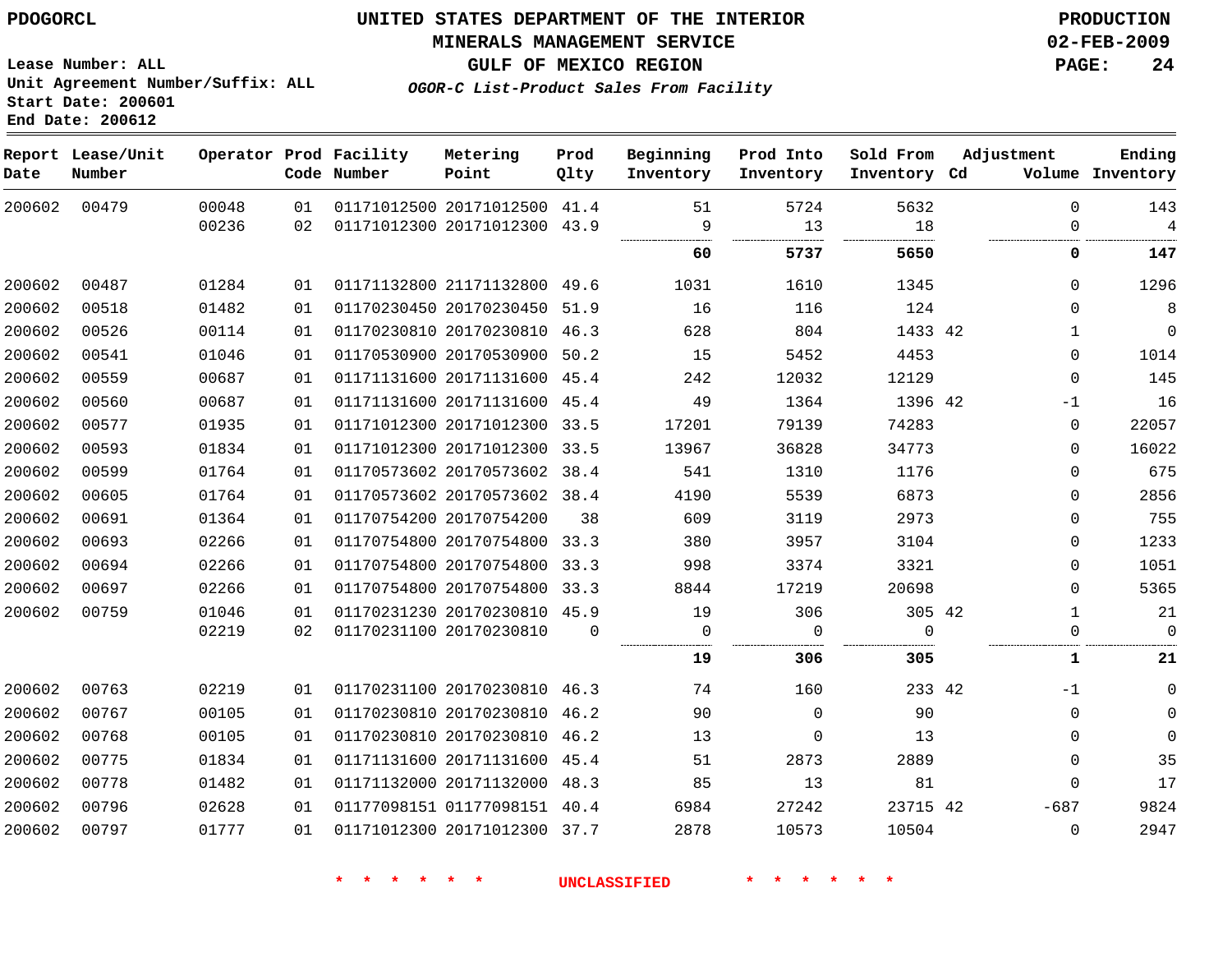PDOGORCL

# UNITED STATES DEPARTMENT OF THE INTERIOR
## MINERALS MANAGEMENT SERVICE
## GULF OF MEXICO REGION
### *OGOR-C List-Product Sales From Facility*

PRODUCTION
02-FEB-2009

Lease Number: ALL
Unit Agreement Number/Suffix: ALL
Start Date: 200601
End Date: 200612

| Report Date | Lease/Unit Number | Operator | Prod Code | Facility Number | Metering Point | Prod Qlty | Beginning Inventory | Prod Into Inventory | Sold From Inventory | Adjustment Cd | Volume | Ending Inventory |
|---|---|---|---|---|---|---|---|---|---|---|---|---|
| 200602 | 00479 | 00048 | 01 | 01171012500 | 20171012500 | 41.4 | 51 | 5724 | 5632 | | 0 | 143 |
| | | 00236 | 02 | 01171012300 | 20171012300 | 43.9 | 9 | 13 | 18 | | 0 | 4 |
| | | | | | | | **60** | **5737** | **5650** | | **0** | **147** |
| 200602 | 00487 | 01284 | 01 | 01171132800 | 21171132800 | 49.6 | 1031 | 1610 | 1345 | | 0 | 1296 |
| 200602 | 00518 | 01482 | 01 | 01170230450 | 20170230450 | 51.9 | 16 | 116 | 124 | | 0 | 8 |
| 200602 | 00526 | 00114 | 01 | 01170230810 | 20170230810 | 46.3 | 628 | 804 | 1433 | 42 | 1 | 0 |
| 200602 | 00541 | 01046 | 01 | 01170530900 | 20170530900 | 50.2 | 15 | 5452 | 4453 | | 0 | 1014 |
| 200602 | 00559 | 00687 | 01 | 01171131600 | 20171131600 | 45.4 | 242 | 12032 | 12129 | | 0 | 145 |
| 200602 | 00560 | 00687 | 01 | 01171131600 | 20171131600 | 45.4 | 49 | 1364 | 1396 | 42 | -1 | 16 |
| 200602 | 00577 | 01935 | 01 | 01171012300 | 20171012300 | 33.5 | 17201 | 79139 | 74283 | | 0 | 22057 |
| 200602 | 00593 | 01834 | 01 | 01171012300 | 20171012300 | 33.5 | 13967 | 36828 | 34773 | | 0 | 16022 |
| 200602 | 00599 | 01764 | 01 | 01170573602 | 20170573602 | 38.4 | 541 | 1310 | 1176 | | 0 | 675 |
| 200602 | 00605 | 01764 | 01 | 01170573602 | 20170573602 | 38.4 | 4190 | 5539 | 6873 | | 0 | 2856 |
| 200602 | 00691 | 01364 | 01 | 01170754200 | 20170754200 | 38 | 609 | 3119 | 2973 | | 0 | 755 |
| 200602 | 00693 | 02266 | 01 | 01170754800 | 20170754800 | 33.3 | 380 | 3957 | 3104 | | 0 | 1233 |
| 200602 | 00694 | 02266 | 01 | 01170754800 | 20170754800 | 33.3 | 998 | 3374 | 3321 | | 0 | 1051 |
| 200602 | 00697 | 02266 | 01 | 01170754800 | 20170754800 | 33.3 | 8844 | 17219 | 20698 | | 0 | 5365 |
| 200602 | 00759 | 01046 | 01 | 01170231230 | 20170230810 | 45.9 | 19 | 306 | 305 | 42 | 1 | 21 |
| | | 02219 | 02 | 01170231100 | 20170230810 | 0 | 0 | 0 | 0 | | 0 | 0 |
| | | | | | | | **19** | **306** | **305** | | **1** | **21** |
| 200602 | 00763 | 02219 | 01 | 01170231100 | 20170230810 | 46.3 | 74 | 160 | 233 | 42 | -1 | 0 |
| 200602 | 00767 | 00105 | 01 | 01170230810 | 20170230810 | 46.2 | 90 | 0 | 90 | | 0 | 0 |
| 200602 | 00768 | 00105 | 01 | 01170230810 | 20170230810 | 46.2 | 13 | 0 | 13 | | 0 | 0 |
| 200602 | 00775 | 01834 | 01 | 01171131600 | 20171131600 | 45.4 | 51 | 2873 | 2889 | | 0 | 35 |
| 200602 | 00778 | 01482 | 01 | 01171132000 | 20171132000 | 48.3 | 85 | 13 | 81 | | 0 | 17 |
| 200602 | 00796 | 02628 | 01 | 01177098151 | 01177098151 | 40.4 | 6984 | 27242 | 23715 | 42 | -687 | 9824 |
| 200602 | 00797 | 01777 | 01 | 01171012300 | 20171012300 | 37.7 | 2878 | 10573 | 10504 | | 0 | 2947 |

* * * * * * UNCLASSIFIED * * * * * *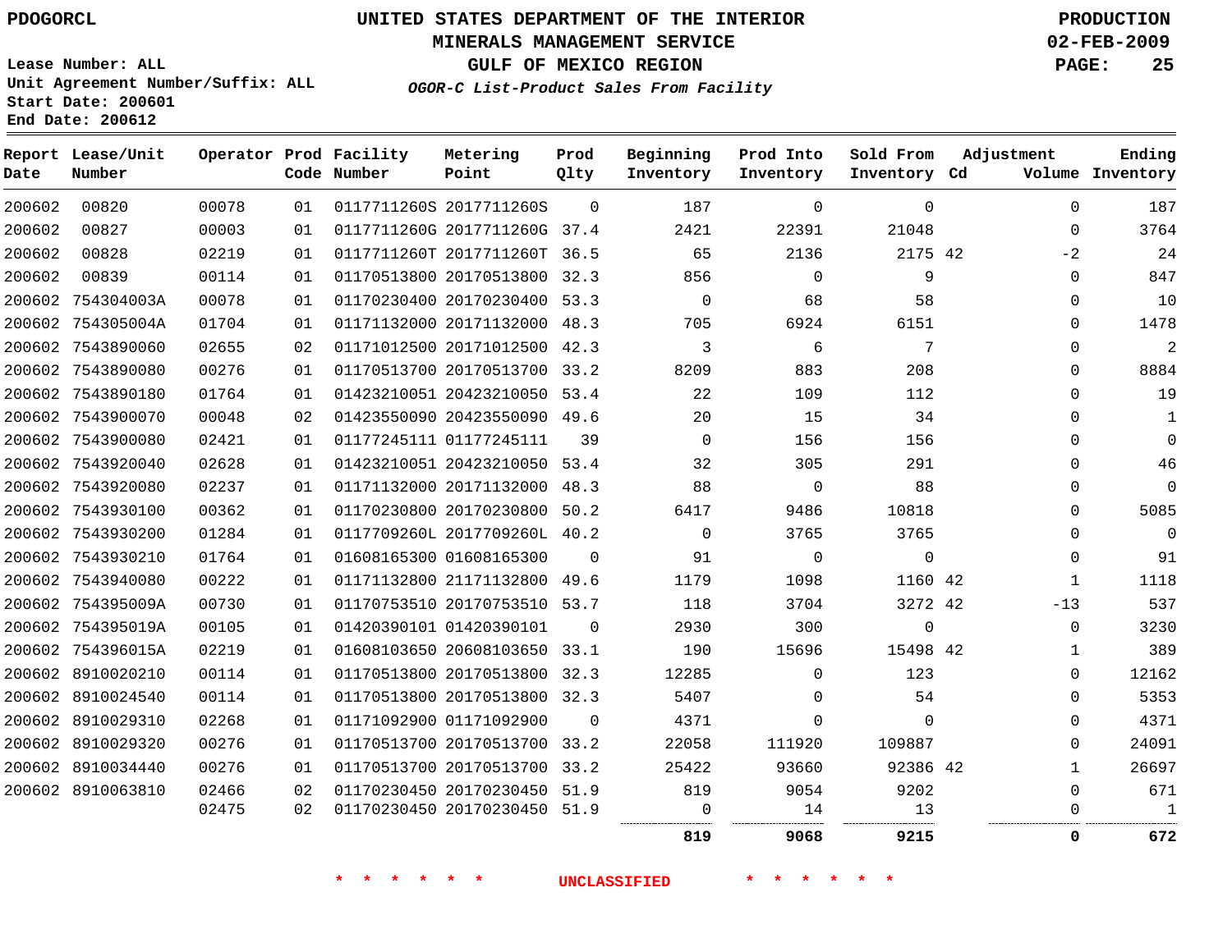PDOGORCL

# UNITED STATES DEPARTMENT OF THE INTERIOR
## MINERALS MANAGEMENT SERVICE
## GULF OF MEXICO REGION
### *OGOR-C List-Product Sales From Facility*

PRODUCTION
02-FEB-2009

Lease Number: ALL
Unit Agreement Number/Suffix: ALL
Start Date: 200601
End Date: 200612

| Report Date | Lease/Unit Number | Operator | Prod Code | Facility Number | Metering Point | Prod Qlty | Beginning Inventory | Prod Into Inventory | Sold From Inventory | Adjustment Cd | Volume | Ending Inventory |
|---|---|---|---|---|---|---|---|---|---|---|---|---|
| 200602 | 00820 | 00078 | 01 | 0117711260S | 2017711260S | 0 | 187 | 0 | 0 | | 0 | 187 |
| 200602 | 00827 | 00003 | 01 | 0117711260G | 2017711260G | 37.4 | 2421 | 22391 | 21048 | | 0 | 3764 |
| 200602 | 00828 | 02219 | 01 | 0117711260T | 2017711260T | 36.5 | 65 | 2136 | 2175 | 42 | -2 | 24 |
| 200602 | 00839 | 00114 | 01 | 01170513800 | 20170513800 | 32.3 | 856 | 0 | 9 | | 0 | 847 |
| 200602 | 754304003A | 00078 | 01 | 01170230400 | 20170230400 | 53.3 | 0 | 68 | 58 | | 0 | 10 |
| 200602 | 754305004A | 01704 | 01 | 01171132000 | 20171132000 | 48.3 | 705 | 6924 | 6151 | | 0 | 1478 |
| 200602 | 7543890060 | 02655 | 02 | 01171012500 | 20171012500 | 42.3 | 3 | 6 | 7 | | 0 | 2 |
| 200602 | 7543890080 | 00276 | 01 | 01170513700 | 20170513700 | 33.2 | 8209 | 883 | 208 | | 0 | 8884 |
| 200602 | 7543890180 | 01764 | 01 | 01423210051 | 20423210050 | 53.4 | 22 | 109 | 112 | | 0 | 19 |
| 200602 | 7543900070 | 00048 | 02 | 01423550090 | 20423550090 | 49.6 | 20 | 15 | 34 | | 0 | 1 |
| 200602 | 7543900080 | 02421 | 01 | 01177245111 | 01177245111 | 39 | 0 | 156 | 156 | | 0 | 0 |
| 200602 | 7543920040 | 02628 | 01 | 01423210051 | 20423210050 | 53.4 | 32 | 305 | 291 | | 0 | 46 |
| 200602 | 7543920080 | 02237 | 01 | 01171132000 | 20171132000 | 48.3 | 88 | 0 | 88 | | 0 | 0 |
| 200602 | 7543930100 | 00362 | 01 | 01170230800 | 20170230800 | 50.2 | 6417 | 9486 | 10818 | | 0 | 5085 |
| 200602 | 7543930200 | 01284 | 01 | 0117709260L | 2017709260L | 40.2 | 0 | 3765 | 3765 | | 0 | 0 |
| 200602 | 7543930210 | 01764 | 01 | 01608165300 | 01608165300 | 0 | 91 | 0 | 0 | | 0 | 91 |
| 200602 | 7543940080 | 00222 | 01 | 01171132800 | 21171132800 | 49.6 | 1179 | 1098 | 1160 | 42 | 1 | 1118 |
| 200602 | 754395009A | 00730 | 01 | 01170753510 | 20170753510 | 53.7 | 118 | 3704 | 3272 | 42 | -13 | 537 |
| 200602 | 754395019A | 00105 | 01 | 01420390101 | 01420390101 | 0 | 2930 | 300 | 0 | | 0 | 3230 |
| 200602 | 754396015A | 02219 | 01 | 01608103650 | 20608103650 | 33.1 | 190 | 15696 | 15498 | 42 | 1 | 389 |
| 200602 | 8910020210 | 00114 | 01 | 01170513800 | 20170513800 | 32.3 | 12285 | 0 | 123 | | 0 | 12162 |
| 200602 | 8910024540 | 00114 | 01 | 01170513800 | 20170513800 | 32.3 | 5407 | 0 | 54 | | 0 | 5353 |
| 200602 | 8910029310 | 02268 | 01 | 01171092900 | 01171092900 | 0 | 4371 | 0 | 0 | | 0 | 4371 |
| 200602 | 8910029320 | 00276 | 01 | 01170513700 | 20170513700 | 33.2 | 22058 | 111920 | 109887 | | 0 | 24091 |
| 200602 | 8910034440 | 00276 | 01 | 01170513700 | 20170513700 | 33.2 | 25422 | 93660 | 92386 | 42 | 1 | 26697 |
| 200602 | 8910063810 | 02466 | 02 | 01170230450 | 20170230450 | 51.9 | 819 | 9054 | 9202 | | 0 | 671 |
| | | 02475 | 02 | 01170230450 | 20170230450 | 51.9 | 0 | 14 | 13 | | 0 | 1 |
| | | | | | | | **819** | **9068** | **9215** | | **0** | **672** |

\* \* \* \* \* \* UNCLASSIFIED \* \* \* \* \* \*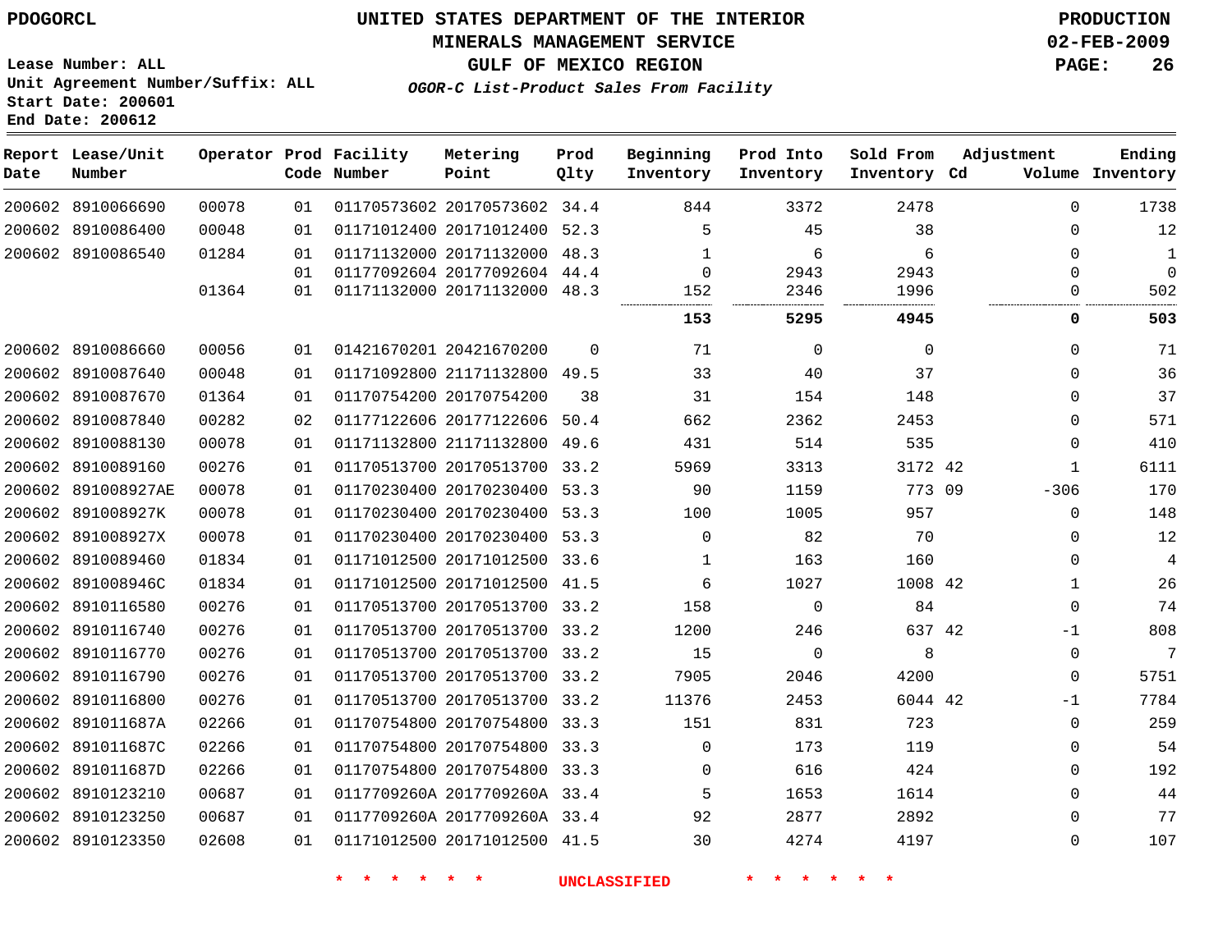PDOGORCL

# UNITED STATES DEPARTMENT OF THE INTERIOR
## MINERALS MANAGEMENT SERVICE
## GULF OF MEXICO REGION
### *OGOR-C List-Product Sales From Facility*

PRODUCTION
02-FEB-2009

Lease Number: ALL
Unit Agreement Number/Suffix: ALL
Start Date: 200601
End Date: 200612

| Report Date | Lease/Unit Number | Operator | Prod Code | Facility Number | Metering Point | Prod Qlty | Beginning Inventory | Prod Into Inventory | Sold From Inventory | Adjustment Cd | Volume | Ending Inventory |
|---|---|---|---|---|---|---|---|---|---|---|---|---|
| 200602 | 8910066690 | 00078 | 01 | 01170573602 | 20170573602 | 34.4 | 844 | 3372 | 2478 | | 0 | 1738 |
| 200602 | 8910086400 | 00048 | 01 | 01171012400 | 20171012400 | 52.3 | 5 | 45 | 38 | | 0 | 12 |
| 200602 | 8910086540 | 01284 | 01 | 01171132000 | 20171132000 | 48.3 | 1 | 6 | 6 | | 0 | 1 |
| | | | 01 | 01177092604 | 20177092604 | 44.4 | 0 | 2943 | 2943 | | 0 | 0 |
| | | 01364 | 01 | 01171132000 | 20171132000 | 48.3 | 152 | 2346 | 1996 | | 0 | 502 |
| | | | | | | | **153** | **5295** | **4945** | | **0** | **503** |
| 200602 | 8910086660 | 00056 | 01 | 01421670201 | 20421670200 | 0 | 71 | 0 | 0 | | 0 | 71 |
| 200602 | 8910087640 | 00048 | 01 | 01171092800 | 21171132800 | 49.5 | 33 | 40 | 37 | | 0 | 36 |
| 200602 | 8910087670 | 01364 | 01 | 01170754200 | 20170754200 | 38 | 31 | 154 | 148 | | 0 | 37 |
| 200602 | 8910087840 | 00282 | 02 | 01177122606 | 20177122606 | 50.4 | 662 | 2362 | 2453 | | 0 | 571 |
| 200602 | 8910088130 | 00078 | 01 | 01171132800 | 21171132800 | 49.6 | 431 | 514 | 535 | | 0 | 410 |
| 200602 | 8910089160 | 00276 | 01 | 01170513700 | 20170513700 | 33.2 | 5969 | 3313 | 3172 | 42 | 1 | 6111 |
| 200602 | 891008927AE | 00078 | 01 | 01170230400 | 20170230400 | 53.3 | 90 | 1159 | 773 | 09 | -306 | 170 |
| 200602 | 891008927K | 00078 | 01 | 01170230400 | 20170230400 | 53.3 | 100 | 1005 | 957 | | 0 | 148 |
| 200602 | 891008927X | 00078 | 01 | 01170230400 | 20170230400 | 53.3 | 0 | 82 | 70 | | 0 | 12 |
| 200602 | 8910089460 | 01834 | 01 | 01171012500 | 20171012500 | 33.6 | 1 | 163 | 160 | | 0 | 4 |
| 200602 | 891008946C | 01834 | 01 | 01171012500 | 20171012500 | 41.5 | 6 | 1027 | 1008 | 42 | 1 | 26 |
| 200602 | 8910116580 | 00276 | 01 | 01170513700 | 20170513700 | 33.2 | 158 | 0 | 84 | | 0 | 74 |
| 200602 | 8910116740 | 00276 | 01 | 01170513700 | 20170513700 | 33.2 | 1200 | 246 | 637 | 42 | -1 | 808 |
| 200602 | 8910116770 | 00276 | 01 | 01170513700 | 20170513700 | 33.2 | 15 | 0 | 8 | | 0 | 7 |
| 200602 | 8910116790 | 00276 | 01 | 01170513700 | 20170513700 | 33.2 | 7905 | 2046 | 4200 | | 0 | 5751 |
| 200602 | 8910116800 | 00276 | 01 | 01170513700 | 20170513700 | 33.2 | 11376 | 2453 | 6044 | 42 | -1 | 7784 |
| 200602 | 891011687A | 02266 | 01 | 01170754800 | 20170754800 | 33.3 | 151 | 831 | 723 | | 0 | 259 |
| 200602 | 891011687C | 02266 | 01 | 01170754800 | 20170754800 | 33.3 | 0 | 173 | 119 | | 0 | 54 |
| 200602 | 891011687D | 02266 | 01 | 01170754800 | 20170754800 | 33.3 | 0 | 616 | 424 | | 0 | 192 |
| 200602 | 8910123210 | 00687 | 01 | 0117709260A | 2017709260A | 33.4 | 5 | 1653 | 1614 | | 0 | 44 |
| 200602 | 8910123250 | 00687 | 01 | 0117709260A | 2017709260A | 33.4 | 92 | 2877 | 2892 | | 0 | 77 |
| 200602 | 8910123350 | 02608 | 01 | 01171012500 | 20171012500 | 41.5 | 30 | 4274 | 4197 | | 0 | 107 |

* * * * * * UNCLASSIFIED * * * * * *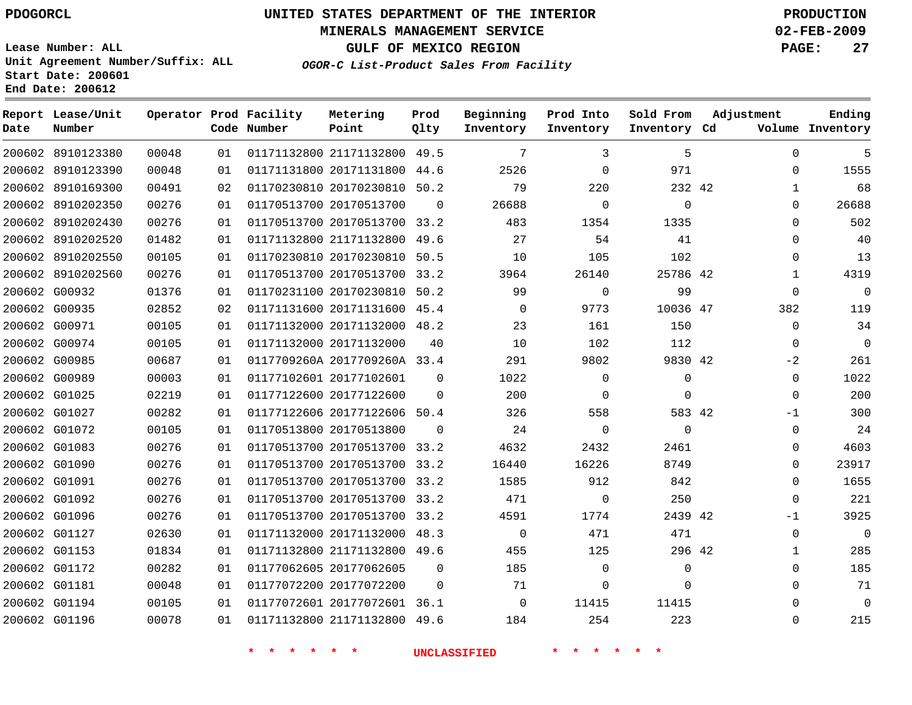PDOGORCL

# UNITED STATES DEPARTMENT OF THE INTERIOR
## MINERALS MANAGEMENT SERVICE
## GULF OF MEXICO REGION
### *OGOR-C List-Product Sales From Facility*

PRODUCTION
02-FEB-2009

Lease Number: ALL
Unit Agreement Number/Suffix: ALL
Start Date: 200601
End Date: 200612

| Report Date | Lease/Unit Number | Operator | Prod Code | Facility Number | Metering Point | Prod Qlty | Beginning Inventory | Prod Into Inventory | Sold From Inventory | Adjustment Cd | Volume | Ending Inventory |
|---|---|---|---|---|---|---|---|---|---|---|---|---|
| 200602 | 8910123380 | 00048 | 01 | 01171132800 | 21171132800 | 49.5 | 7 | 3 | 5 | | 0 | 5 |
| 200602 | 8910123390 | 00048 | 01 | 01171131800 | 20171131800 | 44.6 | 2526 | 0 | 971 | | 0 | 1555 |
| 200602 | 8910169300 | 00491 | 02 | 01170230810 | 20170230810 | 50.2 | 79 | 220 | 232 | 42 | 1 | 68 |
| 200602 | 8910202350 | 00276 | 01 | 01170513700 | 20170513700 | 0 | 26688 | 0 | 0 | | 0 | 26688 |
| 200602 | 8910202430 | 00276 | 01 | 01170513700 | 20170513700 | 33.2 | 483 | 1354 | 1335 | | 0 | 502 |
| 200602 | 8910202520 | 01482 | 01 | 01171132800 | 21171132800 | 49.6 | 27 | 54 | 41 | | 0 | 40 |
| 200602 | 8910202550 | 00105 | 01 | 01170230810 | 20170230810 | 50.5 | 10 | 105 | 102 | | 0 | 13 |
| 200602 | 8910202560 | 00276 | 01 | 01170513700 | 20170513700 | 33.2 | 3964 | 26140 | 25786 | 42 | 1 | 4319 |
| 200602 | G00932 | 01376 | 01 | 01170231100 | 20170230810 | 50.2 | 99 | 0 | 99 | | 0 | 0 |
| 200602 | G00935 | 02852 | 02 | 01171131600 | 20171131600 | 45.4 | 0 | 9773 | 10036 | 47 | 382 | 119 |
| 200602 | G00971 | 00105 | 01 | 01171132000 | 20171132000 | 48.2 | 23 | 161 | 150 | | 0 | 34 |
| 200602 | G00974 | 00105 | 01 | 01171132000 | 20171132000 | 40 | 10 | 102 | 112 | | 0 | 0 |
| 200602 | G00985 | 00687 | 01 | 0117709260A | 2017709260A | 33.4 | 291 | 9802 | 9830 | 42 | -2 | 261 |
| 200602 | G00989 | 00003 | 01 | 01177102601 | 20177102601 | 0 | 1022 | 0 | 0 | | 0 | 1022 |
| 200602 | G01025 | 02219 | 01 | 01177122600 | 20177122600 | 0 | 200 | 0 | 0 | | 0 | 200 |
| 200602 | G01027 | 00282 | 01 | 01177122606 | 20177122606 | 50.4 | 326 | 558 | 583 | 42 | -1 | 300 |
| 200602 | G01072 | 00105 | 01 | 01170513800 | 20170513800 | 0 | 24 | 0 | 0 | | 0 | 24 |
| 200602 | G01083 | 00276 | 01 | 01170513700 | 20170513700 | 33.2 | 4632 | 2432 | 2461 | | 0 | 4603 |
| 200602 | G01090 | 00276 | 01 | 01170513700 | 20170513700 | 33.2 | 16440 | 16226 | 8749 | | 0 | 23917 |
| 200602 | G01091 | 00276 | 01 | 01170513700 | 20170513700 | 33.2 | 1585 | 912 | 842 | | 0 | 1655 |
| 200602 | G01092 | 00276 | 01 | 01170513700 | 20170513700 | 33.2 | 471 | 0 | 250 | | 0 | 221 |
| 200602 | G01096 | 00276 | 01 | 01170513700 | 20170513700 | 33.2 | 4591 | 1774 | 2439 | 42 | -1 | 3925 |
| 200602 | G01127 | 02630 | 01 | 01171132000 | 20171132000 | 48.3 | 0 | 471 | 471 | | 0 | 0 |
| 200602 | G01153 | 01834 | 01 | 01171132800 | 21171132800 | 49.6 | 455 | 125 | 296 | 42 | 1 | 285 |
| 200602 | G01172 | 00282 | 01 | 01177062605 | 20177062605 | 0 | 185 | 0 | 0 | | 0 | 185 |
| 200602 | G01181 | 00048 | 01 | 01177072200 | 20177072200 | 0 | 71 | 0 | 0 | | 0 | 71 |
| 200602 | G01194 | 00105 | 01 | 01177072601 | 20177072601 | 36.1 | 0 | 11415 | 11415 | | 0 | 0 |
| 200602 | G01196 | 00078 | 01 | 01171132800 | 21171132800 | 49.6 | 184 | 254 | 223 | | 0 | 215 |

* * * * * * UNCLASSIFIED * * * * * *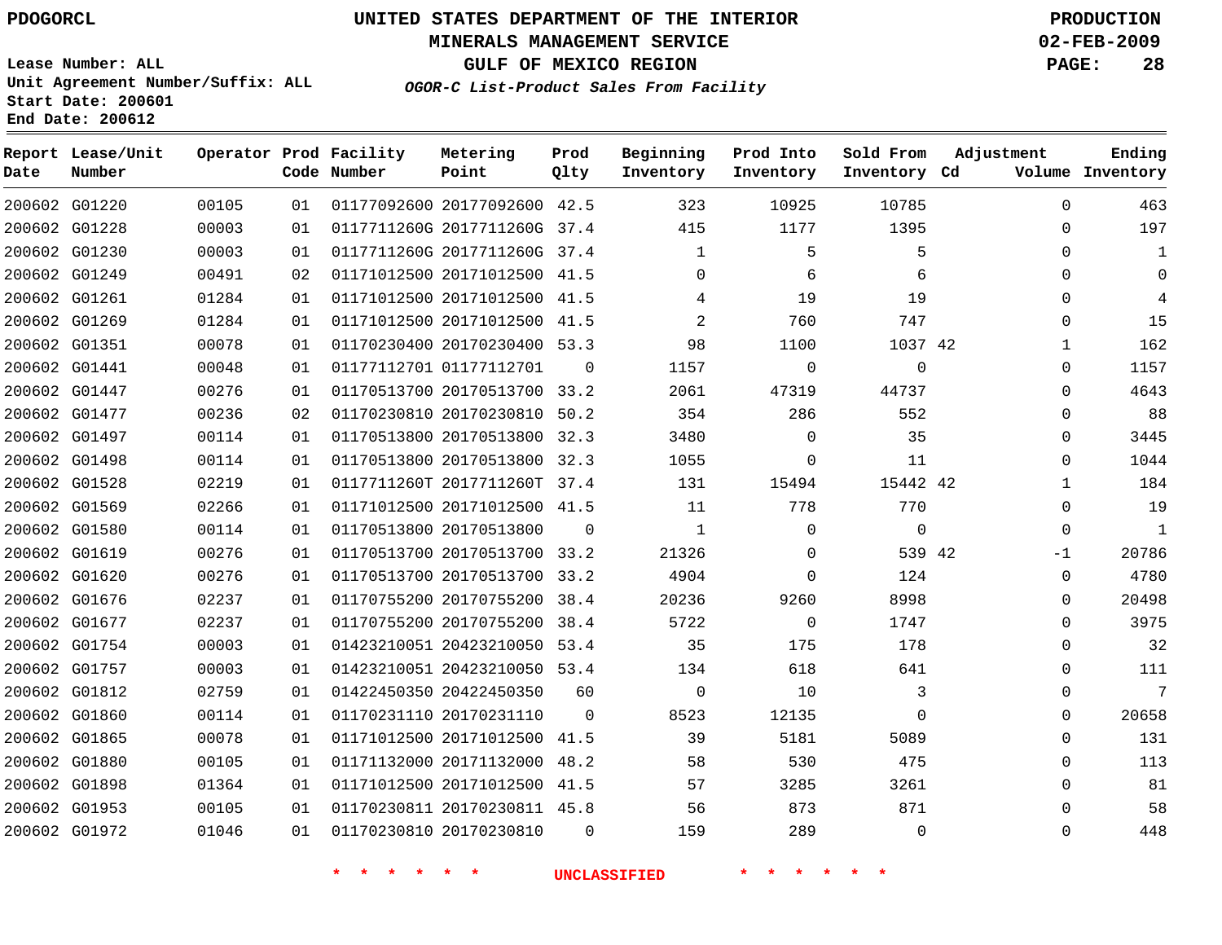PDOGORCL

# UNITED STATES DEPARTMENT OF THE INTERIOR
## MINERALS MANAGEMENT SERVICE
## GULF OF MEXICO REGION
### *OGOR-C List-Product Sales From Facility*

PRODUCTION
02-FEB-2009

Lease Number: ALL
Unit Agreement Number/Suffix: ALL
Start Date: 200601
End Date: 200612

| Report Date | Lease/Unit Number | Operator | Prod Code | Facility Number | Metering Point | Prod Qlty | Beginning Inventory | Prod Into Inventory | Sold From Inventory | Adjustment Cd | Volume | Ending Inventory |
|---|---|---|---|---|---|---|---|---|---|---|---|---|
| 200602 | G01220 | 00105 | 01 | 01177092600 | 20177092600 | 42.5 | 323 | 10925 | 10785 | | 0 | 463 |
| 200602 | G01228 | 00003 | 01 | 0117711260G | 2017711260G | 37.4 | 415 | 1177 | 1395 | | 0 | 197 |
| 200602 | G01230 | 00003 | 01 | 0117711260G | 2017711260G | 37.4 | 1 | 5 | 5 | | 0 | 1 |
| 200602 | G01249 | 00491 | 02 | 01171012500 | 20171012500 | 41.5 | 0 | 6 | 6 | | 0 | 0 |
| 200602 | G01261 | 01284 | 01 | 01171012500 | 20171012500 | 41.5 | 4 | 19 | 19 | | 0 | 4 |
| 200602 | G01269 | 01284 | 01 | 01171012500 | 20171012500 | 41.5 | 2 | 760 | 747 | | 0 | 15 |
| 200602 | G01351 | 00078 | 01 | 01170230400 | 20170230400 | 53.3 | 98 | 1100 | 1037 | 42 | 1 | 162 |
| 200602 | G01441 | 00048 | 01 | 01177112701 | 01177112701 | 0 | 1157 | 0 | 0 | | 0 | 1157 |
| 200602 | G01447 | 00276 | 01 | 01170513700 | 20170513700 | 33.2 | 2061 | 47319 | 44737 | | 0 | 4643 |
| 200602 | G01477 | 00236 | 02 | 01170230810 | 20170230810 | 50.2 | 354 | 286 | 552 | | 0 | 88 |
| 200602 | G01497 | 00114 | 01 | 01170513800 | 20170513800 | 32.3 | 3480 | 0 | 35 | | 0 | 3445 |
| 200602 | G01498 | 00114 | 01 | 01170513800 | 20170513800 | 32.3 | 1055 | 0 | 11 | | 0 | 1044 |
| 200602 | G01528 | 02219 | 01 | 0117711260T | 2017711260T | 37.4 | 131 | 15494 | 15442 | 42 | 1 | 184 |
| 200602 | G01569 | 02266 | 01 | 01171012500 | 20171012500 | 41.5 | 11 | 778 | 770 | | 0 | 19 |
| 200602 | G01580 | 00114 | 01 | 01170513800 | 20170513800 | 0 | 1 | 0 | 0 | | 0 | 1 |
| 200602 | G01619 | 00276 | 01 | 01170513700 | 20170513700 | 33.2 | 21326 | 0 | 539 | 42 | -1 | 20786 |
| 200602 | G01620 | 00276 | 01 | 01170513700 | 20170513700 | 33.2 | 4904 | 0 | 124 | | 0 | 4780 |
| 200602 | G01676 | 02237 | 01 | 01170755200 | 20170755200 | 38.4 | 20236 | 9260 | 8998 | | 0 | 20498 |
| 200602 | G01677 | 02237 | 01 | 01170755200 | 20170755200 | 38.4 | 5722 | 0 | 1747 | | 0 | 3975 |
| 200602 | G01754 | 00003 | 01 | 01423210051 | 20423210050 | 53.4 | 35 | 175 | 178 | | 0 | 32 |
| 200602 | G01757 | 00003 | 01 | 01423210051 | 20423210050 | 53.4 | 134 | 618 | 641 | | 0 | 111 |
| 200602 | G01812 | 02759 | 01 | 01422450350 | 20422450350 | 60 | 0 | 10 | 3 | | 0 | 7 |
| 200602 | G01860 | 00114 | 01 | 01170231110 | 20170231110 | 0 | 8523 | 12135 | 0 | | 0 | 20658 |
| 200602 | G01865 | 00078 | 01 | 01171012500 | 20171012500 | 41.5 | 39 | 5181 | 5089 | | 0 | 131 |
| 200602 | G01880 | 00105 | 01 | 01171132000 | 20171132000 | 48.2 | 58 | 530 | 475 | | 0 | 113 |
| 200602 | G01898 | 01364 | 01 | 01171012500 | 20171012500 | 41.5 | 57 | 3285 | 3261 | | 0 | 81 |
| 200602 | G01953 | 00105 | 01 | 01170230811 | 20170230811 | 45.8 | 56 | 873 | 871 | | 0 | 58 |
| 200602 | G01972 | 01046 | 01 | 01170230810 | 20170230810 | 0 | 159 | 289 | 0 | | 0 | 448 |

\* \* \* \* \* \* UNCLASSIFIED \* \* \* \* \* \*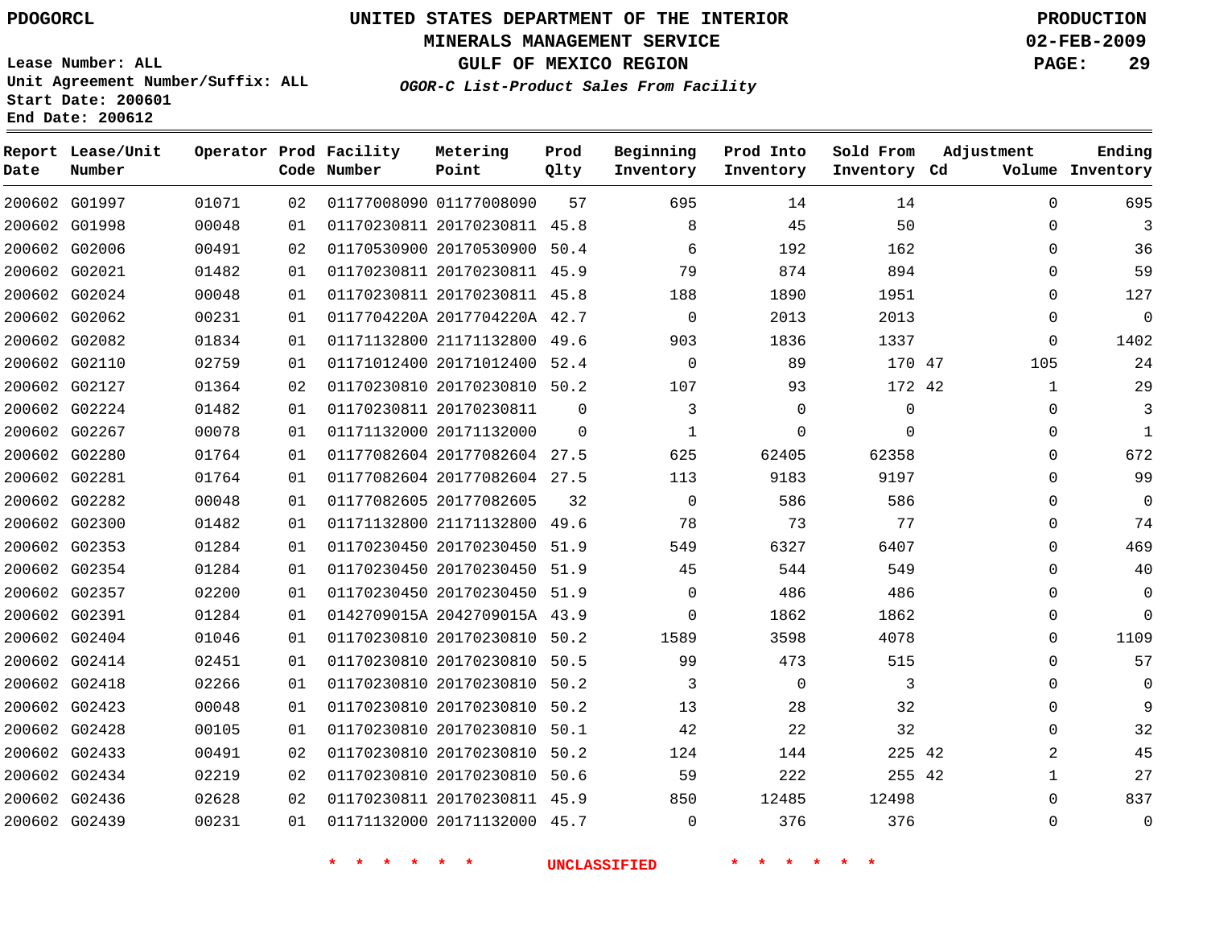PDOGORCL

# UNITED STATES DEPARTMENT OF THE INTERIOR
## MINERALS MANAGEMENT SERVICE
## GULF OF MEXICO REGION
### *OGOR-C List-Product Sales From Facility*

PRODUCTION
02-FEB-2009

Lease Number: ALL
Unit Agreement Number/Suffix: ALL
Start Date: 200601
End Date: 200612

| Report Date | Lease/Unit Number | Operator | Prod Code | Facility Number | Metering Point | Prod Qlty | Beginning Inventory | Prod Into Inventory | Sold From Inventory | Adjustment Cd | Adjustment Volume | Ending Inventory |
|---|---|---|---|---|---|---|---|---|---|---|---|---|
| 200602 | G01997 | 01071 | 02 | 01177008090 | 01177008090 | 57 | 695 | 14 | 14 | | 0 | 695 |
| 200602 | G01998 | 00048 | 01 | 01170230811 | 20170230811 | 45.8 | 8 | 45 | 50 | | 0 | 3 |
| 200602 | G02006 | 00491 | 02 | 01170530900 | 20170530900 | 50.4 | 6 | 192 | 162 | | 0 | 36 |
| 200602 | G02021 | 01482 | 01 | 01170230811 | 20170230811 | 45.9 | 79 | 874 | 894 | | 0 | 59 |
| 200602 | G02024 | 00048 | 01 | 01170230811 | 20170230811 | 45.8 | 188 | 1890 | 1951 | | 0 | 127 |
| 200602 | G02062 | 00231 | 01 | 0117704220A | 2017704220A | 42.7 | 0 | 2013 | 2013 | | 0 | 0 |
| 200602 | G02082 | 01834 | 01 | 01171132800 | 21171132800 | 49.6 | 903 | 1836 | 1337 | | 0 | 1402 |
| 200602 | G02110 | 02759 | 01 | 01171012400 | 20171012400 | 52.4 | 0 | 89 | 170 | 47 | 105 | 24 |
| 200602 | G02127 | 01364 | 02 | 01170230810 | 20170230810 | 50.2 | 107 | 93 | 172 | 42 | 1 | 29 |
| 200602 | G02224 | 01482 | 01 | 01170230811 | 20170230811 | 0 | 3 | 0 | 0 | | 0 | 3 |
| 200602 | G02267 | 00078 | 01 | 01171132000 | 20171132000 | 0 | 1 | 0 | 0 | | 0 | 1 |
| 200602 | G02280 | 01764 | 01 | 01177082604 | 20177082604 | 27.5 | 625 | 62405 | 62358 | | 0 | 672 |
| 200602 | G02281 | 01764 | 01 | 01177082604 | 20177082604 | 27.5 | 113 | 9183 | 9197 | | 0 | 99 |
| 200602 | G02282 | 00048 | 01 | 01177082605 | 20177082605 | 32 | 0 | 586 | 586 | | 0 | 0 |
| 200602 | G02300 | 01482 | 01 | 01171132800 | 21171132800 | 49.6 | 78 | 73 | 77 | | 0 | 74 |
| 200602 | G02353 | 01284 | 01 | 01170230450 | 20170230450 | 51.9 | 549 | 6327 | 6407 | | 0 | 469 |
| 200602 | G02354 | 01284 | 01 | 01170230450 | 20170230450 | 51.9 | 45 | 544 | 549 | | 0 | 40 |
| 200602 | G02357 | 02200 | 01 | 01170230450 | 20170230450 | 51.9 | 0 | 486 | 486 | | 0 | 0 |
| 200602 | G02391 | 01284 | 01 | 0142709015A | 2042709015A | 43.9 | 0 | 1862 | 1862 | | 0 | 0 |
| 200602 | G02404 | 01046 | 01 | 01170230810 | 20170230810 | 50.2 | 1589 | 3598 | 4078 | | 0 | 1109 |
| 200602 | G02414 | 02451 | 01 | 01170230810 | 20170230810 | 50.5 | 99 | 473 | 515 | | 0 | 57 |
| 200602 | G02418 | 02266 | 01 | 01170230810 | 20170230810 | 50.2 | 3 | 0 | 3 | | 0 | 0 |
| 200602 | G02423 | 00048 | 01 | 01170230810 | 20170230810 | 50.2 | 13 | 28 | 32 | | 0 | 9 |
| 200602 | G02428 | 00105 | 01 | 01170230810 | 20170230810 | 50.1 | 42 | 22 | 32 | | 0 | 32 |
| 200602 | G02433 | 00491 | 02 | 01170230810 | 20170230810 | 50.2 | 124 | 144 | 225 | 42 | 2 | 45 |
| 200602 | G02434 | 02219 | 02 | 01170230810 | 20170230810 | 50.6 | 59 | 222 | 255 | 42 | 1 | 27 |
| 200602 | G02436 | 02628 | 02 | 01170230811 | 20170230811 | 45.9 | 850 | 12485 | 12498 | | 0 | 837 |
| 200602 | G02439 | 00231 | 01 | 01171132000 | 20171132000 | 45.7 | 0 | 376 | 376 | | 0 | 0 |

\* \* \* \* \* \* UNCLASSIFIED \* \* \* \* \* \*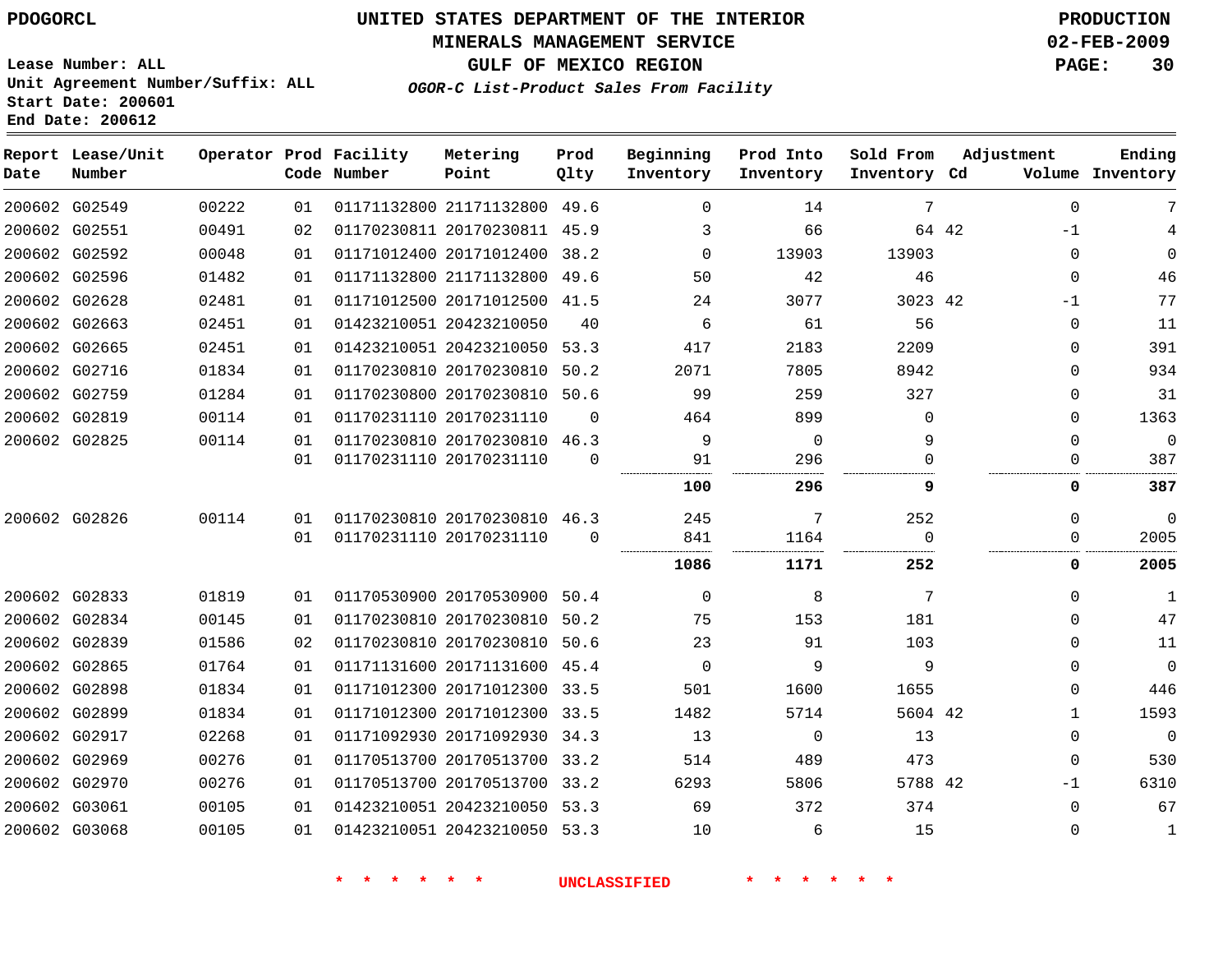PDOGORCL

# UNITED STATES DEPARTMENT OF THE INTERIOR
## MINERALS MANAGEMENT SERVICE
## GULF OF MEXICO REGION

*OGOR-C List-Product Sales From Facility*

PRODUCTION
02-FEB-2009

Lease Number: ALL
Unit Agreement Number/Suffix: ALL
Start Date: 200601
End Date: 200612

| Report Date | Lease/Unit Number | Operator | Prod Code | Facility Number | Metering Point | Prod Qlty | Beginning Inventory | Prod Into Inventory | Sold From Inventory | Adjustment Cd | Adjustment Volume | Ending Inventory |
|---|---|---|---|---|---|---|---|---|---|---|---|---|
| 200602 | G02549 | 00222 | 01 | 01171132800 | 21171132800 | 49.6 | 0 | 14 | 7 | | 0 | 7 |
| 200602 | G02551 | 00491 | 02 | 01170230811 | 20170230811 | 45.9 | 3 | 66 | 64 | 42 | -1 | 4 |
| 200602 | G02592 | 00048 | 01 | 01171012400 | 20171012400 | 38.2 | 0 | 13903 | 13903 | | 0 | 0 |
| 200602 | G02596 | 01482 | 01 | 01171132800 | 21171132800 | 49.6 | 50 | 42 | 46 | | 0 | 46 |
| 200602 | G02628 | 02481 | 01 | 01171012500 | 20171012500 | 41.5 | 24 | 3077 | 3023 | 42 | -1 | 77 |
| 200602 | G02663 | 02451 | 01 | 01423210051 | 20423210050 | 40 | 6 | 61 | 56 | | 0 | 11 |
| 200602 | G02665 | 02451 | 01 | 01423210051 | 20423210050 | 53.3 | 417 | 2183 | 2209 | | 0 | 391 |
| 200602 | G02716 | 01834 | 01 | 01170230810 | 20170230810 | 50.2 | 2071 | 7805 | 8942 | | 0 | 934 |
| 200602 | G02759 | 01284 | 01 | 01170230800 | 20170230810 | 50.6 | 99 | 259 | 327 | | 0 | 31 |
| 200602 | G02819 | 00114 | 01 | 01170231110 | 20170231110 | 0 | 464 | 899 | 0 | | 0 | 1363 |
| 200602 | G02825 | 00114 | 01 | 01170230810 | 20170230810 | 46.3 | 9 | 0 | 9 | | 0 | 0 |
| | | | 01 | 01170231110 | 20170231110 | 0 | 91 | 296 | 0 | | 0 | 387 |
| | | | | | | | **100** | **296** | **9** | | **0** | **387** |
| 200602 | G02826 | 00114 | 01 | 01170230810 | 20170230810 | 46.3 | 245 | 7 | 252 | | 0 | 0 |
| | | | 01 | 01170231110 | 20170231110 | 0 | 841 | 1164 | 0 | | 0 | 2005 |
| | | | | | | | **1086** | **1171** | **252** | | **0** | **2005** |
| 200602 | G02833 | 01819 | 01 | 01170530900 | 20170530900 | 50.4 | 0 | 8 | 7 | | 0 | 1 |
| 200602 | G02834 | 00145 | 01 | 01170230810 | 20170230810 | 50.2 | 75 | 153 | 181 | | 0 | 47 |
| 200602 | G02839 | 01586 | 02 | 01170230810 | 20170230810 | 50.6 | 23 | 91 | 103 | | 0 | 11 |
| 200602 | G02865 | 01764 | 01 | 01171131600 | 20171131600 | 45.4 | 0 | 9 | 9 | | 0 | 0 |
| 200602 | G02898 | 01834 | 01 | 01171012300 | 20171012300 | 33.5 | 501 | 1600 | 1655 | | 0 | 446 |
| 200602 | G02899 | 01834 | 01 | 01171012300 | 20171012300 | 33.5 | 1482 | 5714 | 5604 | 42 | 1 | 1593 |
| 200602 | G02917 | 02268 | 01 | 01171092930 | 20171092930 | 34.3 | 13 | 0 | 13 | | 0 | 0 |
| 200602 | G02969 | 00276 | 01 | 01170513700 | 20170513700 | 33.2 | 514 | 489 | 473 | | 0 | 530 |
| 200602 | G02970 | 00276 | 01 | 01170513700 | 20170513700 | 33.2 | 6293 | 5806 | 5788 | 42 | -1 | 6310 |
| 200602 | G03061 | 00105 | 01 | 01423210051 | 20423210050 | 53.3 | 69 | 372 | 374 | | 0 | 67 |
| 200602 | G03068 | 00105 | 01 | 01423210051 | 20423210050 | 53.3 | 10 | 6 | 15 | | 0 | 1 |

* * * * * * UNCLASSIFIED * * * * * *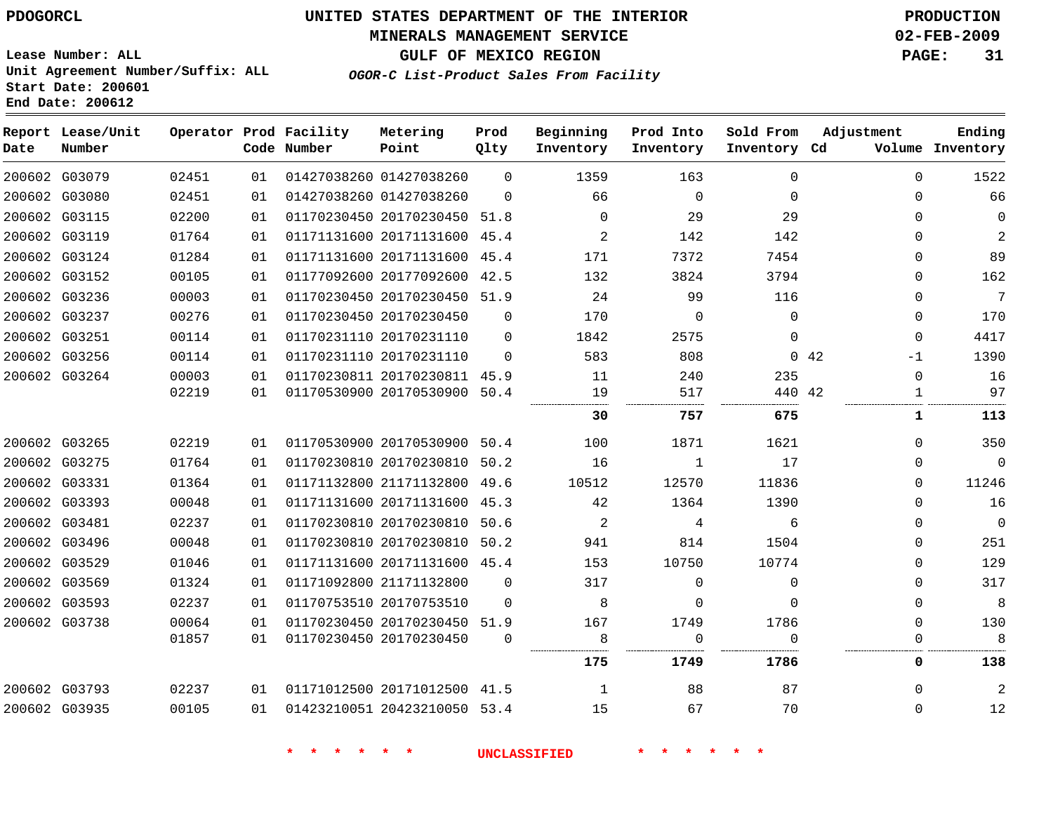**PDOGORCL**

# UNITED STATES DEPARTMENT OF THE INTERIOR
## MINERALS MANAGEMENT SERVICE
## GULF OF MEXICO REGION
### *OGOR-C List-Product Sales From Facility*

**PRODUCTION**
**02-FEB-2009**

Lease Number: ALL
Unit Agreement Number/Suffix: ALL
Start Date: 200601
End Date: 200612

| Report Date | Lease/Unit Number | Operator | Prod Code | Facility Number | Metering Point | Prod Qlty | Beginning Inventory | Prod Into Inventory | Sold From Inventory | Adjustment Cd | Adjustment Volume | Ending Inventory |
|---|---|---|---|---|---|---|---|---|---|---|---|---|
| 200602 | G03079 | 02451 | 01 | 01427038260 | 01427038260 | 0 | 1359 | 163 | 0 | | 0 | 1522 |
| 200602 | G03080 | 02451 | 01 | 01427038260 | 01427038260 | 0 | 66 | 0 | 0 | | 0 | 66 |
| 200602 | G03115 | 02200 | 01 | 01170230450 | 20170230450 | 51.8 | 0 | 29 | 29 | | 0 | 0 |
| 200602 | G03119 | 01764 | 01 | 01171131600 | 20171131600 | 45.4 | 2 | 142 | 142 | | 0 | 2 |
| 200602 | G03124 | 01284 | 01 | 01171131600 | 20171131600 | 45.4 | 171 | 7372 | 7454 | | 0 | 89 |
| 200602 | G03152 | 00105 | 01 | 01177092600 | 20177092600 | 42.5 | 132 | 3824 | 3794 | | 0 | 162 |
| 200602 | G03236 | 00003 | 01 | 01170230450 | 20170230450 | 51.9 | 24 | 99 | 116 | | 0 | 7 |
| 200602 | G03237 | 00276 | 01 | 01170230450 | 20170230450 | 0 | 170 | 0 | 0 | | 0 | 170 |
| 200602 | G03251 | 00114 | 01 | 01170231110 | 20170231110 | 0 | 1842 | 2575 | 0 | | 0 | 4417 |
| 200602 | G03256 | 00114 | 01 | 01170231110 | 20170231110 | 0 | 583 | 808 | 0 | 42 | -1 | 1390 |
| 200602 | G03264 | 00003 | 01 | 01170230811 | 20170230811 | 45.9 | 11 | 240 | 235 | | 0 | 16 |
| | | 02219 | 01 | 01170530900 | 20170530900 | 50.4 | 19 | 517 | 440 | 42 | 1 | 97 |
| | | | | | | | **30** | **757** | **675** | | **1** | **113** |
| 200602 | G03265 | 02219 | 01 | 01170530900 | 20170530900 | 50.4 | 100 | 1871 | 1621 | | 0 | 350 |
| 200602 | G03275 | 01764 | 01 | 01170230810 | 20170230810 | 50.2 | 16 | 1 | 17 | | 0 | 0 |
| 200602 | G03331 | 01364 | 01 | 01171132800 | 21171132800 | 49.6 | 10512 | 12570 | 11836 | | 0 | 11246 |
| 200602 | G03393 | 00048 | 01 | 01171131600 | 20171131600 | 45.3 | 42 | 1364 | 1390 | | 0 | 16 |
| 200602 | G03481 | 02237 | 01 | 01170230810 | 20170230810 | 50.6 | 2 | 4 | 6 | | 0 | 0 |
| 200602 | G03496 | 00048 | 01 | 01170230810 | 20170230810 | 50.2 | 941 | 814 | 1504 | | 0 | 251 |
| 200602 | G03529 | 01046 | 01 | 01171131600 | 20171131600 | 45.4 | 153 | 10750 | 10774 | | 0 | 129 |
| 200602 | G03569 | 01324 | 01 | 01171092800 | 21171132800 | 0 | 317 | 0 | 0 | | 0 | 317 |
| 200602 | G03593 | 02237 | 01 | 01170753510 | 20170753510 | 0 | 8 | 0 | 0 | | 0 | 8 |
| 200602 | G03738 | 00064 | 01 | 01170230450 | 20170230450 | 51.9 | 167 | 1749 | 1786 | | 0 | 130 |
| | | 01857 | 01 | 01170230450 | 20170230450 | 0 | 8 | 0 | 0 | | 0 | 8 |
| | | | | | | | **175** | **1749** | **1786** | | **0** | **138** |
| 200602 | G03793 | 02237 | 01 | 01171012500 | 20171012500 | 41.5 | 1 | 88 | 87 | | 0 | 2 |
| 200602 | G03935 | 00105 | 01 | 01423210051 | 20423210050 | 53.4 | 15 | 67 | 70 | | 0 | 12 |

* * * * * * UNCLASSIFIED * * * * * *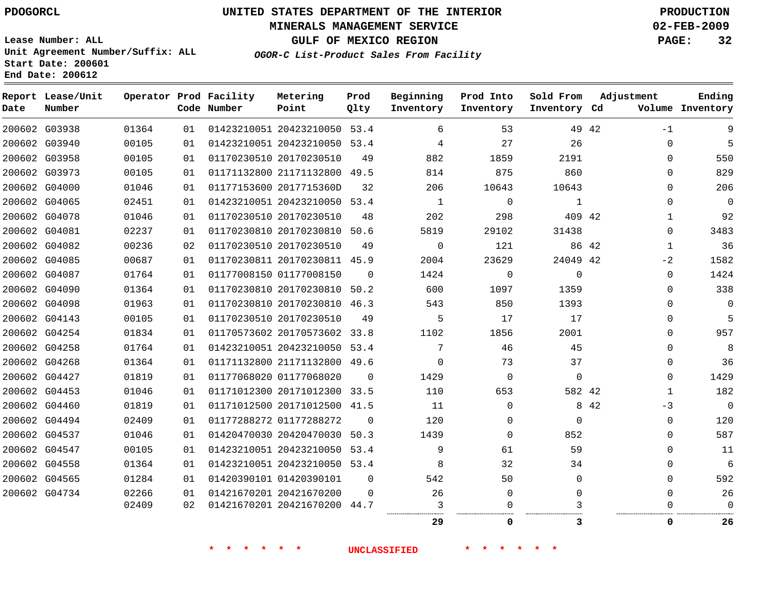PDOGORCL

# UNITED STATES DEPARTMENT OF THE INTERIOR
## MINERALS MANAGEMENT SERVICE
## GULF OF MEXICO REGION
### *OGOR-C List-Product Sales From Facility*

PRODUCTION
02-FEB-2009

Lease Number: ALL
Unit Agreement Number/Suffix: ALL
Start Date: 200601
End Date: 200612

| Report Date | Lease/Unit Number | Operator | Prod Code | Facility Number | Metering Point | Prod Qlty | Beginning Inventory | Prod Into Inventory | Sold From Inventory | Adjustment Cd | Volume | Ending Inventory |
|---|---|---|---|---|---|---|---|---|---|---|---|---|
| 200602 | G03938 | 01364 | 01 | 01423210051 | 20423210050 | 53.4 | 6 | 53 | 49 | 42 | -1 | 9 |
| 200602 | G03940 | 00105 | 01 | 01423210051 | 20423210050 | 53.4 | 4 | 27 | 26 | | 0 | 5 |
| 200602 | G03958 | 00105 | 01 | 01170230510 | 20170230510 | 49 | 882 | 1859 | 2191 | | 0 | 550 |
| 200602 | G03973 | 00105 | 01 | 01171132800 | 21171132800 | 49.5 | 814 | 875 | 860 | | 0 | 829 |
| 200602 | G04000 | 01046 | 01 | 01177153600 | 2017715360D | 32 | 206 | 10643 | 10643 | | 0 | 206 |
| 200602 | G04065 | 02451 | 01 | 01423210051 | 20423210050 | 53.4 | 1 | 0 | 1 | | 0 | 0 |
| 200602 | G04078 | 01046 | 01 | 01170230510 | 20170230510 | 48 | 202 | 298 | 409 | 42 | 1 | 92 |
| 200602 | G04081 | 02237 | 01 | 01170230810 | 20170230810 | 50.6 | 5819 | 29102 | 31438 | | 0 | 3483 |
| 200602 | G04082 | 00236 | 02 | 01170230510 | 20170230510 | 49 | 0 | 121 | 86 | 42 | 1 | 36 |
| 200602 | G04085 | 00687 | 01 | 01170230811 | 20170230811 | 45.9 | 2004 | 23629 | 24049 | 42 | -2 | 1582 |
| 200602 | G04087 | 01764 | 01 | 01177008150 | 01177008150 | 0 | 1424 | 0 | 0 | | 0 | 1424 |
| 200602 | G04090 | 01364 | 01 | 01170230810 | 20170230810 | 50.2 | 600 | 1097 | 1359 | | 0 | 338 |
| 200602 | G04098 | 01963 | 01 | 01170230810 | 20170230810 | 46.3 | 543 | 850 | 1393 | | 0 | 0 |
| 200602 | G04143 | 00105 | 01 | 01170230510 | 20170230510 | 49 | 5 | 17 | 17 | | 0 | 5 |
| 200602 | G04254 | 01834 | 01 | 01170573602 | 20170573602 | 33.8 | 1102 | 1856 | 2001 | | 0 | 957 |
| 200602 | G04258 | 01764 | 01 | 01423210051 | 20423210050 | 53.4 | 7 | 46 | 45 | | 0 | 8 |
| 200602 | G04268 | 01364 | 01 | 01171132800 | 21171132800 | 49.6 | 0 | 73 | 37 | | 0 | 36 |
| 200602 | G04427 | 01819 | 01 | 01177068020 | 01177068020 | 0 | 1429 | 0 | 0 | | 0 | 1429 |
| 200602 | G04453 | 01046 | 01 | 01171012300 | 20171012300 | 33.5 | 110 | 653 | 582 | 42 | 1 | 182 |
| 200602 | G04460 | 01819 | 01 | 01171012500 | 20171012500 | 41.5 | 11 | 0 | 8 | 42 | -3 | 0 |
| 200602 | G04494 | 02409 | 01 | 01177288272 | 01177288272 | 0 | 120 | 0 | 0 | | 0 | 120 |
| 200602 | G04537 | 01046 | 01 | 01420470030 | 20420470030 | 50.3 | 1439 | 0 | 852 | | 0 | 587 |
| 200602 | G04547 | 00105 | 01 | 01423210051 | 20423210050 | 53.4 | 9 | 61 | 59 | | 0 | 11 |
| 200602 | G04558 | 01364 | 01 | 01423210051 | 20423210050 | 53.4 | 8 | 32 | 34 | | 0 | 6 |
| 200602 | G04565 | 01284 | 01 | 01420390101 | 01420390101 | 0 | 542 | 50 | 0 | | 0 | 592 |
| 200602 | G04734 | 02266 | 01 | 01421670201 | 20421670200 | 0 | 26 | 0 | 0 | | 0 | 26 |
| | | 02409 | 02 | 01421670201 | 20421670200 | 44.7 | 3 | 0 | 3 | | 0 | 0 |
| | | | | | | | **29** | **0** | **3** | | **0** | **26** |

\* \* \* \* \* \* UNCLASSIFIED \* \* \* \* \* \*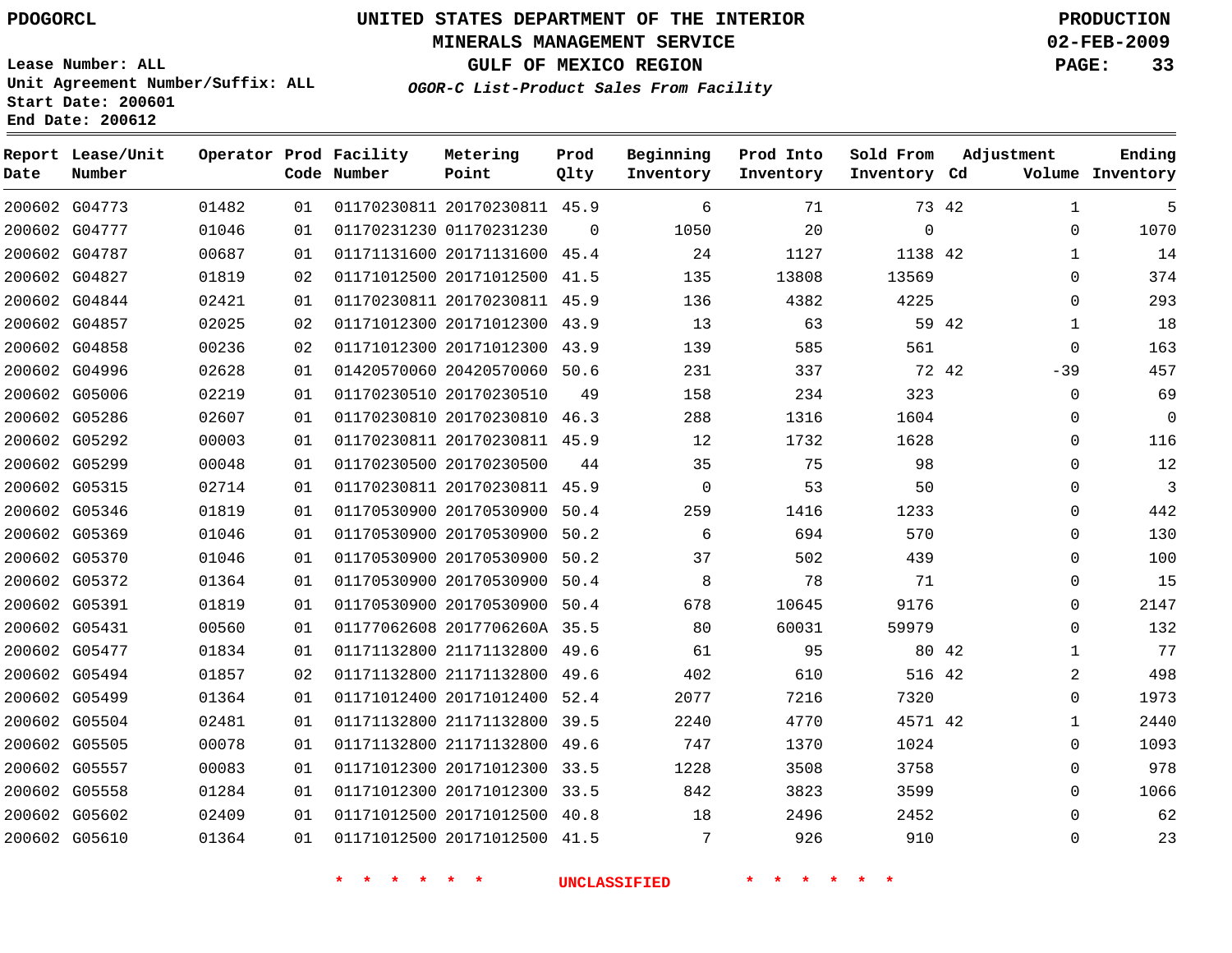PDOGORCL

# UNITED STATES DEPARTMENT OF THE INTERIOR
## MINERALS MANAGEMENT SERVICE
## GULF OF MEXICO REGION
### *OGOR-C List-Product Sales From Facility*

**PRODUCTION**
**02-FEB-2009**

**Lease Number: ALL**
**Unit Agreement Number/Suffix: ALL**
**Start Date: 200601**
**End Date: 200612**

| Report Date | Lease/Unit Number | Operator | Prod Code | Facility Number | Metering Point | Prod Qlty | Beginning Inventory | Prod Into Inventory | Sold From Inventory | Adjustment Cd | Volume | Ending Inventory |
|---|---|---|---|---|---|---|---|---|---|---|---|---|
| 200602 | G04773 | 01482 | 01 | 01170230811 | 20170230811 | 45.9 | 6 | 71 | 73 | 42 | 1 | 5 |
| 200602 | G04777 | 01046 | 01 | 01170231230 | 01170231230 | 0 | 1050 | 20 | 0 | | 0 | 1070 |
| 200602 | G04787 | 00687 | 01 | 01171131600 | 20171131600 | 45.4 | 24 | 1127 | 1138 | 42 | 1 | 14 |
| 200602 | G04827 | 01819 | 02 | 01171012500 | 20171012500 | 41.5 | 135 | 13808 | 13569 | | 0 | 374 |
| 200602 | G04844 | 02421 | 01 | 01170230811 | 20170230811 | 45.9 | 136 | 4382 | 4225 | | 0 | 293 |
| 200602 | G04857 | 02025 | 02 | 01171012300 | 20171012300 | 43.9 | 13 | 63 | 59 | 42 | 1 | 18 |
| 200602 | G04858 | 00236 | 02 | 01171012300 | 20171012300 | 43.9 | 139 | 585 | 561 | | 0 | 163 |
| 200602 | G04996 | 02628 | 01 | 01420570060 | 20420570060 | 50.6 | 231 | 337 | 72 | 42 | -39 | 457 |
| 200602 | G05006 | 02219 | 01 | 01170230510 | 20170230510 | 49 | 158 | 234 | 323 | | 0 | 69 |
| 200602 | G05286 | 02607 | 01 | 01170230810 | 20170230810 | 46.3 | 288 | 1316 | 1604 | | 0 | 0 |
| 200602 | G05292 | 00003 | 01 | 01170230811 | 20170230811 | 45.9 | 12 | 1732 | 1628 | | 0 | 116 |
| 200602 | G05299 | 00048 | 01 | 01170230500 | 20170230500 | 44 | 35 | 75 | 98 | | 0 | 12 |
| 200602 | G05315 | 02714 | 01 | 01170230811 | 20170230811 | 45.9 | 0 | 53 | 50 | | 0 | 3 |
| 200602 | G05346 | 01819 | 01 | 01170530900 | 20170530900 | 50.4 | 259 | 1416 | 1233 | | 0 | 442 |
| 200602 | G05369 | 01046 | 01 | 01170530900 | 20170530900 | 50.2 | 6 | 694 | 570 | | 0 | 130 |
| 200602 | G05370 | 01046 | 01 | 01170530900 | 20170530900 | 50.2 | 37 | 502 | 439 | | 0 | 100 |
| 200602 | G05372 | 01364 | 01 | 01170530900 | 20170530900 | 50.4 | 8 | 78 | 71 | | 0 | 15 |
| 200602 | G05391 | 01819 | 01 | 01170530900 | 20170530900 | 50.4 | 678 | 10645 | 9176 | | 0 | 2147 |
| 200602 | G05431 | 00560 | 01 | 01177062608 | 2017706260A | 35.5 | 80 | 60031 | 59979 | | 0 | 132 |
| 200602 | G05477 | 01834 | 01 | 01171132800 | 21171132800 | 49.6 | 61 | 95 | 80 | 42 | 1 | 77 |
| 200602 | G05494 | 01857 | 02 | 01171132800 | 21171132800 | 49.6 | 402 | 610 | 516 | 42 | 2 | 498 |
| 200602 | G05499 | 01364 | 01 | 01171012400 | 20171012400 | 52.4 | 2077 | 7216 | 7320 | | 0 | 1973 |
| 200602 | G05504 | 02481 | 01 | 01171132800 | 21171132800 | 39.5 | 2240 | 4770 | 4571 | 42 | 1 | 2440 |
| 200602 | G05505 | 00078 | 01 | 01171132800 | 21171132800 | 49.6 | 747 | 1370 | 1024 | | 0 | 1093 |
| 200602 | G05557 | 00083 | 01 | 01171012300 | 20171012300 | 33.5 | 1228 | 3508 | 3758 | | 0 | 978 |
| 200602 | G05558 | 01284 | 01 | 01171012300 | 20171012300 | 33.5 | 842 | 3823 | 3599 | | 0 | 1066 |
| 200602 | G05602 | 02409 | 01 | 01171012500 | 20171012500 | 40.8 | 18 | 2496 | 2452 | | 0 | 62 |
| 200602 | G05610 | 01364 | 01 | 01171012500 | 20171012500 | 41.5 | 7 | 926 | 910 | | 0 | 23 |

* * * * * * UNCLASSIFIED * * * * * *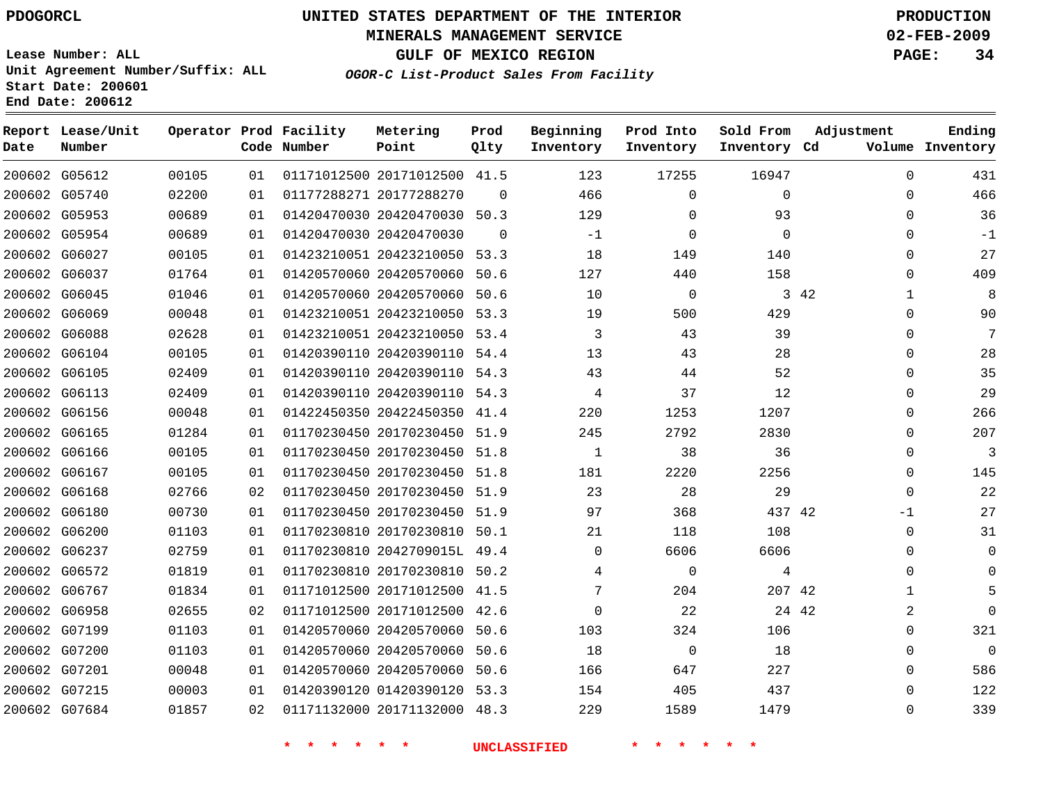PDOGORCL

# UNITED STATES DEPARTMENT OF THE INTERIOR
## MINERALS MANAGEMENT SERVICE
## GULF OF MEXICO REGION
### *OGOR-C List-Product Sales From Facility*

PRODUCTION
02-FEB-2009

Lease Number: ALL
Unit Agreement Number/Suffix: ALL
Start Date: 200601
End Date: 200612

| Report Date | Lease/Unit Number | Operator | Prod Code | Facility Number | Metering Point | Prod Qlty | Beginning Inventory | Prod Into Inventory | Sold From Inventory | Adjustment Cd | Volume | Ending Inventory |
|---|---|---|---|---|---|---|---|---|---|---|---|---|
| 200602 | G05612 | 00105 | 01 | 01171012500 | 20171012500 | 41.5 | 123 | 17255 | 16947 | | 0 | 431 |
| 200602 | G05740 | 02200 | 01 | 01177288271 | 20177288270 | 0 | 466 | 0 | 0 | | 0 | 466 |
| 200602 | G05953 | 00689 | 01 | 01420470030 | 20420470030 | 50.3 | 129 | 0 | 93 | | 0 | 36 |
| 200602 | G05954 | 00689 | 01 | 01420470030 | 20420470030 | 0 | -1 | 0 | 0 | | 0 | -1 |
| 200602 | G06027 | 00105 | 01 | 01423210051 | 20423210050 | 53.3 | 18 | 149 | 140 | | 0 | 27 |
| 200602 | G06037 | 01764 | 01 | 01420570060 | 20420570060 | 50.6 | 127 | 440 | 158 | | 0 | 409 |
| 200602 | G06045 | 01046 | 01 | 01420570060 | 20420570060 | 50.6 | 10 | 0 | 3 | 42 | 1 | 8 |
| 200602 | G06069 | 00048 | 01 | 01423210051 | 20423210050 | 53.3 | 19 | 500 | 429 | | 0 | 90 |
| 200602 | G06088 | 02628 | 01 | 01423210051 | 20423210050 | 53.4 | 3 | 43 | 39 | | 0 | 7 |
| 200602 | G06104 | 00105 | 01 | 01420390110 | 20420390110 | 54.4 | 13 | 43 | 28 | | 0 | 28 |
| 200602 | G06105 | 02409 | 01 | 01420390110 | 20420390110 | 54.3 | 43 | 44 | 52 | | 0 | 35 |
| 200602 | G06113 | 02409 | 01 | 01420390110 | 20420390110 | 54.3 | 4 | 37 | 12 | | 0 | 29 |
| 200602 | G06156 | 00048 | 01 | 01422450350 | 20422450350 | 41.4 | 220 | 1253 | 1207 | | 0 | 266 |
| 200602 | G06165 | 01284 | 01 | 01170230450 | 20170230450 | 51.9 | 245 | 2792 | 2830 | | 0 | 207 |
| 200602 | G06166 | 00105 | 01 | 01170230450 | 20170230450 | 51.8 | 1 | 38 | 36 | | 0 | 3 |
| 200602 | G06167 | 00105 | 01 | 01170230450 | 20170230450 | 51.8 | 181 | 2220 | 2256 | | 0 | 145 |
| 200602 | G06168 | 02766 | 02 | 01170230450 | 20170230450 | 51.9 | 23 | 28 | 29 | | 0 | 22 |
| 200602 | G06180 | 00730 | 01 | 01170230450 | 20170230450 | 51.9 | 97 | 368 | 437 | 42 | -1 | 27 |
| 200602 | G06200 | 01103 | 01 | 01170230810 | 20170230810 | 50.1 | 21 | 118 | 108 | | 0 | 31 |
| 200602 | G06237 | 02759 | 01 | 01170230810 | 2042709015L | 49.4 | 0 | 6606 | 6606 | | 0 | 0 |
| 200602 | G06572 | 01819 | 01 | 01170230810 | 20170230810 | 50.2 | 4 | 0 | 4 | | 0 | 0 |
| 200602 | G06767 | 01834 | 01 | 01171012500 | 20171012500 | 41.5 | 7 | 204 | 207 | 42 | 1 | 5 |
| 200602 | G06958 | 02655 | 02 | 01171012500 | 20171012500 | 42.6 | 0 | 22 | 24 | 42 | 2 | 0 |
| 200602 | G07199 | 01103 | 01 | 01420570060 | 20420570060 | 50.6 | 103 | 324 | 106 | | 0 | 321 |
| 200602 | G07200 | 01103 | 01 | 01420570060 | 20420570060 | 50.6 | 18 | 0 | 18 | | 0 | 0 |
| 200602 | G07201 | 00048 | 01 | 01420570060 | 20420570060 | 50.6 | 166 | 647 | 227 | | 0 | 586 |
| 200602 | G07215 | 00003 | 01 | 01420390120 | 01420390120 | 53.3 | 154 | 405 | 437 | | 0 | 122 |
| 200602 | G07684 | 01857 | 02 | 01171132000 | 20171132000 | 48.3 | 229 | 1589 | 1479 | | 0 | 339 |

\* \* \* \* \* \* UNCLASSIFIED \* \* \* \* \* \*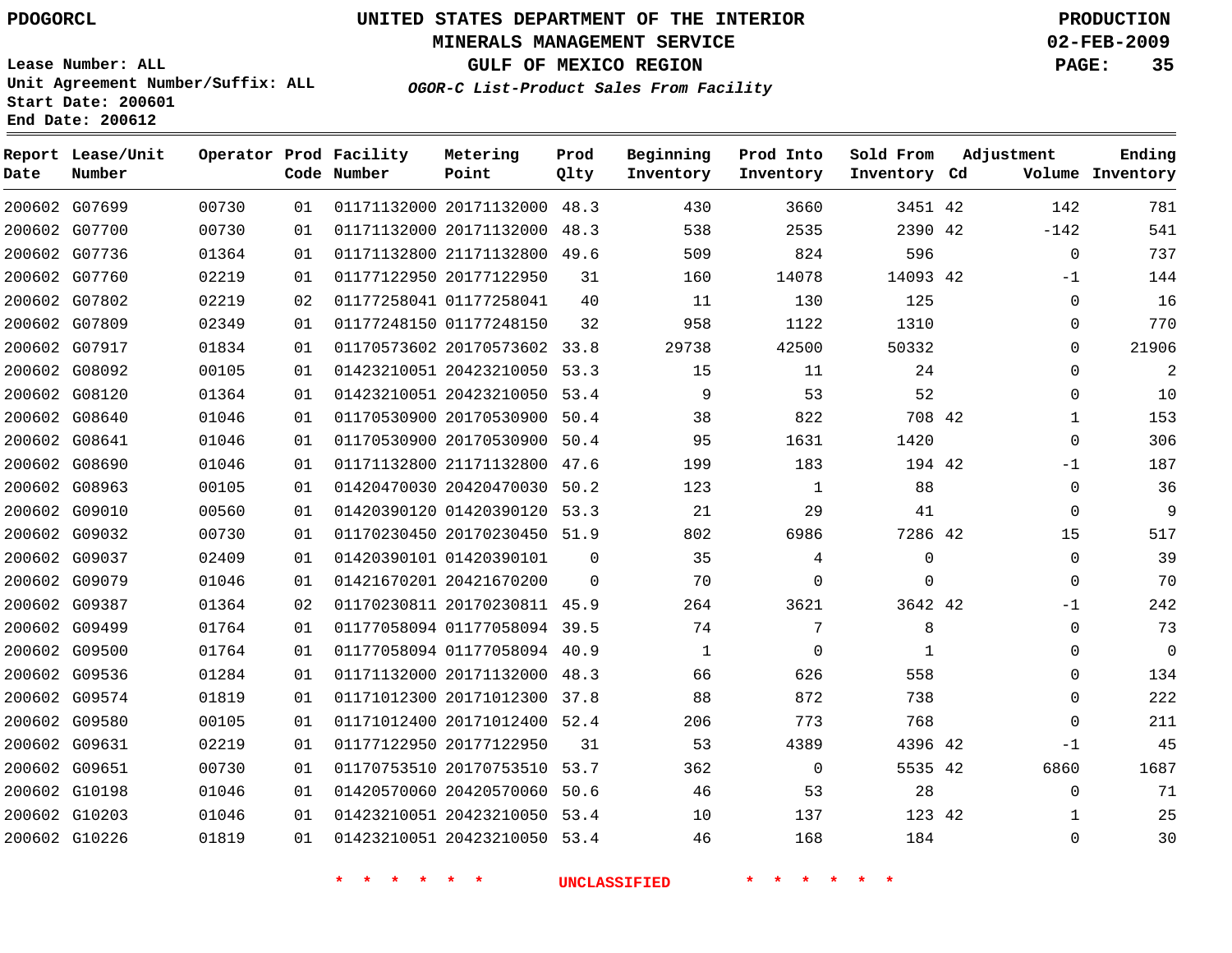PDOGORCL

# UNITED STATES DEPARTMENT OF THE INTERIOR
## MINERALS MANAGEMENT SERVICE
## GULF OF MEXICO REGION
### *OGOR-C List-Product Sales From Facility*

PRODUCTION
02-FEB-2009

Lease Number: ALL
Unit Agreement Number/Suffix: ALL
Start Date: 200601
End Date: 200612

| Report Date | Lease/Unit Number | Operator | Prod Code | Facility Number | Metering Point | Prod Qlty | Beginning Inventory | Prod Into Inventory | Sold From Inventory | Adjustment Cd | Volume | Ending Inventory |
|---|---|---|---|---|---|---|---|---|---|---|---|---|
| 200602 | G07699 | 00730 | 01 | 01171132000 | 20171132000 | 48.3 | 430 | 3660 | 3451 | 42 | 142 | 781 |
| 200602 | G07700 | 00730 | 01 | 01171132000 | 20171132000 | 48.3 | 538 | 2535 | 2390 | 42 | -142 | 541 |
| 200602 | G07736 | 01364 | 01 | 01171132800 | 21171132800 | 49.6 | 509 | 824 | 596 | | 0 | 737 |
| 200602 | G07760 | 02219 | 01 | 01177122950 | 20177122950 | 31 | 160 | 14078 | 14093 | 42 | -1 | 144 |
| 200602 | G07802 | 02219 | 02 | 01177258041 | 01177258041 | 40 | 11 | 130 | 125 | | 0 | 16 |
| 200602 | G07809 | 02349 | 01 | 01177248150 | 01177248150 | 32 | 958 | 1122 | 1310 | | 0 | 770 |
| 200602 | G07917 | 01834 | 01 | 01170573602 | 20170573602 | 33.8 | 29738 | 42500 | 50332 | | 0 | 21906 |
| 200602 | G08092 | 00105 | 01 | 01423210051 | 20423210050 | 53.3 | 15 | 11 | 24 | | 0 | 2 |
| 200602 | G08120 | 01364 | 01 | 01423210051 | 20423210050 | 53.4 | 9 | 53 | 52 | | 0 | 10 |
| 200602 | G08640 | 01046 | 01 | 01170530900 | 20170530900 | 50.4 | 38 | 822 | 708 | 42 | 1 | 153 |
| 200602 | G08641 | 01046 | 01 | 01170530900 | 20170530900 | 50.4 | 95 | 1631 | 1420 | | 0 | 306 |
| 200602 | G08690 | 01046 | 01 | 01171132800 | 21171132800 | 47.6 | 199 | 183 | 194 | 42 | -1 | 187 |
| 200602 | G08963 | 00105 | 01 | 01420470030 | 20420470030 | 50.2 | 123 | 1 | 88 | | 0 | 36 |
| 200602 | G09010 | 00560 | 01 | 01420390120 | 01420390120 | 53.3 | 21 | 29 | 41 | | 0 | 9 |
| 200602 | G09032 | 00730 | 01 | 01170230450 | 20170230450 | 51.9 | 802 | 6986 | 7286 | 42 | 15 | 517 |
| 200602 | G09037 | 02409 | 01 | 01420390101 | 01420390101 | 0 | 35 | 4 | 0 | | 0 | 39 |
| 200602 | G09079 | 01046 | 01 | 01421670201 | 20421670200 | 0 | 70 | 0 | 0 | | 0 | 70 |
| 200602 | G09387 | 01364 | 02 | 01170230811 | 20170230811 | 45.9 | 264 | 3621 | 3642 | 42 | -1 | 242 |
| 200602 | G09499 | 01764 | 01 | 01177058094 | 01177058094 | 39.5 | 74 | 7 | 8 | | 0 | 73 |
| 200602 | G09500 | 01764 | 01 | 01177058094 | 01177058094 | 40.9 | 1 | 0 | 1 | | 0 | 0 |
| 200602 | G09536 | 01284 | 01 | 01171132000 | 20171132000 | 48.3 | 66 | 626 | 558 | | 0 | 134 |
| 200602 | G09574 | 01819 | 01 | 01171012300 | 20171012300 | 37.8 | 88 | 872 | 738 | | 0 | 222 |
| 200602 | G09580 | 00105 | 01 | 01171012400 | 20171012400 | 52.4 | 206 | 773 | 768 | | 0 | 211 |
| 200602 | G09631 | 02219 | 01 | 01177122950 | 20177122950 | 31 | 53 | 4389 | 4396 | 42 | -1 | 45 |
| 200602 | G09651 | 00730 | 01 | 01170753510 | 20170753510 | 53.7 | 362 | 0 | 5535 | 42 | 6860 | 1687 |
| 200602 | G10198 | 01046 | 01 | 01420570060 | 20420570060 | 50.6 | 46 | 53 | 28 | | 0 | 71 |
| 200602 | G10203 | 01046 | 01 | 01423210051 | 20423210050 | 53.4 | 10 | 137 | 123 | 42 | 1 | 25 |
| 200602 | G10226 | 01819 | 01 | 01423210051 | 20423210050 | 53.4 | 46 | 168 | 184 | | 0 | 30 |

* * * * * * UNCLASSIFIED * * * * * *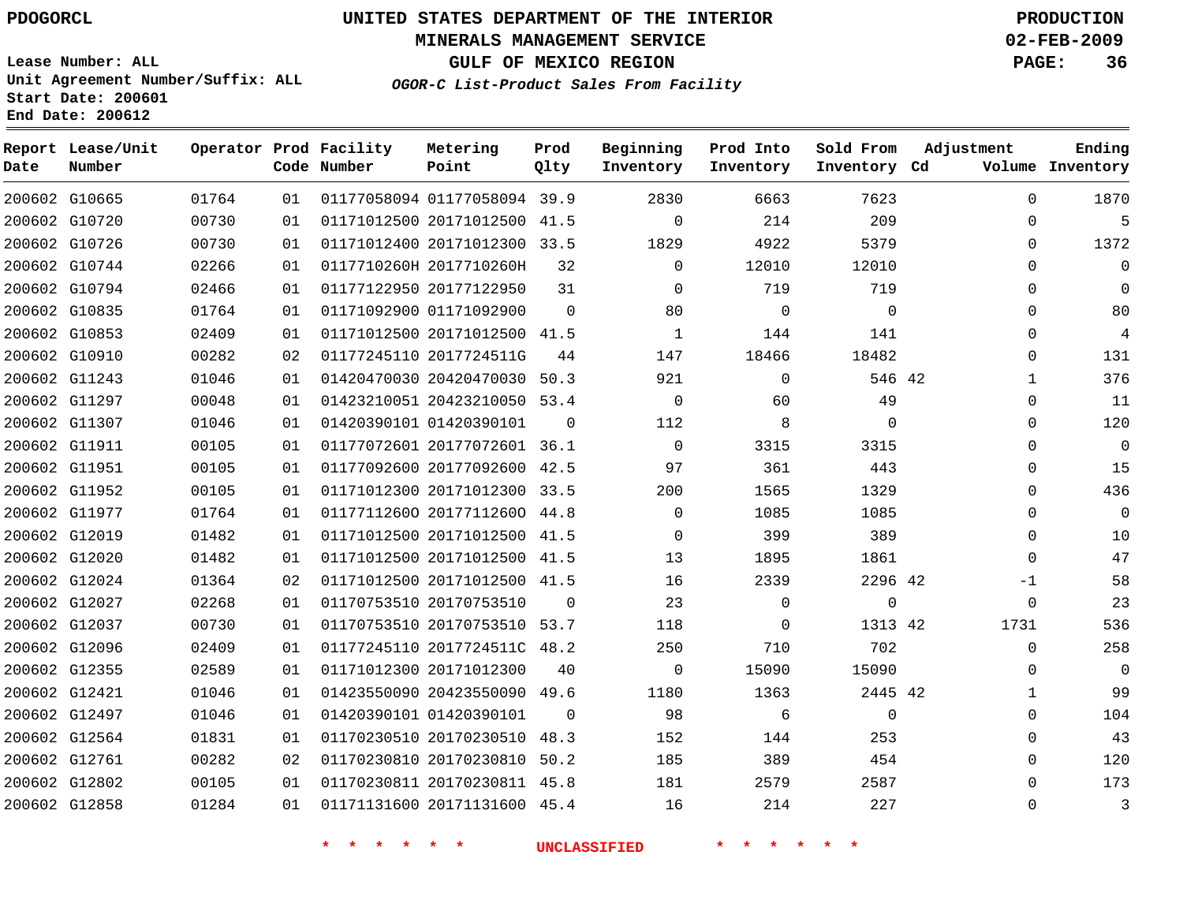PDOGORCL

# UNITED STATES DEPARTMENT OF THE INTERIOR
## MINERALS MANAGEMENT SERVICE
## GULF OF MEXICO REGION
### *OGOR-C List-Product Sales From Facility*

PRODUCTION
02-FEB-2009

Lease Number: ALL
Unit Agreement Number/Suffix: ALL
Start Date: 200601
End Date: 200612

| Report Date | Lease/Unit Number | Operator | Prod Code | Facility Number | Metering Point | Prod Qlty | Beginning Inventory | Prod Into Inventory | Sold From Inventory | Adjustment Cd | Adjustment Volume | Ending Inventory |
|---|---|---|---|---|---|---|---|---|---|---|---|---|
| 200602 | G10665 | 01764 | 01 | 01177058094 | 01177058094 | 39.9 | 2830 | 6663 | 7623 | | 0 | 1870 |
| 200602 | G10720 | 00730 | 01 | 01171012500 | 20171012500 | 41.5 | 0 | 214 | 209 | | 0 | 5 |
| 200602 | G10726 | 00730 | 01 | 01171012400 | 20171012300 | 33.5 | 1829 | 4922 | 5379 | | 0 | 1372 |
| 200602 | G10744 | 02266 | 01 | 0117710260H | 2017710260H | 32 | 0 | 12010 | 12010 | | 0 | 0 |
| 200602 | G10794 | 02466 | 01 | 01177122950 | 20177122950 | 31 | 0 | 719 | 719 | | 0 | 0 |
| 200602 | G10835 | 01764 | 01 | 01171092900 | 01171092900 | 0 | 80 | 0 | 0 | | 0 | 80 |
| 200602 | G10853 | 02409 | 01 | 01171012500 | 20171012500 | 41.5 | 1 | 144 | 141 | | 0 | 4 |
| 200602 | G10910 | 00282 | 02 | 01177245110 | 2017724511G | 44 | 147 | 18466 | 18482 | | 0 | 131 |
| 200602 | G11243 | 01046 | 01 | 01420470030 | 20420470030 | 50.3 | 921 | 0 | 546 | 42 | 1 | 376 |
| 200602 | G11297 | 00048 | 01 | 01423210051 | 20423210050 | 53.4 | 0 | 60 | 49 | | 0 | 11 |
| 200602 | G11307 | 01046 | 01 | 01420390101 | 01420390101 | 0 | 112 | 8 | 0 | | 0 | 120 |
| 200602 | G11911 | 00105 | 01 | 01177072601 | 20177072601 | 36.1 | 0 | 3315 | 3315 | | 0 | 0 |
| 200602 | G11951 | 00105 | 01 | 01177092600 | 20177092600 | 42.5 | 97 | 361 | 443 | | 0 | 15 |
| 200602 | G11952 | 00105 | 01 | 01171012300 | 20171012300 | 33.5 | 200 | 1565 | 1329 | | 0 | 436 |
| 200602 | G11977 | 01764 | 01 | 01177112600 | 20177112600 | 44.8 | 0 | 1085 | 1085 | | 0 | 0 |
| 200602 | G12019 | 01482 | 01 | 01171012500 | 20171012500 | 41.5 | 0 | 399 | 389 | | 0 | 10 |
| 200602 | G12020 | 01482 | 01 | 01171012500 | 20171012500 | 41.5 | 13 | 1895 | 1861 | | 0 | 47 |
| 200602 | G12024 | 01364 | 02 | 01171012500 | 20171012500 | 41.5 | 16 | 2339 | 2296 | 42 | -1 | 58 |
| 200602 | G12027 | 02268 | 01 | 01170753510 | 20170753510 | 0 | 23 | 0 | 0 | | 0 | 23 |
| 200602 | G12037 | 00730 | 01 | 01170753510 | 20170753510 | 53.7 | 118 | 0 | 1313 | 42 | 1731 | 536 |
| 200602 | G12096 | 02409 | 01 | 01177245110 | 2017724511C | 48.2 | 250 | 710 | 702 | | 0 | 258 |
| 200602 | G12355 | 02589 | 01 | 01171012300 | 20171012300 | 40 | 0 | 15090 | 15090 | | 0 | 0 |
| 200602 | G12421 | 01046 | 01 | 01423550090 | 20423550090 | 49.6 | 1180 | 1363 | 2445 | 42 | 1 | 99 |
| 200602 | G12497 | 01046 | 01 | 01420390101 | 01420390101 | 0 | 98 | 6 | 0 | | 0 | 104 |
| 200602 | G12564 | 01831 | 01 | 01170230510 | 20170230510 | 48.3 | 152 | 144 | 253 | | 0 | 43 |
| 200602 | G12761 | 00282 | 02 | 01170230810 | 20170230810 | 50.2 | 185 | 389 | 454 | | 0 | 120 |
| 200602 | G12802 | 00105 | 01 | 01170230811 | 20170230811 | 45.8 | 181 | 2579 | 2587 | | 0 | 173 |
| 200602 | G12858 | 01284 | 01 | 01171131600 | 20171131600 | 45.4 | 16 | 214 | 227 | | 0 | 3 |

\* \* \* \* \* \* UNCLASSIFIED \* \* \* \* \* \*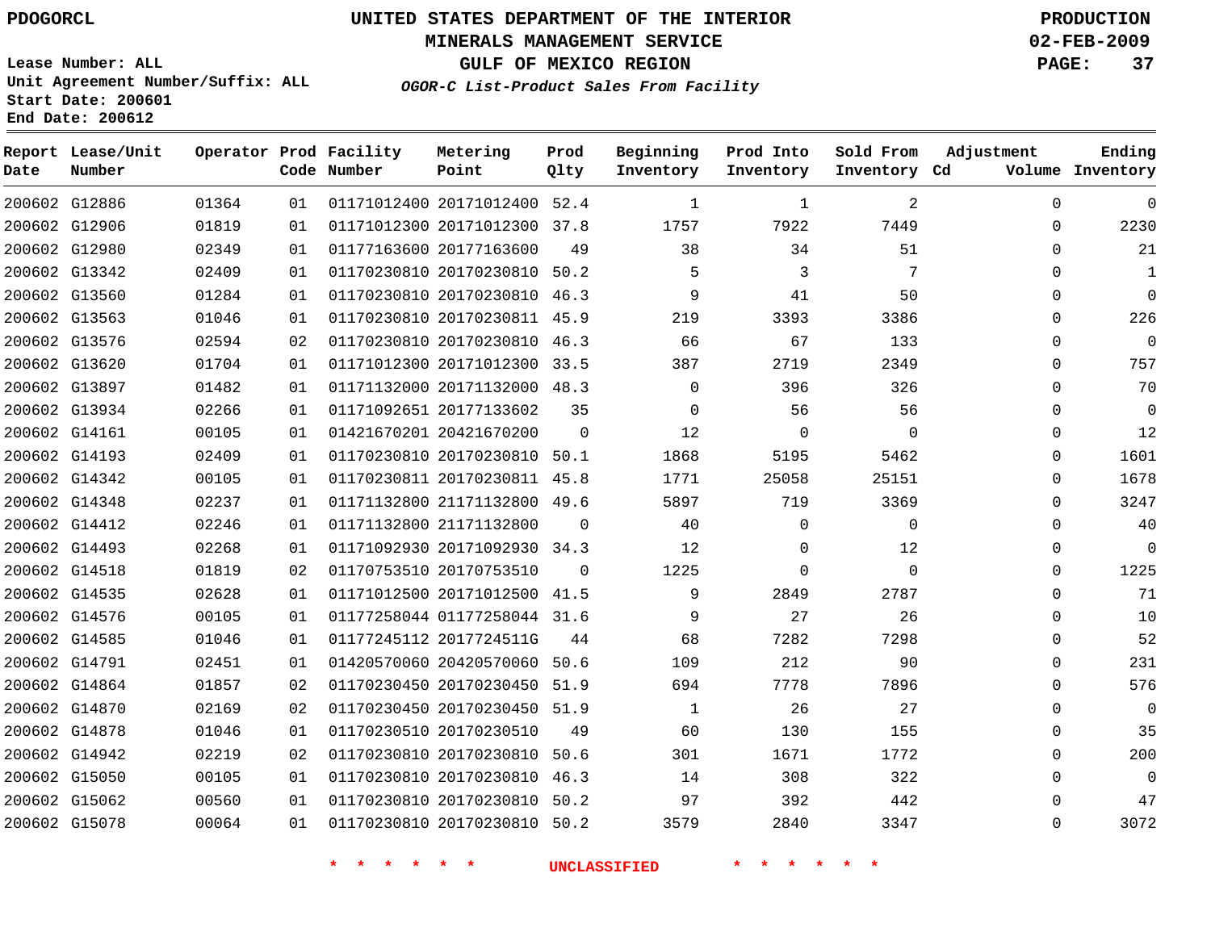PDOGORCL

# UNITED STATES DEPARTMENT OF THE INTERIOR
## MINERALS MANAGEMENT SERVICE
## GULF OF MEXICO REGION
### *OGOR-C List-Product Sales From Facility*

PRODUCTION
02-FEB-2009

Lease Number: ALL
Unit Agreement Number/Suffix: ALL
Start Date: 200601
End Date: 200612

| Report Date | Lease/Unit Number | Operator | Prod Code | Facility Number | Metering Point | Prod Qlty | Beginning Inventory | Prod Into Inventory | Sold From Inventory | Adjustment Cd | Volume | Ending Inventory |
|---|---|---|---|---|---|---|---|---|---|---|---|---|
| 200602 | G12886 | 01364 | 01 | 01171012400 | 20171012400 | 52.4 | 1 | 1 | 2 | | 0 | 0 |
| 200602 | G12906 | 01819 | 01 | 01171012300 | 20171012300 | 37.8 | 1757 | 7922 | 7449 | | 0 | 2230 |
| 200602 | G12980 | 02349 | 01 | 01177163600 | 20177163600 | 49 | 38 | 34 | 51 | | 0 | 21 |
| 200602 | G13342 | 02409 | 01 | 01170230810 | 20170230810 | 50.2 | 5 | 3 | 7 | | 0 | 1 |
| 200602 | G13560 | 01284 | 01 | 01170230810 | 20170230810 | 46.3 | 9 | 41 | 50 | | 0 | 0 |
| 200602 | G13563 | 01046 | 01 | 01170230810 | 20170230811 | 45.9 | 219 | 3393 | 3386 | | 0 | 226 |
| 200602 | G13576 | 02594 | 02 | 01170230810 | 20170230810 | 46.3 | 66 | 67 | 133 | | 0 | 0 |
| 200602 | G13620 | 01704 | 01 | 01171012300 | 20171012300 | 33.5 | 387 | 2719 | 2349 | | 0 | 757 |
| 200602 | G13897 | 01482 | 01 | 01171132000 | 20171132000 | 48.3 | 0 | 396 | 326 | | 0 | 70 |
| 200602 | G13934 | 02266 | 01 | 01171092651 | 20177133602 | 35 | 0 | 56 | 56 | | 0 | 0 |
| 200602 | G14161 | 00105 | 01 | 01421670201 | 20421670200 | 0 | 12 | 0 | 0 | | 0 | 12 |
| 200602 | G14193 | 02409 | 01 | 01170230810 | 20170230810 | 50.1 | 1868 | 5195 | 5462 | | 0 | 1601 |
| 200602 | G14342 | 00105 | 01 | 01170230811 | 20170230811 | 45.8 | 1771 | 25058 | 25151 | | 0 | 1678 |
| 200602 | G14348 | 02237 | 01 | 01171132800 | 21171132800 | 49.6 | 5897 | 719 | 3369 | | 0 | 3247 |
| 200602 | G14412 | 02246 | 01 | 01171132800 | 21171132800 | 0 | 40 | 0 | 0 | | 0 | 40 |
| 200602 | G14493 | 02268 | 01 | 01171092930 | 20171092930 | 34.3 | 12 | 0 | 12 | | 0 | 0 |
| 200602 | G14518 | 01819 | 02 | 01170753510 | 20170753510 | 0 | 1225 | 0 | 0 | | 0 | 1225 |
| 200602 | G14535 | 02628 | 01 | 01171012500 | 20171012500 | 41.5 | 9 | 2849 | 2787 | | 0 | 71 |
| 200602 | G14576 | 00105 | 01 | 01177258044 | 01177258044 | 31.6 | 9 | 27 | 26 | | 0 | 10 |
| 200602 | G14585 | 01046 | 01 | 01177245112 | 2017724511G | 44 | 68 | 7282 | 7298 | | 0 | 52 |
| 200602 | G14791 | 02451 | 01 | 01420570060 | 20420570060 | 50.6 | 109 | 212 | 90 | | 0 | 231 |
| 200602 | G14864 | 01857 | 02 | 01170230450 | 20170230450 | 51.9 | 694 | 7778 | 7896 | | 0 | 576 |
| 200602 | G14870 | 02169 | 02 | 01170230450 | 20170230450 | 51.9 | 1 | 26 | 27 | | 0 | 0 |
| 200602 | G14878 | 01046 | 01 | 01170230510 | 20170230510 | 49 | 60 | 130 | 155 | | 0 | 35 |
| 200602 | G14942 | 02219 | 02 | 01170230810 | 20170230810 | 50.6 | 301 | 1671 | 1772 | | 0 | 200 |
| 200602 | G15050 | 00105 | 01 | 01170230810 | 20170230810 | 46.3 | 14 | 308 | 322 | | 0 | 0 |
| 200602 | G15062 | 00560 | 01 | 01170230810 | 20170230810 | 50.2 | 97 | 392 | 442 | | 0 | 47 |
| 200602 | G15078 | 00064 | 01 | 01170230810 | 20170230810 | 50.2 | 3579 | 2840 | 3347 | | 0 | 3072 |

* * * * * * UNCLASSIFIED * * * * * *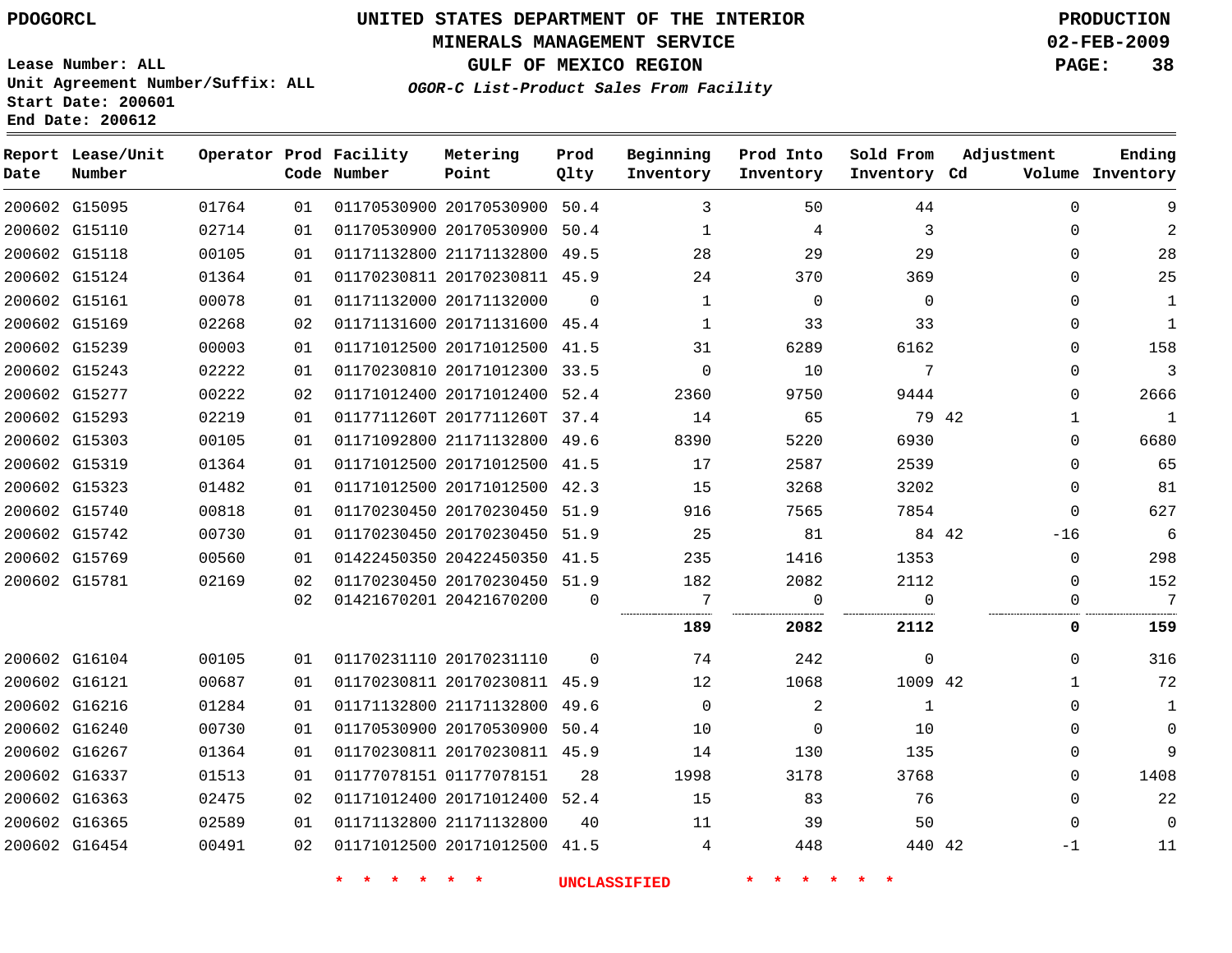PDOGORCL

# UNITED STATES DEPARTMENT OF THE INTERIOR
## MINERALS MANAGEMENT SERVICE
## GULF OF MEXICO REGION
### *OGOR-C List-Product Sales From Facility*

PRODUCTION
02-FEB-2009

Lease Number: ALL
Unit Agreement Number/Suffix: ALL
Start Date: 200601
End Date: 200612

| Report Date | Lease/Unit Number | Operator | Prod Code | Facility Number | Metering Point | Prod Qlty | Beginning Inventory | Prod Into Inventory | Sold From Inventory | Adjustment Cd | Volume | Ending Inventory |
|---|---|---|---|---|---|---|---|---|---|---|---|---|
| 200602 | G15095 | 01764 | 01 | 01170530900 | 20170530900 | 50.4 | 3 | 50 | 44 | | 0 | 9 |
| 200602 | G15110 | 02714 | 01 | 01170530900 | 20170530900 | 50.4 | 1 | 4 | 3 | | 0 | 2 |
| 200602 | G15118 | 00105 | 01 | 01171132800 | 21171132800 | 49.5 | 28 | 29 | 29 | | 0 | 28 |
| 200602 | G15124 | 01364 | 01 | 01170230811 | 20170230811 | 45.9 | 24 | 370 | 369 | | 0 | 25 |
| 200602 | G15161 | 00078 | 01 | 01171132000 | 20171132000 | 0 | 1 | 0 | 0 | | 0 | 1 |
| 200602 | G15169 | 02268 | 02 | 01171131600 | 20171131600 | 45.4 | 1 | 33 | 33 | | 0 | 1 |
| 200602 | G15239 | 00003 | 01 | 01171012500 | 20171012500 | 41.5 | 31 | 6289 | 6162 | | 0 | 158 |
| 200602 | G15243 | 02222 | 01 | 01170230810 | 20171012300 | 33.5 | 0 | 10 | 7 | | 0 | 3 |
| 200602 | G15277 | 00222 | 02 | 01171012400 | 20171012400 | 52.4 | 2360 | 9750 | 9444 | | 0 | 2666 |
| 200602 | G15293 | 02219 | 01 | 0117711260T | 2017711260T | 37.4 | 14 | 65 | 79 | 42 | 1 | 1 |
| 200602 | G15303 | 00105 | 01 | 01171092800 | 21171132800 | 49.6 | 8390 | 5220 | 6930 | | 0 | 6680 |
| 200602 | G15319 | 01364 | 01 | 01171012500 | 20171012500 | 41.5 | 17 | 2587 | 2539 | | 0 | 65 |
| 200602 | G15323 | 01482 | 01 | 01171012500 | 20171012500 | 42.3 | 15 | 3268 | 3202 | | 0 | 81 |
| 200602 | G15740 | 00818 | 01 | 01170230450 | 20170230450 | 51.9 | 916 | 7565 | 7854 | | 0 | 627 |
| 200602 | G15742 | 00730 | 01 | 01170230450 | 20170230450 | 51.9 | 25 | 81 | 84 | 42 | -16 | 6 |
| 200602 | G15769 | 00560 | 01 | 01422450350 | 20422450350 | 41.5 | 235 | 1416 | 1353 | | 0 | 298 |
| 200602 | G15781 | 02169 | 02 | 01170230450 | 20170230450 | 51.9 | 182 | 2082 | 2112 | | 0 | 152 |
| | | | 02 | 01421670201 | 20421670200 | 0 | 7 | 0 | 0 | | 0 | 7 |
| | | | | | | | **189** | **2082** | **2112** | | **0** | **159** |
| 200602 | G16104 | 00105 | 01 | 01170231110 | 20170231110 | 0 | 74 | 242 | 0 | | 0 | 316 |
| 200602 | G16121 | 00687 | 01 | 01170230811 | 20170230811 | 45.9 | 12 | 1068 | 1009 | 42 | 1 | 72 |
| 200602 | G16216 | 01284 | 01 | 01171132800 | 21171132800 | 49.6 | 0 | 2 | 1 | | 0 | 1 |
| 200602 | G16240 | 00730 | 01 | 01170530900 | 20170530900 | 50.4 | 10 | 0 | 10 | | 0 | 0 |
| 200602 | G16267 | 01364 | 01 | 01170230811 | 20170230811 | 45.9 | 14 | 130 | 135 | | 0 | 9 |
| 200602 | G16337 | 01513 | 01 | 01177078151 | 01177078151 | 28 | 1998 | 3178 | 3768 | | 0 | 1408 |
| 200602 | G16363 | 02475 | 02 | 01171012400 | 20171012400 | 52.4 | 15 | 83 | 76 | | 0 | 22 |
| 200602 | G16365 | 02589 | 01 | 01171132800 | 21171132800 | 40 | 11 | 39 | 50 | | 0 | 0 |
| 200602 | G16454 | 00491 | 02 | 01171012500 | 20171012500 | 41.5 | 4 | 448 | 440 | 42 | -1 | 11 |

* * * * * * UNCLASSIFIED * * * * * *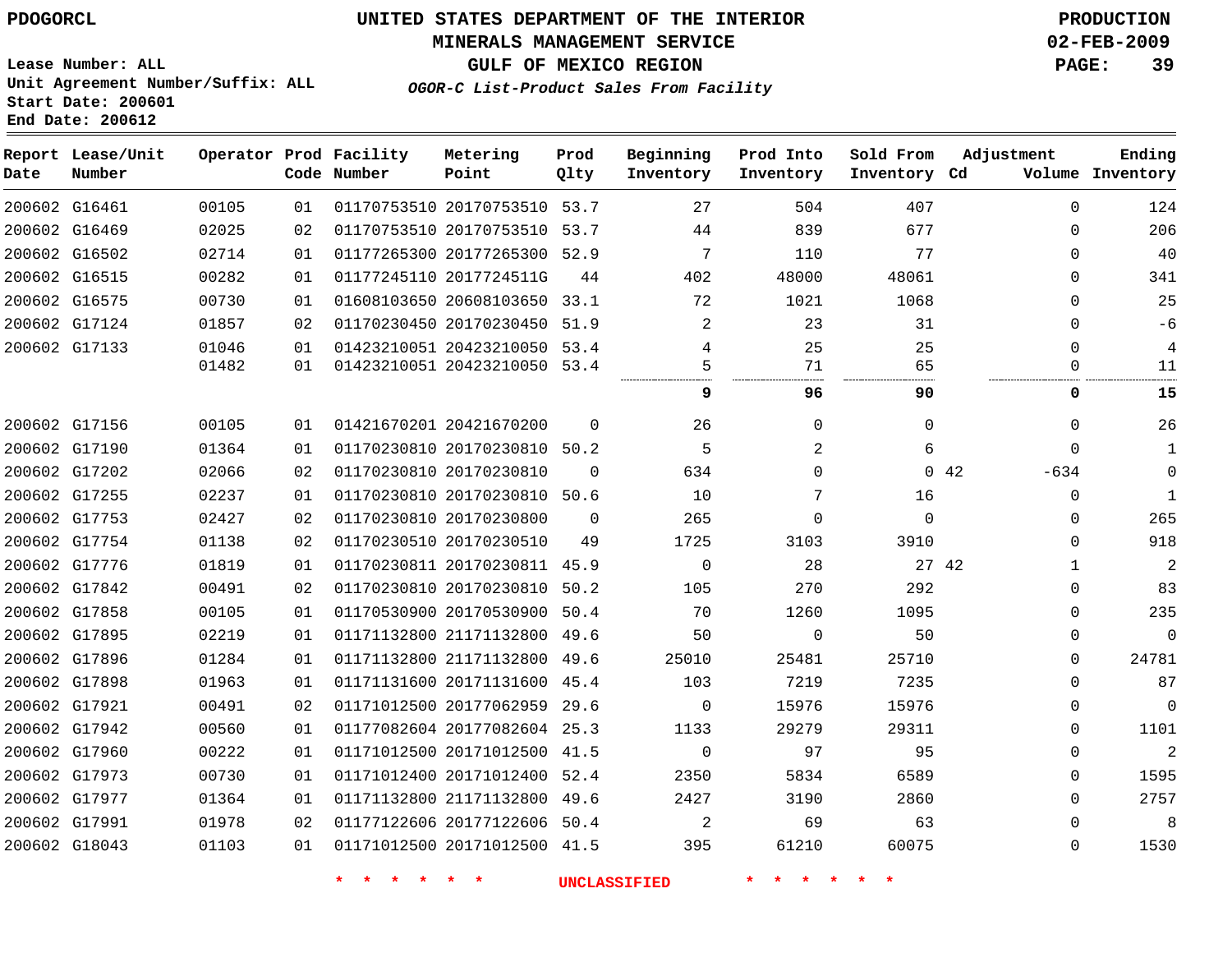PDOGORCL

# UNITED STATES DEPARTMENT OF THE INTERIOR
## MINERALS MANAGEMENT SERVICE
## GULF OF MEXICO REGION
### *OGOR-C List-Product Sales From Facility*

PRODUCTION
02-FEB-2009

Lease Number: ALL
Unit Agreement Number/Suffix: ALL
Start Date: 200601
End Date: 200612

| Report Date | Lease/Unit Number | Operator | Prod Code | Facility Number | Metering Point | Prod Qlty | Beginning Inventory | Prod Into Inventory | Sold From Inventory | Adjustment Cd | Adjustment Volume | Ending Inventory |
|---|---|---|---|---|---|---|---|---|---|---|---|---|
| 200602 | G16461 | 00105 | 01 | 01170753510 | 20170753510 | 53.7 | 27 | 504 | 407 | | 0 | 124 |
| 200602 | G16469 | 02025 | 02 | 01170753510 | 20170753510 | 53.7 | 44 | 839 | 677 | | 0 | 206 |
| 200602 | G16502 | 02714 | 01 | 01177265300 | 20177265300 | 52.9 | 7 | 110 | 77 | | 0 | 40 |
| 200602 | G16515 | 00282 | 01 | 01177245110 | 2017724511G | 44 | 402 | 48000 | 48061 | | 0 | 341 |
| 200602 | G16575 | 00730 | 01 | 01608103650 | 20608103650 | 33.1 | 72 | 1021 | 1068 | | 0 | 25 |
| 200602 | G17124 | 01857 | 02 | 01170230450 | 20170230450 | 51.9 | 2 | 23 | 31 | | 0 | -6 |
| 200602 | G17133 | 01046 | 01 | 01423210051 | 20423210050 | 53.4 | 4 | 25 | 25 | | 0 | 4 |
| | | 01482 | 01 | 01423210051 | 20423210050 | 53.4 | 5 | 71 | 65 | | 0 | 11 |
| | | | | | | | **9** | **96** | **90** | | **0** | **15** |
| 200602 | G17156 | 00105 | 01 | 01421670201 | 20421670200 | 0 | 26 | 0 | 0 | | 0 | 26 |
| 200602 | G17190 | 01364 | 01 | 01170230810 | 20170230810 | 50.2 | 5 | 2 | 6 | | 0 | 1 |
| 200602 | G17202 | 02066 | 02 | 01170230810 | 20170230810 | 0 | 634 | 0 | 0 | 42 | -634 | 0 |
| 200602 | G17255 | 02237 | 01 | 01170230810 | 20170230810 | 50.6 | 10 | 7 | 16 | | 0 | 1 |
| 200602 | G17753 | 02427 | 02 | 01170230810 | 20170230800 | 0 | 265 | 0 | 0 | | 0 | 265 |
| 200602 | G17754 | 01138 | 02 | 01170230510 | 20170230510 | 49 | 1725 | 3103 | 3910 | | 0 | 918 |
| 200602 | G17776 | 01819 | 01 | 01170230811 | 20170230811 | 45.9 | 0 | 28 | 27 | 42 | 1 | 2 |
| 200602 | G17842 | 00491 | 02 | 01170230810 | 20170230810 | 50.2 | 105 | 270 | 292 | | 0 | 83 |
| 200602 | G17858 | 00105 | 01 | 01170530900 | 20170530900 | 50.4 | 70 | 1260 | 1095 | | 0 | 235 |
| 200602 | G17895 | 02219 | 01 | 01171132800 | 21171132800 | 49.6 | 50 | 0 | 50 | | 0 | 0 |
| 200602 | G17896 | 01284 | 01 | 01171132800 | 21171132800 | 49.6 | 25010 | 25481 | 25710 | | 0 | 24781 |
| 200602 | G17898 | 01963 | 01 | 01171131600 | 20171131600 | 45.4 | 103 | 7219 | 7235 | | 0 | 87 |
| 200602 | G17921 | 00491 | 02 | 01171012500 | 20177062959 | 29.6 | 0 | 15976 | 15976 | | 0 | 0 |
| 200602 | G17942 | 00560 | 01 | 01177082604 | 20177082604 | 25.3 | 1133 | 29279 | 29311 | | 0 | 1101 |
| 200602 | G17960 | 00222 | 01 | 01171012500 | 20171012500 | 41.5 | 0 | 97 | 95 | | 0 | 2 |
| 200602 | G17973 | 00730 | 01 | 01171012400 | 20171012400 | 52.4 | 2350 | 5834 | 6589 | | 0 | 1595 |
| 200602 | G17977 | 01364 | 01 | 01171132800 | 21171132800 | 49.6 | 2427 | 3190 | 2860 | | 0 | 2757 |
| 200602 | G17991 | 01978 | 02 | 01177122606 | 20177122606 | 50.4 | 2 | 69 | 63 | | 0 | 8 |
| 200602 | G18043 | 01103 | 01 | 01171012500 | 20171012500 | 41.5 | 395 | 61210 | 60075 | | 0 | 1530 |

* * * * * * UNCLASSIFIED * * * * * *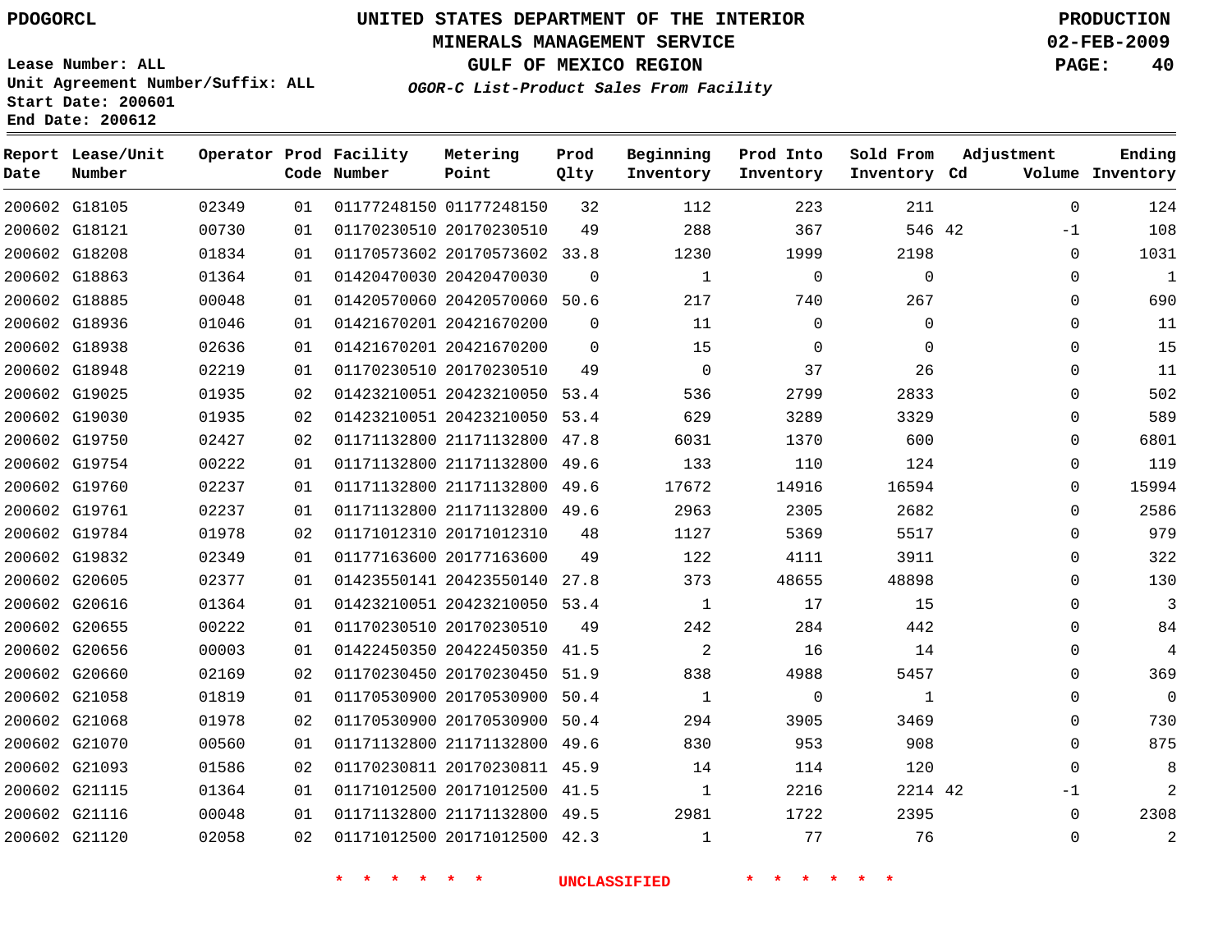PDOGORCL

# UNITED STATES DEPARTMENT OF THE INTERIOR
## MINERALS MANAGEMENT SERVICE
## GULF OF MEXICO REGION
### *OGOR-C List-Product Sales From Facility*

PRODUCTION
02-FEB-2009

Lease Number: ALL
Unit Agreement Number/Suffix: ALL
Start Date: 200601
End Date: 200612

| Report Date | Lease/Unit Number | Operator | Prod Code | Facility Number | Metering Point | Prod Qlty | Beginning Inventory | Prod Into Inventory | Sold From Inventory | Adjustment Cd | Volume | Ending Inventory |
|---|---|---|---|---|---|---|---|---|---|---|---|---|
| 200602 | G18105 | 02349 | 01 | 01177248150 | 01177248150 | 32 | 112 | 223 | 211 | | 0 | 124 |
| 200602 | G18121 | 00730 | 01 | 01170230510 | 20170230510 | 49 | 288 | 367 | 546 | 42 | -1 | 108 |
| 200602 | G18208 | 01834 | 01 | 01170573602 | 20170573602 | 33.8 | 1230 | 1999 | 2198 | | 0 | 1031 |
| 200602 | G18863 | 01364 | 01 | 01420470030 | 20420470030 | 0 | 1 | 0 | 0 | | 0 | 1 |
| 200602 | G18885 | 00048 | 01 | 01420570060 | 20420570060 | 50.6 | 217 | 740 | 267 | | 0 | 690 |
| 200602 | G18936 | 01046 | 01 | 01421670201 | 20421670200 | 0 | 11 | 0 | 0 | | 0 | 11 |
| 200602 | G18938 | 02636 | 01 | 01421670201 | 20421670200 | 0 | 15 | 0 | 0 | | 0 | 15 |
| 200602 | G18948 | 02219 | 01 | 01170230510 | 20170230510 | 49 | 0 | 37 | 26 | | 0 | 11 |
| 200602 | G19025 | 01935 | 02 | 01423210051 | 20423210050 | 53.4 | 536 | 2799 | 2833 | | 0 | 502 |
| 200602 | G19030 | 01935 | 02 | 01423210051 | 20423210050 | 53.4 | 629 | 3289 | 3329 | | 0 | 589 |
| 200602 | G19750 | 02427 | 02 | 01171132800 | 21171132800 | 47.8 | 6031 | 1370 | 600 | | 0 | 6801 |
| 200602 | G19754 | 00222 | 01 | 01171132800 | 21171132800 | 49.6 | 133 | 110 | 124 | | 0 | 119 |
| 200602 | G19760 | 02237 | 01 | 01171132800 | 21171132800 | 49.6 | 17672 | 14916 | 16594 | | 0 | 15994 |
| 200602 | G19761 | 02237 | 01 | 01171132800 | 21171132800 | 49.6 | 2963 | 2305 | 2682 | | 0 | 2586 |
| 200602 | G19784 | 01978 | 02 | 01171012310 | 20171012310 | 48 | 1127 | 5369 | 5517 | | 0 | 979 |
| 200602 | G19832 | 02349 | 01 | 01177163600 | 20177163600 | 49 | 122 | 4111 | 3911 | | 0 | 322 |
| 200602 | G20605 | 02377 | 01 | 01423550141 | 20423550140 | 27.8 | 373 | 48655 | 48898 | | 0 | 130 |
| 200602 | G20616 | 01364 | 01 | 01423210051 | 20423210050 | 53.4 | 1 | 17 | 15 | | 0 | 3 |
| 200602 | G20655 | 00222 | 01 | 01170230510 | 20170230510 | 49 | 242 | 284 | 442 | | 0 | 84 |
| 200602 | G20656 | 00003 | 01 | 01422450350 | 20422450350 | 41.5 | 2 | 16 | 14 | | 0 | 4 |
| 200602 | G20660 | 02169 | 02 | 01170230450 | 20170230450 | 51.9 | 838 | 4988 | 5457 | | 0 | 369 |
| 200602 | G21058 | 01819 | 01 | 01170530900 | 20170530900 | 50.4 | 1 | 0 | 1 | | 0 | 0 |
| 200602 | G21068 | 01978 | 02 | 01170530900 | 20170530900 | 50.4 | 294 | 3905 | 3469 | | 0 | 730 |
| 200602 | G21070 | 00560 | 01 | 01171132800 | 21171132800 | 49.6 | 830 | 953 | 908 | | 0 | 875 |
| 200602 | G21093 | 01586 | 02 | 01170230811 | 20170230811 | 45.9 | 14 | 114 | 120 | | 0 | 8 |
| 200602 | G21115 | 01364 | 01 | 01171012500 | 20171012500 | 41.5 | 1 | 2216 | 2214 | 42 | -1 | 2 |
| 200602 | G21116 | 00048 | 01 | 01171132800 | 21171132800 | 49.5 | 2981 | 1722 | 2395 | | 0 | 2308 |
| 200602 | G21120 | 02058 | 02 | 01171012500 | 20171012500 | 42.3 | 1 | 77 | 76 | | 0 | 2 |

\* \* \* \* \* \* UNCLASSIFIED \* \* \* \* \* \*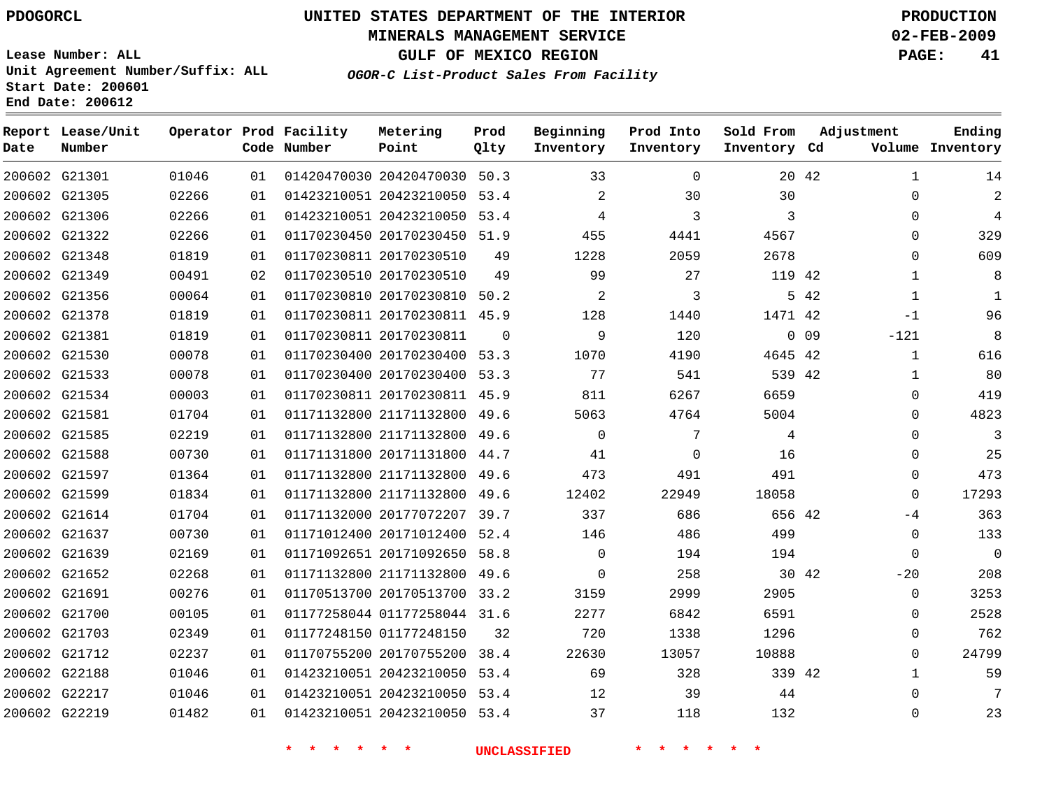PDOGORCL

# UNITED STATES DEPARTMENT OF THE INTERIOR
## MINERALS MANAGEMENT SERVICE
## GULF OF MEXICO REGION
### *OGOR-C List-Product Sales From Facility*

PRODUCTION
02-FEB-2009

Lease Number: ALL
Unit Agreement Number/Suffix: ALL
Start Date: 200601
End Date: 200612

| Report Date | Lease/Unit Number | Operator | Prod Code | Facility Number | Metering Point | Prod Qlty | Beginning Inventory | Prod Into Inventory | Sold From Inventory | Adjustment Cd | Adjustment Volume | Ending Inventory |
|---|---|---|---|---|---|---|---|---|---|---|---|---|
| 200602 | G21301 | 01046 | 01 | 01420470030 | 20420470030 | 50.3 | 33 | 0 | 20 | 42 | 1 | 14 |
| 200602 | G21305 | 02266 | 01 | 01423210051 | 20423210050 | 53.4 | 2 | 30 | 30 | | 0 | 2 |
| 200602 | G21306 | 02266 | 01 | 01423210051 | 20423210050 | 53.4 | 4 | 3 | 3 | | 0 | 4 |
| 200602 | G21322 | 02266 | 01 | 01170230450 | 20170230450 | 51.9 | 455 | 4441 | 4567 | | 0 | 329 |
| 200602 | G21348 | 01819 | 01 | 01170230811 | 20170230510 | 49 | 1228 | 2059 | 2678 | | 0 | 609 |
| 200602 | G21349 | 00491 | 02 | 01170230510 | 20170230510 | 49 | 99 | 27 | 119 | 42 | 1 | 8 |
| 200602 | G21356 | 00064 | 01 | 01170230810 | 20170230810 | 50.2 | 2 | 3 | 5 | 42 | 1 | 1 |
| 200602 | G21378 | 01819 | 01 | 01170230811 | 20170230811 | 45.9 | 128 | 1440 | 1471 | 42 | -1 | 96 |
| 200602 | G21381 | 01819 | 01 | 01170230811 | 20170230811 | 0 | 9 | 120 | 0 | 09 | -121 | 8 |
| 200602 | G21530 | 00078 | 01 | 01170230400 | 20170230400 | 53.3 | 1070 | 4190 | 4645 | 42 | 1 | 616 |
| 200602 | G21533 | 00078 | 01 | 01170230400 | 20170230400 | 53.3 | 77 | 541 | 539 | 42 | 1 | 80 |
| 200602 | G21534 | 00003 | 01 | 01170230811 | 20170230811 | 45.9 | 811 | 6267 | 6659 | | 0 | 419 |
| 200602 | G21581 | 01704 | 01 | 01171132800 | 21171132800 | 49.6 | 5063 | 4764 | 5004 | | 0 | 4823 |
| 200602 | G21585 | 02219 | 01 | 01171132800 | 21171132800 | 49.6 | 0 | 7 | 4 | | 0 | 3 |
| 200602 | G21588 | 00730 | 01 | 01171131800 | 20171131800 | 44.7 | 41 | 0 | 16 | | 0 | 25 |
| 200602 | G21597 | 01364 | 01 | 01171132800 | 21171132800 | 49.6 | 473 | 491 | 491 | | 0 | 473 |
| 200602 | G21599 | 01834 | 01 | 01171132800 | 21171132800 | 49.6 | 12402 | 22949 | 18058 | | 0 | 17293 |
| 200602 | G21614 | 01704 | 01 | 01171132000 | 20177072207 | 39.7 | 337 | 686 | 656 | 42 | -4 | 363 |
| 200602 | G21637 | 00730 | 01 | 01171012400 | 20171012400 | 52.4 | 146 | 486 | 499 | | 0 | 133 |
| 200602 | G21639 | 02169 | 01 | 01171092651 | 20171092650 | 58.8 | 0 | 194 | 194 | | 0 | 0 |
| 200602 | G21652 | 02268 | 01 | 01171132800 | 21171132800 | 49.6 | 0 | 258 | 30 | 42 | -20 | 208 |
| 200602 | G21691 | 00276 | 01 | 01170513700 | 20170513700 | 33.2 | 3159 | 2999 | 2905 | | 0 | 3253 |
| 200602 | G21700 | 00105 | 01 | 01177258044 | 01177258044 | 31.6 | 2277 | 6842 | 6591 | | 0 | 2528 |
| 200602 | G21703 | 02349 | 01 | 01177248150 | 01177248150 | 32 | 720 | 1338 | 1296 | | 0 | 762 |
| 200602 | G21712 | 02237 | 01 | 01170755200 | 20170755200 | 38.4 | 22630 | 13057 | 10888 | | 0 | 24799 |
| 200602 | G22188 | 01046 | 01 | 01423210051 | 20423210050 | 53.4 | 69 | 328 | 339 | 42 | 1 | 59 |
| 200602 | G22217 | 01046 | 01 | 01423210051 | 20423210050 | 53.4 | 12 | 39 | 44 | | 0 | 7 |
| 200602 | G22219 | 01482 | 01 | 01423210051 | 20423210050 | 53.4 | 37 | 118 | 132 | | 0 | 23 |

* * * * * * UNCLASSIFIED * * * * * *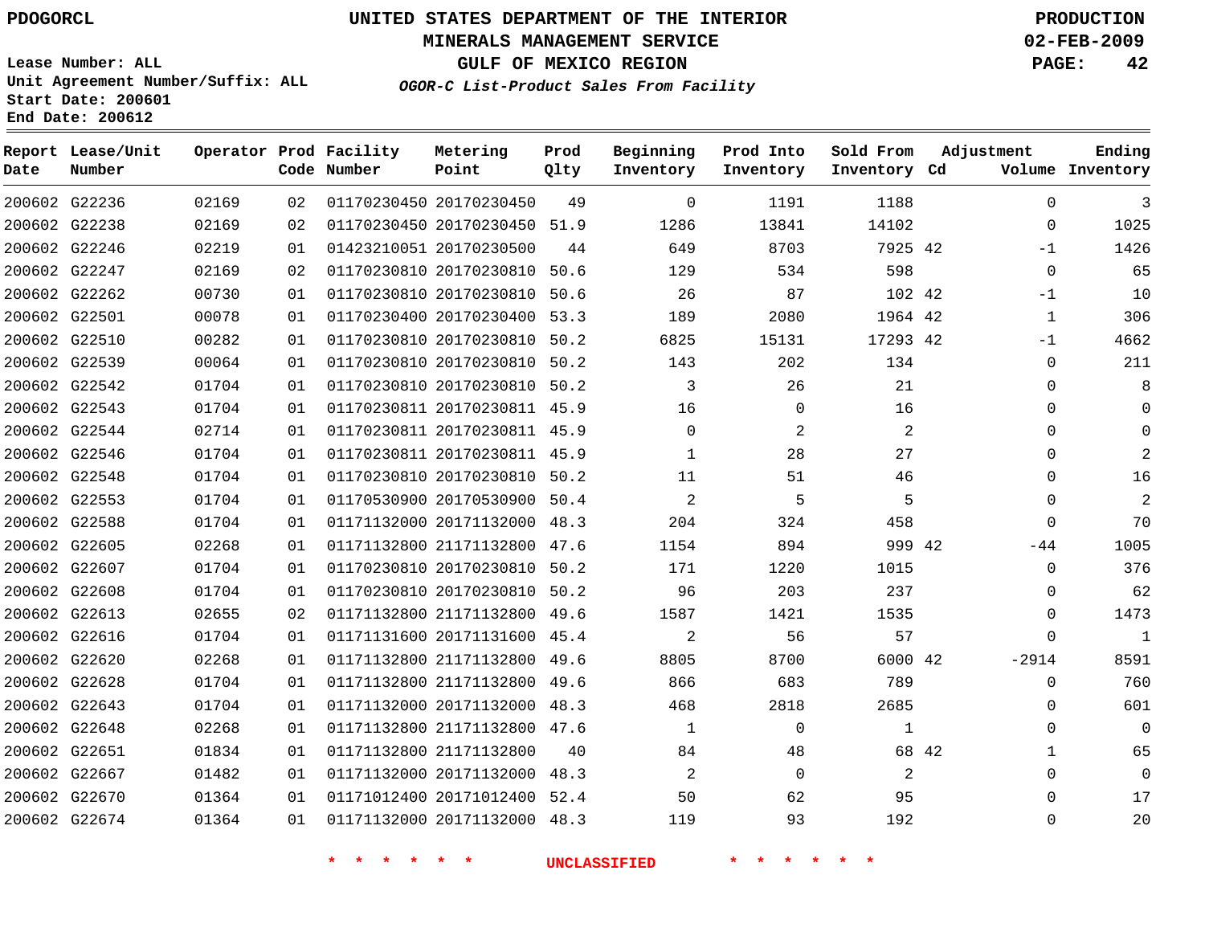PDOGORCL

# UNITED STATES DEPARTMENT OF THE INTERIOR
## MINERALS MANAGEMENT SERVICE
## GULF OF MEXICO REGION
### *OGOR-C List-Product Sales From Facility*

PRODUCTION
02-FEB-2009

Lease Number: ALL
Unit Agreement Number/Suffix: ALL
Start Date: 200601
End Date: 200612

| Report Date | Lease/Unit Number | Operator | Prod Code | Facility Number | Metering Point | Prod Qlty | Beginning Inventory | Prod Into Inventory | Sold From Inventory | Adjustment Cd | Volume | Ending Inventory |
|---|---|---|---|---|---|---|---|---|---|---|---|---|
| 200602 | G22236 | 02169 | 02 | 01170230450 | 20170230450 | 49 | 0 | 1191 | 1188 | | 0 | 3 |
| 200602 | G22238 | 02169 | 02 | 01170230450 | 20170230450 | 51.9 | 1286 | 13841 | 14102 | | 0 | 1025 |
| 200602 | G22246 | 02219 | 01 | 01423210051 | 20170230500 | 44 | 649 | 8703 | 7925 | 42 | -1 | 1426 |
| 200602 | G22247 | 02169 | 02 | 01170230810 | 20170230810 | 50.6 | 129 | 534 | 598 | | 0 | 65 |
| 200602 | G22262 | 00730 | 01 | 01170230810 | 20170230810 | 50.6 | 26 | 87 | 102 | 42 | -1 | 10 |
| 200602 | G22501 | 00078 | 01 | 01170230400 | 20170230400 | 53.3 | 189 | 2080 | 1964 | 42 | 1 | 306 |
| 200602 | G22510 | 00282 | 01 | 01170230810 | 20170230810 | 50.2 | 6825 | 15131 | 17293 | 42 | -1 | 4662 |
| 200602 | G22539 | 00064 | 01 | 01170230810 | 20170230810 | 50.2 | 143 | 202 | 134 | | 0 | 211 |
| 200602 | G22542 | 01704 | 01 | 01170230810 | 20170230810 | 50.2 | 3 | 26 | 21 | | 0 | 8 |
| 200602 | G22543 | 01704 | 01 | 01170230811 | 20170230811 | 45.9 | 16 | 0 | 16 | | 0 | 0 |
| 200602 | G22544 | 02714 | 01 | 01170230811 | 20170230811 | 45.9 | 0 | 2 | 2 | | 0 | 0 |
| 200602 | G22546 | 01704 | 01 | 01170230811 | 20170230811 | 45.9 | 1 | 28 | 27 | | 0 | 2 |
| 200602 | G22548 | 01704 | 01 | 01170230810 | 20170230810 | 50.2 | 11 | 51 | 46 | | 0 | 16 |
| 200602 | G22553 | 01704 | 01 | 01170530900 | 20170530900 | 50.4 | 2 | 5 | 5 | | 0 | 2 |
| 200602 | G22588 | 01704 | 01 | 01171132000 | 20171132000 | 48.3 | 204 | 324 | 458 | | 0 | 70 |
| 200602 | G22605 | 02268 | 01 | 01171132800 | 21171132800 | 47.6 | 1154 | 894 | 999 | 42 | -44 | 1005 |
| 200602 | G22607 | 01704 | 01 | 01170230810 | 20170230810 | 50.2 | 171 | 1220 | 1015 | | 0 | 376 |
| 200602 | G22608 | 01704 | 01 | 01170230810 | 20170230810 | 50.2 | 96 | 203 | 237 | | 0 | 62 |
| 200602 | G22613 | 02655 | 02 | 01171132800 | 21171132800 | 49.6 | 1587 | 1421 | 1535 | | 0 | 1473 |
| 200602 | G22616 | 01704 | 01 | 01171131600 | 20171131600 | 45.4 | 2 | 56 | 57 | | 0 | 1 |
| 200602 | G22620 | 02268 | 01 | 01171132800 | 21171132800 | 49.6 | 8805 | 8700 | 6000 | 42 | -2914 | 8591 |
| 200602 | G22628 | 01704 | 01 | 01171132800 | 21171132800 | 49.6 | 866 | 683 | 789 | | 0 | 760 |
| 200602 | G22643 | 01704 | 01 | 01171132000 | 20171132000 | 48.3 | 468 | 2818 | 2685 | | 0 | 601 |
| 200602 | G22648 | 02268 | 01 | 01171132800 | 21171132800 | 47.6 | 1 | 0 | 1 | | 0 | 0 |
| 200602 | G22651 | 01834 | 01 | 01171132800 | 21171132800 | 40 | 84 | 48 | 68 | 42 | 1 | 65 |
| 200602 | G22667 | 01482 | 01 | 01171132000 | 20171132000 | 48.3 | 2 | 0 | 2 | | 0 | 0 |
| 200602 | G22670 | 01364 | 01 | 01171012400 | 20171012400 | 52.4 | 50 | 62 | 95 | | 0 | 17 |
| 200602 | G22674 | 01364 | 01 | 01171132000 | 20171132000 | 48.3 | 119 | 93 | 192 | | 0 | 20 |

* * * * * * UNCLASSIFIED * * * * * *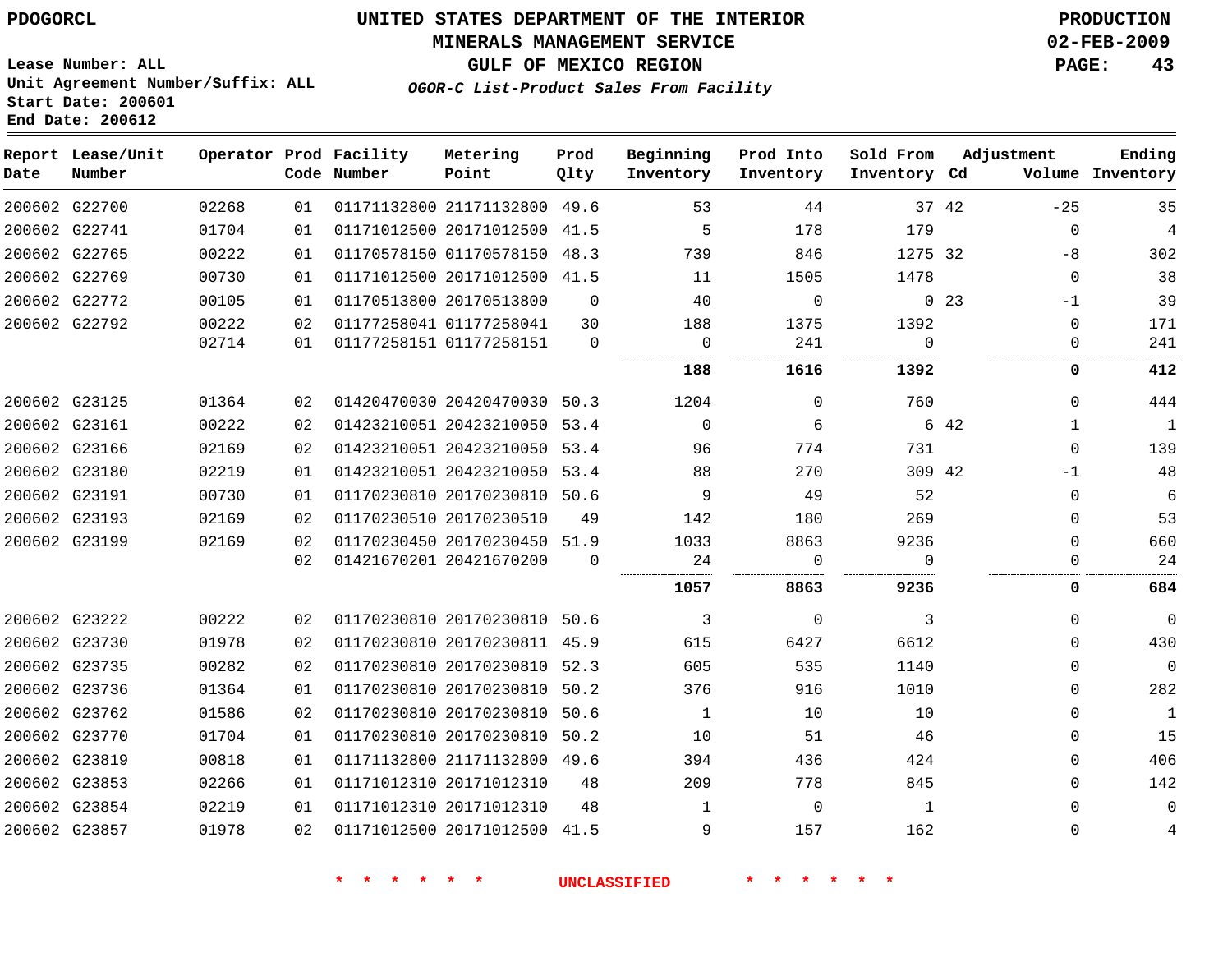PDOGORCL

# UNITED STATES DEPARTMENT OF THE INTERIOR
## MINERALS MANAGEMENT SERVICE
## GULF OF MEXICO REGION
### *OGOR-C List-Product Sales From Facility*

PRODUCTION
02-FEB-2009

Lease Number: ALL
Unit Agreement Number/Suffix: ALL
Start Date: 200601
End Date: 200612

| Report Date | Lease/Unit Number | Operator | Prod Code | Facility Number | Metering Point | Prod Qlty | Beginning Inventory | Prod Into Inventory | Sold From Inventory | Adjustment Cd | Adjustment Volume | Ending Inventory |
|---|---|---|---|---|---|---|---|---|---|---|---|---|
| 200602 | G22700 | 02268 | 01 | 01171132800 | 21171132800 | 49.6 | 53 | 44 | 37 | 42 | -25 | 35 |
| 200602 | G22741 | 01704 | 01 | 01171012500 | 20171012500 | 41.5 | 5 | 178 | 179 | | 0 | 4 |
| 200602 | G22765 | 00222 | 01 | 01170578150 | 01170578150 | 48.3 | 739 | 846 | 1275 | 32 | -8 | 302 |
| 200602 | G22769 | 00730 | 01 | 01171012500 | 20171012500 | 41.5 | 11 | 1505 | 1478 | | 0 | 38 |
| 200602 | G22772 | 00105 | 01 | 01170513800 | 20170513800 | 0 | 40 | 0 | 0 | 23 | -1 | 39 |
| 200602 | G22792 | 00222 | 02 | 01177258041 | 01177258041 | 30 | 188 | 1375 | 1392 | | 0 | 171 |
| | | 02714 | 01 | 01177258151 | 01177258151 | 0 | 0 | 241 | 0 | | 0 | 241 |
| | | | | | | | **188** | **1616** | **1392** | | **0** | **412** |
| 200602 | G23125 | 01364 | 02 | 01420470030 | 20420470030 | 50.3 | 1204 | 0 | 760 | | 0 | 444 |
| 200602 | G23161 | 00222 | 02 | 01423210051 | 20423210050 | 53.4 | 0 | 6 | 6 | 42 | 1 | 1 |
| 200602 | G23166 | 02169 | 02 | 01423210051 | 20423210050 | 53.4 | 96 | 774 | 731 | | 0 | 139 |
| 200602 | G23180 | 02219 | 01 | 01423210051 | 20423210050 | 53.4 | 88 | 270 | 309 | 42 | -1 | 48 |
| 200602 | G23191 | 00730 | 01 | 01170230810 | 20170230810 | 50.6 | 9 | 49 | 52 | | 0 | 6 |
| 200602 | G23193 | 02169 | 02 | 01170230510 | 20170230510 | 49 | 142 | 180 | 269 | | 0 | 53 |
| 200602 | G23199 | 02169 | 02 | 01170230450 | 20170230450 | 51.9 | 1033 | 8863 | 9236 | | 0 | 660 |
| | | | 02 | 01421670201 | 20421670200 | 0 | 24 | 0 | 0 | | 0 | 24 |
| | | | | | | | **1057** | **8863** | **9236** | | **0** | **684** |
| 200602 | G23222 | 00222 | 02 | 01170230810 | 20170230810 | 50.6 | 3 | 0 | 3 | | 0 | 0 |
| 200602 | G23730 | 01978 | 02 | 01170230810 | 20170230811 | 45.9 | 615 | 6427 | 6612 | | 0 | 430 |
| 200602 | G23735 | 00282 | 02 | 01170230810 | 20170230810 | 52.3 | 605 | 535 | 1140 | | 0 | 0 |
| 200602 | G23736 | 01364 | 01 | 01170230810 | 20170230810 | 50.2 | 376 | 916 | 1010 | | 0 | 282 |
| 200602 | G23762 | 01586 | 02 | 01170230810 | 20170230810 | 50.6 | 1 | 10 | 10 | | 0 | 1 |
| 200602 | G23770 | 01704 | 01 | 01170230810 | 20170230810 | 50.2 | 10 | 51 | 46 | | 0 | 15 |
| 200602 | G23819 | 00818 | 01 | 01171132800 | 21171132800 | 49.6 | 394 | 436 | 424 | | 0 | 406 |
| 200602 | G23853 | 02266 | 01 | 01171012310 | 20171012310 | 48 | 209 | 778 | 845 | | 0 | 142 |
| 200602 | G23854 | 02219 | 01 | 01171012310 | 20171012310 | 48 | 1 | 0 | 1 | | 0 | 0 |
| 200602 | G23857 | 01978 | 02 | 01171012500 | 20171012500 | 41.5 | 9 | 157 | 162 | | 0 | 4 |

* * * * * * UNCLASSIFIED * * * * * *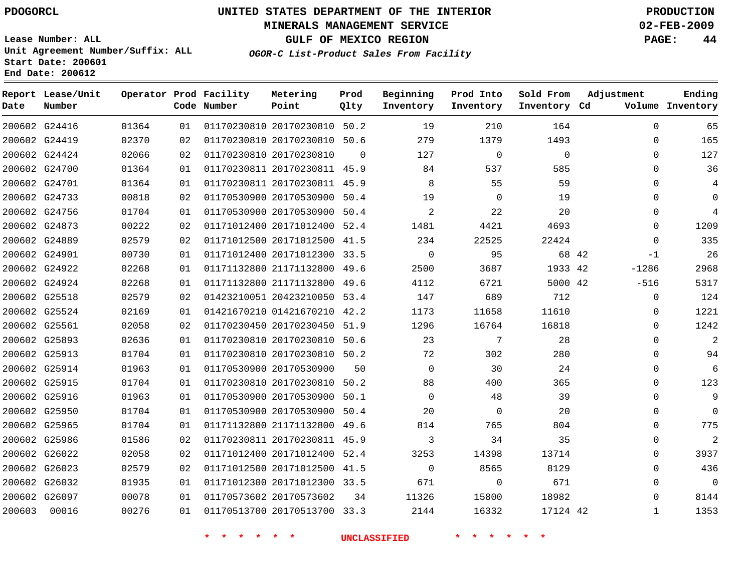PDOGORCL

# UNITED STATES DEPARTMENT OF THE INTERIOR
## MINERALS MANAGEMENT SERVICE
## GULF OF MEXICO REGION
### *OGOR-C List-Product Sales From Facility*

PRODUCTION
02-FEB-2009

Lease Number: ALL
Unit Agreement Number/Suffix: ALL
Start Date: 200601
End Date: 200612

| Report Date | Lease/Unit Number | Operator | Prod Code | Facility Number | Metering Point | Prod Qlty | Beginning Inventory | Prod Into Inventory | Sold From Inventory | Adjustment Cd | Adjustment Volume | Ending Inventory |
|---|---|---|---|---|---|---|---|---|---|---|---|---|
| 200602 | G24416 | 01364 | 01 | 01170230810 | 20170230810 | 50.2 | 19 | 210 | 164 | | 0 | 65 |
| 200602 | G24419 | 02370 | 02 | 01170230810 | 20170230810 | 50.6 | 279 | 1379 | 1493 | | 0 | 165 |
| 200602 | G24424 | 02066 | 02 | 01170230810 | 20170230810 | 0 | 127 | 0 | 0 | | 0 | 127 |
| 200602 | G24700 | 01364 | 01 | 01170230811 | 20170230811 | 45.9 | 84 | 537 | 585 | | 0 | 36 |
| 200602 | G24701 | 01364 | 01 | 01170230811 | 20170230811 | 45.9 | 8 | 55 | 59 | | 0 | 4 |
| 200602 | G24733 | 00818 | 02 | 01170530900 | 20170530900 | 50.4 | 19 | 0 | 19 | | 0 | 0 |
| 200602 | G24756 | 01704 | 01 | 01170530900 | 20170530900 | 50.4 | 2 | 22 | 20 | | 0 | 4 |
| 200602 | G24873 | 00222 | 02 | 01171012400 | 20171012400 | 52.4 | 1481 | 4421 | 4693 | | 0 | 1209 |
| 200602 | G24889 | 02579 | 02 | 01171012500 | 20171012500 | 41.5 | 234 | 22525 | 22424 | | 0 | 335 |
| 200602 | G24901 | 00730 | 01 | 01171012400 | 20171012300 | 33.5 | 0 | 95 | 68 | 42 | -1 | 26 |
| 200602 | G24922 | 02268 | 01 | 01171132800 | 21171132800 | 49.6 | 2500 | 3687 | 1933 | 42 | -1286 | 2968 |
| 200602 | G24924 | 02268 | 01 | 01171132800 | 21171132800 | 49.6 | 4112 | 6721 | 5000 | 42 | -516 | 5317 |
| 200602 | G25518 | 02579 | 02 | 01423210051 | 20423210050 | 53.4 | 147 | 689 | 712 | | 0 | 124 |
| 200602 | G25524 | 02169 | 01 | 01421670210 | 01421670210 | 42.2 | 1173 | 11658 | 11610 | | 0 | 1221 |
| 200602 | G25561 | 02058 | 02 | 01170230450 | 20170230450 | 51.9 | 1296 | 16764 | 16818 | | 0 | 1242 |
| 200602 | G25893 | 02636 | 01 | 01170230810 | 20170230810 | 50.6 | 23 | 7 | 28 | | 0 | 2 |
| 200602 | G25913 | 01704 | 01 | 01170230810 | 20170230810 | 50.2 | 72 | 302 | 280 | | 0 | 94 |
| 200602 | G25914 | 01963 | 01 | 01170530900 | 20170530900 | 50 | 0 | 30 | 24 | | 0 | 6 |
| 200602 | G25915 | 01704 | 01 | 01170230810 | 20170230810 | 50.2 | 88 | 400 | 365 | | 0 | 123 |
| 200602 | G25916 | 01963 | 01 | 01170530900 | 20170530900 | 50.1 | 0 | 48 | 39 | | 0 | 9 |
| 200602 | G25950 | 01704 | 01 | 01170530900 | 20170530900 | 50.4 | 20 | 0 | 20 | | 0 | 0 |
| 200602 | G25965 | 01704 | 01 | 01171132800 | 21171132800 | 49.6 | 814 | 765 | 804 | | 0 | 775 |
| 200602 | G25986 | 01586 | 02 | 01170230811 | 20170230811 | 45.9 | 3 | 34 | 35 | | 0 | 2 |
| 200602 | G26022 | 02058 | 02 | 01171012400 | 20171012400 | 52.4 | 3253 | 14398 | 13714 | | 0 | 3937 |
| 200602 | G26023 | 02579 | 02 | 01171012500 | 20171012500 | 41.5 | 0 | 8565 | 8129 | | 0 | 436 |
| 200602 | G26032 | 01935 | 01 | 01171012300 | 20171012300 | 33.5 | 671 | 0 | 671 | | 0 | 0 |
| 200602 | G26097 | 00078 | 01 | 01170573602 | 20170573602 | 34 | 11326 | 15800 | 18982 | | 0 | 8144 |
| 200603 | 00016 | 00276 | 01 | 01170513700 | 20170513700 | 33.3 | 2144 | 16332 | 17124 | 42 | 1 | 1353 |

\* \* \* \* \* \* UNCLASSIFIED \* \* \* \* \* \*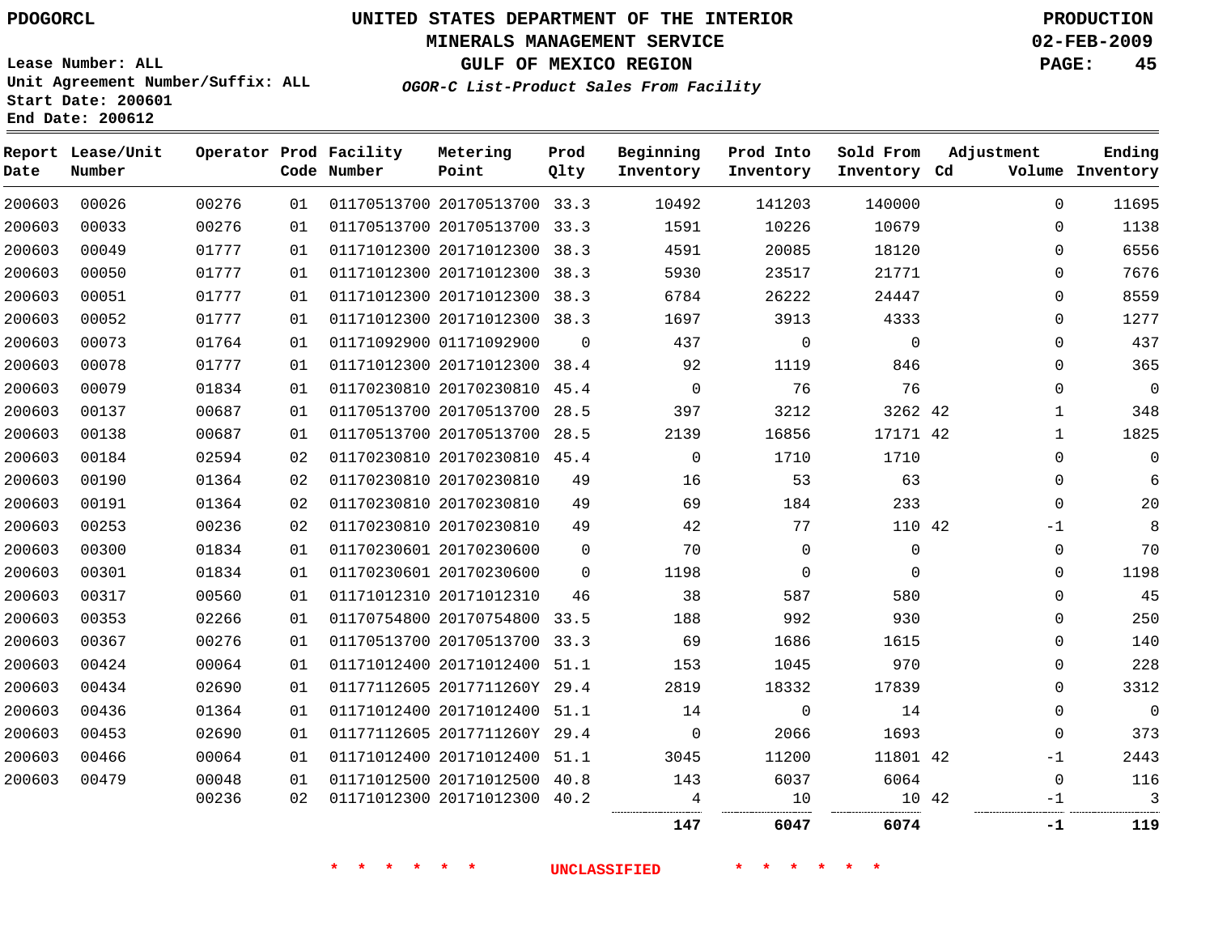PDOGORCL

# UNITED STATES DEPARTMENT OF THE INTERIOR
## MINERALS MANAGEMENT SERVICE
## GULF OF MEXICO REGION
### *OGOR-C List-Product Sales From Facility*

PRODUCTION
02-FEB-2009

Lease Number: ALL
Unit Agreement Number/Suffix: ALL
Start Date: 200601
End Date: 200612

| Report Date | Lease/Unit Number | Operator | Prod Code | Facility Number | Metering Point | Prod Qlty | Beginning Inventory | Prod Into Inventory | Sold From Inventory | Adjustment Cd | Volume | Ending Inventory |
|---|---|---|---|---|---|---|---|---|---|---|---|---|
| 200603 | 00026 | 00276 | 01 | 01170513700 | 20170513700 | 33.3 | 10492 | 141203 | 140000 | | 0 | 11695 |
| 200603 | 00033 | 00276 | 01 | 01170513700 | 20170513700 | 33.3 | 1591 | 10226 | 10679 | | 0 | 1138 |
| 200603 | 00049 | 01777 | 01 | 01171012300 | 20171012300 | 38.3 | 4591 | 20085 | 18120 | | 0 | 6556 |
| 200603 | 00050 | 01777 | 01 | 01171012300 | 20171012300 | 38.3 | 5930 | 23517 | 21771 | | 0 | 7676 |
| 200603 | 00051 | 01777 | 01 | 01171012300 | 20171012300 | 38.3 | 6784 | 26222 | 24447 | | 0 | 8559 |
| 200603 | 00052 | 01777 | 01 | 01171012300 | 20171012300 | 38.3 | 1697 | 3913 | 4333 | | 0 | 1277 |
| 200603 | 00073 | 01764 | 01 | 01171092900 | 01171092900 | 0 | 437 | 0 | 0 | | 0 | 437 |
| 200603 | 00078 | 01777 | 01 | 01171012300 | 20171012300 | 38.4 | 92 | 1119 | 846 | | 0 | 365 |
| 200603 | 00079 | 01834 | 01 | 01170230810 | 20170230810 | 45.4 | 0 | 76 | 76 | | 0 | 0 |
| 200603 | 00137 | 00687 | 01 | 01170513700 | 20170513700 | 28.5 | 397 | 3212 | 3262 | 42 | 1 | 348 |
| 200603 | 00138 | 00687 | 01 | 01170513700 | 20170513700 | 28.5 | 2139 | 16856 | 17171 | 42 | 1 | 1825 |
| 200603 | 00184 | 02594 | 02 | 01170230810 | 20170230810 | 45.4 | 0 | 1710 | 1710 | | 0 | 0 |
| 200603 | 00190 | 01364 | 02 | 01170230810 | 20170230810 | 49 | 16 | 53 | 63 | | 0 | 6 |
| 200603 | 00191 | 01364 | 02 | 01170230810 | 20170230810 | 49 | 69 | 184 | 233 | | 0 | 20 |
| 200603 | 00253 | 00236 | 02 | 01170230810 | 20170230810 | 49 | 42 | 77 | 110 | 42 | -1 | 8 |
| 200603 | 00300 | 01834 | 01 | 01170230601 | 20170230600 | 0 | 70 | 0 | 0 | | 0 | 70 |
| 200603 | 00301 | 01834 | 01 | 01170230601 | 20170230600 | 0 | 1198 | 0 | 0 | | 0 | 1198 |
| 200603 | 00317 | 00560 | 01 | 01171012310 | 20171012310 | 46 | 38 | 587 | 580 | | 0 | 45 |
| 200603 | 00353 | 02266 | 01 | 01170754800 | 20170754800 | 33.5 | 188 | 992 | 930 | | 0 | 250 |
| 200603 | 00367 | 00276 | 01 | 01170513700 | 20170513700 | 33.3 | 69 | 1686 | 1615 | | 0 | 140 |
| 200603 | 00424 | 00064 | 01 | 01171012400 | 20171012400 | 51.1 | 153 | 1045 | 970 | | 0 | 228 |
| 200603 | 00434 | 02690 | 01 | 01177112605 | 2017711260Y | 29.4 | 2819 | 18332 | 17839 | | 0 | 3312 |
| 200603 | 00436 | 01364 | 01 | 01171012400 | 20171012400 | 51.1 | 14 | 0 | 14 | | 0 | 0 |
| 200603 | 00453 | 02690 | 01 | 01177112605 | 2017711260Y | 29.4 | 0 | 2066 | 1693 | | 0 | 373 |
| 200603 | 00466 | 00064 | 01 | 01171012400 | 20171012400 | 51.1 | 3045 | 11200 | 11801 | 42 | -1 | 2443 |
| 200603 | 00479 | 00048 | 01 | 01171012500 | 20171012500 | 40.8 | 143 | 6037 | 6064 | | 0 | 116 |
| | | 00236 | 02 | 01171012300 | 20171012300 | 40.2 | 4 | 10 | 10 | 42 | -1 | 3 |
| | | | | | | | **147** | **6047** | **6074** | | **-1** | **119** |

\* \* \* \* \* \* UNCLASSIFIED \* \* \* \* \* \*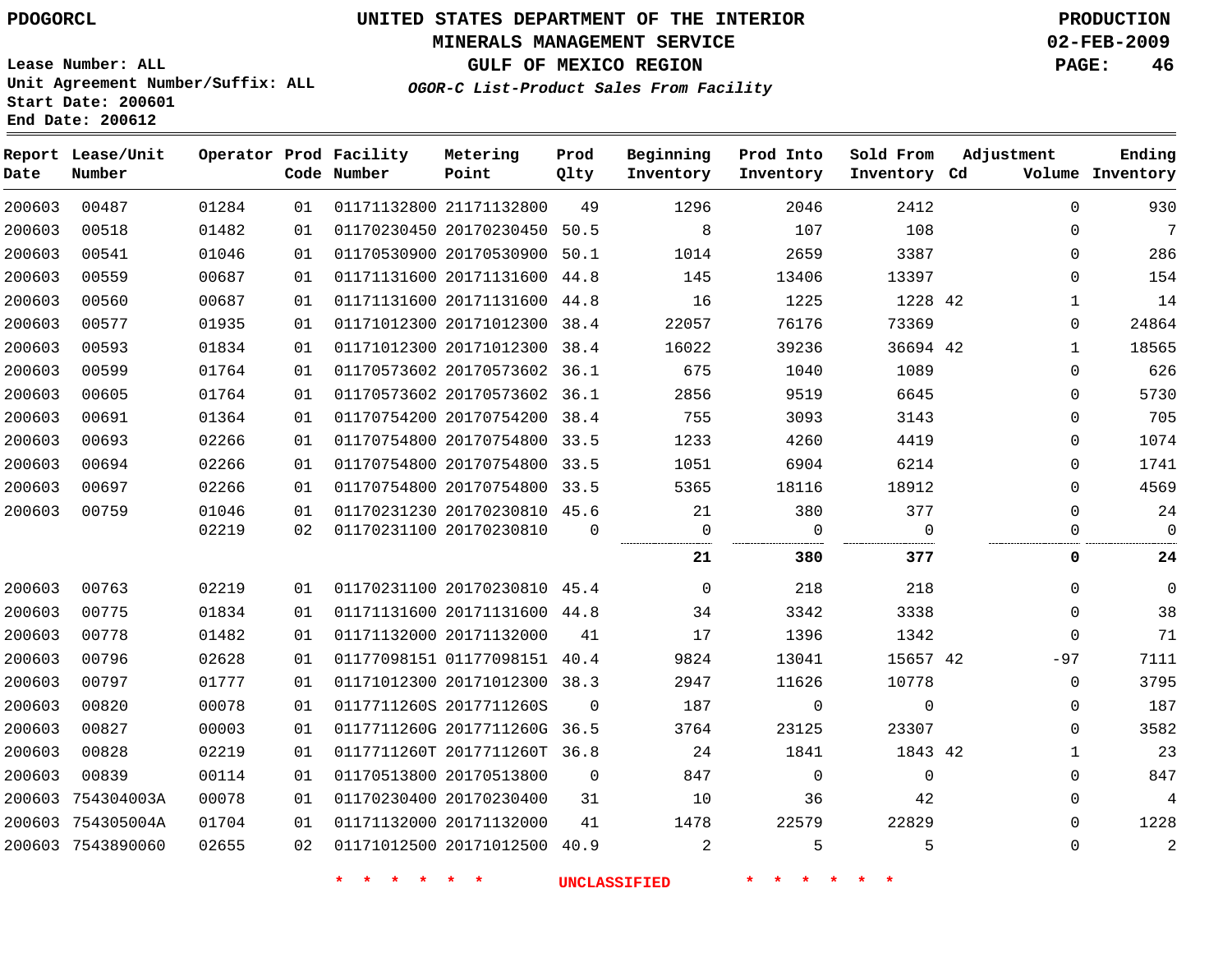PDOGORCL

# UNITED STATES DEPARTMENT OF THE INTERIOR
## MINERALS MANAGEMENT SERVICE
## GULF OF MEXICO REGION

*OGOR-C List-Product Sales From Facility*

PRODUCTION
02-FEB-2009

Lease Number: ALL
Unit Agreement Number/Suffix: ALL
Start Date: 200601
End Date: 200612

| Report Date | Lease/Unit Number | Operator | Prod Code | Facility Number | Metering Point | Prod Qlty | Beginning Inventory | Prod Into Inventory | Sold From Inventory | Adjustment Cd | Volume | Ending Inventory |
|---|---|---|---|---|---|---|---|---|---|---|---|---|
| 200603 | 00487 | 01284 | 01 | 01171132800 | 21171132800 | 49 | 1296 | 2046 | 2412 | | 0 | 930 |
| 200603 | 00518 | 01482 | 01 | 01170230450 | 20170230450 | 50.5 | 8 | 107 | 108 | | 0 | 7 |
| 200603 | 00541 | 01046 | 01 | 01170530900 | 20170530900 | 50.1 | 1014 | 2659 | 3387 | | 0 | 286 |
| 200603 | 00559 | 00687 | 01 | 01171131600 | 20171131600 | 44.8 | 145 | 13406 | 13397 | | 0 | 154 |
| 200603 | 00560 | 00687 | 01 | 01171131600 | 20171131600 | 44.8 | 16 | 1225 | 1228 | 42 | 1 | 14 |
| 200603 | 00577 | 01935 | 01 | 01171012300 | 20171012300 | 38.4 | 22057 | 76176 | 73369 | | 0 | 24864 |
| 200603 | 00593 | 01834 | 01 | 01171012300 | 20171012300 | 38.4 | 16022 | 39236 | 36694 | 42 | 1 | 18565 |
| 200603 | 00599 | 01764 | 01 | 01170573602 | 20170573602 | 36.1 | 675 | 1040 | 1089 | | 0 | 626 |
| 200603 | 00605 | 01764 | 01 | 01170573602 | 20170573602 | 36.1 | 2856 | 9519 | 6645 | | 0 | 5730 |
| 200603 | 00691 | 01364 | 01 | 01170754200 | 20170754200 | 38.4 | 755 | 3093 | 3143 | | 0 | 705 |
| 200603 | 00693 | 02266 | 01 | 01170754800 | 20170754800 | 33.5 | 1233 | 4260 | 4419 | | 0 | 1074 |
| 200603 | 00694 | 02266 | 01 | 01170754800 | 20170754800 | 33.5 | 1051 | 6904 | 6214 | | 0 | 1741 |
| 200603 | 00697 | 02266 | 01 | 01170754800 | 20170754800 | 33.5 | 5365 | 18116 | 18912 | | 0 | 4569 |
| 200603 | 00759 | 01046 | 01 | 01170231230 | 20170230810 | 45.6 | 21 | 380 | 377 | | 0 | 24 |
| | | 02219 | 02 | 01170231100 | 20170230810 | 0 | 0 | 0 | 0 | | 0 | 0 |
| | | | | | | | **21** | **380** | **377** | | **0** | **24** |
| 200603 | 00763 | 02219 | 01 | 01170231100 | 20170230810 | 45.4 | 0 | 218 | 218 | | 0 | 0 |
| 200603 | 00775 | 01834 | 01 | 01171131600 | 20171131600 | 44.8 | 34 | 3342 | 3338 | | 0 | 38 |
| 200603 | 00778 | 01482 | 01 | 01171132000 | 20171132000 | 41 | 17 | 1396 | 1342 | | 0 | 71 |
| 200603 | 00796 | 02628 | 01 | 01177098151 | 01177098151 | 40.4 | 9824 | 13041 | 15657 | 42 | -97 | 7111 |
| 200603 | 00797 | 01777 | 01 | 01171012300 | 20171012300 | 38.3 | 2947 | 11626 | 10778 | | 0 | 3795 |
| 200603 | 00820 | 00078 | 01 | 0117711260S | 2017711260S | 0 | 187 | 0 | 0 | | 0 | 187 |
| 200603 | 00827 | 00003 | 01 | 0117711260G | 2017711260G | 36.5 | 3764 | 23125 | 23307 | | 0 | 3582 |
| 200603 | 00828 | 02219 | 01 | 0117711260T | 2017711260T | 36.8 | 24 | 1841 | 1843 | 42 | 1 | 23 |
| 200603 | 00839 | 00114 | 01 | 01170513800 | 20170513800 | 0 | 847 | 0 | 0 | | 0 | 847 |
| 200603 | 754304003A | 00078 | 01 | 01170230400 | 20170230400 | 31 | 10 | 36 | 42 | | 0 | 4 |
| 200603 | 754305004A | 01704 | 01 | 01171132000 | 20171132000 | 41 | 1478 | 22579 | 22829 | | 0 | 1228 |
| 200603 | 7543890060 | 02655 | 02 | 01171012500 | 20171012500 | 40.9 | 2 | 5 | 5 | | 0 | 2 |

* * * * * * UNCLASSIFIED * * * * * *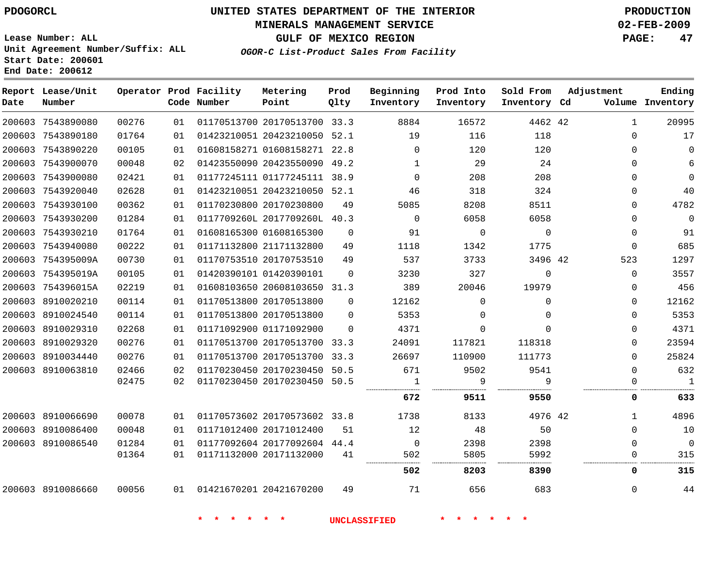PDOGORCL

# UNITED STATES DEPARTMENT OF THE INTERIOR
## MINERALS MANAGEMENT SERVICE
## GULF OF MEXICO REGION
### *OGOR-C List-Product Sales From Facility*

PRODUCTION
02-FEB-2009

Lease Number: ALL
Unit Agreement Number/Suffix: ALL
Start Date: 200601
End Date: 200612

| Report Date | Lease/Unit Number | Operator | Prod Code | Facility Number | Metering Point | Prod Qlty | Beginning Inventory | Prod Into Inventory | Sold From Inventory | Adjustment Cd | Volume | Ending Inventory |
|---|---|---|---|---|---|---|---|---|---|---|---|---|
| 200603 | 7543890080 | 00276 | 01 | 01170513700 | 20170513700 | 33.3 | 8884 | 16572 | 4462 | 42 | 1 | 20995 |
| 200603 | 7543890180 | 01764 | 01 | 01423210051 | 20423210050 | 52.1 | 19 | 116 | 118 | | 0 | 17 |
| 200603 | 7543890220 | 00105 | 01 | 01608158271 | 01608158271 | 22.8 | 0 | 120 | 120 | | 0 | 0 |
| 200603 | 7543900070 | 00048 | 02 | 01423550090 | 20423550090 | 49.2 | 1 | 29 | 24 | | 0 | 6 |
| 200603 | 7543900080 | 02421 | 01 | 01177245111 | 01177245111 | 38.9 | 0 | 208 | 208 | | 0 | 0 |
| 200603 | 7543920040 | 02628 | 01 | 01423210051 | 20423210050 | 52.1 | 46 | 318 | 324 | | 0 | 40 |
| 200603 | 7543930100 | 00362 | 01 | 01170230800 | 20170230800 | 49 | 5085 | 8208 | 8511 | | 0 | 4782 |
| 200603 | 7543930200 | 01284 | 01 | 0117709260L | 2017709260L | 40.3 | 0 | 6058 | 6058 | | 0 | 0 |
| 200603 | 7543930210 | 01764 | 01 | 01608165300 | 01608165300 | 0 | 91 | 0 | 0 | | 0 | 91 |
| 200603 | 7543940080 | 00222 | 01 | 01171132800 | 21171132800 | 49 | 1118 | 1342 | 1775 | | 0 | 685 |
| 200603 | 754395009A | 00730 | 01 | 01170753510 | 20170753510 | 49 | 537 | 3733 | 3496 | 42 | 523 | 1297 |
| 200603 | 754395019A | 00105 | 01 | 01420390101 | 01420390101 | 0 | 3230 | 327 | 0 | | 0 | 3557 |
| 200603 | 754396015A | 02219 | 01 | 01608103650 | 20608103650 | 31.3 | 389 | 20046 | 19979 | | 0 | 456 |
| 200603 | 8910020210 | 00114 | 01 | 01170513800 | 20170513800 | 0 | 12162 | 0 | 0 | | 0 | 12162 |
| 200603 | 8910024540 | 00114 | 01 | 01170513800 | 20170513800 | 0 | 5353 | 0 | 0 | | 0 | 5353 |
| 200603 | 8910029310 | 02268 | 01 | 01171092900 | 01171092900 | 0 | 4371 | 0 | 0 | | 0 | 4371 |
| 200603 | 8910029320 | 00276 | 01 | 01170513700 | 20170513700 | 33.3 | 24091 | 117821 | 118318 | | 0 | 23594 |
| 200603 | 8910034440 | 00276 | 01 | 01170513700 | 20170513700 | 33.3 | 26697 | 110900 | 111773 | | 0 | 25824 |
| 200603 | 8910063810 | 02466 | 02 | 01170230450 | 20170230450 | 50.5 | 671 | 9502 | 9541 | | 0 | 632 |
| | | 02475 | 02 | 01170230450 | 20170230450 | 50.5 | 1 | 9 | 9 | | 0 | 1 |
| | | | | | | | **672** | **9511** | **9550** | | **0** | **633** |
| 200603 | 8910066690 | 00078 | 01 | 01170573602 | 20170573602 | 33.8 | 1738 | 8133 | 4976 | 42 | 1 | 4896 |
| 200603 | 8910086400 | 00048 | 01 | 01171012400 | 20171012400 | 51 | 12 | 48 | 50 | | 0 | 10 |
| 200603 | 8910086540 | 01284 | 01 | 01177092604 | 20177092604 | 44.4 | 0 | 2398 | 2398 | | 0 | 0 |
| | | 01364 | 01 | 01171132000 | 20171132000 | 41 | 502 | 5805 | 5992 | | 0 | 315 |
| | | | | | | | **502** | **8203** | **8390** | | **0** | **315** |
| 200603 | 8910086660 | 00056 | 01 | 01421670201 | 20421670200 | 49 | 71 | 656 | 683 | | 0 | 44 |

* * * * * * UNCLASSIFIED * * * * * *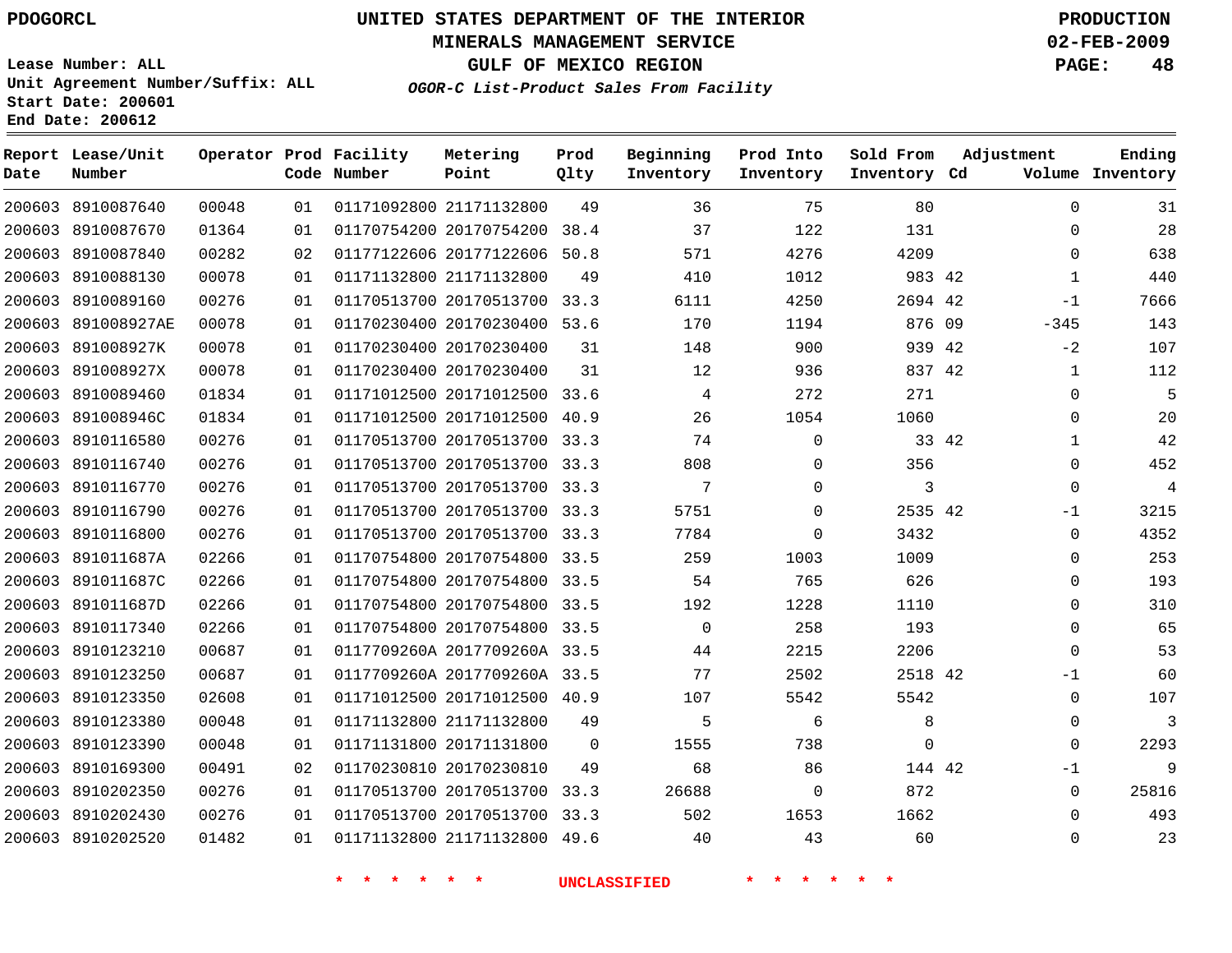PDOGORCL

# UNITED STATES DEPARTMENT OF THE INTERIOR
## MINERALS MANAGEMENT SERVICE
## GULF OF MEXICO REGION
### *OGOR-C List-Product Sales From Facility*

PRODUCTION
02-FEB-2009

Lease Number: ALL
Unit Agreement Number/Suffix: ALL
Start Date: 200601
End Date: 200612

| Report Date | Lease/Unit Number | Operator | Prod Code | Facility Number | Metering Point | Prod Qlty | Beginning Inventory | Prod Into Inventory | Sold From Inventory | Adjustment Cd | Volume | Ending Inventory |
|---|---|---|---|---|---|---|---|---|---|---|---|---|
| 200603 | 8910087640 | 00048 | 01 | 01171092800 | 21171132800 | 49 | 36 | 75 | 80 | | 0 | 31 |
| 200603 | 8910087670 | 01364 | 01 | 01170754200 | 20170754200 | 38.4 | 37 | 122 | 131 | | 0 | 28 |
| 200603 | 8910087840 | 00282 | 02 | 01177122606 | 20177122606 | 50.8 | 571 | 4276 | 4209 | | 0 | 638 |
| 200603 | 8910088130 | 00078 | 01 | 01171132800 | 21171132800 | 49 | 410 | 1012 | 983 | 42 | 1 | 440 |
| 200603 | 8910089160 | 00276 | 01 | 01170513700 | 20170513700 | 33.3 | 6111 | 4250 | 2694 | 42 | -1 | 7666 |
| 200603 | 891008927AE | 00078 | 01 | 01170230400 | 20170230400 | 53.6 | 170 | 1194 | 876 | 09 | -345 | 143 |
| 200603 | 891008927K | 00078 | 01 | 01170230400 | 20170230400 | 31 | 148 | 900 | 939 | 42 | -2 | 107 |
| 200603 | 891008927X | 00078 | 01 | 01170230400 | 20170230400 | 31 | 12 | 936 | 837 | 42 | 1 | 112 |
| 200603 | 8910089460 | 01834 | 01 | 01171012500 | 20171012500 | 33.6 | 4 | 272 | 271 | | 0 | 5 |
| 200603 | 891008946C | 01834 | 01 | 01171012500 | 20171012500 | 40.9 | 26 | 1054 | 1060 | | 0 | 20 |
| 200603 | 8910116580 | 00276 | 01 | 01170513700 | 20170513700 | 33.3 | 74 | 0 | 33 | 42 | 1 | 42 |
| 200603 | 8910116740 | 00276 | 01 | 01170513700 | 20170513700 | 33.3 | 808 | 0 | 356 | | 0 | 452 |
| 200603 | 8910116770 | 00276 | 01 | 01170513700 | 20170513700 | 33.3 | 7 | 0 | 3 | | 0 | 4 |
| 200603 | 8910116790 | 00276 | 01 | 01170513700 | 20170513700 | 33.3 | 5751 | 0 | 2535 | 42 | -1 | 3215 |
| 200603 | 8910116800 | 00276 | 01 | 01170513700 | 20170513700 | 33.3 | 7784 | 0 | 3432 | | 0 | 4352 |
| 200603 | 891011687A | 02266 | 01 | 01170754800 | 20170754800 | 33.5 | 259 | 1003 | 1009 | | 0 | 253 |
| 200603 | 891011687C | 02266 | 01 | 01170754800 | 20170754800 | 33.5 | 54 | 765 | 626 | | 0 | 193 |
| 200603 | 891011687D | 02266 | 01 | 01170754800 | 20170754800 | 33.5 | 192 | 1228 | 1110 | | 0 | 310 |
| 200603 | 8910117340 | 02266 | 01 | 01170754800 | 20170754800 | 33.5 | 0 | 258 | 193 | | 0 | 65 |
| 200603 | 8910123210 | 00687 | 01 | 0117709260A | 2017709260A | 33.5 | 44 | 2215 | 2206 | | 0 | 53 |
| 200603 | 8910123250 | 00687 | 01 | 0117709260A | 2017709260A | 33.5 | 77 | 2502 | 2518 | 42 | -1 | 60 |
| 200603 | 8910123350 | 02608 | 01 | 01171012500 | 20171012500 | 40.9 | 107 | 5542 | 5542 | | 0 | 107 |
| 200603 | 8910123380 | 00048 | 01 | 01171132800 | 21171132800 | 49 | 5 | 6 | 8 | | 0 | 3 |
| 200603 | 8910123390 | 00048 | 01 | 01171131800 | 20171131800 | 0 | 1555 | 738 | 0 | | 0 | 2293 |
| 200603 | 8910169300 | 00491 | 02 | 01170230810 | 20170230810 | 49 | 68 | 86 | 144 | 42 | -1 | 9 |
| 200603 | 8910202350 | 00276 | 01 | 01170513700 | 20170513700 | 33.3 | 26688 | 0 | 872 | | 0 | 25816 |
| 200603 | 8910202430 | 00276 | 01 | 01170513700 | 20170513700 | 33.3 | 502 | 1653 | 1662 | | 0 | 493 |
| 200603 | 8910202520 | 01482 | 01 | 01171132800 | 21171132800 | 49.6 | 40 | 43 | 60 | | 0 | 23 |

* * * * * * UNCLASSIFIED * * * * * *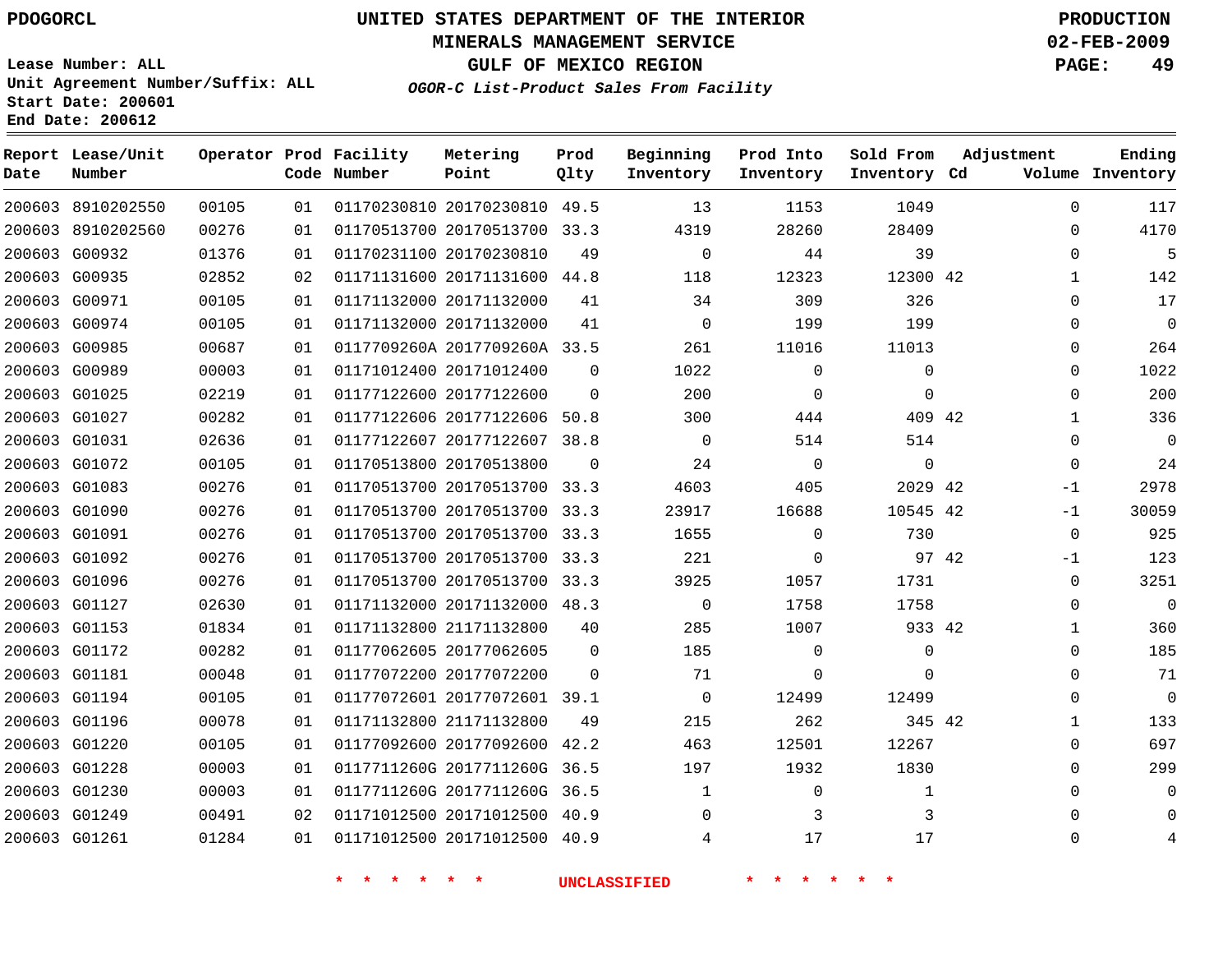PDOGORCL

# UNITED STATES DEPARTMENT OF THE INTERIOR
## MINERALS MANAGEMENT SERVICE
## GULF OF MEXICO REGION

PRODUCTION
02-FEB-2009

Lease Number: ALL
Unit Agreement Number/Suffix: ALL
Start Date: 200601
End Date: 200612

*OGOR-C List-Product Sales From Facility*

| Report Date | Lease/Unit Number | Operator | Prod Code | Facility Number | Metering Point | Prod Qlty | Beginning Inventory | Prod Into Inventory | Sold From Inventory | Adjustment Cd | Adjustment Volume | Ending Inventory |
|---|---|---|---|---|---|---|---|---|---|---|---|---|
| 200603 | 8910202550 | 00105 | 01 | 01170230810 | 20170230810 | 49.5 | 13 | 1153 | 1049 | | 0 | 117 |
| 200603 | 8910202560 | 00276 | 01 | 01170513700 | 20170513700 | 33.3 | 4319 | 28260 | 28409 | | 0 | 4170 |
| 200603 | G00932 | 01376 | 01 | 01170231100 | 20170230810 | 49 | 0 | 44 | 39 | | 0 | 5 |
| 200603 | G00935 | 02852 | 02 | 01171131600 | 20171131600 | 44.8 | 118 | 12323 | 12300 | 42 | 1 | 142 |
| 200603 | G00971 | 00105 | 01 | 01171132000 | 20171132000 | 41 | 34 | 309 | 326 | | 0 | 17 |
| 200603 | G00974 | 00105 | 01 | 01171132000 | 20171132000 | 41 | 0 | 199 | 199 | | 0 | 0 |
| 200603 | G00985 | 00687 | 01 | 0117709260A | 2017709260A | 33.5 | 261 | 11016 | 11013 | | 0 | 264 |
| 200603 | G00989 | 00003 | 01 | 01171012400 | 20171012400 | 0 | 1022 | 0 | 0 | | 0 | 1022 |
| 200603 | G01025 | 02219 | 01 | 01177122600 | 20177122600 | 0 | 200 | 0 | 0 | | 0 | 200 |
| 200603 | G01027 | 00282 | 01 | 01177122606 | 20177122606 | 50.8 | 300 | 444 | 409 | 42 | 1 | 336 |
| 200603 | G01031 | 02636 | 01 | 01177122607 | 20177122607 | 38.8 | 0 | 514 | 514 | | 0 | 0 |
| 200603 | G01072 | 00105 | 01 | 01170513800 | 20170513800 | 0 | 24 | 0 | 0 | | 0 | 24 |
| 200603 | G01083 | 00276 | 01 | 01170513700 | 20170513700 | 33.3 | 4603 | 405 | 2029 | 42 | -1 | 2978 |
| 200603 | G01090 | 00276 | 01 | 01170513700 | 20170513700 | 33.3 | 23917 | 16688 | 10545 | 42 | -1 | 30059 |
| 200603 | G01091 | 00276 | 01 | 01170513700 | 20170513700 | 33.3 | 1655 | 0 | 730 | | 0 | 925 |
| 200603 | G01092 | 00276 | 01 | 01170513700 | 20170513700 | 33.3 | 221 | 0 | 97 | 42 | -1 | 123 |
| 200603 | G01096 | 00276 | 01 | 01170513700 | 20170513700 | 33.3 | 3925 | 1057 | 1731 | | 0 | 3251 |
| 200603 | G01127 | 02630 | 01 | 01171132000 | 20171132000 | 48.3 | 0 | 1758 | 1758 | | 0 | 0 |
| 200603 | G01153 | 01834 | 01 | 01171132800 | 21171132800 | 40 | 285 | 1007 | 933 | 42 | 1 | 360 |
| 200603 | G01172 | 00282 | 01 | 01177062605 | 20177062605 | 0 | 185 | 0 | 0 | | 0 | 185 |
| 200603 | G01181 | 00048 | 01 | 01177072200 | 20177072200 | 0 | 71 | 0 | 0 | | 0 | 71 |
| 200603 | G01194 | 00105 | 01 | 01177072601 | 20177072601 | 39.1 | 0 | 12499 | 12499 | | 0 | 0 |
| 200603 | G01196 | 00078 | 01 | 01171132800 | 21171132800 | 49 | 215 | 262 | 345 | 42 | 1 | 133 |
| 200603 | G01220 | 00105 | 01 | 01177092600 | 20177092600 | 42.2 | 463 | 12501 | 12267 | | 0 | 697 |
| 200603 | G01228 | 00003 | 01 | 0117711260G | 2017711260G | 36.5 | 197 | 1932 | 1830 | | 0 | 299 |
| 200603 | G01230 | 00003 | 01 | 0117711260G | 2017711260G | 36.5 | 1 | 0 | 1 | | 0 | 0 |
| 200603 | G01249 | 00491 | 02 | 01171012500 | 20171012500 | 40.9 | 0 | 3 | 3 | | 0 | 0 |
| 200603 | G01261 | 01284 | 01 | 01171012500 | 20171012500 | 40.9 | 4 | 17 | 17 | | 0 | 4 |

\* \* \* \* \* \* UNCLASSIFIED \* \* \* \* \* \*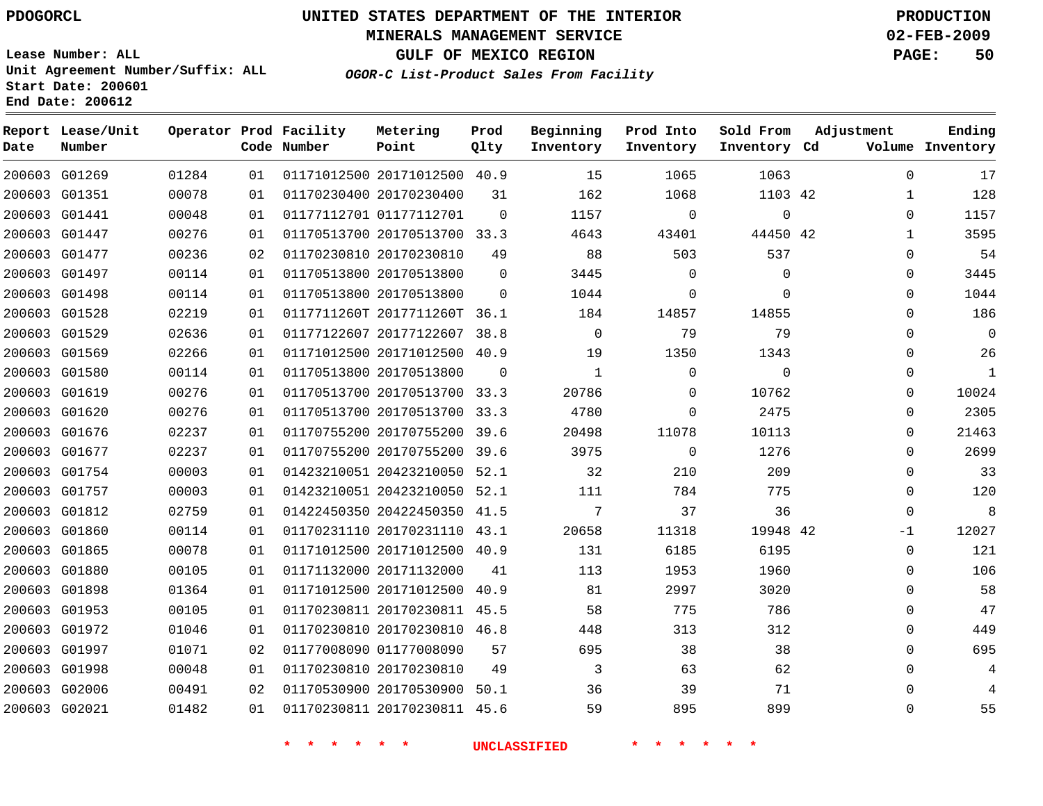PDOGORCL

# UNITED STATES DEPARTMENT OF THE INTERIOR
## MINERALS MANAGEMENT SERVICE
## GULF OF MEXICO REGION
### *OGOR-C List-Product Sales From Facility*

PRODUCTION
02-FEB-2009

**Lease Number: ALL**
**Unit Agreement Number/Suffix: ALL**
**Start Date: 200601**
**End Date: 200612**

| Report Date | Lease/Unit Number | Operator | Prod Code | Facility Number | Metering Point | Prod Qlty | Beginning Inventory | Prod Into Inventory | Sold From Inventory | Adjustment Cd | Adjustment Volume | Ending Inventory |
|---|---|---|---|---|---|---|---|---|---|---|---|---|
| 200603 | G01269 | 01284 | 01 | 01171012500 | 20171012500 | 40.9 | 15 | 1065 | 1063 | | 0 | 17 |
| 200603 | G01351 | 00078 | 01 | 01170230400 | 20170230400 | 31 | 162 | 1068 | 1103 | 42 | 1 | 128 |
| 200603 | G01441 | 00048 | 01 | 01177112701 | 01177112701 | 0 | 1157 | 0 | 0 | | 0 | 1157 |
| 200603 | G01447 | 00276 | 01 | 01170513700 | 20170513700 | 33.3 | 4643 | 43401 | 44450 | 42 | 1 | 3595 |
| 200603 | G01477 | 00236 | 02 | 01170230810 | 20170230810 | 49 | 88 | 503 | 537 | | 0 | 54 |
| 200603 | G01497 | 00114 | 01 | 01170513800 | 20170513800 | 0 | 3445 | 0 | 0 | | 0 | 3445 |
| 200603 | G01498 | 00114 | 01 | 01170513800 | 20170513800 | 0 | 1044 | 0 | 0 | | 0 | 1044 |
| 200603 | G01528 | 02219 | 01 | 0117711260T | 2017711260T | 36.1 | 184 | 14857 | 14855 | | 0 | 186 |
| 200603 | G01529 | 02636 | 01 | 01177122607 | 20177122607 | 38.8 | 0 | 79 | 79 | | 0 | 0 |
| 200603 | G01569 | 02266 | 01 | 01171012500 | 20171012500 | 40.9 | 19 | 1350 | 1343 | | 0 | 26 |
| 200603 | G01580 | 00114 | 01 | 01170513800 | 20170513800 | 0 | 1 | 0 | 0 | | 0 | 1 |
| 200603 | G01619 | 00276 | 01 | 01170513700 | 20170513700 | 33.3 | 20786 | 0 | 10762 | | 0 | 10024 |
| 200603 | G01620 | 00276 | 01 | 01170513700 | 20170513700 | 33.3 | 4780 | 0 | 2475 | | 0 | 2305 |
| 200603 | G01676 | 02237 | 01 | 01170755200 | 20170755200 | 39.6 | 20498 | 11078 | 10113 | | 0 | 21463 |
| 200603 | G01677 | 02237 | 01 | 01170755200 | 20170755200 | 39.6 | 3975 | 0 | 1276 | | 0 | 2699 |
| 200603 | G01754 | 00003 | 01 | 01423210051 | 20423210050 | 52.1 | 32 | 210 | 209 | | 0 | 33 |
| 200603 | G01757 | 00003 | 01 | 01423210051 | 20423210050 | 52.1 | 111 | 784 | 775 | | 0 | 120 |
| 200603 | G01812 | 02759 | 01 | 01422450350 | 20422450350 | 41.5 | 7 | 37 | 36 | | 0 | 8 |
| 200603 | G01860 | 00114 | 01 | 01170231110 | 20170231110 | 43.1 | 20658 | 11318 | 19948 | 42 | -1 | 12027 |
| 200603 | G01865 | 00078 | 01 | 01171012500 | 20171012500 | 40.9 | 131 | 6185 | 6195 | | 0 | 121 |
| 200603 | G01880 | 00105 | 01 | 01171132000 | 20171132000 | 41 | 113 | 1953 | 1960 | | 0 | 106 |
| 200603 | G01898 | 01364 | 01 | 01171012500 | 20171012500 | 40.9 | 81 | 2997 | 3020 | | 0 | 58 |
| 200603 | G01953 | 00105 | 01 | 01170230811 | 20170230811 | 45.5 | 58 | 775 | 786 | | 0 | 47 |
| 200603 | G01972 | 01046 | 01 | 01170230810 | 20170230810 | 46.8 | 448 | 313 | 312 | | 0 | 449 |
| 200603 | G01997 | 01071 | 02 | 01177008090 | 01177008090 | 57 | 695 | 38 | 38 | | 0 | 695 |
| 200603 | G01998 | 00048 | 01 | 01170230810 | 20170230810 | 49 | 3 | 63 | 62 | | 0 | 4 |
| 200603 | G02006 | 00491 | 02 | 01170530900 | 20170530900 | 50.1 | 36 | 39 | 71 | | 0 | 4 |
| 200603 | G02021 | 01482 | 01 | 01170230811 | 20170230811 | 45.6 | 59 | 895 | 899 | | 0 | 55 |

* * * * * * UNCLASSIFIED * * * * * *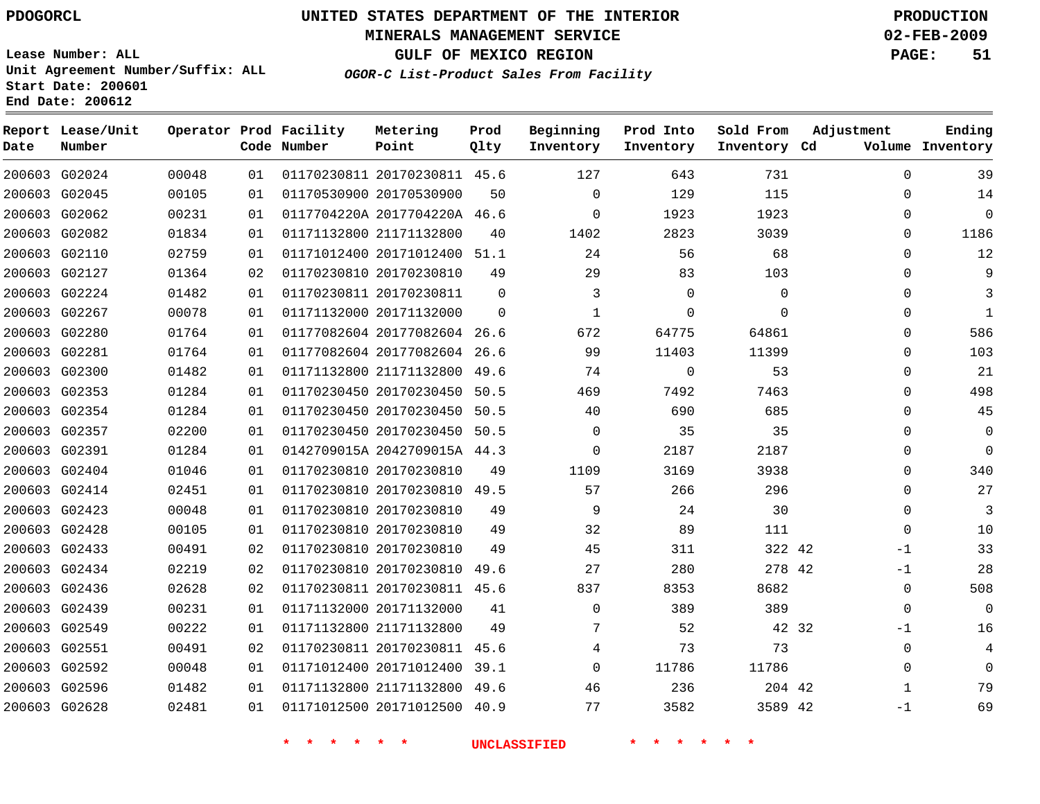PDOGORCL

# UNITED STATES DEPARTMENT OF THE INTERIOR
## MINERALS MANAGEMENT SERVICE
## GULF OF MEXICO REGION
### *OGOR-C List-Product Sales From Facility*

PRODUCTION
02-FEB-2009

Lease Number: ALL
Unit Agreement Number/Suffix: ALL
Start Date: 200601
End Date: 200612

| Report Date | Lease/Unit Number | Operator | Prod Code | Facility Number | Metering Point | Prod Qlty | Beginning Inventory | Prod Into Inventory | Sold From Inventory | Adjustment Cd | Volume | Ending Inventory |
|---|---|---|---|---|---|---|---|---|---|---|---|---|
| 200603 | G02024 | 00048 | 01 | 01170230811 | 20170230811 | 45.6 | 127 | 643 | 731 | | 0 | 39 |
| 200603 | G02045 | 00105 | 01 | 01170530900 | 20170530900 | 50 | 0 | 129 | 115 | | 0 | 14 |
| 200603 | G02062 | 00231 | 01 | 0117704220A | 2017704220A | 46.6 | 0 | 1923 | 1923 | | 0 | 0 |
| 200603 | G02082 | 01834 | 01 | 01171132800 | 21171132800 | 40 | 1402 | 2823 | 3039 | | 0 | 1186 |
| 200603 | G02110 | 02759 | 01 | 01171012400 | 20171012400 | 51.1 | 24 | 56 | 68 | | 0 | 12 |
| 200603 | G02127 | 01364 | 02 | 01170230810 | 20170230810 | 49 | 29 | 83 | 103 | | 0 | 9 |
| 200603 | G02224 | 01482 | 01 | 01170230811 | 20170230811 | 0 | 3 | 0 | 0 | | 0 | 3 |
| 200603 | G02267 | 00078 | 01 | 01171132000 | 20171132000 | 0 | 1 | 0 | 0 | | 0 | 1 |
| 200603 | G02280 | 01764 | 01 | 01177082604 | 20177082604 | 26.6 | 672 | 64775 | 64861 | | 0 | 586 |
| 200603 | G02281 | 01764 | 01 | 01177082604 | 20177082604 | 26.6 | 99 | 11403 | 11399 | | 0 | 103 |
| 200603 | G02300 | 01482 | 01 | 01171132800 | 21171132800 | 49.6 | 74 | 0 | 53 | | 0 | 21 |
| 200603 | G02353 | 01284 | 01 | 01170230450 | 20170230450 | 50.5 | 469 | 7492 | 7463 | | 0 | 498 |
| 200603 | G02354 | 01284 | 01 | 01170230450 | 20170230450 | 50.5 | 40 | 690 | 685 | | 0 | 45 |
| 200603 | G02357 | 02200 | 01 | 01170230450 | 20170230450 | 50.5 | 0 | 35 | 35 | | 0 | 0 |
| 200603 | G02391 | 01284 | 01 | 0142709015A | 2042709015A | 44.3 | 0 | 2187 | 2187 | | 0 | 0 |
| 200603 | G02404 | 01046 | 01 | 01170230810 | 20170230810 | 49 | 1109 | 3169 | 3938 | | 0 | 340 |
| 200603 | G02414 | 02451 | 01 | 01170230810 | 20170230810 | 49.5 | 57 | 266 | 296 | | 0 | 27 |
| 200603 | G02423 | 00048 | 01 | 01170230810 | 20170230810 | 49 | 9 | 24 | 30 | | 0 | 3 |
| 200603 | G02428 | 00105 | 01 | 01170230810 | 20170230810 | 49 | 32 | 89 | 111 | | 0 | 10 |
| 200603 | G02433 | 00491 | 02 | 01170230810 | 20170230810 | 49 | 45 | 311 | 322 | 42 | -1 | 33 |
| 200603 | G02434 | 02219 | 02 | 01170230810 | 20170230810 | 49.6 | 27 | 280 | 278 | 42 | -1 | 28 |
| 200603 | G02436 | 02628 | 02 | 01170230811 | 20170230811 | 45.6 | 837 | 8353 | 8682 | | 0 | 508 |
| 200603 | G02439 | 00231 | 01 | 01171132000 | 20171132000 | 41 | 0 | 389 | 389 | | 0 | 0 |
| 200603 | G02549 | 00222 | 01 | 01171132800 | 21171132800 | 49 | 7 | 52 | 42 | 32 | -1 | 16 |
| 200603 | G02551 | 00491 | 02 | 01170230811 | 20170230811 | 45.6 | 4 | 73 | 73 | | 0 | 4 |
| 200603 | G02592 | 00048 | 01 | 01171012400 | 20171012400 | 39.1 | 0 | 11786 | 11786 | | 0 | 0 |
| 200603 | G02596 | 01482 | 01 | 01171132800 | 21171132800 | 49.6 | 46 | 236 | 204 | 42 | 1 | 79 |
| 200603 | G02628 | 02481 | 01 | 01171012500 | 20171012500 | 40.9 | 77 | 3582 | 3589 | 42 | -1 | 69 |

* * * * * * UNCLASSIFIED * * * * * *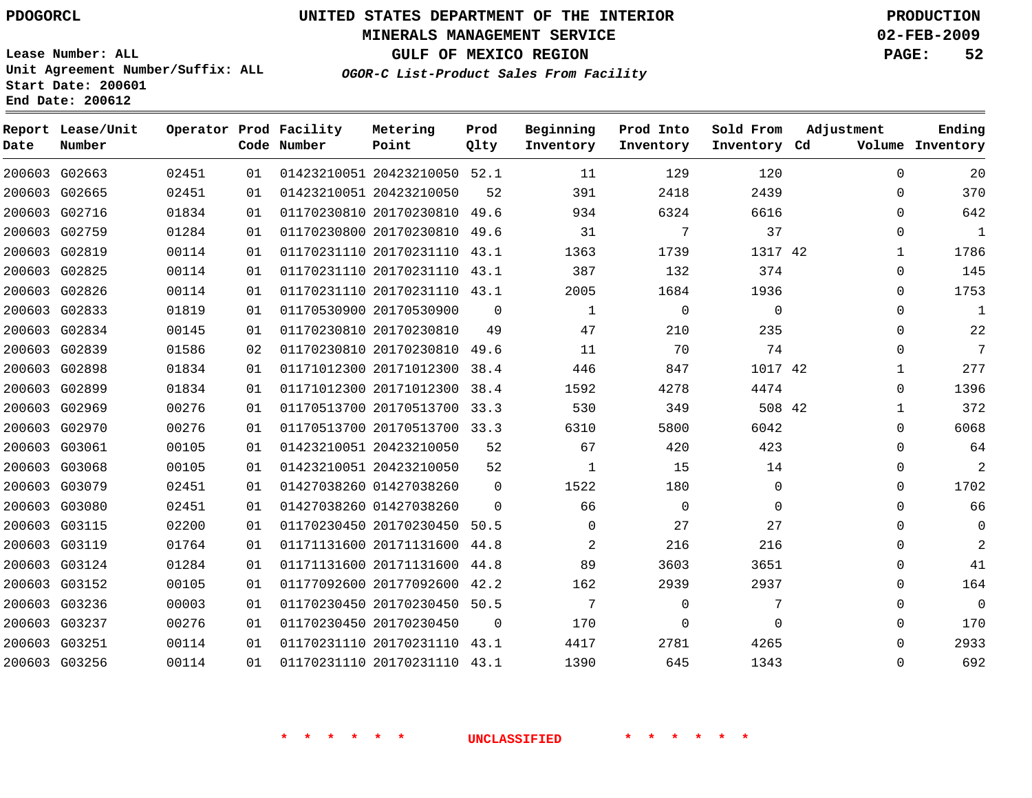PDOGORCL

# UNITED STATES DEPARTMENT OF THE INTERIOR
## MINERALS MANAGEMENT SERVICE
## GULF OF MEXICO REGION
### *OGOR-C List-Product Sales From Facility*

PRODUCTION
02-FEB-2009

Lease Number: ALL
Unit Agreement Number/Suffix: ALL
Start Date: 200601
End Date: 200612

| Report Date | Lease/Unit Number | Operator | Prod Code | Facility Number | Metering Point | Prod Qlty | Beginning Inventory | Prod Into Inventory | Sold From Inventory | Adjustment Cd | Volume | Ending Inventory |
|---|---|---|---|---|---|---|---|---|---|---|---|---|
| 200603 | G02663 | 02451 | 01 | 01423210051 | 20423210050 | 52.1 | 11 | 129 | 120 | | 0 | 20 |
| 200603 | G02665 | 02451 | 01 | 01423210051 | 20423210050 | 52 | 391 | 2418 | 2439 | | 0 | 370 |
| 200603 | G02716 | 01834 | 01 | 01170230810 | 20170230810 | 49.6 | 934 | 6324 | 6616 | | 0 | 642 |
| 200603 | G02759 | 01284 | 01 | 01170230800 | 20170230810 | 49.6 | 31 | 7 | 37 | | 0 | 1 |
| 200603 | G02819 | 00114 | 01 | 01170231110 | 20170231110 | 43.1 | 1363 | 1739 | 1317 | 42 | 1 | 1786 |
| 200603 | G02825 | 00114 | 01 | 01170231110 | 20170231110 | 43.1 | 387 | 132 | 374 | | 0 | 145 |
| 200603 | G02826 | 00114 | 01 | 01170231110 | 20170231110 | 43.1 | 2005 | 1684 | 1936 | | 0 | 1753 |
| 200603 | G02833 | 01819 | 01 | 01170530900 | 20170530900 | 0 | 1 | 0 | 0 | | 0 | 1 |
| 200603 | G02834 | 00145 | 01 | 01170230810 | 20170230810 | 49 | 47 | 210 | 235 | | 0 | 22 |
| 200603 | G02839 | 01586 | 02 | 01170230810 | 20170230810 | 49.6 | 11 | 70 | 74 | | 0 | 7 |
| 200603 | G02898 | 01834 | 01 | 01171012300 | 20171012300 | 38.4 | 446 | 847 | 1017 | 42 | 1 | 277 |
| 200603 | G02899 | 01834 | 01 | 01171012300 | 20171012300 | 38.4 | 1592 | 4278 | 4474 | | 0 | 1396 |
| 200603 | G02969 | 00276 | 01 | 01170513700 | 20170513700 | 33.3 | 530 | 349 | 508 | 42 | 1 | 372 |
| 200603 | G02970 | 00276 | 01 | 01170513700 | 20170513700 | 33.3 | 6310 | 5800 | 6042 | | 0 | 6068 |
| 200603 | G03061 | 00105 | 01 | 01423210051 | 20423210050 | 52 | 67 | 420 | 423 | | 0 | 64 |
| 200603 | G03068 | 00105 | 01 | 01423210051 | 20423210050 | 52 | 1 | 15 | 14 | | 0 | 2 |
| 200603 | G03079 | 02451 | 01 | 01427038260 | 01427038260 | 0 | 1522 | 180 | 0 | | 0 | 1702 |
| 200603 | G03080 | 02451 | 01 | 01427038260 | 01427038260 | 0 | 66 | 0 | 0 | | 0 | 66 |
| 200603 | G03115 | 02200 | 01 | 01170230450 | 20170230450 | 50.5 | 0 | 27 | 27 | | 0 | 0 |
| 200603 | G03119 | 01764 | 01 | 01171131600 | 20171131600 | 44.8 | 2 | 216 | 216 | | 0 | 2 |
| 200603 | G03124 | 01284 | 01 | 01171131600 | 20171131600 | 44.8 | 89 | 3603 | 3651 | | 0 | 41 |
| 200603 | G03152 | 00105 | 01 | 01177092600 | 20177092600 | 42.2 | 162 | 2939 | 2937 | | 0 | 164 |
| 200603 | G03236 | 00003 | 01 | 01170230450 | 20170230450 | 50.5 | 7 | 0 | 7 | | 0 | 0 |
| 200603 | G03237 | 00276 | 01 | 01170230450 | 20170230450 | 0 | 170 | 0 | 0 | | 0 | 170 |
| 200603 | G03251 | 00114 | 01 | 01170231110 | 20170231110 | 43.1 | 4417 | 2781 | 4265 | | 0 | 2933 |
| 200603 | G03256 | 00114 | 01 | 01170231110 | 20170231110 | 43.1 | 1390 | 645 | 1343 | | 0 | 692 |

* * * * * * UNCLASSIFIED * * * * * *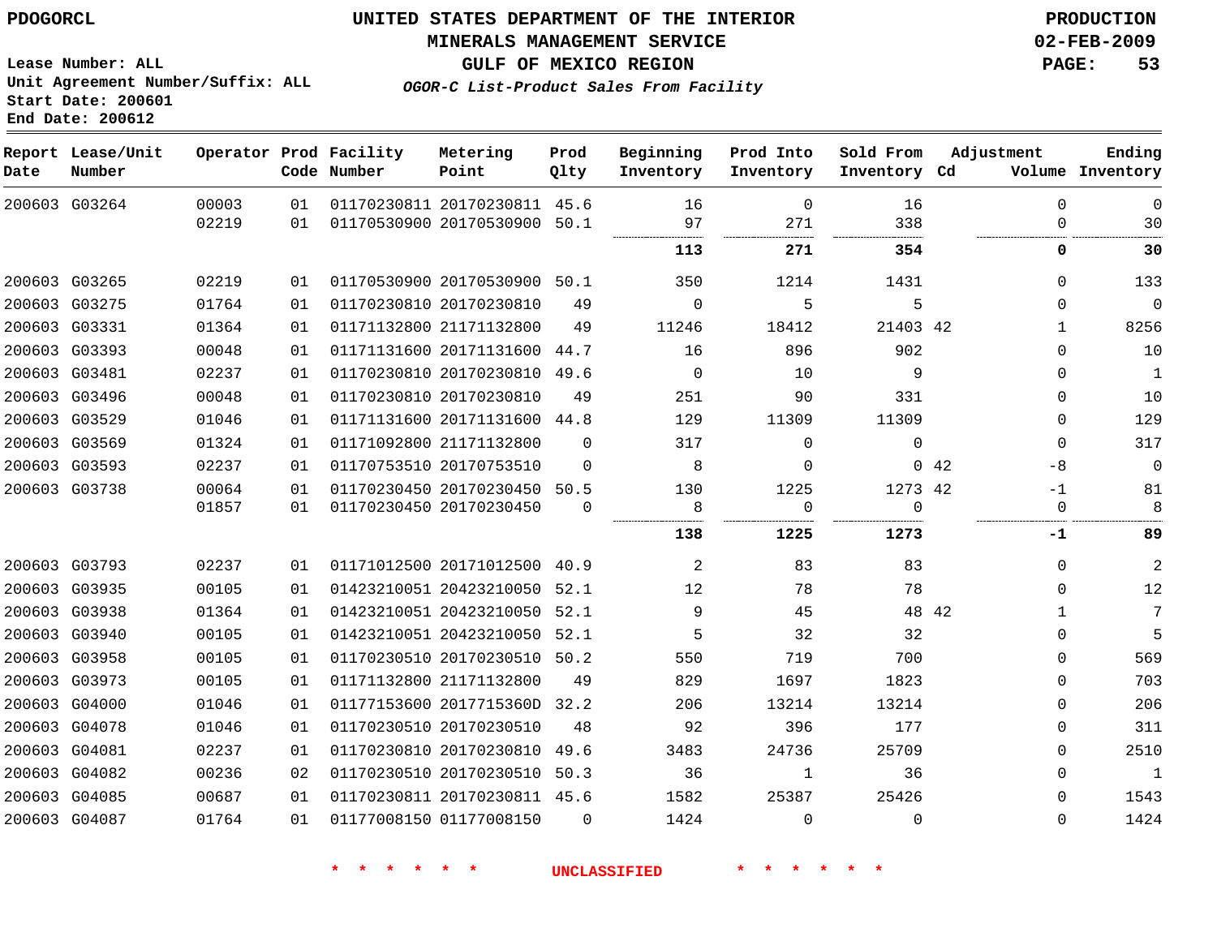PDOGORCL

# UNITED STATES DEPARTMENT OF THE INTERIOR
## MINERALS MANAGEMENT SERVICE
## GULF OF MEXICO REGION
### *OGOR-C List-Product Sales From Facility*

PRODUCTION
02-FEB-2009

Lease Number: ALL
Unit Agreement Number/Suffix: ALL
Start Date: 200601
End Date: 200612

| Report Date | Lease/Unit Number | Operator | Prod Code | Facility Number | Metering Point | Prod Qlty | Beginning Inventory | Prod Into Inventory | Sold From Inventory | Adjustment Cd | Volume | Ending Inventory |
|---|---|---|---|---|---|---|---|---|---|---|---|---|
| 200603 | G03264 | 00003 | 01 | 01170230811 | 20170230811 | 45.6 | 16 | 0 | 16 | | 0 | 0 |
| | | 02219 | 01 | 01170530900 | 20170530900 | 50.1 | 97 | 271 | 338 | | 0 | 30 |
| | | | | | | | **113** | **271** | **354** | | **0** | **30** |
| 200603 | G03265 | 02219 | 01 | 01170530900 | 20170530900 | 50.1 | 350 | 1214 | 1431 | | 0 | 133 |
| 200603 | G03275 | 01764 | 01 | 01170230810 | 20170230810 | 49 | 0 | 5 | 5 | | 0 | 0 |
| 200603 | G03331 | 01364 | 01 | 01171132800 | 21171132800 | 49 | 11246 | 18412 | 21403 | 42 | 1 | 8256 |
| 200603 | G03393 | 00048 | 01 | 01171131600 | 20171131600 | 44.7 | 16 | 896 | 902 | | 0 | 10 |
| 200603 | G03481 | 02237 | 01 | 01170230810 | 20170230810 | 49.6 | 0 | 10 | 9 | | 0 | 1 |
| 200603 | G03496 | 00048 | 01 | 01170230810 | 20170230810 | 49 | 251 | 90 | 331 | | 0 | 10 |
| 200603 | G03529 | 01046 | 01 | 01171131600 | 20171131600 | 44.8 | 129 | 11309 | 11309 | | 0 | 129 |
| 200603 | G03569 | 01324 | 01 | 01171092800 | 21171132800 | 0 | 317 | 0 | 0 | | 0 | 317 |
| 200603 | G03593 | 02237 | 01 | 01170753510 | 20170753510 | 0 | 8 | 0 | 0 | 42 | -8 | 0 |
| 200603 | G03738 | 00064 | 01 | 01170230450 | 20170230450 | 50.5 | 130 | 1225 | 1273 | 42 | -1 | 81 |
| | | 01857 | 01 | 01170230450 | 20170230450 | 0 | 8 | 0 | 0 | | 0 | 8 |
| | | | | | | | **138** | **1225** | **1273** | | **-1** | **89** |
| 200603 | G03793 | 02237 | 01 | 01171012500 | 20171012500 | 40.9 | 2 | 83 | 83 | | 0 | 2 |
| 200603 | G03935 | 00105 | 01 | 01423210051 | 20423210050 | 52.1 | 12 | 78 | 78 | | 0 | 12 |
| 200603 | G03938 | 01364 | 01 | 01423210051 | 20423210050 | 52.1 | 9 | 45 | 48 | 42 | 1 | 7 |
| 200603 | G03940 | 00105 | 01 | 01423210051 | 20423210050 | 52.1 | 5 | 32 | 32 | | 0 | 5 |
| 200603 | G03958 | 00105 | 01 | 01170230510 | 20170230510 | 50.2 | 550 | 719 | 700 | | 0 | 569 |
| 200603 | G03973 | 00105 | 01 | 01171132800 | 21171132800 | 49 | 829 | 1697 | 1823 | | 0 | 703 |
| 200603 | G04000 | 01046 | 01 | 01177153600 | 2017715360D | 32.2 | 206 | 13214 | 13214 | | 0 | 206 |
| 200603 | G04078 | 01046 | 01 | 01170230510 | 20170230510 | 48 | 92 | 396 | 177 | | 0 | 311 |
| 200603 | G04081 | 02237 | 01 | 01170230810 | 20170230810 | 49.6 | 3483 | 24736 | 25709 | | 0 | 2510 |
| 200603 | G04082 | 00236 | 02 | 01170230510 | 20170230510 | 50.3 | 36 | 1 | 36 | | 0 | 1 |
| 200603 | G04085 | 00687 | 01 | 01170230811 | 20170230811 | 45.6 | 1582 | 25387 | 25426 | | 0 | 1543 |
| 200603 | G04087 | 01764 | 01 | 01177008150 | 01177008150 | 0 | 1424 | 0 | 0 | | 0 | 1424 |

* * * * * * UNCLASSIFIED * * * * * *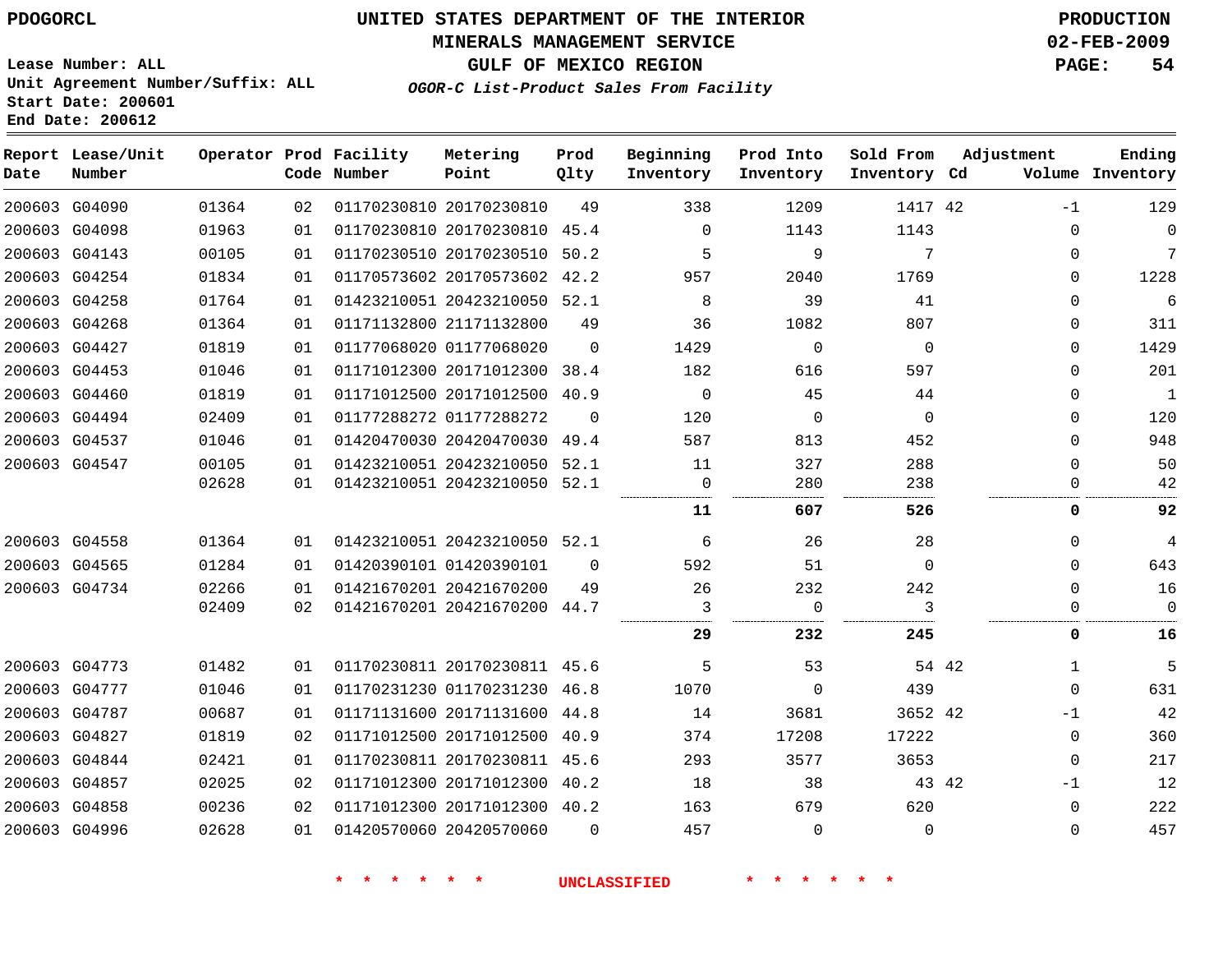PDOGORCL

# UNITED STATES DEPARTMENT OF THE INTERIOR
## MINERALS MANAGEMENT SERVICE
## GULF OF MEXICO REGION
### *OGOR-C List-Product Sales From Facility*

PRODUCTION
02-FEB-2009

Lease Number: ALL
Unit Agreement Number/Suffix: ALL
Start Date: 200601
End Date: 200612

| Report Date | Lease/Unit Number | Operator | Prod Code | Facility Number | Metering Point | Prod Qlty | Beginning Inventory | Prod Into Inventory | Sold From Inventory | Adjustment Cd | Adjustment Volume | Ending Inventory |
|---|---|---|---|---|---|---|---|---|---|---|---|---|
| 200603 | G04090 | 01364 | 02 | 01170230810 | 20170230810 | 49 | 338 | 1209 | 1417 | 42 | -1 | 129 |
| 200603 | G04098 | 01963 | 01 | 01170230810 | 20170230810 | 45.4 | 0 | 1143 | 1143 | | 0 | 0 |
| 200603 | G04143 | 00105 | 01 | 01170230510 | 20170230510 | 50.2 | 5 | 9 | 7 | | 0 | 7 |
| 200603 | G04254 | 01834 | 01 | 01170573602 | 20170573602 | 42.2 | 957 | 2040 | 1769 | | 0 | 1228 |
| 200603 | G04258 | 01764 | 01 | 01423210051 | 20423210050 | 52.1 | 8 | 39 | 41 | | 0 | 6 |
| 200603 | G04268 | 01364 | 01 | 01171132800 | 21171132800 | 49 | 36 | 1082 | 807 | | 0 | 311 |
| 200603 | G04427 | 01819 | 01 | 01177068020 | 01177068020 | 0 | 1429 | 0 | 0 | | 0 | 1429 |
| 200603 | G04453 | 01046 | 01 | 01171012300 | 20171012300 | 38.4 | 182 | 616 | 597 | | 0 | 201 |
| 200603 | G04460 | 01819 | 01 | 01171012500 | 20171012500 | 40.9 | 0 | 45 | 44 | | 0 | 1 |
| 200603 | G04494 | 02409 | 01 | 01177288272 | 01177288272 | 0 | 120 | 0 | 0 | | 0 | 120 |
| 200603 | G04537 | 01046 | 01 | 01420470030 | 20420470030 | 49.4 | 587 | 813 | 452 | | 0 | 948 |
| 200603 | G04547 | 00105 | 01 | 01423210051 | 20423210050 | 52.1 | 11 | 327 | 288 | | 0 | 50 |
| | | 02628 | 01 | 01423210051 | 20423210050 | 52.1 | 0 | 280 | 238 | | 0 | 42 |
| | | | | | | | **11** | **607** | **526** | | **0** | **92** |
| 200603 | G04558 | 01364 | 01 | 01423210051 | 20423210050 | 52.1 | 6 | 26 | 28 | | 0 | 4 |
| 200603 | G04565 | 01284 | 01 | 01420390101 | 01420390101 | 0 | 592 | 51 | 0 | | 0 | 643 |
| 200603 | G04734 | 02266 | 01 | 01421670201 | 20421670200 | 49 | 26 | 232 | 242 | | 0 | 16 |
| | | 02409 | 02 | 01421670201 | 20421670200 | 44.7 | 3 | 0 | 3 | | 0 | 0 |
| | | | | | | | **29** | **232** | **245** | | **0** | **16** |
| 200603 | G04773 | 01482 | 01 | 01170230811 | 20170230811 | 45.6 | 5 | 53 | 54 | 42 | 1 | 5 |
| 200603 | G04777 | 01046 | 01 | 01170231230 | 01170231230 | 46.8 | 1070 | 0 | 439 | | 0 | 631 |
| 200603 | G04787 | 00687 | 01 | 01171131600 | 20171131600 | 44.8 | 14 | 3681 | 3652 | 42 | -1 | 42 |
| 200603 | G04827 | 01819 | 02 | 01171012500 | 20171012500 | 40.9 | 374 | 17208 | 17222 | | 0 | 360 |
| 200603 | G04844 | 02421 | 01 | 01170230811 | 20170230811 | 45.6 | 293 | 3577 | 3653 | | 0 | 217 |
| 200603 | G04857 | 02025 | 02 | 01171012300 | 20171012300 | 40.2 | 18 | 38 | 43 | 42 | -1 | 12 |
| 200603 | G04858 | 00236 | 02 | 01171012300 | 20171012300 | 40.2 | 163 | 679 | 620 | | 0 | 222 |
| 200603 | G04996 | 02628 | 01 | 01420570060 | 20420570060 | 0 | 457 | 0 | 0 | | 0 | 457 |

* * * * * * UNCLASSIFIED * * * * * *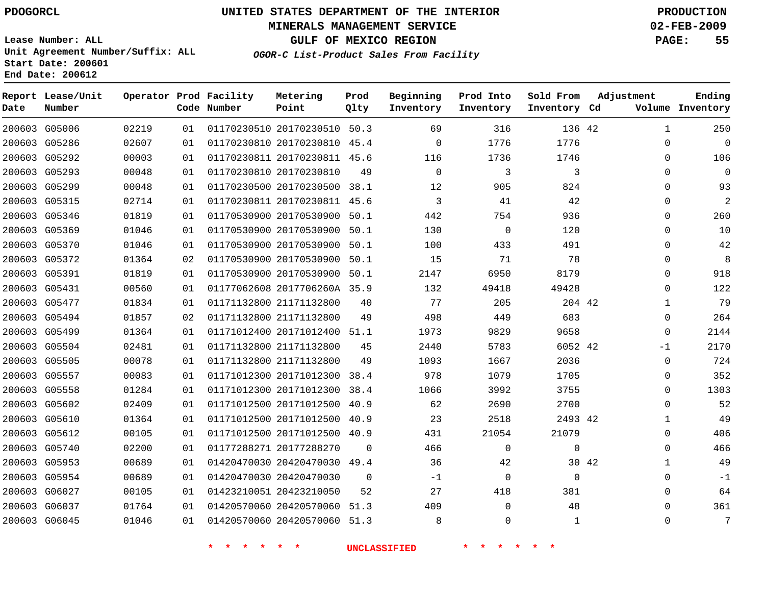PDOGORCL

# UNITED STATES DEPARTMENT OF THE INTERIOR
## MINERALS MANAGEMENT SERVICE
## GULF OF MEXICO REGION
### *OGOR-C List-Product Sales From Facility*

PRODUCTION
02-FEB-2009

Lease Number: ALL
Unit Agreement Number/Suffix: ALL
Start Date: 200601
End Date: 200612

| Report Date | Lease/Unit Number | Operator | Prod Code | Facility Number | Metering Point | Prod Qlty | Beginning Inventory | Prod Into Inventory | Sold From Inventory | Adjustment Cd | Adjustment Volume | Ending Inventory |
|---|---|---|---|---|---|---|---|---|---|---|---|---|
| 200603 | G05006 | 02219 | 01 | 01170230510 | 20170230510 | 50.3 | 69 | 316 | 136 | 42 | 1 | 250 |
| 200603 | G05286 | 02607 | 01 | 01170230810 | 20170230810 | 45.4 | 0 | 1776 | 1776 | | 0 | 0 |
| 200603 | G05292 | 00003 | 01 | 01170230811 | 20170230811 | 45.6 | 116 | 1736 | 1746 | | 0 | 106 |
| 200603 | G05293 | 00048 | 01 | 01170230810 | 20170230810 | 49 | 0 | 3 | 3 | | 0 | 0 |
| 200603 | G05299 | 00048 | 01 | 01170230500 | 20170230500 | 38.1 | 12 | 905 | 824 | | 0 | 93 |
| 200603 | G05315 | 02714 | 01 | 01170230811 | 20170230811 | 45.6 | 3 | 41 | 42 | | 0 | 2 |
| 200603 | G05346 | 01819 | 01 | 01170530900 | 20170530900 | 50.1 | 442 | 754 | 936 | | 0 | 260 |
| 200603 | G05369 | 01046 | 01 | 01170530900 | 20170530900 | 50.1 | 130 | 0 | 120 | | 0 | 10 |
| 200603 | G05370 | 01046 | 01 | 01170530900 | 20170530900 | 50.1 | 100 | 433 | 491 | | 0 | 42 |
| 200603 | G05372 | 01364 | 02 | 01170530900 | 20170530900 | 50.1 | 15 | 71 | 78 | | 0 | 8 |
| 200603 | G05391 | 01819 | 01 | 01170530900 | 20170530900 | 50.1 | 2147 | 6950 | 8179 | | 0 | 918 |
| 200603 | G05431 | 00560 | 01 | 01177062608 | 2017706260A | 35.9 | 132 | 49418 | 49428 | | 0 | 122 |
| 200603 | G05477 | 01834 | 01 | 01171132800 | 21171132800 | 40 | 77 | 205 | 204 | 42 | 1 | 79 |
| 200603 | G05494 | 01857 | 02 | 01171132800 | 21171132800 | 49 | 498 | 449 | 683 | | 0 | 264 |
| 200603 | G05499 | 01364 | 01 | 01171012400 | 20171012400 | 51.1 | 1973 | 9829 | 9658 | | 0 | 2144 |
| 200603 | G05504 | 02481 | 01 | 01171132800 | 21171132800 | 45 | 2440 | 5783 | 6052 | 42 | -1 | 2170 |
| 200603 | G05505 | 00078 | 01 | 01171132800 | 21171132800 | 49 | 1093 | 1667 | 2036 | | 0 | 724 |
| 200603 | G05557 | 00083 | 01 | 01171012300 | 20171012300 | 38.4 | 978 | 1079 | 1705 | | 0 | 352 |
| 200603 | G05558 | 01284 | 01 | 01171012300 | 20171012300 | 38.4 | 1066 | 3992 | 3755 | | 0 | 1303 |
| 200603 | G05602 | 02409 | 01 | 01171012500 | 20171012500 | 40.9 | 62 | 2690 | 2700 | | 0 | 52 |
| 200603 | G05610 | 01364 | 01 | 01171012500 | 20171012500 | 40.9 | 23 | 2518 | 2493 | 42 | 1 | 49 |
| 200603 | G05612 | 00105 | 01 | 01171012500 | 20171012500 | 40.9 | 431 | 21054 | 21079 | | 0 | 406 |
| 200603 | G05740 | 02200 | 01 | 01177288271 | 20177288270 | 0 | 466 | 0 | 0 | | 0 | 466 |
| 200603 | G05953 | 00689 | 01 | 01420470030 | 20420470030 | 49.4 | 36 | 42 | 30 | 42 | 1 | 49 |
| 200603 | G05954 | 00689 | 01 | 01420470030 | 20420470030 | 0 | -1 | 0 | 0 | | 0 | -1 |
| 200603 | G06027 | 00105 | 01 | 01423210051 | 20423210050 | 52 | 27 | 418 | 381 | | 0 | 64 |
| 200603 | G06037 | 01764 | 01 | 01420570060 | 20420570060 | 51.3 | 409 | 0 | 48 | | 0 | 361 |
| 200603 | G06045 | 01046 | 01 | 01420570060 | 20420570060 | 51.3 | 8 | 0 | 1 | | 0 | 7 |

* * * * * * UNCLASSIFIED * * * * * *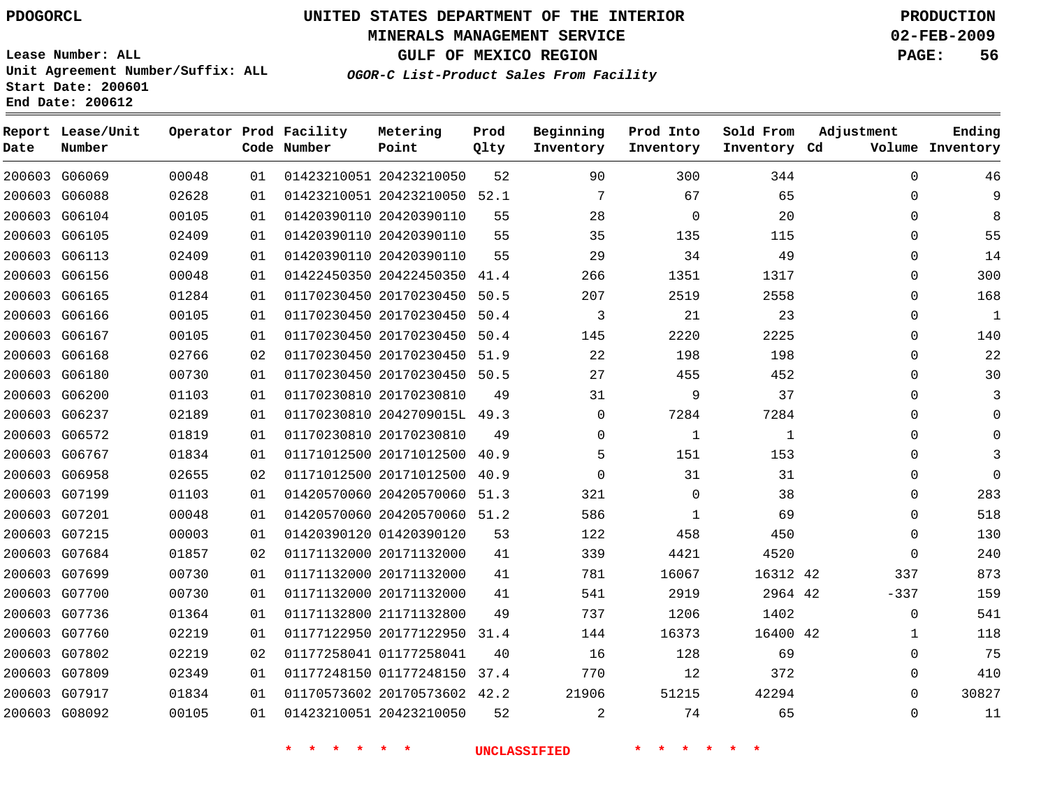PDOGORCL

# UNITED STATES DEPARTMENT OF THE INTERIOR
## MINERALS MANAGEMENT SERVICE
## GULF OF MEXICO REGION
### *OGOR-C List-Product Sales From Facility*

PRODUCTION
02-FEB-2009

Lease Number: ALL
Unit Agreement Number/Suffix: ALL
Start Date: 200601
End Date: 200612

| Report Date | Lease/Unit Number | Operator | Prod Code | Facility Number | Metering Point | Prod Qlty | Beginning Inventory | Prod Into Inventory | Sold From Inventory | Adjustment Cd | Adjustment Volume | Ending Inventory |
|---|---|---|---|---|---|---|---|---|---|---|---|---|
| 200603 | G06069 | 00048 | 01 | 01423210051 | 20423210050 | 52 | 90 | 300 | 344 | | 0 | 46 |
| 200603 | G06088 | 02628 | 01 | 01423210051 | 20423210050 | 52.1 | 7 | 67 | 65 | | 0 | 9 |
| 200603 | G06104 | 00105 | 01 | 01420390110 | 20420390110 | 55 | 28 | 0 | 20 | | 0 | 8 |
| 200603 | G06105 | 02409 | 01 | 01420390110 | 20420390110 | 55 | 35 | 135 | 115 | | 0 | 55 |
| 200603 | G06113 | 02409 | 01 | 01420390110 | 20420390110 | 55 | 29 | 34 | 49 | | 0 | 14 |
| 200603 | G06156 | 00048 | 01 | 01422450350 | 20422450350 | 41.4 | 266 | 1351 | 1317 | | 0 | 300 |
| 200603 | G06165 | 01284 | 01 | 01170230450 | 20170230450 | 50.5 | 207 | 2519 | 2558 | | 0 | 168 |
| 200603 | G06166 | 00105 | 01 | 01170230450 | 20170230450 | 50.4 | 3 | 21 | 23 | | 0 | 1 |
| 200603 | G06167 | 00105 | 01 | 01170230450 | 20170230450 | 50.4 | 145 | 2220 | 2225 | | 0 | 140 |
| 200603 | G06168 | 02766 | 02 | 01170230450 | 20170230450 | 51.9 | 22 | 198 | 198 | | 0 | 22 |
| 200603 | G06180 | 00730 | 01 | 01170230450 | 20170230450 | 50.5 | 27 | 455 | 452 | | 0 | 30 |
| 200603 | G06200 | 01103 | 01 | 01170230810 | 20170230810 | 49 | 31 | 9 | 37 | | 0 | 3 |
| 200603 | G06237 | 02189 | 01 | 01170230810 | 2042709015L | 49.3 | 0 | 7284 | 7284 | | 0 | 0 |
| 200603 | G06572 | 01819 | 01 | 01170230810 | 20170230810 | 49 | 0 | 1 | 1 | | 0 | 0 |
| 200603 | G06767 | 01834 | 01 | 01171012500 | 20171012500 | 40.9 | 5 | 151 | 153 | | 0 | 3 |
| 200603 | G06958 | 02655 | 02 | 01171012500 | 20171012500 | 40.9 | 0 | 31 | 31 | | 0 | 0 |
| 200603 | G07199 | 01103 | 01 | 01420570060 | 20420570060 | 51.3 | 321 | 0 | 38 | | 0 | 283 |
| 200603 | G07201 | 00048 | 01 | 01420570060 | 20420570060 | 51.2 | 586 | 1 | 69 | | 0 | 518 |
| 200603 | G07215 | 00003 | 01 | 01420390120 | 01420390120 | 53 | 122 | 458 | 450 | | 0 | 130 |
| 200603 | G07684 | 01857 | 02 | 01171132000 | 20171132000 | 41 | 339 | 4421 | 4520 | | 0 | 240 |
| 200603 | G07699 | 00730 | 01 | 01171132000 | 20171132000 | 41 | 781 | 16067 | 16312 | 42 | 337 | 873 |
| 200603 | G07700 | 00730 | 01 | 01171132000 | 20171132000 | 41 | 541 | 2919 | 2964 | 42 | -337 | 159 |
| 200603 | G07736 | 01364 | 01 | 01171132800 | 21171132800 | 49 | 737 | 1206 | 1402 | | 0 | 541 |
| 200603 | G07760 | 02219 | 01 | 01177122950 | 20177122950 | 31.4 | 144 | 16373 | 16400 | 42 | 1 | 118 |
| 200603 | G07802 | 02219 | 02 | 01177258041 | 01177258041 | 40 | 16 | 128 | 69 | | 0 | 75 |
| 200603 | G07809 | 02349 | 01 | 01177248150 | 01177248150 | 37.4 | 770 | 12 | 372 | | 0 | 410 |
| 200603 | G07917 | 01834 | 01 | 01170573602 | 20170573602 | 42.2 | 21906 | 51215 | 42294 | | 0 | 30827 |
| 200603 | G08092 | 00105 | 01 | 01423210051 | 20423210050 | 52 | 2 | 74 | 65 | | 0 | 11 |

* * * * * * UNCLASSIFIED * * * * * *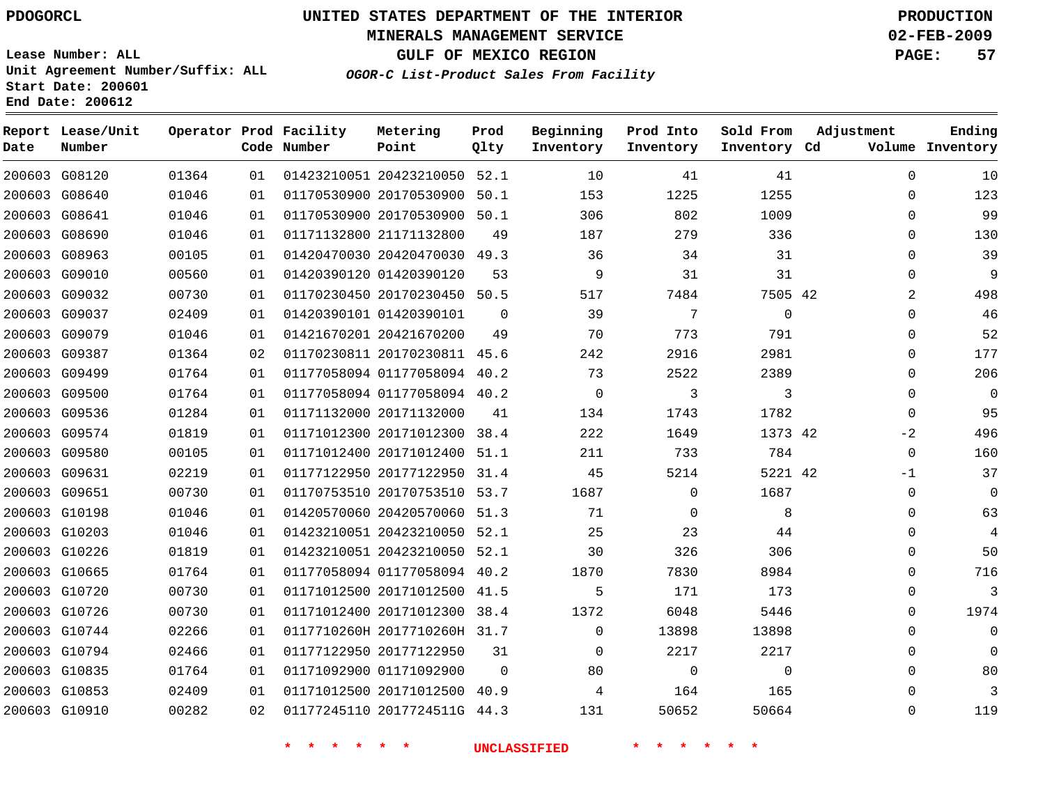PDOGORCL

# UNITED STATES DEPARTMENT OF THE INTERIOR
## MINERALS MANAGEMENT SERVICE
## GULF OF MEXICO REGION
### *OGOR-C List-Product Sales From Facility*

PRODUCTION
02-FEB-2009

Lease Number: ALL
Unit Agreement Number/Suffix: ALL
Start Date: 200601
End Date: 200612

| Report Date | Lease/Unit Number | Operator | Prod Code | Facility Number | Metering Point | Prod Qlty | Beginning Inventory | Prod Into Inventory | Sold From Inventory | Adjustment Cd | Volume | Ending Inventory |
|---|---|---|---|---|---|---|---|---|---|---|---|---|
| 200603 | G08120 | 01364 | 01 | 01423210051 | 20423210050 | 52.1 | 10 | 41 | 41 | | 0 | 10 |
| 200603 | G08640 | 01046 | 01 | 01170530900 | 20170530900 | 50.1 | 153 | 1225 | 1255 | | 0 | 123 |
| 200603 | G08641 | 01046 | 01 | 01170530900 | 20170530900 | 50.1 | 306 | 802 | 1009 | | 0 | 99 |
| 200603 | G08690 | 01046 | 01 | 01171132800 | 21171132800 | 49 | 187 | 279 | 336 | | 0 | 130 |
| 200603 | G08963 | 00105 | 01 | 01420470030 | 20420470030 | 49.3 | 36 | 34 | 31 | | 0 | 39 |
| 200603 | G09010 | 00560 | 01 | 01420390120 | 01420390120 | 53 | 9 | 31 | 31 | | 0 | 9 |
| 200603 | G09032 | 00730 | 01 | 01170230450 | 20170230450 | 50.5 | 517 | 7484 | 7505 | 42 | 2 | 498 |
| 200603 | G09037 | 02409 | 01 | 01420390101 | 01420390101 | 0 | 39 | 7 | 0 | | 0 | 46 |
| 200603 | G09079 | 01046 | 01 | 01421670201 | 20421670200 | 49 | 70 | 773 | 791 | | 0 | 52 |
| 200603 | G09387 | 01364 | 02 | 01170230811 | 20170230811 | 45.6 | 242 | 2916 | 2981 | | 0 | 177 |
| 200603 | G09499 | 01764 | 01 | 01177058094 | 01177058094 | 40.2 | 73 | 2522 | 2389 | | 0 | 206 |
| 200603 | G09500 | 01764 | 01 | 01177058094 | 01177058094 | 40.2 | 0 | 3 | 3 | | 0 | 0 |
| 200603 | G09536 | 01284 | 01 | 01171132000 | 20171132000 | 41 | 134 | 1743 | 1782 | | 0 | 95 |
| 200603 | G09574 | 01819 | 01 | 01171012300 | 20171012300 | 38.4 | 222 | 1649 | 1373 | 42 | -2 | 496 |
| 200603 | G09580 | 00105 | 01 | 01171012400 | 20171012400 | 51.1 | 211 | 733 | 784 | | 0 | 160 |
| 200603 | G09631 | 02219 | 01 | 01177122950 | 20177122950 | 31.4 | 45 | 5214 | 5221 | 42 | -1 | 37 |
| 200603 | G09651 | 00730 | 01 | 01170753510 | 20170753510 | 53.7 | 1687 | 0 | 1687 | | 0 | 0 |
| 200603 | G10198 | 01046 | 01 | 01420570060 | 20420570060 | 51.3 | 71 | 0 | 8 | | 0 | 63 |
| 200603 | G10203 | 01046 | 01 | 01423210051 | 20423210050 | 52.1 | 25 | 23 | 44 | | 0 | 4 |
| 200603 | G10226 | 01819 | 01 | 01423210051 | 20423210050 | 52.1 | 30 | 326 | 306 | | 0 | 50 |
| 200603 | G10665 | 01764 | 01 | 01177058094 | 01177058094 | 40.2 | 1870 | 7830 | 8984 | | 0 | 716 |
| 200603 | G10720 | 00730 | 01 | 01171012500 | 20171012500 | 41.5 | 5 | 171 | 173 | | 0 | 3 |
| 200603 | G10726 | 00730 | 01 | 01171012400 | 20171012300 | 38.4 | 1372 | 6048 | 5446 | | 0 | 1974 |
| 200603 | G10744 | 02266 | 01 | 0117710260H | 2017710260H | 31.7 | 0 | 13898 | 13898 | | 0 | 0 |
| 200603 | G10794 | 02466 | 01 | 01177122950 | 20177122950 | 31 | 0 | 2217 | 2217 | | 0 | 0 |
| 200603 | G10835 | 01764 | 01 | 01171092900 | 01171092900 | 0 | 80 | 0 | 0 | | 0 | 80 |
| 200603 | G10853 | 02409 | 01 | 01171012500 | 20171012500 | 40.9 | 4 | 164 | 165 | | 0 | 3 |
| 200603 | G10910 | 00282 | 02 | 01177245110 | 2017724511G | 44.3 | 131 | 50652 | 50664 | | 0 | 119 |

\* \* \* \* \* \* UNCLASSIFIED \* \* \* \* \* \*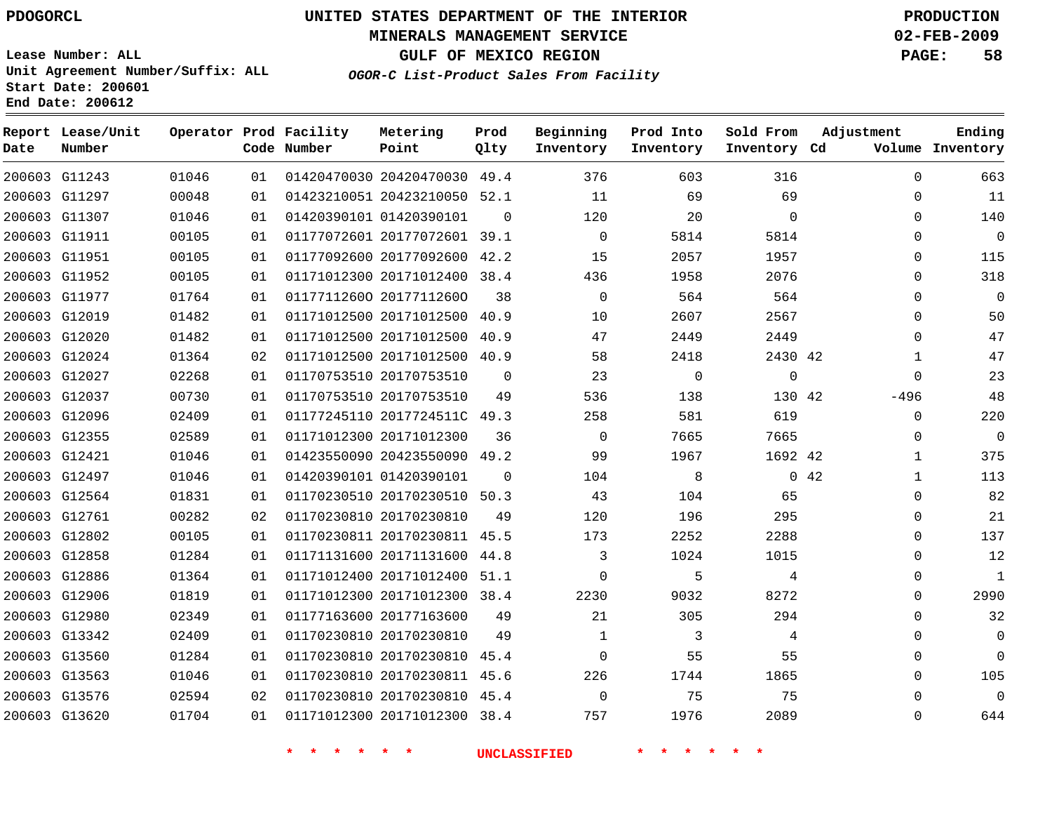PDOGORCL

# UNITED STATES DEPARTMENT OF THE INTERIOR
## MINERALS MANAGEMENT SERVICE
## GULF OF MEXICO REGION
### *OGOR-C List-Product Sales From Facility*

PRODUCTION
02-FEB-2009

Lease Number: ALL
Unit Agreement Number/Suffix: ALL
Start Date: 200601
End Date: 200612

| Report Date | Lease/Unit Number | Operator | Prod Code | Facility Number | Metering Point | Prod Qlty | Beginning Inventory | Prod Into Inventory | Sold From Inventory | Adjustment Cd | Adjustment Volume | Ending Inventory |
|---|---|---|---|---|---|---|---|---|---|---|---|---|
| 200603 | G11243 | 01046 | 01 | 01420470030 | 20420470030 | 49.4 | 376 | 603 | 316 | | 0 | 663 |
| 200603 | G11297 | 00048 | 01 | 01423210051 | 20423210050 | 52.1 | 11 | 69 | 69 | | 0 | 11 |
| 200603 | G11307 | 01046 | 01 | 01420390101 | 01420390101 | 0 | 120 | 20 | 0 | | 0 | 140 |
| 200603 | G11911 | 00105 | 01 | 01177072601 | 20177072601 | 39.1 | 0 | 5814 | 5814 | | 0 | 0 |
| 200603 | G11951 | 00105 | 01 | 01177092600 | 20177092600 | 42.2 | 15 | 2057 | 1957 | | 0 | 115 |
| 200603 | G11952 | 00105 | 01 | 01171012300 | 20171012400 | 38.4 | 436 | 1958 | 2076 | | 0 | 318 |
| 200603 | G11977 | 01764 | 01 | 01177112600 | 20177112600 | 38 | 0 | 564 | 564 | | 0 | 0 |
| 200603 | G12019 | 01482 | 01 | 01171012500 | 20171012500 | 40.9 | 10 | 2607 | 2567 | | 0 | 50 |
| 200603 | G12020 | 01482 | 01 | 01171012500 | 20171012500 | 40.9 | 47 | 2449 | 2449 | | 0 | 47 |
| 200603 | G12024 | 01364 | 02 | 01171012500 | 20171012500 | 40.9 | 58 | 2418 | 2430 | 42 | 1 | 47 |
| 200603 | G12027 | 02268 | 01 | 01170753510 | 20170753510 | 0 | 23 | 0 | 0 | | 0 | 23 |
| 200603 | G12037 | 00730 | 01 | 01170753510 | 20170753510 | 49 | 536 | 138 | 130 | 42 | -496 | 48 |
| 200603 | G12096 | 02409 | 01 | 01177245110 | 2017724511C | 49.3 | 258 | 581 | 619 | | 0 | 220 |
| 200603 | G12355 | 02589 | 01 | 01171012300 | 20171012300 | 36 | 0 | 7665 | 7665 | | 0 | 0 |
| 200603 | G12421 | 01046 | 01 | 01423550090 | 20423550090 | 49.2 | 99 | 1967 | 1692 | 42 | 1 | 375 |
| 200603 | G12497 | 01046 | 01 | 01420390101 | 01420390101 | 0 | 104 | 8 | 0 | 42 | 1 | 113 |
| 200603 | G12564 | 01831 | 01 | 01170230510 | 20170230510 | 50.3 | 43 | 104 | 65 | | 0 | 82 |
| 200603 | G12761 | 00282 | 02 | 01170230810 | 20170230810 | 49 | 120 | 196 | 295 | | 0 | 21 |
| 200603 | G12802 | 00105 | 01 | 01170230811 | 20170230811 | 45.5 | 173 | 2252 | 2288 | | 0 | 137 |
| 200603 | G12858 | 01284 | 01 | 01171131600 | 20171131600 | 44.8 | 3 | 1024 | 1015 | | 0 | 12 |
| 200603 | G12886 | 01364 | 01 | 01171012400 | 20171012400 | 51.1 | 0 | 5 | 4 | | 0 | 1 |
| 200603 | G12906 | 01819 | 01 | 01171012300 | 20171012300 | 38.4 | 2230 | 9032 | 8272 | | 0 | 2990 |
| 200603 | G12980 | 02349 | 01 | 01177163600 | 20177163600 | 49 | 21 | 305 | 294 | | 0 | 32 |
| 200603 | G13342 | 02409 | 01 | 01170230810 | 20170230810 | 49 | 1 | 3 | 4 | | 0 | 0 |
| 200603 | G13560 | 01284 | 01 | 01170230810 | 20170230810 | 45.4 | 0 | 55 | 55 | | 0 | 0 |
| 200603 | G13563 | 01046 | 01 | 01170230810 | 20170230811 | 45.6 | 226 | 1744 | 1865 | | 0 | 105 |
| 200603 | G13576 | 02594 | 02 | 01170230810 | 20170230810 | 45.4 | 0 | 75 | 75 | | 0 | 0 |
| 200603 | G13620 | 01704 | 01 | 01171012300 | 20171012300 | 38.4 | 757 | 1976 | 2089 | | 0 | 644 |

* * * * * * UNCLASSIFIED * * * * * *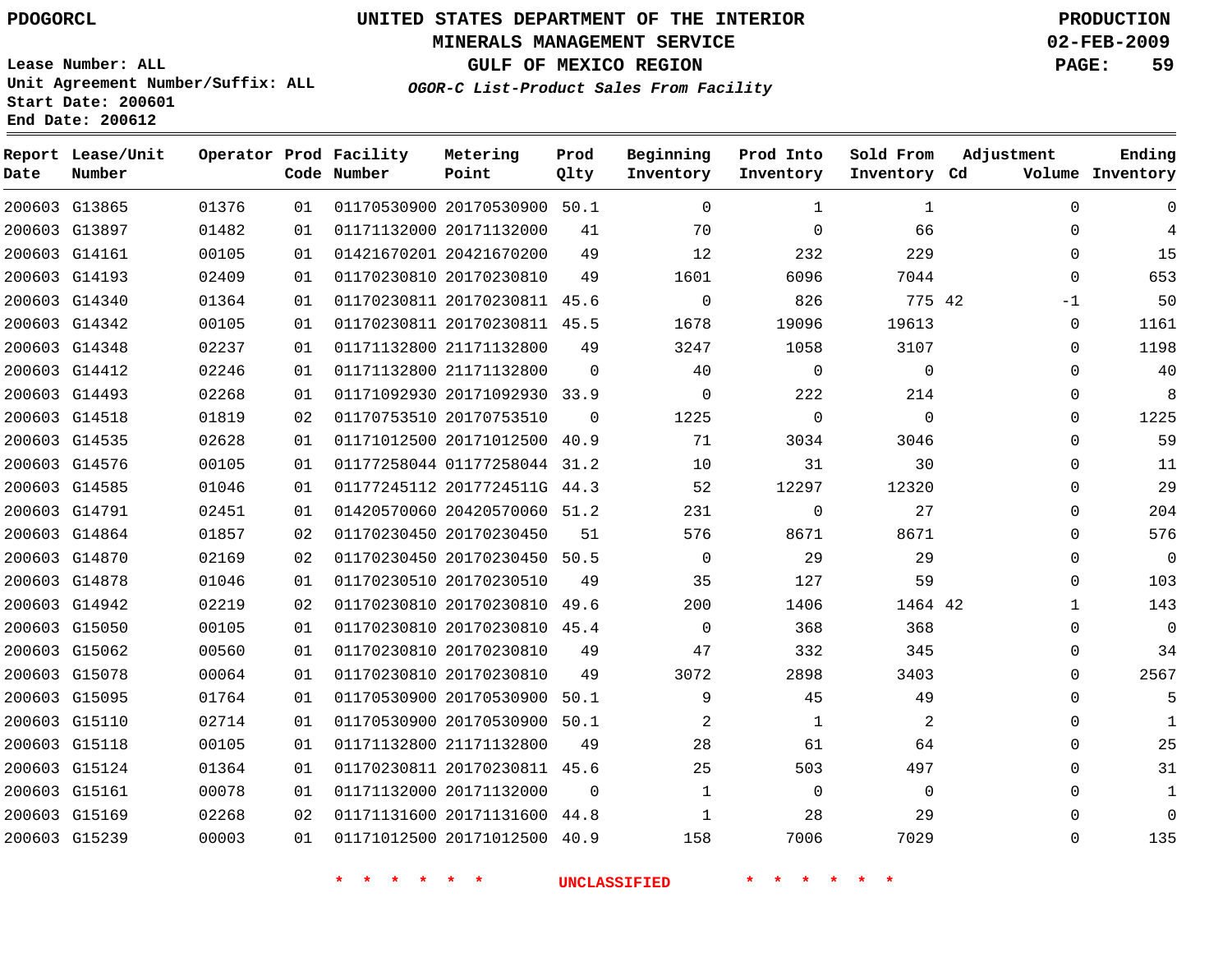PDOGORCL

# UNITED STATES DEPARTMENT OF THE INTERIOR
## MINERALS MANAGEMENT SERVICE
## GULF OF MEXICO REGION
### *OGOR-C List-Product Sales From Facility*

PRODUCTION
02-FEB-2009

Lease Number: ALL
Unit Agreement Number/Suffix: ALL
Start Date: 200601
End Date: 200612

| Report Date | Lease/Unit Number | Operator | Prod Code | Facility Number | Metering Point | Prod Qlty | Beginning Inventory | Prod Into Inventory | Sold From Inventory | Adjustment Cd | Volume | Ending Inventory |
|---|---|---|---|---|---|---|---|---|---|---|---|---|
| 200603 | G13865 | 01376 | 01 | 01170530900 | 20170530900 | 50.1 | 0 | 1 | 1 | | 0 | 0 |
| 200603 | G13897 | 01482 | 01 | 01171132000 | 20171132000 | 41 | 70 | 0 | 66 | | 0 | 4 |
| 200603 | G14161 | 00105 | 01 | 01421670201 | 20421670200 | 49 | 12 | 232 | 229 | | 0 | 15 |
| 200603 | G14193 | 02409 | 01 | 01170230810 | 20170230810 | 49 | 1601 | 6096 | 7044 | | 0 | 653 |
| 200603 | G14340 | 01364 | 01 | 01170230811 | 20170230811 | 45.6 | 0 | 826 | 775 | 42 | -1 | 50 |
| 200603 | G14342 | 00105 | 01 | 01170230811 | 20170230811 | 45.5 | 1678 | 19096 | 19613 | | 0 | 1161 |
| 200603 | G14348 | 02237 | 01 | 01171132800 | 21171132800 | 49 | 3247 | 1058 | 3107 | | 0 | 1198 |
| 200603 | G14412 | 02246 | 01 | 01171132800 | 21171132800 | 0 | 40 | 0 | 0 | | 0 | 40 |
| 200603 | G14493 | 02268 | 01 | 01171092930 | 20171092930 | 33.9 | 0 | 222 | 214 | | 0 | 8 |
| 200603 | G14518 | 01819 | 02 | 01170753510 | 20170753510 | 0 | 1225 | 0 | 0 | | 0 | 1225 |
| 200603 | G14535 | 02628 | 01 | 01171012500 | 20171012500 | 40.9 | 71 | 3034 | 3046 | | 0 | 59 |
| 200603 | G14576 | 00105 | 01 | 01177258044 | 01177258044 | 31.2 | 10 | 31 | 30 | | 0 | 11 |
| 200603 | G14585 | 01046 | 01 | 01177245112 | 2017724511G | 44.3 | 52 | 12297 | 12320 | | 0 | 29 |
| 200603 | G14791 | 02451 | 01 | 01420570060 | 20420570060 | 51.2 | 231 | 0 | 27 | | 0 | 204 |
| 200603 | G14864 | 01857 | 02 | 01170230450 | 20170230450 | 51 | 576 | 8671 | 8671 | | 0 | 576 |
| 200603 | G14870 | 02169 | 02 | 01170230450 | 20170230450 | 50.5 | 0 | 29 | 29 | | 0 | 0 |
| 200603 | G14878 | 01046 | 01 | 01170230510 | 20170230510 | 49 | 35 | 127 | 59 | | 0 | 103 |
| 200603 | G14942 | 02219 | 02 | 01170230810 | 20170230810 | 49.6 | 200 | 1406 | 1464 | 42 | 1 | 143 |
| 200603 | G15050 | 00105 | 01 | 01170230810 | 20170230810 | 45.4 | 0 | 368 | 368 | | 0 | 0 |
| 200603 | G15062 | 00560 | 01 | 01170230810 | 20170230810 | 49 | 47 | 332 | 345 | | 0 | 34 |
| 200603 | G15078 | 00064 | 01 | 01170230810 | 20170230810 | 49 | 3072 | 2898 | 3403 | | 0 | 2567 |
| 200603 | G15095 | 01764 | 01 | 01170530900 | 20170530900 | 50.1 | 9 | 45 | 49 | | 0 | 5 |
| 200603 | G15110 | 02714 | 01 | 01170530900 | 20170530900 | 50.1 | 2 | 1 | 2 | | 0 | 1 |
| 200603 | G15118 | 00105 | 01 | 01171132800 | 21171132800 | 49 | 28 | 61 | 64 | | 0 | 25 |
| 200603 | G15124 | 01364 | 01 | 01170230811 | 20170230811 | 45.6 | 25 | 503 | 497 | | 0 | 31 |
| 200603 | G15161 | 00078 | 01 | 01171132000 | 20171132000 | 0 | 1 | 0 | 0 | | 0 | 1 |
| 200603 | G15169 | 02268 | 02 | 01171131600 | 20171131600 | 44.8 | 1 | 28 | 29 | | 0 | 0 |
| 200603 | G15239 | 00003 | 01 | 01171012500 | 20171012500 | 40.9 | 158 | 7006 | 7029 | | 0 | 135 |

* * * * * * UNCLASSIFIED * * * * * *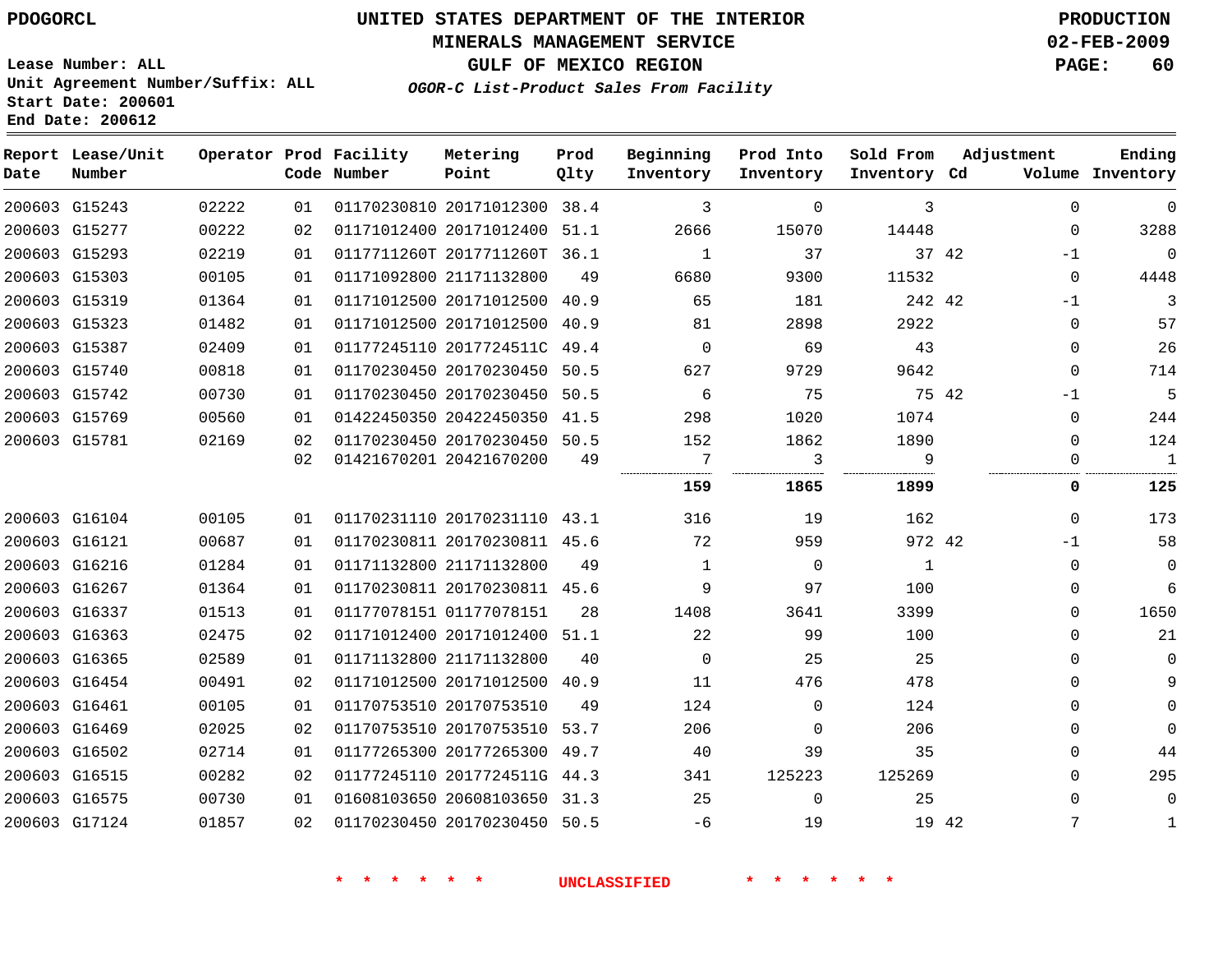PDOGORCL

# UNITED STATES DEPARTMENT OF THE INTERIOR
## MINERALS MANAGEMENT SERVICE
## GULF OF MEXICO REGION
### *OGOR-C List-Product Sales From Facility*

PRODUCTION
02-FEB-2009

Lease Number: ALL
Unit Agreement Number/Suffix: ALL
Start Date: 200601
End Date: 200612

| Report Date | Lease/Unit Number | Operator | Prod Code | Facility Number | Metering Point | Prod Qlty | Beginning Inventory | Prod Into Inventory | Sold From Inventory | Adjustment Cd | Volume | Ending Inventory |
|---|---|---|---|---|---|---|---|---|---|---|---|---|
| 200603 | G15243 | 02222 | 01 | 01170230810 | 20171012300 | 38.4 | 3 | 0 | 3 | | 0 | 0 |
| 200603 | G15277 | 00222 | 02 | 01171012400 | 20171012400 | 51.1 | 2666 | 15070 | 14448 | | 0 | 3288 |
| 200603 | G15293 | 02219 | 01 | 0117711260T | 2017711260T | 36.1 | 1 | 37 | 37 | 42 | -1 | 0 |
| 200603 | G15303 | 00105 | 01 | 01171092800 | 21171132800 | 49 | 6680 | 9300 | 11532 | | 0 | 4448 |
| 200603 | G15319 | 01364 | 01 | 01171012500 | 20171012500 | 40.9 | 65 | 181 | 242 | 42 | -1 | 3 |
| 200603 | G15323 | 01482 | 01 | 01171012500 | 20171012500 | 40.9 | 81 | 2898 | 2922 | | 0 | 57 |
| 200603 | G15387 | 02409 | 01 | 01177245110 | 2017724511C | 49.4 | 0 | 69 | 43 | | 0 | 26 |
| 200603 | G15740 | 00818 | 01 | 01170230450 | 20170230450 | 50.5 | 627 | 9729 | 9642 | | 0 | 714 |
| 200603 | G15742 | 00730 | 01 | 01170230450 | 20170230450 | 50.5 | 6 | 75 | 75 | 42 | -1 | 5 |
| 200603 | G15769 | 00560 | 01 | 01422450350 | 20422450350 | 41.5 | 298 | 1020 | 1074 | | 0 | 244 |
| 200603 | G15781 | 02169 | 02 | 01170230450 | 20170230450 | 50.5 | 152 | 1862 | 1890 | | 0 | 124 |
| | | | 02 | 01421670201 | 20421670200 | 49 | 7 | 3 | 9 | | 0 | 1 |
| | | | | | | | **159** | **1865** | **1899** | | **0** | **125** |
| 200603 | G16104 | 00105 | 01 | 01170231110 | 20170231110 | 43.1 | 316 | 19 | 162 | | 0 | 173 |
| 200603 | G16121 | 00687 | 01 | 01170230811 | 20170230811 | 45.6 | 72 | 959 | 972 | 42 | -1 | 58 |
| 200603 | G16216 | 01284 | 01 | 01171132800 | 21171132800 | 49 | 1 | 0 | 1 | | 0 | 0 |
| 200603 | G16267 | 01364 | 01 | 01170230811 | 20170230811 | 45.6 | 9 | 97 | 100 | | 0 | 6 |
| 200603 | G16337 | 01513 | 01 | 01177078151 | 01177078151 | 28 | 1408 | 3641 | 3399 | | 0 | 1650 |
| 200603 | G16363 | 02475 | 02 | 01171012400 | 20171012400 | 51.1 | 22 | 99 | 100 | | 0 | 21 |
| 200603 | G16365 | 02589 | 01 | 01171132800 | 21171132800 | 40 | 0 | 25 | 25 | | 0 | 0 |
| 200603 | G16454 | 00491 | 02 | 01171012500 | 20171012500 | 40.9 | 11 | 476 | 478 | | 0 | 9 |
| 200603 | G16461 | 00105 | 01 | 01170753510 | 20170753510 | 49 | 124 | 0 | 124 | | 0 | 0 |
| 200603 | G16469 | 02025 | 02 | 01170753510 | 20170753510 | 53.7 | 206 | 0 | 206 | | 0 | 0 |
| 200603 | G16502 | 02714 | 01 | 01177265300 | 20177265300 | 49.7 | 40 | 39 | 35 | | 0 | 44 |
| 200603 | G16515 | 00282 | 02 | 01177245110 | 2017724511G | 44.3 | 341 | 125223 | 125269 | | 0 | 295 |
| 200603 | G16575 | 00730 | 01 | 01608103650 | 20608103650 | 31.3 | 25 | 0 | 25 | | 0 | 0 |
| 200603 | G17124 | 01857 | 02 | 01170230450 | 20170230450 | 50.5 | -6 | 19 | 19 | 42 | 7 | 1 |

\* \* \* \* \* \* UNCLASSIFIED \* \* \* \* \* \*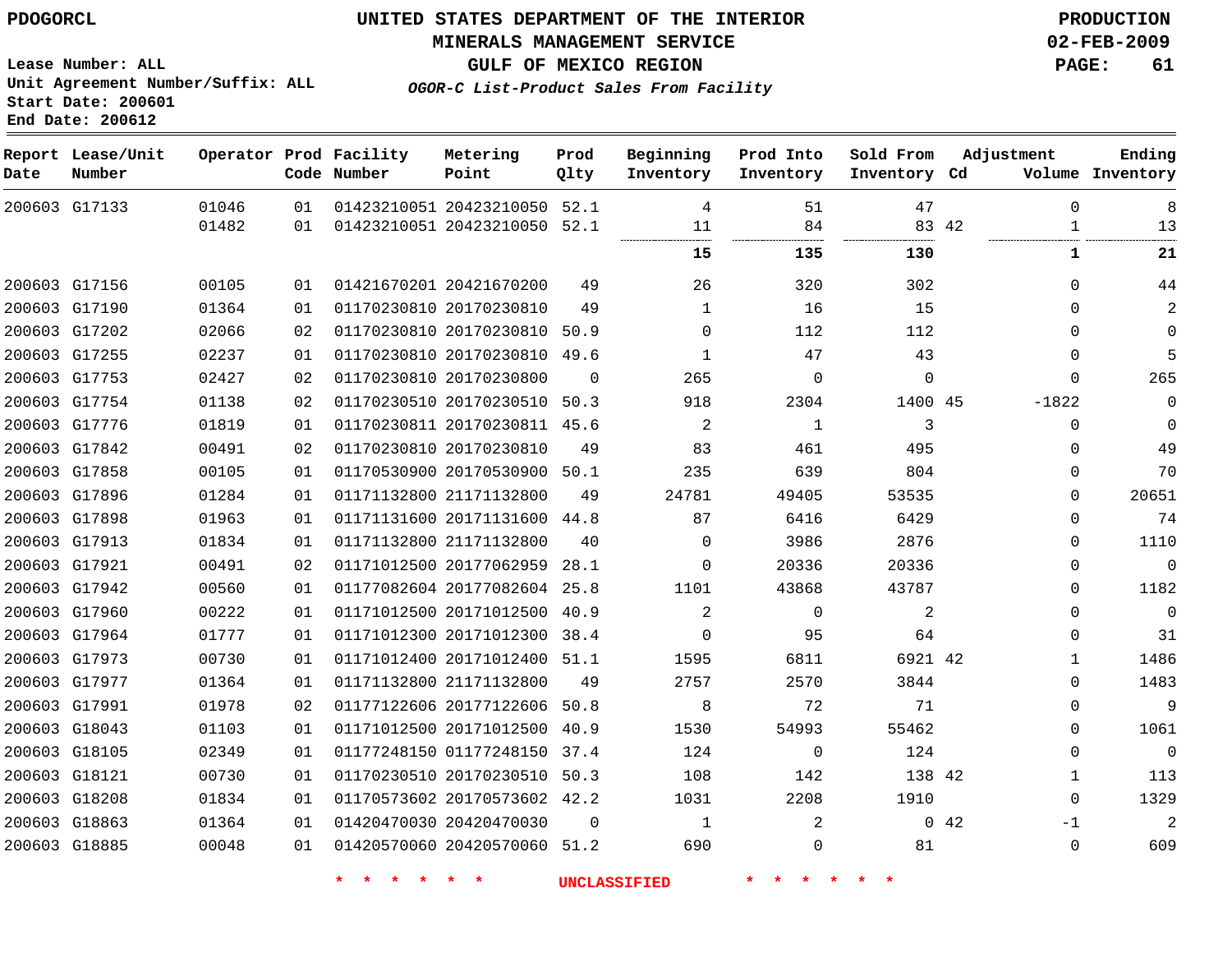PDOGORCL

# UNITED STATES DEPARTMENT OF THE INTERIOR
## MINERALS MANAGEMENT SERVICE
## GULF OF MEXICO REGION
### *OGOR-C List-Product Sales From Facility*

PRODUCTION
02-FEB-2009

Lease Number: ALL
Unit Agreement Number/Suffix: ALL
Start Date: 200601
End Date: 200612

| Report Date | Lease/Unit Number | Operator | Prod Code | Facility Number | Metering Point | Prod Qlty | Beginning Inventory | Prod Into Inventory | Sold From Inventory | Adjustment Cd | Adjustment Volume | Ending Inventory |
|---|---|---|---|---|---|---|---|---|---|---|---|---|
| 200603 | G17133 | 01046 | 01 | 01423210051 | 20423210050 | 52.1 | 4 | 51 | 47 | | 0 | 8 |
| | | 01482 | 01 | 01423210051 | 20423210050 | 52.1 | 11 | 84 | 83 | 42 | 1 | 13 |
| | | | | | | | **15** | **135** | **130** | | **1** | **21** |
| 200603 | G17156 | 00105 | 01 | 01421670201 | 20421670200 | 49 | 26 | 320 | 302 | | 0 | 44 |
| 200603 | G17190 | 01364 | 01 | 01170230810 | 20170230810 | 49 | 1 | 16 | 15 | | 0 | 2 |
| 200603 | G17202 | 02066 | 02 | 01170230810 | 20170230810 | 50.9 | 0 | 112 | 112 | | 0 | 0 |
| 200603 | G17255 | 02237 | 01 | 01170230810 | 20170230810 | 49.6 | 1 | 47 | 43 | | 0 | 5 |
| 200603 | G17753 | 02427 | 02 | 01170230810 | 20170230800 | 0 | 265 | 0 | 0 | | 0 | 265 |
| 200603 | G17754 | 01138 | 02 | 01170230510 | 20170230510 | 50.3 | 918 | 2304 | 1400 | 45 | -1822 | 0 |
| 200603 | G17776 | 01819 | 01 | 01170230811 | 20170230811 | 45.6 | 2 | 1 | 3 | | 0 | 0 |
| 200603 | G17842 | 00491 | 02 | 01170230810 | 20170230810 | 49 | 83 | 461 | 495 | | 0 | 49 |
| 200603 | G17858 | 00105 | 01 | 01170530900 | 20170530900 | 50.1 | 235 | 639 | 804 | | 0 | 70 |
| 200603 | G17896 | 01284 | 01 | 01171132800 | 21171132800 | 49 | 24781 | 49405 | 53535 | | 0 | 20651 |
| 200603 | G17898 | 01963 | 01 | 01171131600 | 20171131600 | 44.8 | 87 | 6416 | 6429 | | 0 | 74 |
| 200603 | G17913 | 01834 | 01 | 01171132800 | 21171132800 | 40 | 0 | 3986 | 2876 | | 0 | 1110 |
| 200603 | G17921 | 00491 | 02 | 01171012500 | 20177062959 | 28.1 | 0 | 20336 | 20336 | | 0 | 0 |
| 200603 | G17942 | 00560 | 01 | 01177082604 | 20177082604 | 25.8 | 1101 | 43868 | 43787 | | 0 | 1182 |
| 200603 | G17960 | 00222 | 01 | 01171012500 | 20171012500 | 40.9 | 2 | 0 | 2 | | 0 | 0 |
| 200603 | G17964 | 01777 | 01 | 01171012300 | 20171012300 | 38.4 | 0 | 95 | 64 | | 0 | 31 |
| 200603 | G17973 | 00730 | 01 | 01171012400 | 20171012400 | 51.1 | 1595 | 6811 | 6921 | 42 | 1 | 1486 |
| 200603 | G17977 | 01364 | 01 | 01171132800 | 21171132800 | 49 | 2757 | 2570 | 3844 | | 0 | 1483 |
| 200603 | G17991 | 01978 | 02 | 01177122606 | 20177122606 | 50.8 | 8 | 72 | 71 | | 0 | 9 |
| 200603 | G18043 | 01103 | 01 | 01171012500 | 20171012500 | 40.9 | 1530 | 54993 | 55462 | | 0 | 1061 |
| 200603 | G18105 | 02349 | 01 | 01177248150 | 01177248150 | 37.4 | 124 | 0 | 124 | | 0 | 0 |
| 200603 | G18121 | 00730 | 01 | 01170230510 | 20170230510 | 50.3 | 108 | 142 | 138 | 42 | 1 | 113 |
| 200603 | G18208 | 01834 | 01 | 01170573602 | 20170573602 | 42.2 | 1031 | 2208 | 1910 | | 0 | 1329 |
| 200603 | G18863 | 01364 | 01 | 01420470030 | 20420470030 | 0 | 1 | 2 | 0 | 42 | -1 | 2 |
| 200603 | G18885 | 00048 | 01 | 01420570060 | 20420570060 | 51.2 | 690 | 0 | 81 | | 0 | 609 |

* * * * * * UNCLASSIFIED * * * * * *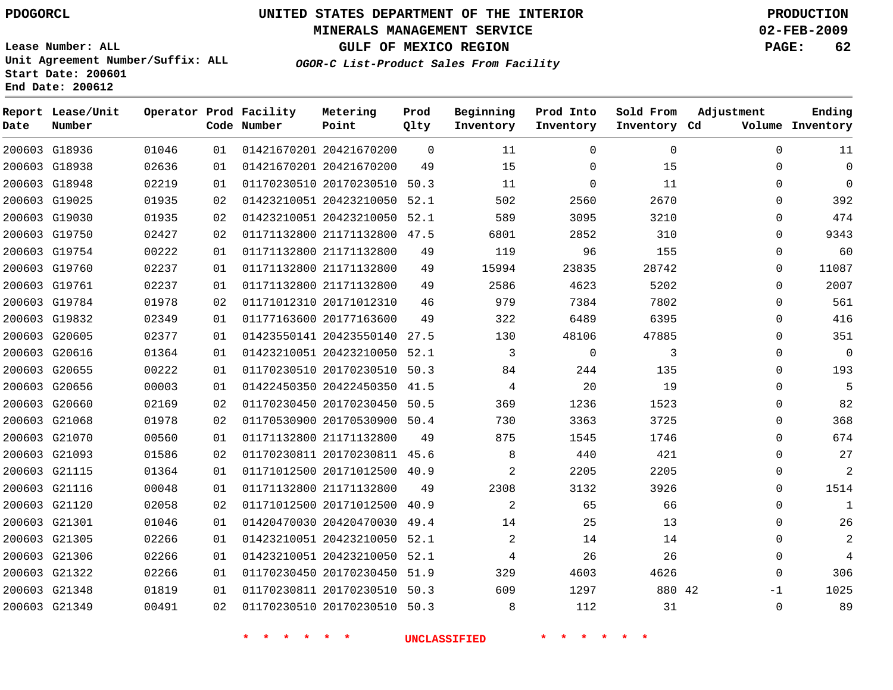PDOGORCL

# UNITED STATES DEPARTMENT OF THE INTERIOR
## MINERALS MANAGEMENT SERVICE
## GULF OF MEXICO REGION

*OGOR-C List-Product Sales From Facility*

PRODUCTION
02-FEB-2009

Lease Number: ALL
Unit Agreement Number/Suffix: ALL
Start Date: 200601
End Date: 200612

| Report Date | Lease/Unit Number | Operator | Prod Code | Facility Number | Metering Point | Prod Qlty | Beginning Inventory | Prod Into Inventory | Sold From Inventory | Adjustment Cd | Adjustment Volume | Ending Inventory |
|---|---|---|---|---|---|---|---|---|---|---|---|---|
| 200603 | G18936 | 01046 | 01 | 01421670201 | 20421670200 | 0 | 11 | 0 | 0 | | 0 | 11 |
| 200603 | G18938 | 02636 | 01 | 01421670201 | 20421670200 | 49 | 15 | 0 | 15 | | 0 | 0 |
| 200603 | G18948 | 02219 | 01 | 01170230510 | 20170230510 | 50.3 | 11 | 0 | 11 | | 0 | 0 |
| 200603 | G19025 | 01935 | 02 | 01423210051 | 20423210050 | 52.1 | 502 | 2560 | 2670 | | 0 | 392 |
| 200603 | G19030 | 01935 | 02 | 01423210051 | 20423210050 | 52.1 | 589 | 3095 | 3210 | | 0 | 474 |
| 200603 | G19750 | 02427 | 02 | 01171132800 | 21171132800 | 47.5 | 6801 | 2852 | 310 | | 0 | 9343 |
| 200603 | G19754 | 00222 | 01 | 01171132800 | 21171132800 | 49 | 119 | 96 | 155 | | 0 | 60 |
| 200603 | G19760 | 02237 | 01 | 01171132800 | 21171132800 | 49 | 15994 | 23835 | 28742 | | 0 | 11087 |
| 200603 | G19761 | 02237 | 01 | 01171132800 | 21171132800 | 49 | 2586 | 4623 | 5202 | | 0 | 2007 |
| 200603 | G19784 | 01978 | 02 | 01171012310 | 20171012310 | 46 | 979 | 7384 | 7802 | | 0 | 561 |
| 200603 | G19832 | 02349 | 01 | 01177163600 | 20177163600 | 49 | 322 | 6489 | 6395 | | 0 | 416 |
| 200603 | G20605 | 02377 | 01 | 01423550141 | 20423550140 | 27.5 | 130 | 48106 | 47885 | | 0 | 351 |
| 200603 | G20616 | 01364 | 01 | 01423210051 | 20423210050 | 52.1 | 3 | 0 | 3 | | 0 | 0 |
| 200603 | G20655 | 00222 | 01 | 01170230510 | 20170230510 | 50.3 | 84 | 244 | 135 | | 0 | 193 |
| 200603 | G20656 | 00003 | 01 | 01422450350 | 20422450350 | 41.5 | 4 | 20 | 19 | | 0 | 5 |
| 200603 | G20660 | 02169 | 02 | 01170230450 | 20170230450 | 50.5 | 369 | 1236 | 1523 | | 0 | 82 |
| 200603 | G21068 | 01978 | 02 | 01170530900 | 20170530900 | 50.4 | 730 | 3363 | 3725 | | 0 | 368 |
| 200603 | G21070 | 00560 | 01 | 01171132800 | 21171132800 | 49 | 875 | 1545 | 1746 | | 0 | 674 |
| 200603 | G21093 | 01586 | 02 | 01170230811 | 20170230811 | 45.6 | 8 | 440 | 421 | | 0 | 27 |
| 200603 | G21115 | 01364 | 01 | 01171012500 | 20171012500 | 40.9 | 2 | 2205 | 2205 | | 0 | 2 |
| 200603 | G21116 | 00048 | 01 | 01171132800 | 21171132800 | 49 | 2308 | 3132 | 3926 | | 0 | 1514 |
| 200603 | G21120 | 02058 | 02 | 01171012500 | 20171012500 | 40.9 | 2 | 65 | 66 | | 0 | 1 |
| 200603 | G21301 | 01046 | 01 | 01420470030 | 20420470030 | 49.4 | 14 | 25 | 13 | | 0 | 26 |
| 200603 | G21305 | 02266 | 01 | 01423210051 | 20423210050 | 52.1 | 2 | 14 | 14 | | 0 | 2 |
| 200603 | G21306 | 02266 | 01 | 01423210051 | 20423210050 | 52.1 | 4 | 26 | 26 | | 0 | 4 |
| 200603 | G21322 | 02266 | 01 | 01170230450 | 20170230450 | 51.9 | 329 | 4603 | 4626 | | 0 | 306 |
| 200603 | G21348 | 01819 | 01 | 01170230811 | 20170230510 | 50.3 | 609 | 1297 | 880 | 42 | -1 | 1025 |
| 200603 | G21349 | 00491 | 02 | 01170230510 | 20170230510 | 50.3 | 8 | 112 | 31 | | 0 | 89 |

\* \* \* \* \* \* UNCLASSIFIED \* \* \* \* \* \*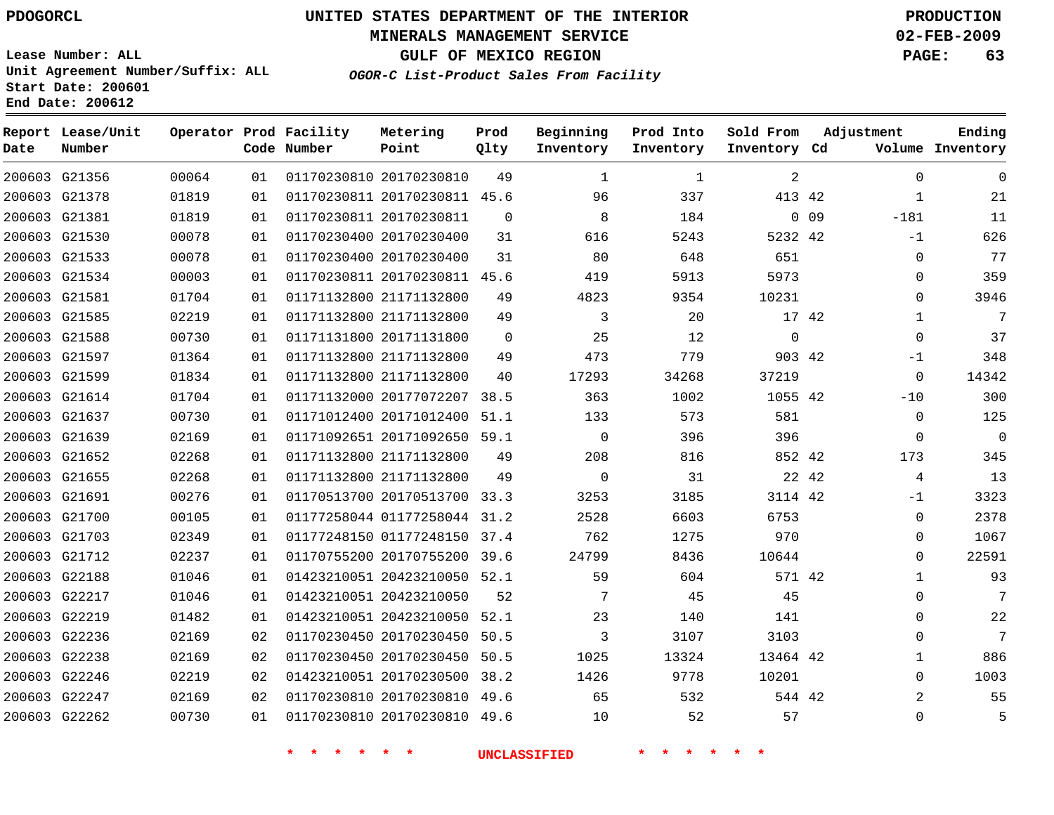PDOGORCL

# UNITED STATES DEPARTMENT OF THE INTERIOR
## MINERALS MANAGEMENT SERVICE
## GULF OF MEXICO REGION
### *OGOR-C List-Product Sales From Facility*

PRODUCTION
02-FEB-2009

Lease Number: ALL
Unit Agreement Number/Suffix: ALL
Start Date: 200601
End Date: 200612

| Report Date | Lease/Unit Number | Operator | Prod Code | Facility Number | Metering Point | Prod Qlty | Beginning Inventory | Prod Into Inventory | Sold From Inventory | Adjustment Cd | Adjustment Volume | Ending Inventory |
|---|---|---|---|---|---|---|---|---|---|---|---|---|
| 200603 | G21356 | 00064 | 01 | 01170230810 | 20170230810 | 49 | 1 | 1 | 2 | | 0 | 0 |
| 200603 | G21378 | 01819 | 01 | 01170230811 | 20170230811 | 45.6 | 96 | 337 | 413 | 42 | 1 | 21 |
| 200603 | G21381 | 01819 | 01 | 01170230811 | 20170230811 | 0 | 8 | 184 | 0 | 09 | -181 | 11 |
| 200603 | G21530 | 00078 | 01 | 01170230400 | 20170230400 | 31 | 616 | 5243 | 5232 | 42 | -1 | 626 |
| 200603 | G21533 | 00078 | 01 | 01170230400 | 20170230400 | 31 | 80 | 648 | 651 | | 0 | 77 |
| 200603 | G21534 | 00003 | 01 | 01170230811 | 20170230811 | 45.6 | 419 | 5913 | 5973 | | 0 | 359 |
| 200603 | G21581 | 01704 | 01 | 01171132800 | 21171132800 | 49 | 4823 | 9354 | 10231 | | 0 | 3946 |
| 200603 | G21585 | 02219 | 01 | 01171132800 | 21171132800 | 49 | 3 | 20 | 17 | 42 | 1 | 7 |
| 200603 | G21588 | 00730 | 01 | 01171131800 | 20171131800 | 0 | 25 | 12 | 0 | | 0 | 37 |
| 200603 | G21597 | 01364 | 01 | 01171132800 | 21171132800 | 49 | 473 | 779 | 903 | 42 | -1 | 348 |
| 200603 | G21599 | 01834 | 01 | 01171132800 | 21171132800 | 40 | 17293 | 34268 | 37219 | | 0 | 14342 |
| 200603 | G21614 | 01704 | 01 | 01171132000 | 20177072207 | 38.5 | 363 | 1002 | 1055 | 42 | -10 | 300 |
| 200603 | G21637 | 00730 | 01 | 01171012400 | 20171012400 | 51.1 | 133 | 573 | 581 | | 0 | 125 |
| 200603 | G21639 | 02169 | 01 | 01171092651 | 20171092650 | 59.1 | 0 | 396 | 396 | | 0 | 0 |
| 200603 | G21652 | 02268 | 01 | 01171132800 | 21171132800 | 49 | 208 | 816 | 852 | 42 | 173 | 345 |
| 200603 | G21655 | 02268 | 01 | 01171132800 | 21171132800 | 49 | 0 | 31 | 22 | 42 | 4 | 13 |
| 200603 | G21691 | 00276 | 01 | 01170513700 | 20170513700 | 33.3 | 3253 | 3185 | 3114 | 42 | -1 | 3323 |
| 200603 | G21700 | 00105 | 01 | 01177258044 | 01177258044 | 31.2 | 2528 | 6603 | 6753 | | 0 | 2378 |
| 200603 | G21703 | 02349 | 01 | 01177248150 | 01177248150 | 37.4 | 762 | 1275 | 970 | | 0 | 1067 |
| 200603 | G21712 | 02237 | 01 | 01170755200 | 20170755200 | 39.6 | 24799 | 8436 | 10644 | | 0 | 22591 |
| 200603 | G22188 | 01046 | 01 | 01423210051 | 20423210050 | 52.1 | 59 | 604 | 571 | 42 | 1 | 93 |
| 200603 | G22217 | 01046 | 01 | 01423210051 | 20423210050 | 52 | 7 | 45 | 45 | | 0 | 7 |
| 200603 | G22219 | 01482 | 01 | 01423210051 | 20423210050 | 52.1 | 23 | 140 | 141 | | 0 | 22 |
| 200603 | G22236 | 02169 | 02 | 01170230450 | 20170230450 | 50.5 | 3 | 3107 | 3103 | | 0 | 7 |
| 200603 | G22238 | 02169 | 02 | 01170230450 | 20170230450 | 50.5 | 1025 | 13324 | 13464 | 42 | 1 | 886 |
| 200603 | G22246 | 02219 | 02 | 01423210051 | 20170230500 | 38.2 | 1426 | 9778 | 10201 | | 0 | 1003 |
| 200603 | G22247 | 02169 | 02 | 01170230810 | 20170230810 | 49.6 | 65 | 532 | 544 | 42 | 2 | 55 |
| 200603 | G22262 | 00730 | 01 | 01170230810 | 20170230810 | 49.6 | 10 | 52 | 57 | | 0 | 5 |

* * * * * * UNCLASSIFIED * * * * * *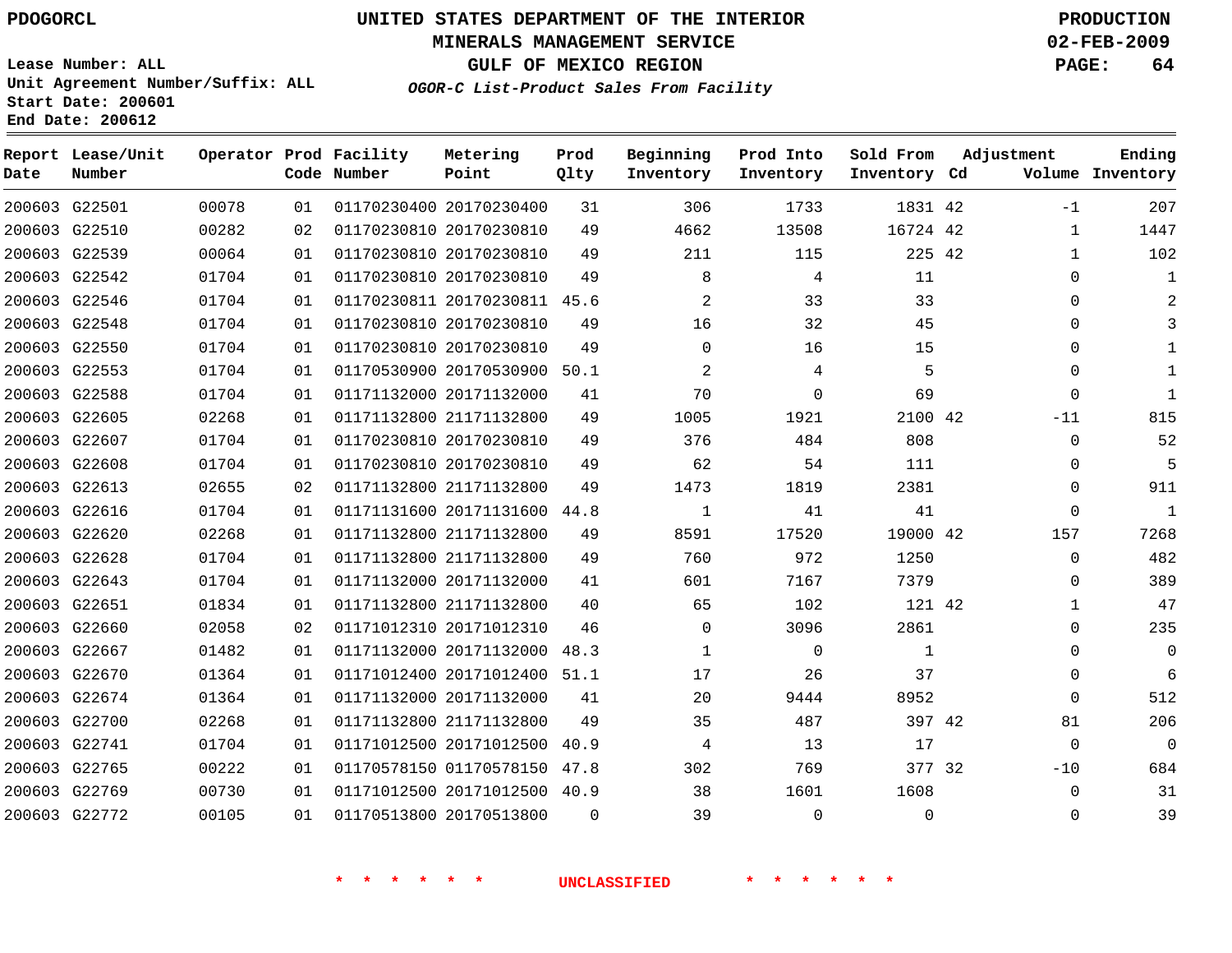PDOGORCL

# UNITED STATES DEPARTMENT OF THE INTERIOR
## MINERALS MANAGEMENT SERVICE
## GULF OF MEXICO REGION
### *OGOR-C List-Product Sales From Facility*

PRODUCTION
02-FEB-2009

Lease Number: ALL
Unit Agreement Number/Suffix: ALL
Start Date: 200601
End Date: 200612

| Report Date | Lease/Unit Number | Operator | Prod Code | Facility Number | Metering Point | Prod Qlty | Beginning Inventory | Prod Into Inventory | Sold From Inventory | Adjustment Cd | Volume | Ending Inventory |
|---|---|---|---|---|---|---|---|---|---|---|---|---|
| 200603 | G22501 | 00078 | 01 | 01170230400 | 20170230400 | 31 | 306 | 1733 | 1831 | 42 | -1 | 207 |
| 200603 | G22510 | 00282 | 02 | 01170230810 | 20170230810 | 49 | 4662 | 13508 | 16724 | 42 | 1 | 1447 |
| 200603 | G22539 | 00064 | 01 | 01170230810 | 20170230810 | 49 | 211 | 115 | 225 | 42 | 1 | 102 |
| 200603 | G22542 | 01704 | 01 | 01170230810 | 20170230810 | 49 | 8 | 4 | 11 | | 0 | 1 |
| 200603 | G22546 | 01704 | 01 | 01170230811 | 20170230811 | 45.6 | 2 | 33 | 33 | | 0 | 2 |
| 200603 | G22548 | 01704 | 01 | 01170230810 | 20170230810 | 49 | 16 | 32 | 45 | | 0 | 3 |
| 200603 | G22550 | 01704 | 01 | 01170230810 | 20170230810 | 49 | 0 | 16 | 15 | | 0 | 1 |
| 200603 | G22553 | 01704 | 01 | 01170530900 | 20170530900 | 50.1 | 2 | 4 | 5 | | 0 | 1 |
| 200603 | G22588 | 01704 | 01 | 01171132000 | 20171132000 | 41 | 70 | 0 | 69 | | 0 | 1 |
| 200603 | G22605 | 02268 | 01 | 01171132800 | 21171132800 | 49 | 1005 | 1921 | 2100 | 42 | -11 | 815 |
| 200603 | G22607 | 01704 | 01 | 01170230810 | 20170230810 | 49 | 376 | 484 | 808 | | 0 | 52 |
| 200603 | G22608 | 01704 | 01 | 01170230810 | 20170230810 | 49 | 62 | 54 | 111 | | 0 | 5 |
| 200603 | G22613 | 02655 | 02 | 01171132800 | 21171132800 | 49 | 1473 | 1819 | 2381 | | 0 | 911 |
| 200603 | G22616 | 01704 | 01 | 01171131600 | 20171131600 | 44.8 | 1 | 41 | 41 | | 0 | 1 |
| 200603 | G22620 | 02268 | 01 | 01171132800 | 21171132800 | 49 | 8591 | 17520 | 19000 | 42 | 157 | 7268 |
| 200603 | G22628 | 01704 | 01 | 01171132800 | 21171132800 | 49 | 760 | 972 | 1250 | | 0 | 482 |
| 200603 | G22643 | 01704 | 01 | 01171132000 | 20171132000 | 41 | 601 | 7167 | 7379 | | 0 | 389 |
| 200603 | G22651 | 01834 | 01 | 01171132800 | 21171132800 | 40 | 65 | 102 | 121 | 42 | 1 | 47 |
| 200603 | G22660 | 02058 | 02 | 01171012310 | 20171012310 | 46 | 0 | 3096 | 2861 | | 0 | 235 |
| 200603 | G22667 | 01482 | 01 | 01171132000 | 20171132000 | 48.3 | 1 | 0 | 1 | | 0 | 0 |
| 200603 | G22670 | 01364 | 01 | 01171012400 | 20171012400 | 51.1 | 17 | 26 | 37 | | 0 | 6 |
| 200603 | G22674 | 01364 | 01 | 01171132000 | 20171132000 | 41 | 20 | 9444 | 8952 | | 0 | 512 |
| 200603 | G22700 | 02268 | 01 | 01171132800 | 21171132800 | 49 | 35 | 487 | 397 | 42 | 81 | 206 |
| 200603 | G22741 | 01704 | 01 | 01171012500 | 20171012500 | 40.9 | 4 | 13 | 17 | | 0 | 0 |
| 200603 | G22765 | 00222 | 01 | 01170578150 | 01170578150 | 47.8 | 302 | 769 | 377 | 32 | -10 | 684 |
| 200603 | G22769 | 00730 | 01 | 01171012500 | 20171012500 | 40.9 | 38 | 1601 | 1608 | | 0 | 31 |
| 200603 | G22772 | 00105 | 01 | 01170513800 | 20170513800 | 0 | 39 | 0 | 0 | | 0 | 39 |

\* \* \* \* \* \* UNCLASSIFIED \* \* \* \* \* \*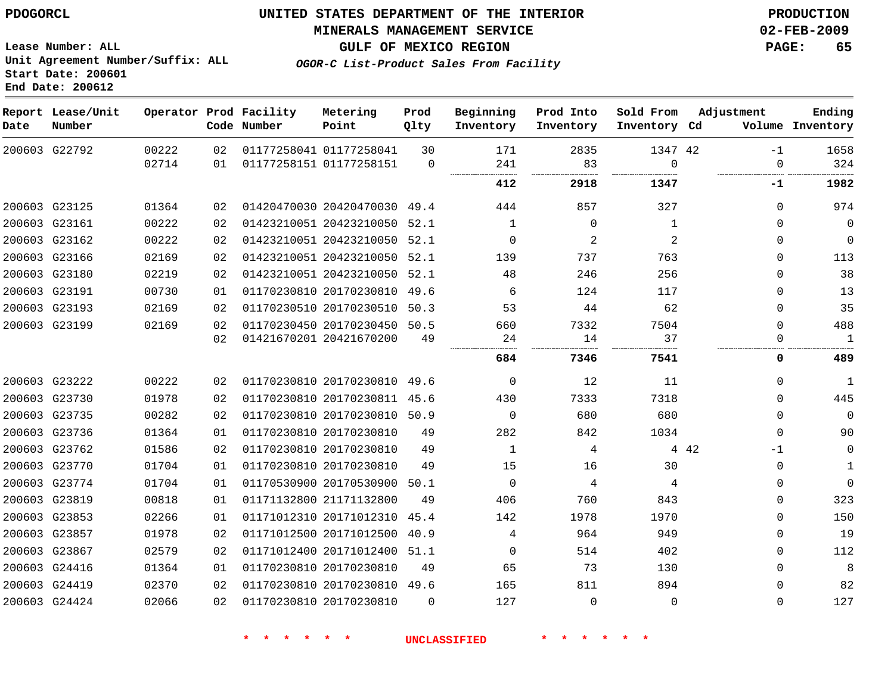PDOGORCL

# UNITED STATES DEPARTMENT OF THE INTERIOR
## MINERALS MANAGEMENT SERVICE
## GULF OF MEXICO REGION
### *OGOR-C List-Product Sales From Facility*

PRODUCTION
02-FEB-2009

Lease Number: ALL
Unit Agreement Number/Suffix: ALL
Start Date: 200601
End Date: 200612

| Report Date | Lease/Unit Number | Operator | Prod Code | Facility Number | Metering Point | Prod Qlty | Beginning Inventory | Prod Into Inventory | Sold From Inventory | Adjustment Cd | Adjustment Volume | Ending Inventory |
|---|---|---|---|---|---|---|---|---|---|---|---|---|
| 200603 | G22792 | 00222 | 02 | 01177258041 | 01177258041 | 30 | 171 | 2835 | 1347 | 42 | -1 | 1658 |
| | | 02714 | 01 | 01177258151 | 01177258151 | 0 | 241 | 83 | 0 | | 0 | 324 |
| | | | | | | | **412** | **2918** | **1347** | | **-1** | **1982** |
| 200603 | G23125 | 01364 | 02 | 01420470030 | 20420470030 | 49.4 | 444 | 857 | 327 | | 0 | 974 |
| 200603 | G23161 | 00222 | 02 | 01423210051 | 20423210050 | 52.1 | 1 | 0 | 1 | | 0 | 0 |
| 200603 | G23162 | 00222 | 02 | 01423210051 | 20423210050 | 52.1 | 0 | 2 | 2 | | 0 | 0 |
| 200603 | G23166 | 02169 | 02 | 01423210051 | 20423210050 | 52.1 | 139 | 737 | 763 | | 0 | 113 |
| 200603 | G23180 | 02219 | 02 | 01423210051 | 20423210050 | 52.1 | 48 | 246 | 256 | | 0 | 38 |
| 200603 | G23191 | 00730 | 01 | 01170230810 | 20170230810 | 49.6 | 6 | 124 | 117 | | 0 | 13 |
| 200603 | G23193 | 02169 | 02 | 01170230510 | 20170230510 | 50.3 | 53 | 44 | 62 | | 0 | 35 |
| 200603 | G23199 | 02169 | 02 | 01170230450 | 20170230450 | 50.5 | 660 | 7332 | 7504 | | 0 | 488 |
| | | | 02 | 01421670201 | 20421670200 | 49 | 24 | 14 | 37 | | 0 | 1 |
| | | | | | | | **684** | **7346** | **7541** | | **0** | **489** |
| 200603 | G23222 | 00222 | 02 | 01170230810 | 20170230810 | 49.6 | 0 | 12 | 11 | | 0 | 1 |
| 200603 | G23730 | 01978 | 02 | 01170230810 | 20170230811 | 45.6 | 430 | 7333 | 7318 | | 0 | 445 |
| 200603 | G23735 | 00282 | 02 | 01170230810 | 20170230810 | 50.9 | 0 | 680 | 680 | | 0 | 0 |
| 200603 | G23736 | 01364 | 01 | 01170230810 | 20170230810 | 49 | 282 | 842 | 1034 | | 0 | 90 |
| 200603 | G23762 | 01586 | 02 | 01170230810 | 20170230810 | 49 | 1 | 4 | 4 | 42 | -1 | 0 |
| 200603 | G23770 | 01704 | 01 | 01170230810 | 20170230810 | 49 | 15 | 16 | 30 | | 0 | 1 |
| 200603 | G23774 | 01704 | 01 | 01170530900 | 20170530900 | 50.1 | 0 | 4 | 4 | | 0 | 0 |
| 200603 | G23819 | 00818 | 01 | 01171132800 | 21171132800 | 49 | 406 | 760 | 843 | | 0 | 323 |
| 200603 | G23853 | 02266 | 01 | 01171012310 | 20171012310 | 45.4 | 142 | 1978 | 1970 | | 0 | 150 |
| 200603 | G23857 | 01978 | 02 | 01171012500 | 20171012500 | 40.9 | 4 | 964 | 949 | | 0 | 19 |
| 200603 | G23867 | 02579 | 02 | 01171012400 | 20171012400 | 51.1 | 0 | 514 | 402 | | 0 | 112 |
| 200603 | G24416 | 01364 | 01 | 01170230810 | 20170230810 | 49 | 65 | 73 | 130 | | 0 | 8 |
| 200603 | G24419 | 02370 | 02 | 01170230810 | 20170230810 | 49.6 | 165 | 811 | 894 | | 0 | 82 |
| 200603 | G24424 | 02066 | 02 | 01170230810 | 20170230810 | 0 | 127 | 0 | 0 | | 0 | 127 |

* * * * * * UNCLASSIFIED * * * * * *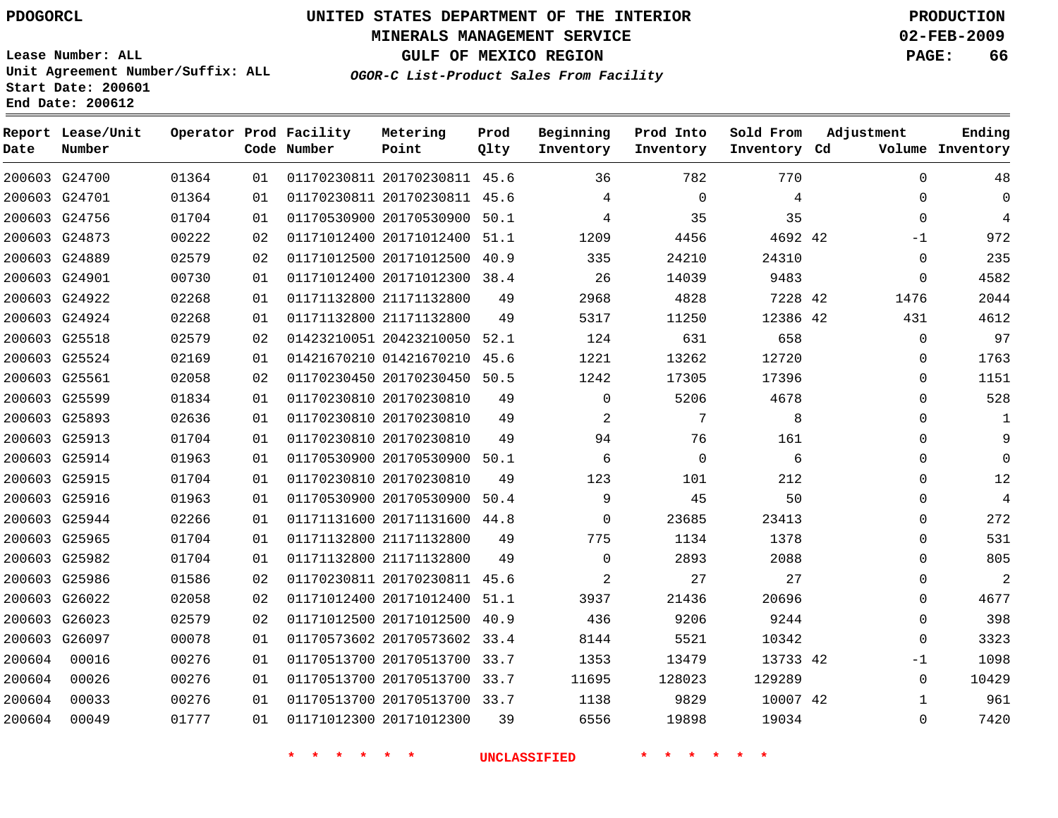PDOGORCL

# UNITED STATES DEPARTMENT OF THE INTERIOR
## MINERALS MANAGEMENT SERVICE
## GULF OF MEXICO REGION

PRODUCTION
02-FEB-2009

Lease Number: ALL
Unit Agreement Number/Suffix: ALL
Start Date: 200601
End Date: 200612

*OGOR-C List-Product Sales From Facility*

| Report Date | Lease/Unit Number | Operator | Prod Code | Facility Number | Metering Point | Prod Qlty | Beginning Inventory | Prod Into Inventory | Sold From Inventory | Adjustment Cd | Volume | Ending Inventory |
|---|---|---|---|---|---|---|---|---|---|---|---|---|
| 200603 | G24700 | 01364 | 01 | 01170230811 | 20170230811 | 45.6 | 36 | 782 | 770 | | 0 | 48 |
| 200603 | G24701 | 01364 | 01 | 01170230811 | 20170230811 | 45.6 | 4 | 0 | 4 | | 0 | 0 |
| 200603 | G24756 | 01704 | 01 | 01170530900 | 20170530900 | 50.1 | 4 | 35 | 35 | | 0 | 4 |
| 200603 | G24873 | 00222 | 02 | 01171012400 | 20171012400 | 51.1 | 1209 | 4456 | 4692 | 42 | -1 | 972 |
| 200603 | G24889 | 02579 | 02 | 01171012500 | 20171012500 | 40.9 | 335 | 24210 | 24310 | | 0 | 235 |
| 200603 | G24901 | 00730 | 01 | 01171012400 | 20171012300 | 38.4 | 26 | 14039 | 9483 | | 0 | 4582 |
| 200603 | G24922 | 02268 | 01 | 01171132800 | 21171132800 | 49 | 2968 | 4828 | 7228 | 42 | 1476 | 2044 |
| 200603 | G24924 | 02268 | 01 | 01171132800 | 21171132800 | 49 | 5317 | 11250 | 12386 | 42 | 431 | 4612 |
| 200603 | G25518 | 02579 | 02 | 01423210051 | 20423210050 | 52.1 | 124 | 631 | 658 | | 0 | 97 |
| 200603 | G25524 | 02169 | 01 | 01421670210 | 01421670210 | 45.6 | 1221 | 13262 | 12720 | | 0 | 1763 |
| 200603 | G25561 | 02058 | 02 | 01170230450 | 20170230450 | 50.5 | 1242 | 17305 | 17396 | | 0 | 1151 |
| 200603 | G25599 | 01834 | 01 | 01170230810 | 20170230810 | 49 | 0 | 5206 | 4678 | | 0 | 528 |
| 200603 | G25893 | 02636 | 01 | 01170230810 | 20170230810 | 49 | 2 | 7 | 8 | | 0 | 1 |
| 200603 | G25913 | 01704 | 01 | 01170230810 | 20170230810 | 49 | 94 | 76 | 161 | | 0 | 9 |
| 200603 | G25914 | 01963 | 01 | 01170530900 | 20170530900 | 50.1 | 6 | 0 | 6 | | 0 | 0 |
| 200603 | G25915 | 01704 | 01 | 01170230810 | 20170230810 | 49 | 123 | 101 | 212 | | 0 | 12 |
| 200603 | G25916 | 01963 | 01 | 01170530900 | 20170530900 | 50.4 | 9 | 45 | 50 | | 0 | 4 |
| 200603 | G25944 | 02266 | 01 | 01171131600 | 20171131600 | 44.8 | 0 | 23685 | 23413 | | 0 | 272 |
| 200603 | G25965 | 01704 | 01 | 01171132800 | 21171132800 | 49 | 775 | 1134 | 1378 | | 0 | 531 |
| 200603 | G25982 | 01704 | 01 | 01171132800 | 21171132800 | 49 | 0 | 2893 | 2088 | | 0 | 805 |
| 200603 | G25986 | 01586 | 02 | 01170230811 | 20170230811 | 45.6 | 2 | 27 | 27 | | 0 | 2 |
| 200603 | G26022 | 02058 | 02 | 01171012400 | 20171012400 | 51.1 | 3937 | 21436 | 20696 | | 0 | 4677 |
| 200603 | G26023 | 02579 | 02 | 01171012500 | 20171012500 | 40.9 | 436 | 9206 | 9244 | | 0 | 398 |
| 200603 | G26097 | 00078 | 01 | 01170573602 | 20170573602 | 33.4 | 8144 | 5521 | 10342 | | 0 | 3323 |
| 200604 | 00016 | 00276 | 01 | 01170513700 | 20170513700 | 33.7 | 1353 | 13479 | 13733 | 42 | -1 | 1098 |
| 200604 | 00026 | 00276 | 01 | 01170513700 | 20170513700 | 33.7 | 11695 | 128023 | 129289 | | 0 | 10429 |
| 200604 | 00033 | 00276 | 01 | 01170513700 | 20170513700 | 33.7 | 1138 | 9829 | 10007 | 42 | 1 | 961 |
| 200604 | 00049 | 01777 | 01 | 01171012300 | 20171012300 | 39 | 6556 | 19898 | 19034 | | 0 | 7420 |

\* \* \* \* \* \* UNCLASSIFIED \* \* \* \* \* \*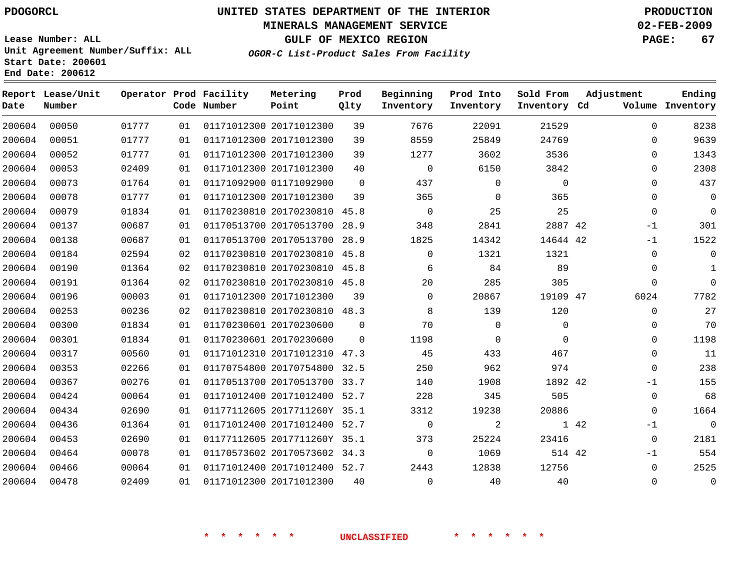PDOGORCL

# UNITED STATES DEPARTMENT OF THE INTERIOR
## MINERALS MANAGEMENT SERVICE
## GULF OF MEXICO REGION

**PRODUCTION**
**02-FEB-2009**

Lease Number: ALL
Unit Agreement Number/Suffix: ALL
Start Date: 200601
End Date: 200612

*OGOR-C List-Product Sales From Facility*

| Report Date | Lease/Unit Number | Operator | Prod Code | Facility Number | Metering Point | Prod Qlty | Beginning Inventory | Prod Into Inventory | Sold From Inventory | Adjustment Cd | Volume | Ending Inventory |
|---|---|---|---|---|---|---|---|---|---|---|---|---|
| 200604 | 00050 | 01777 | 01 | 01171012300 | 20171012300 | 39 | 7676 | 22091 | 21529 | | 0 | 8238 |
| 200604 | 00051 | 01777 | 01 | 01171012300 | 20171012300 | 39 | 8559 | 25849 | 24769 | | 0 | 9639 |
| 200604 | 00052 | 01777 | 01 | 01171012300 | 20171012300 | 39 | 1277 | 3602 | 3536 | | 0 | 1343 |
| 200604 | 00053 | 02409 | 01 | 01171012300 | 20171012300 | 40 | 0 | 6150 | 3842 | | 0 | 2308 |
| 200604 | 00073 | 01764 | 01 | 01171092900 | 01171092900 | 0 | 437 | 0 | 0 | | 0 | 437 |
| 200604 | 00078 | 01777 | 01 | 01171012300 | 20171012300 | 39 | 365 | 0 | 365 | | 0 | 0 |
| 200604 | 00079 | 01834 | 01 | 01170230810 | 20170230810 | 45.8 | 0 | 25 | 25 | | 0 | 0 |
| 200604 | 00137 | 00687 | 01 | 01170513700 | 20170513700 | 28.9 | 348 | 2841 | 2887 | 42 | -1 | 301 |
| 200604 | 00138 | 00687 | 01 | 01170513700 | 20170513700 | 28.9 | 1825 | 14342 | 14644 | 42 | -1 | 1522 |
| 200604 | 00184 | 02594 | 02 | 01170230810 | 20170230810 | 45.8 | 0 | 1321 | 1321 | | 0 | 0 |
| 200604 | 00190 | 01364 | 02 | 01170230810 | 20170230810 | 45.8 | 6 | 84 | 89 | | 0 | 1 |
| 200604 | 00191 | 01364 | 02 | 01170230810 | 20170230810 | 45.8 | 20 | 285 | 305 | | 0 | 0 |
| 200604 | 00196 | 00003 | 01 | 01171012300 | 20171012300 | 39 | 0 | 20867 | 19109 | 47 | 6024 | 7782 |
| 200604 | 00253 | 00236 | 02 | 01170230810 | 20170230810 | 48.3 | 8 | 139 | 120 | | 0 | 27 |
| 200604 | 00300 | 01834 | 01 | 01170230601 | 20170230600 | 0 | 70 | 0 | 0 | | 0 | 70 |
| 200604 | 00301 | 01834 | 01 | 01170230601 | 20170230600 | 0 | 1198 | 0 | 0 | | 0 | 1198 |
| 200604 | 00317 | 00560 | 01 | 01171012310 | 20171012310 | 47.3 | 45 | 433 | 467 | | 0 | 11 |
| 200604 | 00353 | 02266 | 01 | 01170754800 | 20170754800 | 32.5 | 250 | 962 | 974 | | 0 | 238 |
| 200604 | 00367 | 00276 | 01 | 01170513700 | 20170513700 | 33.7 | 140 | 1908 | 1892 | 42 | -1 | 155 |
| 200604 | 00424 | 00064 | 01 | 01171012400 | 20171012400 | 52.7 | 228 | 345 | 505 | | 0 | 68 |
| 200604 | 00434 | 02690 | 01 | 01177112605 | 2017711260Y | 35.1 | 3312 | 19238 | 20886 | | 0 | 1664 |
| 200604 | 00436 | 01364 | 01 | 01171012400 | 20171012400 | 52.7 | 0 | 2 | 1 | 42 | -1 | 0 |
| 200604 | 00453 | 02690 | 01 | 01177112605 | 2017711260Y | 35.1 | 373 | 25224 | 23416 | | 0 | 2181 |
| 200604 | 00464 | 00078 | 01 | 01170573602 | 20170573602 | 34.3 | 0 | 1069 | 514 | 42 | -1 | 554 |
| 200604 | 00466 | 00064 | 01 | 01171012400 | 20171012400 | 52.7 | 2443 | 12838 | 12756 | | 0 | 2525 |
| 200604 | 00478 | 02409 | 01 | 01171012300 | 20171012300 | 40 | 0 | 40 | 40 | | 0 | 0 |

* * * * * * UNCLASSIFIED * * * * * *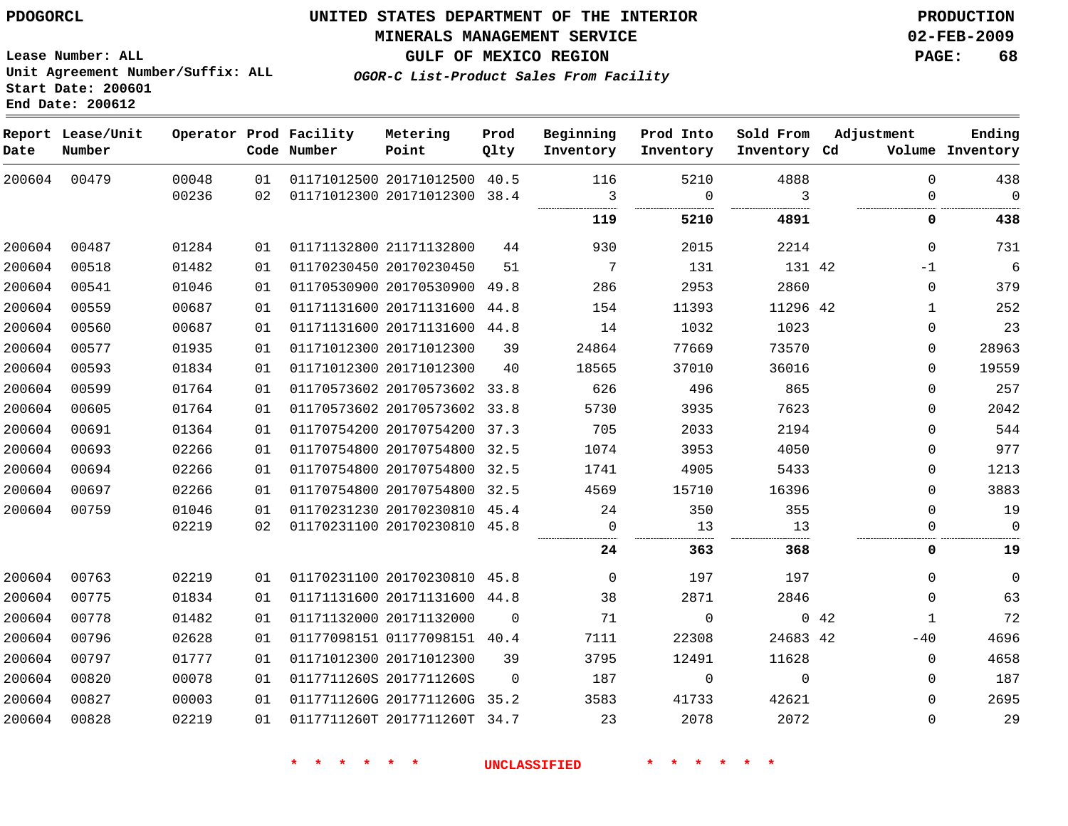PDOGORCL

# UNITED STATES DEPARTMENT OF THE INTERIOR
## MINERALS MANAGEMENT SERVICE
## GULF OF MEXICO REGION
### *OGOR-C List-Product Sales From Facility*

PRODUCTION
02-FEB-2009

Lease Number: ALL
Unit Agreement Number/Suffix: ALL
Start Date: 200601
End Date: 200612

| Report Date | Lease/Unit Number | Operator | Prod Code | Facility Number | Metering Point | Prod Qlty | Beginning Inventory | Prod Into Inventory | Sold From Inventory | Adjustment Cd | Volume | Ending Inventory |
|---|---|---|---|---|---|---|---|---|---|---|---|---|
| 200604 | 00479 | 00048 | 01 | 01171012500 | 20171012500 | 40.5 | 116 | 5210 | 4888 | | 0 | 438 |
| | | 00236 | 02 | 01171012300 | 20171012300 | 38.4 | 3 | 0 | 3 | | 0 | 0 |
| | | | | | | | **119** | **5210** | **4891** | | **0** | **438** |
| 200604 | 00487 | 01284 | 01 | 01171132800 | 21171132800 | 44 | 930 | 2015 | 2214 | | 0 | 731 |
| 200604 | 00518 | 01482 | 01 | 01170230450 | 20170230450 | 51 | 7 | 131 | 131 | 42 | -1 | 6 |
| 200604 | 00541 | 01046 | 01 | 01170530900 | 20170530900 | 49.8 | 286 | 2953 | 2860 | | 0 | 379 |
| 200604 | 00559 | 00687 | 01 | 01171131600 | 20171131600 | 44.8 | 154 | 11393 | 11296 | 42 | 1 | 252 |
| 200604 | 00560 | 00687 | 01 | 01171131600 | 20171131600 | 44.8 | 14 | 1032 | 1023 | | 0 | 23 |
| 200604 | 00577 | 01935 | 01 | 01171012300 | 20171012300 | 39 | 24864 | 77669 | 73570 | | 0 | 28963 |
| 200604 | 00593 | 01834 | 01 | 01171012300 | 20171012300 | 40 | 18565 | 37010 | 36016 | | 0 | 19559 |
| 200604 | 00599 | 01764 | 01 | 01170573602 | 20170573602 | 33.8 | 626 | 496 | 865 | | 0 | 257 |
| 200604 | 00605 | 01764 | 01 | 01170573602 | 20170573602 | 33.8 | 5730 | 3935 | 7623 | | 0 | 2042 |
| 200604 | 00691 | 01364 | 01 | 01170754200 | 20170754200 | 37.3 | 705 | 2033 | 2194 | | 0 | 544 |
| 200604 | 00693 | 02266 | 01 | 01170754800 | 20170754800 | 32.5 | 1074 | 3953 | 4050 | | 0 | 977 |
| 200604 | 00694 | 02266 | 01 | 01170754800 | 20170754800 | 32.5 | 1741 | 4905 | 5433 | | 0 | 1213 |
| 200604 | 00697 | 02266 | 01 | 01170754800 | 20170754800 | 32.5 | 4569 | 15710 | 16396 | | 0 | 3883 |
| 200604 | 00759 | 01046 | 01 | 01170231230 | 20170230810 | 45.4 | 24 | 350 | 355 | | 0 | 19 |
| | | 02219 | 02 | 01170231100 | 20170230810 | 45.8 | 0 | 13 | 13 | | 0 | 0 |
| | | | | | | | **24** | **363** | **368** | | **0** | **19** |
| 200604 | 00763 | 02219 | 01 | 01170231100 | 20170230810 | 45.8 | 0 | 197 | 197 | | 0 | 0 |
| 200604 | 00775 | 01834 | 01 | 01171131600 | 20171131600 | 44.8 | 38 | 2871 | 2846 | | 0 | 63 |
| 200604 | 00778 | 01482 | 01 | 01171132000 | 20171132000 | 0 | 71 | 0 | 0 | 42 | 1 | 72 |
| 200604 | 00796 | 02628 | 01 | 01177098151 | 01177098151 | 40.4 | 7111 | 22308 | 24683 | 42 | -40 | 4696 |
| 200604 | 00797 | 01777 | 01 | 01171012300 | 20171012300 | 39 | 3795 | 12491 | 11628 | | 0 | 4658 |
| 200604 | 00820 | 00078 | 01 | 0117711260S | 2017711260S | 0 | 187 | 0 | 0 | | 0 | 187 |
| 200604 | 00827 | 00003 | 01 | 0117711260G | 2017711260G | 35.2 | 3583 | 41733 | 42621 | | 0 | 2695 |
| 200604 | 00828 | 02219 | 01 | 0117711260T | 2017711260T | 34.7 | 23 | 2078 | 2072 | | 0 | 29 |

\* \* \* \* \* \* UNCLASSIFIED \* \* \* \* \* \*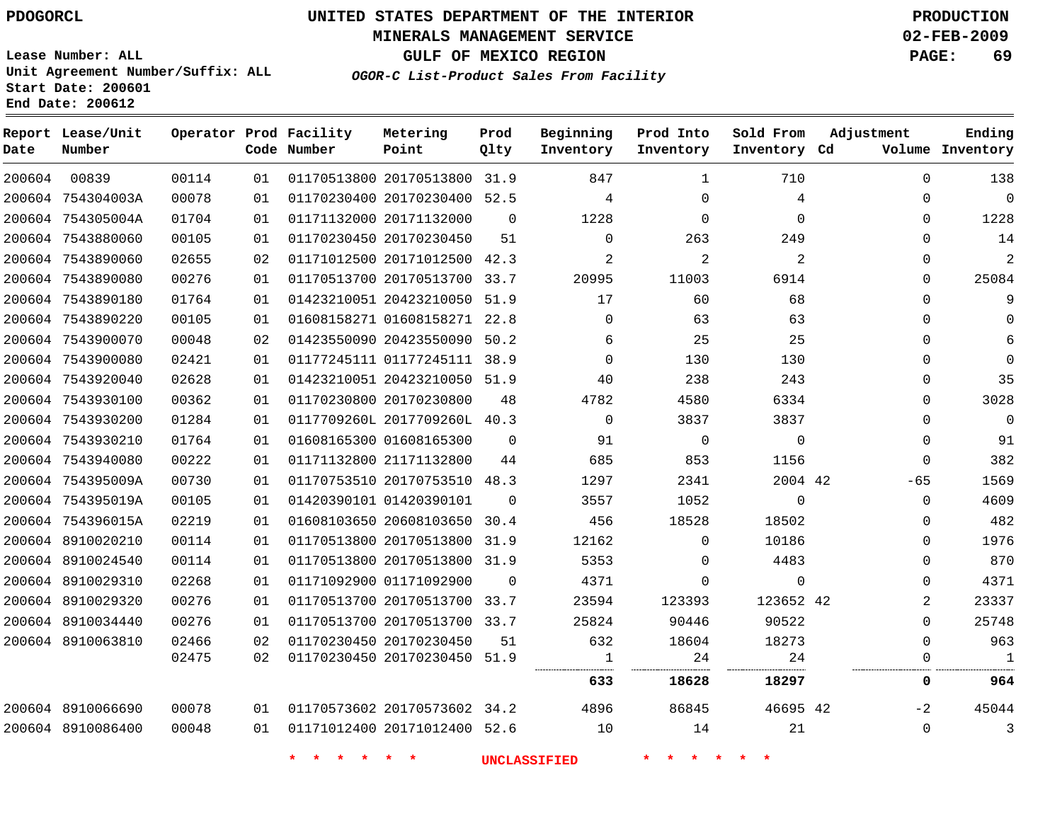PDOGORCL

# UNITED STATES DEPARTMENT OF THE INTERIOR
## MINERALS MANAGEMENT SERVICE
## GULF OF MEXICO REGION
### *OGOR-C List-Product Sales From Facility*

PRODUCTION
02-FEB-2009

Lease Number: ALL
Unit Agreement Number/Suffix: ALL
Start Date: 200601
End Date: 200612

| Report Date | Lease/Unit Number | Operator | Prod Code | Facility Number | Metering Point | Prod Qlty | Beginning Inventory | Prod Into Inventory | Sold From Inventory | Adjustment Cd | Adjustment Volume | Ending Inventory |
|---|---|---|---|---|---|---|---|---|---|---|---|---|
| 200604 | 00839 | 00114 | 01 | 01170513800 | 20170513800 | 31.9 | 847 | 1 | 710 | | 0 | 138 |
| 200604 | 754304003A | 00078 | 01 | 01170230400 | 20170230400 | 52.5 | 4 | 0 | 4 | | 0 | 0 |
| 200604 | 754305004A | 01704 | 01 | 01171132000 | 20171132000 | 0 | 1228 | 0 | 0 | | 0 | 1228 |
| 200604 | 7543880060 | 00105 | 01 | 01170230450 | 20170230450 | 51 | 0 | 263 | 249 | | 0 | 14 |
| 200604 | 7543890060 | 02655 | 02 | 01171012500 | 20171012500 | 42.3 | 2 | 2 | 2 | | 0 | 2 |
| 200604 | 7543890080 | 00276 | 01 | 01170513700 | 20170513700 | 33.7 | 20995 | 11003 | 6914 | | 0 | 25084 |
| 200604 | 7543890180 | 01764 | 01 | 01423210051 | 20423210050 | 51.9 | 17 | 60 | 68 | | 0 | 9 |
| 200604 | 7543890220 | 00105 | 01 | 01608158271 | 01608158271 | 22.8 | 0 | 63 | 63 | | 0 | 0 |
| 200604 | 7543900070 | 00048 | 02 | 01423550090 | 20423550090 | 50.2 | 6 | 25 | 25 | | 0 | 6 |
| 200604 | 7543900080 | 02421 | 01 | 01177245111 | 01177245111 | 38.9 | 0 | 130 | 130 | | 0 | 0 |
| 200604 | 7543920040 | 02628 | 01 | 01423210051 | 20423210050 | 51.9 | 40 | 238 | 243 | | 0 | 35 |
| 200604 | 7543930100 | 00362 | 01 | 01170230800 | 20170230800 | 48 | 4782 | 4580 | 6334 | | 0 | 3028 |
| 200604 | 7543930200 | 01284 | 01 | 0117709260L | 2017709260L | 40.3 | 0 | 3837 | 3837 | | 0 | 0 |
| 200604 | 7543930210 | 01764 | 01 | 01608165300 | 01608165300 | 0 | 91 | 0 | 0 | | 0 | 91 |
| 200604 | 7543940080 | 00222 | 01 | 01171132800 | 21171132800 | 44 | 685 | 853 | 1156 | | 0 | 382 |
| 200604 | 754395009A | 00730 | 01 | 01170753510 | 20170753510 | 48.3 | 1297 | 2341 | 2004 | 42 | -65 | 1569 |
| 200604 | 754395019A | 00105 | 01 | 01420390101 | 01420390101 | 0 | 3557 | 1052 | 0 | | 0 | 4609 |
| 200604 | 754396015A | 02219 | 01 | 01608103650 | 20608103650 | 30.4 | 456 | 18528 | 18502 | | 0 | 482 |
| 200604 | 8910020210 | 00114 | 01 | 01170513800 | 20170513800 | 31.9 | 12162 | 0 | 10186 | | 0 | 1976 |
| 200604 | 8910024540 | 00114 | 01 | 01170513800 | 20170513800 | 31.9 | 5353 | 0 | 4483 | | 0 | 870 |
| 200604 | 8910029310 | 02268 | 01 | 01171092900 | 01171092900 | 0 | 4371 | 0 | 0 | | 0 | 4371 |
| 200604 | 8910029320 | 00276 | 01 | 01170513700 | 20170513700 | 33.7 | 23594 | 123393 | 123652 | 42 | 2 | 23337 |
| 200604 | 8910034440 | 00276 | 01 | 01170513700 | 20170513700 | 33.7 | 25824 | 90446 | 90522 | | 0 | 25748 |
| 200604 | 8910063810 | 02466 | 02 | 01170230450 | 20170230450 | 51 | 632 | 18604 | 18273 | | 0 | 963 |
| | | 02475 | 02 | 01170230450 | 20170230450 | 51.9 | 1 | 24 | 24 | | 0 | 1 |
| | | | | | | | **633** | **18628** | **18297** | | **0** | **964** |
| 200604 | 8910066690 | 00078 | 01 | 01170573602 | 20170573602 | 34.2 | 4896 | 86845 | 46695 | 42 | -2 | 45044 |
| 200604 | 8910086400 | 00048 | 01 | 01171012400 | 20171012400 | 52.6 | 10 | 14 | 21 | | 0 | 3 |

\* \* \* \* \* \* UNCLASSIFIED \* \* \* \* \* \*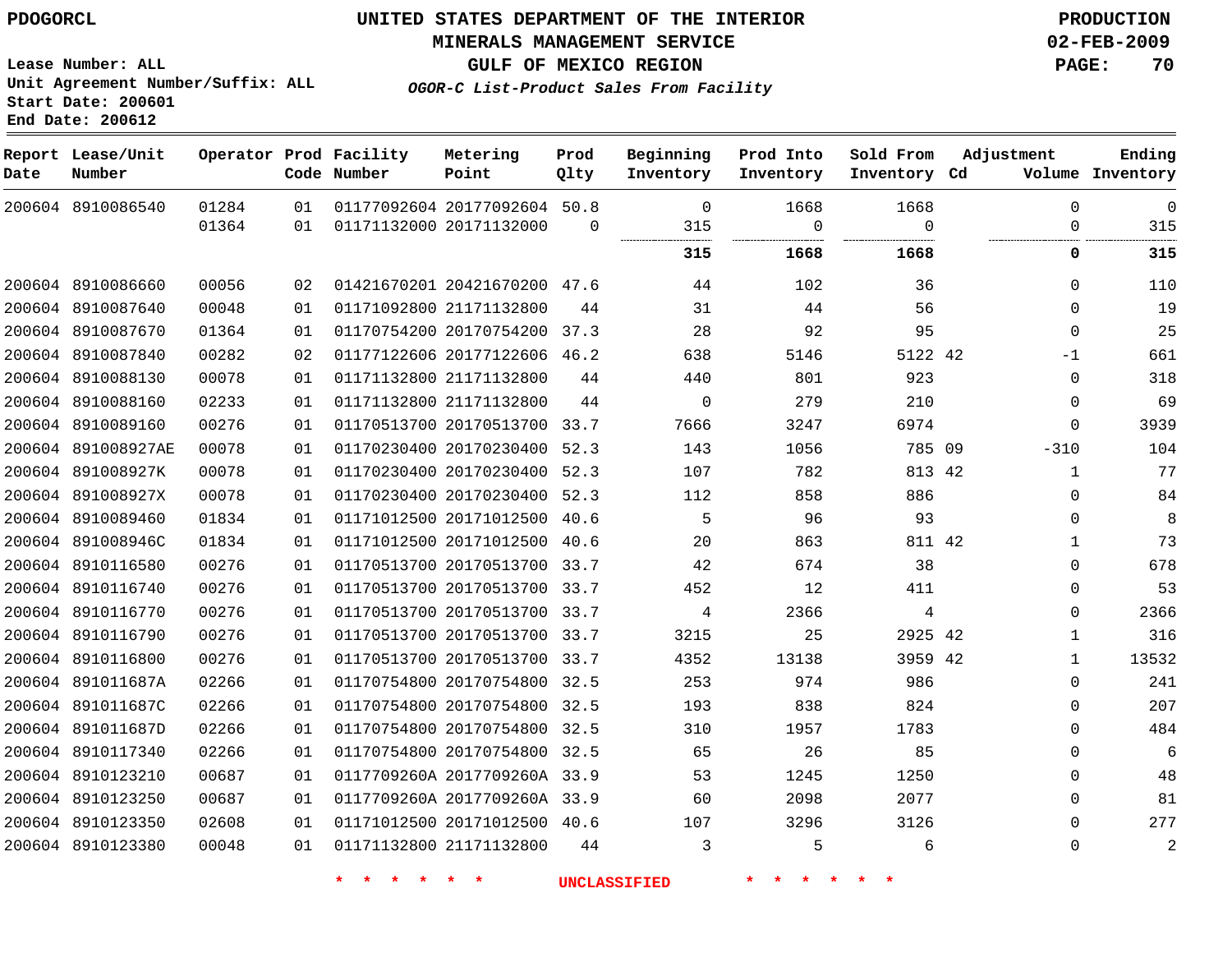PDOGORCL

# UNITED STATES DEPARTMENT OF THE INTERIOR
## MINERALS MANAGEMENT SERVICE
## GULF OF MEXICO REGION
### *OGOR-C List-Product Sales From Facility*

PRODUCTION
02-FEB-2009

Lease Number: ALL
Unit Agreement Number/Suffix: ALL
Start Date: 200601
End Date: 200612

| Report Date | Lease/Unit Number | Operator | Prod Code | Facility Number | Metering Point | Prod Qlty | Beginning Inventory | Prod Into Inventory | Sold From Inventory | Adjustment Cd | Volume | Ending Inventory |
|---|---|---|---|---|---|---|---|---|---|---|---|---|
| 200604 | 8910086540 | 01284 | 01 | 01177092604 | 20177092604 | 50.8 | 0 | 1668 | 1668 | | 0 | 0 |
| | | 01364 | 01 | 01171132000 | 20171132000 | 0 | 315 | 0 | 0 | | 0 | 315 |
| | | | | | | | **315** | **1668** | **1668** | | **0** | **315** |
| 200604 | 8910086660 | 00056 | 02 | 01421670201 | 20421670200 | 47.6 | 44 | 102 | 36 | | 0 | 110 |
| 200604 | 8910087640 | 00048 | 01 | 01171092800 | 21171132800 | 44 | 31 | 44 | 56 | | 0 | 19 |
| 200604 | 8910087670 | 01364 | 01 | 01170754200 | 20170754200 | 37.3 | 28 | 92 | 95 | | 0 | 25 |
| 200604 | 8910087840 | 00282 | 02 | 01177122606 | 20177122606 | 46.2 | 638 | 5146 | 5122 | 42 | -1 | 661 |
| 200604 | 8910088130 | 00078 | 01 | 01171132800 | 21171132800 | 44 | 440 | 801 | 923 | | 0 | 318 |
| 200604 | 8910088160 | 02233 | 01 | 01171132800 | 21171132800 | 44 | 0 | 279 | 210 | | 0 | 69 |
| 200604 | 8910089160 | 00276 | 01 | 01170513700 | 20170513700 | 33.7 | 7666 | 3247 | 6974 | | 0 | 3939 |
| 200604 | 891008927AE | 00078 | 01 | 01170230400 | 20170230400 | 52.3 | 143 | 1056 | 785 | 09 | -310 | 104 |
| 200604 | 891008927K | 00078 | 01 | 01170230400 | 20170230400 | 52.3 | 107 | 782 | 813 | 42 | 1 | 77 |
| 200604 | 891008927X | 00078 | 01 | 01170230400 | 20170230400 | 52.3 | 112 | 858 | 886 | | 0 | 84 |
| 200604 | 8910089460 | 01834 | 01 | 01171012500 | 20171012500 | 40.6 | 5 | 96 | 93 | | 0 | 8 |
| 200604 | 891008946C | 01834 | 01 | 01171012500 | 20171012500 | 40.6 | 20 | 863 | 811 | 42 | 1 | 73 |
| 200604 | 8910116580 | 00276 | 01 | 01170513700 | 20170513700 | 33.7 | 42 | 674 | 38 | | 0 | 678 |
| 200604 | 8910116740 | 00276 | 01 | 01170513700 | 20170513700 | 33.7 | 452 | 12 | 411 | | 0 | 53 |
| 200604 | 8910116770 | 00276 | 01 | 01170513700 | 20170513700 | 33.7 | 4 | 2366 | 4 | | 0 | 2366 |
| 200604 | 8910116790 | 00276 | 01 | 01170513700 | 20170513700 | 33.7 | 3215 | 25 | 2925 | 42 | 1 | 316 |
| 200604 | 8910116800 | 00276 | 01 | 01170513700 | 20170513700 | 33.7 | 4352 | 13138 | 3959 | 42 | 1 | 13532 |
| 200604 | 891011687A | 02266 | 01 | 01170754800 | 20170754800 | 32.5 | 253 | 974 | 986 | | 0 | 241 |
| 200604 | 891011687C | 02266 | 01 | 01170754800 | 20170754800 | 32.5 | 193 | 838 | 824 | | 0 | 207 |
| 200604 | 891011687D | 02266 | 01 | 01170754800 | 20170754800 | 32.5 | 310 | 1957 | 1783 | | 0 | 484 |
| 200604 | 8910117340 | 02266 | 01 | 01170754800 | 20170754800 | 32.5 | 65 | 26 | 85 | | 0 | 6 |
| 200604 | 8910123210 | 00687 | 01 | 0117709260A | 2017709260A | 33.9 | 53 | 1245 | 1250 | | 0 | 48 |
| 200604 | 8910123250 | 00687 | 01 | 0117709260A | 2017709260A | 33.9 | 60 | 2098 | 2077 | | 0 | 81 |
| 200604 | 8910123350 | 02608 | 01 | 01171012500 | 20171012500 | 40.6 | 107 | 3296 | 3126 | | 0 | 277 |
| 200604 | 8910123380 | 00048 | 01 | 01171132800 | 21171132800 | 44 | 3 | 5 | 6 | | 0 | 2 |

* * * * * * UNCLASSIFIED * * * * * *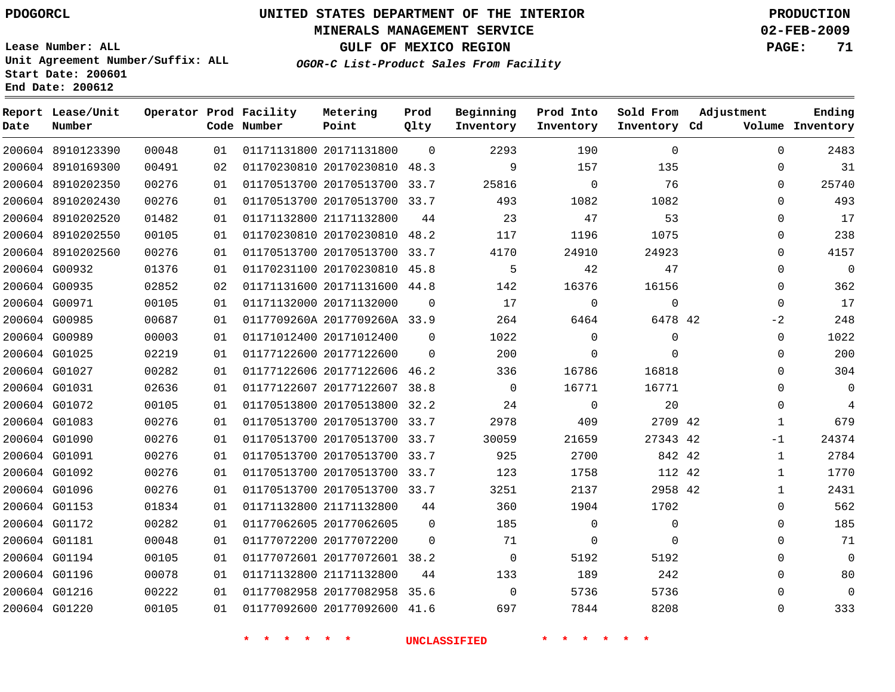PDOGORCL

# UNITED STATES DEPARTMENT OF THE INTERIOR
## MINERALS MANAGEMENT SERVICE
## GULF OF MEXICO REGION
### *OGOR-C List-Product Sales From Facility*

PRODUCTION
02-FEB-2009

Lease Number: ALL
Unit Agreement Number/Suffix: ALL
Start Date: 200601
End Date: 200612

| Report Date | Lease/Unit Number | Operator | Prod Code | Facility Number | Metering Point | Prod Qlty | Beginning Inventory | Prod Into Inventory | Sold From Inventory | Adjustment Cd | Adjustment Volume | Ending Inventory |
|---|---|---|---|---|---|---|---|---|---|---|---|---|
| 200604 | 8910123390 | 00048 | 01 | 01171131800 | 20171131800 | 0 | 2293 | 190 | 0 | | 0 | 2483 |
| 200604 | 8910169300 | 00491 | 02 | 01170230810 | 20170230810 | 48.3 | 9 | 157 | 135 | | 0 | 31 |
| 200604 | 8910202350 | 00276 | 01 | 01170513700 | 20170513700 | 33.7 | 25816 | 0 | 76 | | 0 | 25740 |
| 200604 | 8910202430 | 00276 | 01 | 01170513700 | 20170513700 | 33.7 | 493 | 1082 | 1082 | | 0 | 493 |
| 200604 | 8910202520 | 01482 | 01 | 01171132800 | 21171132800 | 44 | 23 | 47 | 53 | | 0 | 17 |
| 200604 | 8910202550 | 00105 | 01 | 01170230810 | 20170230810 | 48.2 | 117 | 1196 | 1075 | | 0 | 238 |
| 200604 | 8910202560 | 00276 | 01 | 01170513700 | 20170513700 | 33.7 | 4170 | 24910 | 24923 | | 0 | 4157 |
| 200604 | G00932 | 01376 | 01 | 01170231100 | 20170230810 | 45.8 | 5 | 42 | 47 | | 0 | 0 |
| 200604 | G00935 | 02852 | 02 | 01171131600 | 20171131600 | 44.8 | 142 | 16376 | 16156 | | 0 | 362 |
| 200604 | G00971 | 00105 | 01 | 01171132000 | 20171132000 | 0 | 17 | 0 | 0 | | 0 | 17 |
| 200604 | G00985 | 00687 | 01 | 0117709260A | 2017709260A | 33.9 | 264 | 6464 | 6478 | 42 | -2 | 248 |
| 200604 | G00989 | 00003 | 01 | 01171012400 | 20171012400 | 0 | 1022 | 0 | 0 | | 0 | 1022 |
| 200604 | G01025 | 02219 | 01 | 01177122600 | 20177122600 | 0 | 200 | 0 | 0 | | 0 | 200 |
| 200604 | G01027 | 00282 | 01 | 01177122606 | 20177122606 | 46.2 | 336 | 16786 | 16818 | | 0 | 304 |
| 200604 | G01031 | 02636 | 01 | 01177122607 | 20177122607 | 38.8 | 0 | 16771 | 16771 | | 0 | 0 |
| 200604 | G01072 | 00105 | 01 | 01170513800 | 20170513800 | 32.2 | 24 | 0 | 20 | | 0 | 4 |
| 200604 | G01083 | 00276 | 01 | 01170513700 | 20170513700 | 33.7 | 2978 | 409 | 2709 | 42 | 1 | 679 |
| 200604 | G01090 | 00276 | 01 | 01170513700 | 20170513700 | 33.7 | 30059 | 21659 | 27343 | 42 | -1 | 24374 |
| 200604 | G01091 | 00276 | 01 | 01170513700 | 20170513700 | 33.7 | 925 | 2700 | 842 | 42 | 1 | 2784 |
| 200604 | G01092 | 00276 | 01 | 01170513700 | 20170513700 | 33.7 | 123 | 1758 | 112 | 42 | 1 | 1770 |
| 200604 | G01096 | 00276 | 01 | 01170513700 | 20170513700 | 33.7 | 3251 | 2137 | 2958 | 42 | 1 | 2431 |
| 200604 | G01153 | 01834 | 01 | 01171132800 | 21171132800 | 44 | 360 | 1904 | 1702 | | 0 | 562 |
| 200604 | G01172 | 00282 | 01 | 01177062605 | 20177062605 | 0 | 185 | 0 | 0 | | 0 | 185 |
| 200604 | G01181 | 00048 | 01 | 01177072200 | 20177072200 | 0 | 71 | 0 | 0 | | 0 | 71 |
| 200604 | G01194 | 00105 | 01 | 01177072601 | 20177072601 | 38.2 | 0 | 5192 | 5192 | | 0 | 0 |
| 200604 | G01196 | 00078 | 01 | 01171132800 | 21171132800 | 44 | 133 | 189 | 242 | | 0 | 80 |
| 200604 | G01216 | 00222 | 01 | 01177082958 | 20177082958 | 35.6 | 0 | 5736 | 5736 | | 0 | 0 |
| 200604 | G01220 | 00105 | 01 | 01177092600 | 20177092600 | 41.6 | 697 | 7844 | 8208 | | 0 | 333 |

* * * * * * UNCLASSIFIED * * * * * *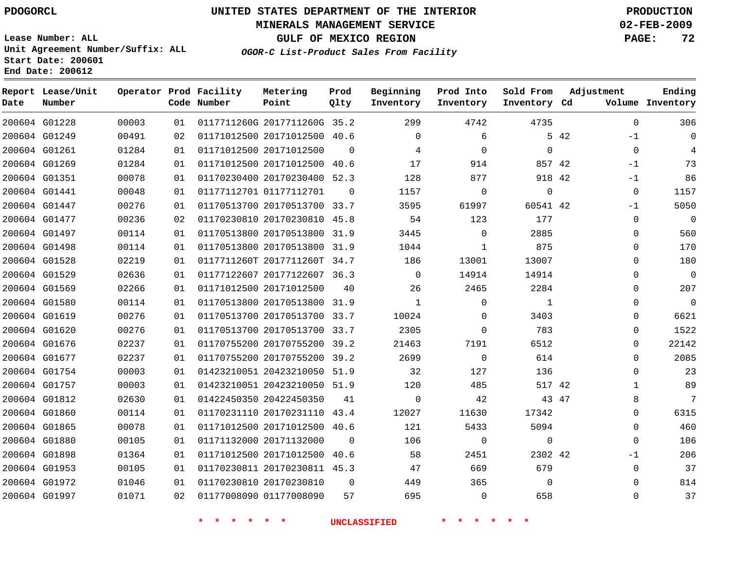PDOGORCL

# UNITED STATES DEPARTMENT OF THE INTERIOR
## MINERALS MANAGEMENT SERVICE
## GULF OF MEXICO REGION
### *OGOR-C List-Product Sales From Facility*

PRODUCTION
02-FEB-2009

Lease Number: ALL
Unit Agreement Number/Suffix: ALL
Start Date: 200601
End Date: 200612

| Report Date | Lease/Unit Number | Operator | Prod Code | Facility Number | Metering Point | Prod Qlty | Beginning Inventory | Prod Into Inventory | Sold From Inventory | Adjustment Cd | Volume | Ending Inventory |
|---|---|---|---|---|---|---|---|---|---|---|---|---|
| 200604 | G01228 | 00003 | 01 | 0117711260G | 2017711260G | 35.2 | 299 | 4742 | 4735 | | 0 | 306 |
| 200604 | G01249 | 00491 | 02 | 01171012500 | 20171012500 | 40.6 | 0 | 6 | 5 | 42 | -1 | 0 |
| 200604 | G01261 | 01284 | 01 | 01171012500 | 20171012500 | 0 | 4 | 0 | 0 | | 0 | 4 |
| 200604 | G01269 | 01284 | 01 | 01171012500 | 20171012500 | 40.6 | 17 | 914 | 857 | 42 | -1 | 73 |
| 200604 | G01351 | 00078 | 01 | 01170230400 | 20170230400 | 52.3 | 128 | 877 | 918 | 42 | -1 | 86 |
| 200604 | G01441 | 00048 | 01 | 01177112701 | 01177112701 | 0 | 1157 | 0 | 0 | | 0 | 1157 |
| 200604 | G01447 | 00276 | 01 | 01170513700 | 20170513700 | 33.7 | 3595 | 61997 | 60541 | 42 | -1 | 5050 |
| 200604 | G01477 | 00236 | 02 | 01170230810 | 20170230810 | 45.8 | 54 | 123 | 177 | | 0 | 0 |
| 200604 | G01497 | 00114 | 01 | 01170513800 | 20170513800 | 31.9 | 3445 | 0 | 2885 | | 0 | 560 |
| 200604 | G01498 | 00114 | 01 | 01170513800 | 20170513800 | 31.9 | 1044 | 1 | 875 | | 0 | 170 |
| 200604 | G01528 | 02219 | 01 | 0117711260T | 2017711260T | 34.7 | 186 | 13001 | 13007 | | 0 | 180 |
| 200604 | G01529 | 02636 | 01 | 01177122607 | 20177122607 | 36.3 | 0 | 14914 | 14914 | | 0 | 0 |
| 200604 | G01569 | 02266 | 01 | 01171012500 | 20171012500 | 40 | 26 | 2465 | 2284 | | 0 | 207 |
| 200604 | G01580 | 00114 | 01 | 01170513800 | 20170513800 | 31.9 | 1 | 0 | 1 | | 0 | 0 |
| 200604 | G01619 | 00276 | 01 | 01170513700 | 20170513700 | 33.7 | 10024 | 0 | 3403 | | 0 | 6621 |
| 200604 | G01620 | 00276 | 01 | 01170513700 | 20170513700 | 33.7 | 2305 | 0 | 783 | | 0 | 1522 |
| 200604 | G01676 | 02237 | 01 | 01170755200 | 20170755200 | 39.2 | 21463 | 7191 | 6512 | | 0 | 22142 |
| 200604 | G01677 | 02237 | 01 | 01170755200 | 20170755200 | 39.2 | 2699 | 0 | 614 | | 0 | 2085 |
| 200604 | G01754 | 00003 | 01 | 01423210051 | 20423210050 | 51.9 | 32 | 127 | 136 | | 0 | 23 |
| 200604 | G01757 | 00003 | 01 | 01423210051 | 20423210050 | 51.9 | 120 | 485 | 517 | 42 | 1 | 89 |
| 200604 | G01812 | 02630 | 01 | 01422450350 | 20422450350 | 41 | 0 | 42 | 43 | 47 | 8 | 7 |
| 200604 | G01860 | 00114 | 01 | 01170231110 | 20170231110 | 43.4 | 12027 | 11630 | 17342 | | 0 | 6315 |
| 200604 | G01865 | 00078 | 01 | 01171012500 | 20171012500 | 40.6 | 121 | 5433 | 5094 | | 0 | 460 |
| 200604 | G01880 | 00105 | 01 | 01171132000 | 20171132000 | 0 | 106 | 0 | 0 | | 0 | 106 |
| 200604 | G01898 | 01364 | 01 | 01171012500 | 20171012500 | 40.6 | 58 | 2451 | 2302 | 42 | -1 | 206 |
| 200604 | G01953 | 00105 | 01 | 01170230811 | 20170230811 | 45.3 | 47 | 669 | 679 | | 0 | 37 |
| 200604 | G01972 | 01046 | 01 | 01170230810 | 20170230810 | 0 | 449 | 365 | 0 | | 0 | 814 |
| 200604 | G01997 | 01071 | 02 | 01177008090 | 01177008090 | 57 | 695 | 0 | 658 | | 0 | 37 |

* * * * * * UNCLASSIFIED * * * * * *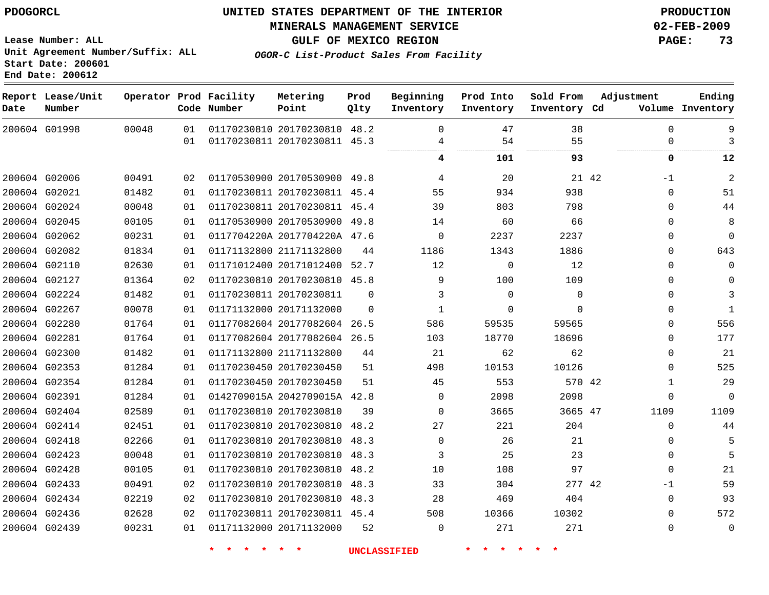PDOGORCL

**UNITED STATES DEPARTMENT OF THE INTERIOR**
**MINERALS MANAGEMENT SERVICE**
**GULF OF MEXICO REGION**
***OGOR-C List-Product Sales From Facility***

**PRODUCTION**
**02-FEB-2009**
**PAGE: 73**

Lease Number: ALL
Unit Agreement Number/Suffix: ALL
Start Date: 200601
End Date: 200612

| Report Date | Lease/Unit Number | Operator | Prod Code | Facility Number | Metering Point | Prod Qlty | Beginning Inventory | Prod Into Inventory | Sold From Inventory | Adjustment Cd | Volume | Ending Inventory |
|---|---|---|---|---|---|---|---|---|---|---|---|---|
| 200604 | G01998 | 00048 | 01 | 01170230810 | 20170230810 | 48.2 | 0 | 47 | 38 | | 0 | 9 |
| | | | 01 | 01170230811 | 20170230811 | 45.3 | 4 | 54 | 55 | | 0 | 3 |
| | | | | | | | **4** | **101** | **93** | | **0** | **12** |
| 200604 | G02006 | 00491 | 02 | 01170530900 | 20170530900 | 49.8 | 4 | 20 | 21 | 42 | -1 | 2 |
| 200604 | G02021 | 01482 | 01 | 01170230811 | 20170230811 | 45.4 | 55 | 934 | 938 | | 0 | 51 |
| 200604 | G02024 | 00048 | 01 | 01170230811 | 20170230811 | 45.4 | 39 | 803 | 798 | | 0 | 44 |
| 200604 | G02045 | 00105 | 01 | 01170530900 | 20170530900 | 49.8 | 14 | 60 | 66 | | 0 | 8 |
| 200604 | G02062 | 00231 | 01 | 0117704220A | 2017704220A | 47.6 | 0 | 2237 | 2237 | | 0 | 0 |
| 200604 | G02082 | 01834 | 01 | 01171132800 | 21171132800 | 44 | 1186 | 1343 | 1886 | | 0 | 643 |
| 200604 | G02110 | 02630 | 01 | 01171012400 | 20171012400 | 52.7 | 12 | 0 | 12 | | 0 | 0 |
| 200604 | G02127 | 01364 | 02 | 01170230810 | 20170230810 | 45.8 | 9 | 100 | 109 | | 0 | 0 |
| 200604 | G02224 | 01482 | 01 | 01170230811 | 20170230811 | 0 | 3 | 0 | 0 | | 0 | 3 |
| 200604 | G02267 | 00078 | 01 | 01171132000 | 20171132000 | 0 | 1 | 0 | 0 | | 0 | 1 |
| 200604 | G02280 | 01764 | 01 | 01177082604 | 20177082604 | 26.5 | 586 | 59535 | 59565 | | 0 | 556 |
| 200604 | G02281 | 01764 | 01 | 01177082604 | 20177082604 | 26.5 | 103 | 18770 | 18696 | | 0 | 177 |
| 200604 | G02300 | 01482 | 01 | 01171132800 | 21171132800 | 44 | 21 | 62 | 62 | | 0 | 21 |
| 200604 | G02353 | 01284 | 01 | 01170230450 | 20170230450 | 51 | 498 | 10153 | 10126 | | 0 | 525 |
| 200604 | G02354 | 01284 | 01 | 01170230450 | 20170230450 | 51 | 45 | 553 | 570 | 42 | 1 | 29 |
| 200604 | G02391 | 01284 | 01 | 0142709015A | 2042709015A | 42.8 | 0 | 2098 | 2098 | | 0 | 0 |
| 200604 | G02404 | 02589 | 01 | 01170230810 | 20170230810 | 39 | 0 | 3665 | 3665 | 47 | 1109 | 1109 |
| 200604 | G02414 | 02451 | 01 | 01170230810 | 20170230810 | 48.2 | 27 | 221 | 204 | | 0 | 44 |
| 200604 | G02418 | 02266 | 01 | 01170230810 | 20170230810 | 48.3 | 0 | 26 | 21 | | 0 | 5 |
| 200604 | G02423 | 00048 | 01 | 01170230810 | 20170230810 | 48.3 | 3 | 25 | 23 | | 0 | 5 |
| 200604 | G02428 | 00105 | 01 | 01170230810 | 20170230810 | 48.2 | 10 | 108 | 97 | | 0 | 21 |
| 200604 | G02433 | 00491 | 02 | 01170230810 | 20170230810 | 48.3 | 33 | 304 | 277 | 42 | -1 | 59 |
| 200604 | G02434 | 02219 | 02 | 01170230810 | 20170230810 | 48.3 | 28 | 469 | 404 | | 0 | 93 |
| 200604 | G02436 | 02628 | 02 | 01170230811 | 20170230811 | 45.4 | 508 | 10366 | 10302 | | 0 | 572 |
| 200604 | G02439 | 00231 | 01 | 01171132000 | 20171132000 | 52 | 0 | 271 | 271 | | 0 | 0 |

* * * * * * UNCLASSIFIED * * * * * *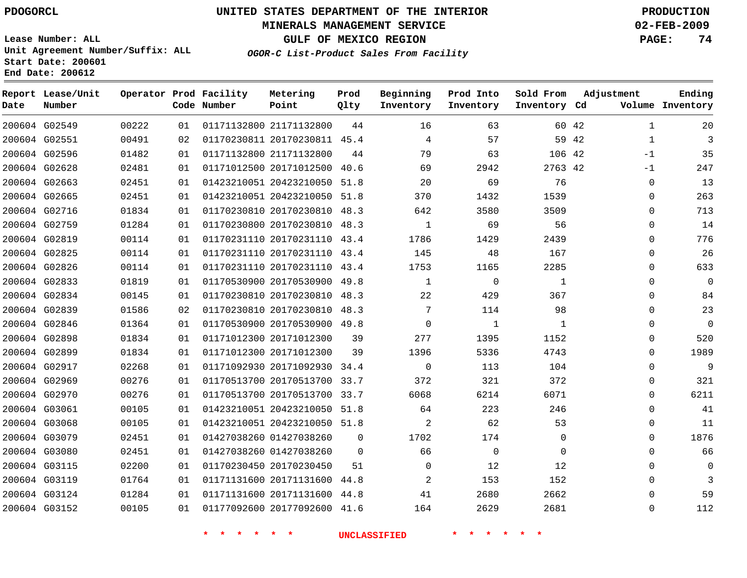PDOGORCL

# UNITED STATES DEPARTMENT OF THE INTERIOR
## MINERALS MANAGEMENT SERVICE
## GULF OF MEXICO REGION
### *OGOR-C List-Product Sales From Facility*

PRODUCTION
02-FEB-2009

Lease Number: ALL
Unit Agreement Number/Suffix: ALL
Start Date: 200601
End Date: 200612

| Report Date | Lease/Unit Number | Operator | Prod Code | Facility Number | Metering Point | Prod Qlty | Beginning Inventory | Prod Into Inventory | Sold From Inventory | Adjustment Cd | Adjustment Volume | Ending Inventory |
|---|---|---|---|---|---|---|---|---|---|---|---|---|
| 200604 | G02549 | 00222 | 01 | 01171132800 | 21171132800 | 44 | 16 | 63 | 60 | 42 | 1 | 20 |
| 200604 | G02551 | 00491 | 02 | 01170230811 | 20170230811 | 45.4 | 4 | 57 | 59 | 42 | 1 | 3 |
| 200604 | G02596 | 01482 | 01 | 01171132800 | 21171132800 | 44 | 79 | 63 | 106 | 42 | -1 | 35 |
| 200604 | G02628 | 02481 | 01 | 01171012500 | 20171012500 | 40.6 | 69 | 2942 | 2763 | 42 | -1 | 247 |
| 200604 | G02663 | 02451 | 01 | 01423210051 | 20423210050 | 51.8 | 20 | 69 | 76 | | 0 | 13 |
| 200604 | G02665 | 02451 | 01 | 01423210051 | 20423210050 | 51.8 | 370 | 1432 | 1539 | | 0 | 263 |
| 200604 | G02716 | 01834 | 01 | 01170230810 | 20170230810 | 48.3 | 642 | 3580 | 3509 | | 0 | 713 |
| 200604 | G02759 | 01284 | 01 | 01170230800 | 20170230810 | 48.3 | 1 | 69 | 56 | | 0 | 14 |
| 200604 | G02819 | 00114 | 01 | 01170231110 | 20170231110 | 43.4 | 1786 | 1429 | 2439 | | 0 | 776 |
| 200604 | G02825 | 00114 | 01 | 01170231110 | 20170231110 | 43.4 | 145 | 48 | 167 | | 0 | 26 |
| 200604 | G02826 | 00114 | 01 | 01170231110 | 20170231110 | 43.4 | 1753 | 1165 | 2285 | | 0 | 633 |
| 200604 | G02833 | 01819 | 01 | 01170530900 | 20170530900 | 49.8 | 1 | 0 | 1 | | 0 | 0 |
| 200604 | G02834 | 00145 | 01 | 01170230810 | 20170230810 | 48.3 | 22 | 429 | 367 | | 0 | 84 |
| 200604 | G02839 | 01586 | 02 | 01170230810 | 20170230810 | 48.3 | 7 | 114 | 98 | | 0 | 23 |
| 200604 | G02846 | 01364 | 01 | 01170530900 | 20170530900 | 49.8 | 0 | 1 | 1 | | 0 | 0 |
| 200604 | G02898 | 01834 | 01 | 01171012300 | 20171012300 | 39 | 277 | 1395 | 1152 | | 0 | 520 |
| 200604 | G02899 | 01834 | 01 | 01171012300 | 20171012300 | 39 | 1396 | 5336 | 4743 | | 0 | 1989 |
| 200604 | G02917 | 02268 | 01 | 01171092930 | 20171092930 | 34.4 | 0 | 113 | 104 | | 0 | 9 |
| 200604 | G02969 | 00276 | 01 | 01170513700 | 20170513700 | 33.7 | 372 | 321 | 372 | | 0 | 321 |
| 200604 | G02970 | 00276 | 01 | 01170513700 | 20170513700 | 33.7 | 6068 | 6214 | 6071 | | 0 | 6211 |
| 200604 | G03061 | 00105 | 01 | 01423210051 | 20423210050 | 51.8 | 64 | 223 | 246 | | 0 | 41 |
| 200604 | G03068 | 00105 | 01 | 01423210051 | 20423210050 | 51.8 | 2 | 62 | 53 | | 0 | 11 |
| 200604 | G03079 | 02451 | 01 | 01427038260 | 01427038260 | 0 | 1702 | 174 | 0 | | 0 | 1876 |
| 200604 | G03080 | 02451 | 01 | 01427038260 | 01427038260 | 0 | 66 | 0 | 0 | | 0 | 66 |
| 200604 | G03115 | 02200 | 01 | 01170230450 | 20170230450 | 51 | 0 | 12 | 12 | | 0 | 0 |
| 200604 | G03119 | 01764 | 01 | 01171131600 | 20171131600 | 44.8 | 2 | 153 | 152 | | 0 | 3 |
| 200604 | G03124 | 01284 | 01 | 01171131600 | 20171131600 | 44.8 | 41 | 2680 | 2662 | | 0 | 59 |
| 200604 | G03152 | 00105 | 01 | 01177092600 | 20177092600 | 41.6 | 164 | 2629 | 2681 | | 0 | 112 |

* * * * * * UNCLASSIFIED * * * * * *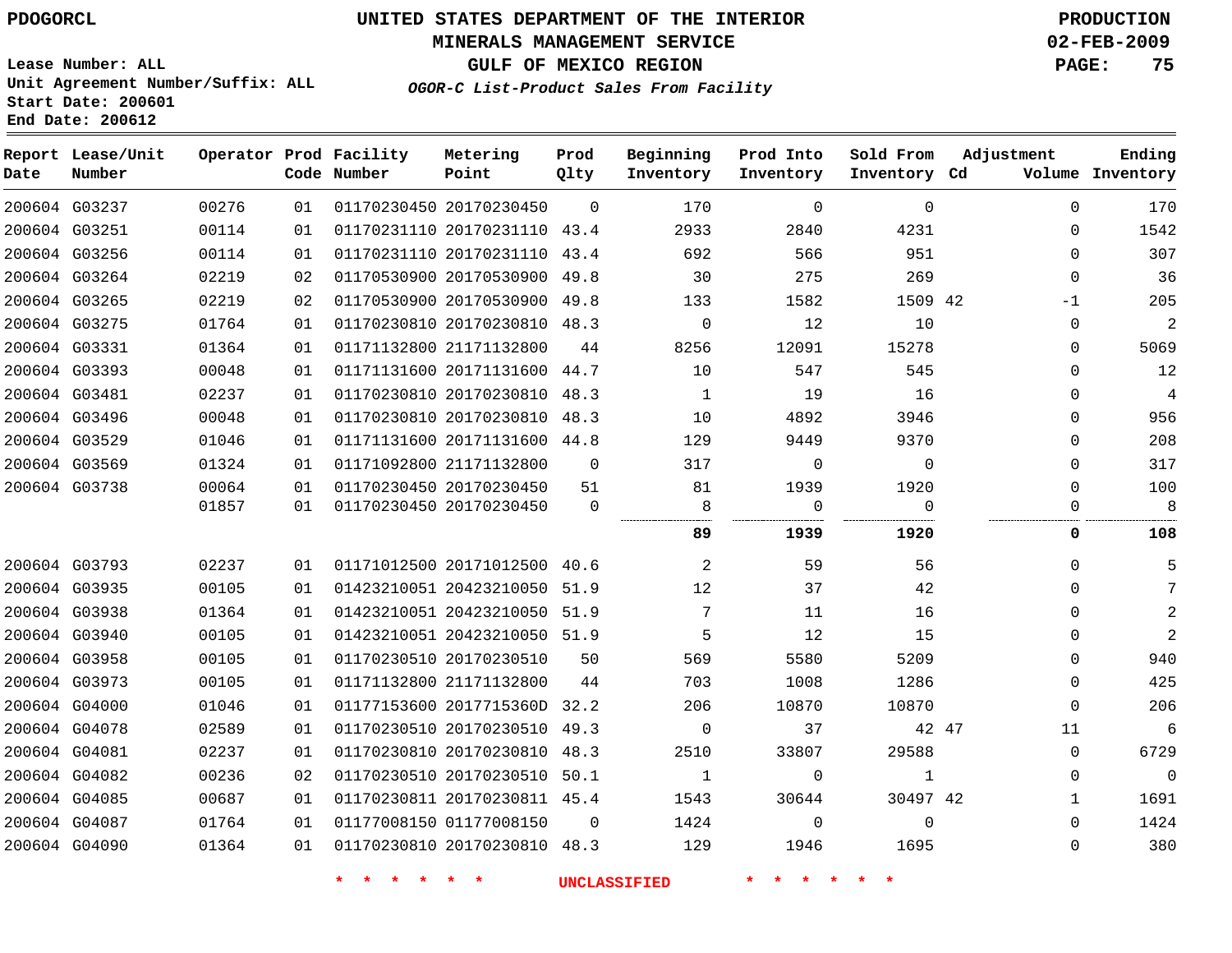PDOGORCL

# UNITED STATES DEPARTMENT OF THE INTERIOR
## MINERALS MANAGEMENT SERVICE
## GULF OF MEXICO REGION
### *OGOR-C List-Product Sales From Facility*

PRODUCTION
02-FEB-2009

Lease Number: ALL
Unit Agreement Number/Suffix: ALL
Start Date: 200601
End Date: 200612

| Report Date | Lease/Unit Number | Operator | Prod Code | Facility Number | Metering Point | Prod Qlty | Beginning Inventory | Prod Into Inventory | Sold From Inventory | Adjustment Cd | Adjustment Volume | Ending Inventory |
|---|---|---|---|---|---|---|---|---|---|---|---|---|
| 200604 | G03237 | 00276 | 01 | 01170230450 | 20170230450 | 0 | 170 | 0 | 0 | | 0 | 170 |
| 200604 | G03251 | 00114 | 01 | 01170231110 | 20170231110 | 43.4 | 2933 | 2840 | 4231 | | 0 | 1542 |
| 200604 | G03256 | 00114 | 01 | 01170231110 | 20170231110 | 43.4 | 692 | 566 | 951 | | 0 | 307 |
| 200604 | G03264 | 02219 | 02 | 01170530900 | 20170530900 | 49.8 | 30 | 275 | 269 | | 0 | 36 |
| 200604 | G03265 | 02219 | 02 | 01170530900 | 20170530900 | 49.8 | 133 | 1582 | 1509 | 42 | -1 | 205 |
| 200604 | G03275 | 01764 | 01 | 01170230810 | 20170230810 | 48.3 | 0 | 12 | 10 | | 0 | 2 |
| 200604 | G03331 | 01364 | 01 | 01171132800 | 21171132800 | 44 | 8256 | 12091 | 15278 | | 0 | 5069 |
| 200604 | G03393 | 00048 | 01 | 01171131600 | 20171131600 | 44.7 | 10 | 547 | 545 | | 0 | 12 |
| 200604 | G03481 | 02237 | 01 | 01170230810 | 20170230810 | 48.3 | 1 | 19 | 16 | | 0 | 4 |
| 200604 | G03496 | 00048 | 01 | 01170230810 | 20170230810 | 48.3 | 10 | 4892 | 3946 | | 0 | 956 |
| 200604 | G03529 | 01046 | 01 | 01171131600 | 20171131600 | 44.8 | 129 | 9449 | 9370 | | 0 | 208 |
| 200604 | G03569 | 01324 | 01 | 01171092800 | 21171132800 | 0 | 317 | 0 | 0 | | 0 | 317 |
| 200604 | G03738 | 00064 | 01 | 01170230450 | 20170230450 | 51 | 81 | 1939 | 1920 | | 0 | 100 |
| | | 01857 | 01 | 01170230450 | 20170230450 | 0 | 8 | 0 | 0 | | 0 | 8 |
| | | | | | | | **89** | **1939** | **1920** | | **0** | **108** |
| 200604 | G03793 | 02237 | 01 | 01171012500 | 20171012500 | 40.6 | 2 | 59 | 56 | | 0 | 5 |
| 200604 | G03935 | 00105 | 01 | 01423210051 | 20423210050 | 51.9 | 12 | 37 | 42 | | 0 | 7 |
| 200604 | G03938 | 01364 | 01 | 01423210051 | 20423210050 | 51.9 | 7 | 11 | 16 | | 0 | 2 |
| 200604 | G03940 | 00105 | 01 | 01423210051 | 20423210050 | 51.9 | 5 | 12 | 15 | | 0 | 2 |
| 200604 | G03958 | 00105 | 01 | 01170230510 | 20170230510 | 50 | 569 | 5580 | 5209 | | 0 | 940 |
| 200604 | G03973 | 00105 | 01 | 01171132800 | 21171132800 | 44 | 703 | 1008 | 1286 | | 0 | 425 |
| 200604 | G04000 | 01046 | 01 | 01177153600 | 2017715360D | 32.2 | 206 | 10870 | 10870 | | 0 | 206 |
| 200604 | G04078 | 02589 | 01 | 01170230510 | 20170230510 | 49.3 | 0 | 37 | 42 | 47 | 11 | 6 |
| 200604 | G04081 | 02237 | 01 | 01170230810 | 20170230810 | 48.3 | 2510 | 33807 | 29588 | | 0 | 6729 |
| 200604 | G04082 | 00236 | 02 | 01170230510 | 20170230510 | 50.1 | 1 | 0 | 1 | | 0 | 0 |
| 200604 | G04085 | 00687 | 01 | 01170230811 | 20170230811 | 45.4 | 1543 | 30644 | 30497 | 42 | 1 | 1691 |
| 200604 | G04087 | 01764 | 01 | 01177008150 | 01177008150 | 0 | 1424 | 0 | 0 | | 0 | 1424 |
| 200604 | G04090 | 01364 | 01 | 01170230810 | 20170230810 | 48.3 | 129 | 1946 | 1695 | | 0 | 380 |

* * * * * * UNCLASSIFIED * * * * * *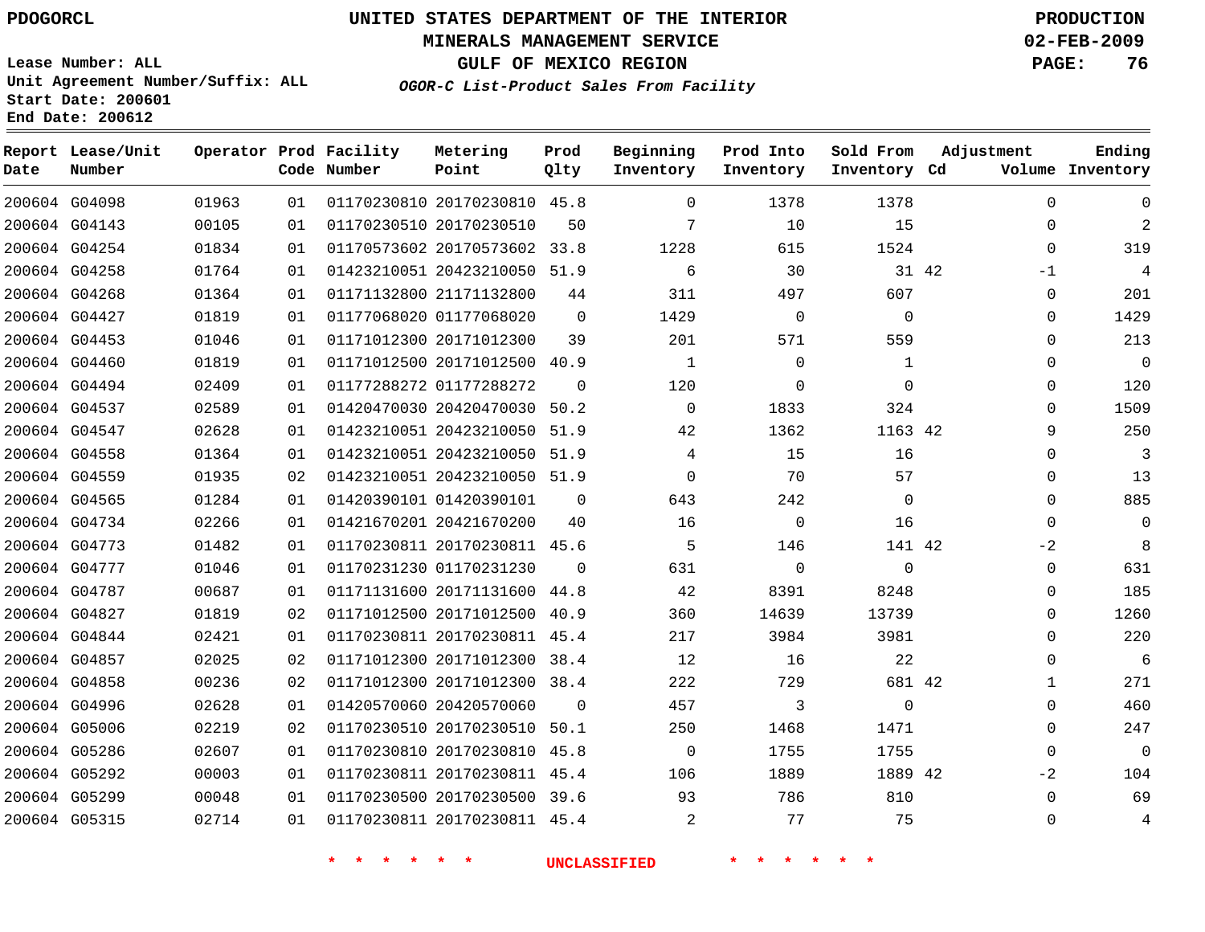PDOGORCL

# UNITED STATES DEPARTMENT OF THE INTERIOR
## MINERALS MANAGEMENT SERVICE
## GULF OF MEXICO REGION
### *OGOR-C List-Product Sales From Facility*

PRODUCTION
02-FEB-2009

Lease Number: ALL
Unit Agreement Number/Suffix: ALL
Start Date: 200601
End Date: 200612

| Report Date | Lease/Unit Number | Operator | Prod Code | Facility Number | Metering Point | Prod Qlty | Beginning Inventory | Prod Into Inventory | Sold From Inventory | Adjustment Cd | Adjustment Volume | Ending Inventory |
|---|---|---|---|---|---|---|---|---|---|---|---|---|
| 200604 | G04098 | 01963 | 01 | 01170230810 | 20170230810 | 45.8 | 0 | 1378 | 1378 | | 0 | 0 |
| 200604 | G04143 | 00105 | 01 | 01170230510 | 20170230510 | 50 | 7 | 10 | 15 | | 0 | 2 |
| 200604 | G04254 | 01834 | 01 | 01170573602 | 20170573602 | 33.8 | 1228 | 615 | 1524 | | 0 | 319 |
| 200604 | G04258 | 01764 | 01 | 01423210051 | 20423210050 | 51.9 | 6 | 30 | 31 | 42 | -1 | 4 |
| 200604 | G04268 | 01364 | 01 | 01171132800 | 21171132800 | 44 | 311 | 497 | 607 | | 0 | 201 |
| 200604 | G04427 | 01819 | 01 | 01177068020 | 01177068020 | 0 | 1429 | 0 | 0 | | 0 | 1429 |
| 200604 | G04453 | 01046 | 01 | 01171012300 | 20171012300 | 39 | 201 | 571 | 559 | | 0 | 213 |
| 200604 | G04460 | 01819 | 01 | 01171012500 | 20171012500 | 40.9 | 1 | 0 | 1 | | 0 | 0 |
| 200604 | G04494 | 02409 | 01 | 01177288272 | 01177288272 | 0 | 120 | 0 | 0 | | 0 | 120 |
| 200604 | G04537 | 02589 | 01 | 01420470030 | 20420470030 | 50.2 | 0 | 1833 | 324 | | 0 | 1509 |
| 200604 | G04547 | 02628 | 01 | 01423210051 | 20423210050 | 51.9 | 42 | 1362 | 1163 | 42 | 9 | 250 |
| 200604 | G04558 | 01364 | 01 | 01423210051 | 20423210050 | 51.9 | 4 | 15 | 16 | | 0 | 3 |
| 200604 | G04559 | 01935 | 02 | 01423210051 | 20423210050 | 51.9 | 0 | 70 | 57 | | 0 | 13 |
| 200604 | G04565 | 01284 | 01 | 01420390101 | 01420390101 | 0 | 643 | 242 | 0 | | 0 | 885 |
| 200604 | G04734 | 02266 | 01 | 01421670201 | 20421670200 | 40 | 16 | 0 | 16 | | 0 | 0 |
| 200604 | G04773 | 01482 | 01 | 01170230811 | 20170230811 | 45.6 | 5 | 146 | 141 | 42 | -2 | 8 |
| 200604 | G04777 | 01046 | 01 | 01170231230 | 01170231230 | 0 | 631 | 0 | 0 | | 0 | 631 |
| 200604 | G04787 | 00687 | 01 | 01171131600 | 20171131600 | 44.8 | 42 | 8391 | 8248 | | 0 | 185 |
| 200604 | G04827 | 01819 | 02 | 01171012500 | 20171012500 | 40.9 | 360 | 14639 | 13739 | | 0 | 1260 |
| 200604 | G04844 | 02421 | 01 | 01170230811 | 20170230811 | 45.4 | 217 | 3984 | 3981 | | 0 | 220 |
| 200604 | G04857 | 02025 | 02 | 01171012300 | 20171012300 | 38.4 | 12 | 16 | 22 | | 0 | 6 |
| 200604 | G04858 | 00236 | 02 | 01171012300 | 20171012300 | 38.4 | 222 | 729 | 681 | 42 | 1 | 271 |
| 200604 | G04996 | 02628 | 01 | 01420570060 | 20420570060 | 0 | 457 | 3 | 0 | | 0 | 460 |
| 200604 | G05006 | 02219 | 02 | 01170230510 | 20170230510 | 50.1 | 250 | 1468 | 1471 | | 0 | 247 |
| 200604 | G05286 | 02607 | 01 | 01170230810 | 20170230810 | 45.8 | 0 | 1755 | 1755 | | 0 | 0 |
| 200604 | G05292 | 00003 | 01 | 01170230811 | 20170230811 | 45.4 | 106 | 1889 | 1889 | 42 | -2 | 104 |
| 200604 | G05299 | 00048 | 01 | 01170230500 | 20170230500 | 39.6 | 93 | 786 | 810 | | 0 | 69 |
| 200604 | G05315 | 02714 | 01 | 01170230811 | 20170230811 | 45.4 | 2 | 77 | 75 | | 0 | 4 |

\* \* \* \* \* \* UNCLASSIFIED \* \* \* \* \* \*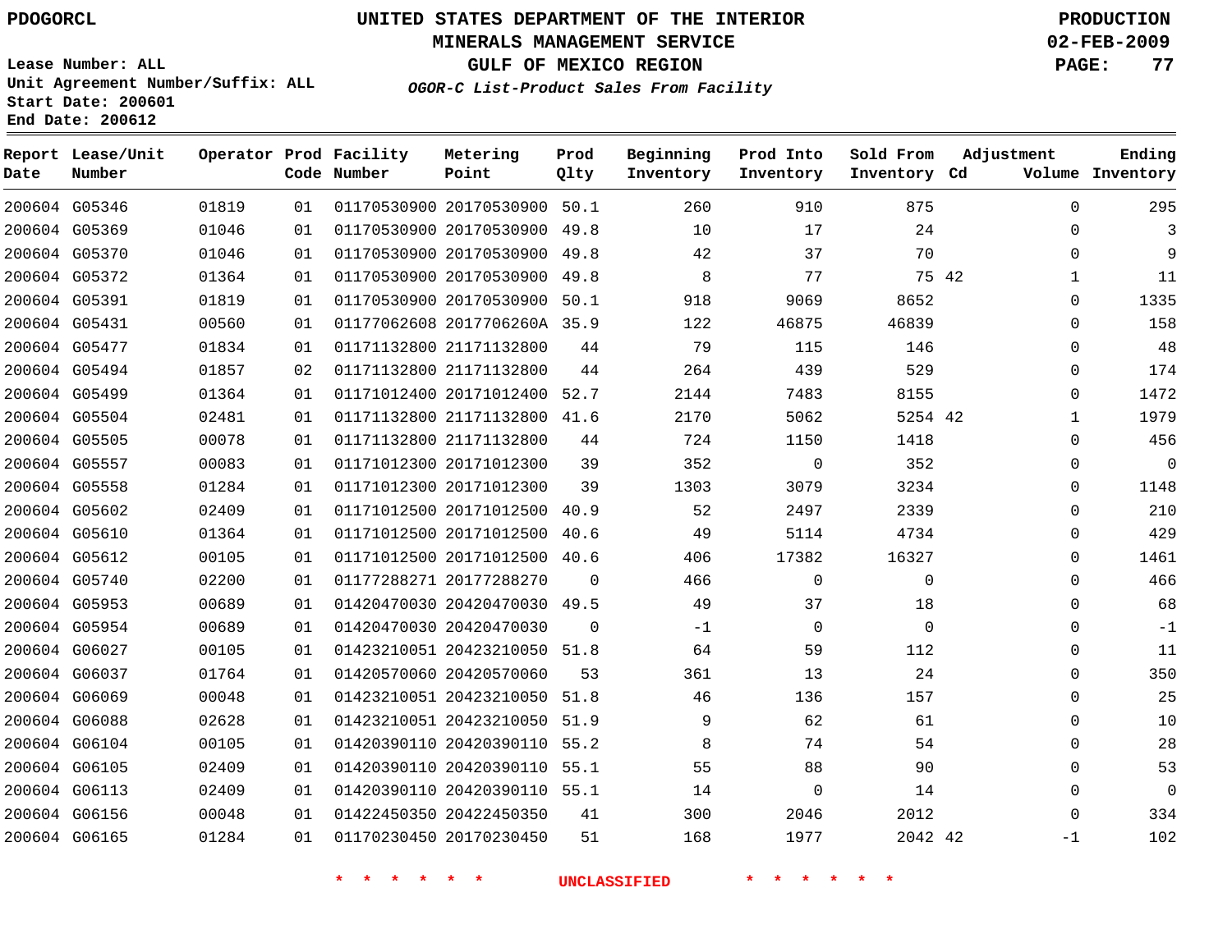PDOGORCL

# UNITED STATES DEPARTMENT OF THE INTERIOR
## MINERALS MANAGEMENT SERVICE
## GULF OF MEXICO REGION

PRODUCTION
02-FEB-2009

Lease Number: ALL
Unit Agreement Number/Suffix: ALL
Start Date: 200601
End Date: 200612

***OGOR-C List-Product Sales From Facility***

| Report Date | Lease/Unit Number | Operator | Prod Code | Facility Number | Metering Point | Prod Qlty | Beginning Inventory | Prod Into Inventory | Sold From Inventory | Adjustment Cd | Volume | Ending Inventory |
|---|---|---|---|---|---|---|---|---|---|---|---|---|
| 200604 | G05346 | 01819 | 01 | 01170530900 | 20170530900 | 50.1 | 260 | 910 | 875 | | 0 | 295 |
| 200604 | G05369 | 01046 | 01 | 01170530900 | 20170530900 | 49.8 | 10 | 17 | 24 | | 0 | 3 |
| 200604 | G05370 | 01046 | 01 | 01170530900 | 20170530900 | 49.8 | 42 | 37 | 70 | | 0 | 9 |
| 200604 | G05372 | 01364 | 01 | 01170530900 | 20170530900 | 49.8 | 8 | 77 | 75 | 42 | 1 | 11 |
| 200604 | G05391 | 01819 | 01 | 01170530900 | 20170530900 | 50.1 | 918 | 9069 | 8652 | | 0 | 1335 |
| 200604 | G05431 | 00560 | 01 | 01177062608 | 2017706260A | 35.9 | 122 | 46875 | 46839 | | 0 | 158 |
| 200604 | G05477 | 01834 | 01 | 01171132800 | 21171132800 | 44 | 79 | 115 | 146 | | 0 | 48 |
| 200604 | G05494 | 01857 | 02 | 01171132800 | 21171132800 | 44 | 264 | 439 | 529 | | 0 | 174 |
| 200604 | G05499 | 01364 | 01 | 01171012400 | 20171012400 | 52.7 | 2144 | 7483 | 8155 | | 0 | 1472 |
| 200604 | G05504 | 02481 | 01 | 01171132800 | 21171132800 | 41.6 | 2170 | 5062 | 5254 | 42 | 1 | 1979 |
| 200604 | G05505 | 00078 | 01 | 01171132800 | 21171132800 | 44 | 724 | 1150 | 1418 | | 0 | 456 |
| 200604 | G05557 | 00083 | 01 | 01171012300 | 20171012300 | 39 | 352 | 0 | 352 | | 0 | 0 |
| 200604 | G05558 | 01284 | 01 | 01171012300 | 20171012300 | 39 | 1303 | 3079 | 3234 | | 0 | 1148 |
| 200604 | G05602 | 02409 | 01 | 01171012500 | 20171012500 | 40.9 | 52 | 2497 | 2339 | | 0 | 210 |
| 200604 | G05610 | 01364 | 01 | 01171012500 | 20171012500 | 40.6 | 49 | 5114 | 4734 | | 0 | 429 |
| 200604 | G05612 | 00105 | 01 | 01171012500 | 20171012500 | 40.6 | 406 | 17382 | 16327 | | 0 | 1461 |
| 200604 | G05740 | 02200 | 01 | 01177288271 | 20177288270 | 0 | 466 | 0 | 0 | | 0 | 466 |
| 200604 | G05953 | 00689 | 01 | 01420470030 | 20420470030 | 49.5 | 49 | 37 | 18 | | 0 | 68 |
| 200604 | G05954 | 00689 | 01 | 01420470030 | 20420470030 | 0 | -1 | 0 | 0 | | 0 | -1 |
| 200604 | G06027 | 00105 | 01 | 01423210051 | 20423210050 | 51.8 | 64 | 59 | 112 | | 0 | 11 |
| 200604 | G06037 | 01764 | 01 | 01420570060 | 20420570060 | 53 | 361 | 13 | 24 | | 0 | 350 |
| 200604 | G06069 | 00048 | 01 | 01423210051 | 20423210050 | 51.8 | 46 | 136 | 157 | | 0 | 25 |
| 200604 | G06088 | 02628 | 01 | 01423210051 | 20423210050 | 51.9 | 9 | 62 | 61 | | 0 | 10 |
| 200604 | G06104 | 00105 | 01 | 01420390110 | 20420390110 | 55.2 | 8 | 74 | 54 | | 0 | 28 |
| 200604 | G06105 | 02409 | 01 | 01420390110 | 20420390110 | 55.1 | 55 | 88 | 90 | | 0 | 53 |
| 200604 | G06113 | 02409 | 01 | 01420390110 | 20420390110 | 55.1 | 14 | 0 | 14 | | 0 | 0 |
| 200604 | G06156 | 00048 | 01 | 01422450350 | 20422450350 | 41 | 300 | 2046 | 2012 | | 0 | 334 |
| 200604 | G06165 | 01284 | 01 | 01170230450 | 20170230450 | 51 | 168 | 1977 | 2042 | 42 | -1 | 102 |

\* \* \* \* \* \* UNCLASSIFIED \* \* \* \* \* \*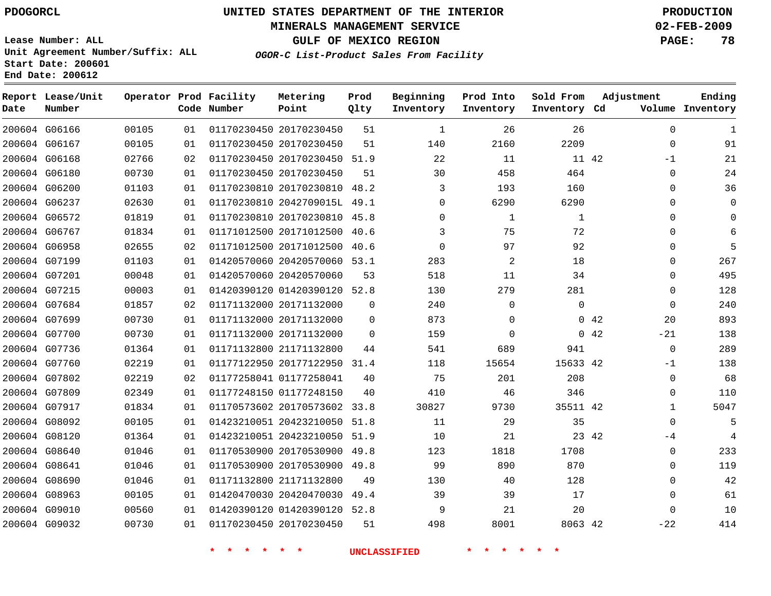PDOGORCL

# UNITED STATES DEPARTMENT OF THE INTERIOR
## MINERALS MANAGEMENT SERVICE
## GULF OF MEXICO REGION
### *OGOR-C List-Product Sales From Facility*

PRODUCTION
02-FEB-2009

Lease Number: ALL
Unit Agreement Number/Suffix: ALL
Start Date: 200601
End Date: 200612

| Report Date | Lease/Unit Number | Operator | Prod Code | Facility Number | Metering Point | Prod Qlty | Beginning Inventory | Prod Into Inventory | Sold From Inventory | Adjustment Cd | Adjustment Volume | Ending Inventory |
|---|---|---|---|---|---|---|---|---|---|---|---|---|
| 200604 | G06166 | 00105 | 01 | 01170230450 | 20170230450 | 51 | 1 | 26 | 26 | | 0 | 1 |
| 200604 | G06167 | 00105 | 01 | 01170230450 | 20170230450 | 51 | 140 | 2160 | 2209 | | 0 | 91 |
| 200604 | G06168 | 02766 | 02 | 01170230450 | 20170230450 | 51.9 | 22 | 11 | 11 | 42 | -1 | 21 |
| 200604 | G06180 | 00730 | 01 | 01170230450 | 20170230450 | 51 | 30 | 458 | 464 | | 0 | 24 |
| 200604 | G06200 | 01103 | 01 | 01170230810 | 20170230810 | 48.2 | 3 | 193 | 160 | | 0 | 36 |
| 200604 | G06237 | 02630 | 01 | 01170230810 | 2042709015L | 49.1 | 0 | 6290 | 6290 | | 0 | 0 |
| 200604 | G06572 | 01819 | 01 | 01170230810 | 20170230810 | 45.8 | 0 | 1 | 1 | | 0 | 0 |
| 200604 | G06767 | 01834 | 01 | 01171012500 | 20171012500 | 40.6 | 3 | 75 | 72 | | 0 | 6 |
| 200604 | G06958 | 02655 | 02 | 01171012500 | 20171012500 | 40.6 | 0 | 97 | 92 | | 0 | 5 |
| 200604 | G07199 | 01103 | 01 | 01420570060 | 20420570060 | 53.1 | 283 | 2 | 18 | | 0 | 267 |
| 200604 | G07201 | 00048 | 01 | 01420570060 | 20420570060 | 53 | 518 | 11 | 34 | | 0 | 495 |
| 200604 | G07215 | 00003 | 01 | 01420390120 | 01420390120 | 52.8 | 130 | 279 | 281 | | 0 | 128 |
| 200604 | G07684 | 01857 | 02 | 01171132000 | 20171132000 | 0 | 240 | 0 | 0 | | 0 | 240 |
| 200604 | G07699 | 00730 | 01 | 01171132000 | 20171132000 | 0 | 873 | 0 | 0 | 42 | 20 | 893 |
| 200604 | G07700 | 00730 | 01 | 01171132000 | 20171132000 | 0 | 159 | 0 | 0 | 42 | -21 | 138 |
| 200604 | G07736 | 01364 | 01 | 01171132800 | 21171132800 | 44 | 541 | 689 | 941 | | 0 | 289 |
| 200604 | G07760 | 02219 | 01 | 01177122950 | 20177122950 | 31.4 | 118 | 15654 | 15633 | 42 | -1 | 138 |
| 200604 | G07802 | 02219 | 02 | 01177258041 | 01177258041 | 40 | 75 | 201 | 208 | | 0 | 68 |
| 200604 | G07809 | 02349 | 01 | 01177248150 | 01177248150 | 40 | 410 | 46 | 346 | | 0 | 110 |
| 200604 | G07917 | 01834 | 01 | 01170573602 | 20170573602 | 33.8 | 30827 | 9730 | 35511 | 42 | 1 | 5047 |
| 200604 | G08092 | 00105 | 01 | 01423210051 | 20423210050 | 51.8 | 11 | 29 | 35 | | 0 | 5 |
| 200604 | G08120 | 01364 | 01 | 01423210051 | 20423210050 | 51.9 | 10 | 21 | 23 | 42 | -4 | 4 |
| 200604 | G08640 | 01046 | 01 | 01170530900 | 20170530900 | 49.8 | 123 | 1818 | 1708 | | 0 | 233 |
| 200604 | G08641 | 01046 | 01 | 01170530900 | 20170530900 | 49.8 | 99 | 890 | 870 | | 0 | 119 |
| 200604 | G08690 | 01046 | 01 | 01171132800 | 21171132800 | 49 | 130 | 40 | 128 | | 0 | 42 |
| 200604 | G08963 | 00105 | 01 | 01420470030 | 20420470030 | 49.4 | 39 | 39 | 17 | | 0 | 61 |
| 200604 | G09010 | 00560 | 01 | 01420390120 | 01420390120 | 52.8 | 9 | 21 | 20 | | 0 | 10 |
| 200604 | G09032 | 00730 | 01 | 01170230450 | 20170230450 | 51 | 498 | 8001 | 8063 | 42 | -22 | 414 |

* * * * * * UNCLASSIFIED * * * * * *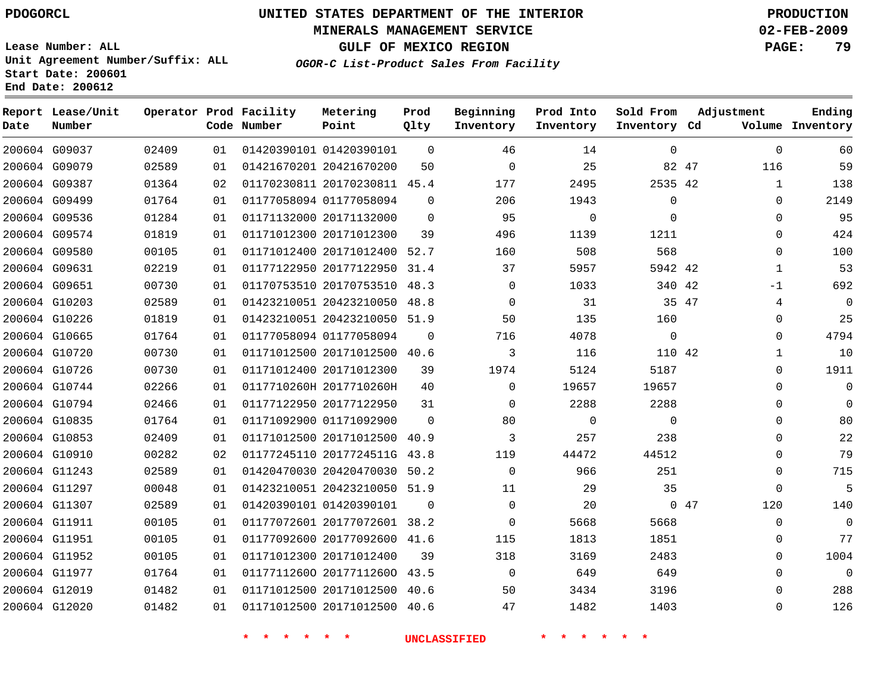PDOGORCL

# UNITED STATES DEPARTMENT OF THE INTERIOR
## MINERALS MANAGEMENT SERVICE
## GULF OF MEXICO REGION
### *OGOR-C List-Product Sales From Facility*

PRODUCTION
02-FEB-2009

Lease Number: ALL
Unit Agreement Number/Suffix: ALL
Start Date: 200601
End Date: 200612

| Report Date | Lease/Unit Number | Operator | Prod Code | Facility Number | Metering Point | Prod Qlty | Beginning Inventory | Prod Into Inventory | Sold From Inventory | Adjustment Cd | Volume | Ending Inventory |
|---|---|---|---|---|---|---|---|---|---|---|---|---|
| 200604 | G09037 | 02409 | 01 | 01420390101 | 01420390101 | 0 | 46 | 14 | 0 | | 0 | 60 |
| 200604 | G09079 | 02589 | 01 | 01421670201 | 20421670200 | 50 | 0 | 25 | 82 | 47 | 116 | 59 |
| 200604 | G09387 | 01364 | 02 | 01170230811 | 20170230811 | 45.4 | 177 | 2495 | 2535 | 42 | 1 | 138 |
| 200604 | G09499 | 01764 | 01 | 01177058094 | 01177058094 | 0 | 206 | 1943 | 0 | | 0 | 2149 |
| 200604 | G09536 | 01284 | 01 | 01171132000 | 20171132000 | 0 | 95 | 0 | 0 | | 0 | 95 |
| 200604 | G09574 | 01819 | 01 | 01171012300 | 20171012300 | 39 | 496 | 1139 | 1211 | | 0 | 424 |
| 200604 | G09580 | 00105 | 01 | 01171012400 | 20171012400 | 52.7 | 160 | 508 | 568 | | 0 | 100 |
| 200604 | G09631 | 02219 | 01 | 01177122950 | 20177122950 | 31.4 | 37 | 5957 | 5942 | 42 | 1 | 53 |
| 200604 | G09651 | 00730 | 01 | 01170753510 | 20170753510 | 48.3 | 0 | 1033 | 340 | 42 | -1 | 692 |
| 200604 | G10203 | 02589 | 01 | 01423210051 | 20423210050 | 48.8 | 0 | 31 | 35 | 47 | 4 | 0 |
| 200604 | G10226 | 01819 | 01 | 01423210051 | 20423210050 | 51.9 | 50 | 135 | 160 | | 0 | 25 |
| 200604 | G10665 | 01764 | 01 | 01177058094 | 01177058094 | 0 | 716 | 4078 | 0 | | 0 | 4794 |
| 200604 | G10720 | 00730 | 01 | 01171012500 | 20171012500 | 40.6 | 3 | 116 | 110 | 42 | 1 | 10 |
| 200604 | G10726 | 00730 | 01 | 01171012400 | 20171012300 | 39 | 1974 | 5124 | 5187 | | 0 | 1911 |
| 200604 | G10744 | 02266 | 01 | 0117710260H | 2017710260H | 40 | 0 | 19657 | 19657 | | 0 | 0 |
| 200604 | G10794 | 02466 | 01 | 01177122950 | 20177122950 | 31 | 0 | 2288 | 2288 | | 0 | 0 |
| 200604 | G10835 | 01764 | 01 | 01171092900 | 01171092900 | 0 | 80 | 0 | 0 | | 0 | 80 |
| 200604 | G10853 | 02409 | 01 | 01171012500 | 20171012500 | 40.9 | 3 | 257 | 238 | | 0 | 22 |
| 200604 | G10910 | 00282 | 02 | 01177245110 | 2017724511G | 43.8 | 119 | 44472 | 44512 | | 0 | 79 |
| 200604 | G11243 | 02589 | 01 | 01420470030 | 20420470030 | 50.2 | 0 | 966 | 251 | | 0 | 715 |
| 200604 | G11297 | 00048 | 01 | 01423210051 | 20423210050 | 51.9 | 11 | 29 | 35 | | 0 | 5 |
| 200604 | G11307 | 02589 | 01 | 01420390101 | 01420390101 | 0 | 0 | 20 | 0 | 47 | 120 | 140 |
| 200604 | G11911 | 00105 | 01 | 01177072601 | 20177072601 | 38.2 | 0 | 5668 | 5668 | | 0 | 0 |
| 200604 | G11951 | 00105 | 01 | 01177092600 | 20177092600 | 41.6 | 115 | 1813 | 1851 | | 0 | 77 |
| 200604 | G11952 | 00105 | 01 | 01171012300 | 20171012400 | 39 | 318 | 3169 | 2483 | | 0 | 1004 |
| 200604 | G11977 | 01764 | 01 | 01177112600 | 20177112600 | 43.5 | 0 | 649 | 649 | | 0 | 0 |
| 200604 | G12019 | 01482 | 01 | 01171012500 | 20171012500 | 40.6 | 50 | 3434 | 3196 | | 0 | 288 |
| 200604 | G12020 | 01482 | 01 | 01171012500 | 20171012500 | 40.6 | 47 | 1482 | 1403 | | 0 | 126 |

* * * * * * UNCLASSIFIED * * * * * *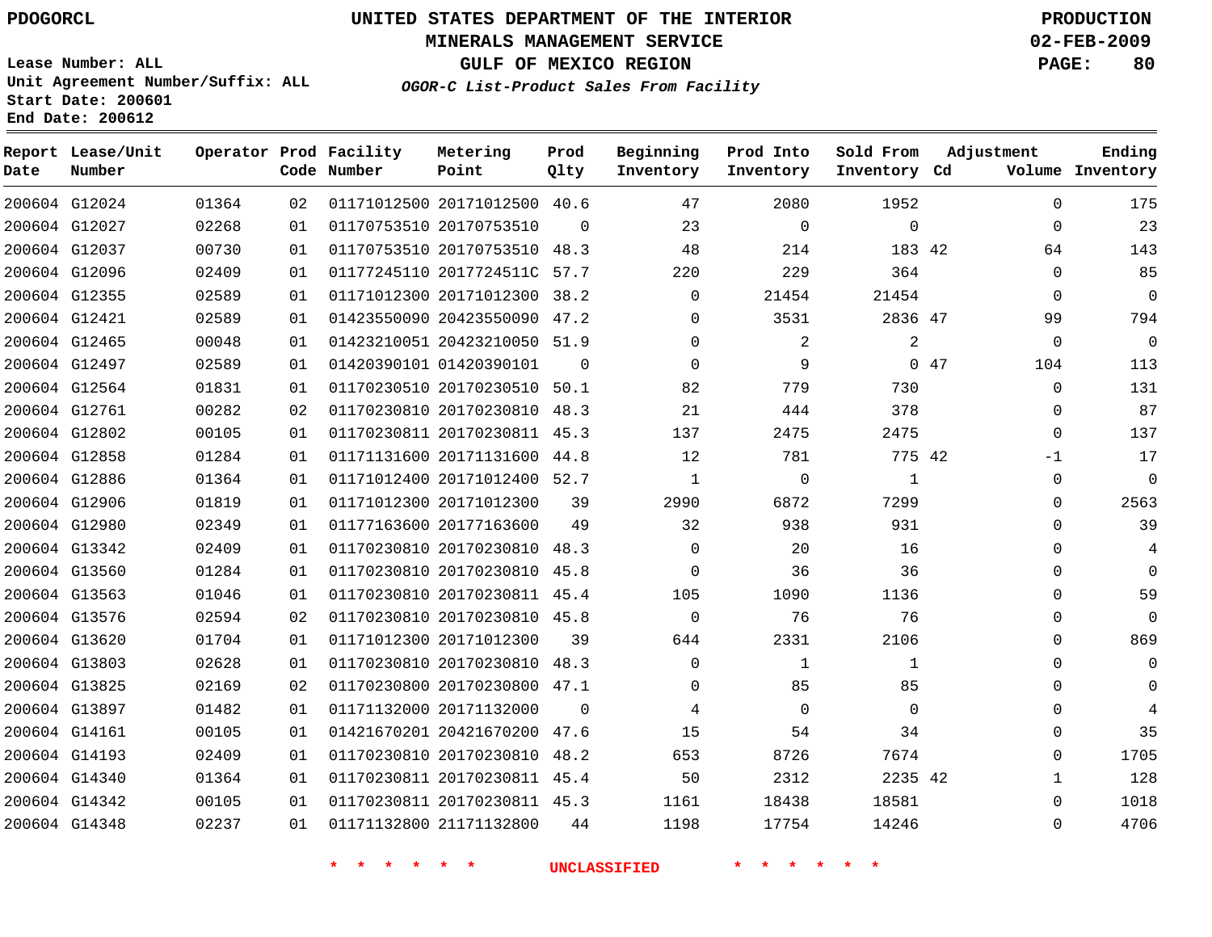PDOGORCL

# UNITED STATES DEPARTMENT OF THE INTERIOR
## MINERALS MANAGEMENT SERVICE
## GULF OF MEXICO REGION
### *OGOR-C List-Product Sales From Facility*

PRODUCTION
02-FEB-2009

Lease Number: ALL
Unit Agreement Number/Suffix: ALL
Start Date: 200601
End Date: 200612

| Report Date | Lease/Unit Number | Operator | Prod Code | Facility Number | Metering Point | Prod Qlty | Beginning Inventory | Prod Into Inventory | Sold From Inventory | Adjustment Cd | Adjustment Volume | Ending Inventory |
|---|---|---|---|---|---|---|---|---|---|---|---|---|
| 200604 | G12024 | 01364 | 02 | 01171012500 | 20171012500 | 40.6 | 47 | 2080 | 1952 | | 0 | 175 |
| 200604 | G12027 | 02268 | 01 | 01170753510 | 20170753510 | 0 | 23 | 0 | 0 | | 0 | 23 |
| 200604 | G12037 | 00730 | 01 | 01170753510 | 20170753510 | 48.3 | 48 | 214 | 183 | 42 | 64 | 143 |
| 200604 | G12096 | 02409 | 01 | 01177245110 | 2017724511C | 57.7 | 220 | 229 | 364 | | 0 | 85 |
| 200604 | G12355 | 02589 | 01 | 01171012300 | 20171012300 | 38.2 | 0 | 21454 | 21454 | | 0 | 0 |
| 200604 | G12421 | 02589 | 01 | 01423550090 | 20423550090 | 47.2 | 0 | 3531 | 2836 | 47 | 99 | 794 |
| 200604 | G12465 | 00048 | 01 | 01423210051 | 20423210050 | 51.9 | 0 | 2 | 2 | | 0 | 0 |
| 200604 | G12497 | 02589 | 01 | 01420390101 | 01420390101 | 0 | 0 | 9 | 0 | 47 | 104 | 113 |
| 200604 | G12564 | 01831 | 01 | 01170230510 | 20170230510 | 50.1 | 82 | 779 | 730 | | 0 | 131 |
| 200604 | G12761 | 00282 | 02 | 01170230810 | 20170230810 | 48.3 | 21 | 444 | 378 | | 0 | 87 |
| 200604 | G12802 | 00105 | 01 | 01170230811 | 20170230811 | 45.3 | 137 | 2475 | 2475 | | 0 | 137 |
| 200604 | G12858 | 01284 | 01 | 01171131600 | 20171131600 | 44.8 | 12 | 781 | 775 | 42 | -1 | 17 |
| 200604 | G12886 | 01364 | 01 | 01171012400 | 20171012400 | 52.7 | 1 | 0 | 1 | | 0 | 0 |
| 200604 | G12906 | 01819 | 01 | 01171012300 | 20171012300 | 39 | 2990 | 6872 | 7299 | | 0 | 2563 |
| 200604 | G12980 | 02349 | 01 | 01177163600 | 20177163600 | 49 | 32 | 938 | 931 | | 0 | 39 |
| 200604 | G13342 | 02409 | 01 | 01170230810 | 20170230810 | 48.3 | 0 | 20 | 16 | | 0 | 4 |
| 200604 | G13560 | 01284 | 01 | 01170230810 | 20170230810 | 45.8 | 0 | 36 | 36 | | 0 | 0 |
| 200604 | G13563 | 01046 | 01 | 01170230810 | 20170230811 | 45.4 | 105 | 1090 | 1136 | | 0 | 59 |
| 200604 | G13576 | 02594 | 02 | 01170230810 | 20170230810 | 45.8 | 0 | 76 | 76 | | 0 | 0 |
| 200604 | G13620 | 01704 | 01 | 01171012300 | 20171012300 | 39 | 644 | 2331 | 2106 | | 0 | 869 |
| 200604 | G13803 | 02628 | 01 | 01170230810 | 20170230810 | 48.3 | 0 | 1 | 1 | | 0 | 0 |
| 200604 | G13825 | 02169 | 02 | 01170230800 | 20170230800 | 47.1 | 0 | 85 | 85 | | 0 | 0 |
| 200604 | G13897 | 01482 | 01 | 01171132000 | 20171132000 | 0 | 4 | 0 | 0 | | 0 | 4 |
| 200604 | G14161 | 00105 | 01 | 01421670201 | 20421670200 | 47.6 | 15 | 54 | 34 | | 0 | 35 |
| 200604 | G14193 | 02409 | 01 | 01170230810 | 20170230810 | 48.2 | 653 | 8726 | 7674 | | 0 | 1705 |
| 200604 | G14340 | 01364 | 01 | 01170230811 | 20170230811 | 45.4 | 50 | 2312 | 2235 | 42 | 1 | 128 |
| 200604 | G14342 | 00105 | 01 | 01170230811 | 20170230811 | 45.3 | 1161 | 18438 | 18581 | | 0 | 1018 |
| 200604 | G14348 | 02237 | 01 | 01171132800 | 21171132800 | 44 | 1198 | 17754 | 14246 | | 0 | 4706 |

* * * * * * UNCLASSIFIED * * * * * *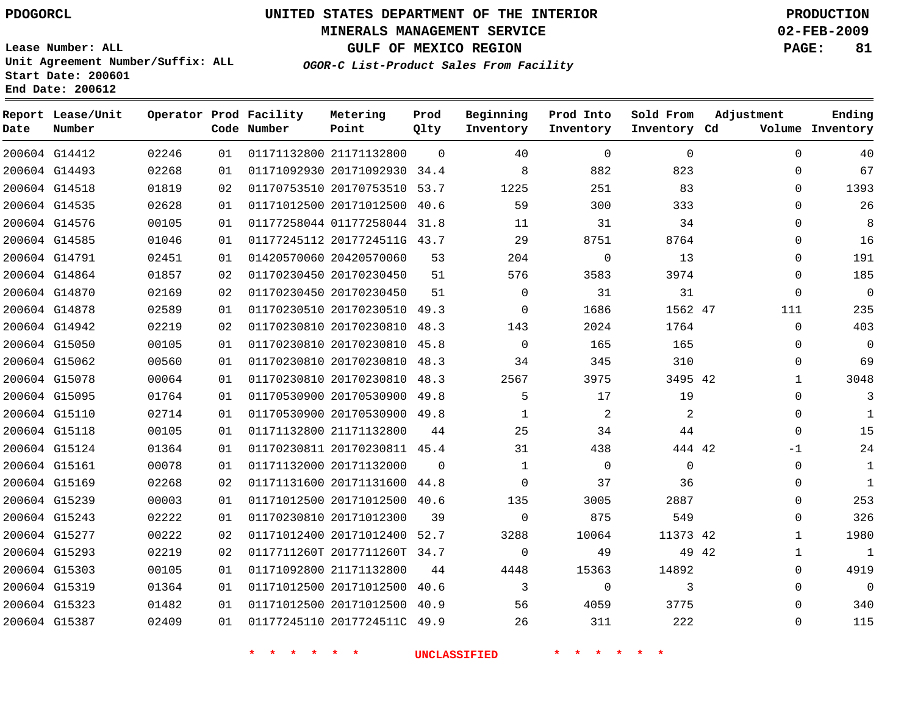UNITED STATES DEPARTMENT OF THE INTERIOR
MINERALS MANAGEMENT SERVICE
GULF OF MEXICO REGION

PDOGORCL

PRODUCTION
02-FEB-2009

Lease Number: ALL
Unit Agreement Number/Suffix: ALL
Start Date: 200601
End Date: 200612

*OGOR-C List-Product Sales From Facility*

| Report Date | Lease/Unit Number | Operator | Prod Code | Facility Number | Metering Point | Prod Qlty | Beginning Inventory | Prod Into Inventory | Sold From Inventory | Adjustment Cd | Volume | Ending Inventory |
|---|---|---|---|---|---|---|---|---|---|---|---|---|
| 200604 | G14412 | 02246 | 01 | 01171132800 | 21171132800 | 0 | 40 | 0 | 0 | | 0 | 40 |
| 200604 | G14493 | 02268 | 01 | 01171092930 | 20171092930 | 34.4 | 8 | 882 | 823 | | 0 | 67 |
| 200604 | G14518 | 01819 | 02 | 01170753510 | 20170753510 | 53.7 | 1225 | 251 | 83 | | 0 | 1393 |
| 200604 | G14535 | 02628 | 01 | 01171012500 | 20171012500 | 40.6 | 59 | 300 | 333 | | 0 | 26 |
| 200604 | G14576 | 00105 | 01 | 01177258044 | 01177258044 | 31.8 | 11 | 31 | 34 | | 0 | 8 |
| 200604 | G14585 | 01046 | 01 | 01177245112 | 2017724511G | 43.7 | 29 | 8751 | 8764 | | 0 | 16 |
| 200604 | G14791 | 02451 | 01 | 01420570060 | 20420570060 | 53 | 204 | 0 | 13 | | 0 | 191 |
| 200604 | G14864 | 01857 | 02 | 01170230450 | 20170230450 | 51 | 576 | 3583 | 3974 | | 0 | 185 |
| 200604 | G14870 | 02169 | 02 | 01170230450 | 20170230450 | 51 | 0 | 31 | 31 | | 0 | 0 |
| 200604 | G14878 | 02589 | 01 | 01170230510 | 20170230510 | 49.3 | 0 | 1686 | 1562 | 47 | 111 | 235 |
| 200604 | G14942 | 02219 | 02 | 01170230810 | 20170230810 | 48.3 | 143 | 2024 | 1764 | | 0 | 403 |
| 200604 | G15050 | 00105 | 01 | 01170230810 | 20170230810 | 45.8 | 0 | 165 | 165 | | 0 | 0 |
| 200604 | G15062 | 00560 | 01 | 01170230810 | 20170230810 | 48.3 | 34 | 345 | 310 | | 0 | 69 |
| 200604 | G15078 | 00064 | 01 | 01170230810 | 20170230810 | 48.3 | 2567 | 3975 | 3495 | 42 | 1 | 3048 |
| 200604 | G15095 | 01764 | 01 | 01170530900 | 20170530900 | 49.8 | 5 | 17 | 19 | | 0 | 3 |
| 200604 | G15110 | 02714 | 01 | 01170530900 | 20170530900 | 49.8 | 1 | 2 | 2 | | 0 | 1 |
| 200604 | G15118 | 00105 | 01 | 01171132800 | 21171132800 | 44 | 25 | 34 | 44 | | 0 | 15 |
| 200604 | G15124 | 01364 | 01 | 01170230811 | 20170230811 | 45.4 | 31 | 438 | 444 | 42 | -1 | 24 |
| 200604 | G15161 | 00078 | 01 | 01171132000 | 20171132000 | 0 | 1 | 0 | 0 | | 0 | 1 |
| 200604 | G15169 | 02268 | 02 | 01171131600 | 20171131600 | 44.8 | 0 | 37 | 36 | | 0 | 1 |
| 200604 | G15239 | 00003 | 01 | 01171012500 | 20171012500 | 40.6 | 135 | 3005 | 2887 | | 0 | 253 |
| 200604 | G15243 | 02222 | 01 | 01170230810 | 20171012300 | 39 | 0 | 875 | 549 | | 0 | 326 |
| 200604 | G15277 | 00222 | 02 | 01171012400 | 20171012400 | 52.7 | 3288 | 10064 | 11373 | 42 | 1 | 1980 |
| 200604 | G15293 | 02219 | 02 | 0117711260T | 2017711260T | 34.7 | 0 | 49 | 49 | 42 | 1 | 1 |
| 200604 | G15303 | 00105 | 01 | 01171092800 | 21171132800 | 44 | 4448 | 15363 | 14892 | | 0 | 4919 |
| 200604 | G15319 | 01364 | 01 | 01171012500 | 20171012500 | 40.6 | 3 | 0 | 3 | | 0 | 0 |
| 200604 | G15323 | 01482 | 01 | 01171012500 | 20171012500 | 40.9 | 56 | 4059 | 3775 | | 0 | 340 |
| 200604 | G15387 | 02409 | 01 | 01177245110 | 2017724511C | 49.9 | 26 | 311 | 222 | | 0 | 115 |

* * * * * * UNCLASSIFIED * * * * * *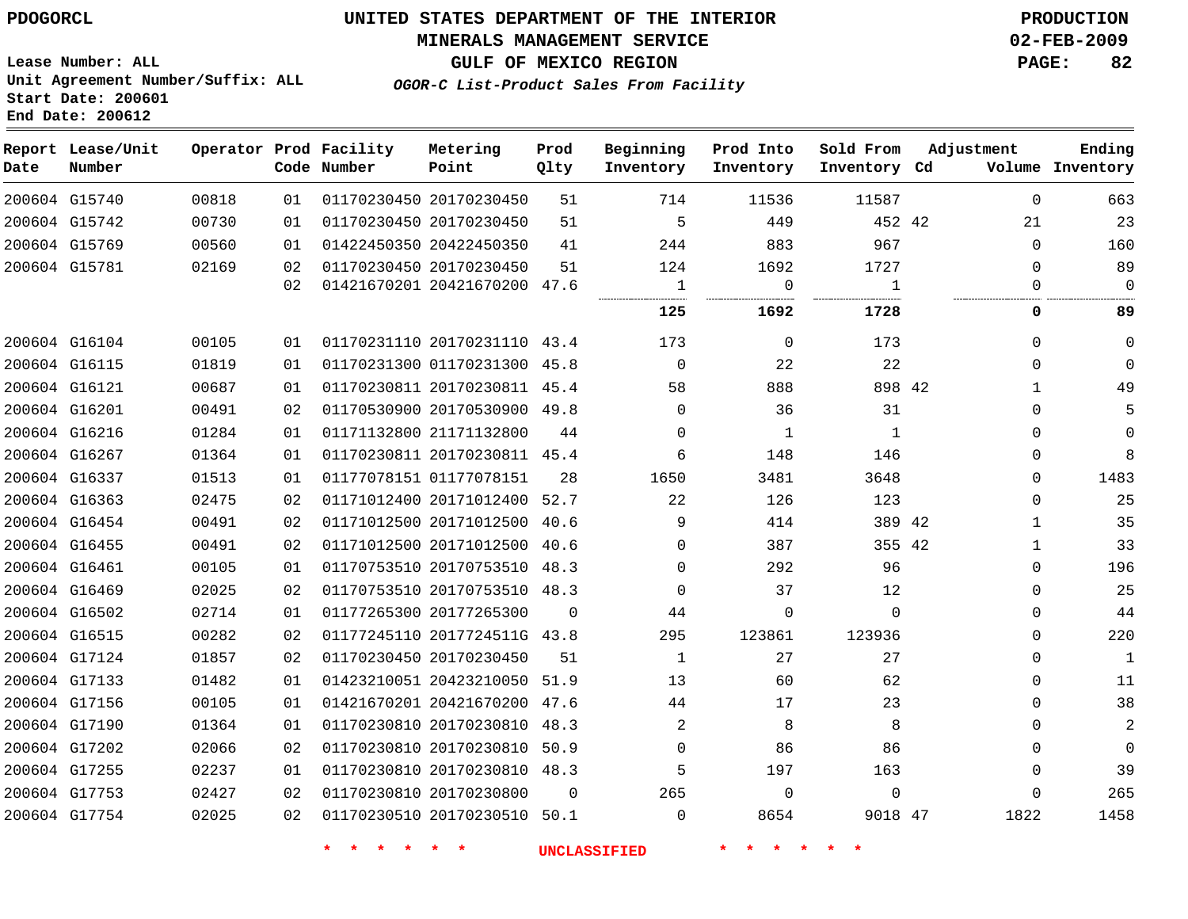PDOGORCL

**UNITED STATES DEPARTMENT OF THE INTERIOR**
**MINERALS MANAGEMENT SERVICE**
**GULF OF MEXICO REGION**
*OGOR-C List-Product Sales From Facility*

**PRODUCTION**
**02-FEB-2009**

Lease Number: ALL
Unit Agreement Number/Suffix: ALL
Start Date: 200601
End Date: 200612

| Report Date | Lease/Unit Number | Operator | Prod Code | Facility Number | Metering Point | Prod Qlty | Beginning Inventory | Prod Into Inventory | Sold From Inventory | Adjustment Cd | Volume | Ending Inventory |
|---|---|---|---|---|---|---|---|---|---|---|---|---|
| 200604 | G15740 | 00818 | 01 | 01170230450 | 20170230450 | 51 | 714 | 11536 | 11587 | | 0 | 663 |
| 200604 | G15742 | 00730 | 01 | 01170230450 | 20170230450 | 51 | 5 | 449 | 452 | 42 | 21 | 23 |
| 200604 | G15769 | 00560 | 01 | 01422450350 | 20422450350 | 41 | 244 | 883 | 967 | | 0 | 160 |
| 200604 | G15781 | 02169 | 02 | 01170230450 | 20170230450 | 51 | 124 | 1692 | 1727 | | 0 | 89 |
| | | | 02 | 01421670201 | 20421670200 | 47.6 | 1 | 0 | 1 | | 0 | 0 |
| | | | | | | | **125** | **1692** | **1728** | | **0** | **89** |
| 200604 | G16104 | 00105 | 01 | 01170231110 | 20170231110 | 43.4 | 173 | 0 | 173 | | 0 | 0 |
| 200604 | G16115 | 01819 | 01 | 01170231300 | 01170231300 | 45.8 | 0 | 22 | 22 | | 0 | 0 |
| 200604 | G16121 | 00687 | 01 | 01170230811 | 20170230811 | 45.4 | 58 | 888 | 898 | 42 | 1 | 49 |
| 200604 | G16201 | 00491 | 02 | 01170530900 | 20170530900 | 49.8 | 0 | 36 | 31 | | 0 | 5 |
| 200604 | G16216 | 01284 | 01 | 01171132800 | 21171132800 | 44 | 0 | 1 | 1 | | 0 | 0 |
| 200604 | G16267 | 01364 | 01 | 01170230811 | 20170230811 | 45.4 | 6 | 148 | 146 | | 0 | 8 |
| 200604 | G16337 | 01513 | 01 | 01177078151 | 01177078151 | 28 | 1650 | 3481 | 3648 | | 0 | 1483 |
| 200604 | G16363 | 02475 | 02 | 01171012400 | 20171012400 | 52.7 | 22 | 126 | 123 | | 0 | 25 |
| 200604 | G16454 | 00491 | 02 | 01171012500 | 20171012500 | 40.6 | 9 | 414 | 389 | 42 | 1 | 35 |
| 200604 | G16455 | 00491 | 02 | 01171012500 | 20171012500 | 40.6 | 0 | 387 | 355 | 42 | 1 | 33 |
| 200604 | G16461 | 00105 | 01 | 01170753510 | 20170753510 | 48.3 | 0 | 292 | 96 | | 0 | 196 |
| 200604 | G16469 | 02025 | 02 | 01170753510 | 20170753510 | 48.3 | 0 | 37 | 12 | | 0 | 25 |
| 200604 | G16502 | 02714 | 01 | 01177265300 | 20177265300 | 0 | 44 | 0 | 0 | | 0 | 44 |
| 200604 | G16515 | 00282 | 02 | 01177245110 | 2017724511G | 43.8 | 295 | 123861 | 123936 | | 0 | 220 |
| 200604 | G17124 | 01857 | 02 | 01170230450 | 20170230450 | 51 | 1 | 27 | 27 | | 0 | 1 |
| 200604 | G17133 | 01482 | 01 | 01423210051 | 20423210050 | 51.9 | 13 | 60 | 62 | | 0 | 11 |
| 200604 | G17156 | 00105 | 01 | 01421670201 | 20421670200 | 47.6 | 44 | 17 | 23 | | 0 | 38 |
| 200604 | G17190 | 01364 | 01 | 01170230810 | 20170230810 | 48.3 | 2 | 8 | 8 | | 0 | 2 |
| 200604 | G17202 | 02066 | 02 | 01170230810 | 20170230810 | 50.9 | 0 | 86 | 86 | | 0 | 0 |
| 200604 | G17255 | 02237 | 01 | 01170230810 | 20170230810 | 48.3 | 5 | 197 | 163 | | 0 | 39 |
| 200604 | G17753 | 02427 | 02 | 01170230810 | 20170230800 | 0 | 265 | 0 | 0 | | 0 | 265 |
| 200604 | G17754 | 02025 | 02 | 01170230510 | 20170230510 | 50.1 | 0 | 8654 | 9018 | 47 | 1822 | 1458 |

* * * * * * UNCLASSIFIED * * * * * *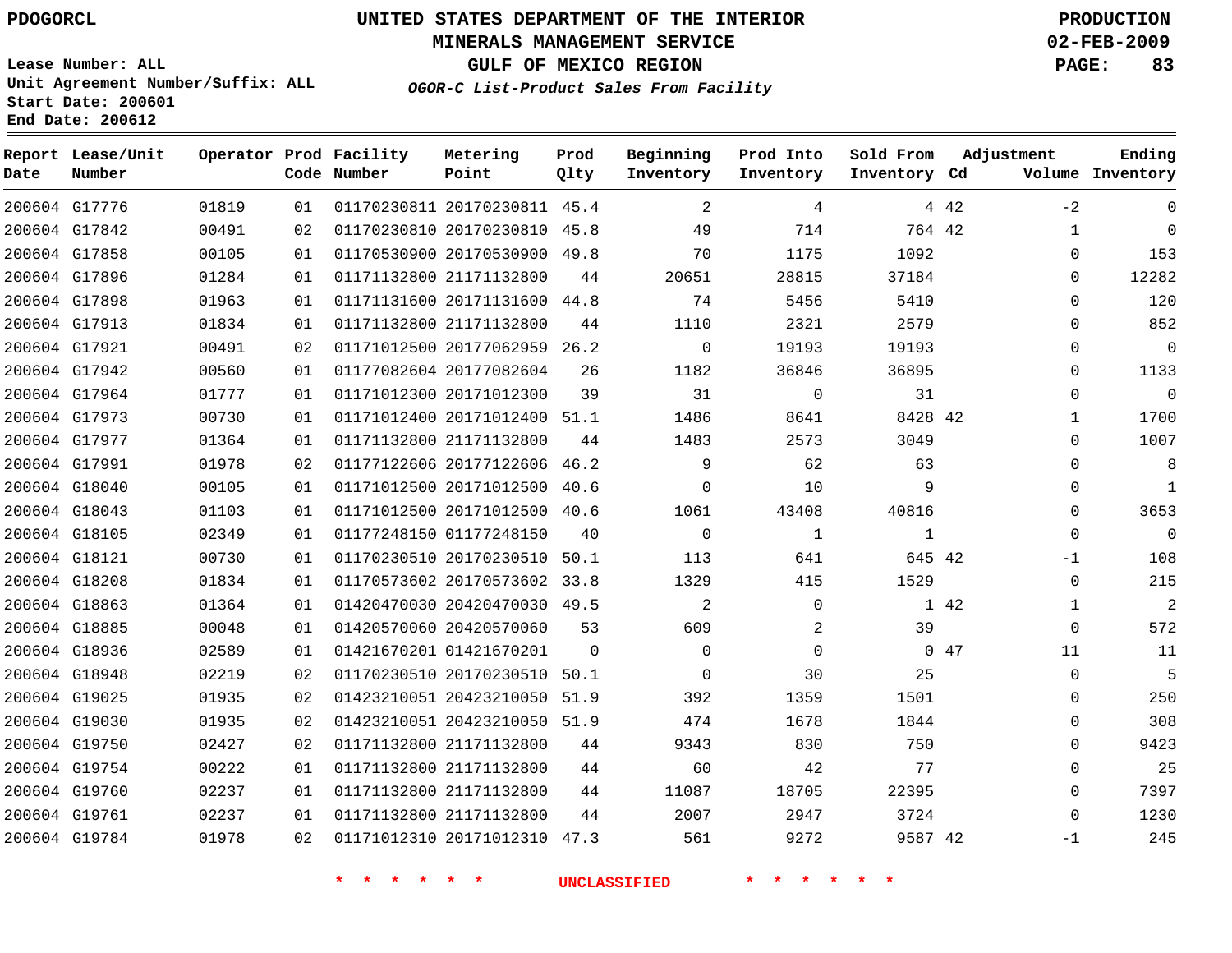PDOGORCL

# UNITED STATES DEPARTMENT OF THE INTERIOR
## MINERALS MANAGEMENT SERVICE
## GULF OF MEXICO REGION
### *OGOR-C List-Product Sales From Facility*

PRODUCTION
02-FEB-2009

Lease Number: ALL
Unit Agreement Number/Suffix: ALL
Start Date: 200601
End Date: 200612

| Report Date | Lease/Unit Number | Operator | Prod Code | Facility Number | Metering Point | Prod Qlty | Beginning Inventory | Prod Into Inventory | Sold From Inventory | Adjustment Cd | Adjustment Volume | Ending Inventory |
|---|---|---|---|---|---|---|---|---|---|---|---|---|
| 200604 | G17776 | 01819 | 01 | 01170230811 | 20170230811 | 45.4 | 2 | 4 | 4 | 42 | -2 | 0 |
| 200604 | G17842 | 00491 | 02 | 01170230810 | 20170230810 | 45.8 | 49 | 714 | 764 | 42 | 1 | 0 |
| 200604 | G17858 | 00105 | 01 | 01170530900 | 20170530900 | 49.8 | 70 | 1175 | 1092 | | 0 | 153 |
| 200604 | G17896 | 01284 | 01 | 01171132800 | 21171132800 | 44 | 20651 | 28815 | 37184 | | 0 | 12282 |
| 200604 | G17898 | 01963 | 01 | 01171131600 | 20171131600 | 44.8 | 74 | 5456 | 5410 | | 0 | 120 |
| 200604 | G17913 | 01834 | 01 | 01171132800 | 21171132800 | 44 | 1110 | 2321 | 2579 | | 0 | 852 |
| 200604 | G17921 | 00491 | 02 | 01171012500 | 20177062959 | 26.2 | 0 | 19193 | 19193 | | 0 | 0 |
| 200604 | G17942 | 00560 | 01 | 01177082604 | 20177082604 | 26 | 1182 | 36846 | 36895 | | 0 | 1133 |
| 200604 | G17964 | 01777 | 01 | 01171012300 | 20171012300 | 39 | 31 | 0 | 31 | | 0 | 0 |
| 200604 | G17973 | 00730 | 01 | 01171012400 | 20171012400 | 51.1 | 1486 | 8641 | 8428 | 42 | 1 | 1700 |
| 200604 | G17977 | 01364 | 01 | 01171132800 | 21171132800 | 44 | 1483 | 2573 | 3049 | | 0 | 1007 |
| 200604 | G17991 | 01978 | 02 | 01177122606 | 20177122606 | 46.2 | 9 | 62 | 63 | | 0 | 8 |
| 200604 | G18040 | 00105 | 01 | 01171012500 | 20171012500 | 40.6 | 0 | 10 | 9 | | 0 | 1 |
| 200604 | G18043 | 01103 | 01 | 01171012500 | 20171012500 | 40.6 | 1061 | 43408 | 40816 | | 0 | 3653 |
| 200604 | G18105 | 02349 | 01 | 01177248150 | 01177248150 | 40 | 0 | 1 | 1 | | 0 | 0 |
| 200604 | G18121 | 00730 | 01 | 01170230510 | 20170230510 | 50.1 | 113 | 641 | 645 | 42 | -1 | 108 |
| 200604 | G18208 | 01834 | 01 | 01170573602 | 20170573602 | 33.8 | 1329 | 415 | 1529 | | 0 | 215 |
| 200604 | G18863 | 01364 | 01 | 01420470030 | 20420470030 | 49.5 | 2 | 0 | 1 | 42 | 1 | 2 |
| 200604 | G18885 | 00048 | 01 | 01420570060 | 20420570060 | 53 | 609 | 2 | 39 | | 0 | 572 |
| 200604 | G18936 | 02589 | 01 | 01421670201 | 01421670201 | 0 | 0 | 0 | 0 | 47 | 11 | 11 |
| 200604 | G18948 | 02219 | 02 | 01170230510 | 20170230510 | 50.1 | 0 | 30 | 25 | | 0 | 5 |
| 200604 | G19025 | 01935 | 02 | 01423210051 | 20423210050 | 51.9 | 392 | 1359 | 1501 | | 0 | 250 |
| 200604 | G19030 | 01935 | 02 | 01423210051 | 20423210050 | 51.9 | 474 | 1678 | 1844 | | 0 | 308 |
| 200604 | G19750 | 02427 | 02 | 01171132800 | 21171132800 | 44 | 9343 | 830 | 750 | | 0 | 9423 |
| 200604 | G19754 | 00222 | 01 | 01171132800 | 21171132800 | 44 | 60 | 42 | 77 | | 0 | 25 |
| 200604 | G19760 | 02237 | 01 | 01171132800 | 21171132800 | 44 | 11087 | 18705 | 22395 | | 0 | 7397 |
| 200604 | G19761 | 02237 | 01 | 01171132800 | 21171132800 | 44 | 2007 | 2947 | 3724 | | 0 | 1230 |
| 200604 | G19784 | 01978 | 02 | 01171012310 | 20171012310 | 47.3 | 561 | 9272 | 9587 | 42 | -1 | 245 |

* * * * * * UNCLASSIFIED * * * * * *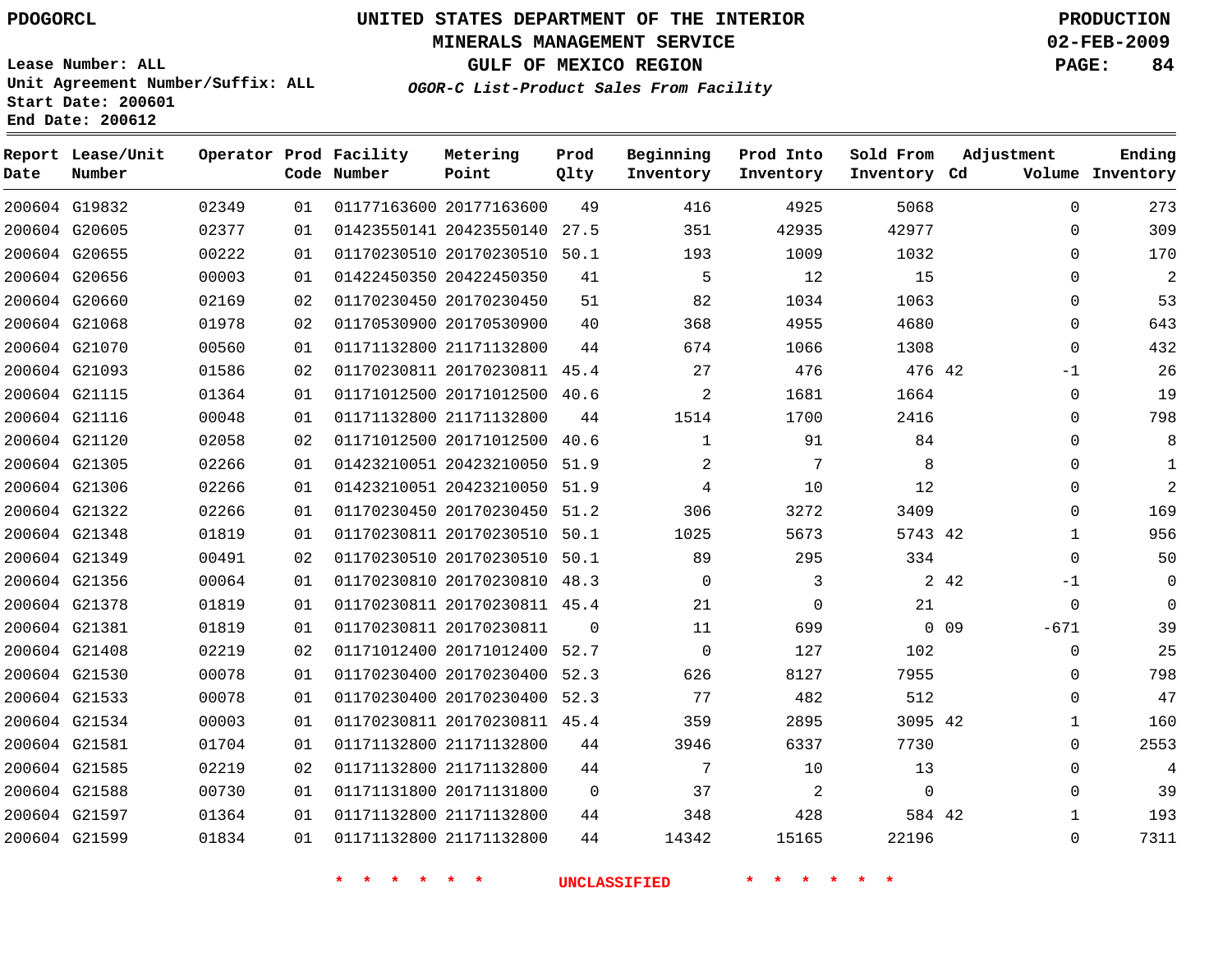PDOGORCL

# UNITED STATES DEPARTMENT OF THE INTERIOR
## MINERALS MANAGEMENT SERVICE
## GULF OF MEXICO REGION
### *OGOR-C List-Product Sales From Facility*

PRODUCTION
02-FEB-2009

Lease Number: ALL
Unit Agreement Number/Suffix: ALL
Start Date: 200601
End Date: 200612

| Report Date | Lease/Unit Number | Operator | Prod Code | Facility Number | Metering Point | Prod Qlty | Beginning Inventory | Prod Into Inventory | Sold From Inventory | Adjustment Cd | Adjustment Volume | Ending Inventory |
|---|---|---|---|---|---|---|---|---|---|---|---|---|
| 200604 | G19832 | 02349 | 01 | 01177163600 | 20177163600 | 49 | 416 | 4925 | 5068 | | 0 | 273 |
| 200604 | G20605 | 02377 | 01 | 01423550141 | 20423550140 | 27.5 | 351 | 42935 | 42977 | | 0 | 309 |
| 200604 | G20655 | 00222 | 01 | 01170230510 | 20170230510 | 50.1 | 193 | 1009 | 1032 | | 0 | 170 |
| 200604 | G20656 | 00003 | 01 | 01422450350 | 20422450350 | 41 | 5 | 12 | 15 | | 0 | 2 |
| 200604 | G20660 | 02169 | 02 | 01170230450 | 20170230450 | 51 | 82 | 1034 | 1063 | | 0 | 53 |
| 200604 | G21068 | 01978 | 02 | 01170530900 | 20170530900 | 40 | 368 | 4955 | 4680 | | 0 | 643 |
| 200604 | G21070 | 00560 | 01 | 01171132800 | 21171132800 | 44 | 674 | 1066 | 1308 | | 0 | 432 |
| 200604 | G21093 | 01586 | 02 | 01170230811 | 20170230811 | 45.4 | 27 | 476 | 476 | 42 | -1 | 26 |
| 200604 | G21115 | 01364 | 01 | 01171012500 | 20171012500 | 40.6 | 2 | 1681 | 1664 | | 0 | 19 |
| 200604 | G21116 | 00048 | 01 | 01171132800 | 21171132800 | 44 | 1514 | 1700 | 2416 | | 0 | 798 |
| 200604 | G21120 | 02058 | 02 | 01171012500 | 20171012500 | 40.6 | 1 | 91 | 84 | | 0 | 8 |
| 200604 | G21305 | 02266 | 01 | 01423210051 | 20423210050 | 51.9 | 2 | 7 | 8 | | 0 | 1 |
| 200604 | G21306 | 02266 | 01 | 01423210051 | 20423210050 | 51.9 | 4 | 10 | 12 | | 0 | 2 |
| 200604 | G21322 | 02266 | 01 | 01170230450 | 20170230450 | 51.2 | 306 | 3272 | 3409 | | 0 | 169 |
| 200604 | G21348 | 01819 | 01 | 01170230811 | 20170230510 | 50.1 | 1025 | 5673 | 5743 | 42 | 1 | 956 |
| 200604 | G21349 | 00491 | 02 | 01170230510 | 20170230510 | 50.1 | 89 | 295 | 334 | | 0 | 50 |
| 200604 | G21356 | 00064 | 01 | 01170230810 | 20170230810 | 48.3 | 0 | 3 | 2 | 42 | -1 | 0 |
| 200604 | G21378 | 01819 | 01 | 01170230811 | 20170230811 | 45.4 | 21 | 0 | 21 | | 0 | 0 |
| 200604 | G21381 | 01819 | 01 | 01170230811 | 20170230811 | 0 | 11 | 699 | 0 | 09 | -671 | 39 |
| 200604 | G21408 | 02219 | 02 | 01171012400 | 20171012400 | 52.7 | 0 | 127 | 102 | | 0 | 25 |
| 200604 | G21530 | 00078 | 01 | 01170230400 | 20170230400 | 52.3 | 626 | 8127 | 7955 | | 0 | 798 |
| 200604 | G21533 | 00078 | 01 | 01170230400 | 20170230400 | 52.3 | 77 | 482 | 512 | | 0 | 47 |
| 200604 | G21534 | 00003 | 01 | 01170230811 | 20170230811 | 45.4 | 359 | 2895 | 3095 | 42 | 1 | 160 |
| 200604 | G21581 | 01704 | 01 | 01171132800 | 21171132800 | 44 | 3946 | 6337 | 7730 | | 0 | 2553 |
| 200604 | G21585 | 02219 | 02 | 01171132800 | 21171132800 | 44 | 7 | 10 | 13 | | 0 | 4 |
| 200604 | G21588 | 00730 | 01 | 01171131800 | 20171131800 | 0 | 37 | 2 | 0 | | 0 | 39 |
| 200604 | G21597 | 01364 | 01 | 01171132800 | 21171132800 | 44 | 348 | 428 | 584 | 42 | 1 | 193 |
| 200604 | G21599 | 01834 | 01 | 01171132800 | 21171132800 | 44 | 14342 | 15165 | 22196 | | 0 | 7311 |

\* \* \* \* \* \* UNCLASSIFIED \* \* \* \* \* \*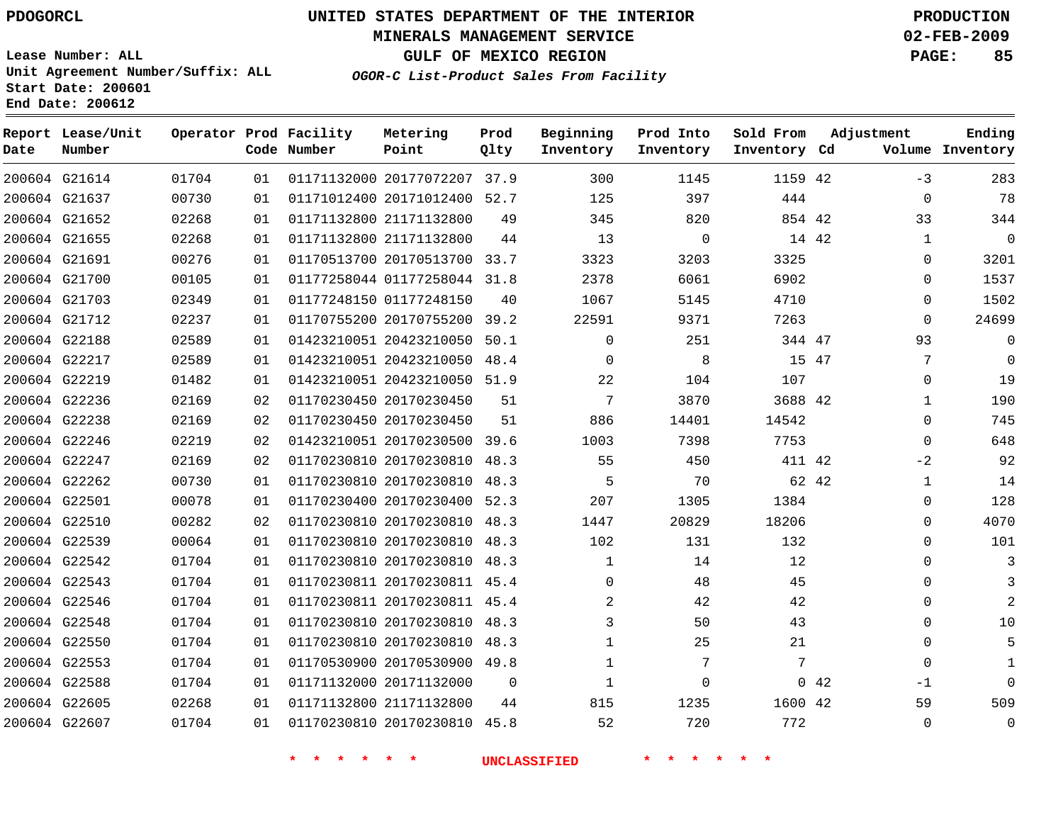PDOGORCL

# UNITED STATES DEPARTMENT OF THE INTERIOR
## MINERALS MANAGEMENT SERVICE
## GULF OF MEXICO REGION
### *OGOR-C List-Product Sales From Facility*

PRODUCTION
02-FEB-2009

Lease Number: ALL
Unit Agreement Number/Suffix: ALL
Start Date: 200601
End Date: 200612

| Report Date | Lease/Unit Number | Operator | Prod Code | Facility Number | Metering Point | Prod Qlty | Beginning Inventory | Prod Into Inventory | Sold From Inventory | Adjustment Cd | Adjustment Volume | Ending Inventory |
|---|---|---|---|---|---|---|---|---|---|---|---|---|
| 200604 | G21614 | 01704 | 01 | 01171132000 | 20177072207 | 37.9 | 300 | 1145 | 1159 | 42 | -3 | 283 |
| 200604 | G21637 | 00730 | 01 | 01171012400 | 20171012400 | 52.7 | 125 | 397 | 444 | | 0 | 78 |
| 200604 | G21652 | 02268 | 01 | 01171132800 | 21171132800 | 49 | 345 | 820 | 854 | 42 | 33 | 344 |
| 200604 | G21655 | 02268 | 01 | 01171132800 | 21171132800 | 44 | 13 | 0 | 14 | 42 | 1 | 0 |
| 200604 | G21691 | 00276 | 01 | 01170513700 | 20170513700 | 33.7 | 3323 | 3203 | 3325 | | 0 | 3201 |
| 200604 | G21700 | 00105 | 01 | 01177258044 | 01177258044 | 31.8 | 2378 | 6061 | 6902 | | 0 | 1537 |
| 200604 | G21703 | 02349 | 01 | 01177248150 | 01177248150 | 40 | 1067 | 5145 | 4710 | | 0 | 1502 |
| 200604 | G21712 | 02237 | 01 | 01170755200 | 20170755200 | 39.2 | 22591 | 9371 | 7263 | | 0 | 24699 |
| 200604 | G22188 | 02589 | 01 | 01423210051 | 20423210050 | 50.1 | 0 | 251 | 344 | 47 | 93 | 0 |
| 200604 | G22217 | 02589 | 01 | 01423210051 | 20423210050 | 48.4 | 0 | 8 | 15 | 47 | 7 | 0 |
| 200604 | G22219 | 01482 | 01 | 01423210051 | 20423210050 | 51.9 | 22 | 104 | 107 | | 0 | 19 |
| 200604 | G22236 | 02169 | 02 | 01170230450 | 20170230450 | 51 | 7 | 3870 | 3688 | 42 | 1 | 190 |
| 200604 | G22238 | 02169 | 02 | 01170230450 | 20170230450 | 51 | 886 | 14401 | 14542 | | 0 | 745 |
| 200604 | G22246 | 02219 | 02 | 01423210051 | 20170230500 | 39.6 | 1003 | 7398 | 7753 | | 0 | 648 |
| 200604 | G22247 | 02169 | 02 | 01170230810 | 20170230810 | 48.3 | 55 | 450 | 411 | 42 | -2 | 92 |
| 200604 | G22262 | 00730 | 01 | 01170230810 | 20170230810 | 48.3 | 5 | 70 | 62 | 42 | 1 | 14 |
| 200604 | G22501 | 00078 | 01 | 01170230400 | 20170230400 | 52.3 | 207 | 1305 | 1384 | | 0 | 128 |
| 200604 | G22510 | 00282 | 02 | 01170230810 | 20170230810 | 48.3 | 1447 | 20829 | 18206 | | 0 | 4070 |
| 200604 | G22539 | 00064 | 01 | 01170230810 | 20170230810 | 48.3 | 102 | 131 | 132 | | 0 | 101 |
| 200604 | G22542 | 01704 | 01 | 01170230810 | 20170230810 | 48.3 | 1 | 14 | 12 | | 0 | 3 |
| 200604 | G22543 | 01704 | 01 | 01170230811 | 20170230811 | 45.4 | 0 | 48 | 45 | | 0 | 3 |
| 200604 | G22546 | 01704 | 01 | 01170230811 | 20170230811 | 45.4 | 2 | 42 | 42 | | 0 | 2 |
| 200604 | G22548 | 01704 | 01 | 01170230810 | 20170230810 | 48.3 | 3 | 50 | 43 | | 0 | 10 |
| 200604 | G22550 | 01704 | 01 | 01170230810 | 20170230810 | 48.3 | 1 | 25 | 21 | | 0 | 5 |
| 200604 | G22553 | 01704 | 01 | 01170530900 | 20170530900 | 49.8 | 1 | 7 | 7 | | 0 | 1 |
| 200604 | G22588 | 01704 | 01 | 01171132000 | 20171132000 | 0 | 1 | 0 | 0 | 42 | -1 | 0 |
| 200604 | G22605 | 02268 | 01 | 01171132800 | 21171132800 | 44 | 815 | 1235 | 1600 | 42 | 59 | 509 |
| 200604 | G22607 | 01704 | 01 | 01170230810 | 20170230810 | 45.8 | 52 | 720 | 772 | | 0 | 0 |

* * * * * * UNCLASSIFIED * * * * * *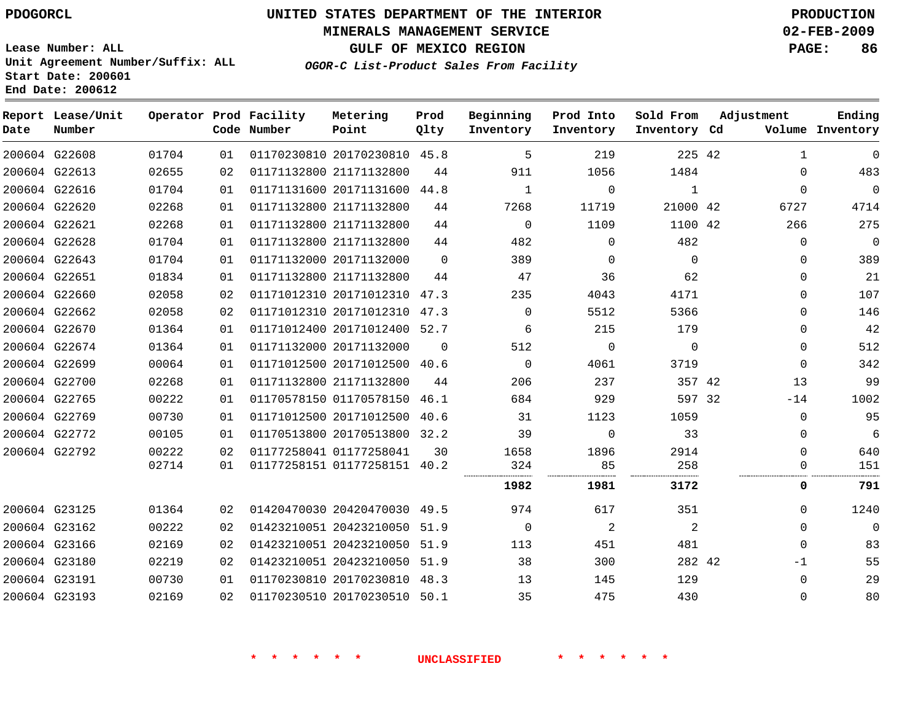PDOGORCL

# UNITED STATES DEPARTMENT OF THE INTERIOR
## MINERALS MANAGEMENT SERVICE
## GULF OF MEXICO REGION
### *OGOR-C List-Product Sales From Facility*

PRODUCTION
02-FEB-2009

Lease Number: ALL
Unit Agreement Number/Suffix: ALL
Start Date: 200601
End Date: 200612

| Report Date | Lease/Unit Number | Operator | Prod Code | Facility Number | Metering Point | Prod Qlty | Beginning Inventory | Prod Into Inventory | Sold From Inventory | Adjustment Cd | Volume | Ending Inventory |
|---|---|---|---|---|---|---|---|---|---|---|---|---|
| 200604 | G22608 | 01704 | 01 | 01170230810 | 20170230810 | 45.8 | 5 | 219 | 225 | 42 | 1 | 0 |
| 200604 | G22613 | 02655 | 02 | 01171132800 | 21171132800 | 44 | 911 | 1056 | 1484 | | 0 | 483 |
| 200604 | G22616 | 01704 | 01 | 01171131600 | 20171131600 | 44.8 | 1 | 0 | 1 | | 0 | 0 |
| 200604 | G22620 | 02268 | 01 | 01171132800 | 21171132800 | 44 | 7268 | 11719 | 21000 | 42 | 6727 | 4714 |
| 200604 | G22621 | 02268 | 01 | 01171132800 | 21171132800 | 44 | 0 | 1109 | 1100 | 42 | 266 | 275 |
| 200604 | G22628 | 01704 | 01 | 01171132800 | 21171132800 | 44 | 482 | 0 | 482 | | 0 | 0 |
| 200604 | G22643 | 01704 | 01 | 01171132000 | 20171132000 | 0 | 389 | 0 | 0 | | 0 | 389 |
| 200604 | G22651 | 01834 | 01 | 01171132800 | 21171132800 | 44 | 47 | 36 | 62 | | 0 | 21 |
| 200604 | G22660 | 02058 | 02 | 01171012310 | 20171012310 | 47.3 | 235 | 4043 | 4171 | | 0 | 107 |
| 200604 | G22662 | 02058 | 02 | 01171012310 | 20171012310 | 47.3 | 0 | 5512 | 5366 | | 0 | 146 |
| 200604 | G22670 | 01364 | 01 | 01171012400 | 20171012400 | 52.7 | 6 | 215 | 179 | | 0 | 42 |
| 200604 | G22674 | 01364 | 01 | 01171132000 | 20171132000 | 0 | 512 | 0 | 0 | | 0 | 512 |
| 200604 | G22699 | 00064 | 01 | 01171012500 | 20171012500 | 40.6 | 0 | 4061 | 3719 | | 0 | 342 |
| 200604 | G22700 | 02268 | 01 | 01171132800 | 21171132800 | 44 | 206 | 237 | 357 | 42 | 13 | 99 |
| 200604 | G22765 | 00222 | 01 | 01170578150 | 01170578150 | 46.1 | 684 | 929 | 597 | 32 | -14 | 1002 |
| 200604 | G22769 | 00730 | 01 | 01171012500 | 20171012500 | 40.6 | 31 | 1123 | 1059 | | 0 | 95 |
| 200604 | G22772 | 00105 | 01 | 01170513800 | 20170513800 | 32.2 | 39 | 0 | 33 | | 0 | 6 |
| 200604 | G22792 | 00222 | 02 | 01177258041 | 01177258041 | 30 | 1658 | 1896 | 2914 | | 0 | 640 |
| | | 02714 | 01 | 01177258151 | 01177258151 | 40.2 | 324 | 85 | 258 | | 0 | 151 |
| | | | | | | | **1982** | **1981** | **3172** | | **0** | **791** |
| 200604 | G23125 | 01364 | 02 | 01420470030 | 20420470030 | 49.5 | 974 | 617 | 351 | | 0 | 1240 |
| 200604 | G23162 | 00222 | 02 | 01423210051 | 20423210050 | 51.9 | 0 | 2 | 2 | | 0 | 0 |
| 200604 | G23166 | 02169 | 02 | 01423210051 | 20423210050 | 51.9 | 113 | 451 | 481 | | 0 | 83 |
| 200604 | G23180 | 02219 | 02 | 01423210051 | 20423210050 | 51.9 | 38 | 300 | 282 | 42 | -1 | 55 |
| 200604 | G23191 | 00730 | 01 | 01170230810 | 20170230810 | 48.3 | 13 | 145 | 129 | | 0 | 29 |
| 200604 | G23193 | 02169 | 02 | 01170230510 | 20170230510 | 50.1 | 35 | 475 | 430 | | 0 | 80 |

* * * * * * UNCLASSIFIED * * * * * *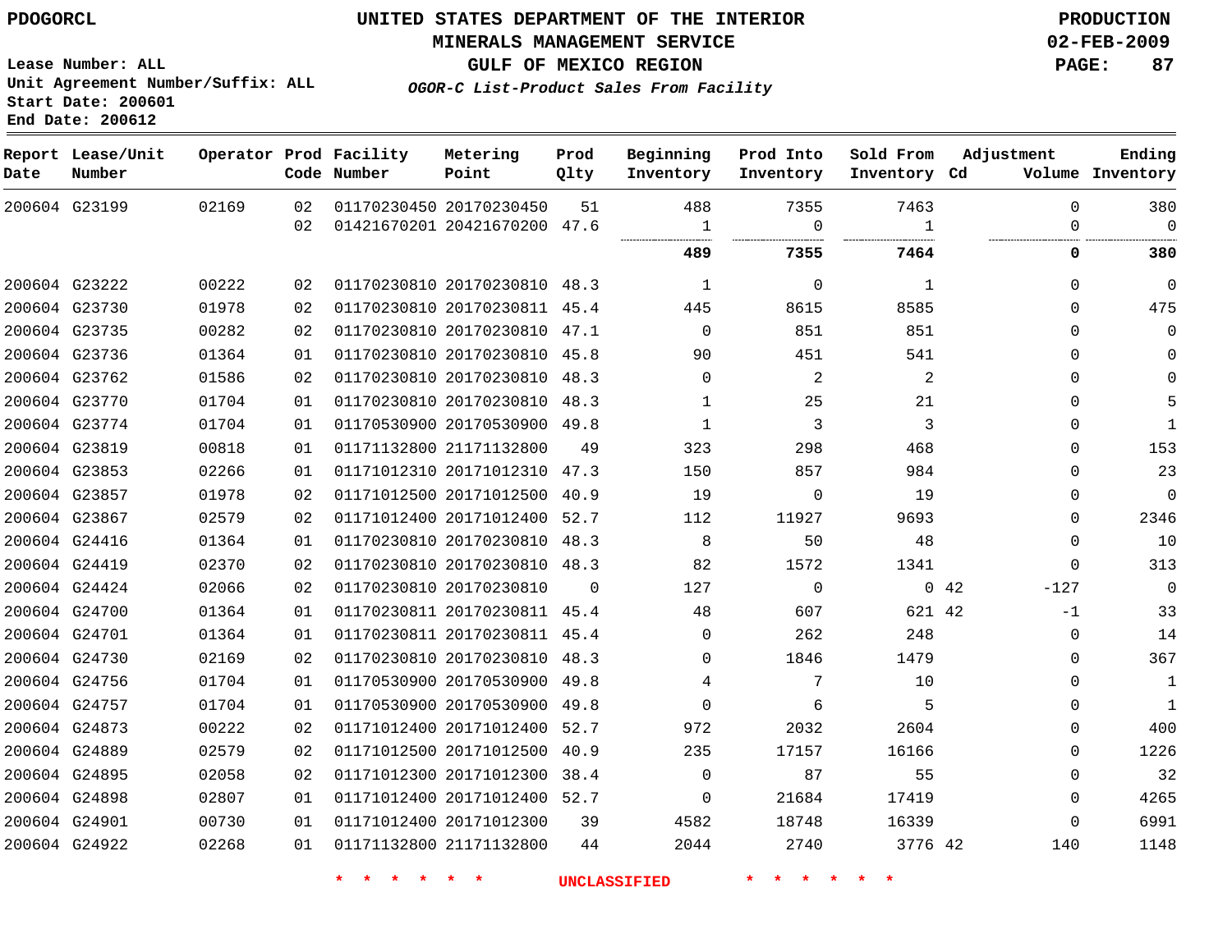PDOGORCL

# UNITED STATES DEPARTMENT OF THE INTERIOR
## MINERALS MANAGEMENT SERVICE
## GULF OF MEXICO REGION
### *OGOR-C List-Product Sales From Facility*

PRODUCTION
02-FEB-2009

Lease Number: ALL
Unit Agreement Number/Suffix: ALL
Start Date: 200601
End Date: 200612

| Report Date | Lease/Unit Number | Operator | Prod Code | Facility Number | Metering Point | Prod Qlty | Beginning Inventory | Prod Into Inventory | Sold From Inventory | Adjustment Cd | Adjustment Volume | Ending Inventory |
|---|---|---|---|---|---|---|---|---|---|---|---|---|
| 200604 | G23199 | 02169 | 02 | 01170230450 | 20170230450 | 51 | 488 | 7355 | 7463 | | 0 | 380 |
| | | | 02 | 01421670201 | 20421670200 | 47.6 | 1 | 0 | 1 | | 0 | 0 |
| | | | | | | | **489** | **7355** | **7464** | | **0** | **380** |
| 200604 | G23222 | 00222 | 02 | 01170230810 | 20170230810 | 48.3 | 1 | 0 | 1 | | 0 | 0 |
| 200604 | G23730 | 01978 | 02 | 01170230810 | 20170230811 | 45.4 | 445 | 8615 | 8585 | | 0 | 475 |
| 200604 | G23735 | 00282 | 02 | 01170230810 | 20170230810 | 47.1 | 0 | 851 | 851 | | 0 | 0 |
| 200604 | G23736 | 01364 | 01 | 01170230810 | 20170230810 | 45.8 | 90 | 451 | 541 | | 0 | 0 |
| 200604 | G23762 | 01586 | 02 | 01170230810 | 20170230810 | 48.3 | 0 | 2 | 2 | | 0 | 0 |
| 200604 | G23770 | 01704 | 01 | 01170230810 | 20170230810 | 48.3 | 1 | 25 | 21 | | 0 | 5 |
| 200604 | G23774 | 01704 | 01 | 01170530900 | 20170530900 | 49.8 | 1 | 3 | 3 | | 0 | 1 |
| 200604 | G23819 | 00818 | 01 | 01171132800 | 21171132800 | 49 | 323 | 298 | 468 | | 0 | 153 |
| 200604 | G23853 | 02266 | 01 | 01171012310 | 20171012310 | 47.3 | 150 | 857 | 984 | | 0 | 23 |
| 200604 | G23857 | 01978 | 02 | 01171012500 | 20171012500 | 40.9 | 19 | 0 | 19 | | 0 | 0 |
| 200604 | G23867 | 02579 | 02 | 01171012400 | 20171012400 | 52.7 | 112 | 11927 | 9693 | | 0 | 2346 |
| 200604 | G24416 | 01364 | 01 | 01170230810 | 20170230810 | 48.3 | 8 | 50 | 48 | | 0 | 10 |
| 200604 | G24419 | 02370 | 02 | 01170230810 | 20170230810 | 48.3 | 82 | 1572 | 1341 | | 0 | 313 |
| 200604 | G24424 | 02066 | 02 | 01170230810 | 20170230810 | 0 | 127 | 0 | 0 | 42 | -127 | 0 |
| 200604 | G24700 | 01364 | 01 | 01170230811 | 20170230811 | 45.4 | 48 | 607 | 621 | 42 | -1 | 33 |
| 200604 | G24701 | 01364 | 01 | 01170230811 | 20170230811 | 45.4 | 0 | 262 | 248 | | 0 | 14 |
| 200604 | G24730 | 02169 | 02 | 01170230810 | 20170230810 | 48.3 | 0 | 1846 | 1479 | | 0 | 367 |
| 200604 | G24756 | 01704 | 01 | 01170530900 | 20170530900 | 49.8 | 4 | 7 | 10 | | 0 | 1 |
| 200604 | G24757 | 01704 | 01 | 01170530900 | 20170530900 | 49.8 | 0 | 6 | 5 | | 0 | 1 |
| 200604 | G24873 | 00222 | 02 | 01171012400 | 20171012400 | 52.7 | 972 | 2032 | 2604 | | 0 | 400 |
| 200604 | G24889 | 02579 | 02 | 01171012500 | 20171012500 | 40.9 | 235 | 17157 | 16166 | | 0 | 1226 |
| 200604 | G24895 | 02058 | 02 | 01171012300 | 20171012300 | 38.4 | 0 | 87 | 55 | | 0 | 32 |
| 200604 | G24898 | 02807 | 01 | 01171012400 | 20171012400 | 52.7 | 0 | 21684 | 17419 | | 0 | 4265 |
| 200604 | G24901 | 00730 | 01 | 01171012400 | 20171012300 | 39 | 4582 | 18748 | 16339 | | 0 | 6991 |
| 200604 | G24922 | 02268 | 01 | 01171132800 | 21171132800 | 44 | 2044 | 2740 | 3776 | 42 | 140 | 1148 |

\* \* \* \* \* \* UNCLASSIFIED \* \* \* \* \* \*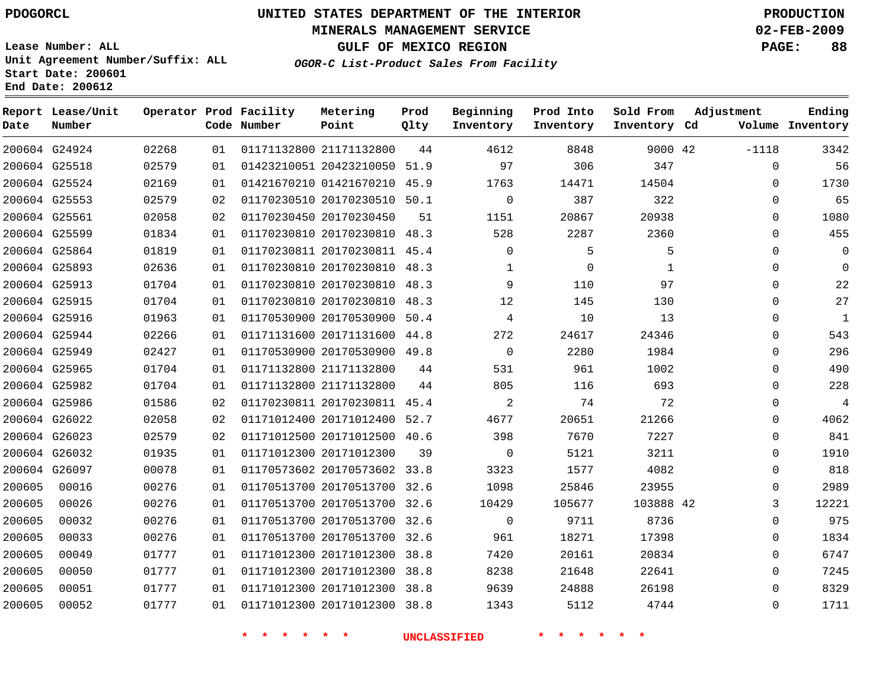PDOGORCL

# UNITED STATES DEPARTMENT OF THE INTERIOR
## MINERALS MANAGEMENT SERVICE
## GULF OF MEXICO REGION
### *OGOR-C List-Product Sales From Facility*

PRODUCTION
02-FEB-2009

Lease Number: ALL
Unit Agreement Number/Suffix: ALL
Start Date: 200601
End Date: 200612

| Report Date | Lease/Unit Number | Operator | Prod Code | Facility Number | Metering Point | Prod Qlty | Beginning Inventory | Prod Into Inventory | Sold From Inventory | Adjustment Cd | Adjustment Volume | Ending Inventory |
|---|---|---|---|---|---|---|---|---|---|---|---|---|
| 200604 | G24924 | 02268 | 01 | 01171132800 | 21171132800 | 44 | 4612 | 8848 | 9000 | 42 | -1118 | 3342 |
| 200604 | G25518 | 02579 | 01 | 01423210051 | 20423210050 | 51.9 | 97 | 306 | 347 | | 0 | 56 |
| 200604 | G25524 | 02169 | 01 | 01421670210 | 01421670210 | 45.9 | 1763 | 14471 | 14504 | | 0 | 1730 |
| 200604 | G25553 | 02579 | 02 | 01170230510 | 20170230510 | 50.1 | 0 | 387 | 322 | | 0 | 65 |
| 200604 | G25561 | 02058 | 02 | 01170230450 | 20170230450 | 51 | 1151 | 20867 | 20938 | | 0 | 1080 |
| 200604 | G25599 | 01834 | 01 | 01170230810 | 20170230810 | 48.3 | 528 | 2287 | 2360 | | 0 | 455 |
| 200604 | G25864 | 01819 | 01 | 01170230811 | 20170230811 | 45.4 | 0 | 5 | 5 | | 0 | 0 |
| 200604 | G25893 | 02636 | 01 | 01170230810 | 20170230810 | 48.3 | 1 | 0 | 1 | | 0 | 0 |
| 200604 | G25913 | 01704 | 01 | 01170230810 | 20170230810 | 48.3 | 9 | 110 | 97 | | 0 | 22 |
| 200604 | G25915 | 01704 | 01 | 01170230810 | 20170230810 | 48.3 | 12 | 145 | 130 | | 0 | 27 |
| 200604 | G25916 | 01963 | 01 | 01170530900 | 20170530900 | 50.4 | 4 | 10 | 13 | | 0 | 1 |
| 200604 | G25944 | 02266 | 01 | 01171131600 | 20171131600 | 44.8 | 272 | 24617 | 24346 | | 0 | 543 |
| 200604 | G25949 | 02427 | 01 | 01170530900 | 20170530900 | 49.8 | 0 | 2280 | 1984 | | 0 | 296 |
| 200604 | G25965 | 01704 | 01 | 01171132800 | 21171132800 | 44 | 531 | 961 | 1002 | | 0 | 490 |
| 200604 | G25982 | 01704 | 01 | 01171132800 | 21171132800 | 44 | 805 | 116 | 693 | | 0 | 228 |
| 200604 | G25986 | 01586 | 02 | 01170230811 | 20170230811 | 45.4 | 2 | 74 | 72 | | 0 | 4 |
| 200604 | G26022 | 02058 | 02 | 01171012400 | 20171012400 | 52.7 | 4677 | 20651 | 21266 | | 0 | 4062 |
| 200604 | G26023 | 02579 | 02 | 01171012500 | 20171012500 | 40.6 | 398 | 7670 | 7227 | | 0 | 841 |
| 200604 | G26032 | 01935 | 01 | 01171012300 | 20171012300 | 39 | 0 | 5121 | 3211 | | 0 | 1910 |
| 200604 | G26097 | 00078 | 01 | 01170573602 | 20170573602 | 33.8 | 3323 | 1577 | 4082 | | 0 | 818 |
| 200605 | 00016 | 00276 | 01 | 01170513700 | 20170513700 | 32.6 | 1098 | 25846 | 23955 | | 0 | 2989 |
| 200605 | 00026 | 00276 | 01 | 01170513700 | 20170513700 | 32.6 | 10429 | 105677 | 103888 | 42 | 3 | 12221 |
| 200605 | 00032 | 00276 | 01 | 01170513700 | 20170513700 | 32.6 | 0 | 9711 | 8736 | | 0 | 975 |
| 200605 | 00033 | 00276 | 01 | 01170513700 | 20170513700 | 32.6 | 961 | 18271 | 17398 | | 0 | 1834 |
| 200605 | 00049 | 01777 | 01 | 01171012300 | 20171012300 | 38.8 | 7420 | 20161 | 20834 | | 0 | 6747 |
| 200605 | 00050 | 01777 | 01 | 01171012300 | 20171012300 | 38.8 | 8238 | 21648 | 22641 | | 0 | 7245 |
| 200605 | 00051 | 01777 | 01 | 01171012300 | 20171012300 | 38.8 | 9639 | 24888 | 26198 | | 0 | 8329 |
| 200605 | 00052 | 01777 | 01 | 01171012300 | 20171012300 | 38.8 | 1343 | 5112 | 4744 | | 0 | 1711 |

* * * * * * UNCLASSIFIED * * * * * *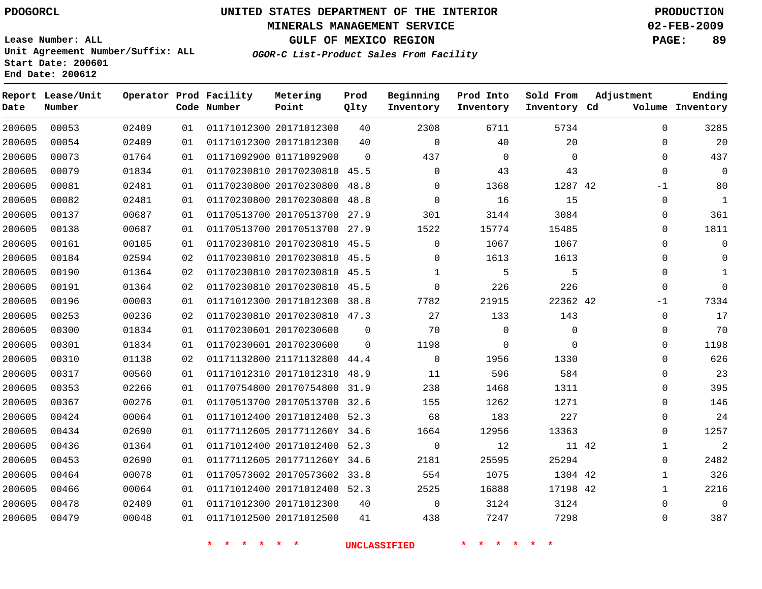PDOGORCL

# UNITED STATES DEPARTMENT OF THE INTERIOR
## MINERALS MANAGEMENT SERVICE
## GULF OF MEXICO REGION
### *OGOR-C List-Product Sales From Facility*

PRODUCTION
02-FEB-2009

Lease Number: ALL
Unit Agreement Number/Suffix: ALL
Start Date: 200601
End Date: 200612

| Report Date | Lease/Unit Number | Operator | Prod Code | Facility Number | Metering Point | Prod Qlty | Beginning Inventory | Prod Into Inventory | Sold From Inventory | Adjustment Cd | Volume | Ending Inventory |
|---|---|---|---|---|---|---|---|---|---|---|---|---|
| 200605 | 00053 | 02409 | 01 | 01171012300 | 20171012300 | 40 | 2308 | 6711 | 5734 | | 0 | 3285 |
| 200605 | 00054 | 02409 | 01 | 01171012300 | 20171012300 | 40 | 0 | 40 | 20 | | 0 | 20 |
| 200605 | 00073 | 01764 | 01 | 01171092900 | 01171092900 | 0 | 437 | 0 | 0 | | 0 | 437 |
| 200605 | 00079 | 01834 | 01 | 01170230810 | 20170230810 | 45.5 | 0 | 43 | 43 | | 0 | 0 |
| 200605 | 00081 | 02481 | 01 | 01170230800 | 20170230800 | 48.8 | 0 | 1368 | 1287 | 42 | -1 | 80 |
| 200605 | 00082 | 02481 | 01 | 01170230800 | 20170230800 | 48.8 | 0 | 16 | 15 | | 0 | 1 |
| 200605 | 00137 | 00687 | 01 | 01170513700 | 20170513700 | 27.9 | 301 | 3144 | 3084 | | 0 | 361 |
| 200605 | 00138 | 00687 | 01 | 01170513700 | 20170513700 | 27.9 | 1522 | 15774 | 15485 | | 0 | 1811 |
| 200605 | 00161 | 00105 | 01 | 01170230810 | 20170230810 | 45.5 | 0 | 1067 | 1067 | | 0 | 0 |
| 200605 | 00184 | 02594 | 02 | 01170230810 | 20170230810 | 45.5 | 0 | 1613 | 1613 | | 0 | 0 |
| 200605 | 00190 | 01364 | 02 | 01170230810 | 20170230810 | 45.5 | 1 | 5 | 5 | | 0 | 1 |
| 200605 | 00191 | 01364 | 02 | 01170230810 | 20170230810 | 45.5 | 0 | 226 | 226 | | 0 | 0 |
| 200605 | 00196 | 00003 | 01 | 01171012300 | 20171012300 | 38.8 | 7782 | 21915 | 22362 | 42 | -1 | 7334 |
| 200605 | 00253 | 00236 | 02 | 01170230810 | 20170230810 | 47.3 | 27 | 133 | 143 | | 0 | 17 |
| 200605 | 00300 | 01834 | 01 | 01170230601 | 20170230600 | 0 | 70 | 0 | 0 | | 0 | 70 |
| 200605 | 00301 | 01834 | 01 | 01170230601 | 20170230600 | 0 | 1198 | 0 | 0 | | 0 | 1198 |
| 200605 | 00310 | 01138 | 02 | 01171132800 | 21171132800 | 44.4 | 0 | 1956 | 1330 | | 0 | 626 |
| 200605 | 00317 | 00560 | 01 | 01171012310 | 20171012310 | 48.9 | 11 | 596 | 584 | | 0 | 23 |
| 200605 | 00353 | 02266 | 01 | 01170754800 | 20170754800 | 31.9 | 238 | 1468 | 1311 | | 0 | 395 |
| 200605 | 00367 | 00276 | 01 | 01170513700 | 20170513700 | 32.6 | 155 | 1262 | 1271 | | 0 | 146 |
| 200605 | 00424 | 00064 | 01 | 01171012400 | 20171012400 | 52.3 | 68 | 183 | 227 | | 0 | 24 |
| 200605 | 00434 | 02690 | 01 | 01177112605 | 2017711260Y | 34.6 | 1664 | 12956 | 13363 | | 0 | 1257 |
| 200605 | 00436 | 01364 | 01 | 01171012400 | 20171012400 | 52.3 | 0 | 12 | 11 | 42 | 1 | 2 |
| 200605 | 00453 | 02690 | 01 | 01177112605 | 2017711260Y | 34.6 | 2181 | 25595 | 25294 | | 0 | 2482 |
| 200605 | 00464 | 00078 | 01 | 01170573602 | 20170573602 | 33.8 | 554 | 1075 | 1304 | 42 | 1 | 326 |
| 200605 | 00466 | 00064 | 01 | 01171012400 | 20171012400 | 52.3 | 2525 | 16888 | 17198 | 42 | 1 | 2216 |
| 200605 | 00478 | 02409 | 01 | 01171012300 | 20171012300 | 40 | 0 | 3124 | 3124 | | 0 | 0 |
| 200605 | 00479 | 00048 | 01 | 01171012500 | 20171012500 | 41 | 438 | 7247 | 7298 | | 0 | 387 |

\* \* \* \* \* \* UNCLASSIFIED \* \* \* \* \* \*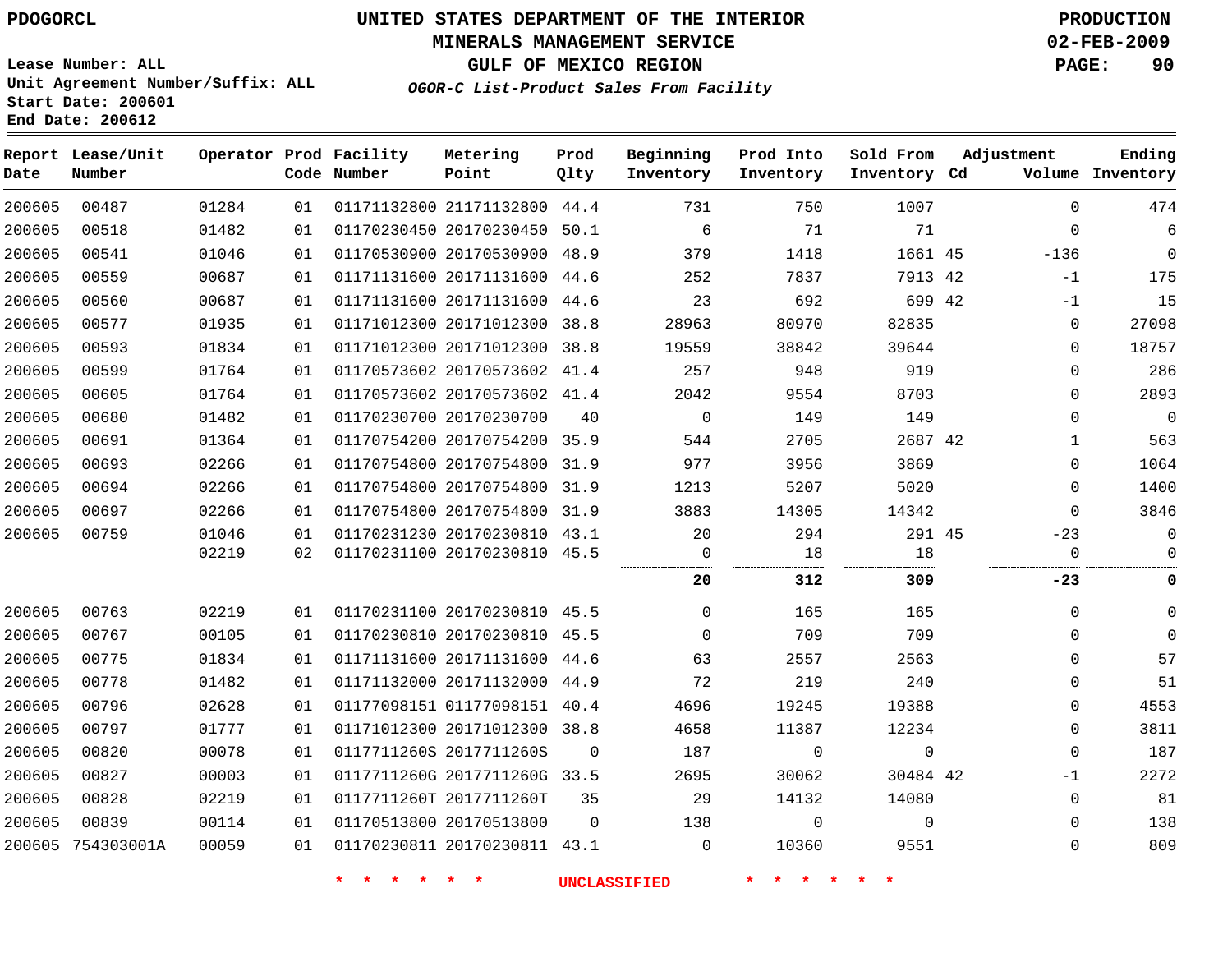PDOGORCL

# UNITED STATES DEPARTMENT OF THE INTERIOR
## MINERALS MANAGEMENT SERVICE
## GULF OF MEXICO REGION
### *OGOR-C List-Product Sales From Facility*

PRODUCTION
02-FEB-2009

Lease Number: ALL
Unit Agreement Number/Suffix: ALL
Start Date: 200601
End Date: 200612

| Report Date | Lease/Unit Number | Operator | Prod Code | Facility Number | Metering Point | Prod Qlty | Beginning Inventory | Prod Into Inventory | Sold From Inventory | Adjustment Cd | Volume | Ending Inventory |
|---|---|---|---|---|---|---|---|---|---|---|---|---|
| 200605 | 00487 | 01284 | 01 | 01171132800 | 21171132800 | 44.4 | 731 | 750 | 1007 | | 0 | 474 |
| 200605 | 00518 | 01482 | 01 | 01170230450 | 20170230450 | 50.1 | 6 | 71 | 71 | | 0 | 6 |
| 200605 | 00541 | 01046 | 01 | 01170530900 | 20170530900 | 48.9 | 379 | 1418 | 1661 | 45 | -136 | 0 |
| 200605 | 00559 | 00687 | 01 | 01171131600 | 20171131600 | 44.6 | 252 | 7837 | 7913 | 42 | -1 | 175 |
| 200605 | 00560 | 00687 | 01 | 01171131600 | 20171131600 | 44.6 | 23 | 692 | 699 | 42 | -1 | 15 |
| 200605 | 00577 | 01935 | 01 | 01171012300 | 20171012300 | 38.8 | 28963 | 80970 | 82835 | | 0 | 27098 |
| 200605 | 00593 | 01834 | 01 | 01171012300 | 20171012300 | 38.8 | 19559 | 38842 | 39644 | | 0 | 18757 |
| 200605 | 00599 | 01764 | 01 | 01170573602 | 20170573602 | 41.4 | 257 | 948 | 919 | | 0 | 286 |
| 200605 | 00605 | 01764 | 01 | 01170573602 | 20170573602 | 41.4 | 2042 | 9554 | 8703 | | 0 | 2893 |
| 200605 | 00680 | 01482 | 01 | 01170230700 | 20170230700 | 40 | 0 | 149 | 149 | | 0 | 0 |
| 200605 | 00691 | 01364 | 01 | 01170754200 | 20170754200 | 35.9 | 544 | 2705 | 2687 | 42 | 1 | 563 |
| 200605 | 00693 | 02266 | 01 | 01170754800 | 20170754800 | 31.9 | 977 | 3956 | 3869 | | 0 | 1064 |
| 200605 | 00694 | 02266 | 01 | 01170754800 | 20170754800 | 31.9 | 1213 | 5207 | 5020 | | 0 | 1400 |
| 200605 | 00697 | 02266 | 01 | 01170754800 | 20170754800 | 31.9 | 3883 | 14305 | 14342 | | 0 | 3846 |
| 200605 | 00759 | 01046 | 01 | 01170231230 | 20170230810 | 43.1 | 20 | 294 | 291 | 45 | -23 | 0 |
| | | 02219 | 02 | 01170231100 | 20170230810 | 45.5 | 0 | 18 | 18 | | 0 | 0 |
| | | | | | | | **20** | **312** | **309** | | **-23** | **0** |
| 200605 | 00763 | 02219 | 01 | 01170231100 | 20170230810 | 45.5 | 0 | 165 | 165 | | 0 | 0 |
| 200605 | 00767 | 00105 | 01 | 01170230810 | 20170230810 | 45.5 | 0 | 709 | 709 | | 0 | 0 |
| 200605 | 00775 | 01834 | 01 | 01171131600 | 20171131600 | 44.6 | 63 | 2557 | 2563 | | 0 | 57 |
| 200605 | 00778 | 01482 | 01 | 01171132000 | 20171132000 | 44.9 | 72 | 219 | 240 | | 0 | 51 |
| 200605 | 00796 | 02628 | 01 | 01177098151 | 01177098151 | 40.4 | 4696 | 19245 | 19388 | | 0 | 4553 |
| 200605 | 00797 | 01777 | 01 | 01171012300 | 20171012300 | 38.8 | 4658 | 11387 | 12234 | | 0 | 3811 |
| 200605 | 00820 | 00078 | 01 | 0117711260S | 2017711260S | 0 | 187 | 0 | 0 | | 0 | 187 |
| 200605 | 00827 | 00003 | 01 | 0117711260G | 2017711260G | 33.5 | 2695 | 30062 | 30484 | 42 | -1 | 2272 |
| 200605 | 00828 | 02219 | 01 | 0117711260T | 2017711260T | 35 | 29 | 14132 | 14080 | | 0 | 81 |
| 200605 | 00839 | 00114 | 01 | 01170513800 | 20170513800 | 0 | 138 | 0 | 0 | | 0 | 138 |
| 200605 | 754303001A | 00059 | 01 | 01170230811 | 20170230811 | 43.1 | 0 | 10360 | 9551 | | 0 | 809 |

\* \* \* \* \* \* UNCLASSIFIED \* \* \* \* \* \*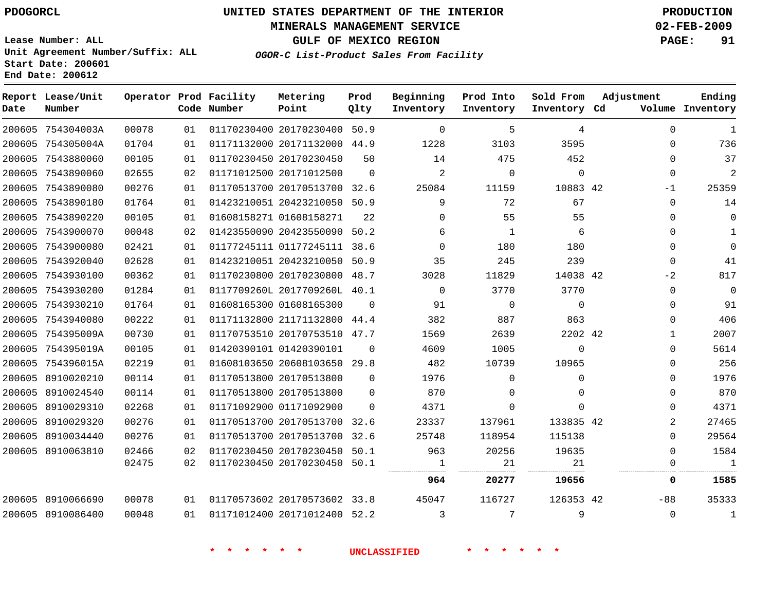PDOGORCL

# UNITED STATES DEPARTMENT OF THE INTERIOR
## MINERALS MANAGEMENT SERVICE
## GULF OF MEXICO REGION
### *OGOR-C List-Product Sales From Facility*

PRODUCTION
02-FEB-2009

Lease Number: ALL
Unit Agreement Number/Suffix: ALL
Start Date: 200601
End Date: 200612

| Report Date | Lease/Unit Number | Operator | Prod Code | Facility Number | Metering Point | Prod Qlty | Beginning Inventory | Prod Into Inventory | Sold From Inventory | Adjustment Cd | Adjustment Volume | Ending Inventory |
|---|---|---|---|---|---|---|---|---|---|---|---|---|
| 200605 | 754304003A | 00078 | 01 | 01170230400 | 20170230400 | 50.9 | 0 | 5 | 4 | | 0 | 1 |
| 200605 | 754305004A | 01704 | 01 | 01171132000 | 20171132000 | 44.9 | 1228 | 3103 | 3595 | | 0 | 736 |
| 200605 | 7543880060 | 00105 | 01 | 01170230450 | 20170230450 | 50 | 14 | 475 | 452 | | 0 | 37 |
| 200605 | 7543890060 | 02655 | 02 | 01171012500 | 20171012500 | 0 | 2 | 0 | 0 | | 0 | 2 |
| 200605 | 7543890080 | 00276 | 01 | 01170513700 | 20170513700 | 32.6 | 25084 | 11159 | 10883 | 42 | -1 | 25359 |
| 200605 | 7543890180 | 01764 | 01 | 01423210051 | 20423210050 | 50.9 | 9 | 72 | 67 | | 0 | 14 |
| 200605 | 7543890220 | 00105 | 01 | 01608158271 | 01608158271 | 22 | 0 | 55 | 55 | | 0 | 0 |
| 200605 | 7543900070 | 00048 | 02 | 01423550090 | 20423550090 | 50.2 | 6 | 1 | 6 | | 0 | 1 |
| 200605 | 7543900080 | 02421 | 01 | 01177245111 | 01177245111 | 38.6 | 0 | 180 | 180 | | 0 | 0 |
| 200605 | 7543920040 | 02628 | 01 | 01423210051 | 20423210050 | 50.9 | 35 | 245 | 239 | | 0 | 41 |
| 200605 | 7543930100 | 00362 | 01 | 01170230800 | 20170230800 | 48.7 | 3028 | 11829 | 14038 | 42 | -2 | 817 |
| 200605 | 7543930200 | 01284 | 01 | 0117709260L | 2017709260L | 40.1 | 0 | 3770 | 3770 | | 0 | 0 |
| 200605 | 7543930210 | 01764 | 01 | 01608165300 | 01608165300 | 0 | 91 | 0 | 0 | | 0 | 91 |
| 200605 | 7543940080 | 00222 | 01 | 01171132800 | 21171132800 | 44.4 | 382 | 887 | 863 | | 0 | 406 |
| 200605 | 754395009A | 00730 | 01 | 01170753510 | 20170753510 | 47.7 | 1569 | 2639 | 2202 | 42 | 1 | 2007 |
| 200605 | 754395019A | 00105 | 01 | 01420390101 | 01420390101 | 0 | 4609 | 1005 | 0 | | 0 | 5614 |
| 200605 | 754396015A | 02219 | 01 | 01608103650 | 20608103650 | 29.8 | 482 | 10739 | 10965 | | 0 | 256 |
| 200605 | 8910020210 | 00114 | 01 | 01170513800 | 20170513800 | 0 | 1976 | 0 | 0 | | 0 | 1976 |
| 200605 | 8910024540 | 00114 | 01 | 01170513800 | 20170513800 | 0 | 870 | 0 | 0 | | 0 | 870 |
| 200605 | 8910029310 | 02268 | 01 | 01171092900 | 01171092900 | 0 | 4371 | 0 | 0 | | 0 | 4371 |
| 200605 | 8910029320 | 00276 | 01 | 01170513700 | 20170513700 | 32.6 | 23337 | 137961 | 133835 | 42 | 2 | 27465 |
| 200605 | 8910034440 | 00276 | 01 | 01170513700 | 20170513700 | 32.6 | 25748 | 118954 | 115138 | | 0 | 29564 |
| 200605 | 8910063810 | 02466 | 02 | 01170230450 | 20170230450 | 50.1 | 963 | 20256 | 19635 | | 0 | 1584 |
| | | 02475 | 02 | 01170230450 | 20170230450 | 50.1 | 1 | 21 | 21 | | 0 | 1 |
| | | | | | | | **964** | **20277** | **19656** | | **0** | **1585** |
| 200605 | 8910066690 | 00078 | 01 | 01170573602 | 20170573602 | 33.8 | 45047 | 116727 | 126353 | 42 | -88 | 35333 |
| 200605 | 8910086400 | 00048 | 01 | 01171012400 | 20171012400 | 52.2 | 3 | 7 | 9 | | 0 | 1 |

\* \* \* \* \* \* UNCLASSIFIED \* \* \* \* \* \*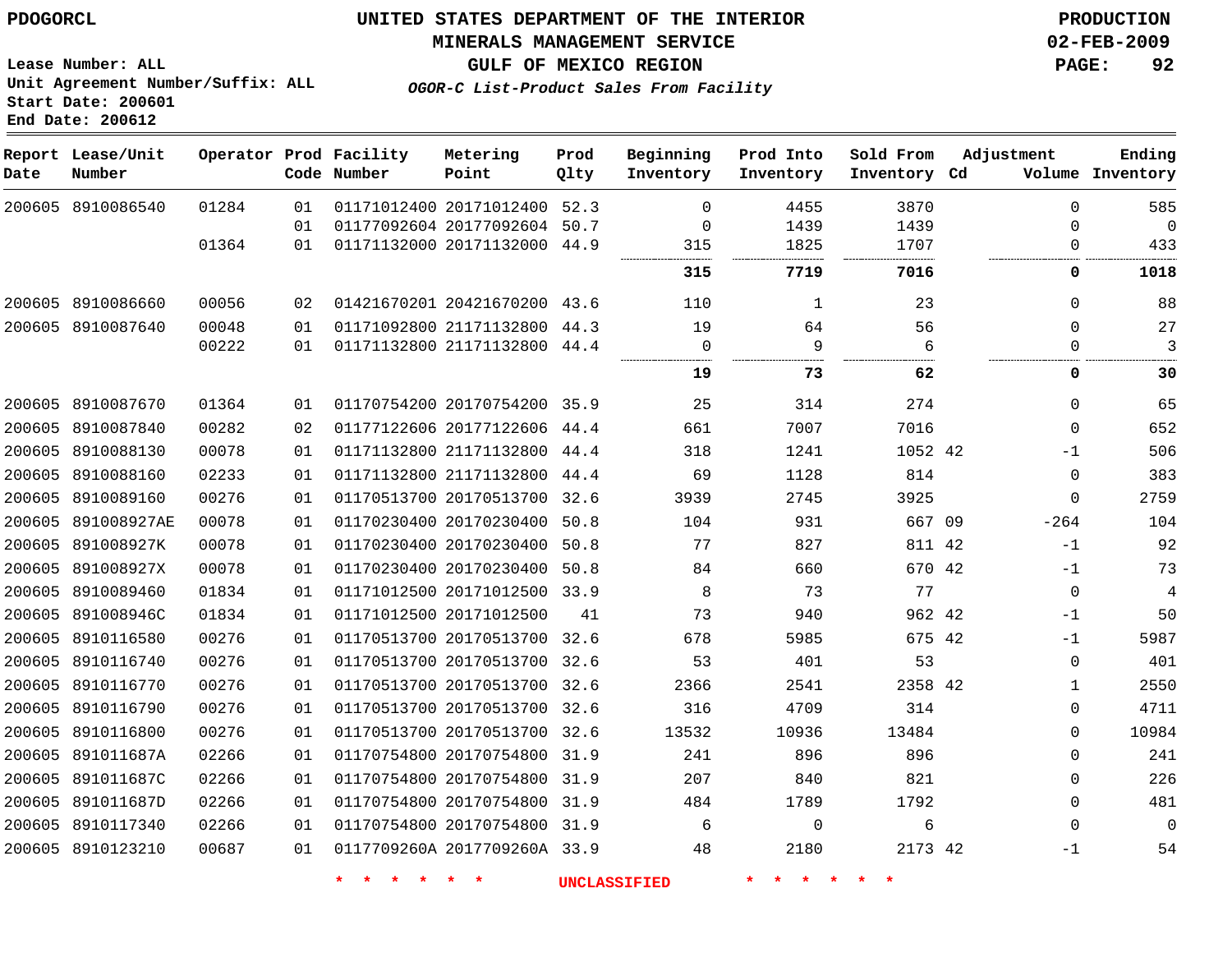PDOGORCL

# UNITED STATES DEPARTMENT OF THE INTERIOR
## MINERALS MANAGEMENT SERVICE
## GULF OF MEXICO REGION
### *OGOR-C List-Product Sales From Facility*

PRODUCTION
02-FEB-2009

Lease Number: ALL
Unit Agreement Number/Suffix: ALL
Start Date: 200601
End Date: 200612

| Report Date | Lease/Unit Number | Operator | Prod Code | Facility Number | Metering Point | Prod Qlty | Beginning Inventory | Prod Into Inventory | Sold From Inventory | Adjustment Cd | Volume | Ending Inventory |
|---|---|---|---|---|---|---|---|---|---|---|---|---|
| 200605 | 8910086540 | 01284 | 01 | 01171012400 | 20171012400 | 52.3 | 0 | 4455 | 3870 | | 0 | 585 |
| | | | 01 | 01177092604 | 20177092604 | 50.7 | 0 | 1439 | 1439 | | 0 | 0 |
| | | 01364 | 01 | 01171132000 | 20171132000 | 44.9 | 315 | 1825 | 1707 | | 0 | 433 |
| | | | | | | | **315** | **7719** | **7016** | | **0** | **1018** |
| 200605 | 8910086660 | 00056 | 02 | 01421670201 | 20421670200 | 43.6 | 110 | 1 | 23 | | 0 | 88 |
| 200605 | 8910087640 | 00048 | 01 | 01171092800 | 21171132800 | 44.3 | 19 | 64 | 56 | | 0 | 27 |
| | | 00222 | 01 | 01171132800 | 21171132800 | 44.4 | 0 | 9 | 6 | | 0 | 3 |
| | | | | | | | **19** | **73** | **62** | | **0** | **30** |
| 200605 | 8910087670 | 01364 | 01 | 01170754200 | 20170754200 | 35.9 | 25 | 314 | 274 | | 0 | 65 |
| 200605 | 8910087840 | 00282 | 02 | 01177122606 | 20177122606 | 44.4 | 661 | 7007 | 7016 | | 0 | 652 |
| 200605 | 8910088130 | 00078 | 01 | 01171132800 | 21171132800 | 44.4 | 318 | 1241 | 1052 | 42 | -1 | 506 |
| 200605 | 8910088160 | 02233 | 01 | 01171132800 | 21171132800 | 44.4 | 69 | 1128 | 814 | | 0 | 383 |
| 200605 | 8910089160 | 00276 | 01 | 01170513700 | 20170513700 | 32.6 | 3939 | 2745 | 3925 | | 0 | 2759 |
| 200605 | 891008927AE | 00078 | 01 | 01170230400 | 20170230400 | 50.8 | 104 | 931 | 667 | 09 | -264 | 104 |
| 200605 | 891008927K | 00078 | 01 | 01170230400 | 20170230400 | 50.8 | 77 | 827 | 811 | 42 | -1 | 92 |
| 200605 | 891008927X | 00078 | 01 | 01170230400 | 20170230400 | 50.8 | 84 | 660 | 670 | 42 | -1 | 73 |
| 200605 | 8910089460 | 01834 | 01 | 01171012500 | 20171012500 | 33.9 | 8 | 73 | 77 | | 0 | 4 |
| 200605 | 891008946C | 01834 | 01 | 01171012500 | 20171012500 | 41 | 73 | 940 | 962 | 42 | -1 | 50 |
| 200605 | 8910116580 | 00276 | 01 | 01170513700 | 20170513700 | 32.6 | 678 | 5985 | 675 | 42 | -1 | 5987 |
| 200605 | 8910116740 | 00276 | 01 | 01170513700 | 20170513700 | 32.6 | 53 | 401 | 53 | | 0 | 401 |
| 200605 | 8910116770 | 00276 | 01 | 01170513700 | 20170513700 | 32.6 | 2366 | 2541 | 2358 | 42 | 1 | 2550 |
| 200605 | 8910116790 | 00276 | 01 | 01170513700 | 20170513700 | 32.6 | 316 | 4709 | 314 | | 0 | 4711 |
| 200605 | 8910116800 | 00276 | 01 | 01170513700 | 20170513700 | 32.6 | 13532 | 10936 | 13484 | | 0 | 10984 |
| 200605 | 891011687A | 02266 | 01 | 01170754800 | 20170754800 | 31.9 | 241 | 896 | 896 | | 0 | 241 |
| 200605 | 891011687C | 02266 | 01 | 01170754800 | 20170754800 | 31.9 | 207 | 840 | 821 | | 0 | 226 |
| 200605 | 891011687D | 02266 | 01 | 01170754800 | 20170754800 | 31.9 | 484 | 1789 | 1792 | | 0 | 481 |
| 200605 | 8910117340 | 02266 | 01 | 01170754800 | 20170754800 | 31.9 | 6 | 0 | 6 | | 0 | 0 |
| 200605 | 8910123210 | 00687 | 01 | 0117709260A | 2017709260A | 33.9 | 48 | 2180 | 2173 | 42 | -1 | 54 |

* * * * * * UNCLASSIFIED * * * * * *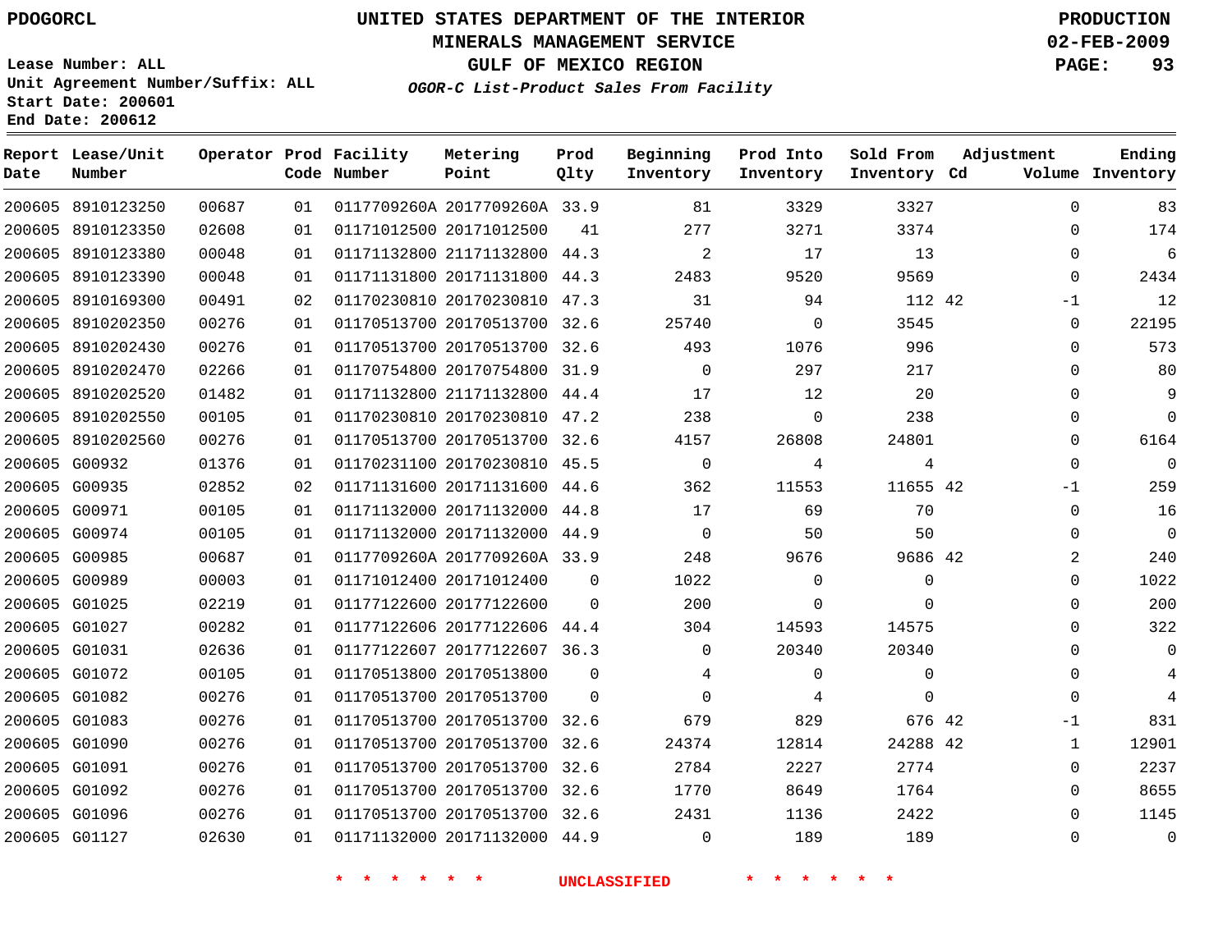PDOGORCL

# UNITED STATES DEPARTMENT OF THE INTERIOR
## MINERALS MANAGEMENT SERVICE
## GULF OF MEXICO REGION
### *OGOR-C List-Product Sales From Facility*

PRODUCTION
02-FEB-2009

Lease Number: ALL
Unit Agreement Number/Suffix: ALL
Start Date: 200601
End Date: 200612

| Report Date | Lease/Unit Number | Operator | Prod Code | Facility Number | Metering Point | Prod Qlty | Beginning Inventory | Prod Into Inventory | Sold From Inventory | Adjustment Cd | Volume | Ending Inventory |
|---|---|---|---|---|---|---|---|---|---|---|---|---|
| 200605 | 8910123250 | 00687 | 01 | 0117709260A | 2017709260A | 33.9 | 81 | 3329 | 3327 | | 0 | 83 |
| 200605 | 8910123350 | 02608 | 01 | 01171012500 | 20171012500 | 41 | 277 | 3271 | 3374 | | 0 | 174 |
| 200605 | 8910123380 | 00048 | 01 | 01171132800 | 21171132800 | 44.3 | 2 | 17 | 13 | | 0 | 6 |
| 200605 | 8910123390 | 00048 | 01 | 01171131800 | 20171131800 | 44.3 | 2483 | 9520 | 9569 | | 0 | 2434 |
| 200605 | 8910169300 | 00491 | 02 | 01170230810 | 20170230810 | 47.3 | 31 | 94 | 112 | 42 | -1 | 12 |
| 200605 | 8910202350 | 00276 | 01 | 01170513700 | 20170513700 | 32.6 | 25740 | 0 | 3545 | | 0 | 22195 |
| 200605 | 8910202430 | 00276 | 01 | 01170513700 | 20170513700 | 32.6 | 493 | 1076 | 996 | | 0 | 573 |
| 200605 | 8910202470 | 02266 | 01 | 01170754800 | 20170754800 | 31.9 | 0 | 297 | 217 | | 0 | 80 |
| 200605 | 8910202520 | 01482 | 01 | 01171132800 | 21171132800 | 44.4 | 17 | 12 | 20 | | 0 | 9 |
| 200605 | 8910202550 | 00105 | 01 | 01170230810 | 20170230810 | 47.2 | 238 | 0 | 238 | | 0 | 0 |
| 200605 | 8910202560 | 00276 | 01 | 01170513700 | 20170513700 | 32.6 | 4157 | 26808 | 24801 | | 0 | 6164 |
| 200605 | G00932 | 01376 | 01 | 01170231100 | 20170230810 | 45.5 | 0 | 4 | 4 | | 0 | 0 |
| 200605 | G00935 | 02852 | 02 | 01171131600 | 20171131600 | 44.6 | 362 | 11553 | 11655 | 42 | -1 | 259 |
| 200605 | G00971 | 00105 | 01 | 01171132000 | 20171132000 | 44.8 | 17 | 69 | 70 | | 0 | 16 |
| 200605 | G00974 | 00105 | 01 | 01171132000 | 20171132000 | 44.9 | 0 | 50 | 50 | | 0 | 0 |
| 200605 | G00985 | 00687 | 01 | 0117709260A | 2017709260A | 33.9 | 248 | 9676 | 9686 | 42 | 2 | 240 |
| 200605 | G00989 | 00003 | 01 | 01171012400 | 20171012400 | 0 | 1022 | 0 | 0 | | 0 | 1022 |
| 200605 | G01025 | 02219 | 01 | 01177122600 | 20177122600 | 0 | 200 | 0 | 0 | | 0 | 200 |
| 200605 | G01027 | 00282 | 01 | 01177122606 | 20177122606 | 44.4 | 304 | 14593 | 14575 | | 0 | 322 |
| 200605 | G01031 | 02636 | 01 | 01177122607 | 20177122607 | 36.3 | 0 | 20340 | 20340 | | 0 | 0 |
| 200605 | G01072 | 00105 | 01 | 01170513800 | 20170513800 | 0 | 4 | 0 | 0 | | 0 | 4 |
| 200605 | G01082 | 00276 | 01 | 01170513700 | 20170513700 | 0 | 0 | 4 | 0 | | 0 | 4 |
| 200605 | G01083 | 00276 | 01 | 01170513700 | 20170513700 | 32.6 | 679 | 829 | 676 | 42 | -1 | 831 |
| 200605 | G01090 | 00276 | 01 | 01170513700 | 20170513700 | 32.6 | 24374 | 12814 | 24288 | 42 | 1 | 12901 |
| 200605 | G01091 | 00276 | 01 | 01170513700 | 20170513700 | 32.6 | 2784 | 2227 | 2774 | | 0 | 2237 |
| 200605 | G01092 | 00276 | 01 | 01170513700 | 20170513700 | 32.6 | 1770 | 8649 | 1764 | | 0 | 8655 |
| 200605 | G01096 | 00276 | 01 | 01170513700 | 20170513700 | 32.6 | 2431 | 1136 | 2422 | | 0 | 1145 |
| 200605 | G01127 | 02630 | 01 | 01171132000 | 20171132000 | 44.9 | 0 | 189 | 189 | | 0 | 0 |

\* \* \* \* \* \* UNCLASSIFIED \* \* \* \* \* \*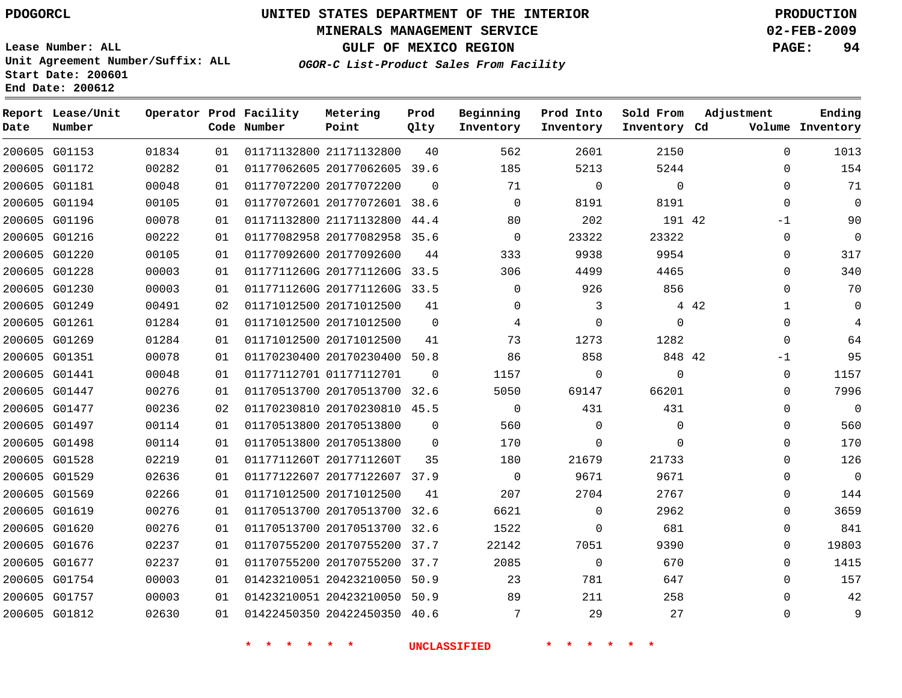PDOGORCL

# UNITED STATES DEPARTMENT OF THE INTERIOR
## MINERALS MANAGEMENT SERVICE
## GULF OF MEXICO REGION

**OGOR-C List-Product Sales From Facility**

PRODUCTION
02-FEB-2009

Lease Number: ALL
Unit Agreement Number/Suffix: ALL
Start Date: 200601
End Date: 200612

| Report Date | Lease/Unit Number | Operator | Prod Code | Facility Number | Metering Point | Prod Qlty | Beginning Inventory | Prod Into Inventory | Sold From Inventory | Adjustment Cd | Volume | Ending Inventory |
|---|---|---|---|---|---|---|---|---|---|---|---|---|
| 200605 | G01153 | 01834 | 01 | 01171132800 | 21171132800 | 40 | 562 | 2601 | 2150 | | 0 | 1013 |
| 200605 | G01172 | 00282 | 01 | 01177062605 | 20177062605 | 39.6 | 185 | 5213 | 5244 | | 0 | 154 |
| 200605 | G01181 | 00048 | 01 | 01177072200 | 20177072200 | 0 | 71 | 0 | 0 | | 0 | 71 |
| 200605 | G01194 | 00105 | 01 | 01177072601 | 20177072601 | 38.6 | 0 | 8191 | 8191 | | 0 | 0 |
| 200605 | G01196 | 00078 | 01 | 01171132800 | 21171132800 | 44.4 | 80 | 202 | 191 | 42 | -1 | 90 |
| 200605 | G01216 | 00222 | 01 | 01177082958 | 20177082958 | 35.6 | 0 | 23322 | 23322 | | 0 | 0 |
| 200605 | G01220 | 00105 | 01 | 01177092600 | 20177092600 | 44 | 333 | 9938 | 9954 | | 0 | 317 |
| 200605 | G01228 | 00003 | 01 | 0117711260G | 2017711260G | 33.5 | 306 | 4499 | 4465 | | 0 | 340 |
| 200605 | G01230 | 00003 | 01 | 0117711260G | 2017711260G | 33.5 | 0 | 926 | 856 | | 0 | 70 |
| 200605 | G01249 | 00491 | 02 | 01171012500 | 20171012500 | 41 | 0 | 3 | 4 | 42 | 1 | 0 |
| 200605 | G01261 | 01284 | 01 | 01171012500 | 20171012500 | 0 | 4 | 0 | 0 | | 0 | 4 |
| 200605 | G01269 | 01284 | 01 | 01171012500 | 20171012500 | 41 | 73 | 1273 | 1282 | | 0 | 64 |
| 200605 | G01351 | 00078 | 01 | 01170230400 | 20170230400 | 50.8 | 86 | 858 | 848 | 42 | -1 | 95 |
| 200605 | G01441 | 00048 | 01 | 01177112701 | 01177112701 | 0 | 1157 | 0 | 0 | | 0 | 1157 |
| 200605 | G01447 | 00276 | 01 | 01170513700 | 20170513700 | 32.6 | 5050 | 69147 | 66201 | | 0 | 7996 |
| 200605 | G01477 | 00236 | 02 | 01170230810 | 20170230810 | 45.5 | 0 | 431 | 431 | | 0 | 0 |
| 200605 | G01497 | 00114 | 01 | 01170513800 | 20170513800 | 0 | 560 | 0 | 0 | | 0 | 560 |
| 200605 | G01498 | 00114 | 01 | 01170513800 | 20170513800 | 0 | 170 | 0 | 0 | | 0 | 170 |
| 200605 | G01528 | 02219 | 01 | 0117711260T | 2017711260T | 35 | 180 | 21679 | 21733 | | 0 | 126 |
| 200605 | G01529 | 02636 | 01 | 01177122607 | 20177122607 | 37.9 | 0 | 9671 | 9671 | | 0 | 0 |
| 200605 | G01569 | 02266 | 01 | 01171012500 | 20171012500 | 41 | 207 | 2704 | 2767 | | 0 | 144 |
| 200605 | G01619 | 00276 | 01 | 01170513700 | 20170513700 | 32.6 | 6621 | 0 | 2962 | | 0 | 3659 |
| 200605 | G01620 | 00276 | 01 | 01170513700 | 20170513700 | 32.6 | 1522 | 0 | 681 | | 0 | 841 |
| 200605 | G01676 | 02237 | 01 | 01170755200 | 20170755200 | 37.7 | 22142 | 7051 | 9390 | | 0 | 19803 |
| 200605 | G01677 | 02237 | 01 | 01170755200 | 20170755200 | 37.7 | 2085 | 0 | 670 | | 0 | 1415 |
| 200605 | G01754 | 00003 | 01 | 01423210051 | 20423210050 | 50.9 | 23 | 781 | 647 | | 0 | 157 |
| 200605 | G01757 | 00003 | 01 | 01423210051 | 20423210050 | 50.9 | 89 | 211 | 258 | | 0 | 42 |
| 200605 | G01812 | 02630 | 01 | 01422450350 | 20422450350 | 40.6 | 7 | 29 | 27 | | 0 | 9 |

* * * * * * UNCLASSIFIED * * * * * *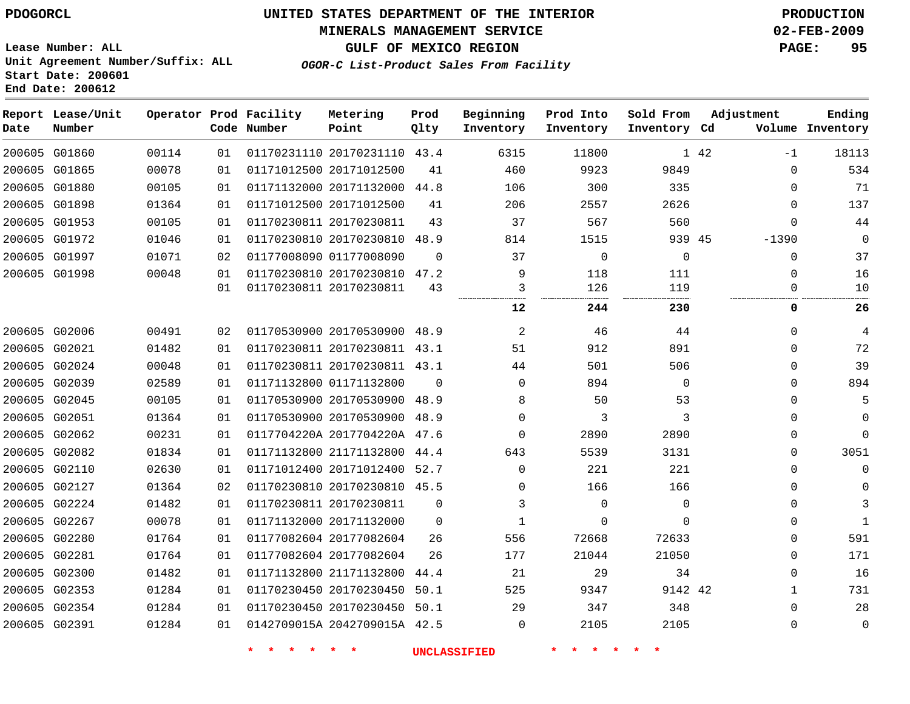PDOGORCL

# UNITED STATES DEPARTMENT OF THE INTERIOR
## MINERALS MANAGEMENT SERVICE
## GULF OF MEXICO REGION
### *OGOR-C List-Product Sales From Facility*

PRODUCTION
02-FEB-2009

Lease Number: ALL
Unit Agreement Number/Suffix: ALL
Start Date: 200601
End Date: 200612

| Report Date | Lease/Unit Number | Operator | Prod Code | Facility Number | Metering Point | Prod Qlty | Beginning Inventory | Prod Into Inventory | Sold From Inventory | Adjustment Cd | Volume | Ending Inventory |
|---|---|---|---|---|---|---|---|---|---|---|---|---|
| 200605 | G01860 | 00114 | 01 | 01170231110 | 20170231110 | 43.4 | 6315 | 11800 | 1 | 42 | -1 | 18113 |
| 200605 | G01865 | 00078 | 01 | 01171012500 | 20171012500 | 41 | 460 | 9923 | 9849 | | 0 | 534 |
| 200605 | G01880 | 00105 | 01 | 01171132000 | 20171132000 | 44.8 | 106 | 300 | 335 | | 0 | 71 |
| 200605 | G01898 | 01364 | 01 | 01171012500 | 20171012500 | 41 | 206 | 2557 | 2626 | | 0 | 137 |
| 200605 | G01953 | 00105 | 01 | 01170230811 | 20170230811 | 43 | 37 | 567 | 560 | | 0 | 44 |
| 200605 | G01972 | 01046 | 01 | 01170230810 | 20170230810 | 48.9 | 814 | 1515 | 939 | 45 | -1390 | 0 |
| 200605 | G01997 | 01071 | 02 | 01177008090 | 01177008090 | 0 | 37 | 0 | 0 | | 0 | 37 |
| 200605 | G01998 | 00048 | 01 | 01170230810 | 20170230810 | 47.2 | 9 | 118 | 111 | | 0 | 16 |
| | | | 01 | 01170230811 | 20170230811 | 43 | 3 | 126 | 119 | | 0 | 10 |
| | | | | | | | **12** | **244** | **230** | | **0** | **26** |
| 200605 | G02006 | 00491 | 02 | 01170530900 | 20170530900 | 48.9 | 2 | 46 | 44 | | 0 | 4 |
| 200605 | G02021 | 01482 | 01 | 01170230811 | 20170230811 | 43.1 | 51 | 912 | 891 | | 0 | 72 |
| 200605 | G02024 | 00048 | 01 | 01170230811 | 20170230811 | 43.1 | 44 | 501 | 506 | | 0 | 39 |
| 200605 | G02039 | 02589 | 01 | 01171132800 | 01171132800 | 0 | 0 | 894 | 0 | | 0 | 894 |
| 200605 | G02045 | 00105 | 01 | 01170530900 | 20170530900 | 48.9 | 8 | 50 | 53 | | 0 | 5 |
| 200605 | G02051 | 01364 | 01 | 01170530900 | 20170530900 | 48.9 | 0 | 3 | 3 | | 0 | 0 |
| 200605 | G02062 | 00231 | 01 | 0117704220A | 2017704220A | 47.6 | 0 | 2890 | 2890 | | 0 | 0 |
| 200605 | G02082 | 01834 | 01 | 01171132800 | 21171132800 | 44.4 | 643 | 5539 | 3131 | | 0 | 3051 |
| 200605 | G02110 | 02630 | 01 | 01171012400 | 20171012400 | 52.7 | 0 | 221 | 221 | | 0 | 0 |
| 200605 | G02127 | 01364 | 02 | 01170230810 | 20170230810 | 45.5 | 0 | 166 | 166 | | 0 | 0 |
| 200605 | G02224 | 01482 | 01 | 01170230811 | 20170230811 | 0 | 3 | 0 | 0 | | 0 | 3 |
| 200605 | G02267 | 00078 | 01 | 01171132000 | 20171132000 | 0 | 1 | 0 | 0 | | 0 | 1 |
| 200605 | G02280 | 01764 | 01 | 01177082604 | 20177082604 | 26 | 556 | 72668 | 72633 | | 0 | 591 |
| 200605 | G02281 | 01764 | 01 | 01177082604 | 20177082604 | 26 | 177 | 21044 | 21050 | | 0 | 171 |
| 200605 | G02300 | 01482 | 01 | 01171132800 | 21171132800 | 44.4 | 21 | 29 | 34 | | 0 | 16 |
| 200605 | G02353 | 01284 | 01 | 01170230450 | 20170230450 | 50.1 | 525 | 9347 | 9142 | 42 | 1 | 731 |
| 200605 | G02354 | 01284 | 01 | 01170230450 | 20170230450 | 50.1 | 29 | 347 | 348 | | 0 | 28 |
| 200605 | G02391 | 01284 | 01 | 0142709015A | 2042709015A | 42.5 | 0 | 2105 | 2105 | | 0 | 0 |

* * * * * * UNCLASSIFIED * * * * * *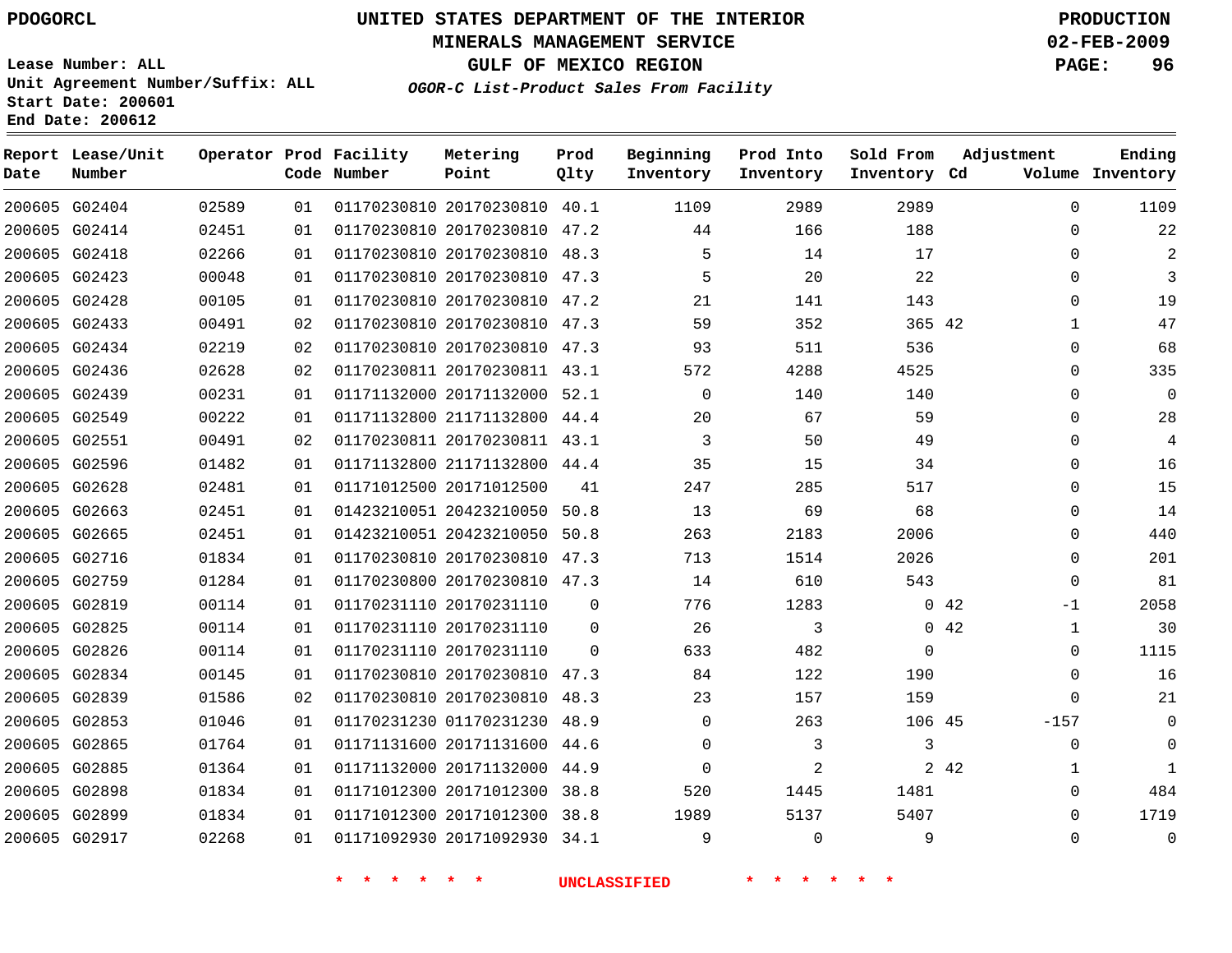PDOGORCL

# UNITED STATES DEPARTMENT OF THE INTERIOR
## MINERALS MANAGEMENT SERVICE
## GULF OF MEXICO REGION
### *OGOR-C List-Product Sales From Facility*

PRODUCTION
02-FEB-2009

Lease Number: ALL
Unit Agreement Number/Suffix: ALL
Start Date: 200601
End Date: 200612

| Report Date | Lease/Unit Number | Operator | Prod Code | Facility Number | Metering Point | Prod Qlty | Beginning Inventory | Prod Into Inventory | Sold From Inventory | Adjustment Cd | Adjustment Volume | Ending Inventory |
|---|---|---|---|---|---|---|---|---|---|---|---|---|
| 200605 | G02404 | 02589 | 01 | 01170230810 | 20170230810 | 40.1 | 1109 | 2989 | 2989 | | 0 | 1109 |
| 200605 | G02414 | 02451 | 01 | 01170230810 | 20170230810 | 47.2 | 44 | 166 | 188 | | 0 | 22 |
| 200605 | G02418 | 02266 | 01 | 01170230810 | 20170230810 | 48.3 | 5 | 14 | 17 | | 0 | 2 |
| 200605 | G02423 | 00048 | 01 | 01170230810 | 20170230810 | 47.3 | 5 | 20 | 22 | | 0 | 3 |
| 200605 | G02428 | 00105 | 01 | 01170230810 | 20170230810 | 47.2 | 21 | 141 | 143 | | 0 | 19 |
| 200605 | G02433 | 00491 | 02 | 01170230810 | 20170230810 | 47.3 | 59 | 352 | 365 | 42 | 1 | 47 |
| 200605 | G02434 | 02219 | 02 | 01170230810 | 20170230810 | 47.3 | 93 | 511 | 536 | | 0 | 68 |
| 200605 | G02436 | 02628 | 02 | 01170230811 | 20170230811 | 43.1 | 572 | 4288 | 4525 | | 0 | 335 |
| 200605 | G02439 | 00231 | 01 | 01171132000 | 20171132000 | 52.1 | 0 | 140 | 140 | | 0 | 0 |
| 200605 | G02549 | 00222 | 01 | 01171132800 | 21171132800 | 44.4 | 20 | 67 | 59 | | 0 | 28 |
| 200605 | G02551 | 00491 | 02 | 01170230811 | 20170230811 | 43.1 | 3 | 50 | 49 | | 0 | 4 |
| 200605 | G02596 | 01482 | 01 | 01171132800 | 21171132800 | 44.4 | 35 | 15 | 34 | | 0 | 16 |
| 200605 | G02628 | 02481 | 01 | 01171012500 | 20171012500 | 41 | 247 | 285 | 517 | | 0 | 15 |
| 200605 | G02663 | 02451 | 01 | 01423210051 | 20423210050 | 50.8 | 13 | 69 | 68 | | 0 | 14 |
| 200605 | G02665 | 02451 | 01 | 01423210051 | 20423210050 | 50.8 | 263 | 2183 | 2006 | | 0 | 440 |
| 200605 | G02716 | 01834 | 01 | 01170230810 | 20170230810 | 47.3 | 713 | 1514 | 2026 | | 0 | 201 |
| 200605 | G02759 | 01284 | 01 | 01170230800 | 20170230810 | 47.3 | 14 | 610 | 543 | | 0 | 81 |
| 200605 | G02819 | 00114 | 01 | 01170231110 | 20170231110 | 0 | 776 | 1283 | 0 | 42 | -1 | 2058 |
| 200605 | G02825 | 00114 | 01 | 01170231110 | 20170231110 | 0 | 26 | 3 | 0 | 42 | 1 | 30 |
| 200605 | G02826 | 00114 | 01 | 01170231110 | 20170231110 | 0 | 633 | 482 | 0 | | 0 | 1115 |
| 200605 | G02834 | 00145 | 01 | 01170230810 | 20170230810 | 47.3 | 84 | 122 | 190 | | 0 | 16 |
| 200605 | G02839 | 01586 | 02 | 01170230810 | 20170230810 | 48.3 | 23 | 157 | 159 | | 0 | 21 |
| 200605 | G02853 | 01046 | 01 | 01170231230 | 01170231230 | 48.9 | 0 | 263 | 106 | 45 | -157 | 0 |
| 200605 | G02865 | 01764 | 01 | 01171131600 | 20171131600 | 44.6 | 0 | 3 | 3 | | 0 | 0 |
| 200605 | G02885 | 01364 | 01 | 01171132000 | 20171132000 | 44.9 | 0 | 2 | 2 | 42 | 1 | 1 |
| 200605 | G02898 | 01834 | 01 | 01171012300 | 20171012300 | 38.8 | 520 | 1445 | 1481 | | 0 | 484 |
| 200605 | G02899 | 01834 | 01 | 01171012300 | 20171012300 | 38.8 | 1989 | 5137 | 5407 | | 0 | 1719 |
| 200605 | G02917 | 02268 | 01 | 01171092930 | 20171092930 | 34.1 | 9 | 0 | 9 | | 0 | 0 |

\* \* \* \* \* \* UNCLASSIFIED \* \* \* \* \* \*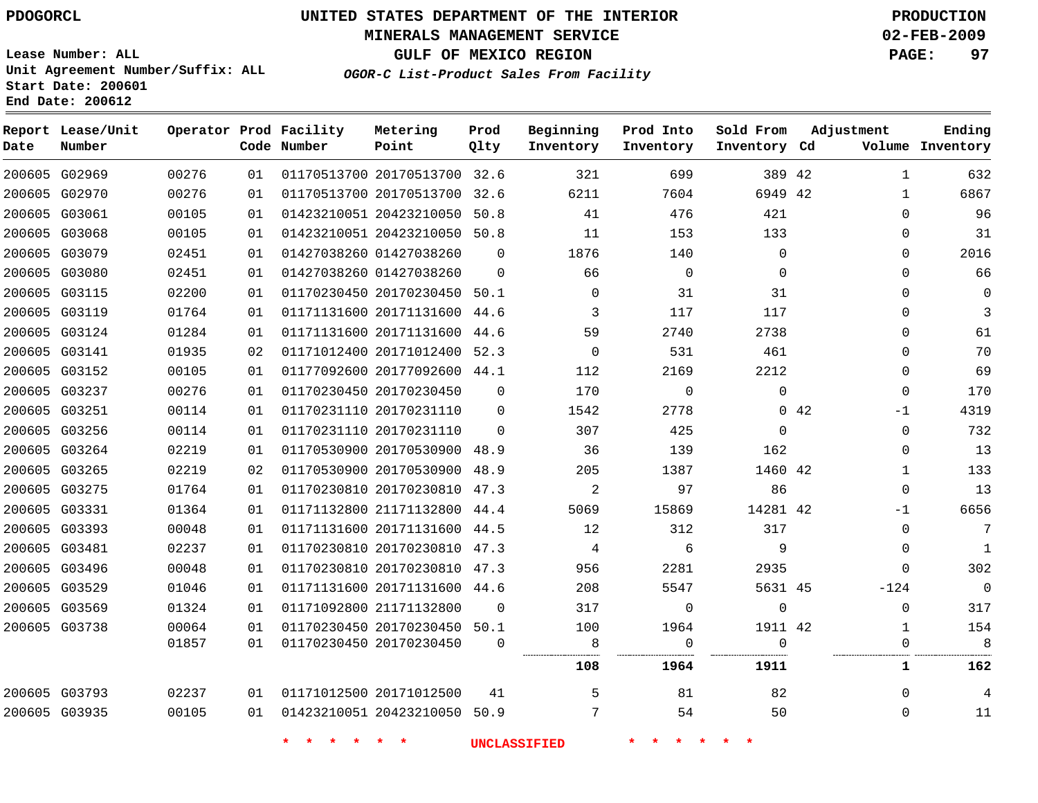PDOGORCL

# UNITED STATES DEPARTMENT OF THE INTERIOR
## MINERALS MANAGEMENT SERVICE
## GULF OF MEXICO REGION
### *OGOR-C List-Product Sales From Facility*

PRODUCTION
02-FEB-2009

Lease Number: ALL
Unit Agreement Number/Suffix: ALL
Start Date: 200601
End Date: 200612

| Report Date | Lease/Unit Number | Operator | Prod Code | Facility Number | Metering Point | Prod Qlty | Beginning Inventory | Prod Into Inventory | Sold From Inventory | Adjustment Cd | Adjustment Volume | Ending Inventory |
|---|---|---|---|---|---|---|---|---|---|---|---|---|
| 200605 | G02969 | 00276 | 01 | 01170513700 | 20170513700 | 32.6 | 321 | 699 | 389 | 42 | 1 | 632 |
| 200605 | G02970 | 00276 | 01 | 01170513700 | 20170513700 | 32.6 | 6211 | 7604 | 6949 | 42 | 1 | 6867 |
| 200605 | G03061 | 00105 | 01 | 01423210051 | 20423210050 | 50.8 | 41 | 476 | 421 | | 0 | 96 |
| 200605 | G03068 | 00105 | 01 | 01423210051 | 20423210050 | 50.8 | 11 | 153 | 133 | | 0 | 31 |
| 200605 | G03079 | 02451 | 01 | 01427038260 | 01427038260 | 0 | 1876 | 140 | 0 | | 0 | 2016 |
| 200605 | G03080 | 02451 | 01 | 01427038260 | 01427038260 | 0 | 66 | 0 | 0 | | 0 | 66 |
| 200605 | G03115 | 02200 | 01 | 01170230450 | 20170230450 | 50.1 | 0 | 31 | 31 | | 0 | 0 |
| 200605 | G03119 | 01764 | 01 | 01171131600 | 20171131600 | 44.6 | 3 | 117 | 117 | | 0 | 3 |
| 200605 | G03124 | 01284 | 01 | 01171131600 | 20171131600 | 44.6 | 59 | 2740 | 2738 | | 0 | 61 |
| 200605 | G03141 | 01935 | 02 | 01171012400 | 20171012400 | 52.3 | 0 | 531 | 461 | | 0 | 70 |
| 200605 | G03152 | 00105 | 01 | 01177092600 | 20177092600 | 44.1 | 112 | 2169 | 2212 | | 0 | 69 |
| 200605 | G03237 | 00276 | 01 | 01170230450 | 20170230450 | 0 | 170 | 0 | 0 | | 0 | 170 |
| 200605 | G03251 | 00114 | 01 | 01170231110 | 20170231110 | 0 | 1542 | 2778 | 0 | 42 | -1 | 4319 |
| 200605 | G03256 | 00114 | 01 | 01170231110 | 20170231110 | 0 | 307 | 425 | 0 | | 0 | 732 |
| 200605 | G03264 | 02219 | 01 | 01170530900 | 20170530900 | 48.9 | 36 | 139 | 162 | | 0 | 13 |
| 200605 | G03265 | 02219 | 02 | 01170530900 | 20170530900 | 48.9 | 205 | 1387 | 1460 | 42 | 1 | 133 |
| 200605 | G03275 | 01764 | 01 | 01170230810 | 20170230810 | 47.3 | 2 | 97 | 86 | | 0 | 13 |
| 200605 | G03331 | 01364 | 01 | 01171132800 | 21171132800 | 44.4 | 5069 | 15869 | 14281 | 42 | -1 | 6656 |
| 200605 | G03393 | 00048 | 01 | 01171131600 | 20171131600 | 44.5 | 12 | 312 | 317 | | 0 | 7 |
| 200605 | G03481 | 02237 | 01 | 01170230810 | 20170230810 | 47.3 | 4 | 6 | 9 | | 0 | 1 |
| 200605 | G03496 | 00048 | 01 | 01170230810 | 20170230810 | 47.3 | 956 | 2281 | 2935 | | 0 | 302 |
| 200605 | G03529 | 01046 | 01 | 01171131600 | 20171131600 | 44.6 | 208 | 5547 | 5631 | 45 | -124 | 0 |
| 200605 | G03569 | 01324 | 01 | 01171092800 | 21171132800 | 0 | 317 | 0 | 0 | | 0 | 317 |
| 200605 | G03738 | 00064 | 01 | 01170230450 | 20170230450 | 50.1 | 100 | 1964 | 1911 | 42 | 1 | 154 |
| | | 01857 | 01 | 01170230450 | 20170230450 | 0 | 8 | 0 | 0 | | 0 | 8 |
| | | | | | | | **108** | **1964** | **1911** | | **1** | **162** |
| 200605 | G03793 | 02237 | 01 | 01171012500 | 20171012500 | 41 | 5 | 81 | 82 | | 0 | 4 |
| 200605 | G03935 | 00105 | 01 | 01423210051 | 20423210050 | 50.9 | 7 | 54 | 50 | | 0 | 11 |

* * * * * * UNCLASSIFIED * * * * * *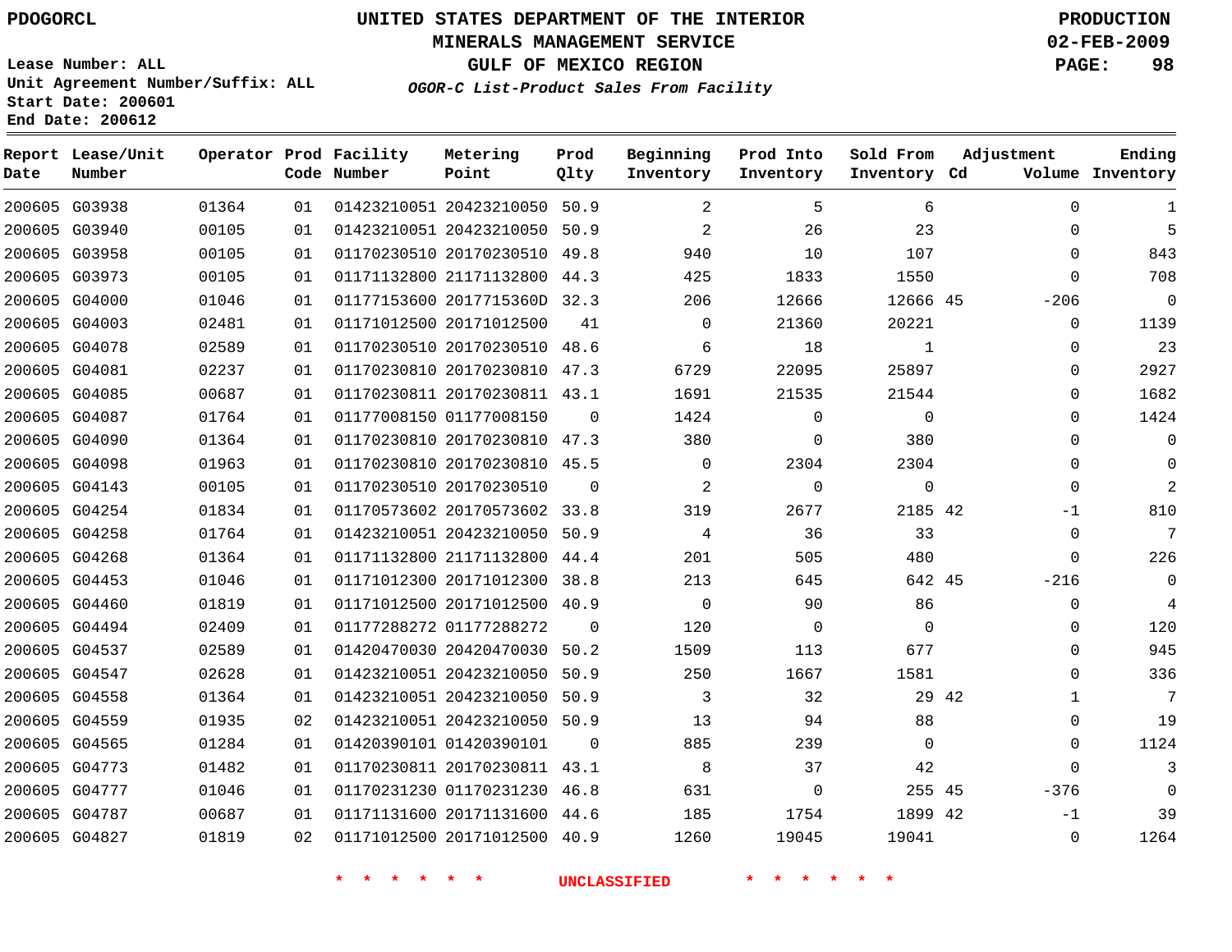PDOGORCL

# UNITED STATES DEPARTMENT OF THE INTERIOR
## MINERALS MANAGEMENT SERVICE
## GULF OF MEXICO REGION
### *OGOR-C List-Product Sales From Facility*

PRODUCTION
02-FEB-2009

Lease Number: ALL
Unit Agreement Number/Suffix: ALL
Start Date: 200601
End Date: 200612

| Report Date | Lease/Unit Number | Operator | Prod Code | Facility Number | Metering Point | Prod Qlty | Beginning Inventory | Prod Into Inventory | Sold From Inventory | Adjustment Cd | Adjustment Volume | Ending Inventory |
|---|---|---|---|---|---|---|---|---|---|---|---|---|
| 200605 | G03938 | 01364 | 01 | 01423210051 | 20423210050 | 50.9 | 2 | 5 | 6 | | 0 | 1 |
| 200605 | G03940 | 00105 | 01 | 01423210051 | 20423210050 | 50.9 | 2 | 26 | 23 | | 0 | 5 |
| 200605 | G03958 | 00105 | 01 | 01170230510 | 20170230510 | 49.8 | 940 | 10 | 107 | | 0 | 843 |
| 200605 | G03973 | 00105 | 01 | 01171132800 | 21171132800 | 44.3 | 425 | 1833 | 1550 | | 0 | 708 |
| 200605 | G04000 | 01046 | 01 | 01177153600 | 2017715360D | 32.3 | 206 | 12666 | 12666 | 45 | -206 | 0 |
| 200605 | G04003 | 02481 | 01 | 01171012500 | 20171012500 | 41 | 0 | 21360 | 20221 | | 0 | 1139 |
| 200605 | G04078 | 02589 | 01 | 01170230510 | 20170230510 | 48.6 | 6 | 18 | 1 | | 0 | 23 |
| 200605 | G04081 | 02237 | 01 | 01170230810 | 20170230810 | 47.3 | 6729 | 22095 | 25897 | | 0 | 2927 |
| 200605 | G04085 | 00687 | 01 | 01170230811 | 20170230811 | 43.1 | 1691 | 21535 | 21544 | | 0 | 1682 |
| 200605 | G04087 | 01764 | 01 | 01177008150 | 01177008150 | 0 | 1424 | 0 | 0 | | 0 | 1424 |
| 200605 | G04090 | 01364 | 01 | 01170230810 | 20170230810 | 47.3 | 380 | 0 | 380 | | 0 | 0 |
| 200605 | G04098 | 01963 | 01 | 01170230810 | 20170230810 | 45.5 | 0 | 2304 | 2304 | | 0 | 0 |
| 200605 | G04143 | 00105 | 01 | 01170230510 | 20170230510 | 0 | 2 | 0 | 0 | | 0 | 2 |
| 200605 | G04254 | 01834 | 01 | 01170573602 | 20170573602 | 33.8 | 319 | 2677 | 2185 | 42 | -1 | 810 |
| 200605 | G04258 | 01764 | 01 | 01423210051 | 20423210050 | 50.9 | 4 | 36 | 33 | | 0 | 7 |
| 200605 | G04268 | 01364 | 01 | 01171132800 | 21171132800 | 44.4 | 201 | 505 | 480 | | 0 | 226 |
| 200605 | G04453 | 01046 | 01 | 01171012300 | 20171012300 | 38.8 | 213 | 645 | 642 | 45 | -216 | 0 |
| 200605 | G04460 | 01819 | 01 | 01171012500 | 20171012500 | 40.9 | 0 | 90 | 86 | | 0 | 4 |
| 200605 | G04494 | 02409 | 01 | 01177288272 | 01177288272 | 0 | 120 | 0 | 0 | | 0 | 120 |
| 200605 | G04537 | 02589 | 01 | 01420470030 | 20420470030 | 50.2 | 1509 | 113 | 677 | | 0 | 945 |
| 200605 | G04547 | 02628 | 01 | 01423210051 | 20423210050 | 50.9 | 250 | 1667 | 1581 | | 0 | 336 |
| 200605 | G04558 | 01364 | 01 | 01423210051 | 20423210050 | 50.9 | 3 | 32 | 29 | 42 | 1 | 7 |
| 200605 | G04559 | 01935 | 02 | 01423210051 | 20423210050 | 50.9 | 13 | 94 | 88 | | 0 | 19 |
| 200605 | G04565 | 01284 | 01 | 01420390101 | 01420390101 | 0 | 885 | 239 | 0 | | 0 | 1124 |
| 200605 | G04773 | 01482 | 01 | 01170230811 | 20170230811 | 43.1 | 8 | 37 | 42 | | 0 | 3 |
| 200605 | G04777 | 01046 | 01 | 01170231230 | 01170231230 | 46.8 | 631 | 0 | 255 | 45 | -376 | 0 |
| 200605 | G04787 | 00687 | 01 | 01171131600 | 20171131600 | 44.6 | 185 | 1754 | 1899 | 42 | -1 | 39 |
| 200605 | G04827 | 01819 | 02 | 01171012500 | 20171012500 | 40.9 | 1260 | 19045 | 19041 | | 0 | 1264 |

* * * * * * UNCLASSIFIED * * * * * *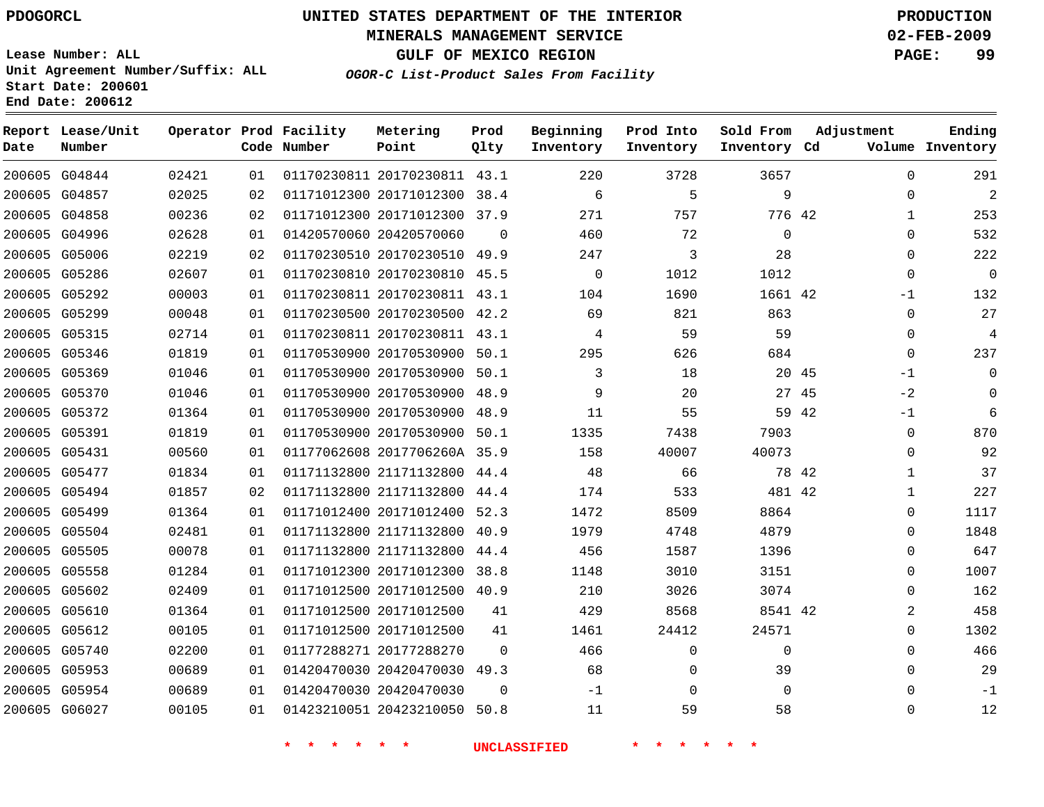PDOGORCL

# UNITED STATES DEPARTMENT OF THE INTERIOR
## MINERALS MANAGEMENT SERVICE
## GULF OF MEXICO REGION
### *OGOR-C List-Product Sales From Facility*

PRODUCTION
02-FEB-2009

Lease Number: ALL
Unit Agreement Number/Suffix: ALL
Start Date: 200601
End Date: 200612

| Report Date | Lease/Unit Number | Operator | Prod Code | Facility Number | Metering Point | Prod Qlty | Beginning Inventory | Prod Into Inventory | Sold From Inventory | Adjustment Cd | Adjustment Volume | Ending Inventory |
|---|---|---|---|---|---|---|---|---|---|---|---|---|
| 200605 | G04844 | 02421 | 01 | 01170230811 | 20170230811 | 43.1 | 220 | 3728 | 3657 | | 0 | 291 |
| 200605 | G04857 | 02025 | 02 | 01171012300 | 20171012300 | 38.4 | 6 | 5 | 9 | | 0 | 2 |
| 200605 | G04858 | 00236 | 02 | 01171012300 | 20171012300 | 37.9 | 271 | 757 | 776 | 42 | 1 | 253 |
| 200605 | G04996 | 02628 | 01 | 01420570060 | 20420570060 | 0 | 460 | 72 | 0 | | 0 | 532 |
| 200605 | G05006 | 02219 | 02 | 01170230510 | 20170230510 | 49.9 | 247 | 3 | 28 | | 0 | 222 |
| 200605 | G05286 | 02607 | 01 | 01170230810 | 20170230810 | 45.5 | 0 | 1012 | 1012 | | 0 | 0 |
| 200605 | G05292 | 00003 | 01 | 01170230811 | 20170230811 | 43.1 | 104 | 1690 | 1661 | 42 | -1 | 132 |
| 200605 | G05299 | 00048 | 01 | 01170230500 | 20170230500 | 42.2 | 69 | 821 | 863 | | 0 | 27 |
| 200605 | G05315 | 02714 | 01 | 01170230811 | 20170230811 | 43.1 | 4 | 59 | 59 | | 0 | 4 |
| 200605 | G05346 | 01819 | 01 | 01170530900 | 20170530900 | 50.1 | 295 | 626 | 684 | | 0 | 237 |
| 200605 | G05369 | 01046 | 01 | 01170530900 | 20170530900 | 50.1 | 3 | 18 | 20 | 45 | -1 | 0 |
| 200605 | G05370 | 01046 | 01 | 01170530900 | 20170530900 | 48.9 | 9 | 20 | 27 | 45 | -2 | 0 |
| 200605 | G05372 | 01364 | 01 | 01170530900 | 20170530900 | 48.9 | 11 | 55 | 59 | 42 | -1 | 6 |
| 200605 | G05391 | 01819 | 01 | 01170530900 | 20170530900 | 50.1 | 1335 | 7438 | 7903 | | 0 | 870 |
| 200605 | G05431 | 00560 | 01 | 01177062608 | 2017706260A | 35.9 | 158 | 40007 | 40073 | | 0 | 92 |
| 200605 | G05477 | 01834 | 01 | 01171132800 | 21171132800 | 44.4 | 48 | 66 | 78 | 42 | 1 | 37 |
| 200605 | G05494 | 01857 | 02 | 01171132800 | 21171132800 | 44.4 | 174 | 533 | 481 | 42 | 1 | 227 |
| 200605 | G05499 | 01364 | 01 | 01171012400 | 20171012400 | 52.3 | 1472 | 8509 | 8864 | | 0 | 1117 |
| 200605 | G05504 | 02481 | 01 | 01171132800 | 21171132800 | 40.9 | 1979 | 4748 | 4879 | | 0 | 1848 |
| 200605 | G05505 | 00078 | 01 | 01171132800 | 21171132800 | 44.4 | 456 | 1587 | 1396 | | 0 | 647 |
| 200605 | G05558 | 01284 | 01 | 01171012300 | 20171012300 | 38.8 | 1148 | 3010 | 3151 | | 0 | 1007 |
| 200605 | G05602 | 02409 | 01 | 01171012500 | 20171012500 | 40.9 | 210 | 3026 | 3074 | | 0 | 162 |
| 200605 | G05610 | 01364 | 01 | 01171012500 | 20171012500 | 41 | 429 | 8568 | 8541 | 42 | 2 | 458 |
| 200605 | G05612 | 00105 | 01 | 01171012500 | 20171012500 | 41 | 1461 | 24412 | 24571 | | 0 | 1302 |
| 200605 | G05740 | 02200 | 01 | 01177288271 | 20177288270 | 0 | 466 | 0 | 0 | | 0 | 466 |
| 200605 | G05953 | 00689 | 01 | 01420470030 | 20420470030 | 49.3 | 68 | 0 | 39 | | 0 | 29 |
| 200605 | G05954 | 00689 | 01 | 01420470030 | 20420470030 | 0 | -1 | 0 | 0 | | 0 | -1 |
| 200605 | G06027 | 00105 | 01 | 01423210051 | 20423210050 | 50.8 | 11 | 59 | 58 | | 0 | 12 |

\* \* \* \* \* \* UNCLASSIFIED \* \* \* \* \* \*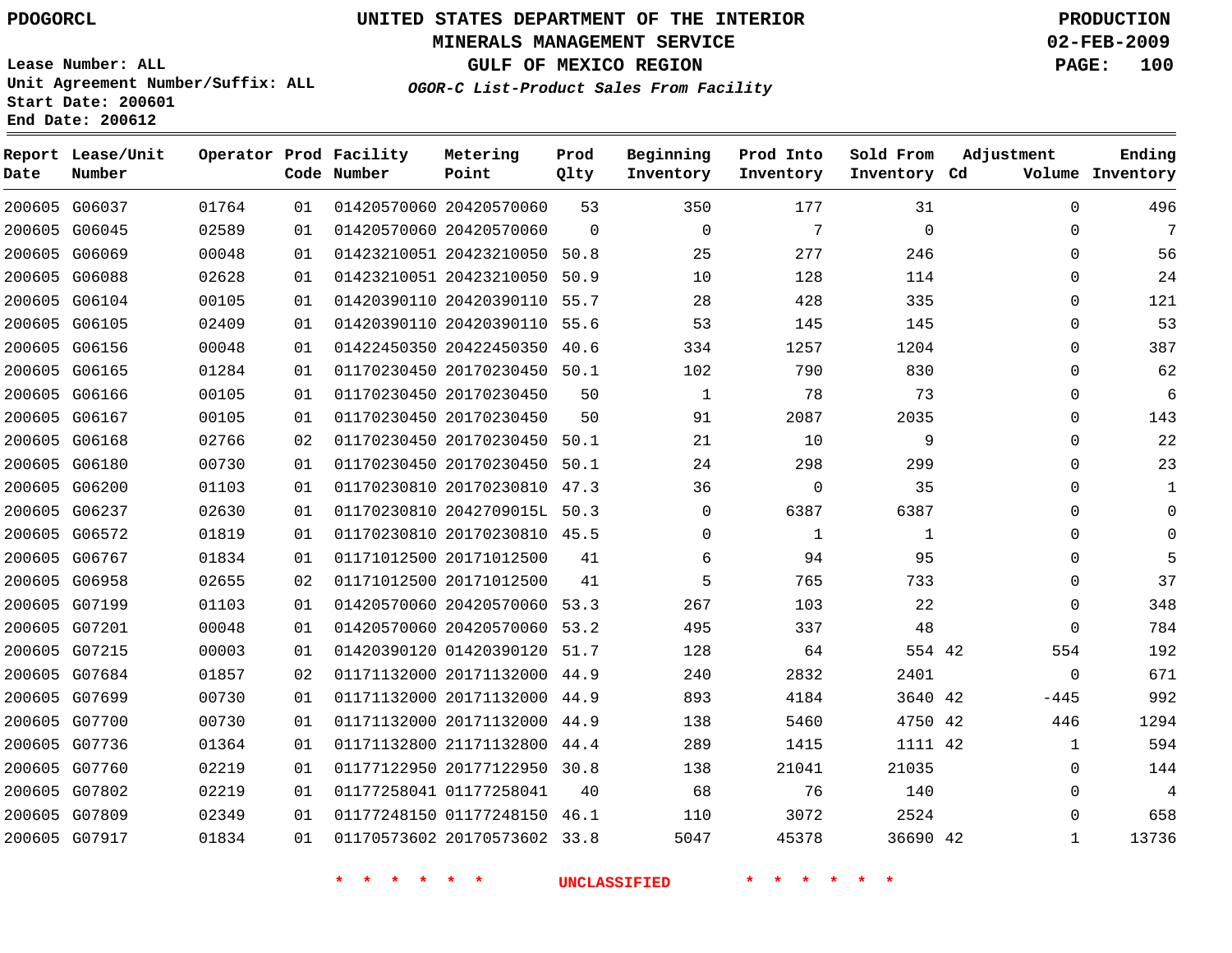PDOGORCL

# UNITED STATES DEPARTMENT OF THE INTERIOR
## MINERALS MANAGEMENT SERVICE
## GULF OF MEXICO REGION
### *OGOR-C List-Product Sales From Facility*

PRODUCTION
02-FEB-2009

Lease Number: ALL
Unit Agreement Number/Suffix: ALL
Start Date: 200601
End Date: 200612

| Report Date | Lease/Unit Number | Operator | Prod Code | Facility Number | Metering Point | Prod Qlty | Beginning Inventory | Prod Into Inventory | Sold From Inventory | Adjustment Cd | Adjustment Volume | Ending Inventory |
|---|---|---|---|---|---|---|---|---|---|---|---|---|
| 200605 | G06037 | 01764 | 01 | 01420570060 | 20420570060 | 53 | 350 | 177 | 31 | | 0 | 496 |
| 200605 | G06045 | 02589 | 01 | 01420570060 | 20420570060 | 0 | 0 | 7 | 0 | | 0 | 7 |
| 200605 | G06069 | 00048 | 01 | 01423210051 | 20423210050 | 50.8 | 25 | 277 | 246 | | 0 | 56 |
| 200605 | G06088 | 02628 | 01 | 01423210051 | 20423210050 | 50.9 | 10 | 128 | 114 | | 0 | 24 |
| 200605 | G06104 | 00105 | 01 | 01420390110 | 20420390110 | 55.7 | 28 | 428 | 335 | | 0 | 121 |
| 200605 | G06105 | 02409 | 01 | 01420390110 | 20420390110 | 55.6 | 53 | 145 | 145 | | 0 | 53 |
| 200605 | G06156 | 00048 | 01 | 01422450350 | 20422450350 | 40.6 | 334 | 1257 | 1204 | | 0 | 387 |
| 200605 | G06165 | 01284 | 01 | 01170230450 | 20170230450 | 50.1 | 102 | 790 | 830 | | 0 | 62 |
| 200605 | G06166 | 00105 | 01 | 01170230450 | 20170230450 | 50 | 1 | 78 | 73 | | 0 | 6 |
| 200605 | G06167 | 00105 | 01 | 01170230450 | 20170230450 | 50 | 91 | 2087 | 2035 | | 0 | 143 |
| 200605 | G06168 | 02766 | 02 | 01170230450 | 20170230450 | 50.1 | 21 | 10 | 9 | | 0 | 22 |
| 200605 | G06180 | 00730 | 01 | 01170230450 | 20170230450 | 50.1 | 24 | 298 | 299 | | 0 | 23 |
| 200605 | G06200 | 01103 | 01 | 01170230810 | 20170230810 | 47.3 | 36 | 0 | 35 | | 0 | 1 |
| 200605 | G06237 | 02630 | 01 | 01170230810 | 2042709015L | 50.3 | 0 | 6387 | 6387 | | 0 | 0 |
| 200605 | G06572 | 01819 | 01 | 01170230810 | 20170230810 | 45.5 | 0 | 1 | 1 | | 0 | 0 |
| 200605 | G06767 | 01834 | 01 | 01171012500 | 20171012500 | 41 | 6 | 94 | 95 | | 0 | 5 |
| 200605 | G06958 | 02655 | 02 | 01171012500 | 20171012500 | 41 | 5 | 765 | 733 | | 0 | 37 |
| 200605 | G07199 | 01103 | 01 | 01420570060 | 20420570060 | 53.3 | 267 | 103 | 22 | | 0 | 348 |
| 200605 | G07201 | 00048 | 01 | 01420570060 | 20420570060 | 53.2 | 495 | 337 | 48 | | 0 | 784 |
| 200605 | G07215 | 00003 | 01 | 01420390120 | 01420390120 | 51.7 | 128 | 64 | 554 | 42 | 554 | 192 |
| 200605 | G07684 | 01857 | 02 | 01171132000 | 20171132000 | 44.9 | 240 | 2832 | 2401 | | 0 | 671 |
| 200605 | G07699 | 00730 | 01 | 01171132000 | 20171132000 | 44.9 | 893 | 4184 | 3640 | 42 | -445 | 992 |
| 200605 | G07700 | 00730 | 01 | 01171132000 | 20171132000 | 44.9 | 138 | 5460 | 4750 | 42 | 446 | 1294 |
| 200605 | G07736 | 01364 | 01 | 01171132800 | 21171132800 | 44.4 | 289 | 1415 | 1111 | 42 | 1 | 594 |
| 200605 | G07760 | 02219 | 01 | 01177122950 | 20177122950 | 30.8 | 138 | 21041 | 21035 | | 0 | 144 |
| 200605 | G07802 | 02219 | 01 | 01177258041 | 01177258041 | 40 | 68 | 76 | 140 | | 0 | 4 |
| 200605 | G07809 | 02349 | 01 | 01177248150 | 01177248150 | 46.1 | 110 | 3072 | 2524 | | 0 | 658 |
| 200605 | G07917 | 01834 | 01 | 01170573602 | 20170573602 | 33.8 | 5047 | 45378 | 36690 | 42 | 1 | 13736 |

* * * * * * UNCLASSIFIED * * * * * *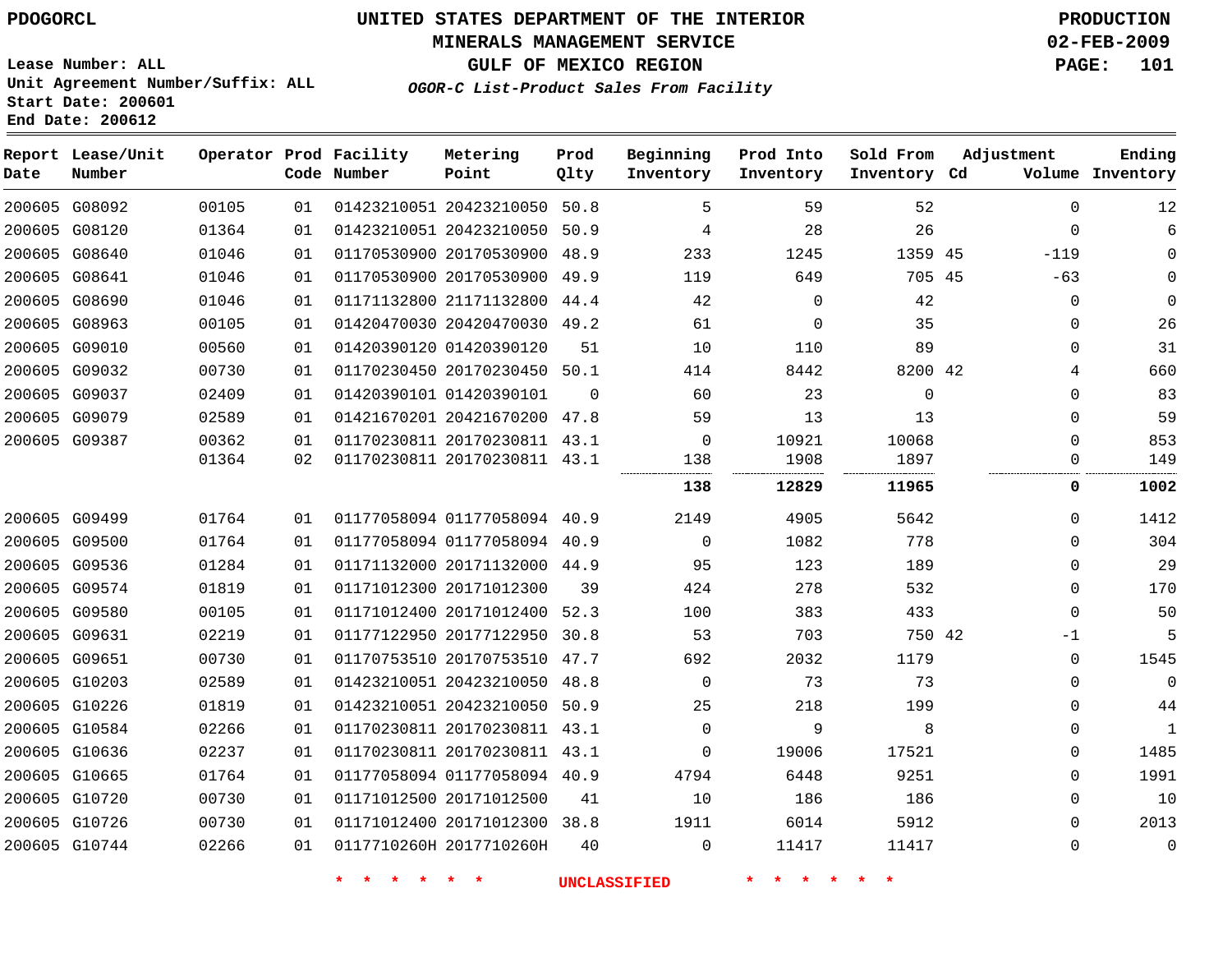PDOGORCL

# UNITED STATES DEPARTMENT OF THE INTERIOR
## MINERALS MANAGEMENT SERVICE
## GULF OF MEXICO REGION
### *OGOR-C List-Product Sales From Facility*

PRODUCTION
02-FEB-2009

Lease Number: ALL
Unit Agreement Number/Suffix: ALL
Start Date: 200601
End Date: 200612

| Report Date | Lease/Unit Number | Operator | Prod Code | Facility Number | Metering Point | Prod Qlty | Beginning Inventory | Prod Into Inventory | Sold From Inventory | Adjustment Cd | Volume | Ending Inventory |
|---|---|---|---|---|---|---|---|---|---|---|---|---|
| 200605 | G08092 | 00105 | 01 | 01423210051 | 20423210050 | 50.8 | 5 | 59 | 52 | | 0 | 12 |
| 200605 | G08120 | 01364 | 01 | 01423210051 | 20423210050 | 50.9 | 4 | 28 | 26 | | 0 | 6 |
| 200605 | G08640 | 01046 | 01 | 01170530900 | 20170530900 | 48.9 | 233 | 1245 | 1359 | 45 | -119 | 0 |
| 200605 | G08641 | 01046 | 01 | 01170530900 | 20170530900 | 49.9 | 119 | 649 | 705 | 45 | -63 | 0 |
| 200605 | G08690 | 01046 | 01 | 01171132800 | 21171132800 | 44.4 | 42 | 0 | 42 | | 0 | 0 |
| 200605 | G08963 | 00105 | 01 | 01420470030 | 20420470030 | 49.2 | 61 | 0 | 35 | | 0 | 26 |
| 200605 | G09010 | 00560 | 01 | 01420390120 | 01420390120 | 51 | 10 | 110 | 89 | | 0 | 31 |
| 200605 | G09032 | 00730 | 01 | 01170230450 | 20170230450 | 50.1 | 414 | 8442 | 8200 | 42 | 4 | 660 |
| 200605 | G09037 | 02409 | 01 | 01420390101 | 01420390101 | 0 | 60 | 23 | 0 | | 0 | 83 |
| 200605 | G09079 | 02589 | 01 | 01421670201 | 20421670200 | 47.8 | 59 | 13 | 13 | | 0 | 59 |
| 200605 | G09387 | 00362 | 01 | 01170230811 | 20170230811 | 43.1 | 0 | 10921 | 10068 | | 0 | 853 |
| | | 01364 | 02 | 01170230811 | 20170230811 | 43.1 | 138 | 1908 | 1897 | | 0 | 149 |
| | | | | | | | **138** | **12829** | **11965** | | **0** | **1002** |
| 200605 | G09499 | 01764 | 01 | 01177058094 | 01177058094 | 40.9 | 2149 | 4905 | 5642 | | 0 | 1412 |
| 200605 | G09500 | 01764 | 01 | 01177058094 | 01177058094 | 40.9 | 0 | 1082 | 778 | | 0 | 304 |
| 200605 | G09536 | 01284 | 01 | 01171132000 | 20171132000 | 44.9 | 95 | 123 | 189 | | 0 | 29 |
| 200605 | G09574 | 01819 | 01 | 01171012300 | 20171012300 | 39 | 424 | 278 | 532 | | 0 | 170 |
| 200605 | G09580 | 00105 | 01 | 01171012400 | 20171012400 | 52.3 | 100 | 383 | 433 | | 0 | 50 |
| 200605 | G09631 | 02219 | 01 | 01177122950 | 20177122950 | 30.8 | 53 | 703 | 750 | 42 | -1 | 5 |
| 200605 | G09651 | 00730 | 01 | 01170753510 | 20170753510 | 47.7 | 692 | 2032 | 1179 | | 0 | 1545 |
| 200605 | G10203 | 02589 | 01 | 01423210051 | 20423210050 | 48.8 | 0 | 73 | 73 | | 0 | 0 |
| 200605 | G10226 | 01819 | 01 | 01423210051 | 20423210050 | 50.9 | 25 | 218 | 199 | | 0 | 44 |
| 200605 | G10584 | 02266 | 01 | 01170230811 | 20170230811 | 43.1 | 0 | 9 | 8 | | 0 | 1 |
| 200605 | G10636 | 02237 | 01 | 01170230811 | 20170230811 | 43.1 | 0 | 19006 | 17521 | | 0 | 1485 |
| 200605 | G10665 | 01764 | 01 | 01177058094 | 01177058094 | 40.9 | 4794 | 6448 | 9251 | | 0 | 1991 |
| 200605 | G10720 | 00730 | 01 | 01171012500 | 20171012500 | 41 | 10 | 186 | 186 | | 0 | 10 |
| 200605 | G10726 | 00730 | 01 | 01171012400 | 20171012300 | 38.8 | 1911 | 6014 | 5912 | | 0 | 2013 |
| 200605 | G10744 | 02266 | 01 | 0117710260H | 2017710260H | 40 | 0 | 11417 | 11417 | | 0 | 0 |

\* \* \* \* \* \* UNCLASSIFIED \* \* \* \* \* \*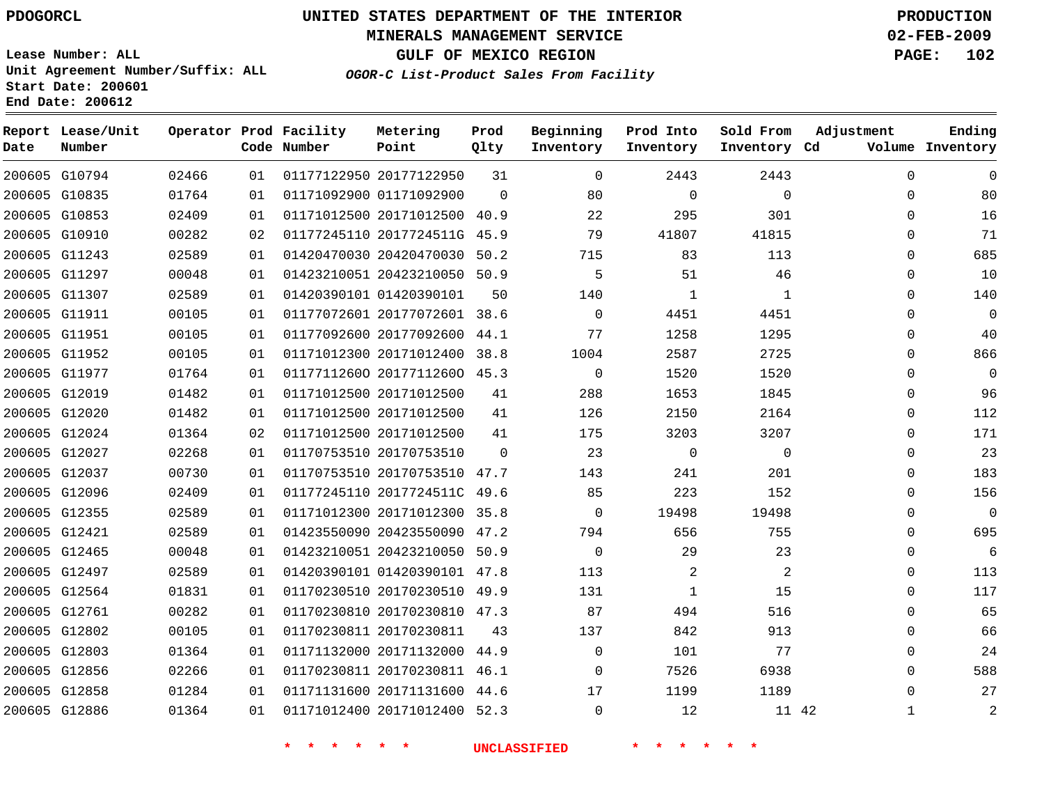PDOGORCL

# UNITED STATES DEPARTMENT OF THE INTERIOR
## MINERALS MANAGEMENT SERVICE
## GULF OF MEXICO REGION
### *OGOR-C List-Product Sales From Facility*

PRODUCTION
02-FEB-2009

Lease Number: ALL
Unit Agreement Number/Suffix: ALL
Start Date: 200601
End Date: 200612

| Report Date | Lease/Unit Number | Operator | Prod Code | Facility Number | Metering Point | Prod Qlty | Beginning Inventory | Prod Into Inventory | Sold From Inventory | Adjustment Cd | Adjustment Volume | Ending Inventory |
|---|---|---|---|---|---|---|---|---|---|---|---|---|
| 200605 | G10794 | 02466 | 01 | 01177122950 | 20177122950 | 31 | 0 | 2443 | 2443 | | 0 | 0 |
| 200605 | G10835 | 01764 | 01 | 01171092900 | 01171092900 | 0 | 80 | 0 | 0 | | 0 | 80 |
| 200605 | G10853 | 02409 | 01 | 01171012500 | 20171012500 | 40.9 | 22 | 295 | 301 | | 0 | 16 |
| 200605 | G10910 | 00282 | 02 | 01177245110 | 2017724511G | 45.9 | 79 | 41807 | 41815 | | 0 | 71 |
| 200605 | G11243 | 02589 | 01 | 01420470030 | 20420470030 | 50.2 | 715 | 83 | 113 | | 0 | 685 |
| 200605 | G11297 | 00048 | 01 | 01423210051 | 20423210050 | 50.9 | 5 | 51 | 46 | | 0 | 10 |
| 200605 | G11307 | 02589 | 01 | 01420390101 | 01420390101 | 50 | 140 | 1 | 1 | | 0 | 140 |
| 200605 | G11911 | 00105 | 01 | 01177072601 | 20177072601 | 38.6 | 0 | 4451 | 4451 | | 0 | 0 |
| 200605 | G11951 | 00105 | 01 | 01177092600 | 20177092600 | 44.1 | 77 | 1258 | 1295 | | 0 | 40 |
| 200605 | G11952 | 00105 | 01 | 01171012300 | 20171012400 | 38.8 | 1004 | 2587 | 2725 | | 0 | 866 |
| 200605 | G11977 | 01764 | 01 | 01177112600 | 20177112600 | 45.3 | 0 | 1520 | 1520 | | 0 | 0 |
| 200605 | G12019 | 01482 | 01 | 01171012500 | 20171012500 | 41 | 288 | 1653 | 1845 | | 0 | 96 |
| 200605 | G12020 | 01482 | 01 | 01171012500 | 20171012500 | 41 | 126 | 2150 | 2164 | | 0 | 112 |
| 200605 | G12024 | 01364 | 02 | 01171012500 | 20171012500 | 41 | 175 | 3203 | 3207 | | 0 | 171 |
| 200605 | G12027 | 02268 | 01 | 01170753510 | 20170753510 | 0 | 23 | 0 | 0 | | 0 | 23 |
| 200605 | G12037 | 00730 | 01 | 01170753510 | 20170753510 | 47.7 | 143 | 241 | 201 | | 0 | 183 |
| 200605 | G12096 | 02409 | 01 | 01177245110 | 2017724511C | 49.6 | 85 | 223 | 152 | | 0 | 156 |
| 200605 | G12355 | 02589 | 01 | 01171012300 | 20171012300 | 35.8 | 0 | 19498 | 19498 | | 0 | 0 |
| 200605 | G12421 | 02589 | 01 | 01423550090 | 20423550090 | 47.2 | 794 | 656 | 755 | | 0 | 695 |
| 200605 | G12465 | 00048 | 01 | 01423210051 | 20423210050 | 50.9 | 0 | 29 | 23 | | 0 | 6 |
| 200605 | G12497 | 02589 | 01 | 01420390101 | 01420390101 | 47.8 | 113 | 2 | 2 | | 0 | 113 |
| 200605 | G12564 | 01831 | 01 | 01170230510 | 20170230510 | 49.9 | 131 | 1 | 15 | | 0 | 117 |
| 200605 | G12761 | 00282 | 01 | 01170230810 | 20170230810 | 47.3 | 87 | 494 | 516 | | 0 | 65 |
| 200605 | G12802 | 00105 | 01 | 01170230811 | 20170230811 | 43 | 137 | 842 | 913 | | 0 | 66 |
| 200605 | G12803 | 01364 | 01 | 01171132000 | 20171132000 | 44.9 | 0 | 101 | 77 | | 0 | 24 |
| 200605 | G12856 | 02266 | 01 | 01170230811 | 20170230811 | 46.1 | 0 | 7526 | 6938 | | 0 | 588 |
| 200605 | G12858 | 01284 | 01 | 01171131600 | 20171131600 | 44.6 | 17 | 1199 | 1189 | | 0 | 27 |
| 200605 | G12886 | 01364 | 01 | 01171012400 | 20171012400 | 52.3 | 0 | 12 | 11 | 42 | 1 | 2 |

\* \* \* \* \* \* UNCLASSIFIED \* \* \* \* \* \*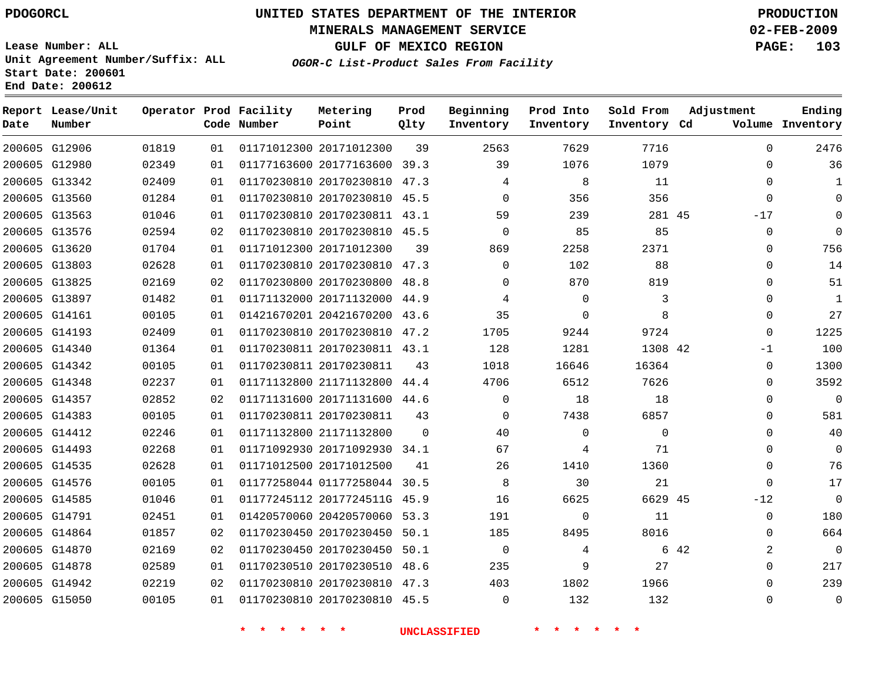PDOGORCL

# UNITED STATES DEPARTMENT OF THE INTERIOR
## MINERALS MANAGEMENT SERVICE
## GULF OF MEXICO REGION
### *OGOR-C List-Product Sales From Facility*

PRODUCTION
02-FEB-2009

Lease Number: ALL
Unit Agreement Number/Suffix: ALL
Start Date: 200601
End Date: 200612

| Report Date | Lease/Unit Number | Operator | Prod Code | Facility Number | Metering Point | Prod Qlty | Beginning Inventory | Prod Into Inventory | Sold From Inventory | Adjustment Cd | Adjustment Volume | Ending Inventory |
|---|---|---|---|---|---|---|---|---|---|---|---|---|
| 200605 | G12906 | 01819 | 01 | 01171012300 | 20171012300 | 39 | 2563 | 7629 | 7716 | | 0 | 2476 |
| 200605 | G12980 | 02349 | 01 | 01177163600 | 20177163600 | 39.3 | 39 | 1076 | 1079 | | 0 | 36 |
| 200605 | G13342 | 02409 | 01 | 01170230810 | 20170230810 | 47.3 | 4 | 8 | 11 | | 0 | 1 |
| 200605 | G13560 | 01284 | 01 | 01170230810 | 20170230810 | 45.5 | 0 | 356 | 356 | | 0 | 0 |
| 200605 | G13563 | 01046 | 01 | 01170230810 | 20170230811 | 43.1 | 59 | 239 | 281 | 45 | -17 | 0 |
| 200605 | G13576 | 02594 | 02 | 01170230810 | 20170230810 | 45.5 | 0 | 85 | 85 | | 0 | 0 |
| 200605 | G13620 | 01704 | 01 | 01171012300 | 20171012300 | 39 | 869 | 2258 | 2371 | | 0 | 756 |
| 200605 | G13803 | 02628 | 01 | 01170230810 | 20170230810 | 47.3 | 0 | 102 | 88 | | 0 | 14 |
| 200605 | G13825 | 02169 | 02 | 01170230800 | 20170230800 | 48.8 | 0 | 870 | 819 | | 0 | 51 |
| 200605 | G13897 | 01482 | 01 | 01171132000 | 20171132000 | 44.9 | 4 | 0 | 3 | | 0 | 1 |
| 200605 | G14161 | 00105 | 01 | 01421670201 | 20421670200 | 43.6 | 35 | 0 | 8 | | 0 | 27 |
| 200605 | G14193 | 02409 | 01 | 01170230810 | 20170230810 | 47.2 | 1705 | 9244 | 9724 | | 0 | 1225 |
| 200605 | G14340 | 01364 | 01 | 01170230811 | 20170230811 | 43.1 | 128 | 1281 | 1308 | 42 | -1 | 100 |
| 200605 | G14342 | 00105 | 01 | 01170230811 | 20170230811 | 43 | 1018 | 16646 | 16364 | | 0 | 1300 |
| 200605 | G14348 | 02237 | 01 | 01171132800 | 21171132800 | 44.4 | 4706 | 6512 | 7626 | | 0 | 3592 |
| 200605 | G14357 | 02852 | 02 | 01171131600 | 20171131600 | 44.6 | 0 | 18 | 18 | | 0 | 0 |
| 200605 | G14383 | 00105 | 01 | 01170230811 | 20170230811 | 43 | 0 | 7438 | 6857 | | 0 | 581 |
| 200605 | G14412 | 02246 | 01 | 01171132800 | 21171132800 | 0 | 40 | 0 | 0 | | 0 | 40 |
| 200605 | G14493 | 02268 | 01 | 01171092930 | 20171092930 | 34.1 | 67 | 4 | 71 | | 0 | 0 |
| 200605 | G14535 | 02628 | 01 | 01171012500 | 20171012500 | 41 | 26 | 1410 | 1360 | | 0 | 76 |
| 200605 | G14576 | 00105 | 01 | 01177258044 | 01177258044 | 30.5 | 8 | 30 | 21 | | 0 | 17 |
| 200605 | G14585 | 01046 | 01 | 01177245112 | 2017724511G | 45.9 | 16 | 6625 | 6629 | 45 | -12 | 0 |
| 200605 | G14791 | 02451 | 01 | 01420570060 | 20420570060 | 53.3 | 191 | 0 | 11 | | 0 | 180 |
| 200605 | G14864 | 01857 | 02 | 01170230450 | 20170230450 | 50.1 | 185 | 8495 | 8016 | | 0 | 664 |
| 200605 | G14870 | 02169 | 02 | 01170230450 | 20170230450 | 50.1 | 0 | 4 | 6 | 42 | 2 | 0 |
| 200605 | G14878 | 02589 | 01 | 01170230510 | 20170230510 | 48.6 | 235 | 9 | 27 | | 0 | 217 |
| 200605 | G14942 | 02219 | 02 | 01170230810 | 20170230810 | 47.3 | 403 | 1802 | 1966 | | 0 | 239 |
| 200605 | G15050 | 00105 | 01 | 01170230810 | 20170230810 | 45.5 | 0 | 132 | 132 | | 0 | 0 |

* * * * * * UNCLASSIFIED * * * * * *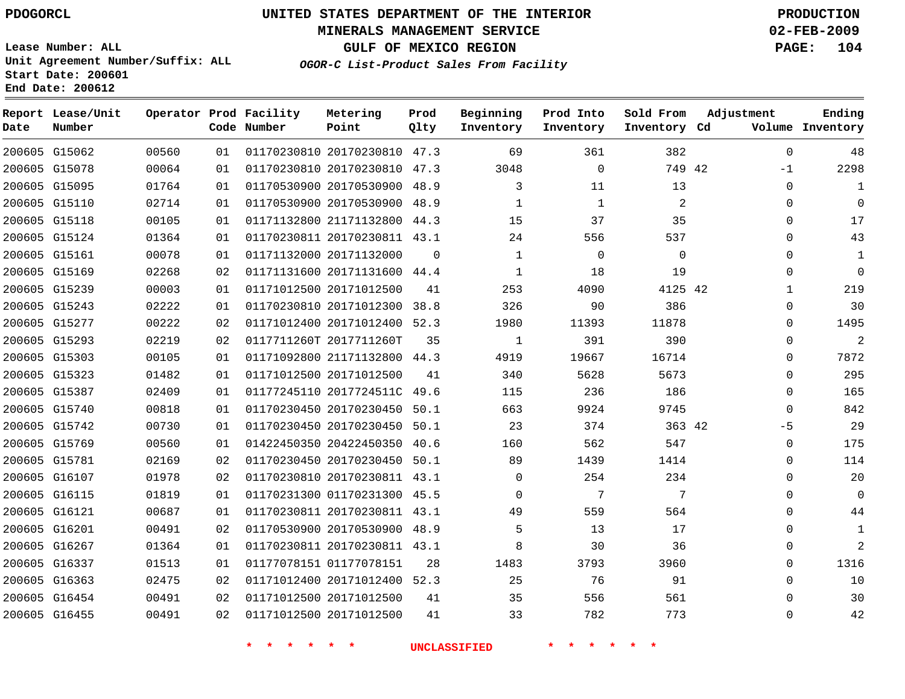PDOGORCL

# UNITED STATES DEPARTMENT OF THE INTERIOR
## MINERALS MANAGEMENT SERVICE
## GULF OF MEXICO REGION
### *OGOR-C List-Product Sales From Facility*

PRODUCTION
02-FEB-2009

Lease Number: ALL
Unit Agreement Number/Suffix: ALL
Start Date: 200601
End Date: 200612

| Report Date | Lease/Unit Number | Operator | Prod Code | Facility Number | Metering Point | Prod Qlty | Beginning Inventory | Prod Into Inventory | Sold From Inventory | Adjustment Cd | Volume | Ending Inventory |
|---|---|---|---|---|---|---|---|---|---|---|---|---|
| 200605 | G15062 | 00560 | 01 | 01170230810 | 20170230810 | 47.3 | 69 | 361 | 382 | | 0 | 48 |
| 200605 | G15078 | 00064 | 01 | 01170230810 | 20170230810 | 47.3 | 3048 | 0 | 749 | 42 | -1 | 2298 |
| 200605 | G15095 | 01764 | 01 | 01170530900 | 20170530900 | 48.9 | 3 | 11 | 13 | | 0 | 1 |
| 200605 | G15110 | 02714 | 01 | 01170530900 | 20170530900 | 48.9 | 1 | 1 | 2 | | 0 | 0 |
| 200605 | G15118 | 00105 | 01 | 01171132800 | 21171132800 | 44.3 | 15 | 37 | 35 | | 0 | 17 |
| 200605 | G15124 | 01364 | 01 | 01170230811 | 20170230811 | 43.1 | 24 | 556 | 537 | | 0 | 43 |
| 200605 | G15161 | 00078 | 01 | 01171132000 | 20171132000 | 0 | 1 | 0 | 0 | | 0 | 1 |
| 200605 | G15169 | 02268 | 02 | 01171131600 | 20171131600 | 44.4 | 1 | 18 | 19 | | 0 | 0 |
| 200605 | G15239 | 00003 | 01 | 01171012500 | 20171012500 | 41 | 253 | 4090 | 4125 | 42 | 1 | 219 |
| 200605 | G15243 | 02222 | 01 | 01170230810 | 20171012300 | 38.8 | 326 | 90 | 386 | | 0 | 30 |
| 200605 | G15277 | 00222 | 02 | 01171012400 | 20171012400 | 52.3 | 1980 | 11393 | 11878 | | 0 | 1495 |
| 200605 | G15293 | 02219 | 02 | 0117711260T | 2017711260T | 35 | 1 | 391 | 390 | | 0 | 2 |
| 200605 | G15303 | 00105 | 01 | 01171092800 | 21171132800 | 44.3 | 4919 | 19667 | 16714 | | 0 | 7872 |
| 200605 | G15323 | 01482 | 01 | 01171012500 | 20171012500 | 41 | 340 | 5628 | 5673 | | 0 | 295 |
| 200605 | G15387 | 02409 | 01 | 01177245110 | 2017724511C | 49.6 | 115 | 236 | 186 | | 0 | 165 |
| 200605 | G15740 | 00818 | 01 | 01170230450 | 20170230450 | 50.1 | 663 | 9924 | 9745 | | 0 | 842 |
| 200605 | G15742 | 00730 | 01 | 01170230450 | 20170230450 | 50.1 | 23 | 374 | 363 | 42 | -5 | 29 |
| 200605 | G15769 | 00560 | 01 | 01422450350 | 20422450350 | 40.6 | 160 | 562 | 547 | | 0 | 175 |
| 200605 | G15781 | 02169 | 02 | 01170230450 | 20170230450 | 50.1 | 89 | 1439 | 1414 | | 0 | 114 |
| 200605 | G16107 | 01978 | 02 | 01170230810 | 20170230811 | 43.1 | 0 | 254 | 234 | | 0 | 20 |
| 200605 | G16115 | 01819 | 01 | 01170231300 | 01170231300 | 45.5 | 0 | 7 | 7 | | 0 | 0 |
| 200605 | G16121 | 00687 | 01 | 01170230811 | 20170230811 | 43.1 | 49 | 559 | 564 | | 0 | 44 |
| 200605 | G16201 | 00491 | 02 | 01170530900 | 20170530900 | 48.9 | 5 | 13 | 17 | | 0 | 1 |
| 200605 | G16267 | 01364 | 01 | 01170230811 | 20170230811 | 43.1 | 8 | 30 | 36 | | 0 | 2 |
| 200605 | G16337 | 01513 | 01 | 01177078151 | 01177078151 | 28 | 1483 | 3793 | 3960 | | 0 | 1316 |
| 200605 | G16363 | 02475 | 02 | 01171012400 | 20171012400 | 52.3 | 25 | 76 | 91 | | 0 | 10 |
| 200605 | G16454 | 00491 | 02 | 01171012500 | 20171012500 | 41 | 35 | 556 | 561 | | 0 | 30 |
| 200605 | G16455 | 00491 | 02 | 01171012500 | 20171012500 | 41 | 33 | 782 | 773 | | 0 | 42 |

* * * * * * UNCLASSIFIED * * * * * *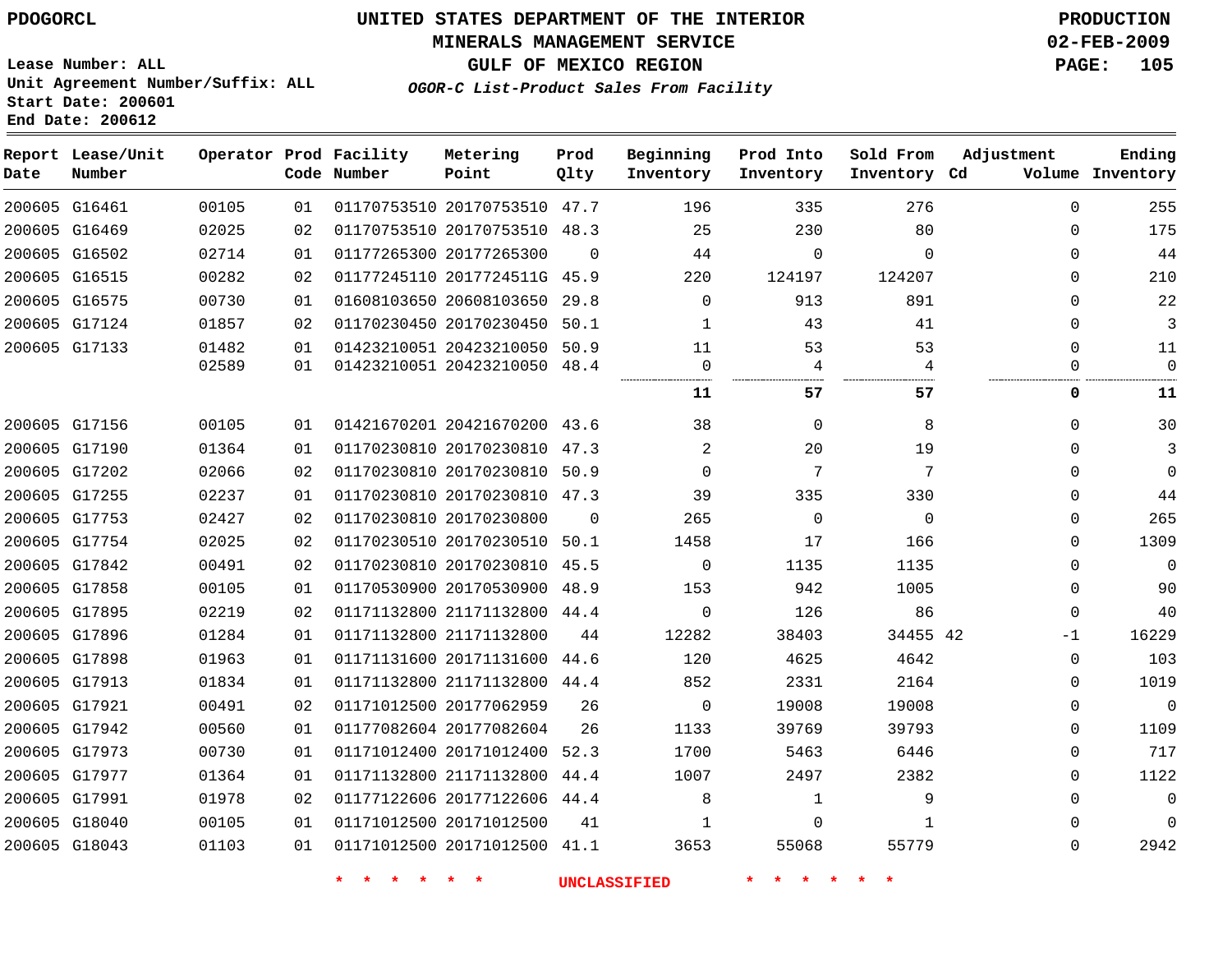PDOGORCL

# UNITED STATES DEPARTMENT OF THE INTERIOR
## MINERALS MANAGEMENT SERVICE
## GULF OF MEXICO REGION
### *OGOR-C List-Product Sales From Facility*

PRODUCTION
02-FEB-2009

Lease Number: ALL
Unit Agreement Number/Suffix: ALL
Start Date: 200601
End Date: 200612

| Report Date | Lease/Unit Number | Operator | Prod Code | Facility Number | Metering Point | Prod Qlty | Beginning Inventory | Prod Into Inventory | Sold From Inventory | Adjustment Cd | Volume | Ending Inventory |
|---|---|---|---|---|---|---|---|---|---|---|---|---|
| 200605 | G16461 | 00105 | 01 | 01170753510 | 20170753510 | 47.7 | 196 | 335 | 276 | | 0 | 255 |
| 200605 | G16469 | 02025 | 02 | 01170753510 | 20170753510 | 48.3 | 25 | 230 | 80 | | 0 | 175 |
| 200605 | G16502 | 02714 | 01 | 01177265300 | 20177265300 | 0 | 44 | 0 | 0 | | 0 | 44 |
| 200605 | G16515 | 00282 | 02 | 01177245110 | 2017724511G | 45.9 | 220 | 124197 | 124207 | | 0 | 210 |
| 200605 | G16575 | 00730 | 01 | 01608103650 | 20608103650 | 29.8 | 0 | 913 | 891 | | 0 | 22 |
| 200605 | G17124 | 01857 | 02 | 01170230450 | 20170230450 | 50.1 | 1 | 43 | 41 | | 0 | 3 |
| 200605 | G17133 | 01482 | 01 | 01423210051 | 20423210050 | 50.9 | 11 | 53 | 53 | | 0 | 11 |
| | | 02589 | 01 | 01423210051 | 20423210050 | 48.4 | 0 | 4 | 4 | | 0 | 0 |
| | | | | | | | **11** | **57** | **57** | | **0** | **11** |
| 200605 | G17156 | 00105 | 01 | 01421670201 | 20421670200 | 43.6 | 38 | 0 | 8 | | 0 | 30 |
| 200605 | G17190 | 01364 | 01 | 01170230810 | 20170230810 | 47.3 | 2 | 20 | 19 | | 0 | 3 |
| 200605 | G17202 | 02066 | 02 | 01170230810 | 20170230810 | 50.9 | 0 | 7 | 7 | | 0 | 0 |
| 200605 | G17255 | 02237 | 01 | 01170230810 | 20170230810 | 47.3 | 39 | 335 | 330 | | 0 | 44 |
| 200605 | G17753 | 02427 | 02 | 01170230810 | 20170230800 | 0 | 265 | 0 | 0 | | 0 | 265 |
| 200605 | G17754 | 02025 | 02 | 01170230510 | 20170230510 | 50.1 | 1458 | 17 | 166 | | 0 | 1309 |
| 200605 | G17842 | 00491 | 02 | 01170230810 | 20170230810 | 45.5 | 0 | 1135 | 1135 | | 0 | 0 |
| 200605 | G17858 | 00105 | 01 | 01170530900 | 20170530900 | 48.9 | 153 | 942 | 1005 | | 0 | 90 |
| 200605 | G17895 | 02219 | 02 | 01171132800 | 21171132800 | 44.4 | 0 | 126 | 86 | | 0 | 40 |
| 200605 | G17896 | 01284 | 01 | 01171132800 | 21171132800 | 44 | 12282 | 38403 | 34455 | 42 | -1 | 16229 |
| 200605 | G17898 | 01963 | 01 | 01171131600 | 20171131600 | 44.6 | 120 | 4625 | 4642 | | 0 | 103 |
| 200605 | G17913 | 01834 | 01 | 01171132800 | 21171132800 | 44.4 | 852 | 2331 | 2164 | | 0 | 1019 |
| 200605 | G17921 | 00491 | 02 | 01171012500 | 20177062959 | 26 | 0 | 19008 | 19008 | | 0 | 0 |
| 200605 | G17942 | 00560 | 01 | 01177082604 | 20177082604 | 26 | 1133 | 39769 | 39793 | | 0 | 1109 |
| 200605 | G17973 | 00730 | 01 | 01171012400 | 20171012400 | 52.3 | 1700 | 5463 | 6446 | | 0 | 717 |
| 200605 | G17977 | 01364 | 01 | 01171132800 | 21171132800 | 44.4 | 1007 | 2497 | 2382 | | 0 | 1122 |
| 200605 | G17991 | 01978 | 02 | 01177122606 | 20177122606 | 44.4 | 8 | 1 | 9 | | 0 | 0 |
| 200605 | G18040 | 00105 | 01 | 01171012500 | 20171012500 | 41 | 1 | 0 | 1 | | 0 | 0 |
| 200605 | G18043 | 01103 | 01 | 01171012500 | 20171012500 | 41.1 | 3653 | 55068 | 55779 | | 0 | 2942 |

\* \* \* \* \* \* UNCLASSIFIED \* \* \* \* \* \*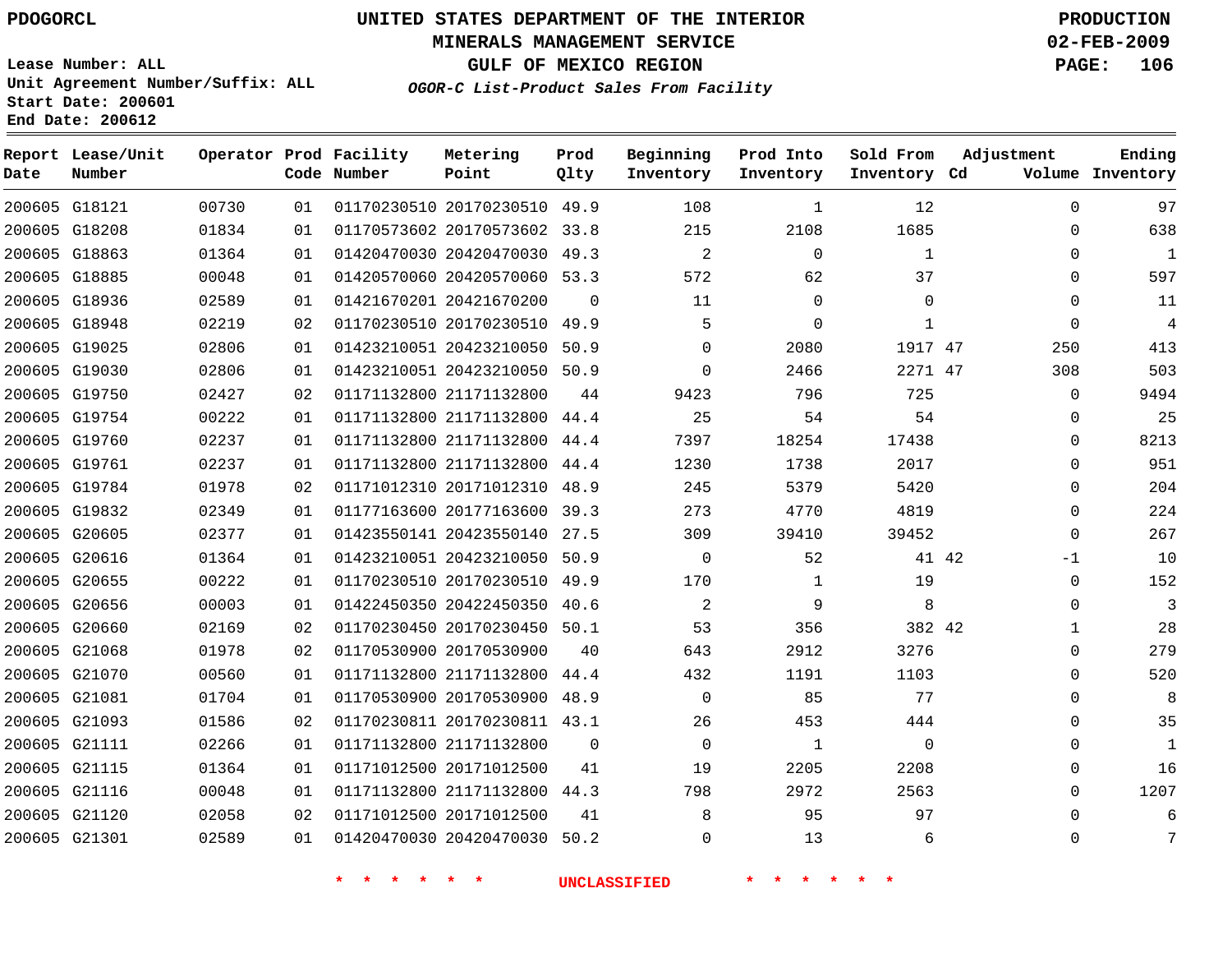PDOGORCL

# UNITED STATES DEPARTMENT OF THE INTERIOR
## MINERALS MANAGEMENT SERVICE
## GULF OF MEXICO REGION
### *OGOR-C List-Product Sales From Facility*

PRODUCTION
02-FEB-2009

Lease Number: ALL
Unit Agreement Number/Suffix: ALL
Start Date: 200601
End Date: 200612

| Report Date | Lease/Unit Number | Operator | Prod Code | Facility Number | Metering Point | Prod Qlty | Beginning Inventory | Prod Into Inventory | Sold From Inventory | Adjustment Cd | Volume | Ending Inventory |
|---|---|---|---|---|---|---|---|---|---|---|---|---|
| 200605 | G18121 | 00730 | 01 | 01170230510 | 20170230510 | 49.9 | 108 | 1 | 12 | | 0 | 97 |
| 200605 | G18208 | 01834 | 01 | 01170573602 | 20170573602 | 33.8 | 215 | 2108 | 1685 | | 0 | 638 |
| 200605 | G18863 | 01364 | 01 | 01420470030 | 20420470030 | 49.3 | 2 | 0 | 1 | | 0 | 1 |
| 200605 | G18885 | 00048 | 01 | 01420570060 | 20420570060 | 53.3 | 572 | 62 | 37 | | 0 | 597 |
| 200605 | G18936 | 02589 | 01 | 01421670201 | 20421670200 | 0 | 11 | 0 | 0 | | 0 | 11 |
| 200605 | G18948 | 02219 | 02 | 01170230510 | 20170230510 | 49.9 | 5 | 0 | 1 | | 0 | 4 |
| 200605 | G19025 | 02806 | 01 | 01423210051 | 20423210050 | 50.9 | 0 | 2080 | 1917 | 47 | 250 | 413 |
| 200605 | G19030 | 02806 | 01 | 01423210051 | 20423210050 | 50.9 | 0 | 2466 | 2271 | 47 | 308 | 503 |
| 200605 | G19750 | 02427 | 02 | 01171132800 | 21171132800 | 44 | 9423 | 796 | 725 | | 0 | 9494 |
| 200605 | G19754 | 00222 | 01 | 01171132800 | 21171132800 | 44.4 | 25 | 54 | 54 | | 0 | 25 |
| 200605 | G19760 | 02237 | 01 | 01171132800 | 21171132800 | 44.4 | 7397 | 18254 | 17438 | | 0 | 8213 |
| 200605 | G19761 | 02237 | 01 | 01171132800 | 21171132800 | 44.4 | 1230 | 1738 | 2017 | | 0 | 951 |
| 200605 | G19784 | 01978 | 02 | 01171012310 | 20171012310 | 48.9 | 245 | 5379 | 5420 | | 0 | 204 |
| 200605 | G19832 | 02349 | 01 | 01177163600 | 20177163600 | 39.3 | 273 | 4770 | 4819 | | 0 | 224 |
| 200605 | G20605 | 02377 | 01 | 01423550141 | 20423550140 | 27.5 | 309 | 39410 | 39452 | | 0 | 267 |
| 200605 | G20616 | 01364 | 01 | 01423210051 | 20423210050 | 50.9 | 0 | 52 | 41 | 42 | -1 | 10 |
| 200605 | G20655 | 00222 | 01 | 01170230510 | 20170230510 | 49.9 | 170 | 1 | 19 | | 0 | 152 |
| 200605 | G20656 | 00003 | 01 | 01422450350 | 20422450350 | 40.6 | 2 | 9 | 8 | | 0 | 3 |
| 200605 | G20660 | 02169 | 02 | 01170230450 | 20170230450 | 50.1 | 53 | 356 | 382 | 42 | 1 | 28 |
| 200605 | G21068 | 01978 | 02 | 01170530900 | 20170530900 | 40 | 643 | 2912 | 3276 | | 0 | 279 |
| 200605 | G21070 | 00560 | 01 | 01171132800 | 21171132800 | 44.4 | 432 | 1191 | 1103 | | 0 | 520 |
| 200605 | G21081 | 01704 | 01 | 01170530900 | 20170530900 | 48.9 | 0 | 85 | 77 | | 0 | 8 |
| 200605 | G21093 | 01586 | 02 | 01170230811 | 20170230811 | 43.1 | 26 | 453 | 444 | | 0 | 35 |
| 200605 | G21111 | 02266 | 01 | 01171132800 | 21171132800 | 0 | 0 | 1 | 0 | | 0 | 1 |
| 200605 | G21115 | 01364 | 01 | 01171012500 | 20171012500 | 41 | 19 | 2205 | 2208 | | 0 | 16 |
| 200605 | G21116 | 00048 | 01 | 01171132800 | 21171132800 | 44.3 | 798 | 2972 | 2563 | | 0 | 1207 |
| 200605 | G21120 | 02058 | 02 | 01171012500 | 20171012500 | 41 | 8 | 95 | 97 | | 0 | 6 |
| 200605 | G21301 | 02589 | 01 | 01420470030 | 20420470030 | 50.2 | 0 | 13 | 6 | | 0 | 7 |

\* \* \* \* \* \* UNCLASSIFIED \* \* \* \* \* \*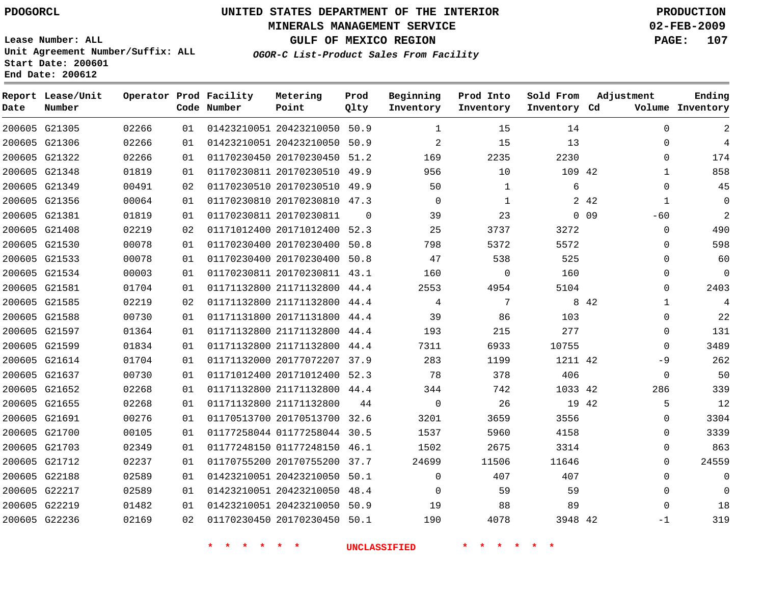PDOGORCL

# UNITED STATES DEPARTMENT OF THE INTERIOR
## MINERALS MANAGEMENT SERVICE
## GULF OF MEXICO REGION
### *OGOR-C List-Product Sales From Facility*

PRODUCTION
02-FEB-2009

Lease Number: ALL
Unit Agreement Number/Suffix: ALL
Start Date: 200601
End Date: 200612

| Report Date | Lease/Unit Number | Operator | Prod Code | Facility Number | Metering Point | Prod Qlty | Beginning Inventory | Prod Into Inventory | Sold From Inventory | Adjustment Cd | Volume | Ending Inventory |
|---|---|---|---|---|---|---|---|---|---|---|---|---|
| 200605 | G21305 | 02266 | 01 | 01423210051 | 20423210050 | 50.9 | 1 | 15 | 14 | | 0 | 2 |
| 200605 | G21306 | 02266 | 01 | 01423210051 | 20423210050 | 50.9 | 2 | 15 | 13 | | 0 | 4 |
| 200605 | G21322 | 02266 | 01 | 01170230450 | 20170230450 | 51.2 | 169 | 2235 | 2230 | | 0 | 174 |
| 200605 | G21348 | 01819 | 01 | 01170230811 | 20170230510 | 49.9 | 956 | 10 | 109 | 42 | 1 | 858 |
| 200605 | G21349 | 00491 | 02 | 01170230510 | 20170230510 | 49.9 | 50 | 1 | 6 | | 0 | 45 |
| 200605 | G21356 | 00064 | 01 | 01170230810 | 20170230810 | 47.3 | 0 | 1 | 2 | 42 | 1 | 0 |
| 200605 | G21381 | 01819 | 01 | 01170230811 | 20170230811 | 0 | 39 | 23 | 0 | 09 | -60 | 2 |
| 200605 | G21408 | 02219 | 02 | 01171012400 | 20171012400 | 52.3 | 25 | 3737 | 3272 | | 0 | 490 |
| 200605 | G21530 | 00078 | 01 | 01170230400 | 20170230400 | 50.8 | 798 | 5372 | 5572 | | 0 | 598 |
| 200605 | G21533 | 00078 | 01 | 01170230400 | 20170230400 | 50.8 | 47 | 538 | 525 | | 0 | 60 |
| 200605 | G21534 | 00003 | 01 | 01170230811 | 20170230811 | 43.1 | 160 | 0 | 160 | | 0 | 0 |
| 200605 | G21581 | 01704 | 01 | 01171132800 | 21171132800 | 44.4 | 2553 | 4954 | 5104 | | 0 | 2403 |
| 200605 | G21585 | 02219 | 02 | 01171132800 | 21171132800 | 44.4 | 4 | 7 | 8 | 42 | 1 | 4 |
| 200605 | G21588 | 00730 | 01 | 01171131800 | 20171131800 | 44.4 | 39 | 86 | 103 | | 0 | 22 |
| 200605 | G21597 | 01364 | 01 | 01171132800 | 21171132800 | 44.4 | 193 | 215 | 277 | | 0 | 131 |
| 200605 | G21599 | 01834 | 01 | 01171132800 | 21171132800 | 44.4 | 7311 | 6933 | 10755 | | 0 | 3489 |
| 200605 | G21614 | 01704 | 01 | 01171132000 | 20177072207 | 37.9 | 283 | 1199 | 1211 | 42 | -9 | 262 |
| 200605 | G21637 | 00730 | 01 | 01171012400 | 20171012400 | 52.3 | 78 | 378 | 406 | | 0 | 50 |
| 200605 | G21652 | 02268 | 01 | 01171132800 | 21171132800 | 44.4 | 344 | 742 | 1033 | 42 | 286 | 339 |
| 200605 | G21655 | 02268 | 01 | 01171132800 | 21171132800 | 44 | 0 | 26 | 19 | 42 | 5 | 12 |
| 200605 | G21691 | 00276 | 01 | 01170513700 | 20170513700 | 32.6 | 3201 | 3659 | 3556 | | 0 | 3304 |
| 200605 | G21700 | 00105 | 01 | 01177258044 | 01177258044 | 30.5 | 1537 | 5960 | 4158 | | 0 | 3339 |
| 200605 | G21703 | 02349 | 01 | 01177248150 | 01177248150 | 46.1 | 1502 | 2675 | 3314 | | 0 | 863 |
| 200605 | G21712 | 02237 | 01 | 01170755200 | 20170755200 | 37.7 | 24699 | 11506 | 11646 | | 0 | 24559 |
| 200605 | G22188 | 02589 | 01 | 01423210051 | 20423210050 | 50.1 | 0 | 407 | 407 | | 0 | 0 |
| 200605 | G22217 | 02589 | 01 | 01423210051 | 20423210050 | 48.4 | 0 | 59 | 59 | | 0 | 0 |
| 200605 | G22219 | 01482 | 01 | 01423210051 | 20423210050 | 50.9 | 19 | 88 | 89 | | 0 | 18 |
| 200605 | G22236 | 02169 | 02 | 01170230450 | 20170230450 | 50.1 | 190 | 4078 | 3948 | 42 | -1 | 319 |

\* \* \* \* \* \* UNCLASSIFIED \* \* \* \* \* \*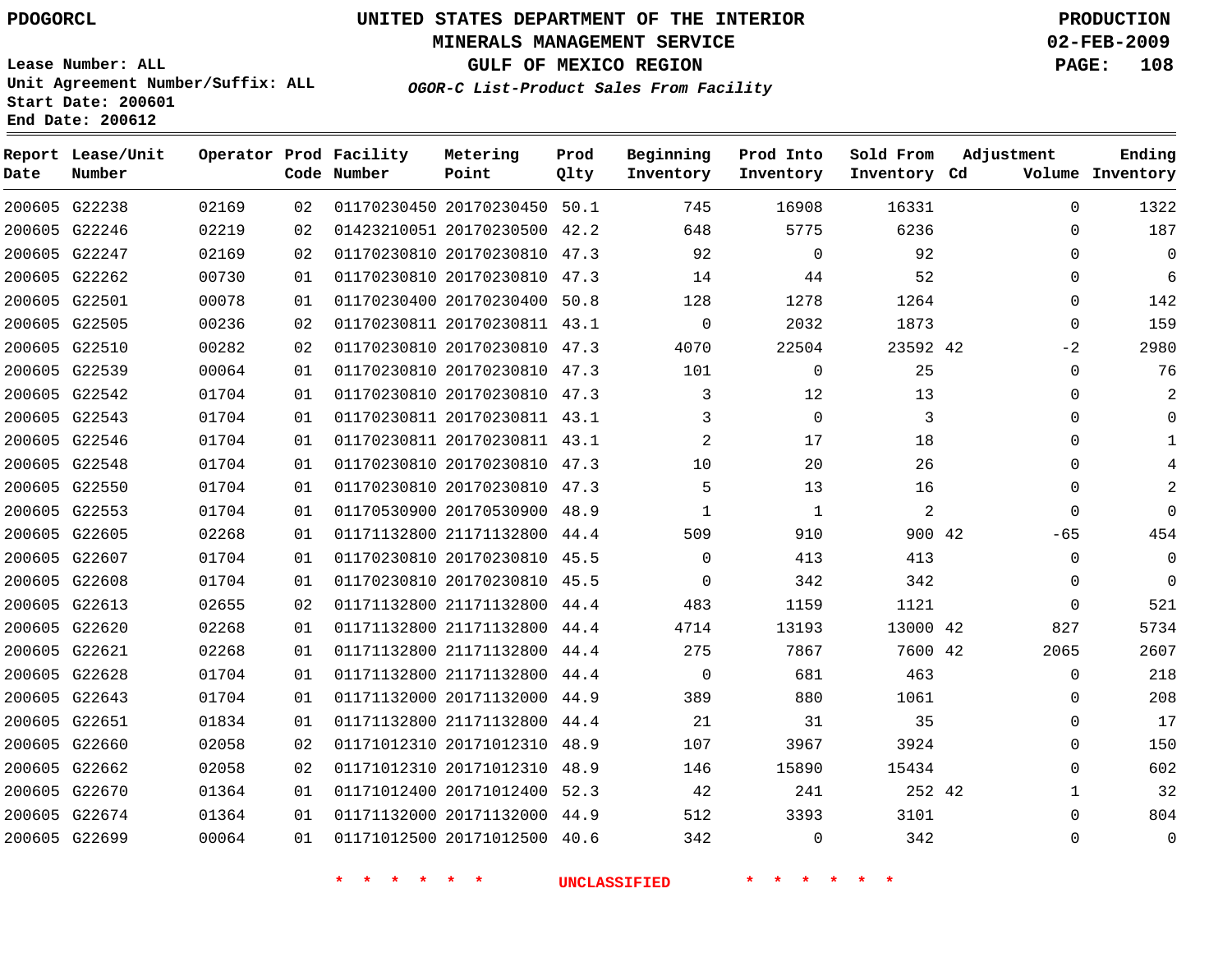PDOGORCL

# UNITED STATES DEPARTMENT OF THE INTERIOR
## MINERALS MANAGEMENT SERVICE
## GULF OF MEXICO REGION
### *OGOR-C List-Product Sales From Facility*

PRODUCTION
02-FEB-2009

Lease Number: ALL
Unit Agreement Number/Suffix: ALL
Start Date: 200601
End Date: 200612

| Report Date | Lease/Unit Number | Operator | Prod Code | Facility Number | Metering Point | Prod Qlty | Beginning Inventory | Prod Into Inventory | Sold From Inventory | Adjustment Cd | Adjustment Volume | Ending Inventory |
|---|---|---|---|---|---|---|---|---|---|---|---|---|
| 200605 | G22238 | 02169 | 02 | 01170230450 | 20170230450 | 50.1 | 745 | 16908 | 16331 | | 0 | 1322 |
| 200605 | G22246 | 02219 | 02 | 01423210051 | 20170230500 | 42.2 | 648 | 5775 | 6236 | | 0 | 187 |
| 200605 | G22247 | 02169 | 02 | 01170230810 | 20170230810 | 47.3 | 92 | 0 | 92 | | 0 | 0 |
| 200605 | G22262 | 00730 | 01 | 01170230810 | 20170230810 | 47.3 | 14 | 44 | 52 | | 0 | 6 |
| 200605 | G22501 | 00078 | 01 | 01170230400 | 20170230400 | 50.8 | 128 | 1278 | 1264 | | 0 | 142 |
| 200605 | G22505 | 00236 | 02 | 01170230811 | 20170230811 | 43.1 | 0 | 2032 | 1873 | | 0 | 159 |
| 200605 | G22510 | 00282 | 02 | 01170230810 | 20170230810 | 47.3 | 4070 | 22504 | 23592 | 42 | -2 | 2980 |
| 200605 | G22539 | 00064 | 01 | 01170230810 | 20170230810 | 47.3 | 101 | 0 | 25 | | 0 | 76 |
| 200605 | G22542 | 01704 | 01 | 01170230810 | 20170230810 | 47.3 | 3 | 12 | 13 | | 0 | 2 |
| 200605 | G22543 | 01704 | 01 | 01170230811 | 20170230811 | 43.1 | 3 | 0 | 3 | | 0 | 0 |
| 200605 | G22546 | 01704 | 01 | 01170230811 | 20170230811 | 43.1 | 2 | 17 | 18 | | 0 | 1 |
| 200605 | G22548 | 01704 | 01 | 01170230810 | 20170230810 | 47.3 | 10 | 20 | 26 | | 0 | 4 |
| 200605 | G22550 | 01704 | 01 | 01170230810 | 20170230810 | 47.3 | 5 | 13 | 16 | | 0 | 2 |
| 200605 | G22553 | 01704 | 01 | 01170530900 | 20170530900 | 48.9 | 1 | 1 | 2 | | 0 | 0 |
| 200605 | G22605 | 02268 | 01 | 01171132800 | 21171132800 | 44.4 | 509 | 910 | 900 | 42 | -65 | 454 |
| 200605 | G22607 | 01704 | 01 | 01170230810 | 20170230810 | 45.5 | 0 | 413 | 413 | | 0 | 0 |
| 200605 | G22608 | 01704 | 01 | 01170230810 | 20170230810 | 45.5 | 0 | 342 | 342 | | 0 | 0 |
| 200605 | G22613 | 02655 | 02 | 01171132800 | 21171132800 | 44.4 | 483 | 1159 | 1121 | | 0 | 521 |
| 200605 | G22620 | 02268 | 01 | 01171132800 | 21171132800 | 44.4 | 4714 | 13193 | 13000 | 42 | 827 | 5734 |
| 200605 | G22621 | 02268 | 01 | 01171132800 | 21171132800 | 44.4 | 275 | 7867 | 7600 | 42 | 2065 | 2607 |
| 200605 | G22628 | 01704 | 01 | 01171132800 | 21171132800 | 44.4 | 0 | 681 | 463 | | 0 | 218 |
| 200605 | G22643 | 01704 | 01 | 01171132000 | 20171132000 | 44.9 | 389 | 880 | 1061 | | 0 | 208 |
| 200605 | G22651 | 01834 | 01 | 01171132800 | 21171132800 | 44.4 | 21 | 31 | 35 | | 0 | 17 |
| 200605 | G22660 | 02058 | 02 | 01171012310 | 20171012310 | 48.9 | 107 | 3967 | 3924 | | 0 | 150 |
| 200605 | G22662 | 02058 | 02 | 01171012310 | 20171012310 | 48.9 | 146 | 15890 | 15434 | | 0 | 602 |
| 200605 | G22670 | 01364 | 01 | 01171012400 | 20171012400 | 52.3 | 42 | 241 | 252 | 42 | 1 | 32 |
| 200605 | G22674 | 01364 | 01 | 01171132000 | 20171132000 | 44.9 | 512 | 3393 | 3101 | | 0 | 804 |
| 200605 | G22699 | 00064 | 01 | 01171012500 | 20171012500 | 40.6 | 342 | 0 | 342 | | 0 | 0 |

* * * * * * UNCLASSIFIED * * * * * *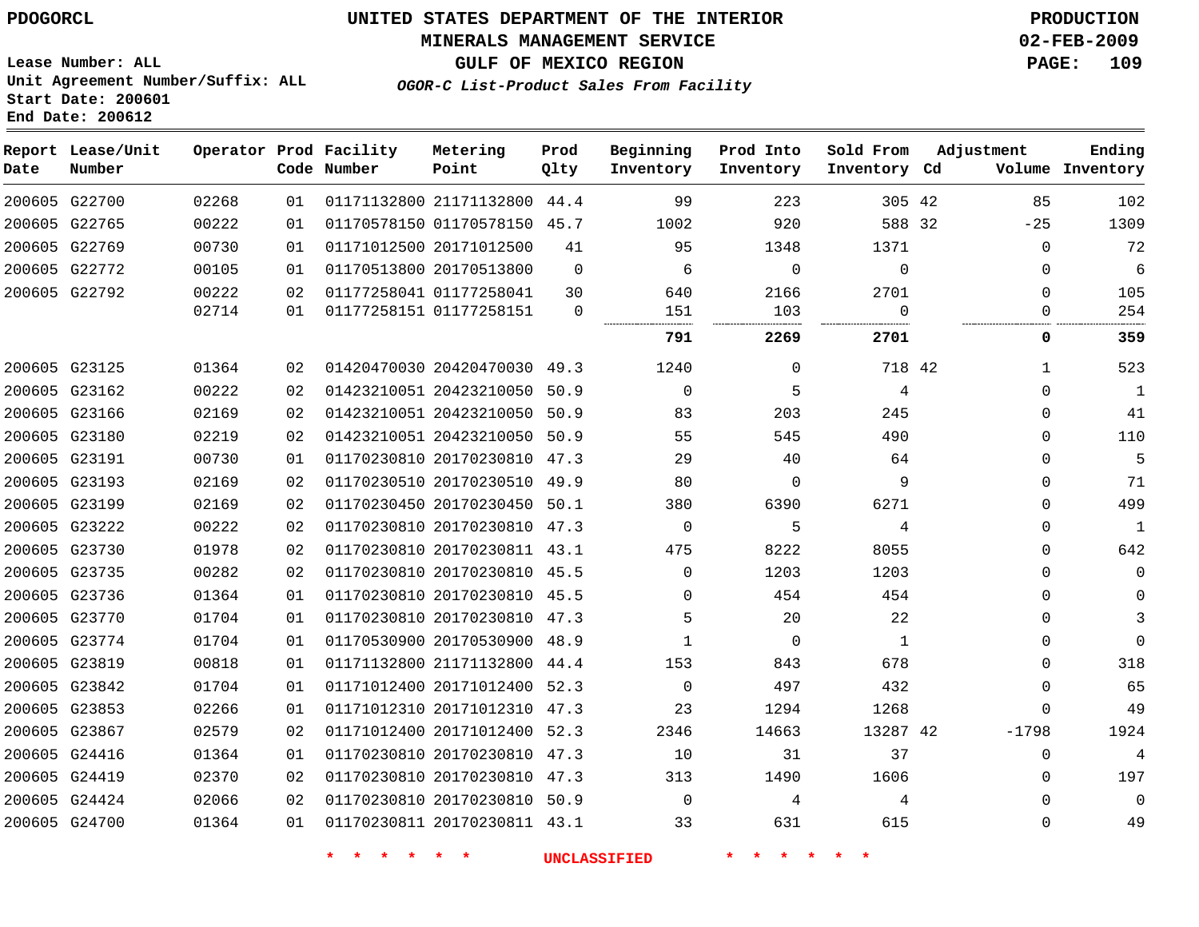PDOGORCL

# UNITED STATES DEPARTMENT OF THE INTERIOR
## MINERALS MANAGEMENT SERVICE
## GULF OF MEXICO REGION
### *OGOR-C List-Product Sales From Facility*

PRODUCTION
02-FEB-2009

Lease Number: ALL
Unit Agreement Number/Suffix: ALL
Start Date: 200601
End Date: 200612

| Report Date | Lease/Unit Number | Operator | Prod Code | Facility Number | Metering Point | Prod Qlty | Beginning Inventory | Prod Into Inventory | Sold From Inventory | Adjustment Cd | Volume | Ending Inventory |
|---|---|---|---|---|---|---|---|---|---|---|---|---|
| 200605 | G22700 | 02268 | 01 | 01171132800 | 21171132800 | 44.4 | 99 | 223 | 305 | 42 | 85 | 102 |
| 200605 | G22765 | 00222 | 01 | 01170578150 | 01170578150 | 45.7 | 1002 | 920 | 588 | 32 | -25 | 1309 |
| 200605 | G22769 | 00730 | 01 | 01171012500 | 20171012500 | 41 | 95 | 1348 | 1371 | | 0 | 72 |
| 200605 | G22772 | 00105 | 01 | 01170513800 | 20170513800 | 0 | 6 | 0 | 0 | | 0 | 6 |
| 200605 | G22792 | 00222 | 02 | 01177258041 | 01177258041 | 30 | 640 | 2166 | 2701 | | 0 | 105 |
| | | 02714 | 01 | 01177258151 | 01177258151 | 0 | 151 | 103 | 0 | | 0 | 254 |
| | | | | | | | **791** | **2269** | **2701** | | **0** | **359** |
| 200605 | G23125 | 01364 | 02 | 01420470030 | 20420470030 | 49.3 | 1240 | 0 | 718 | 42 | 1 | 523 |
| 200605 | G23162 | 00222 | 02 | 01423210051 | 20423210050 | 50.9 | 0 | 5 | 4 | | 0 | 1 |
| 200605 | G23166 | 02169 | 02 | 01423210051 | 20423210050 | 50.9 | 83 | 203 | 245 | | 0 | 41 |
| 200605 | G23180 | 02219 | 02 | 01423210051 | 20423210050 | 50.9 | 55 | 545 | 490 | | 0 | 110 |
| 200605 | G23191 | 00730 | 01 | 01170230810 | 20170230810 | 47.3 | 29 | 40 | 64 | | 0 | 5 |
| 200605 | G23193 | 02169 | 02 | 01170230510 | 20170230510 | 49.9 | 80 | 0 | 9 | | 0 | 71 |
| 200605 | G23199 | 02169 | 02 | 01170230450 | 20170230450 | 50.1 | 380 | 6390 | 6271 | | 0 | 499 |
| 200605 | G23222 | 00222 | 02 | 01170230810 | 20170230810 | 47.3 | 0 | 5 | 4 | | 0 | 1 |
| 200605 | G23730 | 01978 | 02 | 01170230810 | 20170230811 | 43.1 | 475 | 8222 | 8055 | | 0 | 642 |
| 200605 | G23735 | 00282 | 02 | 01170230810 | 20170230810 | 45.5 | 0 | 1203 | 1203 | | 0 | 0 |
| 200605 | G23736 | 01364 | 01 | 01170230810 | 20170230810 | 45.5 | 0 | 454 | 454 | | 0 | 0 |
| 200605 | G23770 | 01704 | 01 | 01170230810 | 20170230810 | 47.3 | 5 | 20 | 22 | | 0 | 3 |
| 200605 | G23774 | 01704 | 01 | 01170530900 | 20170530900 | 48.9 | 1 | 0 | 1 | | 0 | 0 |
| 200605 | G23819 | 00818 | 01 | 01171132800 | 21171132800 | 44.4 | 153 | 843 | 678 | | 0 | 318 |
| 200605 | G23842 | 01704 | 01 | 01171012400 | 20171012400 | 52.3 | 0 | 497 | 432 | | 0 | 65 |
| 200605 | G23853 | 02266 | 01 | 01171012310 | 20171012310 | 47.3 | 23 | 1294 | 1268 | | 0 | 49 |
| 200605 | G23867 | 02579 | 02 | 01171012400 | 20171012400 | 52.3 | 2346 | 14663 | 13287 | 42 | -1798 | 1924 |
| 200605 | G24416 | 01364 | 01 | 01170230810 | 20170230810 | 47.3 | 10 | 31 | 37 | | 0 | 4 |
| 200605 | G24419 | 02370 | 02 | 01170230810 | 20170230810 | 47.3 | 313 | 1490 | 1606 | | 0 | 197 |
| 200605 | G24424 | 02066 | 02 | 01170230810 | 20170230810 | 50.9 | 0 | 4 | 4 | | 0 | 0 |
| 200605 | G24700 | 01364 | 01 | 01170230811 | 20170230811 | 43.1 | 33 | 631 | 615 | | 0 | 49 |

* * * * * * UNCLASSIFIED * * * * * *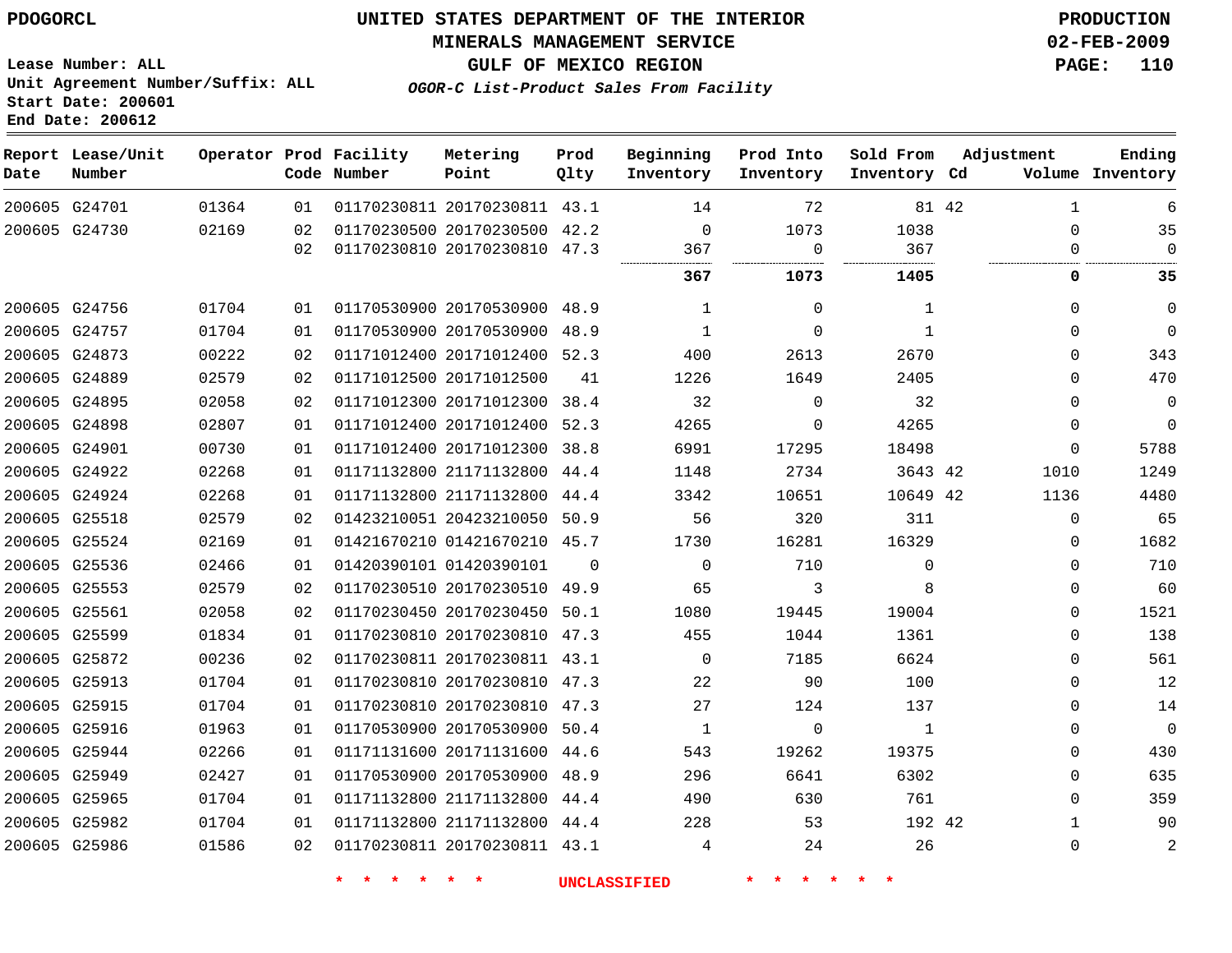PDOGORCL

# UNITED STATES DEPARTMENT OF THE INTERIOR
## MINERALS MANAGEMENT SERVICE
## GULF OF MEXICO REGION
### *OGOR-C List-Product Sales From Facility*

PRODUCTION
02-FEB-2009

Lease Number: ALL
Unit Agreement Number/Suffix: ALL
Start Date: 200601
End Date: 200612

| Report Date | Lease/Unit Number | Operator | Prod Code | Facility Number | Metering Point | Prod Qlty | Beginning Inventory | Prod Into Inventory | Sold From Inventory | Adjustment Cd | Adjustment Volume | Ending Inventory |
|---|---|---|---|---|---|---|---|---|---|---|---|---|
| 200605 | G24701 | 01364 | 01 | 01170230811 | 20170230811 | 43.1 | 14 | 72 | 81 | 42 | 1 | 6 |
| 200605 | G24730 | 02169 | 02 | 01170230500 | 20170230500 | 42.2 | 0 | 1073 | 1038 | | 0 | 35 |
| | | | 02 | 01170230810 | 20170230810 | 47.3 | 367 | 0 | 367 | | 0 | 0 |
| | | | | | | | **367** | **1073** | **1405** | | **0** | **35** |
| 200605 | G24756 | 01704 | 01 | 01170530900 | 20170530900 | 48.9 | 1 | 0 | 1 | | 0 | 0 |
| 200605 | G24757 | 01704 | 01 | 01170530900 | 20170530900 | 48.9 | 1 | 0 | 1 | | 0 | 0 |
| 200605 | G24873 | 00222 | 02 | 01171012400 | 20171012400 | 52.3 | 400 | 2613 | 2670 | | 0 | 343 |
| 200605 | G24889 | 02579 | 02 | 01171012500 | 20171012500 | 41 | 1226 | 1649 | 2405 | | 0 | 470 |
| 200605 | G24895 | 02058 | 02 | 01171012300 | 20171012300 | 38.4 | 32 | 0 | 32 | | 0 | 0 |
| 200605 | G24898 | 02807 | 01 | 01171012400 | 20171012400 | 52.3 | 4265 | 0 | 4265 | | 0 | 0 |
| 200605 | G24901 | 00730 | 01 | 01171012400 | 20171012300 | 38.8 | 6991 | 17295 | 18498 | | 0 | 5788 |
| 200605 | G24922 | 02268 | 01 | 01171132800 | 21171132800 | 44.4 | 1148 | 2734 | 3643 | 42 | 1010 | 1249 |
| 200605 | G24924 | 02268 | 01 | 01171132800 | 21171132800 | 44.4 | 3342 | 10651 | 10649 | 42 | 1136 | 4480 |
| 200605 | G25518 | 02579 | 02 | 01423210051 | 20423210050 | 50.9 | 56 | 320 | 311 | | 0 | 65 |
| 200605 | G25524 | 02169 | 01 | 01421670210 | 01421670210 | 45.7 | 1730 | 16281 | 16329 | | 0 | 1682 |
| 200605 | G25536 | 02466 | 01 | 01420390101 | 01420390101 | 0 | 0 | 710 | 0 | | 0 | 710 |
| 200605 | G25553 | 02579 | 02 | 01170230510 | 20170230510 | 49.9 | 65 | 3 | 8 | | 0 | 60 |
| 200605 | G25561 | 02058 | 02 | 01170230450 | 20170230450 | 50.1 | 1080 | 19445 | 19004 | | 0 | 1521 |
| 200605 | G25599 | 01834 | 01 | 01170230810 | 20170230810 | 47.3 | 455 | 1044 | 1361 | | 0 | 138 |
| 200605 | G25872 | 00236 | 02 | 01170230811 | 20170230811 | 43.1 | 0 | 7185 | 6624 | | 0 | 561 |
| 200605 | G25913 | 01704 | 01 | 01170230810 | 20170230810 | 47.3 | 22 | 90 | 100 | | 0 | 12 |
| 200605 | G25915 | 01704 | 01 | 01170230810 | 20170230810 | 47.3 | 27 | 124 | 137 | | 0 | 14 |
| 200605 | G25916 | 01963 | 01 | 01170530900 | 20170530900 | 50.4 | 1 | 0 | 1 | | 0 | 0 |
| 200605 | G25944 | 02266 | 01 | 01171131600 | 20171131600 | 44.6 | 543 | 19262 | 19375 | | 0 | 430 |
| 200605 | G25949 | 02427 | 01 | 01170530900 | 20170530900 | 48.9 | 296 | 6641 | 6302 | | 0 | 635 |
| 200605 | G25965 | 01704 | 01 | 01171132800 | 21171132800 | 44.4 | 490 | 630 | 761 | | 0 | 359 |
| 200605 | G25982 | 01704 | 01 | 01171132800 | 21171132800 | 44.4 | 228 | 53 | 192 | 42 | 1 | 90 |
| 200605 | G25986 | 01586 | 02 | 01170230811 | 20170230811 | 43.1 | 4 | 24 | 26 | | 0 | 2 |

\* \* \* \* \* \* UNCLASSIFIED \* \* \* \* \* \*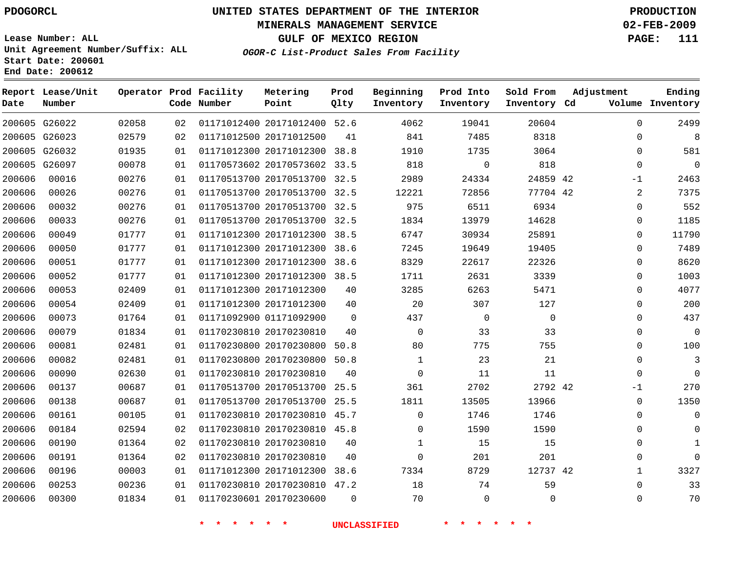PDOGORCL

# UNITED STATES DEPARTMENT OF THE INTERIOR
## MINERALS MANAGEMENT SERVICE
## GULF OF MEXICO REGION
### *OGOR-C List-Product Sales From Facility*

PRODUCTION
02-FEB-2009

Lease Number: ALL
Unit Agreement Number/Suffix: ALL
Start Date: 200601
End Date: 200612

| Report Date | Lease/Unit Number | Operator | Prod Code | Facility Number | Metering Point | Prod Qlty | Beginning Inventory | Prod Into Inventory | Sold From Inventory | Adjustment Cd | Volume | Ending Inventory |
|---|---|---|---|---|---|---|---|---|---|---|---|---|
| 200605 | G26022 | 02058 | 02 | 01171012400 | 20171012400 | 52.6 | 4062 | 19041 | 20604 | | 0 | 2499 |
| 200605 | G26023 | 02579 | 02 | 01171012500 | 20171012500 | 41 | 841 | 7485 | 8318 | | 0 | 8 |
| 200605 | G26032 | 01935 | 01 | 01171012300 | 20171012300 | 38.8 | 1910 | 1735 | 3064 | | 0 | 581 |
| 200605 | G26097 | 00078 | 01 | 01170573602 | 20170573602 | 33.5 | 818 | 0 | 818 | | 0 | 0 |
| 200606 | 00016 | 00276 | 01 | 01170513700 | 20170513700 | 32.5 | 2989 | 24334 | 24859 | 42 | -1 | 2463 |
| 200606 | 00026 | 00276 | 01 | 01170513700 | 20170513700 | 32.5 | 12221 | 72856 | 77704 | 42 | 2 | 7375 |
| 200606 | 00032 | 00276 | 01 | 01170513700 | 20170513700 | 32.5 | 975 | 6511 | 6934 | | 0 | 552 |
| 200606 | 00033 | 00276 | 01 | 01170513700 | 20170513700 | 32.5 | 1834 | 13979 | 14628 | | 0 | 1185 |
| 200606 | 00049 | 01777 | 01 | 01171012300 | 20171012300 | 38.5 | 6747 | 30934 | 25891 | | 0 | 11790 |
| 200606 | 00050 | 01777 | 01 | 01171012300 | 20171012300 | 38.6 | 7245 | 19649 | 19405 | | 0 | 7489 |
| 200606 | 00051 | 01777 | 01 | 01171012300 | 20171012300 | 38.6 | 8329 | 22617 | 22326 | | 0 | 8620 |
| 200606 | 00052 | 01777 | 01 | 01171012300 | 20171012300 | 38.5 | 1711 | 2631 | 3339 | | 0 | 1003 |
| 200606 | 00053 | 02409 | 01 | 01171012300 | 20171012300 | 40 | 3285 | 6263 | 5471 | | 0 | 4077 |
| 200606 | 00054 | 02409 | 01 | 01171012300 | 20171012300 | 40 | 20 | 307 | 127 | | 0 | 200 |
| 200606 | 00073 | 01764 | 01 | 01171092900 | 01171092900 | 0 | 437 | 0 | 0 | | 0 | 437 |
| 200606 | 00079 | 01834 | 01 | 01170230810 | 20170230810 | 40 | 0 | 33 | 33 | | 0 | 0 |
| 200606 | 00081 | 02481 | 01 | 01170230800 | 20170230800 | 50.8 | 80 | 775 | 755 | | 0 | 100 |
| 200606 | 00082 | 02481 | 01 | 01170230800 | 20170230800 | 50.8 | 1 | 23 | 21 | | 0 | 3 |
| 200606 | 00090 | 02630 | 01 | 01170230810 | 20170230810 | 40 | 0 | 11 | 11 | | 0 | 0 |
| 200606 | 00137 | 00687 | 01 | 01170513700 | 20170513700 | 25.5 | 361 | 2702 | 2792 | 42 | -1 | 270 |
| 200606 | 00138 | 00687 | 01 | 01170513700 | 20170513700 | 25.5 | 1811 | 13505 | 13966 | | 0 | 1350 |
| 200606 | 00161 | 00105 | 01 | 01170230810 | 20170230810 | 45.7 | 0 | 1746 | 1746 | | 0 | 0 |
| 200606 | 00184 | 02594 | 02 | 01170230810 | 20170230810 | 45.8 | 0 | 1590 | 1590 | | 0 | 0 |
| 200606 | 00190 | 01364 | 02 | 01170230810 | 20170230810 | 40 | 1 | 15 | 15 | | 0 | 1 |
| 200606 | 00191 | 01364 | 02 | 01170230810 | 20170230810 | 40 | 0 | 201 | 201 | | 0 | 0 |
| 200606 | 00196 | 00003 | 01 | 01171012300 | 20171012300 | 38.6 | 7334 | 8729 | 12737 | 42 | 1 | 3327 |
| 200606 | 00253 | 00236 | 01 | 01170230810 | 20170230810 | 47.2 | 18 | 74 | 59 | | 0 | 33 |
| 200606 | 00300 | 01834 | 01 | 01170230601 | 20170230600 | 0 | 70 | 0 | 0 | | 0 | 70 |

* * * * * * UNCLASSIFIED * * * * * *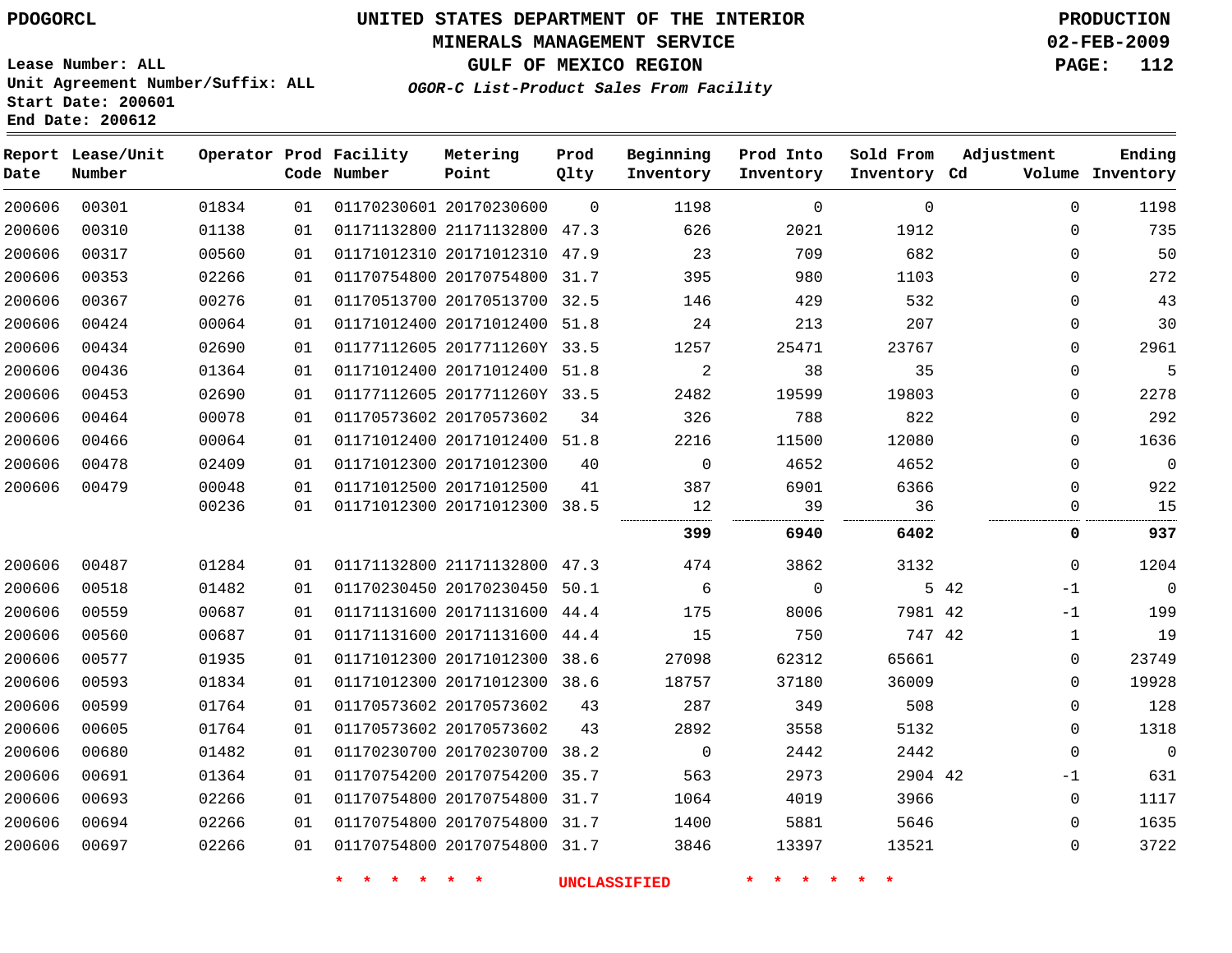PDOGORCL

# UNITED STATES DEPARTMENT OF THE INTERIOR
## MINERALS MANAGEMENT SERVICE
## GULF OF MEXICO REGION
### *OGOR-C List-Product Sales From Facility*

PRODUCTION
02-FEB-2009

Lease Number: ALL
Unit Agreement Number/Suffix: ALL
Start Date: 200601
End Date: 200612

| Report Date | Lease/Unit Number | Operator | Prod Code | Facility Number | Metering Point | Prod Qlty | Beginning Inventory | Prod Into Inventory | Sold From Inventory | Adjustment Cd | Adjustment Volume | Ending Inventory |
|---|---|---|---|---|---|---|---|---|---|---|---|---|
| 200606 | 00301 | 01834 | 01 | 01170230601 | 20170230600 | 0 | 1198 | 0 | 0 | | 0 | 1198 |
| 200606 | 00310 | 01138 | 01 | 01171132800 | 21171132800 | 47.3 | 626 | 2021 | 1912 | | 0 | 735 |
| 200606 | 00317 | 00560 | 01 | 01171012310 | 20171012310 | 47.9 | 23 | 709 | 682 | | 0 | 50 |
| 200606 | 00353 | 02266 | 01 | 01170754800 | 20170754800 | 31.7 | 395 | 980 | 1103 | | 0 | 272 |
| 200606 | 00367 | 00276 | 01 | 01170513700 | 20170513700 | 32.5 | 146 | 429 | 532 | | 0 | 43 |
| 200606 | 00424 | 00064 | 01 | 01171012400 | 20171012400 | 51.8 | 24 | 213 | 207 | | 0 | 30 |
| 200606 | 00434 | 02690 | 01 | 01177112605 | 2017711260Y | 33.5 | 1257 | 25471 | 23767 | | 0 | 2961 |
| 200606 | 00436 | 01364 | 01 | 01171012400 | 20171012400 | 51.8 | 2 | 38 | 35 | | 0 | 5 |
| 200606 | 00453 | 02690 | 01 | 01177112605 | 2017711260Y | 33.5 | 2482 | 19599 | 19803 | | 0 | 2278 |
| 200606 | 00464 | 00078 | 01 | 01170573602 | 20170573602 | 34 | 326 | 788 | 822 | | 0 | 292 |
| 200606 | 00466 | 00064 | 01 | 01171012400 | 20171012400 | 51.8 | 2216 | 11500 | 12080 | | 0 | 1636 |
| 200606 | 00478 | 02409 | 01 | 01171012300 | 20171012300 | 40 | 0 | 4652 | 4652 | | 0 | 0 |
| 200606 | 00479 | 00048 | 01 | 01171012500 | 20171012500 | 41 | 387 | 6901 | 6366 | | 0 | 922 |
| | | 00236 | 01 | 01171012300 | 20171012300 | 38.5 | 12 | 39 | 36 | | 0 | 15 |
| | | | | | | | **399** | **6940** | **6402** | | **0** | **937** |
| 200606 | 00487 | 01284 | 01 | 01171132800 | 21171132800 | 47.3 | 474 | 3862 | 3132 | | 0 | 1204 |
| 200606 | 00518 | 01482 | 01 | 01170230450 | 20170230450 | 50.1 | 6 | 0 | 5 | 42 | -1 | 0 |
| 200606 | 00559 | 00687 | 01 | 01171131600 | 20171131600 | 44.4 | 175 | 8006 | 7981 | 42 | -1 | 199 |
| 200606 | 00560 | 00687 | 01 | 01171131600 | 20171131600 | 44.4 | 15 | 750 | 747 | 42 | 1 | 19 |
| 200606 | 00577 | 01935 | 01 | 01171012300 | 20171012300 | 38.6 | 27098 | 62312 | 65661 | | 0 | 23749 |
| 200606 | 00593 | 01834 | 01 | 01171012300 | 20171012300 | 38.6 | 18757 | 37180 | 36009 | | 0 | 19928 |
| 200606 | 00599 | 01764 | 01 | 01170573602 | 20170573602 | 43 | 287 | 349 | 508 | | 0 | 128 |
| 200606 | 00605 | 01764 | 01 | 01170573602 | 20170573602 | 43 | 2892 | 3558 | 5132 | | 0 | 1318 |
| 200606 | 00680 | 01482 | 01 | 01170230700 | 20170230700 | 38.2 | 0 | 2442 | 2442 | | 0 | 0 |
| 200606 | 00691 | 01364 | 01 | 01170754200 | 20170754200 | 35.7 | 563 | 2973 | 2904 | 42 | -1 | 631 |
| 200606 | 00693 | 02266 | 01 | 01170754800 | 20170754800 | 31.7 | 1064 | 4019 | 3966 | | 0 | 1117 |
| 200606 | 00694 | 02266 | 01 | 01170754800 | 20170754800 | 31.7 | 1400 | 5881 | 5646 | | 0 | 1635 |
| 200606 | 00697 | 02266 | 01 | 01170754800 | 20170754800 | 31.7 | 3846 | 13397 | 13521 | | 0 | 3722 |

\* \* \* \* \* \* UNCLASSIFIED \* \* \* \* \* \*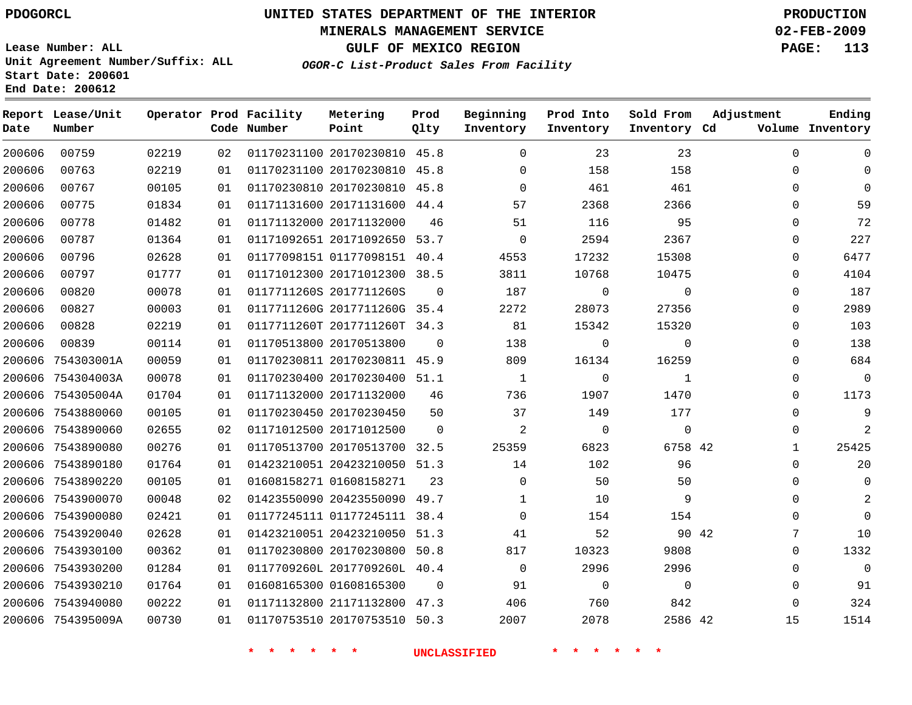PDOGORCL

# UNITED STATES DEPARTMENT OF THE INTERIOR
## MINERALS MANAGEMENT SERVICE
## GULF OF MEXICO REGION
### *OGOR-C List-Product Sales From Facility*

PRODUCTION
02-FEB-2009

Lease Number: ALL
Unit Agreement Number/Suffix: ALL
Start Date: 200601
End Date: 200612

| Report Date | Lease/Unit Number | Operator | Prod Code | Facility Number | Metering Point | Prod Qlty | Beginning Inventory | Prod Into Inventory | Sold From Inventory | Adjustment Cd | Volume | Ending Inventory |
|---|---|---|---|---|---|---|---|---|---|---|---|---|
| 200606 | 00759 | 02219 | 02 | 01170231100 | 20170230810 | 45.8 | 0 | 23 | 23 | | 0 | 0 |
| 200606 | 00763 | 02219 | 01 | 01170231100 | 20170230810 | 45.8 | 0 | 158 | 158 | | 0 | 0 |
| 200606 | 00767 | 00105 | 01 | 01170230810 | 20170230810 | 45.8 | 0 | 461 | 461 | | 0 | 0 |
| 200606 | 00775 | 01834 | 01 | 01171131600 | 20171131600 | 44.4 | 57 | 2368 | 2366 | | 0 | 59 |
| 200606 | 00778 | 01482 | 01 | 01171132000 | 20171132000 | 46 | 51 | 116 | 95 | | 0 | 72 |
| 200606 | 00787 | 01364 | 01 | 01171092651 | 20171092650 | 53.7 | 0 | 2594 | 2367 | | 0 | 227 |
| 200606 | 00796 | 02628 | 01 | 01177098151 | 01177098151 | 40.4 | 4553 | 17232 | 15308 | | 0 | 6477 |
| 200606 | 00797 | 01777 | 01 | 01171012300 | 20171012300 | 38.5 | 3811 | 10768 | 10475 | | 0 | 4104 |
| 200606 | 00820 | 00078 | 01 | 0117711260S | 2017711260S | 0 | 187 | 0 | 0 | | 0 | 187 |
| 200606 | 00827 | 00003 | 01 | 0117711260G | 2017711260G | 35.4 | 2272 | 28073 | 27356 | | 0 | 2989 |
| 200606 | 00828 | 02219 | 01 | 0117711260T | 2017711260T | 34.3 | 81 | 15342 | 15320 | | 0 | 103 |
| 200606 | 00839 | 00114 | 01 | 01170513800 | 20170513800 | 0 | 138 | 0 | 0 | | 0 | 138 |
| 200606 | 754303001A | 00059 | 01 | 01170230811 | 20170230811 | 45.9 | 809 | 16134 | 16259 | | 0 | 684 |
| 200606 | 754304003A | 00078 | 01 | 01170230400 | 20170230400 | 51.1 | 1 | 0 | 1 | | 0 | 0 |
| 200606 | 754305004A | 01704 | 01 | 01171132000 | 20171132000 | 46 | 736 | 1907 | 1470 | | 0 | 1173 |
| 200606 | 7543880060 | 00105 | 01 | 01170230450 | 20170230450 | 50 | 37 | 149 | 177 | | 0 | 9 |
| 200606 | 7543890060 | 02655 | 02 | 01171012500 | 20171012500 | 0 | 2 | 0 | 0 | | 0 | 2 |
| 200606 | 7543890080 | 00276 | 01 | 01170513700 | 20170513700 | 32.5 | 25359 | 6823 | 6758 | 42 | 1 | 25425 |
| 200606 | 7543890180 | 01764 | 01 | 01423210051 | 20423210050 | 51.3 | 14 | 102 | 96 | | 0 | 20 |
| 200606 | 7543890220 | 00105 | 01 | 01608158271 | 01608158271 | 23 | 0 | 50 | 50 | | 0 | 0 |
| 200606 | 7543900070 | 00048 | 02 | 01423550090 | 20423550090 | 49.7 | 1 | 10 | 9 | | 0 | 2 |
| 200606 | 7543900080 | 02421 | 01 | 01177245111 | 01177245111 | 38.4 | 0 | 154 | 154 | | 0 | 0 |
| 200606 | 7543920040 | 02628 | 01 | 01423210051 | 20423210050 | 51.3 | 41 | 52 | 90 | 42 | 7 | 10 |
| 200606 | 7543930100 | 00362 | 01 | 01170230800 | 20170230800 | 50.8 | 817 | 10323 | 9808 | | 0 | 1332 |
| 200606 | 7543930200 | 01284 | 01 | 0117709260L | 2017709260L | 40.4 | 0 | 2996 | 2996 | | 0 | 0 |
| 200606 | 7543930210 | 01764 | 01 | 01608165300 | 01608165300 | 0 | 91 | 0 | 0 | | 0 | 91 |
| 200606 | 7543940080 | 00222 | 01 | 01171132800 | 21171132800 | 47.3 | 406 | 760 | 842 | | 0 | 324 |
| 200606 | 754395009A | 00730 | 01 | 01170753510 | 20170753510 | 50.3 | 2007 | 2078 | 2586 | 42 | 15 | 1514 |

\* \* \* \* \* \* UNCLASSIFIED \* \* \* \* \* \*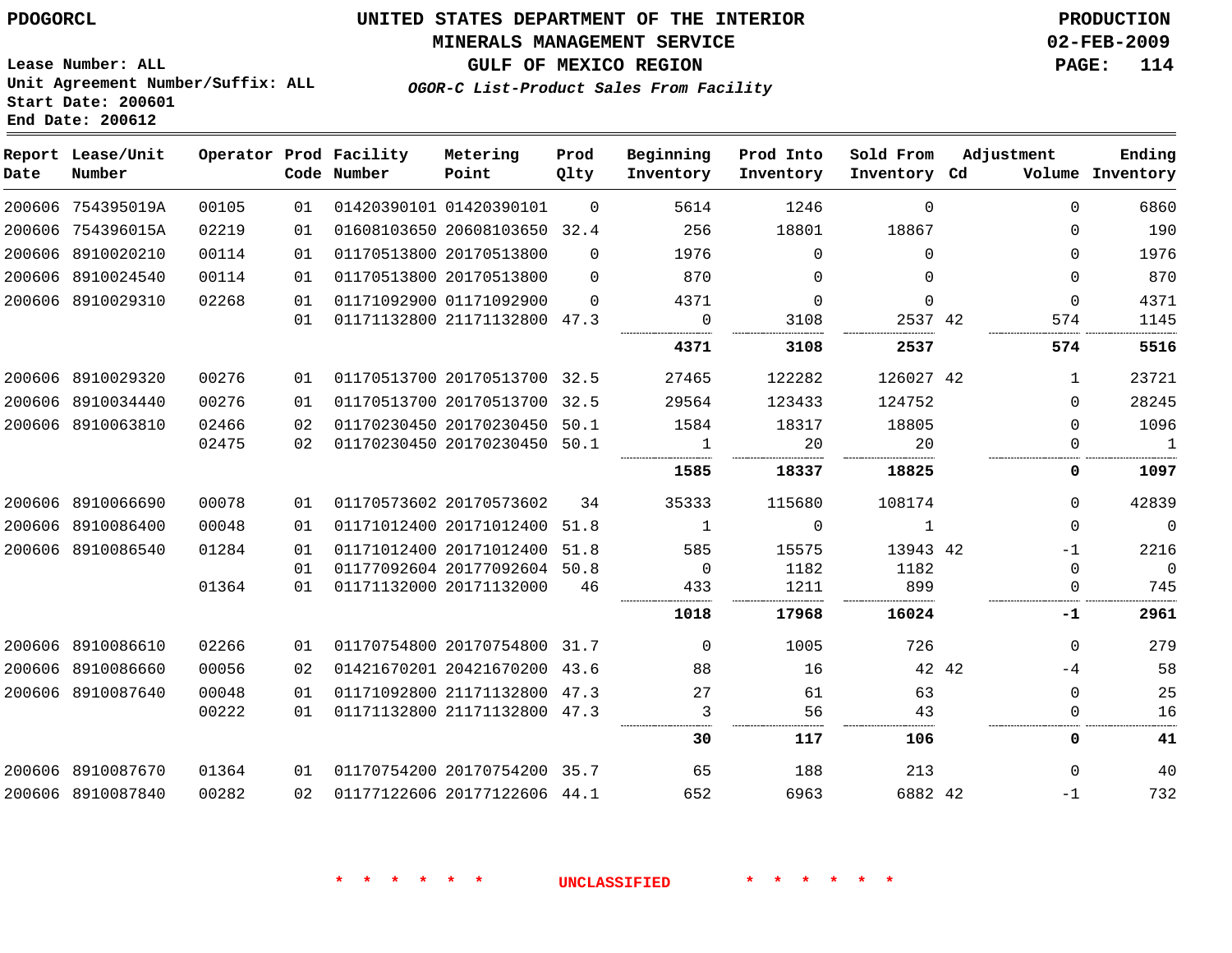PDOGORCL

# UNITED STATES DEPARTMENT OF THE INTERIOR
## MINERALS MANAGEMENT SERVICE
## GULF OF MEXICO REGION
### *OGOR-C List-Product Sales From Facility*

PRODUCTION
02-FEB-2009

Lease Number: ALL
Unit Agreement Number/Suffix: ALL
Start Date: 200601
End Date: 200612

| Report Date | Lease/Unit Number | Operator | Prod Code | Facility Number | Metering Point | Prod Qlty | Beginning Inventory | Prod Into Inventory | Sold From Inventory | Adjustment Cd | Adjustment Volume | Ending Inventory |
|---|---|---|---|---|---|---|---|---|---|---|---|---|
| 200606 | 754395019A | 00105 | 01 | 01420390101 | 01420390101 | 0 | 5614 | 1246 | 0 | | 0 | 6860 |
| 200606 | 754396015A | 02219 | 01 | 01608103650 | 20608103650 | 32.4 | 256 | 18801 | 18867 | | 0 | 190 |
| 200606 | 8910020210 | 00114 | 01 | 01170513800 | 20170513800 | 0 | 1976 | 0 | 0 | | 0 | 1976 |
| 200606 | 8910024540 | 00114 | 01 | 01170513800 | 20170513800 | 0 | 870 | 0 | 0 | | 0 | 870 |
| 200606 | 8910029310 | 02268 | 01 | 01171092900 | 01171092900 | 0 | 4371 | 0 | 0 | | 0 | 4371 |
| | | | 01 | 01171132800 | 21171132800 | 47.3 | 0 | 3108 | 2537 | 42 | 574 | 1145 |
| | | | | | | | **4371** | **3108** | **2537** | | **574** | **5516** |
| 200606 | 8910029320 | 00276 | 01 | 01170513700 | 20170513700 | 32.5 | 27465 | 122282 | 126027 | 42 | 1 | 23721 |
| 200606 | 8910034440 | 00276 | 01 | 01170513700 | 20170513700 | 32.5 | 29564 | 123433 | 124752 | | 0 | 28245 |
| 200606 | 8910063810 | 02466 | 02 | 01170230450 | 20170230450 | 50.1 | 1584 | 18317 | 18805 | | 0 | 1096 |
| | | 02475 | 02 | 01170230450 | 20170230450 | 50.1 | 1 | 20 | 20 | | 0 | 1 |
| | | | | | | | **1585** | **18337** | **18825** | | **0** | **1097** |
| 200606 | 8910066690 | 00078 | 01 | 01170573602 | 20170573602 | 34 | 35333 | 115680 | 108174 | | 0 | 42839 |
| 200606 | 8910086400 | 00048 | 01 | 01171012400 | 20171012400 | 51.8 | 1 | 0 | 1 | | 0 | 0 |
| 200606 | 8910086540 | 01284 | 01 | 01171012400 | 20171012400 | 51.8 | 585 | 15575 | 13943 | 42 | -1 | 2216 |
| | | | 01 | 01177092604 | 20177092604 | 50.8 | 0 | 1182 | 1182 | | 0 | 0 |
| | | 01364 | 01 | 01171132000 | 20171132000 | 46 | 433 | 1211 | 899 | | 0 | 745 |
| | | | | | | | **1018** | **17968** | **16024** | | **-1** | **2961** |
| 200606 | 8910086610 | 02266 | 01 | 01170754800 | 20170754800 | 31.7 | 0 | 1005 | 726 | | 0 | 279 |
| 200606 | 8910086660 | 00056 | 02 | 01421670201 | 20421670200 | 43.6 | 88 | 16 | 42 | 42 | -4 | 58 |
| 200606 | 8910087640 | 00048 | 01 | 01171092800 | 21171132800 | 47.3 | 27 | 61 | 63 | | 0 | 25 |
| | | 00222 | 01 | 01171132800 | 21171132800 | 47.3 | 3 | 56 | 43 | | 0 | 16 |
| | | | | | | | **30** | **117** | **106** | | **0** | **41** |
| 200606 | 8910087670 | 01364 | 01 | 01170754200 | 20170754200 | 35.7 | 65 | 188 | 213 | | 0 | 40 |
| 200606 | 8910087840 | 00282 | 02 | 01177122606 | 20177122606 | 44.1 | 652 | 6963 | 6882 | 42 | -1 | 732 |

* * * * * * UNCLASSIFIED * * * * * *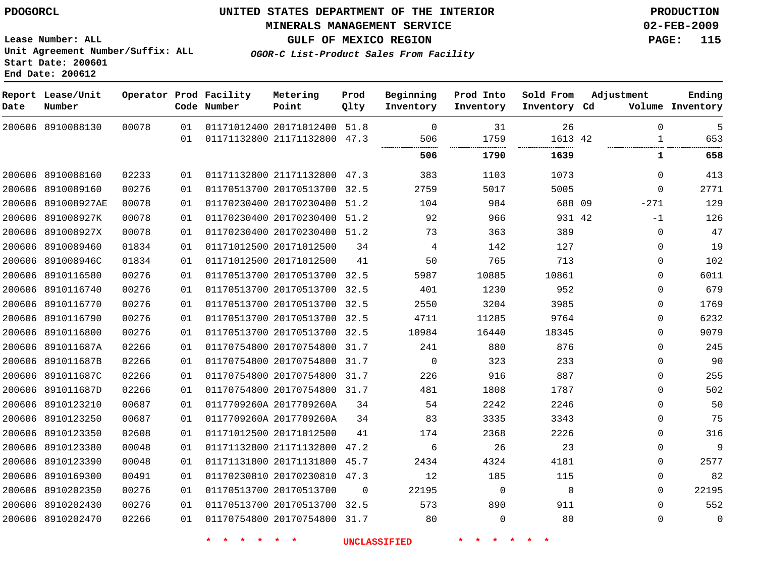PDOGORCL

# UNITED STATES DEPARTMENT OF THE INTERIOR
## MINERALS MANAGEMENT SERVICE
## GULF OF MEXICO REGION
### *OGOR-C List-Product Sales From Facility*

PRODUCTION
02-FEB-2009

Lease Number: ALL
Unit Agreement Number/Suffix: ALL
Start Date: 200601
End Date: 200612

| Report Date | Lease/Unit Number | Operator | Prod Code | Facility Number | Metering Point | Prod Qlty | Beginning Inventory | Prod Into Inventory | Sold From Inventory | Adjustment Cd | Adjustment Volume | Ending Inventory |
|---|---|---|---|---|---|---|---|---|---|---|---|---|
| 200606 | 8910088130 | 00078 | 01 | 01171012400 | 20171012400 | 51.8 | 0 | 31 | 26 | | 0 | 5 |
| | | | 01 | 01171132800 | 21171132800 | 47.3 | 506 | 1759 | 1613 | 42 | 1 | 653 |
| | | | | | | | **506** | **1790** | **1639** | | **1** | **658** |
| 200606 | 8910088160 | 02233 | 01 | 01171132800 | 21171132800 | 47.3 | 383 | 1103 | 1073 | | 0 | 413 |
| 200606 | 8910089160 | 00276 | 01 | 01170513700 | 20170513700 | 32.5 | 2759 | 5017 | 5005 | | 0 | 2771 |
| 200606 | 891008927AE | 00078 | 01 | 01170230400 | 20170230400 | 51.2 | 104 | 984 | 688 | 09 | -271 | 129 |
| 200606 | 891008927K | 00078 | 01 | 01170230400 | 20170230400 | 51.2 | 92 | 966 | 931 | 42 | -1 | 126 |
| 200606 | 891008927X | 00078 | 01 | 01170230400 | 20170230400 | 51.2 | 73 | 363 | 389 | | 0 | 47 |
| 200606 | 8910089460 | 01834 | 01 | 01171012500 | 20171012500 | 34 | 4 | 142 | 127 | | 0 | 19 |
| 200606 | 891008946C | 01834 | 01 | 01171012500 | 20171012500 | 41 | 50 | 765 | 713 | | 0 | 102 |
| 200606 | 8910116580 | 00276 | 01 | 01170513700 | 20170513700 | 32.5 | 5987 | 10885 | 10861 | | 0 | 6011 |
| 200606 | 8910116740 | 00276 | 01 | 01170513700 | 20170513700 | 32.5 | 401 | 1230 | 952 | | 0 | 679 |
| 200606 | 8910116770 | 00276 | 01 | 01170513700 | 20170513700 | 32.5 | 2550 | 3204 | 3985 | | 0 | 1769 |
| 200606 | 8910116790 | 00276 | 01 | 01170513700 | 20170513700 | 32.5 | 4711 | 11285 | 9764 | | 0 | 6232 |
| 200606 | 8910116800 | 00276 | 01 | 01170513700 | 20170513700 | 32.5 | 10984 | 16440 | 18345 | | 0 | 9079 |
| 200606 | 891011687A | 02266 | 01 | 01170754800 | 20170754800 | 31.7 | 241 | 880 | 876 | | 0 | 245 |
| 200606 | 891011687B | 02266 | 01 | 01170754800 | 20170754800 | 31.7 | 0 | 323 | 233 | | 0 | 90 |
| 200606 | 891011687C | 02266 | 01 | 01170754800 | 20170754800 | 31.7 | 226 | 916 | 887 | | 0 | 255 |
| 200606 | 891011687D | 02266 | 01 | 01170754800 | 20170754800 | 31.7 | 481 | 1808 | 1787 | | 0 | 502 |
| 200606 | 8910123210 | 00687 | 01 | 0117709260A | 2017709260A | 34 | 54 | 2242 | 2246 | | 0 | 50 |
| 200606 | 8910123250 | 00687 | 01 | 0117709260A | 2017709260A | 34 | 83 | 3335 | 3343 | | 0 | 75 |
| 200606 | 8910123350 | 02608 | 01 | 01171012500 | 20171012500 | 41 | 174 | 2368 | 2226 | | 0 | 316 |
| 200606 | 8910123380 | 00048 | 01 | 01171132800 | 21171132800 | 47.2 | 6 | 26 | 23 | | 0 | 9 |
| 200606 | 8910123390 | 00048 | 01 | 01171131800 | 20171131800 | 45.7 | 2434 | 4324 | 4181 | | 0 | 2577 |
| 200606 | 8910169300 | 00491 | 01 | 01170230810 | 20170230810 | 47.3 | 12 | 185 | 115 | | 0 | 82 |
| 200606 | 8910202350 | 00276 | 01 | 01170513700 | 20170513700 | 0 | 22195 | 0 | 0 | | 0 | 22195 |
| 200606 | 8910202430 | 00276 | 01 | 01170513700 | 20170513700 | 32.5 | 573 | 890 | 911 | | 0 | 552 |
| 200606 | 8910202470 | 02266 | 01 | 01170754800 | 20170754800 | 31.7 | 80 | 0 | 80 | | 0 | 0 |

* * * * * * UNCLASSIFIED * * * * * *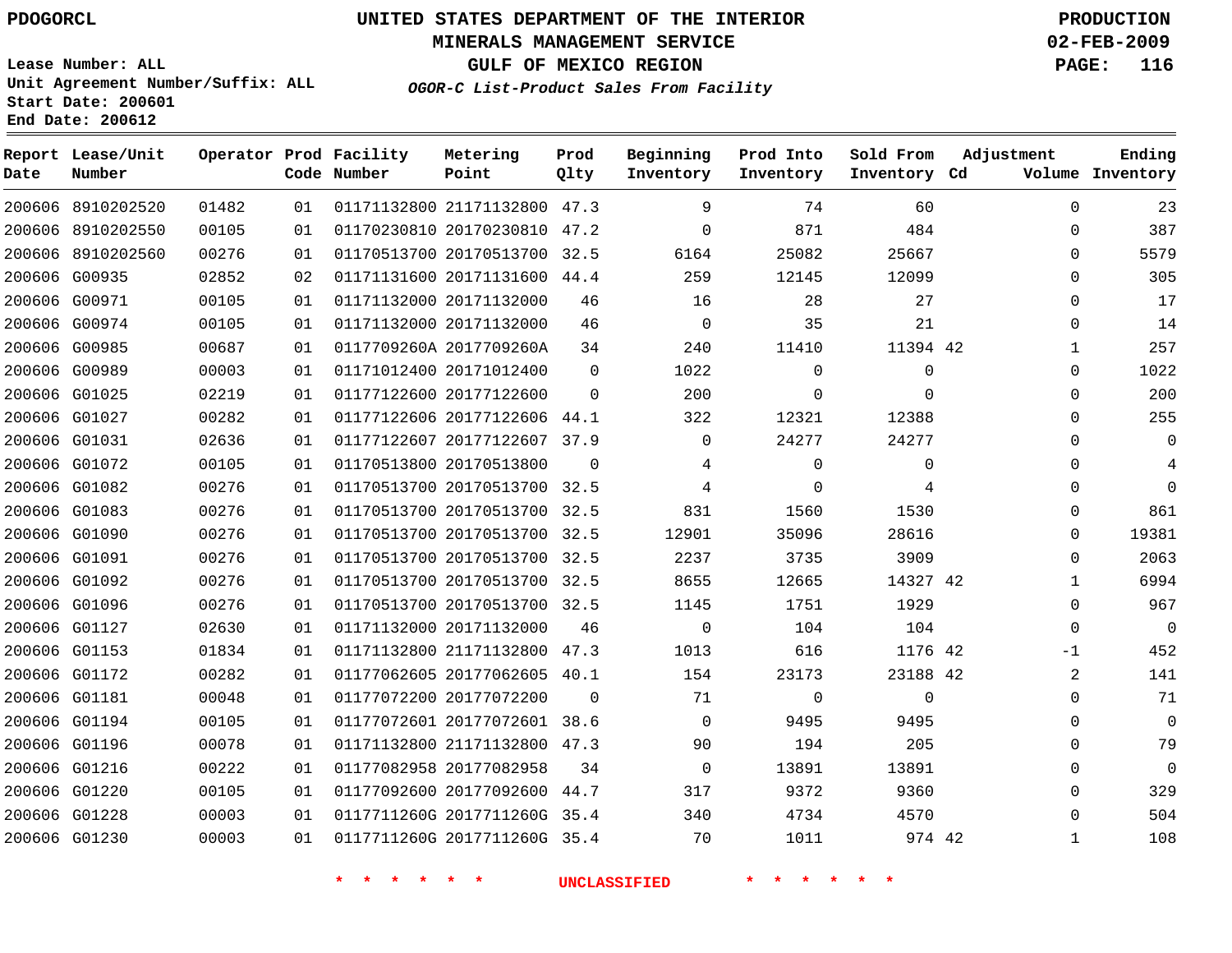PDOGORCL

# UNITED STATES DEPARTMENT OF THE INTERIOR
## MINERALS MANAGEMENT SERVICE
## GULF OF MEXICO REGION
### *OGOR-C List-Product Sales From Facility*

PRODUCTION
02-FEB-2009

Lease Number: ALL
Unit Agreement Number/Suffix: ALL
Start Date: 200601
End Date: 200612

| Report Date | Lease/Unit Number | Operator | Prod Code | Facility Number | Metering Point | Prod Qlty | Beginning Inventory | Prod Into Inventory | Sold From Inventory | Adjustment Cd | Volume | Ending Inventory |
|---|---|---|---|---|---|---|---|---|---|---|---|---|
| 200606 | 8910202520 | 01482 | 01 | 01171132800 | 21171132800 | 47.3 | 9 | 74 | 60 | | 0 | 23 |
| 200606 | 8910202550 | 00105 | 01 | 01170230810 | 20170230810 | 47.2 | 0 | 871 | 484 | | 0 | 387 |
| 200606 | 8910202560 | 00276 | 01 | 01170513700 | 20170513700 | 32.5 | 6164 | 25082 | 25667 | | 0 | 5579 |
| 200606 | G00935 | 02852 | 02 | 01171131600 | 20171131600 | 44.4 | 259 | 12145 | 12099 | | 0 | 305 |
| 200606 | G00971 | 00105 | 01 | 01171132000 | 20171132000 | 46 | 16 | 28 | 27 | | 0 | 17 |
| 200606 | G00974 | 00105 | 01 | 01171132000 | 20171132000 | 46 | 0 | 35 | 21 | | 0 | 14 |
| 200606 | G00985 | 00687 | 01 | 0117709260A | 2017709260A | 34 | 240 | 11410 | 11394 | 42 | 1 | 257 |
| 200606 | G00989 | 00003 | 01 | 01171012400 | 20171012400 | 0 | 1022 | 0 | 0 | | 0 | 1022 |
| 200606 | G01025 | 02219 | 01 | 01177122600 | 20177122600 | 0 | 200 | 0 | 0 | | 0 | 200 |
| 200606 | G01027 | 00282 | 01 | 01177122606 | 20177122606 | 44.1 | 322 | 12321 | 12388 | | 0 | 255 |
| 200606 | G01031 | 02636 | 01 | 01177122607 | 20177122607 | 37.9 | 0 | 24277 | 24277 | | 0 | 0 |
| 200606 | G01072 | 00105 | 01 | 01170513800 | 20170513800 | 0 | 4 | 0 | 0 | | 0 | 4 |
| 200606 | G01082 | 00276 | 01 | 01170513700 | 20170513700 | 32.5 | 4 | 0 | 4 | | 0 | 0 |
| 200606 | G01083 | 00276 | 01 | 01170513700 | 20170513700 | 32.5 | 831 | 1560 | 1530 | | 0 | 861 |
| 200606 | G01090 | 00276 | 01 | 01170513700 | 20170513700 | 32.5 | 12901 | 35096 | 28616 | | 0 | 19381 |
| 200606 | G01091 | 00276 | 01 | 01170513700 | 20170513700 | 32.5 | 2237 | 3735 | 3909 | | 0 | 2063 |
| 200606 | G01092 | 00276 | 01 | 01170513700 | 20170513700 | 32.5 | 8655 | 12665 | 14327 | 42 | 1 | 6994 |
| 200606 | G01096 | 00276 | 01 | 01170513700 | 20170513700 | 32.5 | 1145 | 1751 | 1929 | | 0 | 967 |
| 200606 | G01127 | 02630 | 01 | 01171132000 | 20171132000 | 46 | 0 | 104 | 104 | | 0 | 0 |
| 200606 | G01153 | 01834 | 01 | 01171132800 | 21171132800 | 47.3 | 1013 | 616 | 1176 | 42 | -1 | 452 |
| 200606 | G01172 | 00282 | 01 | 01177062605 | 20177062605 | 40.1 | 154 | 23173 | 23188 | 42 | 2 | 141 |
| 200606 | G01181 | 00048 | 01 | 01177072200 | 20177072200 | 0 | 71 | 0 | 0 | | 0 | 71 |
| 200606 | G01194 | 00105 | 01 | 01177072601 | 20177072601 | 38.6 | 0 | 9495 | 9495 | | 0 | 0 |
| 200606 | G01196 | 00078 | 01 | 01171132800 | 21171132800 | 47.3 | 90 | 194 | 205 | | 0 | 79 |
| 200606 | G01216 | 00222 | 01 | 01177082958 | 20177082958 | 34 | 0 | 13891 | 13891 | | 0 | 0 |
| 200606 | G01220 | 00105 | 01 | 01177092600 | 20177092600 | 44.7 | 317 | 9372 | 9360 | | 0 | 329 |
| 200606 | G01228 | 00003 | 01 | 0117711260G | 2017711260G | 35.4 | 340 | 4734 | 4570 | | 0 | 504 |
| 200606 | G01230 | 00003 | 01 | 0117711260G | 2017711260G | 35.4 | 70 | 1011 | 974 | 42 | 1 | 108 |

* * * * * * UNCLASSIFIED * * * * * *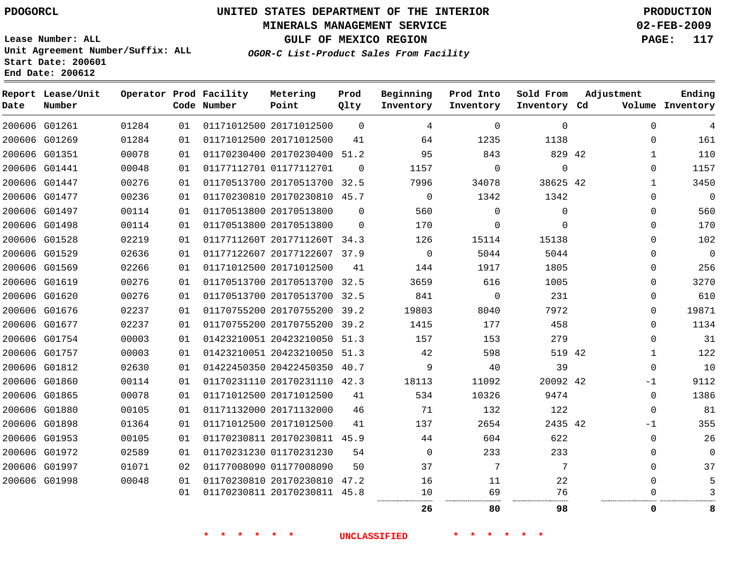PDOGORCL

# UNITED STATES DEPARTMENT OF THE INTERIOR
## MINERALS MANAGEMENT SERVICE
## GULF OF MEXICO REGION
### *OGOR-C List-Product Sales From Facility*

PRODUCTION
02-FEB-2009

Lease Number: ALL
Unit Agreement Number/Suffix: ALL
Start Date: 200601
End Date: 200612

| Report Date | Lease/Unit Number | Operator | Prod Code | Facility Number | Metering Point | Prod Qlty | Beginning Inventory | Prod Into Inventory | Sold From Inventory | Adjustment Cd | Volume | Ending Inventory |
|---|---|---|---|---|---|---|---|---|---|---|---|---|
| 200606 | G01261 | 01284 | 01 | 01171012500 | 20171012500 | 0 | 4 | 0 | 0 | | 0 | 4 |
| 200606 | G01269 | 01284 | 01 | 01171012500 | 20171012500 | 41 | 64 | 1235 | 1138 | | 0 | 161 |
| 200606 | G01351 | 00078 | 01 | 01170230400 | 20170230400 | 51.2 | 95 | 843 | 829 | 42 | 1 | 110 |
| 200606 | G01441 | 00048 | 01 | 01177112701 | 01177112701 | 0 | 1157 | 0 | 0 | | 0 | 1157 |
| 200606 | G01447 | 00276 | 01 | 01170513700 | 20170513700 | 32.5 | 7996 | 34078 | 38625 | 42 | 1 | 3450 |
| 200606 | G01477 | 00236 | 01 | 01170230810 | 20170230810 | 45.7 | 0 | 1342 | 1342 | | 0 | 0 |
| 200606 | G01497 | 00114 | 01 | 01170513800 | 20170513800 | 0 | 560 | 0 | 0 | | 0 | 560 |
| 200606 | G01498 | 00114 | 01 | 01170513800 | 20170513800 | 0 | 170 | 0 | 0 | | 0 | 170 |
| 200606 | G01528 | 02219 | 01 | 0117711260T | 2017711260T | 34.3 | 126 | 15114 | 15138 | | 0 | 102 |
| 200606 | G01529 | 02636 | 01 | 01177122607 | 20177122607 | 37.9 | 0 | 5044 | 5044 | | 0 | 0 |
| 200606 | G01569 | 02266 | 01 | 01171012500 | 20171012500 | 41 | 144 | 1917 | 1805 | | 0 | 256 |
| 200606 | G01619 | 00276 | 01 | 01170513700 | 20170513700 | 32.5 | 3659 | 616 | 1005 | | 0 | 3270 |
| 200606 | G01620 | 00276 | 01 | 01170513700 | 20170513700 | 32.5 | 841 | 0 | 231 | | 0 | 610 |
| 200606 | G01676 | 02237 | 01 | 01170755200 | 20170755200 | 39.2 | 19803 | 8040 | 7972 | | 0 | 19871 |
| 200606 | G01677 | 02237 | 01 | 01170755200 | 20170755200 | 39.2 | 1415 | 177 | 458 | | 0 | 1134 |
| 200606 | G01754 | 00003 | 01 | 01423210051 | 20423210050 | 51.3 | 157 | 153 | 279 | | 0 | 31 |
| 200606 | G01757 | 00003 | 01 | 01423210051 | 20423210050 | 51.3 | 42 | 598 | 519 | 42 | 1 | 122 |
| 200606 | G01812 | 02630 | 01 | 01422450350 | 20422450350 | 40.7 | 9 | 40 | 39 | | 0 | 10 |
| 200606 | G01860 | 00114 | 01 | 01170231110 | 20170231110 | 42.3 | 18113 | 11092 | 20092 | 42 | -1 | 9112 |
| 200606 | G01865 | 00078 | 01 | 01171012500 | 20171012500 | 41 | 534 | 10326 | 9474 | | 0 | 1386 |
| 200606 | G01880 | 00105 | 01 | 01171132000 | 20171132000 | 46 | 71 | 132 | 122 | | 0 | 81 |
| 200606 | G01898 | 01364 | 01 | 01171012500 | 20171012500 | 41 | 137 | 2654 | 2435 | 42 | -1 | 355 |
| 200606 | G01953 | 00105 | 01 | 01170230811 | 20170230811 | 45.9 | 44 | 604 | 622 | | 0 | 26 |
| 200606 | G01972 | 02589 | 01 | 01170231230 | 01170231230 | 54 | 0 | 233 | 233 | | 0 | 0 |
| 200606 | G01997 | 01071 | 02 | 01177008090 | 01177008090 | 50 | 37 | 7 | 7 | | 0 | 37 |
| 200606 | G01998 | 00048 | 01 | 01170230810 | 20170230810 | 47.2 | 16 | 11 | 22 | | 0 | 5 |
| | | | 01 | 01170230811 | 20170230811 | 45.8 | 10 | 69 | 76 | | 0 | 3 |
| | | | | | | | **26** | **80** | **98** | | **0** | **8** |

\* \* \* \* \* \* UNCLASSIFIED \* \* \* \* \* \*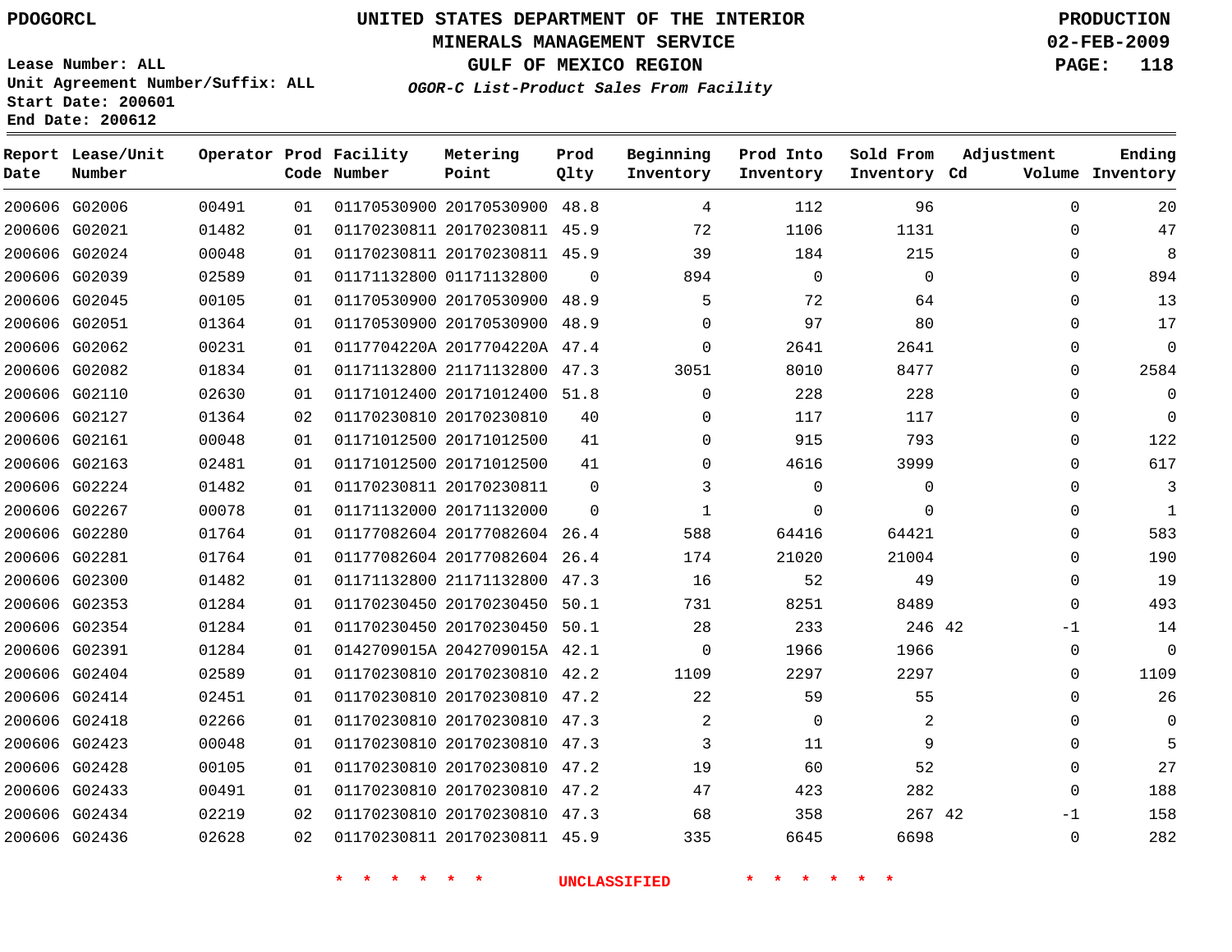PDOGORCL

# UNITED STATES DEPARTMENT OF THE INTERIOR
## MINERALS MANAGEMENT SERVICE
## GULF OF MEXICO REGION
### *OGOR-C List-Product Sales From Facility*

PRODUCTION
02-FEB-2009

Lease Number: ALL
Unit Agreement Number/Suffix: ALL
Start Date: 200601
End Date: 200612

| Report Date | Lease/Unit Number | Operator | Prod Code | Facility Number | Metering Point | Prod Qlty | Beginning Inventory | Prod Into Inventory | Sold From Inventory | Adjustment Cd | Adjustment Volume | Ending Inventory |
|---|---|---|---|---|---|---|---|---|---|---|---|---|
| 200606 | G02006 | 00491 | 01 | 01170530900 | 20170530900 | 48.8 | 4 | 112 | 96 | | 0 | 20 |
| 200606 | G02021 | 01482 | 01 | 01170230811 | 20170230811 | 45.9 | 72 | 1106 | 1131 | | 0 | 47 |
| 200606 | G02024 | 00048 | 01 | 01170230811 | 20170230811 | 45.9 | 39 | 184 | 215 | | 0 | 8 |
| 200606 | G02039 | 02589 | 01 | 01171132800 | 01171132800 | 0 | 894 | 0 | 0 | | 0 | 894 |
| 200606 | G02045 | 00105 | 01 | 01170530900 | 20170530900 | 48.9 | 5 | 72 | 64 | | 0 | 13 |
| 200606 | G02051 | 01364 | 01 | 01170530900 | 20170530900 | 48.9 | 0 | 97 | 80 | | 0 | 17 |
| 200606 | G02062 | 00231 | 01 | 0117704220A | 2017704220A | 47.4 | 0 | 2641 | 2641 | | 0 | 0 |
| 200606 | G02082 | 01834 | 01 | 01171132800 | 21171132800 | 47.3 | 3051 | 8010 | 8477 | | 0 | 2584 |
| 200606 | G02110 | 02630 | 01 | 01171012400 | 20171012400 | 51.8 | 0 | 228 | 228 | | 0 | 0 |
| 200606 | G02127 | 01364 | 02 | 01170230810 | 20170230810 | 40 | 0 | 117 | 117 | | 0 | 0 |
| 200606 | G02161 | 00048 | 01 | 01171012500 | 20171012500 | 41 | 0 | 915 | 793 | | 0 | 122 |
| 200606 | G02163 | 02481 | 01 | 01171012500 | 20171012500 | 41 | 0 | 4616 | 3999 | | 0 | 617 |
| 200606 | G02224 | 01482 | 01 | 01170230811 | 20170230811 | 0 | 3 | 0 | 0 | | 0 | 3 |
| 200606 | G02267 | 00078 | 01 | 01171132000 | 20171132000 | 0 | 1 | 0 | 0 | | 0 | 1 |
| 200606 | G02280 | 01764 | 01 | 01177082604 | 20177082604 | 26.4 | 588 | 64416 | 64421 | | 0 | 583 |
| 200606 | G02281 | 01764 | 01 | 01177082604 | 20177082604 | 26.4 | 174 | 21020 | 21004 | | 0 | 190 |
| 200606 | G02300 | 01482 | 01 | 01171132800 | 21171132800 | 47.3 | 16 | 52 | 49 | | 0 | 19 |
| 200606 | G02353 | 01284 | 01 | 01170230450 | 20170230450 | 50.1 | 731 | 8251 | 8489 | | 0 | 493 |
| 200606 | G02354 | 01284 | 01 | 01170230450 | 20170230450 | 50.1 | 28 | 233 | 246 | 42 | -1 | 14 |
| 200606 | G02391 | 01284 | 01 | 0142709015A | 2042709015A | 42.1 | 0 | 1966 | 1966 | | 0 | 0 |
| 200606 | G02404 | 02589 | 01 | 01170230810 | 20170230810 | 42.2 | 1109 | 2297 | 2297 | | 0 | 1109 |
| 200606 | G02414 | 02451 | 01 | 01170230810 | 20170230810 | 47.2 | 22 | 59 | 55 | | 0 | 26 |
| 200606 | G02418 | 02266 | 01 | 01170230810 | 20170230810 | 47.3 | 2 | 0 | 2 | | 0 | 0 |
| 200606 | G02423 | 00048 | 01 | 01170230810 | 20170230810 | 47.3 | 3 | 11 | 9 | | 0 | 5 |
| 200606 | G02428 | 00105 | 01 | 01170230810 | 20170230810 | 47.2 | 19 | 60 | 52 | | 0 | 27 |
| 200606 | G02433 | 00491 | 01 | 01170230810 | 20170230810 | 47.2 | 47 | 423 | 282 | | 0 | 188 |
| 200606 | G02434 | 02219 | 02 | 01170230810 | 20170230810 | 47.3 | 68 | 358 | 267 | 42 | -1 | 158 |
| 200606 | G02436 | 02628 | 02 | 01170230811 | 20170230811 | 45.9 | 335 | 6645 | 6698 | | 0 | 282 |

* * * * * * UNCLASSIFIED * * * * * *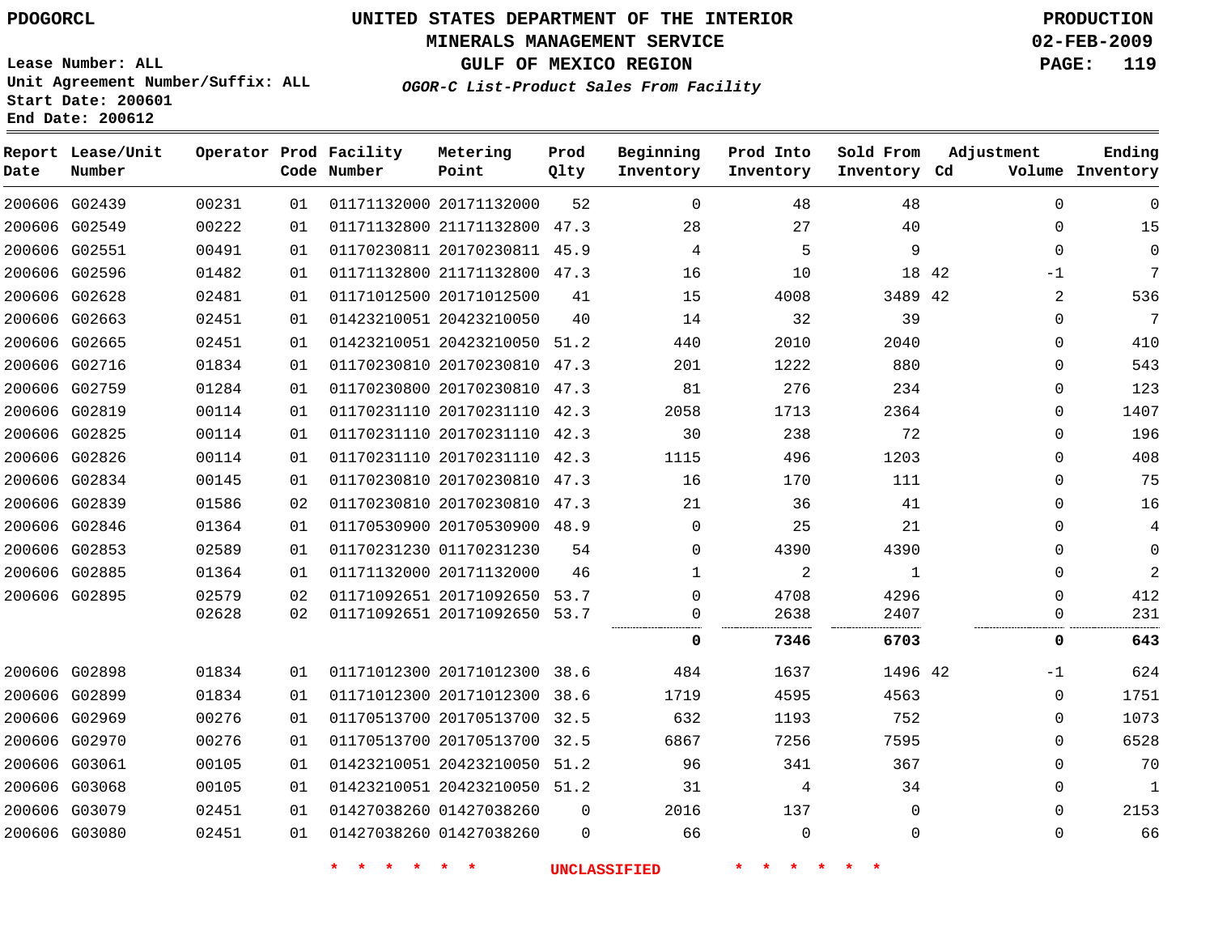PDOGORCL

# UNITED STATES DEPARTMENT OF THE INTERIOR
## MINERALS MANAGEMENT SERVICE
## GULF OF MEXICO REGION
### *OGOR-C List-Product Sales From Facility*

PRODUCTION
02-FEB-2009

Lease Number: ALL
Unit Agreement Number/Suffix: ALL
Start Date: 200601
End Date: 200612

| Report Date | Lease/Unit Number | Operator | Prod Code | Facility Number | Metering Point | Prod Qlty | Beginning Inventory | Prod Into Inventory | Sold From Inventory | Adjustment Cd | Adjustment Volume | Ending Inventory |
|---|---|---|---|---|---|---|---|---|---|---|---|---|
| 200606 | G02439 | 00231 | 01 | 01171132000 | 20171132000 | 52 | 0 | 48 | 48 | | 0 | 0 |
| 200606 | G02549 | 00222 | 01 | 01171132800 | 21171132800 | 47.3 | 28 | 27 | 40 | | 0 | 15 |
| 200606 | G02551 | 00491 | 01 | 01170230811 | 20170230811 | 45.9 | 4 | 5 | 9 | | 0 | 0 |
| 200606 | G02596 | 01482 | 01 | 01171132800 | 21171132800 | 47.3 | 16 | 10 | 18 | 42 | -1 | 7 |
| 200606 | G02628 | 02481 | 01 | 01171012500 | 20171012500 | 41 | 15 | 4008 | 3489 | 42 | 2 | 536 |
| 200606 | G02663 | 02451 | 01 | 01423210051 | 20423210050 | 40 | 14 | 32 | 39 | | 0 | 7 |
| 200606 | G02665 | 02451 | 01 | 01423210051 | 20423210050 | 51.2 | 440 | 2010 | 2040 | | 0 | 410 |
| 200606 | G02716 | 01834 | 01 | 01170230810 | 20170230810 | 47.3 | 201 | 1222 | 880 | | 0 | 543 |
| 200606 | G02759 | 01284 | 01 | 01170230800 | 20170230810 | 47.3 | 81 | 276 | 234 | | 0 | 123 |
| 200606 | G02819 | 00114 | 01 | 01170231110 | 20170231110 | 42.3 | 2058 | 1713 | 2364 | | 0 | 1407 |
| 200606 | G02825 | 00114 | 01 | 01170231110 | 20170231110 | 42.3 | 30 | 238 | 72 | | 0 | 196 |
| 200606 | G02826 | 00114 | 01 | 01170231110 | 20170231110 | 42.3 | 1115 | 496 | 1203 | | 0 | 408 |
| 200606 | G02834 | 00145 | 01 | 01170230810 | 20170230810 | 47.3 | 16 | 170 | 111 | | 0 | 75 |
| 200606 | G02839 | 01586 | 02 | 01170230810 | 20170230810 | 47.3 | 21 | 36 | 41 | | 0 | 16 |
| 200606 | G02846 | 01364 | 01 | 01170530900 | 20170530900 | 48.9 | 0 | 25 | 21 | | 0 | 4 |
| 200606 | G02853 | 02589 | 01 | 01170231230 | 01170231230 | 54 | 0 | 4390 | 4390 | | 0 | 0 |
| 200606 | G02885 | 01364 | 01 | 01171132000 | 20171132000 | 46 | 1 | 2 | 1 | | 0 | 2 |
| 200606 | G02895 | 02579 | 02 | 01171092651 | 20171092650 | 53.7 | 0 | 4708 | 4296 | | 0 | 412 |
| | | 02628 | 02 | 01171092651 | 20171092650 | 53.7 | 0 | 2638 | 2407 | | 0 | 231 |
| | | | | | | | **0** | **7346** | **6703** | | **0** | **643** |
| 200606 | G02898 | 01834 | 01 | 01171012300 | 20171012300 | 38.6 | 484 | 1637 | 1496 | 42 | -1 | 624 |
| 200606 | G02899 | 01834 | 01 | 01171012300 | 20171012300 | 38.6 | 1719 | 4595 | 4563 | | 0 | 1751 |
| 200606 | G02969 | 00276 | 01 | 01170513700 | 20170513700 | 32.5 | 632 | 1193 | 752 | | 0 | 1073 |
| 200606 | G02970 | 00276 | 01 | 01170513700 | 20170513700 | 32.5 | 6867 | 7256 | 7595 | | 0 | 6528 |
| 200606 | G03061 | 00105 | 01 | 01423210051 | 20423210050 | 51.2 | 96 | 341 | 367 | | 0 | 70 |
| 200606 | G03068 | 00105 | 01 | 01423210051 | 20423210050 | 51.2 | 31 | 4 | 34 | | 0 | 1 |
| 200606 | G03079 | 02451 | 01 | 01427038260 | 01427038260 | 0 | 2016 | 137 | 0 | | 0 | 2153 |
| 200606 | G03080 | 02451 | 01 | 01427038260 | 01427038260 | 0 | 66 | 0 | 0 | | 0 | 66 |

* * * * * * UNCLASSIFIED * * * * * *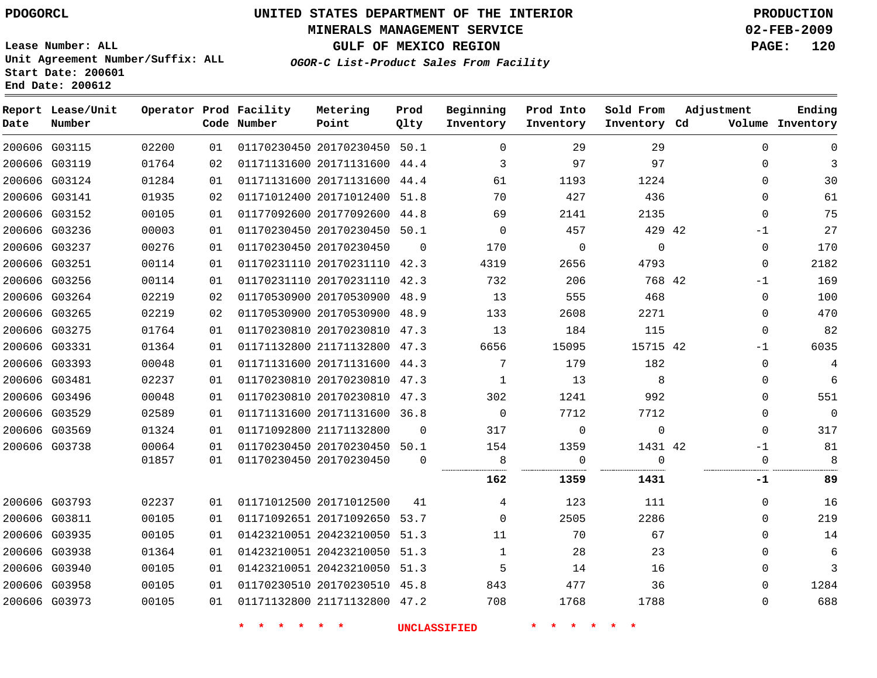PDOGORCL

# UNITED STATES DEPARTMENT OF THE INTERIOR
## MINERALS MANAGEMENT SERVICE
## GULF OF MEXICO REGION
### *OGOR-C List-Product Sales From Facility*

PRODUCTION
02-FEB-2009

Lease Number: ALL
Unit Agreement Number/Suffix: ALL
Start Date: 200601
End Date: 200612

| Report Date | Lease/Unit Number | Operator | Prod Code | Facility Number | Metering Point | Prod Qlty | Beginning Inventory | Prod Into Inventory | Sold From Inventory | Adjustment Cd | Adjustment Volume | Ending Inventory |
|---|---|---|---|---|---|---|---|---|---|---|---|---|
| 200606 | G03115 | 02200 | 01 | 01170230450 | 20170230450 | 50.1 | 0 | 29 | 29 | | 0 | 0 |
| 200606 | G03119 | 01764 | 02 | 01171131600 | 20171131600 | 44.4 | 3 | 97 | 97 | | 0 | 3 |
| 200606 | G03124 | 01284 | 01 | 01171131600 | 20171131600 | 44.4 | 61 | 1193 | 1224 | | 0 | 30 |
| 200606 | G03141 | 01935 | 02 | 01171012400 | 20171012400 | 51.8 | 70 | 427 | 436 | | 0 | 61 |
| 200606 | G03152 | 00105 | 01 | 01177092600 | 20177092600 | 44.8 | 69 | 2141 | 2135 | | 0 | 75 |
| 200606 | G03236 | 00003 | 01 | 01170230450 | 20170230450 | 50.1 | 0 | 457 | 429 | 42 | -1 | 27 |
| 200606 | G03237 | 00276 | 01 | 01170230450 | 20170230450 | 0 | 170 | 0 | 0 | | 0 | 170 |
| 200606 | G03251 | 00114 | 01 | 01170231110 | 20170231110 | 42.3 | 4319 | 2656 | 4793 | | 0 | 2182 |
| 200606 | G03256 | 00114 | 01 | 01170231110 | 20170231110 | 42.3 | 732 | 206 | 768 | 42 | -1 | 169 |
| 200606 | G03264 | 02219 | 02 | 01170530900 | 20170530900 | 48.9 | 13 | 555 | 468 | | 0 | 100 |
| 200606 | G03265 | 02219 | 02 | 01170530900 | 20170530900 | 48.9 | 133 | 2608 | 2271 | | 0 | 470 |
| 200606 | G03275 | 01764 | 01 | 01170230810 | 20170230810 | 47.3 | 13 | 184 | 115 | | 0 | 82 |
| 200606 | G03331 | 01364 | 01 | 01171132800 | 21171132800 | 47.3 | 6656 | 15095 | 15715 | 42 | -1 | 6035 |
| 200606 | G03393 | 00048 | 01 | 01171131600 | 20171131600 | 44.3 | 7 | 179 | 182 | | 0 | 4 |
| 200606 | G03481 | 02237 | 01 | 01170230810 | 20170230810 | 47.3 | 1 | 13 | 8 | | 0 | 6 |
| 200606 | G03496 | 00048 | 01 | 01170230810 | 20170230810 | 47.3 | 302 | 1241 | 992 | | 0 | 551 |
| 200606 | G03529 | 02589 | 01 | 01171131600 | 20171131600 | 36.8 | 0 | 7712 | 7712 | | 0 | 0 |
| 200606 | G03569 | 01324 | 01 | 01171092800 | 21171132800 | 0 | 317 | 0 | 0 | | 0 | 317 |
| 200606 | G03738 | 00064 | 01 | 01170230450 | 20170230450 | 50.1 | 154 | 1359 | 1431 | 42 | -1 | 81 |
| | | 01857 | 01 | 01170230450 | 20170230450 | 0 | 8 | 0 | 0 | | 0 | 8 |
| | | | | | | | **162** | **1359** | **1431** | | **-1** | **89** |
| 200606 | G03793 | 02237 | 01 | 01171012500 | 20171012500 | 41 | 4 | 123 | 111 | | 0 | 16 |
| 200606 | G03811 | 00105 | 01 | 01171092651 | 20171092650 | 53.7 | 0 | 2505 | 2286 | | 0 | 219 |
| 200606 | G03935 | 00105 | 01 | 01423210051 | 20423210050 | 51.3 | 11 | 70 | 67 | | 0 | 14 |
| 200606 | G03938 | 01364 | 01 | 01423210051 | 20423210050 | 51.3 | 1 | 28 | 23 | | 0 | 6 |
| 200606 | G03940 | 00105 | 01 | 01423210051 | 20423210050 | 51.3 | 5 | 14 | 16 | | 0 | 3 |
| 200606 | G03958 | 00105 | 01 | 01170230510 | 20170230510 | 45.8 | 843 | 477 | 36 | | 0 | 1284 |
| 200606 | G03973 | 00105 | 01 | 01171132800 | 21171132800 | 47.2 | 708 | 1768 | 1788 | | 0 | 688 |

\* \* \* \* \* \* UNCLASSIFIED \* \* \* \* \* \*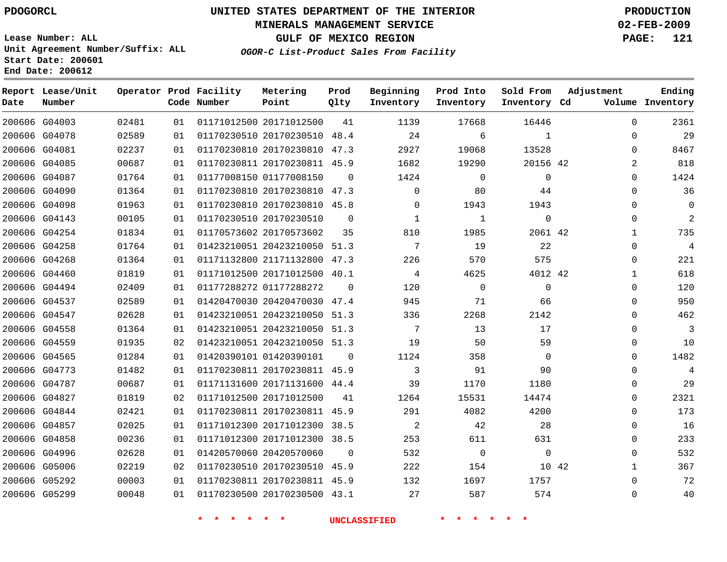PDOGORCL

# UNITED STATES DEPARTMENT OF THE INTERIOR
## MINERALS MANAGEMENT SERVICE
## GULF OF MEXICO REGION
### *OGOR-C List-Product Sales From Facility*

PRODUCTION
02-FEB-2009

Lease Number: ALL
Unit Agreement Number/Suffix: ALL
Start Date: 200601
End Date: 200612

| Report Date | Lease/Unit Number | Operator | Prod Code | Facility Number | Metering Point | Prod Qlty | Beginning Inventory | Prod Into Inventory | Sold From Inventory | Adjustment Cd | Volume | Ending Inventory |
|---|---|---|---|---|---|---|---|---|---|---|---|---|
| 200606 | G04003 | 02481 | 01 | 01171012500 | 20171012500 | 41 | 1139 | 17668 | 16446 | | 0 | 2361 |
| 200606 | G04078 | 02589 | 01 | 01170230510 | 20170230510 | 48.4 | 24 | 6 | 1 | | 0 | 29 |
| 200606 | G04081 | 02237 | 01 | 01170230810 | 20170230810 | 47.3 | 2927 | 19068 | 13528 | | 0 | 8467 |
| 200606 | G04085 | 00687 | 01 | 01170230811 | 20170230811 | 45.9 | 1682 | 19290 | 20156 | 42 | 2 | 818 |
| 200606 | G04087 | 01764 | 01 | 01177008150 | 01177008150 | 0 | 1424 | 0 | 0 | | 0 | 1424 |
| 200606 | G04090 | 01364 | 01 | 01170230810 | 20170230810 | 47.3 | 0 | 80 | 44 | | 0 | 36 |
| 200606 | G04098 | 01963 | 01 | 01170230810 | 20170230810 | 45.8 | 0 | 1943 | 1943 | | 0 | 0 |
| 200606 | G04143 | 00105 | 01 | 01170230510 | 20170230510 | 0 | 1 | 1 | 0 | | 0 | 2 |
| 200606 | G04254 | 01834 | 01 | 01170573602 | 20170573602 | 35 | 810 | 1985 | 2061 | 42 | 1 | 735 |
| 200606 | G04258 | 01764 | 01 | 01423210051 | 20423210050 | 51.3 | 7 | 19 | 22 | | 0 | 4 |
| 200606 | G04268 | 01364 | 01 | 01171132800 | 21171132800 | 47.3 | 226 | 570 | 575 | | 0 | 221 |
| 200606 | G04460 | 01819 | 01 | 01171012500 | 20171012500 | 40.1 | 4 | 4625 | 4012 | 42 | 1 | 618 |
| 200606 | G04494 | 02409 | 01 | 01177288272 | 01177288272 | 0 | 120 | 0 | 0 | | 0 | 120 |
| 200606 | G04537 | 02589 | 01 | 01420470030 | 20420470030 | 47.4 | 945 | 71 | 66 | | 0 | 950 |
| 200606 | G04547 | 02628 | 01 | 01423210051 | 20423210050 | 51.3 | 336 | 2268 | 2142 | | 0 | 462 |
| 200606 | G04558 | 01364 | 01 | 01423210051 | 20423210050 | 51.3 | 7 | 13 | 17 | | 0 | 3 |
| 200606 | G04559 | 01935 | 02 | 01423210051 | 20423210050 | 51.3 | 19 | 50 | 59 | | 0 | 10 |
| 200606 | G04565 | 01284 | 01 | 01420390101 | 01420390101 | 0 | 1124 | 358 | 0 | | 0 | 1482 |
| 200606 | G04773 | 01482 | 01 | 01170230811 | 20170230811 | 45.9 | 3 | 91 | 90 | | 0 | 4 |
| 200606 | G04787 | 00687 | 01 | 01171131600 | 20171131600 | 44.4 | 39 | 1170 | 1180 | | 0 | 29 |
| 200606 | G04827 | 01819 | 02 | 01171012500 | 20171012500 | 41 | 1264 | 15531 | 14474 | | 0 | 2321 |
| 200606 | G04844 | 02421 | 01 | 01170230811 | 20170230811 | 45.9 | 291 | 4082 | 4200 | | 0 | 173 |
| 200606 | G04857 | 02025 | 01 | 01171012300 | 20171012300 | 38.5 | 2 | 42 | 28 | | 0 | 16 |
| 200606 | G04858 | 00236 | 01 | 01171012300 | 20171012300 | 38.5 | 253 | 611 | 631 | | 0 | 233 |
| 200606 | G04996 | 02628 | 01 | 01420570060 | 20420570060 | 0 | 532 | 0 | 0 | | 0 | 532 |
| 200606 | G05006 | 02219 | 02 | 01170230510 | 20170230510 | 45.9 | 222 | 154 | 10 | 42 | 1 | 367 |
| 200606 | G05292 | 00003 | 01 | 01170230811 | 20170230811 | 45.9 | 132 | 1697 | 1757 | | 0 | 72 |
| 200606 | G05299 | 00048 | 01 | 01170230500 | 20170230500 | 43.1 | 27 | 587 | 574 | | 0 | 40 |

* * * * * * UNCLASSIFIED * * * * * *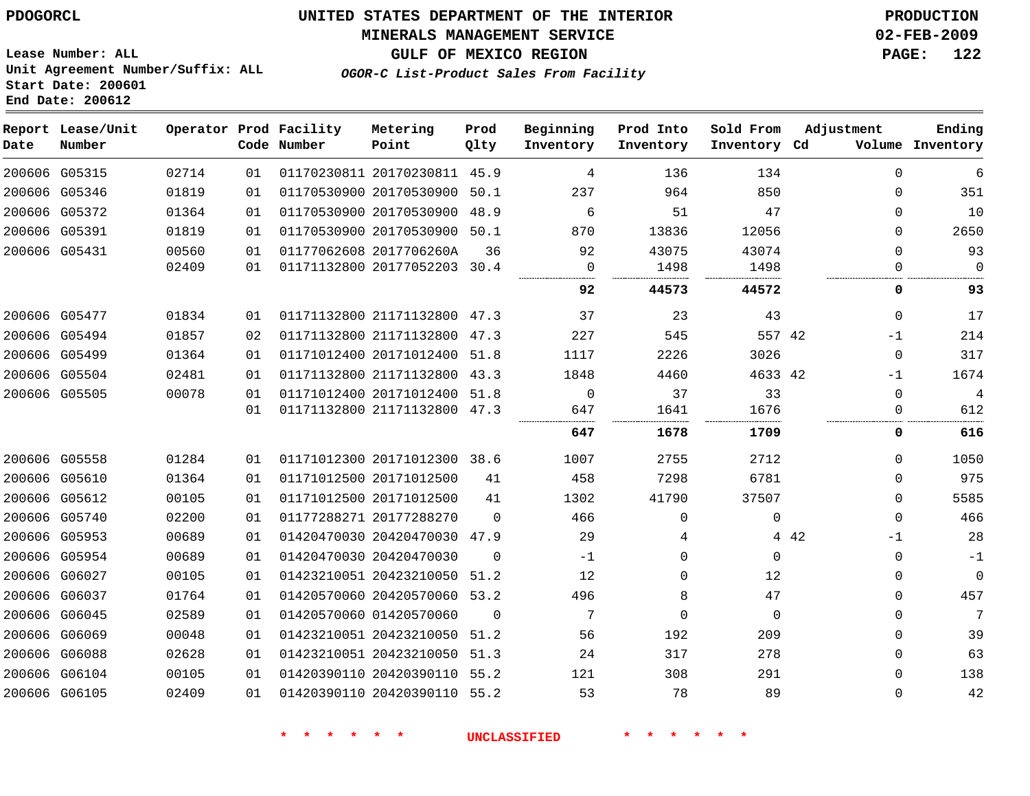PDOGORCL

**UNITED STATES DEPARTMENT OF THE INTERIOR**
**MINERALS MANAGEMENT SERVICE**
**GULF OF MEXICO REGION**
***OGOR-C List-Product Sales From Facility***

**PRODUCTION**
**02-FEB-2009**
**PAGE: 122**

**Lease Number: ALL**
**Unit Agreement Number/Suffix: ALL**
**Start Date: 200601**
**End Date: 200612**

| Report Date | Lease/Unit Number | Operator | Prod Code | Facility Number | Metering Point | Prod Qlty | Beginning Inventory | Prod Into Inventory | Sold From Inventory | Adjustment Cd | Adjustment Volume | Ending Inventory |
|---|---|---|---|---|---|---|---|---|---|---|---|---|
| 200606 | G05315 | 02714 | 01 | 01170230811 | 20170230811 | 45.9 | 4 | 136 | 134 | | 0 | 6 |
| 200606 | G05346 | 01819 | 01 | 01170530900 | 20170530900 | 50.1 | 237 | 964 | 850 | | 0 | 351 |
| 200606 | G05372 | 01364 | 01 | 01170530900 | 20170530900 | 48.9 | 6 | 51 | 47 | | 0 | 10 |
| 200606 | G05391 | 01819 | 01 | 01170530900 | 20170530900 | 50.1 | 870 | 13836 | 12056 | | 0 | 2650 |
| 200606 | G05431 | 00560 | 01 | 01177062608 | 2017706260A | 36 | 92 | 43075 | 43074 | | 0 | 93 |
| | | 02409 | 01 | 01171132800 | 20177052203 | 30.4 | 0 | 1498 | 1498 | | 0 | 0 |
| | | | | | | | **92** | **44573** | **44572** | | **0** | **93** |
| 200606 | G05477 | 01834 | 01 | 01171132800 | 21171132800 | 47.3 | 37 | 23 | 43 | | 0 | 17 |
| 200606 | G05494 | 01857 | 02 | 01171132800 | 21171132800 | 47.3 | 227 | 545 | 557 | 42 | -1 | 214 |
| 200606 | G05499 | 01364 | 01 | 01171012400 | 20171012400 | 51.8 | 1117 | 2226 | 3026 | | 0 | 317 |
| 200606 | G05504 | 02481 | 01 | 01171132800 | 21171132800 | 43.3 | 1848 | 4460 | 4633 | 42 | -1 | 1674 |
| 200606 | G05505 | 00078 | 01 | 01171012400 | 20171012400 | 51.8 | 0 | 37 | 33 | | 0 | 4 |
| | | | 01 | 01171132800 | 21171132800 | 47.3 | 647 | 1641 | 1676 | | 0 | 612 |
| | | | | | | | **647** | **1678** | **1709** | | **0** | **616** |
| 200606 | G05558 | 01284 | 01 | 01171012300 | 20171012300 | 38.6 | 1007 | 2755 | 2712 | | 0 | 1050 |
| 200606 | G05610 | 01364 | 01 | 01171012500 | 20171012500 | 41 | 458 | 7298 | 6781 | | 0 | 975 |
| 200606 | G05612 | 00105 | 01 | 01171012500 | 20171012500 | 41 | 1302 | 41790 | 37507 | | 0 | 5585 |
| 200606 | G05740 | 02200 | 01 | 01177288271 | 20177288270 | 0 | 466 | 0 | 0 | | 0 | 466 |
| 200606 | G05953 | 00689 | 01 | 01420470030 | 20420470030 | 47.9 | 29 | 4 | 4 | 42 | -1 | 28 |
| 200606 | G05954 | 00689 | 01 | 01420470030 | 20420470030 | 0 | -1 | 0 | 0 | | 0 | -1 |
| 200606 | G06027 | 00105 | 01 | 01423210051 | 20423210050 | 51.2 | 12 | 0 | 12 | | 0 | 0 |
| 200606 | G06037 | 01764 | 01 | 01420570060 | 20420570060 | 53.2 | 496 | 8 | 47 | | 0 | 457 |
| 200606 | G06045 | 02589 | 01 | 01420570060 | 01420570060 | 0 | 7 | 0 | 0 | | 0 | 7 |
| 200606 | G06069 | 00048 | 01 | 01423210051 | 20423210050 | 51.2 | 56 | 192 | 209 | | 0 | 39 |
| 200606 | G06088 | 02628 | 01 | 01423210051 | 20423210050 | 51.3 | 24 | 317 | 278 | | 0 | 63 |
| 200606 | G06104 | 00105 | 01 | 01420390110 | 20420390110 | 55.2 | 121 | 308 | 291 | | 0 | 138 |
| 200606 | G06105 | 02409 | 01 | 01420390110 | 20420390110 | 55.2 | 53 | 78 | 89 | | 0 | 42 |

* * * * * * UNCLASSIFIED * * * * * *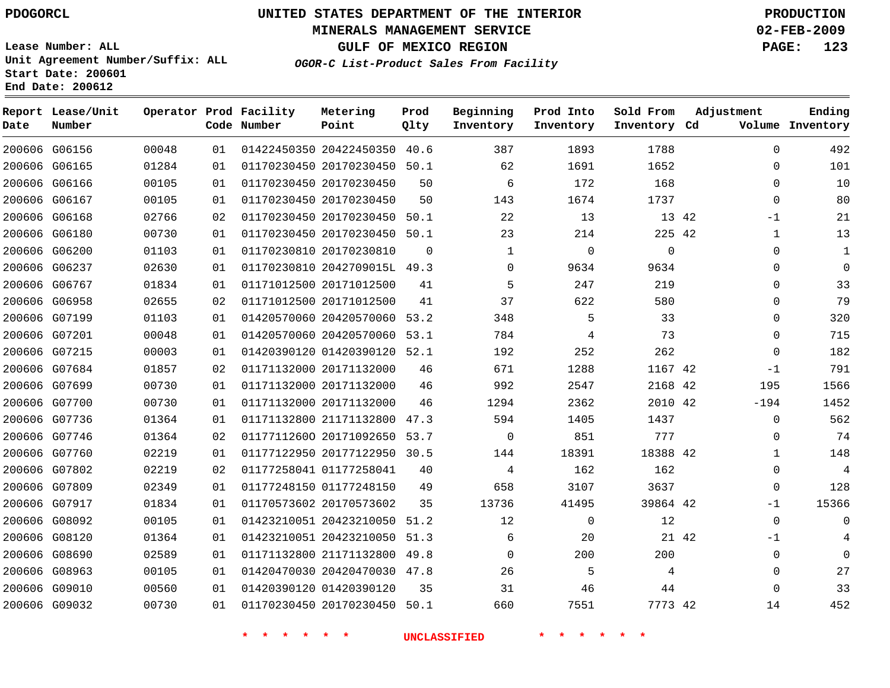PDOGORCL

# UNITED STATES DEPARTMENT OF THE INTERIOR
## MINERALS MANAGEMENT SERVICE
## GULF OF MEXICO REGION
### *OGOR-C List-Product Sales From Facility*

PRODUCTION
02-FEB-2009

Lease Number: ALL
Unit Agreement Number/Suffix: ALL
Start Date: 200601
End Date: 200612

| Report Date | Lease/Unit Number | Operator | Prod Code | Facility Number | Metering Point | Prod Qlty | Beginning Inventory | Prod Into Inventory | Sold From Inventory | Adjustment Cd | Volume | Ending Inventory |
|---|---|---|---|---|---|---|---|---|---|---|---|---|
| 200606 | G06156 | 00048 | 01 | 01422450350 | 20422450350 | 40.6 | 387 | 1893 | 1788 | | 0 | 492 |
| 200606 | G06165 | 01284 | 01 | 01170230450 | 20170230450 | 50.1 | 62 | 1691 | 1652 | | 0 | 101 |
| 200606 | G06166 | 00105 | 01 | 01170230450 | 20170230450 | 50 | 6 | 172 | 168 | | 0 | 10 |
| 200606 | G06167 | 00105 | 01 | 01170230450 | 20170230450 | 50 | 143 | 1674 | 1737 | | 0 | 80 |
| 200606 | G06168 | 02766 | 02 | 01170230450 | 20170230450 | 50.1 | 22 | 13 | 13 | 42 | -1 | 21 |
| 200606 | G06180 | 00730 | 01 | 01170230450 | 20170230450 | 50.1 | 23 | 214 | 225 | 42 | 1 | 13 |
| 200606 | G06200 | 01103 | 01 | 01170230810 | 20170230810 | 0 | 1 | 0 | 0 | | 0 | 1 |
| 200606 | G06237 | 02630 | 01 | 01170230810 | 2042709015L | 49.3 | 0 | 9634 | 9634 | | 0 | 0 |
| 200606 | G06767 | 01834 | 01 | 01171012500 | 20171012500 | 41 | 5 | 247 | 219 | | 0 | 33 |
| 200606 | G06958 | 02655 | 02 | 01171012500 | 20171012500 | 41 | 37 | 622 | 580 | | 0 | 79 |
| 200606 | G07199 | 01103 | 01 | 01420570060 | 20420570060 | 53.2 | 348 | 5 | 33 | | 0 | 320 |
| 200606 | G07201 | 00048 | 01 | 01420570060 | 20420570060 | 53.1 | 784 | 4 | 73 | | 0 | 715 |
| 200606 | G07215 | 00003 | 01 | 01420390120 | 01420390120 | 52.1 | 192 | 252 | 262 | | 0 | 182 |
| 200606 | G07684 | 01857 | 02 | 01171132000 | 20171132000 | 46 | 671 | 1288 | 1167 | 42 | -1 | 791 |
| 200606 | G07699 | 00730 | 01 | 01171132000 | 20171132000 | 46 | 992 | 2547 | 2168 | 42 | 195 | 1566 |
| 200606 | G07700 | 00730 | 01 | 01171132000 | 20171132000 | 46 | 1294 | 2362 | 2010 | 42 | -194 | 1452 |
| 200606 | G07736 | 01364 | 01 | 01171132800 | 21171132800 | 47.3 | 594 | 1405 | 1437 | | 0 | 562 |
| 200606 | G07746 | 01364 | 02 | 01177112600 | 20171092650 | 53.7 | 0 | 851 | 777 | | 0 | 74 |
| 200606 | G07760 | 02219 | 01 | 01177122950 | 20177122950 | 30.5 | 144 | 18391 | 18388 | 42 | 1 | 148 |
| 200606 | G07802 | 02219 | 02 | 01177258041 | 01177258041 | 40 | 4 | 162 | 162 | | 0 | 4 |
| 200606 | G07809 | 02349 | 01 | 01177248150 | 01177248150 | 49 | 658 | 3107 | 3637 | | 0 | 128 |
| 200606 | G07917 | 01834 | 01 | 01170573602 | 20170573602 | 35 | 13736 | 41495 | 39864 | 42 | -1 | 15366 |
| 200606 | G08092 | 00105 | 01 | 01423210051 | 20423210050 | 51.2 | 12 | 0 | 12 | | 0 | 0 |
| 200606 | G08120 | 01364 | 01 | 01423210051 | 20423210050 | 51.3 | 6 | 20 | 21 | 42 | -1 | 4 |
| 200606 | G08690 | 02589 | 01 | 01171132800 | 21171132800 | 49.8 | 0 | 200 | 200 | | 0 | 0 |
| 200606 | G08963 | 00105 | 01 | 01420470030 | 20420470030 | 47.8 | 26 | 5 | 4 | | 0 | 27 |
| 200606 | G09010 | 00560 | 01 | 01420390120 | 01420390120 | 35 | 31 | 46 | 44 | | 0 | 33 |
| 200606 | G09032 | 00730 | 01 | 01170230450 | 20170230450 | 50.1 | 660 | 7551 | 7773 | 42 | 14 | 452 |

\* \* \* \* \* \* UNCLASSIFIED \* \* \* \* \* \*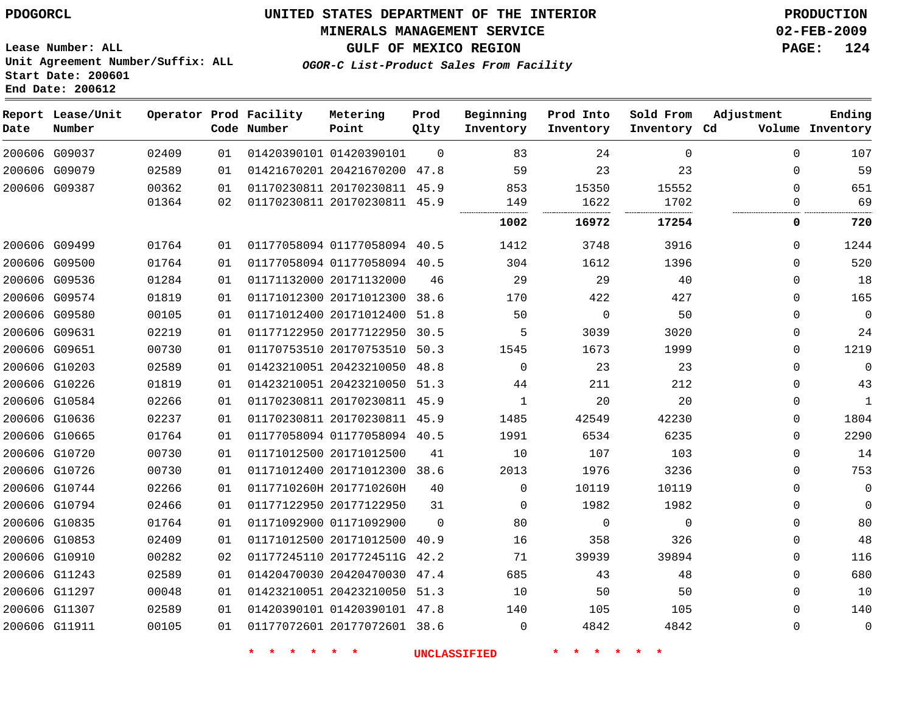PDOGORCL

# UNITED STATES DEPARTMENT OF THE INTERIOR
## MINERALS MANAGEMENT SERVICE
## GULF OF MEXICO REGION
### *OGOR-C List-Product Sales From Facility*

PRODUCTION
02-FEB-2009

Lease Number: ALL
Unit Agreement Number/Suffix: ALL
Start Date: 200601
End Date: 200612

| Report Date | Lease/Unit Number | Operator | Prod Code | Facility Number | Metering Point | Prod Qlty | Beginning Inventory | Prod Into Inventory | Sold From Inventory | Adjustment Cd | Volume | Ending Inventory |
|---|---|---|---|---|---|---|---|---|---|---|---|---|
| 200606 | G09037 | 02409 | 01 | 01420390101 | 01420390101 | 0 | 83 | 24 | 0 | | 0 | 107 |
| 200606 | G09079 | 02589 | 01 | 01421670201 | 20421670200 | 47.8 | 59 | 23 | 23 | | 0 | 59 |
| 200606 | G09387 | 00362 | 01 | 01170230811 | 20170230811 | 45.9 | 853 | 15350 | 15552 | | 0 | 651 |
| | | 01364 | 02 | 01170230811 | 20170230811 | 45.9 | 149 | 1622 | 1702 | | 0 | 69 |
| | | | | | | | **1002** | **16972** | **17254** | | **0** | **720** |
| 200606 | G09499 | 01764 | 01 | 01177058094 | 01177058094 | 40.5 | 1412 | 3748 | 3916 | | 0 | 1244 |
| 200606 | G09500 | 01764 | 01 | 01177058094 | 01177058094 | 40.5 | 304 | 1612 | 1396 | | 0 | 520 |
| 200606 | G09536 | 01284 | 01 | 01171132000 | 20171132000 | 46 | 29 | 29 | 40 | | 0 | 18 |
| 200606 | G09574 | 01819 | 01 | 01171012300 | 20171012300 | 38.6 | 170 | 422 | 427 | | 0 | 165 |
| 200606 | G09580 | 00105 | 01 | 01171012400 | 20171012400 | 51.8 | 50 | 0 | 50 | | 0 | 0 |
| 200606 | G09631 | 02219 | 01 | 01177122950 | 20177122950 | 30.5 | 5 | 3039 | 3020 | | 0 | 24 |
| 200606 | G09651 | 00730 | 01 | 01170753510 | 20170753510 | 50.3 | 1545 | 1673 | 1999 | | 0 | 1219 |
| 200606 | G10203 | 02589 | 01 | 01423210051 | 20423210050 | 48.8 | 0 | 23 | 23 | | 0 | 0 |
| 200606 | G10226 | 01819 | 01 | 01423210051 | 20423210050 | 51.3 | 44 | 211 | 212 | | 0 | 43 |
| 200606 | G10584 | 02266 | 01 | 01170230811 | 20170230811 | 45.9 | 1 | 20 | 20 | | 0 | 1 |
| 200606 | G10636 | 02237 | 01 | 01170230811 | 20170230811 | 45.9 | 1485 | 42549 | 42230 | | 0 | 1804 |
| 200606 | G10665 | 01764 | 01 | 01177058094 | 01177058094 | 40.5 | 1991 | 6534 | 6235 | | 0 | 2290 |
| 200606 | G10720 | 00730 | 01 | 01171012500 | 20171012500 | 41 | 10 | 107 | 103 | | 0 | 14 |
| 200606 | G10726 | 00730 | 01 | 01171012400 | 20171012300 | 38.6 | 2013 | 1976 | 3236 | | 0 | 753 |
| 200606 | G10744 | 02266 | 01 | 0117710260H | 2017710260H | 40 | 0 | 10119 | 10119 | | 0 | 0 |
| 200606 | G10794 | 02466 | 01 | 01177122950 | 20177122950 | 31 | 0 | 1982 | 1982 | | 0 | 0 |
| 200606 | G10835 | 01764 | 01 | 01171092900 | 01171092900 | 0 | 80 | 0 | 0 | | 0 | 80 |
| 200606 | G10853 | 02409 | 01 | 01171012500 | 20171012500 | 40.9 | 16 | 358 | 326 | | 0 | 48 |
| 200606 | G10910 | 00282 | 02 | 01177245110 | 2017724511G | 42.2 | 71 | 39939 | 39894 | | 0 | 116 |
| 200606 | G11243 | 02589 | 01 | 01420470030 | 20420470030 | 47.4 | 685 | 43 | 48 | | 0 | 680 |
| 200606 | G11297 | 00048 | 01 | 01423210051 | 20423210050 | 51.3 | 10 | 50 | 50 | | 0 | 10 |
| 200606 | G11307 | 02589 | 01 | 01420390101 | 01420390101 | 47.8 | 140 | 105 | 105 | | 0 | 140 |
| 200606 | G11911 | 00105 | 01 | 01177072601 | 20177072601 | 38.6 | 0 | 4842 | 4842 | | 0 | 0 |

\* \* \* \* \* \* UNCLASSIFIED \* \* \* \* \* \*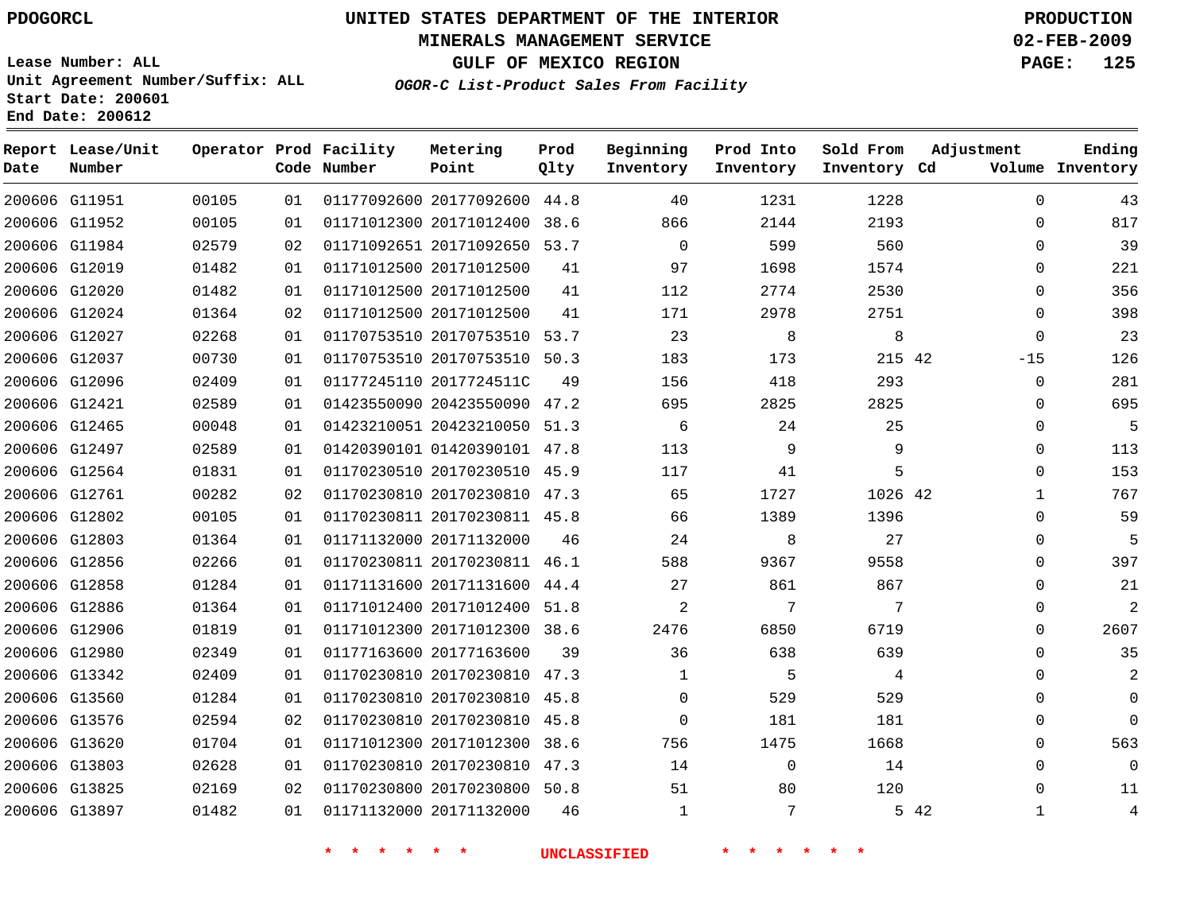PDOGORCL

# UNITED STATES DEPARTMENT OF THE INTERIOR
## MINERALS MANAGEMENT SERVICE
## GULF OF MEXICO REGION
### *OGOR-C List-Product Sales From Facility*

PRODUCTION
02-FEB-2009

Lease Number: ALL
Unit Agreement Number/Suffix: ALL
Start Date: 200601
End Date: 200612

| Report Date | Lease/Unit Number | Operator | Prod Code | Facility Number | Metering Point | Prod Qlty | Beginning Inventory | Prod Into Inventory | Sold From Inventory | Adjustment Cd | Adjustment Volume | Ending Inventory |
|---|---|---|---|---|---|---|---|---|---|---|---|---|
| 200606 | G11951 | 00105 | 01 | 01177092600 | 20177092600 | 44.8 | 40 | 1231 | 1228 | | 0 | 43 |
| 200606 | G11952 | 00105 | 01 | 01171012300 | 20171012400 | 38.6 | 866 | 2144 | 2193 | | 0 | 817 |
| 200606 | G11984 | 02579 | 02 | 01171092651 | 20171092650 | 53.7 | 0 | 599 | 560 | | 0 | 39 |
| 200606 | G12019 | 01482 | 01 | 01171012500 | 20171012500 | 41 | 97 | 1698 | 1574 | | 0 | 221 |
| 200606 | G12020 | 01482 | 01 | 01171012500 | 20171012500 | 41 | 112 | 2774 | 2530 | | 0 | 356 |
| 200606 | G12024 | 01364 | 02 | 01171012500 | 20171012500 | 41 | 171 | 2978 | 2751 | | 0 | 398 |
| 200606 | G12027 | 02268 | 01 | 01170753510 | 20170753510 | 53.7 | 23 | 8 | 8 | | 0 | 23 |
| 200606 | G12037 | 00730 | 01 | 01170753510 | 20170753510 | 50.3 | 183 | 173 | 215 | 42 | -15 | 126 |
| 200606 | G12096 | 02409 | 01 | 01177245110 | 2017724511C | 49 | 156 | 418 | 293 | | 0 | 281 |
| 200606 | G12421 | 02589 | 01 | 01423550090 | 20423550090 | 47.2 | 695 | 2825 | 2825 | | 0 | 695 |
| 200606 | G12465 | 00048 | 01 | 01423210051 | 20423210050 | 51.3 | 6 | 24 | 25 | | 0 | 5 |
| 200606 | G12497 | 02589 | 01 | 01420390101 | 01420390101 | 47.8 | 113 | 9 | 9 | | 0 | 113 |
| 200606 | G12564 | 01831 | 01 | 01170230510 | 20170230510 | 45.9 | 117 | 41 | 5 | | 0 | 153 |
| 200606 | G12761 | 00282 | 02 | 01170230810 | 20170230810 | 47.3 | 65 | 1727 | 1026 | 42 | 1 | 767 |
| 200606 | G12802 | 00105 | 01 | 01170230811 | 20170230811 | 45.8 | 66 | 1389 | 1396 | | 0 | 59 |
| 200606 | G12803 | 01364 | 01 | 01171132000 | 20171132000 | 46 | 24 | 8 | 27 | | 0 | 5 |
| 200606 | G12856 | 02266 | 01 | 01170230811 | 20170230811 | 46.1 | 588 | 9367 | 9558 | | 0 | 397 |
| 200606 | G12858 | 01284 | 01 | 01171131600 | 20171131600 | 44.4 | 27 | 861 | 867 | | 0 | 21 |
| 200606 | G12886 | 01364 | 01 | 01171012400 | 20171012400 | 51.8 | 2 | 7 | 7 | | 0 | 2 |
| 200606 | G12906 | 01819 | 01 | 01171012300 | 20171012300 | 38.6 | 2476 | 6850 | 6719 | | 0 | 2607 |
| 200606 | G12980 | 02349 | 01 | 01177163600 | 20177163600 | 39 | 36 | 638 | 639 | | 0 | 35 |
| 200606 | G13342 | 02409 | 01 | 01170230810 | 20170230810 | 47.3 | 1 | 5 | 4 | | 0 | 2 |
| 200606 | G13560 | 01284 | 01 | 01170230810 | 20170230810 | 45.8 | 0 | 529 | 529 | | 0 | 0 |
| 200606 | G13576 | 02594 | 02 | 01170230810 | 20170230810 | 45.8 | 0 | 181 | 181 | | 0 | 0 |
| 200606 | G13620 | 01704 | 01 | 01171012300 | 20171012300 | 38.6 | 756 | 1475 | 1668 | | 0 | 563 |
| 200606 | G13803 | 02628 | 01 | 01170230810 | 20170230810 | 47.3 | 14 | 0 | 14 | | 0 | 0 |
| 200606 | G13825 | 02169 | 02 | 01170230800 | 20170230800 | 50.8 | 51 | 80 | 120 | | 0 | 11 |
| 200606 | G13897 | 01482 | 01 | 01171132000 | 20171132000 | 46 | 1 | 7 | 5 | 42 | 1 | 4 |

* * * * * * UNCLASSIFIED * * * * * *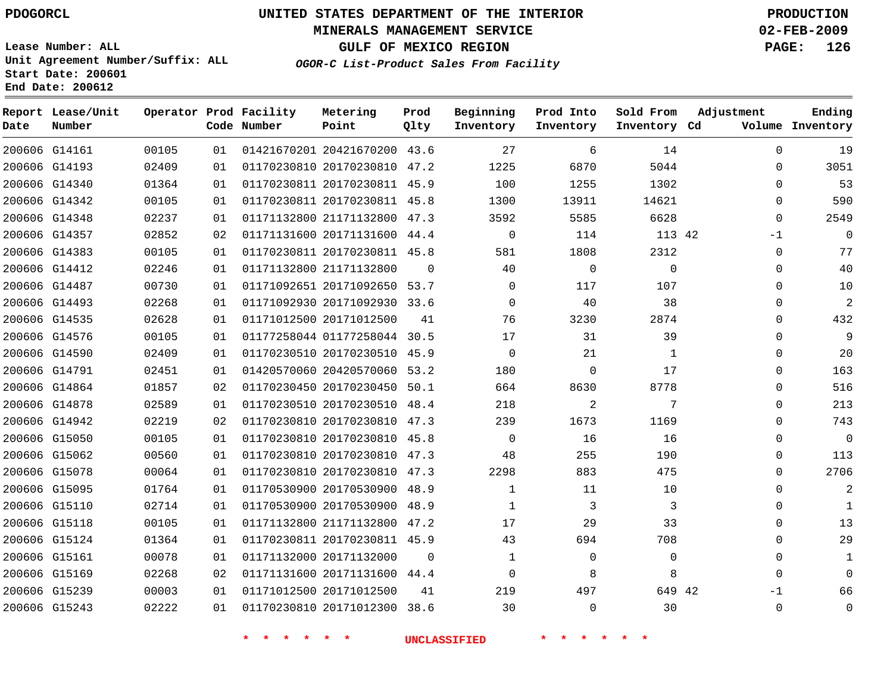PDOGORCL

# UNITED STATES DEPARTMENT OF THE INTERIOR
## MINERALS MANAGEMENT SERVICE
## GULF OF MEXICO REGION
### *OGOR-C List-Product Sales From Facility*

PRODUCTION
02-FEB-2009

Lease Number: ALL
Unit Agreement Number/Suffix: ALL
Start Date: 200601
End Date: 200612

| Report Date | Lease/Unit Number | Operator | Prod Code | Facility Number | Metering Point | Prod Qlty | Beginning Inventory | Prod Into Inventory | Sold From Inventory | Adjustment Cd | Adjustment Volume | Ending Inventory |
|---|---|---|---|---|---|---|---|---|---|---|---|---|
| 200606 | G14161 | 00105 | 01 | 01421670201 | 20421670200 | 43.6 | 27 | 6 | 14 | | 0 | 19 |
| 200606 | G14193 | 02409 | 01 | 01170230810 | 20170230810 | 47.2 | 1225 | 6870 | 5044 | | 0 | 3051 |
| 200606 | G14340 | 01364 | 01 | 01170230811 | 20170230811 | 45.9 | 100 | 1255 | 1302 | | 0 | 53 |
| 200606 | G14342 | 00105 | 01 | 01170230811 | 20170230811 | 45.8 | 1300 | 13911 | 14621 | | 0 | 590 |
| 200606 | G14348 | 02237 | 01 | 01171132800 | 21171132800 | 47.3 | 3592 | 5585 | 6628 | | 0 | 2549 |
| 200606 | G14357 | 02852 | 02 | 01171131600 | 20171131600 | 44.4 | 0 | 114 | 113 | 42 | -1 | 0 |
| 200606 | G14383 | 00105 | 01 | 01170230811 | 20170230811 | 45.8 | 581 | 1808 | 2312 | | 0 | 77 |
| 200606 | G14412 | 02246 | 01 | 01171132800 | 21171132800 | 0 | 40 | 0 | 0 | | 0 | 40 |
| 200606 | G14487 | 00730 | 01 | 01171092651 | 20171092650 | 53.7 | 0 | 117 | 107 | | 0 | 10 |
| 200606 | G14493 | 02268 | 01 | 01171092930 | 20171092930 | 33.6 | 0 | 40 | 38 | | 0 | 2 |
| 200606 | G14535 | 02628 | 01 | 01171012500 | 20171012500 | 41 | 76 | 3230 | 2874 | | 0 | 432 |
| 200606 | G14576 | 00105 | 01 | 01177258044 | 01177258044 | 30.5 | 17 | 31 | 39 | | 0 | 9 |
| 200606 | G14590 | 02409 | 01 | 01170230510 | 20170230510 | 45.9 | 0 | 21 | 1 | | 0 | 20 |
| 200606 | G14791 | 02451 | 01 | 01420570060 | 20420570060 | 53.2 | 180 | 0 | 17 | | 0 | 163 |
| 200606 | G14864 | 01857 | 02 | 01170230450 | 20170230450 | 50.1 | 664 | 8630 | 8778 | | 0 | 516 |
| 200606 | G14878 | 02589 | 01 | 01170230510 | 20170230510 | 48.4 | 218 | 2 | 7 | | 0 | 213 |
| 200606 | G14942 | 02219 | 02 | 01170230810 | 20170230810 | 47.3 | 239 | 1673 | 1169 | | 0 | 743 |
| 200606 | G15050 | 00105 | 01 | 01170230810 | 20170230810 | 45.8 | 0 | 16 | 16 | | 0 | 0 |
| 200606 | G15062 | 00560 | 01 | 01170230810 | 20170230810 | 47.3 | 48 | 255 | 190 | | 0 | 113 |
| 200606 | G15078 | 00064 | 01 | 01170230810 | 20170230810 | 47.3 | 2298 | 883 | 475 | | 0 | 2706 |
| 200606 | G15095 | 01764 | 01 | 01170530900 | 20170530900 | 48.9 | 1 | 11 | 10 | | 0 | 2 |
| 200606 | G15110 | 02714 | 01 | 01170530900 | 20170530900 | 48.9 | 1 | 3 | 3 | | 0 | 1 |
| 200606 | G15118 | 00105 | 01 | 01171132800 | 21171132800 | 47.2 | 17 | 29 | 33 | | 0 | 13 |
| 200606 | G15124 | 01364 | 01 | 01170230811 | 20170230811 | 45.9 | 43 | 694 | 708 | | 0 | 29 |
| 200606 | G15161 | 00078 | 01 | 01171132000 | 20171132000 | 0 | 1 | 0 | 0 | | 0 | 1 |
| 200606 | G15169 | 02268 | 02 | 01171131600 | 20171131600 | 44.4 | 0 | 8 | 8 | | 0 | 0 |
| 200606 | G15239 | 00003 | 01 | 01171012500 | 20171012500 | 41 | 219 | 497 | 649 | 42 | -1 | 66 |
| 200606 | G15243 | 02222 | 01 | 01170230810 | 20171012300 | 38.6 | 30 | 0 | 30 | | 0 | 0 |

* * * * * * UNCLASSIFIED * * * * * *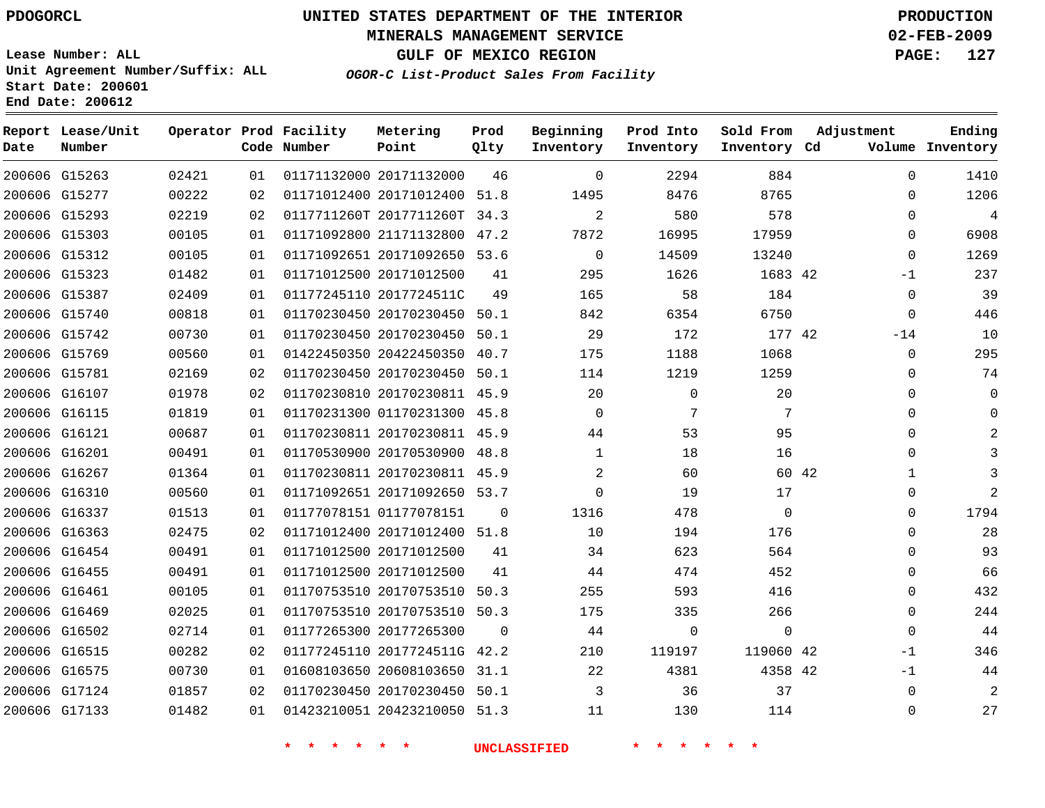PDOGORCL

# UNITED STATES DEPARTMENT OF THE INTERIOR
## MINERALS MANAGEMENT SERVICE
## GULF OF MEXICO REGION
### *OGOR-C List-Product Sales From Facility*

PRODUCTION
02-FEB-2009

Lease Number: ALL
Unit Agreement Number/Suffix: ALL
Start Date: 200601
End Date: 200612

| Report Date | Lease/Unit Number | Operator | Prod Code | Facility Number | Metering Point | Prod Qlty | Beginning Inventory | Prod Into Inventory | Sold From Inventory | Adjustment Cd | Volume | Ending Inventory |
|---|---|---|---|---|---|---|---|---|---|---|---|---|
| 200606 | G15263 | 02421 | 01 | 01171132000 | 20171132000 | 46 | 0 | 2294 | 884 | | 0 | 1410 |
| 200606 | G15277 | 00222 | 02 | 01171012400 | 20171012400 | 51.8 | 1495 | 8476 | 8765 | | 0 | 1206 |
| 200606 | G15293 | 02219 | 02 | 0117711260T | 2017711260T | 34.3 | 2 | 580 | 578 | | 0 | 4 |
| 200606 | G15303 | 00105 | 01 | 01171092800 | 21171132800 | 47.2 | 7872 | 16995 | 17959 | | 0 | 6908 |
| 200606 | G15312 | 00105 | 01 | 01171092651 | 20171092650 | 53.6 | 0 | 14509 | 13240 | | 0 | 1269 |
| 200606 | G15323 | 01482 | 01 | 01171012500 | 20171012500 | 41 | 295 | 1626 | 1683 | 42 | -1 | 237 |
| 200606 | G15387 | 02409 | 01 | 01177245110 | 2017724511C | 49 | 165 | 58 | 184 | | 0 | 39 |
| 200606 | G15740 | 00818 | 01 | 01170230450 | 20170230450 | 50.1 | 842 | 6354 | 6750 | | 0 | 446 |
| 200606 | G15742 | 00730 | 01 | 01170230450 | 20170230450 | 50.1 | 29 | 172 | 177 | 42 | -14 | 10 |
| 200606 | G15769 | 00560 | 01 | 01422450350 | 20422450350 | 40.7 | 175 | 1188 | 1068 | | 0 | 295 |
| 200606 | G15781 | 02169 | 02 | 01170230450 | 20170230450 | 50.1 | 114 | 1219 | 1259 | | 0 | 74 |
| 200606 | G16107 | 01978 | 02 | 01170230810 | 20170230811 | 45.9 | 20 | 0 | 20 | | 0 | 0 |
| 200606 | G16115 | 01819 | 01 | 01170231300 | 01170231300 | 45.8 | 0 | 7 | 7 | | 0 | 0 |
| 200606 | G16121 | 00687 | 01 | 01170230811 | 20170230811 | 45.9 | 44 | 53 | 95 | | 0 | 2 |
| 200606 | G16201 | 00491 | 01 | 01170530900 | 20170530900 | 48.8 | 1 | 18 | 16 | | 0 | 3 |
| 200606 | G16267 | 01364 | 01 | 01170230811 | 20170230811 | 45.9 | 2 | 60 | 60 | 42 | 1 | 3 |
| 200606 | G16310 | 00560 | 01 | 01171092651 | 20171092650 | 53.7 | 0 | 19 | 17 | | 0 | 2 |
| 200606 | G16337 | 01513 | 01 | 01177078151 | 01177078151 | 0 | 1316 | 478 | 0 | | 0 | 1794 |
| 200606 | G16363 | 02475 | 02 | 01171012400 | 20171012400 | 51.8 | 10 | 194 | 176 | | 0 | 28 |
| 200606 | G16454 | 00491 | 01 | 01171012500 | 20171012500 | 41 | 34 | 623 | 564 | | 0 | 93 |
| 200606 | G16455 | 00491 | 01 | 01171012500 | 20171012500 | 41 | 44 | 474 | 452 | | 0 | 66 |
| 200606 | G16461 | 00105 | 01 | 01170753510 | 20170753510 | 50.3 | 255 | 593 | 416 | | 0 | 432 |
| 200606 | G16469 | 02025 | 01 | 01170753510 | 20170753510 | 50.3 | 175 | 335 | 266 | | 0 | 244 |
| 200606 | G16502 | 02714 | 01 | 01177265300 | 20177265300 | 0 | 44 | 0 | 0 | | 0 | 44 |
| 200606 | G16515 | 00282 | 02 | 01177245110 | 2017724511G | 42.2 | 210 | 119197 | 119060 | 42 | -1 | 346 |
| 200606 | G16575 | 00730 | 01 | 01608103650 | 20608103650 | 31.1 | 22 | 4381 | 4358 | 42 | -1 | 44 |
| 200606 | G17124 | 01857 | 02 | 01170230450 | 20170230450 | 50.1 | 3 | 36 | 37 | | 0 | 2 |
| 200606 | G17133 | 01482 | 01 | 01423210051 | 20423210050 | 51.3 | 11 | 130 | 114 | | 0 | 27 |

* * * * * * UNCLASSIFIED * * * * * *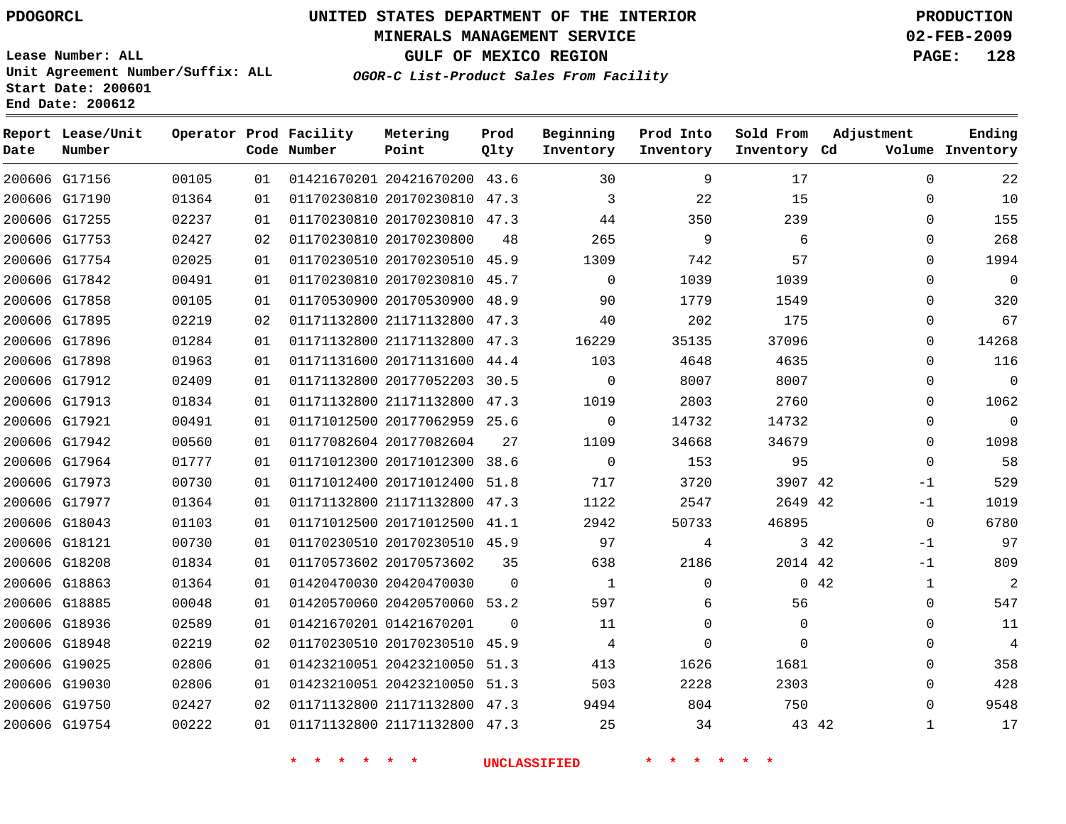PDOGORCL

# UNITED STATES DEPARTMENT OF THE INTERIOR
## MINERALS MANAGEMENT SERVICE
## GULF OF MEXICO REGION
### *OGOR-C List-Product Sales From Facility*

PRODUCTION
02-FEB-2009

Lease Number: ALL
Unit Agreement Number/Suffix: ALL
Start Date: 200601
End Date: 200612

| Report Date | Lease/Unit Number | Operator | Prod Code | Facility Number | Metering Point | Prod Qlty | Beginning Inventory | Prod Into Inventory | Sold From Inventory | Adjustment Cd | Adjustment Volume | Ending Inventory |
|---|---|---|---|---|---|---|---|---|---|---|---|---|
| 200606 | G17156 | 00105 | 01 | 01421670201 | 20421670200 | 43.6 | 30 | 9 | 17 | | 0 | 22 |
| 200606 | G17190 | 01364 | 01 | 01170230810 | 20170230810 | 47.3 | 3 | 22 | 15 | | 0 | 10 |
| 200606 | G17255 | 02237 | 01 | 01170230810 | 20170230810 | 47.3 | 44 | 350 | 239 | | 0 | 155 |
| 200606 | G17753 | 02427 | 02 | 01170230810 | 20170230800 | 48 | 265 | 9 | 6 | | 0 | 268 |
| 200606 | G17754 | 02025 | 01 | 01170230510 | 20170230510 | 45.9 | 1309 | 742 | 57 | | 0 | 1994 |
| 200606 | G17842 | 00491 | 01 | 01170230810 | 20170230810 | 45.7 | 0 | 1039 | 1039 | | 0 | 0 |
| 200606 | G17858 | 00105 | 01 | 01170530900 | 20170530900 | 48.9 | 90 | 1779 | 1549 | | 0 | 320 |
| 200606 | G17895 | 02219 | 02 | 01171132800 | 21171132800 | 47.3 | 40 | 202 | 175 | | 0 | 67 |
| 200606 | G17896 | 01284 | 01 | 01171132800 | 21171132800 | 47.3 | 16229 | 35135 | 37096 | | 0 | 14268 |
| 200606 | G17898 | 01963 | 01 | 01171131600 | 20171131600 | 44.4 | 103 | 4648 | 4635 | | 0 | 116 |
| 200606 | G17912 | 02409 | 01 | 01171132800 | 20177052203 | 30.5 | 0 | 8007 | 8007 | | 0 | 0 |
| 200606 | G17913 | 01834 | 01 | 01171132800 | 21171132800 | 47.3 | 1019 | 2803 | 2760 | | 0 | 1062 |
| 200606 | G17921 | 00491 | 01 | 01171012500 | 20177062959 | 25.6 | 0 | 14732 | 14732 | | 0 | 0 |
| 200606 | G17942 | 00560 | 01 | 01177082604 | 20177082604 | 27 | 1109 | 34668 | 34679 | | 0 | 1098 |
| 200606 | G17964 | 01777 | 01 | 01171012300 | 20171012300 | 38.6 | 0 | 153 | 95 | | 0 | 58 |
| 200606 | G17973 | 00730 | 01 | 01171012400 | 20171012400 | 51.8 | 717 | 3720 | 3907 | 42 | -1 | 529 |
| 200606 | G17977 | 01364 | 01 | 01171132800 | 21171132800 | 47.3 | 1122 | 2547 | 2649 | 42 | -1 | 1019 |
| 200606 | G18043 | 01103 | 01 | 01171012500 | 20171012500 | 41.1 | 2942 | 50733 | 46895 | | 0 | 6780 |
| 200606 | G18121 | 00730 | 01 | 01170230510 | 20170230510 | 45.9 | 97 | 4 | 3 | 42 | -1 | 97 |
| 200606 | G18208 | 01834 | 01 | 01170573602 | 20170573602 | 35 | 638 | 2186 | 2014 | 42 | -1 | 809 |
| 200606 | G18863 | 01364 | 01 | 01420470030 | 20420470030 | 0 | 1 | 0 | 0 | 42 | 1 | 2 |
| 200606 | G18885 | 00048 | 01 | 01420570060 | 20420570060 | 53.2 | 597 | 6 | 56 | | 0 | 547 |
| 200606 | G18936 | 02589 | 01 | 01421670201 | 01421670201 | 0 | 11 | 0 | 0 | | 0 | 11 |
| 200606 | G18948 | 02219 | 02 | 01170230510 | 20170230510 | 45.9 | 4 | 0 | 0 | | 0 | 4 |
| 200606 | G19025 | 02806 | 01 | 01423210051 | 20423210050 | 51.3 | 413 | 1626 | 1681 | | 0 | 358 |
| 200606 | G19030 | 02806 | 01 | 01423210051 | 20423210050 | 51.3 | 503 | 2228 | 2303 | | 0 | 428 |
| 200606 | G19750 | 02427 | 02 | 01171132800 | 21171132800 | 47.3 | 9494 | 804 | 750 | | 0 | 9548 |
| 200606 | G19754 | 00222 | 01 | 01171132800 | 21171132800 | 47.3 | 25 | 34 | 43 | 42 | 1 | 17 |

* * * * * * UNCLASSIFIED * * * * * *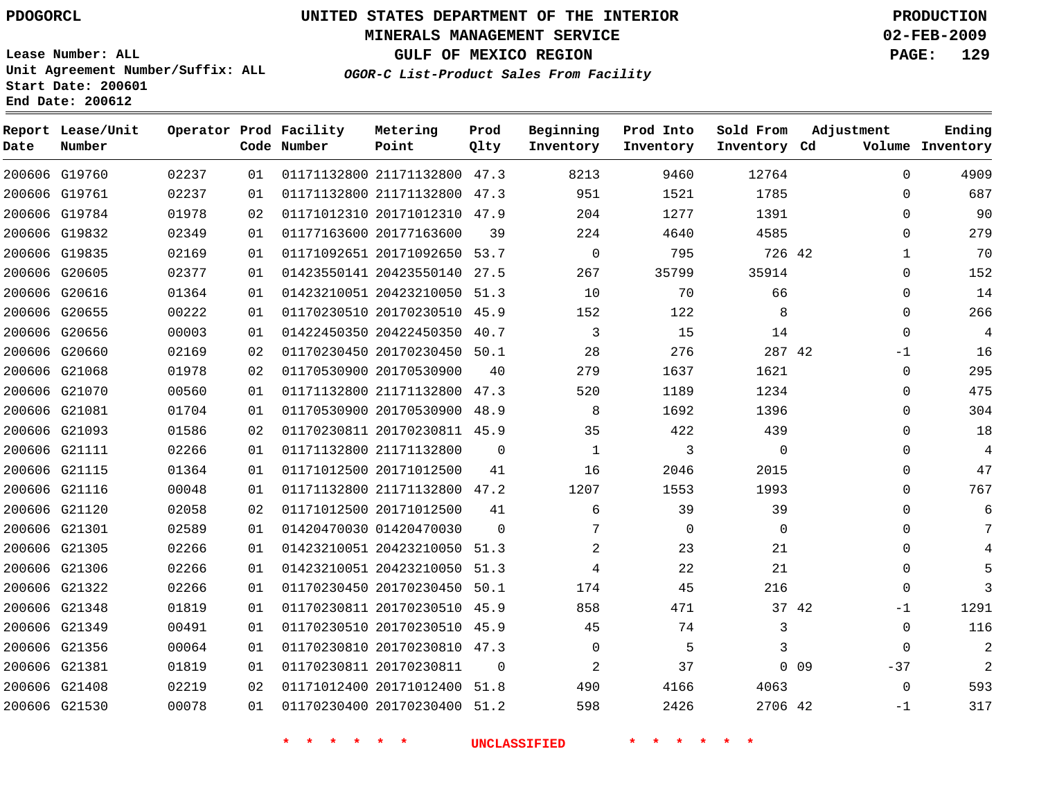PDOGORCL

# UNITED STATES DEPARTMENT OF THE INTERIOR
## MINERALS MANAGEMENT SERVICE
## GULF OF MEXICO REGION
### *OGOR-C List-Product Sales From Facility*

PRODUCTION
02-FEB-2009

Lease Number: ALL
Unit Agreement Number/Suffix: ALL
Start Date: 200601
End Date: 200612

| Report Date | Lease/Unit Number | Operator | Prod Code | Facility Number | Metering Point | Prod Qlty | Beginning Inventory | Prod Into Inventory | Sold From Inventory | Adjustment Cd | Adjustment Volume | Ending Inventory |
|---|---|---|---|---|---|---|---|---|---|---|---|---|
| 200606 | G19760 | 02237 | 01 | 01171132800 | 21171132800 | 47.3 | 8213 | 9460 | 12764 | | 0 | 4909 |
| 200606 | G19761 | 02237 | 01 | 01171132800 | 21171132800 | 47.3 | 951 | 1521 | 1785 | | 0 | 687 |
| 200606 | G19784 | 01978 | 02 | 01171012310 | 20171012310 | 47.9 | 204 | 1277 | 1391 | | 0 | 90 |
| 200606 | G19832 | 02349 | 01 | 01177163600 | 20177163600 | 39 | 224 | 4640 | 4585 | | 0 | 279 |
| 200606 | G19835 | 02169 | 01 | 01171092651 | 20171092650 | 53.7 | 0 | 795 | 726 | 42 | 1 | 70 |
| 200606 | G20605 | 02377 | 01 | 01423550141 | 20423550140 | 27.5 | 267 | 35799 | 35914 | | 0 | 152 |
| 200606 | G20616 | 01364 | 01 | 01423210051 | 20423210050 | 51.3 | 10 | 70 | 66 | | 0 | 14 |
| 200606 | G20655 | 00222 | 01 | 01170230510 | 20170230510 | 45.9 | 152 | 122 | 8 | | 0 | 266 |
| 200606 | G20656 | 00003 | 01 | 01422450350 | 20422450350 | 40.7 | 3 | 15 | 14 | | 0 | 4 |
| 200606 | G20660 | 02169 | 02 | 01170230450 | 20170230450 | 50.1 | 28 | 276 | 287 | 42 | -1 | 16 |
| 200606 | G21068 | 01978 | 02 | 01170530900 | 20170530900 | 40 | 279 | 1637 | 1621 | | 0 | 295 |
| 200606 | G21070 | 00560 | 01 | 01171132800 | 21171132800 | 47.3 | 520 | 1189 | 1234 | | 0 | 475 |
| 200606 | G21081 | 01704 | 01 | 01170530900 | 20170530900 | 48.9 | 8 | 1692 | 1396 | | 0 | 304 |
| 200606 | G21093 | 01586 | 02 | 01170230811 | 20170230811 | 45.9 | 35 | 422 | 439 | | 0 | 18 |
| 200606 | G21111 | 02266 | 01 | 01171132800 | 21171132800 | 0 | 1 | 3 | 0 | | 0 | 4 |
| 200606 | G21115 | 01364 | 01 | 01171012500 | 20171012500 | 41 | 16 | 2046 | 2015 | | 0 | 47 |
| 200606 | G21116 | 00048 | 01 | 01171132800 | 21171132800 | 47.2 | 1207 | 1553 | 1993 | | 0 | 767 |
| 200606 | G21120 | 02058 | 02 | 01171012500 | 20171012500 | 41 | 6 | 39 | 39 | | 0 | 6 |
| 200606 | G21301 | 02589 | 01 | 01420470030 | 01420470030 | 0 | 7 | 0 | 0 | | 0 | 7 |
| 200606 | G21305 | 02266 | 01 | 01423210051 | 20423210050 | 51.3 | 2 | 23 | 21 | | 0 | 4 |
| 200606 | G21306 | 02266 | 01 | 01423210051 | 20423210050 | 51.3 | 4 | 22 | 21 | | 0 | 5 |
| 200606 | G21322 | 02266 | 01 | 01170230450 | 20170230450 | 50.1 | 174 | 45 | 216 | | 0 | 3 |
| 200606 | G21348 | 01819 | 01 | 01170230811 | 20170230510 | 45.9 | 858 | 471 | 37 | 42 | -1 | 1291 |
| 200606 | G21349 | 00491 | 01 | 01170230510 | 20170230510 | 45.9 | 45 | 74 | 3 | | 0 | 116 |
| 200606 | G21356 | 00064 | 01 | 01170230810 | 20170230810 | 47.3 | 0 | 5 | 3 | | 0 | 2 |
| 200606 | G21381 | 01819 | 01 | 01170230811 | 20170230811 | 0 | 2 | 37 | 0 | 09 | -37 | 2 |
| 200606 | G21408 | 02219 | 02 | 01171012400 | 20171012400 | 51.8 | 490 | 4166 | 4063 | | 0 | 593 |
| 200606 | G21530 | 00078 | 01 | 01170230400 | 20170230400 | 51.2 | 598 | 2426 | 2706 | 42 | -1 | 317 |

* * * * * * UNCLASSIFIED * * * * * *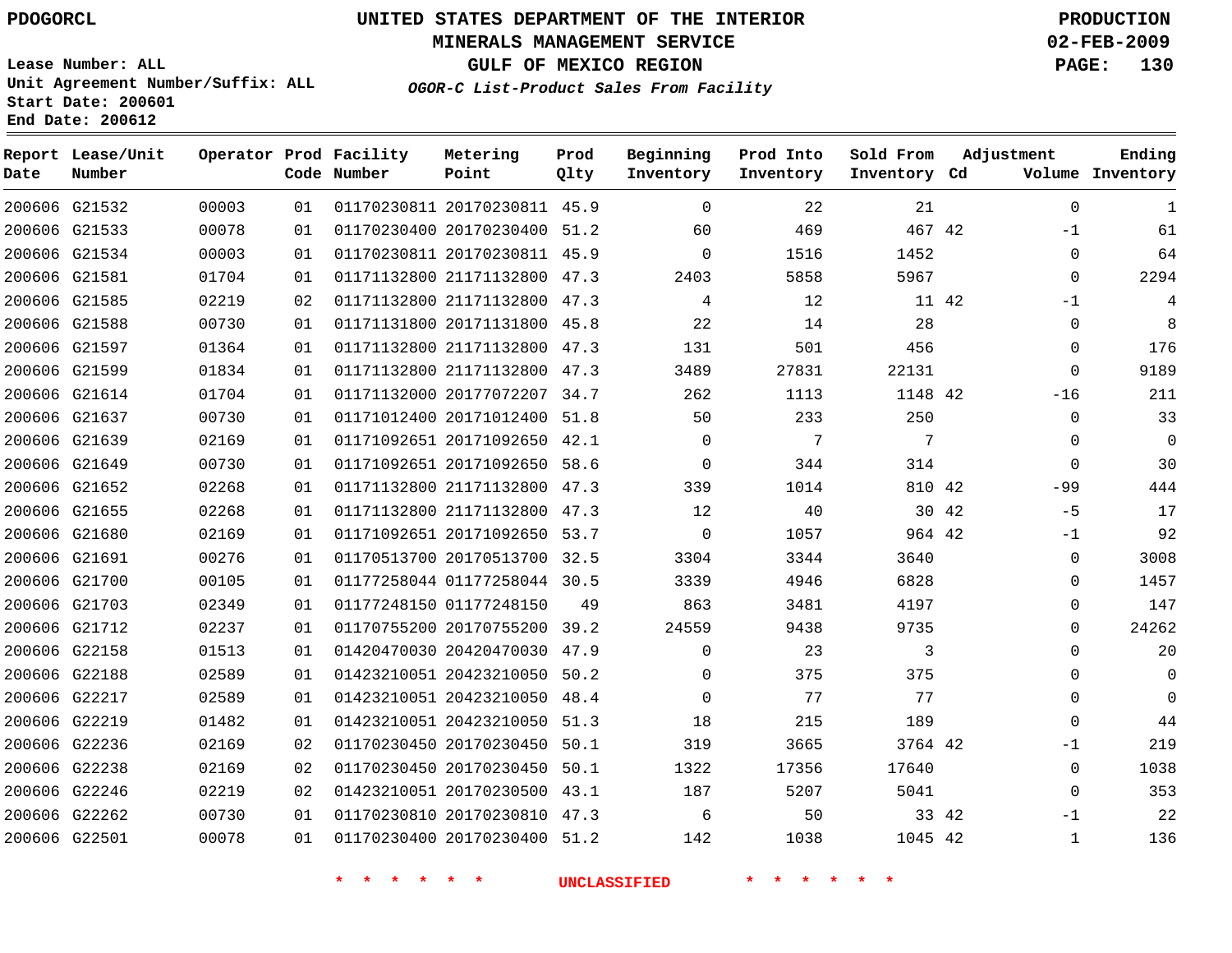PDOGORCL

# UNITED STATES DEPARTMENT OF THE INTERIOR
## MINERALS MANAGEMENT SERVICE
## GULF OF MEXICO REGION
### *OGOR-C List-Product Sales From Facility*

PRODUCTION
02-FEB-2009

Lease Number: ALL
Unit Agreement Number/Suffix: ALL
Start Date: 200601
End Date: 200612

| Report Date | Lease/Unit Number | Operator | Prod Code | Facility Number | Metering Point | Prod Qlty | Beginning Inventory | Prod Into Inventory | Sold From Inventory | Adjustment Cd | Volume | Ending Inventory |
|---|---|---|---|---|---|---|---|---|---|---|---|---|
| 200606 | G21532 | 00003 | 01 | 01170230811 | 20170230811 | 45.9 | 0 | 22 | 21 | | 0 | 1 |
| 200606 | G21533 | 00078 | 01 | 01170230400 | 20170230400 | 51.2 | 60 | 469 | 467 | 42 | -1 | 61 |
| 200606 | G21534 | 00003 | 01 | 01170230811 | 20170230811 | 45.9 | 0 | 1516 | 1452 | | 0 | 64 |
| 200606 | G21581 | 01704 | 01 | 01171132800 | 21171132800 | 47.3 | 2403 | 5858 | 5967 | | 0 | 2294 |
| 200606 | G21585 | 02219 | 02 | 01171132800 | 21171132800 | 47.3 | 4 | 12 | 11 | 42 | -1 | 4 |
| 200606 | G21588 | 00730 | 01 | 01171131800 | 20171131800 | 45.8 | 22 | 14 | 28 | | 0 | 8 |
| 200606 | G21597 | 01364 | 01 | 01171132800 | 21171132800 | 47.3 | 131 | 501 | 456 | | 0 | 176 |
| 200606 | G21599 | 01834 | 01 | 01171132800 | 21171132800 | 47.3 | 3489 | 27831 | 22131 | | 0 | 9189 |
| 200606 | G21614 | 01704 | 01 | 01171132000 | 20177072207 | 34.7 | 262 | 1113 | 1148 | 42 | -16 | 211 |
| 200606 | G21637 | 00730 | 01 | 01171012400 | 20171012400 | 51.8 | 50 | 233 | 250 | | 0 | 33 |
| 200606 | G21639 | 02169 | 01 | 01171092651 | 20171092650 | 42.1 | 0 | 7 | 7 | | 0 | 0 |
| 200606 | G21649 | 00730 | 01 | 01171092651 | 20171092650 | 58.6 | 0 | 344 | 314 | | 0 | 30 |
| 200606 | G21652 | 02268 | 01 | 01171132800 | 21171132800 | 47.3 | 339 | 1014 | 810 | 42 | -99 | 444 |
| 200606 | G21655 | 02268 | 01 | 01171132800 | 21171132800 | 47.3 | 12 | 40 | 30 | 42 | -5 | 17 |
| 200606 | G21680 | 02169 | 01 | 01171092651 | 20171092650 | 53.7 | 0 | 1057 | 964 | 42 | -1 | 92 |
| 200606 | G21691 | 00276 | 01 | 01170513700 | 20170513700 | 32.5 | 3304 | 3344 | 3640 | | 0 | 3008 |
| 200606 | G21700 | 00105 | 01 | 01177258044 | 01177258044 | 30.5 | 3339 | 4946 | 6828 | | 0 | 1457 |
| 200606 | G21703 | 02349 | 01 | 01177248150 | 01177248150 | 49 | 863 | 3481 | 4197 | | 0 | 147 |
| 200606 | G21712 | 02237 | 01 | 01170755200 | 20170755200 | 39.2 | 24559 | 9438 | 9735 | | 0 | 24262 |
| 200606 | G22158 | 01513 | 01 | 01420470030 | 20420470030 | 47.9 | 0 | 23 | 3 | | 0 | 20 |
| 200606 | G22188 | 02589 | 01 | 01423210051 | 20423210050 | 50.2 | 0 | 375 | 375 | | 0 | 0 |
| 200606 | G22217 | 02589 | 01 | 01423210051 | 20423210050 | 48.4 | 0 | 77 | 77 | | 0 | 0 |
| 200606 | G22219 | 01482 | 01 | 01423210051 | 20423210050 | 51.3 | 18 | 215 | 189 | | 0 | 44 |
| 200606 | G22236 | 02169 | 02 | 01170230450 | 20170230450 | 50.1 | 319 | 3665 | 3764 | 42 | -1 | 219 |
| 200606 | G22238 | 02169 | 02 | 01170230450 | 20170230450 | 50.1 | 1322 | 17356 | 17640 | | 0 | 1038 |
| 200606 | G22246 | 02219 | 02 | 01423210051 | 20170230500 | 43.1 | 187 | 5207 | 5041 | | 0 | 353 |
| 200606 | G22262 | 00730 | 01 | 01170230810 | 20170230810 | 47.3 | 6 | 50 | 33 | 42 | -1 | 22 |
| 200606 | G22501 | 00078 | 01 | 01170230400 | 20170230400 | 51.2 | 142 | 1038 | 1045 | 42 | 1 | 136 |

* * * * * * UNCLASSIFIED * * * * * *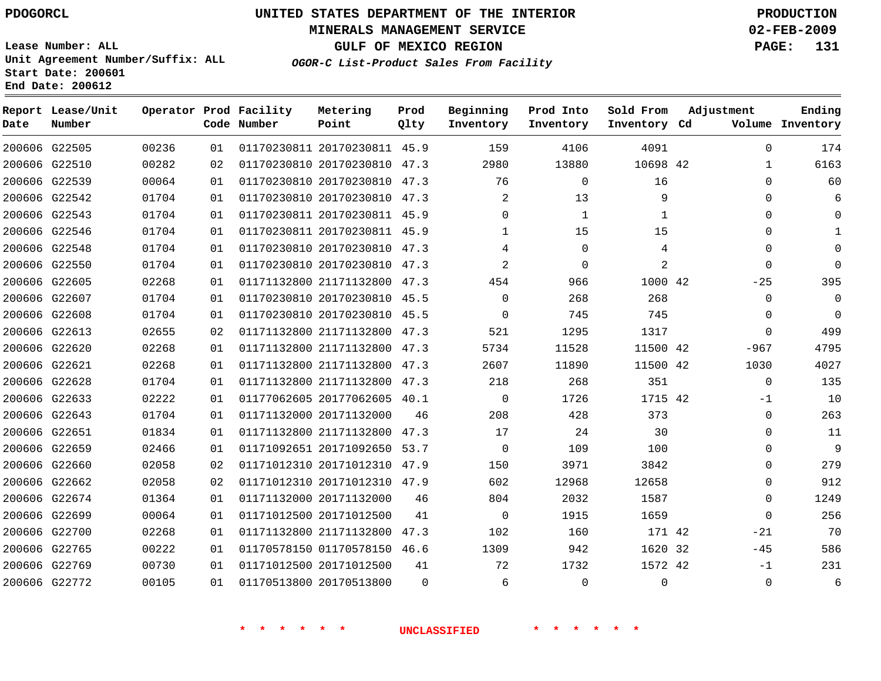PDOGORCL

# UNITED STATES DEPARTMENT OF THE INTERIOR
## MINERALS MANAGEMENT SERVICE
## GULF OF MEXICO REGION
### *OGOR-C List-Product Sales From Facility*

PRODUCTION
02-FEB-2009

Lease Number: ALL
Unit Agreement Number/Suffix: ALL
Start Date: 200601
End Date: 200612

| Report Date | Lease/Unit Number | Operator | Prod Code | Facility Number | Metering Point | Prod Qlty | Beginning Inventory | Prod Into Inventory | Sold From Inventory | Adjustment Cd | Adjustment Volume | Ending Inventory |
|---|---|---|---|---|---|---|---|---|---|---|---|---|
| 200606 | G22505 | 00236 | 01 | 01170230811 | 20170230811 | 45.9 | 159 | 4106 | 4091 | | 0 | 174 |
| 200606 | G22510 | 00282 | 02 | 01170230810 | 20170230810 | 47.3 | 2980 | 13880 | 10698 | 42 | 1 | 6163 |
| 200606 | G22539 | 00064 | 01 | 01170230810 | 20170230810 | 47.3 | 76 | 0 | 16 | | 0 | 60 |
| 200606 | G22542 | 01704 | 01 | 01170230810 | 20170230810 | 47.3 | 2 | 13 | 9 | | 0 | 6 |
| 200606 | G22543 | 01704 | 01 | 01170230811 | 20170230811 | 45.9 | 0 | 1 | 1 | | 0 | 0 |
| 200606 | G22546 | 01704 | 01 | 01170230811 | 20170230811 | 45.9 | 1 | 15 | 15 | | 0 | 1 |
| 200606 | G22548 | 01704 | 01 | 01170230810 | 20170230810 | 47.3 | 4 | 0 | 4 | | 0 | 0 |
| 200606 | G22550 | 01704 | 01 | 01170230810 | 20170230810 | 47.3 | 2 | 0 | 2 | | 0 | 0 |
| 200606 | G22605 | 02268 | 01 | 01171132800 | 21171132800 | 47.3 | 454 | 966 | 1000 | 42 | -25 | 395 |
| 200606 | G22607 | 01704 | 01 | 01170230810 | 20170230810 | 45.5 | 0 | 268 | 268 | | 0 | 0 |
| 200606 | G22608 | 01704 | 01 | 01170230810 | 20170230810 | 45.5 | 0 | 745 | 745 | | 0 | 0 |
| 200606 | G22613 | 02655 | 02 | 01171132800 | 21171132800 | 47.3 | 521 | 1295 | 1317 | | 0 | 499 |
| 200606 | G22620 | 02268 | 01 | 01171132800 | 21171132800 | 47.3 | 5734 | 11528 | 11500 | 42 | -967 | 4795 |
| 200606 | G22621 | 02268 | 01 | 01171132800 | 21171132800 | 47.3 | 2607 | 11890 | 11500 | 42 | 1030 | 4027 |
| 200606 | G22628 | 01704 | 01 | 01171132800 | 21171132800 | 47.3 | 218 | 268 | 351 | | 0 | 135 |
| 200606 | G22633 | 02222 | 01 | 01177062605 | 20177062605 | 40.1 | 0 | 1726 | 1715 | 42 | -1 | 10 |
| 200606 | G22643 | 01704 | 01 | 01171132000 | 20171132000 | 46 | 208 | 428 | 373 | | 0 | 263 |
| 200606 | G22651 | 01834 | 01 | 01171132800 | 21171132800 | 47.3 | 17 | 24 | 30 | | 0 | 11 |
| 200606 | G22659 | 02466 | 01 | 01171092651 | 20171092650 | 53.7 | 0 | 109 | 100 | | 0 | 9 |
| 200606 | G22660 | 02058 | 02 | 01171012310 | 20171012310 | 47.9 | 150 | 3971 | 3842 | | 0 | 279 |
| 200606 | G22662 | 02058 | 02 | 01171012310 | 20171012310 | 47.9 | 602 | 12968 | 12658 | | 0 | 912 |
| 200606 | G22674 | 01364 | 01 | 01171132000 | 20171132000 | 46 | 804 | 2032 | 1587 | | 0 | 1249 |
| 200606 | G22699 | 00064 | 01 | 01171012500 | 20171012500 | 41 | 0 | 1915 | 1659 | | 0 | 256 |
| 200606 | G22700 | 02268 | 01 | 01171132800 | 21171132800 | 47.3 | 102 | 160 | 171 | 42 | -21 | 70 |
| 200606 | G22765 | 00222 | 01 | 01170578150 | 01170578150 | 46.6 | 1309 | 942 | 1620 | 32 | -45 | 586 |
| 200606 | G22769 | 00730 | 01 | 01171012500 | 20171012500 | 41 | 72 | 1732 | 1572 | 42 | -1 | 231 |
| 200606 | G22772 | 00105 | 01 | 01170513800 | 20170513800 | 0 | 6 | 0 | 0 | | 0 | 6 |

* * * * * * UNCLASSIFIED * * * * * *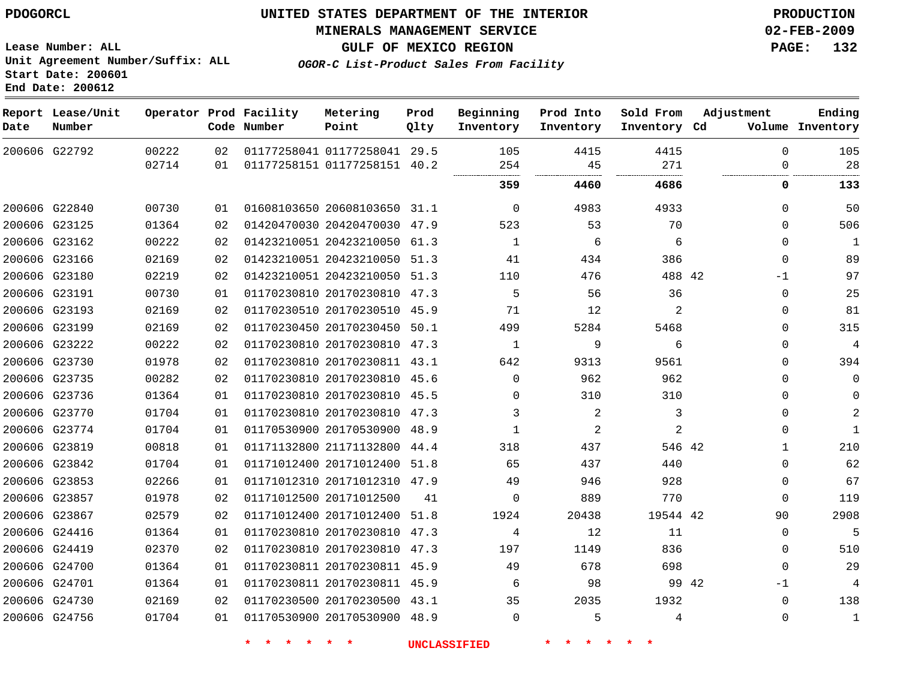PDOGORCL

# UNITED STATES DEPARTMENT OF THE INTERIOR
## MINERALS MANAGEMENT SERVICE
## GULF OF MEXICO REGION
### *OGOR-C List-Product Sales From Facility*

PRODUCTION
02-FEB-2009

Lease Number: ALL
Unit Agreement Number/Suffix: ALL
Start Date: 200601
End Date: 200612

| Report Date | Lease/Unit Number | Operator | Prod Code | Facility Number | Metering Point | Prod Qlty | Beginning Inventory | Prod Into Inventory | Sold From Inventory | Adjustment Cd | Volume | Ending Inventory |
|---|---|---|---|---|---|---|---|---|---|---|---|---|
| 200606 | G22792 | 00222 | 02 | 01177258041 | 01177258041 | 29.5 | 105 | 4415 | 4415 | | 0 | 105 |
| | | 02714 | 01 | 01177258151 | 01177258151 | 40.2 | 254 | 45 | 271 | | 0 | 28 |
| | | | | | | | **359** | **4460** | **4686** | | **0** | **133** |
| 200606 | G22840 | 00730 | 01 | 01608103650 | 20608103650 | 31.1 | 0 | 4983 | 4933 | | 0 | 50 |
| 200606 | G23125 | 01364 | 02 | 01420470030 | 20420470030 | 47.9 | 523 | 53 | 70 | | 0 | 506 |
| 200606 | G23162 | 00222 | 02 | 01423210051 | 20423210050 | 61.3 | 1 | 6 | 6 | | 0 | 1 |
| 200606 | G23166 | 02169 | 02 | 01423210051 | 20423210050 | 51.3 | 41 | 434 | 386 | | 0 | 89 |
| 200606 | G23180 | 02219 | 02 | 01423210051 | 20423210050 | 51.3 | 110 | 476 | 488 | 42 | -1 | 97 |
| 200606 | G23191 | 00730 | 01 | 01170230810 | 20170230810 | 47.3 | 5 | 56 | 36 | | 0 | 25 |
| 200606 | G23193 | 02169 | 02 | 01170230510 | 20170230510 | 45.9 | 71 | 12 | 2 | | 0 | 81 |
| 200606 | G23199 | 02169 | 02 | 01170230450 | 20170230450 | 50.1 | 499 | 5284 | 5468 | | 0 | 315 |
| 200606 | G23222 | 00222 | 02 | 01170230810 | 20170230810 | 47.3 | 1 | 9 | 6 | | 0 | 4 |
| 200606 | G23730 | 01978 | 02 | 01170230810 | 20170230811 | 43.1 | 642 | 9313 | 9561 | | 0 | 394 |
| 200606 | G23735 | 00282 | 02 | 01170230810 | 20170230810 | 45.6 | 0 | 962 | 962 | | 0 | 0 |
| 200606 | G23736 | 01364 | 01 | 01170230810 | 20170230810 | 45.5 | 0 | 310 | 310 | | 0 | 0 |
| 200606 | G23770 | 01704 | 01 | 01170230810 | 20170230810 | 47.3 | 3 | 2 | 3 | | 0 | 2 |
| 200606 | G23774 | 01704 | 01 | 01170530900 | 20170530900 | 48.9 | 1 | 2 | 2 | | 0 | 1 |
| 200606 | G23819 | 00818 | 01 | 01171132800 | 21171132800 | 44.4 | 318 | 437 | 546 | 42 | 1 | 210 |
| 200606 | G23842 | 01704 | 01 | 01171012400 | 20171012400 | 51.8 | 65 | 437 | 440 | | 0 | 62 |
| 200606 | G23853 | 02266 | 01 | 01171012310 | 20171012310 | 47.9 | 49 | 946 | 928 | | 0 | 67 |
| 200606 | G23857 | 01978 | 02 | 01171012500 | 20171012500 | 41 | 0 | 889 | 770 | | 0 | 119 |
| 200606 | G23867 | 02579 | 02 | 01171012400 | 20171012400 | 51.8 | 1924 | 20438 | 19544 | 42 | 90 | 2908 |
| 200606 | G24416 | 01364 | 01 | 01170230810 | 20170230810 | 47.3 | 4 | 12 | 11 | | 0 | 5 |
| 200606 | G24419 | 02370 | 02 | 01170230810 | 20170230810 | 47.3 | 197 | 1149 | 836 | | 0 | 510 |
| 200606 | G24700 | 01364 | 01 | 01170230811 | 20170230811 | 45.9 | 49 | 678 | 698 | | 0 | 29 |
| 200606 | G24701 | 01364 | 01 | 01170230811 | 20170230811 | 45.9 | 6 | 98 | 99 | 42 | -1 | 4 |
| 200606 | G24730 | 02169 | 02 | 01170230500 | 20170230500 | 43.1 | 35 | 2035 | 1932 | | 0 | 138 |
| 200606 | G24756 | 01704 | 01 | 01170530900 | 20170530900 | 48.9 | 0 | 5 | 4 | | 0 | 1 |

\* \* \* \* \* \* UNCLASSIFIED \* \* \* \* \* \*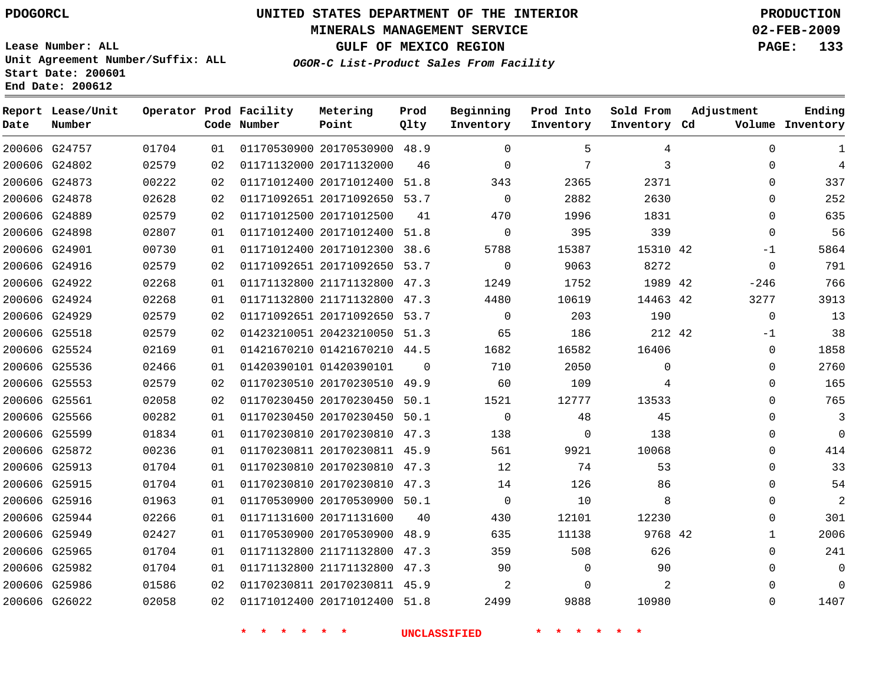PDOGORCL

# UNITED STATES DEPARTMENT OF THE INTERIOR
## MINERALS MANAGEMENT SERVICE
## GULF OF MEXICO REGION
### *OGOR-C List-Product Sales From Facility*

PRODUCTION
02-FEB-2009

Lease Number: ALL
Unit Agreement Number/Suffix: ALL
Start Date: 200601
End Date: 200612

| Report Date | Lease/Unit Number | Operator | Prod Code | Facility Number | Metering Point | Prod Qlty | Beginning Inventory | Prod Into Inventory | Sold From Inventory | Adjustment Cd | Adjustment Volume | Ending Inventory |
|---|---|---|---|---|---|---|---|---|---|---|---|---|
| 200606 | G24757 | 01704 | 01 | 01170530900 | 20170530900 | 48.9 | 0 | 5 | 4 | | 0 | 1 |
| 200606 | G24802 | 02579 | 02 | 01171132000 | 20171132000 | 46 | 0 | 7 | 3 | | 0 | 4 |
| 200606 | G24873 | 00222 | 02 | 01171012400 | 20171012400 | 51.8 | 343 | 2365 | 2371 | | 0 | 337 |
| 200606 | G24878 | 02628 | 02 | 01171092651 | 20171092650 | 53.7 | 0 | 2882 | 2630 | | 0 | 252 |
| 200606 | G24889 | 02579 | 02 | 01171012500 | 20171012500 | 41 | 470 | 1996 | 1831 | | 0 | 635 |
| 200606 | G24898 | 02807 | 01 | 01171012400 | 20171012400 | 51.8 | 0 | 395 | 339 | | 0 | 56 |
| 200606 | G24901 | 00730 | 01 | 01171012400 | 20171012300 | 38.6 | 5788 | 15387 | 15310 | 42 | -1 | 5864 |
| 200606 | G24916 | 02579 | 02 | 01171092651 | 20171092650 | 53.7 | 0 | 9063 | 8272 | | 0 | 791 |
| 200606 | G24922 | 02268 | 01 | 01171132800 | 21171132800 | 47.3 | 1249 | 1752 | 1989 | 42 | -246 | 766 |
| 200606 | G24924 | 02268 | 01 | 01171132800 | 21171132800 | 47.3 | 4480 | 10619 | 14463 | 42 | 3277 | 3913 |
| 200606 | G24929 | 02579 | 02 | 01171092651 | 20171092650 | 53.7 | 0 | 203 | 190 | | 0 | 13 |
| 200606 | G25518 | 02579 | 02 | 01423210051 | 20423210050 | 51.3 | 65 | 186 | 212 | 42 | -1 | 38 |
| 200606 | G25524 | 02169 | 01 | 01421670210 | 01421670210 | 44.5 | 1682 | 16582 | 16406 | | 0 | 1858 |
| 200606 | G25536 | 02466 | 01 | 01420390101 | 01420390101 | 0 | 710 | 2050 | 0 | | 0 | 2760 |
| 200606 | G25553 | 02579 | 02 | 01170230510 | 20170230510 | 49.9 | 60 | 109 | 4 | | 0 | 165 |
| 200606 | G25561 | 02058 | 02 | 01170230450 | 20170230450 | 50.1 | 1521 | 12777 | 13533 | | 0 | 765 |
| 200606 | G25566 | 00282 | 01 | 01170230450 | 20170230450 | 50.1 | 0 | 48 | 45 | | 0 | 3 |
| 200606 | G25599 | 01834 | 01 | 01170230810 | 20170230810 | 47.3 | 138 | 0 | 138 | | 0 | 0 |
| 200606 | G25872 | 00236 | 01 | 01170230811 | 20170230811 | 45.9 | 561 | 9921 | 10068 | | 0 | 414 |
| 200606 | G25913 | 01704 | 01 | 01170230810 | 20170230810 | 47.3 | 12 | 74 | 53 | | 0 | 33 |
| 200606 | G25915 | 01704 | 01 | 01170230810 | 20170230810 | 47.3 | 14 | 126 | 86 | | 0 | 54 |
| 200606 | G25916 | 01963 | 01 | 01170530900 | 20170530900 | 50.1 | 0 | 10 | 8 | | 0 | 2 |
| 200606 | G25944 | 02266 | 01 | 01171131600 | 20171131600 | 40 | 430 | 12101 | 12230 | | 0 | 301 |
| 200606 | G25949 | 02427 | 01 | 01170530900 | 20170530900 | 48.9 | 635 | 11138 | 9768 | 42 | 1 | 2006 |
| 200606 | G25965 | 01704 | 01 | 01171132800 | 21171132800 | 47.3 | 359 | 508 | 626 | | 0 | 241 |
| 200606 | G25982 | 01704 | 01 | 01171132800 | 21171132800 | 47.3 | 90 | 0 | 90 | | 0 | 0 |
| 200606 | G25986 | 01586 | 02 | 01170230811 | 20170230811 | 45.9 | 2 | 0 | 2 | | 0 | 0 |
| 200606 | G26022 | 02058 | 02 | 01171012400 | 20171012400 | 51.8 | 2499 | 9888 | 10980 | | 0 | 1407 |

\* \* \* \* \* \* UNCLASSIFIED \* \* \* \* \* \*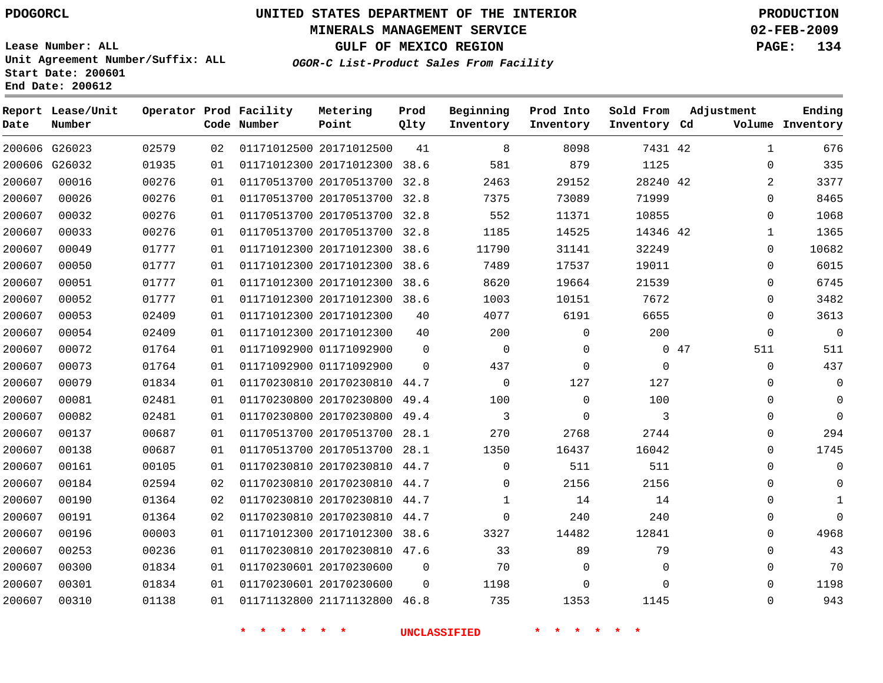PDOGORCL

# UNITED STATES DEPARTMENT OF THE INTERIOR
## MINERALS MANAGEMENT SERVICE
## GULF OF MEXICO REGION
### *OGOR-C List-Product Sales From Facility*

PRODUCTION
02-FEB-2009

Lease Number: ALL
Unit Agreement Number/Suffix: ALL
Start Date: 200601
End Date: 200612

| Report Date | Lease/Unit Number | Operator | Prod Code | Facility Number | Metering Point | Prod Qlty | Beginning Inventory | Prod Into Inventory | Sold From Inventory | Adjustment Cd | Adjustment Volume | Ending Inventory |
|---|---|---|---|---|---|---|---|---|---|---|---|---|
| 200606 | G26023 | 02579 | 02 | 01171012500 | 20171012500 | 41 | 8 | 8098 | 7431 | 42 | 1 | 676 |
| 200606 | G26032 | 01935 | 01 | 01171012300 | 20171012300 | 38.6 | 581 | 879 | 1125 | | 0 | 335 |
| 200607 | 00016 | 00276 | 01 | 01170513700 | 20170513700 | 32.8 | 2463 | 29152 | 28240 | 42 | 2 | 3377 |
| 200607 | 00026 | 00276 | 01 | 01170513700 | 20170513700 | 32.8 | 7375 | 73089 | 71999 | | 0 | 8465 |
| 200607 | 00032 | 00276 | 01 | 01170513700 | 20170513700 | 32.8 | 552 | 11371 | 10855 | | 0 | 1068 |
| 200607 | 00033 | 00276 | 01 | 01170513700 | 20170513700 | 32.8 | 1185 | 14525 | 14346 | 42 | 1 | 1365 |
| 200607 | 00049 | 01777 | 01 | 01171012300 | 20171012300 | 38.6 | 11790 | 31141 | 32249 | | 0 | 10682 |
| 200607 | 00050 | 01777 | 01 | 01171012300 | 20171012300 | 38.6 | 7489 | 17537 | 19011 | | 0 | 6015 |
| 200607 | 00051 | 01777 | 01 | 01171012300 | 20171012300 | 38.6 | 8620 | 19664 | 21539 | | 0 | 6745 |
| 200607 | 00052 | 01777 | 01 | 01171012300 | 20171012300 | 38.6 | 1003 | 10151 | 7672 | | 0 | 3482 |
| 200607 | 00053 | 02409 | 01 | 01171012300 | 20171012300 | 40 | 4077 | 6191 | 6655 | | 0 | 3613 |
| 200607 | 00054 | 02409 | 01 | 01171012300 | 20171012300 | 40 | 200 | 0 | 200 | | 0 | 0 |
| 200607 | 00072 | 01764 | 01 | 01171092900 | 01171092900 | 0 | 0 | 0 | 0 | 47 | 511 | 511 |
| 200607 | 00073 | 01764 | 01 | 01171092900 | 01171092900 | 0 | 437 | 0 | 0 | | 0 | 437 |
| 200607 | 00079 | 01834 | 01 | 01170230810 | 20170230810 | 44.7 | 0 | 127 | 127 | | 0 | 0 |
| 200607 | 00081 | 02481 | 01 | 01170230800 | 20170230800 | 49.4 | 100 | 0 | 100 | | 0 | 0 |
| 200607 | 00082 | 02481 | 01 | 01170230800 | 20170230800 | 49.4 | 3 | 0 | 3 | | 0 | 0 |
| 200607 | 00137 | 00687 | 01 | 01170513700 | 20170513700 | 28.1 | 270 | 2768 | 2744 | | 0 | 294 |
| 200607 | 00138 | 00687 | 01 | 01170513700 | 20170513700 | 28.1 | 1350 | 16437 | 16042 | | 0 | 1745 |
| 200607 | 00161 | 00105 | 01 | 01170230810 | 20170230810 | 44.7 | 0 | 511 | 511 | | 0 | 0 |
| 200607 | 00184 | 02594 | 02 | 01170230810 | 20170230810 | 44.7 | 0 | 2156 | 2156 | | 0 | 0 |
| 200607 | 00190 | 01364 | 02 | 01170230810 | 20170230810 | 44.7 | 1 | 14 | 14 | | 0 | 1 |
| 200607 | 00191 | 01364 | 02 | 01170230810 | 20170230810 | 44.7 | 0 | 240 | 240 | | 0 | 0 |
| 200607 | 00196 | 00003 | 01 | 01171012300 | 20171012300 | 38.6 | 3327 | 14482 | 12841 | | 0 | 4968 |
| 200607 | 00253 | 00236 | 01 | 01170230810 | 20170230810 | 47.6 | 33 | 89 | 79 | | 0 | 43 |
| 200607 | 00300 | 01834 | 01 | 01170230601 | 20170230600 | 0 | 70 | 0 | 0 | | 0 | 70 |
| 200607 | 00301 | 01834 | 01 | 01170230601 | 20170230600 | 0 | 1198 | 0 | 0 | | 0 | 1198 |
| 200607 | 00310 | 01138 | 01 | 01171132800 | 21171132800 | 46.8 | 735 | 1353 | 1145 | | 0 | 943 |

\* \* \* \* \* \* UNCLASSIFIED \* \* \* \* \* \*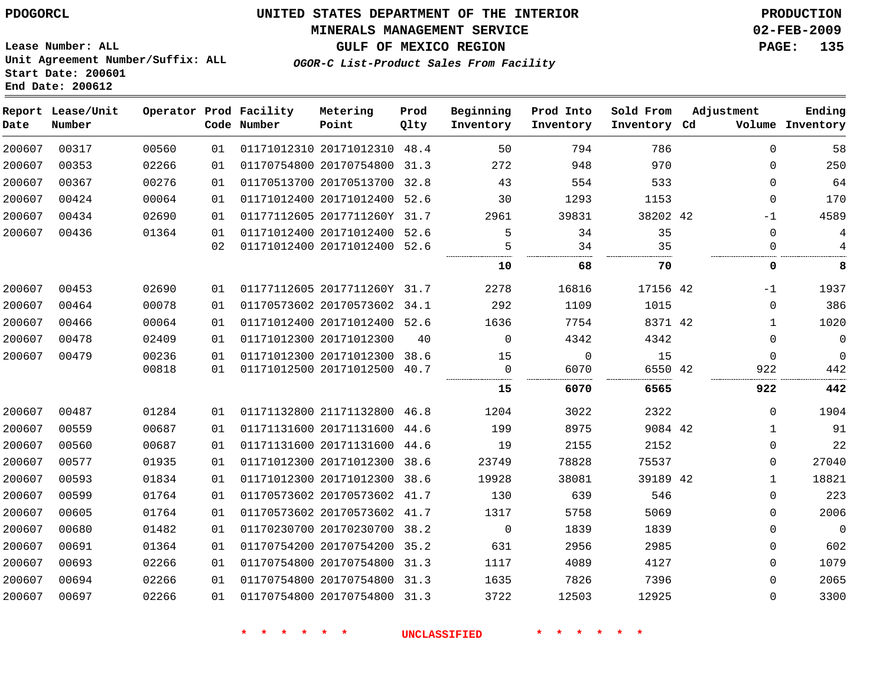PDOGORCL

# UNITED STATES DEPARTMENT OF THE INTERIOR
## MINERALS MANAGEMENT SERVICE
## GULF OF MEXICO REGION
### *OGOR-C List-Product Sales From Facility*

PRODUCTION
02-FEB-2009

Lease Number: ALL
Unit Agreement Number/Suffix: ALL
Start Date: 200601
End Date: 200612

| Report Date | Lease/Unit Number | Operator | Prod Code | Facility Number | Metering Point | Prod Qlty | Beginning Inventory | Prod Into Inventory | Sold From Inventory | Adjustment Cd | Volume | Ending Inventory |
|---|---|---|---|---|---|---|---|---|---|---|---|---|
| 200607 | 00317 | 00560 | 01 | 01171012310 | 20171012310 | 48.4 | 50 | 794 | 786 | | 0 | 58 |
| 200607 | 00353 | 02266 | 01 | 01170754800 | 20170754800 | 31.3 | 272 | 948 | 970 | | 0 | 250 |
| 200607 | 00367 | 00276 | 01 | 01170513700 | 20170513700 | 32.8 | 43 | 554 | 533 | | 0 | 64 |
| 200607 | 00424 | 00064 | 01 | 01171012400 | 20171012400 | 52.6 | 30 | 1293 | 1153 | | 0 | 170 |
| 200607 | 00434 | 02690 | 01 | 01177112605 | 2017711260Y | 31.7 | 2961 | 39831 | 38202 | 42 | -1 | 4589 |
| 200607 | 00436 | 01364 | 01 | 01171012400 | 20171012400 | 52.6 | 5 | 34 | 35 | | 0 | 4 |
| | | | 02 | 01171012400 | 20171012400 | 52.6 | 5 | 34 | 35 | | 0 | 4 |
| | | | | | | | **10** | **68** | **70** | | **0** | **8** |
| 200607 | 00453 | 02690 | 01 | 01177112605 | 2017711260Y | 31.7 | 2278 | 16816 | 17156 | 42 | -1 | 1937 |
| 200607 | 00464 | 00078 | 01 | 01170573602 | 20170573602 | 34.1 | 292 | 1109 | 1015 | | 0 | 386 |
| 200607 | 00466 | 00064 | 01 | 01171012400 | 20171012400 | 52.6 | 1636 | 7754 | 8371 | 42 | 1 | 1020 |
| 200607 | 00478 | 02409 | 01 | 01171012300 | 20171012300 | 40 | 0 | 4342 | 4342 | | 0 | 0 |
| 200607 | 00479 | 00236 | 01 | 01171012300 | 20171012300 | 38.6 | 15 | 0 | 15 | | 0 | 0 |
| | | 00818 | 01 | 01171012500 | 20171012500 | 40.7 | 0 | 6070 | 6550 | 42 | 922 | 442 |
| | | | | | | | **15** | **6070** | **6565** | | **922** | **442** |
| 200607 | 00487 | 01284 | 01 | 01171132800 | 21171132800 | 46.8 | 1204 | 3022 | 2322 | | 0 | 1904 |
| 200607 | 00559 | 00687 | 01 | 01171131600 | 20171131600 | 44.6 | 199 | 8975 | 9084 | 42 | 1 | 91 |
| 200607 | 00560 | 00687 | 01 | 01171131600 | 20171131600 | 44.6 | 19 | 2155 | 2152 | | 0 | 22 |
| 200607 | 00577 | 01935 | 01 | 01171012300 | 20171012300 | 38.6 | 23749 | 78828 | 75537 | | 0 | 27040 |
| 200607 | 00593 | 01834 | 01 | 01171012300 | 20171012300 | 38.6 | 19928 | 38081 | 39189 | 42 | 1 | 18821 |
| 200607 | 00599 | 01764 | 01 | 01170573602 | 20170573602 | 41.7 | 130 | 639 | 546 | | 0 | 223 |
| 200607 | 00605 | 01764 | 01 | 01170573602 | 20170573602 | 41.7 | 1317 | 5758 | 5069 | | 0 | 2006 |
| 200607 | 00680 | 01482 | 01 | 01170230700 | 20170230700 | 38.2 | 0 | 1839 | 1839 | | 0 | 0 |
| 200607 | 00691 | 01364 | 01 | 01170754200 | 20170754200 | 35.2 | 631 | 2956 | 2985 | | 0 | 602 |
| 200607 | 00693 | 02266 | 01 | 01170754800 | 20170754800 | 31.3 | 1117 | 4089 | 4127 | | 0 | 1079 |
| 200607 | 00694 | 02266 | 01 | 01170754800 | 20170754800 | 31.3 | 1635 | 7826 | 7396 | | 0 | 2065 |
| 200607 | 00697 | 02266 | 01 | 01170754800 | 20170754800 | 31.3 | 3722 | 12503 | 12925 | | 0 | 3300 |

* * * * * * UNCLASSIFIED * * * * * *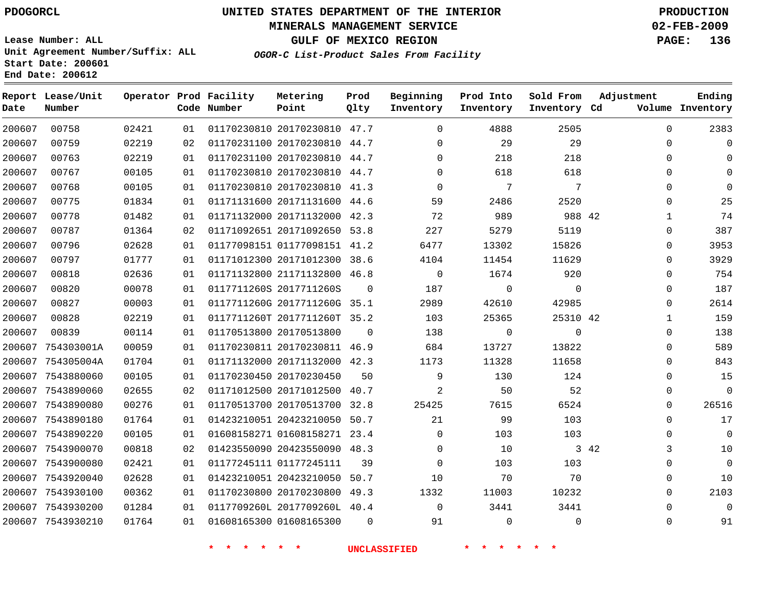PDOGORCL

# UNITED STATES DEPARTMENT OF THE INTERIOR
## MINERALS MANAGEMENT SERVICE
## GULF OF MEXICO REGION
### *OGOR-C List-Product Sales From Facility*

PRODUCTION
02-FEB-2009

Lease Number: ALL
Unit Agreement Number/Suffix: ALL
Start Date: 200601
End Date: 200612

| Report Date | Lease/Unit Number | Operator | Prod Code | Facility Number | Metering Point | Prod Qlty | Beginning Inventory | Prod Into Inventory | Sold From Inventory | Adjustment Cd | Adjustment Volume | Ending Inventory |
|---|---|---|---|---|---|---|---|---|---|---|---|---|
| 200607 | 00758 | 02421 | 01 | 01170230810 | 20170230810 | 47.7 | 0 | 4888 | 2505 | | 0 | 2383 |
| 200607 | 00759 | 02219 | 02 | 01170231100 | 20170230810 | 44.7 | 0 | 29 | 29 | | 0 | 0 |
| 200607 | 00763 | 02219 | 01 | 01170231100 | 20170230810 | 44.7 | 0 | 218 | 218 | | 0 | 0 |
| 200607 | 00767 | 00105 | 01 | 01170230810 | 20170230810 | 44.7 | 0 | 618 | 618 | | 0 | 0 |
| 200607 | 00768 | 00105 | 01 | 01170230810 | 20170230810 | 41.3 | 0 | 7 | 7 | | 0 | 0 |
| 200607 | 00775 | 01834 | 01 | 01171131600 | 20171131600 | 44.6 | 59 | 2486 | 2520 | | 0 | 25 |
| 200607 | 00778 | 01482 | 01 | 01171132000 | 20171132000 | 42.3 | 72 | 989 | 988 | 42 | 1 | 74 |
| 200607 | 00787 | 01364 | 02 | 01171092651 | 20171092650 | 53.8 | 227 | 5279 | 5119 | | 0 | 387 |
| 200607 | 00796 | 02628 | 01 | 01177098151 | 01177098151 | 41.2 | 6477 | 13302 | 15826 | | 0 | 3953 |
| 200607 | 00797 | 01777 | 01 | 01171012300 | 20171012300 | 38.6 | 4104 | 11454 | 11629 | | 0 | 3929 |
| 200607 | 00818 | 02636 | 01 | 01171132800 | 21171132800 | 46.8 | 0 | 1674 | 920 | | 0 | 754 |
| 200607 | 00820 | 00078 | 01 | 0117711260S | 2017711260S | 0 | 187 | 0 | 0 | | 0 | 187 |
| 200607 | 00827 | 00003 | 01 | 0117711260G | 2017711260G | 35.1 | 2989 | 42610 | 42985 | | 0 | 2614 |
| 200607 | 00828 | 02219 | 01 | 0117711260T | 2017711260T | 35.2 | 103 | 25365 | 25310 | 42 | 1 | 159 |
| 200607 | 00839 | 00114 | 01 | 01170513800 | 20170513800 | 0 | 138 | 0 | 0 | | 0 | 138 |
| 200607 | 754303001A | 00059 | 01 | 01170230811 | 20170230811 | 46.9 | 684 | 13727 | 13822 | | 0 | 589 |
| 200607 | 754305004A | 01704 | 01 | 01171132000 | 20171132000 | 42.3 | 1173 | 11328 | 11658 | | 0 | 843 |
| 200607 | 7543880060 | 00105 | 01 | 01170230450 | 20170230450 | 50 | 9 | 130 | 124 | | 0 | 15 |
| 200607 | 7543890060 | 02655 | 02 | 01171012500 | 20171012500 | 40.7 | 2 | 50 | 52 | | 0 | 0 |
| 200607 | 7543890080 | 00276 | 01 | 01170513700 | 20170513700 | 32.8 | 25425 | 7615 | 6524 | | 0 | 26516 |
| 200607 | 7543890180 | 01764 | 01 | 01423210051 | 20423210050 | 50.7 | 21 | 99 | 103 | | 0 | 17 |
| 200607 | 7543890220 | 00105 | 01 | 01608158271 | 01608158271 | 23.4 | 0 | 103 | 103 | | 0 | 0 |
| 200607 | 7543900070 | 00818 | 02 | 01423550090 | 20423550090 | 48.3 | 0 | 10 | 3 | 42 | 3 | 10 |
| 200607 | 7543900080 | 02421 | 01 | 01177245111 | 01177245111 | 39 | 0 | 103 | 103 | | 0 | 0 |
| 200607 | 7543920040 | 02628 | 01 | 01423210051 | 20423210050 | 50.7 | 10 | 70 | 70 | | 0 | 10 |
| 200607 | 7543930100 | 00362 | 01 | 01170230800 | 20170230800 | 49.3 | 1332 | 11003 | 10232 | | 0 | 2103 |
| 200607 | 7543930200 | 01284 | 01 | 0117709260L | 2017709260L | 40.4 | 0 | 3441 | 3441 | | 0 | 0 |
| 200607 | 7543930210 | 01764 | 01 | 01608165300 | 01608165300 | 0 | 91 | 0 | 0 | | 0 | 91 |

* * * * * * UNCLASSIFIED * * * * * *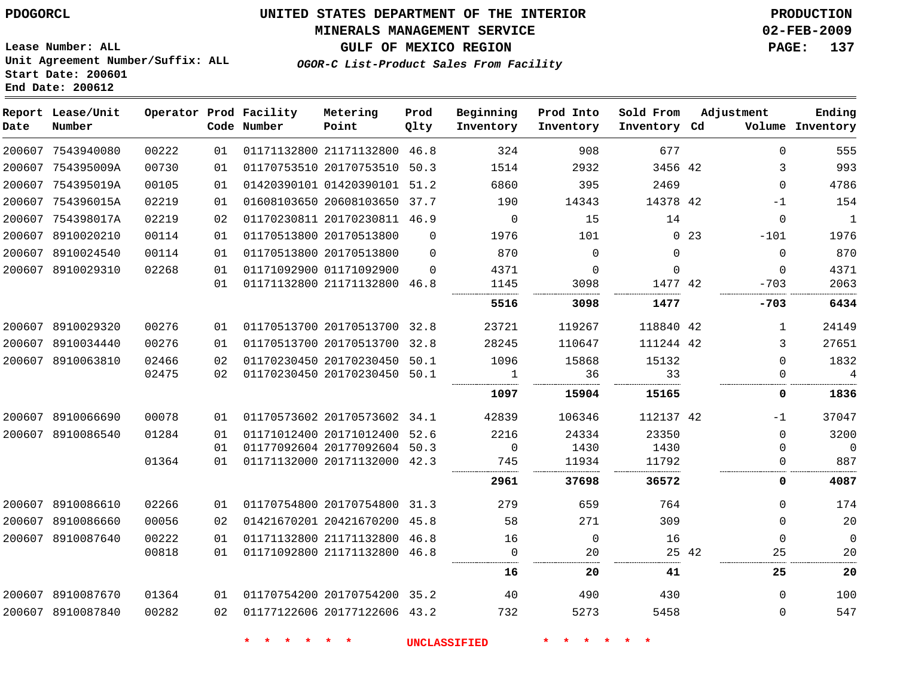PDOGORCL

**UNITED STATES DEPARTMENT OF THE INTERIOR**
**MINERALS MANAGEMENT SERVICE**
**GULF OF MEXICO REGION**
***OGOR-C List-Product Sales From Facility***

PRODUCTION
02-FEB-2009

Lease Number: ALL
Unit Agreement Number/Suffix: ALL
Start Date: 200601
End Date: 200612

| Report Date | Lease/Unit Number | Operator | Prod Code | Facility Number | Metering Point | Prod Qlty | Beginning Inventory | Prod Into Inventory | Sold From Inventory | Adjustment Cd | Volume | Ending Inventory |
|---|---|---|---|---|---|---|---|---|---|---|---|---|
| 200607 | 7543940080 | 00222 | 01 | 01171132800 | 21171132800 | 46.8 | 324 | 908 | 677 | | 0 | 555 |
| 200607 | 754395009A | 00730 | 01 | 01170753510 | 20170753510 | 50.3 | 1514 | 2932 | 3456 | 42 | 3 | 993 |
| 200607 | 754395019A | 00105 | 01 | 01420390101 | 01420390101 | 51.2 | 6860 | 395 | 2469 | | 0 | 4786 |
| 200607 | 754396015A | 02219 | 01 | 01608103650 | 20608103650 | 37.7 | 190 | 14343 | 14378 | 42 | -1 | 154 |
| 200607 | 754398017A | 02219 | 02 | 01170230811 | 20170230811 | 46.9 | 0 | 15 | 14 | | 0 | 1 |
| 200607 | 8910020210 | 00114 | 01 | 01170513800 | 20170513800 | 0 | 1976 | 101 | 0 | 23 | -101 | 1976 |
| 200607 | 8910024540 | 00114 | 01 | 01170513800 | 20170513800 | 0 | 870 | 0 | 0 | | 0 | 870 |
| 200607 | 8910029310 | 02268 | 01 | 01171092900 | 01171092900 | 0 | 4371 | 0 | 0 | | 0 | 4371 |
| | | | 01 | 01171132800 | 21171132800 | 46.8 | 1145 | 3098 | 1477 | 42 | -703 | 2063 |
| | | | | | | | **5516** | **3098** | **1477** | | **-703** | **6434** |
| 200607 | 8910029320 | 00276 | 01 | 01170513700 | 20170513700 | 32.8 | 23721 | 119267 | 118840 | 42 | 1 | 24149 |
| 200607 | 8910034440 | 00276 | 01 | 01170513700 | 20170513700 | 32.8 | 28245 | 110647 | 111244 | 42 | 3 | 27651 |
| 200607 | 8910063810 | 02466 | 02 | 01170230450 | 20170230450 | 50.1 | 1096 | 15868 | 15132 | | 0 | 1832 |
| | | 02475 | 02 | 01170230450 | 20170230450 | 50.1 | 1 | 36 | 33 | | 0 | 4 |
| | | | | | | | **1097** | **15904** | **15165** | | **0** | **1836** |
| 200607 | 8910066690 | 00078 | 01 | 01170573602 | 20170573602 | 34.1 | 42839 | 106346 | 112137 | 42 | -1 | 37047 |
| 200607 | 8910086540 | 01284 | 01 | 01171012400 | 20171012400 | 52.6 | 2216 | 24334 | 23350 | | 0 | 3200 |
| | | | 01 | 01177092604 | 20177092604 | 50.3 | 0 | 1430 | 1430 | | 0 | 0 |
| | | 01364 | 01 | 01171132000 | 20171132000 | 42.3 | 745 | 11934 | 11792 | | 0 | 887 |
| | | | | | | | **2961** | **37698** | **36572** | | **0** | **4087** |
| 200607 | 8910086610 | 02266 | 01 | 01170754800 | 20170754800 | 31.3 | 279 | 659 | 764 | | 0 | 174 |
| 200607 | 8910086660 | 00056 | 02 | 01421670201 | 20421670200 | 45.8 | 58 | 271 | 309 | | 0 | 20 |
| 200607 | 8910087640 | 00222 | 01 | 01171132800 | 21171132800 | 46.8 | 16 | 0 | 16 | | 0 | 0 |
| | | 00818 | 01 | 01171092800 | 21171132800 | 46.8 | 0 | 20 | 25 | 42 | 25 | 20 |
| | | | | | | | **16** | **20** | **41** | | **25** | **20** |
| 200607 | 8910087670 | 01364 | 01 | 01170754200 | 20170754200 | 35.2 | 40 | 490 | 430 | | 0 | 100 |
| 200607 | 8910087840 | 00282 | 02 | 01177122606 | 20177122606 | 43.2 | 732 | 5273 | 5458 | | 0 | 547 |

* * * * * * UNCLASSIFIED * * * * * *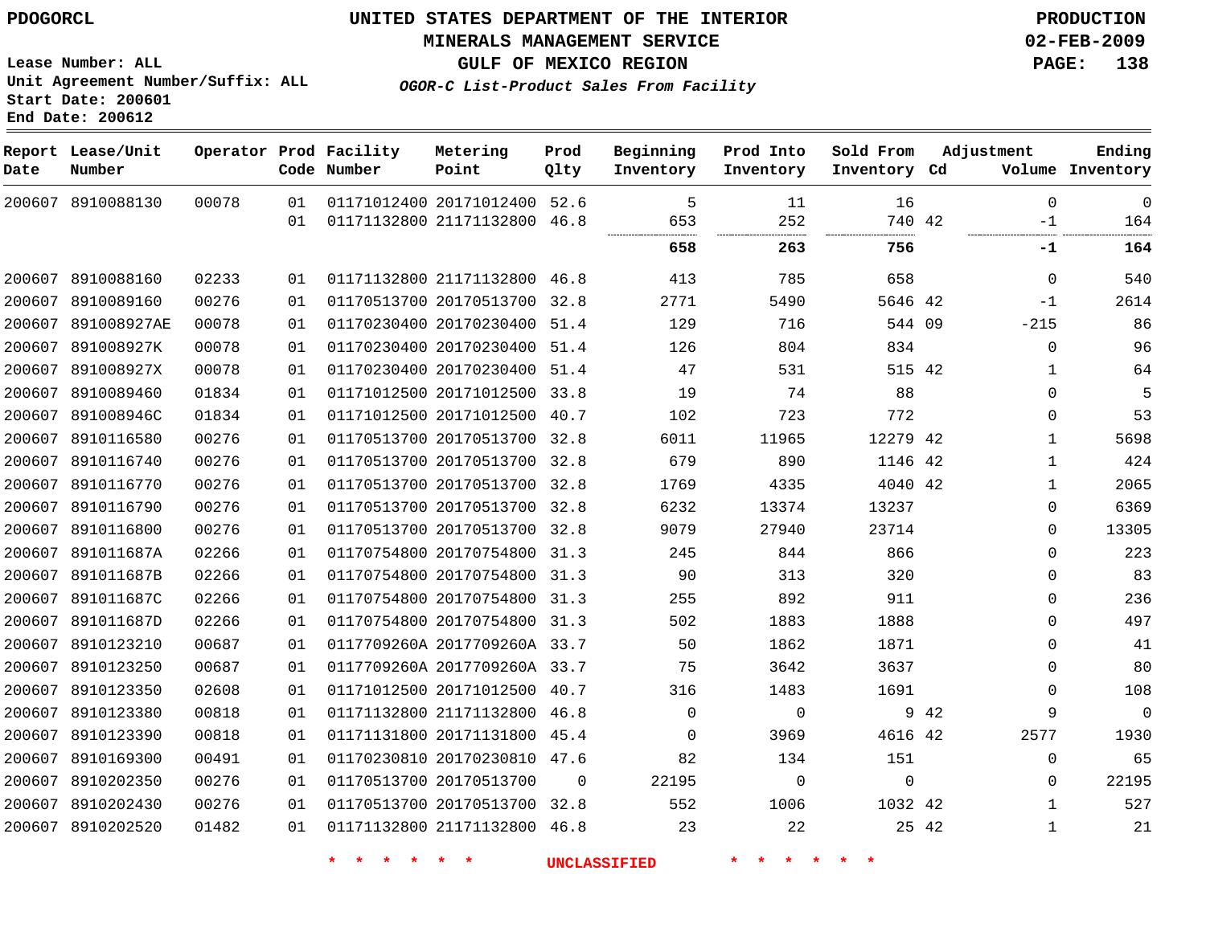PDOGORCL

# UNITED STATES DEPARTMENT OF THE INTERIOR
## MINERALS MANAGEMENT SERVICE
## GULF OF MEXICO REGION
### *OGOR-C List-Product Sales From Facility*

PRODUCTION
02-FEB-2009

Lease Number: ALL
Unit Agreement Number/Suffix: ALL
Start Date: 200601
End Date: 200612

| Report Date | Lease/Unit Number | Operator | Prod Code | Facility Number | Metering Point | Prod Qlty | Beginning Inventory | Prod Into Inventory | Sold From Inventory | Adjustment Cd | Adjustment Volume | Ending Inventory |
|---|---|---|---|---|---|---|---|---|---|---|---|---|
| 200607 | 8910088130 | 00078 | 01 | 01171012400 | 20171012400 | 52.6 | 5 | 11 | 16 | | 0 | 0 |
| | | | 01 | 01171132800 | 21171132800 | 46.8 | 653 | 252 | 740 | 42 | -1 | 164 |
| | | | | | | | **658** | **263** | **756** | | **-1** | **164** |
| 200607 | 8910088160 | 02233 | 01 | 01171132800 | 21171132800 | 46.8 | 413 | 785 | 658 | | 0 | 540 |
| 200607 | 8910089160 | 00276 | 01 | 01170513700 | 20170513700 | 32.8 | 2771 | 5490 | 5646 | 42 | -1 | 2614 |
| 200607 | 891008927AE | 00078 | 01 | 01170230400 | 20170230400 | 51.4 | 129 | 716 | 544 | 09 | -215 | 86 |
| 200607 | 891008927K | 00078 | 01 | 01170230400 | 20170230400 | 51.4 | 126 | 804 | 834 | | 0 | 96 |
| 200607 | 891008927X | 00078 | 01 | 01170230400 | 20170230400 | 51.4 | 47 | 531 | 515 | 42 | 1 | 64 |
| 200607 | 8910089460 | 01834 | 01 | 01171012500 | 20171012500 | 33.8 | 19 | 74 | 88 | | 0 | 5 |
| 200607 | 891008946C | 01834 | 01 | 01171012500 | 20171012500 | 40.7 | 102 | 723 | 772 | | 0 | 53 |
| 200607 | 8910116580 | 00276 | 01 | 01170513700 | 20170513700 | 32.8 | 6011 | 11965 | 12279 | 42 | 1 | 5698 |
| 200607 | 8910116740 | 00276 | 01 | 01170513700 | 20170513700 | 32.8 | 679 | 890 | 1146 | 42 | 1 | 424 |
| 200607 | 8910116770 | 00276 | 01 | 01170513700 | 20170513700 | 32.8 | 1769 | 4335 | 4040 | 42 | 1 | 2065 |
| 200607 | 8910116790 | 00276 | 01 | 01170513700 | 20170513700 | 32.8 | 6232 | 13374 | 13237 | | 0 | 6369 |
| 200607 | 8910116800 | 00276 | 01 | 01170513700 | 20170513700 | 32.8 | 9079 | 27940 | 23714 | | 0 | 13305 |
| 200607 | 891011687A | 02266 | 01 | 01170754800 | 20170754800 | 31.3 | 245 | 844 | 866 | | 0 | 223 |
| 200607 | 891011687B | 02266 | 01 | 01170754800 | 20170754800 | 31.3 | 90 | 313 | 320 | | 0 | 83 |
| 200607 | 891011687C | 02266 | 01 | 01170754800 | 20170754800 | 31.3 | 255 | 892 | 911 | | 0 | 236 |
| 200607 | 891011687D | 02266 | 01 | 01170754800 | 20170754800 | 31.3 | 502 | 1883 | 1888 | | 0 | 497 |
| 200607 | 8910123210 | 00687 | 01 | 0117709260A | 2017709260A | 33.7 | 50 | 1862 | 1871 | | 0 | 41 |
| 200607 | 8910123250 | 00687 | 01 | 0117709260A | 2017709260A | 33.7 | 75 | 3642 | 3637 | | 0 | 80 |
| 200607 | 8910123350 | 02608 | 01 | 01171012500 | 20171012500 | 40.7 | 316 | 1483 | 1691 | | 0 | 108 |
| 200607 | 8910123380 | 00818 | 01 | 01171132800 | 21171132800 | 46.8 | 0 | 0 | 9 | 42 | 9 | 0 |
| 200607 | 8910123390 | 00818 | 01 | 01171131800 | 20171131800 | 45.4 | 0 | 3969 | 4616 | 42 | 2577 | 1930 |
| 200607 | 8910169300 | 00491 | 01 | 01170230810 | 20170230810 | 47.6 | 82 | 134 | 151 | | 0 | 65 |
| 200607 | 8910202350 | 00276 | 01 | 01170513700 | 20170513700 | 0 | 22195 | 0 | 0 | | 0 | 22195 |
| 200607 | 8910202430 | 00276 | 01 | 01170513700 | 20170513700 | 32.8 | 552 | 1006 | 1032 | 42 | 1 | 527 |
| 200607 | 8910202520 | 01482 | 01 | 01171132800 | 21171132800 | 46.8 | 23 | 22 | 25 | 42 | 1 | 21 |

\* \* \* \* \* \* UNCLASSIFIED \* \* \* \* \* \*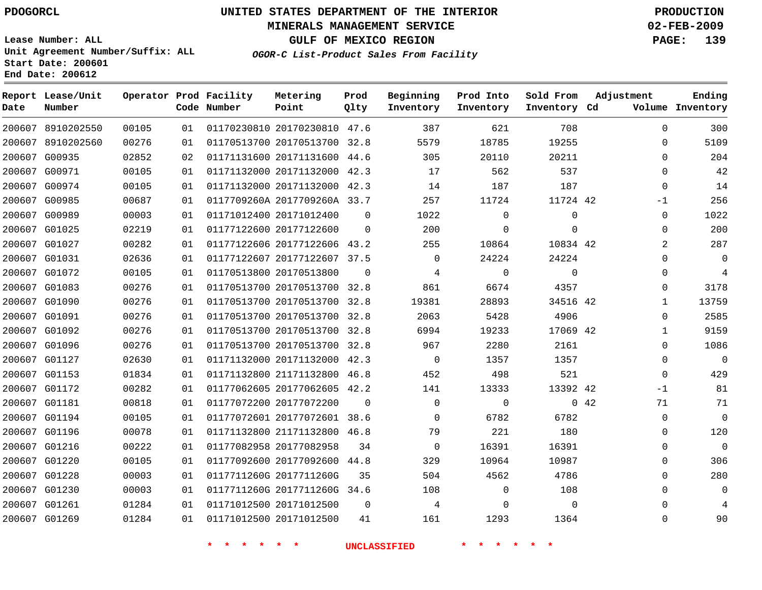PDOGORCL

# UNITED STATES DEPARTMENT OF THE INTERIOR
## MINERALS MANAGEMENT SERVICE
## GULF OF MEXICO REGION
### *OGOR-C List-Product Sales From Facility*

PRODUCTION
02-FEB-2009

Lease Number: ALL
Unit Agreement Number/Suffix: ALL
Start Date: 200601
End Date: 200612

| Report Date | Lease/Unit Number | Operator | Prod Code | Facility Number | Metering Point | Prod Qlty | Beginning Inventory | Prod Into Inventory | Sold From Inventory | Adjustment Cd | Adjustment Volume | Ending Inventory |
|---|---|---|---|---|---|---|---|---|---|---|---|---|
| 200607 | 8910202550 | 00105 | 01 | 01170230810 | 20170230810 | 47.6 | 387 | 621 | 708 | | 0 | 300 |
| 200607 | 8910202560 | 00276 | 01 | 01170513700 | 20170513700 | 32.8 | 5579 | 18785 | 19255 | | 0 | 5109 |
| 200607 | G00935 | 02852 | 02 | 01171131600 | 20171131600 | 44.6 | 305 | 20110 | 20211 | | 0 | 204 |
| 200607 | G00971 | 00105 | 01 | 01171132000 | 20171132000 | 42.3 | 17 | 562 | 537 | | 0 | 42 |
| 200607 | G00974 | 00105 | 01 | 01171132000 | 20171132000 | 42.3 | 14 | 187 | 187 | | 0 | 14 |
| 200607 | G00985 | 00687 | 01 | 0117709260A | 2017709260A | 33.7 | 257 | 11724 | 11724 | 42 | -1 | 256 |
| 200607 | G00989 | 00003 | 01 | 01171012400 | 20171012400 | 0 | 1022 | 0 | 0 | | 0 | 1022 |
| 200607 | G01025 | 02219 | 01 | 01177122600 | 20177122600 | 0 | 200 | 0 | 0 | | 0 | 200 |
| 200607 | G01027 | 00282 | 01 | 01177122606 | 20177122606 | 43.2 | 255 | 10864 | 10834 | 42 | 2 | 287 |
| 200607 | G01031 | 02636 | 01 | 01177122607 | 20177122607 | 37.5 | 0 | 24224 | 24224 | | 0 | 0 |
| 200607 | G01072 | 00105 | 01 | 01170513800 | 20170513800 | 0 | 4 | 0 | 0 | | 0 | 4 |
| 200607 | G01083 | 00276 | 01 | 01170513700 | 20170513700 | 32.8 | 861 | 6674 | 4357 | | 0 | 3178 |
| 200607 | G01090 | 00276 | 01 | 01170513700 | 20170513700 | 32.8 | 19381 | 28893 | 34516 | 42 | 1 | 13759 |
| 200607 | G01091 | 00276 | 01 | 01170513700 | 20170513700 | 32.8 | 2063 | 5428 | 4906 | | 0 | 2585 |
| 200607 | G01092 | 00276 | 01 | 01170513700 | 20170513700 | 32.8 | 6994 | 19233 | 17069 | 42 | 1 | 9159 |
| 200607 | G01096 | 00276 | 01 | 01170513700 | 20170513700 | 32.8 | 967 | 2280 | 2161 | | 0 | 1086 |
| 200607 | G01127 | 02630 | 01 | 01171132000 | 20171132000 | 42.3 | 0 | 1357 | 1357 | | 0 | 0 |
| 200607 | G01153 | 01834 | 01 | 01171132800 | 21171132800 | 46.8 | 452 | 498 | 521 | | 0 | 429 |
| 200607 | G01172 | 00282 | 01 | 01177062605 | 20177062605 | 42.2 | 141 | 13333 | 13392 | 42 | -1 | 81 |
| 200607 | G01181 | 00818 | 01 | 01177072200 | 20177072200 | 0 | 0 | 0 | 0 | 42 | 71 | 71 |
| 200607 | G01194 | 00105 | 01 | 01177072601 | 20177072601 | 38.6 | 0 | 6782 | 6782 | | 0 | 0 |
| 200607 | G01196 | 00078 | 01 | 01171132800 | 21171132800 | 46.8 | 79 | 221 | 180 | | 0 | 120 |
| 200607 | G01216 | 00222 | 01 | 01177082958 | 20177082958 | 34 | 0 | 16391 | 16391 | | 0 | 0 |
| 200607 | G01220 | 00105 | 01 | 01177092600 | 20177092600 | 44.8 | 329 | 10964 | 10987 | | 0 | 306 |
| 200607 | G01228 | 00003 | 01 | 0117711260G | 2017711260G | 35 | 504 | 4562 | 4786 | | 0 | 280 |
| 200607 | G01230 | 00003 | 01 | 0117711260G | 2017711260G | 34.6 | 108 | 0 | 108 | | 0 | 0 |
| 200607 | G01261 | 01284 | 01 | 01171012500 | 20171012500 | 0 | 4 | 0 | 0 | | 0 | 4 |
| 200607 | G01269 | 01284 | 01 | 01171012500 | 20171012500 | 41 | 161 | 1293 | 1364 | | 0 | 90 |

\* \* \* \* \* \* UNCLASSIFIED \* \* \* \* \* \*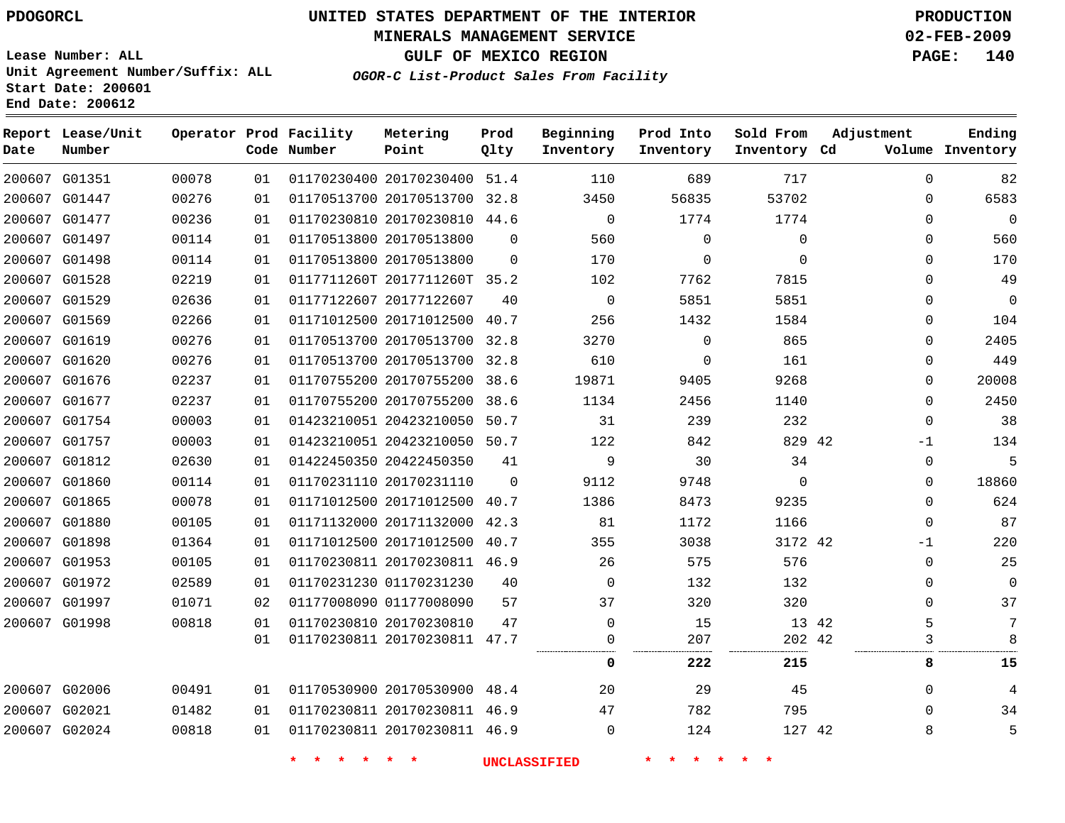PDOGORCL

# UNITED STATES DEPARTMENT OF THE INTERIOR
## MINERALS MANAGEMENT SERVICE
## GULF OF MEXICO REGION
### *OGOR-C List-Product Sales From Facility*

PRODUCTION
02-FEB-2009
PAGE: 140

Lease Number: ALL
Unit Agreement Number/Suffix: ALL
Start Date: 200601
End Date: 200612

| Report Date | Lease/Unit Number | Operator | Prod Code | Facility Number | Metering Point | Prod Qlty | Beginning Inventory | Prod Into Inventory | Sold From Inventory | Adjustment Cd | Adjustment Volume | Ending Inventory |
|---|---|---|---|---|---|---|---|---|---|---|---|---|
| 200607 | G01351 | 00078 | 01 | 01170230400 | 20170230400 | 51.4 | 110 | 689 | 717 | | 0 | 82 |
| 200607 | G01447 | 00276 | 01 | 01170513700 | 20170513700 | 32.8 | 3450 | 56835 | 53702 | | 0 | 6583 |
| 200607 | G01477 | 00236 | 01 | 01170230810 | 20170230810 | 44.6 | 0 | 1774 | 1774 | | 0 | 0 |
| 200607 | G01497 | 00114 | 01 | 01170513800 | 20170513800 | 0 | 560 | 0 | 0 | | 0 | 560 |
| 200607 | G01498 | 00114 | 01 | 01170513800 | 20170513800 | 0 | 170 | 0 | 0 | | 0 | 170 |
| 200607 | G01528 | 02219 | 01 | 0117711260T | 2017711260T | 35.2 | 102 | 7762 | 7815 | | 0 | 49 |
| 200607 | G01529 | 02636 | 01 | 01177122607 | 20177122607 | 40 | 0 | 5851 | 5851 | | 0 | 0 |
| 200607 | G01569 | 02266 | 01 | 01171012500 | 20171012500 | 40.7 | 256 | 1432 | 1584 | | 0 | 104 |
| 200607 | G01619 | 00276 | 01 | 01170513700 | 20170513700 | 32.8 | 3270 | 0 | 865 | | 0 | 2405 |
| 200607 | G01620 | 00276 | 01 | 01170513700 | 20170513700 | 32.8 | 610 | 0 | 161 | | 0 | 449 |
| 200607 | G01676 | 02237 | 01 | 01170755200 | 20170755200 | 38.6 | 19871 | 9405 | 9268 | | 0 | 20008 |
| 200607 | G01677 | 02237 | 01 | 01170755200 | 20170755200 | 38.6 | 1134 | 2456 | 1140 | | 0 | 2450 |
| 200607 | G01754 | 00003 | 01 | 01423210051 | 20423210050 | 50.7 | 31 | 239 | 232 | | 0 | 38 |
| 200607 | G01757 | 00003 | 01 | 01423210051 | 20423210050 | 50.7 | 122 | 842 | 829 | 42 | -1 | 134 |
| 200607 | G01812 | 02630 | 01 | 01422450350 | 20422450350 | 41 | 9 | 30 | 34 | | 0 | 5 |
| 200607 | G01860 | 00114 | 01 | 01170231110 | 20170231110 | 0 | 9112 | 9748 | 0 | | 0 | 18860 |
| 200607 | G01865 | 00078 | 01 | 01171012500 | 20171012500 | 40.7 | 1386 | 8473 | 9235 | | 0 | 624 |
| 200607 | G01880 | 00105 | 01 | 01171132000 | 20171132000 | 42.3 | 81 | 1172 | 1166 | | 0 | 87 |
| 200607 | G01898 | 01364 | 01 | 01171012500 | 20171012500 | 40.7 | 355 | 3038 | 3172 | 42 | -1 | 220 |
| 200607 | G01953 | 00105 | 01 | 01170230811 | 20170230811 | 46.9 | 26 | 575 | 576 | | 0 | 25 |
| 200607 | G01972 | 02589 | 01 | 01170231230 | 01170231230 | 40 | 0 | 132 | 132 | | 0 | 0 |
| 200607 | G01997 | 01071 | 02 | 01177008090 | 01177008090 | 57 | 37 | 320 | 320 | | 0 | 37 |
| 200607 | G01998 | 00818 | 01 | 01170230810 | 20170230810 | 47 | 0 | 15 | 13 | 42 | 5 | 7 |
| | | | 01 | 01170230811 | 20170230811 | 47.7 | 0 | 207 | 202 | 42 | 3 | 8 |
| | | | | | | | **0** | **222** | **215** | | **8** | **15** |
| 200607 | G02006 | 00491 | 01 | 01170530900 | 20170530900 | 48.4 | 20 | 29 | 45 | | 0 | 4 |
| 200607 | G02021 | 01482 | 01 | 01170230811 | 20170230811 | 46.9 | 47 | 782 | 795 | | 0 | 34 |
| 200607 | G02024 | 00818 | 01 | 01170230811 | 20170230811 | 46.9 | 0 | 124 | 127 | 42 | 8 | 5 |

\* \* \* \* \* \* UNCLASSIFIED \* \* \* \* \* \*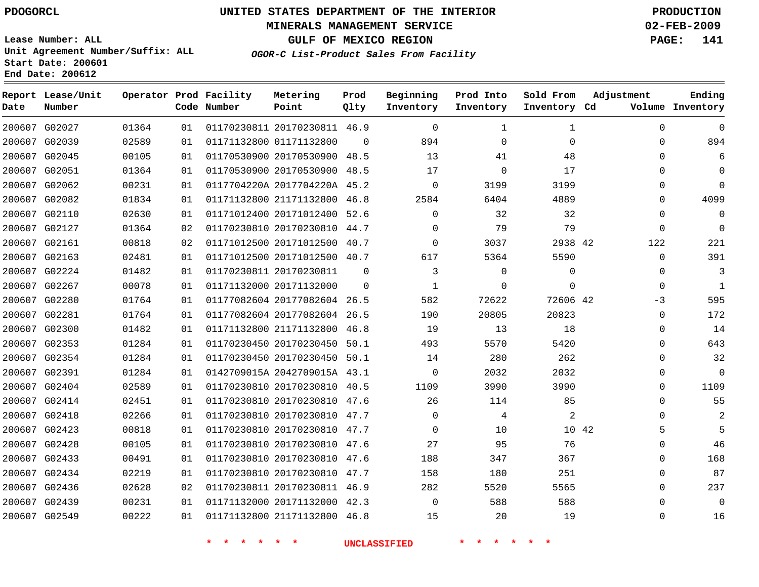PDOGORCL

# UNITED STATES DEPARTMENT OF THE INTERIOR
## MINERALS MANAGEMENT SERVICE
## GULF OF MEXICO REGION
### *OGOR-C List-Product Sales From Facility*

PRODUCTION
02-FEB-2009

Lease Number: ALL
Unit Agreement Number/Suffix: ALL
Start Date: 200601
End Date: 200612

| Report Date | Lease/Unit Number | Operator | Prod Code | Facility Number | Metering Point | Prod Qlty | Beginning Inventory | Prod Into Inventory | Sold From Inventory | Adjustment Cd | Adjustment Volume | Ending Inventory |
|---|---|---|---|---|---|---|---|---|---|---|---|---|
| 200607 | G02027 | 01364 | 01 | 01170230811 | 20170230811 | 46.9 | 0 | 1 | 1 | | 0 | 0 |
| 200607 | G02039 | 02589 | 01 | 01171132800 | 01171132800 | 0 | 894 | 0 | 0 | | 0 | 894 |
| 200607 | G02045 | 00105 | 01 | 01170530900 | 20170530900 | 48.5 | 13 | 41 | 48 | | 0 | 6 |
| 200607 | G02051 | 01364 | 01 | 01170530900 | 20170530900 | 48.5 | 17 | 0 | 17 | | 0 | 0 |
| 200607 | G02062 | 00231 | 01 | 0117704220A | 2017704220A | 45.2 | 0 | 3199 | 3199 | | 0 | 0 |
| 200607 | G02082 | 01834 | 01 | 01171132800 | 21171132800 | 46.8 | 2584 | 6404 | 4889 | | 0 | 4099 |
| 200607 | G02110 | 02630 | 01 | 01171012400 | 20171012400 | 52.6 | 0 | 32 | 32 | | 0 | 0 |
| 200607 | G02127 | 01364 | 02 | 01170230810 | 20170230810 | 44.7 | 0 | 79 | 79 | | 0 | 0 |
| 200607 | G02161 | 00818 | 02 | 01171012500 | 20171012500 | 40.7 | 0 | 3037 | 2938 | 42 | 122 | 221 |
| 200607 | G02163 | 02481 | 01 | 01171012500 | 20171012500 | 40.7 | 617 | 5364 | 5590 | | 0 | 391 |
| 200607 | G02224 | 01482 | 01 | 01170230811 | 20170230811 | 0 | 3 | 0 | 0 | | 0 | 3 |
| 200607 | G02267 | 00078 | 01 | 01171132000 | 20171132000 | 0 | 1 | 0 | 0 | | 0 | 1 |
| 200607 | G02280 | 01764 | 01 | 01177082604 | 20177082604 | 26.5 | 582 | 72622 | 72606 | 42 | -3 | 595 |
| 200607 | G02281 | 01764 | 01 | 01177082604 | 20177082604 | 26.5 | 190 | 20805 | 20823 | | 0 | 172 |
| 200607 | G02300 | 01482 | 01 | 01171132800 | 21171132800 | 46.8 | 19 | 13 | 18 | | 0 | 14 |
| 200607 | G02353 | 01284 | 01 | 01170230450 | 20170230450 | 50.1 | 493 | 5570 | 5420 | | 0 | 643 |
| 200607 | G02354 | 01284 | 01 | 01170230450 | 20170230450 | 50.1 | 14 | 280 | 262 | | 0 | 32 |
| 200607 | G02391 | 01284 | 01 | 0142709015A | 2042709015A | 43.1 | 0 | 2032 | 2032 | | 0 | 0 |
| 200607 | G02404 | 02589 | 01 | 01170230810 | 20170230810 | 40.5 | 1109 | 3990 | 3990 | | 0 | 1109 |
| 200607 | G02414 | 02451 | 01 | 01170230810 | 20170230810 | 47.6 | 26 | 114 | 85 | | 0 | 55 |
| 200607 | G02418 | 02266 | 01 | 01170230810 | 20170230810 | 47.7 | 0 | 4 | 2 | | 0 | 2 |
| 200607 | G02423 | 00818 | 01 | 01170230810 | 20170230810 | 47.7 | 0 | 10 | 10 | 42 | 5 | 5 |
| 200607 | G02428 | 00105 | 01 | 01170230810 | 20170230810 | 47.6 | 27 | 95 | 76 | | 0 | 46 |
| 200607 | G02433 | 00491 | 01 | 01170230810 | 20170230810 | 47.6 | 188 | 347 | 367 | | 0 | 168 |
| 200607 | G02434 | 02219 | 01 | 01170230810 | 20170230810 | 47.7 | 158 | 180 | 251 | | 0 | 87 |
| 200607 | G02436 | 02628 | 02 | 01170230811 | 20170230811 | 46.9 | 282 | 5520 | 5565 | | 0 | 237 |
| 200607 | G02439 | 00231 | 01 | 01171132000 | 20171132000 | 42.3 | 0 | 588 | 588 | | 0 | 0 |
| 200607 | G02549 | 00222 | 01 | 01171132800 | 21171132800 | 46.8 | 15 | 20 | 19 | | 0 | 16 |

* * * * * * UNCLASSIFIED * * * * * *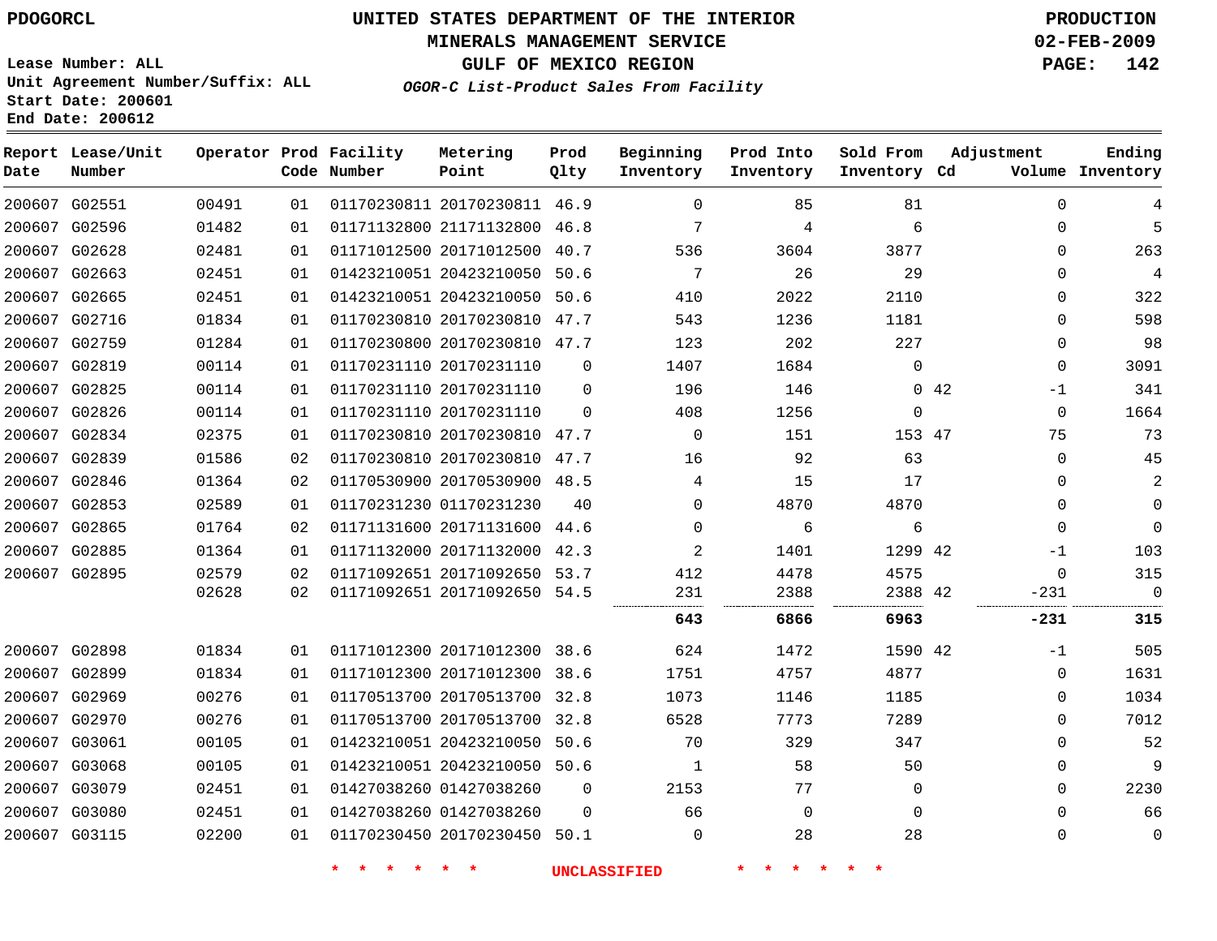PDOGORCL

# UNITED STATES DEPARTMENT OF THE INTERIOR
## MINERALS MANAGEMENT SERVICE
## GULF OF MEXICO REGION
### *OGOR-C List-Product Sales From Facility*

PRODUCTION
02-FEB-2009

Lease Number: ALL
Unit Agreement Number/Suffix: ALL
Start Date: 200601
End Date: 200612

| Report Date | Lease/Unit Number | Operator | Prod Code | Facility Number | Metering Point | Prod Qlty | Beginning Inventory | Prod Into Inventory | Sold From Inventory | Adjustment Cd | Volume | Ending Inventory |
|---|---|---|---|---|---|---|---|---|---|---|---|---|
| 200607 | G02551 | 00491 | 01 | 01170230811 | 20170230811 | 46.9 | 0 | 85 | 81 | | 0 | 4 |
| 200607 | G02596 | 01482 | 01 | 01171132800 | 21171132800 | 46.8 | 7 | 4 | 6 | | 0 | 5 |
| 200607 | G02628 | 02481 | 01 | 01171012500 | 20171012500 | 40.7 | 536 | 3604 | 3877 | | 0 | 263 |
| 200607 | G02663 | 02451 | 01 | 01423210051 | 20423210050 | 50.6 | 7 | 26 | 29 | | 0 | 4 |
| 200607 | G02665 | 02451 | 01 | 01423210051 | 20423210050 | 50.6 | 410 | 2022 | 2110 | | 0 | 322 |
| 200607 | G02716 | 01834 | 01 | 01170230810 | 20170230810 | 47.7 | 543 | 1236 | 1181 | | 0 | 598 |
| 200607 | G02759 | 01284 | 01 | 01170230800 | 20170230810 | 47.7 | 123 | 202 | 227 | | 0 | 98 |
| 200607 | G02819 | 00114 | 01 | 01170231110 | 20170231110 | 0 | 1407 | 1684 | 0 | | 0 | 3091 |
| 200607 | G02825 | 00114 | 01 | 01170231110 | 20170231110 | 0 | 196 | 146 | 0 | 42 | -1 | 341 |
| 200607 | G02826 | 00114 | 01 | 01170231110 | 20170231110 | 0 | 408 | 1256 | 0 | | 0 | 1664 |
| 200607 | G02834 | 02375 | 01 | 01170230810 | 20170230810 | 47.7 | 0 | 151 | 153 | 47 | 75 | 73 |
| 200607 | G02839 | 01586 | 02 | 01170230810 | 20170230810 | 47.7 | 16 | 92 | 63 | | 0 | 45 |
| 200607 | G02846 | 01364 | 02 | 01170530900 | 20170530900 | 48.5 | 4 | 15 | 17 | | 0 | 2 |
| 200607 | G02853 | 02589 | 01 | 01170231230 | 01170231230 | 40 | 0 | 4870 | 4870 | | 0 | 0 |
| 200607 | G02865 | 01764 | 02 | 01171131600 | 20171131600 | 44.6 | 0 | 6 | 6 | | 0 | 0 |
| 200607 | G02885 | 01364 | 01 | 01171132000 | 20171132000 | 42.3 | 2 | 1401 | 1299 | 42 | -1 | 103 |
| 200607 | G02895 | 02579 | 02 | 01171092651 | 20171092650 | 53.7 | 412 | 4478 | 4575 | | 0 | 315 |
| | | 02628 | 02 | 01171092651 | 20171092650 | 54.5 | 231 | 2388 | 2388 | 42 | -231 | 0 |
| | | | | | | | **643** | **6866** | **6963** | | **-231** | **315** |
| 200607 | G02898 | 01834 | 01 | 01171012300 | 20171012300 | 38.6 | 624 | 1472 | 1590 | 42 | -1 | 505 |
| 200607 | G02899 | 01834 | 01 | 01171012300 | 20171012300 | 38.6 | 1751 | 4757 | 4877 | | 0 | 1631 |
| 200607 | G02969 | 00276 | 01 | 01170513700 | 20170513700 | 32.8 | 1073 | 1146 | 1185 | | 0 | 1034 |
| 200607 | G02970 | 00276 | 01 | 01170513700 | 20170513700 | 32.8 | 6528 | 7773 | 7289 | | 0 | 7012 |
| 200607 | G03061 | 00105 | 01 | 01423210051 | 20423210050 | 50.6 | 70 | 329 | 347 | | 0 | 52 |
| 200607 | G03068 | 00105 | 01 | 01423210051 | 20423210050 | 50.6 | 1 | 58 | 50 | | 0 | 9 |
| 200607 | G03079 | 02451 | 01 | 01427038260 | 01427038260 | 0 | 2153 | 77 | 0 | | 0 | 2230 |
| 200607 | G03080 | 02451 | 01 | 01427038260 | 01427038260 | 0 | 66 | 0 | 0 | | 0 | 66 |
| 200607 | G03115 | 02200 | 01 | 01170230450 | 20170230450 | 50.1 | 0 | 28 | 28 | | 0 | 0 |

* * * * * * UNCLASSIFIED * * * * * *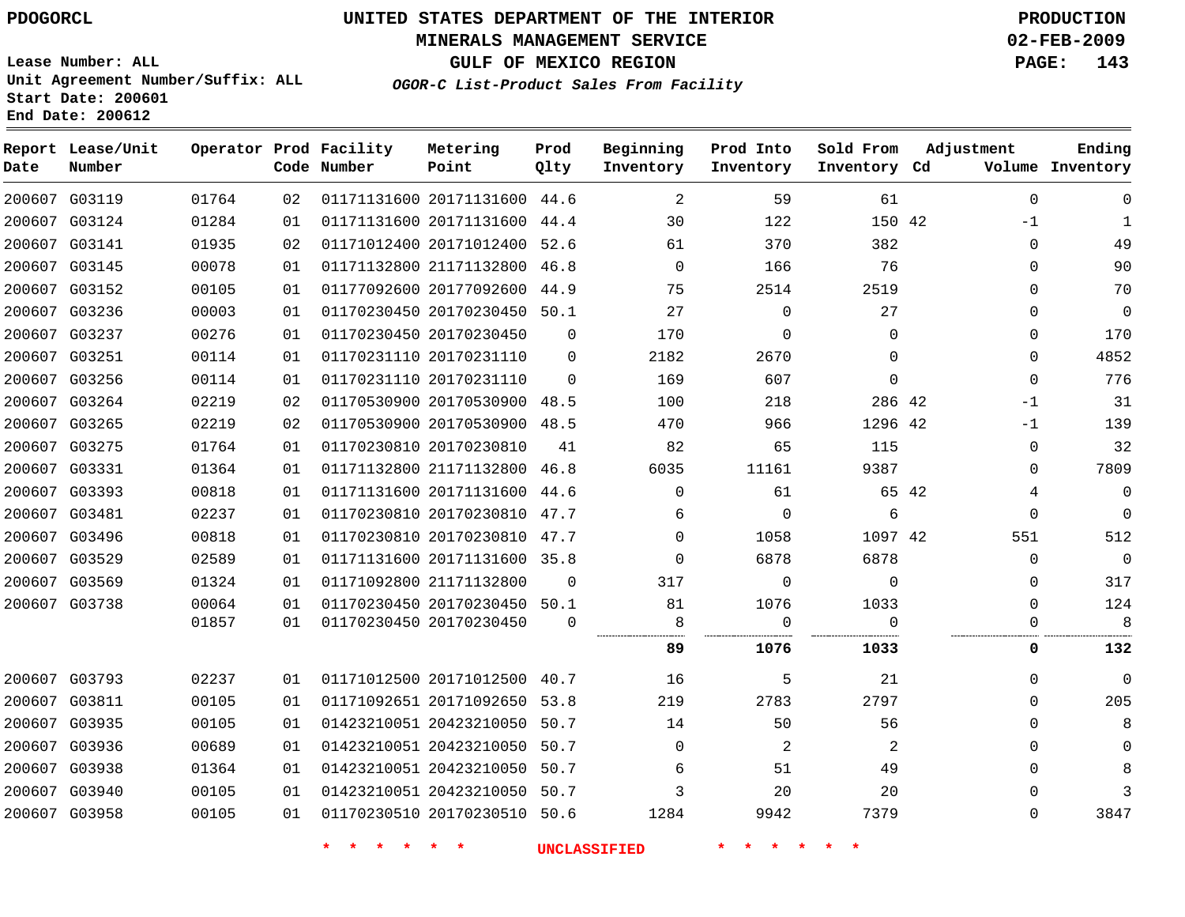PDOGORCL

# UNITED STATES DEPARTMENT OF THE INTERIOR
## MINERALS MANAGEMENT SERVICE
## GULF OF MEXICO REGION
### *OGOR-C List-Product Sales From Facility*

PRODUCTION
02-FEB-2009

Lease Number: ALL
Unit Agreement Number/Suffix: ALL
Start Date: 200601
End Date: 200612

| Report Date | Lease/Unit Number | Operator | Prod Code | Facility Number | Metering Point | Prod Qlty | Beginning Inventory | Prod Into Inventory | Sold From Inventory | Adjustment Cd | Adjustment Volume | Ending Inventory |
|---|---|---|---|---|---|---|---|---|---|---|---|---|
| 200607 | G03119 | 01764 | 02 | 01171131600 | 20171131600 | 44.6 | 2 | 59 | 61 | | 0 | 0 |
| 200607 | G03124 | 01284 | 01 | 01171131600 | 20171131600 | 44.4 | 30 | 122 | 150 | 42 | -1 | 1 |
| 200607 | G03141 | 01935 | 02 | 01171012400 | 20171012400 | 52.6 | 61 | 370 | 382 | | 0 | 49 |
| 200607 | G03145 | 00078 | 01 | 01171132800 | 21171132800 | 46.8 | 0 | 166 | 76 | | 0 | 90 |
| 200607 | G03152 | 00105 | 01 | 01177092600 | 20177092600 | 44.9 | 75 | 2514 | 2519 | | 0 | 70 |
| 200607 | G03236 | 00003 | 01 | 01170230450 | 20170230450 | 50.1 | 27 | 0 | 27 | | 0 | 0 |
| 200607 | G03237 | 00276 | 01 | 01170230450 | 20170230450 | 0 | 170 | 0 | 0 | | 0 | 170 |
| 200607 | G03251 | 00114 | 01 | 01170231110 | 20170231110 | 0 | 2182 | 2670 | 0 | | 0 | 4852 |
| 200607 | G03256 | 00114 | 01 | 01170231110 | 20170231110 | 0 | 169 | 607 | 0 | | 0 | 776 |
| 200607 | G03264 | 02219 | 02 | 01170530900 | 20170530900 | 48.5 | 100 | 218 | 286 | 42 | -1 | 31 |
| 200607 | G03265 | 02219 | 02 | 01170530900 | 20170530900 | 48.5 | 470 | 966 | 1296 | 42 | -1 | 139 |
| 200607 | G03275 | 01764 | 01 | 01170230810 | 20170230810 | 41 | 82 | 65 | 115 | | 0 | 32 |
| 200607 | G03331 | 01364 | 01 | 01171132800 | 21171132800 | 46.8 | 6035 | 11161 | 9387 | | 0 | 7809 |
| 200607 | G03393 | 00818 | 01 | 01171131600 | 20171131600 | 44.6 | 0 | 61 | 65 | 42 | 4 | 0 |
| 200607 | G03481 | 02237 | 01 | 01170230810 | 20170230810 | 47.7 | 6 | 0 | 6 | | 0 | 0 |
| 200607 | G03496 | 00818 | 01 | 01170230810 | 20170230810 | 47.7 | 0 | 1058 | 1097 | 42 | 551 | 512 |
| 200607 | G03529 | 02589 | 01 | 01171131600 | 20171131600 | 35.8 | 0 | 6878 | 6878 | | 0 | 0 |
| 200607 | G03569 | 01324 | 01 | 01171092800 | 21171132800 | 0 | 317 | 0 | 0 | | 0 | 317 |
| 200607 | G03738 | 00064 | 01 | 01170230450 | 20170230450 | 50.1 | 81 | 1076 | 1033 | | 0 | 124 |
| | | 01857 | 01 | 01170230450 | 20170230450 | 0 | 8 | 0 | 0 | | 0 | 8 |
| | | | | | | | **89** | **1076** | **1033** | | **0** | **132** |
| 200607 | G03793 | 02237 | 01 | 01171012500 | 20171012500 | 40.7 | 16 | 5 | 21 | | 0 | 0 |
| 200607 | G03811 | 00105 | 01 | 01171092651 | 20171092650 | 53.8 | 219 | 2783 | 2797 | | 0 | 205 |
| 200607 | G03935 | 00105 | 01 | 01423210051 | 20423210050 | 50.7 | 14 | 50 | 56 | | 0 | 8 |
| 200607 | G03936 | 00689 | 01 | 01423210051 | 20423210050 | 50.7 | 0 | 2 | 2 | | 0 | 0 |
| 200607 | G03938 | 01364 | 01 | 01423210051 | 20423210050 | 50.7 | 6 | 51 | 49 | | 0 | 8 |
| 200607 | G03940 | 00105 | 01 | 01423210051 | 20423210050 | 50.7 | 3 | 20 | 20 | | 0 | 3 |
| 200607 | G03958 | 00105 | 01 | 01170230510 | 20170230510 | 50.6 | 1284 | 9942 | 7379 | | 0 | 3847 |

\* \* \* \* \* \* UNCLASSIFIED \* \* \* \* \* \*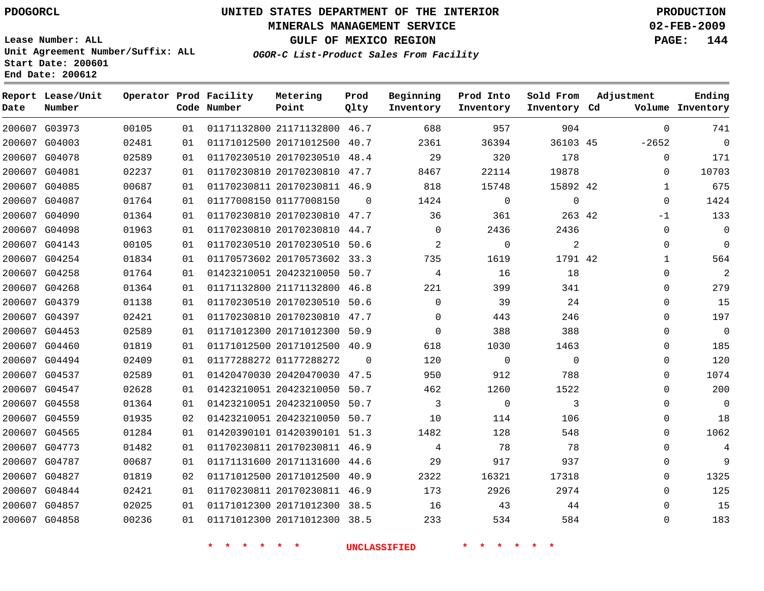PDOGORCL

# UNITED STATES DEPARTMENT OF THE INTERIOR
## MINERALS MANAGEMENT SERVICE
## GULF OF MEXICO REGION
### *OGOR-C List-Product Sales From Facility*

PRODUCTION
02-FEB-2009

Lease Number: ALL
Unit Agreement Number/Suffix: ALL
Start Date: 200601
End Date: 200612

| Report Date | Lease/Unit Number | Operator | Prod Code | Facility Number | Metering Point | Prod Qlty | Beginning Inventory | Prod Into Inventory | Sold From Inventory | Adjustment Cd | Adjustment Volume | Ending Inventory |
|---|---|---|---|---|---|---|---|---|---|---|---|---|
| 200607 | G03973 | 00105 | 01 | 01171132800 | 21171132800 | 46.7 | 688 | 957 | 904 | | 0 | 741 |
| 200607 | G04003 | 02481 | 01 | 01171012500 | 20171012500 | 40.7 | 2361 | 36394 | 36103 | 45 | -2652 | 0 |
| 200607 | G04078 | 02589 | 01 | 01170230510 | 20170230510 | 48.4 | 29 | 320 | 178 | | 0 | 171 |
| 200607 | G04081 | 02237 | 01 | 01170230810 | 20170230810 | 47.7 | 8467 | 22114 | 19878 | | 0 | 10703 |
| 200607 | G04085 | 00687 | 01 | 01170230811 | 20170230811 | 46.9 | 818 | 15748 | 15892 | 42 | 1 | 675 |
| 200607 | G04087 | 01764 | 01 | 01177008150 | 01177008150 | 0 | 1424 | 0 | 0 | | 0 | 1424 |
| 200607 | G04090 | 01364 | 01 | 01170230810 | 20170230810 | 47.7 | 36 | 361 | 263 | 42 | -1 | 133 |
| 200607 | G04098 | 01963 | 01 | 01170230810 | 20170230810 | 44.7 | 0 | 2436 | 2436 | | 0 | 0 |
| 200607 | G04143 | 00105 | 01 | 01170230510 | 20170230510 | 50.6 | 2 | 0 | 2 | | 0 | 0 |
| 200607 | G04254 | 01834 | 01 | 01170573602 | 20170573602 | 33.3 | 735 | 1619 | 1791 | 42 | 1 | 564 |
| 200607 | G04258 | 01764 | 01 | 01423210051 | 20423210050 | 50.7 | 4 | 16 | 18 | | 0 | 2 |
| 200607 | G04268 | 01364 | 01 | 01171132800 | 21171132800 | 46.8 | 221 | 399 | 341 | | 0 | 279 |
| 200607 | G04379 | 01138 | 01 | 01170230510 | 20170230510 | 50.6 | 0 | 39 | 24 | | 0 | 15 |
| 200607 | G04397 | 02421 | 01 | 01170230810 | 20170230810 | 47.7 | 0 | 443 | 246 | | 0 | 197 |
| 200607 | G04453 | 02589 | 01 | 01171012300 | 20171012300 | 50.9 | 0 | 388 | 388 | | 0 | 0 |
| 200607 | G04460 | 01819 | 01 | 01171012500 | 20171012500 | 40.9 | 618 | 1030 | 1463 | | 0 | 185 |
| 200607 | G04494 | 02409 | 01 | 01177288272 | 01177288272 | 0 | 120 | 0 | 0 | | 0 | 120 |
| 200607 | G04537 | 02589 | 01 | 01420470030 | 20420470030 | 47.5 | 950 | 912 | 788 | | 0 | 1074 |
| 200607 | G04547 | 02628 | 01 | 01423210051 | 20423210050 | 50.7 | 462 | 1260 | 1522 | | 0 | 200 |
| 200607 | G04558 | 01364 | 01 | 01423210051 | 20423210050 | 50.7 | 3 | 0 | 3 | | 0 | 0 |
| 200607 | G04559 | 01935 | 02 | 01423210051 | 20423210050 | 50.7 | 10 | 114 | 106 | | 0 | 18 |
| 200607 | G04565 | 01284 | 01 | 01420390101 | 01420390101 | 51.3 | 1482 | 128 | 548 | | 0 | 1062 |
| 200607 | G04773 | 01482 | 01 | 01170230811 | 20170230811 | 46.9 | 4 | 78 | 78 | | 0 | 4 |
| 200607 | G04787 | 00687 | 01 | 01171131600 | 20171131600 | 44.6 | 29 | 917 | 937 | | 0 | 9 |
| 200607 | G04827 | 01819 | 02 | 01171012500 | 20171012500 | 40.9 | 2322 | 16321 | 17318 | | 0 | 1325 |
| 200607 | G04844 | 02421 | 01 | 01170230811 | 20170230811 | 46.9 | 173 | 2926 | 2974 | | 0 | 125 |
| 200607 | G04857 | 02025 | 01 | 01171012300 | 20171012300 | 38.5 | 16 | 43 | 44 | | 0 | 15 |
| 200607 | G04858 | 00236 | 01 | 01171012300 | 20171012300 | 38.5 | 233 | 534 | 584 | | 0 | 183 |

\* \* \* \* \* \* UNCLASSIFIED \* \* \* \* \* \*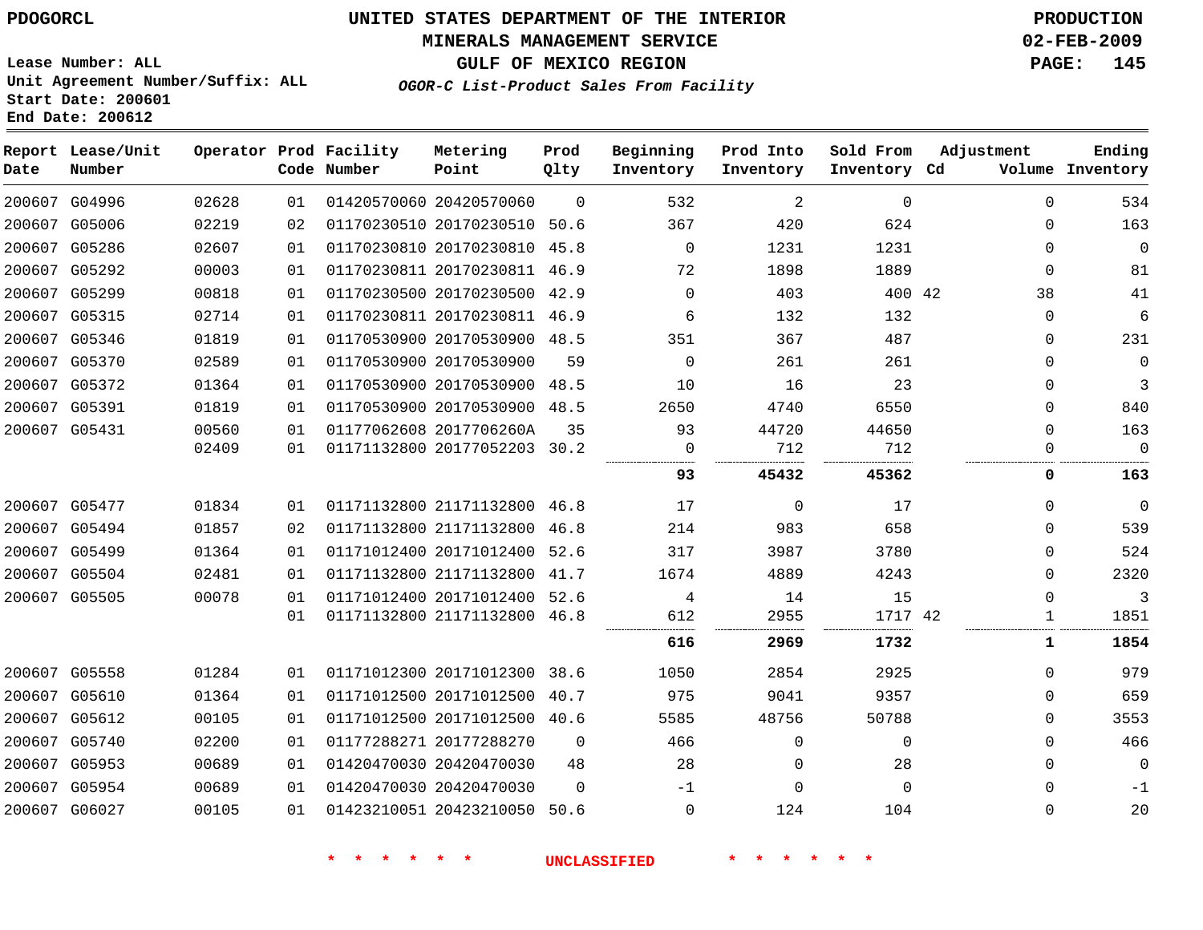PDOGORCL

# UNITED STATES DEPARTMENT OF THE INTERIOR
## MINERALS MANAGEMENT SERVICE
## GULF OF MEXICO REGION
### *OGOR-C List-Product Sales From Facility*

PRODUCTION
02-FEB-2009

Lease Number: ALL
Unit Agreement Number/Suffix: ALL
Start Date: 200601
End Date: 200612

| Report Date | Lease/Unit Number | Operator | Prod Code | Facility Number | Metering Point | Prod Qlty | Beginning Inventory | Prod Into Inventory | Sold From Inventory | Adjustment Cd | Volume | Ending Inventory |
|---|---|---|---|---|---|---|---|---|---|---|---|---|
| 200607 | G04996 | 02628 | 01 | 01420570060 | 20420570060 | 0 | 532 | 2 | 0 | | 0 | 534 |
| 200607 | G05006 | 02219 | 02 | 01170230510 | 20170230510 | 50.6 | 367 | 420 | 624 | | 0 | 163 |
| 200607 | G05286 | 02607 | 01 | 01170230810 | 20170230810 | 45.8 | 0 | 1231 | 1231 | | 0 | 0 |
| 200607 | G05292 | 00003 | 01 | 01170230811 | 20170230811 | 46.9 | 72 | 1898 | 1889 | | 0 | 81 |
| 200607 | G05299 | 00818 | 01 | 01170230500 | 20170230500 | 42.9 | 0 | 403 | 400 | 42 | 38 | 41 |
| 200607 | G05315 | 02714 | 01 | 01170230811 | 20170230811 | 46.9 | 6 | 132 | 132 | | 0 | 6 |
| 200607 | G05346 | 01819 | 01 | 01170530900 | 20170530900 | 48.5 | 351 | 367 | 487 | | 0 | 231 |
| 200607 | G05370 | 02589 | 01 | 01170530900 | 20170530900 | 59 | 0 | 261 | 261 | | 0 | 0 |
| 200607 | G05372 | 01364 | 01 | 01170530900 | 20170530900 | 48.5 | 10 | 16 | 23 | | 0 | 3 |
| 200607 | G05391 | 01819 | 01 | 01170530900 | 20170530900 | 48.5 | 2650 | 4740 | 6550 | | 0 | 840 |
| 200607 | G05431 | 00560 | 01 | 01177062608 | 2017706260A | 35 | 93 | 44720 | 44650 | | 0 | 163 |
| | | 02409 | 01 | 01171132800 | 20177052203 | 30.2 | 0 | 712 | 712 | | 0 | 0 |
| | | | | | | | **93** | **45432** | **45362** | | **0** | **163** |
| 200607 | G05477 | 01834 | 01 | 01171132800 | 21171132800 | 46.8 | 17 | 0 | 17 | | 0 | 0 |
| 200607 | G05494 | 01857 | 02 | 01171132800 | 21171132800 | 46.8 | 214 | 983 | 658 | | 0 | 539 |
| 200607 | G05499 | 01364 | 01 | 01171012400 | 20171012400 | 52.6 | 317 | 3987 | 3780 | | 0 | 524 |
| 200607 | G05504 | 02481 | 01 | 01171132800 | 21171132800 | 41.7 | 1674 | 4889 | 4243 | | 0 | 2320 |
| 200607 | G05505 | 00078 | 01 | 01171012400 | 20171012400 | 52.6 | 4 | 14 | 15 | | 0 | 3 |
| | | | 01 | 01171132800 | 21171132800 | 46.8 | 612 | 2955 | 1717 | 42 | 1 | 1851 |
| | | | | | | | **616** | **2969** | **1732** | | **1** | **1854** |
| 200607 | G05558 | 01284 | 01 | 01171012300 | 20171012300 | 38.6 | 1050 | 2854 | 2925 | | 0 | 979 |
| 200607 | G05610 | 01364 | 01 | 01171012500 | 20171012500 | 40.7 | 975 | 9041 | 9357 | | 0 | 659 |
| 200607 | G05612 | 00105 | 01 | 01171012500 | 20171012500 | 40.6 | 5585 | 48756 | 50788 | | 0 | 3553 |
| 200607 | G05740 | 02200 | 01 | 01177288271 | 20177288270 | 0 | 466 | 0 | 0 | | 0 | 466 |
| 200607 | G05953 | 00689 | 01 | 01420470030 | 20420470030 | 48 | 28 | 0 | 28 | | 0 | 0 |
| 200607 | G05954 | 00689 | 01 | 01420470030 | 20420470030 | 0 | -1 | 0 | 0 | | 0 | -1 |
| 200607 | G06027 | 00105 | 01 | 01423210051 | 20423210050 | 50.6 | 0 | 124 | 104 | | 0 | 20 |

* * * * * * UNCLASSIFIED * * * * * *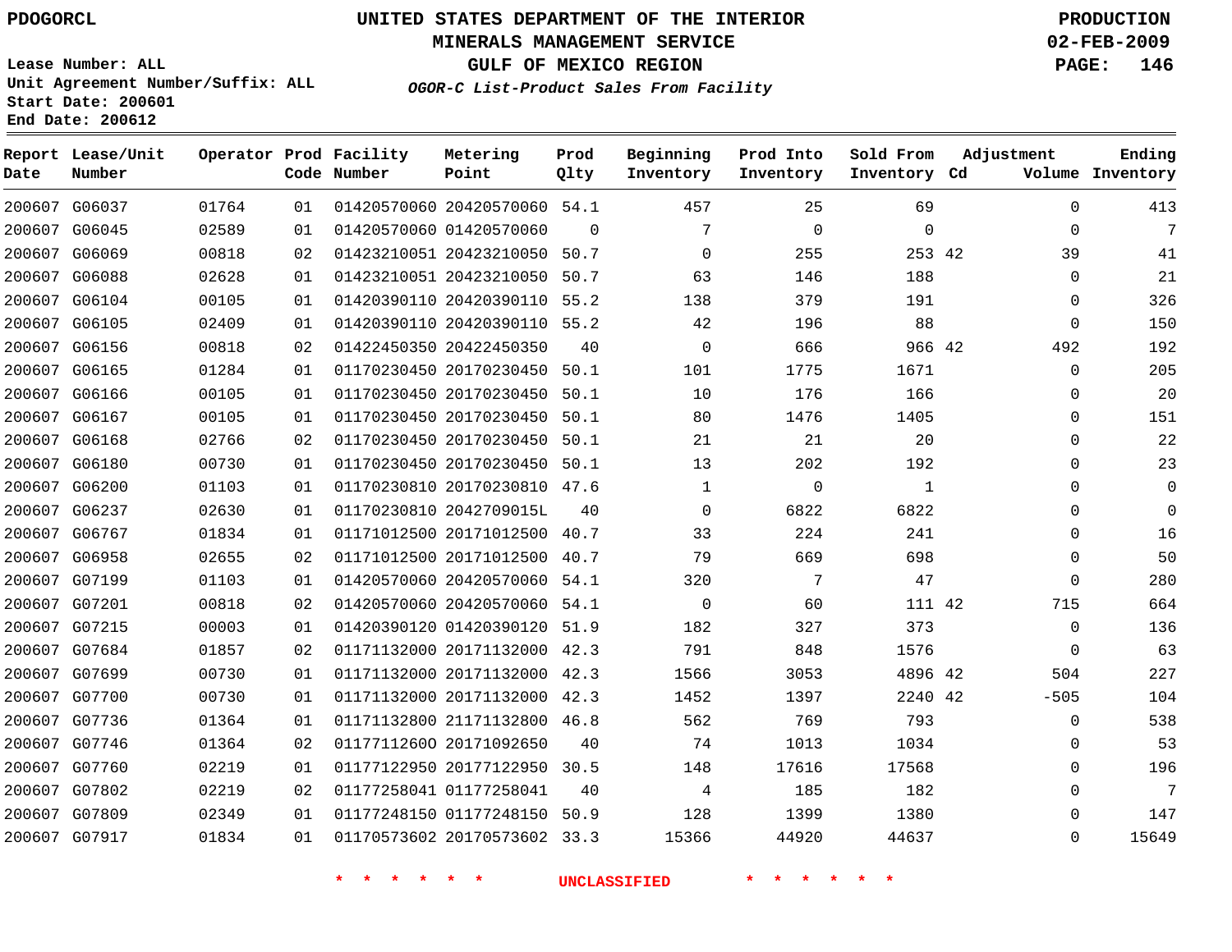PDOGORCL

# UNITED STATES DEPARTMENT OF THE INTERIOR
## MINERALS MANAGEMENT SERVICE
## GULF OF MEXICO REGION
### *OGOR-C List-Product Sales From Facility*

PRODUCTION
02-FEB-2009

Lease Number: ALL
Unit Agreement Number/Suffix: ALL
Start Date: 200601
End Date: 200612

| Report Date | Lease/Unit Number | Operator | Prod Code | Facility Number | Metering Point | Prod Qlty | Beginning Inventory | Prod Into Inventory | Sold From Inventory | Adjustment Cd | Volume | Ending Inventory |
|---|---|---|---|---|---|---|---|---|---|---|---|---|
| 200607 | G06037 | 01764 | 01 | 01420570060 | 20420570060 | 54.1 | 457 | 25 | 69 | | 0 | 413 |
| 200607 | G06045 | 02589 | 01 | 01420570060 | 01420570060 | 0 | 7 | 0 | 0 | | 0 | 7 |
| 200607 | G06069 | 00818 | 02 | 01423210051 | 20423210050 | 50.7 | 0 | 255 | 253 | 42 | 39 | 41 |
| 200607 | G06088 | 02628 | 01 | 01423210051 | 20423210050 | 50.7 | 63 | 146 | 188 | | 0 | 21 |
| 200607 | G06104 | 00105 | 01 | 01420390110 | 20420390110 | 55.2 | 138 | 379 | 191 | | 0 | 326 |
| 200607 | G06105 | 02409 | 01 | 01420390110 | 20420390110 | 55.2 | 42 | 196 | 88 | | 0 | 150 |
| 200607 | G06156 | 00818 | 02 | 01422450350 | 20422450350 | 40 | 0 | 666 | 966 | 42 | 492 | 192 |
| 200607 | G06165 | 01284 | 01 | 01170230450 | 20170230450 | 50.1 | 101 | 1775 | 1671 | | 0 | 205 |
| 200607 | G06166 | 00105 | 01 | 01170230450 | 20170230450 | 50.1 | 10 | 176 | 166 | | 0 | 20 |
| 200607 | G06167 | 00105 | 01 | 01170230450 | 20170230450 | 50.1 | 80 | 1476 | 1405 | | 0 | 151 |
| 200607 | G06168 | 02766 | 02 | 01170230450 | 20170230450 | 50.1 | 21 | 21 | 20 | | 0 | 22 |
| 200607 | G06180 | 00730 | 01 | 01170230450 | 20170230450 | 50.1 | 13 | 202 | 192 | | 0 | 23 |
| 200607 | G06200 | 01103 | 01 | 01170230810 | 20170230810 | 47.6 | 1 | 0 | 1 | | 0 | 0 |
| 200607 | G06237 | 02630 | 01 | 01170230810 | 2042709015L | 40 | 0 | 6822 | 6822 | | 0 | 0 |
| 200607 | G06767 | 01834 | 01 | 01171012500 | 20171012500 | 40.7 | 33 | 224 | 241 | | 0 | 16 |
| 200607 | G06958 | 02655 | 02 | 01171012500 | 20171012500 | 40.7 | 79 | 669 | 698 | | 0 | 50 |
| 200607 | G07199 | 01103 | 01 | 01420570060 | 20420570060 | 54.1 | 320 | 7 | 47 | | 0 | 280 |
| 200607 | G07201 | 00818 | 02 | 01420570060 | 20420570060 | 54.1 | 0 | 60 | 111 | 42 | 715 | 664 |
| 200607 | G07215 | 00003 | 01 | 01420390120 | 01420390120 | 51.9 | 182 | 327 | 373 | | 0 | 136 |
| 200607 | G07684 | 01857 | 02 | 01171132000 | 20171132000 | 42.3 | 791 | 848 | 1576 | | 0 | 63 |
| 200607 | G07699 | 00730 | 01 | 01171132000 | 20171132000 | 42.3 | 1566 | 3053 | 4896 | 42 | 504 | 227 |
| 200607 | G07700 | 00730 | 01 | 01171132000 | 20171132000 | 42.3 | 1452 | 1397 | 2240 | 42 | -505 | 104 |
| 200607 | G07736 | 01364 | 01 | 01171132800 | 21171132800 | 46.8 | 562 | 769 | 793 | | 0 | 538 |
| 200607 | G07746 | 01364 | 02 | 01177112600 | 20171092650 | 40 | 74 | 1013 | 1034 | | 0 | 53 |
| 200607 | G07760 | 02219 | 01 | 01177122950 | 20177122950 | 30.5 | 148 | 17616 | 17568 | | 0 | 196 |
| 200607 | G07802 | 02219 | 02 | 01177258041 | 01177258041 | 40 | 4 | 185 | 182 | | 0 | 7 |
| 200607 | G07809 | 02349 | 01 | 01177248150 | 01177248150 | 50.9 | 128 | 1399 | 1380 | | 0 | 147 |
| 200607 | G07917 | 01834 | 01 | 01170573602 | 20170573602 | 33.3 | 15366 | 44920 | 44637 | | 0 | 15649 |

* * * * * * UNCLASSIFIED * * * * * *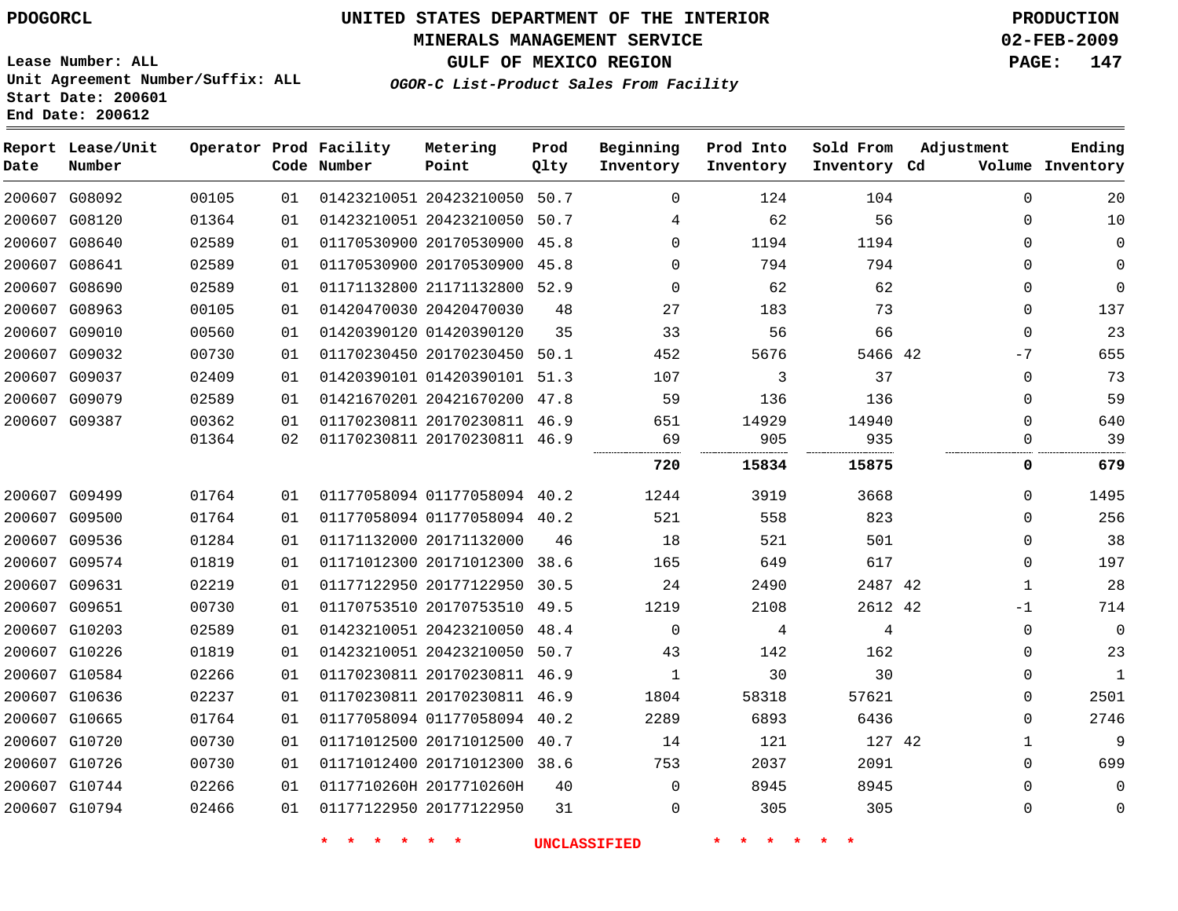PDOGORCL

# UNITED STATES DEPARTMENT OF THE INTERIOR
## MINERALS MANAGEMENT SERVICE
## GULF OF MEXICO REGION
### *OGOR-C List-Product Sales From Facility*

PRODUCTION
02-FEB-2009

Lease Number: ALL
Unit Agreement Number/Suffix: ALL
Start Date: 200601
End Date: 200612

| Report Date | Lease/Unit Number | Operator | Prod Code | Facility Number | Metering Point | Prod Qlty | Beginning Inventory | Prod Into Inventory | Sold From Inventory | Adjustment Cd | Adjustment Volume | Ending Inventory |
|---|---|---|---|---|---|---|---|---|---|---|---|---|
| 200607 | G08092 | 00105 | 01 | 01423210051 | 20423210050 | 50.7 | 0 | 124 | 104 | | 0 | 20 |
| 200607 | G08120 | 01364 | 01 | 01423210051 | 20423210050 | 50.7 | 4 | 62 | 56 | | 0 | 10 |
| 200607 | G08640 | 02589 | 01 | 01170530900 | 20170530900 | 45.8 | 0 | 1194 | 1194 | | 0 | 0 |
| 200607 | G08641 | 02589 | 01 | 01170530900 | 20170530900 | 45.8 | 0 | 794 | 794 | | 0 | 0 |
| 200607 | G08690 | 02589 | 01 | 01171132800 | 21171132800 | 52.9 | 0 | 62 | 62 | | 0 | 0 |
| 200607 | G08963 | 00105 | 01 | 01420470030 | 20420470030 | 48 | 27 | 183 | 73 | | 0 | 137 |
| 200607 | G09010 | 00560 | 01 | 01420390120 | 01420390120 | 35 | 33 | 56 | 66 | | 0 | 23 |
| 200607 | G09032 | 00730 | 01 | 01170230450 | 20170230450 | 50.1 | 452 | 5676 | 5466 | 42 | -7 | 655 |
| 200607 | G09037 | 02409 | 01 | 01420390101 | 01420390101 | 51.3 | 107 | 3 | 37 | | 0 | 73 |
| 200607 | G09079 | 02589 | 01 | 01421670201 | 20421670200 | 47.8 | 59 | 136 | 136 | | 0 | 59 |
| 200607 | G09387 | 00362 | 01 | 01170230811 | 20170230811 | 46.9 | 651 | 14929 | 14940 | | 0 | 640 |
| | | 01364 | 02 | 01170230811 | 20170230811 | 46.9 | 69 | 905 | 935 | | 0 | 39 |
| | | | | | | | **720** | **15834** | **15875** | | **0** | **679** |
| 200607 | G09499 | 01764 | 01 | 01177058094 | 01177058094 | 40.2 | 1244 | 3919 | 3668 | | 0 | 1495 |
| 200607 | G09500 | 01764 | 01 | 01177058094 | 01177058094 | 40.2 | 521 | 558 | 823 | | 0 | 256 |
| 200607 | G09536 | 01284 | 01 | 01171132000 | 20171132000 | 46 | 18 | 521 | 501 | | 0 | 38 |
| 200607 | G09574 | 01819 | 01 | 01171012300 | 20171012300 | 38.6 | 165 | 649 | 617 | | 0 | 197 |
| 200607 | G09631 | 02219 | 01 | 01177122950 | 20177122950 | 30.5 | 24 | 2490 | 2487 | 42 | 1 | 28 |
| 200607 | G09651 | 00730 | 01 | 01170753510 | 20170753510 | 49.5 | 1219 | 2108 | 2612 | 42 | -1 | 714 |
| 200607 | G10203 | 02589 | 01 | 01423210051 | 20423210050 | 48.4 | 0 | 4 | 4 | | 0 | 0 |
| 200607 | G10226 | 01819 | 01 | 01423210051 | 20423210050 | 50.7 | 43 | 142 | 162 | | 0 | 23 |
| 200607 | G10584 | 02266 | 01 | 01170230811 | 20170230811 | 46.9 | 1 | 30 | 30 | | 0 | 1 |
| 200607 | G10636 | 02237 | 01 | 01170230811 | 20170230811 | 46.9 | 1804 | 58318 | 57621 | | 0 | 2501 |
| 200607 | G10665 | 01764 | 01 | 01177058094 | 01177058094 | 40.2 | 2289 | 6893 | 6436 | | 0 | 2746 |
| 200607 | G10720 | 00730 | 01 | 01171012500 | 20171012500 | 40.7 | 14 | 121 | 127 | 42 | 1 | 9 |
| 200607 | G10726 | 00730 | 01 | 01171012400 | 20171012300 | 38.6 | 753 | 2037 | 2091 | | 0 | 699 |
| 200607 | G10744 | 02266 | 01 | 0117710260H | 2017710260H | 40 | 0 | 8945 | 8945 | | 0 | 0 |
| 200607 | G10794 | 02466 | 01 | 01177122950 | 20177122950 | 31 | 0 | 305 | 305 | | 0 | 0 |

\* \* \* \* \* \* UNCLASSIFIED \* \* \* \* \* \*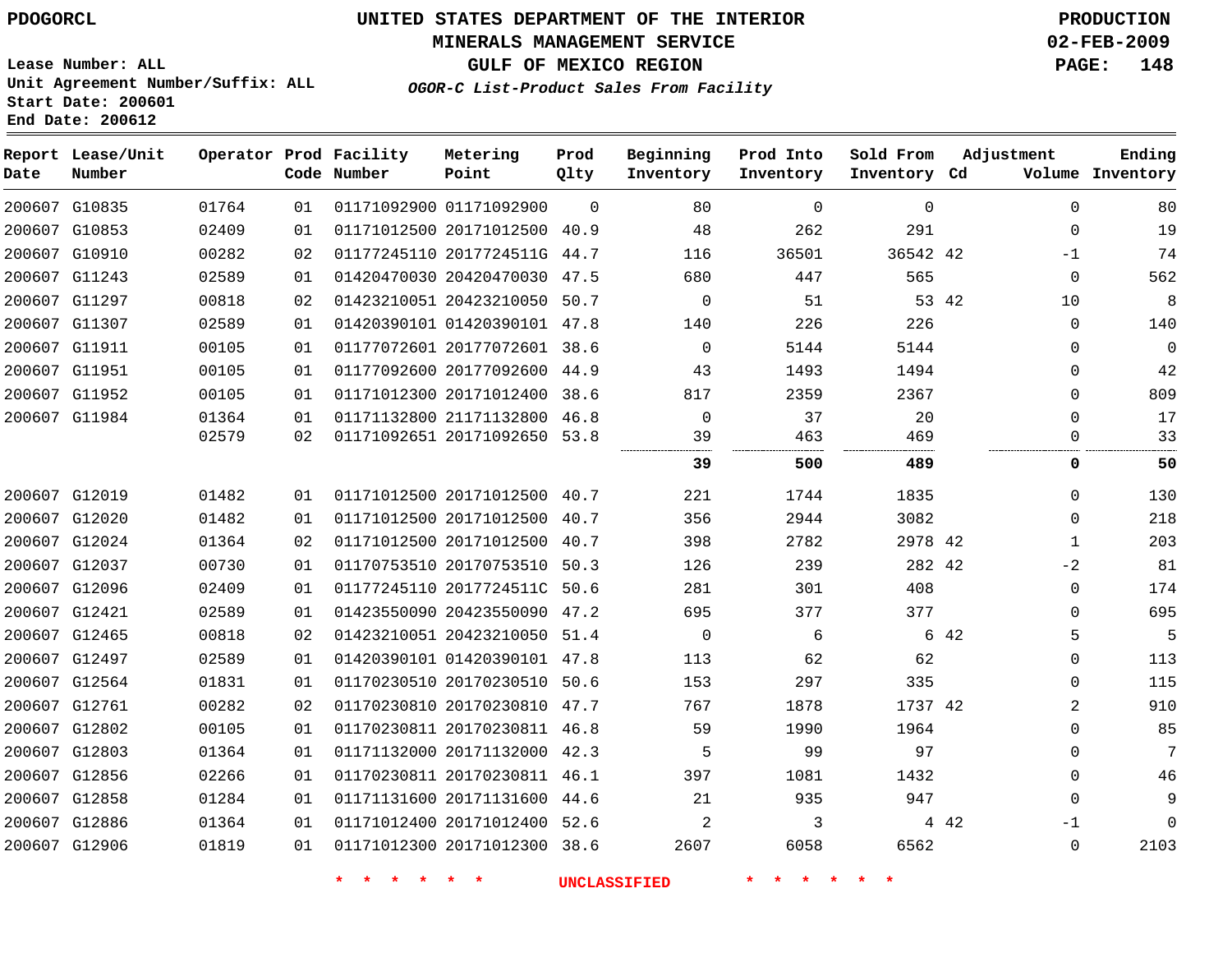PDOGORCL

# UNITED STATES DEPARTMENT OF THE INTERIOR
## MINERALS MANAGEMENT SERVICE
## GULF OF MEXICO REGION
### *OGOR-C List-Product Sales From Facility*

PRODUCTION
02-FEB-2009

Lease Number: ALL
Unit Agreement Number/Suffix: ALL
Start Date: 200601
End Date: 200612

| Report Date | Lease/Unit Number | Operator | Prod Code | Facility Number | Metering Point | Prod Qlty | Beginning Inventory | Prod Into Inventory | Sold From Inventory | Adjustment Cd | Volume | Ending Inventory |
|---|---|---|---|---|---|---|---|---|---|---|---|---|
| 200607 | G10835 | 01764 | 01 | 01171092900 | 01171092900 | 0 | 80 | 0 | 0 | | 0 | 80 |
| 200607 | G10853 | 02409 | 01 | 01171012500 | 20171012500 | 40.9 | 48 | 262 | 291 | | 0 | 19 |
| 200607 | G10910 | 00282 | 02 | 01177245110 | 2017724511G | 44.7 | 116 | 36501 | 36542 | 42 | -1 | 74 |
| 200607 | G11243 | 02589 | 01 | 01420470030 | 20420470030 | 47.5 | 680 | 447 | 565 | | 0 | 562 |
| 200607 | G11297 | 00818 | 02 | 01423210051 | 20423210050 | 50.7 | 0 | 51 | 53 | 42 | 10 | 8 |
| 200607 | G11307 | 02589 | 01 | 01420390101 | 01420390101 | 47.8 | 140 | 226 | 226 | | 0 | 140 |
| 200607 | G11911 | 00105 | 01 | 01177072601 | 20177072601 | 38.6 | 0 | 5144 | 5144 | | 0 | 0 |
| 200607 | G11951 | 00105 | 01 | 01177092600 | 20177092600 | 44.9 | 43 | 1493 | 1494 | | 0 | 42 |
| 200607 | G11952 | 00105 | 01 | 01171012300 | 20171012400 | 38.6 | 817 | 2359 | 2367 | | 0 | 809 |
| 200607 | G11984 | 01364 | 01 | 01171132800 | 21171132800 | 46.8 | 0 | 37 | 20 | | 0 | 17 |
| | | 02579 | 02 | 01171092651 | 20171092650 | 53.8 | 39 | 463 | 469 | | 0 | 33 |
| | | | | | | | **39** | **500** | **489** | | **0** | **50** |
| 200607 | G12019 | 01482 | 01 | 01171012500 | 20171012500 | 40.7 | 221 | 1744 | 1835 | | 0 | 130 |
| 200607 | G12020 | 01482 | 01 | 01171012500 | 20171012500 | 40.7 | 356 | 2944 | 3082 | | 0 | 218 |
| 200607 | G12024 | 01364 | 02 | 01171012500 | 20171012500 | 40.7 | 398 | 2782 | 2978 | 42 | 1 | 203 |
| 200607 | G12037 | 00730 | 01 | 01170753510 | 20170753510 | 50.3 | 126 | 239 | 282 | 42 | -2 | 81 |
| 200607 | G12096 | 02409 | 01 | 01177245110 | 2017724511C | 50.6 | 281 | 301 | 408 | | 0 | 174 |
| 200607 | G12421 | 02589 | 01 | 01423550090 | 20423550090 | 47.2 | 695 | 377 | 377 | | 0 | 695 |
| 200607 | G12465 | 00818 | 02 | 01423210051 | 20423210050 | 51.4 | 0 | 6 | 6 | 42 | 5 | 5 |
| 200607 | G12497 | 02589 | 01 | 01420390101 | 01420390101 | 47.8 | 113 | 62 | 62 | | 0 | 113 |
| 200607 | G12564 | 01831 | 01 | 01170230510 | 20170230510 | 50.6 | 153 | 297 | 335 | | 0 | 115 |
| 200607 | G12761 | 00282 | 02 | 01170230810 | 20170230810 | 47.7 | 767 | 1878 | 1737 | 42 | 2 | 910 |
| 200607 | G12802 | 00105 | 01 | 01170230811 | 20170230811 | 46.8 | 59 | 1990 | 1964 | | 0 | 85 |
| 200607 | G12803 | 01364 | 01 | 01171132000 | 20171132000 | 42.3 | 5 | 99 | 97 | | 0 | 7 |
| 200607 | G12856 | 02266 | 01 | 01170230811 | 20170230811 | 46.1 | 397 | 1081 | 1432 | | 0 | 46 |
| 200607 | G12858 | 01284 | 01 | 01171131600 | 20171131600 | 44.6 | 21 | 935 | 947 | | 0 | 9 |
| 200607 | G12886 | 01364 | 01 | 01171012400 | 20171012400 | 52.6 | 2 | 3 | 4 | 42 | -1 | 0 |
| 200607 | G12906 | 01819 | 01 | 01171012300 | 20171012300 | 38.6 | 2607 | 6058 | 6562 | | 0 | 2103 |

\* \* \* \* \* \* UNCLASSIFIED \* \* \* \* \* \*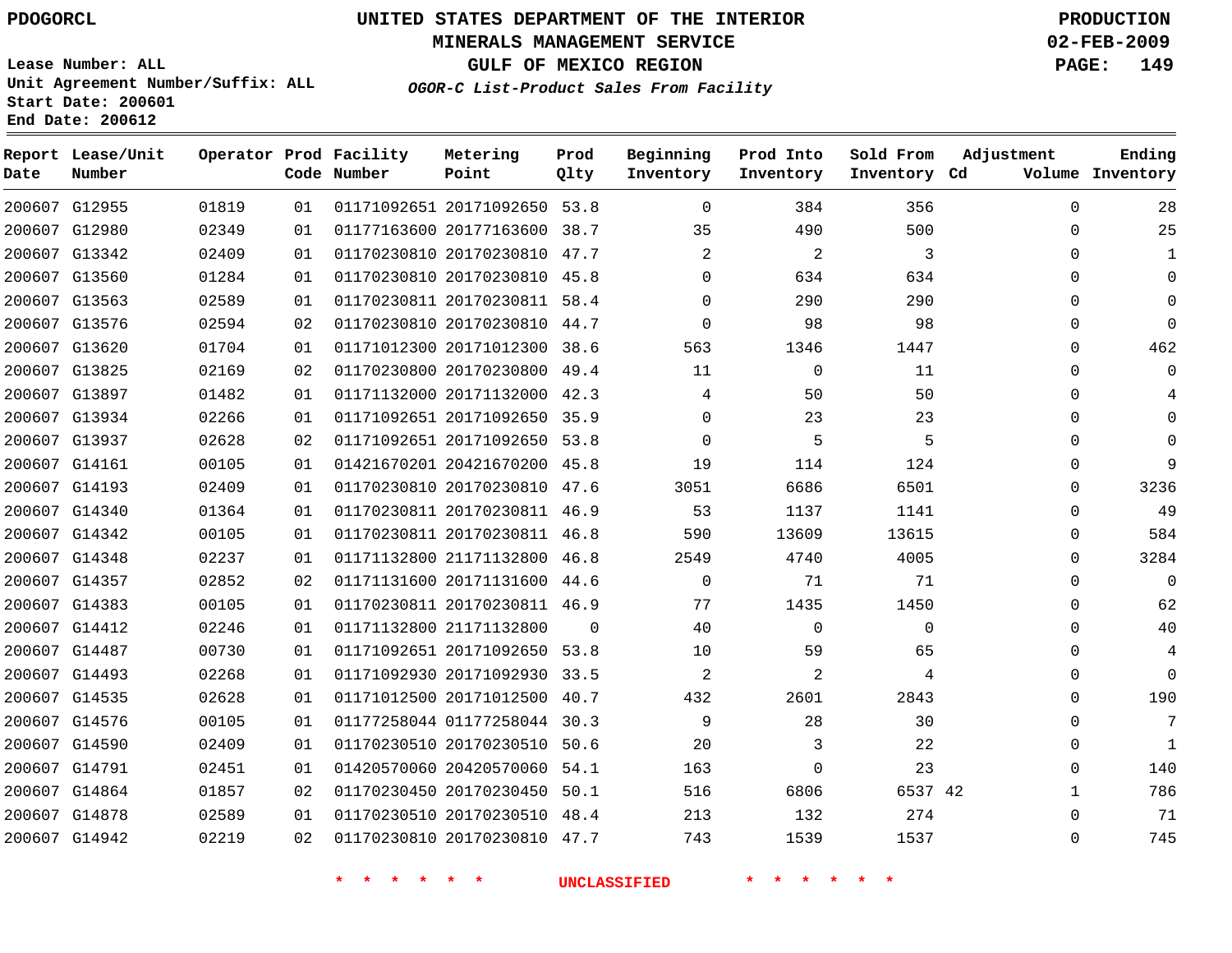PDOGORCL

# UNITED STATES DEPARTMENT OF THE INTERIOR
## MINERALS MANAGEMENT SERVICE
## GULF OF MEXICO REGION
### *OGOR-C List-Product Sales From Facility*

PRODUCTION
02-FEB-2009

Lease Number: ALL
Unit Agreement Number/Suffix: ALL
Start Date: 200601
End Date: 200612

| Report Date | Lease/Unit Number | Operator | Prod Code | Facility Number | Metering Point | Prod Qlty | Beginning Inventory | Prod Into Inventory | Sold From Inventory | Adjustment Cd | Adjustment Volume | Ending Inventory |
|---|---|---|---|---|---|---|---|---|---|---|---|---|
| 200607 | G12955 | 01819 | 01 | 01171092651 | 20171092650 | 53.8 | 0 | 384 | 356 | | 0 | 28 |
| 200607 | G12980 | 02349 | 01 | 01177163600 | 20177163600 | 38.7 | 35 | 490 | 500 | | 0 | 25 |
| 200607 | G13342 | 02409 | 01 | 01170230810 | 20170230810 | 47.7 | 2 | 2 | 3 | | 0 | 1 |
| 200607 | G13560 | 01284 | 01 | 01170230810 | 20170230810 | 45.8 | 0 | 634 | 634 | | 0 | 0 |
| 200607 | G13563 | 02589 | 01 | 01170230811 | 20170230811 | 58.4 | 0 | 290 | 290 | | 0 | 0 |
| 200607 | G13576 | 02594 | 02 | 01170230810 | 20170230810 | 44.7 | 0 | 98 | 98 | | 0 | 0 |
| 200607 | G13620 | 01704 | 01 | 01171012300 | 20171012300 | 38.6 | 563 | 1346 | 1447 | | 0 | 462 |
| 200607 | G13825 | 02169 | 02 | 01170230800 | 20170230800 | 49.4 | 11 | 0 | 11 | | 0 | 0 |
| 200607 | G13897 | 01482 | 01 | 01171132000 | 20171132000 | 42.3 | 4 | 50 | 50 | | 0 | 4 |
| 200607 | G13934 | 02266 | 01 | 01171092651 | 20171092650 | 35.9 | 0 | 23 | 23 | | 0 | 0 |
| 200607 | G13937 | 02628 | 02 | 01171092651 | 20171092650 | 53.8 | 0 | 5 | 5 | | 0 | 0 |
| 200607 | G14161 | 00105 | 01 | 01421670201 | 20421670200 | 45.8 | 19 | 114 | 124 | | 0 | 9 |
| 200607 | G14193 | 02409 | 01 | 01170230810 | 20170230810 | 47.6 | 3051 | 6686 | 6501 | | 0 | 3236 |
| 200607 | G14340 | 01364 | 01 | 01170230811 | 20170230811 | 46.9 | 53 | 1137 | 1141 | | 0 | 49 |
| 200607 | G14342 | 00105 | 01 | 01170230811 | 20170230811 | 46.8 | 590 | 13609 | 13615 | | 0 | 584 |
| 200607 | G14348 | 02237 | 01 | 01171132800 | 21171132800 | 46.8 | 2549 | 4740 | 4005 | | 0 | 3284 |
| 200607 | G14357 | 02852 | 02 | 01171131600 | 20171131600 | 44.6 | 0 | 71 | 71 | | 0 | 0 |
| 200607 | G14383 | 00105 | 01 | 01170230811 | 20170230811 | 46.9 | 77 | 1435 | 1450 | | 0 | 62 |
| 200607 | G14412 | 02246 | 01 | 01171132800 | 21171132800 | 0 | 40 | 0 | 0 | | 0 | 40 |
| 200607 | G14487 | 00730 | 01 | 01171092651 | 20171092650 | 53.8 | 10 | 59 | 65 | | 0 | 4 |
| 200607 | G14493 | 02268 | 01 | 01171092930 | 20171092930 | 33.5 | 2 | 2 | 4 | | 0 | 0 |
| 200607 | G14535 | 02628 | 01 | 01171012500 | 20171012500 | 40.7 | 432 | 2601 | 2843 | | 0 | 190 |
| 200607 | G14576 | 00105 | 01 | 01177258044 | 01177258044 | 30.3 | 9 | 28 | 30 | | 0 | 7 |
| 200607 | G14590 | 02409 | 01 | 01170230510 | 20170230510 | 50.6 | 20 | 3 | 22 | | 0 | 1 |
| 200607 | G14791 | 02451 | 01 | 01420570060 | 20420570060 | 54.1 | 163 | 0 | 23 | | 0 | 140 |
| 200607 | G14864 | 01857 | 02 | 01170230450 | 20170230450 | 50.1 | 516 | 6806 | 6537 | 42 | 1 | 786 |
| 200607 | G14878 | 02589 | 01 | 01170230510 | 20170230510 | 48.4 | 213 | 132 | 274 | | 0 | 71 |
| 200607 | G14942 | 02219 | 02 | 01170230810 | 20170230810 | 47.7 | 743 | 1539 | 1537 | | 0 | 745 |

* * * * * * UNCLASSIFIED * * * * * *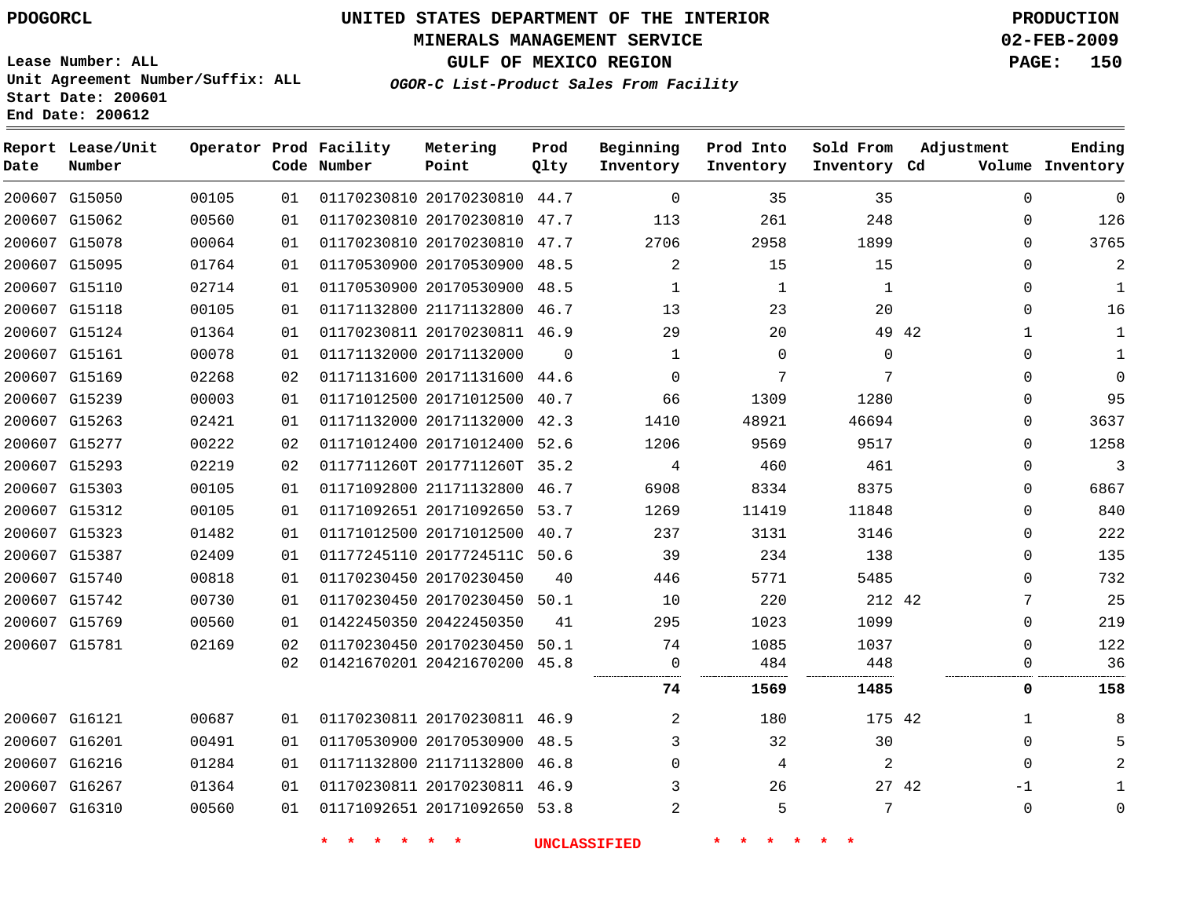PDOGORCL

# UNITED STATES DEPARTMENT OF THE INTERIOR
## MINERALS MANAGEMENT SERVICE
## GULF OF MEXICO REGION
### *OGOR-C List-Product Sales From Facility*

PRODUCTION
02-FEB-2009

Lease Number: ALL
Unit Agreement Number/Suffix: ALL
Start Date: 200601
End Date: 200612

| Report Date | Lease/Unit Number | Operator | Prod Code | Facility Number | Metering Point | Prod Qlty | Beginning Inventory | Prod Into Inventory | Sold From Inventory | Adjustment Cd | Adjustment Volume | Ending Inventory |
|---|---|---|---|---|---|---|---|---|---|---|---|---|
| 200607 | G15050 | 00105 | 01 | 01170230810 | 20170230810 | 44.7 | 0 | 35 | 35 | | 0 | 0 |
| 200607 | G15062 | 00560 | 01 | 01170230810 | 20170230810 | 47.7 | 113 | 261 | 248 | | 0 | 126 |
| 200607 | G15078 | 00064 | 01 | 01170230810 | 20170230810 | 47.7 | 2706 | 2958 | 1899 | | 0 | 3765 |
| 200607 | G15095 | 01764 | 01 | 01170530900 | 20170530900 | 48.5 | 2 | 15 | 15 | | 0 | 2 |
| 200607 | G15110 | 02714 | 01 | 01170530900 | 20170530900 | 48.5 | 1 | 1 | 1 | | 0 | 1 |
| 200607 | G15118 | 00105 | 01 | 01171132800 | 21171132800 | 46.7 | 13 | 23 | 20 | | 0 | 16 |
| 200607 | G15124 | 01364 | 01 | 01170230811 | 20170230811 | 46.9 | 29 | 20 | 49 | 42 | 1 | 1 |
| 200607 | G15161 | 00078 | 01 | 01171132000 | 20171132000 | 0 | 1 | 0 | 0 | | 0 | 1 |
| 200607 | G15169 | 02268 | 02 | 01171131600 | 20171131600 | 44.6 | 0 | 7 | 7 | | 0 | 0 |
| 200607 | G15239 | 00003 | 01 | 01171012500 | 20171012500 | 40.7 | 66 | 1309 | 1280 | | 0 | 95 |
| 200607 | G15263 | 02421 | 01 | 01171132000 | 20171132000 | 42.3 | 1410 | 48921 | 46694 | | 0 | 3637 |
| 200607 | G15277 | 00222 | 02 | 01171012400 | 20171012400 | 52.6 | 1206 | 9569 | 9517 | | 0 | 1258 |
| 200607 | G15293 | 02219 | 02 | 0117711260T | 2017711260T | 35.2 | 4 | 460 | 461 | | 0 | 3 |
| 200607 | G15303 | 00105 | 01 | 01171092800 | 21171132800 | 46.7 | 6908 | 8334 | 8375 | | 0 | 6867 |
| 200607 | G15312 | 00105 | 01 | 01171092651 | 20171092650 | 53.7 | 1269 | 11419 | 11848 | | 0 | 840 |
| 200607 | G15323 | 01482 | 01 | 01171012500 | 20171012500 | 40.7 | 237 | 3131 | 3146 | | 0 | 222 |
| 200607 | G15387 | 02409 | 01 | 01177245110 | 2017724511C | 50.6 | 39 | 234 | 138 | | 0 | 135 |
| 200607 | G15740 | 00818 | 01 | 01170230450 | 20170230450 | 40 | 446 | 5771 | 5485 | | 0 | 732 |
| 200607 | G15742 | 00730 | 01 | 01170230450 | 20170230450 | 50.1 | 10 | 220 | 212 | 42 | 7 | 25 |
| 200607 | G15769 | 00560 | 01 | 01422450350 | 20422450350 | 41 | 295 | 1023 | 1099 | | 0 | 219 |
| 200607 | G15781 | 02169 | 02 | 01170230450 | 20170230450 | 50.1 | 74 | 1085 | 1037 | | 0 | 122 |
| | | | 02 | 01421670201 | 20421670200 | 45.8 | 0 | 484 | 448 | | 0 | 36 |
| | | | | | | | **74** | **1569** | **1485** | | **0** | **158** |
| 200607 | G16121 | 00687 | 01 | 01170230811 | 20170230811 | 46.9 | 2 | 180 | 175 | 42 | 1 | 8 |
| 200607 | G16201 | 00491 | 01 | 01170530900 | 20170530900 | 48.5 | 3 | 32 | 30 | | 0 | 5 |
| 200607 | G16216 | 01284 | 01 | 01171132800 | 21171132800 | 46.8 | 0 | 4 | 2 | | 0 | 2 |
| 200607 | G16267 | 01364 | 01 | 01170230811 | 20170230811 | 46.9 | 3 | 26 | 27 | 42 | -1 | 1 |
| 200607 | G16310 | 00560 | 01 | 01171092651 | 20171092650 | 53.8 | 2 | 5 | 7 | | 0 | 0 |

* * * * * * UNCLASSIFIED * * * * * *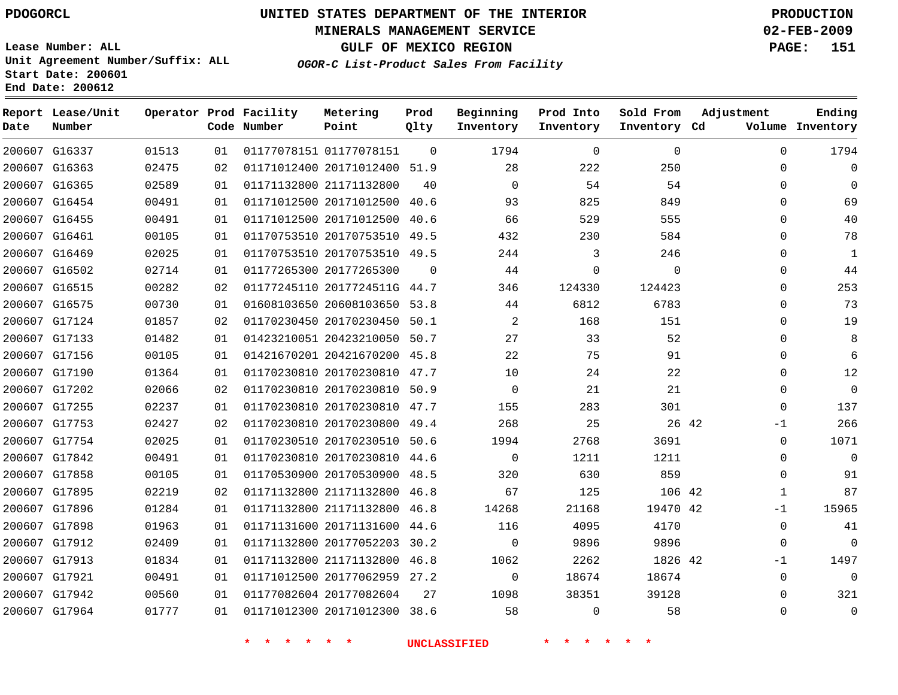PDOGORCL

# UNITED STATES DEPARTMENT OF THE INTERIOR
## MINERALS MANAGEMENT SERVICE
## GULF OF MEXICO REGION
### *OGOR-C List-Product Sales From Facility*

PRODUCTION
02-FEB-2009

Lease Number: ALL
Unit Agreement Number/Suffix: ALL
Start Date: 200601
End Date: 200612

| Report Date | Lease/Unit Number | Operator | Prod Code | Facility Number | Metering Point | Prod Qlty | Beginning Inventory | Prod Into Inventory | Sold From Inventory | Adjustment Cd | Adjustment Volume | Ending Inventory |
|---|---|---|---|---|---|---|---|---|---|---|---|---|
| 200607 | G16337 | 01513 | 01 | 01177078151 | 01177078151 | 0 | 1794 | 0 | 0 | | 0 | 1794 |
| 200607 | G16363 | 02475 | 02 | 01171012400 | 20171012400 | 51.9 | 28 | 222 | 250 | | 0 | 0 |
| 200607 | G16365 | 02589 | 01 | 01171132800 | 21171132800 | 40 | 0 | 54 | 54 | | 0 | 0 |
| 200607 | G16454 | 00491 | 01 | 01171012500 | 20171012500 | 40.6 | 93 | 825 | 849 | | 0 | 69 |
| 200607 | G16455 | 00491 | 01 | 01171012500 | 20171012500 | 40.6 | 66 | 529 | 555 | | 0 | 40 |
| 200607 | G16461 | 00105 | 01 | 01170753510 | 20170753510 | 49.5 | 432 | 230 | 584 | | 0 | 78 |
| 200607 | G16469 | 02025 | 01 | 01170753510 | 20170753510 | 49.5 | 244 | 3 | 246 | | 0 | 1 |
| 200607 | G16502 | 02714 | 01 | 01177265300 | 20177265300 | 0 | 44 | 0 | 0 | | 0 | 44 |
| 200607 | G16515 | 00282 | 02 | 01177245110 | 2017724511G | 44.7 | 346 | 124330 | 124423 | | 0 | 253 |
| 200607 | G16575 | 00730 | 01 | 01608103650 | 20608103650 | 53.8 | 44 | 6812 | 6783 | | 0 | 73 |
| 200607 | G17124 | 01857 | 02 | 01170230450 | 20170230450 | 50.1 | 2 | 168 | 151 | | 0 | 19 |
| 200607 | G17133 | 01482 | 01 | 01423210051 | 20423210050 | 50.7 | 27 | 33 | 52 | | 0 | 8 |
| 200607 | G17156 | 00105 | 01 | 01421670201 | 20421670200 | 45.8 | 22 | 75 | 91 | | 0 | 6 |
| 200607 | G17190 | 01364 | 01 | 01170230810 | 20170230810 | 47.7 | 10 | 24 | 22 | | 0 | 12 |
| 200607 | G17202 | 02066 | 02 | 01170230810 | 20170230810 | 50.9 | 0 | 21 | 21 | | 0 | 0 |
| 200607 | G17255 | 02237 | 01 | 01170230810 | 20170230810 | 47.7 | 155 | 283 | 301 | | 0 | 137 |
| 200607 | G17753 | 02427 | 02 | 01170230810 | 20170230800 | 49.4 | 268 | 25 | 26 | 42 | -1 | 266 |
| 200607 | G17754 | 02025 | 01 | 01170230510 | 20170230510 | 50.6 | 1994 | 2768 | 3691 | | 0 | 1071 |
| 200607 | G17842 | 00491 | 01 | 01170230810 | 20170230810 | 44.6 | 0 | 1211 | 1211 | | 0 | 0 |
| 200607 | G17858 | 00105 | 01 | 01170530900 | 20170530900 | 48.5 | 320 | 630 | 859 | | 0 | 91 |
| 200607 | G17895 | 02219 | 02 | 01171132800 | 21171132800 | 46.8 | 67 | 125 | 106 | 42 | 1 | 87 |
| 200607 | G17896 | 01284 | 01 | 01171132800 | 21171132800 | 46.8 | 14268 | 21168 | 19470 | 42 | -1 | 15965 |
| 200607 | G17898 | 01963 | 01 | 01171131600 | 20171131600 | 44.6 | 116 | 4095 | 4170 | | 0 | 41 |
| 200607 | G17912 | 02409 | 01 | 01171132800 | 20177052203 | 30.2 | 0 | 9896 | 9896 | | 0 | 0 |
| 200607 | G17913 | 01834 | 01 | 01171132800 | 21171132800 | 46.8 | 1062 | 2262 | 1826 | 42 | -1 | 1497 |
| 200607 | G17921 | 00491 | 01 | 01171012500 | 20177062959 | 27.2 | 0 | 18674 | 18674 | | 0 | 0 |
| 200607 | G17942 | 00560 | 01 | 01177082604 | 20177082604 | 27 | 1098 | 38351 | 39128 | | 0 | 321 |
| 200607 | G17964 | 01777 | 01 | 01171012300 | 20171012300 | 38.6 | 58 | 0 | 58 | | 0 | 0 |

\* \* \* \* \* \* UNCLASSIFIED \* \* \* \* \* \*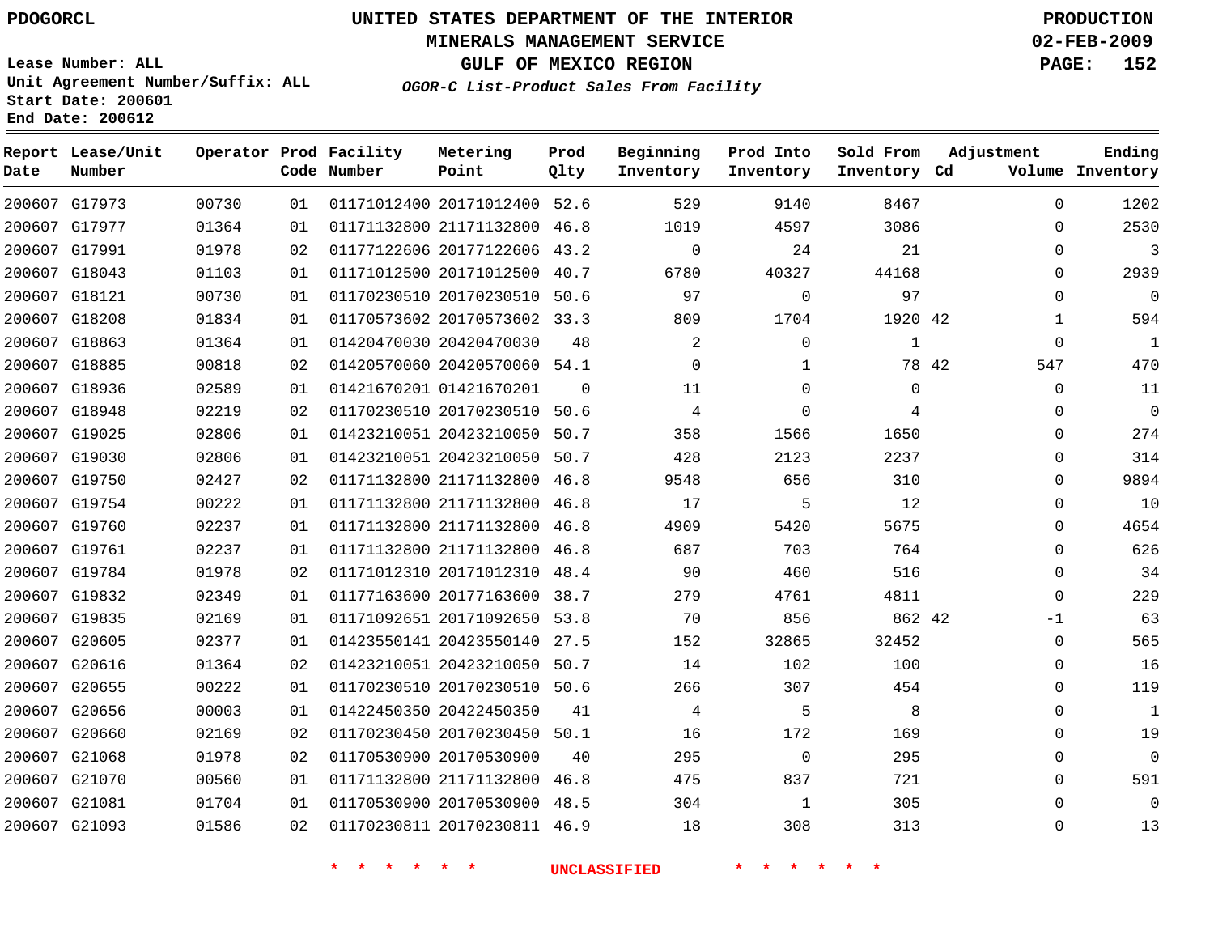PDOGORCL

# UNITED STATES DEPARTMENT OF THE INTERIOR
## MINERALS MANAGEMENT SERVICE
## GULF OF MEXICO REGION
### *OGOR-C List-Product Sales From Facility*

PRODUCTION
02-FEB-2009

Lease Number: ALL
Unit Agreement Number/Suffix: ALL
Start Date: 200601
End Date: 200612

| Report Date | Lease/Unit Number | Operator | Prod Code | Facility Number | Metering Point | Prod Qlty | Beginning Inventory | Prod Into Inventory | Sold From Inventory | Adjustment Cd | Adjustment Volume | Ending Inventory |
|---|---|---|---|---|---|---|---|---|---|---|---|---|
| 200607 | G17973 | 00730 | 01 | 01171012400 | 20171012400 | 52.6 | 529 | 9140 | 8467 | | 0 | 1202 |
| 200607 | G17977 | 01364 | 01 | 01171132800 | 21171132800 | 46.8 | 1019 | 4597 | 3086 | | 0 | 2530 |
| 200607 | G17991 | 01978 | 02 | 01177122606 | 20177122606 | 43.2 | 0 | 24 | 21 | | 0 | 3 |
| 200607 | G18043 | 01103 | 01 | 01171012500 | 20171012500 | 40.7 | 6780 | 40327 | 44168 | | 0 | 2939 |
| 200607 | G18121 | 00730 | 01 | 01170230510 | 20170230510 | 50.6 | 97 | 0 | 97 | | 0 | 0 |
| 200607 | G18208 | 01834 | 01 | 01170573602 | 20170573602 | 33.3 | 809 | 1704 | 1920 | 42 | 1 | 594 |
| 200607 | G18863 | 01364 | 01 | 01420470030 | 20420470030 | 48 | 2 | 0 | 1 | | 0 | 1 |
| 200607 | G18885 | 00818 | 02 | 01420570060 | 20420570060 | 54.1 | 0 | 1 | 78 | 42 | 547 | 470 |
| 200607 | G18936 | 02589 | 01 | 01421670201 | 01421670201 | 0 | 11 | 0 | 0 | | 0 | 11 |
| 200607 | G18948 | 02219 | 02 | 01170230510 | 20170230510 | 50.6 | 4 | 0 | 4 | | 0 | 0 |
| 200607 | G19025 | 02806 | 01 | 01423210051 | 20423210050 | 50.7 | 358 | 1566 | 1650 | | 0 | 274 |
| 200607 | G19030 | 02806 | 01 | 01423210051 | 20423210050 | 50.7 | 428 | 2123 | 2237 | | 0 | 314 |
| 200607 | G19750 | 02427 | 02 | 01171132800 | 21171132800 | 46.8 | 9548 | 656 | 310 | | 0 | 9894 |
| 200607 | G19754 | 00222 | 01 | 01171132800 | 21171132800 | 46.8 | 17 | 5 | 12 | | 0 | 10 |
| 200607 | G19760 | 02237 | 01 | 01171132800 | 21171132800 | 46.8 | 4909 | 5420 | 5675 | | 0 | 4654 |
| 200607 | G19761 | 02237 | 01 | 01171132800 | 21171132800 | 46.8 | 687 | 703 | 764 | | 0 | 626 |
| 200607 | G19784 | 01978 | 02 | 01171012310 | 20171012310 | 48.4 | 90 | 460 | 516 | | 0 | 34 |
| 200607 | G19832 | 02349 | 01 | 01177163600 | 20177163600 | 38.7 | 279 | 4761 | 4811 | | 0 | 229 |
| 200607 | G19835 | 02169 | 01 | 01171092651 | 20171092650 | 53.8 | 70 | 856 | 862 | 42 | -1 | 63 |
| 200607 | G20605 | 02377 | 01 | 01423550141 | 20423550140 | 27.5 | 152 | 32865 | 32452 | | 0 | 565 |
| 200607 | G20616 | 01364 | 02 | 01423210051 | 20423210050 | 50.7 | 14 | 102 | 100 | | 0 | 16 |
| 200607 | G20655 | 00222 | 01 | 01170230510 | 20170230510 | 50.6 | 266 | 307 | 454 | | 0 | 119 |
| 200607 | G20656 | 00003 | 01 | 01422450350 | 20422450350 | 41 | 4 | 5 | 8 | | 0 | 1 |
| 200607 | G20660 | 02169 | 02 | 01170230450 | 20170230450 | 50.1 | 16 | 172 | 169 | | 0 | 19 |
| 200607 | G21068 | 01978 | 02 | 01170530900 | 20170530900 | 40 | 295 | 0 | 295 | | 0 | 0 |
| 200607 | G21070 | 00560 | 01 | 01171132800 | 21171132800 | 46.8 | 475 | 837 | 721 | | 0 | 591 |
| 200607 | G21081 | 01704 | 01 | 01170530900 | 20170530900 | 48.5 | 304 | 1 | 305 | | 0 | 0 |
| 200607 | G21093 | 01586 | 02 | 01170230811 | 20170230811 | 46.9 | 18 | 308 | 313 | | 0 | 13 |

\* \* \* \* \* \* UNCLASSIFIED \* \* \* \* \* \*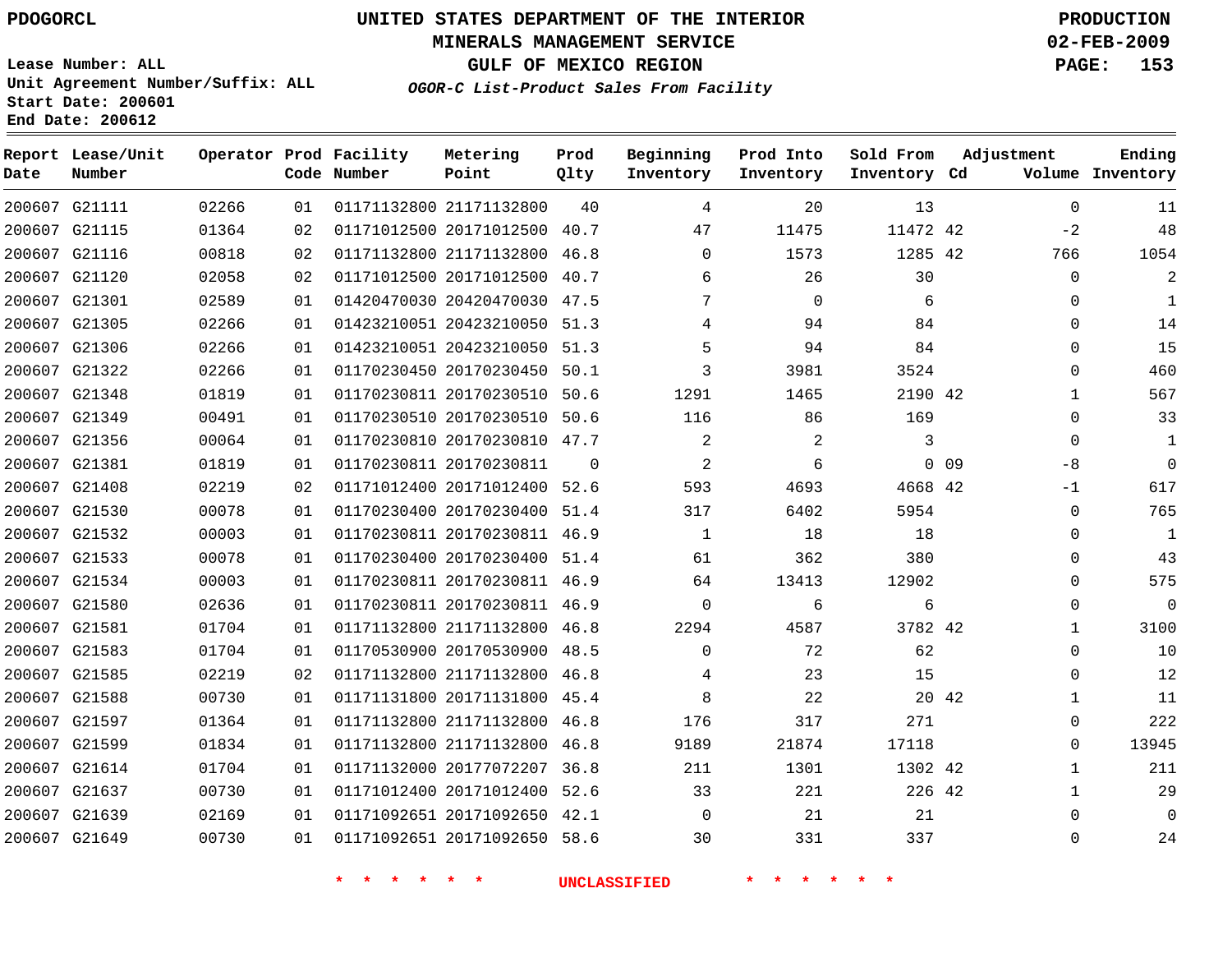PDOGORCL

# UNITED STATES DEPARTMENT OF THE INTERIOR
## MINERALS MANAGEMENT SERVICE
## GULF OF MEXICO REGION
### *OGOR-C List-Product Sales From Facility*

PRODUCTION
02-FEB-2009

Lease Number: ALL
Unit Agreement Number/Suffix: ALL
Start Date: 200601
End Date: 200612

| Report Date | Lease/Unit Number | Operator | Prod Code | Facility Number | Metering Point | Prod Qlty | Beginning Inventory | Prod Into Inventory | Sold From Inventory | Adjustment Cd | Adjustment Volume | Ending Inventory |
|---|---|---|---|---|---|---|---|---|---|---|---|---|
| 200607 | G21111 | 02266 | 01 | 01171132800 | 21171132800 | 40 | 4 | 20 | 13 | | 0 | 11 |
| 200607 | G21115 | 01364 | 02 | 01171012500 | 20171012500 | 40.7 | 47 | 11475 | 11472 | 42 | -2 | 48 |
| 200607 | G21116 | 00818 | 02 | 01171132800 | 21171132800 | 46.8 | 0 | 1573 | 1285 | 42 | 766 | 1054 |
| 200607 | G21120 | 02058 | 02 | 01171012500 | 20171012500 | 40.7 | 6 | 26 | 30 | | 0 | 2 |
| 200607 | G21301 | 02589 | 01 | 01420470030 | 20420470030 | 47.5 | 7 | 0 | 6 | | 0 | 1 |
| 200607 | G21305 | 02266 | 01 | 01423210051 | 20423210050 | 51.3 | 4 | 94 | 84 | | 0 | 14 |
| 200607 | G21306 | 02266 | 01 | 01423210051 | 20423210050 | 51.3 | 5 | 94 | 84 | | 0 | 15 |
| 200607 | G21322 | 02266 | 01 | 01170230450 | 20170230450 | 50.1 | 3 | 3981 | 3524 | | 0 | 460 |
| 200607 | G21348 | 01819 | 01 | 01170230811 | 20170230510 | 50.6 | 1291 | 1465 | 2190 | 42 | 1 | 567 |
| 200607 | G21349 | 00491 | 01 | 01170230510 | 20170230510 | 50.6 | 116 | 86 | 169 | | 0 | 33 |
| 200607 | G21356 | 00064 | 01 | 01170230810 | 20170230810 | 47.7 | 2 | 2 | 3 | | 0 | 1 |
| 200607 | G21381 | 01819 | 01 | 01170230811 | 20170230811 | 0 | 2 | 6 | 0 | 09 | -8 | 0 |
| 200607 | G21408 | 02219 | 02 | 01171012400 | 20171012400 | 52.6 | 593 | 4693 | 4668 | 42 | -1 | 617 |
| 200607 | G21530 | 00078 | 01 | 01170230400 | 20170230400 | 51.4 | 317 | 6402 | 5954 | | 0 | 765 |
| 200607 | G21532 | 00003 | 01 | 01170230811 | 20170230811 | 46.9 | 1 | 18 | 18 | | 0 | 1 |
| 200607 | G21533 | 00078 | 01 | 01170230400 | 20170230400 | 51.4 | 61 | 362 | 380 | | 0 | 43 |
| 200607 | G21534 | 00003 | 01 | 01170230811 | 20170230811 | 46.9 | 64 | 13413 | 12902 | | 0 | 575 |
| 200607 | G21580 | 02636 | 01 | 01170230811 | 20170230811 | 46.9 | 0 | 6 | 6 | | 0 | 0 |
| 200607 | G21581 | 01704 | 01 | 01171132800 | 21171132800 | 46.8 | 2294 | 4587 | 3782 | 42 | 1 | 3100 |
| 200607 | G21583 | 01704 | 01 | 01170530900 | 20170530900 | 48.5 | 0 | 72 | 62 | | 0 | 10 |
| 200607 | G21585 | 02219 | 02 | 01171132800 | 21171132800 | 46.8 | 4 | 23 | 15 | | 0 | 12 |
| 200607 | G21588 | 00730 | 01 | 01171131800 | 20171131800 | 45.4 | 8 | 22 | 20 | 42 | 1 | 11 |
| 200607 | G21597 | 01364 | 01 | 01171132800 | 21171132800 | 46.8 | 176 | 317 | 271 | | 0 | 222 |
| 200607 | G21599 | 01834 | 01 | 01171132800 | 21171132800 | 46.8 | 9189 | 21874 | 17118 | | 0 | 13945 |
| 200607 | G21614 | 01704 | 01 | 01171132000 | 20177072207 | 36.8 | 211 | 1301 | 1302 | 42 | 1 | 211 |
| 200607 | G21637 | 00730 | 01 | 01171012400 | 20171012400 | 52.6 | 33 | 221 | 226 | 42 | 1 | 29 |
| 200607 | G21639 | 02169 | 01 | 01171092651 | 20171092650 | 42.1 | 0 | 21 | 21 | | 0 | 0 |
| 200607 | G21649 | 00730 | 01 | 01171092651 | 20171092650 | 58.6 | 30 | 331 | 337 | | 0 | 24 |

* * * * * * UNCLASSIFIED * * * * * *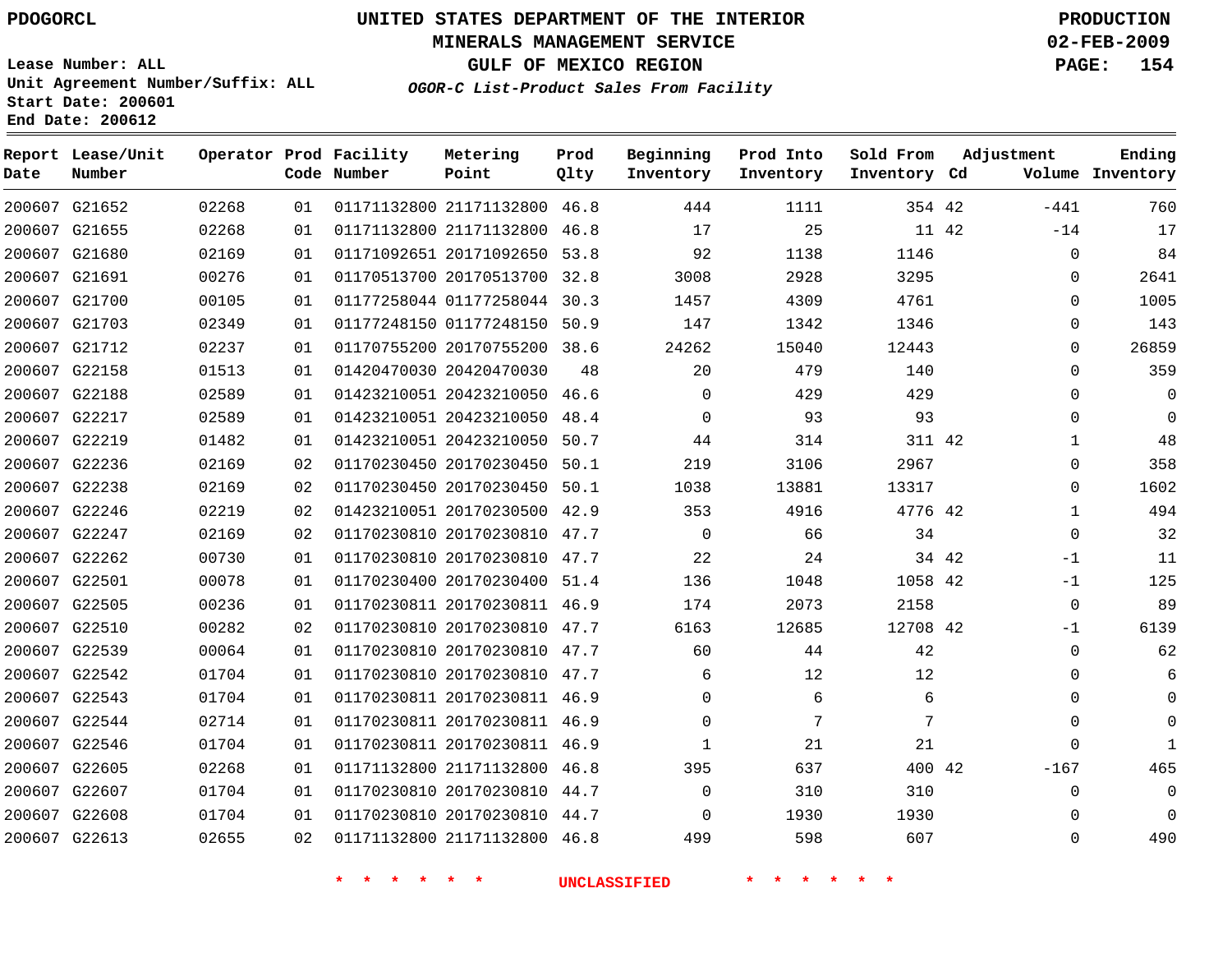PDOGORCL

# UNITED STATES DEPARTMENT OF THE INTERIOR
## MINERALS MANAGEMENT SERVICE
## GULF OF MEXICO REGION
### *OGOR-C List-Product Sales From Facility*

PRODUCTION
02-FEB-2009
PAGE: 154

Lease Number: ALL
Unit Agreement Number/Suffix: ALL
Start Date: 200601
End Date: 200612

| Report Date | Lease/Unit Number | Operator | Prod Code | Facility Number | Metering Point | Prod Qlty | Beginning Inventory | Prod Into Inventory | Sold From Inventory | Adjustment Cd | Volume | Ending Inventory |
|---|---|---|---|---|---|---|---|---|---|---|---|---|
| 200607 | G21652 | 02268 | 01 | 01171132800 | 21171132800 | 46.8 | 444 | 1111 | 354 | 42 | -441 | 760 |
| 200607 | G21655 | 02268 | 01 | 01171132800 | 21171132800 | 46.8 | 17 | 25 | 11 | 42 | -14 | 17 |
| 200607 | G21680 | 02169 | 01 | 01171092651 | 20171092650 | 53.8 | 92 | 1138 | 1146 | | 0 | 84 |
| 200607 | G21691 | 00276 | 01 | 01170513700 | 20170513700 | 32.8 | 3008 | 2928 | 3295 | | 0 | 2641 |
| 200607 | G21700 | 00105 | 01 | 01177258044 | 01177258044 | 30.3 | 1457 | 4309 | 4761 | | 0 | 1005 |
| 200607 | G21703 | 02349 | 01 | 01177248150 | 01177248150 | 50.9 | 147 | 1342 | 1346 | | 0 | 143 |
| 200607 | G21712 | 02237 | 01 | 01170755200 | 20170755200 | 38.6 | 24262 | 15040 | 12443 | | 0 | 26859 |
| 200607 | G22158 | 01513 | 01 | 01420470030 | 20420470030 | 48 | 20 | 479 | 140 | | 0 | 359 |
| 200607 | G22188 | 02589 | 01 | 01423210051 | 20423210050 | 46.6 | 0 | 429 | 429 | | 0 | 0 |
| 200607 | G22217 | 02589 | 01 | 01423210051 | 20423210050 | 48.4 | 0 | 93 | 93 | | 0 | 0 |
| 200607 | G22219 | 01482 | 01 | 01423210051 | 20423210050 | 50.7 | 44 | 314 | 311 | 42 | 1 | 48 |
| 200607 | G22236 | 02169 | 02 | 01170230450 | 20170230450 | 50.1 | 219 | 3106 | 2967 | | 0 | 358 |
| 200607 | G22238 | 02169 | 02 | 01170230450 | 20170230450 | 50.1 | 1038 | 13881 | 13317 | | 0 | 1602 |
| 200607 | G22246 | 02219 | 02 | 01423210051 | 20170230500 | 42.9 | 353 | 4916 | 4776 | 42 | 1 | 494 |
| 200607 | G22247 | 02169 | 02 | 01170230810 | 20170230810 | 47.7 | 0 | 66 | 34 | | 0 | 32 |
| 200607 | G22262 | 00730 | 01 | 01170230810 | 20170230810 | 47.7 | 22 | 24 | 34 | 42 | -1 | 11 |
| 200607 | G22501 | 00078 | 01 | 01170230400 | 20170230400 | 51.4 | 136 | 1048 | 1058 | 42 | -1 | 125 |
| 200607 | G22505 | 00236 | 01 | 01170230811 | 20170230811 | 46.9 | 174 | 2073 | 2158 | | 0 | 89 |
| 200607 | G22510 | 00282 | 02 | 01170230810 | 20170230810 | 47.7 | 6163 | 12685 | 12708 | 42 | -1 | 6139 |
| 200607 | G22539 | 00064 | 01 | 01170230810 | 20170230810 | 47.7 | 60 | 44 | 42 | | 0 | 62 |
| 200607 | G22542 | 01704 | 01 | 01170230810 | 20170230810 | 47.7 | 6 | 12 | 12 | | 0 | 6 |
| 200607 | G22543 | 01704 | 01 | 01170230811 | 20170230811 | 46.9 | 0 | 6 | 6 | | 0 | 0 |
| 200607 | G22544 | 02714 | 01 | 01170230811 | 20170230811 | 46.9 | 0 | 7 | 7 | | 0 | 0 |
| 200607 | G22546 | 01704 | 01 | 01170230811 | 20170230811 | 46.9 | 1 | 21 | 21 | | 0 | 1 |
| 200607 | G22605 | 02268 | 01 | 01171132800 | 21171132800 | 46.8 | 395 | 637 | 400 | 42 | -167 | 465 |
| 200607 | G22607 | 01704 | 01 | 01170230810 | 20170230810 | 44.7 | 0 | 310 | 310 | | 0 | 0 |
| 200607 | G22608 | 01704 | 01 | 01170230810 | 20170230810 | 44.7 | 0 | 1930 | 1930 | | 0 | 0 |
| 200607 | G22613 | 02655 | 02 | 01171132800 | 21171132800 | 46.8 | 499 | 598 | 607 | | 0 | 490 |

* * * * * * UNCLASSIFIED * * * * * *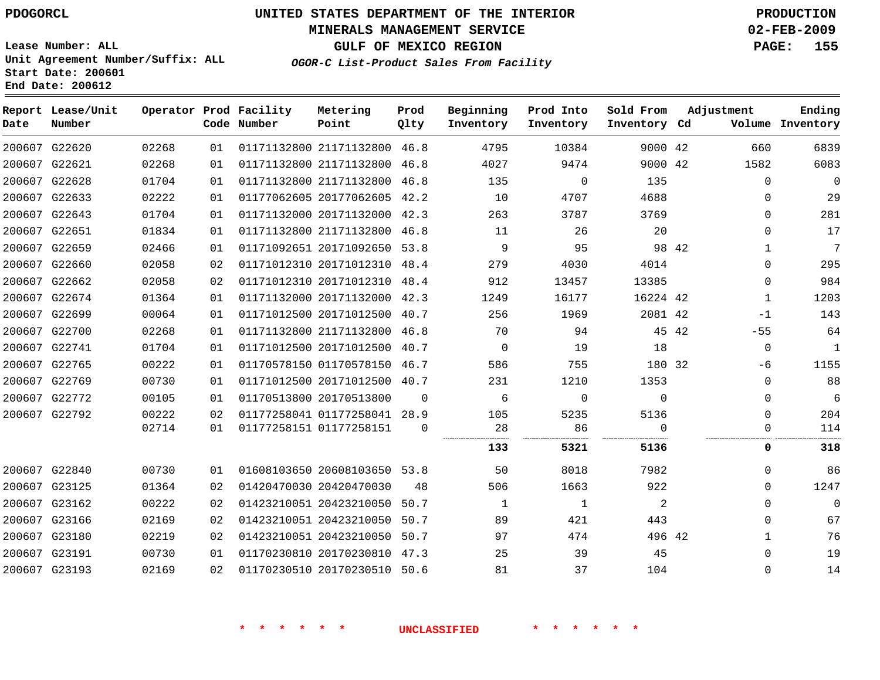PDOGORCL

# UNITED STATES DEPARTMENT OF THE INTERIOR
## MINERALS MANAGEMENT SERVICE
## GULF OF MEXICO REGION
### *OGOR-C List-Product Sales From Facility*

PRODUCTION
02-FEB-2009

Lease Number: ALL
Unit Agreement Number/Suffix: ALL
Start Date: 200601
End Date: 200612

| Report Date | Lease/Unit Number | Operator | Prod Code | Facility Number | Metering Point | Prod Qlty | Beginning Inventory | Prod Into Inventory | Sold From Inventory | Adjustment Cd | Volume | Ending Inventory |
|---|---|---|---|---|---|---|---|---|---|---|---|---|
| 200607 | G22620 | 02268 | 01 | 01171132800 | 21171132800 | 46.8 | 4795 | 10384 | 9000 | 42 | 660 | 6839 |
| 200607 | G22621 | 02268 | 01 | 01171132800 | 21171132800 | 46.8 | 4027 | 9474 | 9000 | 42 | 1582 | 6083 |
| 200607 | G22628 | 01704 | 01 | 01171132800 | 21171132800 | 46.8 | 135 | 0 | 135 | | 0 | 0 |
| 200607 | G22633 | 02222 | 01 | 01177062605 | 20177062605 | 42.2 | 10 | 4707 | 4688 | | 0 | 29 |
| 200607 | G22643 | 01704 | 01 | 01171132000 | 20171132000 | 42.3 | 263 | 3787 | 3769 | | 0 | 281 |
| 200607 | G22651 | 01834 | 01 | 01171132800 | 21171132800 | 46.8 | 11 | 26 | 20 | | 0 | 17 |
| 200607 | G22659 | 02466 | 01 | 01171092651 | 20171092650 | 53.8 | 9 | 95 | 98 | 42 | 1 | 7 |
| 200607 | G22660 | 02058 | 02 | 01171012310 | 20171012310 | 48.4 | 279 | 4030 | 4014 | | 0 | 295 |
| 200607 | G22662 | 02058 | 02 | 01171012310 | 20171012310 | 48.4 | 912 | 13457 | 13385 | | 0 | 984 |
| 200607 | G22674 | 01364 | 01 | 01171132000 | 20171132000 | 42.3 | 1249 | 16177 | 16224 | 42 | 1 | 1203 |
| 200607 | G22699 | 00064 | 01 | 01171012500 | 20171012500 | 40.7 | 256 | 1969 | 2081 | 42 | -1 | 143 |
| 200607 | G22700 | 02268 | 01 | 01171132800 | 21171132800 | 46.8 | 70 | 94 | 45 | 42 | -55 | 64 |
| 200607 | G22741 | 01704 | 01 | 01171012500 | 20171012500 | 40.7 | 0 | 19 | 18 | | 0 | 1 |
| 200607 | G22765 | 00222 | 01 | 01170578150 | 01170578150 | 46.7 | 586 | 755 | 180 | 32 | -6 | 1155 |
| 200607 | G22769 | 00730 | 01 | 01171012500 | 20171012500 | 40.7 | 231 | 1210 | 1353 | | 0 | 88 |
| 200607 | G22772 | 00105 | 01 | 01170513800 | 20170513800 | 0 | 6 | 0 | 0 | | 0 | 6 |
| 200607 | G22792 | 00222 | 02 | 01177258041 | 01177258041 | 28.9 | 105 | 5235 | 5136 | | 0 | 204 |
| | | 02714 | 01 | 01177258151 | 01177258151 | 0 | 28 | 86 | 0 | | 0 | 114 |
| | | | | | | | **133** | **5321** | **5136** | | **0** | **318** |
| 200607 | G22840 | 00730 | 01 | 01608103650 | 20608103650 | 53.8 | 50 | 8018 | 7982 | | 0 | 86 |
| 200607 | G23125 | 01364 | 02 | 01420470030 | 20420470030 | 48 | 506 | 1663 | 922 | | 0 | 1247 |
| 200607 | G23162 | 00222 | 02 | 01423210051 | 20423210050 | 50.7 | 1 | 1 | 2 | | 0 | 0 |
| 200607 | G23166 | 02169 | 02 | 01423210051 | 20423210050 | 50.7 | 89 | 421 | 443 | | 0 | 67 |
| 200607 | G23180 | 02219 | 02 | 01423210051 | 20423210050 | 50.7 | 97 | 474 | 496 | 42 | 1 | 76 |
| 200607 | G23191 | 00730 | 01 | 01170230810 | 20170230810 | 47.3 | 25 | 39 | 45 | | 0 | 19 |
| 200607 | G23193 | 02169 | 02 | 01170230510 | 20170230510 | 50.6 | 81 | 37 | 104 | | 0 | 14 |

\* \* \* \* \* \* UNCLASSIFIED \* \* \* \* \* \*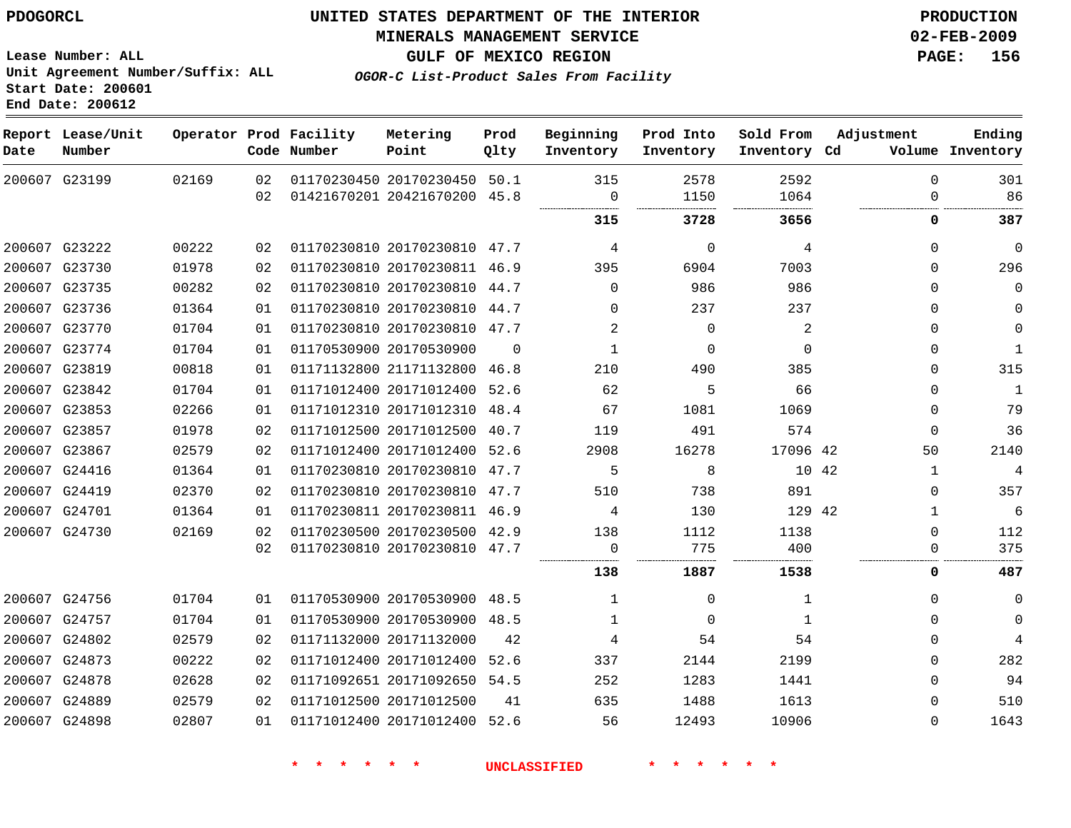PDOGORCL

**UNITED STATES DEPARTMENT OF THE INTERIOR**
**MINERALS MANAGEMENT SERVICE**
**GULF OF MEXICO REGION**
***OGOR-C List-Product Sales From Facility***

**PRODUCTION**
**02-FEB-2009**

Lease Number: ALL
Unit Agreement Number/Suffix: ALL
Start Date: 200601
End Date: 200612

| Report Date | Lease/Unit Number | Operator | Prod Code | Facility Number | Metering Point | Prod Qlty | Beginning Inventory | Prod Into Inventory | Sold From Inventory | Adjustment Cd | Volume | Ending Inventory |
|---|---|---|---|---|---|---|---|---|---|---|---|---|
| 200607 | G23199 | 02169 | 02 | 01170230450 | 20170230450 | 50.1 | 315 | 2578 | 2592 | | 0 | 301 |
| | | | 02 | 01421670201 | 20421670200 | 45.8 | 0 | 1150 | 1064 | | 0 | 86 |
| | | | | | | | **315** | **3728** | **3656** | | **0** | **387** |
| 200607 | G23222 | 00222 | 02 | 01170230810 | 20170230810 | 47.7 | 4 | 0 | 4 | | 0 | 0 |
| 200607 | G23730 | 01978 | 02 | 01170230810 | 20170230811 | 46.9 | 395 | 6904 | 7003 | | 0 | 296 |
| 200607 | G23735 | 00282 | 02 | 01170230810 | 20170230810 | 44.7 | 0 | 986 | 986 | | 0 | 0 |
| 200607 | G23736 | 01364 | 01 | 01170230810 | 20170230810 | 44.7 | 0 | 237 | 237 | | 0 | 0 |
| 200607 | G23770 | 01704 | 01 | 01170230810 | 20170230810 | 47.7 | 2 | 0 | 2 | | 0 | 0 |
| 200607 | G23774 | 01704 | 01 | 01170530900 | 20170530900 | 0 | 1 | 0 | 0 | | 0 | 1 |
| 200607 | G23819 | 00818 | 01 | 01171132800 | 21171132800 | 46.8 | 210 | 490 | 385 | | 0 | 315 |
| 200607 | G23842 | 01704 | 01 | 01171012400 | 20171012400 | 52.6 | 62 | 5 | 66 | | 0 | 1 |
| 200607 | G23853 | 02266 | 01 | 01171012310 | 20171012310 | 48.4 | 67 | 1081 | 1069 | | 0 | 79 |
| 200607 | G23857 | 01978 | 02 | 01171012500 | 20171012500 | 40.7 | 119 | 491 | 574 | | 0 | 36 |
| 200607 | G23867 | 02579 | 02 | 01171012400 | 20171012400 | 52.6 | 2908 | 16278 | 17096 | 42 | 50 | 2140 |
| 200607 | G24416 | 01364 | 01 | 01170230810 | 20170230810 | 47.7 | 5 | 8 | 10 | 42 | 1 | 4 |
| 200607 | G24419 | 02370 | 02 | 01170230810 | 20170230810 | 47.7 | 510 | 738 | 891 | | 0 | 357 |
| 200607 | G24701 | 01364 | 01 | 01170230811 | 20170230811 | 46.9 | 4 | 130 | 129 | 42 | 1 | 6 |
| 200607 | G24730 | 02169 | 02 | 01170230500 | 20170230500 | 42.9 | 138 | 1112 | 1138 | | 0 | 112 |
| | | | 02 | 01170230810 | 20170230810 | 47.7 | 0 | 775 | 400 | | 0 | 375 |
| | | | | | | | **138** | **1887** | **1538** | | **0** | **487** |
| 200607 | G24756 | 01704 | 01 | 01170530900 | 20170530900 | 48.5 | 1 | 0 | 1 | | 0 | 0 |
| 200607 | G24757 | 01704 | 01 | 01170530900 | 20170530900 | 48.5 | 1 | 0 | 1 | | 0 | 0 |
| 200607 | G24802 | 02579 | 02 | 01171132000 | 20171132000 | 42 | 4 | 54 | 54 | | 0 | 4 |
| 200607 | G24873 | 00222 | 02 | 01171012400 | 20171012400 | 52.6 | 337 | 2144 | 2199 | | 0 | 282 |
| 200607 | G24878 | 02628 | 02 | 01171092651 | 20171092650 | 54.5 | 252 | 1283 | 1441 | | 0 | 94 |
| 200607 | G24889 | 02579 | 02 | 01171012500 | 20171012500 | 41 | 635 | 1488 | 1613 | | 0 | 510 |
| 200607 | G24898 | 02807 | 01 | 01171012400 | 20171012400 | 52.6 | 56 | 12493 | 10906 | | 0 | 1643 |

\* \* \* \* \* \* UNCLASSIFIED \* \* \* \* \* \*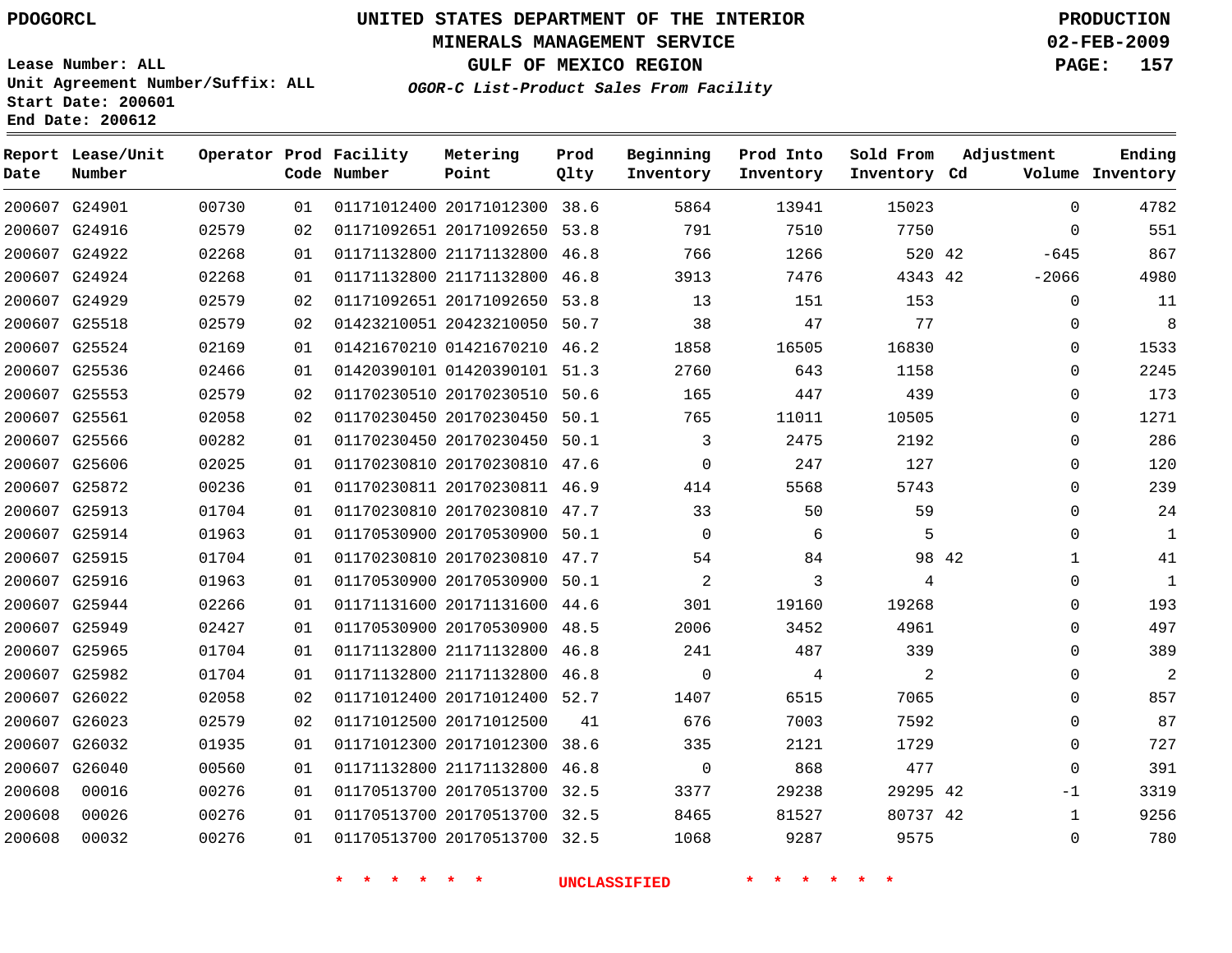PDOGORCL

Lease Number: ALL
Unit Agreement Number/Suffix: ALL
Start Date: 200601
End Date: 200612

# UNITED STATES DEPARTMENT OF THE INTERIOR
## MINERALS MANAGEMENT SERVICE
## GULF OF MEXICO REGION
### *OGOR-C List-Product Sales From Facility*

PRODUCTION
02-FEB-2009

| Report Date | Lease/Unit Number | Operator | Prod Code | Facility Number | Metering Point | Prod Qlty | Beginning Inventory | Prod Into Inventory | Sold From Inventory | Adjustment Cd | Adjustment Volume | Ending Inventory |
|---|---|---|---|---|---|---|---|---|---|---|---|---|
| 200607 | G24901 | 00730 | 01 | 01171012400 | 20171012300 | 38.6 | 5864 | 13941 | 15023 | | 0 | 4782 |
| 200607 | G24916 | 02579 | 02 | 01171092651 | 20171092650 | 53.8 | 791 | 7510 | 7750 | | 0 | 551 |
| 200607 | G24922 | 02268 | 01 | 01171132800 | 21171132800 | 46.8 | 766 | 1266 | 520 | 42 | -645 | 867 |
| 200607 | G24924 | 02268 | 01 | 01171132800 | 21171132800 | 46.8 | 3913 | 7476 | 4343 | 42 | -2066 | 4980 |
| 200607 | G24929 | 02579 | 02 | 01171092651 | 20171092650 | 53.8 | 13 | 151 | 153 | | 0 | 11 |
| 200607 | G25518 | 02579 | 02 | 01423210051 | 20423210050 | 50.7 | 38 | 47 | 77 | | 0 | 8 |
| 200607 | G25524 | 02169 | 01 | 01421670210 | 01421670210 | 46.2 | 1858 | 16505 | 16830 | | 0 | 1533 |
| 200607 | G25536 | 02466 | 01 | 01420390101 | 01420390101 | 51.3 | 2760 | 643 | 1158 | | 0 | 2245 |
| 200607 | G25553 | 02579 | 02 | 01170230510 | 20170230510 | 50.6 | 165 | 447 | 439 | | 0 | 173 |
| 200607 | G25561 | 02058 | 02 | 01170230450 | 20170230450 | 50.1 | 765 | 11011 | 10505 | | 0 | 1271 |
| 200607 | G25566 | 00282 | 01 | 01170230450 | 20170230450 | 50.1 | 3 | 2475 | 2192 | | 0 | 286 |
| 200607 | G25606 | 02025 | 01 | 01170230810 | 20170230810 | 47.6 | 0 | 247 | 127 | | 0 | 120 |
| 200607 | G25872 | 00236 | 01 | 01170230811 | 20170230811 | 46.9 | 414 | 5568 | 5743 | | 0 | 239 |
| 200607 | G25913 | 01704 | 01 | 01170230810 | 20170230810 | 47.7 | 33 | 50 | 59 | | 0 | 24 |
| 200607 | G25914 | 01963 | 01 | 01170530900 | 20170530900 | 50.1 | 0 | 6 | 5 | | 0 | 1 |
| 200607 | G25915 | 01704 | 01 | 01170230810 | 20170230810 | 47.7 | 54 | 84 | 98 | 42 | 1 | 41 |
| 200607 | G25916 | 01963 | 01 | 01170530900 | 20170530900 | 50.1 | 2 | 3 | 4 | | 0 | 1 |
| 200607 | G25944 | 02266 | 01 | 01171131600 | 20171131600 | 44.6 | 301 | 19160 | 19268 | | 0 | 193 |
| 200607 | G25949 | 02427 | 01 | 01170530900 | 20170530900 | 48.5 | 2006 | 3452 | 4961 | | 0 | 497 |
| 200607 | G25965 | 01704 | 01 | 01171132800 | 21171132800 | 46.8 | 241 | 487 | 339 | | 0 | 389 |
| 200607 | G25982 | 01704 | 01 | 01171132800 | 21171132800 | 46.8 | 0 | 4 | 2 | | 0 | 2 |
| 200607 | G26022 | 02058 | 02 | 01171012400 | 20171012400 | 52.7 | 1407 | 6515 | 7065 | | 0 | 857 |
| 200607 | G26023 | 02579 | 02 | 01171012500 | 20171012500 | 41 | 676 | 7003 | 7592 | | 0 | 87 |
| 200607 | G26032 | 01935 | 01 | 01171012300 | 20171012300 | 38.6 | 335 | 2121 | 1729 | | 0 | 727 |
| 200607 | G26040 | 00560 | 01 | 01171132800 | 21171132800 | 46.8 | 0 | 868 | 477 | | 0 | 391 |
| 200608 | 00016 | 00276 | 01 | 01170513700 | 20170513700 | 32.5 | 3377 | 29238 | 29295 | 42 | -1 | 3319 |
| 200608 | 00026 | 00276 | 01 | 01170513700 | 20170513700 | 32.5 | 8465 | 81527 | 80737 | 42 | 1 | 9256 |
| 200608 | 00032 | 00276 | 01 | 01170513700 | 20170513700 | 32.5 | 1068 | 9287 | 9575 | | 0 | 780 |

* * * * * * UNCLASSIFIED * * * * * *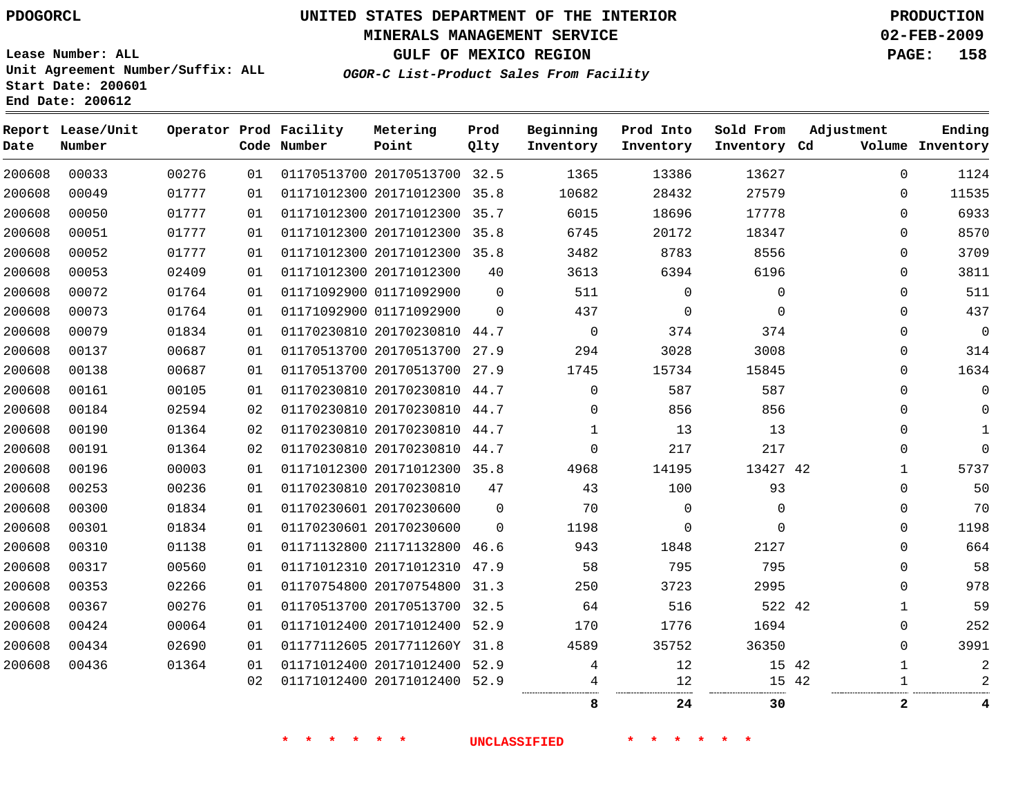PDOGORCL

# UNITED STATES DEPARTMENT OF THE INTERIOR
## MINERALS MANAGEMENT SERVICE
## GULF OF MEXICO REGION
### *OGOR-C List-Product Sales From Facility*

PRODUCTION
02-FEB-2009

Lease Number: ALL
Unit Agreement Number/Suffix: ALL
Start Date: 200601
End Date: 200612

| Report Date | Lease/Unit Number | Operator | Prod Code | Facility Number | Metering Point | Prod Qlty | Beginning Inventory | Prod Into Inventory | Sold From Inventory | Adjustment Cd | Volume | Ending Inventory |
|---|---|---|---|---|---|---|---|---|---|---|---|---|
| 200608 | 00033 | 00276 | 01 | 01170513700 | 20170513700 | 32.5 | 1365 | 13386 | 13627 | | 0 | 1124 |
| 200608 | 00049 | 01777 | 01 | 01171012300 | 20171012300 | 35.8 | 10682 | 28432 | 27579 | | 0 | 11535 |
| 200608 | 00050 | 01777 | 01 | 01171012300 | 20171012300 | 35.7 | 6015 | 18696 | 17778 | | 0 | 6933 |
| 200608 | 00051 | 01777 | 01 | 01171012300 | 20171012300 | 35.8 | 6745 | 20172 | 18347 | | 0 | 8570 |
| 200608 | 00052 | 01777 | 01 | 01171012300 | 20171012300 | 35.8 | 3482 | 8783 | 8556 | | 0 | 3709 |
| 200608 | 00053 | 02409 | 01 | 01171012300 | 20171012300 | 40 | 3613 | 6394 | 6196 | | 0 | 3811 |
| 200608 | 00072 | 01764 | 01 | 01171092900 | 01171092900 | 0 | 511 | 0 | 0 | | 0 | 511 |
| 200608 | 00073 | 01764 | 01 | 01171092900 | 01171092900 | 0 | 437 | 0 | 0 | | 0 | 437 |
| 200608 | 00079 | 01834 | 01 | 01170230810 | 20170230810 | 44.7 | 0 | 374 | 374 | | 0 | 0 |
| 200608 | 00137 | 00687 | 01 | 01170513700 | 20170513700 | 27.9 | 294 | 3028 | 3008 | | 0 | 314 |
| 200608 | 00138 | 00687 | 01 | 01170513700 | 20170513700 | 27.9 | 1745 | 15734 | 15845 | | 0 | 1634 |
| 200608 | 00161 | 00105 | 01 | 01170230810 | 20170230810 | 44.7 | 0 | 587 | 587 | | 0 | 0 |
| 200608 | 00184 | 02594 | 02 | 01170230810 | 20170230810 | 44.7 | 0 | 856 | 856 | | 0 | 0 |
| 200608 | 00190 | 01364 | 02 | 01170230810 | 20170230810 | 44.7 | 1 | 13 | 13 | | 0 | 1 |
| 200608 | 00191 | 01364 | 02 | 01170230810 | 20170230810 | 44.7 | 0 | 217 | 217 | | 0 | 0 |
| 200608 | 00196 | 00003 | 01 | 01171012300 | 20171012300 | 35.8 | 4968 | 14195 | 13427 | 42 | 1 | 5737 |
| 200608 | 00253 | 00236 | 01 | 01170230810 | 20170230810 | 47 | 43 | 100 | 93 | | 0 | 50 |
| 200608 | 00300 | 01834 | 01 | 01170230601 | 20170230600 | 0 | 70 | 0 | 0 | | 0 | 70 |
| 200608 | 00301 | 01834 | 01 | 01170230601 | 20170230600 | 0 | 1198 | 0 | 0 | | 0 | 1198 |
| 200608 | 00310 | 01138 | 01 | 01171132800 | 21171132800 | 46.6 | 943 | 1848 | 2127 | | 0 | 664 |
| 200608 | 00317 | 00560 | 01 | 01171012310 | 20171012310 | 47.9 | 58 | 795 | 795 | | 0 | 58 |
| 200608 | 00353 | 02266 | 01 | 01170754800 | 20170754800 | 31.3 | 250 | 3723 | 2995 | | 0 | 978 |
| 200608 | 00367 | 00276 | 01 | 01170513700 | 20170513700 | 32.5 | 64 | 516 | 522 | 42 | 1 | 59 |
| 200608 | 00424 | 00064 | 01 | 01171012400 | 20171012400 | 52.9 | 170 | 1776 | 1694 | | 0 | 252 |
| 200608 | 00434 | 02690 | 01 | 01177112605 | 2017711260Y | 31.8 | 4589 | 35752 | 36350 | | 0 | 3991 |
| 200608 | 00436 | 01364 | 01 | 01171012400 | 20171012400 | 52.9 | 4 | 12 | 15 | 42 | 1 | 2 |
| | | | 02 | 01171012400 | 20171012400 | 52.9 | 4 | 12 | 15 | 42 | 1 | 2 |
| | | | | | | | **8** | **24** | **30** | | **2** | **4** |

\* \* \* \* \* \* UNCLASSIFIED \* \* \* \* \* \*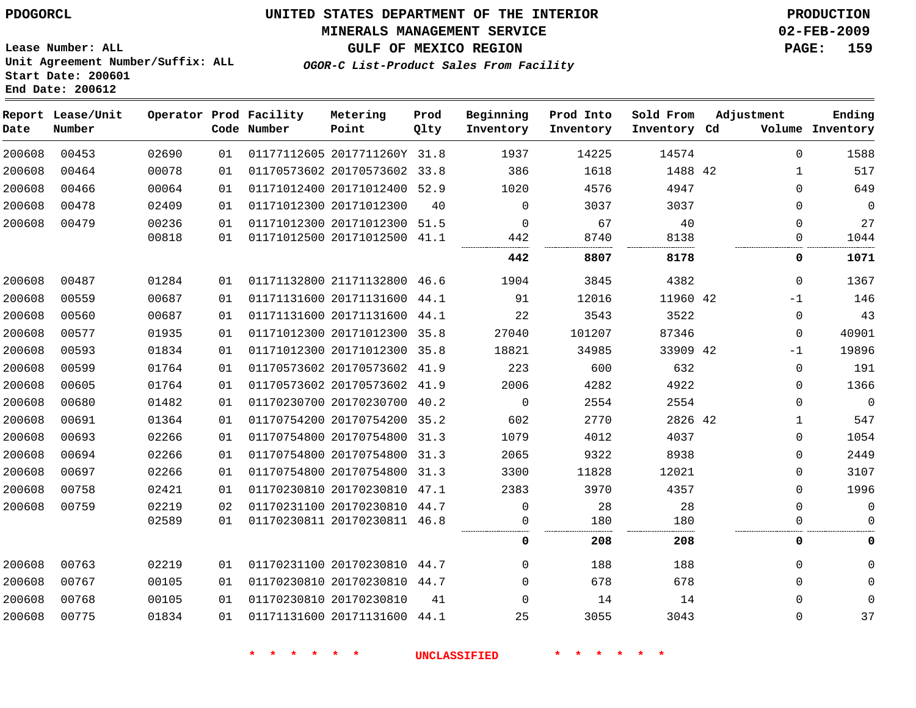PDOGORCL

# UNITED STATES DEPARTMENT OF THE INTERIOR
## MINERALS MANAGEMENT SERVICE
## GULF OF MEXICO REGION
### *OGOR-C List-Product Sales From Facility*

PRODUCTION
02-FEB-2009

Lease Number: ALL
Unit Agreement Number/Suffix: ALL
Start Date: 200601
End Date: 200612

| Report Date | Lease/Unit Number | Operator | Prod Code | Facility Number | Metering Point | Prod Qlty | Beginning Inventory | Prod Into Inventory | Sold From Inventory | Adjustment Cd | Volume | Ending Inventory |
|---|---|---|---|---|---|---|---|---|---|---|---|---|
| 200608 | 00453 | 02690 | 01 | 01177112605 | 2017711260Y | 31.8 | 1937 | 14225 | 14574 | | 0 | 1588 |
| 200608 | 00464 | 00078 | 01 | 01170573602 | 20170573602 | 33.8 | 386 | 1618 | 1488 | 42 | 1 | 517 |
| 200608 | 00466 | 00064 | 01 | 01171012400 | 20171012400 | 52.9 | 1020 | 4576 | 4947 | | 0 | 649 |
| 200608 | 00478 | 02409 | 01 | 01171012300 | 20171012300 | 40 | 0 | 3037 | 3037 | | 0 | 0 |
| 200608 | 00479 | 00236 | 01 | 01171012300 | 20171012300 | 51.5 | 0 | 67 | 40 | | 0 | 27 |
| | | 00818 | 01 | 01171012500 | 20171012500 | 41.1 | 442 | 8740 | 8138 | | 0 | 1044 |
| | | | | | | | **442** | **8807** | **8178** | | **0** | **1071** |
| 200608 | 00487 | 01284 | 01 | 01171132800 | 21171132800 | 46.6 | 1904 | 3845 | 4382 | | 0 | 1367 |
| 200608 | 00559 | 00687 | 01 | 01171131600 | 20171131600 | 44.1 | 91 | 12016 | 11960 | 42 | -1 | 146 |
| 200608 | 00560 | 00687 | 01 | 01171131600 | 20171131600 | 44.1 | 22 | 3543 | 3522 | | 0 | 43 |
| 200608 | 00577 | 01935 | 01 | 01171012300 | 20171012300 | 35.8 | 27040 | 101207 | 87346 | | 0 | 40901 |
| 200608 | 00593 | 01834 | 01 | 01171012300 | 20171012300 | 35.8 | 18821 | 34985 | 33909 | 42 | -1 | 19896 |
| 200608 | 00599 | 01764 | 01 | 01170573602 | 20170573602 | 41.9 | 223 | 600 | 632 | | 0 | 191 |
| 200608 | 00605 | 01764 | 01 | 01170573602 | 20170573602 | 41.9 | 2006 | 4282 | 4922 | | 0 | 1366 |
| 200608 | 00680 | 01482 | 01 | 01170230700 | 20170230700 | 40.2 | 0 | 2554 | 2554 | | 0 | 0 |
| 200608 | 00691 | 01364 | 01 | 01170754200 | 20170754200 | 35.2 | 602 | 2770 | 2826 | 42 | 1 | 547 |
| 200608 | 00693 | 02266 | 01 | 01170754800 | 20170754800 | 31.3 | 1079 | 4012 | 4037 | | 0 | 1054 |
| 200608 | 00694 | 02266 | 01 | 01170754800 | 20170754800 | 31.3 | 2065 | 9322 | 8938 | | 0 | 2449 |
| 200608 | 00697 | 02266 | 01 | 01170754800 | 20170754800 | 31.3 | 3300 | 11828 | 12021 | | 0 | 3107 |
| 200608 | 00758 | 02421 | 01 | 01170230810 | 20170230810 | 47.1 | 2383 | 3970 | 4357 | | 0 | 1996 |
| 200608 | 00759 | 02219 | 02 | 01170231100 | 20170230810 | 44.7 | 0 | 28 | 28 | | 0 | 0 |
| | | 02589 | 01 | 01170230811 | 20170230811 | 46.8 | 0 | 180 | 180 | | 0 | 0 |
| | | | | | | | **0** | **208** | **208** | | **0** | **0** |
| 200608 | 00763 | 02219 | 01 | 01170231100 | 20170230810 | 44.7 | 0 | 188 | 188 | | 0 | 0 |
| 200608 | 00767 | 00105 | 01 | 01170230810 | 20170230810 | 44.7 | 0 | 678 | 678 | | 0 | 0 |
| 200608 | 00768 | 00105 | 01 | 01170230810 | 20170230810 | 41 | 0 | 14 | 14 | | 0 | 0 |
| 200608 | 00775 | 01834 | 01 | 01171131600 | 20171131600 | 44.1 | 25 | 3055 | 3043 | | 0 | 37 |

\* \* \* \* \* \* UNCLASSIFIED \* \* \* \* \* \*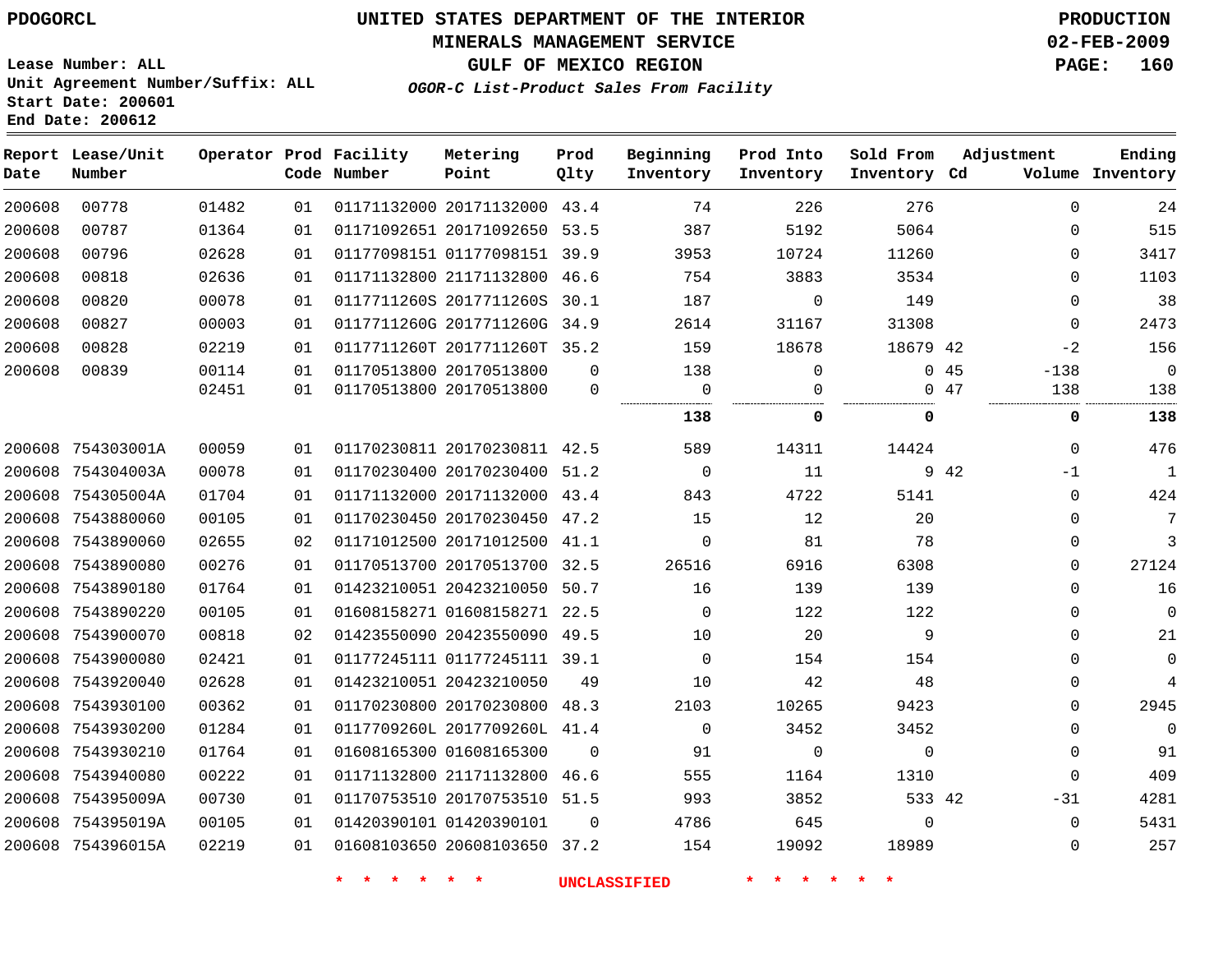PDOGORCL

# UNITED STATES DEPARTMENT OF THE INTERIOR
## MINERALS MANAGEMENT SERVICE
## GULF OF MEXICO REGION
### *OGOR-C List-Product Sales From Facility*

PRODUCTION
02-FEB-2009

Lease Number: ALL
Unit Agreement Number/Suffix: ALL
Start Date: 200601
End Date: 200612

| Report Date | Lease/Unit Number | Operator | Prod Code | Facility Number | Metering Point | Prod Qlty | Beginning Inventory | Prod Into Inventory | Sold From Inventory | Adjustment Cd | Volume | Ending Inventory |
|---|---|---|---|---|---|---|---|---|---|---|---|---|
| 200608 | 00778 | 01482 | 01 | 01171132000 | 20171132000 | 43.4 | 74 | 226 | 276 | | 0 | 24 |
| 200608 | 00787 | 01364 | 01 | 01171092651 | 20171092650 | 53.5 | 387 | 5192 | 5064 | | 0 | 515 |
| 200608 | 00796 | 02628 | 01 | 01177098151 | 01177098151 | 39.9 | 3953 | 10724 | 11260 | | 0 | 3417 |
| 200608 | 00818 | 02636 | 01 | 01171132800 | 21171132800 | 46.6 | 754 | 3883 | 3534 | | 0 | 1103 |
| 200608 | 00820 | 00078 | 01 | 0117711260S | 2017711260S | 30.1 | 187 | 0 | 149 | | 0 | 38 |
| 200608 | 00827 | 00003 | 01 | 0117711260G | 2017711260G | 34.9 | 2614 | 31167 | 31308 | | 0 | 2473 |
| 200608 | 00828 | 02219 | 01 | 0117711260T | 2017711260T | 35.2 | 159 | 18678 | 18679 | 42 | -2 | 156 |
| 200608 | 00839 | 00114 | 01 | 01170513800 | 20170513800 | 0 | 138 | 0 | 0 | 45 | -138 | 0 |
| | | 02451 | 01 | 01170513800 | 20170513800 | 0 | 0 | 0 | 0 | 47 | 138 | 138 |
| | | | | | | | **138** | **0** | **0** | | **0** | **138** |
| 200608 | 754303001A | 00059 | 01 | 01170230811 | 20170230811 | 42.5 | 589 | 14311 | 14424 | | 0 | 476 |
| 200608 | 754304003A | 00078 | 01 | 01170230400 | 20170230400 | 51.2 | 0 | 11 | 9 | 42 | -1 | 1 |
| 200608 | 754305004A | 01704 | 01 | 01171132000 | 20171132000 | 43.4 | 843 | 4722 | 5141 | | 0 | 424 |
| 200608 | 7543880060 | 00105 | 01 | 01170230450 | 20170230450 | 47.2 | 15 | 12 | 20 | | 0 | 7 |
| 200608 | 7543890060 | 02655 | 02 | 01171012500 | 20171012500 | 41.1 | 0 | 81 | 78 | | 0 | 3 |
| 200608 | 7543890080 | 00276 | 01 | 01170513700 | 20170513700 | 32.5 | 26516 | 6916 | 6308 | | 0 | 27124 |
| 200608 | 7543890180 | 01764 | 01 | 01423210051 | 20423210050 | 50.7 | 16 | 139 | 139 | | 0 | 16 |
| 200608 | 7543890220 | 00105 | 01 | 01608158271 | 01608158271 | 22.5 | 0 | 122 | 122 | | 0 | 0 |
| 200608 | 7543900070 | 00818 | 02 | 01423550090 | 20423550090 | 49.5 | 10 | 20 | 9 | | 0 | 21 |
| 200608 | 7543900080 | 02421 | 01 | 01177245111 | 01177245111 | 39.1 | 0 | 154 | 154 | | 0 | 0 |
| 200608 | 7543920040 | 02628 | 01 | 01423210051 | 20423210050 | 49 | 10 | 42 | 48 | | 0 | 4 |
| 200608 | 7543930100 | 00362 | 01 | 01170230800 | 20170230800 | 48.3 | 2103 | 10265 | 9423 | | 0 | 2945 |
| 200608 | 7543930200 | 01284 | 01 | 0117709260L | 2017709260L | 41.4 | 0 | 3452 | 3452 | | 0 | 0 |
| 200608 | 7543930210 | 01764 | 01 | 01608165300 | 01608165300 | 0 | 91 | 0 | 0 | | 0 | 91 |
| 200608 | 7543940080 | 00222 | 01 | 01171132800 | 21171132800 | 46.6 | 555 | 1164 | 1310 | | 0 | 409 |
| 200608 | 754395009A | 00730 | 01 | 01170753510 | 20170753510 | 51.5 | 993 | 3852 | 533 | 42 | -31 | 4281 |
| 200608 | 754395019A | 00105 | 01 | 01420390101 | 01420390101 | 0 | 4786 | 645 | 0 | | 0 | 5431 |
| 200608 | 754396015A | 02219 | 01 | 01608103650 | 20608103650 | 37.2 | 154 | 19092 | 18989 | | 0 | 257 |

\* \* \* \* \* \* UNCLASSIFIED \* \* \* \* \* \*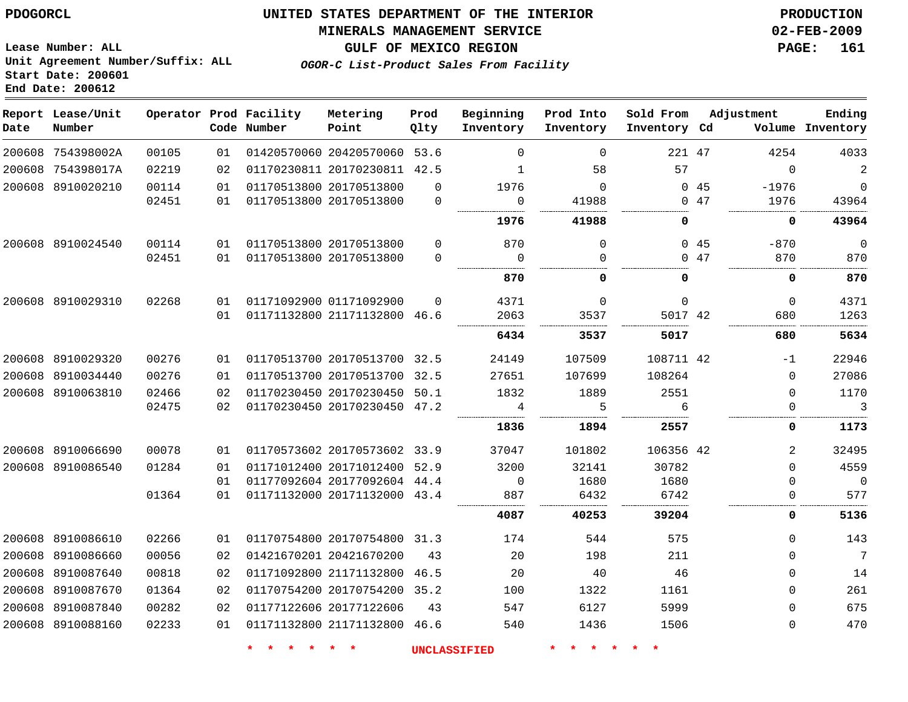PDOGORCL

# UNITED STATES DEPARTMENT OF THE INTERIOR
## MINERALS MANAGEMENT SERVICE
## GULF OF MEXICO REGION
### *OGOR-C List-Product Sales From Facility*

PRODUCTION
02-FEB-2009

Lease Number: ALL
Unit Agreement Number/Suffix: ALL
Start Date: 200601
End Date: 200612

| Report Date | Lease/Unit Number | Operator | Prod Code | Facility Number | Metering Point | Prod Qlty | Beginning Inventory | Prod Into Inventory | Sold From Inventory | Adjustment Cd | Adjustment Volume | Ending Inventory |
|---|---|---|---|---|---|---|---|---|---|---|---|---|
| 200608 | 754398002A | 00105 | 01 | 01420570060 | 20420570060 | 53.6 | 0 | 0 | 221 | 47 | 4254 | 4033 |
| 200608 | 754398017A | 02219 | 02 | 01170230811 | 20170230811 | 42.5 | 1 | 58 | 57 | | 0 | 2 |
| 200608 | 8910020210 | 00114 | 01 | 01170513800 | 20170513800 | 0 | 1976 | 0 | 0 | 45 | -1976 | 0 |
| | | 02451 | 01 | 01170513800 | 20170513800 | 0 | 0 | 41988 | 0 | 47 | 1976 | 43964 |
| | | | | | | | **1976** | **41988** | **0** | | **0** | **43964** |
| 200608 | 8910024540 | 00114 | 01 | 01170513800 | 20170513800 | 0 | 870 | 0 | 0 | 45 | -870 | 0 |
| | | 02451 | 01 | 01170513800 | 20170513800 | 0 | 0 | 0 | 0 | 47 | 870 | 870 |
| | | | | | | | **870** | **0** | **0** | | **0** | **870** |
| 200608 | 8910029310 | 02268 | 01 | 01171092900 | 01171092900 | 0 | 4371 | 0 | 0 | | 0 | 4371 |
| | | | 01 | 01171132800 | 21171132800 | 46.6 | 2063 | 3537 | 5017 | 42 | 680 | 1263 |
| | | | | | | | **6434** | **3537** | **5017** | | **680** | **5634** |
| 200608 | 8910029320 | 00276 | 01 | 01170513700 | 20170513700 | 32.5 | 24149 | 107509 | 108711 | 42 | -1 | 22946 |
| 200608 | 8910034440 | 00276 | 01 | 01170513700 | 20170513700 | 32.5 | 27651 | 107699 | 108264 | | 0 | 27086 |
| 200608 | 8910063810 | 02466 | 02 | 01170230450 | 20170230450 | 50.1 | 1832 | 1889 | 2551 | | 0 | 1170 |
| | | 02475 | 02 | 01170230450 | 20170230450 | 47.2 | 4 | 5 | 6 | | 0 | 3 |
| | | | | | | | **1836** | **1894** | **2557** | | **0** | **1173** |
| 200608 | 8910066690 | 00078 | 01 | 01170573602 | 20170573602 | 33.9 | 37047 | 101802 | 106356 | 42 | 2 | 32495 |
| 200608 | 8910086540 | 01284 | 01 | 01171012400 | 20171012400 | 52.9 | 3200 | 32141 | 30782 | | 0 | 4559 |
| | | | 01 | 01177092604 | 20177092604 | 44.4 | 0 | 1680 | 1680 | | 0 | 0 |
| | | 01364 | 01 | 01171132000 | 20171132000 | 43.4 | 887 | 6432 | 6742 | | 0 | 577 |
| | | | | | | | **4087** | **40253** | **39204** | | **0** | **5136** |
| 200608 | 8910086610 | 02266 | 01 | 01170754800 | 20170754800 | 31.3 | 174 | 544 | 575 | | 0 | 143 |
| 200608 | 8910086660 | 00056 | 02 | 01421670201 | 20421670200 | 43 | 20 | 198 | 211 | | 0 | 7 |
| 200608 | 8910087640 | 00818 | 02 | 01171092800 | 21171132800 | 46.5 | 20 | 40 | 46 | | 0 | 14 |
| 200608 | 8910087670 | 01364 | 02 | 01170754200 | 20170754200 | 35.2 | 100 | 1322 | 1161 | | 0 | 261 |
| 200608 | 8910087840 | 00282 | 02 | 01177122606 | 20177122606 | 43 | 547 | 6127 | 5999 | | 0 | 675 |
| 200608 | 8910088160 | 02233 | 01 | 01171132800 | 21171132800 | 46.6 | 540 | 1436 | 1506 | | 0 | 470 |

* * * * * * UNCLASSIFIED * * * * * *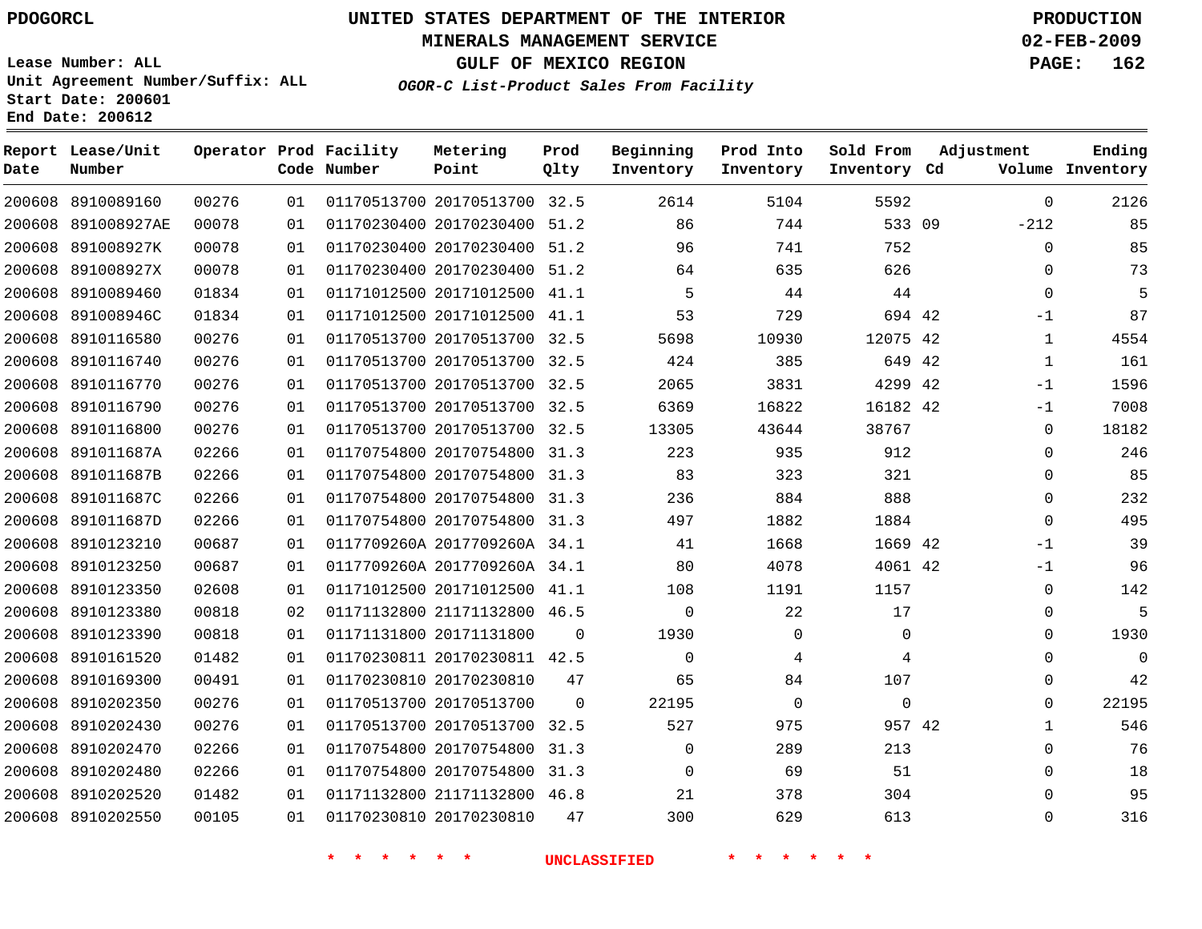PDOGORCL

# UNITED STATES DEPARTMENT OF THE INTERIOR
## MINERALS MANAGEMENT SERVICE
## GULF OF MEXICO REGION
### *OGOR-C List-Product Sales From Facility*

PRODUCTION
02-FEB-2009

Lease Number: ALL
Unit Agreement Number/Suffix: ALL
Start Date: 200601
End Date: 200612

| Report Date | Lease/Unit Number | Operator | Prod Code | Facility Number | Metering Point | Prod Qlty | Beginning Inventory | Prod Into Inventory | Sold From Inventory | Adjustment Cd | Adjustment Volume | Ending Inventory |
|---|---|---|---|---|---|---|---|---|---|---|---|---|
| 200608 | 8910089160 | 00276 | 01 | 01170513700 | 20170513700 | 32.5 | 2614 | 5104 | 5592 | | 0 | 2126 |
| 200608 | 891008927AE | 00078 | 01 | 01170230400 | 20170230400 | 51.2 | 86 | 744 | 533 | 09 | -212 | 85 |
| 200608 | 891008927K | 00078 | 01 | 01170230400 | 20170230400 | 51.2 | 96 | 741 | 752 | | 0 | 85 |
| 200608 | 891008927X | 00078 | 01 | 01170230400 | 20170230400 | 51.2 | 64 | 635 | 626 | | 0 | 73 |
| 200608 | 8910089460 | 01834 | 01 | 01171012500 | 20171012500 | 41.1 | 5 | 44 | 44 | | 0 | 5 |
| 200608 | 891008946C | 01834 | 01 | 01171012500 | 20171012500 | 41.1 | 53 | 729 | 694 | 42 | -1 | 87 |
| 200608 | 8910116580 | 00276 | 01 | 01170513700 | 20170513700 | 32.5 | 5698 | 10930 | 12075 | 42 | 1 | 4554 |
| 200608 | 8910116740 | 00276 | 01 | 01170513700 | 20170513700 | 32.5 | 424 | 385 | 649 | 42 | 1 | 161 |
| 200608 | 8910116770 | 00276 | 01 | 01170513700 | 20170513700 | 32.5 | 2065 | 3831 | 4299 | 42 | -1 | 1596 |
| 200608 | 8910116790 | 00276 | 01 | 01170513700 | 20170513700 | 32.5 | 6369 | 16822 | 16182 | 42 | -1 | 7008 |
| 200608 | 8910116800 | 00276 | 01 | 01170513700 | 20170513700 | 32.5 | 13305 | 43644 | 38767 | | 0 | 18182 |
| 200608 | 891011687A | 02266 | 01 | 01170754800 | 20170754800 | 31.3 | 223 | 935 | 912 | | 0 | 246 |
| 200608 | 891011687B | 02266 | 01 | 01170754800 | 20170754800 | 31.3 | 83 | 323 | 321 | | 0 | 85 |
| 200608 | 891011687C | 02266 | 01 | 01170754800 | 20170754800 | 31.3 | 236 | 884 | 888 | | 0 | 232 |
| 200608 | 891011687D | 02266 | 01 | 01170754800 | 20170754800 | 31.3 | 497 | 1882 | 1884 | | 0 | 495 |
| 200608 | 8910123210 | 00687 | 01 | 0117709260A | 2017709260A | 34.1 | 41 | 1668 | 1669 | 42 | -1 | 39 |
| 200608 | 8910123250 | 00687 | 01 | 0117709260A | 2017709260A | 34.1 | 80 | 4078 | 4061 | 42 | -1 | 96 |
| 200608 | 8910123350 | 02608 | 01 | 01171012500 | 20171012500 | 41.1 | 108 | 1191 | 1157 | | 0 | 142 |
| 200608 | 8910123380 | 00818 | 02 | 01171132800 | 21171132800 | 46.5 | 0 | 22 | 17 | | 0 | 5 |
| 200608 | 8910123390 | 00818 | 01 | 01171131800 | 20171131800 | 0 | 1930 | 0 | 0 | | 0 | 1930 |
| 200608 | 8910161520 | 01482 | 01 | 01170230811 | 20170230811 | 42.5 | 0 | 4 | 4 | | 0 | 0 |
| 200608 | 8910169300 | 00491 | 01 | 01170230810 | 20170230810 | 47 | 65 | 84 | 107 | | 0 | 42 |
| 200608 | 8910202350 | 00276 | 01 | 01170513700 | 20170513700 | 0 | 22195 | 0 | 0 | | 0 | 22195 |
| 200608 | 8910202430 | 00276 | 01 | 01170513700 | 20170513700 | 32.5 | 527 | 975 | 957 | 42 | 1 | 546 |
| 200608 | 8910202470 | 02266 | 01 | 01170754800 | 20170754800 | 31.3 | 0 | 289 | 213 | | 0 | 76 |
| 200608 | 8910202480 | 02266 | 01 | 01170754800 | 20170754800 | 31.3 | 0 | 69 | 51 | | 0 | 18 |
| 200608 | 8910202520 | 01482 | 01 | 01171132800 | 21171132800 | 46.8 | 21 | 378 | 304 | | 0 | 95 |
| 200608 | 8910202550 | 00105 | 01 | 01170230810 | 20170230810 | 47 | 300 | 629 | 613 | | 0 | 316 |

\* \* \* \* \* \* UNCLASSIFIED \* \* \* \* \* \*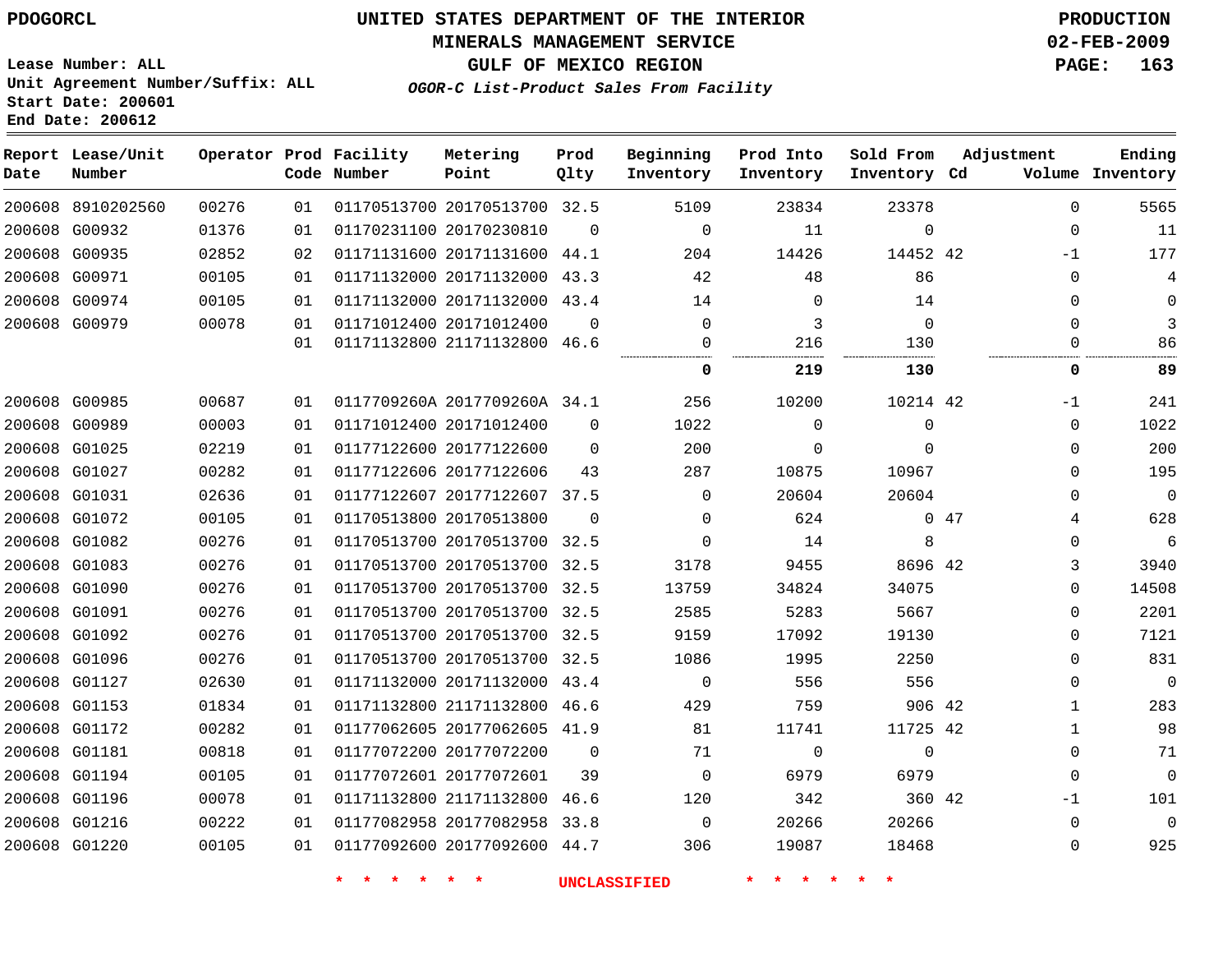PDOGORCL

# UNITED STATES DEPARTMENT OF THE INTERIOR
## MINERALS MANAGEMENT SERVICE
## GULF OF MEXICO REGION
### *OGOR-C List-Product Sales From Facility*

PRODUCTION
02-FEB-2009

Lease Number: ALL
Unit Agreement Number/Suffix: ALL
Start Date: 200601
End Date: 200612

| Report Date | Lease/Unit Number | Operator | Prod Code | Facility Number | Metering Point | Prod Qlty | Beginning Inventory | Prod Into Inventory | Sold From Inventory | Adjustment Cd | Volume | Ending Inventory |
|---|---|---|---|---|---|---|---|---|---|---|---|---|
| 200608 | 8910202560 | 00276 | 01 | 01170513700 | 20170513700 | 32.5 | 5109 | 23834 | 23378 | | 0 | 5565 |
| 200608 | G00932 | 01376 | 01 | 01170231100 | 20170230810 | 0 | 0 | 11 | 0 | | 0 | 11 |
| 200608 | G00935 | 02852 | 02 | 01171131600 | 20171131600 | 44.1 | 204 | 14426 | 14452 | 42 | -1 | 177 |
| 200608 | G00971 | 00105 | 01 | 01171132000 | 20171132000 | 43.3 | 42 | 48 | 86 | | 0 | 4 |
| 200608 | G00974 | 00105 | 01 | 01171132000 | 20171132000 | 43.4 | 14 | 0 | 14 | | 0 | 0 |
| 200608 | G00979 | 00078 | 01 | 01171012400 | 20171012400 | 0 | 0 | 3 | 0 | | 0 | 3 |
| | | | 01 | 01171132800 | 21171132800 | 46.6 | 0 | 216 | 130 | | 0 | 86 |
| | | | | | | | **0** | **219** | **130** | | **0** | **89** |
| 200608 | G00985 | 00687 | 01 | 0117709260A | 2017709260A | 34.1 | 256 | 10200 | 10214 | 42 | -1 | 241 |
| 200608 | G00989 | 00003 | 01 | 01171012400 | 20171012400 | 0 | 1022 | 0 | 0 | | 0 | 1022 |
| 200608 | G01025 | 02219 | 01 | 01177122600 | 20177122600 | 0 | 200 | 0 | 0 | | 0 | 200 |
| 200608 | G01027 | 00282 | 01 | 01177122606 | 20177122606 | 43 | 287 | 10875 | 10967 | | 0 | 195 |
| 200608 | G01031 | 02636 | 01 | 01177122607 | 20177122607 | 37.5 | 0 | 20604 | 20604 | | 0 | 0 |
| 200608 | G01072 | 00105 | 01 | 01170513800 | 20170513800 | 0 | 0 | 624 | 0 | 47 | 4 | 628 |
| 200608 | G01082 | 00276 | 01 | 01170513700 | 20170513700 | 32.5 | 0 | 14 | 8 | | 0 | 6 |
| 200608 | G01083 | 00276 | 01 | 01170513700 | 20170513700 | 32.5 | 3178 | 9455 | 8696 | 42 | 3 | 3940 |
| 200608 | G01090 | 00276 | 01 | 01170513700 | 20170513700 | 32.5 | 13759 | 34824 | 34075 | | 0 | 14508 |
| 200608 | G01091 | 00276 | 01 | 01170513700 | 20170513700 | 32.5 | 2585 | 5283 | 5667 | | 0 | 2201 |
| 200608 | G01092 | 00276 | 01 | 01170513700 | 20170513700 | 32.5 | 9159 | 17092 | 19130 | | 0 | 7121 |
| 200608 | G01096 | 00276 | 01 | 01170513700 | 20170513700 | 32.5 | 1086 | 1995 | 2250 | | 0 | 831 |
| 200608 | G01127 | 02630 | 01 | 01171132000 | 20171132000 | 43.4 | 0 | 556 | 556 | | 0 | 0 |
| 200608 | G01153 | 01834 | 01 | 01171132800 | 21171132800 | 46.6 | 429 | 759 | 906 | 42 | 1 | 283 |
| 200608 | G01172 | 00282 | 01 | 01177062605 | 20177062605 | 41.9 | 81 | 11741 | 11725 | 42 | 1 | 98 |
| 200608 | G01181 | 00818 | 01 | 01177072200 | 20177072200 | 0 | 71 | 0 | 0 | | 0 | 71 |
| 200608 | G01194 | 00105 | 01 | 01177072601 | 20177072601 | 39 | 0 | 6979 | 6979 | | 0 | 0 |
| 200608 | G01196 | 00078 | 01 | 01171132800 | 21171132800 | 46.6 | 120 | 342 | 360 | 42 | -1 | 101 |
| 200608 | G01216 | 00222 | 01 | 01177082958 | 20177082958 | 33.8 | 0 | 20266 | 20266 | | 0 | 0 |
| 200608 | G01220 | 00105 | 01 | 01177092600 | 20177092600 | 44.7 | 306 | 19087 | 18468 | | 0 | 925 |

* * * * * * UNCLASSIFIED * * * * * *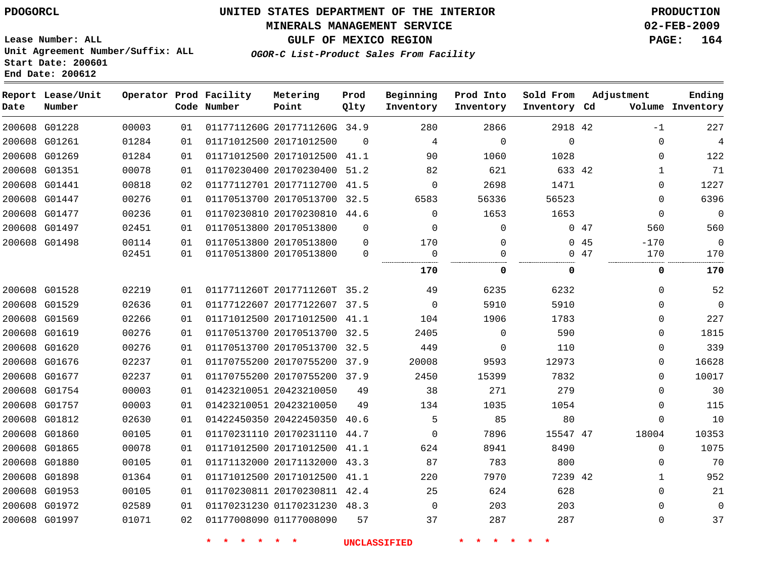PDOGORCL

# UNITED STATES DEPARTMENT OF THE INTERIOR
## MINERALS MANAGEMENT SERVICE
## GULF OF MEXICO REGION
### *OGOR-C List-Product Sales From Facility*

PRODUCTION
02-FEB-2009

Lease Number: ALL
Unit Agreement Number/Suffix: ALL
Start Date: 200601
End Date: 200612

| Report Date | Lease/Unit Number | Operator | Prod Code | Facility Number | Metering Point | Prod Qlty | Beginning Inventory | Prod Into Inventory | Sold From Inventory | Cd | Adjustment Volume | Ending Inventory |
|---|---|---|---|---|---|---|---|---|---|---|---|---|
| 200608 | G01228 | 00003 | 01 | 01177112606 | 20177112606 | 34.9 | 280 | 2866 | 2918 | 42 | -1 | 227 |
| 200608 | G01261 | 01284 | 01 | 01171012500 | 20171012500 | 0 | 4 | 0 | 0 | | 0 | 4 |
| 200608 | G01269 | 01284 | 01 | 01171012500 | 20171012500 | 41.1 | 90 | 1060 | 1028 | | 0 | 122 |
| 200608 | G01351 | 00078 | 01 | 01170230400 | 20170230400 | 51.2 | 82 | 621 | 633 | 42 | 1 | 71 |
| 200608 | G01441 | 00818 | 02 | 01177112701 | 20177112700 | 41.5 | 0 | 2698 | 1471 | | 0 | 1227 |
| 200608 | G01447 | 00276 | 01 | 01170513700 | 20170513700 | 32.5 | 6583 | 56336 | 56523 | | 0 | 6396 |
| 200608 | G01477 | 00236 | 01 | 01170230810 | 20170230810 | 44.6 | 0 | 1653 | 1653 | | 0 | 0 |
| 200608 | G01497 | 02451 | 01 | 01170513800 | 20170513800 | 0 | 0 | 0 | 0 | 47 | 560 | 560 |
| 200608 | G01498 | 00114 | 01 | 01170513800 | 20170513800 | 0 | 170 | 0 | 0 | 45 | -170 | 0 |
| | | 02451 | 01 | 01170513800 | 20170513800 | 0 | 0 | 0 | 0 | 47 | 170 | 170 |
| | | | | | | | **170** | **0** | **0** | | **0** | **170** |
| 200608 | G01528 | 02219 | 01 | 0117711260T | 2017711260T | 35.2 | 49 | 6235 | 6232 | | 0 | 52 |
| 200608 | G01529 | 02636 | 01 | 01177122607 | 20177122607 | 37.5 | 0 | 5910 | 5910 | | 0 | 0 |
| 200608 | G01569 | 02266 | 01 | 01171012500 | 20171012500 | 41.1 | 104 | 1906 | 1783 | | 0 | 227 |
| 200608 | G01619 | 00276 | 01 | 01170513700 | 20170513700 | 32.5 | 2405 | 0 | 590 | | 0 | 1815 |
| 200608 | G01620 | 00276 | 01 | 01170513700 | 20170513700 | 32.5 | 449 | 0 | 110 | | 0 | 339 |
| 200608 | G01676 | 02237 | 01 | 01170755200 | 20170755200 | 37.9 | 20008 | 9593 | 12973 | | 0 | 16628 |
| 200608 | G01677 | 02237 | 01 | 01170755200 | 20170755200 | 37.9 | 2450 | 15399 | 7832 | | 0 | 10017 |
| 200608 | G01754 | 00003 | 01 | 01423210051 | 20423210050 | 49 | 38 | 271 | 279 | | 0 | 30 |
| 200608 | G01757 | 00003 | 01 | 01423210051 | 20423210050 | 49 | 134 | 1035 | 1054 | | 0 | 115 |
| 200608 | G01812 | 02630 | 01 | 01422450350 | 20422450350 | 40.6 | 5 | 85 | 80 | | 0 | 10 |
| 200608 | G01860 | 00105 | 01 | 01170231110 | 20170231110 | 44.7 | 0 | 7896 | 15547 | 47 | 18004 | 10353 |
| 200608 | G01865 | 00078 | 01 | 01171012500 | 20171012500 | 41.1 | 624 | 8941 | 8490 | | 0 | 1075 |
| 200608 | G01880 | 00105 | 01 | 01171132000 | 20171132000 | 43.3 | 87 | 783 | 800 | | 0 | 70 |
| 200608 | G01898 | 01364 | 01 | 01171012500 | 20171012500 | 41.1 | 220 | 7970 | 7239 | 42 | 1 | 952 |
| 200608 | G01953 | 00105 | 01 | 01170230811 | 20170230811 | 42.4 | 25 | 624 | 628 | | 0 | 21 |
| 200608 | G01972 | 02589 | 01 | 01170231230 | 01170231230 | 48.3 | 0 | 203 | 203 | | 0 | 0 |
| 200608 | G01997 | 01071 | 02 | 01177008090 | 01177008090 | 57 | 37 | 287 | 287 | | 0 | 37 |

* * * * * * UNCLASSIFIED * * * * * *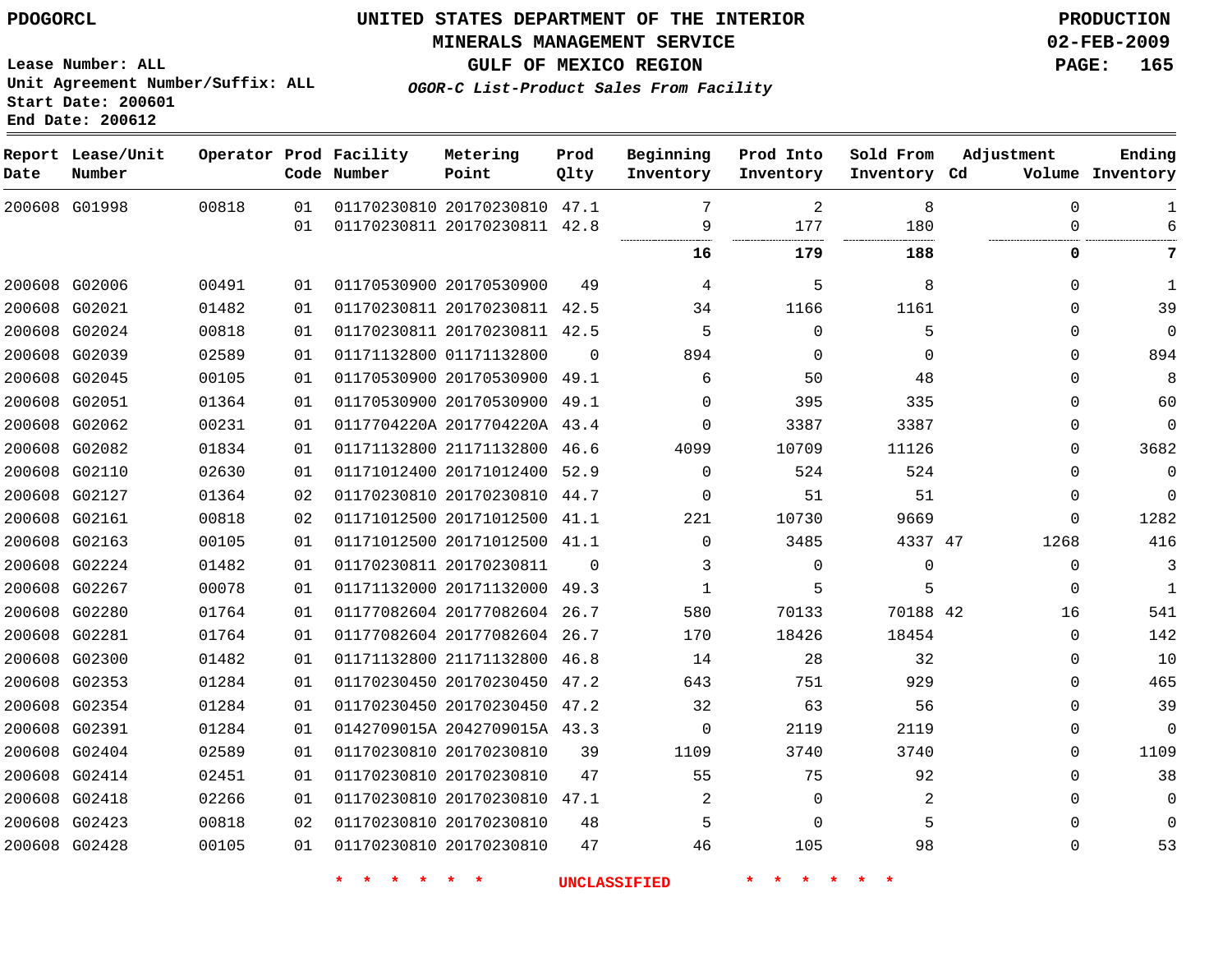PDOGORCL

# UNITED STATES DEPARTMENT OF THE INTERIOR
## MINERALS MANAGEMENT SERVICE
## GULF OF MEXICO REGION
### *OGOR-C List-Product Sales From Facility*

PRODUCTION
02-FEB-2009

Lease Number: ALL
Unit Agreement Number/Suffix: ALL
Start Date: 200601
End Date: 200612

| Report Date | Lease/Unit Number | Operator | Prod Code | Facility Number | Metering Point | Prod Qlty | Beginning Inventory | Prod Into Inventory | Sold From Inventory | Adjustment Cd | Volume | Ending Inventory |
|---|---|---|---|---|---|---|---|---|---|---|---|---|
| 200608 | G01998 | 00818 | 01 | 01170230810 | 20170230810 | 47.1 | 7 | 2 | 8 | | 0 | 1 |
| | | | 01 | 01170230811 | 20170230811 | 42.8 | 9 | 177 | 180 | | 0 | 6 |
| | | | | | | | **16** | **179** | **188** | | **0** | **7** |
| 200608 | G02006 | 00491 | 01 | 01170530900 | 20170530900 | 49 | 4 | 5 | 8 | | 0 | 1 |
| 200608 | G02021 | 01482 | 01 | 01170230811 | 20170230811 | 42.5 | 34 | 1166 | 1161 | | 0 | 39 |
| 200608 | G02024 | 00818 | 01 | 01170230811 | 20170230811 | 42.5 | 5 | 0 | 5 | | 0 | 0 |
| 200608 | G02039 | 02589 | 01 | 01171132800 | 01171132800 | 0 | 894 | 0 | 0 | | 0 | 894 |
| 200608 | G02045 | 00105 | 01 | 01170530900 | 20170530900 | 49.1 | 6 | 50 | 48 | | 0 | 8 |
| 200608 | G02051 | 01364 | 01 | 01170530900 | 20170530900 | 49.1 | 0 | 395 | 335 | | 0 | 60 |
| 200608 | G02062 | 00231 | 01 | 0117704220A | 2017704220A | 43.4 | 0 | 3387 | 3387 | | 0 | 0 |
| 200608 | G02082 | 01834 | 01 | 01171132800 | 21171132800 | 46.6 | 4099 | 10709 | 11126 | | 0 | 3682 |
| 200608 | G02110 | 02630 | 01 | 01171012400 | 20171012400 | 52.9 | 0 | 524 | 524 | | 0 | 0 |
| 200608 | G02127 | 01364 | 02 | 01170230810 | 20170230810 | 44.7 | 0 | 51 | 51 | | 0 | 0 |
| 200608 | G02161 | 00818 | 02 | 01171012500 | 20171012500 | 41.1 | 221 | 10730 | 9669 | | 0 | 1282 |
| 200608 | G02163 | 00105 | 01 | 01171012500 | 20171012500 | 41.1 | 0 | 3485 | 4337 | 47 | 1268 | 416 |
| 200608 | G02224 | 01482 | 01 | 01170230811 | 20170230811 | 0 | 3 | 0 | 0 | | 0 | 3 |
| 200608 | G02267 | 00078 | 01 | 01171132000 | 20171132000 | 49.3 | 1 | 5 | 5 | | 0 | 1 |
| 200608 | G02280 | 01764 | 01 | 01177082604 | 20177082604 | 26.7 | 580 | 70133 | 70188 | 42 | 16 | 541 |
| 200608 | G02281 | 01764 | 01 | 01177082604 | 20177082604 | 26.7 | 170 | 18426 | 18454 | | 0 | 142 |
| 200608 | G02300 | 01482 | 01 | 01171132800 | 21171132800 | 46.8 | 14 | 28 | 32 | | 0 | 10 |
| 200608 | G02353 | 01284 | 01 | 01170230450 | 20170230450 | 47.2 | 643 | 751 | 929 | | 0 | 465 |
| 200608 | G02354 | 01284 | 01 | 01170230450 | 20170230450 | 47.2 | 32 | 63 | 56 | | 0 | 39 |
| 200608 | G02391 | 01284 | 01 | 0142709015A | 2042709015A | 43.3 | 0 | 2119 | 2119 | | 0 | 0 |
| 200608 | G02404 | 02589 | 01 | 01170230810 | 20170230810 | 39 | 1109 | 3740 | 3740 | | 0 | 1109 |
| 200608 | G02414 | 02451 | 01 | 01170230810 | 20170230810 | 47 | 55 | 75 | 92 | | 0 | 38 |
| 200608 | G02418 | 02266 | 01 | 01170230810 | 20170230810 | 47.1 | 2 | 0 | 2 | | 0 | 0 |
| 200608 | G02423 | 00818 | 02 | 01170230810 | 20170230810 | 48 | 5 | 0 | 5 | | 0 | 0 |
| 200608 | G02428 | 00105 | 01 | 01170230810 | 20170230810 | 47 | 46 | 105 | 98 | | 0 | 53 |

* * * * * * UNCLASSIFIED * * * * * *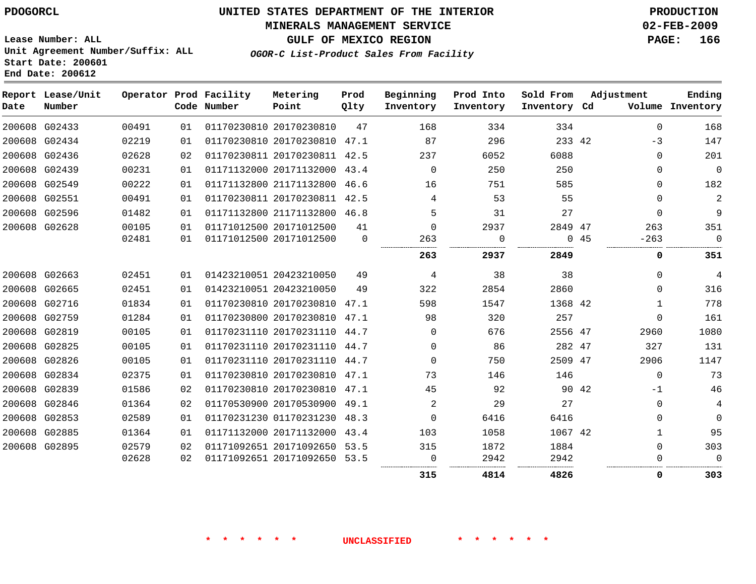PDOGORCL

# UNITED STATES DEPARTMENT OF THE INTERIOR
## MINERALS MANAGEMENT SERVICE
## GULF OF MEXICO REGION
### *OGOR-C List-Product Sales From Facility*

PRODUCTION
02-FEB-2009

Lease Number: ALL
Unit Agreement Number/Suffix: ALL
Start Date: 200601
End Date: 200612

| Report Date | Lease/Unit Number | Operator | Prod Code | Facility Number | Metering Point | Prod Qlty | Beginning Inventory | Prod Into Inventory | Sold From Inventory | Adjustment Cd | Adjustment Volume | Ending Inventory |
|---|---|---|---|---|---|---|---|---|---|---|---|---|
| 200608 | G02433 | 00491 | 01 | 01170230810 | 20170230810 | 47 | 168 | 334 | 334 | | 0 | 168 |
| 200608 | G02434 | 02219 | 01 | 01170230810 | 20170230810 | 47.1 | 87 | 296 | 233 | 42 | -3 | 147 |
| 200608 | G02436 | 02628 | 02 | 01170230811 | 20170230811 | 42.5 | 237 | 6052 | 6088 | | 0 | 201 |
| 200608 | G02439 | 00231 | 01 | 01171132000 | 20171132000 | 43.4 | 0 | 250 | 250 | | 0 | 0 |
| 200608 | G02549 | 00222 | 01 | 01171132800 | 21171132800 | 46.6 | 16 | 751 | 585 | | 0 | 182 |
| 200608 | G02551 | 00491 | 01 | 01170230811 | 20170230811 | 42.5 | 4 | 53 | 55 | | 0 | 2 |
| 200608 | G02596 | 01482 | 01 | 01171132800 | 21171132800 | 46.8 | 5 | 31 | 27 | | 0 | 9 |
| 200608 | G02628 | 00105 | 01 | 01171012500 | 20171012500 | 41 | 0 | 2937 | 2849 | 47 | 263 | 351 |
| | | 02481 | 01 | 01171012500 | 20171012500 | 0 | 263 | 0 | 0 | 45 | -263 | 0 |
| | | | | | | | **263** | **2937** | **2849** | | **0** | **351** |
| 200608 | G02663 | 02451 | 01 | 01423210051 | 20423210050 | 49 | 4 | 38 | 38 | | 0 | 4 |
| 200608 | G02665 | 02451 | 01 | 01423210051 | 20423210050 | 49 | 322 | 2854 | 2860 | | 0 | 316 |
| 200608 | G02716 | 01834 | 01 | 01170230810 | 20170230810 | 47.1 | 598 | 1547 | 1368 | 42 | 1 | 778 |
| 200608 | G02759 | 01284 | 01 | 01170230800 | 20170230810 | 47.1 | 98 | 320 | 257 | | 0 | 161 |
| 200608 | G02819 | 00105 | 01 | 01170231110 | 20170231110 | 44.7 | 0 | 676 | 2556 | 47 | 2960 | 1080 |
| 200608 | G02825 | 00105 | 01 | 01170231110 | 20170231110 | 44.7 | 0 | 86 | 282 | 47 | 327 | 131 |
| 200608 | G02826 | 00105 | 01 | 01170231110 | 20170231110 | 44.7 | 0 | 750 | 2509 | 47 | 2906 | 1147 |
| 200608 | G02834 | 02375 | 01 | 01170230810 | 20170230810 | 47.1 | 73 | 146 | 146 | | 0 | 73 |
| 200608 | G02839 | 01586 | 02 | 01170230810 | 20170230810 | 47.1 | 45 | 92 | 90 | 42 | -1 | 46 |
| 200608 | G02846 | 01364 | 02 | 01170530900 | 20170530900 | 49.1 | 2 | 29 | 27 | | 0 | 4 |
| 200608 | G02853 | 02589 | 01 | 01170231230 | 01170231230 | 48.3 | 0 | 6416 | 6416 | | 0 | 0 |
| 200608 | G02885 | 01364 | 01 | 01171132000 | 20171132000 | 43.4 | 103 | 1058 | 1067 | 42 | 1 | 95 |
| 200608 | G02895 | 02579 | 02 | 01171092651 | 20171092650 | 53.5 | 315 | 1872 | 1884 | | 0 | 303 |
| | | 02628 | 02 | 01171092651 | 20171092650 | 53.5 | 0 | 2942 | 2942 | | 0 | 0 |
| | | | | | | | **315** | **4814** | **4826** | | **0** | **303** |

\* \* \* \* \* \* UNCLASSIFIED \* \* \* \* \* \*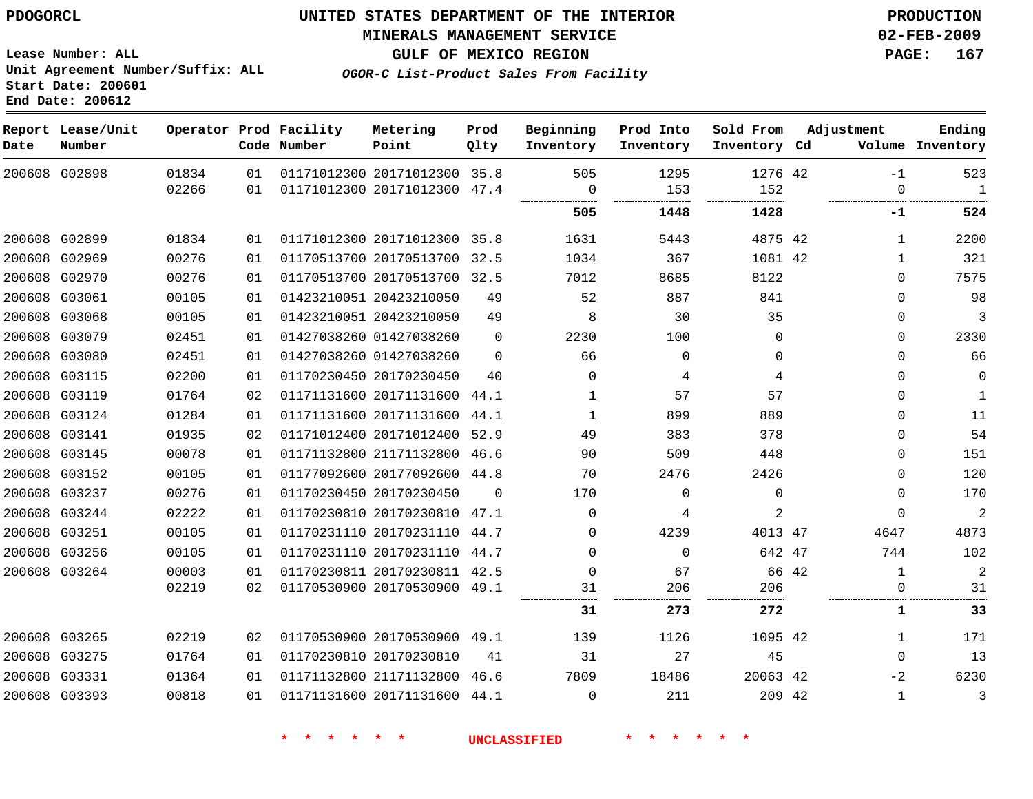PDOGORCL

# UNITED STATES DEPARTMENT OF THE INTERIOR
## MINERALS MANAGEMENT SERVICE
## GULF OF MEXICO REGION
### *OGOR-C List-Product Sales From Facility*

PRODUCTION
02-FEB-2009

Lease Number: ALL
Unit Agreement Number/Suffix: ALL
Start Date: 200601
End Date: 200612

| Report Date | Lease/Unit Number | Operator | Prod Code | Facility Number | Metering Point | Prod Qlty | Beginning Inventory | Prod Into Inventory | Sold From Inventory | Adjustment Cd | Volume | Ending Inventory |
|---|---|---|---|---|---|---|---|---|---|---|---|---|
| 200608 | G02898 | 01834 | 01 | 01171012300 | 20171012300 | 35.8 | 505 | 1295 | 1276 | 42 | -1 | 523 |
| | | 02266 | 01 | 01171012300 | 20171012300 | 47.4 | 0 | 153 | 152 | | 0 | 1 |
| | | | | | | | **505** | **1448** | **1428** | | **-1** | **524** |
| 200608 | G02899 | 01834 | 01 | 01171012300 | 20171012300 | 35.8 | 1631 | 5443 | 4875 | 42 | 1 | 2200 |
| 200608 | G02969 | 00276 | 01 | 01170513700 | 20170513700 | 32.5 | 1034 | 367 | 1081 | 42 | 1 | 321 |
| 200608 | G02970 | 00276 | 01 | 01170513700 | 20170513700 | 32.5 | 7012 | 8685 | 8122 | | 0 | 7575 |
| 200608 | G03061 | 00105 | 01 | 01423210051 | 20423210050 | 49 | 52 | 887 | 841 | | 0 | 98 |
| 200608 | G03068 | 00105 | 01 | 01423210051 | 20423210050 | 49 | 8 | 30 | 35 | | 0 | 3 |
| 200608 | G03079 | 02451 | 01 | 01427038260 | 01427038260 | 0 | 2230 | 100 | 0 | | 0 | 2330 |
| 200608 | G03080 | 02451 | 01 | 01427038260 | 01427038260 | 0 | 66 | 0 | 0 | | 0 | 66 |
| 200608 | G03115 | 02200 | 01 | 01170230450 | 20170230450 | 40 | 0 | 4 | 4 | | 0 | 0 |
| 200608 | G03119 | 01764 | 02 | 01171131600 | 20171131600 | 44.1 | 1 | 57 | 57 | | 0 | 1 |
| 200608 | G03124 | 01284 | 01 | 01171131600 | 20171131600 | 44.1 | 1 | 899 | 889 | | 0 | 11 |
| 200608 | G03141 | 01935 | 02 | 01171012400 | 20171012400 | 52.9 | 49 | 383 | 378 | | 0 | 54 |
| 200608 | G03145 | 00078 | 01 | 01171132800 | 21171132800 | 46.6 | 90 | 509 | 448 | | 0 | 151 |
| 200608 | G03152 | 00105 | 01 | 01177092600 | 20177092600 | 44.8 | 70 | 2476 | 2426 | | 0 | 120 |
| 200608 | G03237 | 00276 | 01 | 01170230450 | 20170230450 | 0 | 170 | 0 | 0 | | 0 | 170 |
| 200608 | G03244 | 02222 | 01 | 01170230810 | 20170230810 | 47.1 | 0 | 4 | 2 | | 0 | 2 |
| 200608 | G03251 | 00105 | 01 | 01170231110 | 20170231110 | 44.7 | 0 | 4239 | 4013 | 47 | 4647 | 4873 |
| 200608 | G03256 | 00105 | 01 | 01170231110 | 20170231110 | 44.7 | 0 | 0 | 642 | 47 | 744 | 102 |
| 200608 | G03264 | 00003 | 01 | 01170230811 | 20170230811 | 42.5 | 0 | 67 | 66 | 42 | 1 | 2 |
| | | 02219 | 02 | 01170530900 | 20170530900 | 49.1 | 31 | 206 | 206 | | 0 | 31 |
| | | | | | | | **31** | **273** | **272** | | **1** | **33** |
| 200608 | G03265 | 02219 | 02 | 01170530900 | 20170530900 | 49.1 | 139 | 1126 | 1095 | 42 | 1 | 171 |
| 200608 | G03275 | 01764 | 01 | 01170230810 | 20170230810 | 41 | 31 | 27 | 45 | | 0 | 13 |
| 200608 | G03331 | 01364 | 01 | 01171132800 | 21171132800 | 46.6 | 7809 | 18486 | 20063 | 42 | -2 | 6230 |
| 200608 | G03393 | 00818 | 01 | 01171131600 | 20171131600 | 44.1 | 0 | 211 | 209 | 42 | 1 | 3 |

\* \* \* \* \* \* UNCLASSIFIED \* \* \* \* \* \*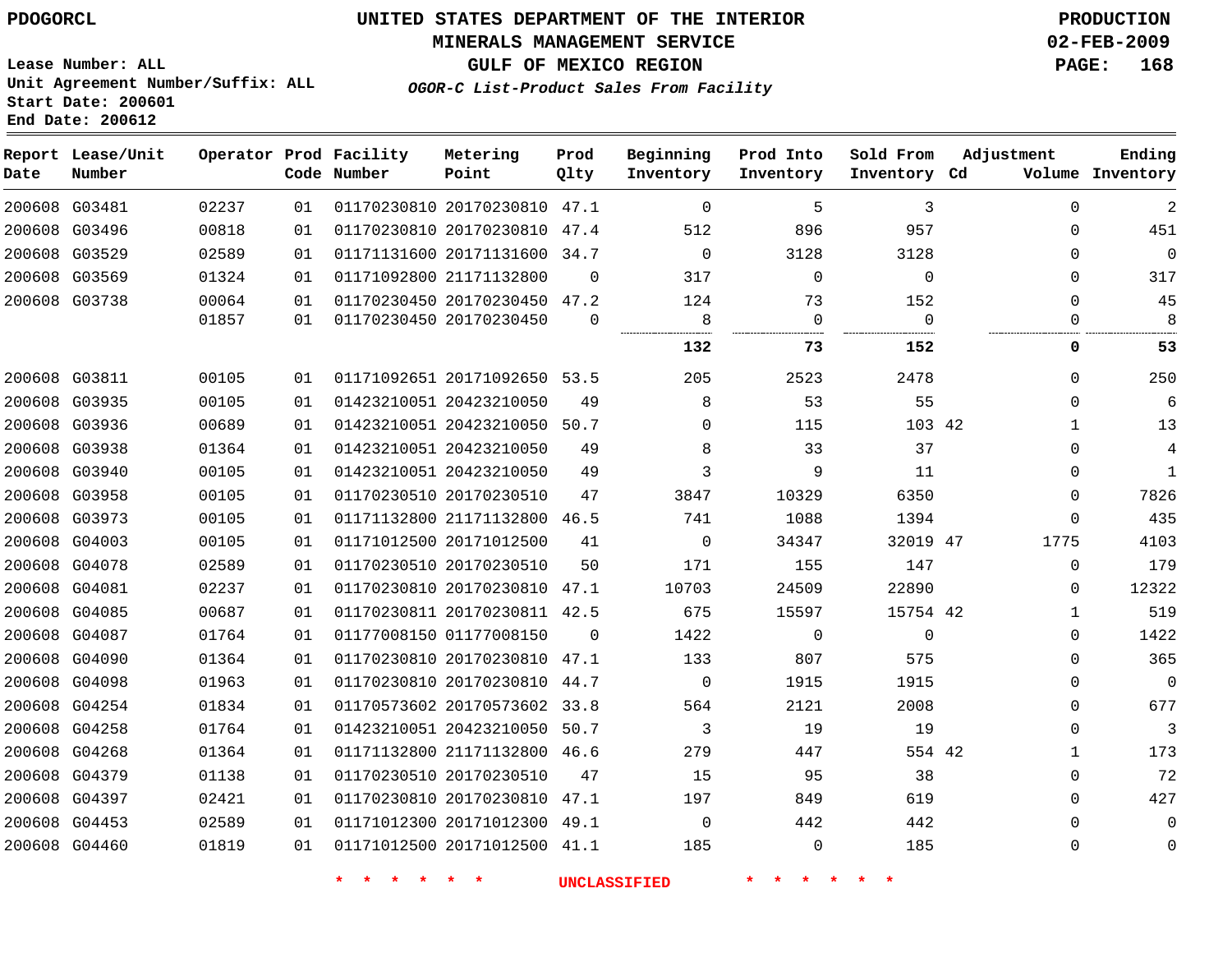PDOGORCL

# UNITED STATES DEPARTMENT OF THE INTERIOR
## MINERALS MANAGEMENT SERVICE
## GULF OF MEXICO REGION
### *OGOR-C List-Product Sales From Facility*

PRODUCTION
02-FEB-2009

Lease Number: ALL
Unit Agreement Number/Suffix: ALL
Start Date: 200601
End Date: 200612

| Report Date | Lease/Unit Number | Operator | Prod Code | Facility Number | Metering Point | Prod Qlty | Beginning Inventory | Prod Into Inventory | Sold From Inventory | Adjustment Cd | Volume | Ending Inventory |
|---|---|---|---|---|---|---|---|---|---|---|---|---|
| 200608 | G03481 | 02237 | 01 | 01170230810 | 20170230810 | 47.1 | 0 | 5 | 3 | | 0 | 2 |
| 200608 | G03496 | 00818 | 01 | 01170230810 | 20170230810 | 47.4 | 512 | 896 | 957 | | 0 | 451 |
| 200608 | G03529 | 02589 | 01 | 01171131600 | 20171131600 | 34.7 | 0 | 3128 | 3128 | | 0 | 0 |
| 200608 | G03569 | 01324 | 01 | 01171092800 | 21171132800 | 0 | 317 | 0 | 0 | | 0 | 317 |
| 200608 | G03738 | 00064 | 01 | 01170230450 | 20170230450 | 47.2 | 124 | 73 | 152 | | 0 | 45 |
| | | 01857 | 01 | 01170230450 | 20170230450 | 0 | 8 | 0 | 0 | | 0 | 8 |
| | | | | | | | **132** | **73** | **152** | | **0** | **53** |
| 200608 | G03811 | 00105 | 01 | 01171092651 | 20171092650 | 53.5 | 205 | 2523 | 2478 | | 0 | 250 |
| 200608 | G03935 | 00105 | 01 | 01423210051 | 20423210050 | 49 | 8 | 53 | 55 | | 0 | 6 |
| 200608 | G03936 | 00689 | 01 | 01423210051 | 20423210050 | 50.7 | 0 | 115 | 103 | 42 | 1 | 13 |
| 200608 | G03938 | 01364 | 01 | 01423210051 | 20423210050 | 49 | 8 | 33 | 37 | | 0 | 4 |
| 200608 | G03940 | 00105 | 01 | 01423210051 | 20423210050 | 49 | 3 | 9 | 11 | | 0 | 1 |
| 200608 | G03958 | 00105 | 01 | 01170230510 | 20170230510 | 47 | 3847 | 10329 | 6350 | | 0 | 7826 |
| 200608 | G03973 | 00105 | 01 | 01171132800 | 21171132800 | 46.5 | 741 | 1088 | 1394 | | 0 | 435 |
| 200608 | G04003 | 00105 | 01 | 01171012500 | 20171012500 | 41 | 0 | 34347 | 32019 | 47 | 1775 | 4103 |
| 200608 | G04078 | 02589 | 01 | 01170230510 | 20170230510 | 50 | 171 | 155 | 147 | | 0 | 179 |
| 200608 | G04081 | 02237 | 01 | 01170230810 | 20170230810 | 47.1 | 10703 | 24509 | 22890 | | 0 | 12322 |
| 200608 | G04085 | 00687 | 01 | 01170230811 | 20170230811 | 42.5 | 675 | 15597 | 15754 | 42 | 1 | 519 |
| 200608 | G04087 | 01764 | 01 | 01177008150 | 01177008150 | 0 | 1422 | 0 | 0 | | 0 | 1422 |
| 200608 | G04090 | 01364 | 01 | 01170230810 | 20170230810 | 47.1 | 133 | 807 | 575 | | 0 | 365 |
| 200608 | G04098 | 01963 | 01 | 01170230810 | 20170230810 | 44.7 | 0 | 1915 | 1915 | | 0 | 0 |
| 200608 | G04254 | 01834 | 01 | 01170573602 | 20170573602 | 33.8 | 564 | 2121 | 2008 | | 0 | 677 |
| 200608 | G04258 | 01764 | 01 | 01423210051 | 20423210050 | 50.7 | 3 | 19 | 19 | | 0 | 3 |
| 200608 | G04268 | 01364 | 01 | 01171132800 | 21171132800 | 46.6 | 279 | 447 | 554 | 42 | 1 | 173 |
| 200608 | G04379 | 01138 | 01 | 01170230510 | 20170230510 | 47 | 15 | 95 | 38 | | 0 | 72 |
| 200608 | G04397 | 02421 | 01 | 01170230810 | 20170230810 | 47.1 | 197 | 849 | 619 | | 0 | 427 |
| 200608 | G04453 | 02589 | 01 | 01171012300 | 20171012300 | 49.1 | 0 | 442 | 442 | | 0 | 0 |
| 200608 | G04460 | 01819 | 01 | 01171012500 | 20171012500 | 41.1 | 185 | 0 | 185 | | 0 | 0 |

* * * * * * UNCLASSIFIED * * * * * *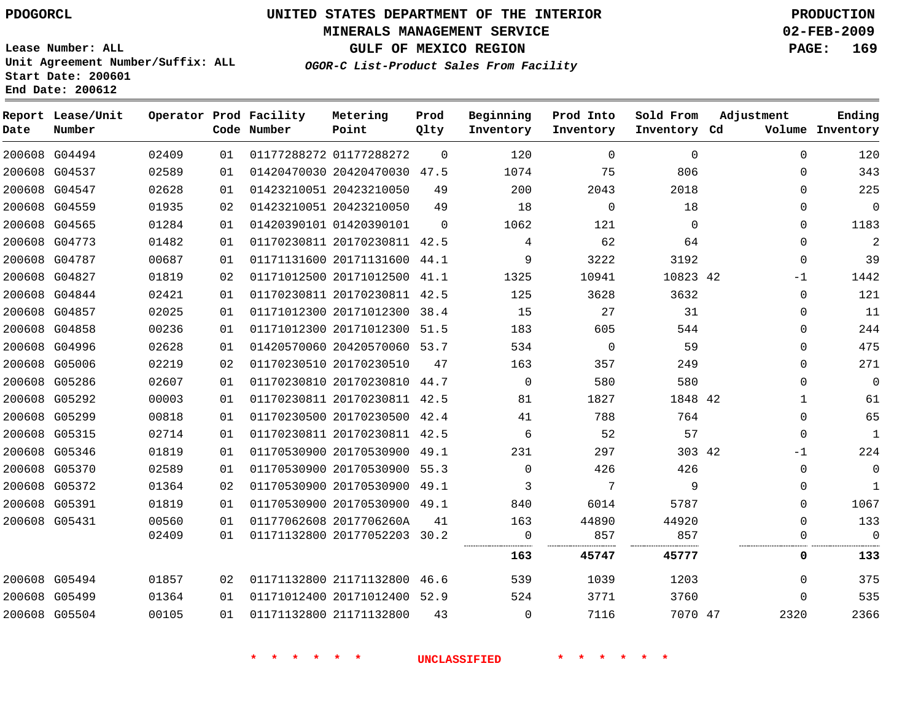PDOGORCL

# UNITED STATES DEPARTMENT OF THE INTERIOR
## MINERALS MANAGEMENT SERVICE
## GULF OF MEXICO REGION
### *OGOR-C List-Product Sales From Facility*

PRODUCTION
02-FEB-2009

Lease Number: ALL
Unit Agreement Number/Suffix: ALL
Start Date: 200601
End Date: 200612

| Report Date | Lease/Unit Number | Operator | Prod Code | Facility Number | Metering Point | Prod Qlty | Beginning Inventory | Prod Into Inventory | Sold From Inventory | Adjustment Cd | Adjustment Volume | Ending Inventory |
|---|---|---|---|---|---|---|---|---|---|---|---|---|
| 200608 | G04494 | 02409 | 01 | 01177288272 | 01177288272 | 0 | 120 | 0 | 0 | | 0 | 120 |
| 200608 | G04537 | 02589 | 01 | 01420470030 | 20420470030 | 47.5 | 1074 | 75 | 806 | | 0 | 343 |
| 200608 | G04547 | 02628 | 01 | 01423210051 | 20423210050 | 49 | 200 | 2043 | 2018 | | 0 | 225 |
| 200608 | G04559 | 01935 | 02 | 01423210051 | 20423210050 | 49 | 18 | 0 | 18 | | 0 | 0 |
| 200608 | G04565 | 01284 | 01 | 01420390101 | 01420390101 | 0 | 1062 | 121 | 0 | | 0 | 1183 |
| 200608 | G04773 | 01482 | 01 | 01170230811 | 20170230811 | 42.5 | 4 | 62 | 64 | | 0 | 2 |
| 200608 | G04787 | 00687 | 01 | 01171131600 | 20171131600 | 44.1 | 9 | 3222 | 3192 | | 0 | 39 |
| 200608 | G04827 | 01819 | 02 | 01171012500 | 20171012500 | 41.1 | 1325 | 10941 | 10823 | 42 | -1 | 1442 |
| 200608 | G04844 | 02421 | 01 | 01170230811 | 20170230811 | 42.5 | 125 | 3628 | 3632 | | 0 | 121 |
| 200608 | G04857 | 02025 | 01 | 01171012300 | 20171012300 | 38.4 | 15 | 27 | 31 | | 0 | 11 |
| 200608 | G04858 | 00236 | 01 | 01171012300 | 20171012300 | 51.5 | 183 | 605 | 544 | | 0 | 244 |
| 200608 | G04996 | 02628 | 01 | 01420570060 | 20420570060 | 53.7 | 534 | 0 | 59 | | 0 | 475 |
| 200608 | G05006 | 02219 | 02 | 01170230510 | 20170230510 | 47 | 163 | 357 | 249 | | 0 | 271 |
| 200608 | G05286 | 02607 | 01 | 01170230810 | 20170230810 | 44.7 | 0 | 580 | 580 | | 0 | 0 |
| 200608 | G05292 | 00003 | 01 | 01170230811 | 20170230811 | 42.5 | 81 | 1827 | 1848 | 42 | 1 | 61 |
| 200608 | G05299 | 00818 | 01 | 01170230500 | 20170230500 | 42.4 | 41 | 788 | 764 | | 0 | 65 |
| 200608 | G05315 | 02714 | 01 | 01170230811 | 20170230811 | 42.5 | 6 | 52 | 57 | | 0 | 1 |
| 200608 | G05346 | 01819 | 01 | 01170530900 | 20170530900 | 49.1 | 231 | 297 | 303 | 42 | -1 | 224 |
| 200608 | G05370 | 02589 | 01 | 01170530900 | 20170530900 | 55.3 | 0 | 426 | 426 | | 0 | 0 |
| 200608 | G05372 | 01364 | 02 | 01170530900 | 20170530900 | 49.1 | 3 | 7 | 9 | | 0 | 1 |
| 200608 | G05391 | 01819 | 01 | 01170530900 | 20170530900 | 49.1 | 840 | 6014 | 5787 | | 0 | 1067 |
| 200608 | G05431 | 00560 | 01 | 01177062608 | 2017706260A | 41 | 163 | 44890 | 44920 | | 0 | 133 |
| | | 02409 | 01 | 01171132800 | 20177052203 | 30.2 | 0 | 857 | 857 | | 0 | 0 |
| | | | | | | | **163** | **45747** | **45777** | | **0** | **133** |
| 200608 | G05494 | 01857 | 02 | 01171132800 | 21171132800 | 46.6 | 539 | 1039 | 1203 | | 0 | 375 |
| 200608 | G05499 | 01364 | 01 | 01171012400 | 20171012400 | 52.9 | 524 | 3771 | 3760 | | 0 | 535 |
| 200608 | G05504 | 00105 | 01 | 01171132800 | 21171132800 | 43 | 0 | 7116 | 7070 | 47 | 2320 | 2366 |

\* \* \* \* \* \* UNCLASSIFIED \* \* \* \* \* \*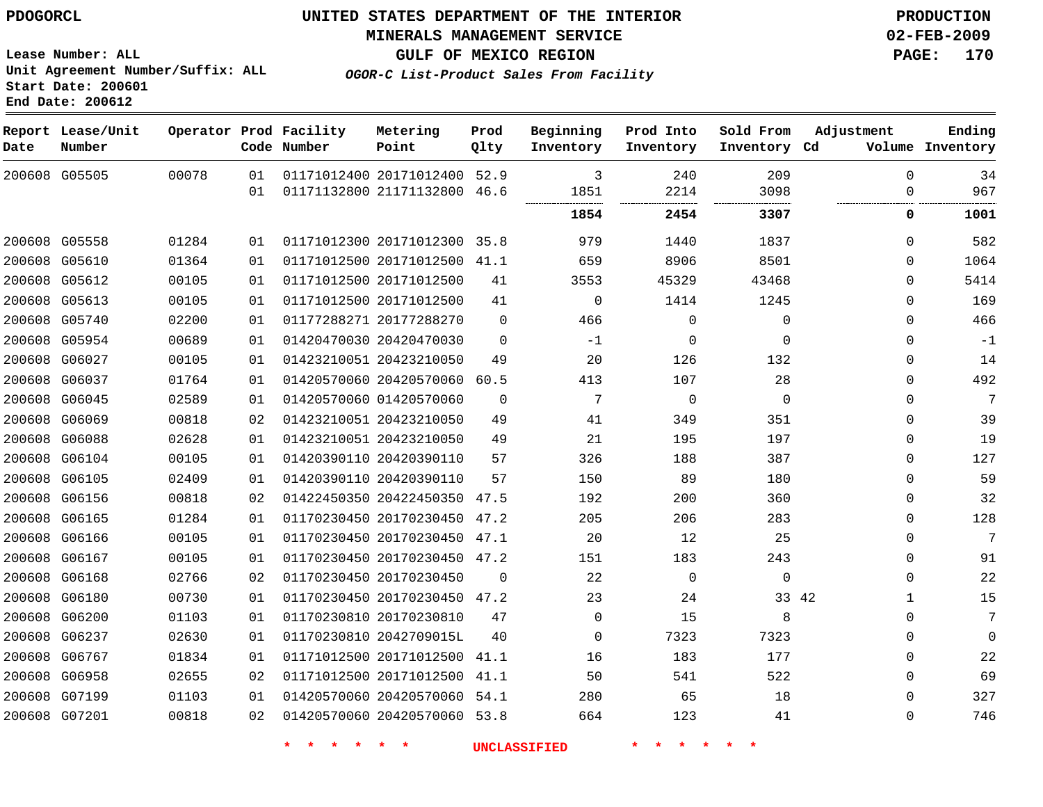PDOGORCL

# UNITED STATES DEPARTMENT OF THE INTERIOR
## MINERALS MANAGEMENT SERVICE
## GULF OF MEXICO REGION
### *OGOR-C List-Product Sales From Facility*

PRODUCTION
02-FEB-2009

Lease Number: ALL
Unit Agreement Number/Suffix: ALL
Start Date: 200601
End Date: 200612

| Report Date | Lease/Unit Number | Operator | Prod Code | Facility Number | Metering Point | Prod Qlty | Beginning Inventory | Prod Into Inventory | Sold From Inventory | Adjustment Cd | Adjustment Volume | Ending Inventory |
|---|---|---|---|---|---|---|---|---|---|---|---|---|
| 200608 | G05505 | 00078 | 01 | 01171012400 | 20171012400 | 52.9 | 3 | 240 | 209 | | 0 | 34 |
| | | | 01 | 01171132800 | 21171132800 | 46.6 | 1851 | 2214 | 3098 | | 0 | 967 |
| | | | | | | | **1854** | **2454** | **3307** | | **0** | **1001** |
| 200608 | G05558 | 01284 | 01 | 01171012300 | 20171012300 | 35.8 | 979 | 1440 | 1837 | | 0 | 582 |
| 200608 | G05610 | 01364 | 01 | 01171012500 | 20171012500 | 41.1 | 659 | 8906 | 8501 | | 0 | 1064 |
| 200608 | G05612 | 00105 | 01 | 01171012500 | 20171012500 | 41 | 3553 | 45329 | 43468 | | 0 | 5414 |
| 200608 | G05613 | 00105 | 01 | 01171012500 | 20171012500 | 41 | 0 | 1414 | 1245 | | 0 | 169 |
| 200608 | G05740 | 02200 | 01 | 01177288271 | 20177288270 | 0 | 466 | 0 | 0 | | 0 | 466 |
| 200608 | G05954 | 00689 | 01 | 01420470030 | 20420470030 | 0 | -1 | 0 | 0 | | 0 | -1 |
| 200608 | G06027 | 00105 | 01 | 01423210051 | 20423210050 | 49 | 20 | 126 | 132 | | 0 | 14 |
| 200608 | G06037 | 01764 | 01 | 01420570060 | 20420570060 | 60.5 | 413 | 107 | 28 | | 0 | 492 |
| 200608 | G06045 | 02589 | 01 | 01420570060 | 01420570060 | 0 | 7 | 0 | 0 | | 0 | 7 |
| 200608 | G06069 | 00818 | 02 | 01423210051 | 20423210050 | 49 | 41 | 349 | 351 | | 0 | 39 |
| 200608 | G06088 | 02628 | 01 | 01423210051 | 20423210050 | 49 | 21 | 195 | 197 | | 0 | 19 |
| 200608 | G06104 | 00105 | 01 | 01420390110 | 20420390110 | 57 | 326 | 188 | 387 | | 0 | 127 |
| 200608 | G06105 | 02409 | 01 | 01420390110 | 20420390110 | 57 | 150 | 89 | 180 | | 0 | 59 |
| 200608 | G06156 | 00818 | 02 | 01422450350 | 20422450350 | 47.5 | 192 | 200 | 360 | | 0 | 32 |
| 200608 | G06165 | 01284 | 01 | 01170230450 | 20170230450 | 47.2 | 205 | 206 | 283 | | 0 | 128 |
| 200608 | G06166 | 00105 | 01 | 01170230450 | 20170230450 | 47.1 | 20 | 12 | 25 | | 0 | 7 |
| 200608 | G06167 | 00105 | 01 | 01170230450 | 20170230450 | 47.2 | 151 | 183 | 243 | | 0 | 91 |
| 200608 | G06168 | 02766 | 02 | 01170230450 | 20170230450 | 0 | 22 | 0 | 0 | | 0 | 22 |
| 200608 | G06180 | 00730 | 01 | 01170230450 | 20170230450 | 47.2 | 23 | 24 | 33 | 42 | 1 | 15 |
| 200608 | G06200 | 01103 | 01 | 01170230810 | 20170230810 | 47 | 0 | 15 | 8 | | 0 | 7 |
| 200608 | G06237 | 02630 | 01 | 01170230810 | 2042709015L | 40 | 0 | 7323 | 7323 | | 0 | 0 |
| 200608 | G06767 | 01834 | 01 | 01171012500 | 20171012500 | 41.1 | 16 | 183 | 177 | | 0 | 22 |
| 200608 | G06958 | 02655 | 02 | 01171012500 | 20171012500 | 41.1 | 50 | 541 | 522 | | 0 | 69 |
| 200608 | G07199 | 01103 | 01 | 01420570060 | 20420570060 | 54.1 | 280 | 65 | 18 | | 0 | 327 |
| 200608 | G07201 | 00818 | 02 | 01420570060 | 20420570060 | 53.8 | 664 | 123 | 41 | | 0 | 746 |

* * * * * * UNCLASSIFIED * * * * * *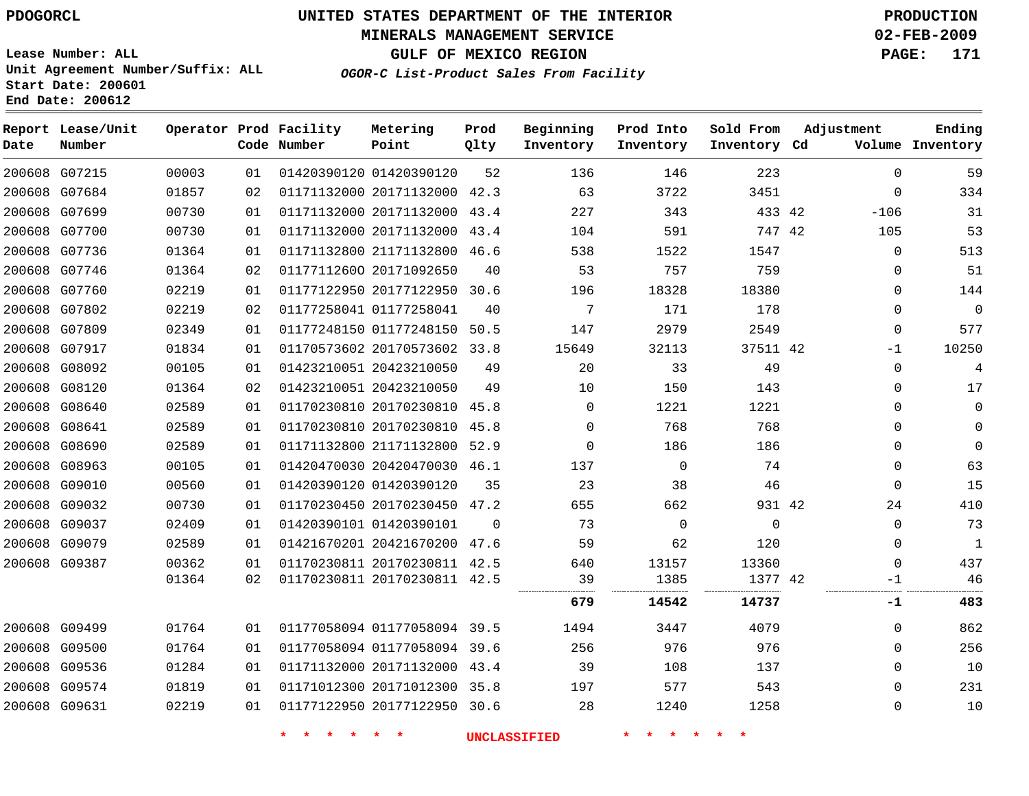PDOGORCL

# UNITED STATES DEPARTMENT OF THE INTERIOR
## MINERALS MANAGEMENT SERVICE
## GULF OF MEXICO REGION
### *OGOR-C List-Product Sales From Facility*

PRODUCTION
02-FEB-2009

Lease Number: ALL
Unit Agreement Number/Suffix: ALL
Start Date: 200601
End Date: 200612

| Report Date | Lease/Unit Number | Operator | Prod Code | Facility Number | Metering Point | Prod Qlty | Beginning Inventory | Prod Into Inventory | Sold From Inventory | Adjustment Cd | Adjustment Volume | Ending Inventory |
|---|---|---|---|---|---|---|---|---|---|---|---|---|
| 200608 | G07215 | 00003 | 01 | 01420390120 | 01420390120 | 52 | 136 | 146 | 223 | | 0 | 59 |
| 200608 | G07684 | 01857 | 02 | 01171132000 | 20171132000 | 42.3 | 63 | 3722 | 3451 | | 0 | 334 |
| 200608 | G07699 | 00730 | 01 | 01171132000 | 20171132000 | 43.4 | 227 | 343 | 433 | 42 | -106 | 31 |
| 200608 | G07700 | 00730 | 01 | 01171132000 | 20171132000 | 43.4 | 104 | 591 | 747 | 42 | 105 | 53 |
| 200608 | G07736 | 01364 | 01 | 01171132800 | 21171132800 | 46.6 | 538 | 1522 | 1547 | | 0 | 513 |
| 200608 | G07746 | 01364 | 02 | 01177112600 | 20171092650 | 40 | 53 | 757 | 759 | | 0 | 51 |
| 200608 | G07760 | 02219 | 01 | 01177122950 | 20177122950 | 30.6 | 196 | 18328 | 18380 | | 0 | 144 |
| 200608 | G07802 | 02219 | 02 | 01177258041 | 01177258041 | 40 | 7 | 171 | 178 | | 0 | 0 |
| 200608 | G07809 | 02349 | 01 | 01177248150 | 01177248150 | 50.5 | 147 | 2979 | 2549 | | 0 | 577 |
| 200608 | G07917 | 01834 | 01 | 01170573602 | 20170573602 | 33.8 | 15649 | 32113 | 37511 | 42 | -1 | 10250 |
| 200608 | G08092 | 00105 | 01 | 01423210051 | 20423210050 | 49 | 20 | 33 | 49 | | 0 | 4 |
| 200608 | G08120 | 01364 | 02 | 01423210051 | 20423210050 | 49 | 10 | 150 | 143 | | 0 | 17 |
| 200608 | G08640 | 02589 | 01 | 01170230810 | 20170230810 | 45.8 | 0 | 1221 | 1221 | | 0 | 0 |
| 200608 | G08641 | 02589 | 01 | 01170230810 | 20170230810 | 45.8 | 0 | 768 | 768 | | 0 | 0 |
| 200608 | G08690 | 02589 | 01 | 01171132800 | 21171132800 | 52.9 | 0 | 186 | 186 | | 0 | 0 |
| 200608 | G08963 | 00105 | 01 | 01420470030 | 20420470030 | 46.1 | 137 | 0 | 74 | | 0 | 63 |
| 200608 | G09010 | 00560 | 01 | 01420390120 | 01420390120 | 35 | 23 | 38 | 46 | | 0 | 15 |
| 200608 | G09032 | 00730 | 01 | 01170230450 | 20170230450 | 47.2 | 655 | 662 | 931 | 42 | 24 | 410 |
| 200608 | G09037 | 02409 | 01 | 01420390101 | 01420390101 | 0 | 73 | 0 | 0 | | 0 | 73 |
| 200608 | G09079 | 02589 | 01 | 01421670201 | 20421670200 | 47.6 | 59 | 62 | 120 | | 0 | 1 |
| 200608 | G09387 | 00362 | 01 | 01170230811 | 20170230811 | 42.5 | 640 | 13157 | 13360 | | 0 | 437 |
| | | 01364 | 02 | 01170230811 | 20170230811 | 42.5 | 39 | 1385 | 1377 | 42 | -1 | 46 |
| | | | | | | | **679** | **14542** | **14737** | | **-1** | **483** |
| 200608 | G09499 | 01764 | 01 | 01177058094 | 01177058094 | 39.5 | 1494 | 3447 | 4079 | | 0 | 862 |
| 200608 | G09500 | 01764 | 01 | 01177058094 | 01177058094 | 39.6 | 256 | 976 | 976 | | 0 | 256 |
| 200608 | G09536 | 01284 | 01 | 01171132000 | 20171132000 | 43.4 | 39 | 108 | 137 | | 0 | 10 |
| 200608 | G09574 | 01819 | 01 | 01171012300 | 20171012300 | 35.8 | 197 | 577 | 543 | | 0 | 231 |
| 200608 | G09631 | 02219 | 01 | 01177122950 | 20177122950 | 30.6 | 28 | 1240 | 1258 | | 0 | 10 |

* * * * * * UNCLASSIFIED * * * * * *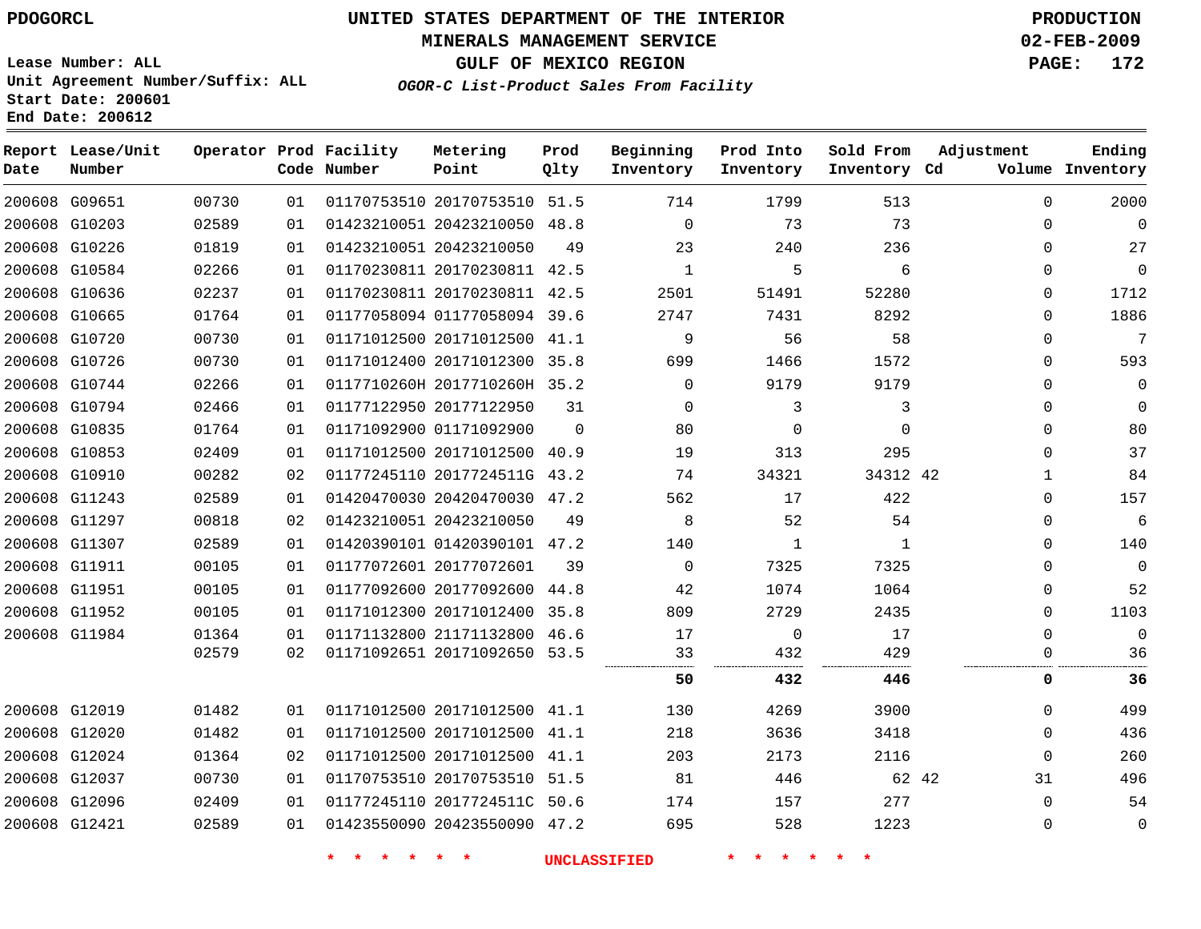PDOGORCL

# UNITED STATES DEPARTMENT OF THE INTERIOR
## MINERALS MANAGEMENT SERVICE
## GULF OF MEXICO REGION
### *OGOR-C List-Product Sales From Facility*

PRODUCTION
02-FEB-2009

Lease Number: ALL
Unit Agreement Number/Suffix: ALL
Start Date: 200601
End Date: 200612

| Report Date | Lease/Unit Number | Operator | Prod Code | Facility Number | Metering Point | Prod Qlty | Beginning Inventory | Prod Into Inventory | Sold From Inventory | Adjustment Cd | Adjustment Volume | Ending Inventory |
|---|---|---|---|---|---|---|---|---|---|---|---|---|
| 200608 | G09651 | 00730 | 01 | 01170753510 | 20170753510 | 51.5 | 714 | 1799 | 513 | | 0 | 2000 |
| 200608 | G10203 | 02589 | 01 | 01423210051 | 20423210050 | 48.8 | 0 | 73 | 73 | | 0 | 0 |
| 200608 | G10226 | 01819 | 01 | 01423210051 | 20423210050 | 49 | 23 | 240 | 236 | | 0 | 27 |
| 200608 | G10584 | 02266 | 01 | 01170230811 | 20170230811 | 42.5 | 1 | 5 | 6 | | 0 | 0 |
| 200608 | G10636 | 02237 | 01 | 01170230811 | 20170230811 | 42.5 | 2501 | 51491 | 52280 | | 0 | 1712 |
| 200608 | G10665 | 01764 | 01 | 01177058094 | 01177058094 | 39.6 | 2747 | 7431 | 8292 | | 0 | 1886 |
| 200608 | G10720 | 00730 | 01 | 01171012500 | 20171012500 | 41.1 | 9 | 56 | 58 | | 0 | 7 |
| 200608 | G10726 | 00730 | 01 | 01171012400 | 20171012300 | 35.8 | 699 | 1466 | 1572 | | 0 | 593 |
| 200608 | G10744 | 02266 | 01 | 0117710260H | 2017710260H | 35.2 | 0 | 9179 | 9179 | | 0 | 0 |
| 200608 | G10794 | 02466 | 01 | 01177122950 | 20177122950 | 31 | 0 | 3 | 3 | | 0 | 0 |
| 200608 | G10835 | 01764 | 01 | 01171092900 | 01171092900 | 0 | 80 | 0 | 0 | | 0 | 80 |
| 200608 | G10853 | 02409 | 01 | 01171012500 | 20171012500 | 40.9 | 19 | 313 | 295 | | 0 | 37 |
| 200608 | G10910 | 00282 | 02 | 01177245110 | 2017724511G | 43.2 | 74 | 34321 | 34312 | 42 | 1 | 84 |
| 200608 | G11243 | 02589 | 01 | 01420470030 | 20420470030 | 47.2 | 562 | 17 | 422 | | 0 | 157 |
| 200608 | G11297 | 00818 | 02 | 01423210051 | 20423210050 | 49 | 8 | 52 | 54 | | 0 | 6 |
| 200608 | G11307 | 02589 | 01 | 01420390101 | 01420390101 | 47.2 | 140 | 1 | 1 | | 0 | 140 |
| 200608 | G11911 | 00105 | 01 | 01177072601 | 20177072601 | 39 | 0 | 7325 | 7325 | | 0 | 0 |
| 200608 | G11951 | 00105 | 01 | 01177092600 | 20177092600 | 44.8 | 42 | 1074 | 1064 | | 0 | 52 |
| 200608 | G11952 | 00105 | 01 | 01171012300 | 20171012400 | 35.8 | 809 | 2729 | 2435 | | 0 | 1103 |
| 200608 | G11984 | 01364 | 01 | 01171132800 | 21171132800 | 46.6 | 17 | 0 | 17 | | 0 | 0 |
| | | 02579 | 02 | 01171092651 | 20171092650 | 53.5 | 33 | 432 | 429 | | 0 | 36 |
| | | | | | | | **50** | **432** | **446** | | **0** | **36** |
| 200608 | G12019 | 01482 | 01 | 01171012500 | 20171012500 | 41.1 | 130 | 4269 | 3900 | | 0 | 499 |
| 200608 | G12020 | 01482 | 01 | 01171012500 | 20171012500 | 41.1 | 218 | 3636 | 3418 | | 0 | 436 |
| 200608 | G12024 | 01364 | 02 | 01171012500 | 20171012500 | 41.1 | 203 | 2173 | 2116 | | 0 | 260 |
| 200608 | G12037 | 00730 | 01 | 01170753510 | 20170753510 | 51.5 | 81 | 446 | 62 | 42 | 31 | 496 |
| 200608 | G12096 | 02409 | 01 | 01177245110 | 2017724511C | 50.6 | 174 | 157 | 277 | | 0 | 54 |
| 200608 | G12421 | 02589 | 01 | 01423550090 | 20423550090 | 47.2 | 695 | 528 | 1223 | | 0 | 0 |

* * * * * * UNCLASSIFIED * * * * * *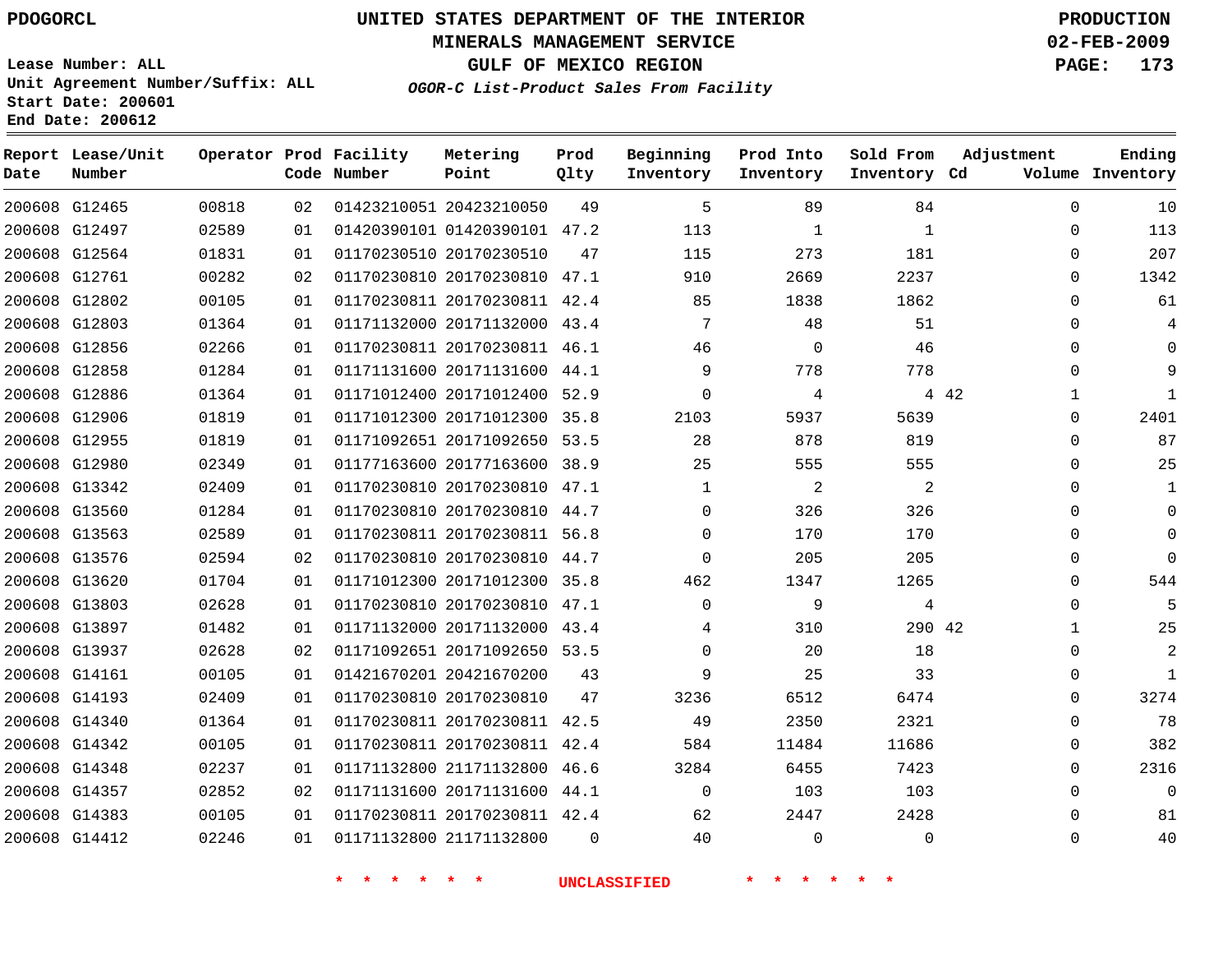PDOGORCL

# UNITED STATES DEPARTMENT OF THE INTERIOR
## MINERALS MANAGEMENT SERVICE
## GULF OF MEXICO REGION
### *OGOR-C List-Product Sales From Facility*

PRODUCTION
02-FEB-2009

Lease Number: ALL
Unit Agreement Number/Suffix: ALL
Start Date: 200601
End Date: 200612

| Report Date | Lease/Unit Number | Operator | Prod Code | Facility Number | Metering Point | Prod Qlty | Beginning Inventory | Prod Into Inventory | Sold From Inventory | Adjustment Cd | Adjustment Volume | Ending Inventory |
|---|---|---|---|---|---|---|---|---|---|---|---|---|
| 200608 | G12465 | 00818 | 02 | 01423210051 | 20423210050 | 49 | 5 | 89 | 84 | | 0 | 10 |
| 200608 | G12497 | 02589 | 01 | 01420390101 | 01420390101 | 47.2 | 113 | 1 | 1 | | 0 | 113 |
| 200608 | G12564 | 01831 | 01 | 01170230510 | 20170230510 | 47 | 115 | 273 | 181 | | 0 | 207 |
| 200608 | G12761 | 00282 | 02 | 01170230810 | 20170230810 | 47.1 | 910 | 2669 | 2237 | | 0 | 1342 |
| 200608 | G12802 | 00105 | 01 | 01170230811 | 20170230811 | 42.4 | 85 | 1838 | 1862 | | 0 | 61 |
| 200608 | G12803 | 01364 | 01 | 01171132000 | 20171132000 | 43.4 | 7 | 48 | 51 | | 0 | 4 |
| 200608 | G12856 | 02266 | 01 | 01170230811 | 20170230811 | 46.1 | 46 | 0 | 46 | | 0 | 0 |
| 200608 | G12858 | 01284 | 01 | 01171131600 | 20171131600 | 44.1 | 9 | 778 | 778 | | 0 | 9 |
| 200608 | G12886 | 01364 | 01 | 01171012400 | 20171012400 | 52.9 | 0 | 4 | 4 | 42 | 1 | 1 |
| 200608 | G12906 | 01819 | 01 | 01171012300 | 20171012300 | 35.8 | 2103 | 5937 | 5639 | | 0 | 2401 |
| 200608 | G12955 | 01819 | 01 | 01171092651 | 20171092650 | 53.5 | 28 | 878 | 819 | | 0 | 87 |
| 200608 | G12980 | 02349 | 01 | 01177163600 | 20177163600 | 38.9 | 25 | 555 | 555 | | 0 | 25 |
| 200608 | G13342 | 02409 | 01 | 01170230810 | 20170230810 | 47.1 | 1 | 2 | 2 | | 0 | 1 |
| 200608 | G13560 | 01284 | 01 | 01170230810 | 20170230810 | 44.7 | 0 | 326 | 326 | | 0 | 0 |
| 200608 | G13563 | 02589 | 01 | 01170230811 | 20170230811 | 56.8 | 0 | 170 | 170 | | 0 | 0 |
| 200608 | G13576 | 02594 | 02 | 01170230810 | 20170230810 | 44.7 | 0 | 205 | 205 | | 0 | 0 |
| 200608 | G13620 | 01704 | 01 | 01171012300 | 20171012300 | 35.8 | 462 | 1347 | 1265 | | 0 | 544 |
| 200608 | G13803 | 02628 | 01 | 01170230810 | 20170230810 | 47.1 | 0 | 9 | 4 | | 0 | 5 |
| 200608 | G13897 | 01482 | 01 | 01171132000 | 20171132000 | 43.4 | 4 | 310 | 290 | 42 | 1 | 25 |
| 200608 | G13937 | 02628 | 02 | 01171092651 | 20171092650 | 53.5 | 0 | 20 | 18 | | 0 | 2 |
| 200608 | G14161 | 00105 | 01 | 01421670201 | 20421670200 | 43 | 9 | 25 | 33 | | 0 | 1 |
| 200608 | G14193 | 02409 | 01 | 01170230810 | 20170230810 | 47 | 3236 | 6512 | 6474 | | 0 | 3274 |
| 200608 | G14340 | 01364 | 01 | 01170230811 | 20170230811 | 42.5 | 49 | 2350 | 2321 | | 0 | 78 |
| 200608 | G14342 | 00105 | 01 | 01170230811 | 20170230811 | 42.4 | 584 | 11484 | 11686 | | 0 | 382 |
| 200608 | G14348 | 02237 | 01 | 01171132800 | 21171132800 | 46.6 | 3284 | 6455 | 7423 | | 0 | 2316 |
| 200608 | G14357 | 02852 | 02 | 01171131600 | 20171131600 | 44.1 | 0 | 103 | 103 | | 0 | 0 |
| 200608 | G14383 | 00105 | 01 | 01170230811 | 20170230811 | 42.4 | 62 | 2447 | 2428 | | 0 | 81 |
| 200608 | G14412 | 02246 | 01 | 01171132800 | 21171132800 | 0 | 40 | 0 | 0 | | 0 | 40 |

\* \* \* \* \* \* UNCLASSIFIED \* \* \* \* \* \*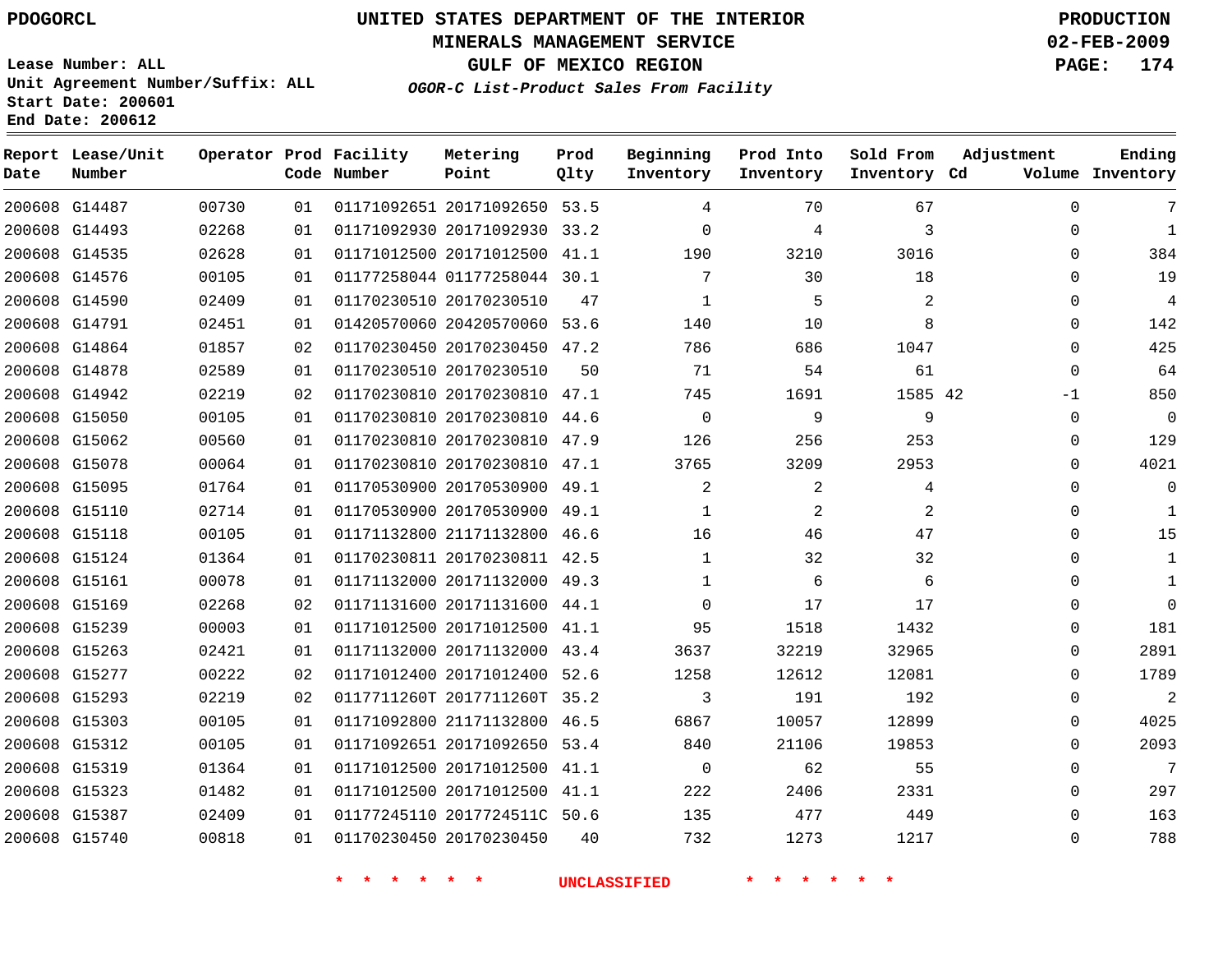PDOGORCL

**UNITED STATES DEPARTMENT OF THE INTERIOR**
**MINERALS MANAGEMENT SERVICE**
**GULF OF MEXICO REGION**
***OGOR-C List-Product Sales From Facility***

**PRODUCTION**
**02-FEB-2009**

Lease Number: ALL
Unit Agreement Number/Suffix: ALL
Start Date: 200601
End Date: 200612

| Report Date | Lease/Unit Number | Operator | Prod Code | Facility Number | Metering Point | Prod Qlty | Beginning Inventory | Prod Into Inventory | Sold From Inventory | Adjustment Cd | Adjustment Volume | Ending Inventory |
|---|---|---|---|---|---|---|---|---|---|---|---|---|
| 200608 | G14487 | 00730 | 01 | 01171092651 | 20171092650 | 53.5 | 4 | 70 | 67 | | 0 | 7 |
| 200608 | G14493 | 02268 | 01 | 01171092930 | 20171092930 | 33.2 | 0 | 4 | 3 | | 0 | 1 |
| 200608 | G14535 | 02628 | 01 | 01171012500 | 20171012500 | 41.1 | 190 | 3210 | 3016 | | 0 | 384 |
| 200608 | G14576 | 00105 | 01 | 01177258044 | 01177258044 | 30.1 | 7 | 30 | 18 | | 0 | 19 |
| 200608 | G14590 | 02409 | 01 | 01170230510 | 20170230510 | 47 | 1 | 5 | 2 | | 0 | 4 |
| 200608 | G14791 | 02451 | 01 | 01420570060 | 20420570060 | 53.6 | 140 | 10 | 8 | | 0 | 142 |
| 200608 | G14864 | 01857 | 02 | 01170230450 | 20170230450 | 47.2 | 786 | 686 | 1047 | | 0 | 425 |
| 200608 | G14878 | 02589 | 01 | 01170230510 | 20170230510 | 50 | 71 | 54 | 61 | | 0 | 64 |
| 200608 | G14942 | 02219 | 02 | 01170230810 | 20170230810 | 47.1 | 745 | 1691 | 1585 | 42 | -1 | 850 |
| 200608 | G15050 | 00105 | 01 | 01170230810 | 20170230810 | 44.6 | 0 | 9 | 9 | | 0 | 0 |
| 200608 | G15062 | 00560 | 01 | 01170230810 | 20170230810 | 47.9 | 126 | 256 | 253 | | 0 | 129 |
| 200608 | G15078 | 00064 | 01 | 01170230810 | 20170230810 | 47.1 | 3765 | 3209 | 2953 | | 0 | 4021 |
| 200608 | G15095 | 01764 | 01 | 01170530900 | 20170530900 | 49.1 | 2 | 2 | 4 | | 0 | 0 |
| 200608 | G15110 | 02714 | 01 | 01170530900 | 20170530900 | 49.1 | 1 | 2 | 2 | | 0 | 1 |
| 200608 | G15118 | 00105 | 01 | 01171132800 | 21171132800 | 46.6 | 16 | 46 | 47 | | 0 | 15 |
| 200608 | G15124 | 01364 | 01 | 01170230811 | 20170230811 | 42.5 | 1 | 32 | 32 | | 0 | 1 |
| 200608 | G15161 | 00078 | 01 | 01171132000 | 20171132000 | 49.3 | 1 | 6 | 6 | | 0 | 1 |
| 200608 | G15169 | 02268 | 02 | 01171131600 | 20171131600 | 44.1 | 0 | 17 | 17 | | 0 | 0 |
| 200608 | G15239 | 00003 | 01 | 01171012500 | 20171012500 | 41.1 | 95 | 1518 | 1432 | | 0 | 181 |
| 200608 | G15263 | 02421 | 01 | 01171132000 | 20171132000 | 43.4 | 3637 | 32219 | 32965 | | 0 | 2891 |
| 200608 | G15277 | 00222 | 02 | 01171012400 | 20171012400 | 52.6 | 1258 | 12612 | 12081 | | 0 | 1789 |
| 200608 | G15293 | 02219 | 02 | 0117711260T | 2017711260T | 35.2 | 3 | 191 | 192 | | 0 | 2 |
| 200608 | G15303 | 00105 | 01 | 01171092800 | 21171132800 | 46.5 | 6867 | 10057 | 12899 | | 0 | 4025 |
| 200608 | G15312 | 00105 | 01 | 01171092651 | 20171092650 | 53.4 | 840 | 21106 | 19853 | | 0 | 2093 |
| 200608 | G15319 | 01364 | 01 | 01171012500 | 20171012500 | 41.1 | 0 | 62 | 55 | | 0 | 7 |
| 200608 | G15323 | 01482 | 01 | 01171012500 | 20171012500 | 41.1 | 222 | 2406 | 2331 | | 0 | 297 |
| 200608 | G15387 | 02409 | 01 | 01177245110 | 2017724511C | 50.6 | 135 | 477 | 449 | | 0 | 163 |
| 200608 | G15740 | 00818 | 01 | 01170230450 | 20170230450 | 40 | 732 | 1273 | 1217 | | 0 | 788 |

\* \* \* \* \* \* UNCLASSIFIED \* \* \* \* \* \*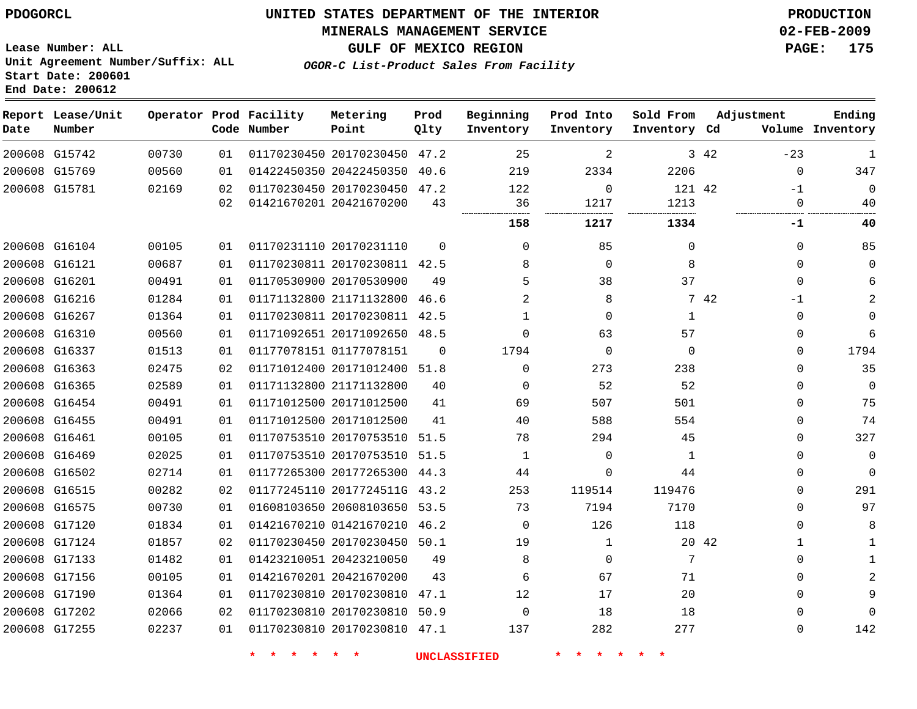PDOGORCL

# UNITED STATES DEPARTMENT OF THE INTERIOR
## MINERALS MANAGEMENT SERVICE
## GULF OF MEXICO REGION
### *OGOR-C List-Product Sales From Facility*

PRODUCTION
02-FEB-2009

Lease Number: ALL
Unit Agreement Number/Suffix: ALL
Start Date: 200601
End Date: 200612

| Report Date | Lease/Unit Number | Operator | Prod Code | Facility Number | Metering Point | Prod Qlty | Beginning Inventory | Prod Into Inventory | Sold From Inventory | Adjustment Cd | Adjustment Volume | Ending Inventory |
|---|---|---|---|---|---|---|---|---|---|---|---|---|
| 200608 | G15742 | 00730 | 01 | 01170230450 | 20170230450 | 47.2 | 25 | 2 | 3 | 42 | -23 | 1 |
| 200608 | G15769 | 00560 | 01 | 01422450350 | 20422450350 | 40.6 | 219 | 2334 | 2206 | | 0 | 347 |
| 200608 | G15781 | 02169 | 02 | 01170230450 | 20170230450 | 47.2 | 122 | 0 | 121 | 42 | -1 | 0 |
| | | | 02 | 01421670201 | 20421670200 | 43 | 36 | 1217 | 1213 | | 0 | 40 |
| | | | | | | | **158** | **1217** | **1334** | | **-1** | **40** |
| 200608 | G16104 | 00105 | 01 | 01170231110 | 20170231110 | 0 | 0 | 85 | 0 | | 0 | 85 |
| 200608 | G16121 | 00687 | 01 | 01170230811 | 20170230811 | 42.5 | 8 | 0 | 8 | | 0 | 0 |
| 200608 | G16201 | 00491 | 01 | 01170530900 | 20170530900 | 49 | 5 | 38 | 37 | | 0 | 6 |
| 200608 | G16216 | 01284 | 01 | 01171132800 | 21171132800 | 46.6 | 2 | 8 | 7 | 42 | -1 | 2 |
| 200608 | G16267 | 01364 | 01 | 01170230811 | 20170230811 | 42.5 | 1 | 0 | 1 | | 0 | 0 |
| 200608 | G16310 | 00560 | 01 | 01171092651 | 20171092650 | 48.5 | 0 | 63 | 57 | | 0 | 6 |
| 200608 | G16337 | 01513 | 01 | 01177078151 | 01177078151 | 0 | 1794 | 0 | 0 | | 0 | 1794 |
| 200608 | G16363 | 02475 | 02 | 01171012400 | 20171012400 | 51.8 | 0 | 273 | 238 | | 0 | 35 |
| 200608 | G16365 | 02589 | 01 | 01171132800 | 21171132800 | 40 | 0 | 52 | 52 | | 0 | 0 |
| 200608 | G16454 | 00491 | 01 | 01171012500 | 20171012500 | 41 | 69 | 507 | 501 | | 0 | 75 |
| 200608 | G16455 | 00491 | 01 | 01171012500 | 20171012500 | 41 | 40 | 588 | 554 | | 0 | 74 |
| 200608 | G16461 | 00105 | 01 | 01170753510 | 20170753510 | 51.5 | 78 | 294 | 45 | | 0 | 327 |
| 200608 | G16469 | 02025 | 01 | 01170753510 | 20170753510 | 51.5 | 1 | 0 | 1 | | 0 | 0 |
| 200608 | G16502 | 02714 | 01 | 01177265300 | 20177265300 | 44.3 | 44 | 0 | 44 | | 0 | 0 |
| 200608 | G16515 | 00282 | 02 | 01177245110 | 2017724511G | 43.2 | 253 | 119514 | 119476 | | 0 | 291 |
| 200608 | G16575 | 00730 | 01 | 01608103650 | 20608103650 | 53.5 | 73 | 7194 | 7170 | | 0 | 97 |
| 200608 | G17120 | 01834 | 01 | 01421670210 | 01421670210 | 46.2 | 0 | 126 | 118 | | 0 | 8 |
| 200608 | G17124 | 01857 | 02 | 01170230450 | 20170230450 | 50.1 | 19 | 1 | 20 | 42 | 1 | 1 |
| 200608 | G17133 | 01482 | 01 | 01423210051 | 20423210050 | 49 | 8 | 0 | 7 | | 0 | 1 |
| 200608 | G17156 | 00105 | 01 | 01421670201 | 20421670200 | 43 | 6 | 67 | 71 | | 0 | 2 |
| 200608 | G17190 | 01364 | 01 | 01170230810 | 20170230810 | 47.1 | 12 | 17 | 20 | | 0 | 9 |
| 200608 | G17202 | 02066 | 02 | 01170230810 | 20170230810 | 50.9 | 0 | 18 | 18 | | 0 | 0 |
| 200608 | G17255 | 02237 | 01 | 01170230810 | 20170230810 | 47.1 | 137 | 282 | 277 | | 0 | 142 |

* * * * * * UNCLASSIFIED * * * * * *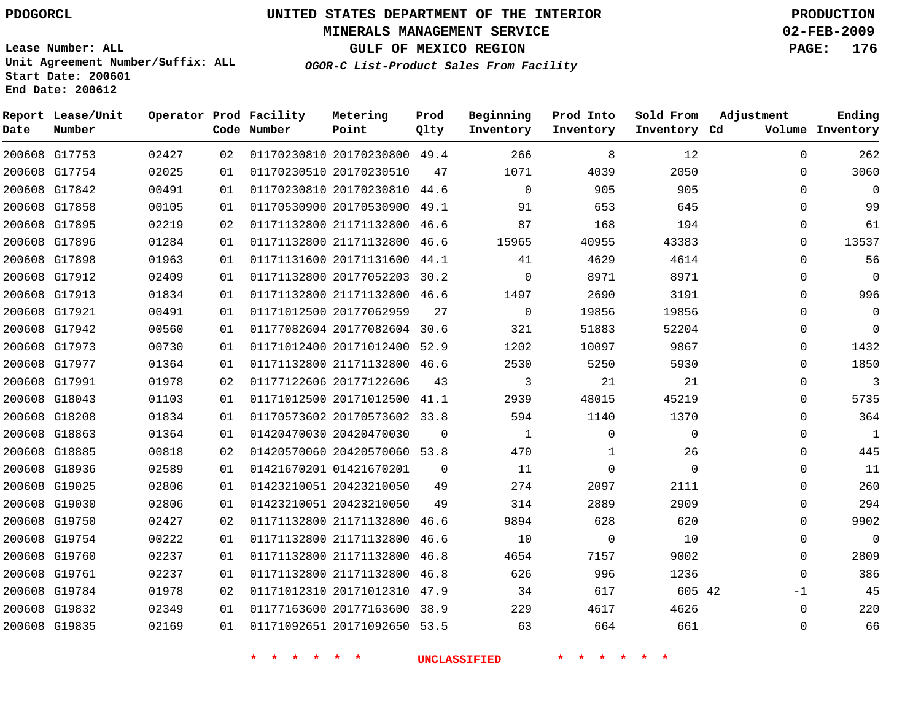PDOGORCL

# UNITED STATES DEPARTMENT OF THE INTERIOR
## MINERALS MANAGEMENT SERVICE
## GULF OF MEXICO REGION
### *OGOR-C List-Product Sales From Facility*

**PRODUCTION**
**02-FEB-2009**

Lease Number: ALL
Unit Agreement Number/Suffix: ALL
Start Date: 200601
End Date: 200612

| Report Date | Lease/Unit Number | Operator | Prod Code | Facility Number | Metering Point | Prod Qlty | Beginning Inventory | Prod Into Inventory | Sold From Inventory | Adjustment Cd | Adjustment Volume | Ending Inventory |
|---|---|---|---|---|---|---|---|---|---|---|---|---|
| 200608 | G17753 | 02427 | 02 | 01170230810 | 20170230800 | 49.4 | 266 | 8 | 12 | | 0 | 262 |
| 200608 | G17754 | 02025 | 01 | 01170230510 | 20170230510 | 47 | 1071 | 4039 | 2050 | | 0 | 3060 |
| 200608 | G17842 | 00491 | 01 | 01170230810 | 20170230810 | 44.6 | 0 | 905 | 905 | | 0 | 0 |
| 200608 | G17858 | 00105 | 01 | 01170530900 | 20170530900 | 49.1 | 91 | 653 | 645 | | 0 | 99 |
| 200608 | G17895 | 02219 | 02 | 01171132800 | 21171132800 | 46.6 | 87 | 168 | 194 | | 0 | 61 |
| 200608 | G17896 | 01284 | 01 | 01171132800 | 21171132800 | 46.6 | 15965 | 40955 | 43383 | | 0 | 13537 |
| 200608 | G17898 | 01963 | 01 | 01171131600 | 20171131600 | 44.1 | 41 | 4629 | 4614 | | 0 | 56 |
| 200608 | G17912 | 02409 | 01 | 01171132800 | 20177052203 | 30.2 | 0 | 8971 | 8971 | | 0 | 0 |
| 200608 | G17913 | 01834 | 01 | 01171132800 | 21171132800 | 46.6 | 1497 | 2690 | 3191 | | 0 | 996 |
| 200608 | G17921 | 00491 | 01 | 01171012500 | 20177062959 | 27 | 0 | 19856 | 19856 | | 0 | 0 |
| 200608 | G17942 | 00560 | 01 | 01177082604 | 20177082604 | 30.6 | 321 | 51883 | 52204 | | 0 | 0 |
| 200608 | G17973 | 00730 | 01 | 01171012400 | 20171012400 | 52.9 | 1202 | 10097 | 9867 | | 0 | 1432 |
| 200608 | G17977 | 01364 | 01 | 01171132800 | 21171132800 | 46.6 | 2530 | 5250 | 5930 | | 0 | 1850 |
| 200608 | G17991 | 01978 | 02 | 01177122606 | 20177122606 | 43 | 3 | 21 | 21 | | 0 | 3 |
| 200608 | G18043 | 01103 | 01 | 01171012500 | 20171012500 | 41.1 | 2939 | 48015 | 45219 | | 0 | 5735 |
| 200608 | G18208 | 01834 | 01 | 01170573602 | 20170573602 | 33.8 | 594 | 1140 | 1370 | | 0 | 364 |
| 200608 | G18863 | 01364 | 01 | 01420470030 | 20420470030 | 0 | 1 | 0 | 0 | | 0 | 1 |
| 200608 | G18885 | 00818 | 02 | 01420570060 | 20420570060 | 53.8 | 470 | 1 | 26 | | 0 | 445 |
| 200608 | G18936 | 02589 | 01 | 01421670201 | 01421670201 | 0 | 11 | 0 | 0 | | 0 | 11 |
| 200608 | G19025 | 02806 | 01 | 01423210051 | 20423210050 | 49 | 274 | 2097 | 2111 | | 0 | 260 |
| 200608 | G19030 | 02806 | 01 | 01423210051 | 20423210050 | 49 | 314 | 2889 | 2909 | | 0 | 294 |
| 200608 | G19750 | 02427 | 02 | 01171132800 | 21171132800 | 46.6 | 9894 | 628 | 620 | | 0 | 9902 |
| 200608 | G19754 | 00222 | 01 | 01171132800 | 21171132800 | 46.6 | 10 | 0 | 10 | | 0 | 0 |
| 200608 | G19760 | 02237 | 01 | 01171132800 | 21171132800 | 46.8 | 4654 | 7157 | 9002 | | 0 | 2809 |
| 200608 | G19761 | 02237 | 01 | 01171132800 | 21171132800 | 46.8 | 626 | 996 | 1236 | | 0 | 386 |
| 200608 | G19784 | 01978 | 02 | 01171012310 | 20171012310 | 47.9 | 34 | 617 | 605 | 42 | -1 | 45 |
| 200608 | G19832 | 02349 | 01 | 01177163600 | 20177163600 | 38.9 | 229 | 4617 | 4626 | | 0 | 220 |
| 200608 | G19835 | 02169 | 01 | 01171092651 | 20171092650 | 53.5 | 63 | 664 | 661 | | 0 | 66 |

* * * * * * UNCLASSIFIED * * * * * *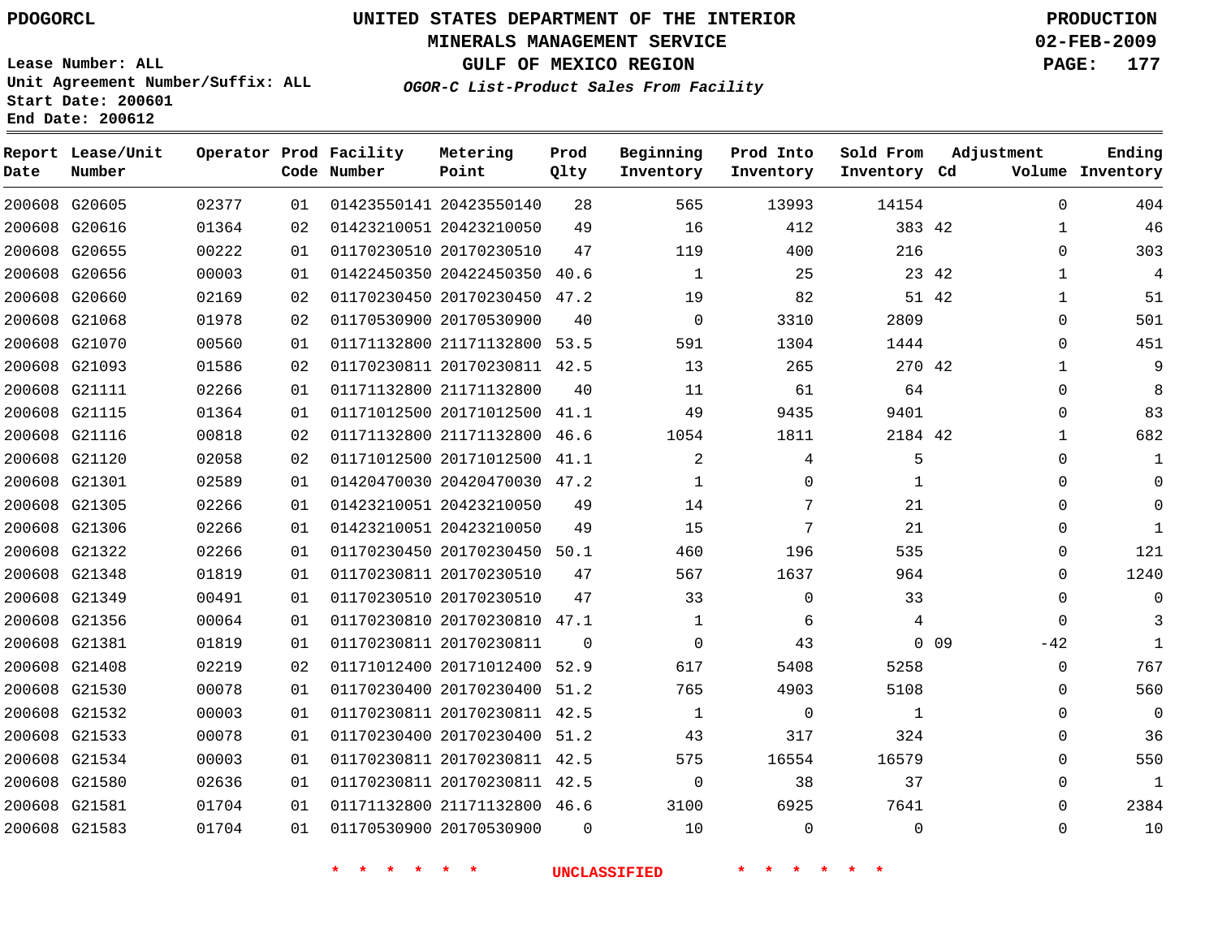PDOGORCL

Lease Number: ALL
Unit Agreement Number/Suffix: ALL
Start Date: 200601
End Date: 200612

# UNITED STATES DEPARTMENT OF THE INTERIOR
## MINERALS MANAGEMENT SERVICE
## GULF OF MEXICO REGION
### *OGOR-C List-Product Sales From Facility*

PRODUCTION
02-FEB-2009

| Report Date | Lease/Unit Number | Operator | Prod Code | Facility Number | Metering Point | Prod Qlty | Beginning Inventory | Prod Into Inventory | Sold From Inventory | Adjustment Cd | Adjustment Volume | Ending Inventory |
|---|---|---|---|---|---|---|---|---|---|---|---|---|
| 200608 | G20605 | 02377 | 01 | 01423550141 | 20423550140 | 28 | 565 | 13993 | 14154 | | 0 | 404 |
| 200608 | G20616 | 01364 | 02 | 01423210051 | 20423210050 | 49 | 16 | 412 | 383 | 42 | 1 | 46 |
| 200608 | G20655 | 00222 | 01 | 01170230510 | 20170230510 | 47 | 119 | 400 | 216 | | 0 | 303 |
| 200608 | G20656 | 00003 | 01 | 01422450350 | 20422450350 | 40.6 | 1 | 25 | 23 | 42 | 1 | 4 |
| 200608 | G20660 | 02169 | 02 | 01170230450 | 20170230450 | 47.2 | 19 | 82 | 51 | 42 | 1 | 51 |
| 200608 | G21068 | 01978 | 02 | 01170530900 | 20170530900 | 40 | 0 | 3310 | 2809 | | 0 | 501 |
| 200608 | G21070 | 00560 | 01 | 01171132800 | 21171132800 | 53.5 | 591 | 1304 | 1444 | | 0 | 451 |
| 200608 | G21093 | 01586 | 02 | 01170230811 | 20170230811 | 42.5 | 13 | 265 | 270 | 42 | 1 | 9 |
| 200608 | G21111 | 02266 | 01 | 01171132800 | 21171132800 | 40 | 11 | 61 | 64 | | 0 | 8 |
| 200608 | G21115 | 01364 | 01 | 01171012500 | 20171012500 | 41.1 | 49 | 9435 | 9401 | | 0 | 83 |
| 200608 | G21116 | 00818 | 02 | 01171132800 | 21171132800 | 46.6 | 1054 | 1811 | 2184 | 42 | 1 | 682 |
| 200608 | G21120 | 02058 | 02 | 01171012500 | 20171012500 | 41.1 | 2 | 4 | 5 | | 0 | 1 |
| 200608 | G21301 | 02589 | 01 | 01420470030 | 20420470030 | 47.2 | 1 | 0 | 1 | | 0 | 0 |
| 200608 | G21305 | 02266 | 01 | 01423210051 | 20423210050 | 49 | 14 | 7 | 21 | | 0 | 0 |
| 200608 | G21306 | 02266 | 01 | 01423210051 | 20423210050 | 49 | 15 | 7 | 21 | | 0 | 1 |
| 200608 | G21322 | 02266 | 01 | 01170230450 | 20170230450 | 50.1 | 460 | 196 | 535 | | 0 | 121 |
| 200608 | G21348 | 01819 | 01 | 01170230811 | 20170230510 | 47 | 567 | 1637 | 964 | | 0 | 1240 |
| 200608 | G21349 | 00491 | 01 | 01170230510 | 20170230510 | 47 | 33 | 0 | 33 | | 0 | 0 |
| 200608 | G21356 | 00064 | 01 | 01170230810 | 20170230810 | 47.1 | 1 | 6 | 4 | | 0 | 3 |
| 200608 | G21381 | 01819 | 01 | 01170230811 | 20170230811 | 0 | 0 | 43 | 0 | 09 | -42 | 1 |
| 200608 | G21408 | 02219 | 02 | 01171012400 | 20171012400 | 52.9 | 617 | 5408 | 5258 | | 0 | 767 |
| 200608 | G21530 | 00078 | 01 | 01170230400 | 20170230400 | 51.2 | 765 | 4903 | 5108 | | 0 | 560 |
| 200608 | G21532 | 00003 | 01 | 01170230811 | 20170230811 | 42.5 | 1 | 0 | 1 | | 0 | 0 |
| 200608 | G21533 | 00078 | 01 | 01170230400 | 20170230400 | 51.2 | 43 | 317 | 324 | | 0 | 36 |
| 200608 | G21534 | 00003 | 01 | 01170230811 | 20170230811 | 42.5 | 575 | 16554 | 16579 | | 0 | 550 |
| 200608 | G21580 | 02636 | 01 | 01170230811 | 20170230811 | 42.5 | 0 | 38 | 37 | | 0 | 1 |
| 200608 | G21581 | 01704 | 01 | 01171132800 | 21171132800 | 46.6 | 3100 | 6925 | 7641 | | 0 | 2384 |
| 200608 | G21583 | 01704 | 01 | 01170530900 | 20170530900 | 0 | 10 | 0 | 0 | | 0 | 10 |

* * * * * * UNCLASSIFIED * * * * * *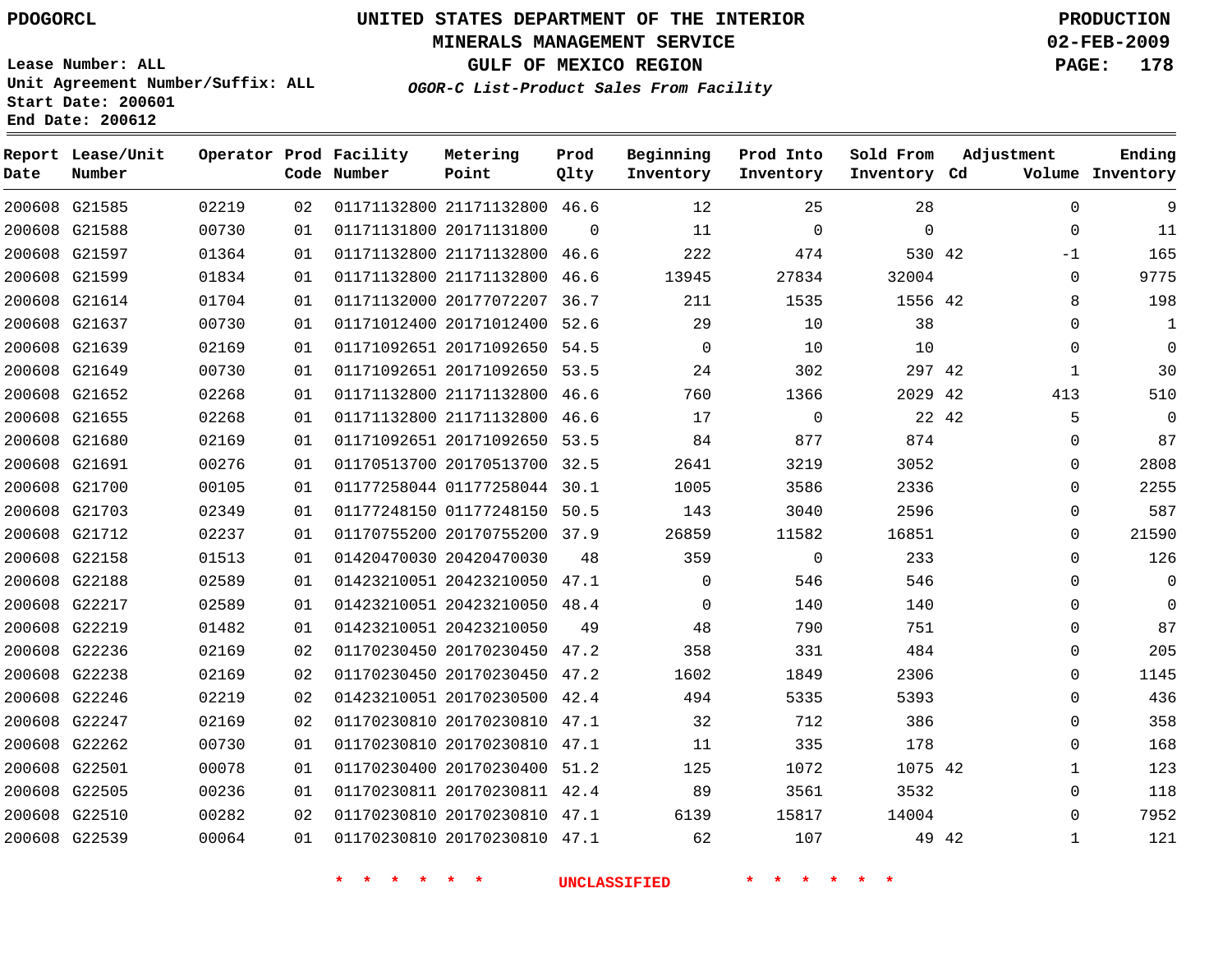PDOGORCL

# UNITED STATES DEPARTMENT OF THE INTERIOR
## MINERALS MANAGEMENT SERVICE
## GULF OF MEXICO REGION
### *OGOR-C List-Product Sales From Facility*

PRODUCTION
02-FEB-2009

Lease Number: ALL
Unit Agreement Number/Suffix: ALL
Start Date: 200601
End Date: 200612

| Report Date | Lease/Unit Number | Operator | Prod Code | Facility Number | Metering Point | Prod Qlty | Beginning Inventory | Prod Into Inventory | Sold From Inventory | Adjustment Cd | Adjustment Volume | Ending Inventory |
|---|---|---|---|---|---|---|---|---|---|---|---|---|
| 200608 | G21585 | 02219 | 02 | 01171132800 | 21171132800 | 46.6 | 12 | 25 | 28 | | 0 | 9 |
| 200608 | G21588 | 00730 | 01 | 01171131800 | 20171131800 | 0 | 11 | 0 | 0 | | 0 | 11 |
| 200608 | G21597 | 01364 | 01 | 01171132800 | 21171132800 | 46.6 | 222 | 474 | 530 | 42 | -1 | 165 |
| 200608 | G21599 | 01834 | 01 | 01171132800 | 21171132800 | 46.6 | 13945 | 27834 | 32004 | | 0 | 9775 |
| 200608 | G21614 | 01704 | 01 | 01171132000 | 20177072207 | 36.7 | 211 | 1535 | 1556 | 42 | 8 | 198 |
| 200608 | G21637 | 00730 | 01 | 01171012400 | 20171012400 | 52.6 | 29 | 10 | 38 | | 0 | 1 |
| 200608 | G21639 | 02169 | 01 | 01171092651 | 20171092650 | 54.5 | 0 | 10 | 10 | | 0 | 0 |
| 200608 | G21649 | 00730 | 01 | 01171092651 | 20171092650 | 53.5 | 24 | 302 | 297 | 42 | 1 | 30 |
| 200608 | G21652 | 02268 | 01 | 01171132800 | 21171132800 | 46.6 | 760 | 1366 | 2029 | 42 | 413 | 510 |
| 200608 | G21655 | 02268 | 01 | 01171132800 | 21171132800 | 46.6 | 17 | 0 | 22 | 42 | 5 | 0 |
| 200608 | G21680 | 02169 | 01 | 01171092651 | 20171092650 | 53.5 | 84 | 877 | 874 | | 0 | 87 |
| 200608 | G21691 | 00276 | 01 | 01170513700 | 20170513700 | 32.5 | 2641 | 3219 | 3052 | | 0 | 2808 |
| 200608 | G21700 | 00105 | 01 | 01177258044 | 01177258044 | 30.1 | 1005 | 3586 | 2336 | | 0 | 2255 |
| 200608 | G21703 | 02349 | 01 | 01177248150 | 01177248150 | 50.5 | 143 | 3040 | 2596 | | 0 | 587 |
| 200608 | G21712 | 02237 | 01 | 01170755200 | 20170755200 | 37.9 | 26859 | 11582 | 16851 | | 0 | 21590 |
| 200608 | G22158 | 01513 | 01 | 01420470030 | 20420470030 | 48 | 359 | 0 | 233 | | 0 | 126 |
| 200608 | G22188 | 02589 | 01 | 01423210051 | 20423210050 | 47.1 | 0 | 546 | 546 | | 0 | 0 |
| 200608 | G22217 | 02589 | 01 | 01423210051 | 20423210050 | 48.4 | 0 | 140 | 140 | | 0 | 0 |
| 200608 | G22219 | 01482 | 01 | 01423210051 | 20423210050 | 49 | 48 | 790 | 751 | | 0 | 87 |
| 200608 | G22236 | 02169 | 02 | 01170230450 | 20170230450 | 47.2 | 358 | 331 | 484 | | 0 | 205 |
| 200608 | G22238 | 02169 | 02 | 01170230450 | 20170230450 | 47.2 | 1602 | 1849 | 2306 | | 0 | 1145 |
| 200608 | G22246 | 02219 | 02 | 01423210051 | 20170230500 | 42.4 | 494 | 5335 | 5393 | | 0 | 436 |
| 200608 | G22247 | 02169 | 02 | 01170230810 | 20170230810 | 47.1 | 32 | 712 | 386 | | 0 | 358 |
| 200608 | G22262 | 00730 | 01 | 01170230810 | 20170230810 | 47.1 | 11 | 335 | 178 | | 0 | 168 |
| 200608 | G22501 | 00078 | 01 | 01170230400 | 20170230400 | 51.2 | 125 | 1072 | 1075 | 42 | 1 | 123 |
| 200608 | G22505 | 00236 | 01 | 01170230811 | 20170230811 | 42.4 | 89 | 3561 | 3532 | | 0 | 118 |
| 200608 | G22510 | 00282 | 02 | 01170230810 | 20170230810 | 47.1 | 6139 | 15817 | 14004 | | 0 | 7952 |
| 200608 | G22539 | 00064 | 01 | 01170230810 | 20170230810 | 47.1 | 62 | 107 | 49 | 42 | 1 | 121 |

* * * * * * UNCLASSIFIED * * * * * *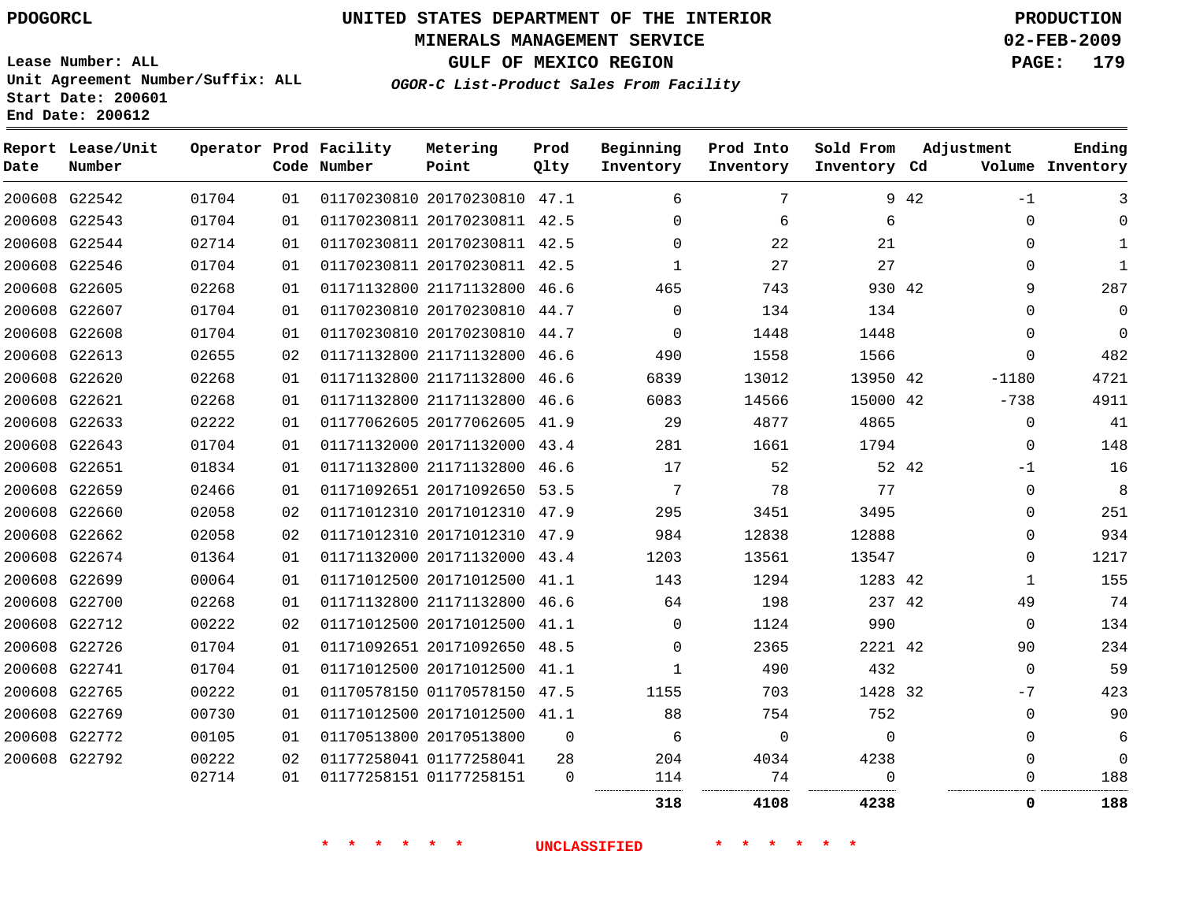PDOGORCL

# UNITED STATES DEPARTMENT OF THE INTERIOR
## MINERALS MANAGEMENT SERVICE
## GULF OF MEXICO REGION
### *OGOR-C List-Product Sales From Facility*

PRODUCTION
02-FEB-2009

Lease Number: ALL
Unit Agreement Number/Suffix: ALL
Start Date: 200601
End Date: 200612

| Report Date | Lease/Unit Number | Operator | Prod Code | Facility Number | Metering Point | Prod Qlty | Beginning Inventory | Prod Into Inventory | Sold From Inventory | Adjustment Cd | Volume | Ending Inventory |
|---|---|---|---|---|---|---|---|---|---|---|---|---|
| 200608 | G22542 | 01704 | 01 | 01170230810 | 20170230810 | 47.1 | 6 | 7 | 9 | 42 | -1 | 3 |
| 200608 | G22543 | 01704 | 01 | 01170230811 | 20170230811 | 42.5 | 0 | 6 | 6 | | 0 | 0 |
| 200608 | G22544 | 02714 | 01 | 01170230811 | 20170230811 | 42.5 | 0 | 22 | 21 | | 0 | 1 |
| 200608 | G22546 | 01704 | 01 | 01170230811 | 20170230811 | 42.5 | 1 | 27 | 27 | | 0 | 1 |
| 200608 | G22605 | 02268 | 01 | 01171132800 | 21171132800 | 46.6 | 465 | 743 | 930 | 42 | 9 | 287 |
| 200608 | G22607 | 01704 | 01 | 01170230810 | 20170230810 | 44.7 | 0 | 134 | 134 | | 0 | 0 |
| 200608 | G22608 | 01704 | 01 | 01170230810 | 20170230810 | 44.7 | 0 | 1448 | 1448 | | 0 | 0 |
| 200608 | G22613 | 02655 | 02 | 01171132800 | 21171132800 | 46.6 | 490 | 1558 | 1566 | | 0 | 482 |
| 200608 | G22620 | 02268 | 01 | 01171132800 | 21171132800 | 46.6 | 6839 | 13012 | 13950 | 42 | -1180 | 4721 |
| 200608 | G22621 | 02268 | 01 | 01171132800 | 21171132800 | 46.6 | 6083 | 14566 | 15000 | 42 | -738 | 4911 |
| 200608 | G22633 | 02222 | 01 | 01177062605 | 20177062605 | 41.9 | 29 | 4877 | 4865 | | 0 | 41 |
| 200608 | G22643 | 01704 | 01 | 01171132000 | 20171132000 | 43.4 | 281 | 1661 | 1794 | | 0 | 148 |
| 200608 | G22651 | 01834 | 01 | 01171132800 | 21171132800 | 46.6 | 17 | 52 | 52 | 42 | -1 | 16 |
| 200608 | G22659 | 02466 | 01 | 01171092651 | 20171092650 | 53.5 | 7 | 78 | 77 | | 0 | 8 |
| 200608 | G22660 | 02058 | 02 | 01171012310 | 20171012310 | 47.9 | 295 | 3451 | 3495 | | 0 | 251 |
| 200608 | G22662 | 02058 | 02 | 01171012310 | 20171012310 | 47.9 | 984 | 12838 | 12888 | | 0 | 934 |
| 200608 | G22674 | 01364 | 01 | 01171132000 | 20171132000 | 43.4 | 1203 | 13561 | 13547 | | 0 | 1217 |
| 200608 | G22699 | 00064 | 01 | 01171012500 | 20171012500 | 41.1 | 143 | 1294 | 1283 | 42 | 1 | 155 |
| 200608 | G22700 | 02268 | 01 | 01171132800 | 21171132800 | 46.6 | 64 | 198 | 237 | 42 | 49 | 74 |
| 200608 | G22712 | 00222 | 02 | 01171012500 | 20171012500 | 41.1 | 0 | 1124 | 990 | | 0 | 134 |
| 200608 | G22726 | 01704 | 01 | 01171092651 | 20171092650 | 48.5 | 0 | 2365 | 2221 | 42 | 90 | 234 |
| 200608 | G22741 | 01704 | 01 | 01171012500 | 20171012500 | 41.1 | 1 | 490 | 432 | | 0 | 59 |
| 200608 | G22765 | 00222 | 01 | 01170578150 | 01170578150 | 47.5 | 1155 | 703 | 1428 | 32 | -7 | 423 |
| 200608 | G22769 | 00730 | 01 | 01171012500 | 20171012500 | 41.1 | 88 | 754 | 752 | | 0 | 90 |
| 200608 | G22772 | 00105 | 01 | 01170513800 | 20170513800 | 0 | 6 | 0 | 0 | | 0 | 6 |
| 200608 | G22792 | 00222 | 02 | 01177258041 | 01177258041 | 28 | 204 | 4034 | 4238 | | 0 | 0 |
| | | 02714 | 01 | 01177258151 | 01177258151 | 0 | 114 | 74 | 0 | | 0 | 188 |
| | | | | | | | **318** | **4108** | **4238** | | **0** | **188** |

\* \* \* \* \* \* UNCLASSIFIED \* \* \* \* \* \*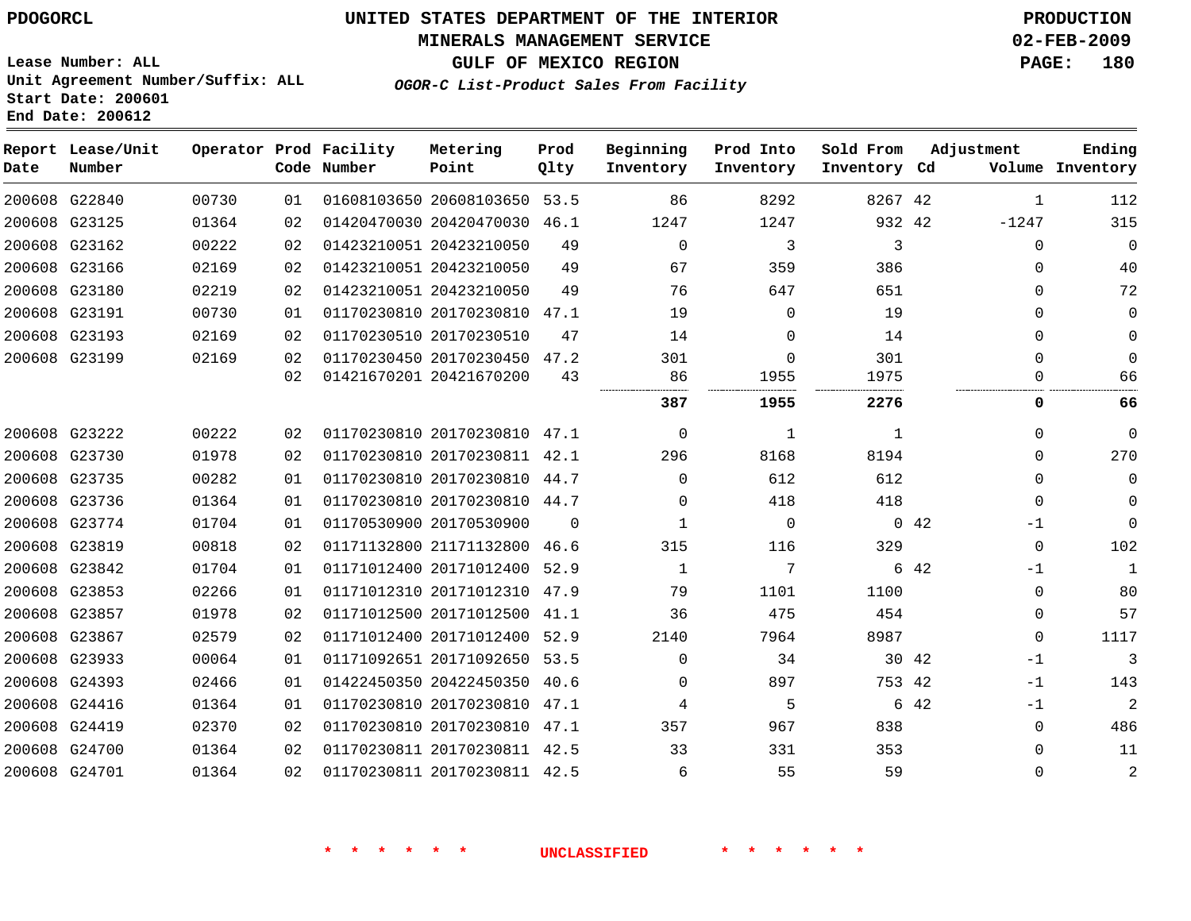PDOGORCL

# UNITED STATES DEPARTMENT OF THE INTERIOR
## MINERALS MANAGEMENT SERVICE
## GULF OF MEXICO REGION
### *OGOR-C List-Product Sales From Facility*

PRODUCTION
02-FEB-2009

Lease Number: ALL
Unit Agreement Number/Suffix: ALL
Start Date: 200601
End Date: 200612

| Report Date | Lease/Unit Number | Operator | Prod Code | Facility Number | Metering Point | Prod Qlty | Beginning Inventory | Prod Into Inventory | Sold From Inventory | Adjustment Cd | Adjustment Volume | Ending Inventory |
|---|---|---|---|---|---|---|---|---|---|---|---|---|
| 200608 | G22840 | 00730 | 01 | 01608103650 | 20608103650 | 53.5 | 86 | 8292 | 8267 | 42 | 1 | 112 |
| 200608 | G23125 | 01364 | 02 | 01420470030 | 20420470030 | 46.1 | 1247 | 1247 | 932 | 42 | -1247 | 315 |
| 200608 | G23162 | 00222 | 02 | 01423210051 | 20423210050 | 49 | 0 | 3 | 3 | | 0 | 0 |
| 200608 | G23166 | 02169 | 02 | 01423210051 | 20423210050 | 49 | 67 | 359 | 386 | | 0 | 40 |
| 200608 | G23180 | 02219 | 02 | 01423210051 | 20423210050 | 49 | 76 | 647 | 651 | | 0 | 72 |
| 200608 | G23191 | 00730 | 01 | 01170230810 | 20170230810 | 47.1 | 19 | 0 | 19 | | 0 | 0 |
| 200608 | G23193 | 02169 | 02 | 01170230510 | 20170230510 | 47 | 14 | 0 | 14 | | 0 | 0 |
| 200608 | G23199 | 02169 | 02 | 01170230450 | 20170230450 | 47.2 | 301 | 0 | 301 | | 0 | 0 |
| | | | 02 | 01421670201 | 20421670200 | 43 | 86 | 1955 | 1975 | | 0 | 66 |
| | | | | | | | **387** | **1955** | **2276** | | **0** | **66** |
| 200608 | G23222 | 00222 | 02 | 01170230810 | 20170230810 | 47.1 | 0 | 1 | 1 | | 0 | 0 |
| 200608 | G23730 | 01978 | 02 | 01170230810 | 20170230811 | 42.1 | 296 | 8168 | 8194 | | 0 | 270 |
| 200608 | G23735 | 00282 | 01 | 01170230810 | 20170230810 | 44.7 | 0 | 612 | 612 | | 0 | 0 |
| 200608 | G23736 | 01364 | 01 | 01170230810 | 20170230810 | 44.7 | 0 | 418 | 418 | | 0 | 0 |
| 200608 | G23774 | 01704 | 01 | 01170530900 | 20170530900 | 0 | 1 | 0 | 0 | 42 | -1 | 0 |
| 200608 | G23819 | 00818 | 02 | 01171132800 | 21171132800 | 46.6 | 315 | 116 | 329 | | 0 | 102 |
| 200608 | G23842 | 01704 | 01 | 01171012400 | 20171012400 | 52.9 | 1 | 7 | 6 | 42 | -1 | 1 |
| 200608 | G23853 | 02266 | 01 | 01171012310 | 20171012310 | 47.9 | 79 | 1101 | 1100 | | 0 | 80 |
| 200608 | G23857 | 01978 | 02 | 01171012500 | 20171012500 | 41.1 | 36 | 475 | 454 | | 0 | 57 |
| 200608 | G23867 | 02579 | 02 | 01171012400 | 20171012400 | 52.9 | 2140 | 7964 | 8987 | | 0 | 1117 |
| 200608 | G23933 | 00064 | 01 | 01171092651 | 20171092650 | 53.5 | 0 | 34 | 30 | 42 | -1 | 3 |
| 200608 | G24393 | 02466 | 01 | 01422450350 | 20422450350 | 40.6 | 0 | 897 | 753 | 42 | -1 | 143 |
| 200608 | G24416 | 01364 | 01 | 01170230810 | 20170230810 | 47.1 | 4 | 5 | 6 | 42 | -1 | 2 |
| 200608 | G24419 | 02370 | 02 | 01170230810 | 20170230810 | 47.1 | 357 | 967 | 838 | | 0 | 486 |
| 200608 | G24700 | 01364 | 02 | 01170230811 | 20170230811 | 42.5 | 33 | 331 | 353 | | 0 | 11 |
| 200608 | G24701 | 01364 | 02 | 01170230811 | 20170230811 | 42.5 | 6 | 55 | 59 | | 0 | 2 |

\* \* \* \* \* \* UNCLASSIFIED \* \* \* \* \* \*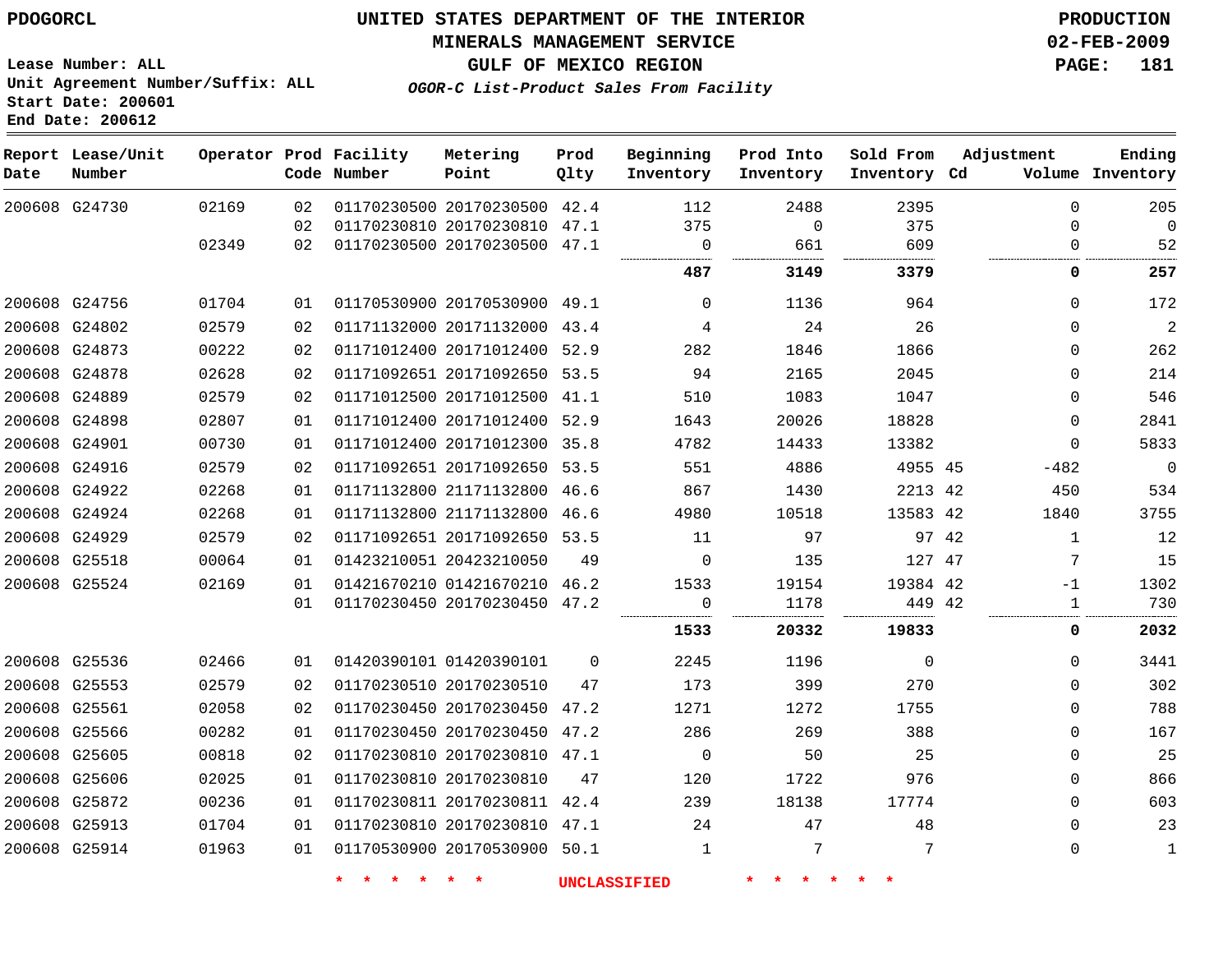PDOGORCL

# UNITED STATES DEPARTMENT OF THE INTERIOR
## MINERALS MANAGEMENT SERVICE
## GULF OF MEXICO REGION
### *OGOR-C List-Product Sales From Facility*

PRODUCTION
02-FEB-2009

Lease Number: ALL
Unit Agreement Number/Suffix: ALL
Start Date: 200601
End Date: 200612

| Report Date | Lease/Unit Number | Operator | Prod Code | Facility Number | Metering Point | Prod Qlty | Beginning Inventory | Prod Into Inventory | Sold From Inventory | Adjustment Cd | Volume | Ending Inventory |
|---|---|---|---|---|---|---|---|---|---|---|---|---|
| 200608 | G24730 | 02169 | 02 | 01170230500 | 20170230500 | 42.4 | 112 | 2488 | 2395 | | 0 | 205 |
| | | | 02 | 01170230810 | 20170230810 | 47.1 | 375 | 0 | 375 | | 0 | 0 |
| | | 02349 | 02 | 01170230500 | 20170230500 | 47.1 | 0 | 661 | 609 | | 0 | 52 |
| | | | | | | | **487** | **3149** | **3379** | | **0** | **257** |
| 200608 | G24756 | 01704 | 01 | 01170530900 | 20170530900 | 49.1 | 0 | 1136 | 964 | | 0 | 172 |
| 200608 | G24802 | 02579 | 02 | 01171132000 | 20171132000 | 43.4 | 4 | 24 | 26 | | 0 | 2 |
| 200608 | G24873 | 00222 | 02 | 01171012400 | 20171012400 | 52.9 | 282 | 1846 | 1866 | | 0 | 262 |
| 200608 | G24878 | 02628 | 02 | 01171092651 | 20171092650 | 53.5 | 94 | 2165 | 2045 | | 0 | 214 |
| 200608 | G24889 | 02579 | 02 | 01171012500 | 20171012500 | 41.1 | 510 | 1083 | 1047 | | 0 | 546 |
| 200608 | G24898 | 02807 | 01 | 01171012400 | 20171012400 | 52.9 | 1643 | 20026 | 18828 | | 0 | 2841 |
| 200608 | G24901 | 00730 | 01 | 01171012400 | 20171012300 | 35.8 | 4782 | 14433 | 13382 | | 0 | 5833 |
| 200608 | G24916 | 02579 | 02 | 01171092651 | 20171092650 | 53.5 | 551 | 4886 | 4955 | 45 | -482 | 0 |
| 200608 | G24922 | 02268 | 01 | 01171132800 | 21171132800 | 46.6 | 867 | 1430 | 2213 | 42 | 450 | 534 |
| 200608 | G24924 | 02268 | 01 | 01171132800 | 21171132800 | 46.6 | 4980 | 10518 | 13583 | 42 | 1840 | 3755 |
| 200608 | G24929 | 02579 | 02 | 01171092651 | 20171092650 | 53.5 | 11 | 97 | 97 | 42 | 1 | 12 |
| 200608 | G25518 | 00064 | 01 | 01423210051 | 20423210050 | 49 | 0 | 135 | 127 | 47 | 7 | 15 |
| 200608 | G25524 | 02169 | 01 | 01421670210 | 01421670210 | 46.2 | 1533 | 19154 | 19384 | 42 | -1 | 1302 |
| | | | 01 | 01170230450 | 20170230450 | 47.2 | 0 | 1178 | 449 | 42 | 1 | 730 |
| | | | | | | | **1533** | **20332** | **19833** | | **0** | **2032** |
| 200608 | G25536 | 02466 | 01 | 01420390101 | 01420390101 | 0 | 2245 | 1196 | 0 | | 0 | 3441 |
| 200608 | G25553 | 02579 | 02 | 01170230510 | 20170230510 | 47 | 173 | 399 | 270 | | 0 | 302 |
| 200608 | G25561 | 02058 | 02 | 01170230450 | 20170230450 | 47.2 | 1271 | 1272 | 1755 | | 0 | 788 |
| 200608 | G25566 | 00282 | 01 | 01170230450 | 20170230450 | 47.2 | 286 | 269 | 388 | | 0 | 167 |
| 200608 | G25605 | 00818 | 02 | 01170230810 | 20170230810 | 47.1 | 0 | 50 | 25 | | 0 | 25 |
| 200608 | G25606 | 02025 | 01 | 01170230810 | 20170230810 | 47 | 120 | 1722 | 976 | | 0 | 866 |
| 200608 | G25872 | 00236 | 01 | 01170230811 | 20170230811 | 42.4 | 239 | 18138 | 17774 | | 0 | 603 |
| 200608 | G25913 | 01704 | 01 | 01170230810 | 20170230810 | 47.1 | 24 | 47 | 48 | | 0 | 23 |
| 200608 | G25914 | 01963 | 01 | 01170530900 | 20170530900 | 50.1 | 1 | 7 | 7 | | 0 | 1 |

* * * * * * UNCLASSIFIED * * * * * *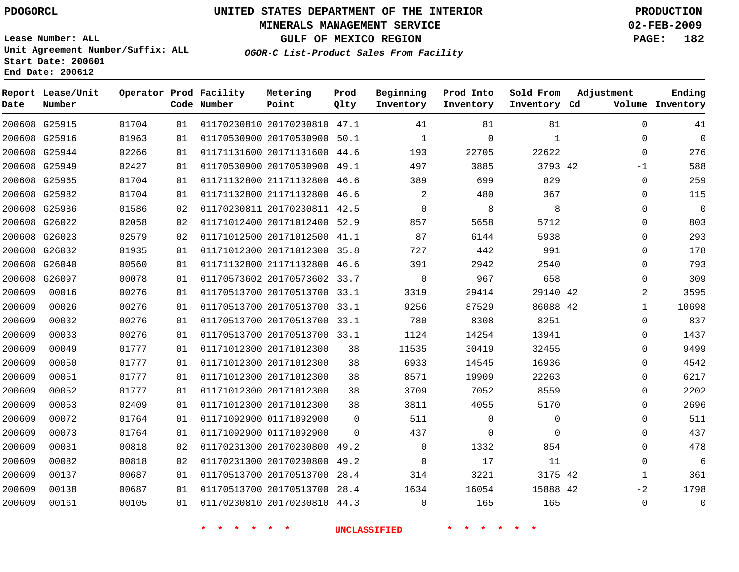PDOGORCL

# UNITED STATES DEPARTMENT OF THE INTERIOR
## MINERALS MANAGEMENT SERVICE
## GULF OF MEXICO REGION
### *OGOR-C List-Product Sales From Facility*

PRODUCTION
02-FEB-2009

Lease Number: ALL
Unit Agreement Number/Suffix: ALL
Start Date: 200601
End Date: 200612

| Report Date | Lease/Unit Number | Operator | Prod Code | Facility Number | Metering Point | Prod Qlty | Beginning Inventory | Prod Into Inventory | Sold From Inventory | Adjustment Cd | Adjustment Volume | Ending Inventory |
|---|---|---|---|---|---|---|---|---|---|---|---|---|
| 200608 | G25915 | 01704 | 01 | 01170230810 | 20170230810 | 47.1 | 41 | 81 | 81 | | 0 | 41 |
| 200608 | G25916 | 01963 | 01 | 01170530900 | 20170530900 | 50.1 | 1 | 0 | 1 | | 0 | 0 |
| 200608 | G25944 | 02266 | 01 | 01171131600 | 20171131600 | 44.6 | 193 | 22705 | 22622 | | 0 | 276 |
| 200608 | G25949 | 02427 | 01 | 01170530900 | 20170530900 | 49.1 | 497 | 3885 | 3793 | 42 | -1 | 588 |
| 200608 | G25965 | 01704 | 01 | 01171132800 | 21171132800 | 46.6 | 389 | 699 | 829 | | 0 | 259 |
| 200608 | G25982 | 01704 | 01 | 01171132800 | 21171132800 | 46.6 | 2 | 480 | 367 | | 0 | 115 |
| 200608 | G25986 | 01586 | 02 | 01170230811 | 20170230811 | 42.5 | 0 | 8 | 8 | | 0 | 0 |
| 200608 | G26022 | 02058 | 02 | 01171012400 | 20171012400 | 52.9 | 857 | 5658 | 5712 | | 0 | 803 |
| 200608 | G26023 | 02579 | 02 | 01171012500 | 20171012500 | 41.1 | 87 | 6144 | 5938 | | 0 | 293 |
| 200608 | G26032 | 01935 | 01 | 01171012300 | 20171012300 | 35.8 | 727 | 442 | 991 | | 0 | 178 |
| 200608 | G26040 | 00560 | 01 | 01171132800 | 21171132800 | 46.6 | 391 | 2942 | 2540 | | 0 | 793 |
| 200608 | G26097 | 00078 | 01 | 01170573602 | 20170573602 | 33.7 | 0 | 967 | 658 | | 0 | 309 |
| 200609 | 00016 | 00276 | 01 | 01170513700 | 20170513700 | 33.1 | 3319 | 29414 | 29140 | 42 | 2 | 3595 |
| 200609 | 00026 | 00276 | 01 | 01170513700 | 20170513700 | 33.1 | 9256 | 87529 | 86088 | 42 | 1 | 10698 |
| 200609 | 00032 | 00276 | 01 | 01170513700 | 20170513700 | 33.1 | 780 | 8308 | 8251 | | 0 | 837 |
| 200609 | 00033 | 00276 | 01 | 01170513700 | 20170513700 | 33.1 | 1124 | 14254 | 13941 | | 0 | 1437 |
| 200609 | 00049 | 01777 | 01 | 01171012300 | 20171012300 | 38 | 11535 | 30419 | 32455 | | 0 | 9499 |
| 200609 | 00050 | 01777 | 01 | 01171012300 | 20171012300 | 38 | 6933 | 14545 | 16936 | | 0 | 4542 |
| 200609 | 00051 | 01777 | 01 | 01171012300 | 20171012300 | 38 | 8571 | 19909 | 22263 | | 0 | 6217 |
| 200609 | 00052 | 01777 | 01 | 01171012300 | 20171012300 | 38 | 3709 | 7052 | 8559 | | 0 | 2202 |
| 200609 | 00053 | 02409 | 01 | 01171012300 | 20171012300 | 38 | 3811 | 4055 | 5170 | | 0 | 2696 |
| 200609 | 00072 | 01764 | 01 | 01171092900 | 01171092900 | 0 | 511 | 0 | 0 | | 0 | 511 |
| 200609 | 00073 | 01764 | 01 | 01171092900 | 01171092900 | 0 | 437 | 0 | 0 | | 0 | 437 |
| 200609 | 00081 | 00818 | 02 | 01170231300 | 20170230800 | 49.2 | 0 | 1332 | 854 | | 0 | 478 |
| 200609 | 00082 | 00818 | 02 | 01170231300 | 20170230800 | 49.2 | 0 | 17 | 11 | | 0 | 6 |
| 200609 | 00137 | 00687 | 01 | 01170513700 | 20170513700 | 28.4 | 314 | 3221 | 3175 | 42 | 1 | 361 |
| 200609 | 00138 | 00687 | 01 | 01170513700 | 20170513700 | 28.4 | 1634 | 16054 | 15888 | 42 | -2 | 1798 |
| 200609 | 00161 | 00105 | 01 | 01170230810 | 20170230810 | 44.3 | 0 | 165 | 165 | | 0 | 0 |

\* \* \* \* \* \* UNCLASSIFIED \* \* \* \* \* \*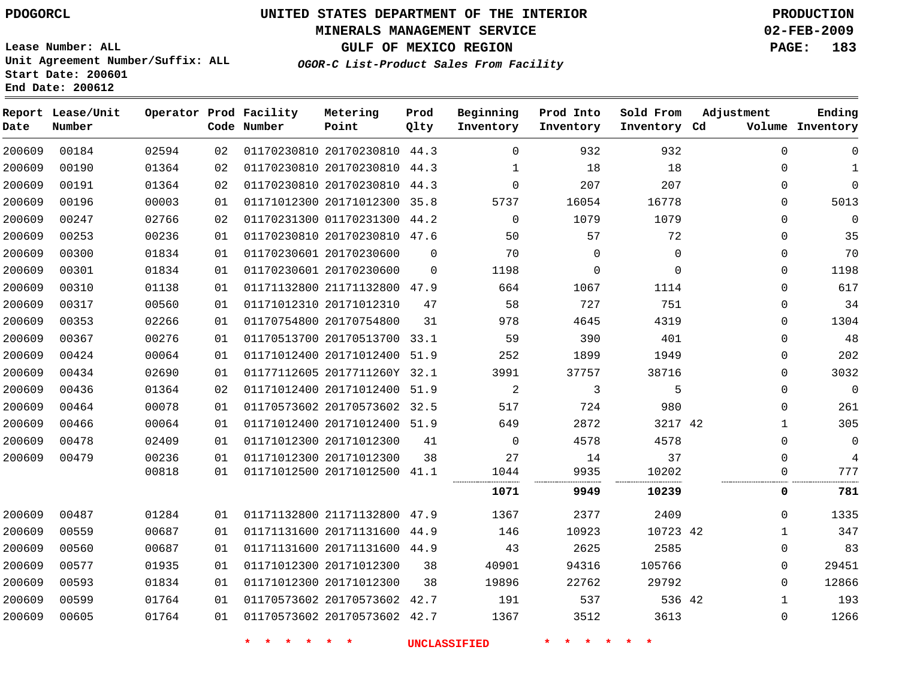PDOGORCL

# UNITED STATES DEPARTMENT OF THE INTERIOR
## MINERALS MANAGEMENT SERVICE
## GULF OF MEXICO REGION
### *OGOR-C List-Product Sales From Facility*

PRODUCTION
02-FEB-2009

Lease Number: ALL
Unit Agreement Number/Suffix: ALL
Start Date: 200601
End Date: 200612

| Report Date | Lease/Unit Number | Operator | Prod Code | Facility Number | Metering Point | Prod Qlty | Beginning Inventory | Prod Into Inventory | Sold From Inventory | Adjustment Cd | Volume | Ending Inventory |
|---|---|---|---|---|---|---|---|---|---|---|---|---|
| 200609 | 00184 | 02594 | 02 | 01170230810 | 20170230810 | 44.3 | 0 | 932 | 932 | | 0 | 0 |
| 200609 | 00190 | 01364 | 02 | 01170230810 | 20170230810 | 44.3 | 1 | 18 | 18 | | 0 | 1 |
| 200609 | 00191 | 01364 | 02 | 01170230810 | 20170230810 | 44.3 | 0 | 207 | 207 | | 0 | 0 |
| 200609 | 00196 | 00003 | 01 | 01171012300 | 20171012300 | 35.8 | 5737 | 16054 | 16778 | | 0 | 5013 |
| 200609 | 00247 | 02766 | 02 | 01170231300 | 01170231300 | 44.2 | 0 | 1079 | 1079 | | 0 | 0 |
| 200609 | 00253 | 00236 | 01 | 01170230810 | 20170230810 | 47.6 | 50 | 57 | 72 | | 0 | 35 |
| 200609 | 00300 | 01834 | 01 | 01170230601 | 20170230600 | 0 | 70 | 0 | 0 | | 0 | 70 |
| 200609 | 00301 | 01834 | 01 | 01170230601 | 20170230600 | 0 | 1198 | 0 | 0 | | 0 | 1198 |
| 200609 | 00310 | 01138 | 01 | 01171132800 | 21171132800 | 47.9 | 664 | 1067 | 1114 | | 0 | 617 |
| 200609 | 00317 | 00560 | 01 | 01171012310 | 20171012310 | 47 | 58 | 727 | 751 | | 0 | 34 |
| 200609 | 00353 | 02266 | 01 | 01170754800 | 20170754800 | 31 | 978 | 4645 | 4319 | | 0 | 1304 |
| 200609 | 00367 | 00276 | 01 | 01170513700 | 20170513700 | 33.1 | 59 | 390 | 401 | | 0 | 48 |
| 200609 | 00424 | 00064 | 01 | 01171012400 | 20171012400 | 51.9 | 252 | 1899 | 1949 | | 0 | 202 |
| 200609 | 00434 | 02690 | 01 | 01177112605 | 2017711260Y | 32.1 | 3991 | 37757 | 38716 | | 0 | 3032 |
| 200609 | 00436 | 01364 | 02 | 01171012400 | 20171012400 | 51.9 | 2 | 3 | 5 | | 0 | 0 |
| 200609 | 00464 | 00078 | 01 | 01170573602 | 20170573602 | 32.5 | 517 | 724 | 980 | | 0 | 261 |
| 200609 | 00466 | 00064 | 01 | 01171012400 | 20171012400 | 51.9 | 649 | 2872 | 3217 | 42 | 1 | 305 |
| 200609 | 00478 | 02409 | 01 | 01171012300 | 20171012300 | 41 | 0 | 4578 | 4578 | | 0 | 0 |
| 200609 | 00479 | 00236 | 01 | 01171012300 | 20171012300 | 38 | 27 | 14 | 37 | | 0 | 4 |
| | | 00818 | 01 | 01171012500 | 20171012500 | 41.1 | 1044 | 9935 | 10202 | | 0 | 777 |
| | | | | | | | **1071** | **9949** | **10239** | | **0** | **781** |
| 200609 | 00487 | 01284 | 01 | 01171132800 | 21171132800 | 47.9 | 1367 | 2377 | 2409 | | 0 | 1335 |
| 200609 | 00559 | 00687 | 01 | 01171131600 | 20171131600 | 44.9 | 146 | 10923 | 10723 | 42 | 1 | 347 |
| 200609 | 00560 | 00687 | 01 | 01171131600 | 20171131600 | 44.9 | 43 | 2625 | 2585 | | 0 | 83 |
| 200609 | 00577 | 01935 | 01 | 01171012300 | 20171012300 | 38 | 40901 | 94316 | 105766 | | 0 | 29451 |
| 200609 | 00593 | 01834 | 01 | 01171012300 | 20171012300 | 38 | 19896 | 22762 | 29792 | | 0 | 12866 |
| 200609 | 00599 | 01764 | 01 | 01170573602 | 20170573602 | 42.7 | 191 | 537 | 536 | 42 | 1 | 193 |
| 200609 | 00605 | 01764 | 01 | 01170573602 | 20170573602 | 42.7 | 1367 | 3512 | 3613 | | 0 | 1266 |

* * * * * * UNCLASSIFIED * * * * * *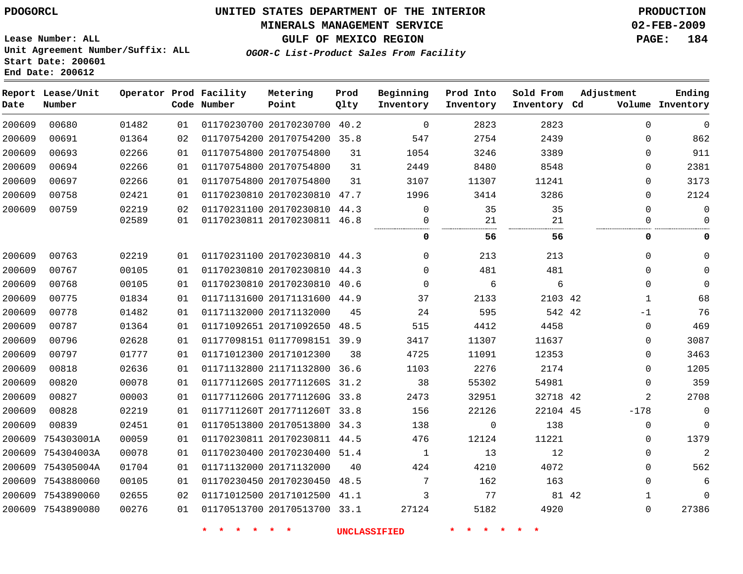PDOGORCL

# UNITED STATES DEPARTMENT OF THE INTERIOR
## MINERALS MANAGEMENT SERVICE
## GULF OF MEXICO REGION
### *OGOR-C List-Product Sales From Facility*

PRODUCTION
02-FEB-2009

Lease Number: ALL
Unit Agreement Number/Suffix: ALL
Start Date: 200601
End Date: 200612

| Report Date | Lease/Unit Number | Operator | Prod Code | Facility Number | Metering Point | Prod Qlty | Beginning Inventory | Prod Into Inventory | Sold From Inventory | Adjustment Cd | Volume | Ending Inventory |
|---|---|---|---|---|---|---|---|---|---|---|---|---|
| 200609 | 00680 | 01482 | 01 | 01170230700 | 20170230700 | 40.2 | 0 | 2823 | 2823 | | 0 | 0 |
| 200609 | 00691 | 01364 | 02 | 01170754200 | 20170754200 | 35.8 | 547 | 2754 | 2439 | | 0 | 862 |
| 200609 | 00693 | 02266 | 01 | 01170754800 | 20170754800 | 31 | 1054 | 3246 | 3389 | | 0 | 911 |
| 200609 | 00694 | 02266 | 01 | 01170754800 | 20170754800 | 31 | 2449 | 8480 | 8548 | | 0 | 2381 |
| 200609 | 00697 | 02266 | 01 | 01170754800 | 20170754800 | 31 | 3107 | 11307 | 11241 | | 0 | 3173 |
| 200609 | 00758 | 02421 | 01 | 01170230810 | 20170230810 | 47.7 | 1996 | 3414 | 3286 | | 0 | 2124 |
| 200609 | 00759 | 02219 | 02 | 01170231100 | 20170230810 | 44.3 | 0 | 35 | 35 | | 0 | 0 |
| | | 02589 | 01 | 01170230811 | 20170230811 | 46.8 | 0 | 21 | 21 | | 0 | 0 |
| | | | | | | | **0** | **56** | **56** | | **0** | **0** |
| 200609 | 00763 | 02219 | 01 | 01170231100 | 20170230810 | 44.3 | 0 | 213 | 213 | | 0 | 0 |
| 200609 | 00767 | 00105 | 01 | 01170230810 | 20170230810 | 44.3 | 0 | 481 | 481 | | 0 | 0 |
| 200609 | 00768 | 00105 | 01 | 01170230810 | 20170230810 | 40.6 | 0 | 6 | 6 | | 0 | 0 |
| 200609 | 00775 | 01834 | 01 | 01171131600 | 20171131600 | 44.9 | 37 | 2133 | 2103 | 42 | 1 | 68 |
| 200609 | 00778 | 01482 | 01 | 01171132000 | 20171132000 | 45 | 24 | 595 | 542 | 42 | -1 | 76 |
| 200609 | 00787 | 01364 | 01 | 01171092651 | 20171092650 | 48.5 | 515 | 4412 | 4458 | | 0 | 469 |
| 200609 | 00796 | 02628 | 01 | 01177098151 | 01177098151 | 39.9 | 3417 | 11307 | 11637 | | 0 | 3087 |
| 200609 | 00797 | 01777 | 01 | 01171012300 | 20171012300 | 38 | 4725 | 11091 | 12353 | | 0 | 3463 |
| 200609 | 00818 | 02636 | 01 | 01171132800 | 21171132800 | 36.6 | 1103 | 2276 | 2174 | | 0 | 1205 |
| 200609 | 00820 | 00078 | 01 | 0117711260S | 2017711260S | 31.2 | 38 | 55302 | 54981 | | 0 | 359 |
| 200609 | 00827 | 00003 | 01 | 0117711260G | 2017711260G | 33.8 | 2473 | 32951 | 32718 | 42 | 2 | 2708 |
| 200609 | 00828 | 02219 | 01 | 0117711260T | 2017711260T | 33.8 | 156 | 22126 | 22104 | 45 | -178 | 0 |
| 200609 | 00839 | 02451 | 01 | 01170513800 | 20170513800 | 34.3 | 138 | 0 | 138 | | 0 | 0 |
| 200609 | 754303001A | 00059 | 01 | 01170230811 | 20170230811 | 44.5 | 476 | 12124 | 11221 | | 0 | 1379 |
| 200609 | 754304003A | 00078 | 01 | 01170230400 | 20170230400 | 51.4 | 1 | 13 | 12 | | 0 | 2 |
| 200609 | 754305004A | 01704 | 01 | 01171132000 | 20171132000 | 40 | 424 | 4210 | 4072 | | 0 | 562 |
| 200609 | 7543880060 | 00105 | 01 | 01170230450 | 20170230450 | 48.5 | 7 | 162 | 163 | | 0 | 6 |
| 200609 | 7543890060 | 02655 | 02 | 01171012500 | 20171012500 | 41.1 | 3 | 77 | 81 | 42 | 1 | 0 |
| 200609 | 7543890080 | 00276 | 01 | 01170513700 | 20170513700 | 33.1 | 27124 | 5182 | 4920 | | 0 | 27386 |

\* \* \* \* \* \* UNCLASSIFIED \* \* \* \* \* \*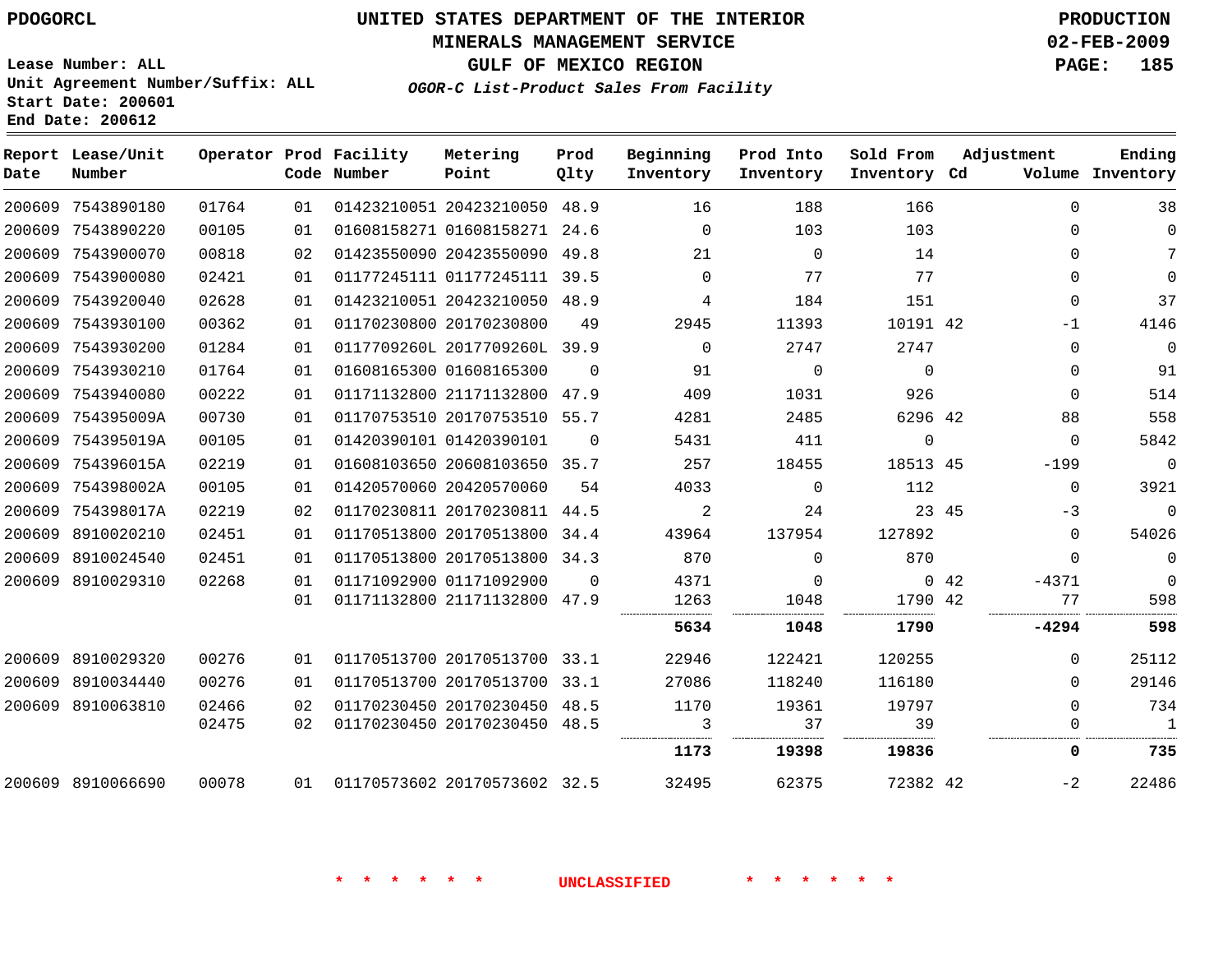PDOGORCL

# UNITED STATES DEPARTMENT OF THE INTERIOR
## MINERALS MANAGEMENT SERVICE
## GULF OF MEXICO REGION

PRODUCTION
02-FEB-2009

Lease Number: ALL
Unit Agreement Number/Suffix: ALL
Start Date: 200601
End Date: 200612

*OGOR-C List-Product Sales From Facility*

| Report Date | Lease/Unit Number | Operator | Prod Code | Facility Number | Metering Point | Prod Qlty | Beginning Inventory | Prod Into Inventory | Sold From Inventory | Adjustment Cd | Adjustment Volume | Ending Inventory |
|---|---|---|---|---|---|---|---|---|---|---|---|---|
| 200609 | 7543890180 | 01764 | 01 | 01423210051 | 20423210050 | 48.9 | 16 | 188 | 166 | | 0 | 38 |
| 200609 | 7543890220 | 00105 | 01 | 01608158271 | 01608158271 | 24.6 | 0 | 103 | 103 | | 0 | 0 |
| 200609 | 7543900070 | 00818 | 02 | 01423550090 | 20423550090 | 49.8 | 21 | 0 | 14 | | 0 | 7 |
| 200609 | 7543900080 | 02421 | 01 | 01177245111 | 01177245111 | 39.5 | 0 | 77 | 77 | | 0 | 0 |
| 200609 | 7543920040 | 02628 | 01 | 01423210051 | 20423210050 | 48.9 | 4 | 184 | 151 | | 0 | 37 |
| 200609 | 7543930100 | 00362 | 01 | 01170230800 | 20170230800 | 49 | 2945 | 11393 | 10191 | 42 | -1 | 4146 |
| 200609 | 7543930200 | 01284 | 01 | 0117709260L | 2017709260L | 39.9 | 0 | 2747 | 2747 | | 0 | 0 |
| 200609 | 7543930210 | 01764 | 01 | 01608165300 | 01608165300 | 0 | 91 | 0 | 0 | | 0 | 91 |
| 200609 | 7543940080 | 00222 | 01 | 01171132800 | 21171132800 | 47.9 | 409 | 1031 | 926 | | 0 | 514 |
| 200609 | 754395009A | 00730 | 01 | 01170753510 | 20170753510 | 55.7 | 4281 | 2485 | 6296 | 42 | 88 | 558 |
| 200609 | 754395019A | 00105 | 01 | 01420390101 | 01420390101 | 0 | 5431 | 411 | 0 | | 0 | 5842 |
| 200609 | 754396015A | 02219 | 01 | 01608103650 | 20608103650 | 35.7 | 257 | 18455 | 18513 | 45 | -199 | 0 |
| 200609 | 754398002A | 00105 | 01 | 01420570060 | 20420570060 | 54 | 4033 | 0 | 112 | | 0 | 3921 |
| 200609 | 754398017A | 02219 | 02 | 01170230811 | 20170230811 | 44.5 | 2 | 24 | 23 | 45 | -3 | 0 |
| 200609 | 8910020210 | 02451 | 01 | 01170513800 | 20170513800 | 34.4 | 43964 | 137954 | 127892 | | 0 | 54026 |
| 200609 | 8910024540 | 02451 | 01 | 01170513800 | 20170513800 | 34.3 | 870 | 0 | 870 | | 0 | 0 |
| 200609 | 8910029310 | 02268 | 01 | 01171092900 | 01171092900 | 0 | 4371 | 0 | 0 | 42 | -4371 | 0 |
| | | | 01 | 01171132800 | 21171132800 | 47.9 | 1263 | 1048 | 1790 | 42 | 77 | 598 |
| | | | | | | | **5634** | **1048** | **1790** | | **-4294** | **598** |
| 200609 | 8910029320 | 00276 | 01 | 01170513700 | 20170513700 | 33.1 | 22946 | 122421 | 120255 | | 0 | 25112 |
| 200609 | 8910034440 | 00276 | 01 | 01170513700 | 20170513700 | 33.1 | 27086 | 118240 | 116180 | | 0 | 29146 |
| 200609 | 8910063810 | 02466 | 02 | 01170230450 | 20170230450 | 48.5 | 1170 | 19361 | 19797 | | 0 | 734 |
| | | 02475 | 02 | 01170230450 | 20170230450 | 48.5 | 3 | 37 | 39 | | 0 | 1 |
| | | | | | | | **1173** | **19398** | **19836** | | **0** | **735** |
| 200609 | 8910066690 | 00078 | 01 | 01170573602 | 20170573602 | 32.5 | 32495 | 62375 | 72382 | 42 | -2 | 22486 |

* * * * * * UNCLASSIFIED * * * * * *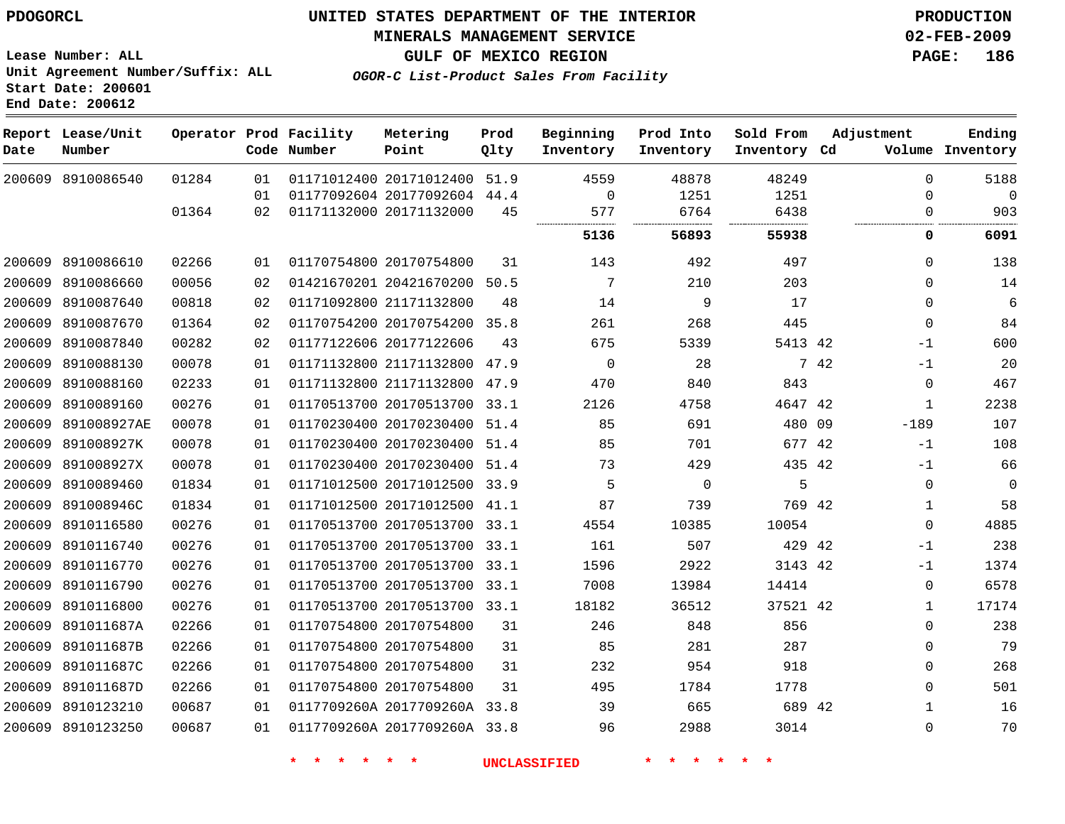PDOGORCL

# UNITED STATES DEPARTMENT OF THE INTERIOR
## MINERALS MANAGEMENT SERVICE
## GULF OF MEXICO REGION
### *OGOR-C List-Product Sales From Facility*

PRODUCTION
02-FEB-2009

Lease Number: ALL
Unit Agreement Number/Suffix: ALL
Start Date: 200601
End Date: 200612

| Report Date | Lease/Unit Number | Operator | Prod Code | Facility Number | Metering Point | Prod Qlty | Beginning Inventory | Prod Into Inventory | Sold From Inventory | Adjustment Cd | Volume | Ending Inventory |
|---|---|---|---|---|---|---|---|---|---|---|---|---|
| 200609 | 8910086540 | 01284 | 01 | 01171012400 | 20171012400 | 51.9 | 4559 | 48878 | 48249 | | 0 | 5188 |
| | | | 01 | 01177092604 | 20177092604 | 44.4 | 0 | 1251 | 1251 | | 0 | 0 |
| | | 01364 | 02 | 01171132000 | 20171132000 | 45 | 577 | 6764 | 6438 | | 0 | 903 |
| | | | | | | | **5136** | **56893** | **55938** | | **0** | **6091** |
| 200609 | 8910086610 | 02266 | 01 | 01170754800 | 20170754800 | 31 | 143 | 492 | 497 | | 0 | 138 |
| 200609 | 8910086660 | 00056 | 02 | 01421670201 | 20421670200 | 50.5 | 7 | 210 | 203 | | 0 | 14 |
| 200609 | 8910087640 | 00818 | 02 | 01171092800 | 21171132800 | 48 | 14 | 9 | 17 | | 0 | 6 |
| 200609 | 8910087670 | 01364 | 02 | 01170754200 | 20170754200 | 35.8 | 261 | 268 | 445 | | 0 | 84 |
| 200609 | 8910087840 | 00282 | 02 | 01177122606 | 20177122606 | 43 | 675 | 5339 | 5413 | 42 | -1 | 600 |
| 200609 | 8910088130 | 00078 | 01 | 01171132800 | 21171132800 | 47.9 | 0 | 28 | 7 | 42 | -1 | 20 |
| 200609 | 8910088160 | 02233 | 01 | 01171132800 | 21171132800 | 47.9 | 470 | 840 | 843 | | 0 | 467 |
| 200609 | 8910089160 | 00276 | 01 | 01170513700 | 20170513700 | 33.1 | 2126 | 4758 | 4647 | 42 | 1 | 2238 |
| 200609 | 891008927AE | 00078 | 01 | 01170230400 | 20170230400 | 51.4 | 85 | 691 | 480 | 09 | -189 | 107 |
| 200609 | 891008927K | 00078 | 01 | 01170230400 | 20170230400 | 51.4 | 85 | 701 | 677 | 42 | -1 | 108 |
| 200609 | 891008927X | 00078 | 01 | 01170230400 | 20170230400 | 51.4 | 73 | 429 | 435 | 42 | -1 | 66 |
| 200609 | 8910089460 | 01834 | 01 | 01171012500 | 20171012500 | 33.9 | 5 | 0 | 5 | | 0 | 0 |
| 200609 | 891008946C | 01834 | 01 | 01171012500 | 20171012500 | 41.1 | 87 | 739 | 769 | 42 | 1 | 58 |
| 200609 | 8910116580 | 00276 | 01 | 01170513700 | 20170513700 | 33.1 | 4554 | 10385 | 10054 | | 0 | 4885 |
| 200609 | 8910116740 | 00276 | 01 | 01170513700 | 20170513700 | 33.1 | 161 | 507 | 429 | 42 | -1 | 238 |
| 200609 | 8910116770 | 00276 | 01 | 01170513700 | 20170513700 | 33.1 | 1596 | 2922 | 3143 | 42 | -1 | 1374 |
| 200609 | 8910116790 | 00276 | 01 | 01170513700 | 20170513700 | 33.1 | 7008 | 13984 | 14414 | | 0 | 6578 |
| 200609 | 8910116800 | 00276 | 01 | 01170513700 | 20170513700 | 33.1 | 18182 | 36512 | 37521 | 42 | 1 | 17174 |
| 200609 | 891011687A | 02266 | 01 | 01170754800 | 20170754800 | 31 | 246 | 848 | 856 | | 0 | 238 |
| 200609 | 891011687B | 02266 | 01 | 01170754800 | 20170754800 | 31 | 85 | 281 | 287 | | 0 | 79 |
| 200609 | 891011687C | 02266 | 01 | 01170754800 | 20170754800 | 31 | 232 | 954 | 918 | | 0 | 268 |
| 200609 | 891011687D | 02266 | 01 | 01170754800 | 20170754800 | 31 | 495 | 1784 | 1778 | | 0 | 501 |
| 200609 | 8910123210 | 00687 | 01 | 0117709260A | 2017709260A | 33.8 | 39 | 665 | 689 | 42 | 1 | 16 |
| 200609 | 8910123250 | 00687 | 01 | 0117709260A | 2017709260A | 33.8 | 96 | 2988 | 3014 | | 0 | 70 |

* * * * * * UNCLASSIFIED * * * * * *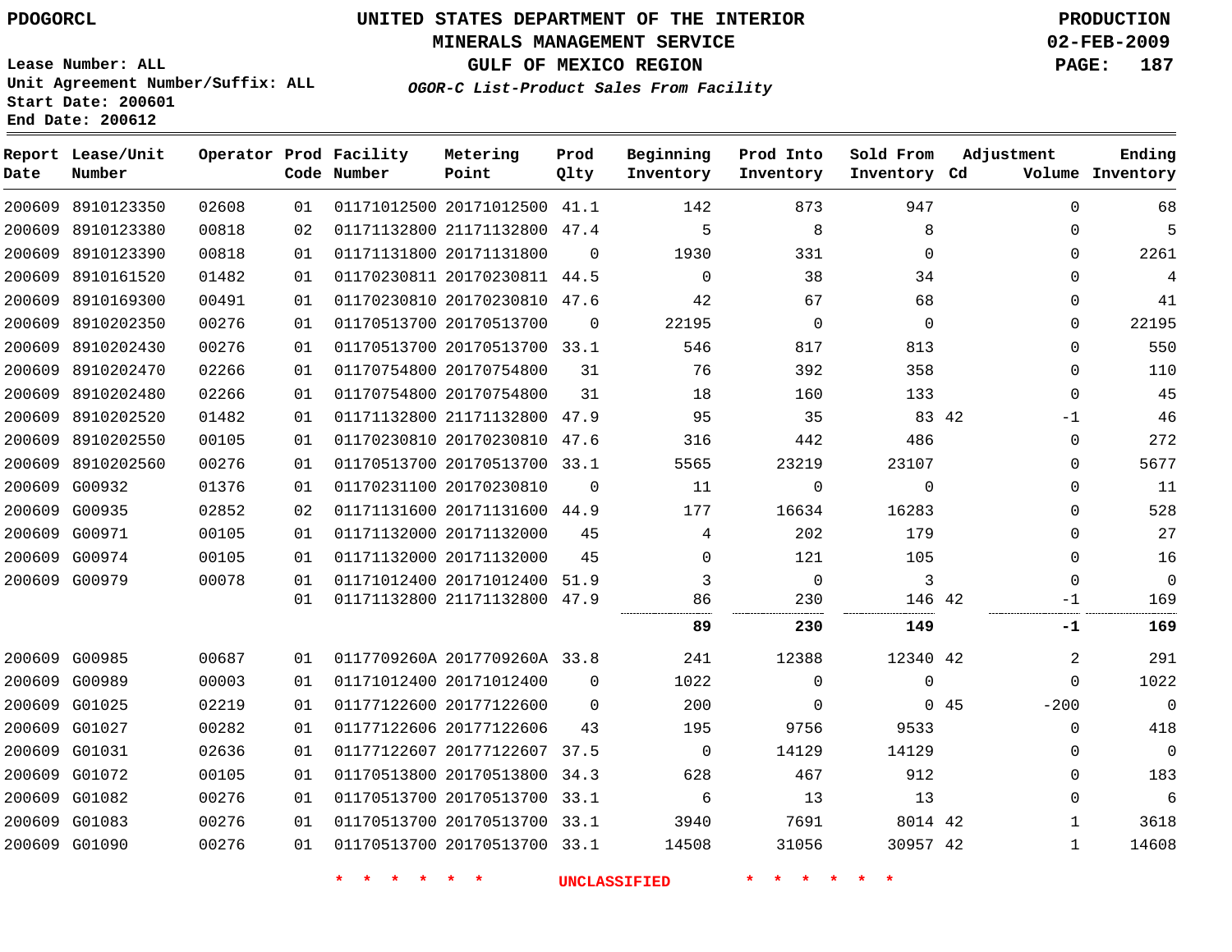PDOGORCL

# UNITED STATES DEPARTMENT OF THE INTERIOR
## MINERALS MANAGEMENT SERVICE
## GULF OF MEXICO REGION
### *OGOR-C List-Product Sales From Facility*

PRODUCTION
02-FEB-2009

Lease Number: ALL
Unit Agreement Number/Suffix: ALL
Start Date: 200601
End Date: 200612

| Report Date | Lease/Unit Number | Operator | Prod Code | Facility Number | Metering Point | Prod Qlty | Beginning Inventory | Prod Into Inventory | Sold From Inventory | Adjustment Cd | Adjustment Volume | Ending Inventory |
|---|---|---|---|---|---|---|---|---|---|---|---|---|
| 200609 | 8910123350 | 02608 | 01 | 01171012500 | 20171012500 | 41.1 | 142 | 873 | 947 | | 0 | 68 |
| 200609 | 8910123380 | 00818 | 02 | 01171132800 | 21171132800 | 47.4 | 5 | 8 | 8 | | 0 | 5 |
| 200609 | 8910123390 | 00818 | 01 | 01171131800 | 20171131800 | 0 | 1930 | 331 | 0 | | 0 | 2261 |
| 200609 | 8910161520 | 01482 | 01 | 01170230811 | 20170230811 | 44.5 | 0 | 38 | 34 | | 0 | 4 |
| 200609 | 8910169300 | 00491 | 01 | 01170230810 | 20170230810 | 47.6 | 42 | 67 | 68 | | 0 | 41 |
| 200609 | 8910202350 | 00276 | 01 | 01170513700 | 20170513700 | 0 | 22195 | 0 | 0 | | 0 | 22195 |
| 200609 | 8910202430 | 00276 | 01 | 01170513700 | 20170513700 | 33.1 | 546 | 817 | 813 | | 0 | 550 |
| 200609 | 8910202470 | 02266 | 01 | 01170754800 | 20170754800 | 31 | 76 | 392 | 358 | | 0 | 110 |
| 200609 | 8910202480 | 02266 | 01 | 01170754800 | 20170754800 | 31 | 18 | 160 | 133 | | 0 | 45 |
| 200609 | 8910202520 | 01482 | 01 | 01171132800 | 21171132800 | 47.9 | 95 | 35 | 83 | 42 | -1 | 46 |
| 200609 | 8910202550 | 00105 | 01 | 01170230810 | 20170230810 | 47.6 | 316 | 442 | 486 | | 0 | 272 |
| 200609 | 8910202560 | 00276 | 01 | 01170513700 | 20170513700 | 33.1 | 5565 | 23219 | 23107 | | 0 | 5677 |
| 200609 | G00932 | 01376 | 01 | 01170231100 | 20170230810 | 0 | 11 | 0 | 0 | | 0 | 11 |
| 200609 | G00935 | 02852 | 02 | 01171131600 | 20171131600 | 44.9 | 177 | 16634 | 16283 | | 0 | 528 |
| 200609 | G00971 | 00105 | 01 | 01171132000 | 20171132000 | 45 | 4 | 202 | 179 | | 0 | 27 |
| 200609 | G00974 | 00105 | 01 | 01171132000 | 20171132000 | 45 | 0 | 121 | 105 | | 0 | 16 |
| 200609 | G00979 | 00078 | 01 | 01171012400 | 20171012400 | 51.9 | 3 | 0 | 3 | | 0 | 0 |
| | | | 01 | 01171132800 | 21171132800 | 47.9 | 86 | 230 | 146 | 42 | -1 | 169 |
| | | | | | | | **89** | **230** | **149** | | **-1** | **169** |
| 200609 | G00985 | 00687 | 01 | 0117709260A | 2017709260A | 33.8 | 241 | 12388 | 12340 | 42 | 2 | 291 |
| 200609 | G00989 | 00003 | 01 | 01171012400 | 20171012400 | 0 | 1022 | 0 | 0 | | 0 | 1022 |
| 200609 | G01025 | 02219 | 01 | 01177122600 | 20177122600 | 0 | 200 | 0 | 0 | 45 | -200 | 0 |
| 200609 | G01027 | 00282 | 01 | 01177122606 | 20177122606 | 43 | 195 | 9756 | 9533 | | 0 | 418 |
| 200609 | G01031 | 02636 | 01 | 01177122607 | 20177122607 | 37.5 | 0 | 14129 | 14129 | | 0 | 0 |
| 200609 | G01072 | 00105 | 01 | 01170513800 | 20170513800 | 34.3 | 628 | 467 | 912 | | 0 | 183 |
| 200609 | G01082 | 00276 | 01 | 01170513700 | 20170513700 | 33.1 | 6 | 13 | 13 | | 0 | 6 |
| 200609 | G01083 | 00276 | 01 | 01170513700 | 20170513700 | 33.1 | 3940 | 7691 | 8014 | 42 | 1 | 3618 |
| 200609 | G01090 | 00276 | 01 | 01170513700 | 20170513700 | 33.1 | 14508 | 31056 | 30957 | 42 | 1 | 14608 |

\* \* \* \* \* \* UNCLASSIFIED \* \* \* \* \* \*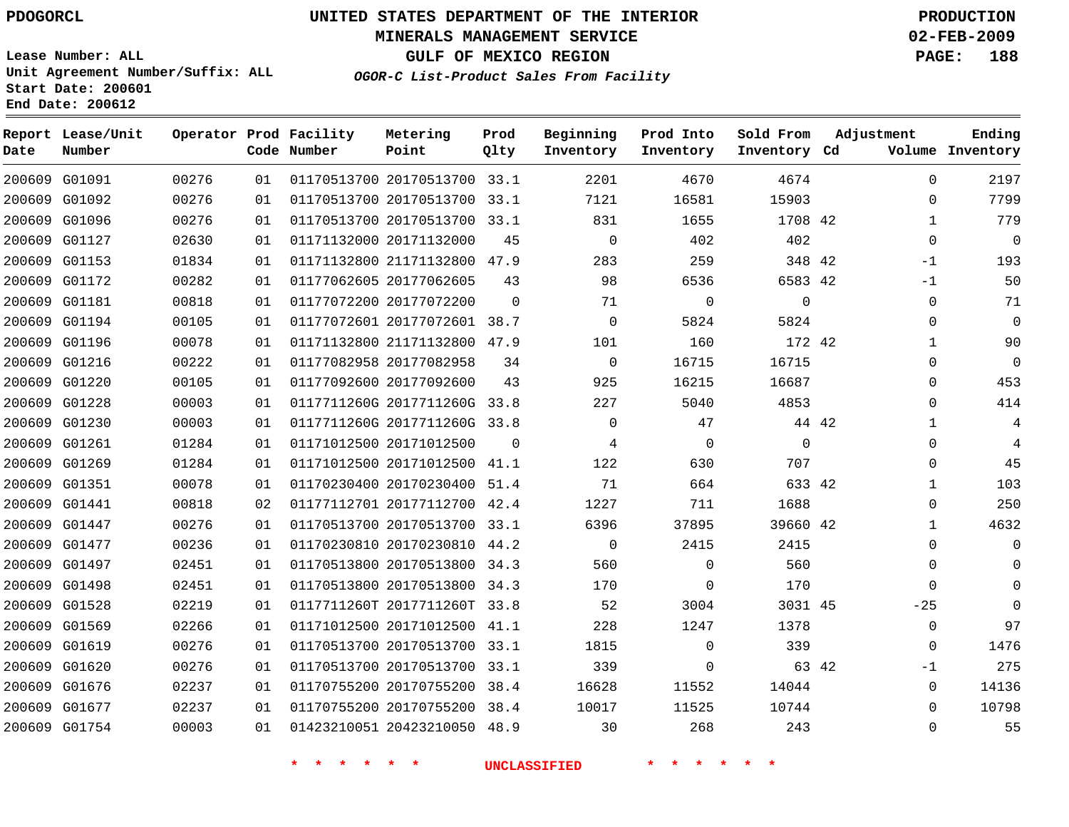PDOGORCL

# UNITED STATES DEPARTMENT OF THE INTERIOR
## MINERALS MANAGEMENT SERVICE
## GULF OF MEXICO REGION
### *OGOR-C List-Product Sales From Facility*

PRODUCTION
02-FEB-2009

Lease Number: ALL
Unit Agreement Number/Suffix: ALL
Start Date: 200601
End Date: 200612

| Report Date | Lease/Unit Number | Operator | Prod Code | Facility Number | Metering Point | Prod Qlty | Beginning Inventory | Prod Into Inventory | Sold From Inventory | Adjustment Cd | Volume | Ending Inventory |
|---|---|---|---|---|---|---|---|---|---|---|---|---|
| 200609 | G01091 | 00276 | 01 | 01170513700 | 20170513700 | 33.1 | 2201 | 4670 | 4674 | | 0 | 2197 |
| 200609 | G01092 | 00276 | 01 | 01170513700 | 20170513700 | 33.1 | 7121 | 16581 | 15903 | | 0 | 7799 |
| 200609 | G01096 | 00276 | 01 | 01170513700 | 20170513700 | 33.1 | 831 | 1655 | 1708 | 42 | 1 | 779 |
| 200609 | G01127 | 02630 | 01 | 01171132000 | 20171132000 | 45 | 0 | 402 | 402 | | 0 | 0 |
| 200609 | G01153 | 01834 | 01 | 01171132800 | 21171132800 | 47.9 | 283 | 259 | 348 | 42 | -1 | 193 |
| 200609 | G01172 | 00282 | 01 | 01177062605 | 20177062605 | 43 | 98 | 6536 | 6583 | 42 | -1 | 50 |
| 200609 | G01181 | 00818 | 01 | 01177072200 | 20177072200 | 0 | 71 | 0 | 0 | | 0 | 71 |
| 200609 | G01194 | 00105 | 01 | 01177072601 | 20177072601 | 38.7 | 0 | 5824 | 5824 | | 0 | 0 |
| 200609 | G01196 | 00078 | 01 | 01171132800 | 21171132800 | 47.9 | 101 | 160 | 172 | 42 | 1 | 90 |
| 200609 | G01216 | 00222 | 01 | 01177082958 | 20177082958 | 34 | 0 | 16715 | 16715 | | 0 | 0 |
| 200609 | G01220 | 00105 | 01 | 01177092600 | 20177092600 | 43 | 925 | 16215 | 16687 | | 0 | 453 |
| 200609 | G01228 | 00003 | 01 | 0117711260G | 2017711260G | 33.8 | 227 | 5040 | 4853 | | 0 | 414 |
| 200609 | G01230 | 00003 | 01 | 0117711260G | 2017711260G | 33.8 | 0 | 47 | 44 | 42 | 1 | 4 |
| 200609 | G01261 | 01284 | 01 | 01171012500 | 20171012500 | 0 | 4 | 0 | 0 | | 0 | 4 |
| 200609 | G01269 | 01284 | 01 | 01171012500 | 20171012500 | 41.1 | 122 | 630 | 707 | | 0 | 45 |
| 200609 | G01351 | 00078 | 01 | 01170230400 | 20170230400 | 51.4 | 71 | 664 | 633 | 42 | 1 | 103 |
| 200609 | G01441 | 00818 | 02 | 01177112701 | 20177112700 | 42.4 | 1227 | 711 | 1688 | | 0 | 250 |
| 200609 | G01447 | 00276 | 01 | 01170513700 | 20170513700 | 33.1 | 6396 | 37895 | 39660 | 42 | 1 | 4632 |
| 200609 | G01477 | 00236 | 01 | 01170230810 | 20170230810 | 44.2 | 0 | 2415 | 2415 | | 0 | 0 |
| 200609 | G01497 | 02451 | 01 | 01170513800 | 20170513800 | 34.3 | 560 | 0 | 560 | | 0 | 0 |
| 200609 | G01498 | 02451 | 01 | 01170513800 | 20170513800 | 34.3 | 170 | 0 | 170 | | 0 | 0 |
| 200609 | G01528 | 02219 | 01 | 0117711260T | 2017711260T | 33.8 | 52 | 3004 | 3031 | 45 | -25 | 0 |
| 200609 | G01569 | 02266 | 01 | 01171012500 | 20171012500 | 41.1 | 228 | 1247 | 1378 | | 0 | 97 |
| 200609 | G01619 | 00276 | 01 | 01170513700 | 20170513700 | 33.1 | 1815 | 0 | 339 | | 0 | 1476 |
| 200609 | G01620 | 00276 | 01 | 01170513700 | 20170513700 | 33.1 | 339 | 0 | 63 | 42 | -1 | 275 |
| 200609 | G01676 | 02237 | 01 | 01170755200 | 20170755200 | 38.4 | 16628 | 11552 | 14044 | | 0 | 14136 |
| 200609 | G01677 | 02237 | 01 | 01170755200 | 20170755200 | 38.4 | 10017 | 11525 | 10744 | | 0 | 10798 |
| 200609 | G01754 | 00003 | 01 | 01423210051 | 20423210050 | 48.9 | 30 | 268 | 243 | | 0 | 55 |

\* \* \* \* \* \* UNCLASSIFIED \* \* \* \* \* \*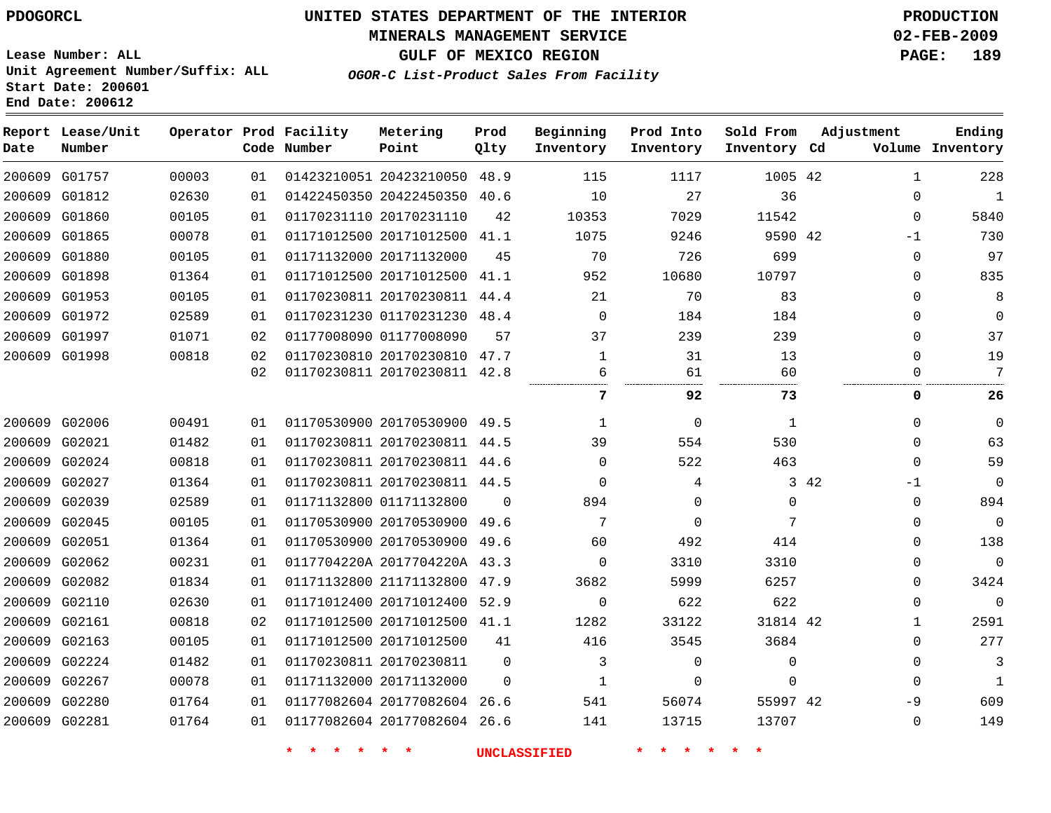PDOGORCL

# UNITED STATES DEPARTMENT OF THE INTERIOR
## MINERALS MANAGEMENT SERVICE
## GULF OF MEXICO REGION
### *OGOR-C List-Product Sales From Facility*

PRODUCTION
02-FEB-2009

Lease Number: ALL
Unit Agreement Number/Suffix: ALL
Start Date: 200601
End Date: 200612

| Report Date | Lease/Unit Number | Operator | Prod Code | Facility Number | Metering Point | Prod Qlty | Beginning Inventory | Prod Into Inventory | Sold From Inventory | Adjustment Cd | Volume | Ending Inventory |
|---|---|---|---|---|---|---|---|---|---|---|---|---|
| 200609 | G01757 | 00003 | 01 | 01423210051 | 20423210050 | 48.9 | 115 | 1117 | 1005 | 42 | 1 | 228 |
| 200609 | G01812 | 02630 | 01 | 01422450350 | 20422450350 | 40.6 | 10 | 27 | 36 | | 0 | 1 |
| 200609 | G01860 | 00105 | 01 | 01170231110 | 20170231110 | 42 | 10353 | 7029 | 11542 | | 0 | 5840 |
| 200609 | G01865 | 00078 | 01 | 01171012500 | 20171012500 | 41.1 | 1075 | 9246 | 9590 | 42 | -1 | 730 |
| 200609 | G01880 | 00105 | 01 | 01171132000 | 20171132000 | 45 | 70 | 726 | 699 | | 0 | 97 |
| 200609 | G01898 | 01364 | 01 | 01171012500 | 20171012500 | 41.1 | 952 | 10680 | 10797 | | 0 | 835 |
| 200609 | G01953 | 00105 | 01 | 01170230811 | 20170230811 | 44.4 | 21 | 70 | 83 | | 0 | 8 |
| 200609 | G01972 | 02589 | 01 | 01170231230 | 01170231230 | 48.4 | 0 | 184 | 184 | | 0 | 0 |
| 200609 | G01997 | 01071 | 02 | 01177008090 | 01177008090 | 57 | 37 | 239 | 239 | | 0 | 37 |
| 200609 | G01998 | 00818 | 02 | 01170230810 | 20170230810 | 47.7 | 1 | 31 | 13 | | 0 | 19 |
| | | | 02 | 01170230811 | 20170230811 | 42.8 | 6 | 61 | 60 | | 0 | 7 |
| | | | | | | | **7** | **92** | **73** | | **0** | **26** |
| 200609 | G02006 | 00491 | 01 | 01170530900 | 20170530900 | 49.5 | 1 | 0 | 1 | | 0 | 0 |
| 200609 | G02021 | 01482 | 01 | 01170230811 | 20170230811 | 44.5 | 39 | 554 | 530 | | 0 | 63 |
| 200609 | G02024 | 00818 | 01 | 01170230811 | 20170230811 | 44.6 | 0 | 522 | 463 | | 0 | 59 |
| 200609 | G02027 | 01364 | 01 | 01170230811 | 20170230811 | 44.5 | 0 | 4 | 3 | 42 | -1 | 0 |
| 200609 | G02039 | 02589 | 01 | 01171132800 | 01171132800 | 0 | 894 | 0 | 0 | | 0 | 894 |
| 200609 | G02045 | 00105 | 01 | 01170530900 | 20170530900 | 49.6 | 7 | 0 | 7 | | 0 | 0 |
| 200609 | G02051 | 01364 | 01 | 01170530900 | 20170530900 | 49.6 | 60 | 492 | 414 | | 0 | 138 |
| 200609 | G02062 | 00231 | 01 | 0117704220A | 2017704220A | 43.3 | 0 | 3310 | 3310 | | 0 | 0 |
| 200609 | G02082 | 01834 | 01 | 01171132800 | 21171132800 | 47.9 | 3682 | 5999 | 6257 | | 0 | 3424 |
| 200609 | G02110 | 02630 | 01 | 01171012400 | 20171012400 | 52.9 | 0 | 622 | 622 | | 0 | 0 |
| 200609 | G02161 | 00818 | 02 | 01171012500 | 20171012500 | 41.1 | 1282 | 33122 | 31814 | 42 | 1 | 2591 |
| 200609 | G02163 | 00105 | 01 | 01171012500 | 20171012500 | 41 | 416 | 3545 | 3684 | | 0 | 277 |
| 200609 | G02224 | 01482 | 01 | 01170230811 | 20170230811 | 0 | 3 | 0 | 0 | | 0 | 3 |
| 200609 | G02267 | 00078 | 01 | 01171132000 | 20171132000 | 0 | 1 | 0 | 0 | | 0 | 1 |
| 200609 | G02280 | 01764 | 01 | 01177082604 | 20177082604 | 26.6 | 541 | 56074 | 55997 | 42 | -9 | 609 |
| 200609 | G02281 | 01764 | 01 | 01177082604 | 20177082604 | 26.6 | 141 | 13715 | 13707 | | 0 | 149 |

* * * * * * UNCLASSIFIED * * * * * *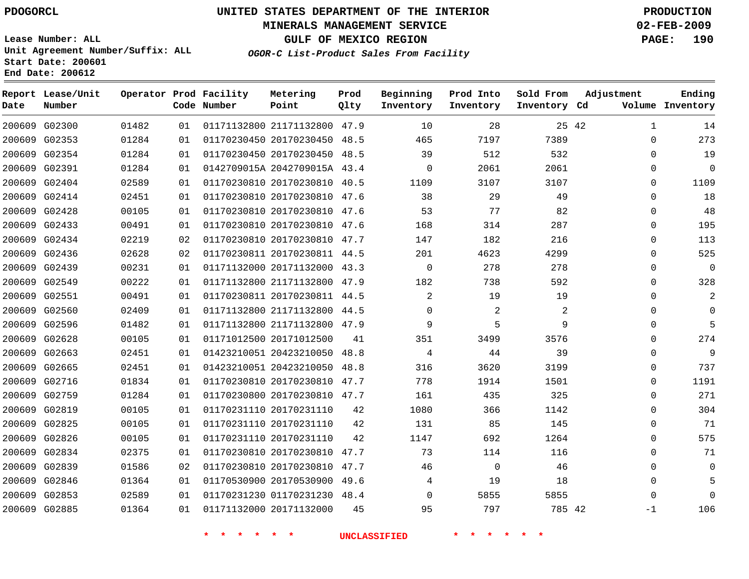PDOGORCL

**UNITED STATES DEPARTMENT OF THE INTERIOR**
**MINERALS MANAGEMENT SERVICE**
**GULF OF MEXICO REGION**
***OGOR-C List-Product Sales From Facility***

**PRODUCTION**
**02-FEB-2009**

Lease Number: ALL
Unit Agreement Number/Suffix: ALL
Start Date: 200601
End Date: 200612

| Report Date | Lease/Unit Number | Operator | Prod Code | Facility Number | Metering Point | Prod Qlty | Beginning Inventory | Prod Into Inventory | Sold From Inventory | Adjustment Cd | Adjustment Volume | Ending Inventory |
|---|---|---|---|---|---|---|---|---|---|---|---|---|
| 200609 | G02300 | 01482 | 01 | 01171132800 | 21171132800 | 47.9 | 10 | 28 | 25 | 42 | 1 | 14 |
| 200609 | G02353 | 01284 | 01 | 01170230450 | 20170230450 | 48.5 | 465 | 7197 | 7389 | | 0 | 273 |
| 200609 | G02354 | 01284 | 01 | 01170230450 | 20170230450 | 48.5 | 39 | 512 | 532 | | 0 | 19 |
| 200609 | G02391 | 01284 | 01 | 0142709015A | 2042709015A | 43.4 | 0 | 2061 | 2061 | | 0 | 0 |
| 200609 | G02404 | 02589 | 01 | 01170230810 | 20170230810 | 40.5 | 1109 | 3107 | 3107 | | 0 | 1109 |
| 200609 | G02414 | 02451 | 01 | 01170230810 | 20170230810 | 47.6 | 38 | 29 | 49 | | 0 | 18 |
| 200609 | G02428 | 00105 | 01 | 01170230810 | 20170230810 | 47.6 | 53 | 77 | 82 | | 0 | 48 |
| 200609 | G02433 | 00491 | 01 | 01170230810 | 20170230810 | 47.6 | 168 | 314 | 287 | | 0 | 195 |
| 200609 | G02434 | 02219 | 02 | 01170230810 | 20170230810 | 47.7 | 147 | 182 | 216 | | 0 | 113 |
| 200609 | G02436 | 02628 | 02 | 01170230811 | 20170230811 | 44.5 | 201 | 4623 | 4299 | | 0 | 525 |
| 200609 | G02439 | 00231 | 01 | 01171132000 | 20171132000 | 43.3 | 0 | 278 | 278 | | 0 | 0 |
| 200609 | G02549 | 00222 | 01 | 01171132800 | 21171132800 | 47.9 | 182 | 738 | 592 | | 0 | 328 |
| 200609 | G02551 | 00491 | 01 | 01170230811 | 20170230811 | 44.5 | 2 | 19 | 19 | | 0 | 2 |
| 200609 | G02560 | 02409 | 01 | 01171132800 | 21171132800 | 44.5 | 0 | 2 | 2 | | 0 | 0 |
| 200609 | G02596 | 01482 | 01 | 01171132800 | 21171132800 | 47.9 | 9 | 5 | 9 | | 0 | 5 |
| 200609 | G02628 | 00105 | 01 | 01171012500 | 20171012500 | 41 | 351 | 3499 | 3576 | | 0 | 274 |
| 200609 | G02663 | 02451 | 01 | 01423210051 | 20423210050 | 48.8 | 4 | 44 | 39 | | 0 | 9 |
| 200609 | G02665 | 02451 | 01 | 01423210051 | 20423210050 | 48.8 | 316 | 3620 | 3199 | | 0 | 737 |
| 200609 | G02716 | 01834 | 01 | 01170230810 | 20170230810 | 47.7 | 778 | 1914 | 1501 | | 0 | 1191 |
| 200609 | G02759 | 01284 | 01 | 01170230800 | 20170230810 | 47.7 | 161 | 435 | 325 | | 0 | 271 |
| 200609 | G02819 | 00105 | 01 | 01170231110 | 20170231110 | 42 | 1080 | 366 | 1142 | | 0 | 304 |
| 200609 | G02825 | 00105 | 01 | 01170231110 | 20170231110 | 42 | 131 | 85 | 145 | | 0 | 71 |
| 200609 | G02826 | 00105 | 01 | 01170231110 | 20170231110 | 42 | 1147 | 692 | 1264 | | 0 | 575 |
| 200609 | G02834 | 02375 | 01 | 01170230810 | 20170230810 | 47.7 | 73 | 114 | 116 | | 0 | 71 |
| 200609 | G02839 | 01586 | 02 | 01170230810 | 20170230810 | 47.7 | 46 | 0 | 46 | | 0 | 0 |
| 200609 | G02846 | 01364 | 01 | 01170530900 | 20170530900 | 49.6 | 4 | 19 | 18 | | 0 | 5 |
| 200609 | G02853 | 02589 | 01 | 01170231230 | 01170231230 | 48.4 | 0 | 5855 | 5855 | | 0 | 0 |
| 200609 | G02885 | 01364 | 01 | 01171132000 | 20171132000 | 45 | 95 | 797 | 785 | 42 | -1 | 106 |

\* \* \* \* \* \* UNCLASSIFIED \* \* \* \* \* \*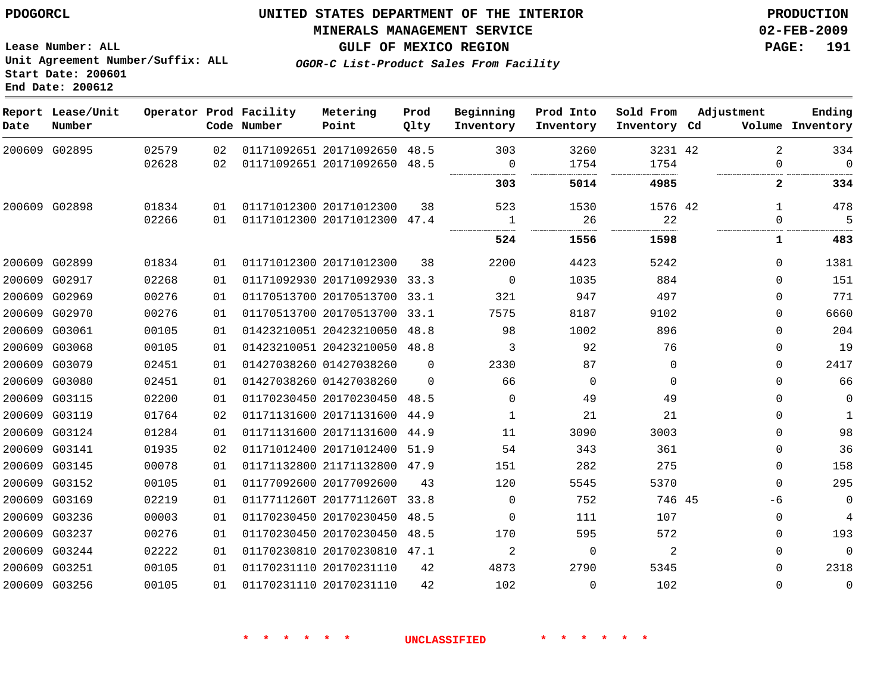PDOGORCL

# UNITED STATES DEPARTMENT OF THE INTERIOR
## MINERALS MANAGEMENT SERVICE
## GULF OF MEXICO REGION
### *OGOR-C List-Product Sales From Facility*

PRODUCTION
02-FEB-2009
PAGE: 191

Lease Number: ALL
Unit Agreement Number/Suffix: ALL
Start Date: 200601
End Date: 200612

| Report Date | Lease/Unit Number | Operator | Prod Code | Facility Number | Metering Point | Prod Qlty | Beginning Inventory | Prod Into Inventory | Sold From Inventory | Adjustment Cd | Volume | Ending Inventory |
|---|---|---|---|---|---|---|---|---|---|---|---|---|
| 200609 | G02895 | 02579 | 02 | 01171092651 | 20171092650 | 48.5 | 303 | 3260 | 3231 | 42 | 2 | 334 |
| | | 02628 | 02 | 01171092651 | 20171092650 | 48.5 | 0 | 1754 | 1754 | | 0 | 0 |
| | | | | | | | **303** | **5014** | **4985** | | **2** | **334** |
| 200609 | G02898 | 01834 | 01 | 01171012300 | 20171012300 | 38 | 523 | 1530 | 1576 | 42 | 1 | 478 |
| | | 02266 | 01 | 01171012300 | 20171012300 | 47.4 | 1 | 26 | 22 | | 0 | 5 |
| | | | | | | | **524** | **1556** | **1598** | | **1** | **483** |
| 200609 | G02899 | 01834 | 01 | 01171012300 | 20171012300 | 38 | 2200 | 4423 | 5242 | | 0 | 1381 |
| 200609 | G02917 | 02268 | 01 | 01171092930 | 20171092930 | 33.3 | 0 | 1035 | 884 | | 0 | 151 |
| 200609 | G02969 | 00276 | 01 | 01170513700 | 20170513700 | 33.1 | 321 | 947 | 497 | | 0 | 771 |
| 200609 | G02970 | 00276 | 01 | 01170513700 | 20170513700 | 33.1 | 7575 | 8187 | 9102 | | 0 | 6660 |
| 200609 | G03061 | 00105 | 01 | 01423210051 | 20423210050 | 48.8 | 98 | 1002 | 896 | | 0 | 204 |
| 200609 | G03068 | 00105 | 01 | 01423210051 | 20423210050 | 48.8 | 3 | 92 | 76 | | 0 | 19 |
| 200609 | G03079 | 02451 | 01 | 01427038260 | 01427038260 | 0 | 2330 | 87 | 0 | | 0 | 2417 |
| 200609 | G03080 | 02451 | 01 | 01427038260 | 01427038260 | 0 | 66 | 0 | 0 | | 0 | 66 |
| 200609 | G03115 | 02200 | 01 | 01170230450 | 20170230450 | 48.5 | 0 | 49 | 49 | | 0 | 0 |
| 200609 | G03119 | 01764 | 02 | 01171131600 | 20171131600 | 44.9 | 1 | 21 | 21 | | 0 | 1 |
| 200609 | G03124 | 01284 | 01 | 01171131600 | 20171131600 | 44.9 | 11 | 3090 | 3003 | | 0 | 98 |
| 200609 | G03141 | 01935 | 02 | 01171012400 | 20171012400 | 51.9 | 54 | 343 | 361 | | 0 | 36 |
| 200609 | G03145 | 00078 | 01 | 01171132800 | 21171132800 | 47.9 | 151 | 282 | 275 | | 0 | 158 |
| 200609 | G03152 | 00105 | 01 | 01177092600 | 20177092600 | 43 | 120 | 5545 | 5370 | | 0 | 295 |
| 200609 | G03169 | 02219 | 01 | 0117711260T | 2017711260T | 33.8 | 0 | 752 | 746 | 45 | -6 | 0 |
| 200609 | G03236 | 00003 | 01 | 01170230450 | 20170230450 | 48.5 | 0 | 111 | 107 | | 0 | 4 |
| 200609 | G03237 | 00276 | 01 | 01170230450 | 20170230450 | 48.5 | 170 | 595 | 572 | | 0 | 193 |
| 200609 | G03244 | 02222 | 01 | 01170230810 | 20170230810 | 47.1 | 2 | 0 | 2 | | 0 | 0 |
| 200609 | G03251 | 00105 | 01 | 01170231110 | 20170231110 | 42 | 4873 | 2790 | 5345 | | 0 | 2318 |
| 200609 | G03256 | 00105 | 01 | 01170231110 | 20170231110 | 42 | 102 | 0 | 102 | | 0 | 0 |

* * * * * * UNCLASSIFIED * * * * * *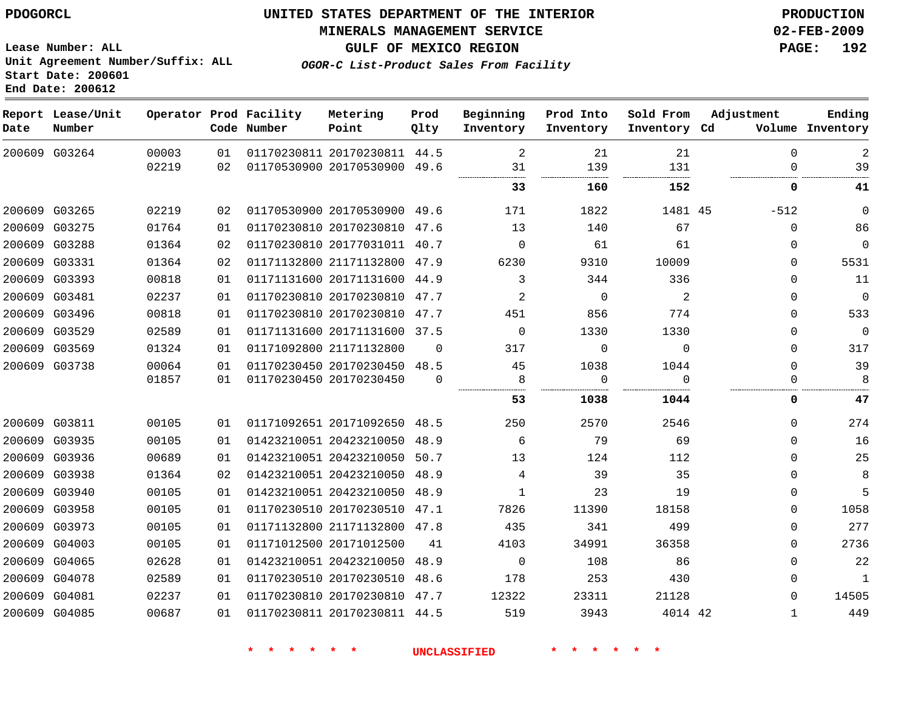PDOGORCL

**UNITED STATES DEPARTMENT OF THE INTERIOR**
**MINERALS MANAGEMENT SERVICE**
**GULF OF MEXICO REGION**
***OGOR-C List-Product Sales From Facility***

**PRODUCTION**
**02-FEB-2009**

Lease Number: ALL
Unit Agreement Number/Suffix: ALL
Start Date: 200601
End Date: 200612

| Report Date | Lease/Unit Number | Operator | Prod Code | Facility Number | Metering Point | Prod Qlty | Beginning Inventory | Prod Into Inventory | Sold From Inventory | Adjustment Cd | Adjustment Volume | Ending Inventory |
|---|---|---|---|---|---|---|---|---|---|---|---|---|
| 200609 | G03264 | 00003 | 01 | 01170230811 | 20170230811 | 44.5 | 2 | 21 | 21 | | 0 | 2 |
| | | 02219 | 02 | 01170530900 | 20170530900 | 49.6 | 31 | 139 | 131 | | 0 | 39 |
| | | | | | | | **33** | **160** | **152** | | **0** | **41** |
| 200609 | G03265 | 02219 | 02 | 01170530900 | 20170530900 | 49.6 | 171 | 1822 | 1481 | 45 | -512 | 0 |
| 200609 | G03275 | 01764 | 01 | 01170230810 | 20170230810 | 47.6 | 13 | 140 | 67 | | 0 | 86 |
| 200609 | G03288 | 01364 | 02 | 01170230810 | 20177031011 | 40.7 | 0 | 61 | 61 | | 0 | 0 |
| 200609 | G03331 | 01364 | 02 | 01171132800 | 21171132800 | 47.9 | 6230 | 9310 | 10009 | | 0 | 5531 |
| 200609 | G03393 | 00818 | 01 | 01171131600 | 20171131600 | 44.9 | 3 | 344 | 336 | | 0 | 11 |
| 200609 | G03481 | 02237 | 01 | 01170230810 | 20170230810 | 47.7 | 2 | 0 | 2 | | 0 | 0 |
| 200609 | G03496 | 00818 | 01 | 01170230810 | 20170230810 | 47.7 | 451 | 856 | 774 | | 0 | 533 |
| 200609 | G03529 | 02589 | 01 | 01171131600 | 20171131600 | 37.5 | 0 | 1330 | 1330 | | 0 | 0 |
| 200609 | G03569 | 01324 | 01 | 01171092800 | 21171132800 | 0 | 317 | 0 | 0 | | 0 | 317 |
| 200609 | G03738 | 00064 | 01 | 01170230450 | 20170230450 | 48.5 | 45 | 1038 | 1044 | | 0 | 39 |
| | | 01857 | 01 | 01170230450 | 20170230450 | 0 | 8 | 0 | 0 | | 0 | 8 |
| | | | | | | | **53** | **1038** | **1044** | | **0** | **47** |
| 200609 | G03811 | 00105 | 01 | 01171092651 | 20171092650 | 48.5 | 250 | 2570 | 2546 | | 0 | 274 |
| 200609 | G03935 | 00105 | 01 | 01423210051 | 20423210050 | 48.9 | 6 | 79 | 69 | | 0 | 16 |
| 200609 | G03936 | 00689 | 01 | 01423210051 | 20423210050 | 50.7 | 13 | 124 | 112 | | 0 | 25 |
| 200609 | G03938 | 01364 | 02 | 01423210051 | 20423210050 | 48.9 | 4 | 39 | 35 | | 0 | 8 |
| 200609 | G03940 | 00105 | 01 | 01423210051 | 20423210050 | 48.9 | 1 | 23 | 19 | | 0 | 5 |
| 200609 | G03958 | 00105 | 01 | 01170230510 | 20170230510 | 47.1 | 7826 | 11390 | 18158 | | 0 | 1058 |
| 200609 | G03973 | 00105 | 01 | 01171132800 | 21171132800 | 47.8 | 435 | 341 | 499 | | 0 | 277 |
| 200609 | G04003 | 00105 | 01 | 01171012500 | 20171012500 | 41 | 4103 | 34991 | 36358 | | 0 | 2736 |
| 200609 | G04065 | 02628 | 01 | 01423210051 | 20423210050 | 48.9 | 0 | 108 | 86 | | 0 | 22 |
| 200609 | G04078 | 02589 | 01 | 01170230510 | 20170230510 | 48.6 | 178 | 253 | 430 | | 0 | 1 |
| 200609 | G04081 | 02237 | 01 | 01170230810 | 20170230810 | 47.7 | 12322 | 23311 | 21128 | | 0 | 14505 |
| 200609 | G04085 | 00687 | 01 | 01170230811 | 20170230811 | 44.5 | 519 | 3943 | 4014 | 42 | 1 | 449 |

\* \* \* \* \* \* UNCLASSIFIED \* \* \* \* \* \*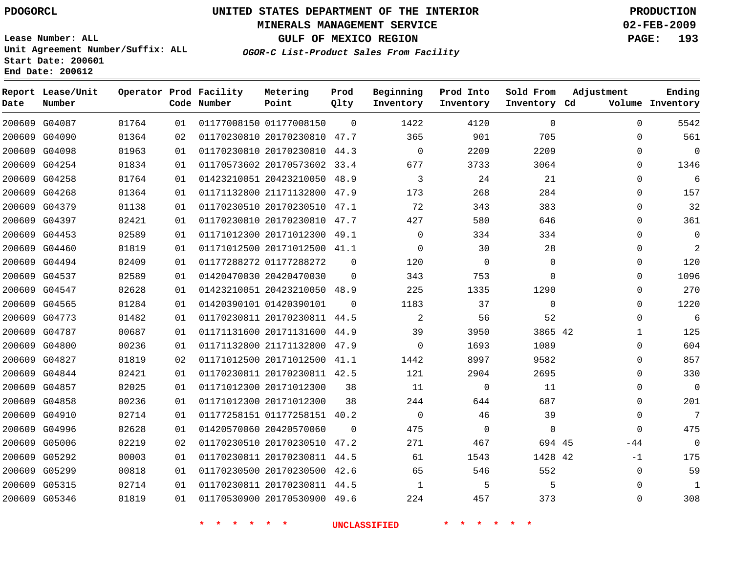PDOGORCL

# UNITED STATES DEPARTMENT OF THE INTERIOR
## MINERALS MANAGEMENT SERVICE
## GULF OF MEXICO REGION
### *OGOR-C List-Product Sales From Facility*

PRODUCTION
02-FEB-2009

Lease Number: ALL
Unit Agreement Number/Suffix: ALL
Start Date: 200601
End Date: 200612

| Report Date | Lease/Unit Number | Operator | Prod Code | Facility Number | Metering Point | Prod Qlty | Beginning Inventory | Prod Into Inventory | Sold From Inventory | Adjustment Cd | Adjustment Volume | Ending Inventory |
|---|---|---|---|---|---|---|---|---|---|---|---|---|
| 200609 | G04087 | 01764 | 01 | 01177008150 | 01177008150 | 0 | 1422 | 4120 | 0 | | 0 | 5542 |
| 200609 | G04090 | 01364 | 02 | 01170230810 | 20170230810 | 47.7 | 365 | 901 | 705 | | 0 | 561 |
| 200609 | G04098 | 01963 | 01 | 01170230810 | 20170230810 | 44.3 | 0 | 2209 | 2209 | | 0 | 0 |
| 200609 | G04254 | 01834 | 01 | 01170573602 | 20170573602 | 33.4 | 677 | 3733 | 3064 | | 0 | 1346 |
| 200609 | G04258 | 01764 | 01 | 01423210051 | 20423210050 | 48.9 | 3 | 24 | 21 | | 0 | 6 |
| 200609 | G04268 | 01364 | 01 | 01171132800 | 21171132800 | 47.9 | 173 | 268 | 284 | | 0 | 157 |
| 200609 | G04379 | 01138 | 01 | 01170230510 | 20170230510 | 47.1 | 72 | 343 | 383 | | 0 | 32 |
| 200609 | G04397 | 02421 | 01 | 01170230810 | 20170230810 | 47.7 | 427 | 580 | 646 | | 0 | 361 |
| 200609 | G04453 | 02589 | 01 | 01171012300 | 20171012300 | 49.1 | 0 | 334 | 334 | | 0 | 0 |
| 200609 | G04460 | 01819 | 01 | 01171012500 | 20171012500 | 41.1 | 0 | 30 | 28 | | 0 | 2 |
| 200609 | G04494 | 02409 | 01 | 01177288272 | 01177288272 | 0 | 120 | 0 | 0 | | 0 | 120 |
| 200609 | G04537 | 02589 | 01 | 01420470030 | 20420470030 | 0 | 343 | 753 | 0 | | 0 | 1096 |
| 200609 | G04547 | 02628 | 01 | 01423210051 | 20423210050 | 48.9 | 225 | 1335 | 1290 | | 0 | 270 |
| 200609 | G04565 | 01284 | 01 | 01420390101 | 01420390101 | 0 | 1183 | 37 | 0 | | 0 | 1220 |
| 200609 | G04773 | 01482 | 01 | 01170230811 | 20170230811 | 44.5 | 2 | 56 | 52 | | 0 | 6 |
| 200609 | G04787 | 00687 | 01 | 01171131600 | 20171131600 | 44.9 | 39 | 3950 | 3865 | 42 | 1 | 125 |
| 200609 | G04800 | 00236 | 01 | 01171132800 | 21171132800 | 47.9 | 0 | 1693 | 1089 | | 0 | 604 |
| 200609 | G04827 | 01819 | 02 | 01171012500 | 20171012500 | 41.1 | 1442 | 8997 | 9582 | | 0 | 857 |
| 200609 | G04844 | 02421 | 01 | 01170230811 | 20170230811 | 42.5 | 121 | 2904 | 2695 | | 0 | 330 |
| 200609 | G04857 | 02025 | 01 | 01171012300 | 20171012300 | 38 | 11 | 0 | 11 | | 0 | 0 |
| 200609 | G04858 | 00236 | 01 | 01171012300 | 20171012300 | 38 | 244 | 644 | 687 | | 0 | 201 |
| 200609 | G04910 | 02714 | 01 | 01177258151 | 01177258151 | 40.2 | 0 | 46 | 39 | | 0 | 7 |
| 200609 | G04996 | 02628 | 01 | 01420570060 | 20420570060 | 0 | 475 | 0 | 0 | | 0 | 475 |
| 200609 | G05006 | 02219 | 02 | 01170230510 | 20170230510 | 47.2 | 271 | 467 | 694 | 45 | -44 | 0 |
| 200609 | G05292 | 00003 | 01 | 01170230811 | 20170230811 | 44.5 | 61 | 1543 | 1428 | 42 | -1 | 175 |
| 200609 | G05299 | 00818 | 01 | 01170230500 | 20170230500 | 42.6 | 65 | 546 | 552 | | 0 | 59 |
| 200609 | G05315 | 02714 | 01 | 01170230811 | 20170230811 | 44.5 | 1 | 5 | 5 | | 0 | 1 |
| 200609 | G05346 | 01819 | 01 | 01170530900 | 20170530900 | 49.6 | 224 | 457 | 373 | | 0 | 308 |

* * * * * * UNCLASSIFIED * * * * * *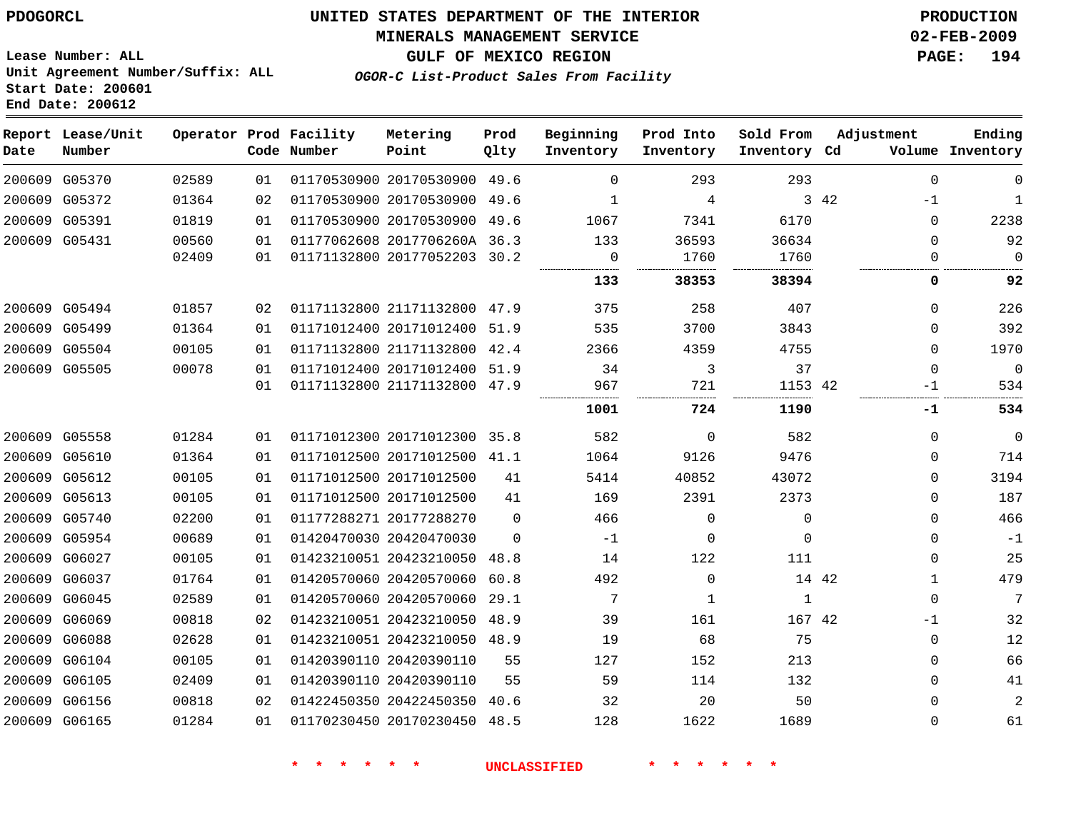PDOGORCL

# UNITED STATES DEPARTMENT OF THE INTERIOR
## MINERALS MANAGEMENT SERVICE
## GULF OF MEXICO REGION

PRODUCTION
02-FEB-2009

Lease Number: ALL
Unit Agreement Number/Suffix: ALL
Start Date: 200601
End Date: 200612

*OGOR-C List-Product Sales From Facility*

| Report Date | Lease/Unit Number | Operator | Prod Code | Facility Number | Metering Point | Prod Qlty | Beginning Inventory | Prod Into Inventory | Sold From Inventory | Adjustment Cd | Adjustment Volume | Ending Inventory |
|---|---|---|---|---|---|---|---|---|---|---|---|---|
| 200609 | G05370 | 02589 | 01 | 01170530900 | 20170530900 | 49.6 | 0 | 293 | 293 | | 0 | 0 |
| 200609 | G05372 | 01364 | 02 | 01170530900 | 20170530900 | 49.6 | 1 | 4 | 3 | 42 | -1 | 1 |
| 200609 | G05391 | 01819 | 01 | 01170530900 | 20170530900 | 49.6 | 1067 | 7341 | 6170 | | 0 | 2238 |
| 200609 | G05431 | 00560 | 01 | 01177062608 | 2017706260A | 36.3 | 133 | 36593 | 36634 | | 0 | 92 |
| | | 02409 | 01 | 01171132800 | 20177052203 | 30.2 | 0 | 1760 | 1760 | | 0 | 0 |
| | | | | | | | **133** | **38353** | **38394** | | **0** | **92** |
| 200609 | G05494 | 01857 | 02 | 01171132800 | 21171132800 | 47.9 | 375 | 258 | 407 | | 0 | 226 |
| 200609 | G05499 | 01364 | 01 | 01171012400 | 20171012400 | 51.9 | 535 | 3700 | 3843 | | 0 | 392 |
| 200609 | G05504 | 00105 | 01 | 01171132800 | 21171132800 | 42.4 | 2366 | 4359 | 4755 | | 0 | 1970 |
| 200609 | G05505 | 00078 | 01 | 01171012400 | 20171012400 | 51.9 | 34 | 3 | 37 | | 0 | 0 |
| | | | 01 | 01171132800 | 21171132800 | 47.9 | 967 | 721 | 1153 | 42 | -1 | 534 |
| | | | | | | | **1001** | **724** | **1190** | | **-1** | **534** |
| 200609 | G05558 | 01284 | 01 | 01171012300 | 20171012300 | 35.8 | 582 | 0 | 582 | | 0 | 0 |
| 200609 | G05610 | 01364 | 01 | 01171012500 | 20171012500 | 41.1 | 1064 | 9126 | 9476 | | 0 | 714 |
| 200609 | G05612 | 00105 | 01 | 01171012500 | 20171012500 | 41 | 5414 | 40852 | 43072 | | 0 | 3194 |
| 200609 | G05613 | 00105 | 01 | 01171012500 | 20171012500 | 41 | 169 | 2391 | 2373 | | 0 | 187 |
| 200609 | G05740 | 02200 | 01 | 01177288271 | 20177288270 | 0 | 466 | 0 | 0 | | 0 | 466 |
| 200609 | G05954 | 00689 | 01 | 01420470030 | 20420470030 | 0 | -1 | 0 | 0 | | 0 | -1 |
| 200609 | G06027 | 00105 | 01 | 01423210051 | 20423210050 | 48.8 | 14 | 122 | 111 | | 0 | 25 |
| 200609 | G06037 | 01764 | 01 | 01420570060 | 20420570060 | 60.8 | 492 | 0 | 14 | 42 | 1 | 479 |
| 200609 | G06045 | 02589 | 01 | 01420570060 | 20420570060 | 29.1 | 7 | 1 | 1 | | 0 | 7 |
| 200609 | G06069 | 00818 | 02 | 01423210051 | 20423210050 | 48.9 | 39 | 161 | 167 | 42 | -1 | 32 |
| 200609 | G06088 | 02628 | 01 | 01423210051 | 20423210050 | 48.9 | 19 | 68 | 75 | | 0 | 12 |
| 200609 | G06104 | 00105 | 01 | 01420390110 | 20420390110 | 55 | 127 | 152 | 213 | | 0 | 66 |
| 200609 | G06105 | 02409 | 01 | 01420390110 | 20420390110 | 55 | 59 | 114 | 132 | | 0 | 41 |
| 200609 | G06156 | 00818 | 02 | 01422450350 | 20422450350 | 40.6 | 32 | 20 | 50 | | 0 | 2 |
| 200609 | G06165 | 01284 | 01 | 01170230450 | 20170230450 | 48.5 | 128 | 1622 | 1689 | | 0 | 61 |

\* \* \* \* \* \* UNCLASSIFIED \* \* \* \* \* \*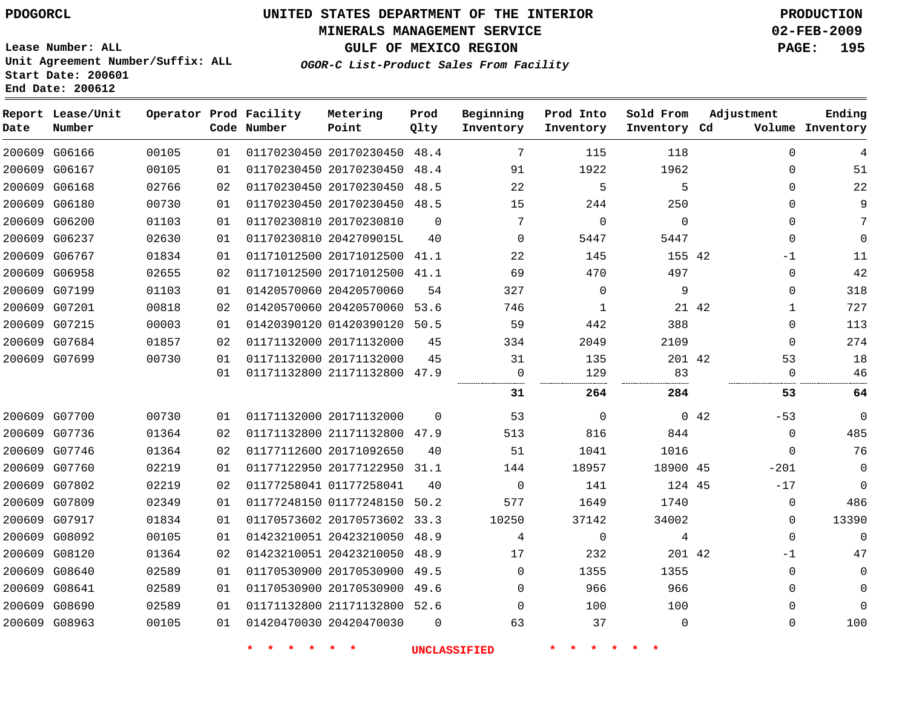PDOGORCL

# UNITED STATES DEPARTMENT OF THE INTERIOR
## MINERALS MANAGEMENT SERVICE
## GULF OF MEXICO REGION
### *OGOR-C List-Product Sales From Facility*

PRODUCTION
02-FEB-2009

Lease Number: ALL
Unit Agreement Number/Suffix: ALL
Start Date: 200601
End Date: 200612

| Report Date | Lease/Unit Number | Operator | Prod Code | Facility Number | Metering Point | Prod Qlty | Beginning Inventory | Prod Into Inventory | Sold From Inventory | Adjustment Cd | Adjustment Volume | Ending Inventory |
|---|---|---|---|---|---|---|---|---|---|---|---|---|
| 200609 | G06166 | 00105 | 01 | 01170230450 | 20170230450 | 48.4 | 7 | 115 | 118 | | 0 | 4 |
| 200609 | G06167 | 00105 | 01 | 01170230450 | 20170230450 | 48.4 | 91 | 1922 | 1962 | | 0 | 51 |
| 200609 | G06168 | 02766 | 02 | 01170230450 | 20170230450 | 48.5 | 22 | 5 | 5 | | 0 | 22 |
| 200609 | G06180 | 00730 | 01 | 01170230450 | 20170230450 | 48.5 | 15 | 244 | 250 | | 0 | 9 |
| 200609 | G06200 | 01103 | 01 | 01170230810 | 20170230810 | 0 | 7 | 0 | 0 | | 0 | 7 |
| 200609 | G06237 | 02630 | 01 | 01170230810 | 2042709015L | 40 | 0 | 5447 | 5447 | | 0 | 0 |
| 200609 | G06767 | 01834 | 01 | 01171012500 | 20171012500 | 41.1 | 22 | 145 | 155 | 42 | -1 | 11 |
| 200609 | G06958 | 02655 | 02 | 01171012500 | 20171012500 | 41.1 | 69 | 470 | 497 | | 0 | 42 |
| 200609 | G07199 | 01103 | 01 | 01420570060 | 20420570060 | 54 | 327 | 0 | 9 | | 0 | 318 |
| 200609 | G07201 | 00818 | 02 | 01420570060 | 20420570060 | 53.6 | 746 | 1 | 21 | 42 | 1 | 727 |
| 200609 | G07215 | 00003 | 01 | 01420390120 | 01420390120 | 50.5 | 59 | 442 | 388 | | 0 | 113 |
| 200609 | G07684 | 01857 | 02 | 01171132000 | 20171132000 | 45 | 334 | 2049 | 2109 | | 0 | 274 |
| 200609 | G07699 | 00730 | 01 | 01171132000 | 20171132000 | 45 | 31 | 135 | 201 | 42 | 53 | 18 |
| | | | 01 | 01171132800 | 21171132800 | 47.9 | 0 | 129 | 83 | | 0 | 46 |
| | | | | | | | **31** | **264** | **284** | | **53** | **64** |
| 200609 | G07700 | 00730 | 01 | 01171132000 | 20171132000 | 0 | 53 | 0 | 0 | 42 | -53 | 0 |
| 200609 | G07736 | 01364 | 02 | 01171132800 | 21171132800 | 47.9 | 513 | 816 | 844 | | 0 | 485 |
| 200609 | G07746 | 01364 | 02 | 01177112600 | 20171092650 | 40 | 51 | 1041 | 1016 | | 0 | 76 |
| 200609 | G07760 | 02219 | 01 | 01177122950 | 20177122950 | 31.1 | 144 | 18957 | 18900 | 45 | -201 | 0 |
| 200609 | G07802 | 02219 | 02 | 01177258041 | 01177258041 | 40 | 0 | 141 | 124 | 45 | -17 | 0 |
| 200609 | G07809 | 02349 | 01 | 01177248150 | 01177248150 | 50.2 | 577 | 1649 | 1740 | | 0 | 486 |
| 200609 | G07917 | 01834 | 01 | 01170573602 | 20170573602 | 33.3 | 10250 | 37142 | 34002 | | 0 | 13390 |
| 200609 | G08092 | 00105 | 01 | 01423210051 | 20423210050 | 48.9 | 4 | 0 | 4 | | 0 | 0 |
| 200609 | G08120 | 01364 | 02 | 01423210051 | 20423210050 | 48.9 | 17 | 232 | 201 | 42 | -1 | 47 |
| 200609 | G08640 | 02589 | 01 | 01170530900 | 20170530900 | 49.5 | 0 | 1355 | 1355 | | 0 | 0 |
| 200609 | G08641 | 02589 | 01 | 01170530900 | 20170530900 | 49.6 | 0 | 966 | 966 | | 0 | 0 |
| 200609 | G08690 | 02589 | 01 | 01171132800 | 21171132800 | 52.6 | 0 | 100 | 100 | | 0 | 0 |
| 200609 | G08963 | 00105 | 01 | 01420470030 | 20420470030 | 0 | 63 | 37 | 0 | | 0 | 100 |

\* \* \* \* \* \* UNCLASSIFIED \* \* \* \* \* \*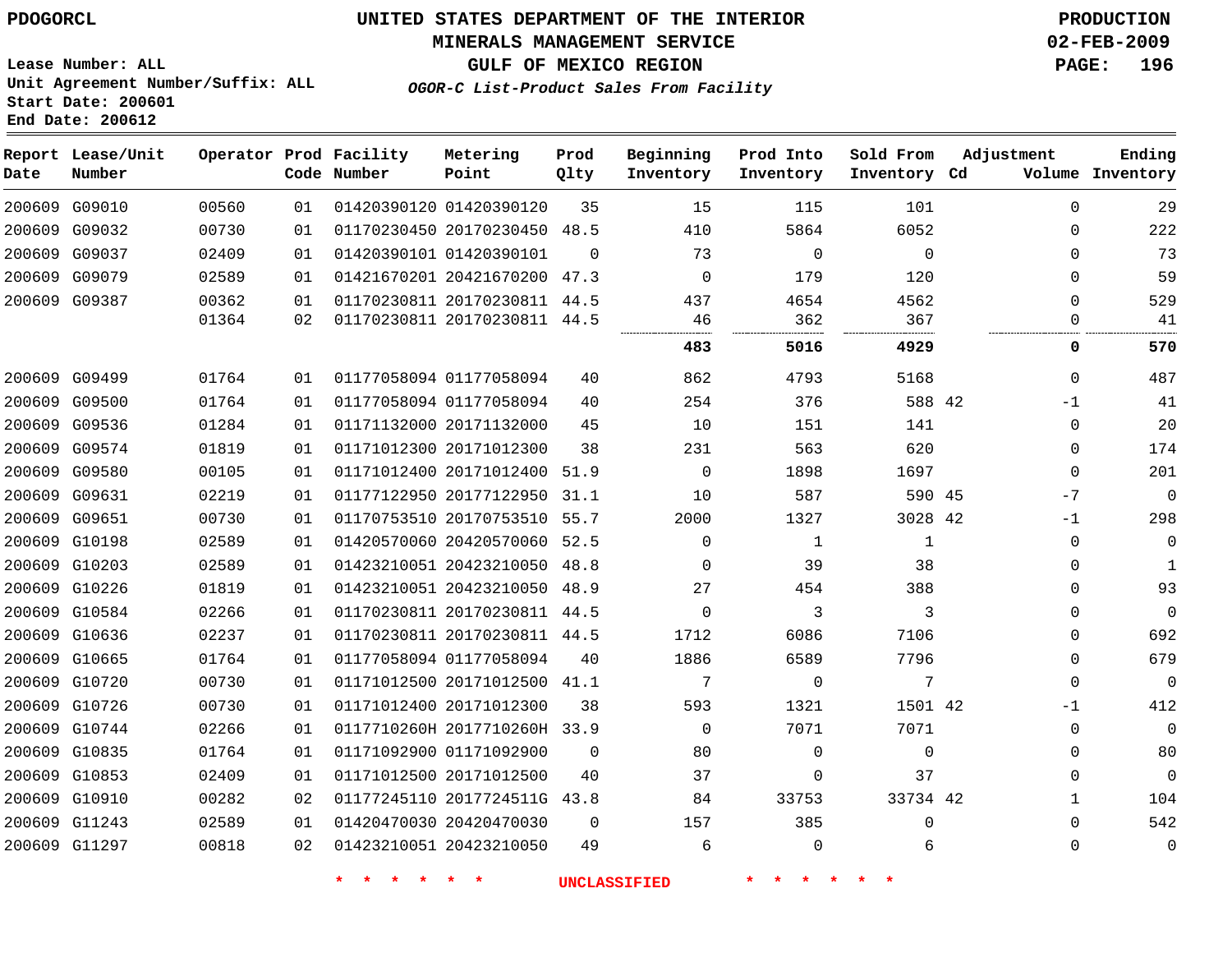PDOGORCL

# UNITED STATES DEPARTMENT OF THE INTERIOR
## MINERALS MANAGEMENT SERVICE
## GULF OF MEXICO REGION
### *OGOR-C List-Product Sales From Facility*

PRODUCTION
02-FEB-2009

Lease Number: ALL
Unit Agreement Number/Suffix: ALL
Start Date: 200601
End Date: 200612

| Report Date | Lease/Unit Number | Operator | Prod Code | Facility Number | Metering Point | Prod Qlty | Beginning Inventory | Prod Into Inventory | Sold From Inventory | Adjustment Cd | Volume | Ending Inventory |
|---|---|---|---|---|---|---|---|---|---|---|---|---|
| 200609 | G09010 | 00560 | 01 | 01420390120 | 01420390120 | 35 | 15 | 115 | 101 | | 0 | 29 |
| 200609 | G09032 | 00730 | 01 | 01170230450 | 20170230450 | 48.5 | 410 | 5864 | 6052 | | 0 | 222 |
| 200609 | G09037 | 02409 | 01 | 01420390101 | 01420390101 | 0 | 73 | 0 | 0 | | 0 | 73 |
| 200609 | G09079 | 02589 | 01 | 01421670201 | 20421670200 | 47.3 | 0 | 179 | 120 | | 0 | 59 |
| 200609 | G09387 | 00362 | 01 | 01170230811 | 20170230811 | 44.5 | 437 | 4654 | 4562 | | 0 | 529 |
| | | 01364 | 02 | 01170230811 | 20170230811 | 44.5 | 46 | 362 | 367 | | 0 | 41 |
| | | | | | | | **483** | **5016** | **4929** | | **0** | **570** |
| 200609 | G09499 | 01764 | 01 | 01177058094 | 01177058094 | 40 | 862 | 4793 | 5168 | | 0 | 487 |
| 200609 | G09500 | 01764 | 01 | 01177058094 | 01177058094 | 40 | 254 | 376 | 588 | 42 | -1 | 41 |
| 200609 | G09536 | 01284 | 01 | 01171132000 | 20171132000 | 45 | 10 | 151 | 141 | | 0 | 20 |
| 200609 | G09574 | 01819 | 01 | 01171012300 | 20171012300 | 38 | 231 | 563 | 620 | | 0 | 174 |
| 200609 | G09580 | 00105 | 01 | 01171012400 | 20171012400 | 51.9 | 0 | 1898 | 1697 | | 0 | 201 |
| 200609 | G09631 | 02219 | 01 | 01177122950 | 20177122950 | 31.1 | 10 | 587 | 590 | 45 | -7 | 0 |
| 200609 | G09651 | 00730 | 01 | 01170753510 | 20170753510 | 55.7 | 2000 | 1327 | 3028 | 42 | -1 | 298 |
| 200609 | G10198 | 02589 | 01 | 01420570060 | 20420570060 | 52.5 | 0 | 1 | 1 | | 0 | 0 |
| 200609 | G10203 | 02589 | 01 | 01423210051 | 20423210050 | 48.8 | 0 | 39 | 38 | | 0 | 1 |
| 200609 | G10226 | 01819 | 01 | 01423210051 | 20423210050 | 48.9 | 27 | 454 | 388 | | 0 | 93 |
| 200609 | G10584 | 02266 | 01 | 01170230811 | 20170230811 | 44.5 | 0 | 3 | 3 | | 0 | 0 |
| 200609 | G10636 | 02237 | 01 | 01170230811 | 20170230811 | 44.5 | 1712 | 6086 | 7106 | | 0 | 692 |
| 200609 | G10665 | 01764 | 01 | 01177058094 | 01177058094 | 40 | 1886 | 6589 | 7796 | | 0 | 679 |
| 200609 | G10720 | 00730 | 01 | 01171012500 | 20171012500 | 41.1 | 7 | 0 | 7 | | 0 | 0 |
| 200609 | G10726 | 00730 | 01 | 01171012400 | 20171012300 | 38 | 593 | 1321 | 1501 | 42 | -1 | 412 |
| 200609 | G10744 | 02266 | 01 | 0117710260H | 2017710260H | 33.9 | 0 | 7071 | 7071 | | 0 | 0 |
| 200609 | G10835 | 01764 | 01 | 01171092900 | 01171092900 | 0 | 80 | 0 | 0 | | 0 | 80 |
| 200609 | G10853 | 02409 | 01 | 01171012500 | 20171012500 | 40 | 37 | 0 | 37 | | 0 | 0 |
| 200609 | G10910 | 00282 | 02 | 01177245110 | 2017724511G | 43.8 | 84 | 33753 | 33734 | 42 | 1 | 104 |
| 200609 | G11243 | 02589 | 01 | 01420470030 | 20420470030 | 0 | 157 | 385 | 0 | | 0 | 542 |
| 200609 | G11297 | 00818 | 02 | 01423210051 | 20423210050 | 49 | 6 | 0 | 6 | | 0 | 0 |

\* \* \* \* \* \* UNCLASSIFIED \* \* \* \* \* \*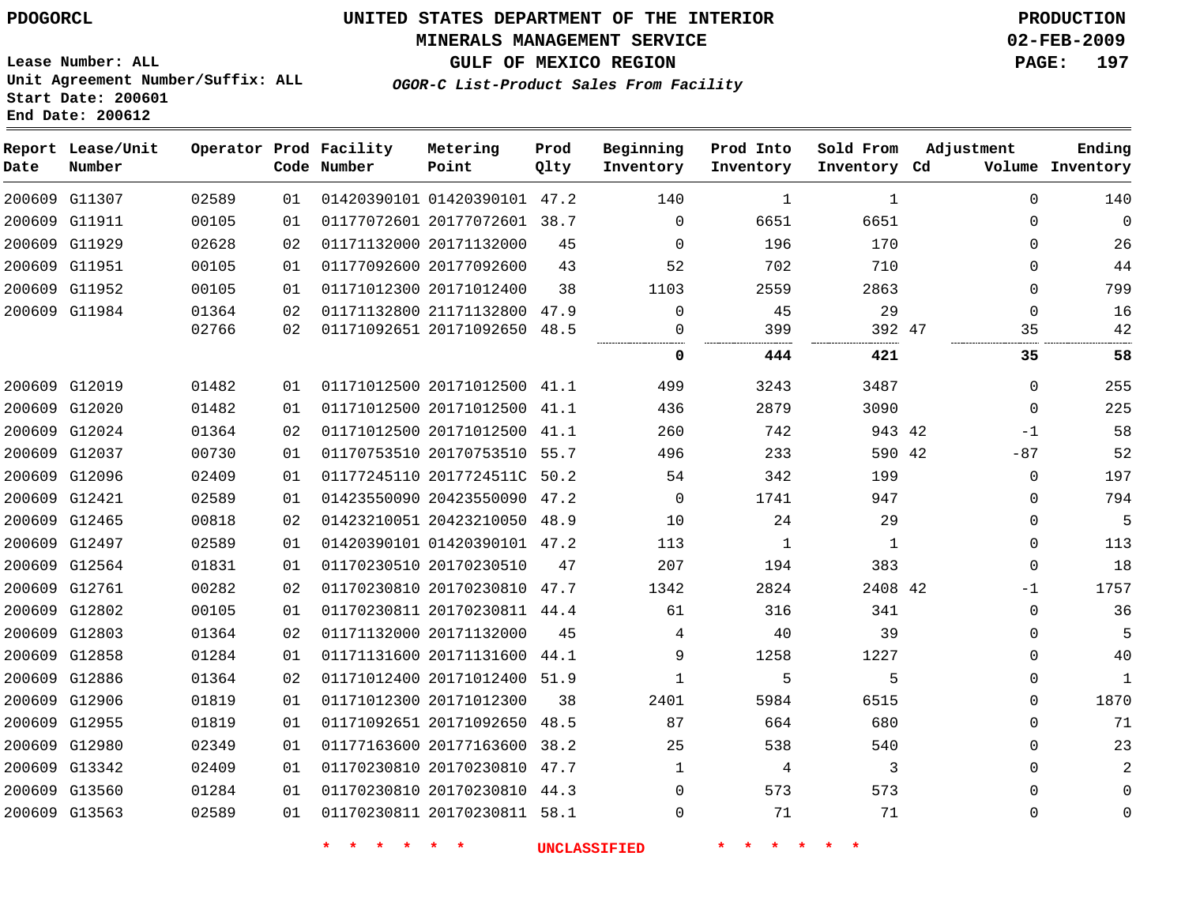PDOGORCL

# UNITED STATES DEPARTMENT OF THE INTERIOR
## MINERALS MANAGEMENT SERVICE
## GULF OF MEXICO REGION
### *OGOR-C List-Product Sales From Facility*

PRODUCTION
02-FEB-2009

Lease Number: ALL
Unit Agreement Number/Suffix: ALL
Start Date: 200601
End Date: 200612

| Report Date | Lease/Unit Number | Operator | Prod Code | Facility Number | Metering Point | Prod Qlty | Beginning Inventory | Prod Into Inventory | Sold From Inventory | Adjustment Cd | Adjustment Volume | Ending Inventory |
|---|---|---|---|---|---|---|---|---|---|---|---|---|
| 200609 | G11307 | 02589 | 01 | 01420390101 | 01420390101 | 47.2 | 140 | 1 | 1 | | 0 | 140 |
| 200609 | G11911 | 00105 | 01 | 01177072601 | 20177072601 | 38.7 | 0 | 6651 | 6651 | | 0 | 0 |
| 200609 | G11929 | 02628 | 02 | 01171132000 | 20171132000 | 45 | 0 | 196 | 170 | | 0 | 26 |
| 200609 | G11951 | 00105 | 01 | 01177092600 | 20177092600 | 43 | 52 | 702 | 710 | | 0 | 44 |
| 200609 | G11952 | 00105 | 01 | 01171012300 | 20171012400 | 38 | 1103 | 2559 | 2863 | | 0 | 799 |
| 200609 | G11984 | 01364 | 02 | 01171132800 | 21171132800 | 47.9 | 0 | 45 | 29 | | 0 | 16 |
| | | 02766 | 02 | 01171092651 | 20171092650 | 48.5 | 0 | 399 | 392 | 47 | 35 | 42 |
| | | | | | | | **0** | **444** | **421** | | **35** | **58** |
| 200609 | G12019 | 01482 | 01 | 01171012500 | 20171012500 | 41.1 | 499 | 3243 | 3487 | | 0 | 255 |
| 200609 | G12020 | 01482 | 01 | 01171012500 | 20171012500 | 41.1 | 436 | 2879 | 3090 | | 0 | 225 |
| 200609 | G12024 | 01364 | 02 | 01171012500 | 20171012500 | 41.1 | 260 | 742 | 943 | 42 | -1 | 58 |
| 200609 | G12037 | 00730 | 01 | 01170753510 | 20170753510 | 55.7 | 496 | 233 | 590 | 42 | -87 | 52 |
| 200609 | G12096 | 02409 | 01 | 01177245110 | 2017724511C | 50.2 | 54 | 342 | 199 | | 0 | 197 |
| 200609 | G12421 | 02589 | 01 | 01423550090 | 20423550090 | 47.2 | 0 | 1741 | 947 | | 0 | 794 |
| 200609 | G12465 | 00818 | 02 | 01423210051 | 20423210050 | 48.9 | 10 | 24 | 29 | | 0 | 5 |
| 200609 | G12497 | 02589 | 01 | 01420390101 | 01420390101 | 47.2 | 113 | 1 | 1 | | 0 | 113 |
| 200609 | G12564 | 01831 | 01 | 01170230510 | 20170230510 | 47 | 207 | 194 | 383 | | 0 | 18 |
| 200609 | G12761 | 00282 | 02 | 01170230810 | 20170230810 | 47.7 | 1342 | 2824 | 2408 | 42 | -1 | 1757 |
| 200609 | G12802 | 00105 | 01 | 01170230811 | 20170230811 | 44.4 | 61 | 316 | 341 | | 0 | 36 |
| 200609 | G12803 | 01364 | 02 | 01171132000 | 20171132000 | 45 | 4 | 40 | 39 | | 0 | 5 |
| 200609 | G12858 | 01284 | 01 | 01171131600 | 20171131600 | 44.1 | 9 | 1258 | 1227 | | 0 | 40 |
| 200609 | G12886 | 01364 | 02 | 01171012400 | 20171012400 | 51.9 | 1 | 5 | 5 | | 0 | 1 |
| 200609 | G12906 | 01819 | 01 | 01171012300 | 20171012300 | 38 | 2401 | 5984 | 6515 | | 0 | 1870 |
| 200609 | G12955 | 01819 | 01 | 01171092651 | 20171092650 | 48.5 | 87 | 664 | 680 | | 0 | 71 |
| 200609 | G12980 | 02349 | 01 | 01177163600 | 20177163600 | 38.2 | 25 | 538 | 540 | | 0 | 23 |
| 200609 | G13342 | 02409 | 01 | 01170230810 | 20170230810 | 47.7 | 1 | 4 | 3 | | 0 | 2 |
| 200609 | G13560 | 01284 | 01 | 01170230810 | 20170230810 | 44.3 | 0 | 573 | 573 | | 0 | 0 |
| 200609 | G13563 | 02589 | 01 | 01170230811 | 20170230811 | 58.1 | 0 | 71 | 71 | | 0 | 0 |

* * * * * * UNCLASSIFIED * * * * * *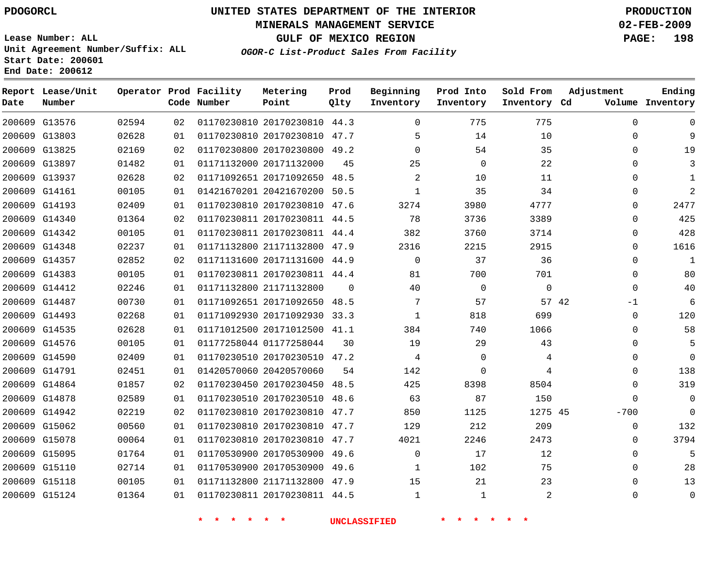PDOGORCL

# UNITED STATES DEPARTMENT OF THE INTERIOR
## MINERALS MANAGEMENT SERVICE
## GULF OF MEXICO REGION
### *OGOR-C List-Product Sales From Facility*

PRODUCTION
02-FEB-2009

Lease Number: ALL
Unit Agreement Number/Suffix: ALL
Start Date: 200601
End Date: 200612

| Report Date | Lease/Unit Number | Operator | Prod Code | Facility Number | Metering Point | Prod Qlty | Beginning Inventory | Prod Into Inventory | Sold From Inventory | Adjustment Cd | Adjustment Volume | Ending Inventory |
|---|---|---|---|---|---|---|---|---|---|---|---|---|
| 200609 | G13576 | 02594 | 02 | 01170230810 | 20170230810 | 44.3 | 0 | 775 | 775 | | 0 | 0 |
| 200609 | G13803 | 02628 | 01 | 01170230810 | 20170230810 | 47.7 | 5 | 14 | 10 | | 0 | 9 |
| 200609 | G13825 | 02169 | 02 | 01170230800 | 20170230800 | 49.2 | 0 | 54 | 35 | | 0 | 19 |
| 200609 | G13897 | 01482 | 01 | 01171132000 | 20171132000 | 45 | 25 | 0 | 22 | | 0 | 3 |
| 200609 | G13937 | 02628 | 02 | 01171092651 | 20171092650 | 48.5 | 2 | 10 | 11 | | 0 | 1 |
| 200609 | G14161 | 00105 | 01 | 01421670201 | 20421670200 | 50.5 | 1 | 35 | 34 | | 0 | 2 |
| 200609 | G14193 | 02409 | 01 | 01170230810 | 20170230810 | 47.6 | 3274 | 3980 | 4777 | | 0 | 2477 |
| 200609 | G14340 | 01364 | 02 | 01170230811 | 20170230811 | 44.5 | 78 | 3736 | 3389 | | 0 | 425 |
| 200609 | G14342 | 00105 | 01 | 01170230811 | 20170230811 | 44.4 | 382 | 3760 | 3714 | | 0 | 428 |
| 200609 | G14348 | 02237 | 01 | 01171132800 | 21171132800 | 47.9 | 2316 | 2215 | 2915 | | 0 | 1616 |
| 200609 | G14357 | 02852 | 02 | 01171131600 | 20171131600 | 44.9 | 0 | 37 | 36 | | 0 | 1 |
| 200609 | G14383 | 00105 | 01 | 01170230811 | 20170230811 | 44.4 | 81 | 700 | 701 | | 0 | 80 |
| 200609 | G14412 | 02246 | 01 | 01171132800 | 21171132800 | 0 | 40 | 0 | 0 | | 0 | 40 |
| 200609 | G14487 | 00730 | 01 | 01171092651 | 20171092650 | 48.5 | 7 | 57 | 57 | 42 | -1 | 6 |
| 200609 | G14493 | 02268 | 01 | 01171092930 | 20171092930 | 33.3 | 1 | 818 | 699 | | 0 | 120 |
| 200609 | G14535 | 02628 | 01 | 01171012500 | 20171012500 | 41.1 | 384 | 740 | 1066 | | 0 | 58 |
| 200609 | G14576 | 00105 | 01 | 01177258044 | 01177258044 | 30 | 19 | 29 | 43 | | 0 | 5 |
| 200609 | G14590 | 02409 | 01 | 01170230510 | 20170230510 | 47.2 | 4 | 0 | 4 | | 0 | 0 |
| 200609 | G14791 | 02451 | 01 | 01420570060 | 20420570060 | 54 | 142 | 0 | 4 | | 0 | 138 |
| 200609 | G14864 | 01857 | 02 | 01170230450 | 20170230450 | 48.5 | 425 | 8398 | 8504 | | 0 | 319 |
| 200609 | G14878 | 02589 | 01 | 01170230510 | 20170230510 | 48.6 | 63 | 87 | 150 | | 0 | 0 |
| 200609 | G14942 | 02219 | 02 | 01170230810 | 20170230810 | 47.7 | 850 | 1125 | 1275 | 45 | -700 | 0 |
| 200609 | G15062 | 00560 | 01 | 01170230810 | 20170230810 | 47.7 | 129 | 212 | 209 | | 0 | 132 |
| 200609 | G15078 | 00064 | 01 | 01170230810 | 20170230810 | 47.7 | 4021 | 2246 | 2473 | | 0 | 3794 |
| 200609 | G15095 | 01764 | 01 | 01170530900 | 20170530900 | 49.6 | 0 | 17 | 12 | | 0 | 5 |
| 200609 | G15110 | 02714 | 01 | 01170530900 | 20170530900 | 49.6 | 1 | 102 | 75 | | 0 | 28 |
| 200609 | G15118 | 00105 | 01 | 01171132800 | 21171132800 | 47.9 | 15 | 21 | 23 | | 0 | 13 |
| 200609 | G15124 | 01364 | 01 | 01170230811 | 20170230811 | 44.5 | 1 | 1 | 2 | | 0 | 0 |

* * * * * * UNCLASSIFIED * * * * * *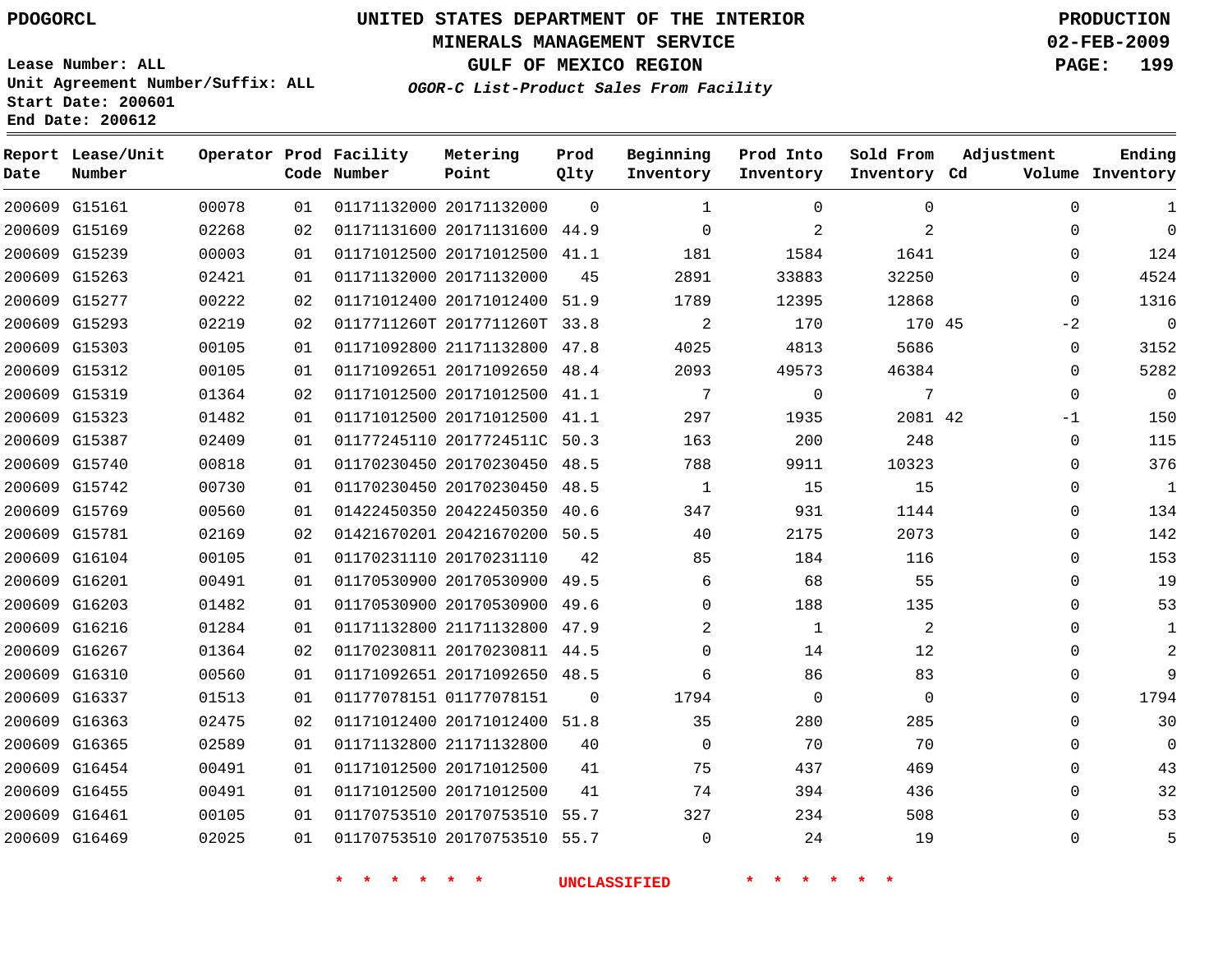PDOGORCL

# UNITED STATES DEPARTMENT OF THE INTERIOR
## MINERALS MANAGEMENT SERVICE
## GULF OF MEXICO REGION
### *OGOR-C List-Product Sales From Facility*

PRODUCTION
02-FEB-2009

Lease Number: ALL
Unit Agreement Number/Suffix: ALL
Start Date: 200601
End Date: 200612

| Report Date | Lease/Unit Number | Operator | Prod Code | Facility Number | Metering Point | Prod Qlty | Beginning Inventory | Prod Into Inventory | Sold From Inventory | Adjustment Cd | Adjustment Volume | Ending Inventory |
|---|---|---|---|---|---|---|---|---|---|---|---|---|
| 200609 | G15161 | 00078 | 01 | 01171132000 | 20171132000 | 0 | 1 | 0 | 0 | | 0 | 1 |
| 200609 | G15169 | 02268 | 02 | 01171131600 | 20171131600 | 44.9 | 0 | 2 | 2 | | 0 | 0 |
| 200609 | G15239 | 00003 | 01 | 01171012500 | 20171012500 | 41.1 | 181 | 1584 | 1641 | | 0 | 124 |
| 200609 | G15263 | 02421 | 01 | 01171132000 | 20171132000 | 45 | 2891 | 33883 | 32250 | | 0 | 4524 |
| 200609 | G15277 | 00222 | 02 | 01171012400 | 20171012400 | 51.9 | 1789 | 12395 | 12868 | | 0 | 1316 |
| 200609 | G15293 | 02219 | 02 | 0117711260T | 2017711260T | 33.8 | 2 | 170 | 170 | 45 | -2 | 0 |
| 200609 | G15303 | 00105 | 01 | 01171092800 | 21171132800 | 47.8 | 4025 | 4813 | 5686 | | 0 | 3152 |
| 200609 | G15312 | 00105 | 01 | 01171092651 | 20171092650 | 48.4 | 2093 | 49573 | 46384 | | 0 | 5282 |
| 200609 | G15319 | 01364 | 02 | 01171012500 | 20171012500 | 41.1 | 7 | 0 | 7 | | 0 | 0 |
| 200609 | G15323 | 01482 | 01 | 01171012500 | 20171012500 | 41.1 | 297 | 1935 | 2081 | 42 | -1 | 150 |
| 200609 | G15387 | 02409 | 01 | 01177245110 | 2017724511C | 50.3 | 163 | 200 | 248 | | 0 | 115 |
| 200609 | G15740 | 00818 | 01 | 01170230450 | 20170230450 | 48.5 | 788 | 9911 | 10323 | | 0 | 376 |
| 200609 | G15742 | 00730 | 01 | 01170230450 | 20170230450 | 48.5 | 1 | 15 | 15 | | 0 | 1 |
| 200609 | G15769 | 00560 | 01 | 01422450350 | 20422450350 | 40.6 | 347 | 931 | 1144 | | 0 | 134 |
| 200609 | G15781 | 02169 | 02 | 01421670201 | 20421670200 | 50.5 | 40 | 2175 | 2073 | | 0 | 142 |
| 200609 | G16104 | 00105 | 01 | 01170231110 | 20170231110 | 42 | 85 | 184 | 116 | | 0 | 153 |
| 200609 | G16201 | 00491 | 01 | 01170530900 | 20170530900 | 49.5 | 6 | 68 | 55 | | 0 | 19 |
| 200609 | G16203 | 01482 | 01 | 01170530900 | 20170530900 | 49.6 | 0 | 188 | 135 | | 0 | 53 |
| 200609 | G16216 | 01284 | 01 | 01171132800 | 21171132800 | 47.9 | 2 | 1 | 2 | | 0 | 1 |
| 200609 | G16267 | 01364 | 02 | 01170230811 | 20170230811 | 44.5 | 0 | 14 | 12 | | 0 | 2 |
| 200609 | G16310 | 00560 | 01 | 01171092651 | 20171092650 | 48.5 | 6 | 86 | 83 | | 0 | 9 |
| 200609 | G16337 | 01513 | 01 | 01177078151 | 01177078151 | 0 | 1794 | 0 | 0 | | 0 | 1794 |
| 200609 | G16363 | 02475 | 02 | 01171012400 | 20171012400 | 51.8 | 35 | 280 | 285 | | 0 | 30 |
| 200609 | G16365 | 02589 | 01 | 01171132800 | 21171132800 | 40 | 0 | 70 | 70 | | 0 | 0 |
| 200609 | G16454 | 00491 | 01 | 01171012500 | 20171012500 | 41 | 75 | 437 | 469 | | 0 | 43 |
| 200609 | G16455 | 00491 | 01 | 01171012500 | 20171012500 | 41 | 74 | 394 | 436 | | 0 | 32 |
| 200609 | G16461 | 00105 | 01 | 01170753510 | 20170753510 | 55.7 | 327 | 234 | 508 | | 0 | 53 |
| 200609 | G16469 | 02025 | 01 | 01170753510 | 20170753510 | 55.7 | 0 | 24 | 19 | | 0 | 5 |

* * * * * * UNCLASSIFIED * * * * * *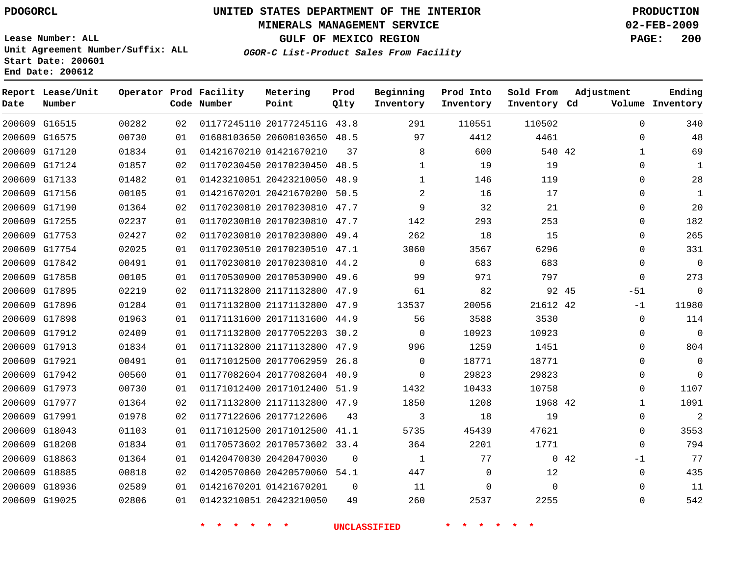PDOGORCL

# UNITED STATES DEPARTMENT OF THE INTERIOR
## MINERALS MANAGEMENT SERVICE
## GULF OF MEXICO REGION
### *OGOR-C List-Product Sales From Facility*

PRODUCTION
02-FEB-2009

Lease Number: ALL
Unit Agreement Number/Suffix: ALL
Start Date: 200601
End Date: 200612

| Report Date | Lease/Unit Number | Operator | Prod Code | Facility Number | Metering Point | Prod Qlty | Beginning Inventory | Prod Into Inventory | Sold From Inventory | Adjustment Cd | Volume | Ending Inventory |
|---|---|---|---|---|---|---|---|---|---|---|---|---|
| 200609 | G16515 | 00282 | 02 | 01177245110 | 2017724511G | 43.8 | 291 | 110551 | 110502 | | 0 | 340 |
| 200609 | G16575 | 00730 | 01 | 01608103650 | 20608103650 | 48.5 | 97 | 4412 | 4461 | | 0 | 48 |
| 200609 | G17120 | 01834 | 01 | 01421670210 | 01421670210 | 37 | 8 | 600 | 540 | 42 | 1 | 69 |
| 200609 | G17124 | 01857 | 02 | 01170230450 | 20170230450 | 48.5 | 1 | 19 | 19 | | 0 | 1 |
| 200609 | G17133 | 01482 | 01 | 01423210051 | 20423210050 | 48.9 | 1 | 146 | 119 | | 0 | 28 |
| 200609 | G17156 | 00105 | 01 | 01421670201 | 20421670200 | 50.5 | 2 | 16 | 17 | | 0 | 1 |
| 200609 | G17190 | 01364 | 02 | 01170230810 | 20170230810 | 47.7 | 9 | 32 | 21 | | 0 | 20 |
| 200609 | G17255 | 02237 | 01 | 01170230810 | 20170230810 | 47.7 | 142 | 293 | 253 | | 0 | 182 |
| 200609 | G17753 | 02427 | 02 | 01170230810 | 20170230800 | 49.4 | 262 | 18 | 15 | | 0 | 265 |
| 200609 | G17754 | 02025 | 01 | 01170230510 | 20170230510 | 47.1 | 3060 | 3567 | 6296 | | 0 | 331 |
| 200609 | G17842 | 00491 | 01 | 01170230810 | 20170230810 | 44.2 | 0 | 683 | 683 | | 0 | 0 |
| 200609 | G17858 | 00105 | 01 | 01170530900 | 20170530900 | 49.6 | 99 | 971 | 797 | | 0 | 273 |
| 200609 | G17895 | 02219 | 02 | 01171132800 | 21171132800 | 47.9 | 61 | 82 | 92 | 45 | -51 | 0 |
| 200609 | G17896 | 01284 | 01 | 01171132800 | 21171132800 | 47.9 | 13537 | 20056 | 21612 | 42 | -1 | 11980 |
| 200609 | G17898 | 01963 | 01 | 01171131600 | 20171131600 | 44.9 | 56 | 3588 | 3530 | | 0 | 114 |
| 200609 | G17912 | 02409 | 01 | 01171132800 | 20177052203 | 30.2 | 0 | 10923 | 10923 | | 0 | 0 |
| 200609 | G17913 | 01834 | 01 | 01171132800 | 21171132800 | 47.9 | 996 | 1259 | 1451 | | 0 | 804 |
| 200609 | G17921 | 00491 | 01 | 01171012500 | 20177062959 | 26.8 | 0 | 18771 | 18771 | | 0 | 0 |
| 200609 | G17942 | 00560 | 01 | 01177082604 | 20177082604 | 40.9 | 0 | 29823 | 29823 | | 0 | 0 |
| 200609 | G17973 | 00730 | 01 | 01171012400 | 20171012400 | 51.9 | 1432 | 10433 | 10758 | | 0 | 1107 |
| 200609 | G17977 | 01364 | 02 | 01171132800 | 21171132800 | 47.9 | 1850 | 1208 | 1968 | 42 | 1 | 1091 |
| 200609 | G17991 | 01978 | 02 | 01177122606 | 20177122606 | 43 | 3 | 18 | 19 | | 0 | 2 |
| 200609 | G18043 | 01103 | 01 | 01171012500 | 20171012500 | 41.1 | 5735 | 45439 | 47621 | | 0 | 3553 |
| 200609 | G18208 | 01834 | 01 | 01170573602 | 20170573602 | 33.4 | 364 | 2201 | 1771 | | 0 | 794 |
| 200609 | G18863 | 01364 | 01 | 01420470030 | 20420470030 | 0 | 1 | 77 | 0 | 42 | -1 | 77 |
| 200609 | G18885 | 00818 | 02 | 01420570060 | 20420570060 | 54.1 | 447 | 0 | 12 | | 0 | 435 |
| 200609 | G18936 | 02589 | 01 | 01421670201 | 01421670201 | 0 | 11 | 0 | 0 | | 0 | 11 |
| 200609 | G19025 | 02806 | 01 | 01423210051 | 20423210050 | 49 | 260 | 2537 | 2255 | | 0 | 542 |

\* \* \* \* \* \* UNCLASSIFIED \* \* \* \* \* \*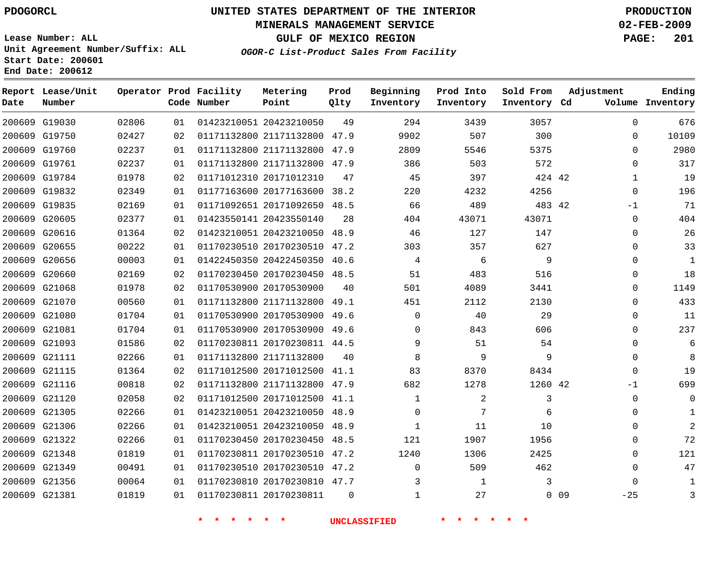PDOGORCL

# UNITED STATES DEPARTMENT OF THE INTERIOR
## MINERALS MANAGEMENT SERVICE
## GULF OF MEXICO REGION
### *OGOR-C List-Product Sales From Facility*

PRODUCTION
02-FEB-2009

Lease Number: ALL
Unit Agreement Number/Suffix: ALL
Start Date: 200601
End Date: 200612

| Report Date | Lease/Unit Number | Operator | Prod Code | Facility Number | Metering Point | Prod Qlty | Beginning Inventory | Prod Into Inventory | Sold From Inventory | Adjustment Cd | Volume | Ending Inventory |
|---|---|---|---|---|---|---|---|---|---|---|---|---|
| 200609 | G19030 | 02806 | 01 | 01423210051 | 20423210050 | 49 | 294 | 3439 | 3057 | | 0 | 676 |
| 200609 | G19750 | 02427 | 02 | 01171132800 | 21171132800 | 47.9 | 9902 | 507 | 300 | | 0 | 10109 |
| 200609 | G19760 | 02237 | 01 | 01171132800 | 21171132800 | 47.9 | 2809 | 5546 | 5375 | | 0 | 2980 |
| 200609 | G19761 | 02237 | 01 | 01171132800 | 21171132800 | 47.9 | 386 | 503 | 572 | | 0 | 317 |
| 200609 | G19784 | 01978 | 02 | 01171012310 | 20171012310 | 47 | 45 | 397 | 424 | 42 | 1 | 19 |
| 200609 | G19832 | 02349 | 01 | 01177163600 | 20177163600 | 38.2 | 220 | 4232 | 4256 | | 0 | 196 |
| 200609 | G19835 | 02169 | 01 | 01171092651 | 20171092650 | 48.5 | 66 | 489 | 483 | 42 | -1 | 71 |
| 200609 | G20605 | 02377 | 01 | 01423550141 | 20423550140 | 28 | 404 | 43071 | 43071 | | 0 | 404 |
| 200609 | G20616 | 01364 | 02 | 01423210051 | 20423210050 | 48.9 | 46 | 127 | 147 | | 0 | 26 |
| 200609 | G20655 | 00222 | 01 | 01170230510 | 20170230510 | 47.2 | 303 | 357 | 627 | | 0 | 33 |
| 200609 | G20656 | 00003 | 01 | 01422450350 | 20422450350 | 40.6 | 4 | 6 | 9 | | 0 | 1 |
| 200609 | G20660 | 02169 | 02 | 01170230450 | 20170230450 | 48.5 | 51 | 483 | 516 | | 0 | 18 |
| 200609 | G21068 | 01978 | 02 | 01170530900 | 20170530900 | 40 | 501 | 4089 | 3441 | | 0 | 1149 |
| 200609 | G21070 | 00560 | 01 | 01171132800 | 21171132800 | 49.1 | 451 | 2112 | 2130 | | 0 | 433 |
| 200609 | G21080 | 01704 | 01 | 01170530900 | 20170530900 | 49.6 | 0 | 40 | 29 | | 0 | 11 |
| 200609 | G21081 | 01704 | 01 | 01170530900 | 20170530900 | 49.6 | 0 | 843 | 606 | | 0 | 237 |
| 200609 | G21093 | 01586 | 02 | 01170230811 | 20170230811 | 44.5 | 9 | 51 | 54 | | 0 | 6 |
| 200609 | G21111 | 02266 | 01 | 01171132800 | 21171132800 | 40 | 8 | 9 | 9 | | 0 | 8 |
| 200609 | G21115 | 01364 | 02 | 01171012500 | 20171012500 | 41.1 | 83 | 8370 | 8434 | | 0 | 19 |
| 200609 | G21116 | 00818 | 02 | 01171132800 | 21171132800 | 47.9 | 682 | 1278 | 1260 | 42 | -1 | 699 |
| 200609 | G21120 | 02058 | 02 | 01171012500 | 20171012500 | 41.1 | 1 | 2 | 3 | | 0 | 0 |
| 200609 | G21305 | 02266 | 01 | 01423210051 | 20423210050 | 48.9 | 0 | 7 | 6 | | 0 | 1 |
| 200609 | G21306 | 02266 | 01 | 01423210051 | 20423210050 | 48.9 | 1 | 11 | 10 | | 0 | 2 |
| 200609 | G21322 | 02266 | 01 | 01170230450 | 20170230450 | 48.5 | 121 | 1907 | 1956 | | 0 | 72 |
| 200609 | G21348 | 01819 | 01 | 01170230811 | 20170230510 | 47.2 | 1240 | 1306 | 2425 | | 0 | 121 |
| 200609 | G21349 | 00491 | 01 | 01170230510 | 20170230510 | 47.2 | 0 | 509 | 462 | | 0 | 47 |
| 200609 | G21356 | 00064 | 01 | 01170230810 | 20170230810 | 47.7 | 3 | 1 | 3 | | 0 | 1 |
| 200609 | G21381 | 01819 | 01 | 01170230811 | 20170230811 | 0 | 1 | 27 | 0 | 09 | -25 | 3 |

* * * * * * UNCLASSIFIED * * * * * *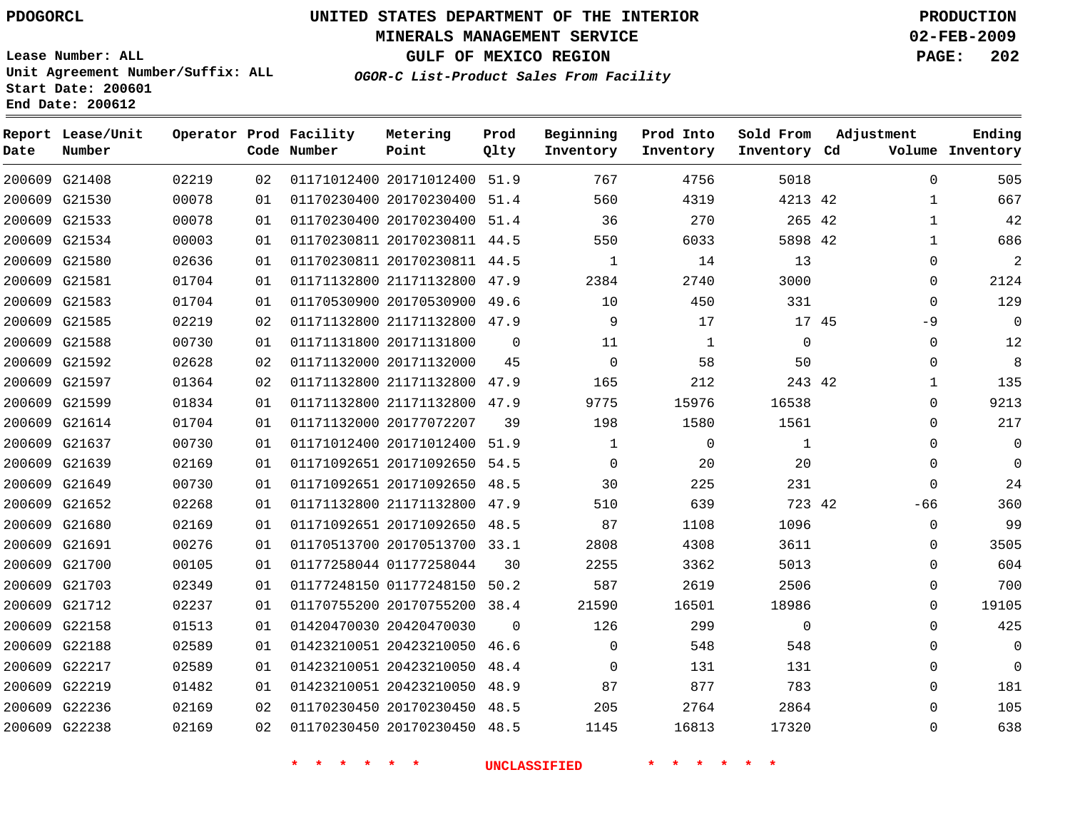PDOGORCL

# UNITED STATES DEPARTMENT OF THE INTERIOR
## MINERALS MANAGEMENT SERVICE
## GULF OF MEXICO REGION
### *OGOR-C List-Product Sales From Facility*

PRODUCTION
02-FEB-2009

Lease Number: ALL
Unit Agreement Number/Suffix: ALL
Start Date: 200601
End Date: 200612

| Report Date | Lease/Unit Number | Operator | Prod Code | Facility Number | Metering Point | Prod Qlty | Beginning Inventory | Prod Into Inventory | Sold From Inventory | Adjustment Cd | Adjustment Volume | Ending Inventory |
|---|---|---|---|---|---|---|---|---|---|---|---|---|
| 200609 | G21408 | 02219 | 02 | 01171012400 | 20171012400 | 51.9 | 767 | 4756 | 5018 | | 0 | 505 |
| 200609 | G21530 | 00078 | 01 | 01170230400 | 20170230400 | 51.4 | 560 | 4319 | 4213 | 42 | 1 | 667 |
| 200609 | G21533 | 00078 | 01 | 01170230400 | 20170230400 | 51.4 | 36 | 270 | 265 | 42 | 1 | 42 |
| 200609 | G21534 | 00003 | 01 | 01170230811 | 20170230811 | 44.5 | 550 | 6033 | 5898 | 42 | 1 | 686 |
| 200609 | G21580 | 02636 | 01 | 01170230811 | 20170230811 | 44.5 | 1 | 14 | 13 | | 0 | 2 |
| 200609 | G21581 | 01704 | 01 | 01171132800 | 21171132800 | 47.9 | 2384 | 2740 | 3000 | | 0 | 2124 |
| 200609 | G21583 | 01704 | 01 | 01170530900 | 20170530900 | 49.6 | 10 | 450 | 331 | | 0 | 129 |
| 200609 | G21585 | 02219 | 02 | 01171132800 | 21171132800 | 47.9 | 9 | 17 | 17 | 45 | -9 | 0 |
| 200609 | G21588 | 00730 | 01 | 01171131800 | 20171131800 | 0 | 11 | 1 | 0 | | 0 | 12 |
| 200609 | G21592 | 02628 | 02 | 01171132000 | 20171132000 | 45 | 0 | 58 | 50 | | 0 | 8 |
| 200609 | G21597 | 01364 | 02 | 01171132800 | 21171132800 | 47.9 | 165 | 212 | 243 | 42 | 1 | 135 |
| 200609 | G21599 | 01834 | 01 | 01171132800 | 21171132800 | 47.9 | 9775 | 15976 | 16538 | | 0 | 9213 |
| 200609 | G21614 | 01704 | 01 | 01171132000 | 20177072207 | 39 | 198 | 1580 | 1561 | | 0 | 217 |
| 200609 | G21637 | 00730 | 01 | 01171012400 | 20171012400 | 51.9 | 1 | 0 | 1 | | 0 | 0 |
| 200609 | G21639 | 02169 | 01 | 01171092651 | 20171092650 | 54.5 | 0 | 20 | 20 | | 0 | 0 |
| 200609 | G21649 | 00730 | 01 | 01171092651 | 20171092650 | 48.5 | 30 | 225 | 231 | | 0 | 24 |
| 200609 | G21652 | 02268 | 01 | 01171132800 | 21171132800 | 47.9 | 510 | 639 | 723 | 42 | -66 | 360 |
| 200609 | G21680 | 02169 | 01 | 01171092651 | 20171092650 | 48.5 | 87 | 1108 | 1096 | | 0 | 99 |
| 200609 | G21691 | 00276 | 01 | 01170513700 | 20170513700 | 33.1 | 2808 | 4308 | 3611 | | 0 | 3505 |
| 200609 | G21700 | 00105 | 01 | 01177258044 | 01177258044 | 30 | 2255 | 3362 | 5013 | | 0 | 604 |
| 200609 | G21703 | 02349 | 01 | 01177248150 | 01177248150 | 50.2 | 587 | 2619 | 2506 | | 0 | 700 |
| 200609 | G21712 | 02237 | 01 | 01170755200 | 20170755200 | 38.4 | 21590 | 16501 | 18986 | | 0 | 19105 |
| 200609 | G22158 | 01513 | 01 | 01420470030 | 20420470030 | 0 | 126 | 299 | 0 | | 0 | 425 |
| 200609 | G22188 | 02589 | 01 | 01423210051 | 20423210050 | 46.6 | 0 | 548 | 548 | | 0 | 0 |
| 200609 | G22217 | 02589 | 01 | 01423210051 | 20423210050 | 48.4 | 0 | 131 | 131 | | 0 | 0 |
| 200609 | G22219 | 01482 | 01 | 01423210051 | 20423210050 | 48.9 | 87 | 877 | 783 | | 0 | 181 |
| 200609 | G22236 | 02169 | 02 | 01170230450 | 20170230450 | 48.5 | 205 | 2764 | 2864 | | 0 | 105 |
| 200609 | G22238 | 02169 | 02 | 01170230450 | 20170230450 | 48.5 | 1145 | 16813 | 17320 | | 0 | 638 |

* * * * * * UNCLASSIFIED * * * * * *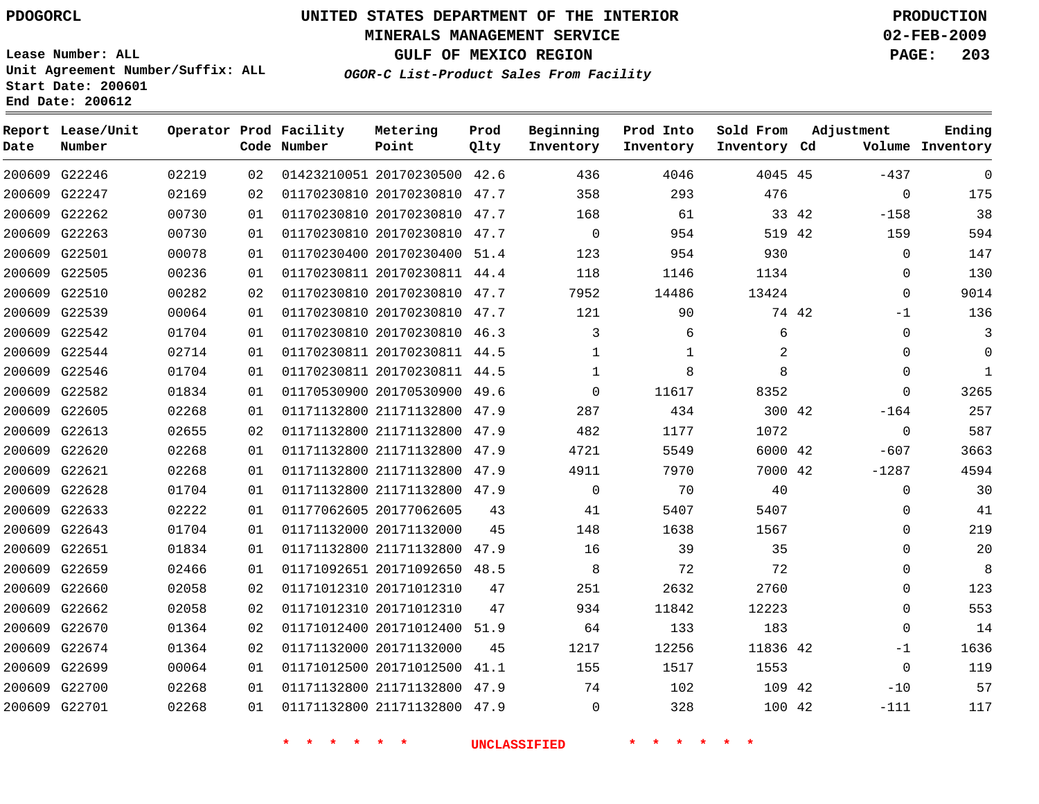PDOGORCL

# UNITED STATES DEPARTMENT OF THE INTERIOR
## MINERALS MANAGEMENT SERVICE
## GULF OF MEXICO REGION
### *OGOR-C List-Product Sales From Facility*

PRODUCTION
02-FEB-2009

Lease Number: ALL
Unit Agreement Number/Suffix: ALL
Start Date: 200601
End Date: 200612

| Report Date | Lease/Unit Number | Operator | Prod Code | Facility Number | Metering Point | Prod Qlty | Beginning Inventory | Prod Into Inventory | Sold From Inventory | Adjustment Cd | Adjustment Volume | Ending Inventory |
|---|---|---|---|---|---|---|---|---|---|---|---|---|
| 200609 | G22246 | 02219 | 02 | 01423210051 | 20170230500 | 42.6 | 436 | 4046 | 4045 | 45 | -437 | 0 |
| 200609 | G22247 | 02169 | 02 | 01170230810 | 20170230810 | 47.7 | 358 | 293 | 476 | | 0 | 175 |
| 200609 | G22262 | 00730 | 01 | 01170230810 | 20170230810 | 47.7 | 168 | 61 | 33 | 42 | -158 | 38 |
| 200609 | G22263 | 00730 | 01 | 01170230810 | 20170230810 | 47.7 | 0 | 954 | 519 | 42 | 159 | 594 |
| 200609 | G22501 | 00078 | 01 | 01170230400 | 20170230400 | 51.4 | 123 | 954 | 930 | | 0 | 147 |
| 200609 | G22505 | 00236 | 01 | 01170230811 | 20170230811 | 44.4 | 118 | 1146 | 1134 | | 0 | 130 |
| 200609 | G22510 | 00282 | 02 | 01170230810 | 20170230810 | 47.7 | 7952 | 14486 | 13424 | | 0 | 9014 |
| 200609 | G22539 | 00064 | 01 | 01170230810 | 20170230810 | 47.7 | 121 | 90 | 74 | 42 | -1 | 136 |
| 200609 | G22542 | 01704 | 01 | 01170230810 | 20170230810 | 46.3 | 3 | 6 | 6 | | 0 | 3 |
| 200609 | G22544 | 02714 | 01 | 01170230811 | 20170230811 | 44.5 | 1 | 1 | 2 | | 0 | 0 |
| 200609 | G22546 | 01704 | 01 | 01170230811 | 20170230811 | 44.5 | 1 | 8 | 8 | | 0 | 1 |
| 200609 | G22582 | 01834 | 01 | 01170530900 | 20170530900 | 49.6 | 0 | 11617 | 8352 | | 0 | 3265 |
| 200609 | G22605 | 02268 | 01 | 01171132800 | 21171132800 | 47.9 | 287 | 434 | 300 | 42 | -164 | 257 |
| 200609 | G22613 | 02655 | 02 | 01171132800 | 21171132800 | 47.9 | 482 | 1177 | 1072 | | 0 | 587 |
| 200609 | G22620 | 02268 | 01 | 01171132800 | 21171132800 | 47.9 | 4721 | 5549 | 6000 | 42 | -607 | 3663 |
| 200609 | G22621 | 02268 | 01 | 01171132800 | 21171132800 | 47.9 | 4911 | 7970 | 7000 | 42 | -1287 | 4594 |
| 200609 | G22628 | 01704 | 01 | 01171132800 | 21171132800 | 47.9 | 0 | 70 | 40 | | 0 | 30 |
| 200609 | G22633 | 02222 | 01 | 01177062605 | 20177062605 | 43 | 41 | 5407 | 5407 | | 0 | 41 |
| 200609 | G22643 | 01704 | 01 | 01171132000 | 20171132000 | 45 | 148 | 1638 | 1567 | | 0 | 219 |
| 200609 | G22651 | 01834 | 01 | 01171132800 | 21171132800 | 47.9 | 16 | 39 | 35 | | 0 | 20 |
| 200609 | G22659 | 02466 | 01 | 01171092651 | 20171092650 | 48.5 | 8 | 72 | 72 | | 0 | 8 |
| 200609 | G22660 | 02058 | 02 | 01171012310 | 20171012310 | 47 | 251 | 2632 | 2760 | | 0 | 123 |
| 200609 | G22662 | 02058 | 02 | 01171012310 | 20171012310 | 47 | 934 | 11842 | 12223 | | 0 | 553 |
| 200609 | G22670 | 01364 | 02 | 01171012400 | 20171012400 | 51.9 | 64 | 133 | 183 | | 0 | 14 |
| 200609 | G22674 | 01364 | 02 | 01171132000 | 20171132000 | 45 | 1217 | 12256 | 11836 | 42 | -1 | 1636 |
| 200609 | G22699 | 00064 | 01 | 01171012500 | 20171012500 | 41.1 | 155 | 1517 | 1553 | | 0 | 119 |
| 200609 | G22700 | 02268 | 01 | 01171132800 | 21171132800 | 47.9 | 74 | 102 | 109 | 42 | -10 | 57 |
| 200609 | G22701 | 02268 | 01 | 01171132800 | 21171132800 | 47.9 | 0 | 328 | 100 | 42 | -111 | 117 |

* * * * * * UNCLASSIFIED * * * * * *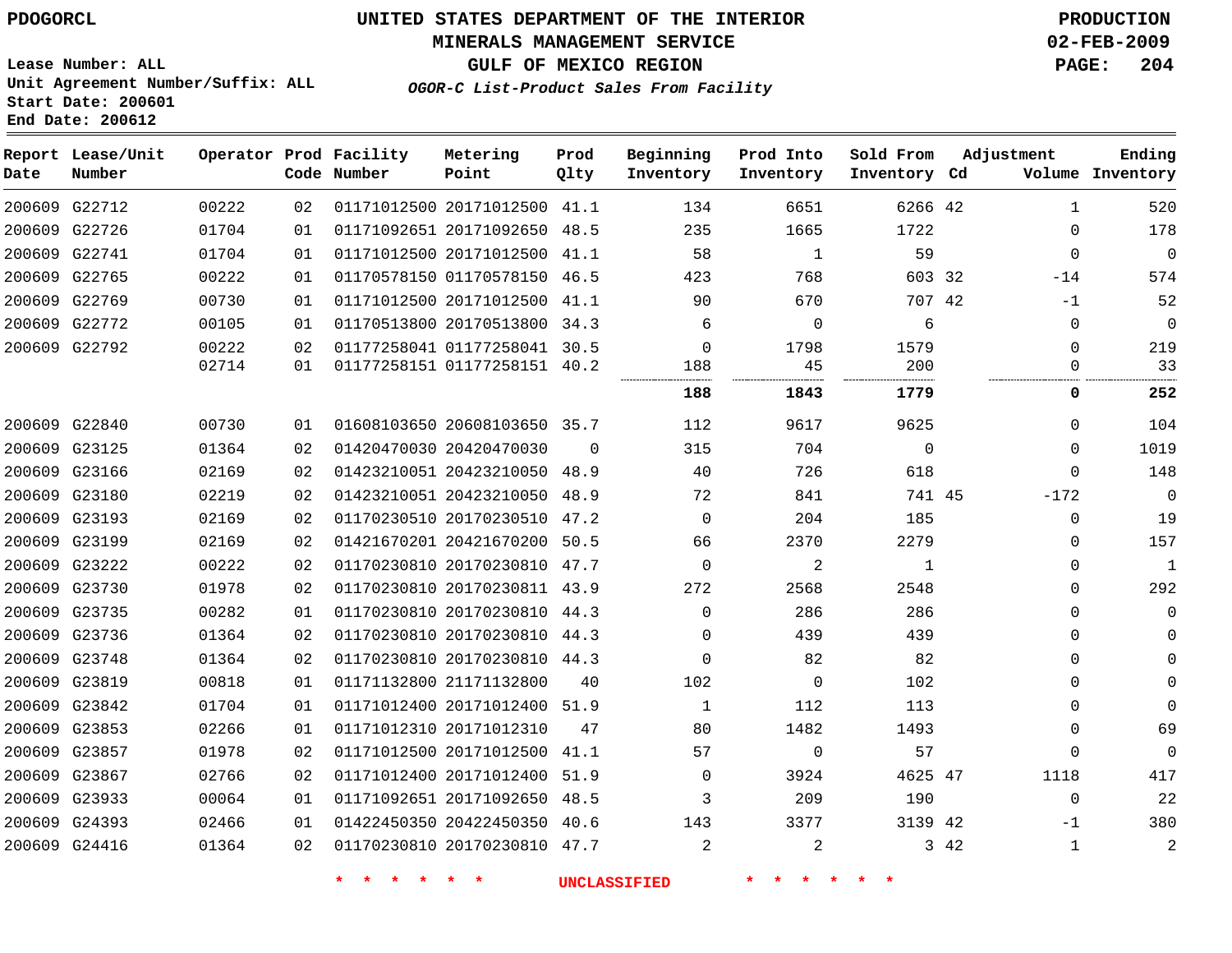PDOGORCL

# UNITED STATES DEPARTMENT OF THE INTERIOR
## MINERALS MANAGEMENT SERVICE
## GULF OF MEXICO REGION
### *OGOR-C List-Product Sales From Facility*

PRODUCTION
02-FEB-2009

Lease Number: ALL
Unit Agreement Number/Suffix: ALL
Start Date: 200601
End Date: 200612

| Report Date | Lease/Unit Number | Operator | Prod Code | Facility Number | Metering Point | Prod Qlty | Beginning Inventory | Prod Into Inventory | Sold From Inventory | Adjustment Cd | Volume | Ending Inventory |
|---|---|---|---|---|---|---|---|---|---|---|---|---|
| 200609 | G22712 | 00222 | 02 | 01171012500 | 20171012500 | 41.1 | 134 | 6651 | 6266 | 42 | 1 | 520 |
| 200609 | G22726 | 01704 | 01 | 01171092651 | 20171092650 | 48.5 | 235 | 1665 | 1722 | | 0 | 178 |
| 200609 | G22741 | 01704 | 01 | 01171012500 | 20171012500 | 41.1 | 58 | 1 | 59 | | 0 | 0 |
| 200609 | G22765 | 00222 | 01 | 01170578150 | 01170578150 | 46.5 | 423 | 768 | 603 | 32 | -14 | 574 |
| 200609 | G22769 | 00730 | 01 | 01171012500 | 20171012500 | 41.1 | 90 | 670 | 707 | 42 | -1 | 52 |
| 200609 | G22772 | 00105 | 01 | 01170513800 | 20170513800 | 34.3 | 6 | 0 | 6 | | 0 | 0 |
| 200609 | G22792 | 00222 | 02 | 01177258041 | 01177258041 | 30.5 | 0 | 1798 | 1579 | | 0 | 219 |
| | | 02714 | 01 | 01177258151 | 01177258151 | 40.2 | 188 | 45 | 200 | | 0 | 33 |
| | | | | | | | **188** | **1843** | **1779** | | **0** | **252** |
| 200609 | G22840 | 00730 | 01 | 01608103650 | 20608103650 | 35.7 | 112 | 9617 | 9625 | | 0 | 104 |
| 200609 | G23125 | 01364 | 02 | 01420470030 | 20420470030 | 0 | 315 | 704 | 0 | | 0 | 1019 |
| 200609 | G23166 | 02169 | 02 | 01423210051 | 20423210050 | 48.9 | 40 | 726 | 618 | | 0 | 148 |
| 200609 | G23180 | 02219 | 02 | 01423210051 | 20423210050 | 48.9 | 72 | 841 | 741 | 45 | -172 | 0 |
| 200609 | G23193 | 02169 | 02 | 01170230510 | 20170230510 | 47.2 | 0 | 204 | 185 | | 0 | 19 |
| 200609 | G23199 | 02169 | 02 | 01421670201 | 20421670200 | 50.5 | 66 | 2370 | 2279 | | 0 | 157 |
| 200609 | G23222 | 00222 | 02 | 01170230810 | 20170230810 | 47.7 | 0 | 2 | 1 | | 0 | 1 |
| 200609 | G23730 | 01978 | 02 | 01170230810 | 20170230811 | 43.9 | 272 | 2568 | 2548 | | 0 | 292 |
| 200609 | G23735 | 00282 | 01 | 01170230810 | 20170230810 | 44.3 | 0 | 286 | 286 | | 0 | 0 |
| 200609 | G23736 | 01364 | 02 | 01170230810 | 20170230810 | 44.3 | 0 | 439 | 439 | | 0 | 0 |
| 200609 | G23748 | 01364 | 02 | 01170230810 | 20170230810 | 44.3 | 0 | 82 | 82 | | 0 | 0 |
| 200609 | G23819 | 00818 | 01 | 01171132800 | 21171132800 | 40 | 102 | 0 | 102 | | 0 | 0 |
| 200609 | G23842 | 01704 | 01 | 01171012400 | 20171012400 | 51.9 | 1 | 112 | 113 | | 0 | 0 |
| 200609 | G23853 | 02266 | 01 | 01171012310 | 20171012310 | 47 | 80 | 1482 | 1493 | | 0 | 69 |
| 200609 | G23857 | 01978 | 02 | 01171012500 | 20171012500 | 41.1 | 57 | 0 | 57 | | 0 | 0 |
| 200609 | G23867 | 02766 | 02 | 01171012400 | 20171012400 | 51.9 | 0 | 3924 | 4625 | 47 | 1118 | 417 |
| 200609 | G23933 | 00064 | 01 | 01171092651 | 20171092650 | 48.5 | 3 | 209 | 190 | | 0 | 22 |
| 200609 | G24393 | 02466 | 01 | 01422450350 | 20422450350 | 40.6 | 143 | 3377 | 3139 | 42 | -1 | 380 |
| 200609 | G24416 | 01364 | 02 | 01170230810 | 20170230810 | 47.7 | 2 | 2 | 3 | 42 | 1 | 2 |

* * * * * * UNCLASSIFIED * * * * * *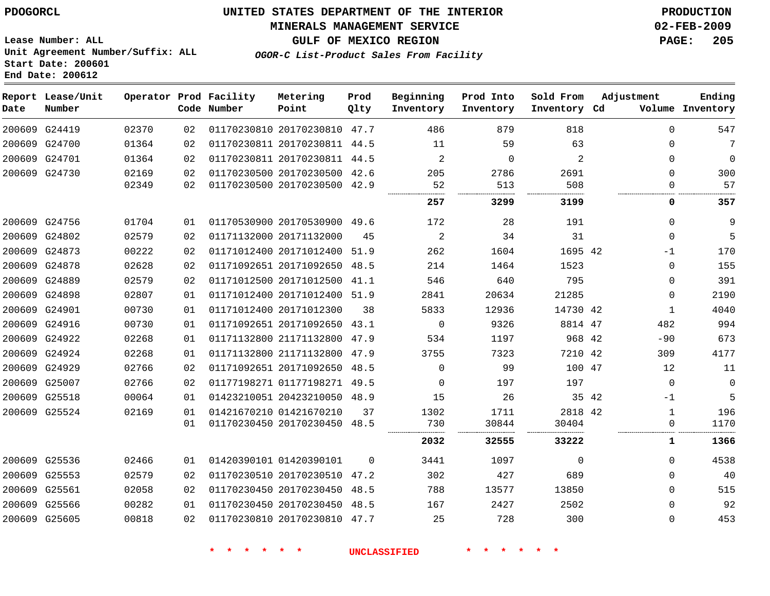PDOGORCL

Lease Number: ALL
Unit Agreement Number/Suffix: ALL
Start Date: 200601
End Date: 200612

# UNITED STATES DEPARTMENT OF THE INTERIOR
## MINERALS MANAGEMENT SERVICE
## GULF OF MEXICO REGION
### *OGOR-C List-Product Sales From Facility*

PRODUCTION
02-FEB-2009

| Report Date | Lease/Unit Number | Operator | Prod Code | Facility Number | Metering Point | Prod Qlty | Beginning Inventory | Prod Into Inventory | Sold From Inventory | Adjustment Cd | Volume | Ending Inventory |
|---|---|---|---|---|---|---|---|---|---|---|---|---|
| 200609 | G24419 | 02370 | 02 | 01170230810 | 20170230810 | 47.7 | 486 | 879 | 818 | | 0 | 547 |
| 200609 | G24700 | 01364 | 02 | 01170230811 | 20170230811 | 44.5 | 11 | 59 | 63 | | 0 | 7 |
| 200609 | G24701 | 01364 | 02 | 01170230811 | 20170230811 | 44.5 | 2 | 0 | 2 | | 0 | 0 |
| 200609 | G24730 | 02169 | 02 | 01170230500 | 20170230500 | 42.6 | 205 | 2786 | 2691 | | 0 | 300 |
| | | 02349 | 02 | 01170230500 | 20170230500 | 42.9 | 52 | 513 | 508 | | 0 | 57 |
| | | | | | | | **257** | **3299** | **3199** | | **0** | **357** |
| 200609 | G24756 | 01704 | 01 | 01170530900 | 20170530900 | 49.6 | 172 | 28 | 191 | | 0 | 9 |
| 200609 | G24802 | 02579 | 02 | 01171132000 | 20171132000 | 45 | 2 | 34 | 31 | | 0 | 5 |
| 200609 | G24873 | 00222 | 02 | 01171012400 | 20171012400 | 51.9 | 262 | 1604 | 1695 | 42 | -1 | 170 |
| 200609 | G24878 | 02628 | 02 | 01171092651 | 20171092650 | 48.5 | 214 | 1464 | 1523 | | 0 | 155 |
| 200609 | G24889 | 02579 | 02 | 01171012500 | 20171012500 | 41.1 | 546 | 640 | 795 | | 0 | 391 |
| 200609 | G24898 | 02807 | 01 | 01171012400 | 20171012400 | 51.9 | 2841 | 20634 | 21285 | | 0 | 2190 |
| 200609 | G24901 | 00730 | 01 | 01171012400 | 20171012300 | 38 | 5833 | 12936 | 14730 | 42 | 1 | 4040 |
| 200609 | G24916 | 00730 | 01 | 01171092651 | 20171092650 | 43.1 | 0 | 9326 | 8814 | 47 | 482 | 994 |
| 200609 | G24922 | 02268 | 01 | 01171132800 | 21171132800 | 47.9 | 534 | 1197 | 968 | 42 | -90 | 673 |
| 200609 | G24924 | 02268 | 01 | 01171132800 | 21171132800 | 47.9 | 3755 | 7323 | 7210 | 42 | 309 | 4177 |
| 200609 | G24929 | 02766 | 02 | 01171092651 | 20171092650 | 48.5 | 0 | 99 | 100 | 47 | 12 | 11 |
| 200609 | G25007 | 02766 | 02 | 01177198271 | 01177198271 | 49.5 | 0 | 197 | 197 | | 0 | 0 |
| 200609 | G25518 | 00064 | 01 | 01423210051 | 20423210050 | 48.9 | 15 | 26 | 35 | 42 | -1 | 5 |
| 200609 | G25524 | 02169 | 01 | 01421670210 | 01421670210 | 37 | 1302 | 1711 | 2818 | 42 | 1 | 196 |
| | | | 01 | 01170230450 | 20170230450 | 48.5 | 730 | 30844 | 30404 | | 0 | 1170 |
| | | | | | | | **2032** | **32555** | **33222** | | **1** | **1366** |
| 200609 | G25536 | 02466 | 01 | 01420390101 | 01420390101 | 0 | 3441 | 1097 | 0 | | 0 | 4538 |
| 200609 | G25553 | 02579 | 02 | 01170230510 | 20170230510 | 47.2 | 302 | 427 | 689 | | 0 | 40 |
| 200609 | G25561 | 02058 | 02 | 01170230450 | 20170230450 | 48.5 | 788 | 13577 | 13850 | | 0 | 515 |
| 200609 | G25566 | 00282 | 01 | 01170230450 | 20170230450 | 48.5 | 167 | 2427 | 2502 | | 0 | 92 |
| 200609 | G25605 | 00818 | 02 | 01170230810 | 20170230810 | 47.7 | 25 | 728 | 300 | | 0 | 453 |

\* \* \* \* \* \* UNCLASSIFIED \* \* \* \* \* \*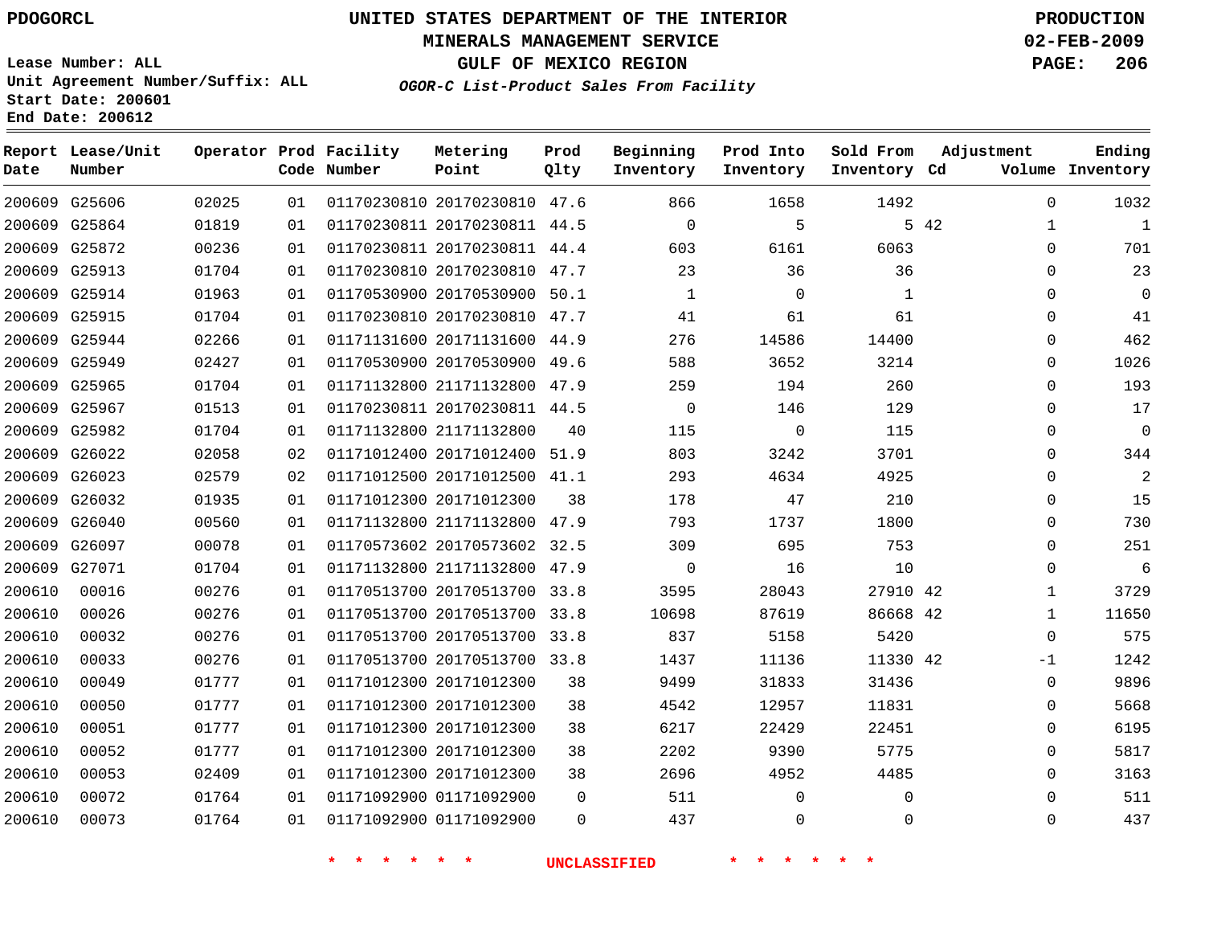PDOGORCL

# UNITED STATES DEPARTMENT OF THE INTERIOR
## MINERALS MANAGEMENT SERVICE
## GULF OF MEXICO REGION
### *OGOR-C List-Product Sales From Facility*

PRODUCTION
02-FEB-2009

Lease Number: ALL
Unit Agreement Number/Suffix: ALL
Start Date: 200601
End Date: 200612

| Report Date | Lease/Unit Number | Operator | Prod Code | Facility Number | Metering Point | Prod Qlty | Beginning Inventory | Prod Into Inventory | Sold From Inventory | Adjustment Cd | Adjustment Volume | Ending Inventory |
|---|---|---|---|---|---|---|---|---|---|---|---|---|
| 200609 | G25606 | 02025 | 01 | 01170230810 | 20170230810 | 47.6 | 866 | 1658 | 1492 | | 0 | 1032 |
| 200609 | G25864 | 01819 | 01 | 01170230811 | 20170230811 | 44.5 | 0 | 5 | 5 | 42 | 1 | 1 |
| 200609 | G25872 | 00236 | 01 | 01170230811 | 20170230811 | 44.4 | 603 | 6161 | 6063 | | 0 | 701 |
| 200609 | G25913 | 01704 | 01 | 01170230810 | 20170230810 | 47.7 | 23 | 36 | 36 | | 0 | 23 |
| 200609 | G25914 | 01963 | 01 | 01170530900 | 20170530900 | 50.1 | 1 | 0 | 1 | | 0 | 0 |
| 200609 | G25915 | 01704 | 01 | 01170230810 | 20170230810 | 47.7 | 41 | 61 | 61 | | 0 | 41 |
| 200609 | G25944 | 02266 | 01 | 01171131600 | 20171131600 | 44.9 | 276 | 14586 | 14400 | | 0 | 462 |
| 200609 | G25949 | 02427 | 01 | 01170530900 | 20170530900 | 49.6 | 588 | 3652 | 3214 | | 0 | 1026 |
| 200609 | G25965 | 01704 | 01 | 01171132800 | 21171132800 | 47.9 | 259 | 194 | 260 | | 0 | 193 |
| 200609 | G25967 | 01513 | 01 | 01170230811 | 20170230811 | 44.5 | 0 | 146 | 129 | | 0 | 17 |
| 200609 | G25982 | 01704 | 01 | 01171132800 | 21171132800 | 40 | 115 | 0 | 115 | | 0 | 0 |
| 200609 | G26022 | 02058 | 02 | 01171012400 | 20171012400 | 51.9 | 803 | 3242 | 3701 | | 0 | 344 |
| 200609 | G26023 | 02579 | 02 | 01171012500 | 20171012500 | 41.1 | 293 | 4634 | 4925 | | 0 | 2 |
| 200609 | G26032 | 01935 | 01 | 01171012300 | 20171012300 | 38 | 178 | 47 | 210 | | 0 | 15 |
| 200609 | G26040 | 00560 | 01 | 01171132800 | 21171132800 | 47.9 | 793 | 1737 | 1800 | | 0 | 730 |
| 200609 | G26097 | 00078 | 01 | 01170573602 | 20170573602 | 32.5 | 309 | 695 | 753 | | 0 | 251 |
| 200609 | G27071 | 01704 | 01 | 01171132800 | 21171132800 | 47.9 | 0 | 16 | 10 | | 0 | 6 |
| 200610 | 00016 | 00276 | 01 | 01170513700 | 20170513700 | 33.8 | 3595 | 28043 | 27910 | 42 | 1 | 3729 |
| 200610 | 00026 | 00276 | 01 | 01170513700 | 20170513700 | 33.8 | 10698 | 87619 | 86668 | 42 | 1 | 11650 |
| 200610 | 00032 | 00276 | 01 | 01170513700 | 20170513700 | 33.8 | 837 | 5158 | 5420 | | 0 | 575 |
| 200610 | 00033 | 00276 | 01 | 01170513700 | 20170513700 | 33.8 | 1437 | 11136 | 11330 | 42 | -1 | 1242 |
| 200610 | 00049 | 01777 | 01 | 01171012300 | 20171012300 | 38 | 9499 | 31833 | 31436 | | 0 | 9896 |
| 200610 | 00050 | 01777 | 01 | 01171012300 | 20171012300 | 38 | 4542 | 12957 | 11831 | | 0 | 5668 |
| 200610 | 00051 | 01777 | 01 | 01171012300 | 20171012300 | 38 | 6217 | 22429 | 22451 | | 0 | 6195 |
| 200610 | 00052 | 01777 | 01 | 01171012300 | 20171012300 | 38 | 2202 | 9390 | 5775 | | 0 | 5817 |
| 200610 | 00053 | 02409 | 01 | 01171012300 | 20171012300 | 38 | 2696 | 4952 | 4485 | | 0 | 3163 |
| 200610 | 00072 | 01764 | 01 | 01171092900 | 01171092900 | 0 | 511 | 0 | 0 | | 0 | 511 |
| 200610 | 00073 | 01764 | 01 | 01171092900 | 01171092900 | 0 | 437 | 0 | 0 | | 0 | 437 |

* * * * * * UNCLASSIFIED * * * * * *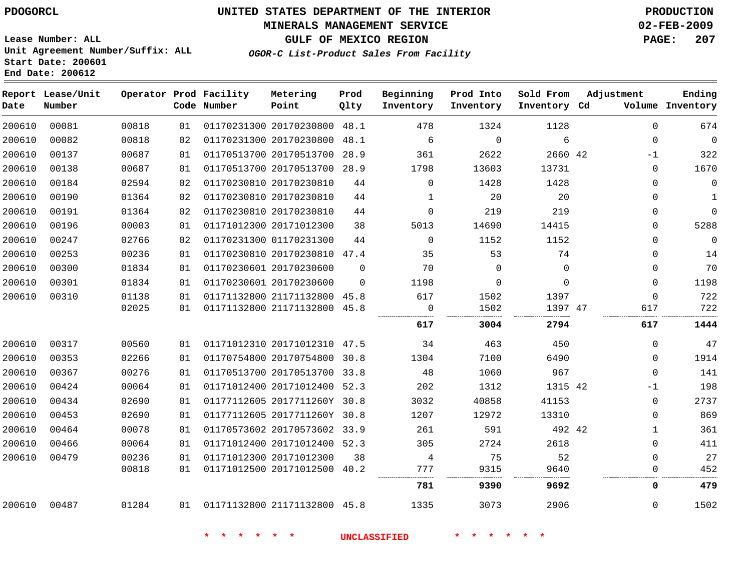PDOGORCL

# UNITED STATES DEPARTMENT OF THE INTERIOR
## MINERALS MANAGEMENT SERVICE
## GULF OF MEXICO REGION
### *OGOR-C List-Product Sales From Facility*

PRODUCTION
02-FEB-2009

Lease Number: ALL
Unit Agreement Number/Suffix: ALL
Start Date: 200601
End Date: 200612

| Report Date | Lease/Unit Number | Operator | Prod Code | Facility Number | Metering Point | Prod Qlty | Beginning Inventory | Prod Into Inventory | Sold From Inventory | Adjustment Cd | Adjustment Volume | Ending Inventory |
|---|---|---|---|---|---|---|---|---|---|---|---|---|
| 200610 | 00081 | 00818 | 01 | 01170231300 | 20170230800 | 48.1 | 478 | 1324 | 1128 | | 0 | 674 |
| 200610 | 00082 | 00818 | 02 | 01170231300 | 20170230800 | 48.1 | 6 | 0 | 6 | | 0 | 0 |
| 200610 | 00137 | 00687 | 01 | 01170513700 | 20170513700 | 28.9 | 361 | 2622 | 2660 | 42 | -1 | 322 |
| 200610 | 00138 | 00687 | 01 | 01170513700 | 20170513700 | 28.9 | 1798 | 13603 | 13731 | | 0 | 1670 |
| 200610 | 00184 | 02594 | 02 | 01170230810 | 20170230810 | 44 | 0 | 1428 | 1428 | | 0 | 0 |
| 200610 | 00190 | 01364 | 02 | 01170230810 | 20170230810 | 44 | 1 | 20 | 20 | | 0 | 1 |
| 200610 | 00191 | 01364 | 02 | 01170230810 | 20170230810 | 44 | 0 | 219 | 219 | | 0 | 0 |
| 200610 | 00196 | 00003 | 01 | 01171012300 | 20171012300 | 38 | 5013 | 14690 | 14415 | | 0 | 5288 |
| 200610 | 00247 | 02766 | 02 | 01170231300 | 01170231300 | 44 | 0 | 1152 | 1152 | | 0 | 0 |
| 200610 | 00253 | 00236 | 01 | 01170230810 | 20170230810 | 47.4 | 35 | 53 | 74 | | 0 | 14 |
| 200610 | 00300 | 01834 | 01 | 01170230601 | 20170230600 | 0 | 70 | 0 | 0 | | 0 | 70 |
| 200610 | 00301 | 01834 | 01 | 01170230601 | 20170230600 | 0 | 1198 | 0 | 0 | | 0 | 1198 |
| 200610 | 00310 | 01138 | 01 | 01171132800 | 21171132800 | 45.8 | 617 | 1502 | 1397 | | 0 | 722 |
| | | 02025 | 01 | 01171132800 | 21171132800 | 45.8 | 0 | 1502 | 1397 | 47 | 617 | 722 |
| | | | | | | | **617** | **3004** | **2794** | | **617** | **1444** |
| 200610 | 00317 | 00560 | 01 | 01171012310 | 20171012310 | 47.5 | 34 | 463 | 450 | | 0 | 47 |
| 200610 | 00353 | 02266 | 01 | 01170754800 | 20170754800 | 30.8 | 1304 | 7100 | 6490 | | 0 | 1914 |
| 200610 | 00367 | 00276 | 01 | 01170513700 | 20170513700 | 33.8 | 48 | 1060 | 967 | | 0 | 141 |
| 200610 | 00424 | 00064 | 01 | 01171012400 | 20171012400 | 52.3 | 202 | 1312 | 1315 | 42 | -1 | 198 |
| 200610 | 00434 | 02690 | 01 | 01177112605 | 2017711260Y | 30.8 | 3032 | 40858 | 41153 | | 0 | 2737 |
| 200610 | 00453 | 02690 | 01 | 01177112605 | 2017711260Y | 30.8 | 1207 | 12972 | 13310 | | 0 | 869 |
| 200610 | 00464 | 00078 | 01 | 01170573602 | 20170573602 | 33.9 | 261 | 591 | 492 | 42 | 1 | 361 |
| 200610 | 00466 | 00064 | 01 | 01171012400 | 20171012400 | 52.3 | 305 | 2724 | 2618 | | 0 | 411 |
| 200610 | 00479 | 00236 | 01 | 01171012300 | 20171012300 | 38 | 4 | 75 | 52 | | 0 | 27 |
| | | 00818 | 01 | 01171012500 | 20171012500 | 40.2 | 777 | 9315 | 9640 | | 0 | 452 |
| | | | | | | | **781** | **9390** | **9692** | | **0** | **479** |
| 200610 | 00487 | 01284 | 01 | 01171132800 | 21171132800 | 45.8 | 1335 | 3073 | 2906 | | 0 | 1502 |

\* \* \* \* \* \* UNCLASSIFIED \* \* \* \* \* \*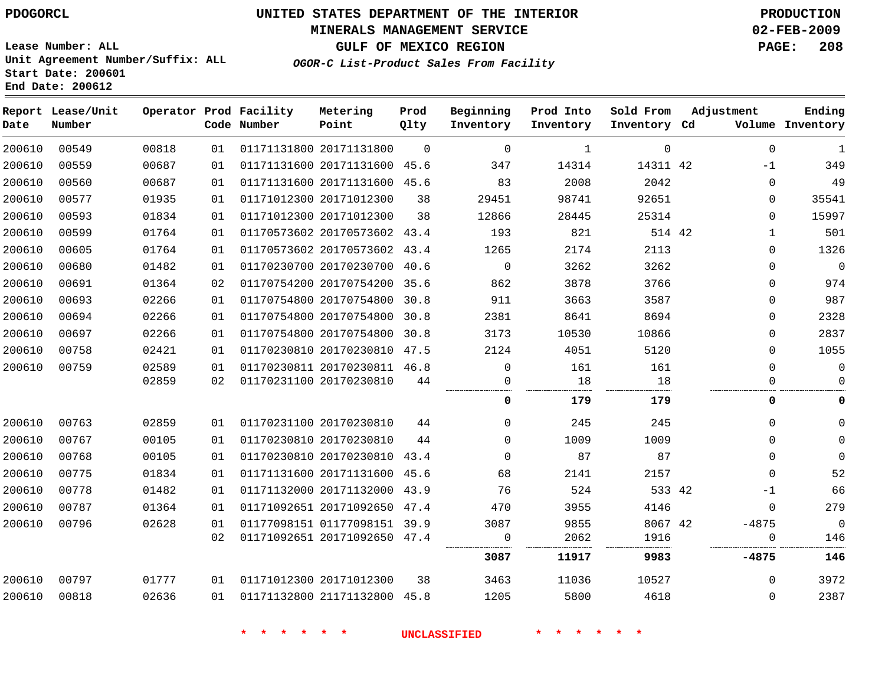PDOGORCL

# UNITED STATES DEPARTMENT OF THE INTERIOR
## MINERALS MANAGEMENT SERVICE
## GULF OF MEXICO REGION
### *OGOR-C List-Product Sales From Facility*

PRODUCTION
02-FEB-2009

Lease Number: ALL
Unit Agreement Number/Suffix: ALL
Start Date: 200601
End Date: 200612

| Report Date | Lease/Unit Number | Operator | Prod Code | Facility Number | Metering Point | Prod Qlty | Beginning Inventory | Prod Into Inventory | Sold From Inventory | Adjustment Cd | Volume | Ending Inventory |
|---|---|---|---|---|---|---|---|---|---|---|---|---|
| 200610 | 00549 | 00818 | 01 | 01171131800 | 20171131800 | 0 | 0 | 1 | 0 | | 0 | 1 |
| 200610 | 00559 | 00687 | 01 | 01171131600 | 20171131600 | 45.6 | 347 | 14314 | 14311 | 42 | -1 | 349 |
| 200610 | 00560 | 00687 | 01 | 01171131600 | 20171131600 | 45.6 | 83 | 2008 | 2042 | | 0 | 49 |
| 200610 | 00577 | 01935 | 01 | 01171012300 | 20171012300 | 38 | 29451 | 98741 | 92651 | | 0 | 35541 |
| 200610 | 00593 | 01834 | 01 | 01171012300 | 20171012300 | 38 | 12866 | 28445 | 25314 | | 0 | 15997 |
| 200610 | 00599 | 01764 | 01 | 01170573602 | 20170573602 | 43.4 | 193 | 821 | 514 | 42 | 1 | 501 |
| 200610 | 00605 | 01764 | 01 | 01170573602 | 20170573602 | 43.4 | 1265 | 2174 | 2113 | | 0 | 1326 |
| 200610 | 00680 | 01482 | 01 | 01170230700 | 20170230700 | 40.6 | 0 | 3262 | 3262 | | 0 | 0 |
| 200610 | 00691 | 01364 | 02 | 01170754200 | 20170754200 | 35.6 | 862 | 3878 | 3766 | | 0 | 974 |
| 200610 | 00693 | 02266 | 01 | 01170754800 | 20170754800 | 30.8 | 911 | 3663 | 3587 | | 0 | 987 |
| 200610 | 00694 | 02266 | 01 | 01170754800 | 20170754800 | 30.8 | 2381 | 8641 | 8694 | | 0 | 2328 |
| 200610 | 00697 | 02266 | 01 | 01170754800 | 20170754800 | 30.8 | 3173 | 10530 | 10866 | | 0 | 2837 |
| 200610 | 00758 | 02421 | 01 | 01170230810 | 20170230810 | 47.5 | 2124 | 4051 | 5120 | | 0 | 1055 |
| 200610 | 00759 | 02589 | 01 | 01170230811 | 20170230811 | 46.8 | 0 | 161 | 161 | | 0 | 0 |
| | | 02859 | 02 | 01170231100 | 20170230810 | 44 | 0 | 18 | 18 | | 0 | 0 |
| | | | | | | | **0** | **179** | **179** | | **0** | **0** |
| 200610 | 00763 | 02859 | 01 | 01170231100 | 20170230810 | 44 | 0 | 245 | 245 | | 0 | 0 |
| 200610 | 00767 | 00105 | 01 | 01170230810 | 20170230810 | 44 | 0 | 1009 | 1009 | | 0 | 0 |
| 200610 | 00768 | 00105 | 01 | 01170230810 | 20170230810 | 43.4 | 0 | 87 | 87 | | 0 | 0 |
| 200610 | 00775 | 01834 | 01 | 01171131600 | 20171131600 | 45.6 | 68 | 2141 | 2157 | | 0 | 52 |
| 200610 | 00778 | 01482 | 01 | 01171132000 | 20171132000 | 43.9 | 76 | 524 | 533 | 42 | -1 | 66 |
| 200610 | 00787 | 01364 | 01 | 01171092651 | 20171092650 | 47.4 | 470 | 3955 | 4146 | | 0 | 279 |
| 200610 | 00796 | 02628 | 01 | 01177098151 | 01177098151 | 39.9 | 3087 | 9855 | 8067 | 42 | -4875 | 0 |
| | | | 02 | 01171092651 | 20171092650 | 47.4 | 0 | 2062 | 1916 | | 0 | 146 |
| | | | | | | | **3087** | **11917** | **9983** | | **-4875** | **146** |
| 200610 | 00797 | 01777 | 01 | 01171012300 | 20171012300 | 38 | 3463 | 11036 | 10527 | | 0 | 3972 |
| 200610 | 00818 | 02636 | 01 | 01171132800 | 21171132800 | 45.8 | 1205 | 5800 | 4618 | | 0 | 2387 |

* * * * * * UNCLASSIFIED * * * * * *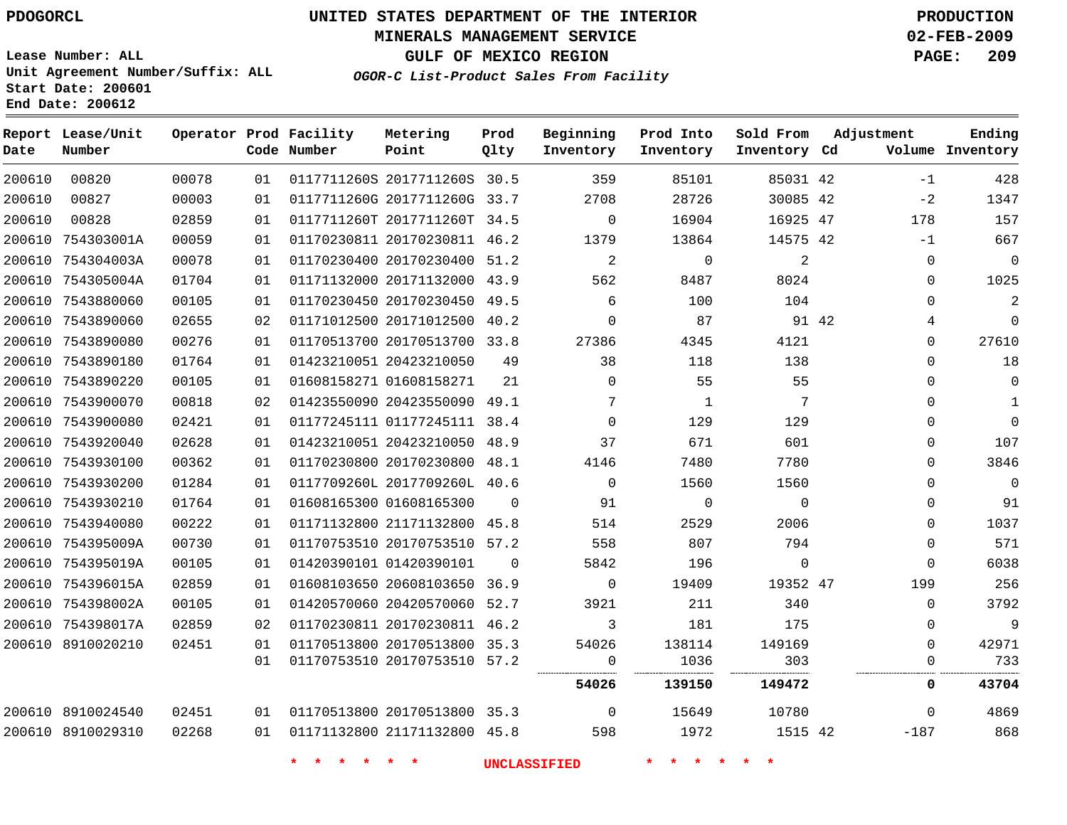PDOGORCL

# UNITED STATES DEPARTMENT OF THE INTERIOR
## MINERALS MANAGEMENT SERVICE
## GULF OF MEXICO REGION
### *OGOR-C List-Product Sales From Facility*

PRODUCTION
02-FEB-2009

Lease Number: ALL
Unit Agreement Number/Suffix: ALL
Start Date: 200601
End Date: 200612

| Report Date | Lease/Unit Number | Operator | Prod Code | Facility Number | Metering Point | Prod Qlty | Beginning Inventory | Prod Into Inventory | Sold From Inventory | Adjustment Cd | Adjustment Volume | Ending Inventory |
|---|---|---|---|---|---|---|---|---|---|---|---|---|
| 200610 | 00820 | 00078 | 01 | 0117711260S | 2017711260S | 30.5 | 359 | 85101 | 85031 | 42 | -1 | 428 |
| 200610 | 00827 | 00003 | 01 | 0117711260G | 2017711260G | 33.7 | 2708 | 28726 | 30085 | 42 | -2 | 1347 |
| 200610 | 00828 | 02859 | 01 | 0117711260T | 2017711260T | 34.5 | 0 | 16904 | 16925 | 47 | 178 | 157 |
| 200610 | 754303001A | 00059 | 01 | 01170230811 | 20170230811 | 46.2 | 1379 | 13864 | 14575 | 42 | -1 | 667 |
| 200610 | 754304003A | 00078 | 01 | 01170230400 | 20170230400 | 51.2 | 2 | 0 | 2 | | 0 | 0 |
| 200610 | 754305004A | 01704 | 01 | 01171132000 | 20171132000 | 43.9 | 562 | 8487 | 8024 | | 0 | 1025 |
| 200610 | 7543880060 | 00105 | 01 | 01170230450 | 20170230450 | 49.5 | 6 | 100 | 104 | | 0 | 2 |
| 200610 | 7543890060 | 02655 | 02 | 01171012500 | 20171012500 | 40.2 | 0 | 87 | 91 | 42 | 4 | 0 |
| 200610 | 7543890080 | 00276 | 01 | 01170513700 | 20170513700 | 33.8 | 27386 | 4345 | 4121 | | 0 | 27610 |
| 200610 | 7543890180 | 01764 | 01 | 01423210051 | 20423210050 | 49 | 38 | 118 | 138 | | 0 | 18 |
| 200610 | 7543890220 | 00105 | 01 | 01608158271 | 01608158271 | 21 | 0 | 55 | 55 | | 0 | 0 |
| 200610 | 7543900070 | 00818 | 02 | 01423550090 | 20423550090 | 49.1 | 7 | 1 | 7 | | 0 | 1 |
| 200610 | 7543900080 | 02421 | 01 | 01177245111 | 01177245111 | 38.4 | 0 | 129 | 129 | | 0 | 0 |
| 200610 | 7543920040 | 02628 | 01 | 01423210051 | 20423210050 | 48.9 | 37 | 671 | 601 | | 0 | 107 |
| 200610 | 7543930100 | 00362 | 01 | 01170230800 | 20170230800 | 48.1 | 4146 | 7480 | 7780 | | 0 | 3846 |
| 200610 | 7543930200 | 01284 | 01 | 0117709260L | 2017709260L | 40.6 | 0 | 1560 | 1560 | | 0 | 0 |
| 200610 | 7543930210 | 01764 | 01 | 01608165300 | 01608165300 | 0 | 91 | 0 | 0 | | 0 | 91 |
| 200610 | 7543940080 | 00222 | 01 | 01171132800 | 21171132800 | 45.8 | 514 | 2529 | 2006 | | 0 | 1037 |
| 200610 | 754395009A | 00730 | 01 | 01170753510 | 20170753510 | 57.2 | 558 | 807 | 794 | | 0 | 571 |
| 200610 | 754395019A | 00105 | 01 | 01420390101 | 01420390101 | 0 | 5842 | 196 | 0 | | 0 | 6038 |
| 200610 | 754396015A | 02859 | 01 | 01608103650 | 20608103650 | 36.9 | 0 | 19409 | 19352 | 47 | 199 | 256 |
| 200610 | 754398002A | 00105 | 01 | 01420570060 | 20420570060 | 52.7 | 3921 | 211 | 340 | | 0 | 3792 |
| 200610 | 754398017A | 02859 | 02 | 01170230811 | 20170230811 | 46.2 | 3 | 181 | 175 | | 0 | 9 |
| 200610 | 8910020210 | 02451 | 01 | 01170513800 | 20170513800 | 35.3 | 54026 | 138114 | 149169 | | 0 | 42971 |
| | | | 01 | 01170753510 | 20170753510 | 57.2 | 0 | 1036 | 303 | | 0 | 733 |
| | | | | | | | **54026** | **139150** | **149472** | | **0** | **43704** |
| 200610 | 8910024540 | 02451 | 01 | 01170513800 | 20170513800 | 35.3 | 0 | 15649 | 10780 | | 0 | 4869 |
| 200610 | 8910029310 | 02268 | 01 | 01171132800 | 21171132800 | 45.8 | 598 | 1972 | 1515 | 42 | -187 | 868 |

\* \* \* \* \* \* UNCLASSIFIED \* \* \* \* \* \*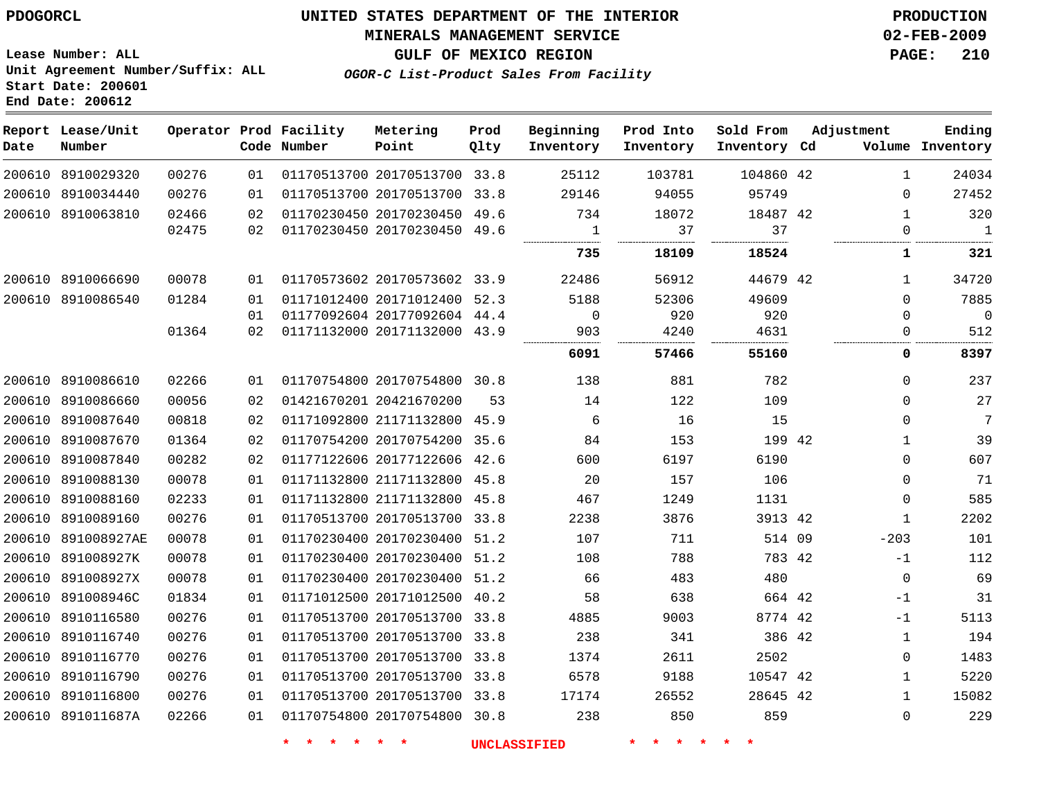PDOGORCL

# UNITED STATES DEPARTMENT OF THE INTERIOR
## MINERALS MANAGEMENT SERVICE
## GULF OF MEXICO REGION
### *OGOR-C List-Product Sales From Facility*

PRODUCTION
02-FEB-2009

Lease Number: ALL
Unit Agreement Number/Suffix: ALL
Start Date: 200601
End Date: 200612

| Report Date | Lease/Unit Number | Operator | Prod Code | Facility Number | Metering Point | Prod Qlty | Beginning Inventory | Prod Into Inventory | Sold From Inventory | Adjustment Cd | Volume | Ending Inventory |
|---|---|---|---|---|---|---|---|---|---|---|---|---|
| 200610 | 8910029320 | 00276 | 01 | 01170513700 | 20170513700 | 33.8 | 25112 | 103781 | 104860 | 42 | 1 | 24034 |
| 200610 | 8910034440 | 00276 | 01 | 01170513700 | 20170513700 | 33.8 | 29146 | 94055 | 95749 | | 0 | 27452 |
| 200610 | 8910063810 | 02466 | 02 | 01170230450 | 20170230450 | 49.6 | 734 | 18072 | 18487 | 42 | 1 | 320 |
| | | 02475 | 02 | 01170230450 | 20170230450 | 49.6 | 1 | 37 | 37 | | 0 | 1 |
| | | | | | | | **735** | **18109** | **18524** | | **1** | **321** |
| 200610 | 8910066690 | 00078 | 01 | 01170573602 | 20170573602 | 33.9 | 22486 | 56912 | 44679 | 42 | 1 | 34720 |
| 200610 | 8910086540 | 01284 | 01 | 01171012400 | 20171012400 | 52.3 | 5188 | 52306 | 49609 | | 0 | 7885 |
| | | | 01 | 01177092604 | 20177092604 | 44.4 | 0 | 920 | 920 | | 0 | 0 |
| | | 01364 | 02 | 01171132000 | 20171132000 | 43.9 | 903 | 4240 | 4631 | | 0 | 512 |
| | | | | | | | **6091** | **57466** | **55160** | | **0** | **8397** |
| 200610 | 8910086610 | 02266 | 01 | 01170754800 | 20170754800 | 30.8 | 138 | 881 | 782 | | 0 | 237 |
| 200610 | 8910086660 | 00056 | 02 | 01421670201 | 20421670200 | 53 | 14 | 122 | 109 | | 0 | 27 |
| 200610 | 8910087640 | 00818 | 02 | 01171092800 | 21171132800 | 45.9 | 6 | 16 | 15 | | 0 | 7 |
| 200610 | 8910087670 | 01364 | 02 | 01170754200 | 20170754200 | 35.6 | 84 | 153 | 199 | 42 | 1 | 39 |
| 200610 | 8910087840 | 00282 | 02 | 01177122606 | 20177122606 | 42.6 | 600 | 6197 | 6190 | | 0 | 607 |
| 200610 | 8910088130 | 00078 | 01 | 01171132800 | 21171132800 | 45.8 | 20 | 157 | 106 | | 0 | 71 |
| 200610 | 8910088160 | 02233 | 01 | 01171132800 | 21171132800 | 45.8 | 467 | 1249 | 1131 | | 0 | 585 |
| 200610 | 8910089160 | 00276 | 01 | 01170513700 | 20170513700 | 33.8 | 2238 | 3876 | 3913 | 42 | 1 | 2202 |
| 200610 | 891008927AE | 00078 | 01 | 01170230400 | 20170230400 | 51.2 | 107 | 711 | 514 | 09 | -203 | 101 |
| 200610 | 891008927K | 00078 | 01 | 01170230400 | 20170230400 | 51.2 | 108 | 788 | 783 | 42 | -1 | 112 |
| 200610 | 891008927X | 00078 | 01 | 01170230400 | 20170230400 | 51.2 | 66 | 483 | 480 | | 0 | 69 |
| 200610 | 891008946C | 01834 | 01 | 01171012500 | 20171012500 | 40.2 | 58 | 638 | 664 | 42 | -1 | 31 |
| 200610 | 8910116580 | 00276 | 01 | 01170513700 | 20170513700 | 33.8 | 4885 | 9003 | 8774 | 42 | -1 | 5113 |
| 200610 | 8910116740 | 00276 | 01 | 01170513700 | 20170513700 | 33.8 | 238 | 341 | 386 | 42 | 1 | 194 |
| 200610 | 8910116770 | 00276 | 01 | 01170513700 | 20170513700 | 33.8 | 1374 | 2611 | 2502 | | 0 | 1483 |
| 200610 | 8910116790 | 00276 | 01 | 01170513700 | 20170513700 | 33.8 | 6578 | 9188 | 10547 | 42 | 1 | 5220 |
| 200610 | 8910116800 | 00276 | 01 | 01170513700 | 20170513700 | 33.8 | 17174 | 26552 | 28645 | 42 | 1 | 15082 |
| 200610 | 891011687A | 02266 | 01 | 01170754800 | 20170754800 | 30.8 | 238 | 850 | 859 | | 0 | 229 |

* * * * * * UNCLASSIFIED * * * * * *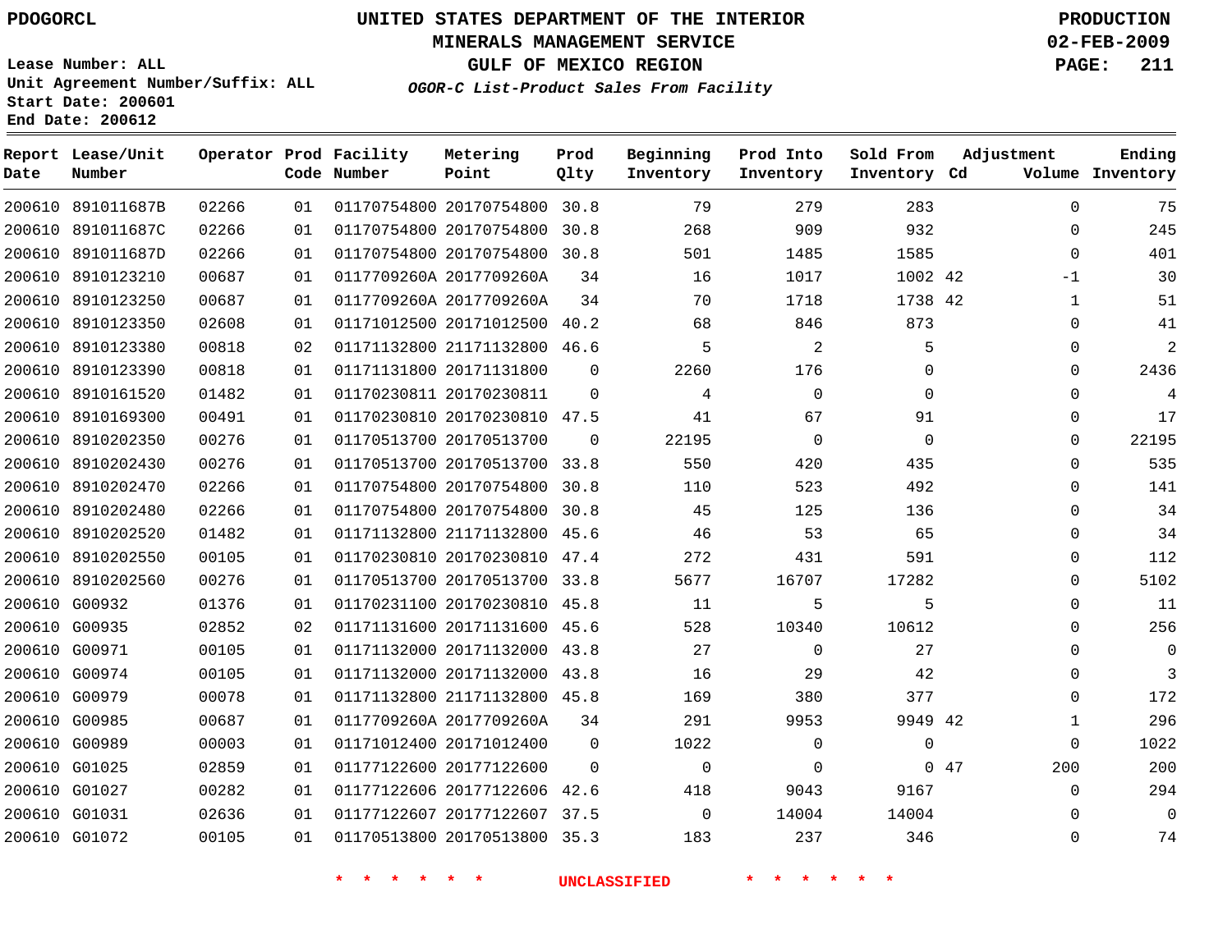PDOGORCL

# UNITED STATES DEPARTMENT OF THE INTERIOR
## MINERALS MANAGEMENT SERVICE
## GULF OF MEXICO REGION
### *OGOR-C List-Product Sales From Facility*

PRODUCTION
02-FEB-2009

Lease Number: ALL
Unit Agreement Number/Suffix: ALL
Start Date: 200601
End Date: 200612

| Report Date | Lease/Unit Number | Operator | Prod Code | Facility Number | Metering Point | Prod Qlty | Beginning Inventory | Prod Into Inventory | Sold From Inventory | Adjustment Cd | Volume | Ending Inventory |
|---|---|---|---|---|---|---|---|---|---|---|---|---|
| 200610 | 891011687B | 02266 | 01 | 01170754800 | 20170754800 | 30.8 | 79 | 279 | 283 | | 0 | 75 |
| 200610 | 891011687C | 02266 | 01 | 01170754800 | 20170754800 | 30.8 | 268 | 909 | 932 | | 0 | 245 |
| 200610 | 891011687D | 02266 | 01 | 01170754800 | 20170754800 | 30.8 | 501 | 1485 | 1585 | | 0 | 401 |
| 200610 | 8910123210 | 00687 | 01 | 0117709260A | 2017709260A | 34 | 16 | 1017 | 1002 | 42 | -1 | 30 |
| 200610 | 8910123250 | 00687 | 01 | 0117709260A | 2017709260A | 34 | 70 | 1718 | 1738 | 42 | 1 | 51 |
| 200610 | 8910123350 | 02608 | 01 | 01171012500 | 20171012500 | 40.2 | 68 | 846 | 873 | | 0 | 41 |
| 200610 | 8910123380 | 00818 | 02 | 01171132800 | 21171132800 | 46.6 | 5 | 2 | 5 | | 0 | 2 |
| 200610 | 8910123390 | 00818 | 01 | 01171131800 | 20171131800 | 0 | 2260 | 176 | 0 | | 0 | 2436 |
| 200610 | 8910161520 | 01482 | 01 | 01170230811 | 20170230811 | 0 | 4 | 0 | 0 | | 0 | 4 |
| 200610 | 8910169300 | 00491 | 01 | 01170230810 | 20170230810 | 47.5 | 41 | 67 | 91 | | 0 | 17 |
| 200610 | 8910202350 | 00276 | 01 | 01170513700 | 20170513700 | 0 | 22195 | 0 | 0 | | 0 | 22195 |
| 200610 | 8910202430 | 00276 | 01 | 01170513700 | 20170513700 | 33.8 | 550 | 420 | 435 | | 0 | 535 |
| 200610 | 8910202470 | 02266 | 01 | 01170754800 | 20170754800 | 30.8 | 110 | 523 | 492 | | 0 | 141 |
| 200610 | 8910202480 | 02266 | 01 | 01170754800 | 20170754800 | 30.8 | 45 | 125 | 136 | | 0 | 34 |
| 200610 | 8910202520 | 01482 | 01 | 01171132800 | 21171132800 | 45.6 | 46 | 53 | 65 | | 0 | 34 |
| 200610 | 8910202550 | 00105 | 01 | 01170230810 | 20170230810 | 47.4 | 272 | 431 | 591 | | 0 | 112 |
| 200610 | 8910202560 | 00276 | 01 | 01170513700 | 20170513700 | 33.8 | 5677 | 16707 | 17282 | | 0 | 5102 |
| 200610 | G00932 | 01376 | 01 | 01170231100 | 20170230810 | 45.8 | 11 | 5 | 5 | | 0 | 11 |
| 200610 | G00935 | 02852 | 02 | 01171131600 | 20171131600 | 45.6 | 528 | 10340 | 10612 | | 0 | 256 |
| 200610 | G00971 | 00105 | 01 | 01171132000 | 20171132000 | 43.8 | 27 | 0 | 27 | | 0 | 0 |
| 200610 | G00974 | 00105 | 01 | 01171132000 | 20171132000 | 43.8 | 16 | 29 | 42 | | 0 | 3 |
| 200610 | G00979 | 00078 | 01 | 01171132800 | 21171132800 | 45.8 | 169 | 380 | 377 | | 0 | 172 |
| 200610 | G00985 | 00687 | 01 | 0117709260A | 2017709260A | 34 | 291 | 9953 | 9949 | 42 | 1 | 296 |
| 200610 | G00989 | 00003 | 01 | 01171012400 | 20171012400 | 0 | 1022 | 0 | 0 | | 0 | 1022 |
| 200610 | G01025 | 02859 | 01 | 01177122600 | 20177122600 | 0 | 0 | 0 | 0 | 47 | 200 | 200 |
| 200610 | G01027 | 00282 | 01 | 01177122606 | 20177122606 | 42.6 | 418 | 9043 | 9167 | | 0 | 294 |
| 200610 | G01031 | 02636 | 01 | 01177122607 | 20177122607 | 37.5 | 0 | 14004 | 14004 | | 0 | 0 |
| 200610 | G01072 | 00105 | 01 | 01170513800 | 20170513800 | 35.3 | 183 | 237 | 346 | | 0 | 74 |

* * * * * * UNCLASSIFIED * * * * * *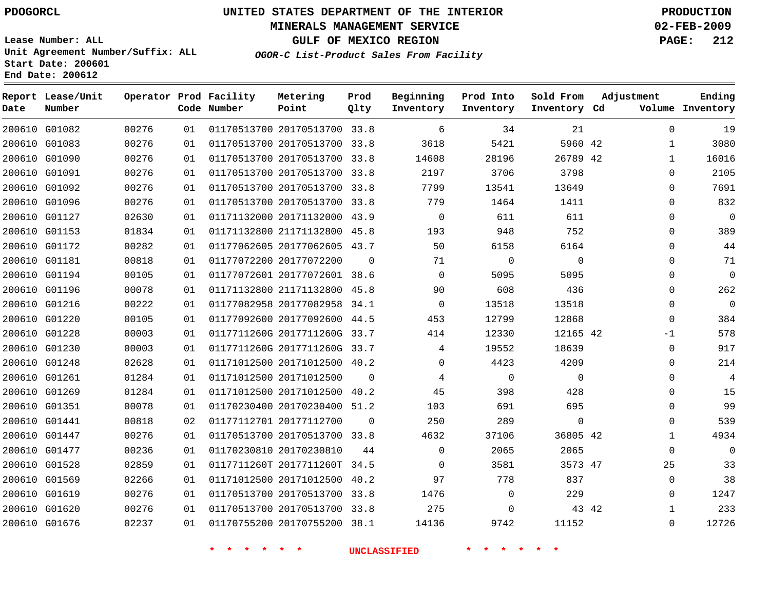PDOGORCL

# UNITED STATES DEPARTMENT OF THE INTERIOR
## MINERALS MANAGEMENT SERVICE
## GULF OF MEXICO REGION
### *OGOR-C List-Product Sales From Facility*

PRODUCTION
02-FEB-2009

Lease Number: ALL
Unit Agreement Number/Suffix: ALL
Start Date: 200601
End Date: 200612

| Report Date | Lease/Unit Number | Operator | Prod Code | Facility Number | Metering Point | Prod Qlty | Beginning Inventory | Prod Into Inventory | Sold From Inventory | Adjustment Cd | Volume | Ending Inventory |
|---|---|---|---|---|---|---|---|---|---|---|---|---|
| 200610 | G01082 | 00276 | 01 | 01170513700 | 20170513700 | 33.8 | 6 | 34 | 21 | | 0 | 19 |
| 200610 | G01083 | 00276 | 01 | 01170513700 | 20170513700 | 33.8 | 3618 | 5421 | 5960 | 42 | 1 | 3080 |
| 200610 | G01090 | 00276 | 01 | 01170513700 | 20170513700 | 33.8 | 14608 | 28196 | 26789 | 42 | 1 | 16016 |
| 200610 | G01091 | 00276 | 01 | 01170513700 | 20170513700 | 33.8 | 2197 | 3706 | 3798 | | 0 | 2105 |
| 200610 | G01092 | 00276 | 01 | 01170513700 | 20170513700 | 33.8 | 7799 | 13541 | 13649 | | 0 | 7691 |
| 200610 | G01096 | 00276 | 01 | 01170513700 | 20170513700 | 33.8 | 779 | 1464 | 1411 | | 0 | 832 |
| 200610 | G01127 | 02630 | 01 | 01171132000 | 20171132000 | 43.9 | 0 | 611 | 611 | | 0 | 0 |
| 200610 | G01153 | 01834 | 01 | 01171132800 | 21171132800 | 45.8 | 193 | 948 | 752 | | 0 | 389 |
| 200610 | G01172 | 00282 | 01 | 01177062605 | 20177062605 | 43.7 | 50 | 6158 | 6164 | | 0 | 44 |
| 200610 | G01181 | 00818 | 01 | 01177072200 | 20177072200 | 0 | 71 | 0 | 0 | | 0 | 71 |
| 200610 | G01194 | 00105 | 01 | 01177072601 | 20177072601 | 38.6 | 0 | 5095 | 5095 | | 0 | 0 |
| 200610 | G01196 | 00078 | 01 | 01171132800 | 21171132800 | 45.8 | 90 | 608 | 436 | | 0 | 262 |
| 200610 | G01216 | 00222 | 01 | 01177082958 | 20177082958 | 34.1 | 0 | 13518 | 13518 | | 0 | 0 |
| 200610 | G01220 | 00105 | 01 | 01177092600 | 20177092600 | 44.5 | 453 | 12799 | 12868 | | 0 | 384 |
| 200610 | G01228 | 00003 | 01 | 0117711260G | 2017711260G | 33.7 | 414 | 12330 | 12165 | 42 | -1 | 578 |
| 200610 | G01230 | 00003 | 01 | 0117711260G | 2017711260G | 33.7 | 4 | 19552 | 18639 | | 0 | 917 |
| 200610 | G01248 | 02628 | 01 | 01171012500 | 20171012500 | 40.2 | 0 | 4423 | 4209 | | 0 | 214 |
| 200610 | G01261 | 01284 | 01 | 01171012500 | 20171012500 | 0 | 4 | 0 | 0 | | 0 | 4 |
| 200610 | G01269 | 01284 | 01 | 01171012500 | 20171012500 | 40.2 | 45 | 398 | 428 | | 0 | 15 |
| 200610 | G01351 | 00078 | 01 | 01170230400 | 20170230400 | 51.2 | 103 | 691 | 695 | | 0 | 99 |
| 200610 | G01441 | 00818 | 02 | 01177112701 | 20177112700 | 0 | 250 | 289 | 0 | | 0 | 539 |
| 200610 | G01447 | 00276 | 01 | 01170513700 | 20170513700 | 33.8 | 4632 | 37106 | 36805 | 42 | 1 | 4934 |
| 200610 | G01477 | 00236 | 01 | 01170230810 | 20170230810 | 44 | 0 | 2065 | 2065 | | 0 | 0 |
| 200610 | G01528 | 02859 | 01 | 0117711260T | 2017711260T | 34.5 | 0 | 3581 | 3573 | 47 | 25 | 33 |
| 200610 | G01569 | 02266 | 01 | 01171012500 | 20171012500 | 40.2 | 97 | 778 | 837 | | 0 | 38 |
| 200610 | G01619 | 00276 | 01 | 01170513700 | 20170513700 | 33.8 | 1476 | 0 | 229 | | 0 | 1247 |
| 200610 | G01620 | 00276 | 01 | 01170513700 | 20170513700 | 33.8 | 275 | 0 | 43 | 42 | 1 | 233 |
| 200610 | G01676 | 02237 | 01 | 01170755200 | 20170755200 | 38.1 | 14136 | 9742 | 11152 | | 0 | 12726 |

\* \* \* \* \* \* UNCLASSIFIED \* \* \* \* \* \*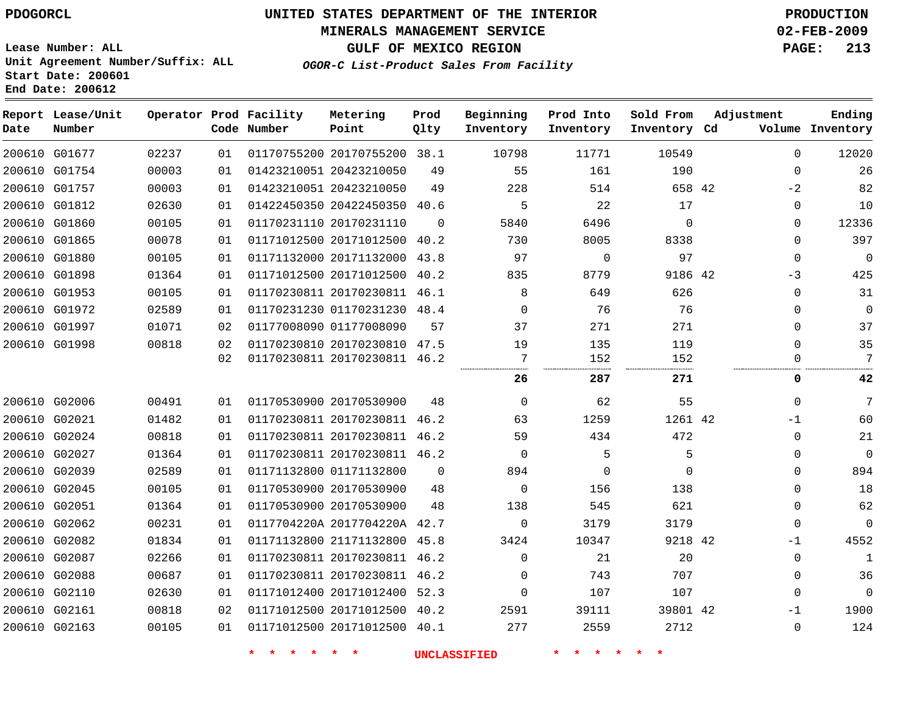PDOGORCL

# UNITED STATES DEPARTMENT OF THE INTERIOR
## MINERALS MANAGEMENT SERVICE
## GULF OF MEXICO REGION
### *OGOR-C List-Product Sales From Facility*

PRODUCTION
02-FEB-2009

Lease Number: ALL
Unit Agreement Number/Suffix: ALL
Start Date: 200601
End Date: 200612

| Report Date | Lease/Unit Number | Operator | Prod Code | Facility Number | Metering Point | Prod Qlty | Beginning Inventory | Prod Into Inventory | Sold From Inventory | Adjustment Cd | Adjustment Volume | Ending Inventory |
|---|---|---|---|---|---|---|---|---|---|---|---|---|
| 200610 | G01677 | 02237 | 01 | 01170755200 | 20170755200 | 38.1 | 10798 | 11771 | 10549 | | 0 | 12020 |
| 200610 | G01754 | 00003 | 01 | 01423210051 | 20423210050 | 49 | 55 | 161 | 190 | | 0 | 26 |
| 200610 | G01757 | 00003 | 01 | 01423210051 | 20423210050 | 49 | 228 | 514 | 658 | 42 | -2 | 82 |
| 200610 | G01812 | 02630 | 01 | 01422450350 | 20422450350 | 40.6 | 5 | 22 | 17 | | 0 | 10 |
| 200610 | G01860 | 00105 | 01 | 01170231110 | 20170231110 | 0 | 5840 | 6496 | 0 | | 0 | 12336 |
| 200610 | G01865 | 00078 | 01 | 01171012500 | 20171012500 | 40.2 | 730 | 8005 | 8338 | | 0 | 397 |
| 200610 | G01880 | 00105 | 01 | 01171132000 | 20171132000 | 43.8 | 97 | 0 | 97 | | 0 | 0 |
| 200610 | G01898 | 01364 | 01 | 01171012500 | 20171012500 | 40.2 | 835 | 8779 | 9186 | 42 | -3 | 425 |
| 200610 | G01953 | 00105 | 01 | 01170230811 | 20170230811 | 46.1 | 8 | 649 | 626 | | 0 | 31 |
| 200610 | G01972 | 02589 | 01 | 01170231230 | 01170231230 | 48.4 | 0 | 76 | 76 | | 0 | 0 |
| 200610 | G01997 | 01071 | 02 | 01177008090 | 01177008090 | 57 | 37 | 271 | 271 | | 0 | 37 |
| 200610 | G01998 | 00818 | 02 | 01170230810 | 20170230810 | 47.5 | 19 | 135 | 119 | | 0 | 35 |
| | | | 02 | 01170230811 | 20170230811 | 46.2 | 7 | 152 | 152 | | 0 | 7 |
| | | | | | | | **26** | **287** | **271** | | **0** | **42** |
| 200610 | G02006 | 00491 | 01 | 01170530900 | 20170530900 | 48 | 0 | 62 | 55 | | 0 | 7 |
| 200610 | G02021 | 01482 | 01 | 01170230811 | 20170230811 | 46.2 | 63 | 1259 | 1261 | 42 | -1 | 60 |
| 200610 | G02024 | 00818 | 01 | 01170230811 | 20170230811 | 46.2 | 59 | 434 | 472 | | 0 | 21 |
| 200610 | G02027 | 01364 | 01 | 01170230811 | 20170230811 | 46.2 | 0 | 5 | 5 | | 0 | 0 |
| 200610 | G02039 | 02589 | 01 | 01171132800 | 01171132800 | 0 | 894 | 0 | 0 | | 0 | 894 |
| 200610 | G02045 | 00105 | 01 | 01170530900 | 20170530900 | 48 | 0 | 156 | 138 | | 0 | 18 |
| 200610 | G02051 | 01364 | 01 | 01170530900 | 20170530900 | 48 | 138 | 545 | 621 | | 0 | 62 |
| 200610 | G02062 | 00231 | 01 | 0117704220A | 2017704220A | 42.7 | 0 | 3179 | 3179 | | 0 | 0 |
| 200610 | G02082 | 01834 | 01 | 01171132800 | 21171132800 | 45.8 | 3424 | 10347 | 9218 | 42 | -1 | 4552 |
| 200610 | G02087 | 02266 | 01 | 01170230811 | 20170230811 | 46.2 | 0 | 21 | 20 | | 0 | 1 |
| 200610 | G02088 | 00687 | 01 | 01170230811 | 20170230811 | 46.2 | 0 | 743 | 707 | | 0 | 36 |
| 200610 | G02110 | 02630 | 01 | 01171012400 | 20171012400 | 52.3 | 0 | 107 | 107 | | 0 | 0 |
| 200610 | G02161 | 00818 | 02 | 01171012500 | 20171012500 | 40.2 | 2591 | 39111 | 39801 | 42 | -1 | 1900 |
| 200610 | G02163 | 00105 | 01 | 01171012500 | 20171012500 | 40.1 | 277 | 2559 | 2712 | | 0 | 124 |

* * * * * * UNCLASSIFIED * * * * * *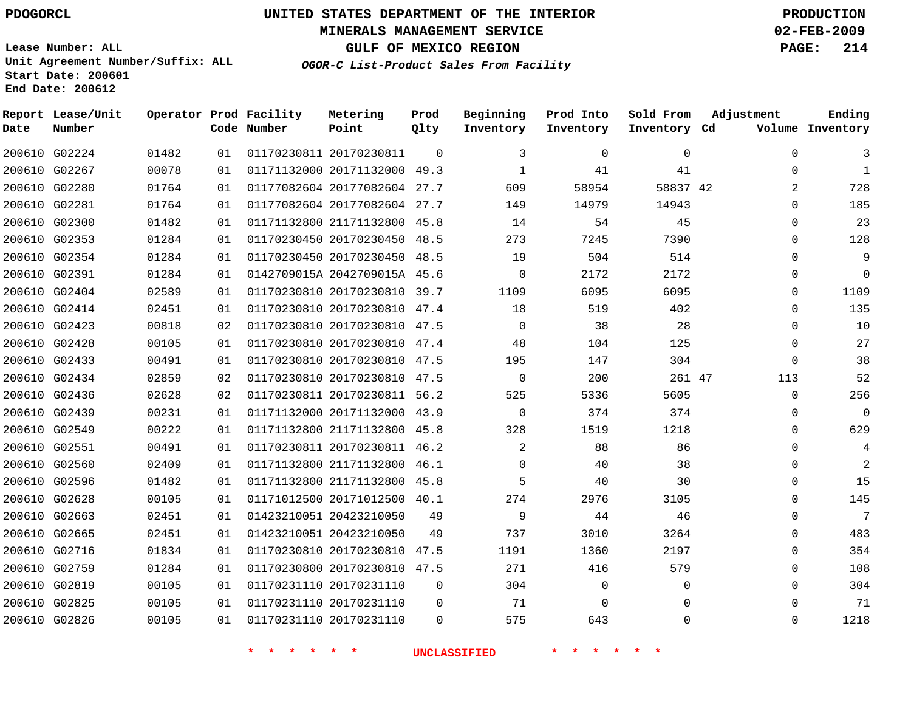PDOGORCL

# UNITED STATES DEPARTMENT OF THE INTERIOR
## MINERALS MANAGEMENT SERVICE
## GULF OF MEXICO REGION
### *OGOR-C List-Product Sales From Facility*

PRODUCTION
02-FEB-2009

Lease Number: ALL
Unit Agreement Number/Suffix: ALL
Start Date: 200601
End Date: 200612

| Report Date | Lease/Unit Number | Operator | Prod Code | Facility Number | Metering Point | Prod Qlty | Beginning Inventory | Prod Into Inventory | Sold From Inventory | Adjustment Cd | Volume | Ending Inventory |
|---|---|---|---|---|---|---|---|---|---|---|---|---|
| 200610 | G02224 | 01482 | 01 | 01170230811 | 20170230811 | 0 | 3 | 0 | 0 | | 0 | 3 |
| 200610 | G02267 | 00078 | 01 | 01171132000 | 20171132000 | 49.3 | 1 | 41 | 41 | | 0 | 1 |
| 200610 | G02280 | 01764 | 01 | 01177082604 | 20177082604 | 27.7 | 609 | 58954 | 58837 | 42 | 2 | 728 |
| 200610 | G02281 | 01764 | 01 | 01177082604 | 20177082604 | 27.7 | 149 | 14979 | 14943 | | 0 | 185 |
| 200610 | G02300 | 01482 | 01 | 01171132800 | 21171132800 | 45.8 | 14 | 54 | 45 | | 0 | 23 |
| 200610 | G02353 | 01284 | 01 | 01170230450 | 20170230450 | 48.5 | 273 | 7245 | 7390 | | 0 | 128 |
| 200610 | G02354 | 01284 | 01 | 01170230450 | 20170230450 | 48.5 | 19 | 504 | 514 | | 0 | 9 |
| 200610 | G02391 | 01284 | 01 | 0142709015A | 2042709015A | 45.6 | 0 | 2172 | 2172 | | 0 | 0 |
| 200610 | G02404 | 02589 | 01 | 01170230810 | 20170230810 | 39.7 | 1109 | 6095 | 6095 | | 0 | 1109 |
| 200610 | G02414 | 02451 | 01 | 01170230810 | 20170230810 | 47.4 | 18 | 519 | 402 | | 0 | 135 |
| 200610 | G02423 | 00818 | 02 | 01170230810 | 20170230810 | 47.5 | 0 | 38 | 28 | | 0 | 10 |
| 200610 | G02428 | 00105 | 01 | 01170230810 | 20170230810 | 47.4 | 48 | 104 | 125 | | 0 | 27 |
| 200610 | G02433 | 00491 | 01 | 01170230810 | 20170230810 | 47.5 | 195 | 147 | 304 | | 0 | 38 |
| 200610 | G02434 | 02859 | 02 | 01170230810 | 20170230810 | 47.5 | 0 | 200 | 261 | 47 | 113 | 52 |
| 200610 | G02436 | 02628 | 02 | 01170230811 | 20170230811 | 56.2 | 525 | 5336 | 5605 | | 0 | 256 |
| 200610 | G02439 | 00231 | 01 | 01171132000 | 20171132000 | 43.9 | 0 | 374 | 374 | | 0 | 0 |
| 200610 | G02549 | 00222 | 01 | 01171132800 | 21171132800 | 45.8 | 328 | 1519 | 1218 | | 0 | 629 |
| 200610 | G02551 | 00491 | 01 | 01170230811 | 20170230811 | 46.2 | 2 | 88 | 86 | | 0 | 4 |
| 200610 | G02560 | 02409 | 01 | 01171132800 | 21171132800 | 46.1 | 0 | 40 | 38 | | 0 | 2 |
| 200610 | G02596 | 01482 | 01 | 01171132800 | 21171132800 | 45.8 | 5 | 40 | 30 | | 0 | 15 |
| 200610 | G02628 | 00105 | 01 | 01171012500 | 20171012500 | 40.1 | 274 | 2976 | 3105 | | 0 | 145 |
| 200610 | G02663 | 02451 | 01 | 01423210051 | 20423210050 | 49 | 9 | 44 | 46 | | 0 | 7 |
| 200610 | G02665 | 02451 | 01 | 01423210051 | 20423210050 | 49 | 737 | 3010 | 3264 | | 0 | 483 |
| 200610 | G02716 | 01834 | 01 | 01170230810 | 20170230810 | 47.5 | 1191 | 1360 | 2197 | | 0 | 354 |
| 200610 | G02759 | 01284 | 01 | 01170230800 | 20170230810 | 47.5 | 271 | 416 | 579 | | 0 | 108 |
| 200610 | G02819 | 00105 | 01 | 01170231110 | 20170231110 | 0 | 304 | 0 | 0 | | 0 | 304 |
| 200610 | G02825 | 00105 | 01 | 01170231110 | 20170231110 | 0 | 71 | 0 | 0 | | 0 | 71 |
| 200610 | G02826 | 00105 | 01 | 01170231110 | 20170231110 | 0 | 575 | 643 | 0 | | 0 | 1218 |

* * * * * * UNCLASSIFIED * * * * * *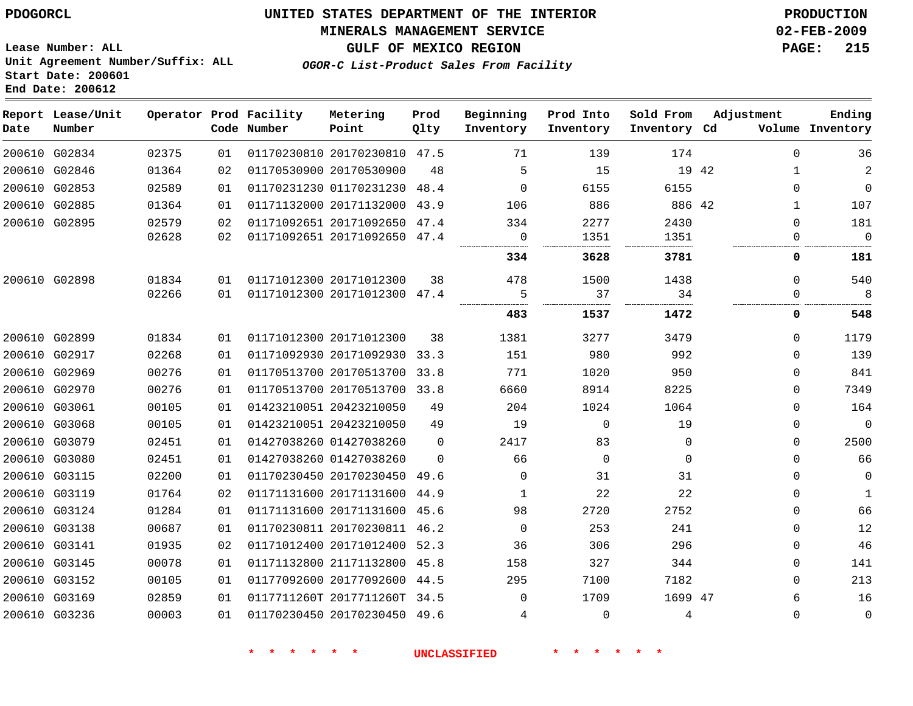PDOGORCL

# UNITED STATES DEPARTMENT OF THE INTERIOR
## MINERALS MANAGEMENT SERVICE
## GULF OF MEXICO REGION
### *OGOR-C List-Product Sales From Facility*

PRODUCTION
02-FEB-2009

Lease Number: ALL
Unit Agreement Number/Suffix: ALL
Start Date: 200601
End Date: 200612

| Report Date | Lease/Unit Number | Operator | Prod Code | Facility Number | Metering Point | Prod Qlty | Beginning Inventory | Prod Into Inventory | Sold From Inventory | Adjustment Cd | Volume | Ending Inventory |
|---|---|---|---|---|---|---|---|---|---|---|---|---|
| 200610 | G02834 | 02375 | 01 | 01170230810 | 20170230810 | 47.5 | 71 | 139 | 174 | | 0 | 36 |
| 200610 | G02846 | 01364 | 02 | 01170530900 | 20170530900 | 48 | 5 | 15 | 19 | 42 | 1 | 2 |
| 200610 | G02853 | 02589 | 01 | 01170231230 | 01170231230 | 48.4 | 0 | 6155 | 6155 | | 0 | 0 |
| 200610 | G02885 | 01364 | 01 | 01171132000 | 20171132000 | 43.9 | 106 | 886 | 886 | 42 | 1 | 107 |
| 200610 | G02895 | 02579 | 02 | 01171092651 | 20171092650 | 47.4 | 334 | 2277 | 2430 | | 0 | 181 |
| | | 02628 | 02 | 01171092651 | 20171092650 | 47.4 | 0 | 1351 | 1351 | | 0 | 0 |
| | | | | | | | **334** | **3628** | **3781** | | **0** | **181** |
| 200610 | G02898 | 01834 | 01 | 01171012300 | 20171012300 | 38 | 478 | 1500 | 1438 | | 0 | 540 |
| | | 02266 | 01 | 01171012300 | 20171012300 | 47.4 | 5 | 37 | 34 | | 0 | 8 |
| | | | | | | | **483** | **1537** | **1472** | | **0** | **548** |
| 200610 | G02899 | 01834 | 01 | 01171012300 | 20171012300 | 38 | 1381 | 3277 | 3479 | | 0 | 1179 |
| 200610 | G02917 | 02268 | 01 | 01171092930 | 20171092930 | 33.3 | 151 | 980 | 992 | | 0 | 139 |
| 200610 | G02969 | 00276 | 01 | 01170513700 | 20170513700 | 33.8 | 771 | 1020 | 950 | | 0 | 841 |
| 200610 | G02970 | 00276 | 01 | 01170513700 | 20170513700 | 33.8 | 6660 | 8914 | 8225 | | 0 | 7349 |
| 200610 | G03061 | 00105 | 01 | 01423210051 | 20423210050 | 49 | 204 | 1024 | 1064 | | 0 | 164 |
| 200610 | G03068 | 00105 | 01 | 01423210051 | 20423210050 | 49 | 19 | 0 | 19 | | 0 | 0 |
| 200610 | G03079 | 02451 | 01 | 01427038260 | 01427038260 | 0 | 2417 | 83 | 0 | | 0 | 2500 |
| 200610 | G03080 | 02451 | 01 | 01427038260 | 01427038260 | 0 | 66 | 0 | 0 | | 0 | 66 |
| 200610 | G03115 | 02200 | 01 | 01170230450 | 20170230450 | 49.6 | 0 | 31 | 31 | | 0 | 0 |
| 200610 | G03119 | 01764 | 02 | 01171131600 | 20171131600 | 44.9 | 1 | 22 | 22 | | 0 | 1 |
| 200610 | G03124 | 01284 | 01 | 01171131600 | 20171131600 | 45.6 | 98 | 2720 | 2752 | | 0 | 66 |
| 200610 | G03138 | 00687 | 01 | 01170230811 | 20170230811 | 46.2 | 0 | 253 | 241 | | 0 | 12 |
| 200610 | G03141 | 01935 | 02 | 01171012400 | 20171012400 | 52.3 | 36 | 306 | 296 | | 0 | 46 |
| 200610 | G03145 | 00078 | 01 | 01171132800 | 21171132800 | 45.8 | 158 | 327 | 344 | | 0 | 141 |
| 200610 | G03152 | 00105 | 01 | 01177092600 | 20177092600 | 44.5 | 295 | 7100 | 7182 | | 0 | 213 |
| 200610 | G03169 | 02859 | 01 | 0117711260T | 2017711260T | 34.5 | 0 | 1709 | 1699 | 47 | 6 | 16 |
| 200610 | G03236 | 00003 | 01 | 01170230450 | 20170230450 | 49.6 | 4 | 0 | 4 | | 0 | 0 |

* * * * * * UNCLASSIFIED * * * * * *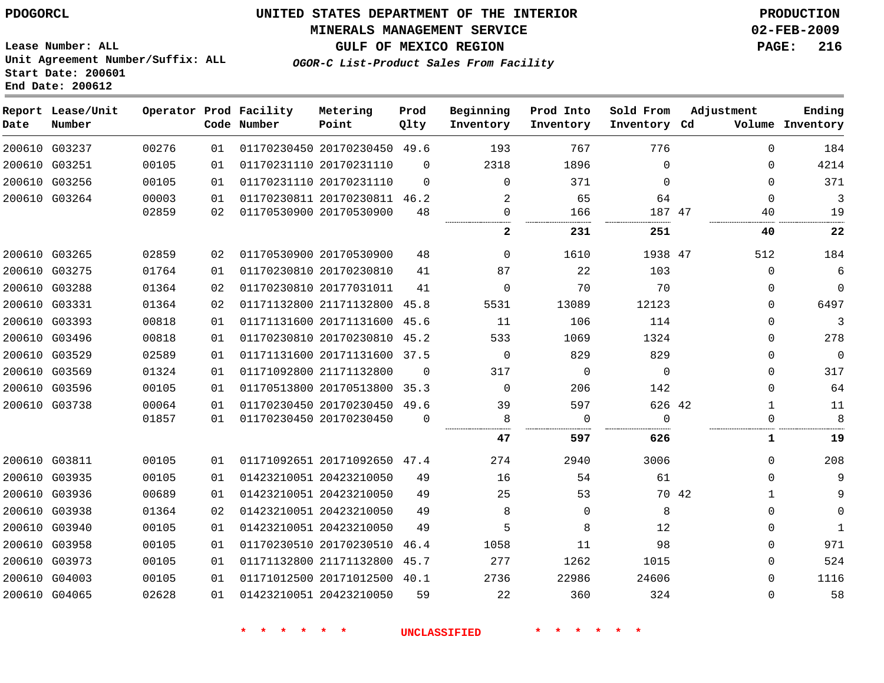PDOGORCL

# UNITED STATES DEPARTMENT OF THE INTERIOR
## MINERALS MANAGEMENT SERVICE
## GULF OF MEXICO REGION
### *OGOR-C List-Product Sales From Facility*

PRODUCTION
02-FEB-2009

Lease Number: ALL
Unit Agreement Number/Suffix: ALL
Start Date: 200601
End Date: 200612

| Report Date | Lease/Unit Number | Operator | Prod Code | Facility Number | Metering Point | Prod Qlty | Beginning Inventory | Prod Into Inventory | Sold From Inventory | Adjustment Cd | Volume | Ending Inventory |
|---|---|---|---|---|---|---|---|---|---|---|---|---|
| 200610 | G03237 | 00276 | 01 | 01170230450 | 20170230450 | 49.6 | 193 | 767 | 776 | | 0 | 184 |
| 200610 | G03251 | 00105 | 01 | 01170231110 | 20170231110 | 0 | 2318 | 1896 | 0 | | 0 | 4214 |
| 200610 | G03256 | 00105 | 01 | 01170231110 | 20170231110 | 0 | 0 | 371 | 0 | | 0 | 371 |
| 200610 | G03264 | 00003 | 01 | 01170230811 | 20170230811 | 46.2 | 2 | 65 | 64 | | 0 | 3 |
| | | 02859 | 02 | 01170530900 | 20170530900 | 48 | 0 | 166 | 187 | 47 | 40 | 19 |
| | | | | | | | **2** | **231** | **251** | | **40** | **22** |
| 200610 | G03265 | 02859 | 02 | 01170530900 | 20170530900 | 48 | 0 | 1610 | 1938 | 47 | 512 | 184 |
| 200610 | G03275 | 01764 | 01 | 01170230810 | 20170230810 | 41 | 87 | 22 | 103 | | 0 | 6 |
| 200610 | G03288 | 01364 | 02 | 01170230810 | 20177031011 | 41 | 0 | 70 | 70 | | 0 | 0 |
| 200610 | G03331 | 01364 | 02 | 01171132800 | 21171132800 | 45.8 | 5531 | 13089 | 12123 | | 0 | 6497 |
| 200610 | G03393 | 00818 | 01 | 01171131600 | 20171131600 | 45.6 | 11 | 106 | 114 | | 0 | 3 |
| 200610 | G03496 | 00818 | 01 | 01170230810 | 20170230810 | 45.2 | 533 | 1069 | 1324 | | 0 | 278 |
| 200610 | G03529 | 02589 | 01 | 01171131600 | 20171131600 | 37.5 | 0 | 829 | 829 | | 0 | 0 |
| 200610 | G03569 | 01324 | 01 | 01171092800 | 21171132800 | 0 | 317 | 0 | 0 | | 0 | 317 |
| 200610 | G03596 | 00105 | 01 | 01170513800 | 20170513800 | 35.3 | 0 | 206 | 142 | | 0 | 64 |
| 200610 | G03738 | 00064 | 01 | 01170230450 | 20170230450 | 49.6 | 39 | 597 | 626 | 42 | 1 | 11 |
| | | 01857 | 01 | 01170230450 | 20170230450 | 0 | 8 | 0 | 0 | | 0 | 8 |
| | | | | | | | **47** | **597** | **626** | | **1** | **19** |
| 200610 | G03811 | 00105 | 01 | 01171092651 | 20171092650 | 47.4 | 274 | 2940 | 3006 | | 0 | 208 |
| 200610 | G03935 | 00105 | 01 | 01423210051 | 20423210050 | 49 | 16 | 54 | 61 | | 0 | 9 |
| 200610 | G03936 | 00689 | 01 | 01423210051 | 20423210050 | 49 | 25 | 53 | 70 | 42 | 1 | 9 |
| 200610 | G03938 | 01364 | 02 | 01423210051 | 20423210050 | 49 | 8 | 0 | 8 | | 0 | 0 |
| 200610 | G03940 | 00105 | 01 | 01423210051 | 20423210050 | 49 | 5 | 8 | 12 | | 0 | 1 |
| 200610 | G03958 | 00105 | 01 | 01170230510 | 20170230510 | 46.4 | 1058 | 11 | 98 | | 0 | 971 |
| 200610 | G03973 | 00105 | 01 | 01171132800 | 21171132800 | 45.7 | 277 | 1262 | 1015 | | 0 | 524 |
| 200610 | G04003 | 00105 | 01 | 01171012500 | 20171012500 | 40.1 | 2736 | 22986 | 24606 | | 0 | 1116 |
| 200610 | G04065 | 02628 | 01 | 01423210051 | 20423210050 | 59 | 22 | 360 | 324 | | 0 | 58 |

\* \* \* \* \* \* UNCLASSIFIED \* \* \* \* \* \*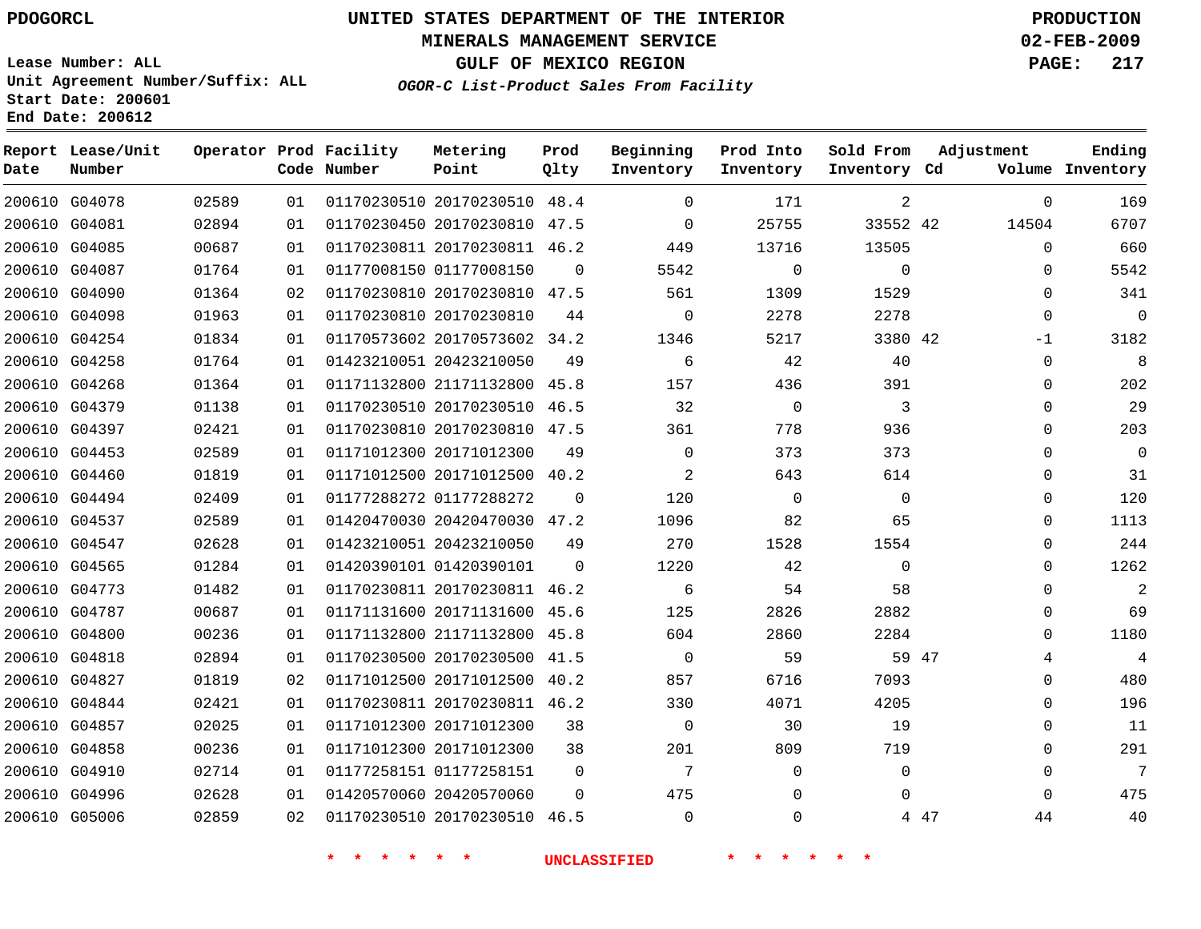PDOGORCL

# UNITED STATES DEPARTMENT OF THE INTERIOR
## MINERALS MANAGEMENT SERVICE
## GULF OF MEXICO REGION
### *OGOR-C List-Product Sales From Facility*

PRODUCTION
02-FEB-2009

Lease Number: ALL
Unit Agreement Number/Suffix: ALL
Start Date: 200601
End Date: 200612

| Report Date | Lease/Unit Number | Operator | Prod Code | Facility Number | Metering Point | Prod Qlty | Beginning Inventory | Prod Into Inventory | Sold From Inventory | Adjustment Cd | Adjustment Volume | Ending Inventory |
|---|---|---|---|---|---|---|---|---|---|---|---|---|
| 200610 | G04078 | 02589 | 01 | 01170230510 | 20170230510 | 48.4 | 0 | 171 | 2 | | 0 | 169 |
| 200610 | G04081 | 02894 | 01 | 01170230450 | 20170230810 | 47.5 | 0 | 25755 | 33552 | 42 | 14504 | 6707 |
| 200610 | G04085 | 00687 | 01 | 01170230811 | 20170230811 | 46.2 | 449 | 13716 | 13505 | | 0 | 660 |
| 200610 | G04087 | 01764 | 01 | 01177008150 | 01177008150 | 0 | 5542 | 0 | 0 | | 0 | 5542 |
| 200610 | G04090 | 01364 | 02 | 01170230810 | 20170230810 | 47.5 | 561 | 1309 | 1529 | | 0 | 341 |
| 200610 | G04098 | 01963 | 01 | 01170230810 | 20170230810 | 44 | 0 | 2278 | 2278 | | 0 | 0 |
| 200610 | G04254 | 01834 | 01 | 01170573602 | 20170573602 | 34.2 | 1346 | 5217 | 3380 | 42 | -1 | 3182 |
| 200610 | G04258 | 01764 | 01 | 01423210051 | 20423210050 | 49 | 6 | 42 | 40 | | 0 | 8 |
| 200610 | G04268 | 01364 | 01 | 01171132800 | 21171132800 | 45.8 | 157 | 436 | 391 | | 0 | 202 |
| 200610 | G04379 | 01138 | 01 | 01170230510 | 20170230510 | 46.5 | 32 | 0 | 3 | | 0 | 29 |
| 200610 | G04397 | 02421 | 01 | 01170230810 | 20170230810 | 47.5 | 361 | 778 | 936 | | 0 | 203 |
| 200610 | G04453 | 02589 | 01 | 01171012300 | 20171012300 | 49 | 0 | 373 | 373 | | 0 | 0 |
| 200610 | G04460 | 01819 | 01 | 01171012500 | 20171012500 | 40.2 | 2 | 643 | 614 | | 0 | 31 |
| 200610 | G04494 | 02409 | 01 | 01177288272 | 01177288272 | 0 | 120 | 0 | 0 | | 0 | 120 |
| 200610 | G04537 | 02589 | 01 | 01420470030 | 20420470030 | 47.2 | 1096 | 82 | 65 | | 0 | 1113 |
| 200610 | G04547 | 02628 | 01 | 01423210051 | 20423210050 | 49 | 270 | 1528 | 1554 | | 0 | 244 |
| 200610 | G04565 | 01284 | 01 | 01420390101 | 01420390101 | 0 | 1220 | 42 | 0 | | 0 | 1262 |
| 200610 | G04773 | 01482 | 01 | 01170230811 | 20170230811 | 46.2 | 6 | 54 | 58 | | 0 | 2 |
| 200610 | G04787 | 00687 | 01 | 01171131600 | 20171131600 | 45.6 | 125 | 2826 | 2882 | | 0 | 69 |
| 200610 | G04800 | 00236 | 01 | 01171132800 | 21171132800 | 45.8 | 604 | 2860 | 2284 | | 0 | 1180 |
| 200610 | G04818 | 02894 | 01 | 01170230500 | 20170230500 | 41.5 | 0 | 59 | 59 | 47 | 4 | 4 |
| 200610 | G04827 | 01819 | 02 | 01171012500 | 20171012500 | 40.2 | 857 | 6716 | 7093 | | 0 | 480 |
| 200610 | G04844 | 02421 | 01 | 01170230811 | 20170230811 | 46.2 | 330 | 4071 | 4205 | | 0 | 196 |
| 200610 | G04857 | 02025 | 01 | 01171012300 | 20171012300 | 38 | 0 | 30 | 19 | | 0 | 11 |
| 200610 | G04858 | 00236 | 01 | 01171012300 | 20171012300 | 38 | 201 | 809 | 719 | | 0 | 291 |
| 200610 | G04910 | 02714 | 01 | 01177258151 | 01177258151 | 0 | 7 | 0 | 0 | | 0 | 7 |
| 200610 | G04996 | 02628 | 01 | 01420570060 | 20420570060 | 0 | 475 | 0 | 0 | | 0 | 475 |
| 200610 | G05006 | 02859 | 02 | 01170230510 | 20170230510 | 46.5 | 0 | 0 | 4 | 47 | 44 | 40 |

* * * * * * UNCLASSIFIED * * * * * *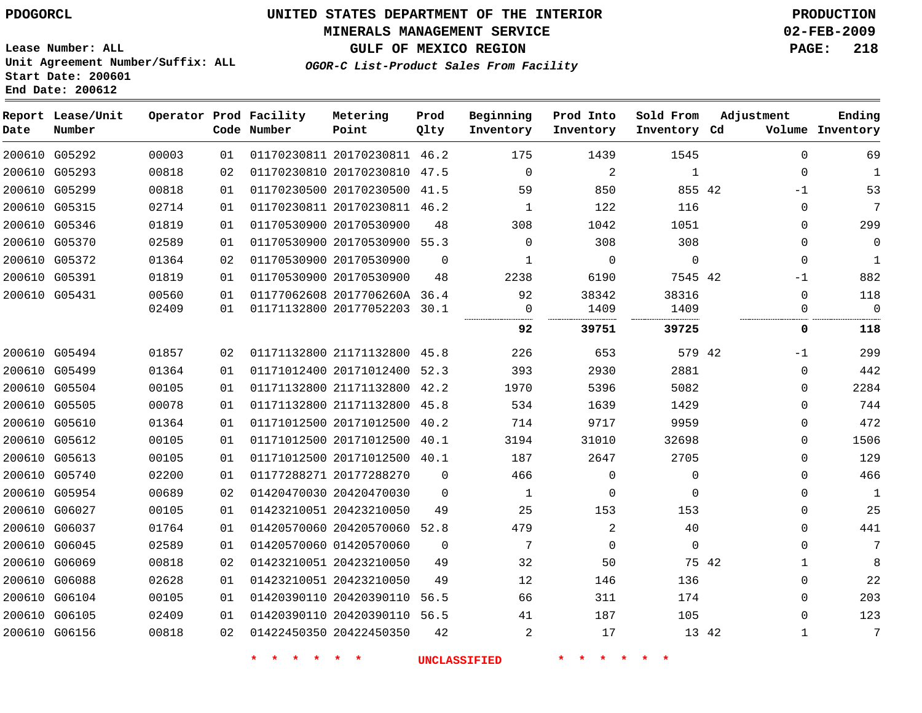PDOGORCL

# UNITED STATES DEPARTMENT OF THE INTERIOR
## MINERALS MANAGEMENT SERVICE
## GULF OF MEXICO REGION
### *OGOR-C List-Product Sales From Facility*

PRODUCTION
02-FEB-2009

Lease Number: ALL
Unit Agreement Number/Suffix: ALL
Start Date: 200601
End Date: 200612

| Report Date | Lease/Unit Number | Operator | Prod Code | Facility Number | Metering Point | Prod Qlty | Beginning Inventory | Prod Into Inventory | Sold From Inventory | Adjustment Cd | Adjustment Volume | Ending Inventory |
|---|---|---|---|---|---|---|---|---|---|---|---|---|
| 200610 | G05292 | 00003 | 01 | 01170230811 | 20170230811 | 46.2 | 175 | 1439 | 1545 | | 0 | 69 |
| 200610 | G05293 | 00818 | 02 | 01170230810 | 20170230810 | 47.5 | 0 | 2 | 1 | | 0 | 1 |
| 200610 | G05299 | 00818 | 01 | 01170230500 | 20170230500 | 41.5 | 59 | 850 | 855 | 42 | -1 | 53 |
| 200610 | G05315 | 02714 | 01 | 01170230811 | 20170230811 | 46.2 | 1 | 122 | 116 | | 0 | 7 |
| 200610 | G05346 | 01819 | 01 | 01170530900 | 20170530900 | 48 | 308 | 1042 | 1051 | | 0 | 299 |
| 200610 | G05370 | 02589 | 01 | 01170530900 | 20170530900 | 55.3 | 0 | 308 | 308 | | 0 | 0 |
| 200610 | G05372 | 01364 | 02 | 01170530900 | 20170530900 | 0 | 1 | 0 | 0 | | 0 | 1 |
| 200610 | G05391 | 01819 | 01 | 01170530900 | 20170530900 | 48 | 2238 | 6190 | 7545 | 42 | -1 | 882 |
| 200610 | G05431 | 00560 | 01 | 01177062608 | 2017706260A | 36.4 | 92 | 38342 | 38316 | | 0 | 118 |
| | | 02409 | 01 | 01171132800 | 20177052203 | 30.1 | 0 | 1409 | 1409 | | 0 | 0 |
| | | | | | | | **92** | **39751** | **39725** | | **0** | **118** |
| 200610 | G05494 | 01857 | 02 | 01171132800 | 21171132800 | 45.8 | 226 | 653 | 579 | 42 | -1 | 299 |
| 200610 | G05499 | 01364 | 01 | 01171012400 | 20171012400 | 52.3 | 393 | 2930 | 2881 | | 0 | 442 |
| 200610 | G05504 | 00105 | 01 | 01171132800 | 21171132800 | 42.2 | 1970 | 5396 | 5082 | | 0 | 2284 |
| 200610 | G05505 | 00078 | 01 | 01171132800 | 21171132800 | 45.8 | 534 | 1639 | 1429 | | 0 | 744 |
| 200610 | G05610 | 01364 | 01 | 01171012500 | 20171012500 | 40.2 | 714 | 9717 | 9959 | | 0 | 472 |
| 200610 | G05612 | 00105 | 01 | 01171012500 | 20171012500 | 40.1 | 3194 | 31010 | 32698 | | 0 | 1506 |
| 200610 | G05613 | 00105 | 01 | 01171012500 | 20171012500 | 40.1 | 187 | 2647 | 2705 | | 0 | 129 |
| 200610 | G05740 | 02200 | 01 | 01177288271 | 20177288270 | 0 | 466 | 0 | 0 | | 0 | 466 |
| 200610 | G05954 | 00689 | 02 | 01420470030 | 20420470030 | 0 | 1 | 0 | 0 | | 0 | 1 |
| 200610 | G06027 | 00105 | 01 | 01423210051 | 20423210050 | 49 | 25 | 153 | 153 | | 0 | 25 |
| 200610 | G06037 | 01764 | 01 | 01420570060 | 20420570060 | 52.8 | 479 | 2 | 40 | | 0 | 441 |
| 200610 | G06045 | 02589 | 01 | 01420570060 | 01420570060 | 0 | 7 | 0 | 0 | | 0 | 7 |
| 200610 | G06069 | 00818 | 02 | 01423210051 | 20423210050 | 49 | 32 | 50 | 75 | 42 | 1 | 8 |
| 200610 | G06088 | 02628 | 01 | 01423210051 | 20423210050 | 49 | 12 | 146 | 136 | | 0 | 22 |
| 200610 | G06104 | 00105 | 01 | 01420390110 | 20420390110 | 56.5 | 66 | 311 | 174 | | 0 | 203 |
| 200610 | G06105 | 02409 | 01 | 01420390110 | 20420390110 | 56.5 | 41 | 187 | 105 | | 0 | 123 |
| 200610 | G06156 | 00818 | 02 | 01422450350 | 20422450350 | 42 | 2 | 17 | 13 | 42 | 1 | 7 |

\* \* \* \* \* \* UNCLASSIFIED \* \* \* \* \* \*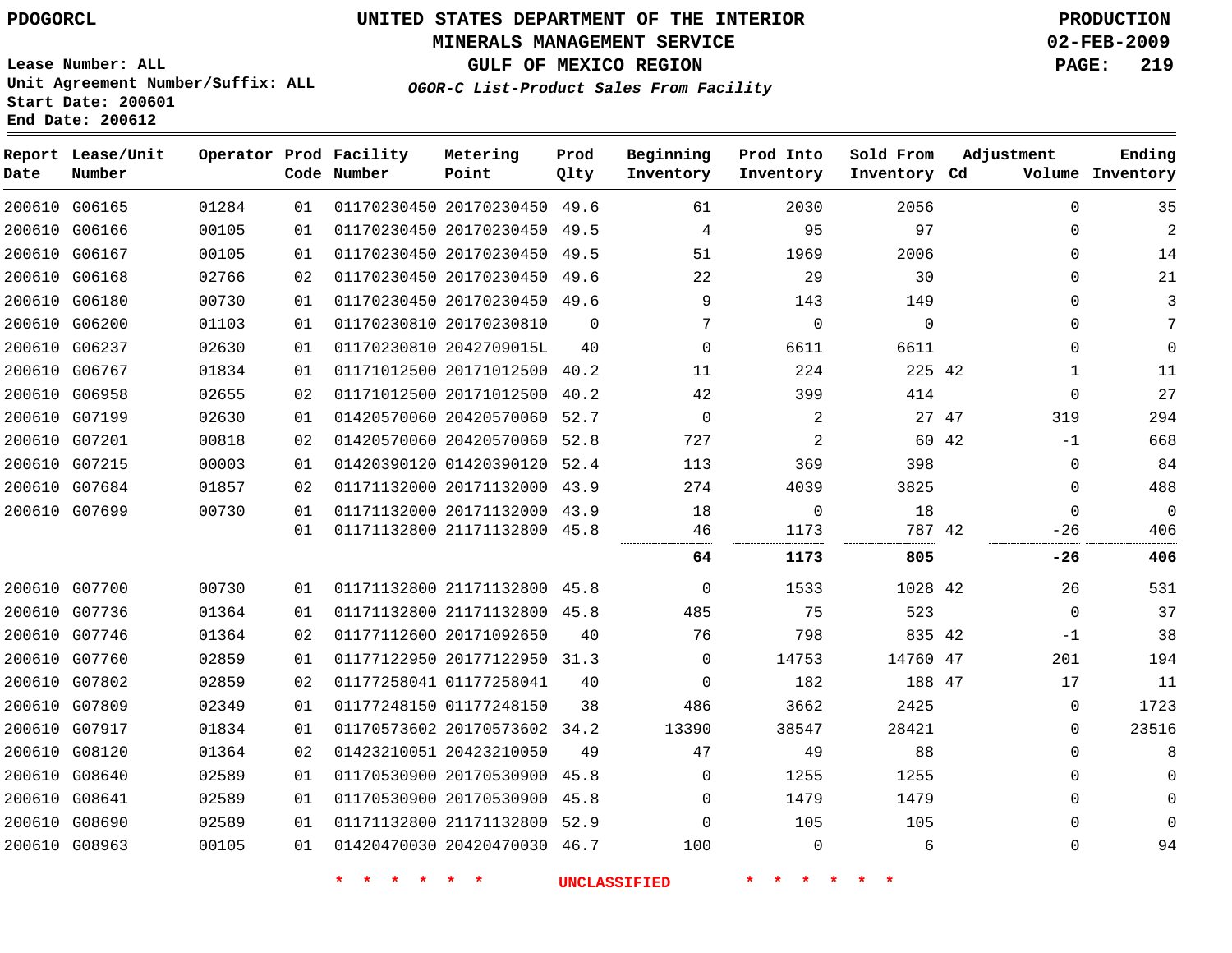PDOGORCL

# UNITED STATES DEPARTMENT OF THE INTERIOR
## MINERALS MANAGEMENT SERVICE
## GULF OF MEXICO REGION
### *OGOR-C List-Product Sales From Facility*

PRODUCTION
02-FEB-2009

Lease Number: ALL
Unit Agreement Number/Suffix: ALL
Start Date: 200601
End Date: 200612

| Report Date | Lease/Unit Number | Operator | Prod Code | Facility Number | Metering Point | Prod Qlty | Beginning Inventory | Prod Into Inventory | Sold From Inventory | Adjustment Cd | Adjustment Volume | Ending Inventory |
|---|---|---|---|---|---|---|---|---|---|---|---|---|
| 200610 | G06165 | 01284 | 01 | 01170230450 | 20170230450 | 49.6 | 61 | 2030 | 2056 | | 0 | 35 |
| 200610 | G06166 | 00105 | 01 | 01170230450 | 20170230450 | 49.5 | 4 | 95 | 97 | | 0 | 2 |
| 200610 | G06167 | 00105 | 01 | 01170230450 | 20170230450 | 49.5 | 51 | 1969 | 2006 | | 0 | 14 |
| 200610 | G06168 | 02766 | 02 | 01170230450 | 20170230450 | 49.6 | 22 | 29 | 30 | | 0 | 21 |
| 200610 | G06180 | 00730 | 01 | 01170230450 | 20170230450 | 49.6 | 9 | 143 | 149 | | 0 | 3 |
| 200610 | G06200 | 01103 | 01 | 01170230810 | 20170230810 | 0 | 7 | 0 | 0 | | 0 | 7 |
| 200610 | G06237 | 02630 | 01 | 01170230810 | 2042709015L | 40 | 0 | 6611 | 6611 | | 0 | 0 |
| 200610 | G06767 | 01834 | 01 | 01171012500 | 20171012500 | 40.2 | 11 | 224 | 225 | 42 | 1 | 11 |
| 200610 | G06958 | 02655 | 02 | 01171012500 | 20171012500 | 40.2 | 42 | 399 | 414 | | 0 | 27 |
| 200610 | G07199 | 02630 | 01 | 01420570060 | 20420570060 | 52.7 | 0 | 2 | 27 | 47 | 319 | 294 |
| 200610 | G07201 | 00818 | 02 | 01420570060 | 20420570060 | 52.8 | 727 | 2 | 60 | 42 | -1 | 668 |
| 200610 | G07215 | 00003 | 01 | 01420390120 | 01420390120 | 52.4 | 113 | 369 | 398 | | 0 | 84 |
| 200610 | G07684 | 01857 | 02 | 01171132000 | 20171132000 | 43.9 | 274 | 4039 | 3825 | | 0 | 488 |
| 200610 | G07699 | 00730 | 01 | 01171132000 | 20171132000 | 43.9 | 18 | 0 | 18 | | 0 | 0 |
| | | | 01 | 01171132800 | 21171132800 | 45.8 | 46 | 1173 | 787 | 42 | -26 | 406 |
| | | | | | | | **64** | **1173** | **805** | | **-26** | **406** |
| 200610 | G07700 | 00730 | 01 | 01171132800 | 21171132800 | 45.8 | 0 | 1533 | 1028 | 42 | 26 | 531 |
| 200610 | G07736 | 01364 | 01 | 01171132800 | 21171132800 | 45.8 | 485 | 75 | 523 | | 0 | 37 |
| 200610 | G07746 | 01364 | 02 | 01177112600 | 20171092650 | 40 | 76 | 798 | 835 | 42 | -1 | 38 |
| 200610 | G07760 | 02859 | 01 | 01177122950 | 20177122950 | 31.3 | 0 | 14753 | 14760 | 47 | 201 | 194 |
| 200610 | G07802 | 02859 | 02 | 01177258041 | 01177258041 | 40 | 0 | 182 | 188 | 47 | 17 | 11 |
| 200610 | G07809 | 02349 | 01 | 01177248150 | 01177248150 | 38 | 486 | 3662 | 2425 | | 0 | 1723 |
| 200610 | G07917 | 01834 | 01 | 01170573602 | 20170573602 | 34.2 | 13390 | 38547 | 28421 | | 0 | 23516 |
| 200610 | G08120 | 01364 | 02 | 01423210051 | 20423210050 | 49 | 47 | 49 | 88 | | 0 | 8 |
| 200610 | G08640 | 02589 | 01 | 01170530900 | 20170530900 | 45.8 | 0 | 1255 | 1255 | | 0 | 0 |
| 200610 | G08641 | 02589 | 01 | 01170530900 | 20170530900 | 45.8 | 0 | 1479 | 1479 | | 0 | 0 |
| 200610 | G08690 | 02589 | 01 | 01171132800 | 21171132800 | 52.9 | 0 | 105 | 105 | | 0 | 0 |
| 200610 | G08963 | 00105 | 01 | 01420470030 | 20420470030 | 46.7 | 100 | 0 | 6 | | 0 | 94 |

\* \* \* \* \* \* UNCLASSIFIED \* \* \* \* \* \*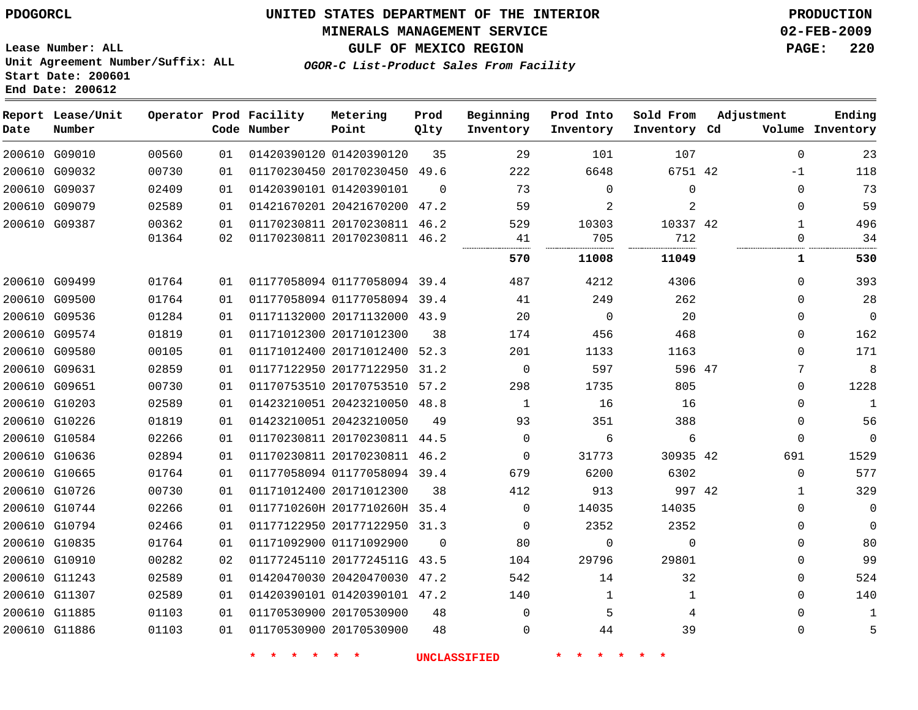PDOGORCL

# UNITED STATES DEPARTMENT OF THE INTERIOR
## MINERALS MANAGEMENT SERVICE
## GULF OF MEXICO REGION
### *OGOR-C List-Product Sales From Facility*

PRODUCTION
02-FEB-2009

Lease Number: ALL
Unit Agreement Number/Suffix: ALL
Start Date: 200601
End Date: 200612

| Report Date | Lease/Unit Number | Operator | Prod Code | Facility Number | Metering Point | Prod Qlty | Beginning Inventory | Prod Into Inventory | Sold From Inventory | Adjustment Cd | Adjustment Volume | Ending Inventory |
|---|---|---|---|---|---|---|---|---|---|---|---|---|
| 200610 | G09010 | 00560 | 01 | 01420390120 | 01420390120 | 35 | 29 | 101 | 107 | | 0 | 23 |
| 200610 | G09032 | 00730 | 01 | 01170230450 | 20170230450 | 49.6 | 222 | 6648 | 6751 | 42 | -1 | 118 |
| 200610 | G09037 | 02409 | 01 | 01420390101 | 01420390101 | 0 | 73 | 0 | 0 | | 0 | 73 |
| 200610 | G09079 | 02589 | 01 | 01421670201 | 20421670200 | 47.2 | 59 | 2 | 2 | | 0 | 59 |
| 200610 | G09387 | 00362 | 01 | 01170230811 | 20170230811 | 46.2 | 529 | 10303 | 10337 | 42 | 1 | 496 |
| | | 01364 | 02 | 01170230811 | 20170230811 | 46.2 | 41 | 705 | 712 | | 0 | 34 |
| | | | | | | | **570** | **11008** | **11049** | | **1** | **530** |
| 200610 | G09499 | 01764 | 01 | 01177058094 | 01177058094 | 39.4 | 487 | 4212 | 4306 | | 0 | 393 |
| 200610 | G09500 | 01764 | 01 | 01177058094 | 01177058094 | 39.4 | 41 | 249 | 262 | | 0 | 28 |
| 200610 | G09536 | 01284 | 01 | 01171132000 | 20171132000 | 43.9 | 20 | 0 | 20 | | 0 | 0 |
| 200610 | G09574 | 01819 | 01 | 01171012300 | 20171012300 | 38 | 174 | 456 | 468 | | 0 | 162 |
| 200610 | G09580 | 00105 | 01 | 01171012400 | 20171012400 | 52.3 | 201 | 1133 | 1163 | | 0 | 171 |
| 200610 | G09631 | 02859 | 01 | 01177122950 | 20177122950 | 31.2 | 0 | 597 | 596 | 47 | 7 | 8 |
| 200610 | G09651 | 00730 | 01 | 01170753510 | 20170753510 | 57.2 | 298 | 1735 | 805 | | 0 | 1228 |
| 200610 | G10203 | 02589 | 01 | 01423210051 | 20423210050 | 48.8 | 1 | 16 | 16 | | 0 | 1 |
| 200610 | G10226 | 01819 | 01 | 01423210051 | 20423210050 | 49 | 93 | 351 | 388 | | 0 | 56 |
| 200610 | G10584 | 02266 | 01 | 01170230811 | 20170230811 | 44.5 | 0 | 6 | 6 | | 0 | 0 |
| 200610 | G10636 | 02894 | 01 | 01170230811 | 20170230811 | 46.2 | 0 | 31773 | 30935 | 42 | 691 | 1529 |
| 200610 | G10665 | 01764 | 01 | 01177058094 | 01177058094 | 39.4 | 679 | 6200 | 6302 | | 0 | 577 |
| 200610 | G10726 | 00730 | 01 | 01171012400 | 20171012300 | 38 | 412 | 913 | 997 | 42 | 1 | 329 |
| 200610 | G10744 | 02266 | 01 | 0117710260H | 2017710260H | 35.4 | 0 | 14035 | 14035 | | 0 | 0 |
| 200610 | G10794 | 02466 | 01 | 01177122950 | 20177122950 | 31.3 | 0 | 2352 | 2352 | | 0 | 0 |
| 200610 | G10835 | 01764 | 01 | 01171092900 | 01171092900 | 0 | 80 | 0 | 0 | | 0 | 80 |
| 200610 | G10910 | 00282 | 02 | 01177245110 | 2017724511G | 43.5 | 104 | 29796 | 29801 | | 0 | 99 |
| 200610 | G11243 | 02589 | 01 | 01420470030 | 20420470030 | 47.2 | 542 | 14 | 32 | | 0 | 524 |
| 200610 | G11307 | 02589 | 01 | 01420390101 | 01420390101 | 47.2 | 140 | 1 | 1 | | 0 | 140 |
| 200610 | G11885 | 01103 | 01 | 01170530900 | 20170530900 | 48 | 0 | 5 | 4 | | 0 | 1 |
| 200610 | G11886 | 01103 | 01 | 01170530900 | 20170530900 | 48 | 0 | 44 | 39 | | 0 | 5 |

* * * * * * UNCLASSIFIED * * * * * *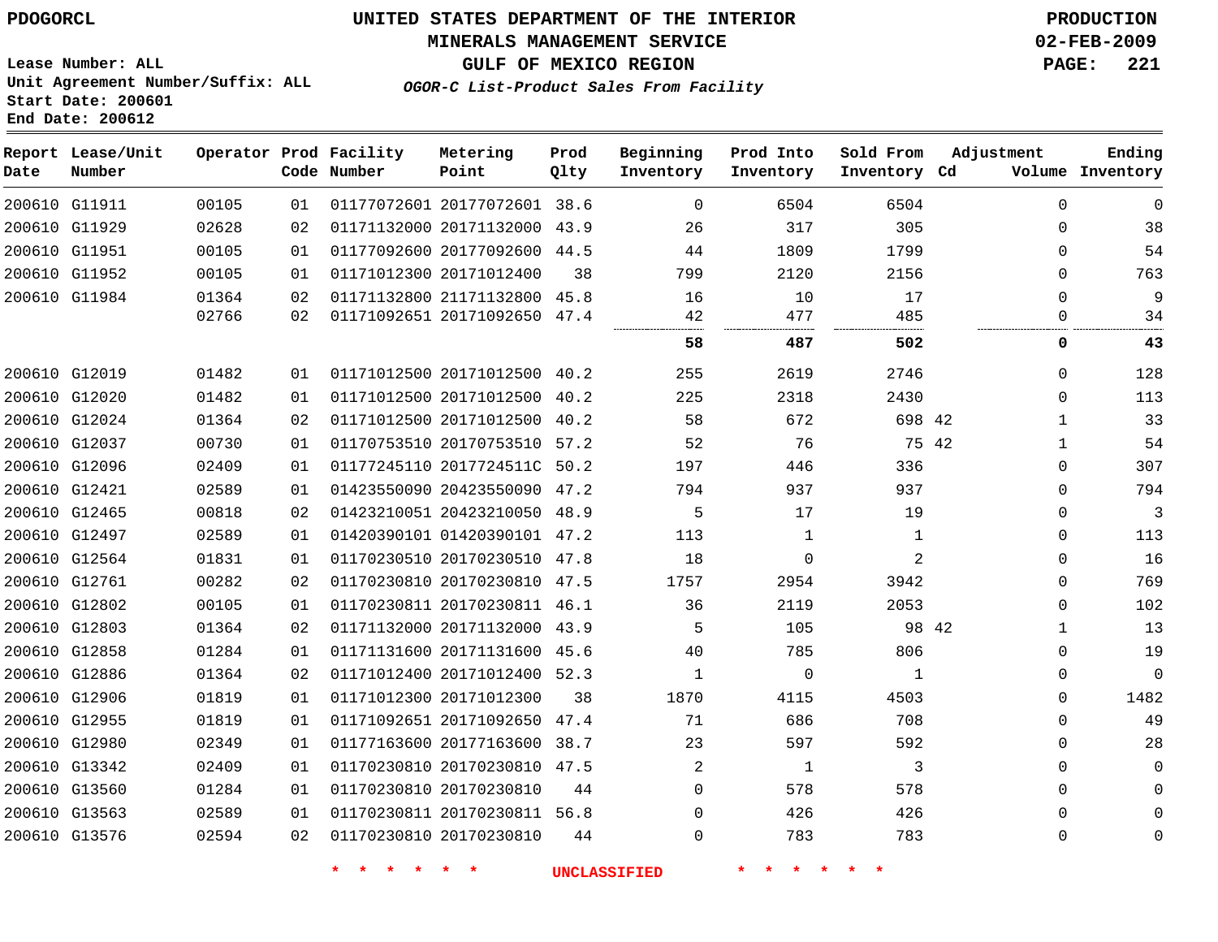PDOGORCL

# UNITED STATES DEPARTMENT OF THE INTERIOR
## MINERALS MANAGEMENT SERVICE
## GULF OF MEXICO REGION
### *OGOR-C List-Product Sales From Facility*

PRODUCTION
02-FEB-2009

Lease Number: ALL
Unit Agreement Number/Suffix: ALL
Start Date: 200601
End Date: 200612

| Report Date | Lease/Unit Number | Operator | Prod Code | Facility Number | Metering Point | Prod Qlty | Beginning Inventory | Prod Into Inventory | Sold From Inventory | Adjustment Cd | Volume | Ending Inventory |
|---|---|---|---|---|---|---|---|---|---|---|---|---|
| 200610 | G11911 | 00105 | 01 | 01177072601 | 20177072601 | 38.6 | 0 | 6504 | 6504 | | 0 | 0 |
| 200610 | G11929 | 02628 | 02 | 01171132000 | 20171132000 | 43.9 | 26 | 317 | 305 | | 0 | 38 |
| 200610 | G11951 | 00105 | 01 | 01177092600 | 20177092600 | 44.5 | 44 | 1809 | 1799 | | 0 | 54 |
| 200610 | G11952 | 00105 | 01 | 01171012300 | 20171012400 | 38 | 799 | 2120 | 2156 | | 0 | 763 |
| 200610 | G11984 | 01364 | 02 | 01171132800 | 21171132800 | 45.8 | 16 | 10 | 17 | | 0 | 9 |
| | | 02766 | 02 | 01171092651 | 20171092650 | 47.4 | 42 | 477 | 485 | | 0 | 34 |
| | | | | | | | **58** | **487** | **502** | | **0** | **43** |
| 200610 | G12019 | 01482 | 01 | 01171012500 | 20171012500 | 40.2 | 255 | 2619 | 2746 | | 0 | 128 |
| 200610 | G12020 | 01482 | 01 | 01171012500 | 20171012500 | 40.2 | 225 | 2318 | 2430 | | 0 | 113 |
| 200610 | G12024 | 01364 | 02 | 01171012500 | 20171012500 | 40.2 | 58 | 672 | 698 | 42 | 1 | 33 |
| 200610 | G12037 | 00730 | 01 | 01170753510 | 20170753510 | 57.2 | 52 | 76 | 75 | 42 | 1 | 54 |
| 200610 | G12096 | 02409 | 01 | 01177245110 | 2017724511C | 50.2 | 197 | 446 | 336 | | 0 | 307 |
| 200610 | G12421 | 02589 | 01 | 01423550090 | 20423550090 | 47.2 | 794 | 937 | 937 | | 0 | 794 |
| 200610 | G12465 | 00818 | 02 | 01423210051 | 20423210050 | 48.9 | 5 | 17 | 19 | | 0 | 3 |
| 200610 | G12497 | 02589 | 01 | 01420390101 | 01420390101 | 47.2 | 113 | 1 | 1 | | 0 | 113 |
| 200610 | G12564 | 01831 | 01 | 01170230510 | 20170230510 | 47.8 | 18 | 0 | 2 | | 0 | 16 |
| 200610 | G12761 | 00282 | 02 | 01170230810 | 20170230810 | 47.5 | 1757 | 2954 | 3942 | | 0 | 769 |
| 200610 | G12802 | 00105 | 01 | 01170230811 | 20170230811 | 46.1 | 36 | 2119 | 2053 | | 0 | 102 |
| 200610 | G12803 | 01364 | 02 | 01171132000 | 20171132000 | 43.9 | 5 | 105 | 98 | 42 | 1 | 13 |
| 200610 | G12858 | 01284 | 01 | 01171131600 | 20171131600 | 45.6 | 40 | 785 | 806 | | 0 | 19 |
| 200610 | G12886 | 01364 | 02 | 01171012400 | 20171012400 | 52.3 | 1 | 0 | 1 | | 0 | 0 |
| 200610 | G12906 | 01819 | 01 | 01171012300 | 20171012300 | 38 | 1870 | 4115 | 4503 | | 0 | 1482 |
| 200610 | G12955 | 01819 | 01 | 01171092651 | 20171092650 | 47.4 | 71 | 686 | 708 | | 0 | 49 |
| 200610 | G12980 | 02349 | 01 | 01177163600 | 20177163600 | 38.7 | 23 | 597 | 592 | | 0 | 28 |
| 200610 | G13342 | 02409 | 01 | 01170230810 | 20170230810 | 47.5 | 2 | 1 | 3 | | 0 | 0 |
| 200610 | G13560 | 01284 | 01 | 01170230810 | 20170230810 | 44 | 0 | 578 | 578 | | 0 | 0 |
| 200610 | G13563 | 02589 | 01 | 01170230811 | 20170230811 | 56.8 | 0 | 426 | 426 | | 0 | 0 |
| 200610 | G13576 | 02594 | 02 | 01170230810 | 20170230810 | 44 | 0 | 783 | 783 | | 0 | 0 |

* * * * * * UNCLASSIFIED * * * * * *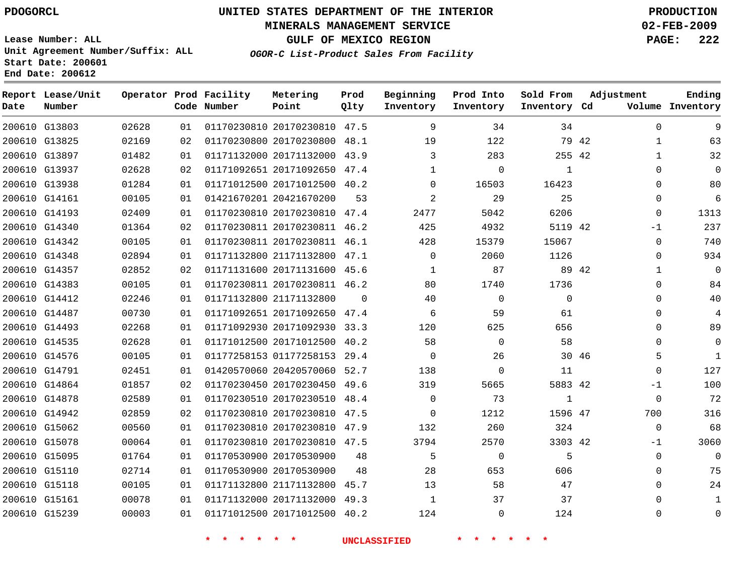PDOGORCL

Lease Number: ALL
Unit Agreement Number/Suffix: ALL
Start Date: 200601
End Date: 200612

# UNITED STATES DEPARTMENT OF THE INTERIOR
## MINERALS MANAGEMENT SERVICE
## GULF OF MEXICO REGION
### *OGOR-C List-Product Sales From Facility*

PRODUCTION
02-FEB-2009

| Report Date | Lease/Unit Number | Operator | Prod Code | Facility Number | Metering Point | Prod Qlty | Beginning Inventory | Prod Into Inventory | Sold From Inventory | Adjustment Cd | Volume | Ending Inventory |
|---|---|---|---|---|---|---|---|---|---|---|---|---|
| 200610 | G13803 | 02628 | 01 | 01170230810 | 20170230810 | 47.5 | 9 | 34 | 34 | | 0 | 9 |
| 200610 | G13825 | 02169 | 02 | 01170230800 | 20170230800 | 48.1 | 19 | 122 | 79 | 42 | 1 | 63 |
| 200610 | G13897 | 01482 | 01 | 01171132000 | 20171132000 | 43.9 | 3 | 283 | 255 | 42 | 1 | 32 |
| 200610 | G13937 | 02628 | 02 | 01171092651 | 20171092650 | 47.4 | 1 | 0 | 1 | | 0 | 0 |
| 200610 | G13938 | 01284 | 01 | 01171012500 | 20171012500 | 40.2 | 0 | 16503 | 16423 | | 0 | 80 |
| 200610 | G14161 | 00105 | 01 | 01421670201 | 20421670200 | 53 | 2 | 29 | 25 | | 0 | 6 |
| 200610 | G14193 | 02409 | 01 | 01170230810 | 20170230810 | 47.4 | 2477 | 5042 | 6206 | | 0 | 1313 |
| 200610 | G14340 | 01364 | 02 | 01170230811 | 20170230811 | 46.2 | 425 | 4932 | 5119 | 42 | -1 | 237 |
| 200610 | G14342 | 00105 | 01 | 01170230811 | 20170230811 | 46.1 | 428 | 15379 | 15067 | | 0 | 740 |
| 200610 | G14348 | 02894 | 01 | 01171132800 | 21171132800 | 47.1 | 0 | 2060 | 1126 | | 0 | 934 |
| 200610 | G14357 | 02852 | 02 | 01171131600 | 20171131600 | 45.6 | 1 | 87 | 89 | 42 | 1 | 0 |
| 200610 | G14383 | 00105 | 01 | 01170230811 | 20170230811 | 46.2 | 80 | 1740 | 1736 | | 0 | 84 |
| 200610 | G14412 | 02246 | 01 | 01171132800 | 21171132800 | 0 | 40 | 0 | 0 | | 0 | 40 |
| 200610 | G14487 | 00730 | 01 | 01171092651 | 20171092650 | 47.4 | 6 | 59 | 61 | | 0 | 4 |
| 200610 | G14493 | 02268 | 01 | 01171092930 | 20171092930 | 33.3 | 120 | 625 | 656 | | 0 | 89 |
| 200610 | G14535 | 02628 | 01 | 01171012500 | 20171012500 | 40.2 | 58 | 0 | 58 | | 0 | 0 |
| 200610 | G14576 | 00105 | 01 | 01177258153 | 01177258153 | 29.4 | 0 | 26 | 30 | 46 | 5 | 1 |
| 200610 | G14791 | 02451 | 01 | 01420570060 | 20420570060 | 52.7 | 138 | 0 | 11 | | 0 | 127 |
| 200610 | G14864 | 01857 | 02 | 01170230450 | 20170230450 | 49.6 | 319 | 5665 | 5883 | 42 | -1 | 100 |
| 200610 | G14878 | 02589 | 01 | 01170230510 | 20170230510 | 48.4 | 0 | 73 | 1 | | 0 | 72 |
| 200610 | G14942 | 02859 | 02 | 01170230810 | 20170230810 | 47.5 | 0 | 1212 | 1596 | 47 | 700 | 316 |
| 200610 | G15062 | 00560 | 01 | 01170230810 | 20170230810 | 47.9 | 132 | 260 | 324 | | 0 | 68 |
| 200610 | G15078 | 00064 | 01 | 01170230810 | 20170230810 | 47.5 | 3794 | 2570 | 3303 | 42 | -1 | 3060 |
| 200610 | G15095 | 01764 | 01 | 01170530900 | 20170530900 | 48 | 5 | 0 | 5 | | 0 | 0 |
| 200610 | G15110 | 02714 | 01 | 01170530900 | 20170530900 | 48 | 28 | 653 | 606 | | 0 | 75 |
| 200610 | G15118 | 00105 | 01 | 01171132800 | 21171132800 | 45.7 | 13 | 58 | 47 | | 0 | 24 |
| 200610 | G15161 | 00078 | 01 | 01171132000 | 20171132000 | 49.3 | 1 | 37 | 37 | | 0 | 1 |
| 200610 | G15239 | 00003 | 01 | 01171012500 | 20171012500 | 40.2 | 124 | 0 | 124 | | 0 | 0 |

* * * * * * UNCLASSIFIED * * * * * *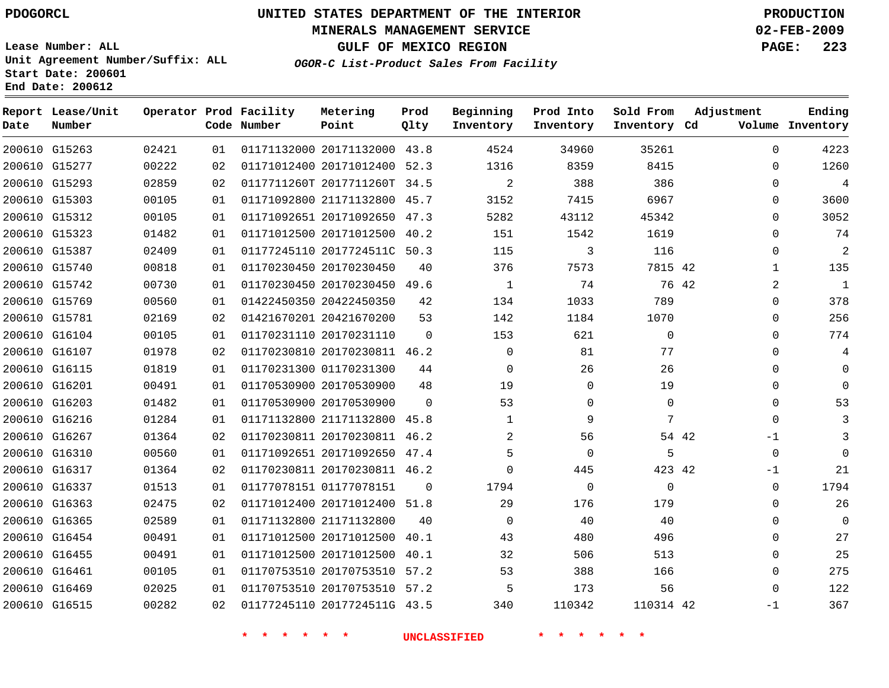PDOGORCL

# UNITED STATES DEPARTMENT OF THE INTERIOR
## MINERALS MANAGEMENT SERVICE
## GULF OF MEXICO REGION
### *OGOR-C List-Product Sales From Facility*

PRODUCTION
02-FEB-2009

Lease Number: ALL
Unit Agreement Number/Suffix: ALL
Start Date: 200601
End Date: 200612

| Report Date | Lease/Unit Number | Operator | Prod Code | Facility Number | Metering Point | Prod Qlty | Beginning Inventory | Prod Into Inventory | Sold From Inventory | Adjustment Cd | Adjustment Volume | Ending Inventory |
|---|---|---|---|---|---|---|---|---|---|---|---|---|
| 200610 | G15263 | 02421 | 01 | 01171132000 | 20171132000 | 43.8 | 4524 | 34960 | 35261 | | 0 | 4223 |
| 200610 | G15277 | 00222 | 02 | 01171012400 | 20171012400 | 52.3 | 1316 | 8359 | 8415 | | 0 | 1260 |
| 200610 | G15293 | 02859 | 02 | 0117711260T | 2017711260T | 34.5 | 2 | 388 | 386 | | 0 | 4 |
| 200610 | G15303 | 00105 | 01 | 01171092800 | 21171132800 | 45.7 | 3152 | 7415 | 6967 | | 0 | 3600 |
| 200610 | G15312 | 00105 | 01 | 01171092651 | 20171092650 | 47.3 | 5282 | 43112 | 45342 | | 0 | 3052 |
| 200610 | G15323 | 01482 | 01 | 01171012500 | 20171012500 | 40.2 | 151 | 1542 | 1619 | | 0 | 74 |
| 200610 | G15387 | 02409 | 01 | 01177245110 | 2017724511C | 50.3 | 115 | 3 | 116 | | 0 | 2 |
| 200610 | G15740 | 00818 | 01 | 01170230450 | 20170230450 | 40 | 376 | 7573 | 7815 | 42 | 1 | 135 |
| 200610 | G15742 | 00730 | 01 | 01170230450 | 20170230450 | 49.6 | 1 | 74 | 76 | 42 | 2 | 1 |
| 200610 | G15769 | 00560 | 01 | 01422450350 | 20422450350 | 42 | 134 | 1033 | 789 | | 0 | 378 |
| 200610 | G15781 | 02169 | 02 | 01421670201 | 20421670200 | 53 | 142 | 1184 | 1070 | | 0 | 256 |
| 200610 | G16104 | 00105 | 01 | 01170231110 | 20170231110 | 0 | 153 | 621 | 0 | | 0 | 774 |
| 200610 | G16107 | 01978 | 02 | 01170230810 | 20170230811 | 46.2 | 0 | 81 | 77 | | 0 | 4 |
| 200610 | G16115 | 01819 | 01 | 01170231300 | 01170231300 | 44 | 0 | 26 | 26 | | 0 | 0 |
| 200610 | G16201 | 00491 | 01 | 01170530900 | 20170530900 | 48 | 19 | 0 | 19 | | 0 | 0 |
| 200610 | G16203 | 01482 | 01 | 01170530900 | 20170530900 | 0 | 53 | 0 | 0 | | 0 | 53 |
| 200610 | G16216 | 01284 | 01 | 01171132800 | 21171132800 | 45.8 | 1 | 9 | 7 | | 0 | 3 |
| 200610 | G16267 | 01364 | 02 | 01170230811 | 20170230811 | 46.2 | 2 | 56 | 54 | 42 | -1 | 3 |
| 200610 | G16310 | 00560 | 01 | 01171092651 | 20171092650 | 47.4 | 5 | 0 | 5 | | 0 | 0 |
| 200610 | G16317 | 01364 | 02 | 01170230811 | 20170230811 | 46.2 | 0 | 445 | 423 | 42 | -1 | 21 |
| 200610 | G16337 | 01513 | 01 | 01177078151 | 01177078151 | 0 | 1794 | 0 | 0 | | 0 | 1794 |
| 200610 | G16363 | 02475 | 02 | 01171012400 | 20171012400 | 51.8 | 29 | 176 | 179 | | 0 | 26 |
| 200610 | G16365 | 02589 | 01 | 01171132800 | 21171132800 | 40 | 0 | 40 | 40 | | 0 | 0 |
| 200610 | G16454 | 00491 | 01 | 01171012500 | 20171012500 | 40.1 | 43 | 480 | 496 | | 0 | 27 |
| 200610 | G16455 | 00491 | 01 | 01171012500 | 20171012500 | 40.1 | 32 | 506 | 513 | | 0 | 25 |
| 200610 | G16461 | 00105 | 01 | 01170753510 | 20170753510 | 57.2 | 53 | 388 | 166 | | 0 | 275 |
| 200610 | G16469 | 02025 | 01 | 01170753510 | 20170753510 | 57.2 | 5 | 173 | 56 | | 0 | 122 |
| 200610 | G16515 | 00282 | 02 | 01177245110 | 2017724511G | 43.5 | 340 | 110342 | 110314 | 42 | -1 | 367 |

* * * * * * UNCLASSIFIED * * * * * *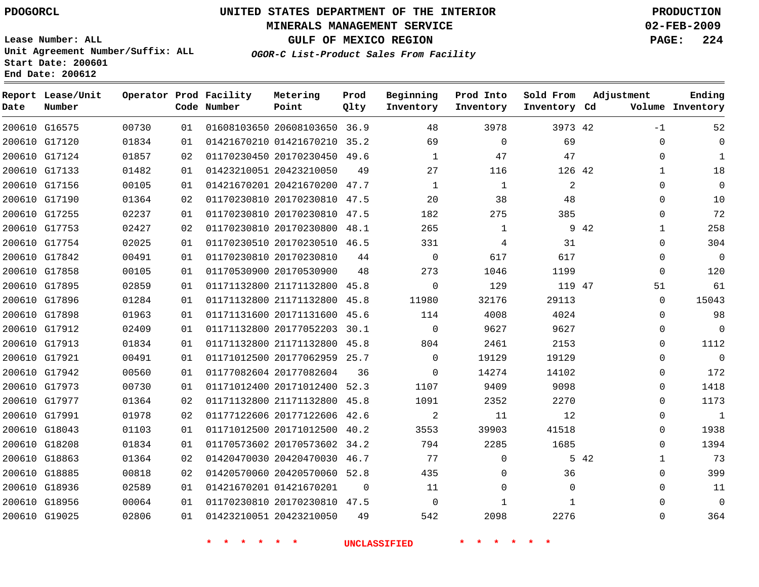PDOGORCL

# UNITED STATES DEPARTMENT OF THE INTERIOR
## MINERALS MANAGEMENT SERVICE
## GULF OF MEXICO REGION
### *OGOR-C List-Product Sales From Facility*

PRODUCTION
02-FEB-2009

Lease Number: ALL
Unit Agreement Number/Suffix: ALL
Start Date: 200601
End Date: 200612

| Report Date | Lease/Unit Number | Operator | Prod Code | Facility Number | Metering Point | Prod Qlty | Beginning Inventory | Prod Into Inventory | Sold From Inventory | Adjustment Cd | Volume | Ending Inventory |
|---|---|---|---|---|---|---|---|---|---|---|---|---|
| 200610 | G16575 | 00730 | 01 | 01608103650 | 20608103650 | 36.9 | 48 | 3978 | 3973 | 42 | -1 | 52 |
| 200610 | G17120 | 01834 | 01 | 01421670210 | 01421670210 | 35.2 | 69 | 0 | 69 | | 0 | 0 |
| 200610 | G17124 | 01857 | 02 | 01170230450 | 20170230450 | 49.6 | 1 | 47 | 47 | | 0 | 1 |
| 200610 | G17133 | 01482 | 01 | 01423210051 | 20423210050 | 49 | 27 | 116 | 126 | 42 | 1 | 18 |
| 200610 | G17156 | 00105 | 01 | 01421670201 | 20421670200 | 47.7 | 1 | 1 | 2 | | 0 | 0 |
| 200610 | G17190 | 01364 | 02 | 01170230810 | 20170230810 | 47.5 | 20 | 38 | 48 | | 0 | 10 |
| 200610 | G17255 | 02237 | 01 | 01170230810 | 20170230810 | 47.5 | 182 | 275 | 385 | | 0 | 72 |
| 200610 | G17753 | 02427 | 02 | 01170230810 | 20170230800 | 48.1 | 265 | 1 | 9 | 42 | 1 | 258 |
| 200610 | G17754 | 02025 | 01 | 01170230510 | 20170230510 | 46.5 | 331 | 4 | 31 | | 0 | 304 |
| 200610 | G17842 | 00491 | 01 | 01170230810 | 20170230810 | 44 | 0 | 617 | 617 | | 0 | 0 |
| 200610 | G17858 | 00105 | 01 | 01170530900 | 20170530900 | 48 | 273 | 1046 | 1199 | | 0 | 120 |
| 200610 | G17895 | 02859 | 01 | 01171132800 | 21171132800 | 45.8 | 0 | 129 | 119 | 47 | 51 | 61 |
| 200610 | G17896 | 01284 | 01 | 01171132800 | 21171132800 | 45.8 | 11980 | 32176 | 29113 | | 0 | 15043 |
| 200610 | G17898 | 01963 | 01 | 01171131600 | 20171131600 | 45.6 | 114 | 4008 | 4024 | | 0 | 98 |
| 200610 | G17912 | 02409 | 01 | 01171132800 | 20177052203 | 30.1 | 0 | 9627 | 9627 | | 0 | 0 |
| 200610 | G17913 | 01834 | 01 | 01171132800 | 21171132800 | 45.8 | 804 | 2461 | 2153 | | 0 | 1112 |
| 200610 | G17921 | 00491 | 01 | 01171012500 | 20177062959 | 25.7 | 0 | 19129 | 19129 | | 0 | 0 |
| 200610 | G17942 | 00560 | 01 | 01177082604 | 20177082604 | 36 | 0 | 14274 | 14102 | | 0 | 172 |
| 200610 | G17973 | 00730 | 01 | 01171012400 | 20171012400 | 52.3 | 1107 | 9409 | 9098 | | 0 | 1418 |
| 200610 | G17977 | 01364 | 02 | 01171132800 | 21171132800 | 45.8 | 1091 | 2352 | 2270 | | 0 | 1173 |
| 200610 | G17991 | 01978 | 02 | 01177122606 | 20177122606 | 42.6 | 2 | 11 | 12 | | 0 | 1 |
| 200610 | G18043 | 01103 | 01 | 01171012500 | 20171012500 | 40.2 | 3553 | 39903 | 41518 | | 0 | 1938 |
| 200610 | G18208 | 01834 | 01 | 01170573602 | 20170573602 | 34.2 | 794 | 2285 | 1685 | | 0 | 1394 |
| 200610 | G18863 | 01364 | 02 | 01420470030 | 20420470030 | 46.7 | 77 | 0 | 5 | 42 | 1 | 73 |
| 200610 | G18885 | 00818 | 02 | 01420570060 | 20420570060 | 52.8 | 435 | 0 | 36 | | 0 | 399 |
| 200610 | G18936 | 02589 | 01 | 01421670201 | 01421670201 | 0 | 11 | 0 | 0 | | 0 | 11 |
| 200610 | G18956 | 00064 | 01 | 01170230810 | 20170230810 | 47.5 | 0 | 1 | 1 | | 0 | 0 |
| 200610 | G19025 | 02806 | 01 | 01423210051 | 20423210050 | 49 | 542 | 2098 | 2276 | | 0 | 364 |

* * * * * * UNCLASSIFIED * * * * * *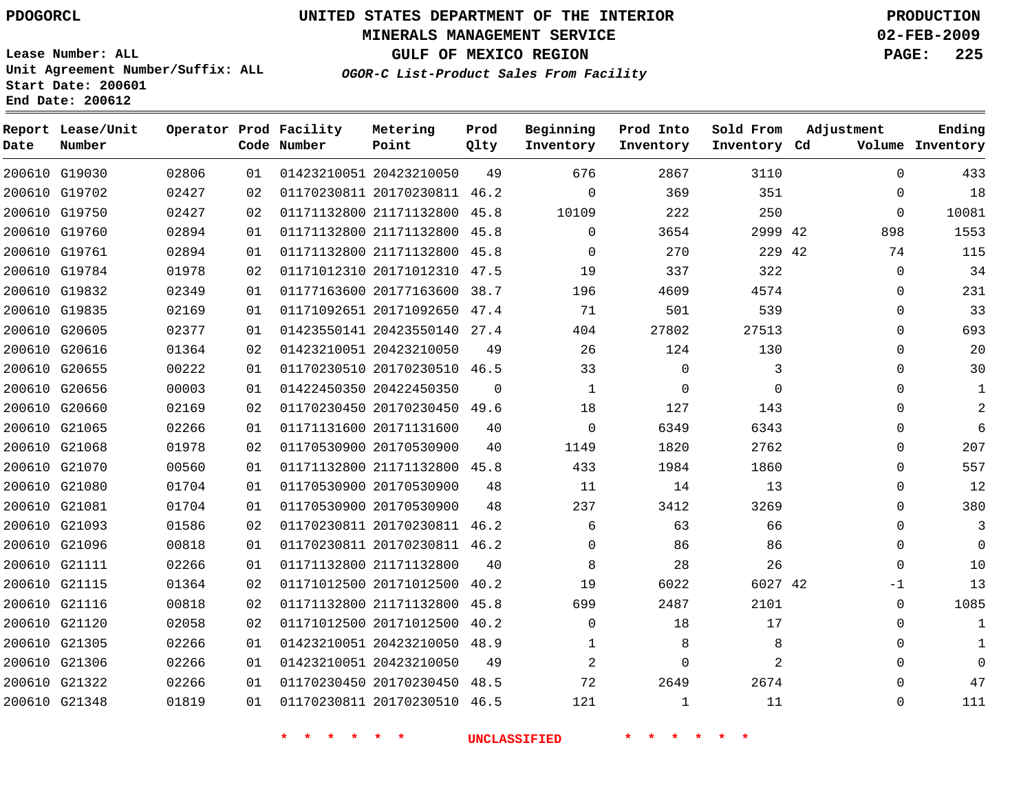PDOGORCL

# UNITED STATES DEPARTMENT OF THE INTERIOR
## MINERALS MANAGEMENT SERVICE
## GULF OF MEXICO REGION

**PRODUCTION**
**02-FEB-2009**

Lease Number: ALL
Unit Agreement Number/Suffix: ALL
Start Date: 200601
End Date: 200612

*OGOR-C List-Product Sales From Facility*

| Report Date | Lease/Unit Number | Operator | Prod Code | Facility Number | Metering Point | Prod Qlty | Beginning Inventory | Prod Into Inventory | Sold From Inventory | Adjustment Cd | Volume | Ending Inventory |
|---|---|---|---|---|---|---|---|---|---|---|---|---|
| 200610 | G19030 | 02806 | 01 | 01423210051 | 20423210050 | 49 | 676 | 2867 | 3110 | | 0 | 433 |
| 200610 | G19702 | 02427 | 02 | 01170230811 | 20170230811 | 46.2 | 0 | 369 | 351 | | 0 | 18 |
| 200610 | G19750 | 02427 | 02 | 01171132800 | 21171132800 | 45.8 | 10109 | 222 | 250 | | 0 | 10081 |
| 200610 | G19760 | 02894 | 01 | 01171132800 | 21171132800 | 45.8 | 0 | 3654 | 2999 | 42 | 898 | 1553 |
| 200610 | G19761 | 02894 | 01 | 01171132800 | 21171132800 | 45.8 | 0 | 270 | 229 | 42 | 74 | 115 |
| 200610 | G19784 | 01978 | 02 | 01171012310 | 20171012310 | 47.5 | 19 | 337 | 322 | | 0 | 34 |
| 200610 | G19832 | 02349 | 01 | 01177163600 | 20177163600 | 38.7 | 196 | 4609 | 4574 | | 0 | 231 |
| 200610 | G19835 | 02169 | 01 | 01171092651 | 20171092650 | 47.4 | 71 | 501 | 539 | | 0 | 33 |
| 200610 | G20605 | 02377 | 01 | 01423550141 | 20423550140 | 27.4 | 404 | 27802 | 27513 | | 0 | 693 |
| 200610 | G20616 | 01364 | 02 | 01423210051 | 20423210050 | 49 | 26 | 124 | 130 | | 0 | 20 |
| 200610 | G20655 | 00222 | 01 | 01170230510 | 20170230510 | 46.5 | 33 | 0 | 3 | | 0 | 30 |
| 200610 | G20656 | 00003 | 01 | 01422450350 | 20422450350 | 0 | 1 | 0 | 0 | | 0 | 1 |
| 200610 | G20660 | 02169 | 02 | 01170230450 | 20170230450 | 49.6 | 18 | 127 | 143 | | 0 | 2 |
| 200610 | G21065 | 02266 | 01 | 01171131600 | 20171131600 | 40 | 0 | 6349 | 6343 | | 0 | 6 |
| 200610 | G21068 | 01978 | 02 | 01170530900 | 20170530900 | 40 | 1149 | 1820 | 2762 | | 0 | 207 |
| 200610 | G21070 | 00560 | 01 | 01171132800 | 21171132800 | 45.8 | 433 | 1984 | 1860 | | 0 | 557 |
| 200610 | G21080 | 01704 | 01 | 01170530900 | 20170530900 | 48 | 11 | 14 | 13 | | 0 | 12 |
| 200610 | G21081 | 01704 | 01 | 01170530900 | 20170530900 | 48 | 237 | 3412 | 3269 | | 0 | 380 |
| 200610 | G21093 | 01586 | 02 | 01170230811 | 20170230811 | 46.2 | 6 | 63 | 66 | | 0 | 3 |
| 200610 | G21096 | 00818 | 01 | 01170230811 | 20170230811 | 46.2 | 0 | 86 | 86 | | 0 | 0 |
| 200610 | G21111 | 02266 | 01 | 01171132800 | 21171132800 | 40 | 8 | 28 | 26 | | 0 | 10 |
| 200610 | G21115 | 01364 | 02 | 01171012500 | 20171012500 | 40.2 | 19 | 6022 | 6027 | 42 | -1 | 13 |
| 200610 | G21116 | 00818 | 02 | 01171132800 | 21171132800 | 45.8 | 699 | 2487 | 2101 | | 0 | 1085 |
| 200610 | G21120 | 02058 | 02 | 01171012500 | 20171012500 | 40.2 | 0 | 18 | 17 | | 0 | 1 |
| 200610 | G21305 | 02266 | 01 | 01423210051 | 20423210050 | 48.9 | 1 | 8 | 8 | | 0 | 1 |
| 200610 | G21306 | 02266 | 01 | 01423210051 | 20423210050 | 49 | 2 | 0 | 2 | | 0 | 0 |
| 200610 | G21322 | 02266 | 01 | 01170230450 | 20170230450 | 48.5 | 72 | 2649 | 2674 | | 0 | 47 |
| 200610 | G21348 | 01819 | 01 | 01170230811 | 20170230510 | 46.5 | 121 | 1 | 11 | | 0 | 111 |

* * * * * * UNCLASSIFIED * * * * * *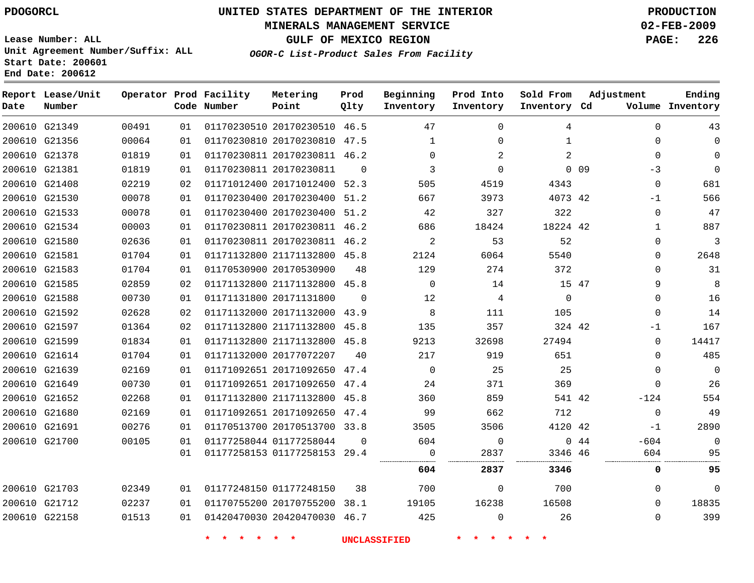PDOGORCL

# UNITED STATES DEPARTMENT OF THE INTERIOR
## MINERALS MANAGEMENT SERVICE
## GULF OF MEXICO REGION

*OGOR-C List-Product Sales From Facility*

PRODUCTION
02-FEB-2009

Lease Number: ALL
Unit Agreement Number/Suffix: ALL
Start Date: 200601
End Date: 200612

| Report Date | Lease/Unit Number | Operator | Prod Code | Facility Number | Metering Point | Prod Qlty | Beginning Inventory | Prod Into Inventory | Sold From Inventory | Adjustment Cd | Adjustment Volume | Ending Inventory |
|---|---|---|---|---|---|---|---|---|---|---|---|---|
| 200610 | G21349 | 00491 | 01 | 01170230510 | 20170230510 | 46.5 | 47 | 0 | 4 | | 0 | 43 |
| 200610 | G21356 | 00064 | 01 | 01170230810 | 20170230810 | 47.5 | 1 | 0 | 1 | | 0 | 0 |
| 200610 | G21378 | 01819 | 01 | 01170230811 | 20170230811 | 46.2 | 0 | 2 | 2 | | 0 | 0 |
| 200610 | G21381 | 01819 | 01 | 01170230811 | 20170230811 | 0 | 3 | 0 | 0 | 09 | -3 | 0 |
| 200610 | G21408 | 02219 | 02 | 01171012400 | 20171012400 | 52.3 | 505 | 4519 | 4343 | | 0 | 681 |
| 200610 | G21530 | 00078 | 01 | 01170230400 | 20170230400 | 51.2 | 667 | 3973 | 4073 | 42 | -1 | 566 |
| 200610 | G21533 | 00078 | 01 | 01170230400 | 20170230400 | 51.2 | 42 | 327 | 322 | | 0 | 47 |
| 200610 | G21534 | 00003 | 01 | 01170230811 | 20170230811 | 46.2 | 686 | 18424 | 18224 | 42 | 1 | 887 |
| 200610 | G21580 | 02636 | 01 | 01170230811 | 20170230811 | 46.2 | 2 | 53 | 52 | | 0 | 3 |
| 200610 | G21581 | 01704 | 01 | 01171132800 | 21171132800 | 45.8 | 2124 | 6064 | 5540 | | 0 | 2648 |
| 200610 | G21583 | 01704 | 01 | 01170530900 | 20170530900 | 48 | 129 | 274 | 372 | | 0 | 31 |
| 200610 | G21585 | 02859 | 02 | 01171132800 | 21171132800 | 45.8 | 0 | 14 | 15 | 47 | 9 | 8 |
| 200610 | G21588 | 00730 | 01 | 01171131800 | 20171131800 | 0 | 12 | 4 | 0 | | 0 | 16 |
| 200610 | G21592 | 02628 | 02 | 01171132000 | 20171132000 | 43.9 | 8 | 111 | 105 | | 0 | 14 |
| 200610 | G21597 | 01364 | 02 | 01171132800 | 21171132800 | 45.8 | 135 | 357 | 324 | 42 | -1 | 167 |
| 200610 | G21599 | 01834 | 01 | 01171132800 | 21171132800 | 45.8 | 9213 | 32698 | 27494 | | 0 | 14417 |
| 200610 | G21614 | 01704 | 01 | 01171132000 | 20177072207 | 40 | 217 | 919 | 651 | | 0 | 485 |
| 200610 | G21639 | 02169 | 01 | 01171092651 | 20171092650 | 47.4 | 0 | 25 | 25 | | 0 | 0 |
| 200610 | G21649 | 00730 | 01 | 01171092651 | 20171092650 | 47.4 | 24 | 371 | 369 | | 0 | 26 |
| 200610 | G21652 | 02268 | 01 | 01171132800 | 21171132800 | 45.8 | 360 | 859 | 541 | 42 | -124 | 554 |
| 200610 | G21680 | 02169 | 01 | 01171092651 | 20171092650 | 47.4 | 99 | 662 | 712 | | 0 | 49 |
| 200610 | G21691 | 00276 | 01 | 01170513700 | 20170513700 | 33.8 | 3505 | 3506 | 4120 | 42 | -1 | 2890 |
| 200610 | G21700 | 00105 | 01 | 01177258044 | 01177258044 | 0 | 604 | 0 | 0 | 44 | -604 | 0 |
| | | | 01 | 01177258153 | 01177258153 | 29.4 | 0 | 2837 | 3346 | 46 | 604 | 95 |
| | | | | | | | **604** | **2837** | **3346** | | **0** | **95** |
| 200610 | G21703 | 02349 | 01 | 01177248150 | 01177248150 | 38 | 700 | 0 | 700 | | 0 | 0 |
| 200610 | G21712 | 02237 | 01 | 01170755200 | 20170755200 | 38.1 | 19105 | 16238 | 16508 | | 0 | 18835 |
| 200610 | G22158 | 01513 | 01 | 01420470030 | 20420470030 | 46.7 | 425 | 0 | 26 | | 0 | 399 |

\* \* \* \* \* \* UNCLASSIFIED \* \* \* \* \* \*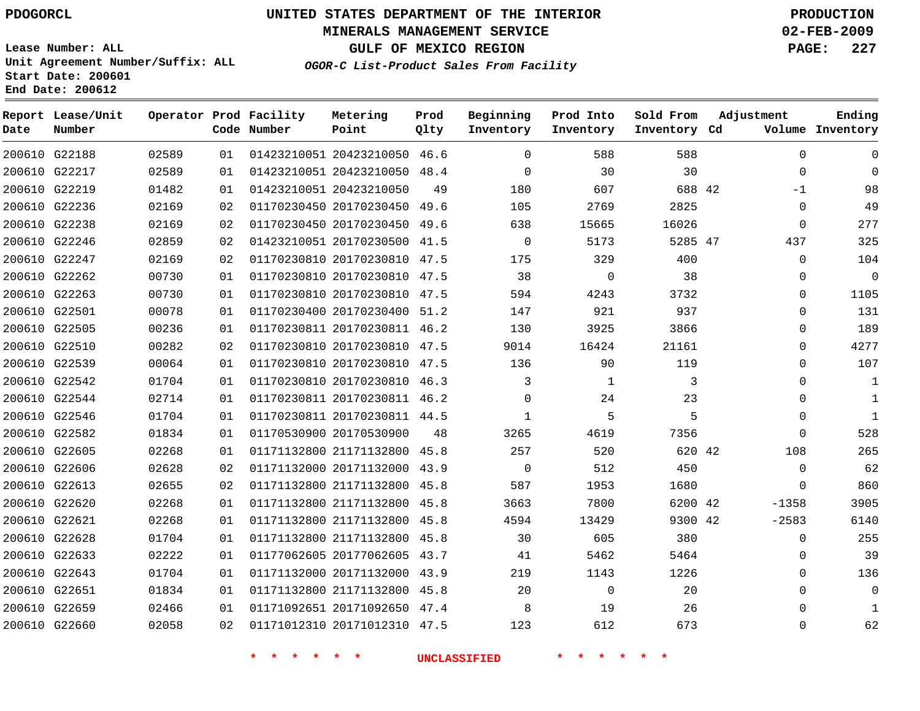PDOGORCL

**UNITED STATES DEPARTMENT OF THE INTERIOR**
**MINERALS MANAGEMENT SERVICE**
**GULF OF MEXICO REGION**
***OGOR-C List-Product Sales From Facility***

**PRODUCTION**
**02-FEB-2009**

Lease Number: ALL
Unit Agreement Number/Suffix: ALL
Start Date: 200601
End Date: 200612

| Report Date | Lease/Unit Number | Operator | Prod Code | Facility Number | Metering Point | Prod Qlty | Beginning Inventory | Prod Into Inventory | Sold From Inventory | Adjustment Cd | Adjustment Volume | Ending Inventory |
|---|---|---|---|---|---|---|---|---|---|---|---|---|
| 200610 | G22188 | 02589 | 01 | 01423210051 | 20423210050 | 46.6 | 0 | 588 | 588 | | 0 | 0 |
| 200610 | G22217 | 02589 | 01 | 01423210051 | 20423210050 | 48.4 | 0 | 30 | 30 | | 0 | 0 |
| 200610 | G22219 | 01482 | 01 | 01423210051 | 20423210050 | 49 | 180 | 607 | 688 | 42 | -1 | 98 |
| 200610 | G22236 | 02169 | 02 | 01170230450 | 20170230450 | 49.6 | 105 | 2769 | 2825 | | 0 | 49 |
| 200610 | G22238 | 02169 | 02 | 01170230450 | 20170230450 | 49.6 | 638 | 15665 | 16026 | | 0 | 277 |
| 200610 | G22246 | 02859 | 02 | 01423210051 | 20170230500 | 41.5 | 0 | 5173 | 5285 | 47 | 437 | 325 |
| 200610 | G22247 | 02169 | 02 | 01170230810 | 20170230810 | 47.5 | 175 | 329 | 400 | | 0 | 104 |
| 200610 | G22262 | 00730 | 01 | 01170230810 | 20170230810 | 47.5 | 38 | 0 | 38 | | 0 | 0 |
| 200610 | G22263 | 00730 | 01 | 01170230810 | 20170230810 | 47.5 | 594 | 4243 | 3732 | | 0 | 1105 |
| 200610 | G22501 | 00078 | 01 | 01170230400 | 20170230400 | 51.2 | 147 | 921 | 937 | | 0 | 131 |
| 200610 | G22505 | 00236 | 01 | 01170230811 | 20170230811 | 46.2 | 130 | 3925 | 3866 | | 0 | 189 |
| 200610 | G22510 | 00282 | 02 | 01170230810 | 20170230810 | 47.5 | 9014 | 16424 | 21161 | | 0 | 4277 |
| 200610 | G22539 | 00064 | 01 | 01170230810 | 20170230810 | 47.5 | 136 | 90 | 119 | | 0 | 107 |
| 200610 | G22542 | 01704 | 01 | 01170230810 | 20170230810 | 46.3 | 3 | 1 | 3 | | 0 | 1 |
| 200610 | G22544 | 02714 | 01 | 01170230811 | 20170230811 | 46.2 | 0 | 24 | 23 | | 0 | 1 |
| 200610 | G22546 | 01704 | 01 | 01170230811 | 20170230811 | 44.5 | 1 | 5 | 5 | | 0 | 1 |
| 200610 | G22582 | 01834 | 01 | 01170530900 | 20170530900 | 48 | 3265 | 4619 | 7356 | | 0 | 528 |
| 200610 | G22605 | 02268 | 01 | 01171132800 | 21171132800 | 45.8 | 257 | 520 | 620 | 42 | 108 | 265 |
| 200610 | G22606 | 02628 | 02 | 01171132000 | 20171132000 | 43.9 | 0 | 512 | 450 | | 0 | 62 |
| 200610 | G22613 | 02655 | 02 | 01171132800 | 21171132800 | 45.8 | 587 | 1953 | 1680 | | 0 | 860 |
| 200610 | G22620 | 02268 | 01 | 01171132800 | 21171132800 | 45.8 | 3663 | 7800 | 6200 | 42 | -1358 | 3905 |
| 200610 | G22621 | 02268 | 01 | 01171132800 | 21171132800 | 45.8 | 4594 | 13429 | 9300 | 42 | -2583 | 6140 |
| 200610 | G22628 | 01704 | 01 | 01171132800 | 21171132800 | 45.8 | 30 | 605 | 380 | | 0 | 255 |
| 200610 | G22633 | 02222 | 01 | 01177062605 | 20177062605 | 43.7 | 41 | 5462 | 5464 | | 0 | 39 |
| 200610 | G22643 | 01704 | 01 | 01171132000 | 20171132000 | 43.9 | 219 | 1143 | 1226 | | 0 | 136 |
| 200610 | G22651 | 01834 | 01 | 01171132800 | 21171132800 | 45.8 | 20 | 0 | 20 | | 0 | 0 |
| 200610 | G22659 | 02466 | 01 | 01171092651 | 20171092650 | 47.4 | 8 | 19 | 26 | | 0 | 1 |
| 200610 | G22660 | 02058 | 02 | 01171012310 | 20171012310 | 47.5 | 123 | 612 | 673 | | 0 | 62 |

\* \* \* \* \* \* UNCLASSIFIED \* \* \* \* \* \*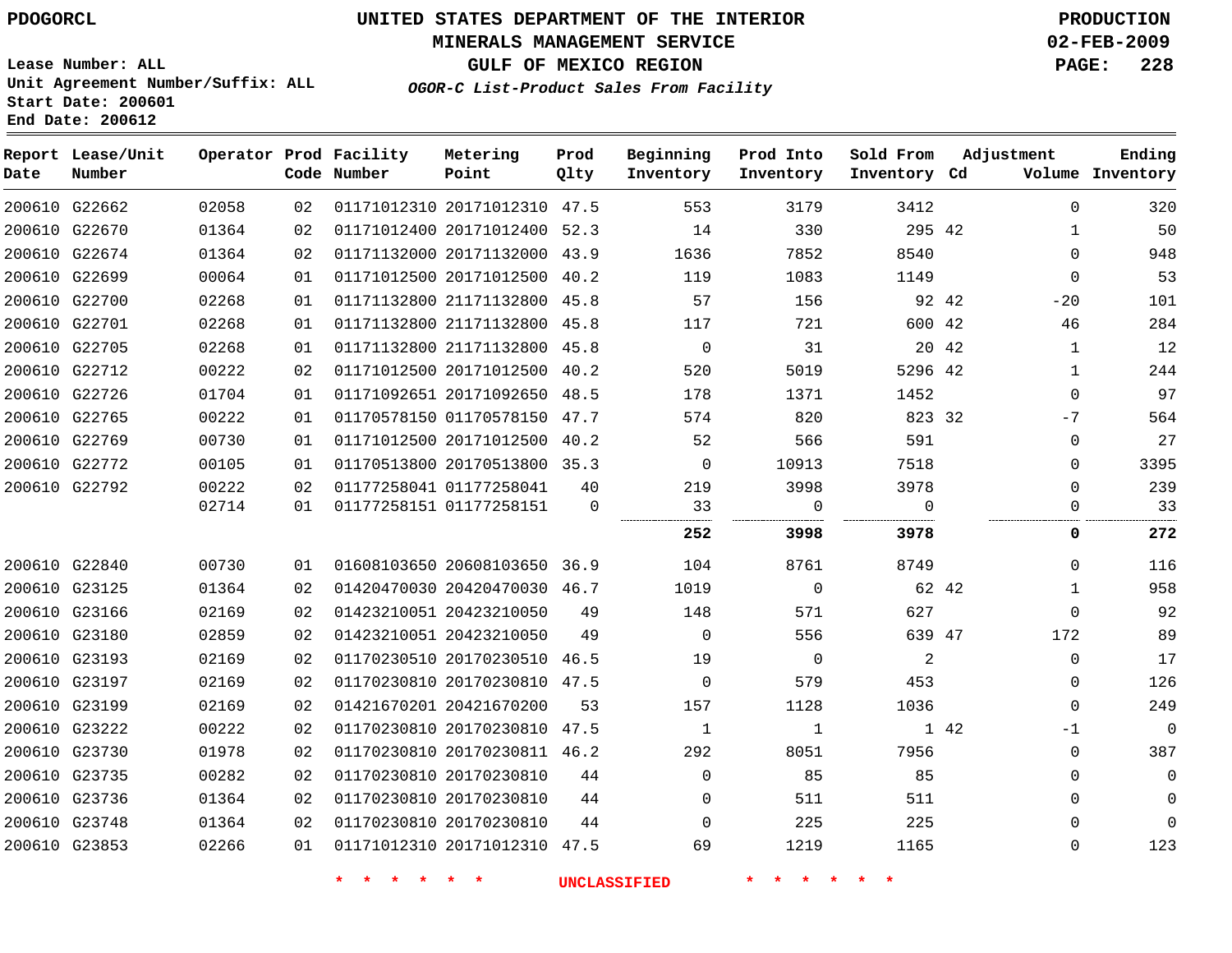PDOGORCL

# UNITED STATES DEPARTMENT OF THE INTERIOR
## MINERALS MANAGEMENT SERVICE
## GULF OF MEXICO REGION
### *OGOR-C List-Product Sales From Facility*

PRODUCTION
02-FEB-2009

Lease Number: ALL
Unit Agreement Number/Suffix: ALL
Start Date: 200601
End Date: 200612

| Report Date | Lease/Unit Number | Operator | Prod Code | Facility Number | Metering Point | Prod Qlty | Beginning Inventory | Prod Into Inventory | Sold From Inventory | Adjustment Cd | Adjustment Volume | Ending Inventory |
|---|---|---|---|---|---|---|---|---|---|---|---|---|
| 200610 | G22662 | 02058 | 02 | 01171012310 | 20171012310 | 47.5 | 553 | 3179 | 3412 | | 0 | 320 |
| 200610 | G22670 | 01364 | 02 | 01171012400 | 20171012400 | 52.3 | 14 | 330 | 295 | 42 | 1 | 50 |
| 200610 | G22674 | 01364 | 02 | 01171132000 | 20171132000 | 43.9 | 1636 | 7852 | 8540 | | 0 | 948 |
| 200610 | G22699 | 00064 | 01 | 01171012500 | 20171012500 | 40.2 | 119 | 1083 | 1149 | | 0 | 53 |
| 200610 | G22700 | 02268 | 01 | 01171132800 | 21171132800 | 45.8 | 57 | 156 | 92 | 42 | -20 | 101 |
| 200610 | G22701 | 02268 | 01 | 01171132800 | 21171132800 | 45.8 | 117 | 721 | 600 | 42 | 46 | 284 |
| 200610 | G22705 | 02268 | 01 | 01171132800 | 21171132800 | 45.8 | 0 | 31 | 20 | 42 | 1 | 12 |
| 200610 | G22712 | 00222 | 02 | 01171012500 | 20171012500 | 40.2 | 520 | 5019 | 5296 | 42 | 1 | 244 |
| 200610 | G22726 | 01704 | 01 | 01171092651 | 20171092650 | 48.5 | 178 | 1371 | 1452 | | 0 | 97 |
| 200610 | G22765 | 00222 | 01 | 01170578150 | 01170578150 | 47.7 | 574 | 820 | 823 | 32 | -7 | 564 |
| 200610 | G22769 | 00730 | 01 | 01171012500 | 20171012500 | 40.2 | 52 | 566 | 591 | | 0 | 27 |
| 200610 | G22772 | 00105 | 01 | 01170513800 | 20170513800 | 35.3 | 0 | 10913 | 7518 | | 0 | 3395 |
| 200610 | G22792 | 00222 | 02 | 01177258041 | 01177258041 | 40 | 219 | 3998 | 3978 | | 0 | 239 |
| | | 02714 | 01 | 01177258151 | 01177258151 | 0 | 33 | 0 | 0 | | 0 | 33 |
| | | | | | | | **252** | **3998** | **3978** | | **0** | **272** |
| 200610 | G22840 | 00730 | 01 | 01608103650 | 20608103650 | 36.9 | 104 | 8761 | 8749 | | 0 | 116 |
| 200610 | G23125 | 01364 | 02 | 01420470030 | 20420470030 | 46.7 | 1019 | 0 | 62 | 42 | 1 | 958 |
| 200610 | G23166 | 02169 | 02 | 01423210051 | 20423210050 | 49 | 148 | 571 | 627 | | 0 | 92 |
| 200610 | G23180 | 02859 | 02 | 01423210051 | 20423210050 | 49 | 0 | 556 | 639 | 47 | 172 | 89 |
| 200610 | G23193 | 02169 | 02 | 01170230510 | 20170230510 | 46.5 | 19 | 0 | 2 | | 0 | 17 |
| 200610 | G23197 | 02169 | 02 | 01170230810 | 20170230810 | 47.5 | 0 | 579 | 453 | | 0 | 126 |
| 200610 | G23199 | 02169 | 02 | 01421670201 | 20421670200 | 53 | 157 | 1128 | 1036 | | 0 | 249 |
| 200610 | G23222 | 00222 | 02 | 01170230810 | 20170230810 | 47.5 | 1 | 1 | 1 | 42 | -1 | 0 |
| 200610 | G23730 | 01978 | 02 | 01170230810 | 20170230811 | 46.2 | 292 | 8051 | 7956 | | 0 | 387 |
| 200610 | G23735 | 00282 | 02 | 01170230810 | 20170230810 | 44 | 0 | 85 | 85 | | 0 | 0 |
| 200610 | G23736 | 01364 | 02 | 01170230810 | 20170230810 | 44 | 0 | 511 | 511 | | 0 | 0 |
| 200610 | G23748 | 01364 | 02 | 01170230810 | 20170230810 | 44 | 0 | 225 | 225 | | 0 | 0 |
| 200610 | G23853 | 02266 | 01 | 01171012310 | 20171012310 | 47.5 | 69 | 1219 | 1165 | | 0 | 123 |

* * * * * * UNCLASSIFIED * * * * * *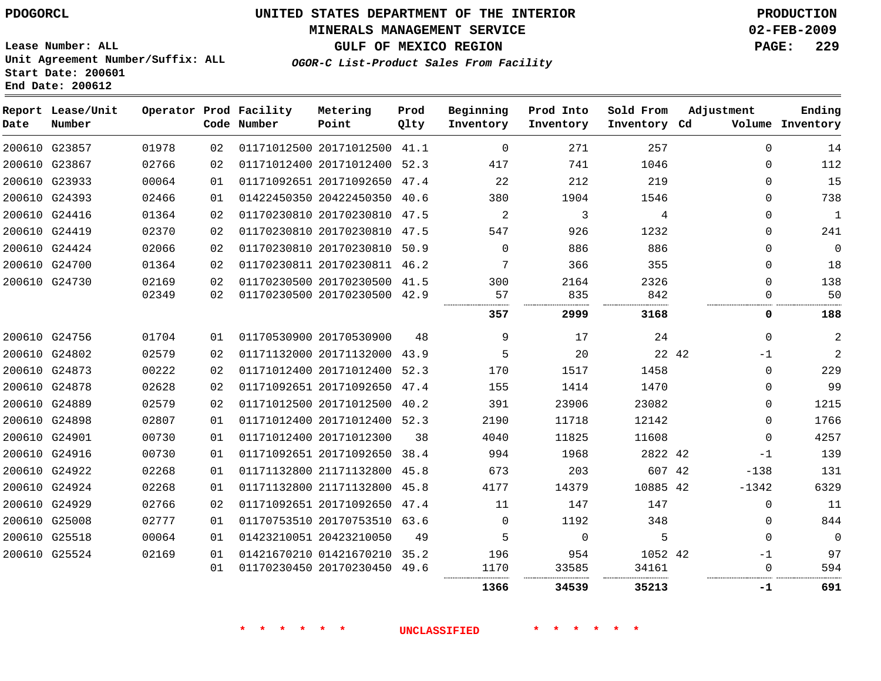PDOGORCL

Lease Number: ALL
Unit Agreement Number/Suffix: ALL
Start Date: 200601
End Date: 200612

# UNITED STATES DEPARTMENT OF THE INTERIOR
## MINERALS MANAGEMENT SERVICE
## GULF OF MEXICO REGION
### *OGOR-C List-Product Sales From Facility*

PRODUCTION
02-FEB-2009

| Report Date | Lease/Unit Number | Operator | Prod Code | Facility Number | Metering Point | Prod Qlty | Beginning Inventory | Prod Into Inventory | Sold From Inventory | Adjustment Cd | Adjustment Volume | Ending Inventory |
|---|---|---|---|---|---|---|---|---|---|---|---|---|
| 200610 | G23857 | 01978 | 02 | 01171012500 | 20171012500 | 41.1 | 0 | 271 | 257 | | 0 | 14 |
| 200610 | G23867 | 02766 | 02 | 01171012400 | 20171012400 | 52.3 | 417 | 741 | 1046 | | 0 | 112 |
| 200610 | G23933 | 00064 | 01 | 01171092651 | 20171092650 | 47.4 | 22 | 212 | 219 | | 0 | 15 |
| 200610 | G24393 | 02466 | 01 | 01422450350 | 20422450350 | 40.6 | 380 | 1904 | 1546 | | 0 | 738 |
| 200610 | G24416 | 01364 | 02 | 01170230810 | 20170230810 | 47.5 | 2 | 3 | 4 | | 0 | 1 |
| 200610 | G24419 | 02370 | 02 | 01170230810 | 20170230810 | 47.5 | 547 | 926 | 1232 | | 0 | 241 |
| 200610 | G24424 | 02066 | 02 | 01170230810 | 20170230810 | 50.9 | 0 | 886 | 886 | | 0 | 0 |
| 200610 | G24700 | 01364 | 02 | 01170230811 | 20170230811 | 46.2 | 7 | 366 | 355 | | 0 | 18 |
| 200610 | G24730 | 02169 | 02 | 01170230500 | 20170230500 | 41.5 | 300 | 2164 | 2326 | | 0 | 138 |
| | | 02349 | 02 | 01170230500 | 20170230500 | 42.9 | 57 | 835 | 842 | | 0 | 50 |
| | | | | | | | **357** | **2999** | **3168** | | **0** | **188** |
| 200610 | G24756 | 01704 | 01 | 01170530900 | 20170530900 | 48 | 9 | 17 | 24 | | 0 | 2 |
| 200610 | G24802 | 02579 | 02 | 01171132000 | 20171132000 | 43.9 | 5 | 20 | 22 | 42 | -1 | 2 |
| 200610 | G24873 | 00222 | 02 | 01171012400 | 20171012400 | 52.3 | 170 | 1517 | 1458 | | 0 | 229 |
| 200610 | G24878 | 02628 | 02 | 01171092651 | 20171092650 | 47.4 | 155 | 1414 | 1470 | | 0 | 99 |
| 200610 | G24889 | 02579 | 02 | 01171012500 | 20171012500 | 40.2 | 391 | 23906 | 23082 | | 0 | 1215 |
| 200610 | G24898 | 02807 | 01 | 01171012400 | 20171012400 | 52.3 | 2190 | 11718 | 12142 | | 0 | 1766 |
| 200610 | G24901 | 00730 | 01 | 01171012400 | 20171012300 | 38 | 4040 | 11825 | 11608 | | 0 | 4257 |
| 200610 | G24916 | 00730 | 01 | 01171092651 | 20171092650 | 38.4 | 994 | 1968 | 2822 | 42 | -1 | 139 |
| 200610 | G24922 | 02268 | 01 | 01171132800 | 21171132800 | 45.8 | 673 | 203 | 607 | 42 | -138 | 131 |
| 200610 | G24924 | 02268 | 01 | 01171132800 | 21171132800 | 45.8 | 4177 | 14379 | 10885 | 42 | -1342 | 6329 |
| 200610 | G24929 | 02766 | 02 | 01171092651 | 20171092650 | 47.4 | 11 | 147 | 147 | | 0 | 11 |
| 200610 | G25008 | 02777 | 01 | 01170753510 | 20170753510 | 63.6 | 0 | 1192 | 348 | | 0 | 844 |
| 200610 | G25518 | 00064 | 01 | 01423210051 | 20423210050 | 49 | 5 | 0 | 5 | | 0 | 0 |
| 200610 | G25524 | 02169 | 01 | 01421670210 | 01421670210 | 35.2 | 196 | 954 | 1052 | 42 | -1 | 97 |
| | | | 01 | 01170230450 | 20170230450 | 49.6 | 1170 | 33585 | 34161 | | 0 | 594 |
| | | | | | | | **1366** | **34539** | **35213** | | **-1** | **691** |

\* \* \* \* \* \* UNCLASSIFIED \* \* \* \* \* \*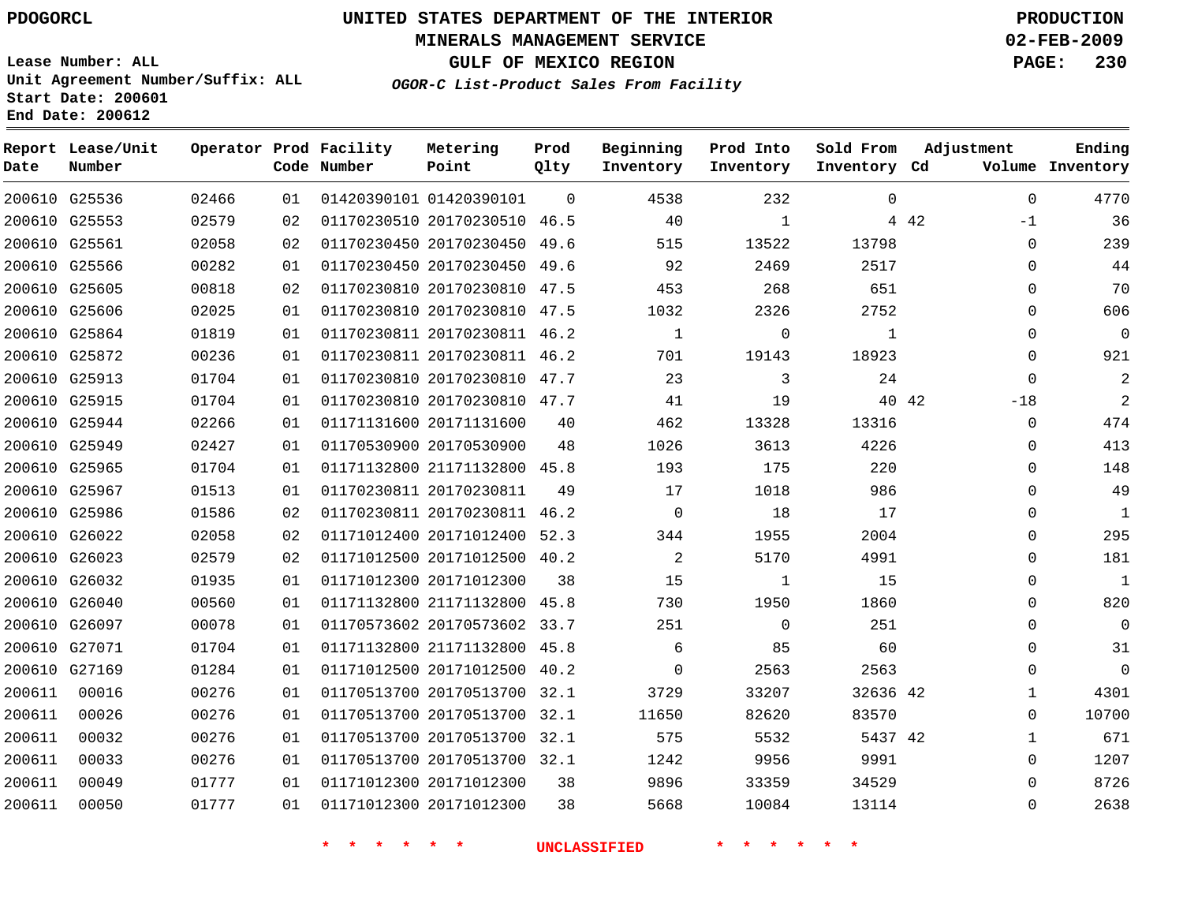PDOGORCL

# UNITED STATES DEPARTMENT OF THE INTERIOR
## MINERALS MANAGEMENT SERVICE
## GULF OF MEXICO REGION
### *OGOR-C List-Product Sales From Facility*

**PRODUCTION**
**02-FEB-2009**

Lease Number: ALL
Unit Agreement Number/Suffix: ALL
Start Date: 200601
End Date: 200612

| Report Date | Lease/Unit Number | Operator | Prod Code | Facility Number | Metering Point | Prod Qlty | Beginning Inventory | Prod Into Inventory | Sold From Inventory | Adjustment Cd | Adjustment Volume | Ending Inventory |
|---|---|---|---|---|---|---|---|---|---|---|---|---|
| 200610 | G25536 | 02466 | 01 | 01420390101 | 01420390101 | 0 | 4538 | 232 | 0 | | 0 | 4770 |
| 200610 | G25553 | 02579 | 02 | 01170230510 | 20170230510 | 46.5 | 40 | 1 | 4 | 42 | -1 | 36 |
| 200610 | G25561 | 02058 | 02 | 01170230450 | 20170230450 | 49.6 | 515 | 13522 | 13798 | | 0 | 239 |
| 200610 | G25566 | 00282 | 01 | 01170230450 | 20170230450 | 49.6 | 92 | 2469 | 2517 | | 0 | 44 |
| 200610 | G25605 | 00818 | 02 | 01170230810 | 20170230810 | 47.5 | 453 | 268 | 651 | | 0 | 70 |
| 200610 | G25606 | 02025 | 01 | 01170230810 | 20170230810 | 47.5 | 1032 | 2326 | 2752 | | 0 | 606 |
| 200610 | G25864 | 01819 | 01 | 01170230811 | 20170230811 | 46.2 | 1 | 0 | 1 | | 0 | 0 |
| 200610 | G25872 | 00236 | 01 | 01170230811 | 20170230811 | 46.2 | 701 | 19143 | 18923 | | 0 | 921 |
| 200610 | G25913 | 01704 | 01 | 01170230810 | 20170230810 | 47.7 | 23 | 3 | 24 | | 0 | 2 |
| 200610 | G25915 | 01704 | 01 | 01170230810 | 20170230810 | 47.7 | 41 | 19 | 40 | 42 | -18 | 2 |
| 200610 | G25944 | 02266 | 01 | 01171131600 | 20171131600 | 40 | 462 | 13328 | 13316 | | 0 | 474 |
| 200610 | G25949 | 02427 | 01 | 01170530900 | 20170530900 | 48 | 1026 | 3613 | 4226 | | 0 | 413 |
| 200610 | G25965 | 01704 | 01 | 01171132800 | 21171132800 | 45.8 | 193 | 175 | 220 | | 0 | 148 |
| 200610 | G25967 | 01513 | 01 | 01170230811 | 20170230811 | 49 | 17 | 1018 | 986 | | 0 | 49 |
| 200610 | G25986 | 01586 | 02 | 01170230811 | 20170230811 | 46.2 | 0 | 18 | 17 | | 0 | 1 |
| 200610 | G26022 | 02058 | 02 | 01171012400 | 20171012400 | 52.3 | 344 | 1955 | 2004 | | 0 | 295 |
| 200610 | G26023 | 02579 | 02 | 01171012500 | 20171012500 | 40.2 | 2 | 5170 | 4991 | | 0 | 181 |
| 200610 | G26032 | 01935 | 01 | 01171012300 | 20171012300 | 38 | 15 | 1 | 15 | | 0 | 1 |
| 200610 | G26040 | 00560 | 01 | 01171132800 | 21171132800 | 45.8 | 730 | 1950 | 1860 | | 0 | 820 |
| 200610 | G26097 | 00078 | 01 | 01170573602 | 20170573602 | 33.7 | 251 | 0 | 251 | | 0 | 0 |
| 200610 | G27071 | 01704 | 01 | 01171132800 | 21171132800 | 45.8 | 6 | 85 | 60 | | 0 | 31 |
| 200610 | G27169 | 01284 | 01 | 01171012500 | 20171012500 | 40.2 | 0 | 2563 | 2563 | | 0 | 0 |
| 200611 | 00016 | 00276 | 01 | 01170513700 | 20170513700 | 32.1 | 3729 | 33207 | 32636 | 42 | 1 | 4301 |
| 200611 | 00026 | 00276 | 01 | 01170513700 | 20170513700 | 32.1 | 11650 | 82620 | 83570 | | 0 | 10700 |
| 200611 | 00032 | 00276 | 01 | 01170513700 | 20170513700 | 32.1 | 575 | 5532 | 5437 | 42 | 1 | 671 |
| 200611 | 00033 | 00276 | 01 | 01170513700 | 20170513700 | 32.1 | 1242 | 9956 | 9991 | | 0 | 1207 |
| 200611 | 00049 | 01777 | 01 | 01171012300 | 20171012300 | 38 | 9896 | 33359 | 34529 | | 0 | 8726 |
| 200611 | 00050 | 01777 | 01 | 01171012300 | 20171012300 | 38 | 5668 | 10084 | 13114 | | 0 | 2638 |

* * * * * * UNCLASSIFIED * * * * * *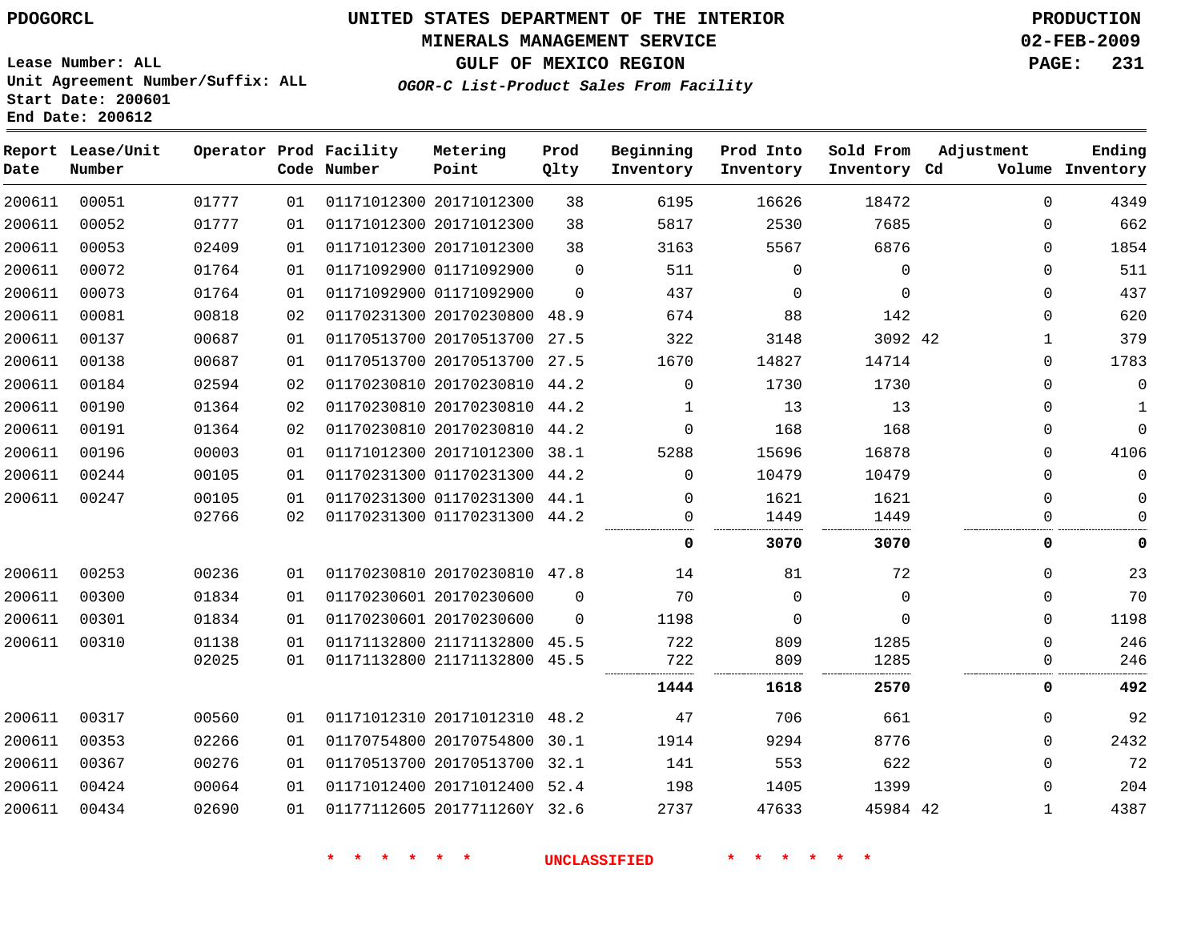PDOGORCL

**UNITED STATES DEPARTMENT OF THE INTERIOR**
**MINERALS MANAGEMENT SERVICE**
**GULF OF MEXICO REGION**
***OGOR-C List-Product Sales From Facility***

**PRODUCTION**
**02-FEB-2009**

Lease Number: ALL
Unit Agreement Number/Suffix: ALL
Start Date: 200601
End Date: 200612

| Report Date | Lease/Unit Number | Operator | Prod Code | Facility Number | Metering Point | Prod Qlty | Beginning Inventory | Prod Into Inventory | Sold From Inventory | Adjustment Cd | Adjustment Volume | Ending Inventory |
|---|---|---|---|---|---|---|---|---|---|---|---|---|
| 200611 | 00051 | 01777 | 01 | 01171012300 | 20171012300 | 38 | 6195 | 16626 | 18472 | | 0 | 4349 |
| 200611 | 00052 | 01777 | 01 | 01171012300 | 20171012300 | 38 | 5817 | 2530 | 7685 | | 0 | 662 |
| 200611 | 00053 | 02409 | 01 | 01171012300 | 20171012300 | 38 | 3163 | 5567 | 6876 | | 0 | 1854 |
| 200611 | 00072 | 01764 | 01 | 01171092900 | 01171092900 | 0 | 511 | 0 | 0 | | 0 | 511 |
| 200611 | 00073 | 01764 | 01 | 01171092900 | 01171092900 | 0 | 437 | 0 | 0 | | 0 | 437 |
| 200611 | 00081 | 00818 | 02 | 01170231300 | 20170230800 | 48.9 | 674 | 88 | 142 | | 0 | 620 |
| 200611 | 00137 | 00687 | 01 | 01170513700 | 20170513700 | 27.5 | 322 | 3148 | 3092 | 42 | 1 | 379 |
| 200611 | 00138 | 00687 | 01 | 01170513700 | 20170513700 | 27.5 | 1670 | 14827 | 14714 | | 0 | 1783 |
| 200611 | 00184 | 02594 | 02 | 01170230810 | 20170230810 | 44.2 | 0 | 1730 | 1730 | | 0 | 0 |
| 200611 | 00190 | 01364 | 02 | 01170230810 | 20170230810 | 44.2 | 1 | 13 | 13 | | 0 | 1 |
| 200611 | 00191 | 01364 | 02 | 01170230810 | 20170230810 | 44.2 | 0 | 168 | 168 | | 0 | 0 |
| 200611 | 00196 | 00003 | 01 | 01171012300 | 20171012300 | 38.1 | 5288 | 15696 | 16878 | | 0 | 4106 |
| 200611 | 00244 | 00105 | 01 | 01170231300 | 01170231300 | 44.2 | 0 | 10479 | 10479 | | 0 | 0 |
| 200611 | 00247 | 00105 | 01 | 01170231300 | 01170231300 | 44.1 | 0 | 1621 | 1621 | | 0 | 0 |
| | | 02766 | 02 | 01170231300 | 01170231300 | 44.2 | 0 | 1449 | 1449 | | 0 | 0 |
| | | | | | | | **0** | **3070** | **3070** | | **0** | **0** |
| 200611 | 00253 | 00236 | 01 | 01170230810 | 20170230810 | 47.8 | 14 | 81 | 72 | | 0 | 23 |
| 200611 | 00300 | 01834 | 01 | 01170230601 | 20170230600 | 0 | 70 | 0 | 0 | | 0 | 70 |
| 200611 | 00301 | 01834 | 01 | 01170230601 | 20170230600 | 0 | 1198 | 0 | 0 | | 0 | 1198 |
| 200611 | 00310 | 01138 | 01 | 01171132800 | 21171132800 | 45.5 | 722 | 809 | 1285 | | 0 | 246 |
| | | 02025 | 01 | 01171132800 | 21171132800 | 45.5 | 722 | 809 | 1285 | | 0 | 246 |
| | | | | | | | **1444** | **1618** | **2570** | | **0** | **492** |
| 200611 | 00317 | 00560 | 01 | 01171012310 | 20171012310 | 48.2 | 47 | 706 | 661 | | 0 | 92 |
| 200611 | 00353 | 02266 | 01 | 01170754800 | 20170754800 | 30.1 | 1914 | 9294 | 8776 | | 0 | 2432 |
| 200611 | 00367 | 00276 | 01 | 01170513700 | 20170513700 | 32.1 | 141 | 553 | 622 | | 0 | 72 |
| 200611 | 00424 | 00064 | 01 | 01171012400 | 20171012400 | 52.4 | 198 | 1405 | 1399 | | 0 | 204 |
| 200611 | 00434 | 02690 | 01 | 01177112605 | 2017711260Y | 32.6 | 2737 | 47633 | 45984 | 42 | 1 | 4387 |

* * * * * * UNCLASSIFIED * * * * * *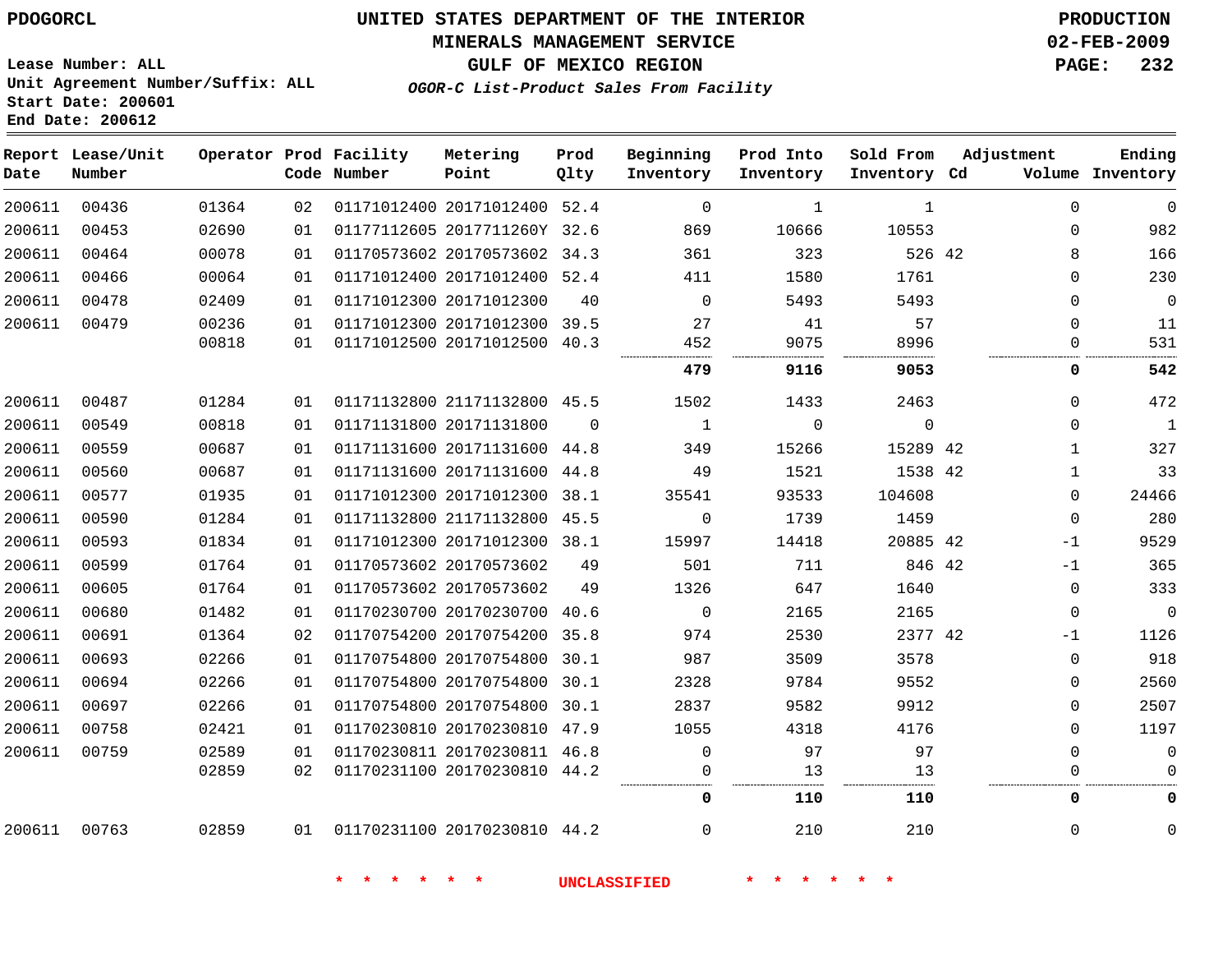PDOGORCL

# UNITED STATES DEPARTMENT OF THE INTERIOR
## MINERALS MANAGEMENT SERVICE
## GULF OF MEXICO REGION
### *OGOR-C List-Product Sales From Facility*

PRODUCTION
02-FEB-2009

Lease Number: ALL
Unit Agreement Number/Suffix: ALL
Start Date: 200601
End Date: 200612

| Report Date | Lease/Unit Number | Operator | Prod Code | Facility Number | Metering Point | Prod Qlty | Beginning Inventory | Prod Into Inventory | Sold From Inventory | Adjustment Cd | Volume | Ending Inventory |
|---|---|---|---|---|---|---|---|---|---|---|---|---|
| 200611 | 00436 | 01364 | 02 | 01171012400 | 20171012400 | 52.4 | 0 | 1 | 1 | | 0 | 0 |
| 200611 | 00453 | 02690 | 01 | 01177112605 | 2017711260Y | 32.6 | 869 | 10666 | 10553 | | 0 | 982 |
| 200611 | 00464 | 00078 | 01 | 01170573602 | 20170573602 | 34.3 | 361 | 323 | 526 | 42 | 8 | 166 |
| 200611 | 00466 | 00064 | 01 | 01171012400 | 20171012400 | 52.4 | 411 | 1580 | 1761 | | 0 | 230 |
| 200611 | 00478 | 02409 | 01 | 01171012300 | 20171012300 | 40 | 0 | 5493 | 5493 | | 0 | 0 |
| 200611 | 00479 | 00236 | 01 | 01171012300 | 20171012300 | 39.5 | 27 | 41 | 57 | | 0 | 11 |
| | | 00818 | 01 | 01171012500 | 20171012500 | 40.3 | 452 | 9075 | 8996 | | 0 | 531 |
| | | | | | | | **479** | **9116** | **9053** | | **0** | **542** |
| 200611 | 00487 | 01284 | 01 | 01171132800 | 21171132800 | 45.5 | 1502 | 1433 | 2463 | | 0 | 472 |
| 200611 | 00549 | 00818 | 01 | 01171131800 | 20171131800 | 0 | 1 | 0 | 0 | | 0 | 1 |
| 200611 | 00559 | 00687 | 01 | 01171131600 | 20171131600 | 44.8 | 349 | 15266 | 15289 | 42 | 1 | 327 |
| 200611 | 00560 | 00687 | 01 | 01171131600 | 20171131600 | 44.8 | 49 | 1521 | 1538 | 42 | 1 | 33 |
| 200611 | 00577 | 01935 | 01 | 01171012300 | 20171012300 | 38.1 | 35541 | 93533 | 104608 | | 0 | 24466 |
| 200611 | 00590 | 01284 | 01 | 01171132800 | 21171132800 | 45.5 | 0 | 1739 | 1459 | | 0 | 280 |
| 200611 | 00593 | 01834 | 01 | 01171012300 | 20171012300 | 38.1 | 15997 | 14418 | 20885 | 42 | -1 | 9529 |
| 200611 | 00599 | 01764 | 01 | 01170573602 | 20170573602 | 49 | 501 | 711 | 846 | 42 | -1 | 365 |
| 200611 | 00605 | 01764 | 01 | 01170573602 | 20170573602 | 49 | 1326 | 647 | 1640 | | 0 | 333 |
| 200611 | 00680 | 01482 | 01 | 01170230700 | 20170230700 | 40.6 | 0 | 2165 | 2165 | | 0 | 0 |
| 200611 | 00691 | 01364 | 02 | 01170754200 | 20170754200 | 35.8 | 974 | 2530 | 2377 | 42 | -1 | 1126 |
| 200611 | 00693 | 02266 | 01 | 01170754800 | 20170754800 | 30.1 | 987 | 3509 | 3578 | | 0 | 918 |
| 200611 | 00694 | 02266 | 01 | 01170754800 | 20170754800 | 30.1 | 2328 | 9784 | 9552 | | 0 | 2560 |
| 200611 | 00697 | 02266 | 01 | 01170754800 | 20170754800 | 30.1 | 2837 | 9582 | 9912 | | 0 | 2507 |
| 200611 | 00758 | 02421 | 01 | 01170230810 | 20170230810 | 47.9 | 1055 | 4318 | 4176 | | 0 | 1197 |
| 200611 | 00759 | 02589 | 01 | 01170230811 | 20170230811 | 46.8 | 0 | 97 | 97 | | 0 | 0 |
| | | 02859 | 02 | 01170231100 | 20170230810 | 44.2 | 0 | 13 | 13 | | 0 | 0 |
| | | | | | | | **0** | **110** | **110** | | **0** | **0** |
| 200611 | 00763 | 02859 | 01 | 01170231100 | 20170230810 | 44.2 | 0 | 210 | 210 | | 0 | 0 |

* * * * * * UNCLASSIFIED * * * * * *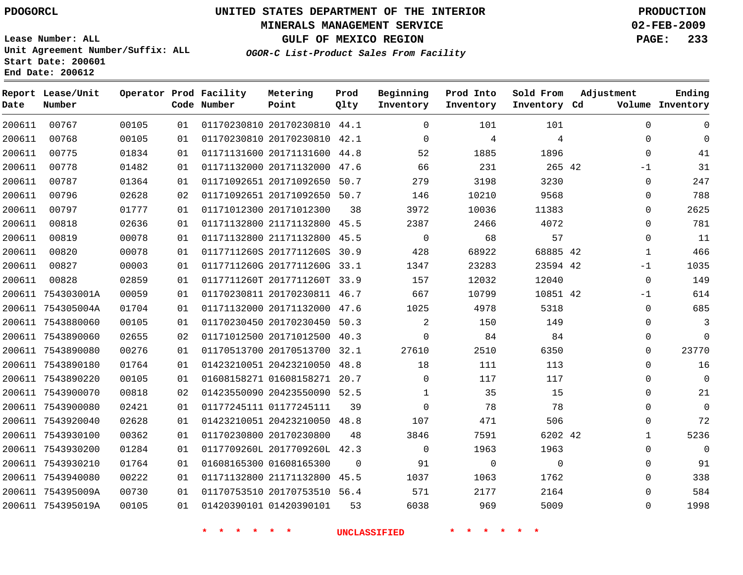PDOGORCL

# UNITED STATES DEPARTMENT OF THE INTERIOR
## MINERALS MANAGEMENT SERVICE
## GULF OF MEXICO REGION
### *OGOR-C List-Product Sales From Facility*

PRODUCTION
02-FEB-2009

Lease Number: ALL
Unit Agreement Number/Suffix: ALL
Start Date: 200601
End Date: 200612

| Report Date | Lease/Unit Number | Operator | Prod Code | Facility Number | Metering Point | Prod Qlty | Beginning Inventory | Prod Into Inventory | Sold From Inventory | Adjustment Cd | Volume | Ending Inventory |
|---|---|---|---|---|---|---|---|---|---|---|---|---|
| 200611 | 00767 | 00105 | 01 | 01170230810 | 20170230810 | 44.1 | 0 | 101 | 101 | | 0 | 0 |
| 200611 | 00768 | 00105 | 01 | 01170230810 | 20170230810 | 42.1 | 0 | 4 | 4 | | 0 | 0 |
| 200611 | 00775 | 01834 | 01 | 01171131600 | 20171131600 | 44.8 | 52 | 1885 | 1896 | | 0 | 41 |
| 200611 | 00778 | 01482 | 01 | 01171132000 | 20171132000 | 47.6 | 66 | 231 | 265 | 42 | -1 | 31 |
| 200611 | 00787 | 01364 | 01 | 01171092651 | 20171092650 | 50.7 | 279 | 3198 | 3230 | | 0 | 247 |
| 200611 | 00796 | 02628 | 02 | 01171092651 | 20171092650 | 50.7 | 146 | 10210 | 9568 | | 0 | 788 |
| 200611 | 00797 | 01777 | 01 | 01171012300 | 20171012300 | 38 | 3972 | 10036 | 11383 | | 0 | 2625 |
| 200611 | 00818 | 02636 | 01 | 01171132800 | 21171132800 | 45.5 | 2387 | 2466 | 4072 | | 0 | 781 |
| 200611 | 00819 | 00078 | 01 | 01171132800 | 21171132800 | 45.5 | 0 | 68 | 57 | | 0 | 11 |
| 200611 | 00820 | 00078 | 01 | 0117711260S | 2017711260S | 30.9 | 428 | 68922 | 68885 | 42 | 1 | 466 |
| 200611 | 00827 | 00003 | 01 | 0117711260G | 2017711260G | 33.1 | 1347 | 23283 | 23594 | 42 | -1 | 1035 |
| 200611 | 00828 | 02859 | 01 | 0117711260T | 2017711260T | 33.9 | 157 | 12032 | 12040 | | 0 | 149 |
| 200611 | 754303001A | 00059 | 01 | 01170230811 | 20170230811 | 46.7 | 667 | 10799 | 10851 | 42 | -1 | 614 |
| 200611 | 754305004A | 01704 | 01 | 01171132000 | 20171132000 | 47.6 | 1025 | 4978 | 5318 | | 0 | 685 |
| 200611 | 7543880060 | 00105 | 01 | 01170230450 | 20170230450 | 50.3 | 2 | 150 | 149 | | 0 | 3 |
| 200611 | 7543890060 | 02655 | 02 | 01171012500 | 20171012500 | 40.3 | 0 | 84 | 84 | | 0 | 0 |
| 200611 | 7543890080 | 00276 | 01 | 01170513700 | 20170513700 | 32.1 | 27610 | 2510 | 6350 | | 0 | 23770 |
| 200611 | 7543890180 | 01764 | 01 | 01423210051 | 20423210050 | 48.8 | 18 | 111 | 113 | | 0 | 16 |
| 200611 | 7543890220 | 00105 | 01 | 01608158271 | 01608158271 | 20.7 | 0 | 117 | 117 | | 0 | 0 |
| 200611 | 7543900070 | 00818 | 02 | 01423550090 | 20423550090 | 52.5 | 1 | 35 | 15 | | 0 | 21 |
| 200611 | 7543900080 | 02421 | 01 | 01177245111 | 01177245111 | 39 | 0 | 78 | 78 | | 0 | 0 |
| 200611 | 7543920040 | 02628 | 01 | 01423210051 | 20423210050 | 48.8 | 107 | 471 | 506 | | 0 | 72 |
| 200611 | 7543930100 | 00362 | 01 | 01170230800 | 20170230800 | 48 | 3846 | 7591 | 6202 | 42 | 1 | 5236 |
| 200611 | 7543930200 | 01284 | 01 | 0117709260L | 2017709260L | 42.3 | 0 | 1963 | 1963 | | 0 | 0 |
| 200611 | 7543930210 | 01764 | 01 | 01608165300 | 01608165300 | 0 | 91 | 0 | 0 | | 0 | 91 |
| 200611 | 7543940080 | 00222 | 01 | 01171132800 | 21171132800 | 45.5 | 1037 | 1063 | 1762 | | 0 | 338 |
| 200611 | 754395009A | 00730 | 01 | 01170753510 | 20170753510 | 56.4 | 571 | 2177 | 2164 | | 0 | 584 |
| 200611 | 754395019A | 00105 | 01 | 01420390101 | 01420390101 | 53 | 6038 | 969 | 5009 | | 0 | 1998 |

* * * * * * UNCLASSIFIED * * * * * *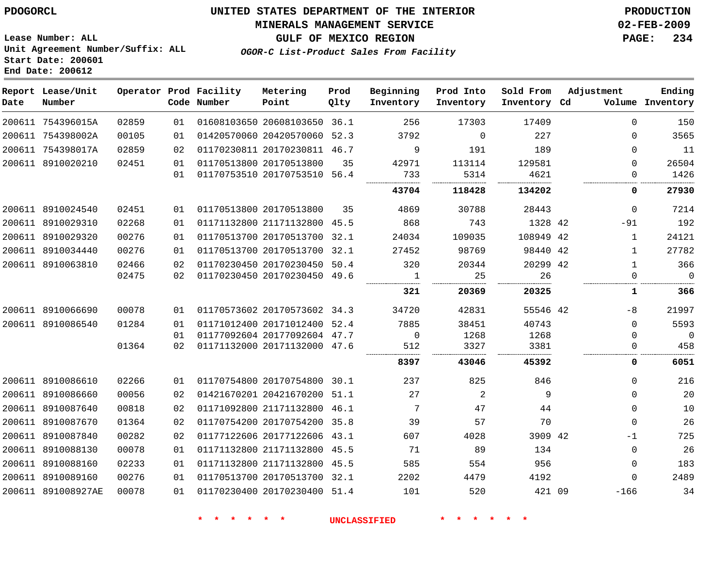PDOGORCL

# UNITED STATES DEPARTMENT OF THE INTERIOR
## MINERALS MANAGEMENT SERVICE
## GULF OF MEXICO REGION
### *OGOR-C List-Product Sales From Facility*

PRODUCTION
02-FEB-2009

Lease Number: ALL
Unit Agreement Number/Suffix: ALL
Start Date: 200601
End Date: 200612

| Report Date | Lease/Unit Number | Operator | Prod Code | Facility Number | Metering Point | Prod Qlty | Beginning Inventory | Prod Into Inventory | Sold From Inventory | Adjustment Cd | Volume | Ending Inventory |
|---|---|---|---|---|---|---|---|---|---|---|---|---|
| 200611 | 754396015A | 02859 | 01 | 01608103650 | 20608103650 | 36.1 | 256 | 17303 | 17409 | | 0 | 150 |
| 200611 | 754398002A | 00105 | 01 | 01420570060 | 20420570060 | 52.3 | 3792 | 0 | 227 | | 0 | 3565 |
| 200611 | 754398017A | 02859 | 02 | 01170230811 | 20170230811 | 46.7 | 9 | 191 | 189 | | 0 | 11 |
| 200611 | 8910020210 | 02451 | 01 | 01170513800 | 20170513800 | 35 | 42971 | 113114 | 129581 | | 0 | 26504 |
| | | | 01 | 01170753510 | 20170753510 | 56.4 | 733 | 5314 | 4621 | | 0 | 1426 |
| | | | | | | | **43704** | **118428** | **134202** | | **0** | **27930** |
| 200611 | 8910024540 | 02451 | 01 | 01170513800 | 20170513800 | 35 | 4869 | 30788 | 28443 | | 0 | 7214 |
| 200611 | 8910029310 | 02268 | 01 | 01171132800 | 21171132800 | 45.5 | 868 | 743 | 1328 | 42 | -91 | 192 |
| 200611 | 8910029320 | 00276 | 01 | 01170513700 | 20170513700 | 32.1 | 24034 | 109035 | 108949 | 42 | 1 | 24121 |
| 200611 | 8910034440 | 00276 | 01 | 01170513700 | 20170513700 | 32.1 | 27452 | 98769 | 98440 | 42 | 1 | 27782 |
| 200611 | 8910063810 | 02466 | 02 | 01170230450 | 20170230450 | 50.4 | 320 | 20344 | 20299 | 42 | 1 | 366 |
| | | 02475 | 02 | 01170230450 | 20170230450 | 49.6 | 1 | 25 | 26 | | 0 | 0 |
| | | | | | | | **321** | **20369** | **20325** | | **1** | **366** |
| 200611 | 8910066690 | 00078 | 01 | 01170573602 | 20170573602 | 34.3 | 34720 | 42831 | 55546 | 42 | -8 | 21997 |
| 200611 | 8910086540 | 01284 | 01 | 01171012400 | 20171012400 | 52.4 | 7885 | 38451 | 40743 | | 0 | 5593 |
| | | | 01 | 01177092604 | 20177092604 | 47.7 | 0 | 1268 | 1268 | | 0 | 0 |
| | | 01364 | 02 | 01171132000 | 20171132000 | 47.6 | 512 | 3327 | 3381 | | 0 | 458 |
| | | | | | | | **8397** | **43046** | **45392** | | **0** | **6051** |
| 200611 | 8910086610 | 02266 | 01 | 01170754800 | 20170754800 | 30.1 | 237 | 825 | 846 | | 0 | 216 |
| 200611 | 8910086660 | 00056 | 02 | 01421670201 | 20421670200 | 51.1 | 27 | 2 | 9 | | 0 | 20 |
| 200611 | 8910087640 | 00818 | 02 | 01171092800 | 21171132800 | 46.1 | 7 | 47 | 44 | | 0 | 10 |
| 200611 | 8910087670 | 01364 | 02 | 01170754200 | 20170754200 | 35.8 | 39 | 57 | 70 | | 0 | 26 |
| 200611 | 8910087840 | 00282 | 02 | 01177122606 | 20177122606 | 43.1 | 607 | 4028 | 3909 | 42 | -1 | 725 |
| 200611 | 8910088130 | 00078 | 01 | 01171132800 | 21171132800 | 45.5 | 71 | 89 | 134 | | 0 | 26 |
| 200611 | 8910088160 | 02233 | 01 | 01171132800 | 21171132800 | 45.5 | 585 | 554 | 956 | | 0 | 183 |
| 200611 | 8910089160 | 00276 | 01 | 01170513700 | 20170513700 | 32.1 | 2202 | 4479 | 4192 | | 0 | 2489 |
| 200611 | 891008927AE | 00078 | 01 | 01170230400 | 20170230400 | 51.4 | 101 | 520 | 421 | 09 | -166 | 34 |

* * * * * * UNCLASSIFIED * * * * * *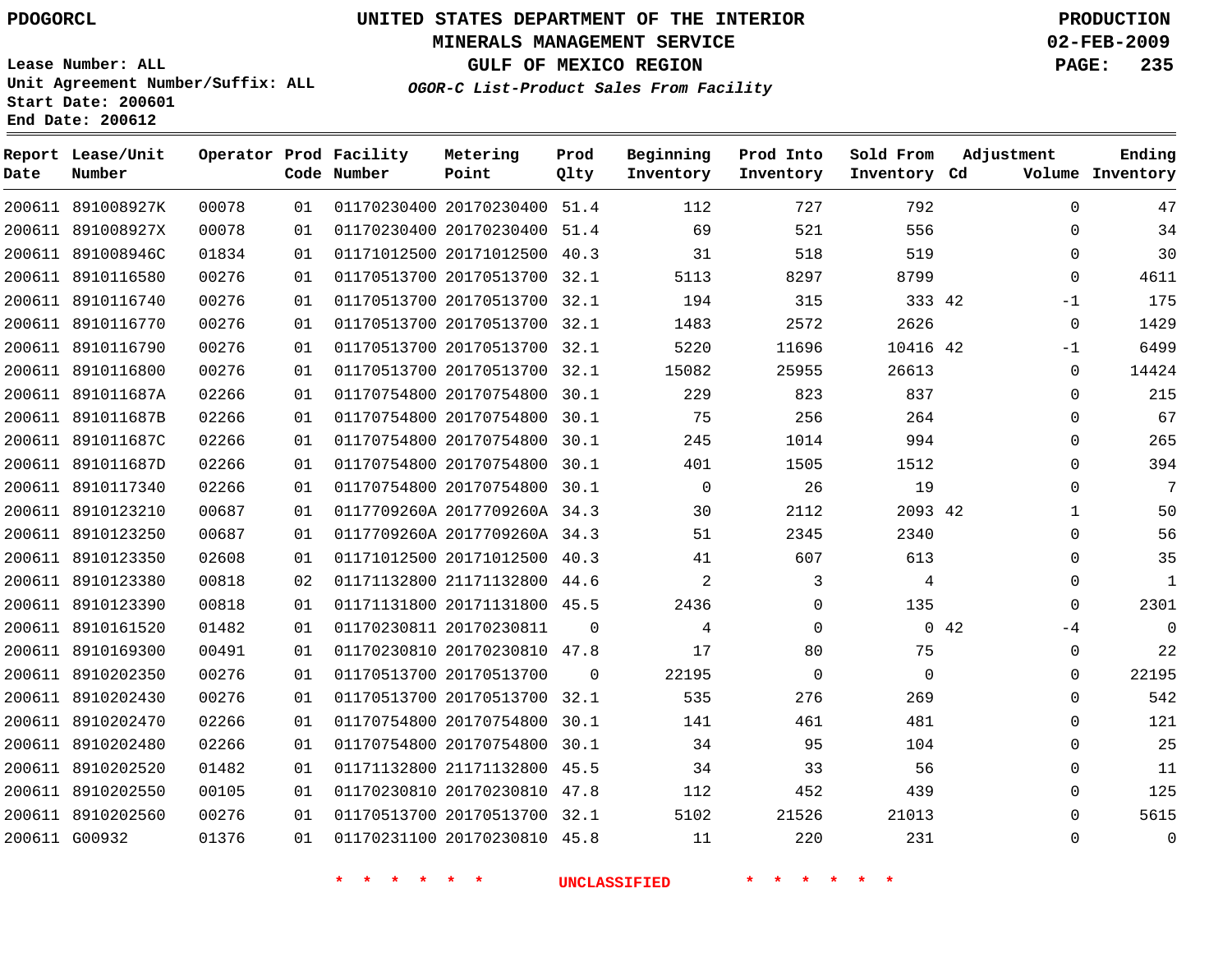PDOGORCL

# UNITED STATES DEPARTMENT OF THE INTERIOR
## MINERALS MANAGEMENT SERVICE
## GULF OF MEXICO REGION
### *OGOR-C List-Product Sales From Facility*

PRODUCTION
02-FEB-2009

Lease Number: ALL
Unit Agreement Number/Suffix: ALL
Start Date: 200601
End Date: 200612

| Report Date | Lease/Unit Number | Operator | Prod Code | Facility Number | Metering Point | Prod Qlty | Beginning Inventory | Prod Into Inventory | Sold From Inventory | Adjustment Cd | Volume | Ending Inventory |
|---|---|---|---|---|---|---|---|---|---|---|---|---|
| 200611 | 891008927K | 00078 | 01 | 01170230400 | 20170230400 | 51.4 | 112 | 727 | 792 | | 0 | 47 |
| 200611 | 891008927X | 00078 | 01 | 01170230400 | 20170230400 | 51.4 | 69 | 521 | 556 | | 0 | 34 |
| 200611 | 891008946C | 01834 | 01 | 01171012500 | 20171012500 | 40.3 | 31 | 518 | 519 | | 0 | 30 |
| 200611 | 8910116580 | 00276 | 01 | 01170513700 | 20170513700 | 32.1 | 5113 | 8297 | 8799 | | 0 | 4611 |
| 200611 | 8910116740 | 00276 | 01 | 01170513700 | 20170513700 | 32.1 | 194 | 315 | 333 | 42 | -1 | 175 |
| 200611 | 8910116770 | 00276 | 01 | 01170513700 | 20170513700 | 32.1 | 1483 | 2572 | 2626 | | 0 | 1429 |
| 200611 | 8910116790 | 00276 | 01 | 01170513700 | 20170513700 | 32.1 | 5220 | 11696 | 10416 | 42 | -1 | 6499 |
| 200611 | 8910116800 | 00276 | 01 | 01170513700 | 20170513700 | 32.1 | 15082 | 25955 | 26613 | | 0 | 14424 |
| 200611 | 891011687A | 02266 | 01 | 01170754800 | 20170754800 | 30.1 | 229 | 823 | 837 | | 0 | 215 |
| 200611 | 891011687B | 02266 | 01 | 01170754800 | 20170754800 | 30.1 | 75 | 256 | 264 | | 0 | 67 |
| 200611 | 891011687C | 02266 | 01 | 01170754800 | 20170754800 | 30.1 | 245 | 1014 | 994 | | 0 | 265 |
| 200611 | 891011687D | 02266 | 01 | 01170754800 | 20170754800 | 30.1 | 401 | 1505 | 1512 | | 0 | 394 |
| 200611 | 8910117340 | 02266 | 01 | 01170754800 | 20170754800 | 30.1 | 0 | 26 | 19 | | 0 | 7 |
| 200611 | 8910123210 | 00687 | 01 | 0117709260A | 2017709260A | 34.3 | 30 | 2112 | 2093 | 42 | 1 | 50 |
| 200611 | 8910123250 | 00687 | 01 | 0117709260A | 2017709260A | 34.3 | 51 | 2345 | 2340 | | 0 | 56 |
| 200611 | 8910123350 | 02608 | 01 | 01171012500 | 20171012500 | 40.3 | 41 | 607 | 613 | | 0 | 35 |
| 200611 | 8910123380 | 00818 | 02 | 01171132800 | 21171132800 | 44.6 | 2 | 3 | 4 | | 0 | 1 |
| 200611 | 8910123390 | 00818 | 01 | 01171131800 | 20171131800 | 45.5 | 2436 | 0 | 135 | | 0 | 2301 |
| 200611 | 8910161520 | 01482 | 01 | 01170230811 | 20170230811 | 0 | 4 | 0 | 0 | 42 | -4 | 0 |
| 200611 | 8910169300 | 00491 | 01 | 01170230810 | 20170230810 | 47.8 | 17 | 80 | 75 | | 0 | 22 |
| 200611 | 8910202350 | 00276 | 01 | 01170513700 | 20170513700 | 0 | 22195 | 0 | 0 | | 0 | 22195 |
| 200611 | 8910202430 | 00276 | 01 | 01170513700 | 20170513700 | 32.1 | 535 | 276 | 269 | | 0 | 542 |
| 200611 | 8910202470 | 02266 | 01 | 01170754800 | 20170754800 | 30.1 | 141 | 461 | 481 | | 0 | 121 |
| 200611 | 8910202480 | 02266 | 01 | 01170754800 | 20170754800 | 30.1 | 34 | 95 | 104 | | 0 | 25 |
| 200611 | 8910202520 | 01482 | 01 | 01171132800 | 21171132800 | 45.5 | 34 | 33 | 56 | | 0 | 11 |
| 200611 | 8910202550 | 00105 | 01 | 01170230810 | 20170230810 | 47.8 | 112 | 452 | 439 | | 0 | 125 |
| 200611 | 8910202560 | 00276 | 01 | 01170513700 | 20170513700 | 32.1 | 5102 | 21526 | 21013 | | 0 | 5615 |
| 200611 | G00932 | 01376 | 01 | 01170231100 | 20170230810 | 45.8 | 11 | 220 | 231 | | 0 | 0 |

* * * * * * UNCLASSIFIED * * * * * *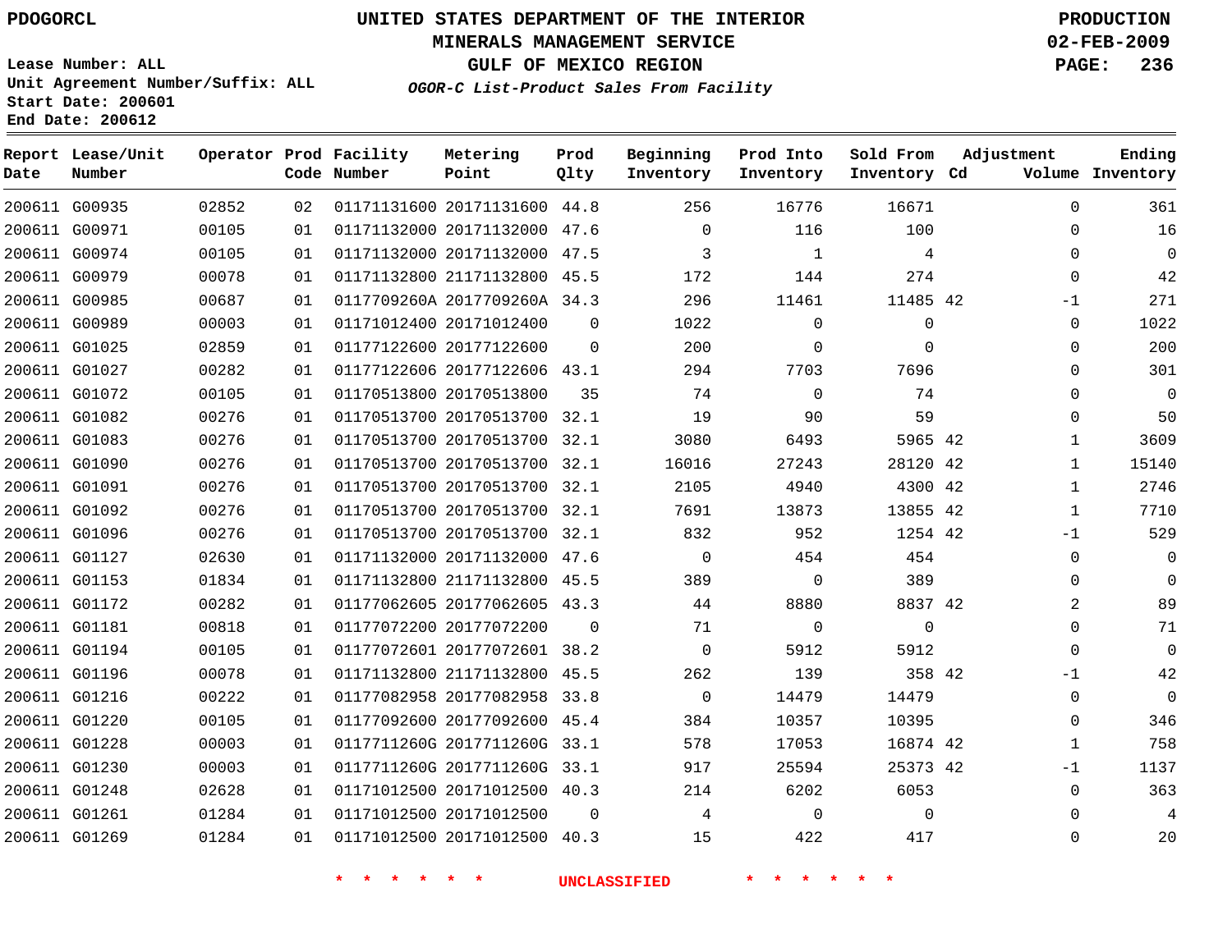PDOGORCL

# UNITED STATES DEPARTMENT OF THE INTERIOR
## MINERALS MANAGEMENT SERVICE
## GULF OF MEXICO REGION
### *OGOR-C List-Product Sales From Facility*

PRODUCTION
02-FEB-2009

Lease Number: ALL
Unit Agreement Number/Suffix: ALL
Start Date: 200601
End Date: 200612

| Report Date | Lease/Unit Number | Operator | Prod Code | Facility Number | Metering Point | Prod Qlty | Beginning Inventory | Prod Into Inventory | Sold From Inventory | Adjustment Cd | Volume | Ending Inventory |
|---|---|---|---|---|---|---|---|---|---|---|---|---|
| 200611 | G00935 | 02852 | 02 | 01171131600 | 20171131600 | 44.8 | 256 | 16776 | 16671 | | 0 | 361 |
| 200611 | G00971 | 00105 | 01 | 01171132000 | 20171132000 | 47.6 | 0 | 116 | 100 | | 0 | 16 |
| 200611 | G00974 | 00105 | 01 | 01171132000 | 20171132000 | 47.5 | 3 | 1 | 4 | | 0 | 0 |
| 200611 | G00979 | 00078 | 01 | 01171132800 | 21171132800 | 45.5 | 172 | 144 | 274 | | 0 | 42 |
| 200611 | G00985 | 00687 | 01 | 0117709260A | 2017709260A | 34.3 | 296 | 11461 | 11485 | 42 | -1 | 271 |
| 200611 | G00989 | 00003 | 01 | 01171012400 | 20171012400 | 0 | 1022 | 0 | 0 | | 0 | 1022 |
| 200611 | G01025 | 02859 | 01 | 01177122600 | 20177122600 | 0 | 200 | 0 | 0 | | 0 | 200 |
| 200611 | G01027 | 00282 | 01 | 01177122606 | 20177122606 | 43.1 | 294 | 7703 | 7696 | | 0 | 301 |
| 200611 | G01072 | 00105 | 01 | 01170513800 | 20170513800 | 35 | 74 | 0 | 74 | | 0 | 0 |
| 200611 | G01082 | 00276 | 01 | 01170513700 | 20170513700 | 32.1 | 19 | 90 | 59 | | 0 | 50 |
| 200611 | G01083 | 00276 | 01 | 01170513700 | 20170513700 | 32.1 | 3080 | 6493 | 5965 | 42 | 1 | 3609 |
| 200611 | G01090 | 00276 | 01 | 01170513700 | 20170513700 | 32.1 | 16016 | 27243 | 28120 | 42 | 1 | 15140 |
| 200611 | G01091 | 00276 | 01 | 01170513700 | 20170513700 | 32.1 | 2105 | 4940 | 4300 | 42 | 1 | 2746 |
| 200611 | G01092 | 00276 | 01 | 01170513700 | 20170513700 | 32.1 | 7691 | 13873 | 13855 | 42 | 1 | 7710 |
| 200611 | G01096 | 00276 | 01 | 01170513700 | 20170513700 | 32.1 | 832 | 952 | 1254 | 42 | -1 | 529 |
| 200611 | G01127 | 02630 | 01 | 01171132000 | 20171132000 | 47.6 | 0 | 454 | 454 | | 0 | 0 |
| 200611 | G01153 | 01834 | 01 | 01171132800 | 21171132800 | 45.5 | 389 | 0 | 389 | | 0 | 0 |
| 200611 | G01172 | 00282 | 01 | 01177062605 | 20177062605 | 43.3 | 44 | 8880 | 8837 | 42 | 2 | 89 |
| 200611 | G01181 | 00818 | 01 | 01177072200 | 20177072200 | 0 | 71 | 0 | 0 | | 0 | 71 |
| 200611 | G01194 | 00105 | 01 | 01177072601 | 20177072601 | 38.2 | 0 | 5912 | 5912 | | 0 | 0 |
| 200611 | G01196 | 00078 | 01 | 01171132800 | 21171132800 | 45.5 | 262 | 139 | 358 | 42 | -1 | 42 |
| 200611 | G01216 | 00222 | 01 | 01177082958 | 20177082958 | 33.8 | 0 | 14479 | 14479 | | 0 | 0 |
| 200611 | G01220 | 00105 | 01 | 01177092600 | 20177092600 | 45.4 | 384 | 10357 | 10395 | | 0 | 346 |
| 200611 | G01228 | 00003 | 01 | 0117711260G | 2017711260G | 33.1 | 578 | 17053 | 16874 | 42 | 1 | 758 |
| 200611 | G01230 | 00003 | 01 | 0117711260G | 2017711260G | 33.1 | 917 | 25594 | 25373 | 42 | -1 | 1137 |
| 200611 | G01248 | 02628 | 01 | 01171012500 | 20171012500 | 40.3 | 214 | 6202 | 6053 | | 0 | 363 |
| 200611 | G01261 | 01284 | 01 | 01171012500 | 20171012500 | 0 | 4 | 0 | 0 | | 0 | 4 |
| 200611 | G01269 | 01284 | 01 | 01171012500 | 20171012500 | 40.3 | 15 | 422 | 417 | | 0 | 20 |

* * * * * * UNCLASSIFIED * * * * * *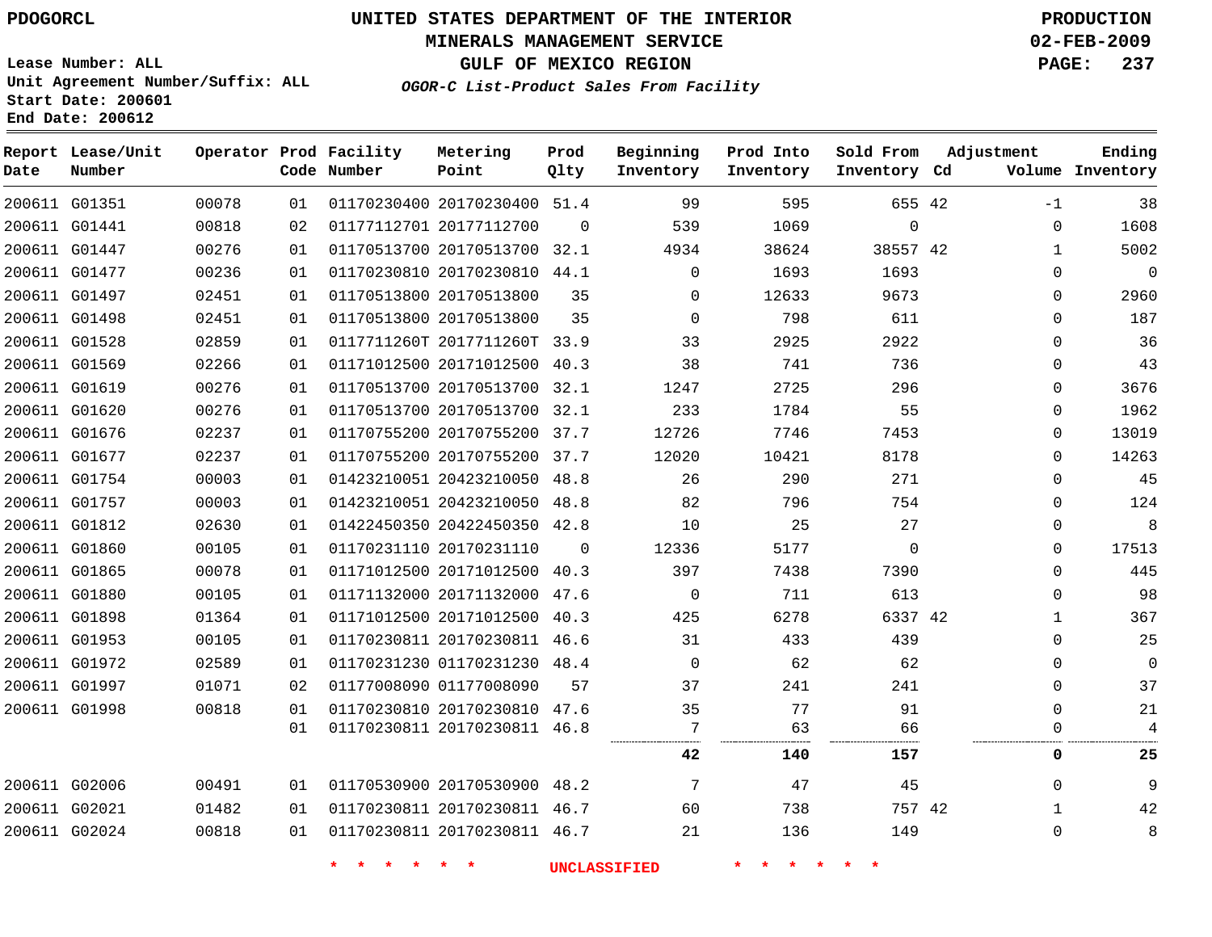PDOGORCL

# UNITED STATES DEPARTMENT OF THE INTERIOR
## MINERALS MANAGEMENT SERVICE
## GULF OF MEXICO REGION
### *OGOR-C List-Product Sales From Facility*

PRODUCTION
02-FEB-2009

Lease Number: ALL
Unit Agreement Number/Suffix: ALL
Start Date: 200601
End Date: 200612

| Report Date | Lease/Unit Number | Operator | Prod Code | Facility Number | Metering Point | Prod Qlty | Beginning Inventory | Prod Into Inventory | Sold From Inventory | Adjustment Cd | Volume | Ending Inventory |
|---|---|---|---|---|---|---|---|---|---|---|---|---|
| 200611 | G01351 | 00078 | 01 | 01170230400 | 20170230400 | 51.4 | 99 | 595 | 655 | 42 | -1 | 38 |
| 200611 | G01441 | 00818 | 02 | 01177112701 | 20177112700 | 0 | 539 | 1069 | 0 | | 0 | 1608 |
| 200611 | G01447 | 00276 | 01 | 01170513700 | 20170513700 | 32.1 | 4934 | 38624 | 38557 | 42 | 1 | 5002 |
| 200611 | G01477 | 00236 | 01 | 01170230810 | 20170230810 | 44.1 | 0 | 1693 | 1693 | | 0 | 0 |
| 200611 | G01497 | 02451 | 01 | 01170513800 | 20170513800 | 35 | 0 | 12633 | 9673 | | 0 | 2960 |
| 200611 | G01498 | 02451 | 01 | 01170513800 | 20170513800 | 35 | 0 | 798 | 611 | | 0 | 187 |
| 200611 | G01528 | 02859 | 01 | 0117711260T | 2017711260T | 33.9 | 33 | 2925 | 2922 | | 0 | 36 |
| 200611 | G01569 | 02266 | 01 | 01171012500 | 20171012500 | 40.3 | 38 | 741 | 736 | | 0 | 43 |
| 200611 | G01619 | 00276 | 01 | 01170513700 | 20170513700 | 32.1 | 1247 | 2725 | 296 | | 0 | 3676 |
| 200611 | G01620 | 00276 | 01 | 01170513700 | 20170513700 | 32.1 | 233 | 1784 | 55 | | 0 | 1962 |
| 200611 | G01676 | 02237 | 01 | 01170755200 | 20170755200 | 37.7 | 12726 | 7746 | 7453 | | 0 | 13019 |
| 200611 | G01677 | 02237 | 01 | 01170755200 | 20170755200 | 37.7 | 12020 | 10421 | 8178 | | 0 | 14263 |
| 200611 | G01754 | 00003 | 01 | 01423210051 | 20423210050 | 48.8 | 26 | 290 | 271 | | 0 | 45 |
| 200611 | G01757 | 00003 | 01 | 01423210051 | 20423210050 | 48.8 | 82 | 796 | 754 | | 0 | 124 |
| 200611 | G01812 | 02630 | 01 | 01422450350 | 20422450350 | 42.8 | 10 | 25 | 27 | | 0 | 8 |
| 200611 | G01860 | 00105 | 01 | 01170231110 | 20170231110 | 0 | 12336 | 5177 | 0 | | 0 | 17513 |
| 200611 | G01865 | 00078 | 01 | 01171012500 | 20171012500 | 40.3 | 397 | 7438 | 7390 | | 0 | 445 |
| 200611 | G01880 | 00105 | 01 | 01171132000 | 20171132000 | 47.6 | 0 | 711 | 613 | | 0 | 98 |
| 200611 | G01898 | 01364 | 01 | 01171012500 | 20171012500 | 40.3 | 425 | 6278 | 6337 | 42 | 1 | 367 |
| 200611 | G01953 | 00105 | 01 | 01170230811 | 20170230811 | 46.6 | 31 | 433 | 439 | | 0 | 25 |
| 200611 | G01972 | 02589 | 01 | 01170231230 | 01170231230 | 48.4 | 0 | 62 | 62 | | 0 | 0 |
| 200611 | G01997 | 01071 | 02 | 01177008090 | 01177008090 | 57 | 37 | 241 | 241 | | 0 | 37 |
| 200611 | G01998 | 00818 | 01 | 01170230810 | 20170230810 | 47.6 | 35 | 77 | 91 | | 0 | 21 |
| | | | 01 | 01170230811 | 20170230811 | 46.8 | 7 | 63 | 66 | | 0 | 4 |
| | | | | | | | **42** | **140** | **157** | | **0** | **25** |
| 200611 | G02006 | 00491 | 01 | 01170530900 | 20170530900 | 48.2 | 7 | 47 | 45 | | 0 | 9 |
| 200611 | G02021 | 01482 | 01 | 01170230811 | 20170230811 | 46.7 | 60 | 738 | 757 | 42 | 1 | 42 |
| 200611 | G02024 | 00818 | 01 | 01170230811 | 20170230811 | 46.7 | 21 | 136 | 149 | | 0 | 8 |

* * * * * * UNCLASSIFIED * * * * * *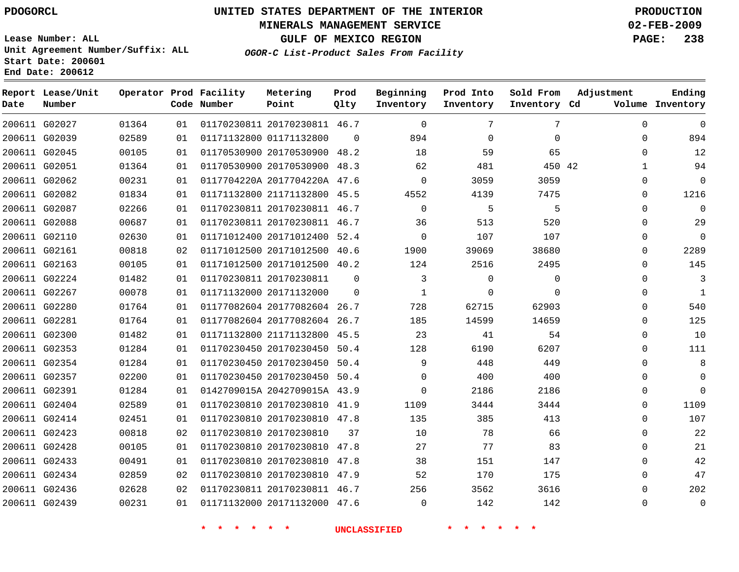PDOGORCL

Lease Number: ALL
Unit Agreement Number/Suffix: ALL
Start Date: 200601
End Date: 200612

# UNITED STATES DEPARTMENT OF THE INTERIOR
## MINERALS MANAGEMENT SERVICE
## GULF OF MEXICO REGION
### *OGOR-C List-Product Sales From Facility*

PRODUCTION
02-FEB-2009

| Report Date | Lease/Unit Number | Operator | Prod Code | Facility Number | Metering Point | Prod Qlty | Beginning Inventory | Prod Into Inventory | Sold From Inventory | Adjustment Cd | Adjustment Volume | Ending Inventory |
|---|---|---|---|---|---|---|---|---|---|---|---|---|
| 200611 | G02027 | 01364 | 01 | 01170230811 | 20170230811 | 46.7 | 0 | 7 | 7 | | 0 | 0 |
| 200611 | G02039 | 02589 | 01 | 01171132800 | 01171132800 | 0 | 894 | 0 | 0 | | 0 | 894 |
| 200611 | G02045 | 00105 | 01 | 01170530900 | 20170530900 | 48.2 | 18 | 59 | 65 | | 0 | 12 |
| 200611 | G02051 | 01364 | 01 | 01170530900 | 20170530900 | 48.3 | 62 | 481 | 450 | 42 | 1 | 94 |
| 200611 | G02062 | 00231 | 01 | 0117704220A | 2017704220A | 47.6 | 0 | 3059 | 3059 | | 0 | 0 |
| 200611 | G02082 | 01834 | 01 | 01171132800 | 21171132800 | 45.5 | 4552 | 4139 | 7475 | | 0 | 1216 |
| 200611 | G02087 | 02266 | 01 | 01170230811 | 20170230811 | 46.7 | 0 | 5 | 5 | | 0 | 0 |
| 200611 | G02088 | 00687 | 01 | 01170230811 | 20170230811 | 46.7 | 36 | 513 | 520 | | 0 | 29 |
| 200611 | G02110 | 02630 | 01 | 01171012400 | 20171012400 | 52.4 | 0 | 107 | 107 | | 0 | 0 |
| 200611 | G02161 | 00818 | 02 | 01171012500 | 20171012500 | 40.6 | 1900 | 39069 | 38680 | | 0 | 2289 |
| 200611 | G02163 | 00105 | 01 | 01171012500 | 20171012500 | 40.2 | 124 | 2516 | 2495 | | 0 | 145 |
| 200611 | G02224 | 01482 | 01 | 01170230811 | 20170230811 | 0 | 3 | 0 | 0 | | 0 | 3 |
| 200611 | G02267 | 00078 | 01 | 01171132000 | 20171132000 | 0 | 1 | 0 | 0 | | 0 | 1 |
| 200611 | G02280 | 01764 | 01 | 01177082604 | 20177082604 | 26.7 | 728 | 62715 | 62903 | | 0 | 540 |
| 200611 | G02281 | 01764 | 01 | 01177082604 | 20177082604 | 26.7 | 185 | 14599 | 14659 | | 0 | 125 |
| 200611 | G02300 | 01482 | 01 | 01171132800 | 21171132800 | 45.5 | 23 | 41 | 54 | | 0 | 10 |
| 200611 | G02353 | 01284 | 01 | 01170230450 | 20170230450 | 50.4 | 128 | 6190 | 6207 | | 0 | 111 |
| 200611 | G02354 | 01284 | 01 | 01170230450 | 20170230450 | 50.4 | 9 | 448 | 449 | | 0 | 8 |
| 200611 | G02357 | 02200 | 01 | 01170230450 | 20170230450 | 50.4 | 0 | 400 | 400 | | 0 | 0 |
| 200611 | G02391 | 01284 | 01 | 0142709015A | 2042709015A | 43.9 | 0 | 2186 | 2186 | | 0 | 0 |
| 200611 | G02404 | 02589 | 01 | 01170230810 | 20170230810 | 41.9 | 1109 | 3444 | 3444 | | 0 | 1109 |
| 200611 | G02414 | 02451 | 01 | 01170230810 | 20170230810 | 47.8 | 135 | 385 | 413 | | 0 | 107 |
| 200611 | G02423 | 00818 | 02 | 01170230810 | 20170230810 | 37 | 10 | 78 | 66 | | 0 | 22 |
| 200611 | G02428 | 00105 | 01 | 01170230810 | 20170230810 | 47.8 | 27 | 77 | 83 | | 0 | 21 |
| 200611 | G02433 | 00491 | 01 | 01170230810 | 20170230810 | 47.8 | 38 | 151 | 147 | | 0 | 42 |
| 200611 | G02434 | 02859 | 02 | 01170230810 | 20170230810 | 47.9 | 52 | 170 | 175 | | 0 | 47 |
| 200611 | G02436 | 02628 | 02 | 01170230811 | 20170230811 | 46.7 | 256 | 3562 | 3616 | | 0 | 202 |
| 200611 | G02439 | 00231 | 01 | 01171132000 | 20171132000 | 47.6 | 0 | 142 | 142 | | 0 | 0 |

* * * * * * UNCLASSIFIED * * * * * *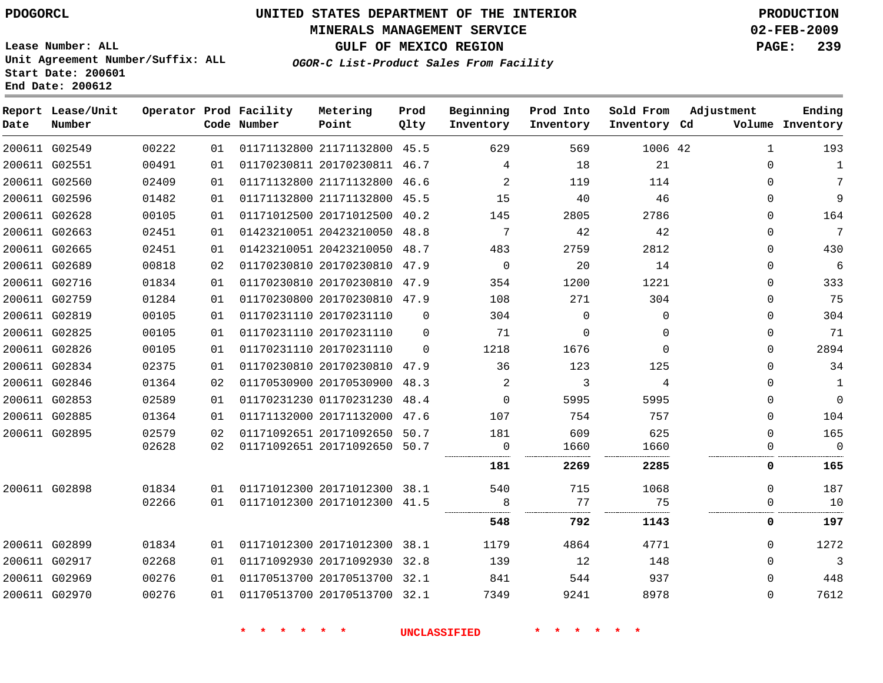PDOGORCL

# UNITED STATES DEPARTMENT OF THE INTERIOR
## MINERALS MANAGEMENT SERVICE
## GULF OF MEXICO REGION
### *OGOR-C List-Product Sales From Facility*

PRODUCTION
02-FEB-2009

Lease Number: ALL
Unit Agreement Number/Suffix: ALL
Start Date: 200601
End Date: 200612

| Report Date | Lease/Unit Number | Operator | Prod Code | Facility Number | Metering Point | Prod Qlty | Beginning Inventory | Prod Into Inventory | Sold From Inventory | Adjustment Cd | Adjustment Volume | Ending Inventory |
|---|---|---|---|---|---|---|---|---|---|---|---|---|
| 200611 | G02549 | 00222 | 01 | 01171132800 | 21171132800 | 45.5 | 629 | 569 | 1006 | 42 | 1 | 193 |
| 200611 | G02551 | 00491 | 01 | 01170230811 | 20170230811 | 46.7 | 4 | 18 | 21 | | 0 | 1 |
| 200611 | G02560 | 02409 | 01 | 01171132800 | 21171132800 | 46.6 | 2 | 119 | 114 | | 0 | 7 |
| 200611 | G02596 | 01482 | 01 | 01171132800 | 21171132800 | 45.5 | 15 | 40 | 46 | | 0 | 9 |
| 200611 | G02628 | 00105 | 01 | 01171012500 | 20171012500 | 40.2 | 145 | 2805 | 2786 | | 0 | 164 |
| 200611 | G02663 | 02451 | 01 | 01423210051 | 20423210050 | 48.8 | 7 | 42 | 42 | | 0 | 7 |
| 200611 | G02665 | 02451 | 01 | 01423210051 | 20423210050 | 48.7 | 483 | 2759 | 2812 | | 0 | 430 |
| 200611 | G02689 | 00818 | 02 | 01170230810 | 20170230810 | 47.9 | 0 | 20 | 14 | | 0 | 6 |
| 200611 | G02716 | 01834 | 01 | 01170230810 | 20170230810 | 47.9 | 354 | 1200 | 1221 | | 0 | 333 |
| 200611 | G02759 | 01284 | 01 | 01170230800 | 20170230810 | 47.9 | 108 | 271 | 304 | | 0 | 75 |
| 200611 | G02819 | 00105 | 01 | 01170231110 | 20170231110 | 0 | 304 | 0 | 0 | | 0 | 304 |
| 200611 | G02825 | 00105 | 01 | 01170231110 | 20170231110 | 0 | 71 | 0 | 0 | | 0 | 71 |
| 200611 | G02826 | 00105 | 01 | 01170231110 | 20170231110 | 0 | 1218 | 1676 | 0 | | 0 | 2894 |
| 200611 | G02834 | 02375 | 01 | 01170230810 | 20170230810 | 47.9 | 36 | 123 | 125 | | 0 | 34 |
| 200611 | G02846 | 01364 | 02 | 01170530900 | 20170530900 | 48.3 | 2 | 3 | 4 | | 0 | 1 |
| 200611 | G02853 | 02589 | 01 | 01170231230 | 01170231230 | 48.4 | 0 | 5995 | 5995 | | 0 | 0 |
| 200611 | G02885 | 01364 | 01 | 01171132000 | 20171132000 | 47.6 | 107 | 754 | 757 | | 0 | 104 |
| 200611 | G02895 | 02579 | 02 | 01171092651 | 20171092650 | 50.7 | 181 | 609 | 625 | | 0 | 165 |
| | | 02628 | 02 | 01171092651 | 20171092650 | 50.7 | 0 | 1660 | 1660 | | 0 | 0 |
| | | | | | | | **181** | **2269** | **2285** | | **0** | **165** |
| 200611 | G02898 | 01834 | 01 | 01171012300 | 20171012300 | 38.1 | 540 | 715 | 1068 | | 0 | 187 |
| | | 02266 | 01 | 01171012300 | 20171012300 | 41.5 | 8 | 77 | 75 | | 0 | 10 |
| | | | | | | | **548** | **792** | **1143** | | **0** | **197** |
| 200611 | G02899 | 01834 | 01 | 01171012300 | 20171012300 | 38.1 | 1179 | 4864 | 4771 | | 0 | 1272 |
| 200611 | G02917 | 02268 | 01 | 01171092930 | 20171092930 | 32.8 | 139 | 12 | 148 | | 0 | 3 |
| 200611 | G02969 | 00276 | 01 | 01170513700 | 20170513700 | 32.1 | 841 | 544 | 937 | | 0 | 448 |
| 200611 | G02970 | 00276 | 01 | 01170513700 | 20170513700 | 32.1 | 7349 | 9241 | 8978 | | 0 | 7612 |

* * * * * * UNCLASSIFIED * * * * * *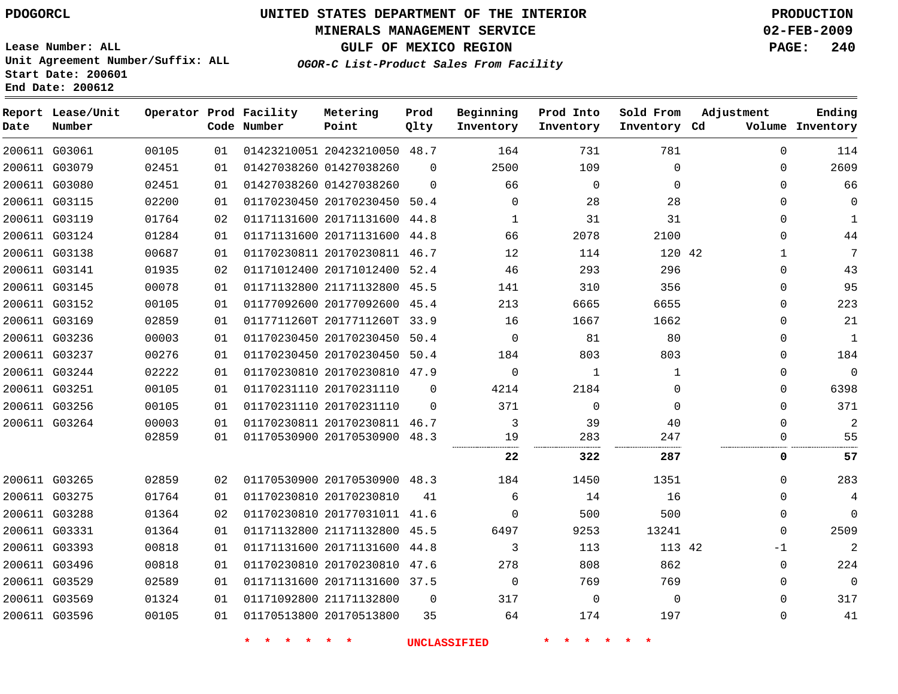PDOGORCL

# UNITED STATES DEPARTMENT OF THE INTERIOR
## MINERALS MANAGEMENT SERVICE
## GULF OF MEXICO REGION
### *OGOR-C List-Product Sales From Facility*

PRODUCTION
02-FEB-2009

Lease Number: ALL
Unit Agreement Number/Suffix: ALL
Start Date: 200601
End Date: 200612

| Report Date | Lease/Unit Number | Operator | Prod Code | Facility Number | Metering Point | Prod Qlty | Beginning Inventory | Prod Into Inventory | Sold From Inventory | Adjustment Cd | Volume | Ending Inventory |
|---|---|---|---|---|---|---|---|---|---|---|---|---|
| 200611 | G03061 | 00105 | 01 | 01423210051 | 20423210050 | 48.7 | 164 | 731 | 781 | | 0 | 114 |
| 200611 | G03079 | 02451 | 01 | 01427038260 | 01427038260 | 0 | 2500 | 109 | 0 | | 0 | 2609 |
| 200611 | G03080 | 02451 | 01 | 01427038260 | 01427038260 | 0 | 66 | 0 | 0 | | 0 | 66 |
| 200611 | G03115 | 02200 | 01 | 01170230450 | 20170230450 | 50.4 | 0 | 28 | 28 | | 0 | 0 |
| 200611 | G03119 | 01764 | 02 | 01171131600 | 20171131600 | 44.8 | 1 | 31 | 31 | | 0 | 1 |
| 200611 | G03124 | 01284 | 01 | 01171131600 | 20171131600 | 44.8 | 66 | 2078 | 2100 | | 0 | 44 |
| 200611 | G03138 | 00687 | 01 | 01170230811 | 20170230811 | 46.7 | 12 | 114 | 120 | 42 | 1 | 7 |
| 200611 | G03141 | 01935 | 02 | 01171012400 | 20171012400 | 52.4 | 46 | 293 | 296 | | 0 | 43 |
| 200611 | G03145 | 00078 | 01 | 01171132800 | 21171132800 | 45.5 | 141 | 310 | 356 | | 0 | 95 |
| 200611 | G03152 | 00105 | 01 | 01177092600 | 20177092600 | 45.4 | 213 | 6665 | 6655 | | 0 | 223 |
| 200611 | G03169 | 02859 | 01 | 0117711260T | 2017711260T | 33.9 | 16 | 1667 | 1662 | | 0 | 21 |
| 200611 | G03236 | 00003 | 01 | 01170230450 | 20170230450 | 50.4 | 0 | 81 | 80 | | 0 | 1 |
| 200611 | G03237 | 00276 | 01 | 01170230450 | 20170230450 | 50.4 | 184 | 803 | 803 | | 0 | 184 |
| 200611 | G03244 | 02222 | 01 | 01170230810 | 20170230810 | 47.9 | 0 | 1 | 1 | | 0 | 0 |
| 200611 | G03251 | 00105 | 01 | 01170231110 | 20170231110 | 0 | 4214 | 2184 | 0 | | 0 | 6398 |
| 200611 | G03256 | 00105 | 01 | 01170231110 | 20170231110 | 0 | 371 | 0 | 0 | | 0 | 371 |
| 200611 | G03264 | 00003 | 01 | 01170230811 | 20170230811 | 46.7 | 3 | 39 | 40 | | 0 | 2 |
| | | 02859 | 01 | 01170530900 | 20170530900 | 48.3 | 19 | 283 | 247 | | 0 | 55 |
| | | | | | | | **22** | **322** | **287** | | **0** | **57** |
| 200611 | G03265 | 02859 | 02 | 01170530900 | 20170530900 | 48.3 | 184 | 1450 | 1351 | | 0 | 283 |
| 200611 | G03275 | 01764 | 01 | 01170230810 | 20170230810 | 41 | 6 | 14 | 16 | | 0 | 4 |
| 200611 | G03288 | 01364 | 02 | 01170230810 | 20177031011 | 41.6 | 0 | 500 | 500 | | 0 | 0 |
| 200611 | G03331 | 01364 | 01 | 01171132800 | 21171132800 | 45.5 | 6497 | 9253 | 13241 | | 0 | 2509 |
| 200611 | G03393 | 00818 | 01 | 01171131600 | 20171131600 | 44.8 | 3 | 113 | 113 | 42 | -1 | 2 |
| 200611 | G03496 | 00818 | 01 | 01170230810 | 20170230810 | 47.6 | 278 | 808 | 862 | | 0 | 224 |
| 200611 | G03529 | 02589 | 01 | 01171131600 | 20171131600 | 37.5 | 0 | 769 | 769 | | 0 | 0 |
| 200611 | G03569 | 01324 | 01 | 01171092800 | 21171132800 | 0 | 317 | 0 | 0 | | 0 | 317 |
| 200611 | G03596 | 00105 | 01 | 01170513800 | 20170513800 | 35 | 64 | 174 | 197 | | 0 | 41 |

\* \* \* \* \* \* UNCLASSIFIED \* \* \* \* \* \*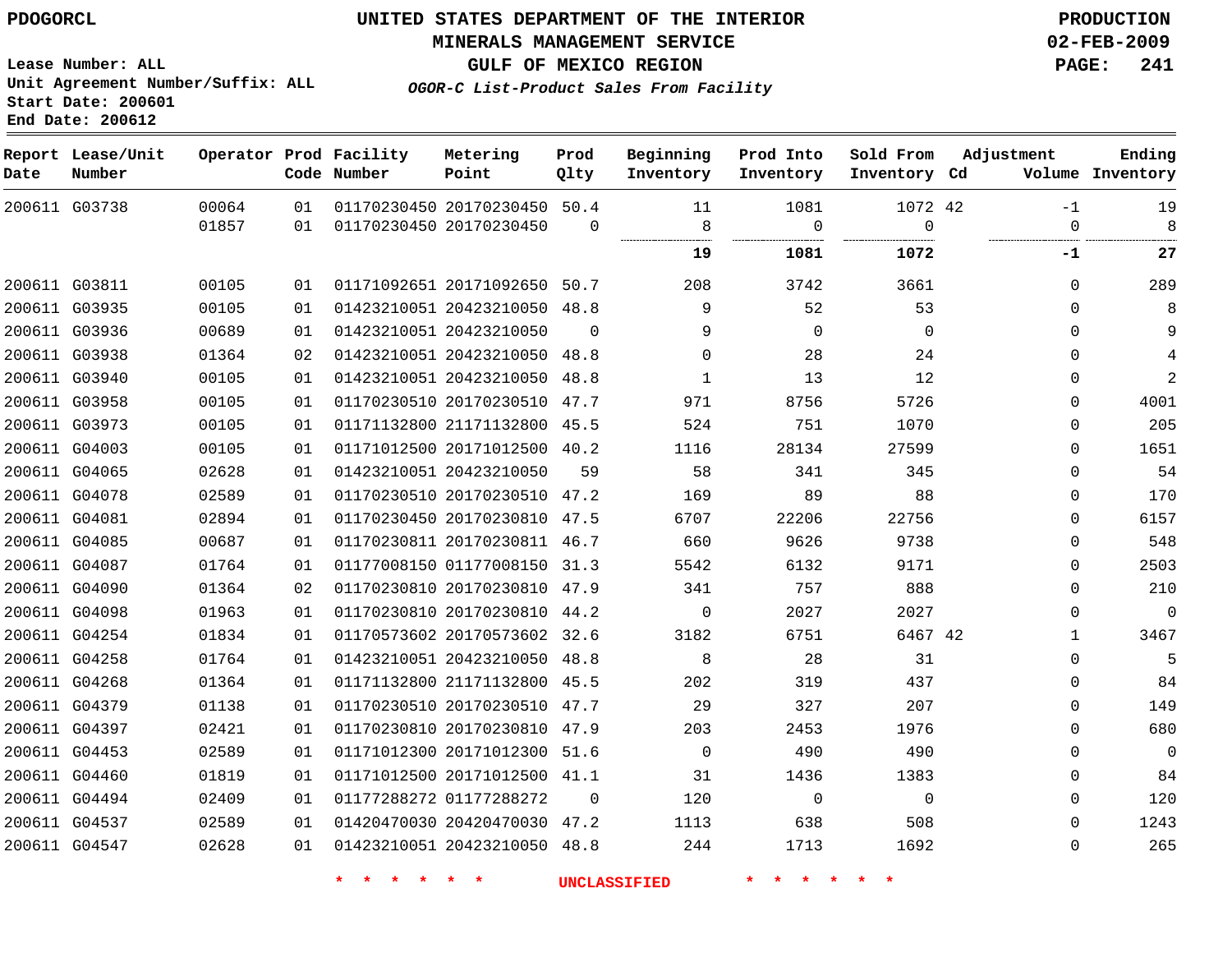PDOGORCL

# UNITED STATES DEPARTMENT OF THE INTERIOR
## MINERALS MANAGEMENT SERVICE
## GULF OF MEXICO REGION
### *OGOR-C List-Product Sales From Facility*

PRODUCTION
02-FEB-2009

Lease Number: ALL
Unit Agreement Number/Suffix: ALL
Start Date: 200601
End Date: 200612

| Report Date | Lease/Unit Number | Operator | Prod Code | Facility Number | Metering Point | Prod Qlty | Beginning Inventory | Prod Into Inventory | Sold From Inventory | Cd | Adjustment Volume | Ending Inventory |
|---|---|---|---|---|---|---|---|---|---|---|---|---|
| 200611 | G03738 | 00064 | 01 | 01170230450 | 20170230450 | 50.4 | 11 | 1081 | 1072 | 42 | -1 | 19 |
| | | 01857 | 01 | 01170230450 | 20170230450 | 0 | 8 | 0 | 0 | | 0 | 8 |
| | | | | | | | **19** | **1081** | **1072** | | **-1** | **27** |
| 200611 | G03811 | 00105 | 01 | 01171092651 | 20171092650 | 50.7 | 208 | 3742 | 3661 | | 0 | 289 |
| 200611 | G03935 | 00105 | 01 | 01423210051 | 20423210050 | 48.8 | 9 | 52 | 53 | | 0 | 8 |
| 200611 | G03936 | 00689 | 01 | 01423210051 | 20423210050 | 0 | 9 | 0 | 0 | | 0 | 9 |
| 200611 | G03938 | 01364 | 02 | 01423210051 | 20423210050 | 48.8 | 0 | 28 | 24 | | 0 | 4 |
| 200611 | G03940 | 00105 | 01 | 01423210051 | 20423210050 | 48.8 | 1 | 13 | 12 | | 0 | 2 |
| 200611 | G03958 | 00105 | 01 | 01170230510 | 20170230510 | 47.7 | 971 | 8756 | 5726 | | 0 | 4001 |
| 200611 | G03973 | 00105 | 01 | 01171132800 | 21171132800 | 45.5 | 524 | 751 | 1070 | | 0 | 205 |
| 200611 | G04003 | 00105 | 01 | 01171012500 | 20171012500 | 40.2 | 1116 | 28134 | 27599 | | 0 | 1651 |
| 200611 | G04065 | 02628 | 01 | 01423210051 | 20423210050 | 59 | 58 | 341 | 345 | | 0 | 54 |
| 200611 | G04078 | 02589 | 01 | 01170230510 | 20170230510 | 47.2 | 169 | 89 | 88 | | 0 | 170 |
| 200611 | G04081 | 02894 | 01 | 01170230450 | 20170230810 | 47.5 | 6707 | 22206 | 22756 | | 0 | 6157 |
| 200611 | G04085 | 00687 | 01 | 01170230811 | 20170230811 | 46.7 | 660 | 9626 | 9738 | | 0 | 548 |
| 200611 | G04087 | 01764 | 01 | 01177008150 | 01177008150 | 31.3 | 5542 | 6132 | 9171 | | 0 | 2503 |
| 200611 | G04090 | 01364 | 02 | 01170230810 | 20170230810 | 47.9 | 341 | 757 | 888 | | 0 | 210 |
| 200611 | G04098 | 01963 | 01 | 01170230810 | 20170230810 | 44.2 | 0 | 2027 | 2027 | | 0 | 0 |
| 200611 | G04254 | 01834 | 01 | 01170573602 | 20170573602 | 32.6 | 3182 | 6751 | 6467 | 42 | 1 | 3467 |
| 200611 | G04258 | 01764 | 01 | 01423210051 | 20423210050 | 48.8 | 8 | 28 | 31 | | 0 | 5 |
| 200611 | G04268 | 01364 | 01 | 01171132800 | 21171132800 | 45.5 | 202 | 319 | 437 | | 0 | 84 |
| 200611 | G04379 | 01138 | 01 | 01170230510 | 20170230510 | 47.7 | 29 | 327 | 207 | | 0 | 149 |
| 200611 | G04397 | 02421 | 01 | 01170230810 | 20170230810 | 47.9 | 203 | 2453 | 1976 | | 0 | 680 |
| 200611 | G04453 | 02589 | 01 | 01171012300 | 20171012300 | 51.6 | 0 | 490 | 490 | | 0 | 0 |
| 200611 | G04460 | 01819 | 01 | 01171012500 | 20171012500 | 41.1 | 31 | 1436 | 1383 | | 0 | 84 |
| 200611 | G04494 | 02409 | 01 | 01177288272 | 01177288272 | 0 | 120 | 0 | 0 | | 0 | 120 |
| 200611 | G04537 | 02589 | 01 | 01420470030 | 20420470030 | 47.2 | 1113 | 638 | 508 | | 0 | 1243 |
| 200611 | G04547 | 02628 | 01 | 01423210051 | 20423210050 | 48.8 | 244 | 1713 | 1692 | | 0 | 265 |

* * * * * * UNCLASSIFIED * * * * * *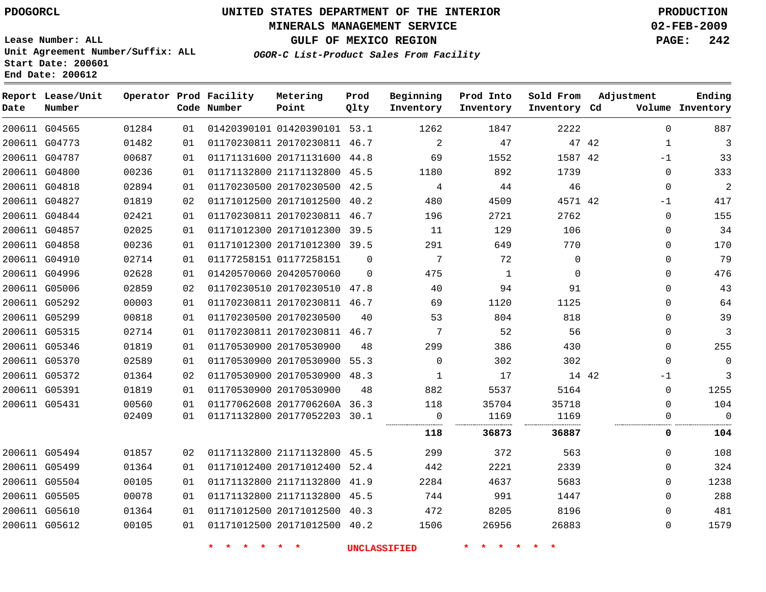PDOGORCL

# UNITED STATES DEPARTMENT OF THE INTERIOR
## MINERALS MANAGEMENT SERVICE
## GULF OF MEXICO REGION
### *OGOR-C List-Product Sales From Facility*

PRODUCTION
02-FEB-2009

Lease Number: ALL
Unit Agreement Number/Suffix: ALL
Start Date: 200601
End Date: 200612

| Report Date | Lease/Unit Number | Operator | Prod Code | Facility Number | Metering Point | Prod Qlty | Beginning Inventory | Prod Into Inventory | Sold From Inventory | Adjustment Cd | Adjustment Volume | Ending Inventory |
|---|---|---|---|---|---|---|---|---|---|---|---|---|
| 200611 | G04565 | 01284 | 01 | 01420390101 | 01420390101 | 53.1 | 1262 | 1847 | 2222 | | 0 | 887 |
| 200611 | G04773 | 01482 | 01 | 01170230811 | 20170230811 | 46.7 | 2 | 47 | 47 | 42 | 1 | 3 |
| 200611 | G04787 | 00687 | 01 | 01171131600 | 20171131600 | 44.8 | 69 | 1552 | 1587 | 42 | -1 | 33 |
| 200611 | G04800 | 00236 | 01 | 01171132800 | 21171132800 | 45.5 | 1180 | 892 | 1739 | | 0 | 333 |
| 200611 | G04818 | 02894 | 01 | 01170230500 | 20170230500 | 42.5 | 4 | 44 | 46 | | 0 | 2 |
| 200611 | G04827 | 01819 | 02 | 01171012500 | 20171012500 | 40.2 | 480 | 4509 | 4571 | 42 | -1 | 417 |
| 200611 | G04844 | 02421 | 01 | 01170230811 | 20170230811 | 46.7 | 196 | 2721 | 2762 | | 0 | 155 |
| 200611 | G04857 | 02025 | 01 | 01171012300 | 20171012300 | 39.5 | 11 | 129 | 106 | | 0 | 34 |
| 200611 | G04858 | 00236 | 01 | 01171012300 | 20171012300 | 39.5 | 291 | 649 | 770 | | 0 | 170 |
| 200611 | G04910 | 02714 | 01 | 01177258151 | 01177258151 | 0 | 7 | 72 | 0 | | 0 | 79 |
| 200611 | G04996 | 02628 | 01 | 01420570060 | 20420570060 | 0 | 475 | 1 | 0 | | 0 | 476 |
| 200611 | G05006 | 02859 | 02 | 01170230510 | 20170230510 | 47.8 | 40 | 94 | 91 | | 0 | 43 |
| 200611 | G05292 | 00003 | 01 | 01170230811 | 20170230811 | 46.7 | 69 | 1120 | 1125 | | 0 | 64 |
| 200611 | G05299 | 00818 | 01 | 01170230500 | 20170230500 | 40 | 53 | 804 | 818 | | 0 | 39 |
| 200611 | G05315 | 02714 | 01 | 01170230811 | 20170230811 | 46.7 | 7 | 52 | 56 | | 0 | 3 |
| 200611 | G05346 | 01819 | 01 | 01170530900 | 20170530900 | 48 | 299 | 386 | 430 | | 0 | 255 |
| 200611 | G05370 | 02589 | 01 | 01170530900 | 20170530900 | 55.3 | 0 | 302 | 302 | | 0 | 0 |
| 200611 | G05372 | 01364 | 02 | 01170530900 | 20170530900 | 48.3 | 1 | 17 | 14 | 42 | -1 | 3 |
| 200611 | G05391 | 01819 | 01 | 01170530900 | 20170530900 | 48 | 882 | 5537 | 5164 | | 0 | 1255 |
| 200611 | G05431 | 00560 | 01 | 01177062608 | 2017706260A | 36.3 | 118 | 35704 | 35718 | | 0 | 104 |
| | | 02409 | 01 | 01171132800 | 20177052203 | 30.1 | 0 | 1169 | 1169 | | 0 | 0 |
| | | | | | | | **118** | **36873** | **36887** | | **0** | **104** |
| 200611 | G05494 | 01857 | 02 | 01171132800 | 21171132800 | 45.5 | 299 | 372 | 563 | | 0 | 108 |
| 200611 | G05499 | 01364 | 01 | 01171012400 | 20171012400 | 52.4 | 442 | 2221 | 2339 | | 0 | 324 |
| 200611 | G05504 | 00105 | 01 | 01171132800 | 21171132800 | 41.9 | 2284 | 4637 | 5683 | | 0 | 1238 |
| 200611 | G05505 | 00078 | 01 | 01171132800 | 21171132800 | 45.5 | 744 | 991 | 1447 | | 0 | 288 |
| 200611 | G05610 | 01364 | 01 | 01171012500 | 20171012500 | 40.3 | 472 | 8205 | 8196 | | 0 | 481 |
| 200611 | G05612 | 00105 | 01 | 01171012500 | 20171012500 | 40.2 | 1506 | 26956 | 26883 | | 0 | 1579 |

* * * * * * UNCLASSIFIED * * * * * *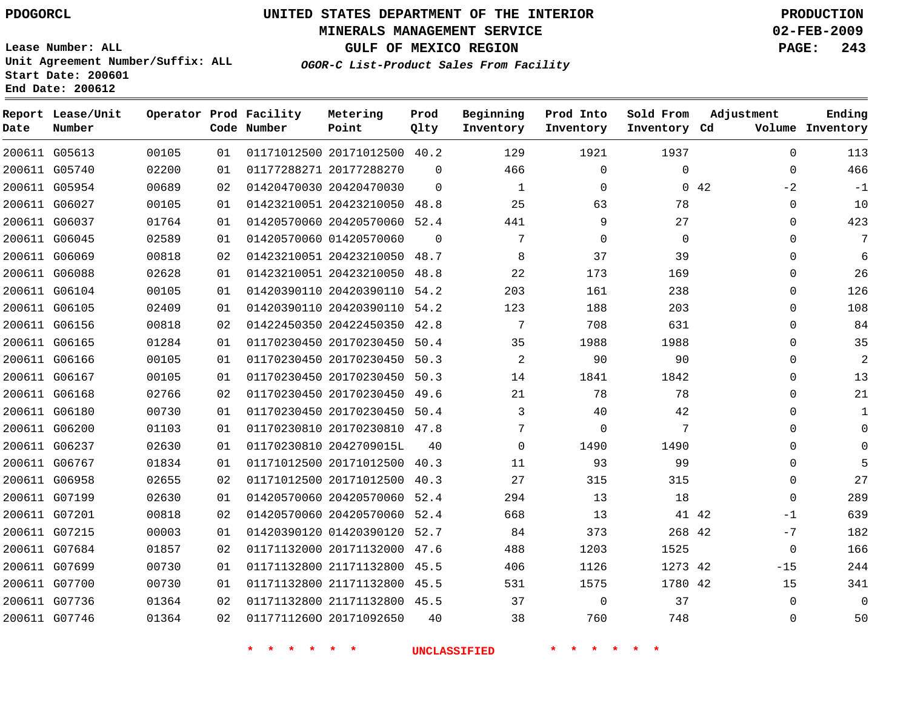PDOGORCL

# UNITED STATES DEPARTMENT OF THE INTERIOR
## MINERALS MANAGEMENT SERVICE
## GULF OF MEXICO REGION
### *OGOR-C List-Product Sales From Facility*

PRODUCTION
02-FEB-2009

Lease Number: ALL
Unit Agreement Number/Suffix: ALL
Start Date: 200601
End Date: 200612

| Report Date | Lease/Unit Number | Operator | Prod Code | Facility Number | Metering Point | Prod Qlty | Beginning Inventory | Prod Into Inventory | Sold From Inventory | Adjustment Cd | Volume | Ending Inventory |
|---|---|---|---|---|---|---|---|---|---|---|---|---|
| 200611 | G05613 | 00105 | 01 | 01171012500 | 20171012500 | 40.2 | 129 | 1921 | 1937 | | 0 | 113 |
| 200611 | G05740 | 02200 | 01 | 01177288271 | 20177288270 | 0 | 466 | 0 | 0 | | 0 | 466 |
| 200611 | G05954 | 00689 | 02 | 01420470030 | 20420470030 | 0 | 1 | 0 | 0 | 42 | -2 | -1 |
| 200611 | G06027 | 00105 | 01 | 01423210051 | 20423210050 | 48.8 | 25 | 63 | 78 | | 0 | 10 |
| 200611 | G06037 | 01764 | 01 | 01420570060 | 20420570060 | 52.4 | 441 | 9 | 27 | | 0 | 423 |
| 200611 | G06045 | 02589 | 01 | 01420570060 | 01420570060 | 0 | 7 | 0 | 0 | | 0 | 7 |
| 200611 | G06069 | 00818 | 02 | 01423210051 | 20423210050 | 48.7 | 8 | 37 | 39 | | 0 | 6 |
| 200611 | G06088 | 02628 | 01 | 01423210051 | 20423210050 | 48.8 | 22 | 173 | 169 | | 0 | 26 |
| 200611 | G06104 | 00105 | 01 | 01420390110 | 20420390110 | 54.2 | 203 | 161 | 238 | | 0 | 126 |
| 200611 | G06105 | 02409 | 01 | 01420390110 | 20420390110 | 54.2 | 123 | 188 | 203 | | 0 | 108 |
| 200611 | G06156 | 00818 | 02 | 01422450350 | 20422450350 | 42.8 | 7 | 708 | 631 | | 0 | 84 |
| 200611 | G06165 | 01284 | 01 | 01170230450 | 20170230450 | 50.4 | 35 | 1988 | 1988 | | 0 | 35 |
| 200611 | G06166 | 00105 | 01 | 01170230450 | 20170230450 | 50.3 | 2 | 90 | 90 | | 0 | 2 |
| 200611 | G06167 | 00105 | 01 | 01170230450 | 20170230450 | 50.3 | 14 | 1841 | 1842 | | 0 | 13 |
| 200611 | G06168 | 02766 | 02 | 01170230450 | 20170230450 | 49.6 | 21 | 78 | 78 | | 0 | 21 |
| 200611 | G06180 | 00730 | 01 | 01170230450 | 20170230450 | 50.4 | 3 | 40 | 42 | | 0 | 1 |
| 200611 | G06200 | 01103 | 01 | 01170230810 | 20170230810 | 47.8 | 7 | 0 | 7 | | 0 | 0 |
| 200611 | G06237 | 02630 | 01 | 01170230810 | 2042709015L | 40 | 0 | 1490 | 1490 | | 0 | 0 |
| 200611 | G06767 | 01834 | 01 | 01171012500 | 20171012500 | 40.3 | 11 | 93 | 99 | | 0 | 5 |
| 200611 | G06958 | 02655 | 02 | 01171012500 | 20171012500 | 40.3 | 27 | 315 | 315 | | 0 | 27 |
| 200611 | G07199 | 02630 | 01 | 01420570060 | 20420570060 | 52.4 | 294 | 13 | 18 | | 0 | 289 |
| 200611 | G07201 | 00818 | 02 | 01420570060 | 20420570060 | 52.4 | 668 | 13 | 41 | 42 | -1 | 639 |
| 200611 | G07215 | 00003 | 01 | 01420390120 | 01420390120 | 52.7 | 84 | 373 | 268 | 42 | -7 | 182 |
| 200611 | G07684 | 01857 | 02 | 01171132000 | 20171132000 | 47.6 | 488 | 1203 | 1525 | | 0 | 166 |
| 200611 | G07699 | 00730 | 01 | 01171132800 | 21171132800 | 45.5 | 406 | 1126 | 1273 | 42 | -15 | 244 |
| 200611 | G07700 | 00730 | 01 | 01171132800 | 21171132800 | 45.5 | 531 | 1575 | 1780 | 42 | 15 | 341 |
| 200611 | G07736 | 01364 | 02 | 01171132800 | 21171132800 | 45.5 | 37 | 0 | 37 | | 0 | 0 |
| 200611 | G07746 | 01364 | 02 | 01177112600 | 20171092650 | 40 | 38 | 760 | 748 | | 0 | 50 |

* * * * * * UNCLASSIFIED * * * * * *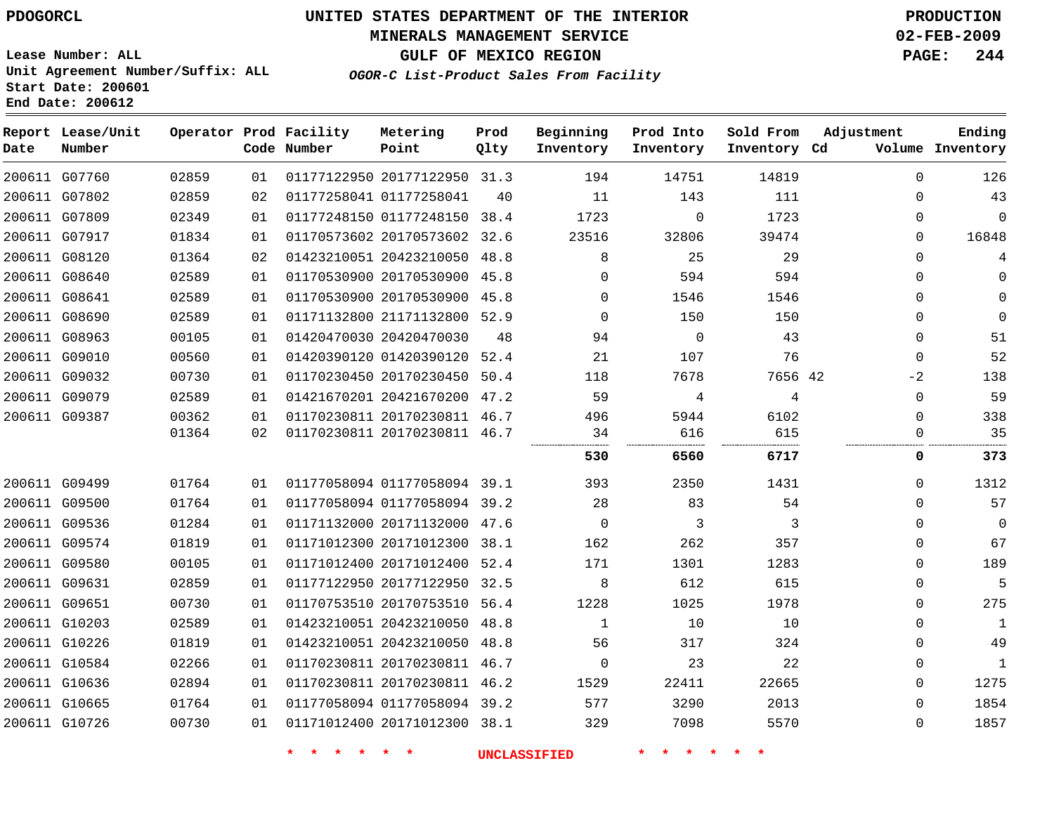PDOGORCL

# UNITED STATES DEPARTMENT OF THE INTERIOR
## MINERALS MANAGEMENT SERVICE
## GULF OF MEXICO REGION
### *OGOR-C List-Product Sales From Facility*

PRODUCTION
02-FEB-2009

Lease Number: ALL
Unit Agreement Number/Suffix: ALL
Start Date: 200601
End Date: 200612

| Report Date | Lease/Unit Number | Operator | Prod Code | Facility Number | Metering Point | Prod Qlty | Beginning Inventory | Prod Into Inventory | Sold From Inventory | Adjustment Cd | Adjustment Volume | Ending Inventory |
|---|---|---|---|---|---|---|---|---|---|---|---|---|
| 200611 | G07760 | 02859 | 01 | 01177122950 | 20177122950 | 31.3 | 194 | 14751 | 14819 | | 0 | 126 |
| 200611 | G07802 | 02859 | 02 | 01177258041 | 01177258041 | 40 | 11 | 143 | 111 | | 0 | 43 |
| 200611 | G07809 | 02349 | 01 | 01177248150 | 01177248150 | 38.4 | 1723 | 0 | 1723 | | 0 | 0 |
| 200611 | G07917 | 01834 | 01 | 01170573602 | 20170573602 | 32.6 | 23516 | 32806 | 39474 | | 0 | 16848 |
| 200611 | G08120 | 01364 | 02 | 01423210051 | 20423210050 | 48.8 | 8 | 25 | 29 | | 0 | 4 |
| 200611 | G08640 | 02589 | 01 | 01170530900 | 20170530900 | 45.8 | 0 | 594 | 594 | | 0 | 0 |
| 200611 | G08641 | 02589 | 01 | 01170530900 | 20170530900 | 45.8 | 0 | 1546 | 1546 | | 0 | 0 |
| 200611 | G08690 | 02589 | 01 | 01171132800 | 21171132800 | 52.9 | 0 | 150 | 150 | | 0 | 0 |
| 200611 | G08963 | 00105 | 01 | 01420470030 | 20420470030 | 48 | 94 | 0 | 43 | | 0 | 51 |
| 200611 | G09010 | 00560 | 01 | 01420390120 | 01420390120 | 52.4 | 21 | 107 | 76 | | 0 | 52 |
| 200611 | G09032 | 00730 | 01 | 01170230450 | 20170230450 | 50.4 | 118 | 7678 | 7656 | 42 | -2 | 138 |
| 200611 | G09079 | 02589 | 01 | 01421670201 | 20421670200 | 47.2 | 59 | 4 | 4 | | 0 | 59 |
| 200611 | G09387 | 00362 | 01 | 01170230811 | 20170230811 | 46.7 | 496 | 5944 | 6102 | | 0 | 338 |
| | | 01364 | 02 | 01170230811 | 20170230811 | 46.7 | 34 | 616 | 615 | | 0 | 35 |
| | | | | | | | **530** | **6560** | **6717** | | **0** | **373** |
| 200611 | G09499 | 01764 | 01 | 01177058094 | 01177058094 | 39.1 | 393 | 2350 | 1431 | | 0 | 1312 |
| 200611 | G09500 | 01764 | 01 | 01177058094 | 01177058094 | 39.2 | 28 | 83 | 54 | | 0 | 57 |
| 200611 | G09536 | 01284 | 01 | 01171132000 | 20171132000 | 47.6 | 0 | 3 | 3 | | 0 | 0 |
| 200611 | G09574 | 01819 | 01 | 01171012300 | 20171012300 | 38.1 | 162 | 262 | 357 | | 0 | 67 |
| 200611 | G09580 | 00105 | 01 | 01171012400 | 20171012400 | 52.4 | 171 | 1301 | 1283 | | 0 | 189 |
| 200611 | G09631 | 02859 | 01 | 01177122950 | 20177122950 | 32.5 | 8 | 612 | 615 | | 0 | 5 |
| 200611 | G09651 | 00730 | 01 | 01170753510 | 20170753510 | 56.4 | 1228 | 1025 | 1978 | | 0 | 275 |
| 200611 | G10203 | 02589 | 01 | 01423210051 | 20423210050 | 48.8 | 1 | 10 | 10 | | 0 | 1 |
| 200611 | G10226 | 01819 | 01 | 01423210051 | 20423210050 | 48.8 | 56 | 317 | 324 | | 0 | 49 |
| 200611 | G10584 | 02266 | 01 | 01170230811 | 20170230811 | 46.7 | 0 | 23 | 22 | | 0 | 1 |
| 200611 | G10636 | 02894 | 01 | 01170230811 | 20170230811 | 46.2 | 1529 | 22411 | 22665 | | 0 | 1275 |
| 200611 | G10665 | 01764 | 01 | 01177058094 | 01177058094 | 39.2 | 577 | 3290 | 2013 | | 0 | 1854 |
| 200611 | G10726 | 00730 | 01 | 01171012400 | 20171012300 | 38.1 | 329 | 7098 | 5570 | | 0 | 1857 |

\* \* \* \* \* \* UNCLASSIFIED \* \* \* \* \* \*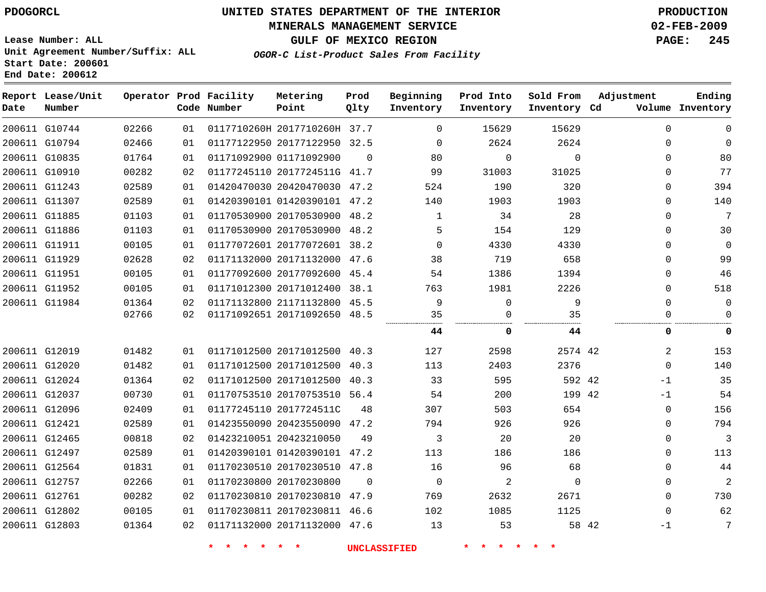PDOGORCL

# UNITED STATES DEPARTMENT OF THE INTERIOR
## MINERALS MANAGEMENT SERVICE
## GULF OF MEXICO REGION
### *OGOR-C List-Product Sales From Facility*

PRODUCTION
02-FEB-2009

Lease Number: ALL
Unit Agreement Number/Suffix: ALL
Start Date: 200601
End Date: 200612

| Report Date | Lease/Unit Number | Operator | Prod Code | Facility Number | Metering Point | Prod Qlty | Beginning Inventory | Prod Into Inventory | Sold From Inventory | Adjustment Cd | Volume | Ending Inventory |
|---|---|---|---|---|---|---|---|---|---|---|---|---|
| 200611 | G10744 | 02266 | 01 | 0117710260H | 2017710260H | 37.7 | 0 | 15629 | 15629 | | 0 | 0 |
| 200611 | G10794 | 02466 | 01 | 01177122950 | 20177122950 | 32.5 | 0 | 2624 | 2624 | | 0 | 0 |
| 200611 | G10835 | 01764 | 01 | 01171092900 | 01171092900 | 0 | 80 | 0 | 0 | | 0 | 80 |
| 200611 | G10910 | 00282 | 02 | 01177245110 | 2017724511G | 41.7 | 99 | 31003 | 31025 | | 0 | 77 |
| 200611 | G11243 | 02589 | 01 | 01420470030 | 20420470030 | 47.2 | 524 | 190 | 320 | | 0 | 394 |
| 200611 | G11307 | 02589 | 01 | 01420390101 | 01420390101 | 47.2 | 140 | 1903 | 1903 | | 0 | 140 |
| 200611 | G11885 | 01103 | 01 | 01170530900 | 20170530900 | 48.2 | 1 | 34 | 28 | | 0 | 7 |
| 200611 | G11886 | 01103 | 01 | 01170530900 | 20170530900 | 48.2 | 5 | 154 | 129 | | 0 | 30 |
| 200611 | G11911 | 00105 | 01 | 01177072601 | 20177072601 | 38.2 | 0 | 4330 | 4330 | | 0 | 0 |
| 200611 | G11929 | 02628 | 02 | 01171132000 | 20171132000 | 47.6 | 38 | 719 | 658 | | 0 | 99 |
| 200611 | G11951 | 00105 | 01 | 01177092600 | 20177092600 | 45.4 | 54 | 1386 | 1394 | | 0 | 46 |
| 200611 | G11952 | 00105 | 01 | 01171012300 | 20171012400 | 38.1 | 763 | 1981 | 2226 | | 0 | 518 |
| 200611 | G11984 | 01364 | 02 | 01171132800 | 21171132800 | 45.5 | 9 | 0 | 9 | | 0 | 0 |
| | | 02766 | 02 | 01171092651 | 20171092650 | 48.5 | 35 | 0 | 35 | | 0 | 0 |
| | | | | | | | **44** | **0** | **44** | | **0** | **0** |
| 200611 | G12019 | 01482 | 01 | 01171012500 | 20171012500 | 40.3 | 127 | 2598 | 2574 | 42 | 2 | 153 |
| 200611 | G12020 | 01482 | 01 | 01171012500 | 20171012500 | 40.3 | 113 | 2403 | 2376 | | 0 | 140 |
| 200611 | G12024 | 01364 | 02 | 01171012500 | 20171012500 | 40.3 | 33 | 595 | 592 | 42 | -1 | 35 |
| 200611 | G12037 | 00730 | 01 | 01170753510 | 20170753510 | 56.4 | 54 | 200 | 199 | 42 | -1 | 54 |
| 200611 | G12096 | 02409 | 01 | 01177245110 | 2017724511C | 48 | 307 | 503 | 654 | | 0 | 156 |
| 200611 | G12421 | 02589 | 01 | 01423550090 | 20423550090 | 47.2 | 794 | 926 | 926 | | 0 | 794 |
| 200611 | G12465 | 00818 | 02 | 01423210051 | 20423210050 | 49 | 3 | 20 | 20 | | 0 | 3 |
| 200611 | G12497 | 02589 | 01 | 01420390101 | 01420390101 | 47.2 | 113 | 186 | 186 | | 0 | 113 |
| 200611 | G12564 | 01831 | 01 | 01170230510 | 20170230510 | 47.8 | 16 | 96 | 68 | | 0 | 44 |
| 200611 | G12757 | 02266 | 01 | 01170230800 | 20170230800 | 0 | 0 | 2 | 0 | | 0 | 2 |
| 200611 | G12761 | 00282 | 02 | 01170230810 | 20170230810 | 47.9 | 769 | 2632 | 2671 | | 0 | 730 |
| 200611 | G12802 | 00105 | 01 | 01170230811 | 20170230811 | 46.6 | 102 | 1085 | 1125 | | 0 | 62 |
| 200611 | G12803 | 01364 | 02 | 01171132000 | 20171132000 | 47.6 | 13 | 53 | 58 | 42 | -1 | 7 |

* * * * * * UNCLASSIFIED * * * * * *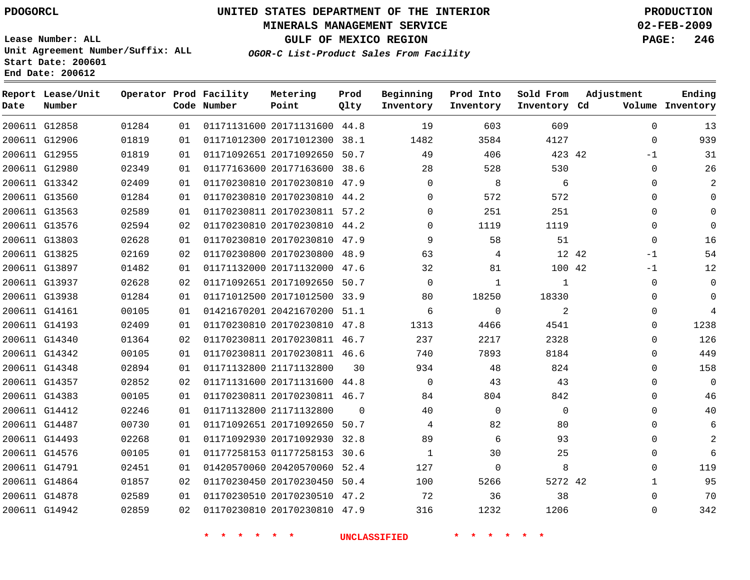PDOGORCL

# UNITED STATES DEPARTMENT OF THE INTERIOR
## MINERALS MANAGEMENT SERVICE
## GULF OF MEXICO REGION

PRODUCTION
02-FEB-2009

Lease Number: ALL
Unit Agreement Number/Suffix: ALL
Start Date: 200601
End Date: 200612

***OGOR-C List-Product Sales From Facility***

| Report Date | Lease/Unit Number | Operator | Prod Code | Facility Number | Metering Point | Prod Qlty | Beginning Inventory | Prod Into Inventory | Sold From Inventory | Adjustment Cd | Adjustment Volume | Ending Inventory |
|---|---|---|---|---|---|---|---|---|---|---|---|---|
| 200611 | G12858 | 01284 | 01 | 01171131600 | 20171131600 | 44.8 | 19 | 603 | 609 | | 0 | 13 |
| 200611 | G12906 | 01819 | 01 | 01171012300 | 20171012300 | 38.1 | 1482 | 3584 | 4127 | | 0 | 939 |
| 200611 | G12955 | 01819 | 01 | 01171092651 | 20171092650 | 50.7 | 49 | 406 | 423 | 42 | -1 | 31 |
| 200611 | G12980 | 02349 | 01 | 01177163600 | 20177163600 | 38.6 | 28 | 528 | 530 | | 0 | 26 |
| 200611 | G13342 | 02409 | 01 | 01170230810 | 20170230810 | 47.9 | 0 | 8 | 6 | | 0 | 2 |
| 200611 | G13560 | 01284 | 01 | 01170230810 | 20170230810 | 44.2 | 0 | 572 | 572 | | 0 | 0 |
| 200611 | G13563 | 02589 | 01 | 01170230811 | 20170230811 | 57.2 | 0 | 251 | 251 | | 0 | 0 |
| 200611 | G13576 | 02594 | 02 | 01170230810 | 20170230810 | 44.2 | 0 | 1119 | 1119 | | 0 | 0 |
| 200611 | G13803 | 02628 | 01 | 01170230810 | 20170230810 | 47.9 | 9 | 58 | 51 | | 0 | 16 |
| 200611 | G13825 | 02169 | 02 | 01170230800 | 20170230800 | 48.9 | 63 | 4 | 12 | 42 | -1 | 54 |
| 200611 | G13897 | 01482 | 01 | 01171132000 | 20171132000 | 47.6 | 32 | 81 | 100 | 42 | -1 | 12 |
| 200611 | G13937 | 02628 | 02 | 01171092651 | 20171092650 | 50.7 | 0 | 1 | 1 | | 0 | 0 |
| 200611 | G13938 | 01284 | 01 | 01171012500 | 20171012500 | 33.9 | 80 | 18250 | 18330 | | 0 | 0 |
| 200611 | G14161 | 00105 | 01 | 01421670201 | 20421670200 | 51.1 | 6 | 0 | 2 | | 0 | 4 |
| 200611 | G14193 | 02409 | 01 | 01170230810 | 20170230810 | 47.8 | 1313 | 4466 | 4541 | | 0 | 1238 |
| 200611 | G14340 | 01364 | 02 | 01170230811 | 20170230811 | 46.7 | 237 | 2217 | 2328 | | 0 | 126 |
| 200611 | G14342 | 00105 | 01 | 01170230811 | 20170230811 | 46.6 | 740 | 7893 | 8184 | | 0 | 449 |
| 200611 | G14348 | 02894 | 01 | 01171132800 | 21171132800 | 30 | 934 | 48 | 824 | | 0 | 158 |
| 200611 | G14357 | 02852 | 02 | 01171131600 | 20171131600 | 44.8 | 0 | 43 | 43 | | 0 | 0 |
| 200611 | G14383 | 00105 | 01 | 01170230811 | 20170230811 | 46.7 | 84 | 804 | 842 | | 0 | 46 |
| 200611 | G14412 | 02246 | 01 | 01171132800 | 21171132800 | 0 | 40 | 0 | 0 | | 0 | 40 |
| 200611 | G14487 | 00730 | 01 | 01171092651 | 20171092650 | 50.7 | 4 | 82 | 80 | | 0 | 6 |
| 200611 | G14493 | 02268 | 01 | 01171092930 | 20171092930 | 32.8 | 89 | 6 | 93 | | 0 | 2 |
| 200611 | G14576 | 00105 | 01 | 01177258153 | 01177258153 | 30.6 | 1 | 30 | 25 | | 0 | 6 |
| 200611 | G14791 | 02451 | 01 | 01420570060 | 20420570060 | 52.4 | 127 | 0 | 8 | | 0 | 119 |
| 200611 | G14864 | 01857 | 02 | 01170230450 | 20170230450 | 50.4 | 100 | 5266 | 5272 | 42 | 1 | 95 |
| 200611 | G14878 | 02589 | 01 | 01170230510 | 20170230510 | 47.2 | 72 | 36 | 38 | | 0 | 70 |
| 200611 | G14942 | 02859 | 02 | 01170230810 | 20170230810 | 47.9 | 316 | 1232 | 1206 | | 0 | 342 |

* * * * * * UNCLASSIFIED * * * * * *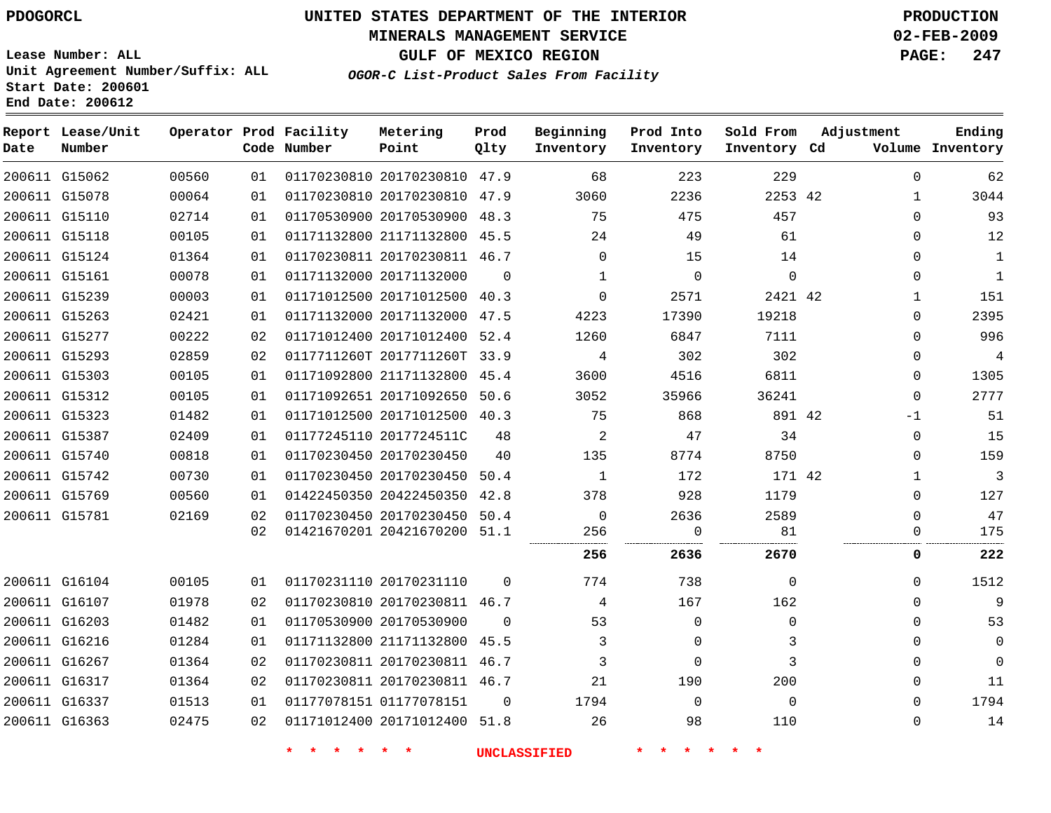PDOGORCL

# UNITED STATES DEPARTMENT OF THE INTERIOR
## MINERALS MANAGEMENT SERVICE
## GULF OF MEXICO REGION
### *OGOR-C List-Product Sales From Facility*

PRODUCTION
02-FEB-2009

Lease Number: ALL
Unit Agreement Number/Suffix: ALL
Start Date: 200601
End Date: 200612

| Report Date | Lease/Unit Number | Operator | Prod Code | Facility Number | Metering Point | Prod Qlty | Beginning Inventory | Prod Into Inventory | Sold From Inventory | Adjustment Cd | Adjustment Volume | Ending Inventory |
|---|---|---|---|---|---|---|---|---|---|---|---|---|
| 200611 | G15062 | 00560 | 01 | 01170230810 | 20170230810 | 47.9 | 68 | 223 | 229 | | 0 | 62 |
| 200611 | G15078 | 00064 | 01 | 01170230810 | 20170230810 | 47.9 | 3060 | 2236 | 2253 | 42 | 1 | 3044 |
| 200611 | G15110 | 02714 | 01 | 01170530900 | 20170530900 | 48.3 | 75 | 475 | 457 | | 0 | 93 |
| 200611 | G15118 | 00105 | 01 | 01171132800 | 21171132800 | 45.5 | 24 | 49 | 61 | | 0 | 12 |
| 200611 | G15124 | 01364 | 01 | 01170230811 | 20170230811 | 46.7 | 0 | 15 | 14 | | 0 | 1 |
| 200611 | G15161 | 00078 | 01 | 01171132000 | 20171132000 | 0 | 1 | 0 | 0 | | 0 | 1 |
| 200611 | G15239 | 00003 | 01 | 01171012500 | 20171012500 | 40.3 | 0 | 2571 | 2421 | 42 | 1 | 151 |
| 200611 | G15263 | 02421 | 01 | 01171132000 | 20171132000 | 47.5 | 4223 | 17390 | 19218 | | 0 | 2395 |
| 200611 | G15277 | 00222 | 02 | 01171012400 | 20171012400 | 52.4 | 1260 | 6847 | 7111 | | 0 | 996 |
| 200611 | G15293 | 02859 | 02 | 0117711260T | 2017711260T | 33.9 | 4 | 302 | 302 | | 0 | 4 |
| 200611 | G15303 | 00105 | 01 | 01171092800 | 21171132800 | 45.4 | 3600 | 4516 | 6811 | | 0 | 1305 |
| 200611 | G15312 | 00105 | 01 | 01171092651 | 20171092650 | 50.6 | 3052 | 35966 | 36241 | | 0 | 2777 |
| 200611 | G15323 | 01482 | 01 | 01171012500 | 20171012500 | 40.3 | 75 | 868 | 891 | 42 | -1 | 51 |
| 200611 | G15387 | 02409 | 01 | 01177245110 | 2017724511C | 48 | 2 | 47 | 34 | | 0 | 15 |
| 200611 | G15740 | 00818 | 01 | 01170230450 | 20170230450 | 40 | 135 | 8774 | 8750 | | 0 | 159 |
| 200611 | G15742 | 00730 | 01 | 01170230450 | 20170230450 | 50.4 | 1 | 172 | 171 | 42 | 1 | 3 |
| 200611 | G15769 | 00560 | 01 | 01422450350 | 20422450350 | 42.8 | 378 | 928 | 1179 | | 0 | 127 |
| 200611 | G15781 | 02169 | 02 | 01170230450 | 20170230450 | 50.4 | 0 | 2636 | 2589 | | 0 | 47 |
| | | | 02 | 01421670201 | 20421670200 | 51.1 | 256 | 0 | 81 | | 0 | 175 |
| | | | | | | | **256** | **2636** | **2670** | | **0** | **222** |
| 200611 | G16104 | 00105 | 01 | 01170231110 | 20170231110 | 0 | 774 | 738 | 0 | | 0 | 1512 |
| 200611 | G16107 | 01978 | 02 | 01170230810 | 20170230811 | 46.7 | 4 | 167 | 162 | | 0 | 9 |
| 200611 | G16203 | 01482 | 01 | 01170530900 | 20170530900 | 0 | 53 | 0 | 0 | | 0 | 53 |
| 200611 | G16216 | 01284 | 01 | 01171132800 | 21171132800 | 45.5 | 3 | 0 | 3 | | 0 | 0 |
| 200611 | G16267 | 01364 | 02 | 01170230811 | 20170230811 | 46.7 | 3 | 0 | 3 | | 0 | 0 |
| 200611 | G16317 | 01364 | 02 | 01170230811 | 20170230811 | 46.7 | 21 | 190 | 200 | | 0 | 11 |
| 200611 | G16337 | 01513 | 01 | 01177078151 | 01177078151 | 0 | 1794 | 0 | 0 | | 0 | 1794 |
| 200611 | G16363 | 02475 | 02 | 01171012400 | 20171012400 | 51.8 | 26 | 98 | 110 | | 0 | 14 |

* * * * * * UNCLASSIFIED * * * * * *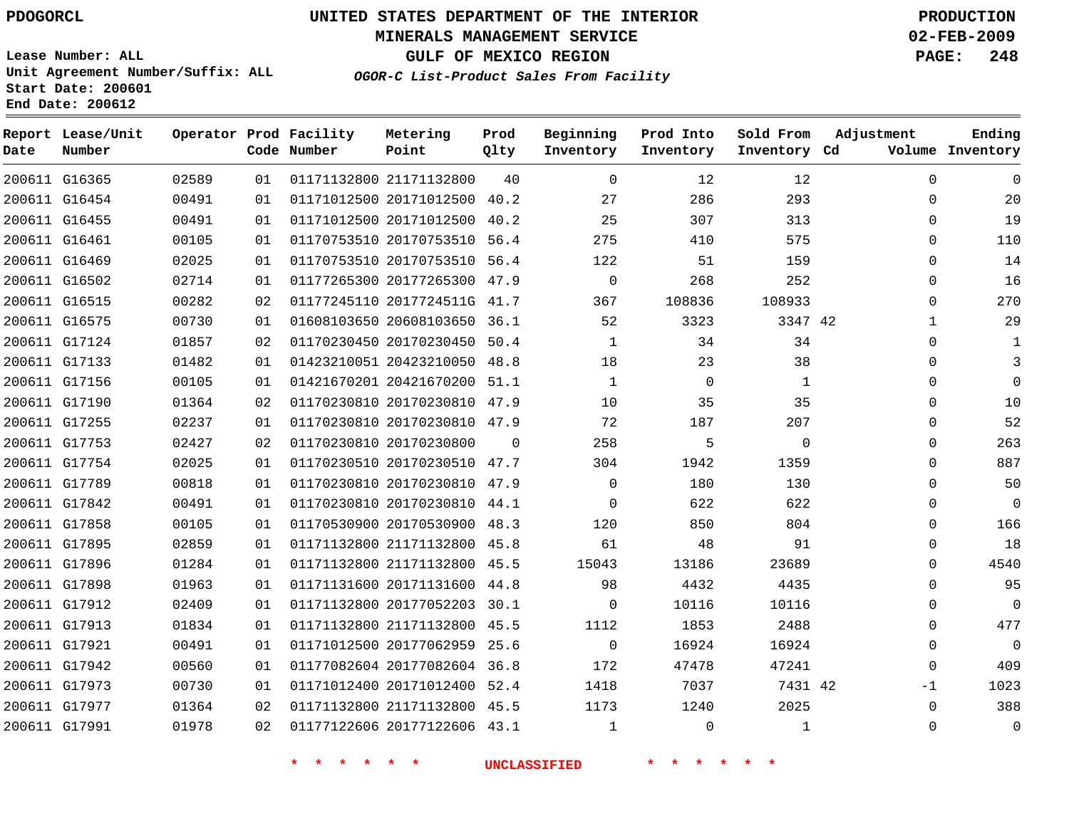PDOGORCL

# UNITED STATES DEPARTMENT OF THE INTERIOR
## MINERALS MANAGEMENT SERVICE
## GULF OF MEXICO REGION

PRODUCTION
02-FEB-2009

Lease Number: ALL
Unit Agreement Number/Suffix: ALL
Start Date: 200601
End Date: 200612

***OGOR-C List-Product Sales From Facility***

| Report Date | Lease/Unit Number | Operator | Prod Code | Facility Number | Metering Point | Prod Qlty | Beginning Inventory | Prod Into Inventory | Sold From Inventory | Adjustment Cd | Adjustment Volume | Ending Inventory |
|---|---|---|---|---|---|---|---|---|---|---|---|---|
| 200611 | G16365 | 02589 | 01 | 01171132800 | 21171132800 | 40 | 0 | 12 | 12 | | 0 | 0 |
| 200611 | G16454 | 00491 | 01 | 01171012500 | 20171012500 | 40.2 | 27 | 286 | 293 | | 0 | 20 |
| 200611 | G16455 | 00491 | 01 | 01171012500 | 20171012500 | 40.2 | 25 | 307 | 313 | | 0 | 19 |
| 200611 | G16461 | 00105 | 01 | 01170753510 | 20170753510 | 56.4 | 275 | 410 | 575 | | 0 | 110 |
| 200611 | G16469 | 02025 | 01 | 01170753510 | 20170753510 | 56.4 | 122 | 51 | 159 | | 0 | 14 |
| 200611 | G16502 | 02714 | 01 | 01177265300 | 20177265300 | 47.9 | 0 | 268 | 252 | | 0 | 16 |
| 200611 | G16515 | 00282 | 02 | 01177245110 | 2017724511G | 41.7 | 367 | 108836 | 108933 | | 0 | 270 |
| 200611 | G16575 | 00730 | 01 | 01608103650 | 20608103650 | 36.1 | 52 | 3323 | 3347 | 42 | 1 | 29 |
| 200611 | G17124 | 01857 | 02 | 01170230450 | 20170230450 | 50.4 | 1 | 34 | 34 | | 0 | 1 |
| 200611 | G17133 | 01482 | 01 | 01423210051 | 20423210050 | 48.8 | 18 | 23 | 38 | | 0 | 3 |
| 200611 | G17156 | 00105 | 01 | 01421670201 | 20421670200 | 51.1 | 1 | 0 | 1 | | 0 | 0 |
| 200611 | G17190 | 01364 | 02 | 01170230810 | 20170230810 | 47.9 | 10 | 35 | 35 | | 0 | 10 |
| 200611 | G17255 | 02237 | 01 | 01170230810 | 20170230810 | 47.9 | 72 | 187 | 207 | | 0 | 52 |
| 200611 | G17753 | 02427 | 02 | 01170230810 | 20170230800 | 0 | 258 | 5 | 0 | | 0 | 263 |
| 200611 | G17754 | 02025 | 01 | 01170230510 | 20170230510 | 47.7 | 304 | 1942 | 1359 | | 0 | 887 |
| 200611 | G17789 | 00818 | 01 | 01170230810 | 20170230810 | 47.9 | 0 | 180 | 130 | | 0 | 50 |
| 200611 | G17842 | 00491 | 01 | 01170230810 | 20170230810 | 44.1 | 0 | 622 | 622 | | 0 | 0 |
| 200611 | G17858 | 00105 | 01 | 01170530900 | 20170530900 | 48.3 | 120 | 850 | 804 | | 0 | 166 |
| 200611 | G17895 | 02859 | 01 | 01171132800 | 21171132800 | 45.8 | 61 | 48 | 91 | | 0 | 18 |
| 200611 | G17896 | 01284 | 01 | 01171132800 | 21171132800 | 45.5 | 15043 | 13186 | 23689 | | 0 | 4540 |
| 200611 | G17898 | 01963 | 01 | 01171131600 | 20171131600 | 44.8 | 98 | 4432 | 4435 | | 0 | 95 |
| 200611 | G17912 | 02409 | 01 | 01171132800 | 20177052203 | 30.1 | 0 | 10116 | 10116 | | 0 | 0 |
| 200611 | G17913 | 01834 | 01 | 01171132800 | 21171132800 | 45.5 | 1112 | 1853 | 2488 | | 0 | 477 |
| 200611 | G17921 | 00491 | 01 | 01171012500 | 20177062959 | 25.6 | 0 | 16924 | 16924 | | 0 | 0 |
| 200611 | G17942 | 00560 | 01 | 01177082604 | 20177082604 | 36.8 | 172 | 47478 | 47241 | | 0 | 409 |
| 200611 | G17973 | 00730 | 01 | 01171012400 | 20171012400 | 52.4 | 1418 | 7037 | 7431 | 42 | -1 | 1023 |
| 200611 | G17977 | 01364 | 02 | 01171132800 | 21171132800 | 45.5 | 1173 | 1240 | 2025 | | 0 | 388 |
| 200611 | G17991 | 01978 | 02 | 01177122606 | 20177122606 | 43.1 | 1 | 0 | 1 | | 0 | 0 |

* * * * * * UNCLASSIFIED * * * * * *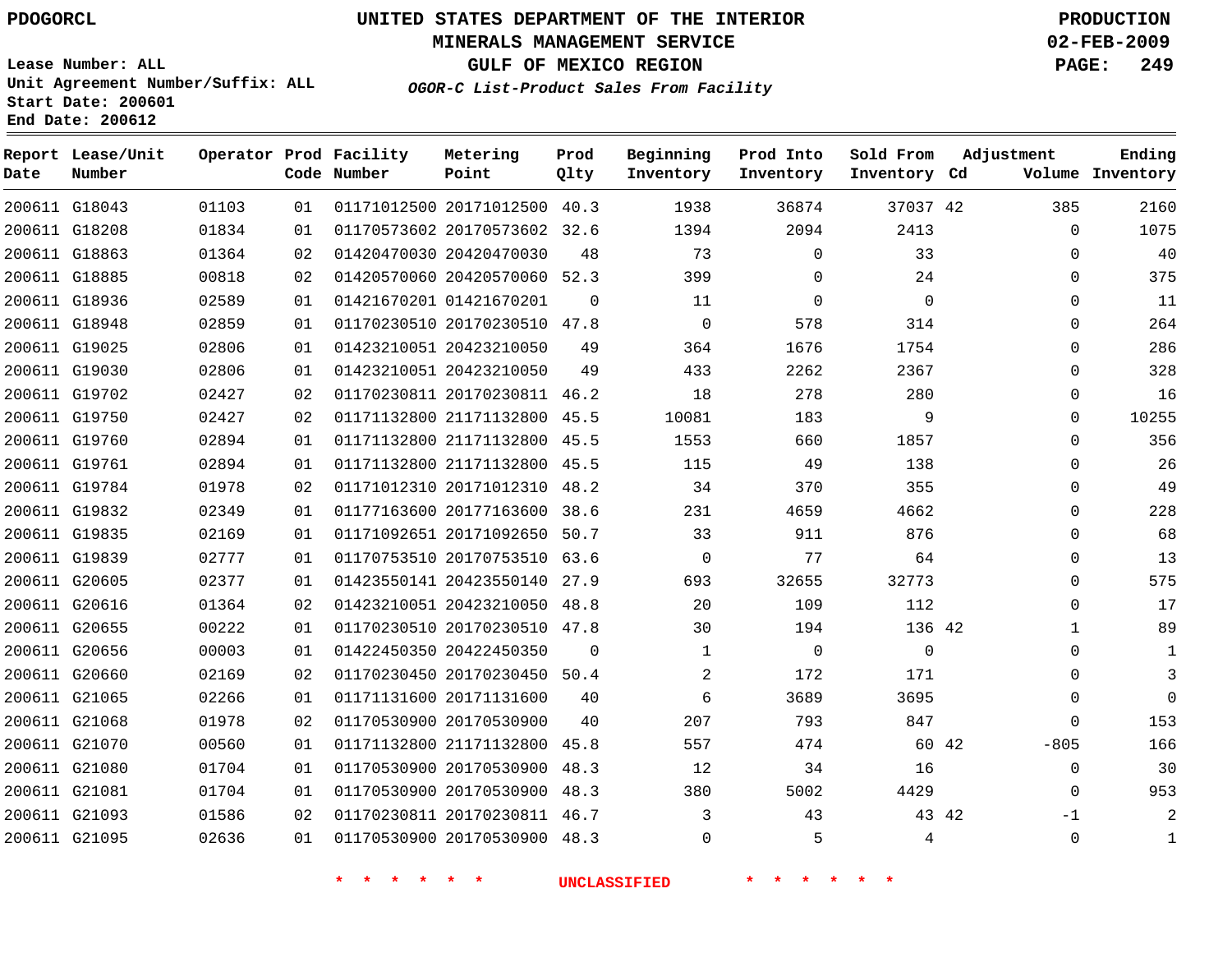PDOGORCL

# UNITED STATES DEPARTMENT OF THE INTERIOR
## MINERALS MANAGEMENT SERVICE
## GULF OF MEXICO REGION
### *OGOR-C List-Product Sales From Facility*

PRODUCTION
02-FEB-2009

Lease Number: ALL
Unit Agreement Number/Suffix: ALL
Start Date: 200601
End Date: 200612

| Report Date | Lease/Unit Number | Operator | Prod Code | Facility Number | Metering Point | Prod Qlty | Beginning Inventory | Prod Into Inventory | Sold From Inventory | Adjustment Cd | Adjustment Volume | Ending Inventory |
|---|---|---|---|---|---|---|---|---|---|---|---|---|
| 200611 | G18043 | 01103 | 01 | 01171012500 | 20171012500 | 40.3 | 1938 | 36874 | 37037 | 42 | 385 | 2160 |
| 200611 | G18208 | 01834 | 01 | 01170573602 | 20170573602 | 32.6 | 1394 | 2094 | 2413 | | 0 | 1075 |
| 200611 | G18863 | 01364 | 02 | 01420470030 | 20420470030 | 48 | 73 | 0 | 33 | | 0 | 40 |
| 200611 | G18885 | 00818 | 02 | 01420570060 | 20420570060 | 52.3 | 399 | 0 | 24 | | 0 | 375 |
| 200611 | G18936 | 02589 | 01 | 01421670201 | 01421670201 | 0 | 11 | 0 | 0 | | 0 | 11 |
| 200611 | G18948 | 02859 | 01 | 01170230510 | 20170230510 | 47.8 | 0 | 578 | 314 | | 0 | 264 |
| 200611 | G19025 | 02806 | 01 | 01423210051 | 20423210050 | 49 | 364 | 1676 | 1754 | | 0 | 286 |
| 200611 | G19030 | 02806 | 01 | 01423210051 | 20423210050 | 49 | 433 | 2262 | 2367 | | 0 | 328 |
| 200611 | G19702 | 02427 | 02 | 01170230811 | 20170230811 | 46.2 | 18 | 278 | 280 | | 0 | 16 |
| 200611 | G19750 | 02427 | 02 | 01171132800 | 21171132800 | 45.5 | 10081 | 183 | 9 | | 0 | 10255 |
| 200611 | G19760 | 02894 | 01 | 01171132800 | 21171132800 | 45.5 | 1553 | 660 | 1857 | | 0 | 356 |
| 200611 | G19761 | 02894 | 01 | 01171132800 | 21171132800 | 45.5 | 115 | 49 | 138 | | 0 | 26 |
| 200611 | G19784 | 01978 | 02 | 01171012310 | 20171012310 | 48.2 | 34 | 370 | 355 | | 0 | 49 |
| 200611 | G19832 | 02349 | 01 | 01177163600 | 20177163600 | 38.6 | 231 | 4659 | 4662 | | 0 | 228 |
| 200611 | G19835 | 02169 | 01 | 01171092651 | 20171092650 | 50.7 | 33 | 911 | 876 | | 0 | 68 |
| 200611 | G19839 | 02777 | 01 | 01170753510 | 20170753510 | 63.6 | 0 | 77 | 64 | | 0 | 13 |
| 200611 | G20605 | 02377 | 01 | 01423550141 | 20423550140 | 27.9 | 693 | 32655 | 32773 | | 0 | 575 |
| 200611 | G20616 | 01364 | 02 | 01423210051 | 20423210050 | 48.8 | 20 | 109 | 112 | | 0 | 17 |
| 200611 | G20655 | 00222 | 01 | 01170230510 | 20170230510 | 47.8 | 30 | 194 | 136 | 42 | 1 | 89 |
| 200611 | G20656 | 00003 | 01 | 01422450350 | 20422450350 | 0 | 1 | 0 | 0 | | 0 | 1 |
| 200611 | G20660 | 02169 | 02 | 01170230450 | 20170230450 | 50.4 | 2 | 172 | 171 | | 0 | 3 |
| 200611 | G21065 | 02266 | 01 | 01171131600 | 20171131600 | 40 | 6 | 3689 | 3695 | | 0 | 0 |
| 200611 | G21068 | 01978 | 02 | 01170530900 | 20170530900 | 40 | 207 | 793 | 847 | | 0 | 153 |
| 200611 | G21070 | 00560 | 01 | 01171132800 | 21171132800 | 45.8 | 557 | 474 | 60 | 42 | -805 | 166 |
| 200611 | G21080 | 01704 | 01 | 01170530900 | 20170530900 | 48.3 | 12 | 34 | 16 | | 0 | 30 |
| 200611 | G21081 | 01704 | 01 | 01170530900 | 20170530900 | 48.3 | 380 | 5002 | 4429 | | 0 | 953 |
| 200611 | G21093 | 01586 | 02 | 01170230811 | 20170230811 | 46.7 | 3 | 43 | 43 | 42 | -1 | 2 |
| 200611 | G21095 | 02636 | 01 | 01170530900 | 20170530900 | 48.3 | 0 | 5 | 4 | | 0 | 1 |

\* \* \* \* \* \* UNCLASSIFIED \* \* \* \* \* \*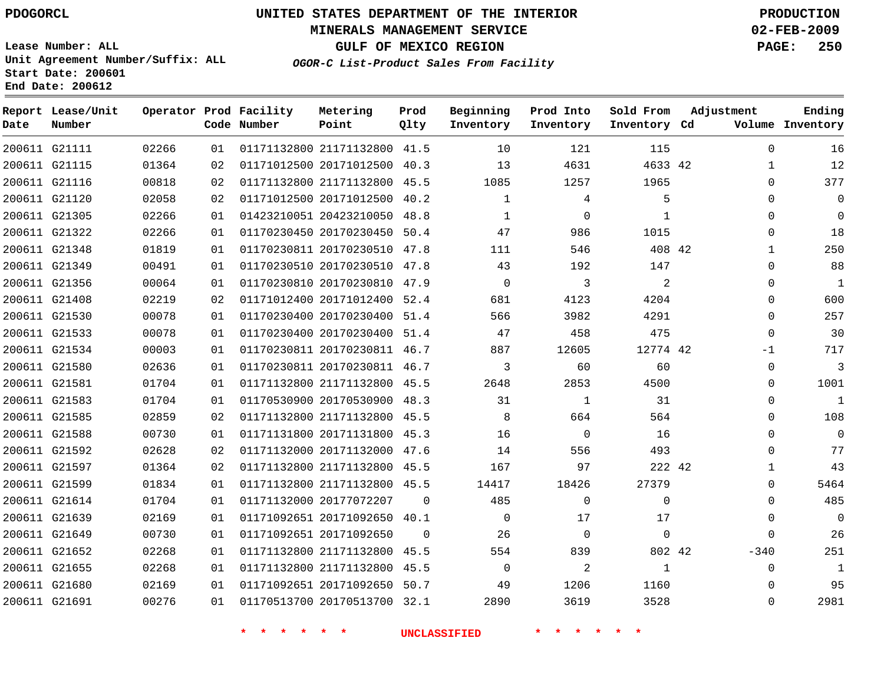PDOGORCL

# UNITED STATES DEPARTMENT OF THE INTERIOR
## MINERALS MANAGEMENT SERVICE
## GULF OF MEXICO REGION
### *OGOR-C List-Product Sales From Facility*

PRODUCTION
02-FEB-2009

Lease Number: ALL
Unit Agreement Number/Suffix: ALL
Start Date: 200601
End Date: 200612

| Report Date | Lease/Unit Number | Operator | Prod Code | Facility Number | Metering Point | Prod Qlty | Beginning Inventory | Prod Into Inventory | Sold From Inventory | Adjustment Cd | Adjustment Volume | Ending Inventory |
|---|---|---|---|---|---|---|---|---|---|---|---|---|
| 200611 | G21111 | 02266 | 01 | 01171132800 | 21171132800 | 41.5 | 10 | 121 | 115 | | 0 | 16 |
| 200611 | G21115 | 01364 | 02 | 01171012500 | 20171012500 | 40.3 | 13 | 4631 | 4633 | 42 | 1 | 12 |
| 200611 | G21116 | 00818 | 02 | 01171132800 | 21171132800 | 45.5 | 1085 | 1257 | 1965 | | 0 | 377 |
| 200611 | G21120 | 02058 | 02 | 01171012500 | 20171012500 | 40.2 | 1 | 4 | 5 | | 0 | 0 |
| 200611 | G21305 | 02266 | 01 | 01423210051 | 20423210050 | 48.8 | 1 | 0 | 1 | | 0 | 0 |
| 200611 | G21322 | 02266 | 01 | 01170230450 | 20170230450 | 50.4 | 47 | 986 | 1015 | | 0 | 18 |
| 200611 | G21348 | 01819 | 01 | 01170230811 | 20170230510 | 47.8 | 111 | 546 | 408 | 42 | 1 | 250 |
| 200611 | G21349 | 00491 | 01 | 01170230510 | 20170230510 | 47.8 | 43 | 192 | 147 | | 0 | 88 |
| 200611 | G21356 | 00064 | 01 | 01170230810 | 20170230810 | 47.9 | 0 | 3 | 2 | | 0 | 1 |
| 200611 | G21408 | 02219 | 02 | 01171012400 | 20171012400 | 52.4 | 681 | 4123 | 4204 | | 0 | 600 |
| 200611 | G21530 | 00078 | 01 | 01170230400 | 20170230400 | 51.4 | 566 | 3982 | 4291 | | 0 | 257 |
| 200611 | G21533 | 00078 | 01 | 01170230400 | 20170230400 | 51.4 | 47 | 458 | 475 | | 0 | 30 |
| 200611 | G21534 | 00003 | 01 | 01170230811 | 20170230811 | 46.7 | 887 | 12605 | 12774 | 42 | -1 | 717 |
| 200611 | G21580 | 02636 | 01 | 01170230811 | 20170230811 | 46.7 | 3 | 60 | 60 | | 0 | 3 |
| 200611 | G21581 | 01704 | 01 | 01171132800 | 21171132800 | 45.5 | 2648 | 2853 | 4500 | | 0 | 1001 |
| 200611 | G21583 | 01704 | 01 | 01170530900 | 20170530900 | 48.3 | 31 | 1 | 31 | | 0 | 1 |
| 200611 | G21585 | 02859 | 02 | 01171132800 | 21171132800 | 45.5 | 8 | 664 | 564 | | 0 | 108 |
| 200611 | G21588 | 00730 | 01 | 01171131800 | 20171131800 | 45.3 | 16 | 0 | 16 | | 0 | 0 |
| 200611 | G21592 | 02628 | 02 | 01171132000 | 20171132000 | 47.6 | 14 | 556 | 493 | | 0 | 77 |
| 200611 | G21597 | 01364 | 02 | 01171132800 | 21171132800 | 45.5 | 167 | 97 | 222 | 42 | 1 | 43 |
| 200611 | G21599 | 01834 | 01 | 01171132800 | 21171132800 | 45.5 | 14417 | 18426 | 27379 | | 0 | 5464 |
| 200611 | G21614 | 01704 | 01 | 01171132000 | 20177072207 | 0 | 485 | 0 | 0 | | 0 | 485 |
| 200611 | G21639 | 02169 | 01 | 01171092651 | 20171092650 | 40.1 | 0 | 17 | 17 | | 0 | 0 |
| 200611 | G21649 | 00730 | 01 | 01171092651 | 20171092650 | 0 | 26 | 0 | 0 | | 0 | 26 |
| 200611 | G21652 | 02268 | 01 | 01171132800 | 21171132800 | 45.5 | 554 | 839 | 802 | 42 | -340 | 251 |
| 200611 | G21655 | 02268 | 01 | 01171132800 | 21171132800 | 45.5 | 0 | 2 | 1 | | 0 | 1 |
| 200611 | G21680 | 02169 | 01 | 01171092651 | 20171092650 | 50.7 | 49 | 1206 | 1160 | | 0 | 95 |
| 200611 | G21691 | 00276 | 01 | 01170513700 | 20170513700 | 32.1 | 2890 | 3619 | 3528 | | 0 | 2981 |

* * * * * * UNCLASSIFIED * * * * * *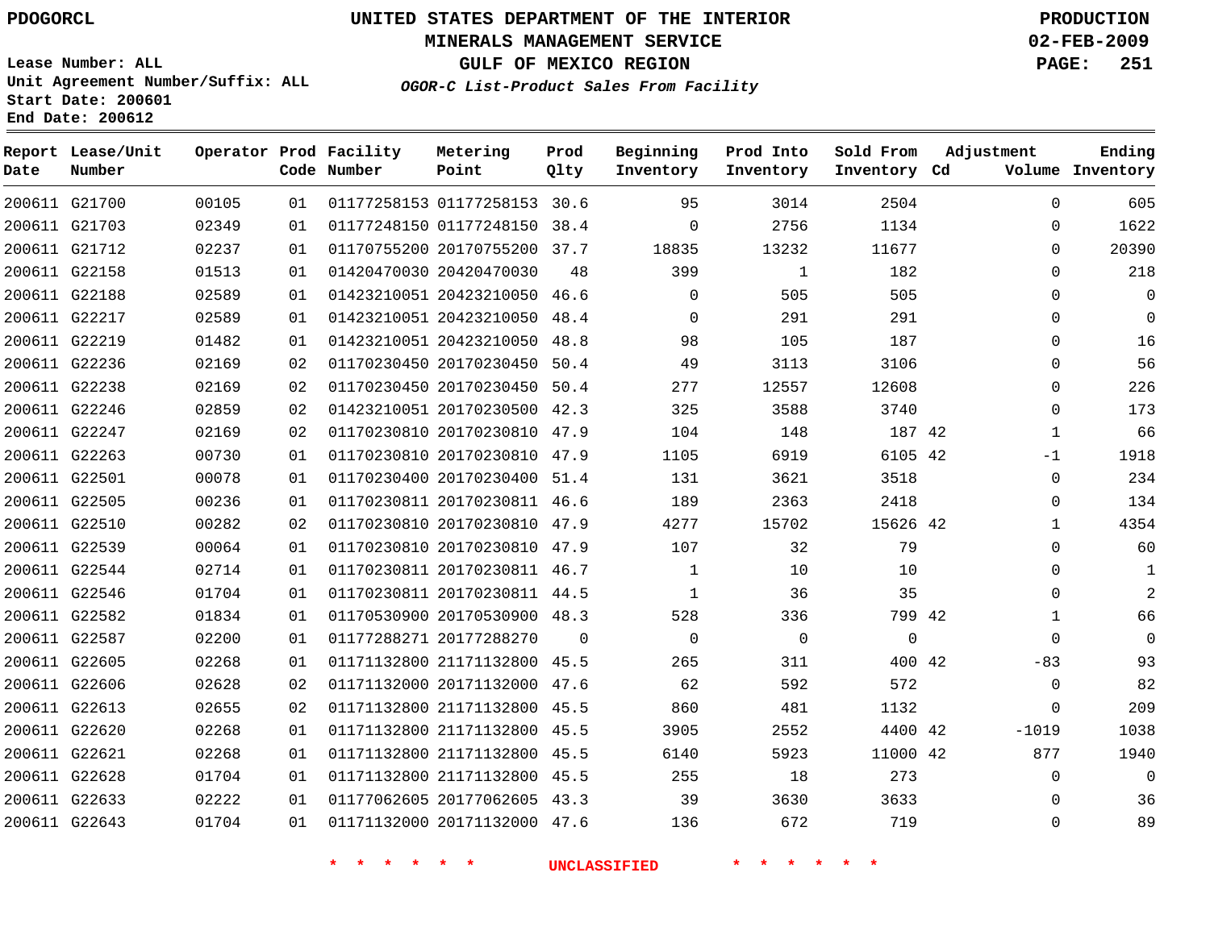PDOGORCL

# UNITED STATES DEPARTMENT OF THE INTERIOR
## MINERALS MANAGEMENT SERVICE
## GULF OF MEXICO REGION
### *OGOR-C List-Product Sales From Facility*

PRODUCTION
02-FEB-2009

Lease Number: ALL
Unit Agreement Number/Suffix: ALL
Start Date: 200601
End Date: 200612

| Report Date | Lease/Unit Number | Operator | Prod Code | Facility Number | Metering Point | Prod Qlty | Beginning Inventory | Prod Into Inventory | Sold From Inventory | Adjustment Cd | Adjustment Volume | Ending Inventory |
|---|---|---|---|---|---|---|---|---|---|---|---|---|
| 200611 | G21700 | 00105 | 01 | 01177258153 | 01177258153 | 30.6 | 95 | 3014 | 2504 | | 0 | 605 |
| 200611 | G21703 | 02349 | 01 | 01177248150 | 01177248150 | 38.4 | 0 | 2756 | 1134 | | 0 | 1622 |
| 200611 | G21712 | 02237 | 01 | 01170755200 | 20170755200 | 37.7 | 18835 | 13232 | 11677 | | 0 | 20390 |
| 200611 | G22158 | 01513 | 01 | 01420470030 | 20420470030 | 48 | 399 | 1 | 182 | | 0 | 218 |
| 200611 | G22188 | 02589 | 01 | 01423210051 | 20423210050 | 46.6 | 0 | 505 | 505 | | 0 | 0 |
| 200611 | G22217 | 02589 | 01 | 01423210051 | 20423210050 | 48.4 | 0 | 291 | 291 | | 0 | 0 |
| 200611 | G22219 | 01482 | 01 | 01423210051 | 20423210050 | 48.8 | 98 | 105 | 187 | | 0 | 16 |
| 200611 | G22236 | 02169 | 02 | 01170230450 | 20170230450 | 50.4 | 49 | 3113 | 3106 | | 0 | 56 |
| 200611 | G22238 | 02169 | 02 | 01170230450 | 20170230450 | 50.4 | 277 | 12557 | 12608 | | 0 | 226 |
| 200611 | G22246 | 02859 | 02 | 01423210051 | 20170230500 | 42.3 | 325 | 3588 | 3740 | | 0 | 173 |
| 200611 | G22247 | 02169 | 02 | 01170230810 | 20170230810 | 47.9 | 104 | 148 | 187 | 42 | 1 | 66 |
| 200611 | G22263 | 00730 | 01 | 01170230810 | 20170230810 | 47.9 | 1105 | 6919 | 6105 | 42 | -1 | 1918 |
| 200611 | G22501 | 00078 | 01 | 01170230400 | 20170230400 | 51.4 | 131 | 3621 | 3518 | | 0 | 234 |
| 200611 | G22505 | 00236 | 01 | 01170230811 | 20170230811 | 46.6 | 189 | 2363 | 2418 | | 0 | 134 |
| 200611 | G22510 | 00282 | 02 | 01170230810 | 20170230810 | 47.9 | 4277 | 15702 | 15626 | 42 | 1 | 4354 |
| 200611 | G22539 | 00064 | 01 | 01170230810 | 20170230810 | 47.9 | 107 | 32 | 79 | | 0 | 60 |
| 200611 | G22544 | 02714 | 01 | 01170230811 | 20170230811 | 46.7 | 1 | 10 | 10 | | 0 | 1 |
| 200611 | G22546 | 01704 | 01 | 01170230811 | 20170230811 | 44.5 | 1 | 36 | 35 | | 0 | 2 |
| 200611 | G22582 | 01834 | 01 | 01170530900 | 20170530900 | 48.3 | 528 | 336 | 799 | 42 | 1 | 66 |
| 200611 | G22587 | 02200 | 01 | 01177288271 | 20177288270 | 0 | 0 | 0 | 0 | | 0 | 0 |
| 200611 | G22605 | 02268 | 01 | 01171132800 | 21171132800 | 45.5 | 265 | 311 | 400 | 42 | -83 | 93 |
| 200611 | G22606 | 02628 | 02 | 01171132000 | 20171132000 | 47.6 | 62 | 592 | 572 | | 0 | 82 |
| 200611 | G22613 | 02655 | 02 | 01171132800 | 21171132800 | 45.5 | 860 | 481 | 1132 | | 0 | 209 |
| 200611 | G22620 | 02268 | 01 | 01171132800 | 21171132800 | 45.5 | 3905 | 2552 | 4400 | 42 | -1019 | 1038 |
| 200611 | G22621 | 02268 | 01 | 01171132800 | 21171132800 | 45.5 | 6140 | 5923 | 11000 | 42 | 877 | 1940 |
| 200611 | G22628 | 01704 | 01 | 01171132800 | 21171132800 | 45.5 | 255 | 18 | 273 | | 0 | 0 |
| 200611 | G22633 | 02222 | 01 | 01177062605 | 20177062605 | 43.3 | 39 | 3630 | 3633 | | 0 | 36 |
| 200611 | G22643 | 01704 | 01 | 01171132000 | 20171132000 | 47.6 | 136 | 672 | 719 | | 0 | 89 |

* * * * * * UNCLASSIFIED * * * * * *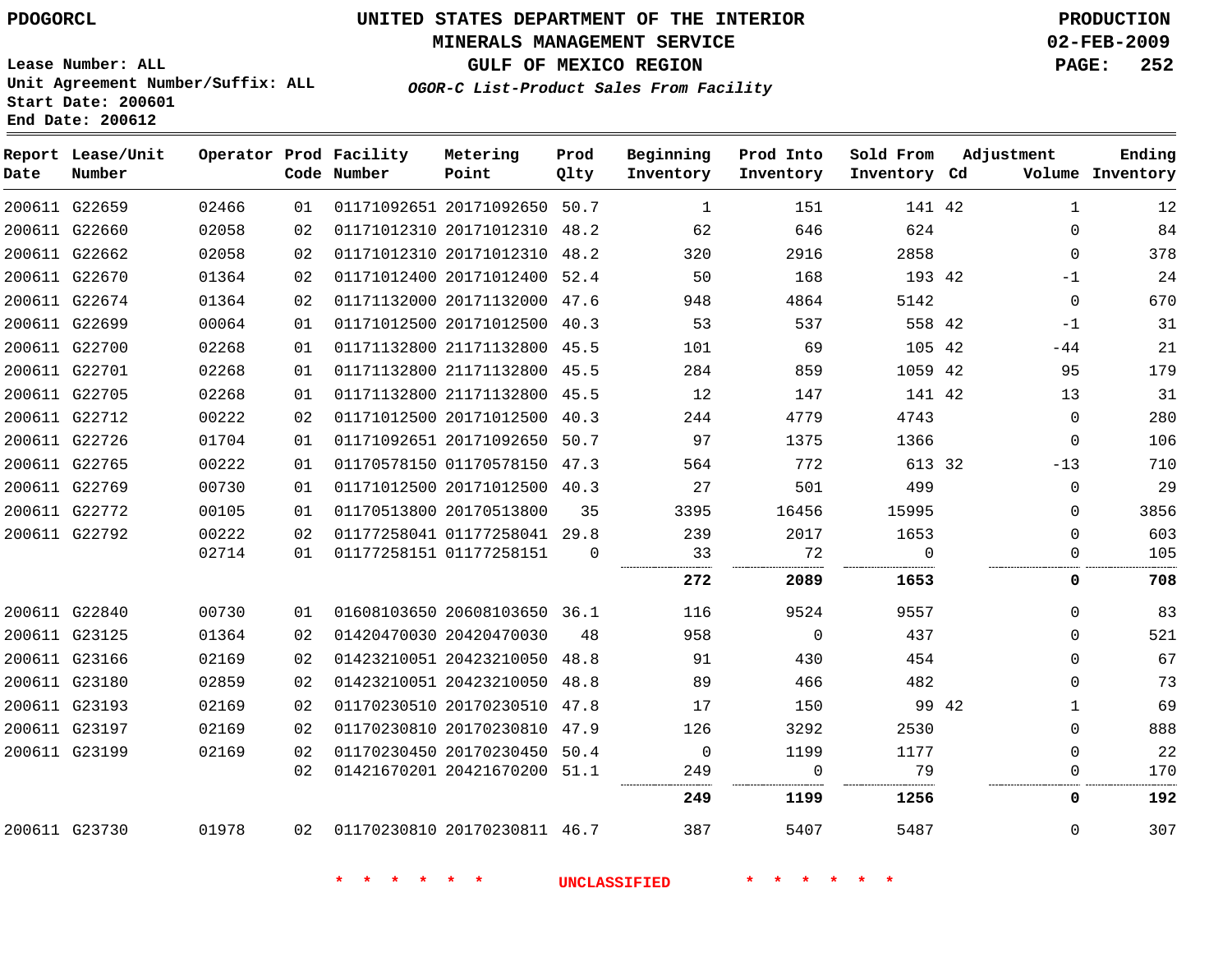PDOGORCL

# UNITED STATES DEPARTMENT OF THE INTERIOR
## MINERALS MANAGEMENT SERVICE
## GULF OF MEXICO REGION
### *OGOR-C List-Product Sales From Facility*

PRODUCTION
02-FEB-2009

Lease Number: ALL
Unit Agreement Number/Suffix: ALL
Start Date: 200601
End Date: 200612

| Report Date | Lease/Unit Number | Operator | Prod Code | Facility Number | Metering Point | Prod Qlty | Beginning Inventory | Prod Into Inventory | Sold From Inventory | Adjustment Cd | Adjustment Volume | Ending Inventory |
|---|---|---|---|---|---|---|---|---|---|---|---|---|
| 200611 | G22659 | 02466 | 01 | 01171092651 | 20171092650 | 50.7 | 1 | 151 | 141 | 42 | 1 | 12 |
| 200611 | G22660 | 02058 | 02 | 01171012310 | 20171012310 | 48.2 | 62 | 646 | 624 | | 0 | 84 |
| 200611 | G22662 | 02058 | 02 | 01171012310 | 20171012310 | 48.2 | 320 | 2916 | 2858 | | 0 | 378 |
| 200611 | G22670 | 01364 | 02 | 01171012400 | 20171012400 | 52.4 | 50 | 168 | 193 | 42 | -1 | 24 |
| 200611 | G22674 | 01364 | 02 | 01171132000 | 20171132000 | 47.6 | 948 | 4864 | 5142 | | 0 | 670 |
| 200611 | G22699 | 00064 | 01 | 01171012500 | 20171012500 | 40.3 | 53 | 537 | 558 | 42 | -1 | 31 |
| 200611 | G22700 | 02268 | 01 | 01171132800 | 21171132800 | 45.5 | 101 | 69 | 105 | 42 | -44 | 21 |
| 200611 | G22701 | 02268 | 01 | 01171132800 | 21171132800 | 45.5 | 284 | 859 | 1059 | 42 | 95 | 179 |
| 200611 | G22705 | 02268 | 01 | 01171132800 | 21171132800 | 45.5 | 12 | 147 | 141 | 42 | 13 | 31 |
| 200611 | G22712 | 00222 | 02 | 01171012500 | 20171012500 | 40.3 | 244 | 4779 | 4743 | | 0 | 280 |
| 200611 | G22726 | 01704 | 01 | 01171092651 | 20171092650 | 50.7 | 97 | 1375 | 1366 | | 0 | 106 |
| 200611 | G22765 | 00222 | 01 | 01170578150 | 01170578150 | 47.3 | 564 | 772 | 613 | 32 | -13 | 710 |
| 200611 | G22769 | 00730 | 01 | 01171012500 | 20171012500 | 40.3 | 27 | 501 | 499 | | 0 | 29 |
| 200611 | G22772 | 00105 | 01 | 01170513800 | 20170513800 | 35 | 3395 | 16456 | 15995 | | 0 | 3856 |
| 200611 | G22792 | 00222 | 02 | 01177258041 | 01177258041 | 29.8 | 239 | 2017 | 1653 | | 0 | 603 |
| | | 02714 | 01 | 01177258151 | 01177258151 | 0 | 33 | 72 | 0 | | 0 | 105 |
| | | | | | | | **272** | **2089** | **1653** | | **0** | **708** |
| 200611 | G22840 | 00730 | 01 | 01608103650 | 20608103650 | 36.1 | 116 | 9524 | 9557 | | 0 | 83 |
| 200611 | G23125 | 01364 | 02 | 01420470030 | 20420470030 | 48 | 958 | 0 | 437 | | 0 | 521 |
| 200611 | G23166 | 02169 | 02 | 01423210051 | 20423210050 | 48.8 | 91 | 430 | 454 | | 0 | 67 |
| 200611 | G23180 | 02859 | 02 | 01423210051 | 20423210050 | 48.8 | 89 | 466 | 482 | | 0 | 73 |
| 200611 | G23193 | 02169 | 02 | 01170230510 | 20170230510 | 47.8 | 17 | 150 | 99 | 42 | 1 | 69 |
| 200611 | G23197 | 02169 | 02 | 01170230810 | 20170230810 | 47.9 | 126 | 3292 | 2530 | | 0 | 888 |
| 200611 | G23199 | 02169 | 02 | 01170230450 | 20170230450 | 50.4 | 0 | 1199 | 1177 | | 0 | 22 |
| | | | 02 | 01421670201 | 20421670200 | 51.1 | 249 | 0 | 79 | | 0 | 170 |
| | | | | | | | **249** | **1199** | **1256** | | **0** | **192** |
| 200611 | G23730 | 01978 | 02 | 01170230810 | 20170230811 | 46.7 | 387 | 5407 | 5487 | | 0 | 307 |

* * * * * * UNCLASSIFIED * * * * * *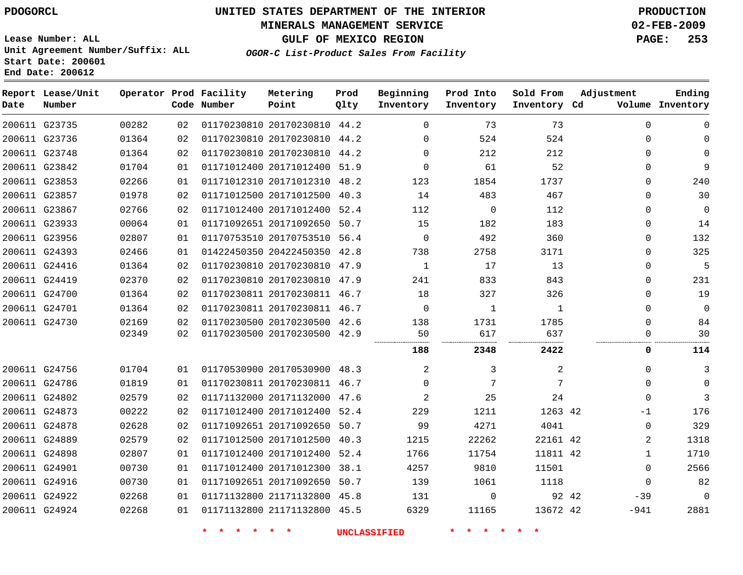PDOGORCL

# UNITED STATES DEPARTMENT OF THE INTERIOR
## MINERALS MANAGEMENT SERVICE
## GULF OF MEXICO REGION
### *OGOR-C List-Product Sales From Facility*

PRODUCTION
02-FEB-2009

Lease Number: ALL
Unit Agreement Number/Suffix: ALL
Start Date: 200601
End Date: 200612

| Report Date | Lease/Unit Number | Operator | Prod Code | Facility Number | Metering Point | Prod Qlty | Beginning Inventory | Prod Into Inventory | Sold From Inventory | Adjustment Cd | Volume | Ending Inventory |
|---|---|---|---|---|---|---|---|---|---|---|---|---|
| 200611 | G23735 | 00282 | 02 | 01170230810 | 20170230810 | 44.2 | 0 | 73 | 73 | | 0 | 0 |
| 200611 | G23736 | 01364 | 02 | 01170230810 | 20170230810 | 44.2 | 0 | 524 | 524 | | 0 | 0 |
| 200611 | G23748 | 01364 | 02 | 01170230810 | 20170230810 | 44.2 | 0 | 212 | 212 | | 0 | 0 |
| 200611 | G23842 | 01704 | 01 | 01171012400 | 20171012400 | 51.9 | 0 | 61 | 52 | | 0 | 9 |
| 200611 | G23853 | 02266 | 01 | 01171012310 | 20171012310 | 48.2 | 123 | 1854 | 1737 | | 0 | 240 |
| 200611 | G23857 | 01978 | 02 | 01171012500 | 20171012500 | 40.3 | 14 | 483 | 467 | | 0 | 30 |
| 200611 | G23867 | 02766 | 02 | 01171012400 | 20171012400 | 52.4 | 112 | 0 | 112 | | 0 | 0 |
| 200611 | G23933 | 00064 | 01 | 01171092651 | 20171092650 | 50.7 | 15 | 182 | 183 | | 0 | 14 |
| 200611 | G23956 | 02807 | 01 | 01170753510 | 20170753510 | 56.4 | 0 | 492 | 360 | | 0 | 132 |
| 200611 | G24393 | 02466 | 01 | 01422450350 | 20422450350 | 42.8 | 738 | 2758 | 3171 | | 0 | 325 |
| 200611 | G24416 | 01364 | 02 | 01170230810 | 20170230810 | 47.9 | 1 | 17 | 13 | | 0 | 5 |
| 200611 | G24419 | 02370 | 02 | 01170230810 | 20170230810 | 47.9 | 241 | 833 | 843 | | 0 | 231 |
| 200611 | G24700 | 01364 | 02 | 01170230811 | 20170230811 | 46.7 | 18 | 327 | 326 | | 0 | 19 |
| 200611 | G24701 | 01364 | 02 | 01170230811 | 20170230811 | 46.7 | 0 | 1 | 1 | | 0 | 0 |
| 200611 | G24730 | 02169 | 02 | 01170230500 | 20170230500 | 42.6 | 138 | 1731 | 1785 | | 0 | 84 |
| | | 02349 | 02 | 01170230500 | 20170230500 | 42.9 | 50 | 617 | 637 | | 0 | 30 |
| | | | | | | | **188** | **2348** | **2422** | | **0** | **114** |
| 200611 | G24756 | 01704 | 01 | 01170530900 | 20170530900 | 48.3 | 2 | 3 | 2 | | 0 | 3 |
| 200611 | G24786 | 01819 | 01 | 01170230811 | 20170230811 | 46.7 | 0 | 7 | 7 | | 0 | 0 |
| 200611 | G24802 | 02579 | 02 | 01171132000 | 20171132000 | 47.6 | 2 | 25 | 24 | | 0 | 3 |
| 200611 | G24873 | 00222 | 02 | 01171012400 | 20171012400 | 52.4 | 229 | 1211 | 1263 | 42 | -1 | 176 |
| 200611 | G24878 | 02628 | 02 | 01171092651 | 20171092650 | 50.7 | 99 | 4271 | 4041 | | 0 | 329 |
| 200611 | G24889 | 02579 | 02 | 01171012500 | 20171012500 | 40.3 | 1215 | 22262 | 22161 | 42 | 2 | 1318 |
| 200611 | G24898 | 02807 | 01 | 01171012400 | 20171012400 | 52.4 | 1766 | 11754 | 11811 | 42 | 1 | 1710 |
| 200611 | G24901 | 00730 | 01 | 01171012400 | 20171012300 | 38.1 | 4257 | 9810 | 11501 | | 0 | 2566 |
| 200611 | G24916 | 00730 | 01 | 01171092651 | 20171092650 | 50.7 | 139 | 1061 | 1118 | | 0 | 82 |
| 200611 | G24922 | 02268 | 01 | 01171132800 | 21171132800 | 45.8 | 131 | 0 | 92 | 42 | -39 | 0 |
| 200611 | G24924 | 02268 | 01 | 01171132800 | 21171132800 | 45.5 | 6329 | 11165 | 13672 | 42 | -941 | 2881 |

\* \* \* \* \* \* UNCLASSIFIED \* \* \* \* \* \*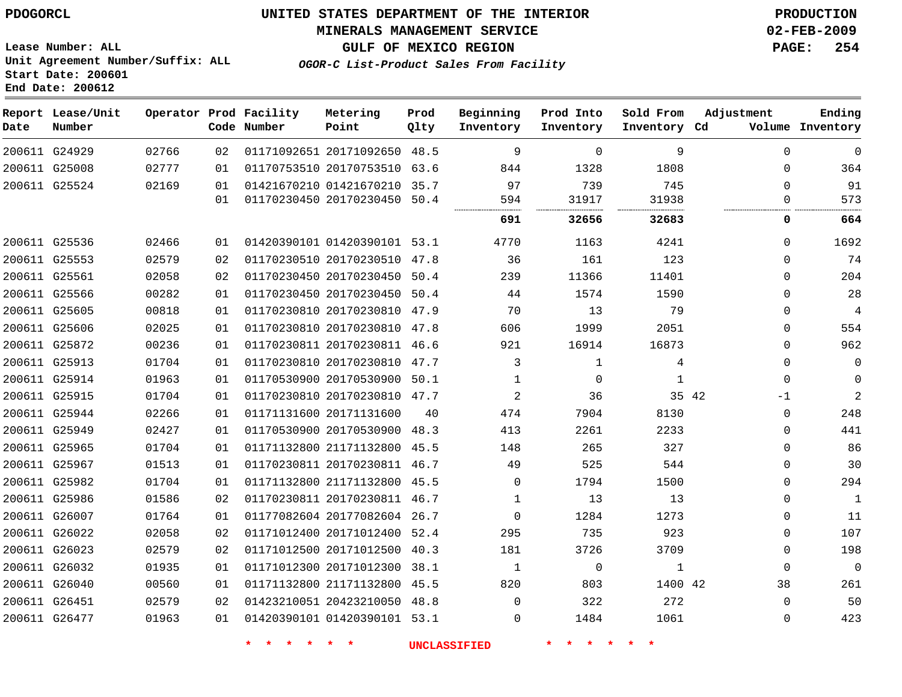PDOGORCL

# UNITED STATES DEPARTMENT OF THE INTERIOR
## MINERALS MANAGEMENT SERVICE
## GULF OF MEXICO REGION
### *OGOR-C List-Product Sales From Facility*

PRODUCTION
02-FEB-2009

Lease Number: ALL
Unit Agreement Number/Suffix: ALL
Start Date: 200601
End Date: 200612

| Report Date | Lease/Unit Number | Operator | Prod Code | Facility Number | Metering Point | Prod Qlty | Beginning Inventory | Prod Into Inventory | Sold From Inventory | Adjustment Cd | Adjustment Volume | Ending Inventory |
|---|---|---|---|---|---|---|---|---|---|---|---|---|
| 200611 | G24929 | 02766 | 02 | 01171092651 | 20171092650 | 48.5 | 9 | 0 | 9 | | 0 | 0 |
| 200611 | G25008 | 02777 | 01 | 01170753510 | 20170753510 | 63.6 | 844 | 1328 | 1808 | | 0 | 364 |
| 200611 | G25524 | 02169 | 01 | 01421670210 | 01421670210 | 35.7 | 97 | 739 | 745 | | 0 | 91 |
| | | | 01 | 01170230450 | 20170230450 | 50.4 | 594 | 31917 | 31938 | | 0 | 573 |
| | | | | | | | **691** | **32656** | **32683** | | **0** | **664** |
| 200611 | G25536 | 02466 | 01 | 01420390101 | 01420390101 | 53.1 | 4770 | 1163 | 4241 | | 0 | 1692 |
| 200611 | G25553 | 02579 | 02 | 01170230510 | 20170230510 | 47.8 | 36 | 161 | 123 | | 0 | 74 |
| 200611 | G25561 | 02058 | 02 | 01170230450 | 20170230450 | 50.4 | 239 | 11366 | 11401 | | 0 | 204 |
| 200611 | G25566 | 00282 | 01 | 01170230450 | 20170230450 | 50.4 | 44 | 1574 | 1590 | | 0 | 28 |
| 200611 | G25605 | 00818 | 01 | 01170230810 | 20170230810 | 47.9 | 70 | 13 | 79 | | 0 | 4 |
| 200611 | G25606 | 02025 | 01 | 01170230810 | 20170230810 | 47.8 | 606 | 1999 | 2051 | | 0 | 554 |
| 200611 | G25872 | 00236 | 01 | 01170230811 | 20170230811 | 46.6 | 921 | 16914 | 16873 | | 0 | 962 |
| 200611 | G25913 | 01704 | 01 | 01170230810 | 20170230810 | 47.7 | 3 | 1 | 4 | | 0 | 0 |
| 200611 | G25914 | 01963 | 01 | 01170530900 | 20170530900 | 50.1 | 1 | 0 | 1 | | 0 | 0 |
| 200611 | G25915 | 01704 | 01 | 01170230810 | 20170230810 | 47.7 | 2 | 36 | 35 | 42 | -1 | 2 |
| 200611 | G25944 | 02266 | 01 | 01171131600 | 20171131600 | 40 | 474 | 7904 | 8130 | | 0 | 248 |
| 200611 | G25949 | 02427 | 01 | 01170530900 | 20170530900 | 48.3 | 413 | 2261 | 2233 | | 0 | 441 |
| 200611 | G25965 | 01704 | 01 | 01171132800 | 21171132800 | 45.5 | 148 | 265 | 327 | | 0 | 86 |
| 200611 | G25967 | 01513 | 01 | 01170230811 | 20170230811 | 46.7 | 49 | 525 | 544 | | 0 | 30 |
| 200611 | G25982 | 01704 | 01 | 01171132800 | 21171132800 | 45.5 | 0 | 1794 | 1500 | | 0 | 294 |
| 200611 | G25986 | 01586 | 02 | 01170230811 | 20170230811 | 46.7 | 1 | 13 | 13 | | 0 | 1 |
| 200611 | G26007 | 01764 | 01 | 01177082604 | 20177082604 | 26.7 | 0 | 1284 | 1273 | | 0 | 11 |
| 200611 | G26022 | 02058 | 02 | 01171012400 | 20171012400 | 52.4 | 295 | 735 | 923 | | 0 | 107 |
| 200611 | G26023 | 02579 | 02 | 01171012500 | 20171012500 | 40.3 | 181 | 3726 | 3709 | | 0 | 198 |
| 200611 | G26032 | 01935 | 01 | 01171012300 | 20171012300 | 38.1 | 1 | 0 | 1 | | 0 | 0 |
| 200611 | G26040 | 00560 | 01 | 01171132800 | 21171132800 | 45.5 | 820 | 803 | 1400 | 42 | 38 | 261 |
| 200611 | G26451 | 02579 | 02 | 01423210051 | 20423210050 | 48.8 | 0 | 322 | 272 | | 0 | 50 |
| 200611 | G26477 | 01963 | 01 | 01420390101 | 01420390101 | 53.1 | 0 | 1484 | 1061 | | 0 | 423 |

\* \* \* \* \* \* UNCLASSIFIED \* \* \* \* \* \*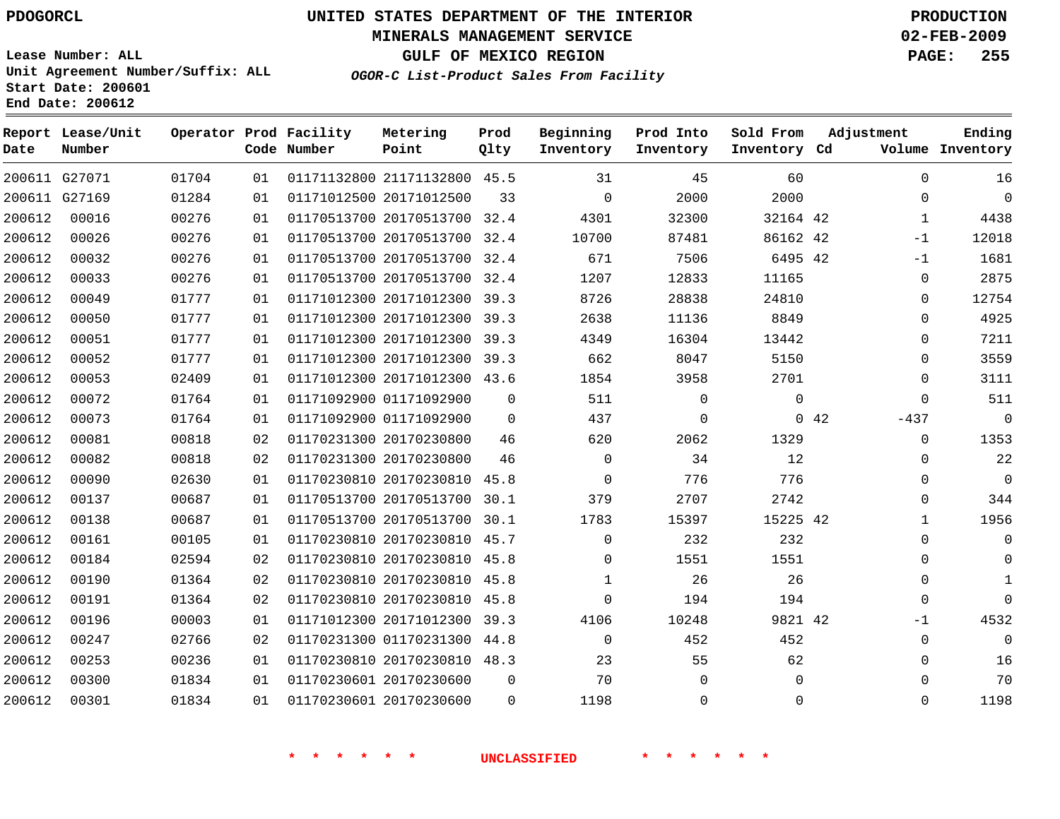PDOGORCL

# UNITED STATES DEPARTMENT OF THE INTERIOR
## MINERALS MANAGEMENT SERVICE
## GULF OF MEXICO REGION
### *OGOR-C List-Product Sales From Facility*

PRODUCTION
02-FEB-2009

Lease Number: ALL
Unit Agreement Number/Suffix: ALL
Start Date: 200601
End Date: 200612

| Report Date | Lease/Unit Number | Operator | Prod Code | Facility Number | Metering Point | Prod Qlty | Beginning Inventory | Prod Into Inventory | Sold From Inventory | Adjustment Cd | Volume | Ending Inventory |
|---|---|---|---|---|---|---|---|---|---|---|---|---|
| 200611 | G27071 | 01704 | 01 | 01171132800 | 21171132800 | 45.5 | 31 | 45 | 60 | | 0 | 16 |
| 200611 | G27169 | 01284 | 01 | 01171012500 | 20171012500 | 33 | 0 | 2000 | 2000 | | 0 | 0 |
| 200612 | 00016 | 00276 | 01 | 01170513700 | 20170513700 | 32.4 | 4301 | 32300 | 32164 | 42 | 1 | 4438 |
| 200612 | 00026 | 00276 | 01 | 01170513700 | 20170513700 | 32.4 | 10700 | 87481 | 86162 | 42 | -1 | 12018 |
| 200612 | 00032 | 00276 | 01 | 01170513700 | 20170513700 | 32.4 | 671 | 7506 | 6495 | 42 | -1 | 1681 |
| 200612 | 00033 | 00276 | 01 | 01170513700 | 20170513700 | 32.4 | 1207 | 12833 | 11165 | | 0 | 2875 |
| 200612 | 00049 | 01777 | 01 | 01171012300 | 20171012300 | 39.3 | 8726 | 28838 | 24810 | | 0 | 12754 |
| 200612 | 00050 | 01777 | 01 | 01171012300 | 20171012300 | 39.3 | 2638 | 11136 | 8849 | | 0 | 4925 |
| 200612 | 00051 | 01777 | 01 | 01171012300 | 20171012300 | 39.3 | 4349 | 16304 | 13442 | | 0 | 7211 |
| 200612 | 00052 | 01777 | 01 | 01171012300 | 20171012300 | 39.3 | 662 | 8047 | 5150 | | 0 | 3559 |
| 200612 | 00053 | 02409 | 01 | 01171012300 | 20171012300 | 43.6 | 1854 | 3958 | 2701 | | 0 | 3111 |
| 200612 | 00072 | 01764 | 01 | 01171092900 | 01171092900 | 0 | 511 | 0 | 0 | | 0 | 511 |
| 200612 | 00073 | 01764 | 01 | 01171092900 | 01171092900 | 0 | 437 | 0 | 0 | 42 | -437 | 0 |
| 200612 | 00081 | 00818 | 02 | 01170231300 | 20170230800 | 46 | 620 | 2062 | 1329 | | 0 | 1353 |
| 200612 | 00082 | 00818 | 02 | 01170231300 | 20170230800 | 46 | 0 | 34 | 12 | | 0 | 22 |
| 200612 | 00090 | 02630 | 01 | 01170230810 | 20170230810 | 45.8 | 0 | 776 | 776 | | 0 | 0 |
| 200612 | 00137 | 00687 | 01 | 01170513700 | 20170513700 | 30.1 | 379 | 2707 | 2742 | | 0 | 344 |
| 200612 | 00138 | 00687 | 01 | 01170513700 | 20170513700 | 30.1 | 1783 | 15397 | 15225 | 42 | 1 | 1956 |
| 200612 | 00161 | 00105 | 01 | 01170230810 | 20170230810 | 45.7 | 0 | 232 | 232 | | 0 | 0 |
| 200612 | 00184 | 02594 | 02 | 01170230810 | 20170230810 | 45.8 | 0 | 1551 | 1551 | | 0 | 0 |
| 200612 | 00190 | 01364 | 02 | 01170230810 | 20170230810 | 45.8 | 1 | 26 | 26 | | 0 | 1 |
| 200612 | 00191 | 01364 | 02 | 01170230810 | 20170230810 | 45.8 | 0 | 194 | 194 | | 0 | 0 |
| 200612 | 00196 | 00003 | 01 | 01171012300 | 20171012300 | 39.3 | 4106 | 10248 | 9821 | 42 | -1 | 4532 |
| 200612 | 00247 | 02766 | 02 | 01170231300 | 01170231300 | 44.8 | 0 | 452 | 452 | | 0 | 0 |
| 200612 | 00253 | 00236 | 01 | 01170230810 | 20170230810 | 48.3 | 23 | 55 | 62 | | 0 | 16 |
| 200612 | 00300 | 01834 | 01 | 01170230601 | 20170230600 | 0 | 70 | 0 | 0 | | 0 | 70 |
| 200612 | 00301 | 01834 | 01 | 01170230601 | 20170230600 | 0 | 1198 | 0 | 0 | | 0 | 1198 |

* * * * * * UNCLASSIFIED * * * * * *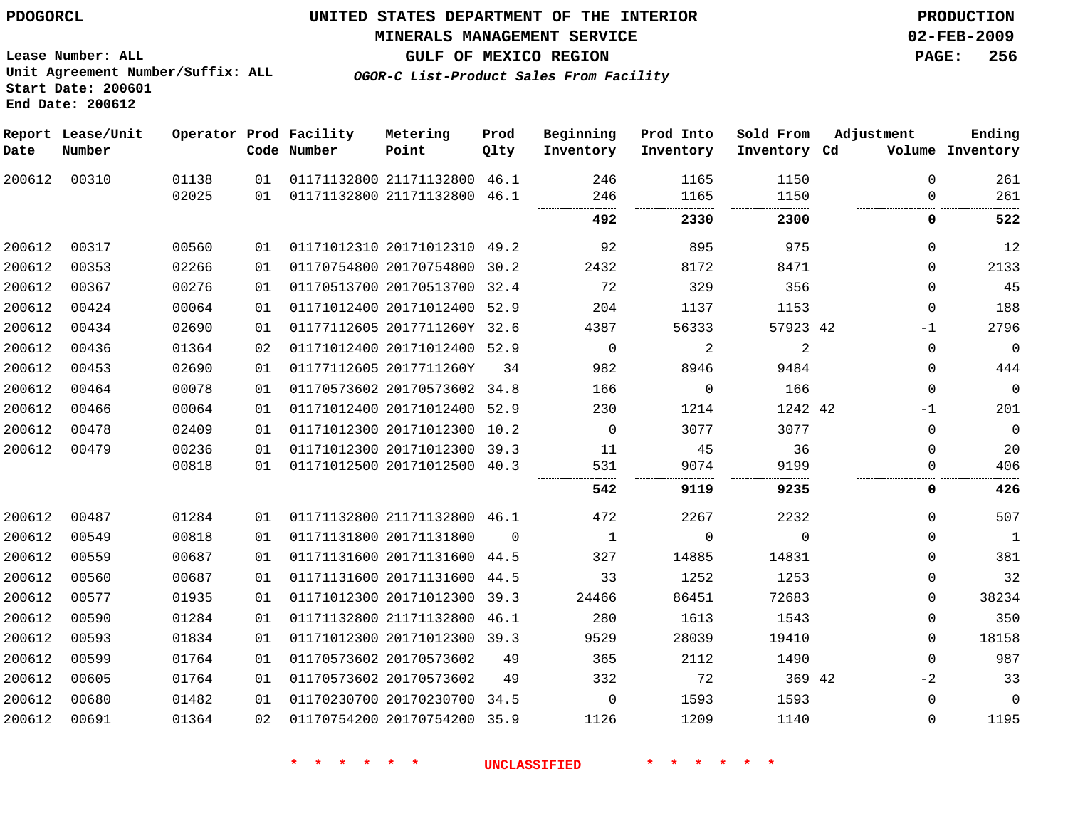PDOGORCL

# UNITED STATES DEPARTMENT OF THE INTERIOR
## MINERALS MANAGEMENT SERVICE
## GULF OF MEXICO REGION
### *OGOR-C List-Product Sales From Facility*

PRODUCTION
02-FEB-2009

Lease Number: ALL
Unit Agreement Number/Suffix: ALL
Start Date: 200601
End Date: 200612

| Report Date | Lease/Unit Number | Operator | Prod Code | Facility Number | Metering Point | Prod Qlty | Beginning Inventory | Prod Into Inventory | Sold From Inventory | Adjustment Cd | Volume | Ending Inventory |
|---|---|---|---|---|---|---|---|---|---|---|---|---|
| 200612 | 00310 | 01138 | 01 | 01171132800 | 21171132800 | 46.1 | 246 | 1165 | 1150 | | 0 | 261 |
| | | 02025 | 01 | 01171132800 | 21171132800 | 46.1 | 246 | 1165 | 1150 | | 0 | 261 |
| | | | | | | | **492** | **2330** | **2300** | | **0** | **522** |
| 200612 | 00317 | 00560 | 01 | 01171012310 | 20171012310 | 49.2 | 92 | 895 | 975 | | 0 | 12 |
| 200612 | 00353 | 02266 | 01 | 01170754800 | 20170754800 | 30.2 | 2432 | 8172 | 8471 | | 0 | 2133 |
| 200612 | 00367 | 00276 | 01 | 01170513700 | 20170513700 | 32.4 | 72 | 329 | 356 | | 0 | 45 |
| 200612 | 00424 | 00064 | 01 | 01171012400 | 20171012400 | 52.9 | 204 | 1137 | 1153 | | 0 | 188 |
| 200612 | 00434 | 02690 | 01 | 01177112605 | 2017711260Y | 32.6 | 4387 | 56333 | 57923 | 42 | -1 | 2796 |
| 200612 | 00436 | 01364 | 02 | 01171012400 | 20171012400 | 52.9 | 0 | 2 | 2 | | 0 | 0 |
| 200612 | 00453 | 02690 | 01 | 01177112605 | 2017711260Y | 34 | 982 | 8946 | 9484 | | 0 | 444 |
| 200612 | 00464 | 00078 | 01 | 01170573602 | 20170573602 | 34.8 | 166 | 0 | 166 | | 0 | 0 |
| 200612 | 00466 | 00064 | 01 | 01171012400 | 20171012400 | 52.9 | 230 | 1214 | 1242 | 42 | -1 | 201 |
| 200612 | 00478 | 02409 | 01 | 01171012300 | 20171012300 | 10.2 | 0 | 3077 | 3077 | | 0 | 0 |
| 200612 | 00479 | 00236 | 01 | 01171012300 | 20171012300 | 39.3 | 11 | 45 | 36 | | 0 | 20 |
| | | 00818 | 01 | 01171012500 | 20171012500 | 40.3 | 531 | 9074 | 9199 | | 0 | 406 |
| | | | | | | | **542** | **9119** | **9235** | | **0** | **426** |
| 200612 | 00487 | 01284 | 01 | 01171132800 | 21171132800 | 46.1 | 472 | 2267 | 2232 | | 0 | 507 |
| 200612 | 00549 | 00818 | 01 | 01171131800 | 20171131800 | 0 | 1 | 0 | 0 | | 0 | 1 |
| 200612 | 00559 | 00687 | 01 | 01171131600 | 20171131600 | 44.5 | 327 | 14885 | 14831 | | 0 | 381 |
| 200612 | 00560 | 00687 | 01 | 01171131600 | 20171131600 | 44.5 | 33 | 1252 | 1253 | | 0 | 32 |
| 200612 | 00577 | 01935 | 01 | 01171012300 | 20171012300 | 39.3 | 24466 | 86451 | 72683 | | 0 | 38234 |
| 200612 | 00590 | 01284 | 01 | 01171132800 | 21171132800 | 46.1 | 280 | 1613 | 1543 | | 0 | 350 |
| 200612 | 00593 | 01834 | 01 | 01171012300 | 20171012300 | 39.3 | 9529 | 28039 | 19410 | | 0 | 18158 |
| 200612 | 00599 | 01764 | 01 | 01170573602 | 20170573602 | 49 | 365 | 2112 | 1490 | | 0 | 987 |
| 200612 | 00605 | 01764 | 01 | 01170573602 | 20170573602 | 49 | 332 | 72 | 369 | 42 | -2 | 33 |
| 200612 | 00680 | 01482 | 01 | 01170230700 | 20170230700 | 34.5 | 0 | 1593 | 1593 | | 0 | 0 |
| 200612 | 00691 | 01364 | 02 | 01170754200 | 20170754200 | 35.9 | 1126 | 1209 | 1140 | | 0 | 1195 |

* * * * * * UNCLASSIFIED * * * * * *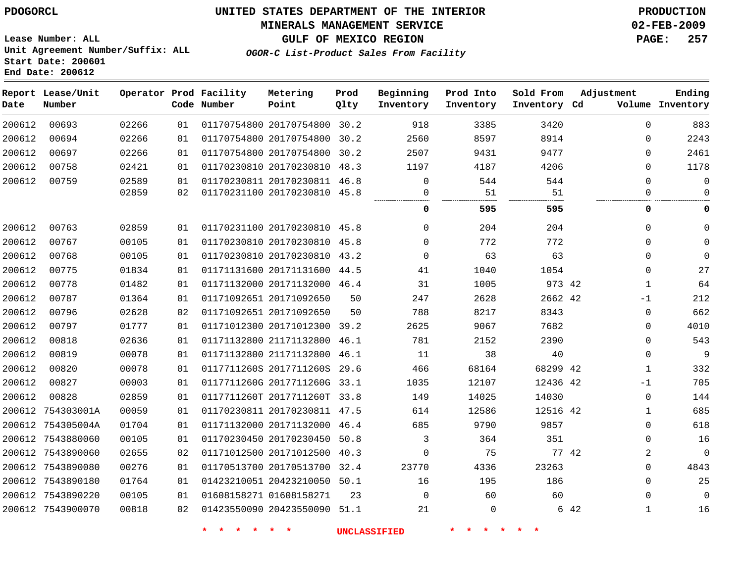PDOGORCL

# UNITED STATES DEPARTMENT OF THE INTERIOR
## MINERALS MANAGEMENT SERVICE
## GULF OF MEXICO REGION
### *OGOR-C List-Product Sales From Facility*

PRODUCTION
02-FEB-2009

Lease Number: ALL
Unit Agreement Number/Suffix: ALL
Start Date: 200601
End Date: 200612

| Report Date | Lease/Unit Number | Operator | Prod Code | Facility Number | Metering Point | Prod Qlty | Beginning Inventory | Prod Into Inventory | Sold From Inventory | Adjustment Cd | Adjustment Volume | Ending Inventory |
|---|---|---|---|---|---|---|---|---|---|---|---|---|
| 200612 | 00693 | 02266 | 01 | 01170754800 | 20170754800 | 30.2 | 918 | 3385 | 3420 | | 0 | 883 |
| 200612 | 00694 | 02266 | 01 | 01170754800 | 20170754800 | 30.2 | 2560 | 8597 | 8914 | | 0 | 2243 |
| 200612 | 00697 | 02266 | 01 | 01170754800 | 20170754800 | 30.2 | 2507 | 9431 | 9477 | | 0 | 2461 |
| 200612 | 00758 | 02421 | 01 | 01170230810 | 20170230810 | 48.3 | 1197 | 4187 | 4206 | | 0 | 1178 |
| 200612 | 00759 | 02589 | 01 | 01170230811 | 20170230811 | 46.8 | 0 | 544 | 544 | | 0 | 0 |
| | | 02859 | 02 | 01170231100 | 20170230810 | 45.8 | 0 | 51 | 51 | | 0 | 0 |
| | | | | | | | **0** | **595** | **595** | | **0** | **0** |
| 200612 | 00763 | 02859 | 01 | 01170231100 | 20170230810 | 45.8 | 0 | 204 | 204 | | 0 | 0 |
| 200612 | 00767 | 00105 | 01 | 01170230810 | 20170230810 | 45.8 | 0 | 772 | 772 | | 0 | 0 |
| 200612 | 00768 | 00105 | 01 | 01170230810 | 20170230810 | 43.2 | 0 | 63 | 63 | | 0 | 0 |
| 200612 | 00775 | 01834 | 01 | 01171131600 | 20171131600 | 44.5 | 41 | 1040 | 1054 | | 0 | 27 |
| 200612 | 00778 | 01482 | 01 | 01171132000 | 20171132000 | 46.4 | 31 | 1005 | 973 | 42 | 1 | 64 |
| 200612 | 00787 | 01364 | 01 | 01171092651 | 20171092650 | 50 | 247 | 2628 | 2662 | 42 | -1 | 212 |
| 200612 | 00796 | 02628 | 02 | 01171092651 | 20171092650 | 50 | 788 | 8217 | 8343 | | 0 | 662 |
| 200612 | 00797 | 01777 | 01 | 01171012300 | 20171012300 | 39.2 | 2625 | 9067 | 7682 | | 0 | 4010 |
| 200612 | 00818 | 02636 | 01 | 01171132800 | 21171132800 | 46.1 | 781 | 2152 | 2390 | | 0 | 543 |
| 200612 | 00819 | 00078 | 01 | 01171132800 | 21171132800 | 46.1 | 11 | 38 | 40 | | 0 | 9 |
| 200612 | 00820 | 00078 | 01 | 0117711260S | 2017711260S | 29.6 | 466 | 68164 | 68299 | 42 | 1 | 332 |
| 200612 | 00827 | 00003 | 01 | 0117711260G | 2017711260G | 33.1 | 1035 | 12107 | 12436 | 42 | -1 | 705 |
| 200612 | 00828 | 02859 | 01 | 0117711260T | 2017711260T | 33.8 | 149 | 14025 | 14030 | | 0 | 144 |
| 200612 | 754303001A | 00059 | 01 | 01170230811 | 20170230811 | 47.5 | 614 | 12586 | 12516 | 42 | 1 | 685 |
| 200612 | 754305004A | 01704 | 01 | 01171132000 | 20171132000 | 46.4 | 685 | 9790 | 9857 | | 0 | 618 |
| 200612 | 7543880060 | 00105 | 01 | 01170230450 | 20170230450 | 50.8 | 3 | 364 | 351 | | 0 | 16 |
| 200612 | 7543890060 | 02655 | 02 | 01171012500 | 20171012500 | 40.3 | 0 | 75 | 77 | 42 | 2 | 0 |
| 200612 | 7543890080 | 00276 | 01 | 01170513700 | 20170513700 | 32.4 | 23770 | 4336 | 23263 | | 0 | 4843 |
| 200612 | 7543890180 | 01764 | 01 | 01423210051 | 20423210050 | 50.1 | 16 | 195 | 186 | | 0 | 25 |
| 200612 | 7543890220 | 00105 | 01 | 01608158271 | 01608158271 | 23 | 0 | 60 | 60 | | 0 | 0 |
| 200612 | 7543900070 | 00818 | 02 | 01423550090 | 20423550090 | 51.1 | 21 | 0 | 6 | 42 | 1 | 16 |

* * * * * * UNCLASSIFIED * * * * * *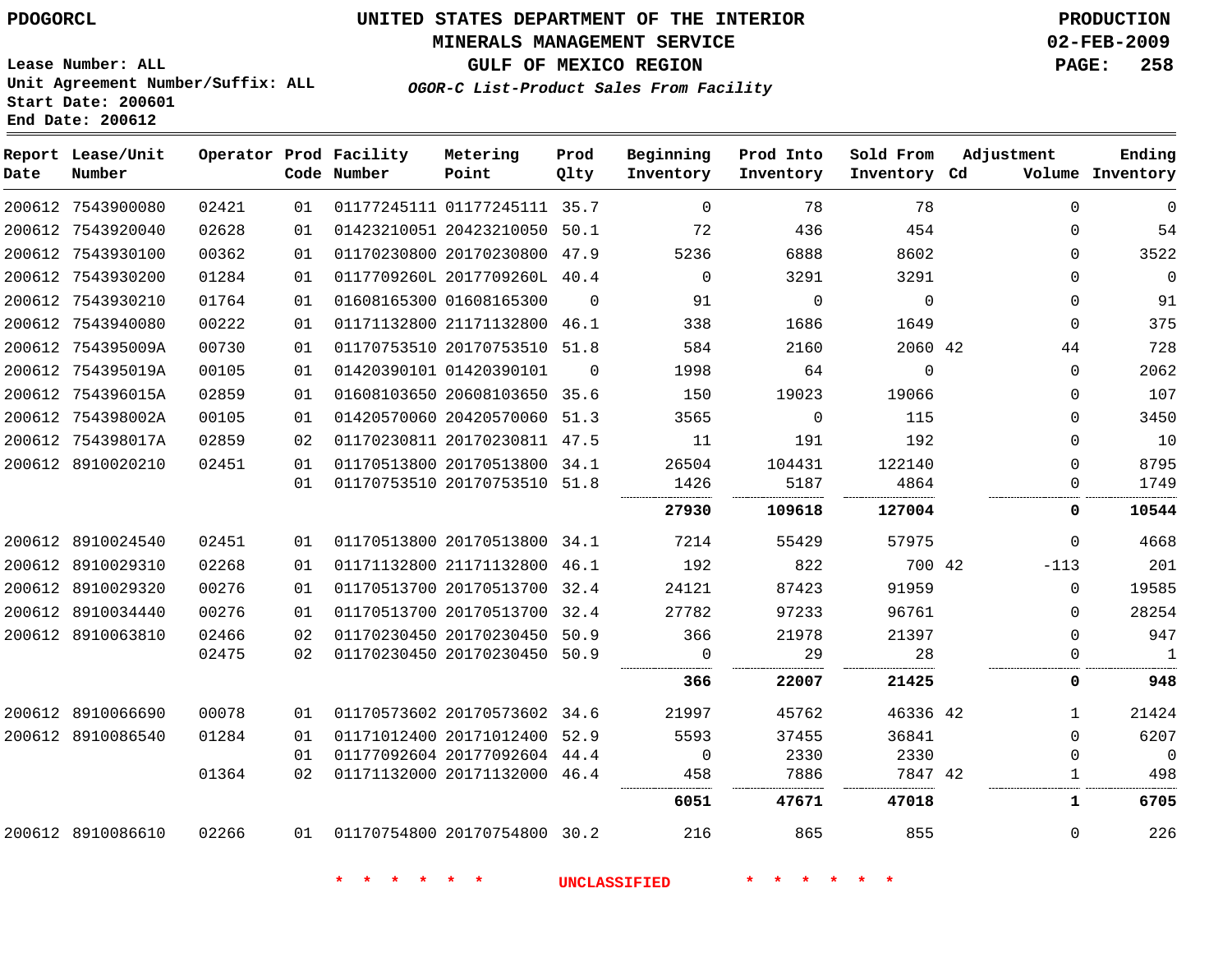PDOGORCL

# UNITED STATES DEPARTMENT OF THE INTERIOR
## MINERALS MANAGEMENT SERVICE
## GULF OF MEXICO REGION
### *OGOR-C List-Product Sales From Facility*

PRODUCTION
02-FEB-2009

Lease Number: ALL
Unit Agreement Number/Suffix: ALL
Start Date: 200601
End Date: 200612

| Report Date | Lease/Unit Number | Operator | Prod Code | Facility Number | Metering Point | Prod Qlty | Beginning Inventory | Prod Into Inventory | Sold From Inventory | Adjustment Cd | Adjustment Volume | Ending Inventory |
|---|---|---|---|---|---|---|---|---|---|---|---|---|
| 200612 | 7543900080 | 02421 | 01 | 01177245111 | 01177245111 | 35.7 | 0 | 78 | 78 | | 0 | 0 |
| 200612 | 7543920040 | 02628 | 01 | 01423210051 | 20423210050 | 50.1 | 72 | 436 | 454 | | 0 | 54 |
| 200612 | 7543930100 | 00362 | 01 | 01170230800 | 20170230800 | 47.9 | 5236 | 6888 | 8602 | | 0 | 3522 |
| 200612 | 7543930200 | 01284 | 01 | 0117709260L | 2017709260L | 40.4 | 0 | 3291 | 3291 | | 0 | 0 |
| 200612 | 7543930210 | 01764 | 01 | 01608165300 | 01608165300 | 0 | 91 | 0 | 0 | | 0 | 91 |
| 200612 | 7543940080 | 00222 | 01 | 01171132800 | 21171132800 | 46.1 | 338 | 1686 | 1649 | | 0 | 375 |
| 200612 | 754395009A | 00730 | 01 | 01170753510 | 20170753510 | 51.8 | 584 | 2160 | 2060 | 42 | 44 | 728 |
| 200612 | 754395019A | 00105 | 01 | 01420390101 | 01420390101 | 0 | 1998 | 64 | 0 | | 0 | 2062 |
| 200612 | 754396015A | 02859 | 01 | 01608103650 | 20608103650 | 35.6 | 150 | 19023 | 19066 | | 0 | 107 |
| 200612 | 754398002A | 00105 | 01 | 01420570060 | 20420570060 | 51.3 | 3565 | 0 | 115 | | 0 | 3450 |
| 200612 | 754398017A | 02859 | 02 | 01170230811 | 20170230811 | 47.5 | 11 | 191 | 192 | | 0 | 10 |
| 200612 | 8910020210 | 02451 | 01 | 01170513800 | 20170513800 | 34.1 | 26504 | 104431 | 122140 | | 0 | 8795 |
| | | | 01 | 01170753510 | 20170753510 | 51.8 | 1426 | 5187 | 4864 | | 0 | 1749 |
| | | | | | | | **27930** | **109618** | **127004** | | **0** | **10544** |
| 200612 | 8910024540 | 02451 | 01 | 01170513800 | 20170513800 | 34.1 | 7214 | 55429 | 57975 | | 0 | 4668 |
| 200612 | 8910029310 | 02268 | 01 | 01171132800 | 21171132800 | 46.1 | 192 | 822 | 700 | 42 | -113 | 201 |
| 200612 | 8910029320 | 00276 | 01 | 01170513700 | 20170513700 | 32.4 | 24121 | 87423 | 91959 | | 0 | 19585 |
| 200612 | 8910034440 | 00276 | 01 | 01170513700 | 20170513700 | 32.4 | 27782 | 97233 | 96761 | | 0 | 28254 |
| 200612 | 8910063810 | 02466 | 02 | 01170230450 | 20170230450 | 50.9 | 366 | 21978 | 21397 | | 0 | 947 |
| | | 02475 | 02 | 01170230450 | 20170230450 | 50.9 | 0 | 29 | 28 | | 0 | 1 |
| | | | | | | | **366** | **22007** | **21425** | | **0** | **948** |
| 200612 | 8910066690 | 00078 | 01 | 01170573602 | 20170573602 | 34.6 | 21997 | 45762 | 46336 | 42 | 1 | 21424 |
| 200612 | 8910086540 | 01284 | 01 | 01171012400 | 20171012400 | 52.9 | 5593 | 37455 | 36841 | | 0 | 6207 |
| | | | 01 | 01177092604 | 20177092604 | 44.4 | 0 | 2330 | 2330 | | 0 | 0 |
| | | 01364 | 02 | 01171132000 | 20171132000 | 46.4 | 458 | 7886 | 7847 | 42 | 1 | 498 |
| | | | | | | | **6051** | **47671** | **47018** | | **1** | **6705** |
| 200612 | 8910086610 | 02266 | 01 | 01170754800 | 20170754800 | 30.2 | 216 | 865 | 855 | | 0 | 226 |

\* \* \* \* \* \* UNCLASSIFIED \* \* \* \* \* \*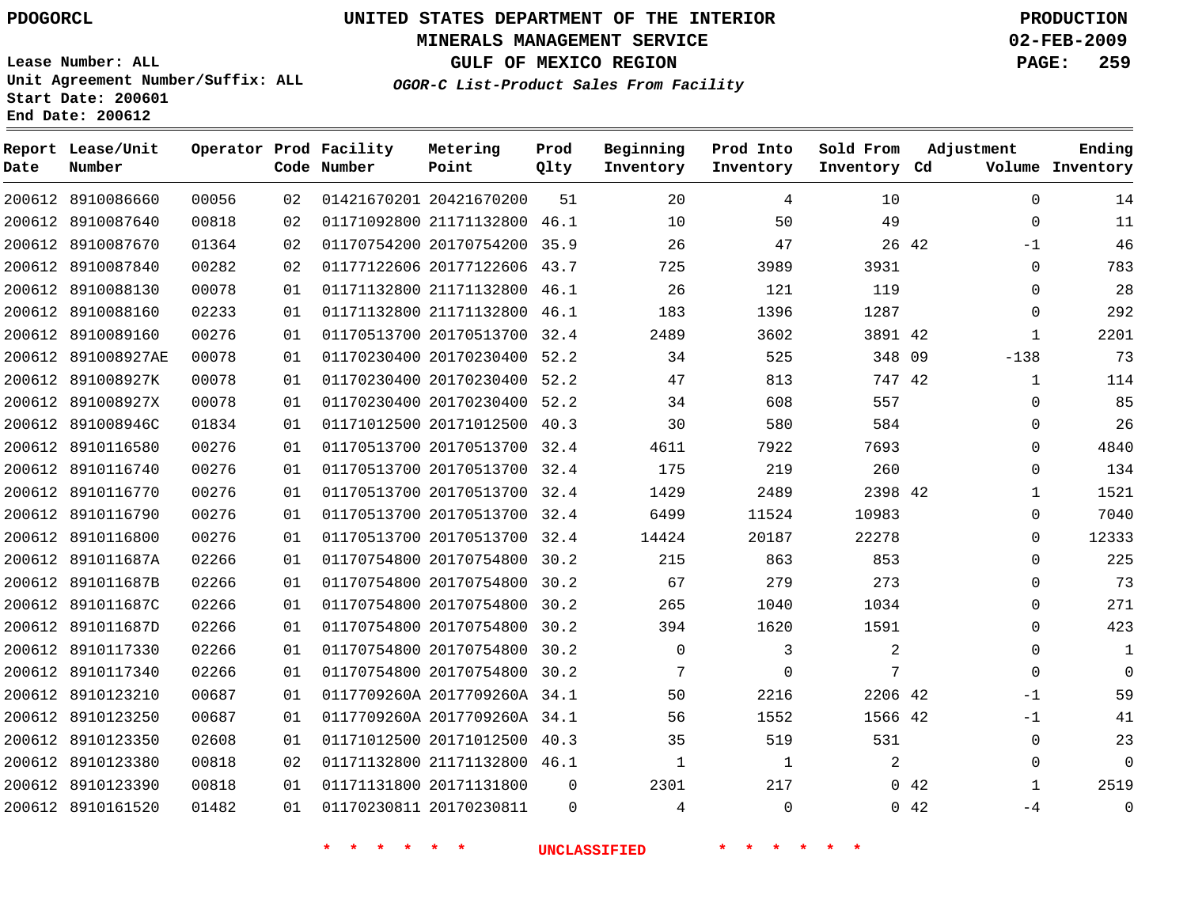PDOGORCL

# UNITED STATES DEPARTMENT OF THE INTERIOR
## MINERALS MANAGEMENT SERVICE
## GULF OF MEXICO REGION
### *OGOR-C List-Product Sales From Facility*

PRODUCTION
02-FEB-2009

Lease Number: ALL
Unit Agreement Number/Suffix: ALL
Start Date: 200601
End Date: 200612

| Report Date | Lease/Unit Number | Operator | Prod Code | Facility Number | Metering Point | Prod Qlty | Beginning Inventory | Prod Into Inventory | Sold From Inventory | Adjustment Cd | Adjustment Volume | Ending Inventory |
|---|---|---|---|---|---|---|---|---|---|---|---|---|
| 200612 | 8910086660 | 00056 | 02 | 01421670201 | 20421670200 | 51 | 20 | 4 | 10 | | 0 | 14 |
| 200612 | 8910087640 | 00818 | 02 | 01171092800 | 21171132800 | 46.1 | 10 | 50 | 49 | | 0 | 11 |
| 200612 | 8910087670 | 01364 | 02 | 01170754200 | 20170754200 | 35.9 | 26 | 47 | 26 | 42 | -1 | 46 |
| 200612 | 8910087840 | 00282 | 02 | 01177122606 | 20177122606 | 43.7 | 725 | 3989 | 3931 | | 0 | 783 |
| 200612 | 8910088130 | 00078 | 01 | 01171132800 | 21171132800 | 46.1 | 26 | 121 | 119 | | 0 | 28 |
| 200612 | 8910088160 | 02233 | 01 | 01171132800 | 21171132800 | 46.1 | 183 | 1396 | 1287 | | 0 | 292 |
| 200612 | 8910089160 | 00276 | 01 | 01170513700 | 20170513700 | 32.4 | 2489 | 3602 | 3891 | 42 | 1 | 2201 |
| 200612 | 891008927AE | 00078 | 01 | 01170230400 | 20170230400 | 52.2 | 34 | 525 | 348 | 09 | -138 | 73 |
| 200612 | 891008927K | 00078 | 01 | 01170230400 | 20170230400 | 52.2 | 47 | 813 | 747 | 42 | 1 | 114 |
| 200612 | 891008927X | 00078 | 01 | 01170230400 | 20170230400 | 52.2 | 34 | 608 | 557 | | 0 | 85 |
| 200612 | 891008946C | 01834 | 01 | 01171012500 | 20171012500 | 40.3 | 30 | 580 | 584 | | 0 | 26 |
| 200612 | 8910116580 | 00276 | 01 | 01170513700 | 20170513700 | 32.4 | 4611 | 7922 | 7693 | | 0 | 4840 |
| 200612 | 8910116740 | 00276 | 01 | 01170513700 | 20170513700 | 32.4 | 175 | 219 | 260 | | 0 | 134 |
| 200612 | 8910116770 | 00276 | 01 | 01170513700 | 20170513700 | 32.4 | 1429 | 2489 | 2398 | 42 | 1 | 1521 |
| 200612 | 8910116790 | 00276 | 01 | 01170513700 | 20170513700 | 32.4 | 6499 | 11524 | 10983 | | 0 | 7040 |
| 200612 | 8910116800 | 00276 | 01 | 01170513700 | 20170513700 | 32.4 | 14424 | 20187 | 22278 | | 0 | 12333 |
| 200612 | 891011687A | 02266 | 01 | 01170754800 | 20170754800 | 30.2 | 215 | 863 | 853 | | 0 | 225 |
| 200612 | 891011687B | 02266 | 01 | 01170754800 | 20170754800 | 30.2 | 67 | 279 | 273 | | 0 | 73 |
| 200612 | 891011687C | 02266 | 01 | 01170754800 | 20170754800 | 30.2 | 265 | 1040 | 1034 | | 0 | 271 |
| 200612 | 891011687D | 02266 | 01 | 01170754800 | 20170754800 | 30.2 | 394 | 1620 | 1591 | | 0 | 423 |
| 200612 | 8910117330 | 02266 | 01 | 01170754800 | 20170754800 | 30.2 | 0 | 3 | 2 | | 0 | 1 |
| 200612 | 8910117340 | 02266 | 01 | 01170754800 | 20170754800 | 30.2 | 7 | 0 | 7 | | 0 | 0 |
| 200612 | 8910123210 | 00687 | 01 | 0117709260A | 2017709260A | 34.1 | 50 | 2216 | 2206 | 42 | -1 | 59 |
| 200612 | 8910123250 | 00687 | 01 | 0117709260A | 2017709260A | 34.1 | 56 | 1552 | 1566 | 42 | -1 | 41 |
| 200612 | 8910123350 | 02608 | 01 | 01171012500 | 20171012500 | 40.3 | 35 | 519 | 531 | | 0 | 23 |
| 200612 | 8910123380 | 00818 | 02 | 01171132800 | 21171132800 | 46.1 | 1 | 1 | 2 | | 0 | 0 |
| 200612 | 8910123390 | 00818 | 01 | 01171131800 | 20171131800 | 0 | 2301 | 217 | 0 | 42 | 1 | 2519 |
| 200612 | 8910161520 | 01482 | 01 | 01170230811 | 20170230811 | 0 | 4 | 0 | 0 | 42 | -4 | 0 |

* * * * * * UNCLASSIFIED * * * * * *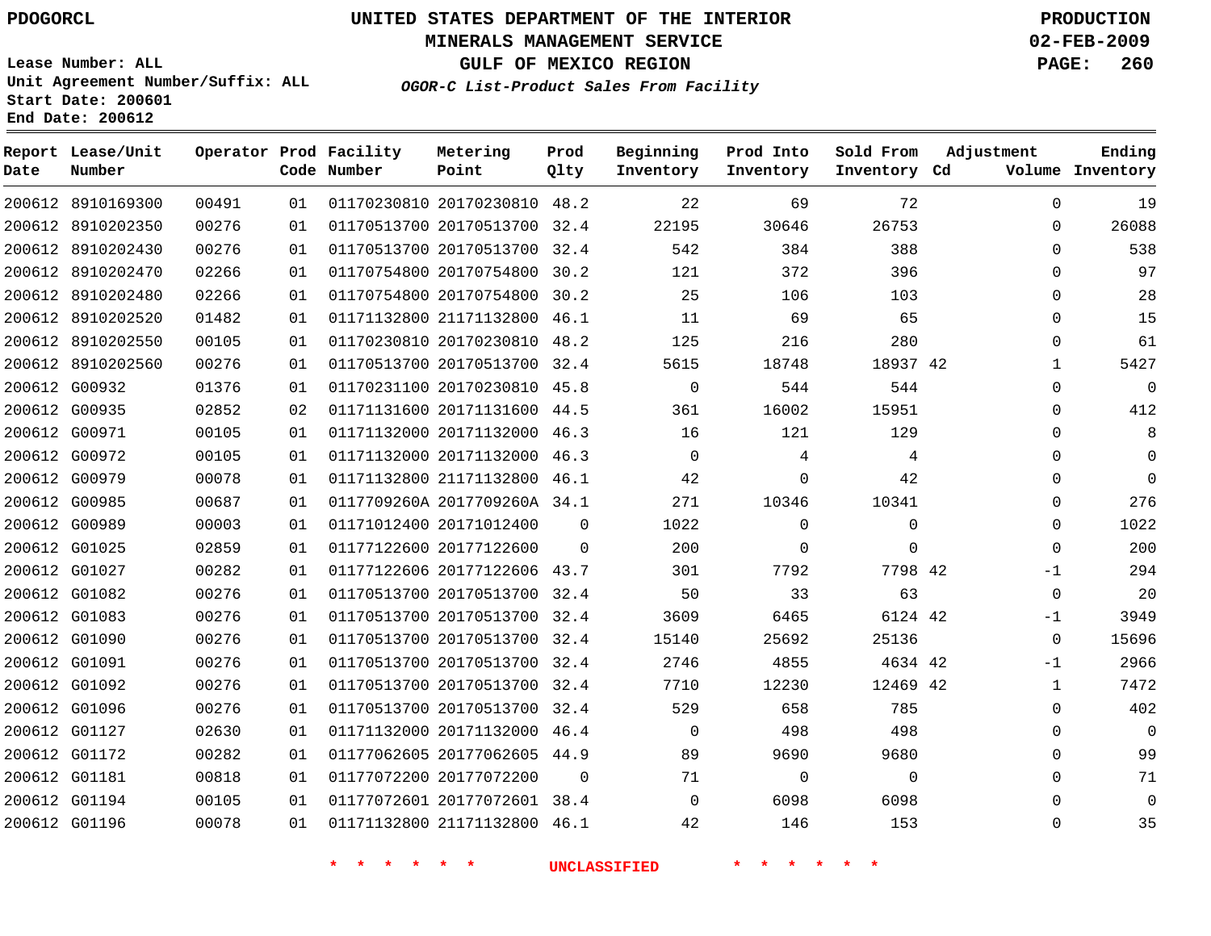PDOGORCL

# UNITED STATES DEPARTMENT OF THE INTERIOR
## MINERALS MANAGEMENT SERVICE
## GULF OF MEXICO REGION
### *OGOR-C List-Product Sales From Facility*

PRODUCTION
02-FEB-2009

Lease Number: ALL
Unit Agreement Number/Suffix: ALL
Start Date: 200601
End Date: 200612

| Report Date | Lease/Unit Number | Operator | Prod Code | Facility Number | Metering Point | Prod Qlty | Beginning Inventory | Prod Into Inventory | Sold From Inventory | Adjustment Cd | Adjustment Volume | Ending Inventory |
|---|---|---|---|---|---|---|---|---|---|---|---|---|
| 200612 | 8910169300 | 00491 | 01 | 01170230810 | 20170230810 | 48.2 | 22 | 69 | 72 | | 0 | 19 |
| 200612 | 8910202350 | 00276 | 01 | 01170513700 | 20170513700 | 32.4 | 22195 | 30646 | 26753 | | 0 | 26088 |
| 200612 | 8910202430 | 00276 | 01 | 01170513700 | 20170513700 | 32.4 | 542 | 384 | 388 | | 0 | 538 |
| 200612 | 8910202470 | 02266 | 01 | 01170754800 | 20170754800 | 30.2 | 121 | 372 | 396 | | 0 | 97 |
| 200612 | 8910202480 | 02266 | 01 | 01170754800 | 20170754800 | 30.2 | 25 | 106 | 103 | | 0 | 28 |
| 200612 | 8910202520 | 01482 | 01 | 01171132800 | 21171132800 | 46.1 | 11 | 69 | 65 | | 0 | 15 |
| 200612 | 8910202550 | 00105 | 01 | 01170230810 | 20170230810 | 48.2 | 125 | 216 | 280 | | 0 | 61 |
| 200612 | 8910202560 | 00276 | 01 | 01170513700 | 20170513700 | 32.4 | 5615 | 18748 | 18937 | 42 | 1 | 5427 |
| 200612 | G00932 | 01376 | 01 | 01170231100 | 20170230810 | 45.8 | 0 | 544 | 544 | | 0 | 0 |
| 200612 | G00935 | 02852 | 02 | 01171131600 | 20171131600 | 44.5 | 361 | 16002 | 15951 | | 0 | 412 |
| 200612 | G00971 | 00105 | 01 | 01171132000 | 20171132000 | 46.3 | 16 | 121 | 129 | | 0 | 8 |
| 200612 | G00972 | 00105 | 01 | 01171132000 | 20171132000 | 46.3 | 0 | 4 | 4 | | 0 | 0 |
| 200612 | G00979 | 00078 | 01 | 01171132800 | 21171132800 | 46.1 | 42 | 0 | 42 | | 0 | 0 |
| 200612 | G00985 | 00687 | 01 | 0117709260A | 2017709260A | 34.1 | 271 | 10346 | 10341 | | 0 | 276 |
| 200612 | G00989 | 00003 | 01 | 01171012400 | 20171012400 | 0 | 1022 | 0 | 0 | | 0 | 1022 |
| 200612 | G01025 | 02859 | 01 | 01177122600 | 20177122600 | 0 | 200 | 0 | 0 | | 0 | 200 |
| 200612 | G01027 | 00282 | 01 | 01177122606 | 20177122606 | 43.7 | 301 | 7792 | 7798 | 42 | -1 | 294 |
| 200612 | G01082 | 00276 | 01 | 01170513700 | 20170513700 | 32.4 | 50 | 33 | 63 | | 0 | 20 |
| 200612 | G01083 | 00276 | 01 | 01170513700 | 20170513700 | 32.4 | 3609 | 6465 | 6124 | 42 | -1 | 3949 |
| 200612 | G01090 | 00276 | 01 | 01170513700 | 20170513700 | 32.4 | 15140 | 25692 | 25136 | | 0 | 15696 |
| 200612 | G01091 | 00276 | 01 | 01170513700 | 20170513700 | 32.4 | 2746 | 4855 | 4634 | 42 | -1 | 2966 |
| 200612 | G01092 | 00276 | 01 | 01170513700 | 20170513700 | 32.4 | 7710 | 12230 | 12469 | 42 | 1 | 7472 |
| 200612 | G01096 | 00276 | 01 | 01170513700 | 20170513700 | 32.4 | 529 | 658 | 785 | | 0 | 402 |
| 200612 | G01127 | 02630 | 01 | 01171132000 | 20171132000 | 46.4 | 0 | 498 | 498 | | 0 | 0 |
| 200612 | G01172 | 00282 | 01 | 01177062605 | 20177062605 | 44.9 | 89 | 9690 | 9680 | | 0 | 99 |
| 200612 | G01181 | 00818 | 01 | 01177072200 | 20177072200 | 0 | 71 | 0 | 0 | | 0 | 71 |
| 200612 | G01194 | 00105 | 01 | 01177072601 | 20177072601 | 38.4 | 0 | 6098 | 6098 | | 0 | 0 |
| 200612 | G01196 | 00078 | 01 | 01171132800 | 21171132800 | 46.1 | 42 | 146 | 153 | | 0 | 35 |

* * * * * * UNCLASSIFIED * * * * * *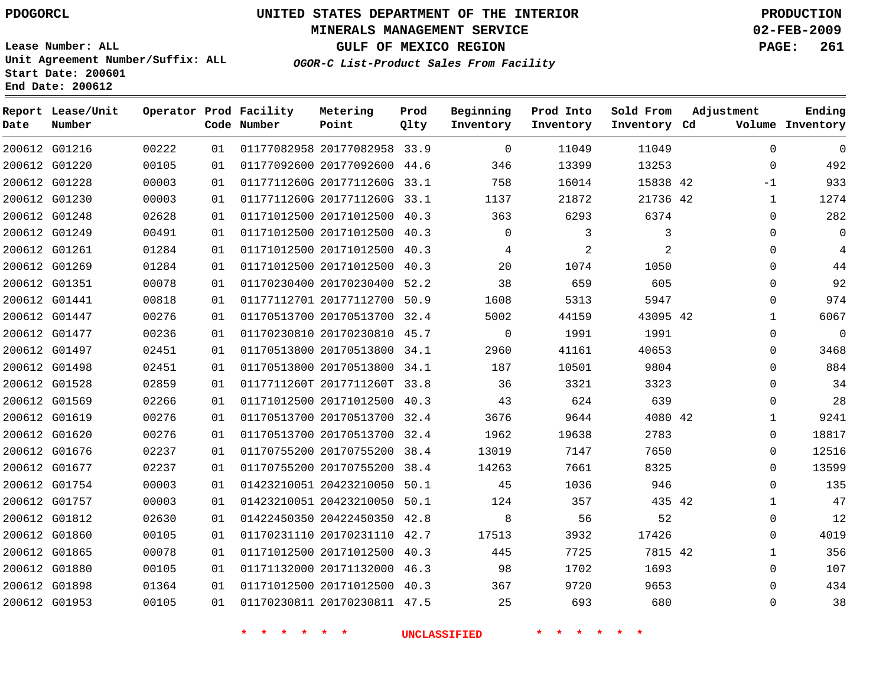PDOGORCL

# UNITED STATES DEPARTMENT OF THE INTERIOR
## MINERALS MANAGEMENT SERVICE
## GULF OF MEXICO REGION
### *OGOR-C List-Product Sales From Facility*

PRODUCTION
02-FEB-2009

Lease Number: ALL
Unit Agreement Number/Suffix: ALL
Start Date: 200601
End Date: 200612

| Report Date | Lease/Unit Number | Operator | Prod Code | Facility Number | Metering Point | Prod Qlty | Beginning Inventory | Prod Into Inventory | Sold From Inventory | Adjustment Cd | Adjustment Volume | Ending Inventory |
|---|---|---|---|---|---|---|---|---|---|---|---|---|
| 200612 | G01216 | 00222 | 01 | 01177082958 | 20177082958 | 33.9 | 0 | 11049 | 11049 | | 0 | 0 |
| 200612 | G01220 | 00105 | 01 | 01177092600 | 20177092600 | 44.6 | 346 | 13399 | 13253 | | 0 | 492 |
| 200612 | G01228 | 00003 | 01 | 0117711260G | 2017711260G | 33.1 | 758 | 16014 | 15838 | 42 | -1 | 933 |
| 200612 | G01230 | 00003 | 01 | 0117711260G | 2017711260G | 33.1 | 1137 | 21872 | 21736 | 42 | 1 | 1274 |
| 200612 | G01248 | 02628 | 01 | 01171012500 | 20171012500 | 40.3 | 363 | 6293 | 6374 | | 0 | 282 |
| 200612 | G01249 | 00491 | 01 | 01171012500 | 20171012500 | 40.3 | 0 | 3 | 3 | | 0 | 0 |
| 200612 | G01261 | 01284 | 01 | 01171012500 | 20171012500 | 40.3 | 4 | 2 | 2 | | 0 | 4 |
| 200612 | G01269 | 01284 | 01 | 01171012500 | 20171012500 | 40.3 | 20 | 1074 | 1050 | | 0 | 44 |
| 200612 | G01351 | 00078 | 01 | 01170230400 | 20170230400 | 52.2 | 38 | 659 | 605 | | 0 | 92 |
| 200612 | G01441 | 00818 | 01 | 01177112701 | 20177112700 | 50.9 | 1608 | 5313 | 5947 | | 0 | 974 |
| 200612 | G01447 | 00276 | 01 | 01170513700 | 20170513700 | 32.4 | 5002 | 44159 | 43095 | 42 | 1 | 6067 |
| 200612 | G01477 | 00236 | 01 | 01170230810 | 20170230810 | 45.7 | 0 | 1991 | 1991 | | 0 | 0 |
| 200612 | G01497 | 02451 | 01 | 01170513800 | 20170513800 | 34.1 | 2960 | 41161 | 40653 | | 0 | 3468 |
| 200612 | G01498 | 02451 | 01 | 01170513800 | 20170513800 | 34.1 | 187 | 10501 | 9804 | | 0 | 884 |
| 200612 | G01528 | 02859 | 01 | 0117711260T | 2017711260T | 33.8 | 36 | 3321 | 3323 | | 0 | 34 |
| 200612 | G01569 | 02266 | 01 | 01171012500 | 20171012500 | 40.3 | 43 | 624 | 639 | | 0 | 28 |
| 200612 | G01619 | 00276 | 01 | 01170513700 | 20170513700 | 32.4 | 3676 | 9644 | 4080 | 42 | 1 | 9241 |
| 200612 | G01620 | 00276 | 01 | 01170513700 | 20170513700 | 32.4 | 1962 | 19638 | 2783 | | 0 | 18817 |
| 200612 | G01676 | 02237 | 01 | 01170755200 | 20170755200 | 38.4 | 13019 | 7147 | 7650 | | 0 | 12516 |
| 200612 | G01677 | 02237 | 01 | 01170755200 | 20170755200 | 38.4 | 14263 | 7661 | 8325 | | 0 | 13599 |
| 200612 | G01754 | 00003 | 01 | 01423210051 | 20423210050 | 50.1 | 45 | 1036 | 946 | | 0 | 135 |
| 200612 | G01757 | 00003 | 01 | 01423210051 | 20423210050 | 50.1 | 124 | 357 | 435 | 42 | 1 | 47 |
| 200612 | G01812 | 02630 | 01 | 01422450350 | 20422450350 | 42.8 | 8 | 56 | 52 | | 0 | 12 |
| 200612 | G01860 | 00105 | 01 | 01170231110 | 20170231110 | 42.7 | 17513 | 3932 | 17426 | | 0 | 4019 |
| 200612 | G01865 | 00078 | 01 | 01171012500 | 20171012500 | 40.3 | 445 | 7725 | 7815 | 42 | 1 | 356 |
| 200612 | G01880 | 00105 | 01 | 01171132000 | 20171132000 | 46.3 | 98 | 1702 | 1693 | | 0 | 107 |
| 200612 | G01898 | 01364 | 01 | 01171012500 | 20171012500 | 40.3 | 367 | 9720 | 9653 | | 0 | 434 |
| 200612 | G01953 | 00105 | 01 | 01170230811 | 20170230811 | 47.5 | 25 | 693 | 680 | | 0 | 38 |

\* \* \* \* \* \* UNCLASSIFIED \* \* \* \* \* \*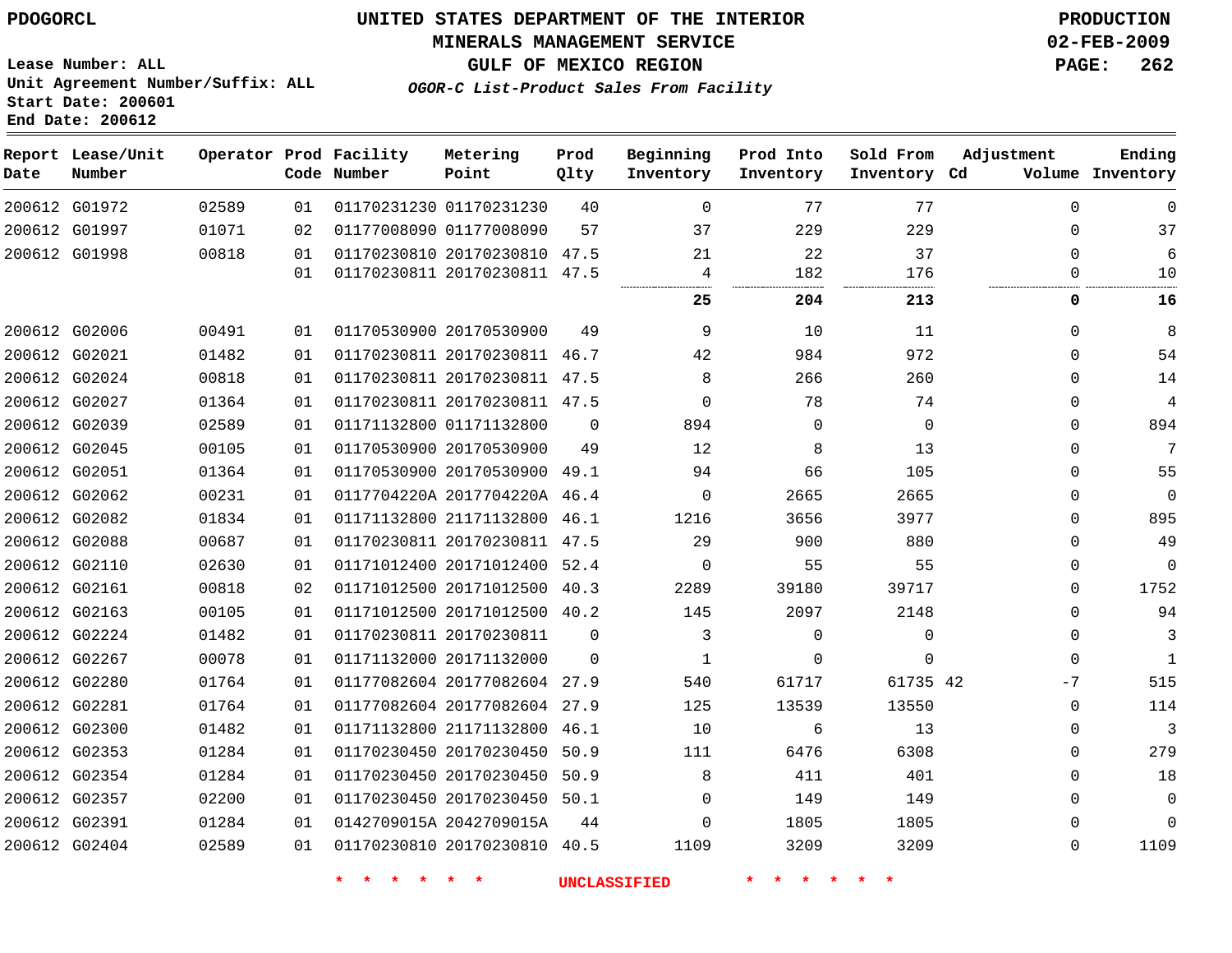PDOGORCL

# UNITED STATES DEPARTMENT OF THE INTERIOR
## MINERALS MANAGEMENT SERVICE
## GULF OF MEXICO REGION
### *OGOR-C List-Product Sales From Facility*

PRODUCTION
02-FEB-2009

Lease Number: ALL
Unit Agreement Number/Suffix: ALL
Start Date: 200601
End Date: 200612

| Report Date | Lease/Unit Number | Operator | Prod Code | Facility Number | Metering Point | Prod Qlty | Beginning Inventory | Prod Into Inventory | Sold From Inventory | Adjustment Cd | Adjustment Volume | Ending Inventory |
|---|---|---|---|---|---|---|---|---|---|---|---|---|
| 200612 | G01972 | 02589 | 01 | 01170231230 | 01170231230 | 40 | 0 | 77 | 77 | | 0 | 0 |
| 200612 | G01997 | 01071 | 02 | 01177008090 | 01177008090 | 57 | 37 | 229 | 229 | | 0 | 37 |
| 200612 | G01998 | 00818 | 01 | 01170230810 | 20170230810 | 47.5 | 21 | 22 | 37 | | 0 | 6 |
| | | | 01 | 01170230811 | 20170230811 | 47.5 | 4 | 182 | 176 | | 0 | 10 |
| | | | | | | | **25** | **204** | **213** | | **0** | **16** |
| 200612 | G02006 | 00491 | 01 | 01170530900 | 20170530900 | 49 | 9 | 10 | 11 | | 0 | 8 |
| 200612 | G02021 | 01482 | 01 | 01170230811 | 20170230811 | 46.7 | 42 | 984 | 972 | | 0 | 54 |
| 200612 | G02024 | 00818 | 01 | 01170230811 | 20170230811 | 47.5 | 8 | 266 | 260 | | 0 | 14 |
| 200612 | G02027 | 01364 | 01 | 01170230811 | 20170230811 | 47.5 | 0 | 78 | 74 | | 0 | 4 |
| 200612 | G02039 | 02589 | 01 | 01171132800 | 01171132800 | 0 | 894 | 0 | 0 | | 0 | 894 |
| 200612 | G02045 | 00105 | 01 | 01170530900 | 20170530900 | 49 | 12 | 8 | 13 | | 0 | 7 |
| 200612 | G02051 | 01364 | 01 | 01170530900 | 20170530900 | 49.1 | 94 | 66 | 105 | | 0 | 55 |
| 200612 | G02062 | 00231 | 01 | 0117704220A | 2017704220A | 46.4 | 0 | 2665 | 2665 | | 0 | 0 |
| 200612 | G02082 | 01834 | 01 | 01171132800 | 21171132800 | 46.1 | 1216 | 3656 | 3977 | | 0 | 895 |
| 200612 | G02088 | 00687 | 01 | 01170230811 | 20170230811 | 47.5 | 29 | 900 | 880 | | 0 | 49 |
| 200612 | G02110 | 02630 | 01 | 01171012400 | 20171012400 | 52.4 | 0 | 55 | 55 | | 0 | 0 |
| 200612 | G02161 | 00818 | 02 | 01171012500 | 20171012500 | 40.3 | 2289 | 39180 | 39717 | | 0 | 1752 |
| 200612 | G02163 | 00105 | 01 | 01171012500 | 20171012500 | 40.2 | 145 | 2097 | 2148 | | 0 | 94 |
| 200612 | G02224 | 01482 | 01 | 01170230811 | 20170230811 | 0 | 3 | 0 | 0 | | 0 | 3 |
| 200612 | G02267 | 00078 | 01 | 01171132000 | 20171132000 | 0 | 1 | 0 | 0 | | 0 | 1 |
| 200612 | G02280 | 01764 | 01 | 01177082604 | 20177082604 | 27.9 | 540 | 61717 | 61735 | 42 | -7 | 515 |
| 200612 | G02281 | 01764 | 01 | 01177082604 | 20177082604 | 27.9 | 125 | 13539 | 13550 | | 0 | 114 |
| 200612 | G02300 | 01482 | 01 | 01171132800 | 21171132800 | 46.1 | 10 | 6 | 13 | | 0 | 3 |
| 200612 | G02353 | 01284 | 01 | 01170230450 | 20170230450 | 50.9 | 111 | 6476 | 6308 | | 0 | 279 |
| 200612 | G02354 | 01284 | 01 | 01170230450 | 20170230450 | 50.9 | 8 | 411 | 401 | | 0 | 18 |
| 200612 | G02357 | 02200 | 01 | 01170230450 | 20170230450 | 50.1 | 0 | 149 | 149 | | 0 | 0 |
| 200612 | G02391 | 01284 | 01 | 0142709015A | 2042709015A | 44 | 0 | 1805 | 1805 | | 0 | 0 |
| 200612 | G02404 | 02589 | 01 | 01170230810 | 20170230810 | 40.5 | 1109 | 3209 | 3209 | | 0 | 1109 |

* * * * * * UNCLASSIFIED * * * * * *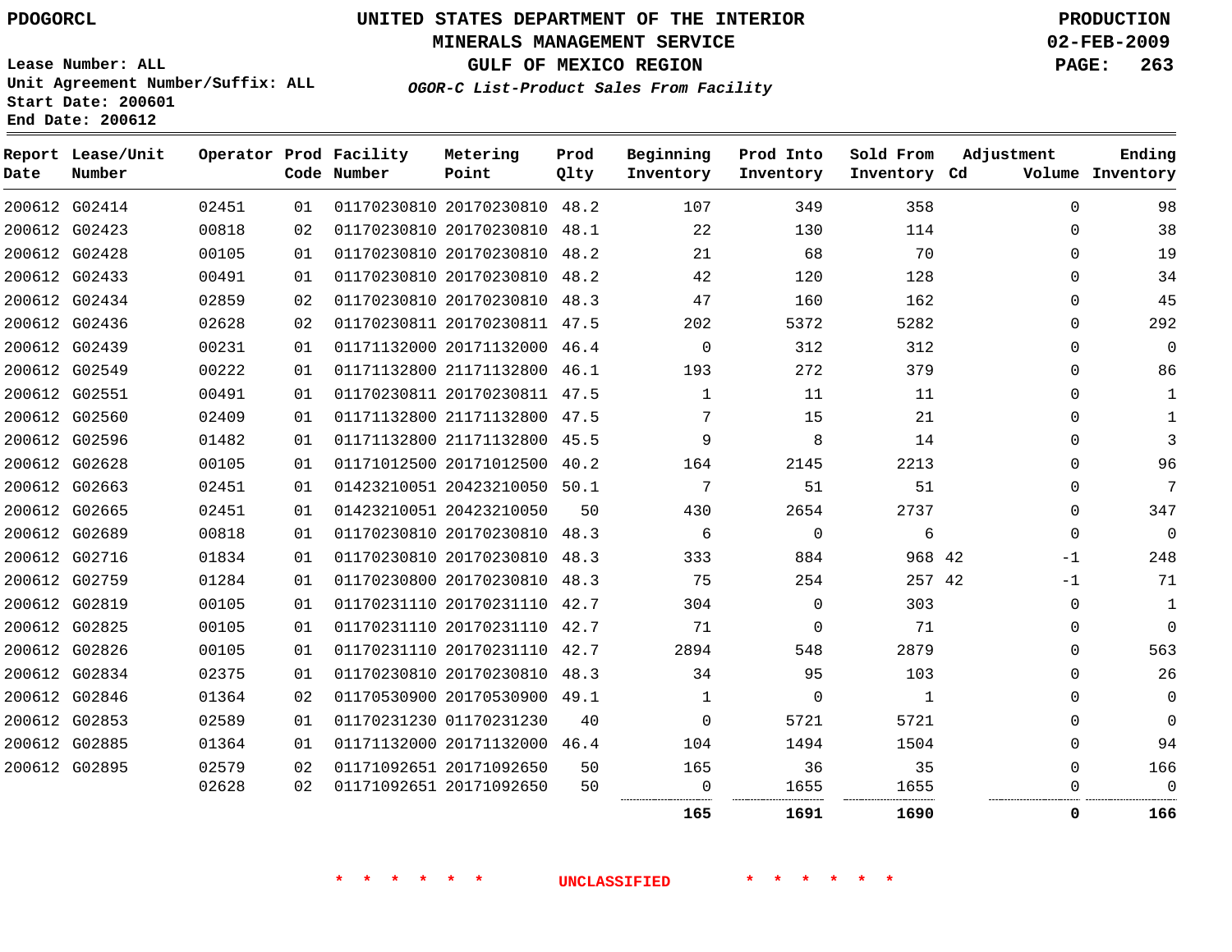PDOGORCL

# UNITED STATES DEPARTMENT OF THE INTERIOR
## MINERALS MANAGEMENT SERVICE
## GULF OF MEXICO REGION
### *OGOR-C List-Product Sales From Facility*

PRODUCTION
02-FEB-2009

Lease Number: ALL
Unit Agreement Number/Suffix: ALL
Start Date: 200601
End Date: 200612

| Report Date | Lease/Unit Number | Operator | Prod Code | Facility Number | Metering Point | Prod Qlty | Beginning Inventory | Prod Into Inventory | Sold From Inventory | Adjustment Cd | Adjustment Volume | Ending Inventory |
|---|---|---|---|---|---|---|---|---|---|---|---|---|
| 200612 | G02414 | 02451 | 01 | 01170230810 | 20170230810 | 48.2 | 107 | 349 | 358 | | 0 | 98 |
| 200612 | G02423 | 00818 | 02 | 01170230810 | 20170230810 | 48.1 | 22 | 130 | 114 | | 0 | 38 |
| 200612 | G02428 | 00105 | 01 | 01170230810 | 20170230810 | 48.2 | 21 | 68 | 70 | | 0 | 19 |
| 200612 | G02433 | 00491 | 01 | 01170230810 | 20170230810 | 48.2 | 42 | 120 | 128 | | 0 | 34 |
| 200612 | G02434 | 02859 | 02 | 01170230810 | 20170230810 | 48.3 | 47 | 160 | 162 | | 0 | 45 |
| 200612 | G02436 | 02628 | 02 | 01170230811 | 20170230811 | 47.5 | 202 | 5372 | 5282 | | 0 | 292 |
| 200612 | G02439 | 00231 | 01 | 01171132000 | 20171132000 | 46.4 | 0 | 312 | 312 | | 0 | 0 |
| 200612 | G02549 | 00222 | 01 | 01171132800 | 21171132800 | 46.1 | 193 | 272 | 379 | | 0 | 86 |
| 200612 | G02551 | 00491 | 01 | 01170230811 | 20170230811 | 47.5 | 1 | 11 | 11 | | 0 | 1 |
| 200612 | G02560 | 02409 | 01 | 01171132800 | 21171132800 | 47.5 | 7 | 15 | 21 | | 0 | 1 |
| 200612 | G02596 | 01482 | 01 | 01171132800 | 21171132800 | 45.5 | 9 | 8 | 14 | | 0 | 3 |
| 200612 | G02628 | 00105 | 01 | 01171012500 | 20171012500 | 40.2 | 164 | 2145 | 2213 | | 0 | 96 |
| 200612 | G02663 | 02451 | 01 | 01423210051 | 20423210050 | 50.1 | 7 | 51 | 51 | | 0 | 7 |
| 200612 | G02665 | 02451 | 01 | 01423210051 | 20423210050 | 50 | 430 | 2654 | 2737 | | 0 | 347 |
| 200612 | G02689 | 00818 | 01 | 01170230810 | 20170230810 | 48.3 | 6 | 0 | 6 | | 0 | 0 |
| 200612 | G02716 | 01834 | 01 | 01170230810 | 20170230810 | 48.3 | 333 | 884 | 968 | 42 | -1 | 248 |
| 200612 | G02759 | 01284 | 01 | 01170230800 | 20170230810 | 48.3 | 75 | 254 | 257 | 42 | -1 | 71 |
| 200612 | G02819 | 00105 | 01 | 01170231110 | 20170231110 | 42.7 | 304 | 0 | 303 | | 0 | 1 |
| 200612 | G02825 | 00105 | 01 | 01170231110 | 20170231110 | 42.7 | 71 | 0 | 71 | | 0 | 0 |
| 200612 | G02826 | 00105 | 01 | 01170231110 | 20170231110 | 42.7 | 2894 | 548 | 2879 | | 0 | 563 |
| 200612 | G02834 | 02375 | 01 | 01170230810 | 20170230810 | 48.3 | 34 | 95 | 103 | | 0 | 26 |
| 200612 | G02846 | 01364 | 02 | 01170530900 | 20170530900 | 49.1 | 1 | 0 | 1 | | 0 | 0 |
| 200612 | G02853 | 02589 | 01 | 01170231230 | 01170231230 | 40 | 0 | 5721 | 5721 | | 0 | 0 |
| 200612 | G02885 | 01364 | 01 | 01171132000 | 20171132000 | 46.4 | 104 | 1494 | 1504 | | 0 | 94 |
| 200612 | G02895 | 02579 | 02 | 01171092651 | 20171092650 | 50 | 165 | 36 | 35 | | 0 | 166 |
| | | 02628 | 02 | 01171092651 | 20171092650 | 50 | 0 | 1655 | 1655 | | 0 | 0 |
| | | | | | | | **165** | **1691** | **1690** | | **0** | **166** |

\* \* \* \* \* \* UNCLASSIFIED \* \* \* \* \* \*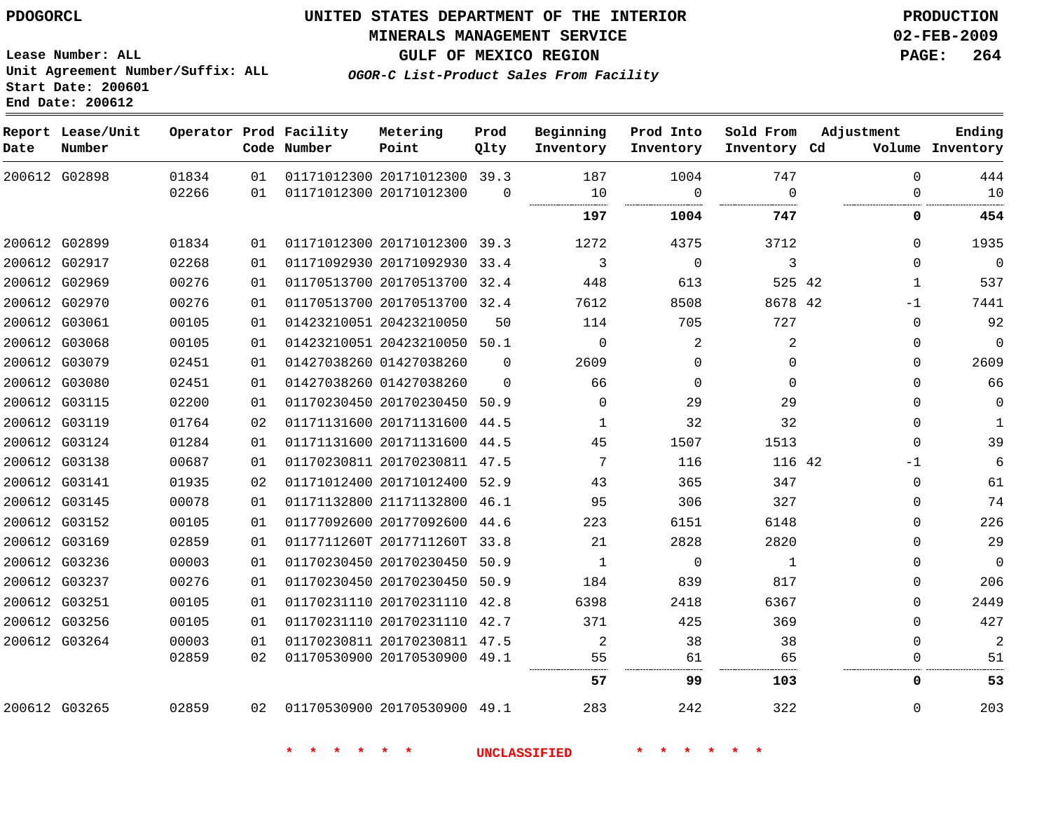PDOGORCL

# UNITED STATES DEPARTMENT OF THE INTERIOR
## MINERALS MANAGEMENT SERVICE
## GULF OF MEXICO REGION
### *OGOR-C List-Product Sales From Facility*

PRODUCTION
02-FEB-2009

Lease Number: ALL
Unit Agreement Number/Suffix: ALL
Start Date: 200601
End Date: 200612

| Report Date | Lease/Unit Number | Operator | Prod Code | Facility Number | Metering Point | Prod Qlty | Beginning Inventory | Prod Into Inventory | Sold From Inventory | Adjustment Cd | Volume | Ending Inventory |
|---|---|---|---|---|---|---|---|---|---|---|---|---|
| 200612 | G02898 | 01834 | 01 | 01171012300 | 20171012300 | 39.3 | 187 | 1004 | 747 | | 0 | 444 |
| | | 02266 | 01 | 01171012300 | 20171012300 | 0 | 10 | 0 | 0 | | 0 | 10 |
| | | | | | | | **197** | **1004** | **747** | | **0** | **454** |
| 200612 | G02899 | 01834 | 01 | 01171012300 | 20171012300 | 39.3 | 1272 | 4375 | 3712 | | 0 | 1935 |
| 200612 | G02917 | 02268 | 01 | 01171092930 | 20171092930 | 33.4 | 3 | 0 | 3 | | 0 | 0 |
| 200612 | G02969 | 00276 | 01 | 01170513700 | 20170513700 | 32.4 | 448 | 613 | 525 | 42 | 1 | 537 |
| 200612 | G02970 | 00276 | 01 | 01170513700 | 20170513700 | 32.4 | 7612 | 8508 | 8678 | 42 | -1 | 7441 |
| 200612 | G03061 | 00105 | 01 | 01423210051 | 20423210050 | 50 | 114 | 705 | 727 | | 0 | 92 |
| 200612 | G03068 | 00105 | 01 | 01423210051 | 20423210050 | 50.1 | 0 | 2 | 2 | | 0 | 0 |
| 200612 | G03079 | 02451 | 01 | 01427038260 | 01427038260 | 0 | 2609 | 0 | 0 | | 0 | 2609 |
| 200612 | G03080 | 02451 | 01 | 01427038260 | 01427038260 | 0 | 66 | 0 | 0 | | 0 | 66 |
| 200612 | G03115 | 02200 | 01 | 01170230450 | 20170230450 | 50.9 | 0 | 29 | 29 | | 0 | 0 |
| 200612 | G03119 | 01764 | 02 | 01171131600 | 20171131600 | 44.5 | 1 | 32 | 32 | | 0 | 1 |
| 200612 | G03124 | 01284 | 01 | 01171131600 | 20171131600 | 44.5 | 45 | 1507 | 1513 | | 0 | 39 |
| 200612 | G03138 | 00687 | 01 | 01170230811 | 20170230811 | 47.5 | 7 | 116 | 116 | 42 | -1 | 6 |
| 200612 | G03141 | 01935 | 02 | 01171012400 | 20171012400 | 52.9 | 43 | 365 | 347 | | 0 | 61 |
| 200612 | G03145 | 00078 | 01 | 01171132800 | 21171132800 | 46.1 | 95 | 306 | 327 | | 0 | 74 |
| 200612 | G03152 | 00105 | 01 | 01177092600 | 20177092600 | 44.6 | 223 | 6151 | 6148 | | 0 | 226 |
| 200612 | G03169 | 02859 | 01 | 0117711260T | 2017711260T | 33.8 | 21 | 2828 | 2820 | | 0 | 29 |
| 200612 | G03236 | 00003 | 01 | 01170230450 | 20170230450 | 50.9 | 1 | 0 | 1 | | 0 | 0 |
| 200612 | G03237 | 00276 | 01 | 01170230450 | 20170230450 | 50.9 | 184 | 839 | 817 | | 0 | 206 |
| 200612 | G03251 | 00105 | 01 | 01170231110 | 20170231110 | 42.8 | 6398 | 2418 | 6367 | | 0 | 2449 |
| 200612 | G03256 | 00105 | 01 | 01170231110 | 20170231110 | 42.7 | 371 | 425 | 369 | | 0 | 427 |
| 200612 | G03264 | 00003 | 01 | 01170230811 | 20170230811 | 47.5 | 2 | 38 | 38 | | 0 | 2 |
| | | 02859 | 02 | 01170530900 | 20170530900 | 49.1 | 55 | 61 | 65 | | 0 | 51 |
| | | | | | | | **57** | **99** | **103** | | **0** | **53** |
| 200612 | G03265 | 02859 | 02 | 01170530900 | 20170530900 | 49.1 | 283 | 242 | 322 | | 0 | 203 |

\* \* \* \* \* \* UNCLASSIFIED \* \* \* \* \* \*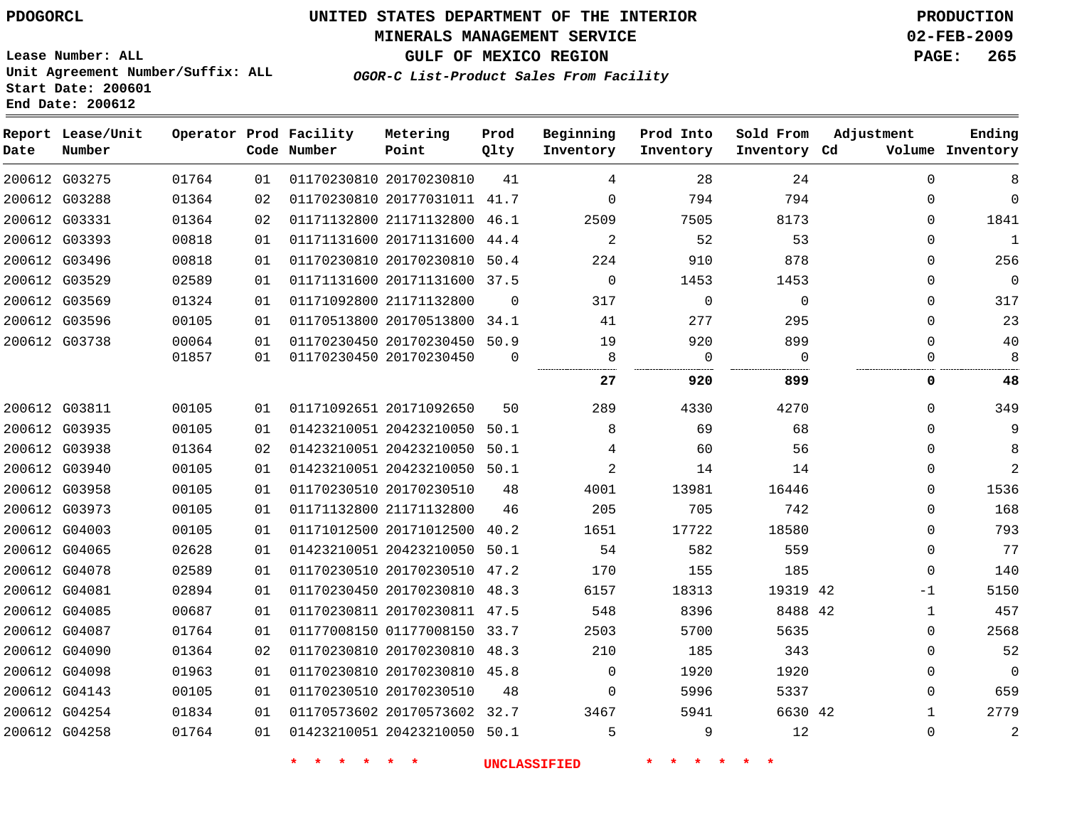PDOGORCL

# UNITED STATES DEPARTMENT OF THE INTERIOR
## MINERALS MANAGEMENT SERVICE
## GULF OF MEXICO REGION
### *OGOR-C List-Product Sales From Facility*

PRODUCTION
02-FEB-2009

Lease Number: ALL
Unit Agreement Number/Suffix: ALL
Start Date: 200601
End Date: 200612

| Report Date | Lease/Unit Number | Operator | Prod Code | Facility Number | Metering Point | Prod Qlty | Beginning Inventory | Prod Into Inventory | Sold From Inventory | Adjustment Cd | Volume | Ending Inventory |
|---|---|---|---|---|---|---|---|---|---|---|---|---|
| 200612 | G03275 | 01764 | 01 | 01170230810 | 20170230810 | 41 | 4 | 28 | 24 | | 0 | 8 |
| 200612 | G03288 | 01364 | 02 | 01170230810 | 20177031011 | 41.7 | 0 | 794 | 794 | | 0 | 0 |
| 200612 | G03331 | 01364 | 02 | 01171132800 | 21171132800 | 46.1 | 2509 | 7505 | 8173 | | 0 | 1841 |
| 200612 | G03393 | 00818 | 01 | 01171131600 | 20171131600 | 44.4 | 2 | 52 | 53 | | 0 | 1 |
| 200612 | G03496 | 00818 | 01 | 01170230810 | 20170230810 | 50.4 | 224 | 910 | 878 | | 0 | 256 |
| 200612 | G03529 | 02589 | 01 | 01171131600 | 20171131600 | 37.5 | 0 | 1453 | 1453 | | 0 | 0 |
| 200612 | G03569 | 01324 | 01 | 01171092800 | 21171132800 | 0 | 317 | 0 | 0 | | 0 | 317 |
| 200612 | G03596 | 00105 | 01 | 01170513800 | 20170513800 | 34.1 | 41 | 277 | 295 | | 0 | 23 |
| 200612 | G03738 | 00064 | 01 | 01170230450 | 20170230450 | 50.9 | 19 | 920 | 899 | | 0 | 40 |
| | | 01857 | 01 | 01170230450 | 20170230450 | 0 | 8 | 0 | 0 | | 0 | 8 |
| | | | | | | | **27** | **920** | **899** | | **0** | **48** |
| 200612 | G03811 | 00105 | 01 | 01171092651 | 20171092650 | 50 | 289 | 4330 | 4270 | | 0 | 349 |
| 200612 | G03935 | 00105 | 01 | 01423210051 | 20423210050 | 50.1 | 8 | 69 | 68 | | 0 | 9 |
| 200612 | G03938 | 01364 | 02 | 01423210051 | 20423210050 | 50.1 | 4 | 60 | 56 | | 0 | 8 |
| 200612 | G03940 | 00105 | 01 | 01423210051 | 20423210050 | 50.1 | 2 | 14 | 14 | | 0 | 2 |
| 200612 | G03958 | 00105 | 01 | 01170230510 | 20170230510 | 48 | 4001 | 13981 | 16446 | | 0 | 1536 |
| 200612 | G03973 | 00105 | 01 | 01171132800 | 21171132800 | 46 | 205 | 705 | 742 | | 0 | 168 |
| 200612 | G04003 | 00105 | 01 | 01171012500 | 20171012500 | 40.2 | 1651 | 17722 | 18580 | | 0 | 793 |
| 200612 | G04065 | 02628 | 01 | 01423210051 | 20423210050 | 50.1 | 54 | 582 | 559 | | 0 | 77 |
| 200612 | G04078 | 02589 | 01 | 01170230510 | 20170230510 | 47.2 | 170 | 155 | 185 | | 0 | 140 |
| 200612 | G04081 | 02894 | 01 | 01170230450 | 20170230810 | 48.3 | 6157 | 18313 | 19319 | 42 | -1 | 5150 |
| 200612 | G04085 | 00687 | 01 | 01170230811 | 20170230811 | 47.5 | 548 | 8396 | 8488 | 42 | 1 | 457 |
| 200612 | G04087 | 01764 | 01 | 01177008150 | 01177008150 | 33.7 | 2503 | 5700 | 5635 | | 0 | 2568 |
| 200612 | G04090 | 01364 | 02 | 01170230810 | 20170230810 | 48.3 | 210 | 185 | 343 | | 0 | 52 |
| 200612 | G04098 | 01963 | 01 | 01170230810 | 20170230810 | 45.8 | 0 | 1920 | 1920 | | 0 | 0 |
| 200612 | G04143 | 00105 | 01 | 01170230510 | 20170230510 | 48 | 0 | 5996 | 5337 | | 0 | 659 |
| 200612 | G04254 | 01834 | 01 | 01170573602 | 20170573602 | 32.7 | 3467 | 5941 | 6630 | 42 | 1 | 2779 |
| 200612 | G04258 | 01764 | 01 | 01423210051 | 20423210050 | 50.1 | 5 | 9 | 12 | | 0 | 2 |

\* \* \* \* \* \* UNCLASSIFIED \* \* \* \* \* \*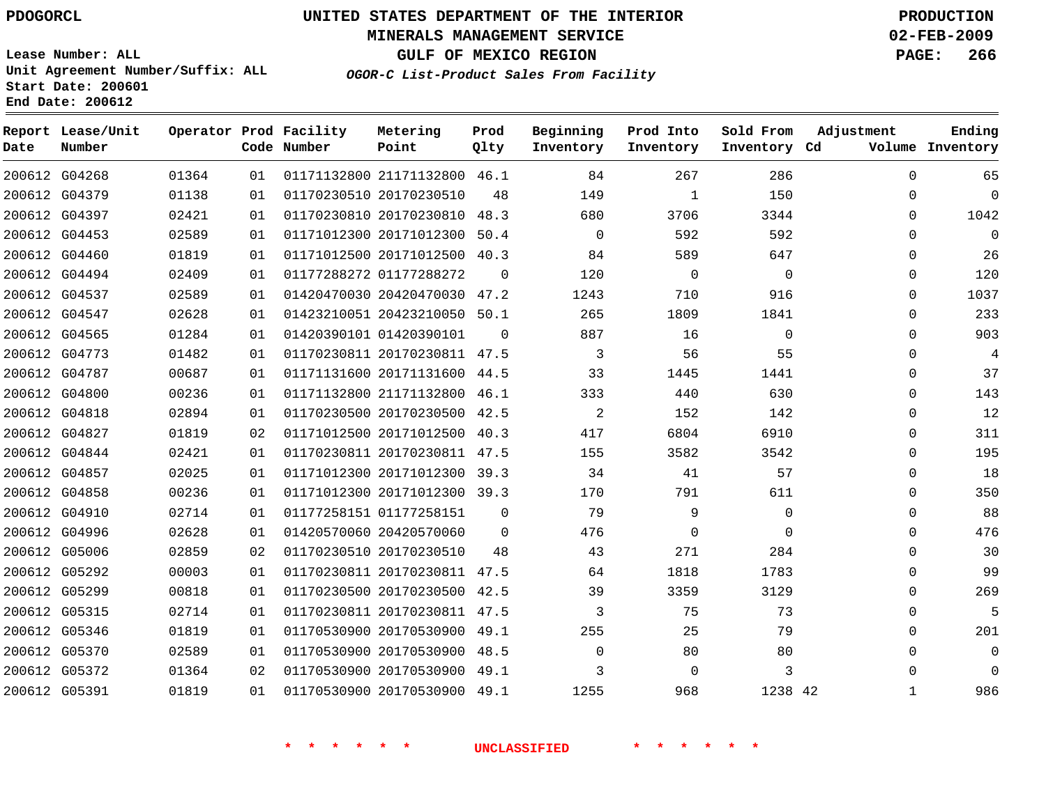PDOGORCL

# UNITED STATES DEPARTMENT OF THE INTERIOR
## MINERALS MANAGEMENT SERVICE
## GULF OF MEXICO REGION
### *OGOR-C List-Product Sales From Facility*

PRODUCTION
02-FEB-2009

Lease Number: ALL
Unit Agreement Number/Suffix: ALL
Start Date: 200601
End Date: 200612

| Report Date | Lease/Unit Number | Operator | Prod Code | Facility Number | Metering Point | Prod Qlty | Beginning Inventory | Prod Into Inventory | Sold From Inventory | Adjustment Cd | Adjustment Volume | Ending Inventory |
|---|---|---|---|---|---|---|---|---|---|---|---|---|
| 200612 | G04268 | 01364 | 01 | 01171132800 | 21171132800 | 46.1 | 84 | 267 | 286 | | 0 | 65 |
| 200612 | G04379 | 01138 | 01 | 01170230510 | 20170230510 | 48 | 149 | 1 | 150 | | 0 | 0 |
| 200612 | G04397 | 02421 | 01 | 01170230810 | 20170230810 | 48.3 | 680 | 3706 | 3344 | | 0 | 1042 |
| 200612 | G04453 | 02589 | 01 | 01171012300 | 20171012300 | 50.4 | 0 | 592 | 592 | | 0 | 0 |
| 200612 | G04460 | 01819 | 01 | 01171012500 | 20171012500 | 40.3 | 84 | 589 | 647 | | 0 | 26 |
| 200612 | G04494 | 02409 | 01 | 01177288272 | 01177288272 | 0 | 120 | 0 | 0 | | 0 | 120 |
| 200612 | G04537 | 02589 | 01 | 01420470030 | 20420470030 | 47.2 | 1243 | 710 | 916 | | 0 | 1037 |
| 200612 | G04547 | 02628 | 01 | 01423210051 | 20423210050 | 50.1 | 265 | 1809 | 1841 | | 0 | 233 |
| 200612 | G04565 | 01284 | 01 | 01420390101 | 01420390101 | 0 | 887 | 16 | 0 | | 0 | 903 |
| 200612 | G04773 | 01482 | 01 | 01170230811 | 20170230811 | 47.5 | 3 | 56 | 55 | | 0 | 4 |
| 200612 | G04787 | 00687 | 01 | 01171131600 | 20171131600 | 44.5 | 33 | 1445 | 1441 | | 0 | 37 |
| 200612 | G04800 | 00236 | 01 | 01171132800 | 21171132800 | 46.1 | 333 | 440 | 630 | | 0 | 143 |
| 200612 | G04818 | 02894 | 01 | 01170230500 | 20170230500 | 42.5 | 2 | 152 | 142 | | 0 | 12 |
| 200612 | G04827 | 01819 | 02 | 01171012500 | 20171012500 | 40.3 | 417 | 6804 | 6910 | | 0 | 311 |
| 200612 | G04844 | 02421 | 01 | 01170230811 | 20170230811 | 47.5 | 155 | 3582 | 3542 | | 0 | 195 |
| 200612 | G04857 | 02025 | 01 | 01171012300 | 20171012300 | 39.3 | 34 | 41 | 57 | | 0 | 18 |
| 200612 | G04858 | 00236 | 01 | 01171012300 | 20171012300 | 39.3 | 170 | 791 | 611 | | 0 | 350 |
| 200612 | G04910 | 02714 | 01 | 01177258151 | 01177258151 | 0 | 79 | 9 | 0 | | 0 | 88 |
| 200612 | G04996 | 02628 | 01 | 01420570060 | 20420570060 | 0 | 476 | 0 | 0 | | 0 | 476 |
| 200612 | G05006 | 02859 | 02 | 01170230510 | 20170230510 | 48 | 43 | 271 | 284 | | 0 | 30 |
| 200612 | G05292 | 00003 | 01 | 01170230811 | 20170230811 | 47.5 | 64 | 1818 | 1783 | | 0 | 99 |
| 200612 | G05299 | 00818 | 01 | 01170230500 | 20170230500 | 42.5 | 39 | 3359 | 3129 | | 0 | 269 |
| 200612 | G05315 | 02714 | 01 | 01170230811 | 20170230811 | 47.5 | 3 | 75 | 73 | | 0 | 5 |
| 200612 | G05346 | 01819 | 01 | 01170530900 | 20170530900 | 49.1 | 255 | 25 | 79 | | 0 | 201 |
| 200612 | G05370 | 02589 | 01 | 01170530900 | 20170530900 | 48.5 | 0 | 80 | 80 | | 0 | 0 |
| 200612 | G05372 | 01364 | 02 | 01170530900 | 20170530900 | 49.1 | 3 | 0 | 3 | | 0 | 0 |
| 200612 | G05391 | 01819 | 01 | 01170530900 | 20170530900 | 49.1 | 1255 | 968 | 1238 | 42 | 1 | 986 |

\* \* \* \* \* \* UNCLASSIFIED \* \* \* \* \* \*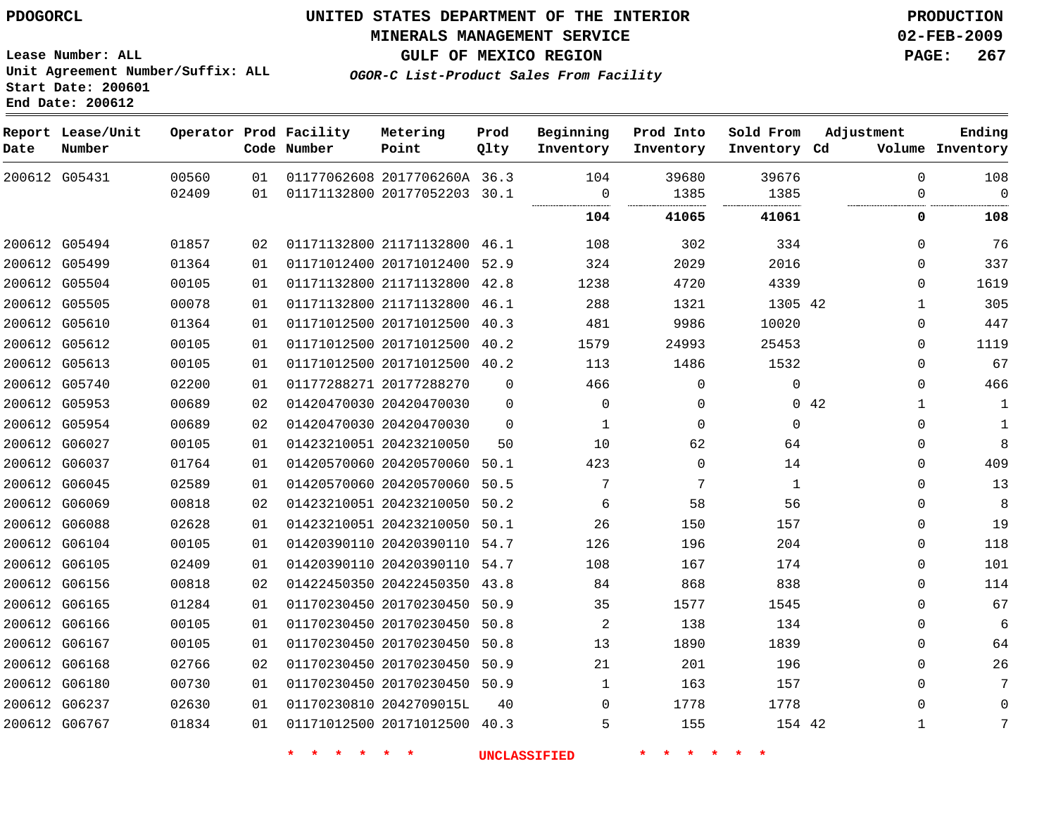PDOGORCL

# UNITED STATES DEPARTMENT OF THE INTERIOR
## MINERALS MANAGEMENT SERVICE
## GULF OF MEXICO REGION
### *OGOR-C List-Product Sales From Facility*

PRODUCTION
02-FEB-2009

Lease Number: ALL
Unit Agreement Number/Suffix: ALL
Start Date: 200601
End Date: 200612

| Report Date | Lease/Unit Number | Operator | Prod Code | Facility Number | Metering Point | Prod Qlty | Beginning Inventory | Prod Into Inventory | Sold From Inventory | Adjustment Cd | Volume | Ending Inventory |
|---|---|---|---|---|---|---|---|---|---|---|---|---|
| 200612 | G05431 | 00560 | 01 | 01177062608 | 2017706260A | 36.3 | 104 | 39680 | 39676 | | 0 | 108 |
| | | 02409 | 01 | 01171132800 | 20177052203 | 30.1 | 0 | 1385 | 1385 | | 0 | 0 |
| | | | | | | | **104** | **41065** | **41061** | | **0** | **108** |
| 200612 | G05494 | 01857 | 02 | 01171132800 | 21171132800 | 46.1 | 108 | 302 | 334 | | 0 | 76 |
| 200612 | G05499 | 01364 | 01 | 01171012400 | 20171012400 | 52.9 | 324 | 2029 | 2016 | | 0 | 337 |
| 200612 | G05504 | 00105 | 01 | 01171132800 | 21171132800 | 42.8 | 1238 | 4720 | 4339 | | 0 | 1619 |
| 200612 | G05505 | 00078 | 01 | 01171132800 | 21171132800 | 46.1 | 288 | 1321 | 1305 | 42 | 1 | 305 |
| 200612 | G05610 | 01364 | 01 | 01171012500 | 20171012500 | 40.3 | 481 | 9986 | 10020 | | 0 | 447 |
| 200612 | G05612 | 00105 | 01 | 01171012500 | 20171012500 | 40.2 | 1579 | 24993 | 25453 | | 0 | 1119 |
| 200612 | G05613 | 00105 | 01 | 01171012500 | 20171012500 | 40.2 | 113 | 1486 | 1532 | | 0 | 67 |
| 200612 | G05740 | 02200 | 01 | 01177288271 | 20177288270 | 0 | 466 | 0 | 0 | | 0 | 466 |
| 200612 | G05953 | 00689 | 02 | 01420470030 | 20420470030 | 0 | 0 | 0 | 0 | 42 | 1 | 1 |
| 200612 | G05954 | 00689 | 02 | 01420470030 | 20420470030 | 0 | 1 | 0 | 0 | | 0 | 1 |
| 200612 | G06027 | 00105 | 01 | 01423210051 | 20423210050 | 50 | 10 | 62 | 64 | | 0 | 8 |
| 200612 | G06037 | 01764 | 01 | 01420570060 | 20420570060 | 50.1 | 423 | 0 | 14 | | 0 | 409 |
| 200612 | G06045 | 02589 | 01 | 01420570060 | 20420570060 | 50.5 | 7 | 7 | 1 | | 0 | 13 |
| 200612 | G06069 | 00818 | 02 | 01423210051 | 20423210050 | 50.2 | 6 | 58 | 56 | | 0 | 8 |
| 200612 | G06088 | 02628 | 01 | 01423210051 | 20423210050 | 50.1 | 26 | 150 | 157 | | 0 | 19 |
| 200612 | G06104 | 00105 | 01 | 01420390110 | 20420390110 | 54.7 | 126 | 196 | 204 | | 0 | 118 |
| 200612 | G06105 | 02409 | 01 | 01420390110 | 20420390110 | 54.7 | 108 | 167 | 174 | | 0 | 101 |
| 200612 | G06156 | 00818 | 02 | 01422450350 | 20422450350 | 43.8 | 84 | 868 | 838 | | 0 | 114 |
| 200612 | G06165 | 01284 | 01 | 01170230450 | 20170230450 | 50.9 | 35 | 1577 | 1545 | | 0 | 67 |
| 200612 | G06166 | 00105 | 01 | 01170230450 | 20170230450 | 50.8 | 2 | 138 | 134 | | 0 | 6 |
| 200612 | G06167 | 00105 | 01 | 01170230450 | 20170230450 | 50.8 | 13 | 1890 | 1839 | | 0 | 64 |
| 200612 | G06168 | 02766 | 02 | 01170230450 | 20170230450 | 50.9 | 21 | 201 | 196 | | 0 | 26 |
| 200612 | G06180 | 00730 | 01 | 01170230450 | 20170230450 | 50.9 | 1 | 163 | 157 | | 0 | 7 |
| 200612 | G06237 | 02630 | 01 | 01170230810 | 2042709015L | 40 | 0 | 1778 | 1778 | | 0 | 0 |
| 200612 | G06767 | 01834 | 01 | 01171012500 | 20171012500 | 40.3 | 5 | 155 | 154 | 42 | 1 | 7 |

\* \* \* \* \* \* UNCLASSIFIED \* \* \* \* \* \*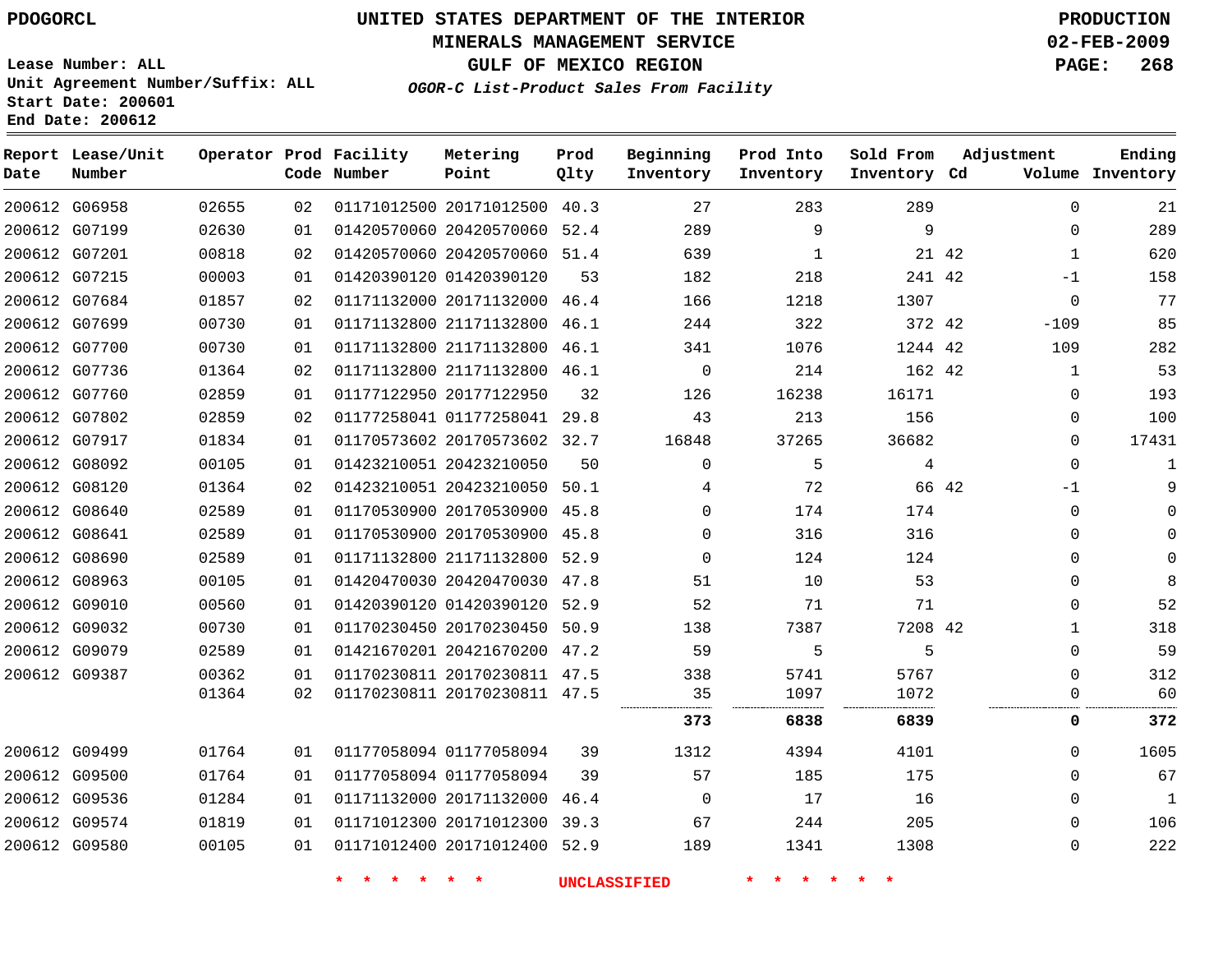# UNITED STATES DEPARTMENT OF THE INTERIOR
## MINERALS MANAGEMENT SERVICE
## GULF OF MEXICO REGION
### *OGOR-C List-Product Sales From Facility*

PDOGORCL

PRODUCTION
02-FEB-2009

Lease Number: ALL
Unit Agreement Number/Suffix: ALL
Start Date: 200601
End Date: 200612

| Report Date | Lease/Unit Number | Operator | Prod Code | Facility Number | Metering Point | Prod Qlty | Beginning Inventory | Prod Into Inventory | Sold From Inventory | Adjustment Cd | Adjustment Volume | Ending Inventory |
|---|---|---|---|---|---|---|---|---|---|---|---|---|
| 200612 | G06958 | 02655 | 02 | 01171012500 | 20171012500 | 40.3 | 27 | 283 | 289 | | 0 | 21 |
| 200612 | G07199 | 02630 | 01 | 01420570060 | 20420570060 | 52.4 | 289 | 9 | 9 | | 0 | 289 |
| 200612 | G07201 | 00818 | 02 | 01420570060 | 20420570060 | 51.4 | 639 | 1 | 21 | 42 | 1 | 620 |
| 200612 | G07215 | 00003 | 01 | 01420390120 | 01420390120 | 53 | 182 | 218 | 241 | 42 | -1 | 158 |
| 200612 | G07684 | 01857 | 02 | 01171132000 | 20171132000 | 46.4 | 166 | 1218 | 1307 | | 0 | 77 |
| 200612 | G07699 | 00730 | 01 | 01171132800 | 21171132800 | 46.1 | 244 | 322 | 372 | 42 | -109 | 85 |
| 200612 | G07700 | 00730 | 01 | 01171132800 | 21171132800 | 46.1 | 341 | 1076 | 1244 | 42 | 109 | 282 |
| 200612 | G07736 | 01364 | 02 | 01171132800 | 21171132800 | 46.1 | 0 | 214 | 162 | 42 | 1 | 53 |
| 200612 | G07760 | 02859 | 01 | 01177122950 | 20177122950 | 32 | 126 | 16238 | 16171 | | 0 | 193 |
| 200612 | G07802 | 02859 | 02 | 01177258041 | 01177258041 | 29.8 | 43 | 213 | 156 | | 0 | 100 |
| 200612 | G07917 | 01834 | 01 | 01170573602 | 20170573602 | 32.7 | 16848 | 37265 | 36682 | | 0 | 17431 |
| 200612 | G08092 | 00105 | 01 | 01423210051 | 20423210050 | 50 | 0 | 5 | 4 | | 0 | 1 |
| 200612 | G08120 | 01364 | 02 | 01423210051 | 20423210050 | 50.1 | 4 | 72 | 66 | 42 | -1 | 9 |
| 200612 | G08640 | 02589 | 01 | 01170530900 | 20170530900 | 45.8 | 0 | 174 | 174 | | 0 | 0 |
| 200612 | G08641 | 02589 | 01 | 01170530900 | 20170530900 | 45.8 | 0 | 316 | 316 | | 0 | 0 |
| 200612 | G08690 | 02589 | 01 | 01171132800 | 21171132800 | 52.9 | 0 | 124 | 124 | | 0 | 0 |
| 200612 | G08963 | 00105 | 01 | 01420470030 | 20420470030 | 47.8 | 51 | 10 | 53 | | 0 | 8 |
| 200612 | G09010 | 00560 | 01 | 01420390120 | 01420390120 | 52.9 | 52 | 71 | 71 | | 0 | 52 |
| 200612 | G09032 | 00730 | 01 | 01170230450 | 20170230450 | 50.9 | 138 | 7387 | 7208 | 42 | 1 | 318 |
| 200612 | G09079 | 02589 | 01 | 01421670201 | 20421670200 | 47.2 | 59 | 5 | 5 | | 0 | 59 |
| 200612 | G09387 | 00362 | 01 | 01170230811 | 20170230811 | 47.5 | 338 | 5741 | 5767 | | 0 | 312 |
| | | 01364 | 02 | 01170230811 | 20170230811 | 47.5 | 35 | 1097 | 1072 | | 0 | 60 |
| | | | | | | | **373** | **6838** | **6839** | | **0** | **372** |
| 200612 | G09499 | 01764 | 01 | 01177058094 | 01177058094 | 39 | 1312 | 4394 | 4101 | | 0 | 1605 |
| 200612 | G09500 | 01764 | 01 | 01177058094 | 01177058094 | 39 | 57 | 185 | 175 | | 0 | 67 |
| 200612 | G09536 | 01284 | 01 | 01171132000 | 20171132000 | 46.4 | 0 | 17 | 16 | | 0 | 1 |
| 200612 | G09574 | 01819 | 01 | 01171012300 | 20171012300 | 39.3 | 67 | 244 | 205 | | 0 | 106 |
| 200612 | G09580 | 00105 | 01 | 01171012400 | 20171012400 | 52.9 | 189 | 1341 | 1308 | | 0 | 222 |

\* \* \* \* \* \* UNCLASSIFIED \* \* \* \* \* \*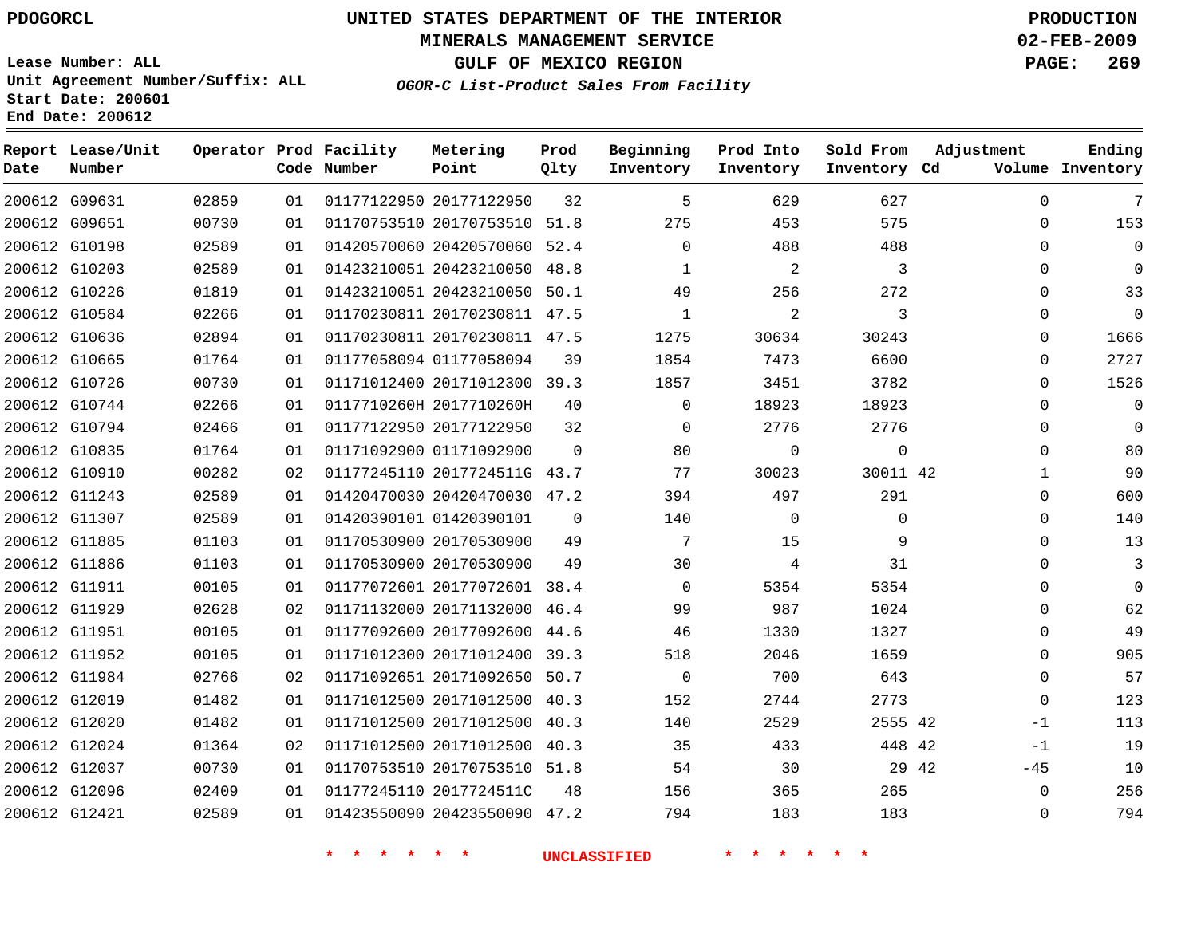PDOGORCL

# UNITED STATES DEPARTMENT OF THE INTERIOR
## MINERALS MANAGEMENT SERVICE
## GULF OF MEXICO REGION
### *OGOR-C List-Product Sales From Facility*

PRODUCTION
02-FEB-2009

Lease Number: ALL
Unit Agreement Number/Suffix: ALL
Start Date: 200601
End Date: 200612

| Report Date | Lease/Unit Number | Operator | Prod Code | Facility Number | Metering Point | Prod Qlty | Beginning Inventory | Prod Into Inventory | Sold From Inventory | Adjustment Cd | Volume | Ending Inventory |
|---|---|---|---|---|---|---|---|---|---|---|---|---|
| 200612 | G09631 | 02859 | 01 | 01177122950 | 20177122950 | 32 | 5 | 629 | 627 | | 0 | 7 |
| 200612 | G09651 | 00730 | 01 | 01170753510 | 20170753510 | 51.8 | 275 | 453 | 575 | | 0 | 153 |
| 200612 | G10198 | 02589 | 01 | 01420570060 | 20420570060 | 52.4 | 0 | 488 | 488 | | 0 | 0 |
| 200612 | G10203 | 02589 | 01 | 01423210051 | 20423210050 | 48.8 | 1 | 2 | 3 | | 0 | 0 |
| 200612 | G10226 | 01819 | 01 | 01423210051 | 20423210050 | 50.1 | 49 | 256 | 272 | | 0 | 33 |
| 200612 | G10584 | 02266 | 01 | 01170230811 | 20170230811 | 47.5 | 1 | 2 | 3 | | 0 | 0 |
| 200612 | G10636 | 02894 | 01 | 01170230811 | 20170230811 | 47.5 | 1275 | 30634 | 30243 | | 0 | 1666 |
| 200612 | G10665 | 01764 | 01 | 01177058094 | 01177058094 | 39 | 1854 | 7473 | 6600 | | 0 | 2727 |
| 200612 | G10726 | 00730 | 01 | 01171012400 | 20171012300 | 39.3 | 1857 | 3451 | 3782 | | 0 | 1526 |
| 200612 | G10744 | 02266 | 01 | 0117710260H | 2017710260H | 40 | 0 | 18923 | 18923 | | 0 | 0 |
| 200612 | G10794 | 02466 | 01 | 01177122950 | 20177122950 | 32 | 0 | 2776 | 2776 | | 0 | 0 |
| 200612 | G10835 | 01764 | 01 | 01171092900 | 01171092900 | 0 | 80 | 0 | 0 | | 0 | 80 |
| 200612 | G10910 | 00282 | 02 | 01177245110 | 2017724511G | 43.7 | 77 | 30023 | 30011 | 42 | 1 | 90 |
| 200612 | G11243 | 02589 | 01 | 01420470030 | 20420470030 | 47.2 | 394 | 497 | 291 | | 0 | 600 |
| 200612 | G11307 | 02589 | 01 | 01420390101 | 01420390101 | 0 | 140 | 0 | 0 | | 0 | 140 |
| 200612 | G11885 | 01103 | 01 | 01170530900 | 20170530900 | 49 | 7 | 15 | 9 | | 0 | 13 |
| 200612 | G11886 | 01103 | 01 | 01170530900 | 20170530900 | 49 | 30 | 4 | 31 | | 0 | 3 |
| 200612 | G11911 | 00105 | 01 | 01177072601 | 20177072601 | 38.4 | 0 | 5354 | 5354 | | 0 | 0 |
| 200612 | G11929 | 02628 | 02 | 01171132000 | 20171132000 | 46.4 | 99 | 987 | 1024 | | 0 | 62 |
| 200612 | G11951 | 00105 | 01 | 01177092600 | 20177092600 | 44.6 | 46 | 1330 | 1327 | | 0 | 49 |
| 200612 | G11952 | 00105 | 01 | 01171012300 | 20171012400 | 39.3 | 518 | 2046 | 1659 | | 0 | 905 |
| 200612 | G11984 | 02766 | 02 | 01171092651 | 20171092650 | 50.7 | 0 | 700 | 643 | | 0 | 57 |
| 200612 | G12019 | 01482 | 01 | 01171012500 | 20171012500 | 40.3 | 152 | 2744 | 2773 | | 0 | 123 |
| 200612 | G12020 | 01482 | 01 | 01171012500 | 20171012500 | 40.3 | 140 | 2529 | 2555 | 42 | -1 | 113 |
| 200612 | G12024 | 01364 | 02 | 01171012500 | 20171012500 | 40.3 | 35 | 433 | 448 | 42 | -1 | 19 |
| 200612 | G12037 | 00730 | 01 | 01170753510 | 20170753510 | 51.8 | 54 | 30 | 29 | 42 | -45 | 10 |
| 200612 | G12096 | 02409 | 01 | 01177245110 | 2017724511C | 48 | 156 | 365 | 265 | | 0 | 256 |
| 200612 | G12421 | 02589 | 01 | 01423550090 | 20423550090 | 47.2 | 794 | 183 | 183 | | 0 | 794 |

* * * * * * UNCLASSIFIED * * * * * *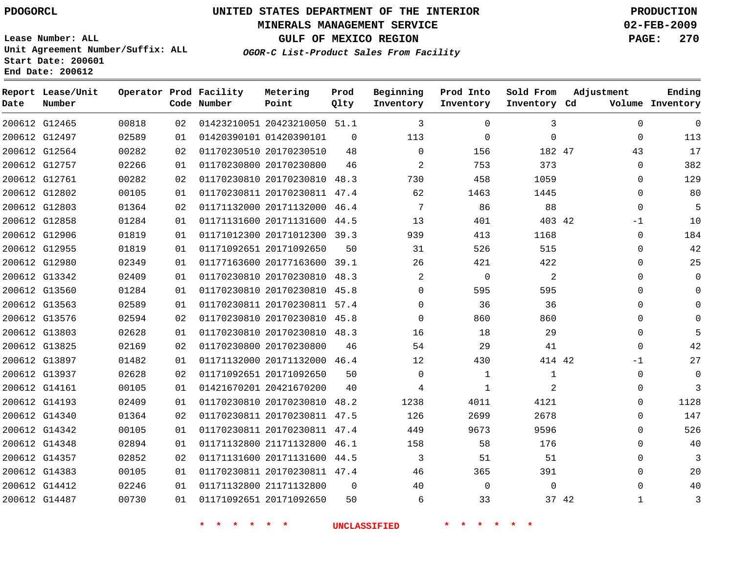PDOGORCL

# UNITED STATES DEPARTMENT OF THE INTERIOR
## MINERALS MANAGEMENT SERVICE
## GULF OF MEXICO REGION
### *OGOR-C List-Product Sales From Facility*

PRODUCTION
02-FEB-2009

Lease Number: ALL
Unit Agreement Number/Suffix: ALL
Start Date: 200601
End Date: 200612

| Report Date | Lease/Unit Number | Operator | Prod Code | Facility Number | Metering Point | Prod Qlty | Beginning Inventory | Prod Into Inventory | Sold From Inventory | Adjustment Cd | Volume | Ending Inventory |
|---|---|---|---|---|---|---|---|---|---|---|---|---|
| 200612 | G12465 | 00818 | 02 | 01423210051 | 20423210050 | 51.1 | 3 | 0 | 3 | | 0 | 0 |
| 200612 | G12497 | 02589 | 01 | 01420390101 | 01420390101 | 0 | 113 | 0 | 0 | | 0 | 113 |
| 200612 | G12564 | 00282 | 02 | 01170230510 | 20170230510 | 48 | 0 | 156 | 182 | 47 | 43 | 17 |
| 200612 | G12757 | 02266 | 01 | 01170230800 | 20170230800 | 46 | 2 | 753 | 373 | | 0 | 382 |
| 200612 | G12761 | 00282 | 02 | 01170230810 | 20170230810 | 48.3 | 730 | 458 | 1059 | | 0 | 129 |
| 200612 | G12802 | 00105 | 01 | 01170230811 | 20170230811 | 47.4 | 62 | 1463 | 1445 | | 0 | 80 |
| 200612 | G12803 | 01364 | 02 | 01171132000 | 20171132000 | 46.4 | 7 | 86 | 88 | | 0 | 5 |
| 200612 | G12858 | 01284 | 01 | 01171131600 | 20171131600 | 44.5 | 13 | 401 | 403 | 42 | -1 | 10 |
| 200612 | G12906 | 01819 | 01 | 01171012300 | 20171012300 | 39.3 | 939 | 413 | 1168 | | 0 | 184 |
| 200612 | G12955 | 01819 | 01 | 01171092651 | 20171092650 | 50 | 31 | 526 | 515 | | 0 | 42 |
| 200612 | G12980 | 02349 | 01 | 01177163600 | 20177163600 | 39.1 | 26 | 421 | 422 | | 0 | 25 |
| 200612 | G13342 | 02409 | 01 | 01170230810 | 20170230810 | 48.3 | 2 | 0 | 2 | | 0 | 0 |
| 200612 | G13560 | 01284 | 01 | 01170230810 | 20170230810 | 45.8 | 0 | 595 | 595 | | 0 | 0 |
| 200612 | G13563 | 02589 | 01 | 01170230811 | 20170230811 | 57.4 | 0 | 36 | 36 | | 0 | 0 |
| 200612 | G13576 | 02594 | 02 | 01170230810 | 20170230810 | 45.8 | 0 | 860 | 860 | | 0 | 0 |
| 200612 | G13803 | 02628 | 01 | 01170230810 | 20170230810 | 48.3 | 16 | 18 | 29 | | 0 | 5 |
| 200612 | G13825 | 02169 | 02 | 01170230800 | 20170230800 | 46 | 54 | 29 | 41 | | 0 | 42 |
| 200612 | G13897 | 01482 | 01 | 01171132000 | 20171132000 | 46.4 | 12 | 430 | 414 | 42 | -1 | 27 |
| 200612 | G13937 | 02628 | 02 | 01171092651 | 20171092650 | 50 | 0 | 1 | 1 | | 0 | 0 |
| 200612 | G14161 | 00105 | 01 | 01421670201 | 20421670200 | 40 | 4 | 1 | 2 | | 0 | 3 |
| 200612 | G14193 | 02409 | 01 | 01170230810 | 20170230810 | 48.2 | 1238 | 4011 | 4121 | | 0 | 1128 |
| 200612 | G14340 | 01364 | 02 | 01170230811 | 20170230811 | 47.5 | 126 | 2699 | 2678 | | 0 | 147 |
| 200612 | G14342 | 00105 | 01 | 01170230811 | 20170230811 | 47.4 | 449 | 9673 | 9596 | | 0 | 526 |
| 200612 | G14348 | 02894 | 01 | 01171132800 | 21171132800 | 46.1 | 158 | 58 | 176 | | 0 | 40 |
| 200612 | G14357 | 02852 | 02 | 01171131600 | 20171131600 | 44.5 | 3 | 51 | 51 | | 0 | 3 |
| 200612 | G14383 | 00105 | 01 | 01170230811 | 20170230811 | 47.4 | 46 | 365 | 391 | | 0 | 20 |
| 200612 | G14412 | 02246 | 01 | 01171132800 | 21171132800 | 0 | 40 | 0 | 0 | | 0 | 40 |
| 200612 | G14487 | 00730 | 01 | 01171092651 | 20171092650 | 50 | 6 | 33 | 37 | 42 | 1 | 3 |

* * * * * * UNCLASSIFIED * * * * * *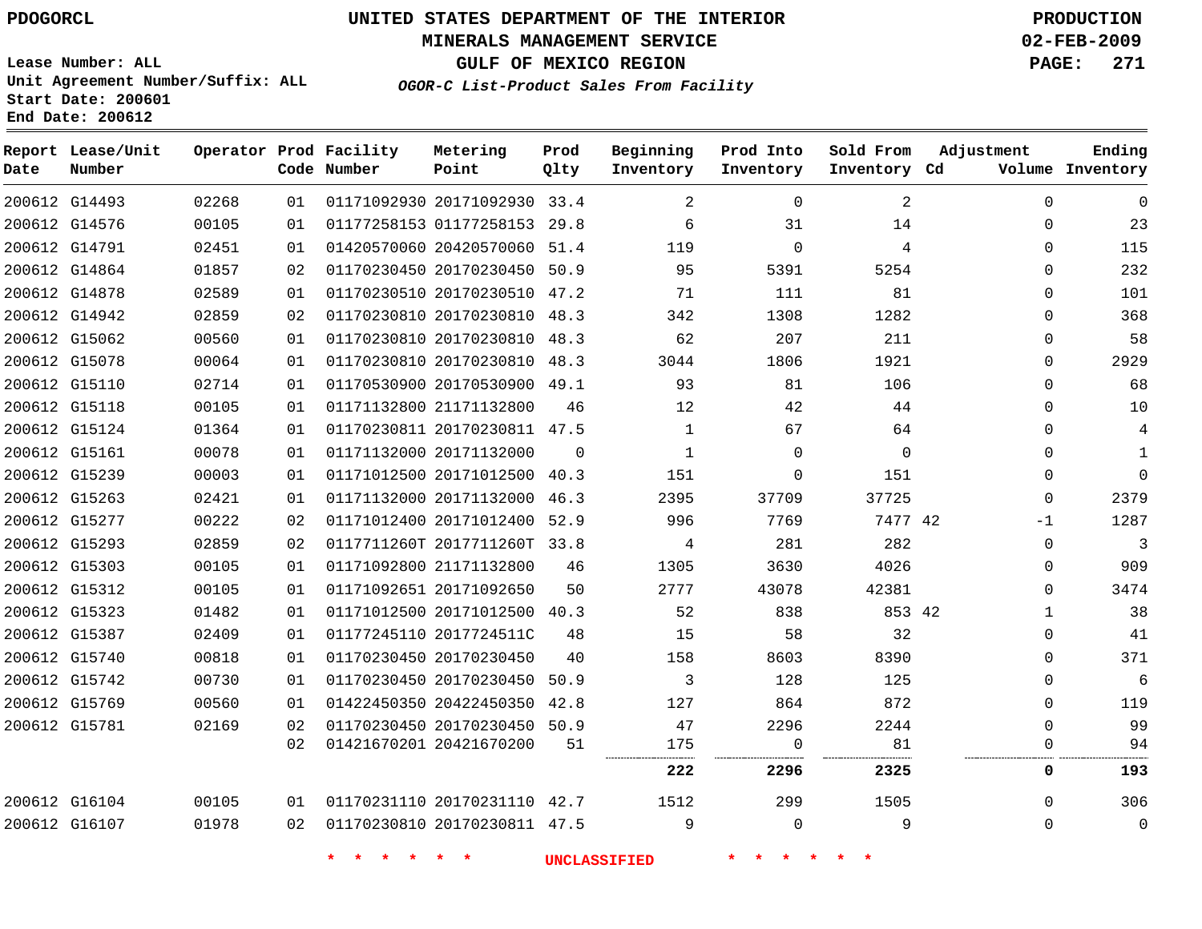PDOGORCL

# UNITED STATES DEPARTMENT OF THE INTERIOR
## MINERALS MANAGEMENT SERVICE
## GULF OF MEXICO REGION
### *OGOR-C List-Product Sales From Facility*

PRODUCTION
02-FEB-2009

Lease Number: ALL
Unit Agreement Number/Suffix: ALL
Start Date: 200601
End Date: 200612

| Report Date | Lease/Unit Number | Operator | Prod Code | Facility Number | Metering Point | Prod Qlty | Beginning Inventory | Prod Into Inventory | Sold From Inventory | Adjustment Cd | Adjustment Volume | Ending Inventory |
|---|---|---|---|---|---|---|---|---|---|---|---|---|
| 200612 | G14493 | 02268 | 01 | 01171092930 | 20171092930 | 33.4 | 2 | 0 | 2 | | 0 | 0 |
| 200612 | G14576 | 00105 | 01 | 01177258153 | 01177258153 | 29.8 | 6 | 31 | 14 | | 0 | 23 |
| 200612 | G14791 | 02451 | 01 | 01420570060 | 20420570060 | 51.4 | 119 | 0 | 4 | | 0 | 115 |
| 200612 | G14864 | 01857 | 02 | 01170230450 | 20170230450 | 50.9 | 95 | 5391 | 5254 | | 0 | 232 |
| 200612 | G14878 | 02589 | 01 | 01170230510 | 20170230510 | 47.2 | 71 | 111 | 81 | | 0 | 101 |
| 200612 | G14942 | 02859 | 02 | 01170230810 | 20170230810 | 48.3 | 342 | 1308 | 1282 | | 0 | 368 |
| 200612 | G15062 | 00560 | 01 | 01170230810 | 20170230810 | 48.3 | 62 | 207 | 211 | | 0 | 58 |
| 200612 | G15078 | 00064 | 01 | 01170230810 | 20170230810 | 48.3 | 3044 | 1806 | 1921 | | 0 | 2929 |
| 200612 | G15110 | 02714 | 01 | 01170530900 | 20170530900 | 49.1 | 93 | 81 | 106 | | 0 | 68 |
| 200612 | G15118 | 00105 | 01 | 01171132800 | 21171132800 | 46 | 12 | 42 | 44 | | 0 | 10 |
| 200612 | G15124 | 01364 | 01 | 01170230811 | 20170230811 | 47.5 | 1 | 67 | 64 | | 0 | 4 |
| 200612 | G15161 | 00078 | 01 | 01171132000 | 20171132000 | 0 | 1 | 0 | 0 | | 0 | 1 |
| 200612 | G15239 | 00003 | 01 | 01171012500 | 20171012500 | 40.3 | 151 | 0 | 151 | | 0 | 0 |
| 200612 | G15263 | 02421 | 01 | 01171132000 | 20171132000 | 46.3 | 2395 | 37709 | 37725 | | 0 | 2379 |
| 200612 | G15277 | 00222 | 02 | 01171012400 | 20171012400 | 52.9 | 996 | 7769 | 7477 | 42 | -1 | 1287 |
| 200612 | G15293 | 02859 | 02 | 0117711260T | 2017711260T | 33.8 | 4 | 281 | 282 | | 0 | 3 |
| 200612 | G15303 | 00105 | 01 | 01171092800 | 21171132800 | 46 | 1305 | 3630 | 4026 | | 0 | 909 |
| 200612 | G15312 | 00105 | 01 | 01171092651 | 20171092650 | 50 | 2777 | 43078 | 42381 | | 0 | 3474 |
| 200612 | G15323 | 01482 | 01 | 01171012500 | 20171012500 | 40.3 | 52 | 838 | 853 | 42 | 1 | 38 |
| 200612 | G15387 | 02409 | 01 | 01177245110 | 2017724511C | 48 | 15 | 58 | 32 | | 0 | 41 |
| 200612 | G15740 | 00818 | 01 | 01170230450 | 20170230450 | 40 | 158 | 8603 | 8390 | | 0 | 371 |
| 200612 | G15742 | 00730 | 01 | 01170230450 | 20170230450 | 50.9 | 3 | 128 | 125 | | 0 | 6 |
| 200612 | G15769 | 00560 | 01 | 01422450350 | 20422450350 | 42.8 | 127 | 864 | 872 | | 0 | 119 |
| 200612 | G15781 | 02169 | 02 | 01170230450 | 20170230450 | 50.9 | 47 | 2296 | 2244 | | 0 | 99 |
| | | | 02 | 01421670201 | 20421670200 | 51 | 175 | 0 | 81 | | 0 | 94 |
| | | | | | | | **222** | **2296** | **2325** | | **0** | **193** |
| 200612 | G16104 | 00105 | 01 | 01170231110 | 20170231110 | 42.7 | 1512 | 299 | 1505 | | 0 | 306 |
| 200612 | G16107 | 01978 | 02 | 01170230810 | 20170230811 | 47.5 | 9 | 0 | 9 | | 0 | 0 |

\* \* \* \* \* \* UNCLASSIFIED \* \* \* \* \* \*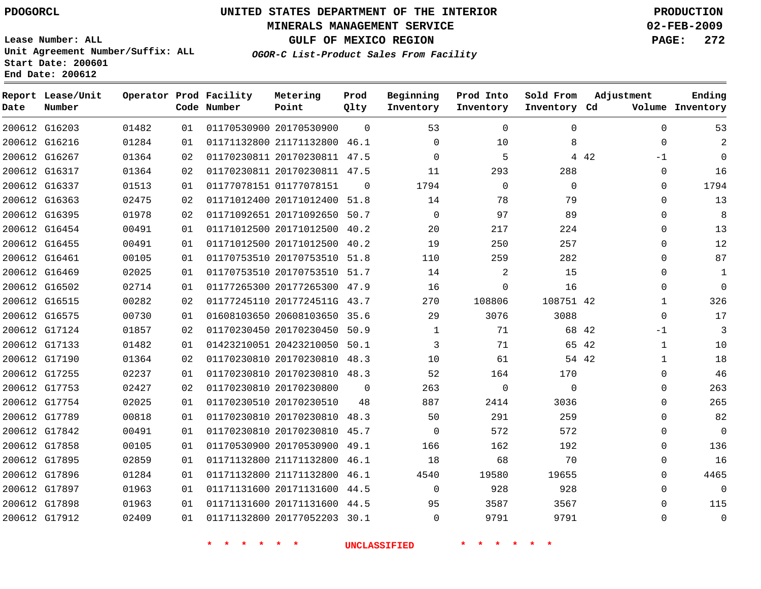PDOGORCL

# UNITED STATES DEPARTMENT OF THE INTERIOR
## MINERALS MANAGEMENT SERVICE
## GULF OF MEXICO REGION
### *OGOR-C List-Product Sales From Facility*

PRODUCTION
02-FEB-2009

Lease Number: ALL
Unit Agreement Number/Suffix: ALL
Start Date: 200601
End Date: 200612

| Report Date | Lease/Unit Number | Operator | Prod Code | Facility Number | Metering Point | Prod Qlty | Beginning Inventory | Prod Into Inventory | Sold From Inventory | Adjustment Cd | Volume | Ending Inventory |
|---|---|---|---|---|---|---|---|---|---|---|---|---|
| 200612 | G16203 | 01482 | 01 | 01170530900 | 20170530900 | 0 | 53 | 0 | 0 | | 0 | 53 |
| 200612 | G16216 | 01284 | 01 | 01171132800 | 21171132800 | 46.1 | 0 | 10 | 8 | | 0 | 2 |
| 200612 | G16267 | 01364 | 02 | 01170230811 | 20170230811 | 47.5 | 0 | 5 | 4 | 42 | -1 | 0 |
| 200612 | G16317 | 01364 | 02 | 01170230811 | 20170230811 | 47.5 | 11 | 293 | 288 | | 0 | 16 |
| 200612 | G16337 | 01513 | 01 | 01177078151 | 01177078151 | 0 | 1794 | 0 | 0 | | 0 | 1794 |
| 200612 | G16363 | 02475 | 02 | 01171012400 | 20171012400 | 51.8 | 14 | 78 | 79 | | 0 | 13 |
| 200612 | G16395 | 01978 | 02 | 01171092651 | 20171092650 | 50.7 | 0 | 97 | 89 | | 0 | 8 |
| 200612 | G16454 | 00491 | 01 | 01171012500 | 20171012500 | 40.2 | 20 | 217 | 224 | | 0 | 13 |
| 200612 | G16455 | 00491 | 01 | 01171012500 | 20171012500 | 40.2 | 19 | 250 | 257 | | 0 | 12 |
| 200612 | G16461 | 00105 | 01 | 01170753510 | 20170753510 | 51.8 | 110 | 259 | 282 | | 0 | 87 |
| 200612 | G16469 | 02025 | 01 | 01170753510 | 20170753510 | 51.7 | 14 | 2 | 15 | | 0 | 1 |
| 200612 | G16502 | 02714 | 01 | 01177265300 | 20177265300 | 47.9 | 16 | 0 | 16 | | 0 | 0 |
| 200612 | G16515 | 00282 | 02 | 01177245110 | 2017724511G | 43.7 | 270 | 108806 | 108751 | 42 | 1 | 326 |
| 200612 | G16575 | 00730 | 01 | 01608103650 | 20608103650 | 35.6 | 29 | 3076 | 3088 | | 0 | 17 |
| 200612 | G17124 | 01857 | 02 | 01170230450 | 20170230450 | 50.9 | 1 | 71 | 68 | 42 | -1 | 3 |
| 200612 | G17133 | 01482 | 01 | 01423210051 | 20423210050 | 50.1 | 3 | 71 | 65 | 42 | 1 | 10 |
| 200612 | G17190 | 01364 | 02 | 01170230810 | 20170230810 | 48.3 | 10 | 61 | 54 | 42 | 1 | 18 |
| 200612 | G17255 | 02237 | 01 | 01170230810 | 20170230810 | 48.3 | 52 | 164 | 170 | | 0 | 46 |
| 200612 | G17753 | 02427 | 02 | 01170230810 | 20170230800 | 0 | 263 | 0 | 0 | | 0 | 263 |
| 200612 | G17754 | 02025 | 01 | 01170230510 | 20170230510 | 48 | 887 | 2414 | 3036 | | 0 | 265 |
| 200612 | G17789 | 00818 | 01 | 01170230810 | 20170230810 | 48.3 | 50 | 291 | 259 | | 0 | 82 |
| 200612 | G17842 | 00491 | 01 | 01170230810 | 20170230810 | 45.7 | 0 | 572 | 572 | | 0 | 0 |
| 200612 | G17858 | 00105 | 01 | 01170530900 | 20170530900 | 49.1 | 166 | 162 | 192 | | 0 | 136 |
| 200612 | G17895 | 02859 | 01 | 01171132800 | 21171132800 | 46.1 | 18 | 68 | 70 | | 0 | 16 |
| 200612 | G17896 | 01284 | 01 | 01171132800 | 21171132800 | 46.1 | 4540 | 19580 | 19655 | | 0 | 4465 |
| 200612 | G17897 | 01963 | 01 | 01171131600 | 20171131600 | 44.5 | 0 | 928 | 928 | | 0 | 0 |
| 200612 | G17898 | 01963 | 01 | 01171131600 | 20171131600 | 44.5 | 95 | 3587 | 3567 | | 0 | 115 |
| 200612 | G17912 | 02409 | 01 | 01171132800 | 20177052203 | 30.1 | 0 | 9791 | 9791 | | 0 | 0 |

* * * * * * UNCLASSIFIED * * * * * *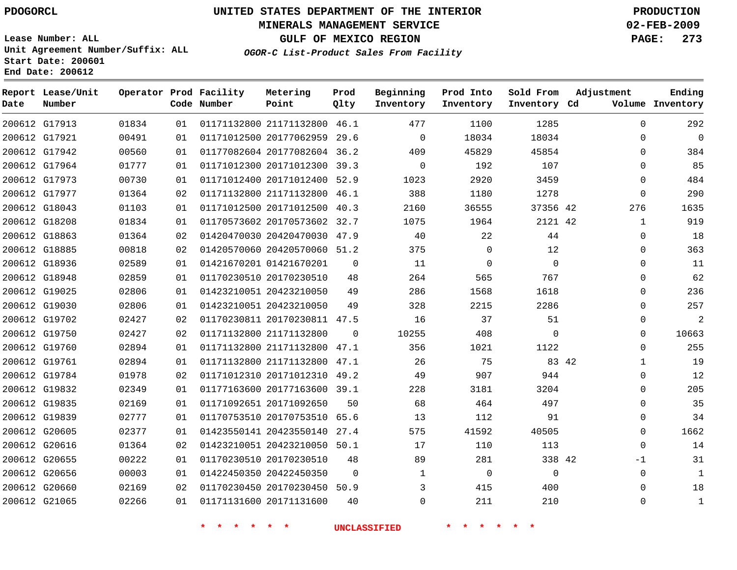PDOGORCL

# UNITED STATES DEPARTMENT OF THE INTERIOR
## MINERALS MANAGEMENT SERVICE
## GULF OF MEXICO REGION

PRODUCTION
02-FEB-2009

Lease Number: ALL
Unit Agreement Number/Suffix: ALL
Start Date: 200601
End Date: 200612

*OGOR-C List-Product Sales From Facility*

| Report Date | Lease/Unit Number | Operator | Prod Code | Facility Number | Metering Point | Prod Qlty | Beginning Inventory | Prod Into Inventory | Sold From Inventory | Adjustment Cd | Adjustment Volume | Ending Inventory |
|---|---|---|---|---|---|---|---|---|---|---|---|---|
| 200612 | G17913 | 01834 | 01 | 01171132800 | 21171132800 | 46.1 | 477 | 1100 | 1285 | | 0 | 292 |
| 200612 | G17921 | 00491 | 01 | 01171012500 | 20177062959 | 29.6 | 0 | 18034 | 18034 | | 0 | 0 |
| 200612 | G17942 | 00560 | 01 | 01177082604 | 20177082604 | 36.2 | 409 | 45829 | 45854 | | 0 | 384 |
| 200612 | G17964 | 01777 | 01 | 01171012300 | 20171012300 | 39.3 | 0 | 192 | 107 | | 0 | 85 |
| 200612 | G17973 | 00730 | 01 | 01171012400 | 20171012400 | 52.9 | 1023 | 2920 | 3459 | | 0 | 484 |
| 200612 | G17977 | 01364 | 02 | 01171132800 | 21171132800 | 46.1 | 388 | 1180 | 1278 | | 0 | 290 |
| 200612 | G18043 | 01103 | 01 | 01171012500 | 20171012500 | 40.3 | 2160 | 36555 | 37356 | 42 | 276 | 1635 |
| 200612 | G18208 | 01834 | 01 | 01170573602 | 20170573602 | 32.7 | 1075 | 1964 | 2121 | 42 | 1 | 919 |
| 200612 | G18863 | 01364 | 02 | 01420470030 | 20420470030 | 47.9 | 40 | 22 | 44 | | 0 | 18 |
| 200612 | G18885 | 00818 | 02 | 01420570060 | 20420570060 | 51.2 | 375 | 0 | 12 | | 0 | 363 |
| 200612 | G18936 | 02589 | 01 | 01421670201 | 01421670201 | 0 | 11 | 0 | 0 | | 0 | 11 |
| 200612 | G18948 | 02859 | 01 | 01170230510 | 20170230510 | 48 | 264 | 565 | 767 | | 0 | 62 |
| 200612 | G19025 | 02806 | 01 | 01423210051 | 20423210050 | 49 | 286 | 1568 | 1618 | | 0 | 236 |
| 200612 | G19030 | 02806 | 01 | 01423210051 | 20423210050 | 49 | 328 | 2215 | 2286 | | 0 | 257 |
| 200612 | G19702 | 02427 | 02 | 01170230811 | 20170230811 | 47.5 | 16 | 37 | 51 | | 0 | 2 |
| 200612 | G19750 | 02427 | 02 | 01171132800 | 21171132800 | 0 | 10255 | 408 | 0 | | 0 | 10663 |
| 200612 | G19760 | 02894 | 01 | 01171132800 | 21171132800 | 47.1 | 356 | 1021 | 1122 | | 0 | 255 |
| 200612 | G19761 | 02894 | 01 | 01171132800 | 21171132800 | 47.1 | 26 | 75 | 83 | 42 | 1 | 19 |
| 200612 | G19784 | 01978 | 02 | 01171012310 | 20171012310 | 49.2 | 49 | 907 | 944 | | 0 | 12 |
| 200612 | G19832 | 02349 | 01 | 01177163600 | 20177163600 | 39.1 | 228 | 3181 | 3204 | | 0 | 205 |
| 200612 | G19835 | 02169 | 01 | 01171092651 | 20171092650 | 50 | 68 | 464 | 497 | | 0 | 35 |
| 200612 | G19839 | 02777 | 01 | 01170753510 | 20170753510 | 65.6 | 13 | 112 | 91 | | 0 | 34 |
| 200612 | G20605 | 02377 | 01 | 01423550141 | 20423550140 | 27.4 | 575 | 41592 | 40505 | | 0 | 1662 |
| 200612 | G20616 | 01364 | 02 | 01423210051 | 20423210050 | 50.1 | 17 | 110 | 113 | | 0 | 14 |
| 200612 | G20655 | 00222 | 01 | 01170230510 | 20170230510 | 48 | 89 | 281 | 338 | 42 | -1 | 31 |
| 200612 | G20656 | 00003 | 01 | 01422450350 | 20422450350 | 0 | 1 | 0 | 0 | | 0 | 1 |
| 200612 | G20660 | 02169 | 02 | 01170230450 | 20170230450 | 50.9 | 3 | 415 | 400 | | 0 | 18 |
| 200612 | G21065 | 02266 | 01 | 01171131600 | 20171131600 | 40 | 0 | 211 | 210 | | 0 | 1 |

* * * * * * UNCLASSIFIED * * * * * *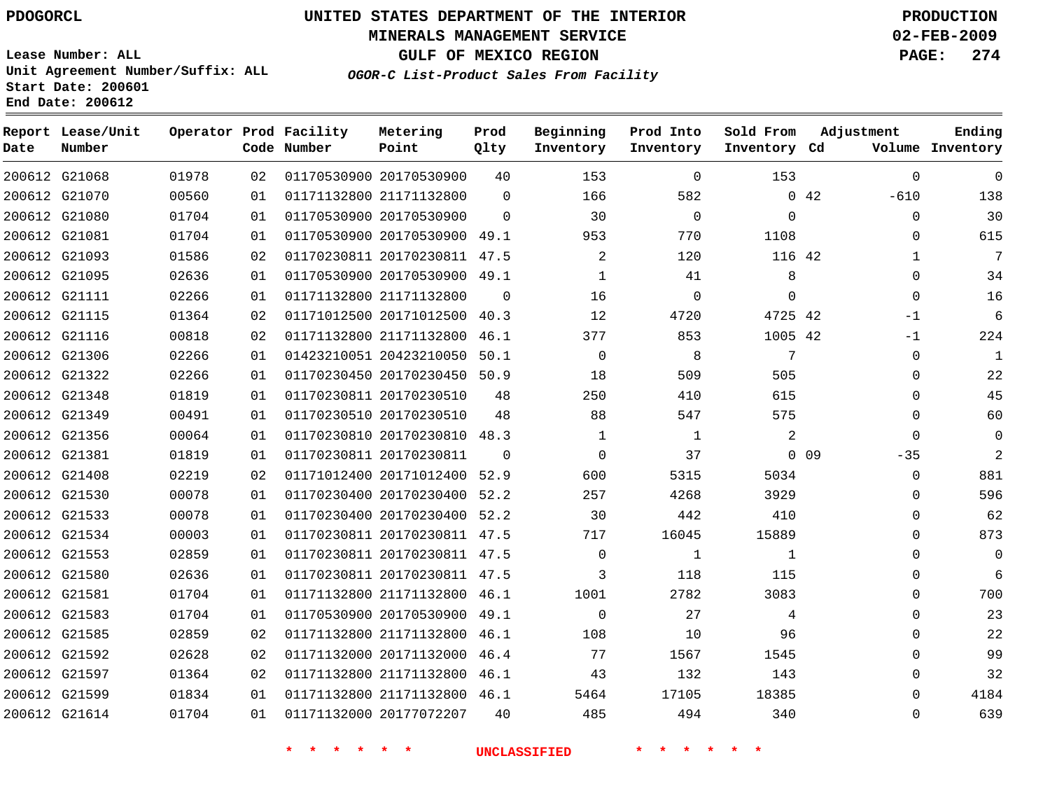PDOGORCL

# UNITED STATES DEPARTMENT OF THE INTERIOR
## MINERALS MANAGEMENT SERVICE
## GULF OF MEXICO REGION
### *OGOR-C List-Product Sales From Facility*

PRODUCTION
02-FEB-2009

Lease Number: ALL
Unit Agreement Number/Suffix: ALL
Start Date: 200601
End Date: 200612

| Report Date | Lease/Unit Number | Operator | Prod Code | Facility Number | Metering Point | Prod Qlty | Beginning Inventory | Prod Into Inventory | Sold From Inventory | Adjustment Cd | Volume | Ending Inventory |
|---|---|---|---|---|---|---|---|---|---|---|---|---|
| 200612 | G21068 | 01978 | 02 | 01170530900 | 20170530900 | 40 | 153 | 0 | 153 | | 0 | 0 |
| 200612 | G21070 | 00560 | 01 | 01171132800 | 21171132800 | 0 | 166 | 582 | 0 | 42 | -610 | 138 |
| 200612 | G21080 | 01704 | 01 | 01170530900 | 20170530900 | 0 | 30 | 0 | 0 | | 0 | 30 |
| 200612 | G21081 | 01704 | 01 | 01170530900 | 20170530900 | 49.1 | 953 | 770 | 1108 | | 0 | 615 |
| 200612 | G21093 | 01586 | 02 | 01170230811 | 20170230811 | 47.5 | 2 | 120 | 116 | 42 | 1 | 7 |
| 200612 | G21095 | 02636 | 01 | 01170530900 | 20170530900 | 49.1 | 1 | 41 | 8 | | 0 | 34 |
| 200612 | G21111 | 02266 | 01 | 01171132800 | 21171132800 | 0 | 16 | 0 | 0 | | 0 | 16 |
| 200612 | G21115 | 01364 | 02 | 01171012500 | 20171012500 | 40.3 | 12 | 4720 | 4725 | 42 | -1 | 6 |
| 200612 | G21116 | 00818 | 02 | 01171132800 | 21171132800 | 46.1 | 377 | 853 | 1005 | 42 | -1 | 224 |
| 200612 | G21306 | 02266 | 01 | 01423210051 | 20423210050 | 50.1 | 0 | 8 | 7 | | 0 | 1 |
| 200612 | G21322 | 02266 | 01 | 01170230450 | 20170230450 | 50.9 | 18 | 509 | 505 | | 0 | 22 |
| 200612 | G21348 | 01819 | 01 | 01170230811 | 20170230510 | 48 | 250 | 410 | 615 | | 0 | 45 |
| 200612 | G21349 | 00491 | 01 | 01170230510 | 20170230510 | 48 | 88 | 547 | 575 | | 0 | 60 |
| 200612 | G21356 | 00064 | 01 | 01170230810 | 20170230810 | 48.3 | 1 | 1 | 2 | | 0 | 0 |
| 200612 | G21381 | 01819 | 01 | 01170230811 | 20170230811 | 0 | 0 | 37 | 0 | 09 | -35 | 2 |
| 200612 | G21408 | 02219 | 02 | 01171012400 | 20171012400 | 52.9 | 600 | 5315 | 5034 | | 0 | 881 |
| 200612 | G21530 | 00078 | 01 | 01170230400 | 20170230400 | 52.2 | 257 | 4268 | 3929 | | 0 | 596 |
| 200612 | G21533 | 00078 | 01 | 01170230400 | 20170230400 | 52.2 | 30 | 442 | 410 | | 0 | 62 |
| 200612 | G21534 | 00003 | 01 | 01170230811 | 20170230811 | 47.5 | 717 | 16045 | 15889 | | 0 | 873 |
| 200612 | G21553 | 02859 | 01 | 01170230811 | 20170230811 | 47.5 | 0 | 1 | 1 | | 0 | 0 |
| 200612 | G21580 | 02636 | 01 | 01170230811 | 20170230811 | 47.5 | 3 | 118 | 115 | | 0 | 6 |
| 200612 | G21581 | 01704 | 01 | 01171132800 | 21171132800 | 46.1 | 1001 | 2782 | 3083 | | 0 | 700 |
| 200612 | G21583 | 01704 | 01 | 01170530900 | 20170530900 | 49.1 | 0 | 27 | 4 | | 0 | 23 |
| 200612 | G21585 | 02859 | 02 | 01171132800 | 21171132800 | 46.1 | 108 | 10 | 96 | | 0 | 22 |
| 200612 | G21592 | 02628 | 02 | 01171132000 | 20171132000 | 46.4 | 77 | 1567 | 1545 | | 0 | 99 |
| 200612 | G21597 | 01364 | 02 | 01171132800 | 21171132800 | 46.1 | 43 | 132 | 143 | | 0 | 32 |
| 200612 | G21599 | 01834 | 01 | 01171132800 | 21171132800 | 46.1 | 5464 | 17105 | 18385 | | 0 | 4184 |
| 200612 | G21614 | 01704 | 01 | 01171132000 | 20177072207 | 40 | 485 | 494 | 340 | | 0 | 639 |

\* \* \* \* \* \* UNCLASSIFIED \* \* \* \* \* \*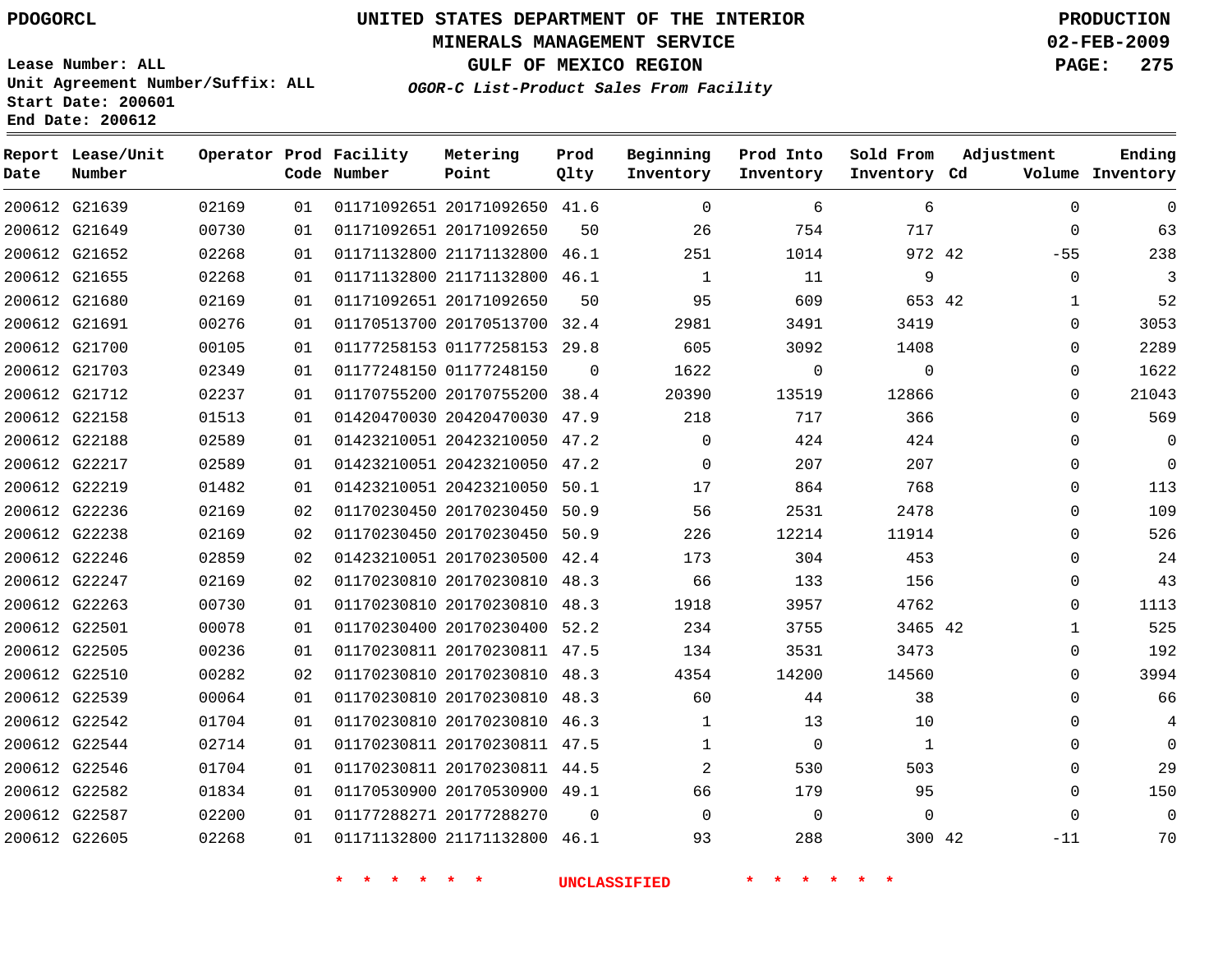PDOGORCL

# UNITED STATES DEPARTMENT OF THE INTERIOR
## MINERALS MANAGEMENT SERVICE
## GULF OF MEXICO REGION
### *OGOR-C List-Product Sales From Facility*

PRODUCTION
02-FEB-2009

Lease Number: ALL
Unit Agreement Number/Suffix: ALL
Start Date: 200601
End Date: 200612

| Report Date | Lease/Unit Number | Operator | Prod Code | Facility Number | Metering Point | Prod Qlty | Beginning Inventory | Prod Into Inventory | Sold From Inventory | Adjustment Cd | Adjustment Volume | Ending Inventory |
|---|---|---|---|---|---|---|---|---|---|---|---|---|
| 200612 | G21639 | 02169 | 01 | 01171092651 | 20171092650 | 41.6 | 0 | 6 | 6 | | 0 | 0 |
| 200612 | G21649 | 00730 | 01 | 01171092651 | 20171092650 | 50 | 26 | 754 | 717 | | 0 | 63 |
| 200612 | G21652 | 02268 | 01 | 01171132800 | 21171132800 | 46.1 | 251 | 1014 | 972 | 42 | -55 | 238 |
| 200612 | G21655 | 02268 | 01 | 01171132800 | 21171132800 | 46.1 | 1 | 11 | 9 | | 0 | 3 |
| 200612 | G21680 | 02169 | 01 | 01171092651 | 20171092650 | 50 | 95 | 609 | 653 | 42 | 1 | 52 |
| 200612 | G21691 | 00276 | 01 | 01170513700 | 20170513700 | 32.4 | 2981 | 3491 | 3419 | | 0 | 3053 |
| 200612 | G21700 | 00105 | 01 | 01177258153 | 01177258153 | 29.8 | 605 | 3092 | 1408 | | 0 | 2289 |
| 200612 | G21703 | 02349 | 01 | 01177248150 | 01177248150 | 0 | 1622 | 0 | 0 | | 0 | 1622 |
| 200612 | G21712 | 02237 | 01 | 01170755200 | 20170755200 | 38.4 | 20390 | 13519 | 12866 | | 0 | 21043 |
| 200612 | G22158 | 01513 | 01 | 01420470030 | 20420470030 | 47.9 | 218 | 717 | 366 | | 0 | 569 |
| 200612 | G22188 | 02589 | 01 | 01423210051 | 20423210050 | 47.2 | 0 | 424 | 424 | | 0 | 0 |
| 200612 | G22217 | 02589 | 01 | 01423210051 | 20423210050 | 47.2 | 0 | 207 | 207 | | 0 | 0 |
| 200612 | G22219 | 01482 | 01 | 01423210051 | 20423210050 | 50.1 | 17 | 864 | 768 | | 0 | 113 |
| 200612 | G22236 | 02169 | 02 | 01170230450 | 20170230450 | 50.9 | 56 | 2531 | 2478 | | 0 | 109 |
| 200612 | G22238 | 02169 | 02 | 01170230450 | 20170230450 | 50.9 | 226 | 12214 | 11914 | | 0 | 526 |
| 200612 | G22246 | 02859 | 02 | 01423210051 | 20170230500 | 42.4 | 173 | 304 | 453 | | 0 | 24 |
| 200612 | G22247 | 02169 | 02 | 01170230810 | 20170230810 | 48.3 | 66 | 133 | 156 | | 0 | 43 |
| 200612 | G22263 | 00730 | 01 | 01170230810 | 20170230810 | 48.3 | 1918 | 3957 | 4762 | | 0 | 1113 |
| 200612 | G22501 | 00078 | 01 | 01170230400 | 20170230400 | 52.2 | 234 | 3755 | 3465 | 42 | 1 | 525 |
| 200612 | G22505 | 00236 | 01 | 01170230811 | 20170230811 | 47.5 | 134 | 3531 | 3473 | | 0 | 192 |
| 200612 | G22510 | 00282 | 02 | 01170230810 | 20170230810 | 48.3 | 4354 | 14200 | 14560 | | 0 | 3994 |
| 200612 | G22539 | 00064 | 01 | 01170230810 | 20170230810 | 48.3 | 60 | 44 | 38 | | 0 | 66 |
| 200612 | G22542 | 01704 | 01 | 01170230810 | 20170230810 | 46.3 | 1 | 13 | 10 | | 0 | 4 |
| 200612 | G22544 | 02714 | 01 | 01170230811 | 20170230811 | 47.5 | 1 | 0 | 1 | | 0 | 0 |
| 200612 | G22546 | 01704 | 01 | 01170230811 | 20170230811 | 44.5 | 2 | 530 | 503 | | 0 | 29 |
| 200612 | G22582 | 01834 | 01 | 01170530900 | 20170530900 | 49.1 | 66 | 179 | 95 | | 0 | 150 |
| 200612 | G22587 | 02200 | 01 | 01177288271 | 20177288270 | 0 | 0 | 0 | 0 | | 0 | 0 |
| 200612 | G22605 | 02268 | 01 | 01171132800 | 21171132800 | 46.1 | 93 | 288 | 300 | 42 | -11 | 70 |

* * * * * * UNCLASSIFIED * * * * * *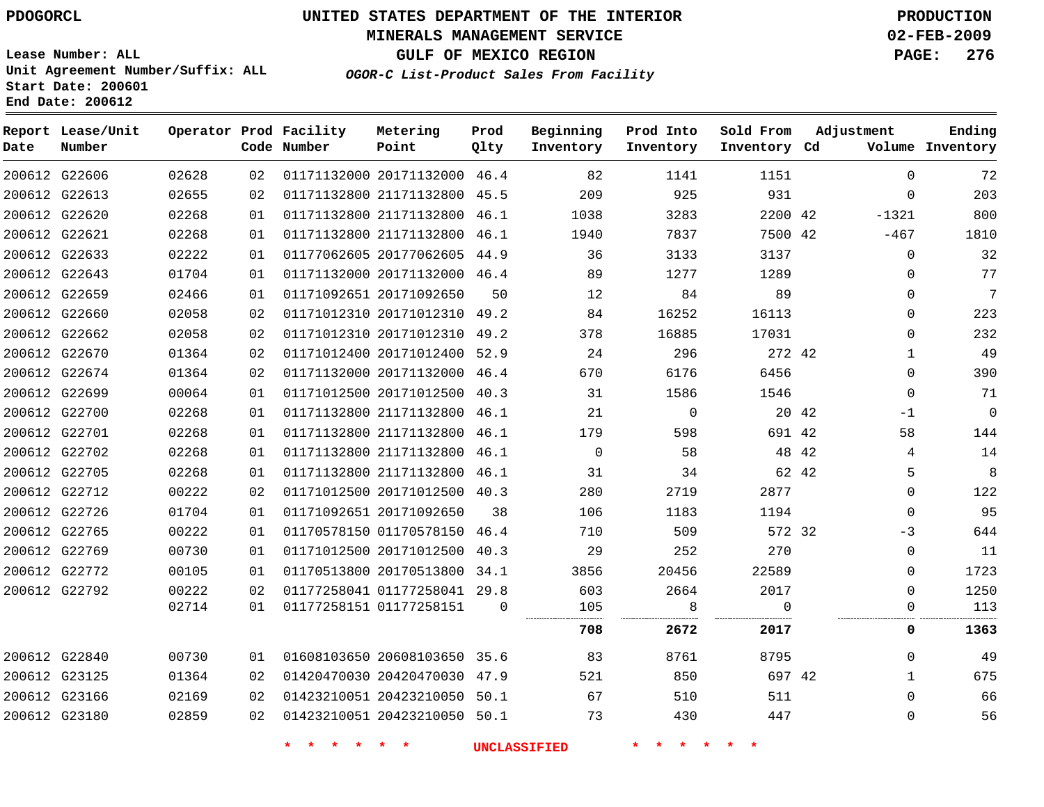PDOGORCL

# UNITED STATES DEPARTMENT OF THE INTERIOR
## MINERALS MANAGEMENT SERVICE
## GULF OF MEXICO REGION
### *OGOR-C List-Product Sales From Facility*

**PRODUCTION**
**02-FEB-2009**

Lease Number: ALL
Unit Agreement Number/Suffix: ALL
Start Date: 200601
End Date: 200612

| Report Date | Lease/Unit Number | Operator | Prod Code | Facility Number | Metering Point | Prod Qlty | Beginning Inventory | Prod Into Inventory | Sold From Inventory | Adjustment Cd | Adjustment Volume | Ending Inventory |
|---|---|---|---|---|---|---|---|---|---|---|---|---|
| 200612 | G22606 | 02628 | 02 | 01171132000 | 20171132000 | 46.4 | 82 | 1141 | 1151 | | 0 | 72 |
| 200612 | G22613 | 02655 | 02 | 01171132800 | 21171132800 | 45.5 | 209 | 925 | 931 | | 0 | 203 |
| 200612 | G22620 | 02268 | 01 | 01171132800 | 21171132800 | 46.1 | 1038 | 3283 | 2200 | 42 | -1321 | 800 |
| 200612 | G22621 | 02268 | 01 | 01171132800 | 21171132800 | 46.1 | 1940 | 7837 | 7500 | 42 | -467 | 1810 |
| 200612 | G22633 | 02222 | 01 | 01177062605 | 20177062605 | 44.9 | 36 | 3133 | 3137 | | 0 | 32 |
| 200612 | G22643 | 01704 | 01 | 01171132000 | 20171132000 | 46.4 | 89 | 1277 | 1289 | | 0 | 77 |
| 200612 | G22659 | 02466 | 01 | 01171092651 | 20171092650 | 50 | 12 | 84 | 89 | | 0 | 7 |
| 200612 | G22660 | 02058 | 02 | 01171012310 | 20171012310 | 49.2 | 84 | 16252 | 16113 | | 0 | 223 |
| 200612 | G22662 | 02058 | 02 | 01171012310 | 20171012310 | 49.2 | 378 | 16885 | 17031 | | 0 | 232 |
| 200612 | G22670 | 01364 | 02 | 01171012400 | 20171012400 | 52.9 | 24 | 296 | 272 | 42 | 1 | 49 |
| 200612 | G22674 | 01364 | 02 | 01171132000 | 20171132000 | 46.4 | 670 | 6176 | 6456 | | 0 | 390 |
| 200612 | G22699 | 00064 | 01 | 01171012500 | 20171012500 | 40.3 | 31 | 1586 | 1546 | | 0 | 71 |
| 200612 | G22700 | 02268 | 01 | 01171132800 | 21171132800 | 46.1 | 21 | 0 | 20 | 42 | -1 | 0 |
| 200612 | G22701 | 02268 | 01 | 01171132800 | 21171132800 | 46.1 | 179 | 598 | 691 | 42 | 58 | 144 |
| 200612 | G22702 | 02268 | 01 | 01171132800 | 21171132800 | 46.1 | 0 | 58 | 48 | 42 | 4 | 14 |
| 200612 | G22705 | 02268 | 01 | 01171132800 | 21171132800 | 46.1 | 31 | 34 | 62 | 42 | 5 | 8 |
| 200612 | G22712 | 00222 | 02 | 01171012500 | 20171012500 | 40.3 | 280 | 2719 | 2877 | | 0 | 122 |
| 200612 | G22726 | 01704 | 01 | 01171092651 | 20171092650 | 38 | 106 | 1183 | 1194 | | 0 | 95 |
| 200612 | G22765 | 00222 | 01 | 01170578150 | 01170578150 | 46.4 | 710 | 509 | 572 | 32 | -3 | 644 |
| 200612 | G22769 | 00730 | 01 | 01171012500 | 20171012500 | 40.3 | 29 | 252 | 270 | | 0 | 11 |
| 200612 | G22772 | 00105 | 01 | 01170513800 | 20170513800 | 34.1 | 3856 | 20456 | 22589 | | 0 | 1723 |
| 200612 | G22792 | 00222 | 02 | 01177258041 | 01177258041 | 29.8 | 603 | 2664 | 2017 | | 0 | 1250 |
| | | 02714 | 01 | 01177258151 | 01177258151 | 0 | 105 | 8 | 0 | | 0 | 113 |
| | | | | | | | **708** | **2672** | **2017** | | **0** | **1363** |
| 200612 | G22840 | 00730 | 01 | 01608103650 | 20608103650 | 35.6 | 83 | 8761 | 8795 | | 0 | 49 |
| 200612 | G23125 | 01364 | 02 | 01420470030 | 20420470030 | 47.9 | 521 | 850 | 697 | 42 | 1 | 675 |
| 200612 | G23166 | 02169 | 02 | 01423210051 | 20423210050 | 50.1 | 67 | 510 | 511 | | 0 | 66 |
| 200612 | G23180 | 02859 | 02 | 01423210051 | 20423210050 | 50.1 | 73 | 430 | 447 | | 0 | 56 |

* * * * * * UNCLASSIFIED * * * * * *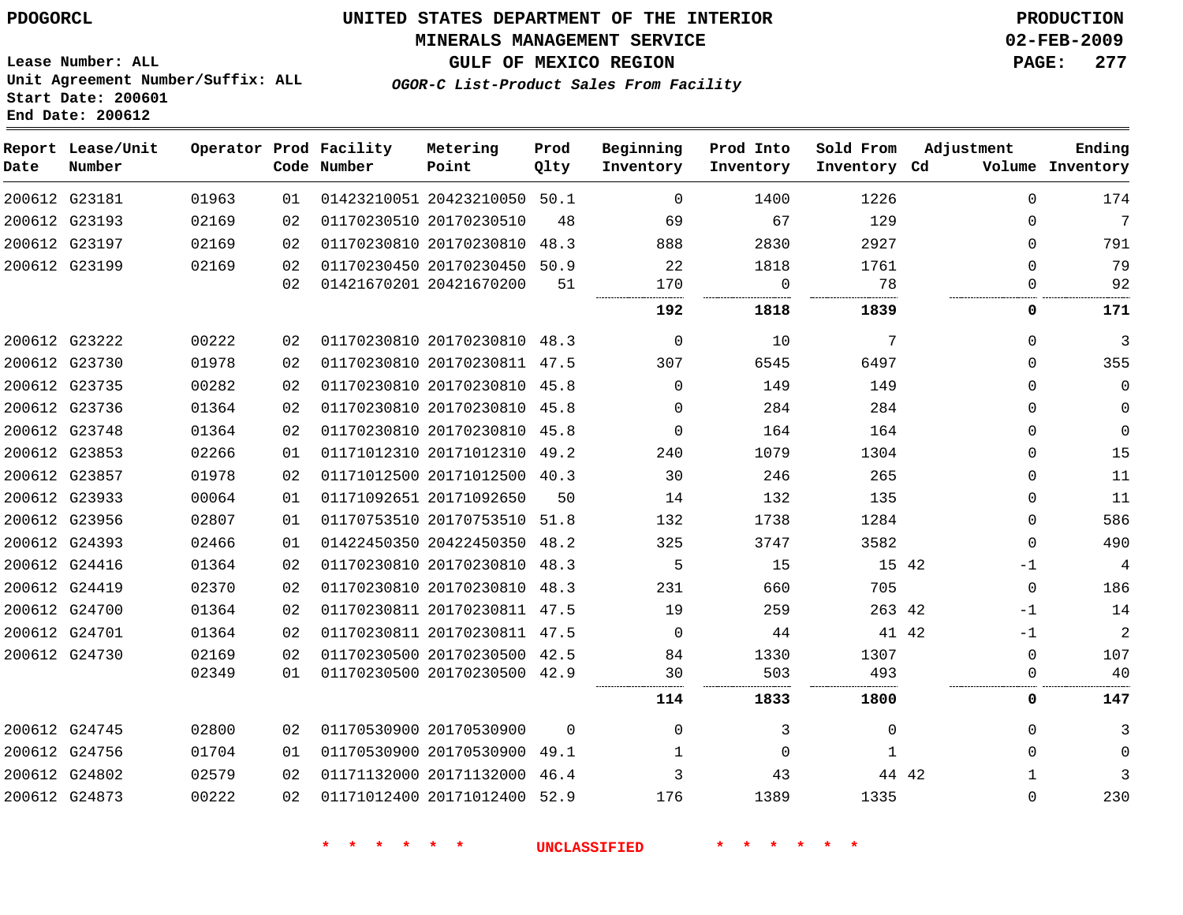# UNITED STATES DEPARTMENT OF THE INTERIOR
## MINERALS MANAGEMENT SERVICE
## GULF OF MEXICO REGION
### *OGOR-C List-Product Sales From Facility*

PDOGORCL

PRODUCTION
02-FEB-2009

Lease Number: ALL
Unit Agreement Number/Suffix: ALL
Start Date: 200601
End Date: 200612

| Report Date | Lease/Unit Number | Operator | Prod Code | Facility Number | Metering Point | Prod Qlty | Beginning Inventory | Prod Into Inventory | Sold From Inventory | Adjustment Cd | Adjustment Volume | Ending Inventory |
|---|---|---|---|---|---|---|---|---|---|---|---|---|
| 200612 | G23181 | 01963 | 01 | 01423210051 | 20423210050 | 50.1 | 0 | 1400 | 1226 | | 0 | 174 |
| 200612 | G23193 | 02169 | 02 | 01170230510 | 20170230510 | 48 | 69 | 67 | 129 | | 0 | 7 |
| 200612 | G23197 | 02169 | 02 | 01170230810 | 20170230810 | 48.3 | 888 | 2830 | 2927 | | 0 | 791 |
| 200612 | G23199 | 02169 | 02 | 01170230450 | 20170230450 | 50.9 | 22 | 1818 | 1761 | | 0 | 79 |
| | | | 02 | 01421670201 | 20421670200 | 51 | 170 | 0 | 78 | | 0 | 92 |
| | | | | | | | **192** | **1818** | **1839** | | **0** | **171** |
| 200612 | G23222 | 00222 | 02 | 01170230810 | 20170230810 | 48.3 | 0 | 10 | 7 | | 0 | 3 |
| 200612 | G23730 | 01978 | 02 | 01170230810 | 20170230811 | 47.5 | 307 | 6545 | 6497 | | 0 | 355 |
| 200612 | G23735 | 00282 | 02 | 01170230810 | 20170230810 | 45.8 | 0 | 149 | 149 | | 0 | 0 |
| 200612 | G23736 | 01364 | 02 | 01170230810 | 20170230810 | 45.8 | 0 | 284 | 284 | | 0 | 0 |
| 200612 | G23748 | 01364 | 02 | 01170230810 | 20170230810 | 45.8 | 0 | 164 | 164 | | 0 | 0 |
| 200612 | G23853 | 02266 | 01 | 01171012310 | 20171012310 | 49.2 | 240 | 1079 | 1304 | | 0 | 15 |
| 200612 | G23857 | 01978 | 02 | 01171012500 | 20171012500 | 40.3 | 30 | 246 | 265 | | 0 | 11 |
| 200612 | G23933 | 00064 | 01 | 01171092651 | 20171092650 | 50 | 14 | 132 | 135 | | 0 | 11 |
| 200612 | G23956 | 02807 | 01 | 01170753510 | 20170753510 | 51.8 | 132 | 1738 | 1284 | | 0 | 586 |
| 200612 | G24393 | 02466 | 01 | 01422450350 | 20422450350 | 48.2 | 325 | 3747 | 3582 | | 0 | 490 |
| 200612 | G24416 | 01364 | 02 | 01170230810 | 20170230810 | 48.3 | 5 | 15 | 15 | 42 | -1 | 4 |
| 200612 | G24419 | 02370 | 02 | 01170230810 | 20170230810 | 48.3 | 231 | 660 | 705 | | 0 | 186 |
| 200612 | G24700 | 01364 | 02 | 01170230811 | 20170230811 | 47.5 | 19 | 259 | 263 | 42 | -1 | 14 |
| 200612 | G24701 | 01364 | 02 | 01170230811 | 20170230811 | 47.5 | 0 | 44 | 41 | 42 | -1 | 2 |
| 200612 | G24730 | 02169 | 02 | 01170230500 | 20170230500 | 42.5 | 84 | 1330 | 1307 | | 0 | 107 |
| | | 02349 | 01 | 01170230500 | 20170230500 | 42.9 | 30 | 503 | 493 | | 0 | 40 |
| | | | | | | | **114** | **1833** | **1800** | | **0** | **147** |
| 200612 | G24745 | 02800 | 02 | 01170530900 | 20170530900 | 0 | 0 | 3 | 0 | | 0 | 3 |
| 200612 | G24756 | 01704 | 01 | 01170530900 | 20170530900 | 49.1 | 1 | 0 | 1 | | 0 | 0 |
| 200612 | G24802 | 02579 | 02 | 01171132000 | 20171132000 | 46.4 | 3 | 43 | 44 | 42 | 1 | 3 |
| 200612 | G24873 | 00222 | 02 | 01171012400 | 20171012400 | 52.9 | 176 | 1389 | 1335 | | 0 | 230 |

* * * * * * UNCLASSIFIED * * * * * *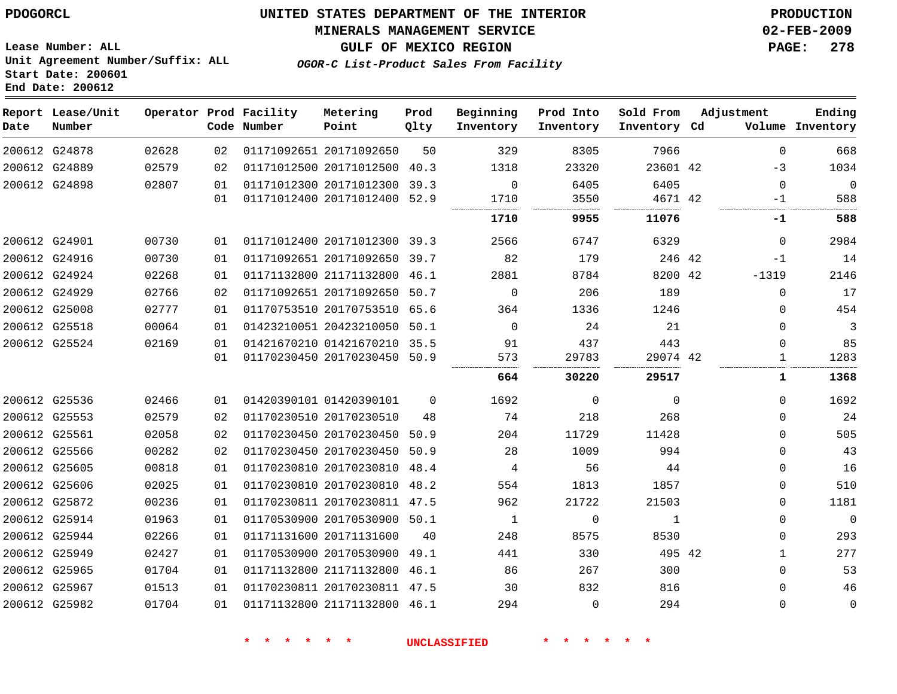PDOGORCL

Lease Number: ALL
Unit Agreement Number/Suffix: ALL
Start Date: 200601
End Date: 200612

# UNITED STATES DEPARTMENT OF THE INTERIOR
## MINERALS MANAGEMENT SERVICE
## GULF OF MEXICO REGION
***OGOR-C List-Product Sales From Facility***

PRODUCTION
02-FEB-2009
PAGE: 278

| Report Date | Lease/Unit Number | Operator | Prod Code | Facility Number | Metering Point | Prod Qlty | Beginning Inventory | Prod Into Inventory | Sold From Inventory | Adjustment Cd | Volume | Ending Inventory |
|---|---|---|---|---|---|---|---|---|---|---|---|---|
| 200612 | G24878 | 02628 | 02 | 01171092651 | 20171092650 | 50 | 329 | 8305 | 7966 | | 0 | 668 |
| 200612 | G24889 | 02579 | 02 | 01171012500 | 20171012500 | 40.3 | 1318 | 23320 | 23601 | 42 | -3 | 1034 |
| 200612 | G24898 | 02807 | 01 | 01171012300 | 20171012300 | 39.3 | 0 | 6405 | 6405 | | 0 | 0 |
| | | | 01 | 01171012400 | 20171012400 | 52.9 | 1710 | 3550 | 4671 | 42 | -1 | 588 |
| | | | | | | | **1710** | **9955** | **11076** | | **-1** | **588** |
| 200612 | G24901 | 00730 | 01 | 01171012400 | 20171012300 | 39.3 | 2566 | 6747 | 6329 | | 0 | 2984 |
| 200612 | G24916 | 00730 | 01 | 01171092651 | 20171092650 | 39.7 | 82 | 179 | 246 | 42 | -1 | 14 |
| 200612 | G24924 | 02268 | 01 | 01171132800 | 21171132800 | 46.1 | 2881 | 8784 | 8200 | 42 | -1319 | 2146 |
| 200612 | G24929 | 02766 | 02 | 01171092651 | 20171092650 | 50.7 | 0 | 206 | 189 | | 0 | 17 |
| 200612 | G25008 | 02777 | 01 | 01170753510 | 20170753510 | 65.6 | 364 | 1336 | 1246 | | 0 | 454 |
| 200612 | G25518 | 00064 | 01 | 01423210051 | 20423210050 | 50.1 | 0 | 24 | 21 | | 0 | 3 |
| 200612 | G25524 | 02169 | 01 | 01421670210 | 01421670210 | 35.5 | 91 | 437 | 443 | | 0 | 85 |
| | | | 01 | 01170230450 | 20170230450 | 50.9 | 573 | 29783 | 29074 | 42 | 1 | 1283 |
| | | | | | | | **664** | **30220** | **29517** | | **1** | **1368** |
| 200612 | G25536 | 02466 | 01 | 01420390101 | 01420390101 | 0 | 1692 | 0 | 0 | | 0 | 1692 |
| 200612 | G25553 | 02579 | 02 | 01170230510 | 20170230510 | 48 | 74 | 218 | 268 | | 0 | 24 |
| 200612 | G25561 | 02058 | 02 | 01170230450 | 20170230450 | 50.9 | 204 | 11729 | 11428 | | 0 | 505 |
| 200612 | G25566 | 00282 | 02 | 01170230450 | 20170230450 | 50.9 | 28 | 1009 | 994 | | 0 | 43 |
| 200612 | G25605 | 00818 | 01 | 01170230810 | 20170230810 | 48.4 | 4 | 56 | 44 | | 0 | 16 |
| 200612 | G25606 | 02025 | 01 | 01170230810 | 20170230810 | 48.2 | 554 | 1813 | 1857 | | 0 | 510 |
| 200612 | G25872 | 00236 | 01 | 01170230811 | 20170230811 | 47.5 | 962 | 21722 | 21503 | | 0 | 1181 |
| 200612 | G25914 | 01963 | 01 | 01170530900 | 20170530900 | 50.1 | 1 | 0 | 1 | | 0 | 0 |
| 200612 | G25944 | 02266 | 01 | 01171131600 | 20171131600 | 40 | 248 | 8575 | 8530 | | 0 | 293 |
| 200612 | G25949 | 02427 | 01 | 01170530900 | 20170530900 | 49.1 | 441 | 330 | 495 | 42 | 1 | 277 |
| 200612 | G25965 | 01704 | 01 | 01171132800 | 21171132800 | 46.1 | 86 | 267 | 300 | | 0 | 53 |
| 200612 | G25967 | 01513 | 01 | 01170230811 | 20170230811 | 47.5 | 30 | 832 | 816 | | 0 | 46 |
| 200612 | G25982 | 01704 | 01 | 01171132800 | 21171132800 | 46.1 | 294 | 0 | 294 | | 0 | 0 |

\* \* \* \* \* \* UNCLASSIFIED \* \* \* \* \* \*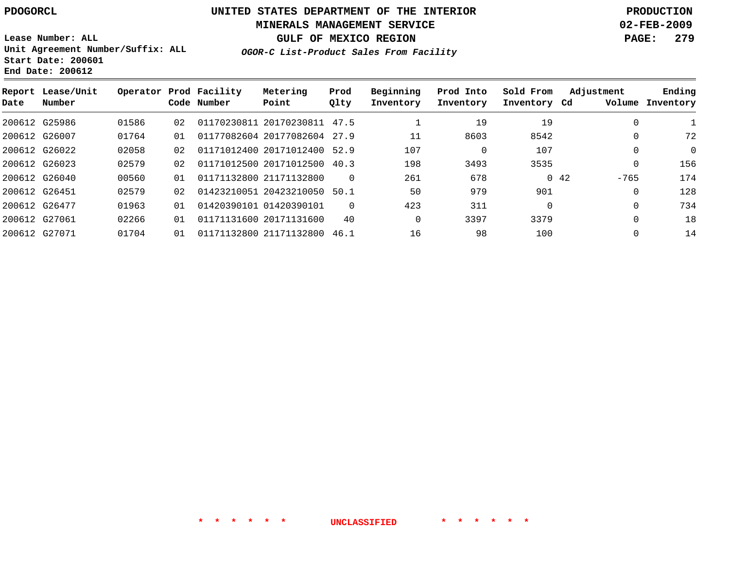PDOGORCL

# UNITED STATES DEPARTMENT OF THE INTERIOR
## MINERALS MANAGEMENT SERVICE
## GULF OF MEXICO REGION
### *OGOR-C List-Product Sales From Facility*

PRODUCTION
02-FEB-2009

Lease Number: ALL
Unit Agreement Number/Suffix: ALL
Start Date: 200601
End Date: 200612

| Report Date | Lease/Unit Number | Operator | Prod Code | Facility Number | Metering Point | Prod Qlty | Beginning Inventory | Prod Into Inventory | Sold From Inventory | Adjustment Cd | Adjustment Volume | Ending Inventory |
|---|---|---|---|---|---|---|---|---|---|---|---|---|
| 200612 | G25986 | 01586 | 02 | 01170230811 | 20170230811 | 47.5 | 1 | 19 | 19 | | 0 | 1 |
| 200612 | G26007 | 01764 | 01 | 01177082604 | 20177082604 | 27.9 | 11 | 8603 | 8542 | | 0 | 72 |
| 200612 | G26022 | 02058 | 02 | 01171012400 | 20171012400 | 52.9 | 107 | 0 | 107 | | 0 | 0 |
| 200612 | G26023 | 02579 | 02 | 01171012500 | 20171012500 | 40.3 | 198 | 3493 | 3535 | | 0 | 156 |
| 200612 | G26040 | 00560 | 01 | 01171132800 | 21171132800 | 0 | 261 | 678 | 0 | 42 | -765 | 174 |
| 200612 | G26451 | 02579 | 02 | 01423210051 | 20423210050 | 50.1 | 50 | 979 | 901 | | 0 | 128 |
| 200612 | G26477 | 01963 | 01 | 01420390101 | 01420390101 | 0 | 423 | 311 | 0 | | 0 | 734 |
| 200612 | G27061 | 02266 | 01 | 01171131600 | 20171131600 | 40 | 0 | 3397 | 3379 | | 0 | 18 |
| 200612 | G27071 | 01704 | 01 | 01171132800 | 21171132800 | 46.1 | 16 | 98 | 100 | | 0 | 14 |

* * * * * * UNCLASSIFIED * * * * * *